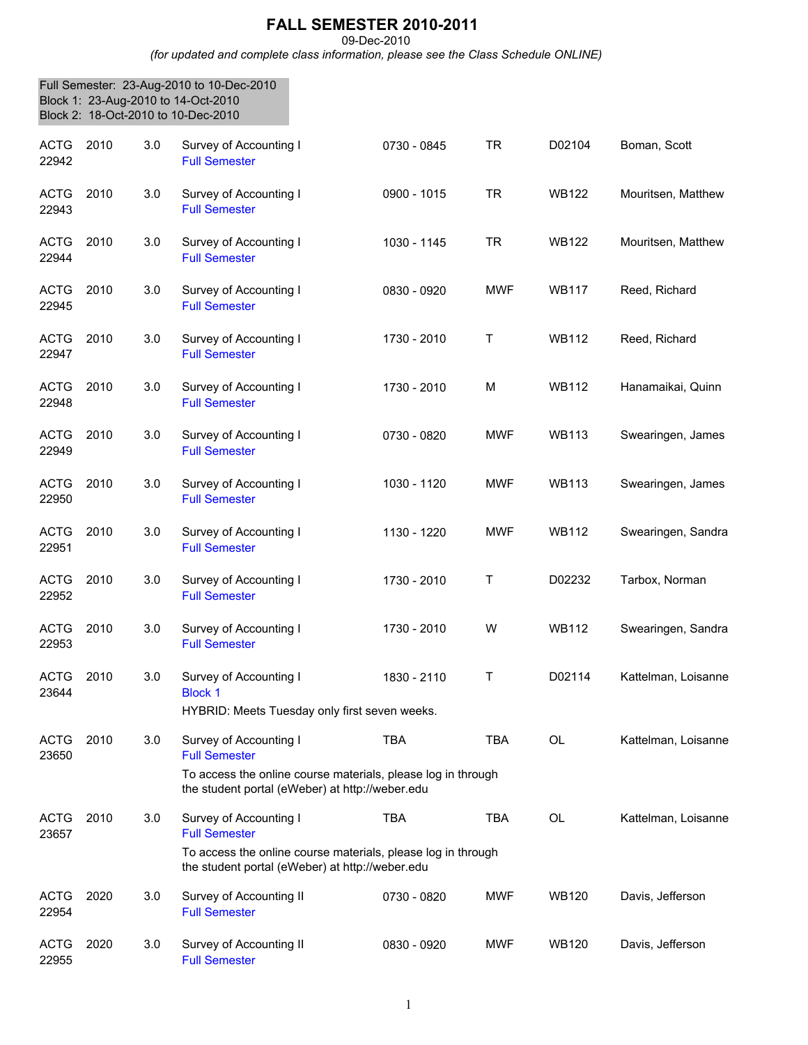# FALL SEMESTER 2010-2011

09-Dec-2010

*(for updated and complete class information, please see the Class Schedule ONLINE)*

Full Semester: 23-Aug-2010 to 10-Dec-2010
Block 1: 23-Aug-2010 to 14-Oct-2010
Block 2: 18-Oct-2010 to 10-Dec-2010

| Subject / CRN | Course | Credits | Title / Session | Time | Days | Room | Instructor |
|---|---|---|---|---|---|---|---|
| ACTG 22942 | 2010 | 3.0 | Survey of Accounting I<br>Full Semester | 0730 - 0845 | TR | D02104 | Boman, Scott |
| ACTG 22943 | 2010 | 3.0 | Survey of Accounting I<br>Full Semester | 0900 - 1015 | TR | WB122 | Mouritsen, Matthew |
| ACTG 22944 | 2010 | 3.0 | Survey of Accounting I<br>Full Semester | 1030 - 1145 | TR | WB122 | Mouritsen, Matthew |
| ACTG 22945 | 2010 | 3.0 | Survey of Accounting I<br>Full Semester | 0830 - 0920 | MWF | WB117 | Reed, Richard |
| ACTG 22947 | 2010 | 3.0 | Survey of Accounting I<br>Full Semester | 1730 - 2010 | T | WB112 | Reed, Richard |
| ACTG 22948 | 2010 | 3.0 | Survey of Accounting I<br>Full Semester | 1730 - 2010 | M | WB112 | Hanamaikai, Quinn |
| ACTG 22949 | 2010 | 3.0 | Survey of Accounting I<br>Full Semester | 0730 - 0820 | MWF | WB113 | Swearingen, James |
| ACTG 22950 | 2010 | 3.0 | Survey of Accounting I<br>Full Semester | 1030 - 1120 | MWF | WB113 | Swearingen, James |
| ACTG 22951 | 2010 | 3.0 | Survey of Accounting I<br>Full Semester | 1130 - 1220 | MWF | WB112 | Swearingen, Sandra |
| ACTG 22952 | 2010 | 3.0 | Survey of Accounting I<br>Full Semester | 1730 - 2010 | T | D02232 | Tarbox, Norman |
| ACTG 22953 | 2010 | 3.0 | Survey of Accounting I<br>Full Semester | 1730 - 2010 | W | WB112 | Swearingen, Sandra |
| ACTG 23644 | 2010 | 3.0 | Survey of Accounting I<br>Block 1<br>HYBRID: Meets Tuesday only first seven weeks. | 1830 - 2110 | T | D02114 | Kattelman, Loisanne |
| ACTG 23650 | 2010 | 3.0 | Survey of Accounting I<br>Full Semester<br>To access the online course materials, please log in through the student portal (eWeber) at http://weber.edu | TBA | TBA | OL | Kattelman, Loisanne |
| ACTG 23657 | 2010 | 3.0 | Survey of Accounting I<br>Full Semester<br>To access the online course materials, please log in through the student portal (eWeber) at http://weber.edu | TBA | TBA | OL | Kattelman, Loisanne |
| ACTG 22954 | 2020 | 3.0 | Survey of Accounting II<br>Full Semester | 0730 - 0820 | MWF | WB120 | Davis, Jefferson |
| ACTG 22955 | 2020 | 3.0 | Survey of Accounting II<br>Full Semester | 0830 - 0920 | MWF | WB120 | Davis, Jefferson |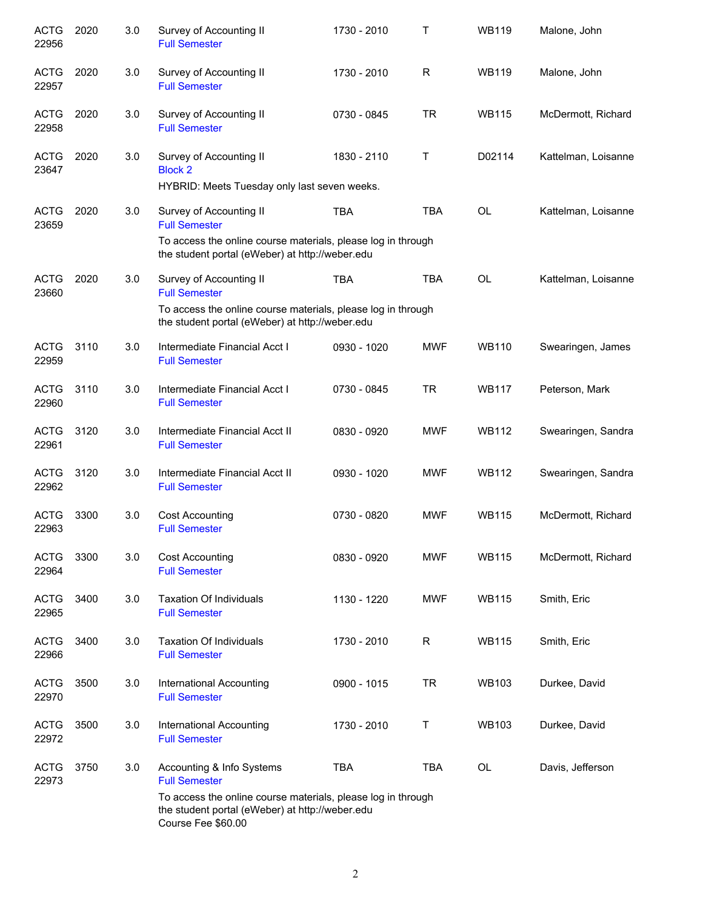| | | | | | | | |
|---|---|---|---|---|---|---|---|
| ACTG 22956 | 2020 | 3.0 | Survey of Accounting II<br>Full Semester | 1730 - 2010 | T | WB119 | Malone, John |
| ACTG 22957 | 2020 | 3.0 | Survey of Accounting II<br>Full Semester | 1730 - 2010 | R | WB119 | Malone, John |
| ACTG 22958 | 2020 | 3.0 | Survey of Accounting II<br>Full Semester | 0730 - 0845 | TR | WB115 | McDermott, Richard |
| ACTG 23647 | 2020 | 3.0 | Survey of Accounting II<br>Block 2<br>HYBRID: Meets Tuesday only last seven weeks. | 1830 - 2110 | T | D02114 | Kattelman, Loisanne |
| ACTG 23659 | 2020 | 3.0 | Survey of Accounting II<br>Full Semester<br>To access the online course materials, please log in through the student portal (eWeber) at http://weber.edu | TBA | TBA | OL | Kattelman, Loisanne |
| ACTG 23660 | 2020 | 3.0 | Survey of Accounting II<br>Full Semester<br>To access the online course materials, please log in through the student portal (eWeber) at http://weber.edu | TBA | TBA | OL | Kattelman, Loisanne |
| ACTG 22959 | 3110 | 3.0 | Intermediate Financial Acct I<br>Full Semester | 0930 - 1020 | MWF | WB110 | Swearingen, James |
| ACTG 22960 | 3110 | 3.0 | Intermediate Financial Acct I<br>Full Semester | 0730 - 0845 | TR | WB117 | Peterson, Mark |
| ACTG 22961 | 3120 | 3.0 | Intermediate Financial Acct II<br>Full Semester | 0830 - 0920 | MWF | WB112 | Swearingen, Sandra |
| ACTG 22962 | 3120 | 3.0 | Intermediate Financial Acct II<br>Full Semester | 0930 - 1020 | MWF | WB112 | Swearingen, Sandra |
| ACTG 22963 | 3300 | 3.0 | Cost Accounting<br>Full Semester | 0730 - 0820 | MWF | WB115 | McDermott, Richard |
| ACTG 22964 | 3300 | 3.0 | Cost Accounting<br>Full Semester | 0830 - 0920 | MWF | WB115 | McDermott, Richard |
| ACTG 22965 | 3400 | 3.0 | Taxation Of Individuals<br>Full Semester | 1130 - 1220 | MWF | WB115 | Smith, Eric |
| ACTG 22966 | 3400 | 3.0 | Taxation Of Individuals<br>Full Semester | 1730 - 2010 | R | WB115 | Smith, Eric |
| ACTG 22970 | 3500 | 3.0 | International Accounting<br>Full Semester | 0900 - 1015 | TR | WB103 | Durkee, David |
| ACTG 22972 | 3500 | 3.0 | International Accounting<br>Full Semester | 1730 - 2010 | T | WB103 | Durkee, David |
| ACTG 22973 | 3750 | 3.0 | Accounting & Info Systems<br>Full Semester<br>To access the online course materials, please log in through the student portal (eWeber) at http://weber.edu<br>Course Fee $60.00 | TBA | TBA | OL | Davis, Jefferson |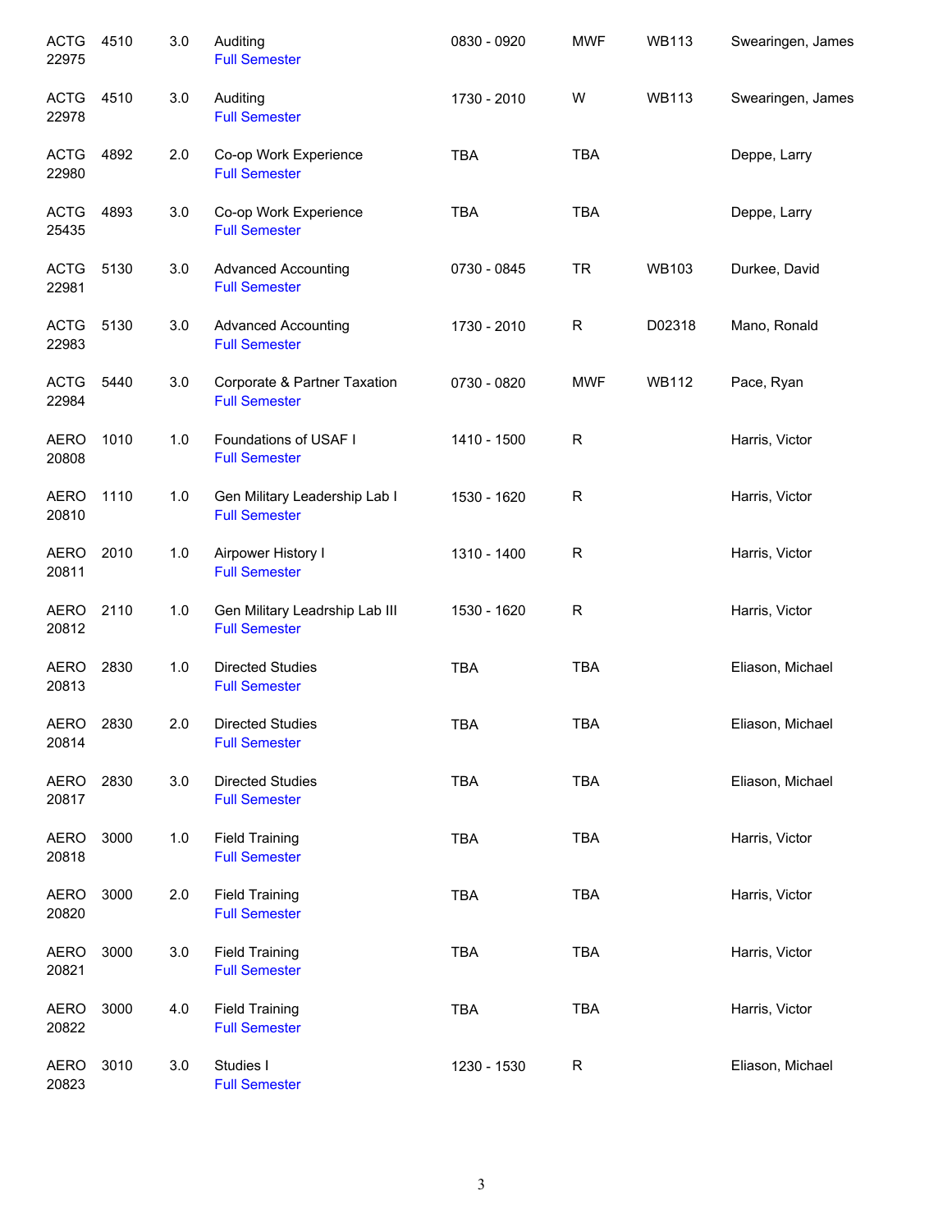| Subject / CRN | Course | Credits | Title | Time | Days | Room | Instructor |
|---|---|---|---|---|---|---|---|
| ACTG 22975 | 4510 | 3.0 | Auditing<br>Full Semester | 0830 - 0920 | MWF | WB113 | Swearingen, James |
| ACTG 22978 | 4510 | 3.0 | Auditing<br>Full Semester | 1730 - 2010 | W | WB113 | Swearingen, James |
| ACTG 22980 | 4892 | 2.0 | Co-op Work Experience<br>Full Semester | TBA | TBA | | Deppe, Larry |
| ACTG 25435 | 4893 | 3.0 | Co-op Work Experience<br>Full Semester | TBA | TBA | | Deppe, Larry |
| ACTG 22981 | 5130 | 3.0 | Advanced Accounting<br>Full Semester | 0730 - 0845 | TR | WB103 | Durkee, David |
| ACTG 22983 | 5130 | 3.0 | Advanced Accounting<br>Full Semester | 1730 - 2010 | R | D02318 | Mano, Ronald |
| ACTG 22984 | 5440 | 3.0 | Corporate & Partner Taxation<br>Full Semester | 0730 - 0820 | MWF | WB112 | Pace, Ryan |
| AERO 20808 | 1010 | 1.0 | Foundations of USAF I<br>Full Semester | 1410 - 1500 | R | | Harris, Victor |
| AERO 20810 | 1110 | 1.0 | Gen Military Leadership Lab I<br>Full Semester | 1530 - 1620 | R | | Harris, Victor |
| AERO 20811 | 2010 | 1.0 | Airpower History I<br>Full Semester | 1310 - 1400 | R | | Harris, Victor |
| AERO 20812 | 2110 | 1.0 | Gen Military Leadrship Lab III<br>Full Semester | 1530 - 1620 | R | | Harris, Victor |
| AERO 20813 | 2830 | 1.0 | Directed Studies<br>Full Semester | TBA | TBA | | Eliason, Michael |
| AERO 20814 | 2830 | 2.0 | Directed Studies<br>Full Semester | TBA | TBA | | Eliason, Michael |
| AERO 20817 | 2830 | 3.0 | Directed Studies<br>Full Semester | TBA | TBA | | Eliason, Michael |
| AERO 20818 | 3000 | 1.0 | Field Training<br>Full Semester | TBA | TBA | | Harris, Victor |
| AERO 20820 | 3000 | 2.0 | Field Training<br>Full Semester | TBA | TBA | | Harris, Victor |
| AERO 20821 | 3000 | 3.0 | Field Training<br>Full Semester | TBA | TBA | | Harris, Victor |
| AERO 20822 | 3000 | 4.0 | Field Training<br>Full Semester | TBA | TBA | | Harris, Victor |
| AERO 20823 | 3010 | 3.0 | Studies I<br>Full Semester | 1230 - 1530 | R | | Eliason, Michael |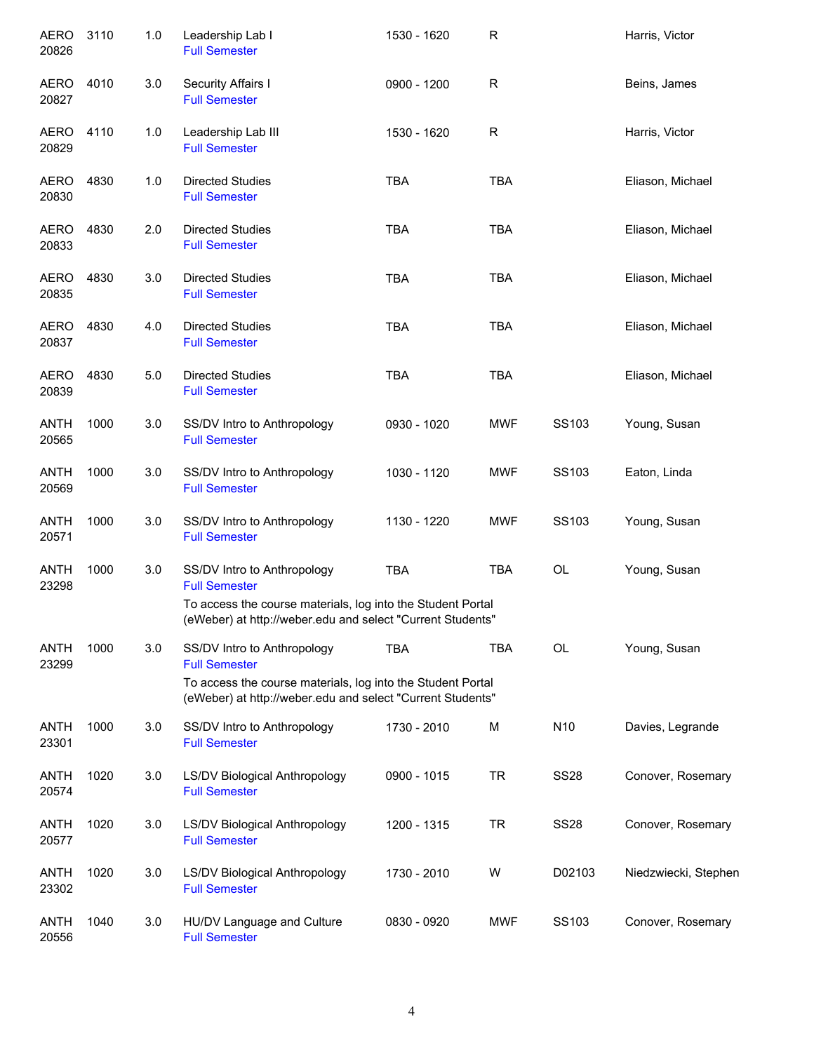| Subject / CRN | Course | Credits | Title | Time | Days | Room | Instructor |
|---|---|---|---|---|---|---|---|
| AERO 20826 | 3110 | 1.0 | Leadership Lab I<br>Full Semester | 1530 - 1620 | R | | Harris, Victor |
| AERO 20827 | 4010 | 3.0 | Security Affairs I<br>Full Semester | 0900 - 1200 | R | | Beins, James |
| AERO 20829 | 4110 | 1.0 | Leadership Lab III<br>Full Semester | 1530 - 1620 | R | | Harris, Victor |
| AERO 20830 | 4830 | 1.0 | Directed Studies<br>Full Semester | TBA | TBA | | Eliason, Michael |
| AERO 20833 | 4830 | 2.0 | Directed Studies<br>Full Semester | TBA | TBA | | Eliason, Michael |
| AERO 20835 | 4830 | 3.0 | Directed Studies<br>Full Semester | TBA | TBA | | Eliason, Michael |
| AERO 20837 | 4830 | 4.0 | Directed Studies<br>Full Semester | TBA | TBA | | Eliason, Michael |
| AERO 20839 | 4830 | 5.0 | Directed Studies<br>Full Semester | TBA | TBA | | Eliason, Michael |
| ANTH 20565 | 1000 | 3.0 | SS/DV Intro to Anthropology<br>Full Semester | 0930 - 1020 | MWF | SS103 | Young, Susan |
| ANTH 20569 | 1000 | 3.0 | SS/DV Intro to Anthropology<br>Full Semester | 1030 - 1120 | MWF | SS103 | Eaton, Linda |
| ANTH 20571 | 1000 | 3.0 | SS/DV Intro to Anthropology<br>Full Semester | 1130 - 1220 | MWF | SS103 | Young, Susan |
| ANTH 23298 | 1000 | 3.0 | SS/DV Intro to Anthropology<br>Full Semester<br>To access the course materials, log into the Student Portal (eWeber) at http://weber.edu and select "Current Students" | TBA | TBA | OL | Young, Susan |
| ANTH 23299 | 1000 | 3.0 | SS/DV Intro to Anthropology<br>Full Semester<br>To access the course materials, log into the Student Portal (eWeber) at http://weber.edu and select "Current Students" | TBA | TBA | OL | Young, Susan |
| ANTH 23301 | 1000 | 3.0 | SS/DV Intro to Anthropology<br>Full Semester | 1730 - 2010 | M | N10 | Davies, Legrande |
| ANTH 20574 | 1020 | 3.0 | LS/DV Biological Anthropology<br>Full Semester | 0900 - 1015 | TR | SS28 | Conover, Rosemary |
| ANTH 20577 | 1020 | 3.0 | LS/DV Biological Anthropology<br>Full Semester | 1200 - 1315 | TR | SS28 | Conover, Rosemary |
| ANTH 23302 | 1020 | 3.0 | LS/DV Biological Anthropology<br>Full Semester | 1730 - 2010 | W | D02103 | Niedzwiecki, Stephen |
| ANTH 20556 | 1040 | 3.0 | HU/DV Language and Culture<br>Full Semester | 0830 - 0920 | MWF | SS103 | Conover, Rosemary |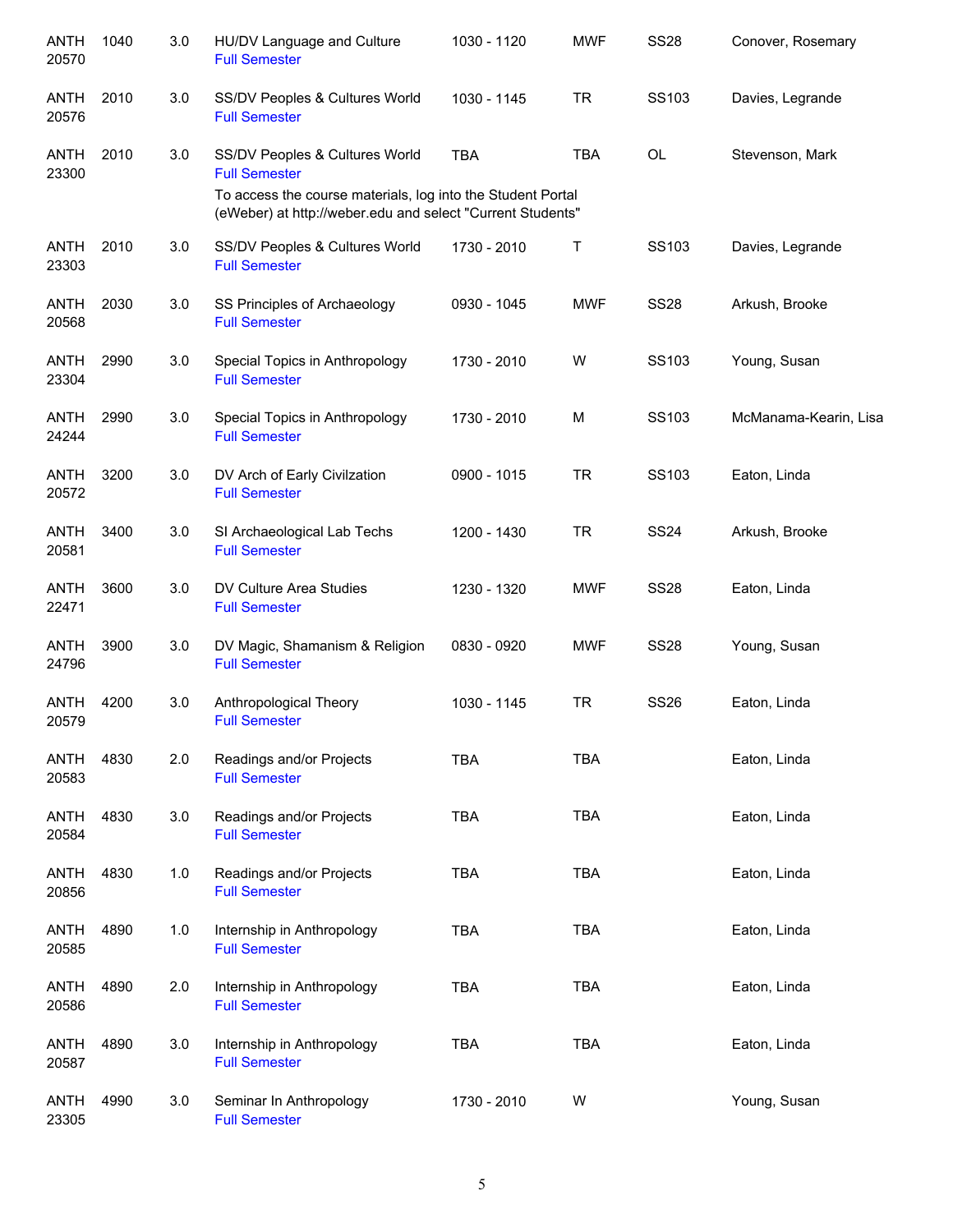| | | | | | | | |
|---|---|---|---|---|---|---|---|
| ANTH 20570 | 1040 | 3.0 | HU/DV Language and Culture<br>Full Semester | 1030 - 1120 | MWF | SS28 | Conover, Rosemary |
| ANTH 20576 | 2010 | 3.0 | SS/DV Peoples & Cultures World<br>Full Semester | 1030 - 1145 | TR | SS103 | Davies, Legrande |
| ANTH 23300 | 2010 | 3.0 | SS/DV Peoples & Cultures World<br>Full Semester<br>To access the course materials, log into the Student Portal (eWeber) at http://weber.edu and select "Current Students" | TBA | TBA | OL | Stevenson, Mark |
| ANTH 23303 | 2010 | 3.0 | SS/DV Peoples & Cultures World<br>Full Semester | 1730 - 2010 | T | SS103 | Davies, Legrande |
| ANTH 20568 | 2030 | 3.0 | SS Principles of Archaeology<br>Full Semester | 0930 - 1045 | MWF | SS28 | Arkush, Brooke |
| ANTH 23304 | 2990 | 3.0 | Special Topics in Anthropology<br>Full Semester | 1730 - 2010 | W | SS103 | Young, Susan |
| ANTH 24244 | 2990 | 3.0 | Special Topics in Anthropology<br>Full Semester | 1730 - 2010 | M | SS103 | McManama-Kearin, Lisa |
| ANTH 20572 | 3200 | 3.0 | DV Arch of Early Civilzation<br>Full Semester | 0900 - 1015 | TR | SS103 | Eaton, Linda |
| ANTH 20581 | 3400 | 3.0 | SI Archaeological Lab Techs<br>Full Semester | 1200 - 1430 | TR | SS24 | Arkush, Brooke |
| ANTH 22471 | 3600 | 3.0 | DV Culture Area Studies<br>Full Semester | 1230 - 1320 | MWF | SS28 | Eaton, Linda |
| ANTH 24796 | 3900 | 3.0 | DV Magic, Shamanism & Religion<br>Full Semester | 0830 - 0920 | MWF | SS28 | Young, Susan |
| ANTH 20579 | 4200 | 3.0 | Anthropological Theory<br>Full Semester | 1030 - 1145 | TR | SS26 | Eaton, Linda |
| ANTH 20583 | 4830 | 2.0 | Readings and/or Projects<br>Full Semester | TBA | TBA | | Eaton, Linda |
| ANTH 20584 | 4830 | 3.0 | Readings and/or Projects<br>Full Semester | TBA | TBA | | Eaton, Linda |
| ANTH 20856 | 4830 | 1.0 | Readings and/or Projects<br>Full Semester | TBA | TBA | | Eaton, Linda |
| ANTH 20585 | 4890 | 1.0 | Internship in Anthropology<br>Full Semester | TBA | TBA | | Eaton, Linda |
| ANTH 20586 | 4890 | 2.0 | Internship in Anthropology<br>Full Semester | TBA | TBA | | Eaton, Linda |
| ANTH 20587 | 4890 | 3.0 | Internship in Anthropology<br>Full Semester | TBA | TBA | | Eaton, Linda |
| ANTH 23305 | 4990 | 3.0 | Seminar In Anthropology<br>Full Semester | 1730 - 2010 | W | | Young, Susan |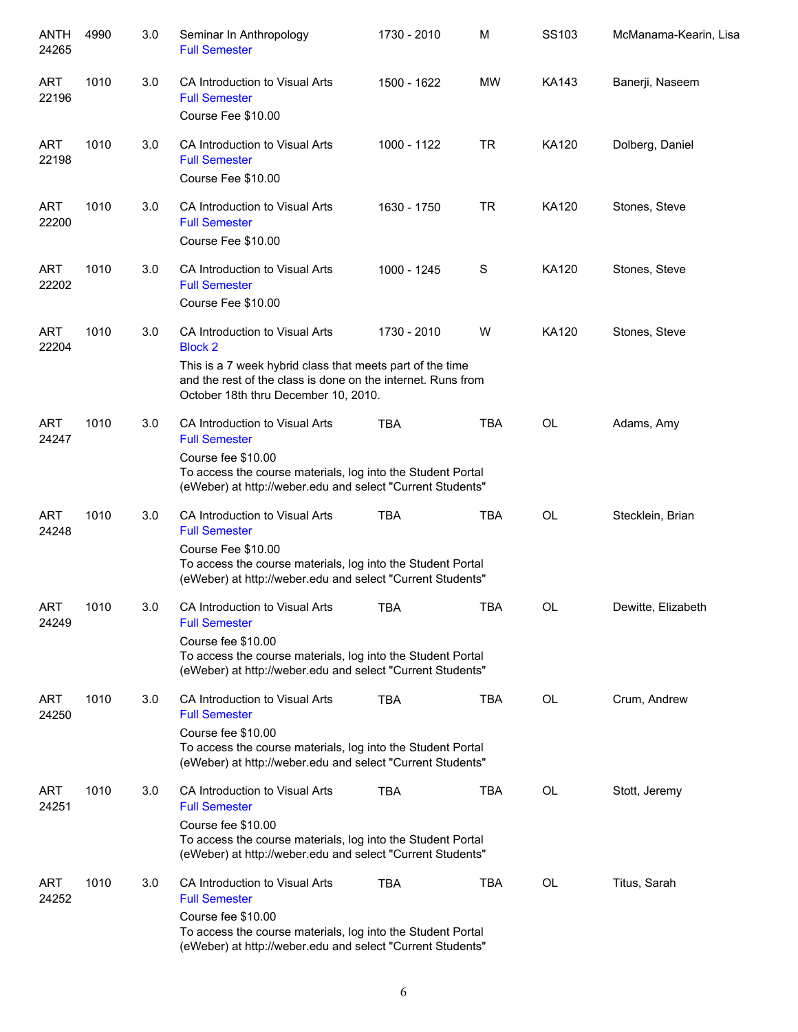| Subject / CRN | Course | Credits | Title | Time | Days | Room | Instructor |
|---|---|---|---|---|---|---|---|
| ANTH 24265 | 4990 | 3.0 | Seminar In Anthropology<br>Full Semester | 1730 - 2010 | M | SS103 | McManama-Kearin, Lisa |
| ART 22196 | 1010 | 3.0 | CA Introduction to Visual Arts<br>Full Semester<br>Course Fee $10.00 | 1500 - 1622 | MW | KA143 | Banerji, Naseem |
| ART 22198 | 1010 | 3.0 | CA Introduction to Visual Arts<br>Full Semester<br>Course Fee $10.00 | 1000 - 1122 | TR | KA120 | Dolberg, Daniel |
| ART 22200 | 1010 | 3.0 | CA Introduction to Visual Arts<br>Full Semester<br>Course Fee $10.00 | 1630 - 1750 | TR | KA120 | Stones, Steve |
| ART 22202 | 1010 | 3.0 | CA Introduction to Visual Arts<br>Full Semester<br>Course Fee $10.00 | 1000 - 1245 | S | KA120 | Stones, Steve |
| ART 22204 | 1010 | 3.0 | CA Introduction to Visual Arts<br>Block 2<br>This is a 7 week hybrid class that meets part of the time and the rest of the class is done on the internet. Runs from October 18th thru December 10, 2010. | 1730 - 2010 | W | KA120 | Stones, Steve |
| ART 24247 | 1010 | 3.0 | CA Introduction to Visual Arts<br>Full Semester<br>Course fee $10.00<br>To access the course materials, log into the Student Portal (eWeber) at http://weber.edu and select "Current Students" | TBA | TBA | OL | Adams, Amy |
| ART 24248 | 1010 | 3.0 | CA Introduction to Visual Arts<br>Full Semester<br>Course Fee $10.00<br>To access the course materials, log into the Student Portal (eWeber) at http://weber.edu and select "Current Students" | TBA | TBA | OL | Stecklein, Brian |
| ART 24249 | 1010 | 3.0 | CA Introduction to Visual Arts<br>Full Semester<br>Course fee $10.00<br>To access the course materials, log into the Student Portal (eWeber) at http://weber.edu and select "Current Students" | TBA | TBA | OL | Dewitte, Elizabeth |
| ART 24250 | 1010 | 3.0 | CA Introduction to Visual Arts<br>Full Semester<br>Course fee $10.00<br>To access the course materials, log into the Student Portal (eWeber) at http://weber.edu and select "Current Students" | TBA | TBA | OL | Crum, Andrew |
| ART 24251 | 1010 | 3.0 | CA Introduction to Visual Arts<br>Full Semester<br>Course fee $10.00<br>To access the course materials, log into the Student Portal (eWeber) at http://weber.edu and select "Current Students" | TBA | TBA | OL | Stott, Jeremy |
| ART 24252 | 1010 | 3.0 | CA Introduction to Visual Arts<br>Full Semester<br>Course fee $10.00<br>To access the course materials, log into the Student Portal (eWeber) at http://weber.edu and select "Current Students" | TBA | TBA | OL | Titus, Sarah |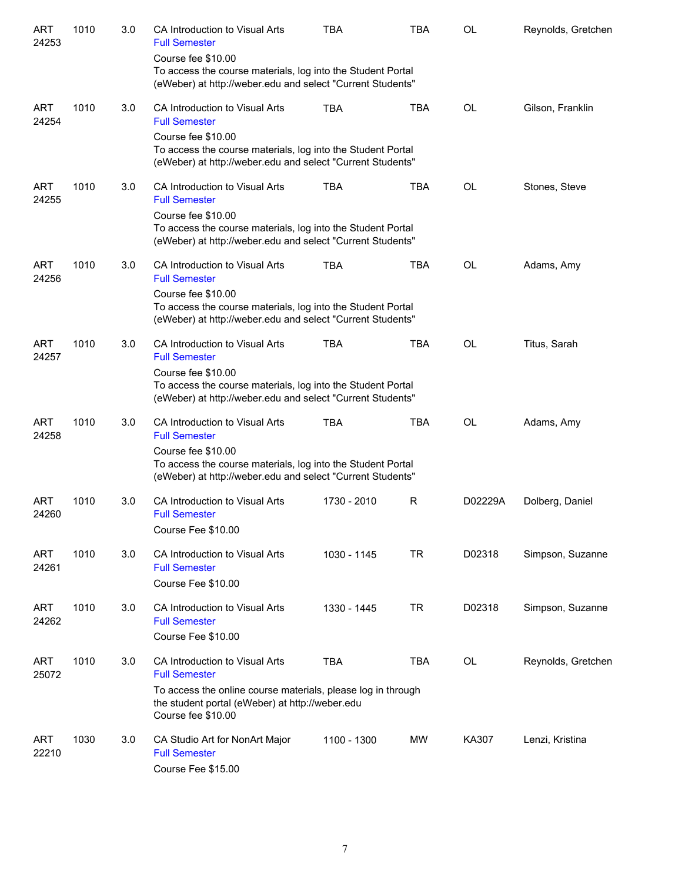| | | | | | | | |
|---|---|---|---|---|---|---|---|
| ART 24253 | 1010 | 3.0 | CA Introduction to Visual Arts<br>Full Semester<br>Course fee $10.00<br>To access the course materials, log into the Student Portal (eWeber) at http://weber.edu and select "Current Students" | TBA | TBA | OL | Reynolds, Gretchen |
| ART 24254 | 1010 | 3.0 | CA Introduction to Visual Arts<br>Full Semester<br>Course fee $10.00<br>To access the course materials, log into the Student Portal (eWeber) at http://weber.edu and select "Current Students" | TBA | TBA | OL | Gilson, Franklin |
| ART 24255 | 1010 | 3.0 | CA Introduction to Visual Arts<br>Full Semester<br>Course fee $10.00<br>To access the course materials, log into the Student Portal (eWeber) at http://weber.edu and select "Current Students" | TBA | TBA | OL | Stones, Steve |
| ART 24256 | 1010 | 3.0 | CA Introduction to Visual Arts<br>Full Semester<br>Course fee $10.00<br>To access the course materials, log into the Student Portal (eWeber) at http://weber.edu and select "Current Students" | TBA | TBA | OL | Adams, Amy |
| ART 24257 | 1010 | 3.0 | CA Introduction to Visual Arts<br>Full Semester<br>Course fee $10.00<br>To access the course materials, log into the Student Portal (eWeber) at http://weber.edu and select "Current Students" | TBA | TBA | OL | Titus, Sarah |
| ART 24258 | 1010 | 3.0 | CA Introduction to Visual Arts<br>Full Semester<br>Course fee $10.00<br>To access the course materials, log into the Student Portal (eWeber) at http://weber.edu and select "Current Students" | TBA | TBA | OL | Adams, Amy |
| ART 24260 | 1010 | 3.0 | CA Introduction to Visual Arts<br>Full Semester<br>Course Fee $10.00 | 1730 - 2010 | R | D02229A | Dolberg, Daniel |
| ART 24261 | 1010 | 3.0 | CA Introduction to Visual Arts<br>Full Semester<br>Course Fee $10.00 | 1030 - 1145 | TR | D02318 | Simpson, Suzanne |
| ART 24262 | 1010 | 3.0 | CA Introduction to Visual Arts<br>Full Semester<br>Course Fee $10.00 | 1330 - 1445 | TR | D02318 | Simpson, Suzanne |
| ART 25072 | 1010 | 3.0 | CA Introduction to Visual Arts<br>Full Semester<br>To access the online course materials, please log in through the student portal (eWeber) at http://weber.edu<br>Course fee $10.00 | TBA | TBA | OL | Reynolds, Gretchen |
| ART 22210 | 1030 | 3.0 | CA Studio Art for NonArt Major<br>Full Semester<br>Course Fee $15.00 | 1100 - 1300 | MW | KA307 | Lenzi, Kristina |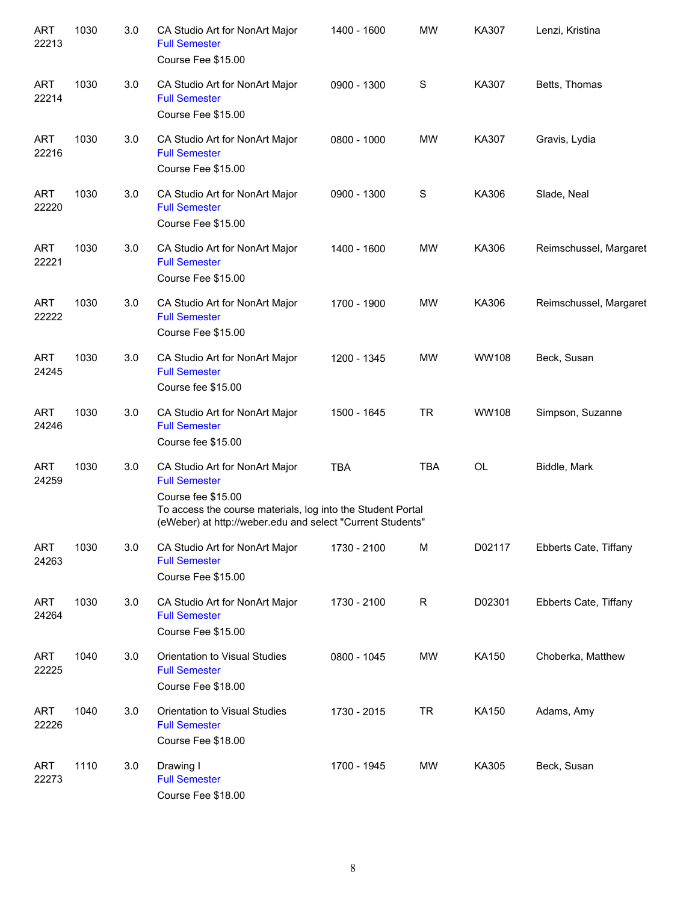| | | | | | | | |
|---|---|---|---|---|---|---|---|
| ART 22213 | 1030 | 3.0 | CA Studio Art for NonArt Major<br>Full Semester<br>Course Fee $15.00 | 1400 - 1600 | MW | KA307 | Lenzi, Kristina |
| ART 22214 | 1030 | 3.0 | CA Studio Art for NonArt Major<br>Full Semester<br>Course Fee $15.00 | 0900 - 1300 | S | KA307 | Betts, Thomas |
| ART 22216 | 1030 | 3.0 | CA Studio Art for NonArt Major<br>Full Semester<br>Course Fee $15.00 | 0800 - 1000 | MW | KA307 | Gravis, Lydia |
| ART 22220 | 1030 | 3.0 | CA Studio Art for NonArt Major<br>Full Semester<br>Course Fee $15.00 | 0900 - 1300 | S | KA306 | Slade, Neal |
| ART 22221 | 1030 | 3.0 | CA Studio Art for NonArt Major<br>Full Semester<br>Course Fee $15.00 | 1400 - 1600 | MW | KA306 | Reimschussel, Margaret |
| ART 22222 | 1030 | 3.0 | CA Studio Art for NonArt Major<br>Full Semester<br>Course Fee $15.00 | 1700 - 1900 | MW | KA306 | Reimschussel, Margaret |
| ART 24245 | 1030 | 3.0 | CA Studio Art for NonArt Major<br>Full Semester<br>Course fee $15.00 | 1200 - 1345 | MW | WW108 | Beck, Susan |
| ART 24246 | 1030 | 3.0 | CA Studio Art for NonArt Major<br>Full Semester<br>Course fee $15.00 | 1500 - 1645 | TR | WW108 | Simpson, Suzanne |
| ART 24259 | 1030 | 3.0 | CA Studio Art for NonArt Major<br>Full Semester<br>Course fee $15.00<br>To access the course materials, log into the Student Portal (eWeber) at http://weber.edu and select "Current Students" | TBA | TBA | OL | Biddle, Mark |
| ART 24263 | 1030 | 3.0 | CA Studio Art for NonArt Major<br>Full Semester<br>Course Fee $15.00 | 1730 - 2100 | M | D02117 | Ebberts Cate, Tiffany |
| ART 24264 | 1030 | 3.0 | CA Studio Art for NonArt Major<br>Full Semester<br>Course Fee $15.00 | 1730 - 2100 | R | D02301 | Ebberts Cate, Tiffany |
| ART 22225 | 1040 | 3.0 | Orientation to Visual Studies<br>Full Semester<br>Course Fee $18.00 | 0800 - 1045 | MW | KA150 | Choberka, Matthew |
| ART 22226 | 1040 | 3.0 | Orientation to Visual Studies<br>Full Semester<br>Course Fee $18.00 | 1730 - 2015 | TR | KA150 | Adams, Amy |
| ART 22273 | 1110 | 3.0 | Drawing I<br>Full Semester<br>Course Fee $18.00 | 1700 - 1945 | MW | KA305 | Beck, Susan |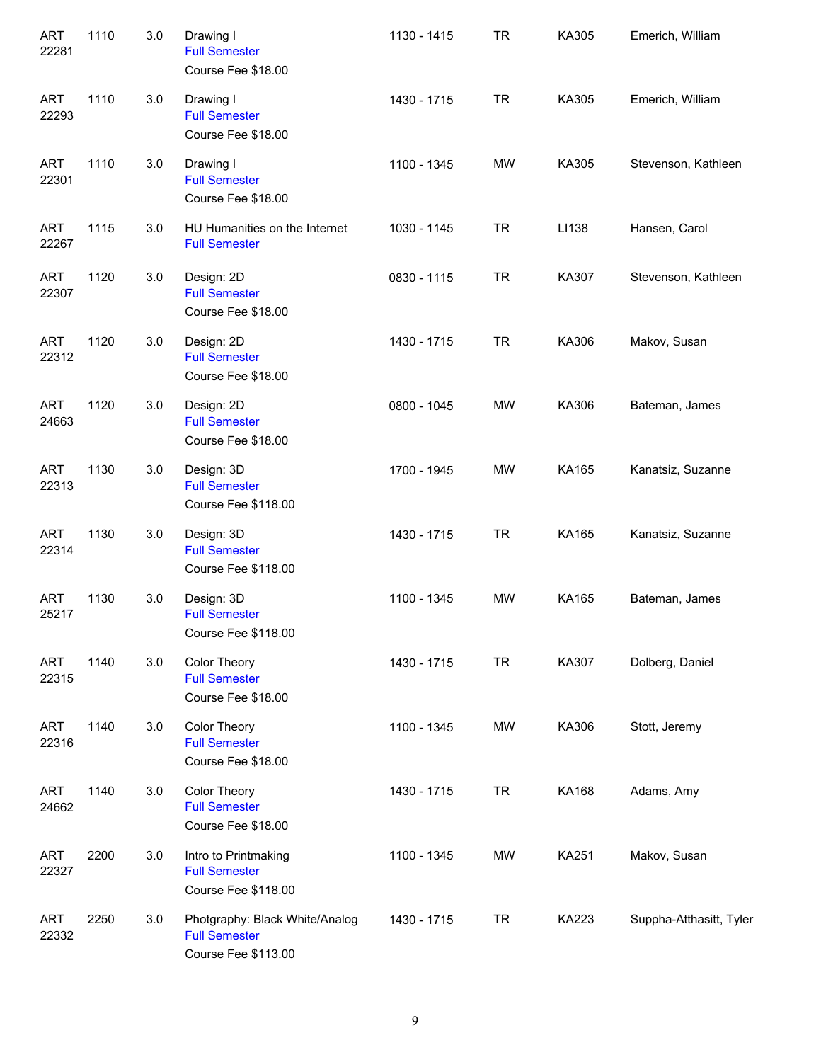| | | | | | | | |
|---|---|---|---|---|---|---|---|
| ART 22281 | 1110 | 3.0 | Drawing I<br>Full Semester<br>Course Fee $18.00 | 1130 - 1415 | TR | KA305 | Emerich, William |
| ART 22293 | 1110 | 3.0 | Drawing I<br>Full Semester<br>Course Fee $18.00 | 1430 - 1715 | TR | KA305 | Emerich, William |
| ART 22301 | 1110 | 3.0 | Drawing I<br>Full Semester<br>Course Fee $18.00 | 1100 - 1345 | MW | KA305 | Stevenson, Kathleen |
| ART 22267 | 1115 | 3.0 | HU Humanities on the Internet<br>Full Semester | 1030 - 1145 | TR | LI138 | Hansen, Carol |
| ART 22307 | 1120 | 3.0 | Design: 2D<br>Full Semester<br>Course Fee $18.00 | 0830 - 1115 | TR | KA307 | Stevenson, Kathleen |
| ART 22312 | 1120 | 3.0 | Design: 2D<br>Full Semester<br>Course Fee $18.00 | 1430 - 1715 | TR | KA306 | Makov, Susan |
| ART 24663 | 1120 | 3.0 | Design: 2D<br>Full Semester<br>Course Fee $18.00 | 0800 - 1045 | MW | KA306 | Bateman, James |
| ART 22313 | 1130 | 3.0 | Design: 3D<br>Full Semester<br>Course Fee $118.00 | 1700 - 1945 | MW | KA165 | Kanatsiz, Suzanne |
| ART 22314 | 1130 | 3.0 | Design: 3D<br>Full Semester<br>Course Fee $118.00 | 1430 - 1715 | TR | KA165 | Kanatsiz, Suzanne |
| ART 25217 | 1130 | 3.0 | Design: 3D<br>Full Semester<br>Course Fee $118.00 | 1100 - 1345 | MW | KA165 | Bateman, James |
| ART 22315 | 1140 | 3.0 | Color Theory<br>Full Semester<br>Course Fee $18.00 | 1430 - 1715 | TR | KA307 | Dolberg, Daniel |
| ART 22316 | 1140 | 3.0 | Color Theory<br>Full Semester<br>Course Fee $18.00 | 1100 - 1345 | MW | KA306 | Stott, Jeremy |
| ART 24662 | 1140 | 3.0 | Color Theory<br>Full Semester<br>Course Fee $18.00 | 1430 - 1715 | TR | KA168 | Adams, Amy |
| ART 22327 | 2200 | 3.0 | Intro to Printmaking<br>Full Semester<br>Course Fee $118.00 | 1100 - 1345 | MW | KA251 | Makov, Susan |
| ART 22332 | 2250 | 3.0 | Photgraphy: Black White/Analog<br>Full Semester<br>Course Fee $113.00 | 1430 - 1715 | TR | KA223 | Suppha-Atthasitt, Tyler |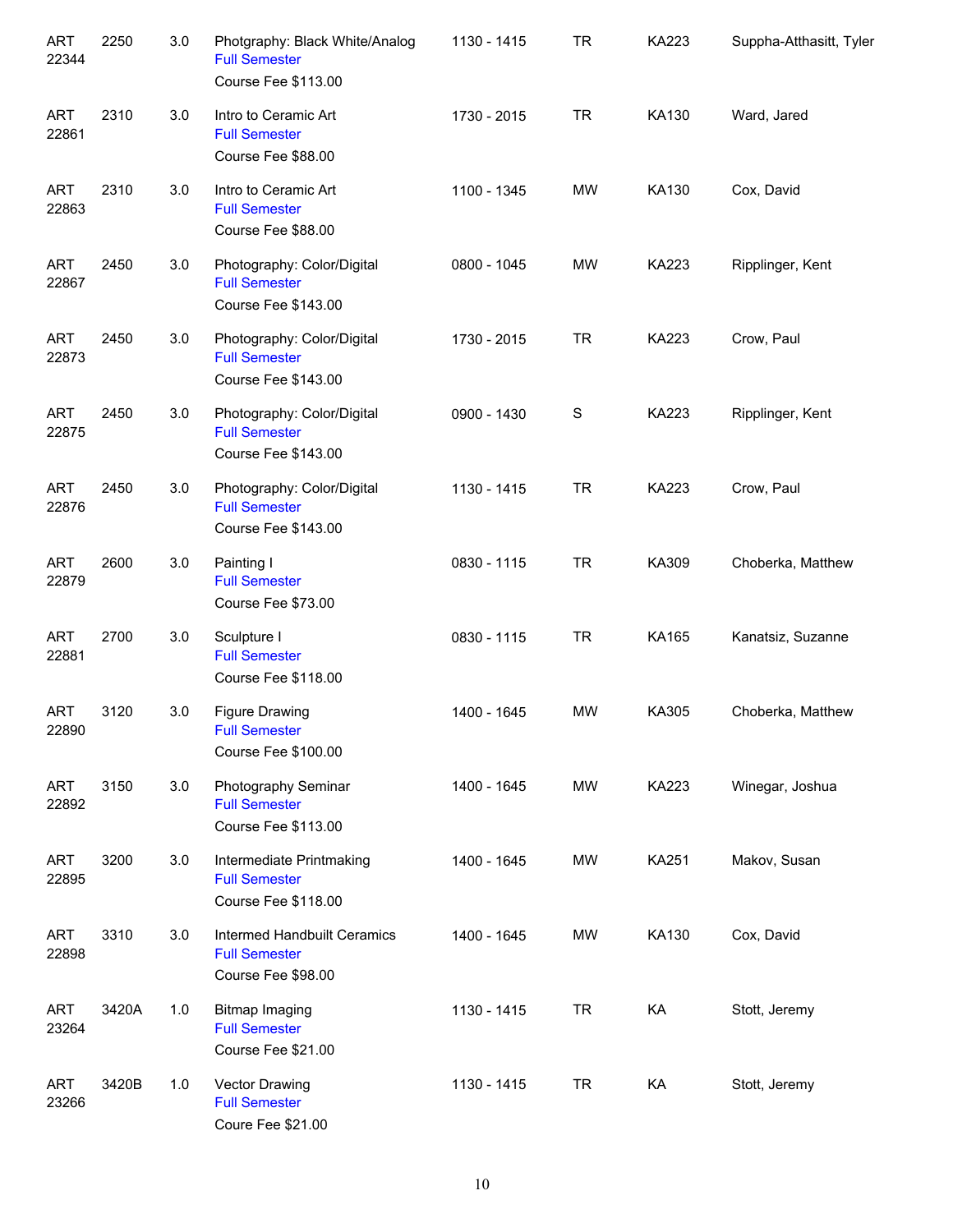| | | | | | | | |
|---|---|---|---|---|---|---|---|
| ART 22344 | 2250 | 3.0 | Photgraphy: Black White/Analog<br>Full Semester<br>Course Fee $113.00 | 1130 - 1415 | TR | KA223 | Suppha-Atthasitt, Tyler |
| ART 22861 | 2310 | 3.0 | Intro to Ceramic Art<br>Full Semester<br>Course Fee $88.00 | 1730 - 2015 | TR | KA130 | Ward, Jared |
| ART 22863 | 2310 | 3.0 | Intro to Ceramic Art<br>Full Semester<br>Course Fee $88.00 | 1100 - 1345 | MW | KA130 | Cox, David |
| ART 22867 | 2450 | 3.0 | Photography: Color/Digital<br>Full Semester<br>Course Fee $143.00 | 0800 - 1045 | MW | KA223 | Ripplinger, Kent |
| ART 22873 | 2450 | 3.0 | Photography: Color/Digital<br>Full Semester<br>Course Fee $143.00 | 1730 - 2015 | TR | KA223 | Crow, Paul |
| ART 22875 | 2450 | 3.0 | Photography: Color/Digital<br>Full Semester<br>Course Fee $143.00 | 0900 - 1430 | S | KA223 | Ripplinger, Kent |
| ART 22876 | 2450 | 3.0 | Photography: Color/Digital<br>Full Semester<br>Course Fee $143.00 | 1130 - 1415 | TR | KA223 | Crow, Paul |
| ART 22879 | 2600 | 3.0 | Painting I<br>Full Semester<br>Course Fee $73.00 | 0830 - 1115 | TR | KA309 | Choberka, Matthew |
| ART 22881 | 2700 | 3.0 | Sculpture I<br>Full Semester<br>Course Fee $118.00 | 0830 - 1115 | TR | KA165 | Kanatsiz, Suzanne |
| ART 22890 | 3120 | 3.0 | Figure Drawing<br>Full Semester<br>Course Fee $100.00 | 1400 - 1645 | MW | KA305 | Choberka, Matthew |
| ART 22892 | 3150 | 3.0 | Photography Seminar<br>Full Semester<br>Course Fee $113.00 | 1400 - 1645 | MW | KA223 | Winegar, Joshua |
| ART 22895 | 3200 | 3.0 | Intermediate Printmaking<br>Full Semester<br>Course Fee $118.00 | 1400 - 1645 | MW | KA251 | Makov, Susan |
| ART 22898 | 3310 | 3.0 | Intermed Handbuilt Ceramics<br>Full Semester<br>Course Fee $98.00 | 1400 - 1645 | MW | KA130 | Cox, David |
| ART 23264 | 3420A | 1.0 | Bitmap Imaging<br>Full Semester<br>Course Fee $21.00 | 1130 - 1415 | TR | KA | Stott, Jeremy |
| ART 23266 | 3420B | 1.0 | Vector Drawing<br>Full Semester<br>Coure Fee $21.00 | 1130 - 1415 | TR | KA | Stott, Jeremy |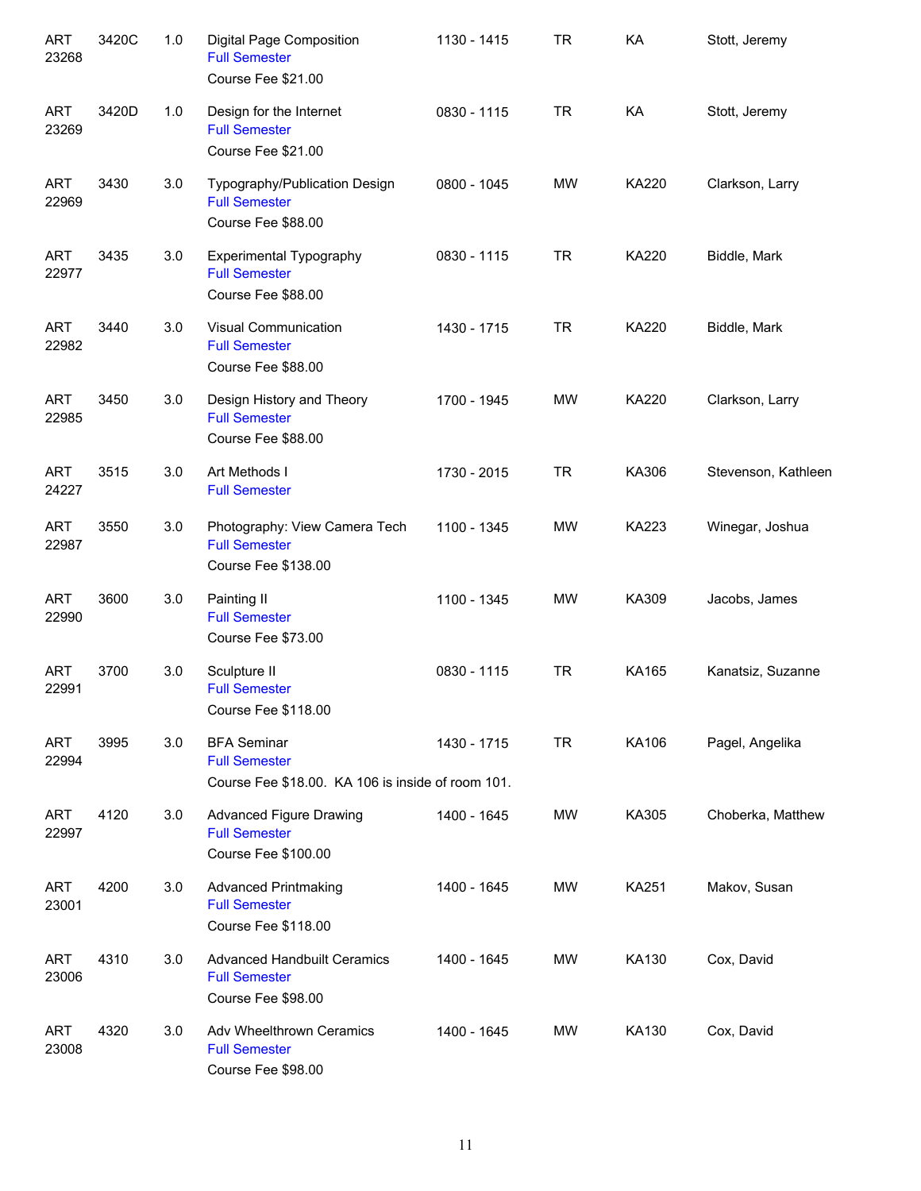| | | | | | | | |
|---|---|---|---|---|---|---|---|
| ART 23268 | 3420C | 1.0 | Digital Page Composition<br>Full Semester<br>Course Fee $21.00 | 1130 - 1415 | TR | KA | Stott, Jeremy |
| ART 23269 | 3420D | 1.0 | Design for the Internet<br>Full Semester<br>Course Fee $21.00 | 0830 - 1115 | TR | KA | Stott, Jeremy |
| ART 22969 | 3430 | 3.0 | Typography/Publication Design<br>Full Semester<br>Course Fee $88.00 | 0800 - 1045 | MW | KA220 | Clarkson, Larry |
| ART 22977 | 3435 | 3.0 | Experimental Typography<br>Full Semester<br>Course Fee $88.00 | 0830 - 1115 | TR | KA220 | Biddle, Mark |
| ART 22982 | 3440 | 3.0 | Visual Communication<br>Full Semester<br>Course Fee $88.00 | 1430 - 1715 | TR | KA220 | Biddle, Mark |
| ART 22985 | 3450 | 3.0 | Design History and Theory<br>Full Semester<br>Course Fee $88.00 | 1700 - 1945 | MW | KA220 | Clarkson, Larry |
| ART 24227 | 3515 | 3.0 | Art Methods I<br>Full Semester | 1730 - 2015 | TR | KA306 | Stevenson, Kathleen |
| ART 22987 | 3550 | 3.0 | Photography: View Camera Tech<br>Full Semester<br>Course Fee $138.00 | 1100 - 1345 | MW | KA223 | Winegar, Joshua |
| ART 22990 | 3600 | 3.0 | Painting II<br>Full Semester<br>Course Fee $73.00 | 1100 - 1345 | MW | KA309 | Jacobs, James |
| ART 22991 | 3700 | 3.0 | Sculpture II<br>Full Semester<br>Course Fee $118.00 | 0830 - 1115 | TR | KA165 | Kanatsiz, Suzanne |
| ART 22994 | 3995 | 3.0 | BFA Seminar<br>Full Semester<br>Course Fee $18.00. KA 106 is inside of room 101. | 1430 - 1715 | TR | KA106 | Pagel, Angelika |
| ART 22997 | 4120 | 3.0 | Advanced Figure Drawing<br>Full Semester<br>Course Fee $100.00 | 1400 - 1645 | MW | KA305 | Choberka, Matthew |
| ART 23001 | 4200 | 3.0 | Advanced Printmaking<br>Full Semester<br>Course Fee $118.00 | 1400 - 1645 | MW | KA251 | Makov, Susan |
| ART 23006 | 4310 | 3.0 | Advanced Handbuilt Ceramics<br>Full Semester<br>Course Fee $98.00 | 1400 - 1645 | MW | KA130 | Cox, David |
| ART 23008 | 4320 | 3.0 | Adv Wheelthrown Ceramics<br>Full Semester<br>Course Fee $98.00 | 1400 - 1645 | MW | KA130 | Cox, David |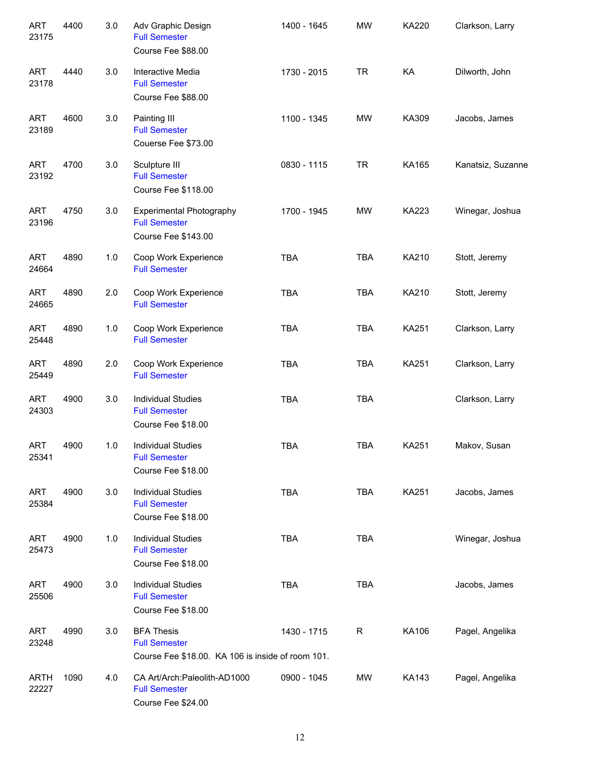| | | | | | | | |
|---|---|---|---|---|---|---|---|
| ART 23175 | 4400 | 3.0 | Adv Graphic Design<br>Full Semester<br>Course Fee $88.00 | 1400 - 1645 | MW | KA220 | Clarkson, Larry |
| ART 23178 | 4440 | 3.0 | Interactive Media<br>Full Semester<br>Course Fee $88.00 | 1730 - 2015 | TR | KA | Dilworth, John |
| ART 23189 | 4600 | 3.0 | Painting III<br>Full Semester<br>Couerse Fee $73.00 | 1100 - 1345 | MW | KA309 | Jacobs, James |
| ART 23192 | 4700 | 3.0 | Sculpture III<br>Full Semester<br>Course Fee $118.00 | 0830 - 1115 | TR | KA165 | Kanatsiz, Suzanne |
| ART 23196 | 4750 | 3.0 | Experimental Photography<br>Full Semester<br>Course Fee $143.00 | 1700 - 1945 | MW | KA223 | Winegar, Joshua |
| ART 24664 | 4890 | 1.0 | Coop Work Experience<br>Full Semester | TBA | TBA | KA210 | Stott, Jeremy |
| ART 24665 | 4890 | 2.0 | Coop Work Experience<br>Full Semester | TBA | TBA | KA210 | Stott, Jeremy |
| ART 25448 | 4890 | 1.0 | Coop Work Experience<br>Full Semester | TBA | TBA | KA251 | Clarkson, Larry |
| ART 25449 | 4890 | 2.0 | Coop Work Experience<br>Full Semester | TBA | TBA | KA251 | Clarkson, Larry |
| ART 24303 | 4900 | 3.0 | Individual Studies<br>Full Semester<br>Course Fee $18.00 | TBA | TBA | | Clarkson, Larry |
| ART 25341 | 4900 | 1.0 | Individual Studies<br>Full Semester<br>Course Fee $18.00 | TBA | TBA | KA251 | Makov, Susan |
| ART 25384 | 4900 | 3.0 | Individual Studies<br>Full Semester<br>Course Fee $18.00 | TBA | TBA | KA251 | Jacobs, James |
| ART 25473 | 4900 | 1.0 | Individual Studies<br>Full Semester<br>Course Fee $18.00 | TBA | TBA | | Winegar, Joshua |
| ART 25506 | 4900 | 3.0 | Individual Studies<br>Full Semester<br>Course Fee $18.00 | TBA | TBA | | Jacobs, James |
| ART 23248 | 4990 | 3.0 | BFA Thesis<br>Full Semester<br>Course Fee $18.00. KA 106 is inside of room 101. | 1430 - 1715 | R | KA106 | Pagel, Angelika |
| ARTH 22227 | 1090 | 4.0 | CA Art/Arch:Paleolith-AD1000<br>Full Semester<br>Course Fee $24.00 | 0900 - 1045 | MW | KA143 | Pagel, Angelika |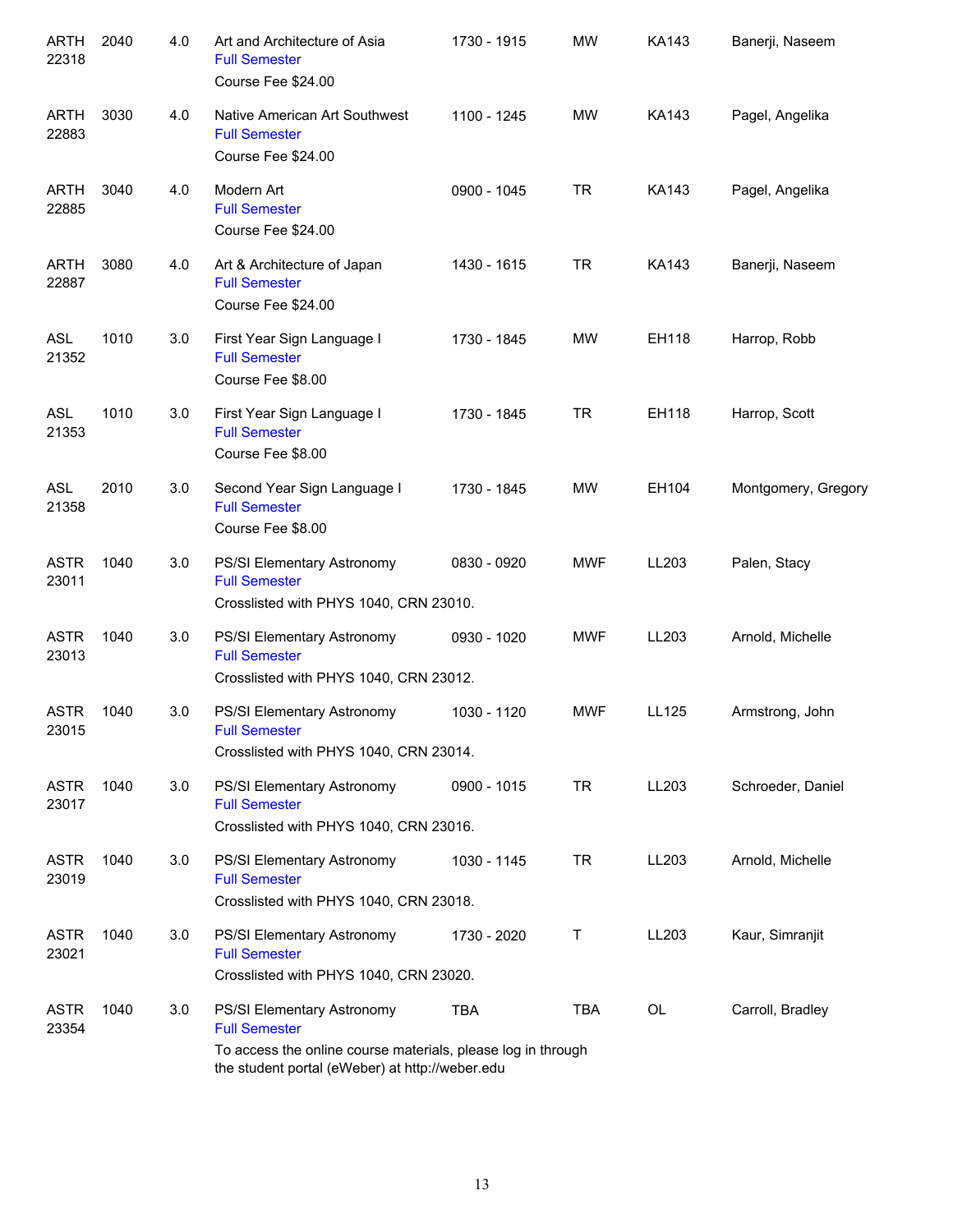| Subject / CRN | Course | Credits | Title | Time | Days | Room | Instructor |
|---|---|---|---|---|---|---|---|
| ARTH 22318 | 2040 | 4.0 | Art and Architecture of Asia<br>Full Semester<br>Course Fee $24.00 | 1730 - 1915 | MW | KA143 | Banerji, Naseem |
| ARTH 22883 | 3030 | 4.0 | Native American Art Southwest<br>Full Semester<br>Course Fee $24.00 | 1100 - 1245 | MW | KA143 | Pagel, Angelika |
| ARTH 22885 | 3040 | 4.0 | Modern Art<br>Full Semester<br>Course Fee $24.00 | 0900 - 1045 | TR | KA143 | Pagel, Angelika |
| ARTH 22887 | 3080 | 4.0 | Art & Architecture of Japan<br>Full Semester<br>Course Fee $24.00 | 1430 - 1615 | TR | KA143 | Banerji, Naseem |
| ASL 21352 | 1010 | 3.0 | First Year Sign Language I<br>Full Semester<br>Course Fee $8.00 | 1730 - 1845 | MW | EH118 | Harrop, Robb |
| ASL 21353 | 1010 | 3.0 | First Year Sign Language I<br>Full Semester<br>Course Fee $8.00 | 1730 - 1845 | TR | EH118 | Harrop, Scott |
| ASL 21358 | 2010 | 3.0 | Second Year Sign Language I<br>Full Semester<br>Course Fee $8.00 | 1730 - 1845 | MW | EH104 | Montgomery, Gregory |
| ASTR 23011 | 1040 | 3.0 | PS/SI Elementary Astronomy<br>Full Semester<br>Crosslisted with PHYS 1040, CRN 23010. | 0830 - 0920 | MWF | LL203 | Palen, Stacy |
| ASTR 23013 | 1040 | 3.0 | PS/SI Elementary Astronomy<br>Full Semester<br>Crosslisted with PHYS 1040, CRN 23012. | 0930 - 1020 | MWF | LL203 | Arnold, Michelle |
| ASTR 23015 | 1040 | 3.0 | PS/SI Elementary Astronomy<br>Full Semester<br>Crosslisted with PHYS 1040, CRN 23014. | 1030 - 1120 | MWF | LL125 | Armstrong, John |
| ASTR 23017 | 1040 | 3.0 | PS/SI Elementary Astronomy<br>Full Semester<br>Crosslisted with PHYS 1040, CRN 23016. | 0900 - 1015 | TR | LL203 | Schroeder, Daniel |
| ASTR 23019 | 1040 | 3.0 | PS/SI Elementary Astronomy<br>Full Semester<br>Crosslisted with PHYS 1040, CRN 23018. | 1030 - 1145 | TR | LL203 | Arnold, Michelle |
| ASTR 23021 | 1040 | 3.0 | PS/SI Elementary Astronomy<br>Full Semester<br>Crosslisted with PHYS 1040, CRN 23020. | 1730 - 2020 | T | LL203 | Kaur, Simranjit |
| ASTR 23354 | 1040 | 3.0 | PS/SI Elementary Astronomy<br>Full Semester<br>To access the online course materials, please log in through the student portal (eWeber) at http://weber.edu | TBA | TBA | OL | Carroll, Bradley |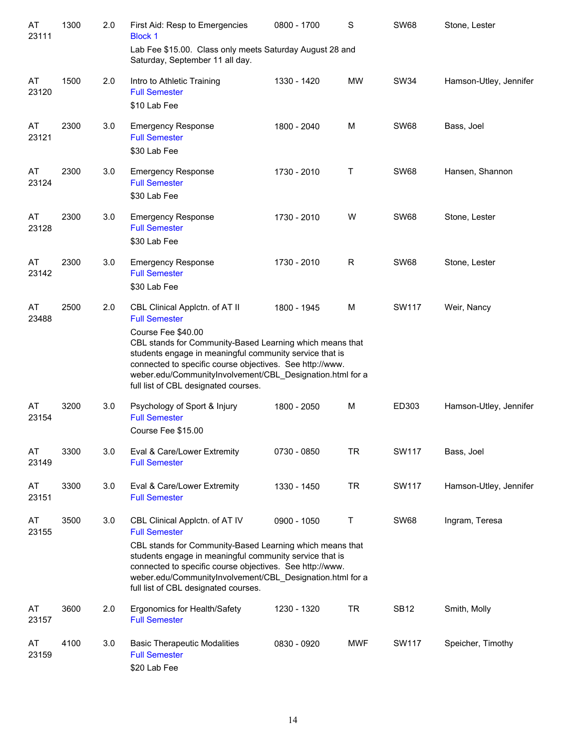| Subject / CRN | Course | Credits | Title | Time | Days | Room | Instructor |
|---|---|---|---|---|---|---|---|
| AT 23111 | 1300 | 2.0 | First Aid: Resp to Emergencies<br>Block 1<br>Lab Fee $15.00. Class only meets Saturday August 28 and Saturday, September 11 all day. | 0800 - 1700 | S | SW68 | Stone, Lester |
| AT 23120 | 1500 | 2.0 | Intro to Athletic Training<br>Full Semester<br>$10 Lab Fee | 1330 - 1420 | MW | SW34 | Hamson-Utley, Jennifer |
| AT 23121 | 2300 | 3.0 | Emergency Response<br>Full Semester<br>$30 Lab Fee | 1800 - 2040 | M | SW68 | Bass, Joel |
| AT 23124 | 2300 | 3.0 | Emergency Response<br>Full Semester<br>$30 Lab Fee | 1730 - 2010 | T | SW68 | Hansen, Shannon |
| AT 23128 | 2300 | 3.0 | Emergency Response<br>Full Semester<br>$30 Lab Fee | 1730 - 2010 | W | SW68 | Stone, Lester |
| AT 23142 | 2300 | 3.0 | Emergency Response<br>Full Semester<br>$30 Lab Fee | 1730 - 2010 | R | SW68 | Stone, Lester |
| AT 23488 | 2500 | 2.0 | CBL Clinical Applctn. of AT II<br>Full Semester<br>Course Fee $40.00<br>CBL stands for Community-Based Learning which means that students engage in meaningful community service that is connected to specific course objectives. See http://www.weber.edu/CommunityInvolvement/CBL_Designation.html for a full list of CBL designated courses. | 1800 - 1945 | M | SW117 | Weir, Nancy |
| AT 23154 | 3200 | 3.0 | Psychology of Sport & Injury<br>Full Semester<br>Course Fee $15.00 | 1800 - 2050 | M | ED303 | Hamson-Utley, Jennifer |
| AT 23149 | 3300 | 3.0 | Eval & Care/Lower Extremity<br>Full Semester | 0730 - 0850 | TR | SW117 | Bass, Joel |
| AT 23151 | 3300 | 3.0 | Eval & Care/Lower Extremity<br>Full Semester | 1330 - 1450 | TR | SW117 | Hamson-Utley, Jennifer |
| AT 23155 | 3500 | 3.0 | CBL Clinical Applctn. of AT IV<br>Full Semester<br>CBL stands for Community-Based Learning which means that students engage in meaningful community service that is connected to specific course objectives. See http://www.weber.edu/CommunityInvolvement/CBL_Designation.html for a full list of CBL designated courses. | 0900 - 1050 | T | SW68 | Ingram, Teresa |
| AT 23157 | 3600 | 2.0 | Ergonomics for Health/Safety<br>Full Semester | 1230 - 1320 | TR | SB12 | Smith, Molly |
| AT 23159 | 4100 | 3.0 | Basic Therapeutic Modalities<br>Full Semester<br>$20 Lab Fee | 0830 - 0920 | MWF | SW117 | Speicher, Timothy |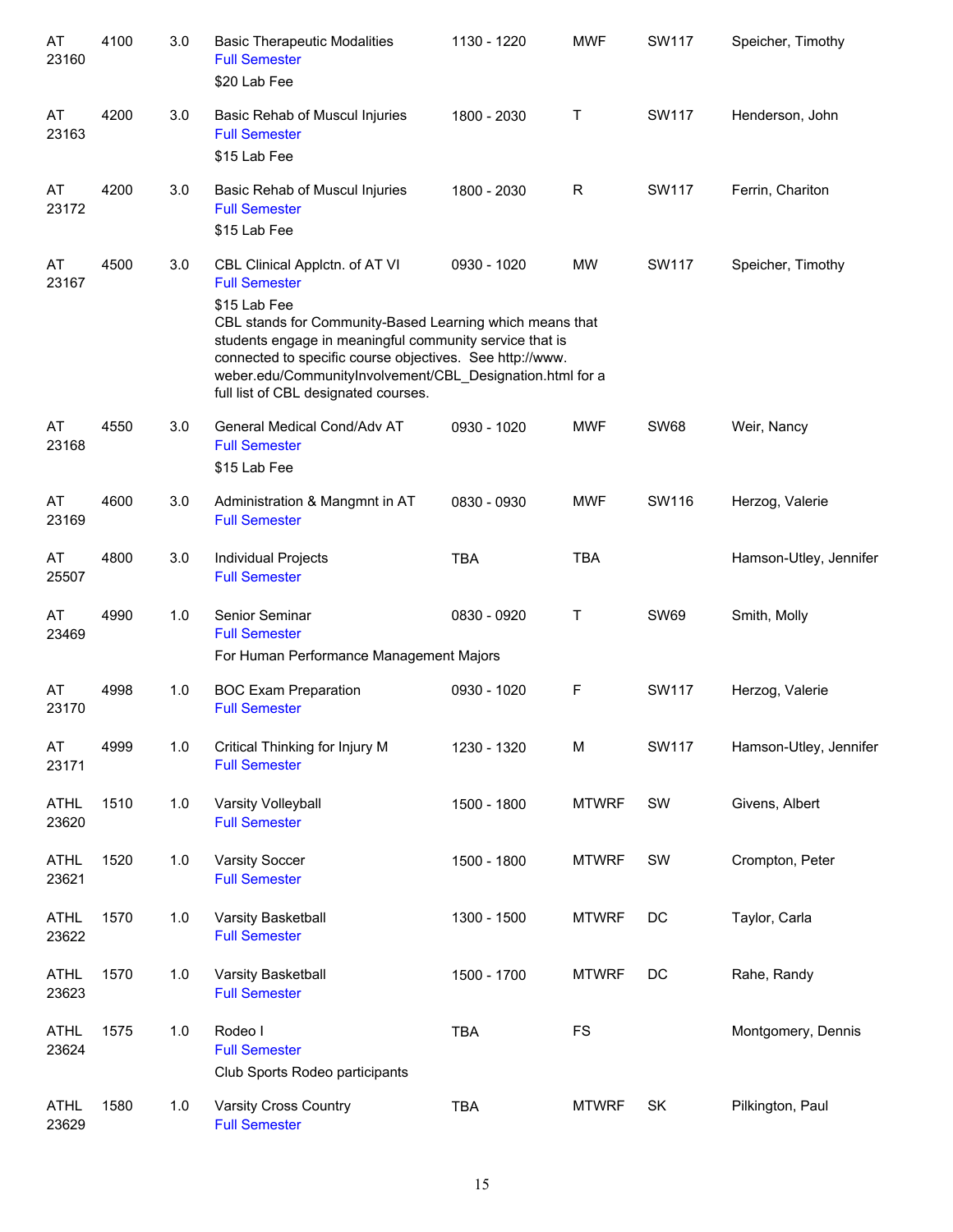| | | | | | | | |
|---|---|---|---|---|---|---|---|
| AT 23160 | 4100 | 3.0 | Basic Therapeutic Modalities<br>Full Semester<br>$20 Lab Fee | 1130 - 1220 | MWF | SW117 | Speicher, Timothy |
| AT 23163 | 4200 | 3.0 | Basic Rehab of Muscul Injuries<br>Full Semester<br>$15 Lab Fee | 1800 - 2030 | T | SW117 | Henderson, John |
| AT 23172 | 4200 | 3.0 | Basic Rehab of Muscul Injuries<br>Full Semester<br>$15 Lab Fee | 1800 - 2030 | R | SW117 | Ferrin, Chariton |
| AT 23167 | 4500 | 3.0 | CBL Clinical Applctn. of AT VI<br>Full Semester<br>$15 Lab Fee<br>CBL stands for Community-Based Learning which means that students engage in meaningful community service that is connected to specific course objectives. See http://www.weber.edu/CommunityInvolvement/CBL_Designation.html for a full list of CBL designated courses. | 0930 - 1020 | MW | SW117 | Speicher, Timothy |
| AT 23168 | 4550 | 3.0 | General Medical Cond/Adv AT<br>Full Semester<br>$15 Lab Fee | 0930 - 1020 | MWF | SW68 | Weir, Nancy |
| AT 23169 | 4600 | 3.0 | Administration & Mangmnt in AT<br>Full Semester | 0830 - 0930 | MWF | SW116 | Herzog, Valerie |
| AT 25507 | 4800 | 3.0 | Individual Projects<br>Full Semester | TBA | TBA | | Hamson-Utley, Jennifer |
| AT 23469 | 4990 | 1.0 | Senior Seminar<br>Full Semester<br>For Human Performance Management Majors | 0830 - 0920 | T | SW69 | Smith, Molly |
| AT 23170 | 4998 | 1.0 | BOC Exam Preparation<br>Full Semester | 0930 - 1020 | F | SW117 | Herzog, Valerie |
| AT 23171 | 4999 | 1.0 | Critical Thinking for Injury M<br>Full Semester | 1230 - 1320 | M | SW117 | Hamson-Utley, Jennifer |
| ATHL 23620 | 1510 | 1.0 | Varsity Volleyball<br>Full Semester | 1500 - 1800 | MTWRF | SW | Givens, Albert |
| ATHL 23621 | 1520 | 1.0 | Varsity Soccer<br>Full Semester | 1500 - 1800 | MTWRF | SW | Crompton, Peter |
| ATHL 23622 | 1570 | 1.0 | Varsity Basketball<br>Full Semester | 1300 - 1500 | MTWRF | DC | Taylor, Carla |
| ATHL 23623 | 1570 | 1.0 | Varsity Basketball<br>Full Semester | 1500 - 1700 | MTWRF | DC | Rahe, Randy |
| ATHL 23624 | 1575 | 1.0 | Rodeo I<br>Full Semester<br>Club Sports Rodeo participants | TBA | FS | | Montgomery, Dennis |
| ATHL 23629 | 1580 | 1.0 | Varsity Cross Country<br>Full Semester | TBA | MTWRF | SK | Pilkington, Paul |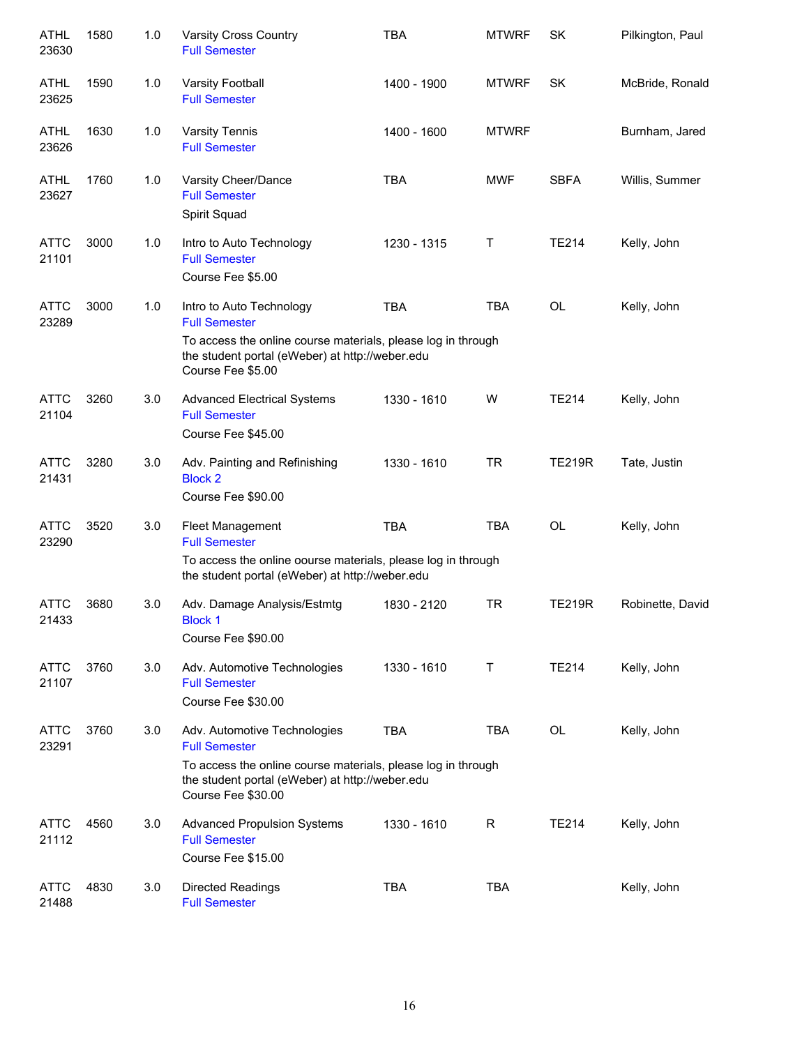| | | | | | | | |
|---|---|---|---|---|---|---|---|
| ATHL 23630 | 1580 | 1.0 | Varsity Cross Country<br>Full Semester | TBA | MTWRF | SK | Pilkington, Paul |
| ATHL 23625 | 1590 | 1.0 | Varsity Football<br>Full Semester | 1400 - 1900 | MTWRF | SK | McBride, Ronald |
| ATHL 23626 | 1630 | 1.0 | Varsity Tennis<br>Full Semester | 1400 - 1600 | MTWRF | | Burnham, Jared |
| ATHL 23627 | 1760 | 1.0 | Varsity Cheer/Dance<br>Full Semester<br>Spirit Squad | TBA | MWF | SBFA | Willis, Summer |
| ATTC 21101 | 3000 | 1.0 | Intro to Auto Technology<br>Full Semester<br>Course Fee $5.00 | 1230 - 1315 | T | TE214 | Kelly, John |
| ATTC 23289 | 3000 | 1.0 | Intro to Auto Technology<br>Full Semester<br>To access the online course materials, please log in through the student portal (eWeber) at http://weber.edu<br>Course Fee $5.00 | TBA | TBA | OL | Kelly, John |
| ATTC 21104 | 3260 | 3.0 | Advanced Electrical Systems<br>Full Semester<br>Course Fee $45.00 | 1330 - 1610 | W | TE214 | Kelly, John |
| ATTC 21431 | 3280 | 3.0 | Adv. Painting and Refinishing<br>Block 2<br>Course Fee $90.00 | 1330 - 1610 | TR | TE219R | Tate, Justin |
| ATTC 23290 | 3520 | 3.0 | Fleet Management<br>Full Semester<br>To access the online oourse materials, please log in through the student portal (eWeber) at http://weber.edu | TBA | TBA | OL | Kelly, John |
| ATTC 21433 | 3680 | 3.0 | Adv. Damage Analysis/Estmtg<br>Block 1<br>Course Fee $90.00 | 1830 - 2120 | TR | TE219R | Robinette, David |
| ATTC 21107 | 3760 | 3.0 | Adv. Automotive Technologies<br>Full Semester<br>Course Fee $30.00 | 1330 - 1610 | T | TE214 | Kelly, John |
| ATTC 23291 | 3760 | 3.0 | Adv. Automotive Technologies<br>Full Semester<br>To access the online course materials, please log in through the student portal (eWeber) at http://weber.edu<br>Course Fee $30.00 | TBA | TBA | OL | Kelly, John |
| ATTC 21112 | 4560 | 3.0 | Advanced Propulsion Systems<br>Full Semester<br>Course Fee $15.00 | 1330 - 1610 | R | TE214 | Kelly, John |
| ATTC 21488 | 4830 | 3.0 | Directed Readings<br>Full Semester | TBA | TBA | | Kelly, John |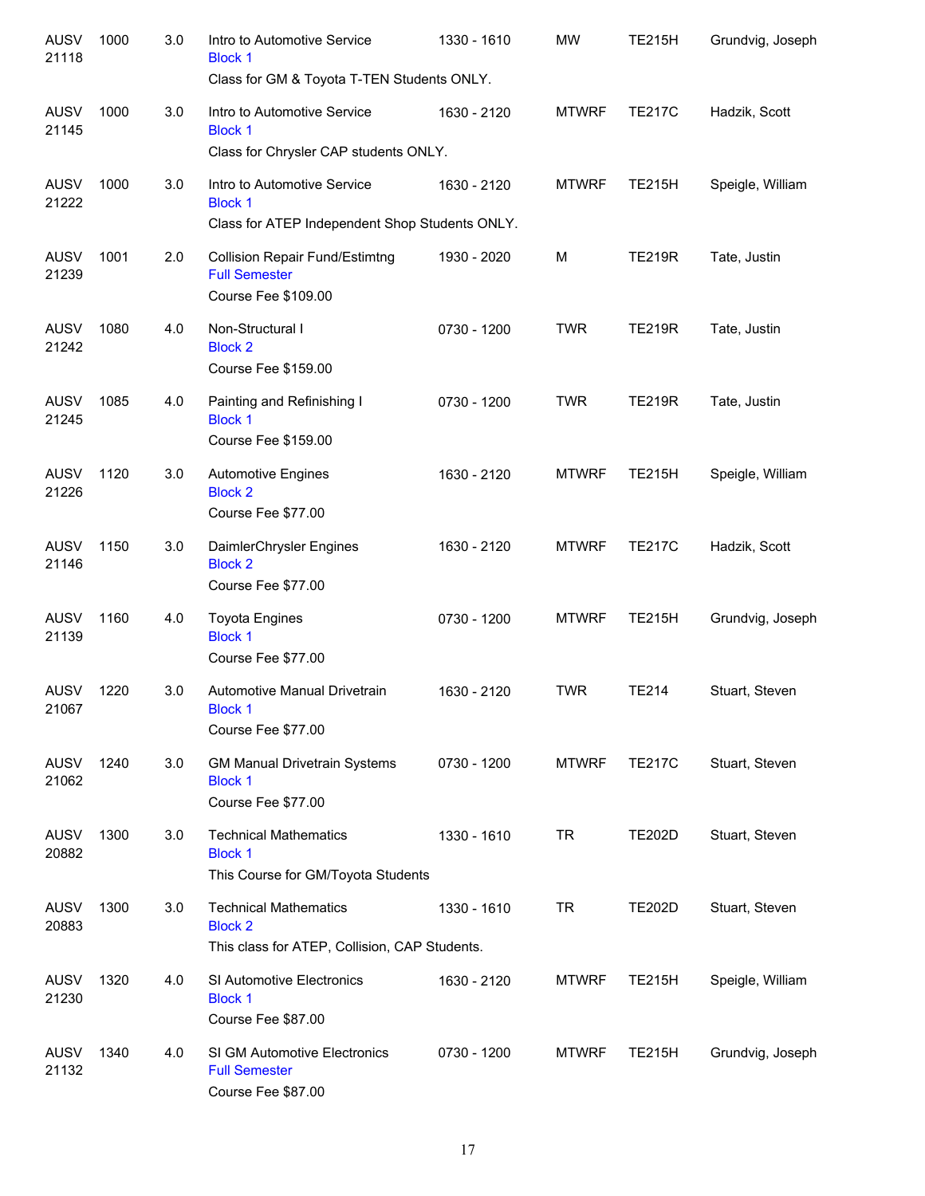| Subject / CRN | Course | Credits | Title | Time | Days | Room | Instructor |
|---|---|---|---|---|---|---|---|
| AUSV 21118 | 1000 | 3.0 | Intro to Automotive Service<br>Block 1<br>Class for GM & Toyota T-TEN Students ONLY. | 1330 - 1610 | MW | TE215H | Grundvig, Joseph |
| AUSV 21145 | 1000 | 3.0 | Intro to Automotive Service<br>Block 1<br>Class for Chrysler CAP students ONLY. | 1630 - 2120 | MTWRF | TE217C | Hadzik, Scott |
| AUSV 21222 | 1000 | 3.0 | Intro to Automotive Service<br>Block 1<br>Class for ATEP Independent Shop Students ONLY. | 1630 - 2120 | MTWRF | TE215H | Speigle, William |
| AUSV 21239 | 1001 | 2.0 | Collision Repair Fund/Estimtng<br>Full Semester<br>Course Fee $109.00 | 1930 - 2020 | M | TE219R | Tate, Justin |
| AUSV 21242 | 1080 | 4.0 | Non-Structural I<br>Block 2<br>Course Fee $159.00 | 0730 - 1200 | TWR | TE219R | Tate, Justin |
| AUSV 21245 | 1085 | 4.0 | Painting and Refinishing I<br>Block 1<br>Course Fee $159.00 | 0730 - 1200 | TWR | TE219R | Tate, Justin |
| AUSV 21226 | 1120 | 3.0 | Automotive Engines<br>Block 2<br>Course Fee $77.00 | 1630 - 2120 | MTWRF | TE215H | Speigle, William |
| AUSV 21146 | 1150 | 3.0 | DaimlerChrysler Engines<br>Block 2<br>Course Fee $77.00 | 1630 - 2120 | MTWRF | TE217C | Hadzik, Scott |
| AUSV 21139 | 1160 | 4.0 | Toyota Engines<br>Block 1<br>Course Fee $77.00 | 0730 - 1200 | MTWRF | TE215H | Grundvig, Joseph |
| AUSV 21067 | 1220 | 3.0 | Automotive Manual Drivetrain<br>Block 1<br>Course Fee $77.00 | 1630 - 2120 | TWR | TE214 | Stuart, Steven |
| AUSV 21062 | 1240 | 3.0 | GM Manual Drivetrain Systems<br>Block 1<br>Course Fee $77.00 | 0730 - 1200 | MTWRF | TE217C | Stuart, Steven |
| AUSV 20882 | 1300 | 3.0 | Technical Mathematics<br>Block 1<br>This Course for GM/Toyota Students | 1330 - 1610 | TR | TE202D | Stuart, Steven |
| AUSV 20883 | 1300 | 3.0 | Technical Mathematics<br>Block 2<br>This class for ATEP, Collision, CAP Students. | 1330 - 1610 | TR | TE202D | Stuart, Steven |
| AUSV 21230 | 1320 | 4.0 | SI Automotive Electronics<br>Block 1<br>Course Fee $87.00 | 1630 - 2120 | MTWRF | TE215H | Speigle, William |
| AUSV 21132 | 1340 | 4.0 | SI GM Automotive Electronics<br>Full Semester<br>Course Fee $87.00 | 0730 - 1200 | MTWRF | TE215H | Grundvig, Joseph |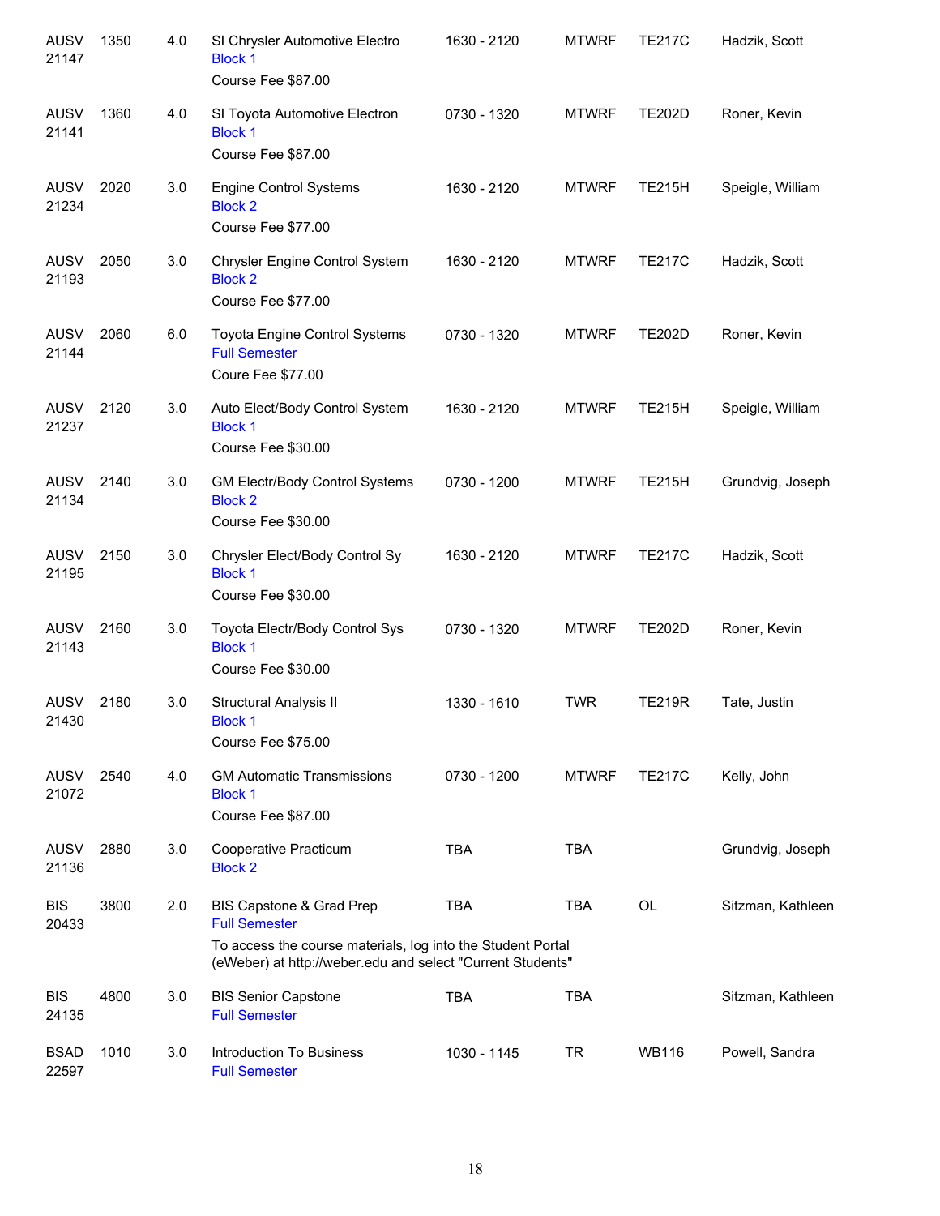| Subject / CRN | Course | Credits | Title | Time | Days | Room | Instructor |
|---|---|---|---|---|---|---|---|
| AUSV 21147 | 1350 | 4.0 | SI Chrysler Automotive Electro<br>Block 1<br>Course Fee $87.00 | 1630 - 2120 | MTWRF | TE217C | Hadzik, Scott |
| AUSV 21141 | 1360 | 4.0 | SI Toyota Automotive Electron<br>Block 1<br>Course Fee $87.00 | 0730 - 1320 | MTWRF | TE202D | Roner, Kevin |
| AUSV 21234 | 2020 | 3.0 | Engine Control Systems<br>Block 2<br>Course Fee $77.00 | 1630 - 2120 | MTWRF | TE215H | Speigle, William |
| AUSV 21193 | 2050 | 3.0 | Chrysler Engine Control System<br>Block 2<br>Course Fee $77.00 | 1630 - 2120 | MTWRF | TE217C | Hadzik, Scott |
| AUSV 21144 | 2060 | 6.0 | Toyota Engine Control Systems<br>Full Semester<br>Coure Fee $77.00 | 0730 - 1320 | MTWRF | TE202D | Roner, Kevin |
| AUSV 21237 | 2120 | 3.0 | Auto Elect/Body Control System<br>Block 1<br>Course Fee $30.00 | 1630 - 2120 | MTWRF | TE215H | Speigle, William |
| AUSV 21134 | 2140 | 3.0 | GM Electr/Body Control Systems<br>Block 2<br>Course Fee $30.00 | 0730 - 1200 | MTWRF | TE215H | Grundvig, Joseph |
| AUSV 21195 | 2150 | 3.0 | Chrysler Elect/Body Control Sy<br>Block 1<br>Course Fee $30.00 | 1630 - 2120 | MTWRF | TE217C | Hadzik, Scott |
| AUSV 21143 | 2160 | 3.0 | Toyota Electr/Body Control Sys<br>Block 1<br>Course Fee $30.00 | 0730 - 1320 | MTWRF | TE202D | Roner, Kevin |
| AUSV 21430 | 2180 | 3.0 | Structural Analysis II<br>Block 1<br>Course Fee $75.00 | 1330 - 1610 | TWR | TE219R | Tate, Justin |
| AUSV 21072 | 2540 | 4.0 | GM Automatic Transmissions<br>Block 1<br>Course Fee $87.00 | 0730 - 1200 | MTWRF | TE217C | Kelly, John |
| AUSV 21136 | 2880 | 3.0 | Cooperative Practicum<br>Block 2 | TBA | TBA | | Grundvig, Joseph |
| BIS 20433 | 3800 | 2.0 | BIS Capstone & Grad Prep<br>Full Semester<br>To access the course materials, log into the Student Portal (eWeber) at http://weber.edu and select "Current Students" | TBA | TBA | OL | Sitzman, Kathleen |
| BIS 24135 | 4800 | 3.0 | BIS Senior Capstone<br>Full Semester | TBA | TBA | | Sitzman, Kathleen |
| BSAD 22597 | 1010 | 3.0 | Introduction To Business<br>Full Semester | 1030 - 1145 | TR | WB116 | Powell, Sandra |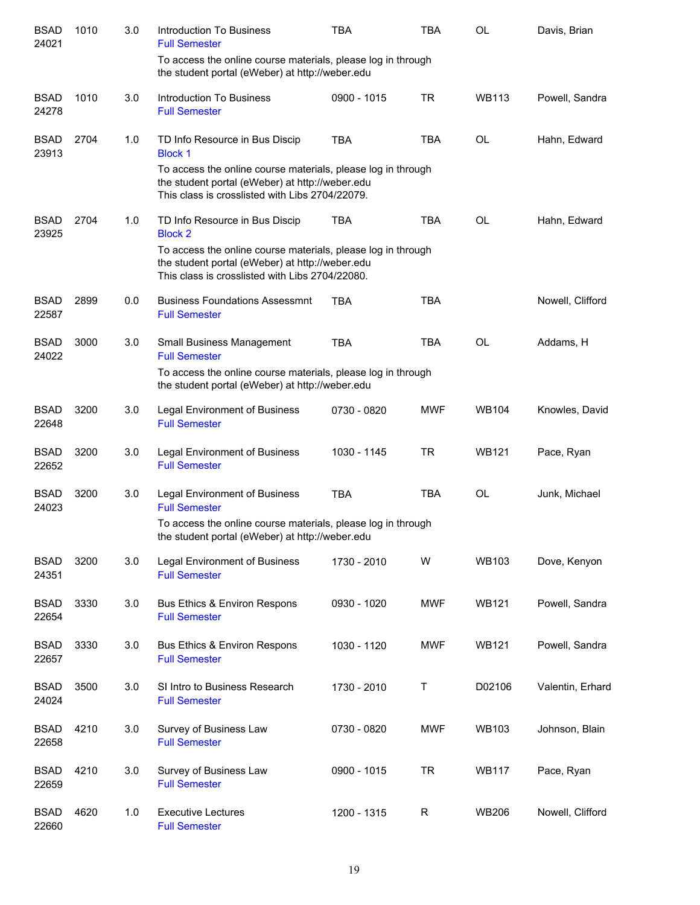| | | | | | | | |
|---|---|---|---|---|---|---|---|
| BSAD 24021 | 1010 | 3.0 | Introduction To Business<br>Full Semester | TBA | TBA | OL | Davis, Brian |
| | | | To access the online course materials, please log in through the student portal (eWeber) at http://weber.edu | | | | |
| BSAD 24278 | 1010 | 3.0 | Introduction To Business<br>Full Semester | 0900 - 1015 | TR | WB113 | Powell, Sandra |
| BSAD 23913 | 2704 | 1.0 | TD Info Resource in Bus Discip<br>Block 1 | TBA | TBA | OL | Hahn, Edward |
| | | | To access the online course materials, please log in through the student portal (eWeber) at http://weber.edu<br>This class is crosslisted with Libs 2704/22079. | | | | |
| BSAD 23925 | 2704 | 1.0 | TD Info Resource in Bus Discip<br>Block 2 | TBA | TBA | OL | Hahn, Edward |
| | | | To access the online course materials, please log in through the student portal (eWeber) at http://weber.edu<br>This class is crosslisted with Libs 2704/22080. | | | | |
| BSAD 22587 | 2899 | 0.0 | Business Foundations Assessmnt<br>Full Semester | TBA | TBA | | Nowell, Clifford |
| BSAD 24022 | 3000 | 3.0 | Small Business Management<br>Full Semester | TBA | TBA | OL | Addams, H |
| | | | To access the online course materials, please log in through the student portal (eWeber) at http://weber.edu | | | | |
| BSAD 22648 | 3200 | 3.0 | Legal Environment of Business<br>Full Semester | 0730 - 0820 | MWF | WB104 | Knowles, David |
| BSAD 22652 | 3200 | 3.0 | Legal Environment of Business<br>Full Semester | 1030 - 1145 | TR | WB121 | Pace, Ryan |
| BSAD 24023 | 3200 | 3.0 | Legal Environment of Business<br>Full Semester | TBA | TBA | OL | Junk, Michael |
| | | | To access the online course materials, please log in through the student portal (eWeber) at http://weber.edu | | | | |
| BSAD 24351 | 3200 | 3.0 | Legal Environment of Business<br>Full Semester | 1730 - 2010 | W | WB103 | Dove, Kenyon |
| BSAD 22654 | 3330 | 3.0 | Bus Ethics & Environ Respons<br>Full Semester | 0930 - 1020 | MWF | WB121 | Powell, Sandra |
| BSAD 22657 | 3330 | 3.0 | Bus Ethics & Environ Respons<br>Full Semester | 1030 - 1120 | MWF | WB121 | Powell, Sandra |
| BSAD 24024 | 3500 | 3.0 | SI Intro to Business Research<br>Full Semester | 1730 - 2010 | T | D02106 | Valentin, Erhard |
| BSAD 22658 | 4210 | 3.0 | Survey of Business Law<br>Full Semester | 0730 - 0820 | MWF | WB103 | Johnson, Blain |
| BSAD 22659 | 4210 | 3.0 | Survey of Business Law<br>Full Semester | 0900 - 1015 | TR | WB117 | Pace, Ryan |
| BSAD 22660 | 4620 | 1.0 | Executive Lectures<br>Full Semester | 1200 - 1315 | R | WB206 | Nowell, Clifford |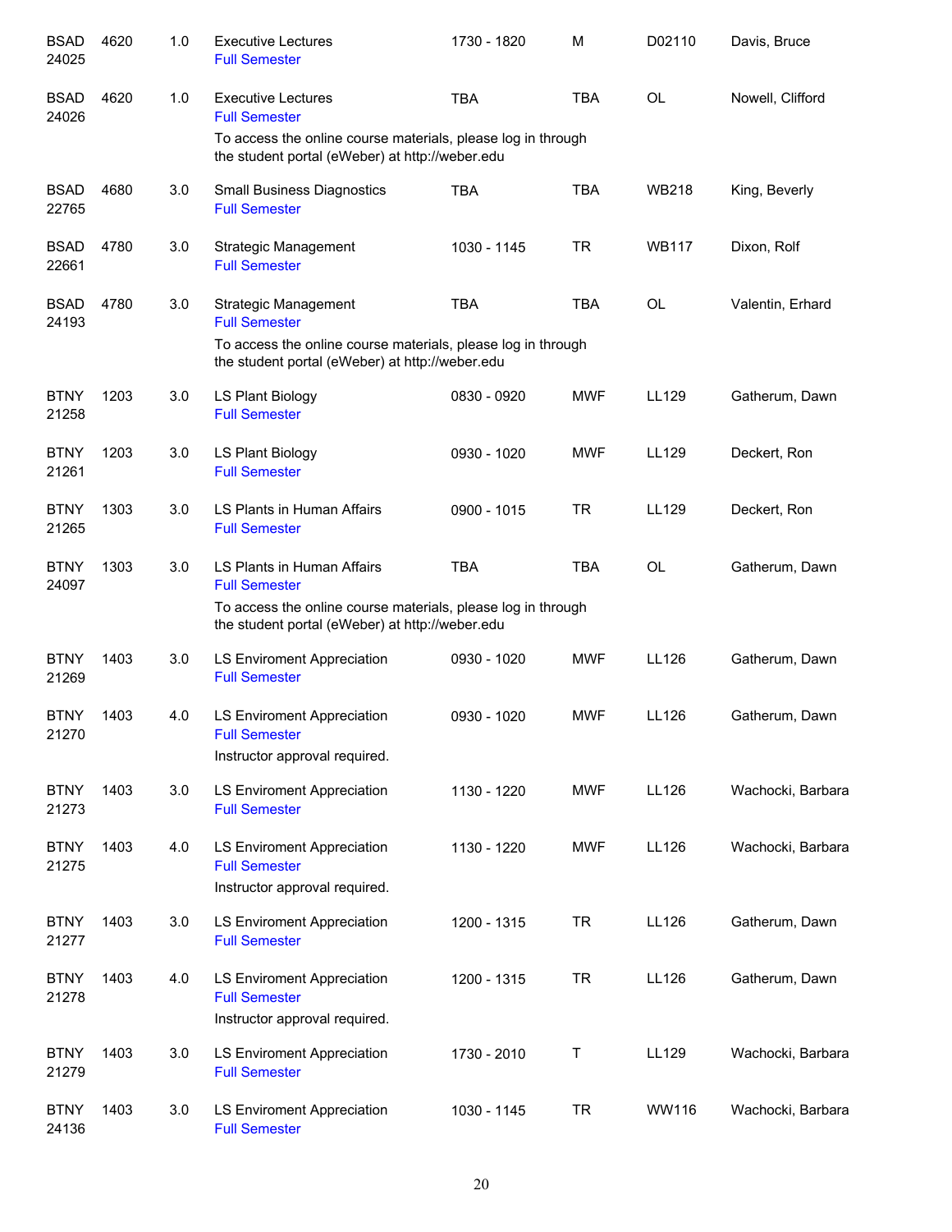| | | | | | | | |
|---|---|---|---|---|---|---|---|
| BSAD 24025 | 4620 | 1.0 | Executive Lectures<br>Full Semester | 1730 - 1820 | M | D02110 | Davis, Bruce |
| BSAD 24026 | 4620 | 1.0 | Executive Lectures<br>Full Semester<br>To access the online course materials, please log in through the student portal (eWeber) at http://weber.edu | TBA | TBA | OL | Nowell, Clifford |
| BSAD 22765 | 4680 | 3.0 | Small Business Diagnostics<br>Full Semester | TBA | TBA | WB218 | King, Beverly |
| BSAD 22661 | 4780 | 3.0 | Strategic Management<br>Full Semester | 1030 - 1145 | TR | WB117 | Dixon, Rolf |
| BSAD 24193 | 4780 | 3.0 | Strategic Management<br>Full Semester<br>To access the online course materials, please log in through the student portal (eWeber) at http://weber.edu | TBA | TBA | OL | Valentin, Erhard |
| BTNY 21258 | 1203 | 3.0 | LS Plant Biology<br>Full Semester | 0830 - 0920 | MWF | LL129 | Gatherum, Dawn |
| BTNY 21261 | 1203 | 3.0 | LS Plant Biology<br>Full Semester | 0930 - 1020 | MWF | LL129 | Deckert, Ron |
| BTNY 21265 | 1303 | 3.0 | LS Plants in Human Affairs<br>Full Semester | 0900 - 1015 | TR | LL129 | Deckert, Ron |
| BTNY 24097 | 1303 | 3.0 | LS Plants in Human Affairs<br>Full Semester<br>To access the online course materials, please log in through the student portal (eWeber) at http://weber.edu | TBA | TBA | OL | Gatherum, Dawn |
| BTNY 21269 | 1403 | 3.0 | LS Enviroment Appreciation<br>Full Semester | 0930 - 1020 | MWF | LL126 | Gatherum, Dawn |
| BTNY 21270 | 1403 | 4.0 | LS Enviroment Appreciation<br>Full Semester<br>Instructor approval required. | 0930 - 1020 | MWF | LL126 | Gatherum, Dawn |
| BTNY 21273 | 1403 | 3.0 | LS Enviroment Appreciation<br>Full Semester | 1130 - 1220 | MWF | LL126 | Wachocki, Barbara |
| BTNY 21275 | 1403 | 4.0 | LS Enviroment Appreciation<br>Full Semester<br>Instructor approval required. | 1130 - 1220 | MWF | LL126 | Wachocki, Barbara |
| BTNY 21277 | 1403 | 3.0 | LS Enviroment Appreciation<br>Full Semester | 1200 - 1315 | TR | LL126 | Gatherum, Dawn |
| BTNY 21278 | 1403 | 4.0 | LS Enviroment Appreciation<br>Full Semester<br>Instructor approval required. | 1200 - 1315 | TR | LL126 | Gatherum, Dawn |
| BTNY 21279 | 1403 | 3.0 | LS Enviroment Appreciation<br>Full Semester | 1730 - 2010 | T | LL129 | Wachocki, Barbara |
| BTNY 24136 | 1403 | 3.0 | LS Enviroment Appreciation<br>Full Semester | 1030 - 1145 | TR | WW116 | Wachocki, Barbara |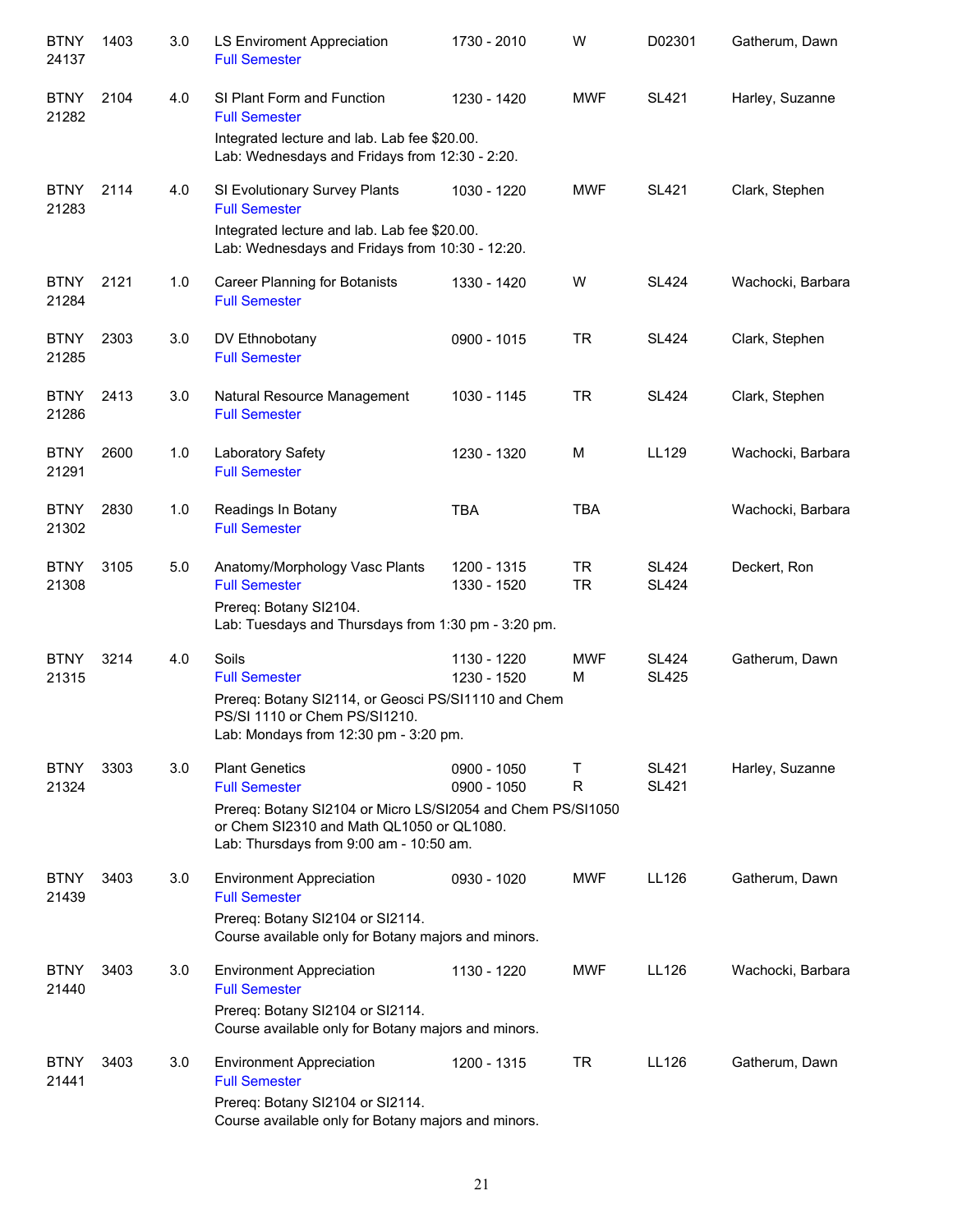| Subject / CRN | Course | Credits | Title | Time | Days | Room | Instructor |
|---|---|---|---|---|---|---|---|
| BTNY 24137 | 1403 | 3.0 | LS Enviroment Appreciation<br>Full Semester | 1730 - 2010 | W | D02301 | Gatherum, Dawn |
| BTNY 21282 | 2104 | 4.0 | SI Plant Form and Function<br>Full Semester<br>Integrated lecture and lab. Lab fee $20.00.<br>Lab: Wednesdays and Fridays from 12:30 - 2:20. | 1230 - 1420 | MWF | SL421 | Harley, Suzanne |
| BTNY 21283 | 2114 | 4.0 | SI Evolutionary Survey Plants<br>Full Semester<br>Integrated lecture and lab. Lab fee $20.00.<br>Lab: Wednesdays and Fridays from 10:30 - 12:20. | 1030 - 1220 | MWF | SL421 | Clark, Stephen |
| BTNY 21284 | 2121 | 1.0 | Career Planning for Botanists<br>Full Semester | 1330 - 1420 | W | SL424 | Wachocki, Barbara |
| BTNY 21285 | 2303 | 3.0 | DV Ethnobotany<br>Full Semester | 0900 - 1015 | TR | SL424 | Clark, Stephen |
| BTNY 21286 | 2413 | 3.0 | Natural Resource Management<br>Full Semester | 1030 - 1145 | TR | SL424 | Clark, Stephen |
| BTNY 21291 | 2600 | 1.0 | Laboratory Safety<br>Full Semester | 1230 - 1320 | M | LL129 | Wachocki, Barbara |
| BTNY 21302 | 2830 | 1.0 | Readings In Botany<br>Full Semester | TBA | TBA | | Wachocki, Barbara |
| BTNY 21308 | 3105 | 5.0 | Anatomy/Morphology Vasc Plants<br>Full Semester<br>Prereq: Botany SI2104.<br>Lab: Tuesdays and Thursdays from 1:30 pm - 3:20 pm. | 1200 - 1315<br>1330 - 1520 | TR<br>TR | SL424<br>SL424 | Deckert, Ron |
| BTNY 21315 | 3214 | 4.0 | Soils<br>Full Semester<br>Prereq: Botany SI2114, or Geosci PS/SI1110 and Chem PS/SI 1110 or Chem PS/SI1210.<br>Lab: Mondays from 12:30 pm - 3:20 pm. | 1130 - 1220<br>1230 - 1520 | MWF<br>M | SL424<br>SL425 | Gatherum, Dawn |
| BTNY 21324 | 3303 | 3.0 | Plant Genetics<br>Full Semester<br>Prereq: Botany SI2104 or Micro LS/SI2054 and Chem PS/SI1050 or Chem SI2310 and Math QL1050 or QL1080.<br>Lab: Thursdays from 9:00 am - 10:50 am. | 0900 - 1050<br>0900 - 1050 | T<br>R | SL421<br>SL421 | Harley, Suzanne |
| BTNY 21439 | 3403 | 3.0 | Environment Appreciation<br>Full Semester<br>Prereq: Botany SI2104 or SI2114.<br>Course available only for Botany majors and minors. | 0930 - 1020 | MWF | LL126 | Gatherum, Dawn |
| BTNY 21440 | 3403 | 3.0 | Environment Appreciation<br>Full Semester<br>Prereq: Botany SI2104 or SI2114.<br>Course available only for Botany majors and minors. | 1130 - 1220 | MWF | LL126 | Wachocki, Barbara |
| BTNY 21441 | 3403 | 3.0 | Environment Appreciation<br>Full Semester<br>Prereq: Botany SI2104 or SI2114.<br>Course available only for Botany majors and minors. | 1200 - 1315 | TR | LL126 | Gatherum, Dawn |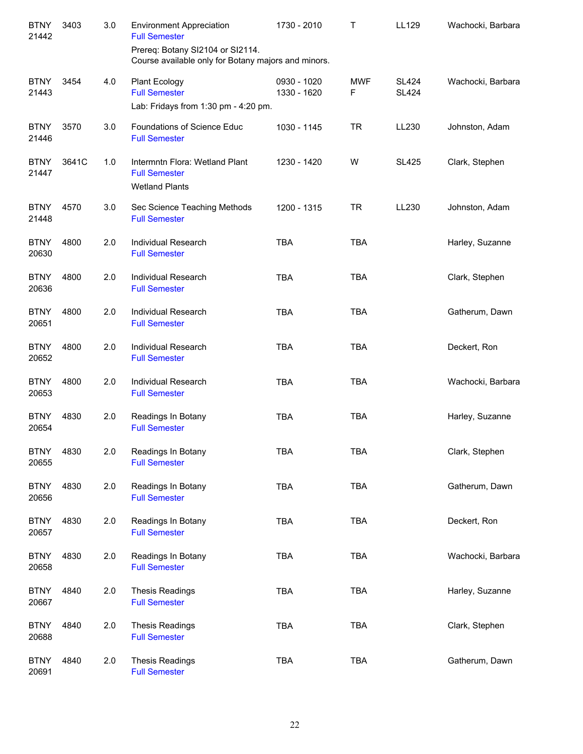| | | | | | | | |
|---|---|---|---|---|---|---|---|
| BTNY 21442 | 3403 | 3.0 | Environment Appreciation<br>Full Semester<br>Prereq: Botany SI2104 or SI2114.<br>Course available only for Botany majors and minors. | 1730 - 2010 | T | LL129 | Wachocki, Barbara |
| BTNY 21443 | 3454 | 4.0 | Plant Ecology<br>Full Semester<br>Lab: Fridays from 1:30 pm - 4:20 pm. | 0930 - 1020<br>1330 - 1620 | MWF<br>F | SL424<br>SL424 | Wachocki, Barbara |
| BTNY 21446 | 3570 | 3.0 | Foundations of Science Educ<br>Full Semester | 1030 - 1145 | TR | LL230 | Johnston, Adam |
| BTNY 21447 | 3641C | 1.0 | Intermntn Flora: Wetland Plant<br>Full Semester<br>Wetland Plants | 1230 - 1420 | W | SL425 | Clark, Stephen |
| BTNY 21448 | 4570 | 3.0 | Sec Science Teaching Methods<br>Full Semester | 1200 - 1315 | TR | LL230 | Johnston, Adam |
| BTNY 20630 | 4800 | 2.0 | Individual Research<br>Full Semester | TBA | TBA | | Harley, Suzanne |
| BTNY 20636 | 4800 | 2.0 | Individual Research<br>Full Semester | TBA | TBA | | Clark, Stephen |
| BTNY 20651 | 4800 | 2.0 | Individual Research<br>Full Semester | TBA | TBA | | Gatherum, Dawn |
| BTNY 20652 | 4800 | 2.0 | Individual Research<br>Full Semester | TBA | TBA | | Deckert, Ron |
| BTNY 20653 | 4800 | 2.0 | Individual Research<br>Full Semester | TBA | TBA | | Wachocki, Barbara |
| BTNY 20654 | 4830 | 2.0 | Readings In Botany<br>Full Semester | TBA | TBA | | Harley, Suzanne |
| BTNY 20655 | 4830 | 2.0 | Readings In Botany<br>Full Semester | TBA | TBA | | Clark, Stephen |
| BTNY 20656 | 4830 | 2.0 | Readings In Botany<br>Full Semester | TBA | TBA | | Gatherum, Dawn |
| BTNY 20657 | 4830 | 2.0 | Readings In Botany<br>Full Semester | TBA | TBA | | Deckert, Ron |
| BTNY 20658 | 4830 | 2.0 | Readings In Botany<br>Full Semester | TBA | TBA | | Wachocki, Barbara |
| BTNY 20667 | 4840 | 2.0 | Thesis Readings<br>Full Semester | TBA | TBA | | Harley, Suzanne |
| BTNY 20688 | 4840 | 2.0 | Thesis Readings<br>Full Semester | TBA | TBA | | Clark, Stephen |
| BTNY 20691 | 4840 | 2.0 | Thesis Readings<br>Full Semester | TBA | TBA | | Gatherum, Dawn |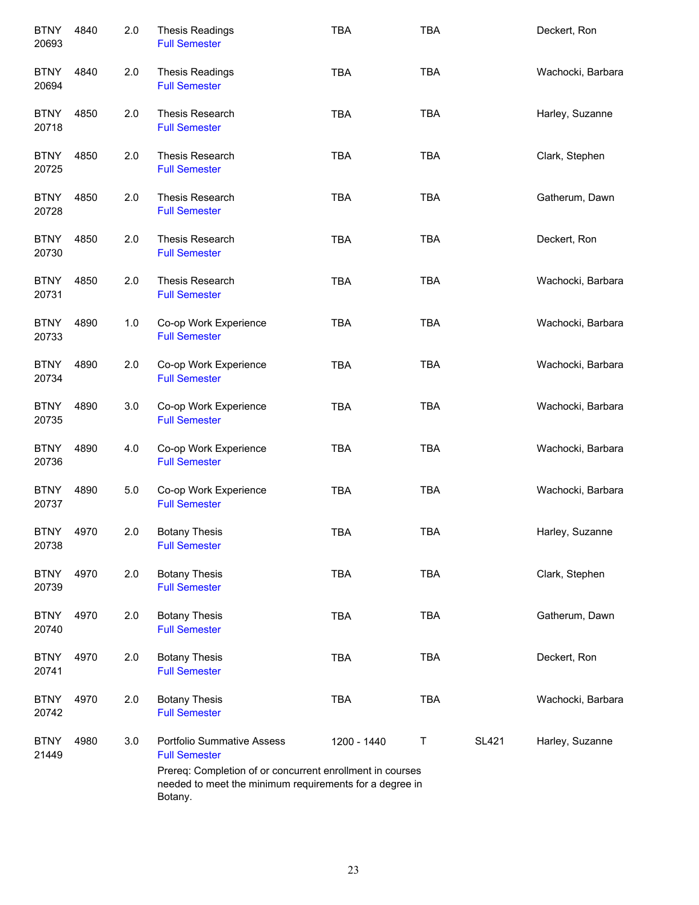| | | | | | | | |
|---|---|---|---|---|---|---|---|
| BTNY 20693 | 4840 | 2.0 | Thesis Readings<br>Full Semester | TBA | TBA | | Deckert, Ron |
| BTNY 20694 | 4840 | 2.0 | Thesis Readings<br>Full Semester | TBA | TBA | | Wachocki, Barbara |
| BTNY 20718 | 4850 | 2.0 | Thesis Research<br>Full Semester | TBA | TBA | | Harley, Suzanne |
| BTNY 20725 | 4850 | 2.0 | Thesis Research<br>Full Semester | TBA | TBA | | Clark, Stephen |
| BTNY 20728 | 4850 | 2.0 | Thesis Research<br>Full Semester | TBA | TBA | | Gatherum, Dawn |
| BTNY 20730 | 4850 | 2.0 | Thesis Research<br>Full Semester | TBA | TBA | | Deckert, Ron |
| BTNY 20731 | 4850 | 2.0 | Thesis Research<br>Full Semester | TBA | TBA | | Wachocki, Barbara |
| BTNY 20733 | 4890 | 1.0 | Co-op Work Experience<br>Full Semester | TBA | TBA | | Wachocki, Barbara |
| BTNY 20734 | 4890 | 2.0 | Co-op Work Experience<br>Full Semester | TBA | TBA | | Wachocki, Barbara |
| BTNY 20735 | 4890 | 3.0 | Co-op Work Experience<br>Full Semester | TBA | TBA | | Wachocki, Barbara |
| BTNY 20736 | 4890 | 4.0 | Co-op Work Experience<br>Full Semester | TBA | TBA | | Wachocki, Barbara |
| BTNY 20737 | 4890 | 5.0 | Co-op Work Experience<br>Full Semester | TBA | TBA | | Wachocki, Barbara |
| BTNY 20738 | 4970 | 2.0 | Botany Thesis<br>Full Semester | TBA | TBA | | Harley, Suzanne |
| BTNY 20739 | 4970 | 2.0 | Botany Thesis<br>Full Semester | TBA | TBA | | Clark, Stephen |
| BTNY 20740 | 4970 | 2.0 | Botany Thesis<br>Full Semester | TBA | TBA | | Gatherum, Dawn |
| BTNY 20741 | 4970 | 2.0 | Botany Thesis<br>Full Semester | TBA | TBA | | Deckert, Ron |
| BTNY 20742 | 4970 | 2.0 | Botany Thesis<br>Full Semester | TBA | TBA | | Wachocki, Barbara |
| BTNY 21449 | 4980 | 3.0 | Portfolio Summative Assess<br>Full Semester<br>Prereq: Completion of or concurrent enrollment in courses needed to meet the minimum requirements for a degree in Botany. | 1200 - 1440 | T | SL421 | Harley, Suzanne |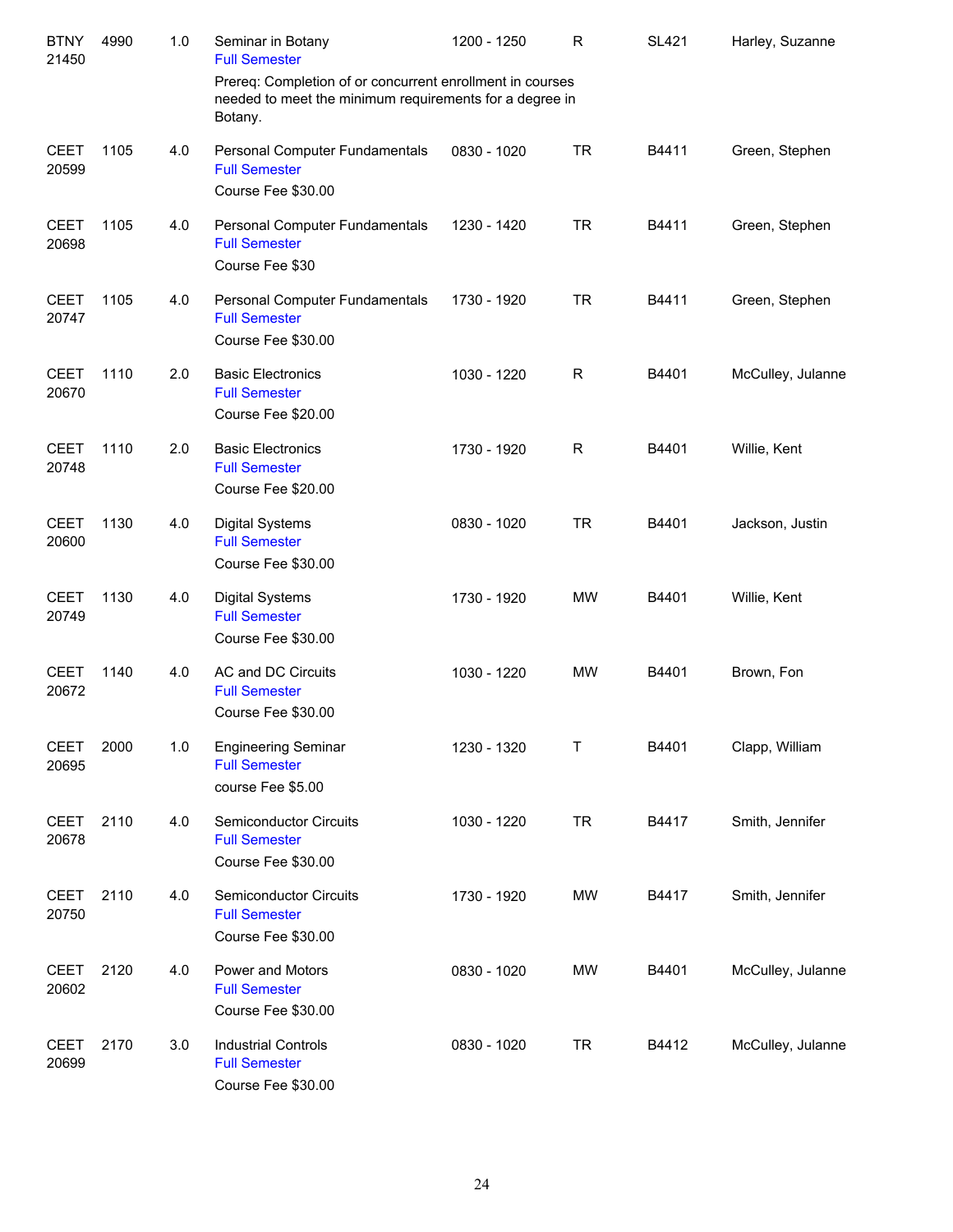| Subject / CRN | Course | Credits | Title | Time | Days | Room | Instructor |
|---|---|---|---|---|---|---|---|
| BTNY 21450 | 4990 | 1.0 | Seminar in Botany<br>Full Semester<br>Prereq: Completion of or concurrent enrollment in courses needed to meet the minimum requirements for a degree in Botany. | 1200 - 1250 | R | SL421 | Harley, Suzanne |
| CEET 20599 | 1105 | 4.0 | Personal Computer Fundamentals<br>Full Semester<br>Course Fee $30.00 | 0830 - 1020 | TR | B4411 | Green, Stephen |
| CEET 20698 | 1105 | 4.0 | Personal Computer Fundamentals<br>Full Semester<br>Course Fee $30 | 1230 - 1420 | TR | B4411 | Green, Stephen |
| CEET 20747 | 1105 | 4.0 | Personal Computer Fundamentals<br>Full Semester<br>Course Fee $30.00 | 1730 - 1920 | TR | B4411 | Green, Stephen |
| CEET 20670 | 1110 | 2.0 | Basic Electronics<br>Full Semester<br>Course Fee $20.00 | 1030 - 1220 | R | B4401 | McCulley, Julanne |
| CEET 20748 | 1110 | 2.0 | Basic Electronics<br>Full Semester<br>Course Fee $20.00 | 1730 - 1920 | R | B4401 | Willie, Kent |
| CEET 20600 | 1130 | 4.0 | Digital Systems<br>Full Semester<br>Course Fee $30.00 | 0830 - 1020 | TR | B4401 | Jackson, Justin |
| CEET 20749 | 1130 | 4.0 | Digital Systems<br>Full Semester<br>Course Fee $30.00 | 1730 - 1920 | MW | B4401 | Willie, Kent |
| CEET 20672 | 1140 | 4.0 | AC and DC Circuits<br>Full Semester<br>Course Fee $30.00 | 1030 - 1220 | MW | B4401 | Brown, Fon |
| CEET 20695 | 2000 | 1.0 | Engineering Seminar<br>Full Semester<br>course Fee $5.00 | 1230 - 1320 | T | B4401 | Clapp, William |
| CEET 20678 | 2110 | 4.0 | Semiconductor Circuits<br>Full Semester<br>Course Fee $30.00 | 1030 - 1220 | TR | B4417 | Smith, Jennifer |
| CEET 20750 | 2110 | 4.0 | Semiconductor Circuits<br>Full Semester<br>Course Fee $30.00 | 1730 - 1920 | MW | B4417 | Smith, Jennifer |
| CEET 20602 | 2120 | 4.0 | Power and Motors<br>Full Semester<br>Course Fee $30.00 | 0830 - 1020 | MW | B4401 | McCulley, Julanne |
| CEET 20699 | 2170 | 3.0 | Industrial Controls<br>Full Semester<br>Course Fee $30.00 | 0830 - 1020 | TR | B4412 | McCulley, Julanne |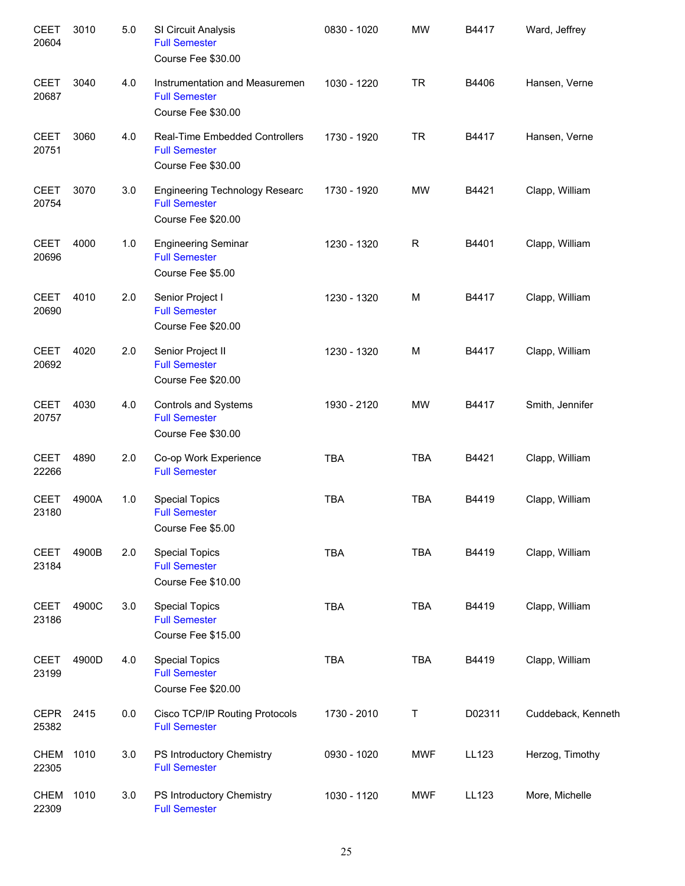| Subject / CRN | Course | Credits | Title | Time | Days | Room | Instructor |
|---|---|---|---|---|---|---|---|
| CEET 20604 | 3010 | 5.0 | SI Circuit Analysis<br>Full Semester<br>Course Fee $30.00 | 0830 - 1020 | MW | B4417 | Ward, Jeffrey |
| CEET 20687 | 3040 | 4.0 | Instrumentation and Measuremen<br>Full Semester<br>Course Fee $30.00 | 1030 - 1220 | TR | B4406 | Hansen, Verne |
| CEET 20751 | 3060 | 4.0 | Real-Time Embedded Controllers<br>Full Semester<br>Course Fee $30.00 | 1730 - 1920 | TR | B4417 | Hansen, Verne |
| CEET 20754 | 3070 | 3.0 | Engineering Technology Researc<br>Full Semester<br>Course Fee $20.00 | 1730 - 1920 | MW | B4421 | Clapp, William |
| CEET 20696 | 4000 | 1.0 | Engineering Seminar<br>Full Semester<br>Course Fee $5.00 | 1230 - 1320 | R | B4401 | Clapp, William |
| CEET 20690 | 4010 | 2.0 | Senior Project I<br>Full Semester<br>Course Fee $20.00 | 1230 - 1320 | M | B4417 | Clapp, William |
| CEET 20692 | 4020 | 2.0 | Senior Project II<br>Full Semester<br>Course Fee $20.00 | 1230 - 1320 | M | B4417 | Clapp, William |
| CEET 20757 | 4030 | 4.0 | Controls and Systems<br>Full Semester<br>Course Fee $30.00 | 1930 - 2120 | MW | B4417 | Smith, Jennifer |
| CEET 22266 | 4890 | 2.0 | Co-op Work Experience<br>Full Semester | TBA | TBA | B4421 | Clapp, William |
| CEET 23180 | 4900A | 1.0 | Special Topics<br>Full Semester<br>Course Fee $5.00 | TBA | TBA | B4419 | Clapp, William |
| CEET 23184 | 4900B | 2.0 | Special Topics<br>Full Semester<br>Course Fee $10.00 | TBA | TBA | B4419 | Clapp, William |
| CEET 23186 | 4900C | 3.0 | Special Topics<br>Full Semester<br>Course Fee $15.00 | TBA | TBA | B4419 | Clapp, William |
| CEET 23199 | 4900D | 4.0 | Special Topics<br>Full Semester<br>Course Fee $20.00 | TBA | TBA | B4419 | Clapp, William |
| CEPR 25382 | 2415 | 0.0 | Cisco TCP/IP Routing Protocols<br>Full Semester | 1730 - 2010 | T | D02311 | Cuddeback, Kenneth |
| CHEM 22305 | 1010 | 3.0 | PS Introductory Chemistry<br>Full Semester | 0930 - 1020 | MWF | LL123 | Herzog, Timothy |
| CHEM 22309 | 1010 | 3.0 | PS Introductory Chemistry<br>Full Semester | 1030 - 1120 | MWF | LL123 | More, Michelle |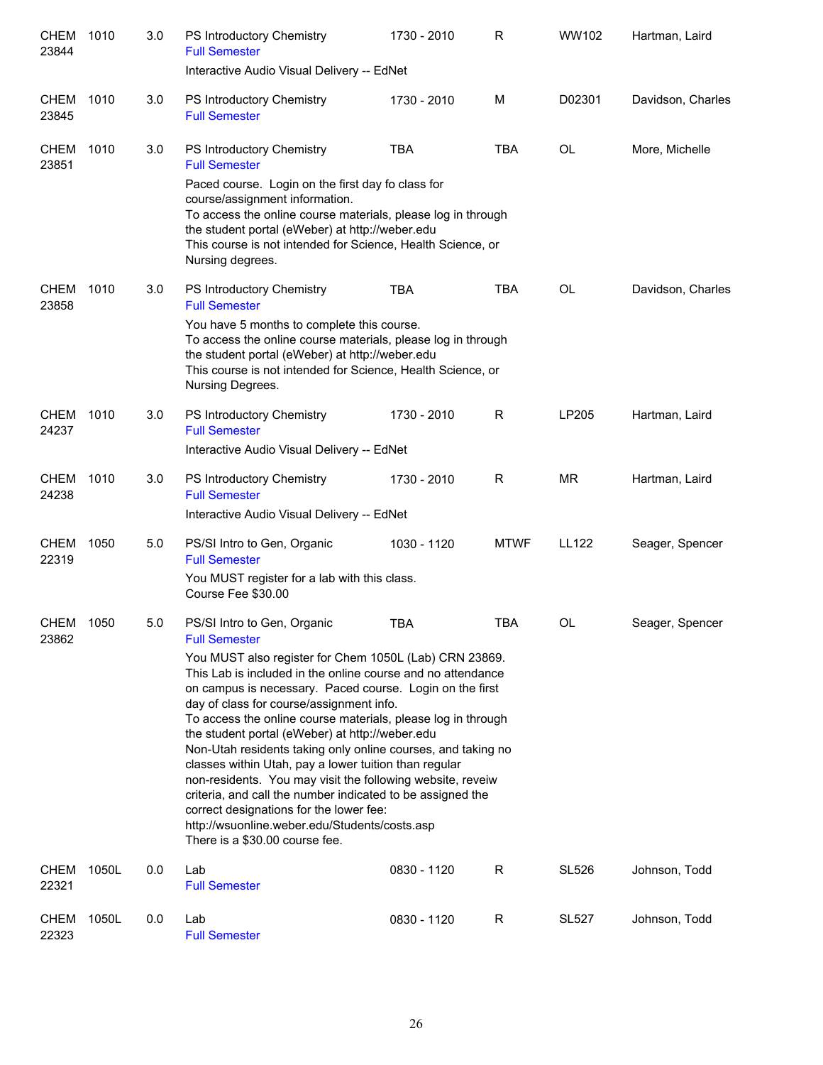| Subject/CRN | Course | Credits | Title | Time | Days | Room | Instructor |
|---|---|---|---|---|---|---|---|
| CHEM 23844 | 1010 | 3.0 | PS Introductory Chemistry<br>Full Semester<br>Interactive Audio Visual Delivery -- EdNet | 1730 - 2010 | R | WW102 | Hartman, Laird |
| CHEM 23845 | 1010 | 3.0 | PS Introductory Chemistry<br>Full Semester | 1730 - 2010 | M | D02301 | Davidson, Charles |
| CHEM 23851 | 1010 | 3.0 | PS Introductory Chemistry<br>Full Semester<br>Paced course. Login on the first day fo class for course/assignment information.<br>To access the online course materials, please log in through the student portal (eWeber) at http://weber.edu<br>This course is not intended for Science, Health Science, or Nursing degrees. | TBA | TBA | OL | More, Michelle |
| CHEM 23858 | 1010 | 3.0 | PS Introductory Chemistry<br>Full Semester<br>You have 5 months to complete this course.<br>To access the online course materials, please log in through the student portal (eWeber) at http://weber.edu<br>This course is not intended for Science, Health Science, or Nursing Degrees. | TBA | TBA | OL | Davidson, Charles |
| CHEM 24237 | 1010 | 3.0 | PS Introductory Chemistry<br>Full Semester<br>Interactive Audio Visual Delivery -- EdNet | 1730 - 2010 | R | LP205 | Hartman, Laird |
| CHEM 24238 | 1010 | 3.0 | PS Introductory Chemistry<br>Full Semester<br>Interactive Audio Visual Delivery -- EdNet | 1730 - 2010 | R | MR | Hartman, Laird |
| CHEM 22319 | 1050 | 5.0 | PS/SI Intro to Gen, Organic<br>Full Semester<br>You MUST register for a lab with this class.<br>Course Fee $30.00 | 1030 - 1120 | MTWF | LL122 | Seager, Spencer |
| CHEM 23862 | 1050 | 5.0 | PS/SI Intro to Gen, Organic<br>Full Semester<br>You MUST also register for Chem 1050L (Lab) CRN 23869. This Lab is included in the online course and no attendance on campus is necessary. Paced course. Login on the first day of class for course/assignment info.<br>To access the online course materials, please log in through the student portal (eWeber) at http://weber.edu<br>Non-Utah residents taking only online courses, and taking no classes within Utah, pay a lower tuition than regular non-residents. You may visit the following website, reveiw criteria, and call the number indicated to be assigned the correct designations for the lower fee:<br>http://wsuonline.weber.edu/Students/costs.asp<br>There is a $30.00 course fee. | TBA | TBA | OL | Seager, Spencer |
| CHEM 22321 | 1050L | 0.0 | Lab<br>Full Semester | 0830 - 1120 | R | SL526 | Johnson, Todd |
| CHEM 22323 | 1050L | 0.0 | Lab<br>Full Semester | 0830 - 1120 | R | SL527 | Johnson, Todd |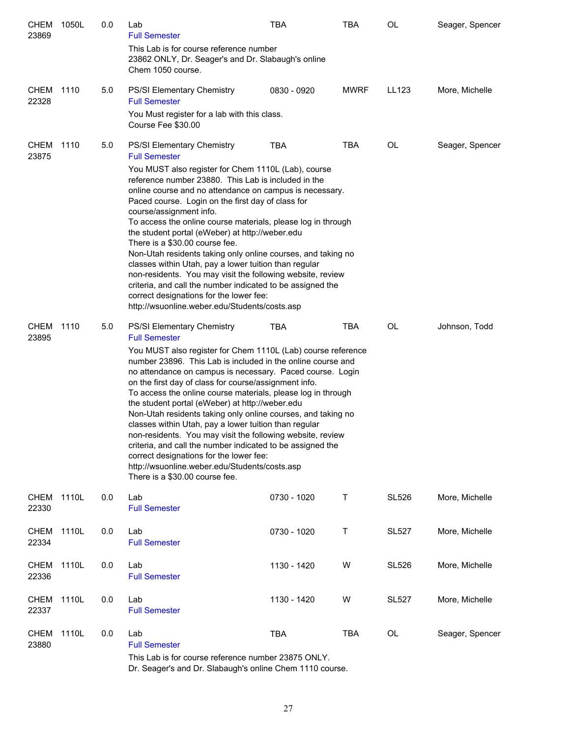| Course | | Credits | Title | Time | Days | Room | Instructor |
|---|---|---|---|---|---|---|---|
| CHEM 23869 | 1050L | 0.0 | Lab<br>Full Semester<br>This Lab is for course reference number 23862 ONLY, Dr. Seager's and Dr. Slabaugh's online Chem 1050 course. | TBA | TBA | OL | Seager, Spencer |
| CHEM 22328 | 1110 | 5.0 | PS/SI Elementary Chemistry<br>Full Semester<br>You Must register for a lab with this class. Course Fee $30.00 | 0830 - 0920 | MWRF | LL123 | More, Michelle |
| CHEM 23875 | 1110 | 5.0 | PS/SI Elementary Chemistry<br>Full Semester<br>You MUST also register for Chem 1110L (Lab), course reference number 23880. This Lab is included in the online course and no attendance on campus is necessary. Paced course. Login on the first day of class for course/assignment info.<br>To access the online course materials, please log in through the student portal (eWeber) at http://weber.edu<br>There is a $30.00 course fee.<br>Non-Utah residents taking only online courses, and taking no classes within Utah, pay a lower tuition than regular non-residents. You may visit the following website, review criteria, and call the number indicated to be assigned the correct designations for the lower fee:<br>http://wsuonline.weber.edu/Students/costs.asp | TBA | TBA | OL | Seager, Spencer |
| CHEM 23895 | 1110 | 5.0 | PS/SI Elementary Chemistry<br>Full Semester<br>You MUST also register for Chem 1110L (Lab) course reference number 23896. This Lab is included in the online course and no attendance on campus is necessary. Paced course. Login on the first day of class for course/assignment info.<br>To access the online course materials, please log in through the student portal (eWeber) at http://weber.edu<br>Non-Utah residents taking only online courses, and taking no classes within Utah, pay a lower tuition than regular non-residents. You may visit the following website, review criteria, and call the number indicated to be assigned the correct designations for the lower fee:<br>http://wsuonline.weber.edu/Students/costs.asp<br>There is a $30.00 course fee. | TBA | TBA | OL | Johnson, Todd |
| CHEM 22330 | 1110L | 0.0 | Lab<br>Full Semester | 0730 - 1020 | T | SL526 | More, Michelle |
| CHEM 22334 | 1110L | 0.0 | Lab<br>Full Semester | 0730 - 1020 | T | SL527 | More, Michelle |
| CHEM 22336 | 1110L | 0.0 | Lab<br>Full Semester | 1130 - 1420 | W | SL526 | More, Michelle |
| CHEM 22337 | 1110L | 0.0 | Lab<br>Full Semester | 1130 - 1420 | W | SL527 | More, Michelle |
| CHEM 23880 | 1110L | 0.0 | Lab<br>Full Semester<br>This Lab is for course reference number 23875 ONLY. Dr. Seager's and Dr. Slabaugh's online Chem 1110 course. | TBA | TBA | OL | Seager, Spencer |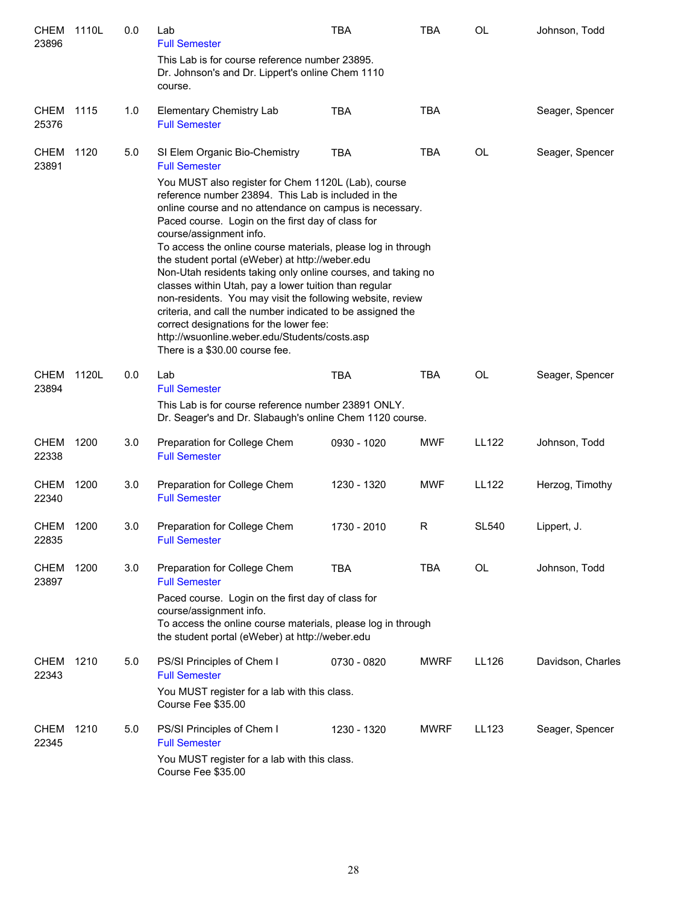| | | | | | | | |
|---|---|---|---|---|---|---|---|
| CHEM 23896 | 1110L | 0.0 | Lab<br>Full Semester<br>This Lab is for course reference number 23895. Dr. Johnson's and Dr. Lippert's online Chem 1110 course. | TBA | TBA | OL | Johnson, Todd |
| CHEM 25376 | 1115 | 1.0 | Elementary Chemistry Lab<br>Full Semester | TBA | TBA | | Seager, Spencer |
| CHEM 23891 | 1120 | 5.0 | SI Elem Organic Bio-Chemistry<br>Full Semester<br>You MUST also register for Chem 1120L (Lab), course reference number 23894. This Lab is included in the online course and no attendance on campus is necessary. Paced course. Login on the first day of class for course/assignment info.<br>To access the online course materials, please log in through the student portal (eWeber) at http://weber.edu<br>Non-Utah residents taking only online courses, and taking no classes within Utah, pay a lower tuition than regular non-residents. You may visit the following website, review criteria, and call the number indicated to be assigned the correct designations for the lower fee:<br>http://wsuonline.weber.edu/Students/costs.asp<br>There is a $30.00 course fee. | TBA | TBA | OL | Seager, Spencer |
| CHEM 23894 | 1120L | 0.0 | Lab<br>Full Semester<br>This Lab is for course reference number 23891 ONLY. Dr. Seager's and Dr. Slabaugh's online Chem 1120 course. | TBA | TBA | OL | Seager, Spencer |
| CHEM 22338 | 1200 | 3.0 | Preparation for College Chem<br>Full Semester | 0930 - 1020 | MWF | LL122 | Johnson, Todd |
| CHEM 22340 | 1200 | 3.0 | Preparation for College Chem<br>Full Semester | 1230 - 1320 | MWF | LL122 | Herzog, Timothy |
| CHEM 22835 | 1200 | 3.0 | Preparation for College Chem<br>Full Semester | 1730 - 2010 | R | SL540 | Lippert, J. |
| CHEM 23897 | 1200 | 3.0 | Preparation for College Chem<br>Full Semester<br>Paced course. Login on the first day of class for course/assignment info.<br>To access the online course materials, please log in through the student portal (eWeber) at http://weber.edu | TBA | TBA | OL | Johnson, Todd |
| CHEM 22343 | 1210 | 5.0 | PS/SI Principles of Chem I<br>Full Semester<br>You MUST register for a lab with this class.<br>Course Fee $35.00 | 0730 - 0820 | MWRF | LL126 | Davidson, Charles |
| CHEM 22345 | 1210 | 5.0 | PS/SI Principles of Chem I<br>Full Semester<br>You MUST register for a lab with this class.<br>Course Fee $35.00 | 1230 - 1320 | MWRF | LL123 | Seager, Spencer |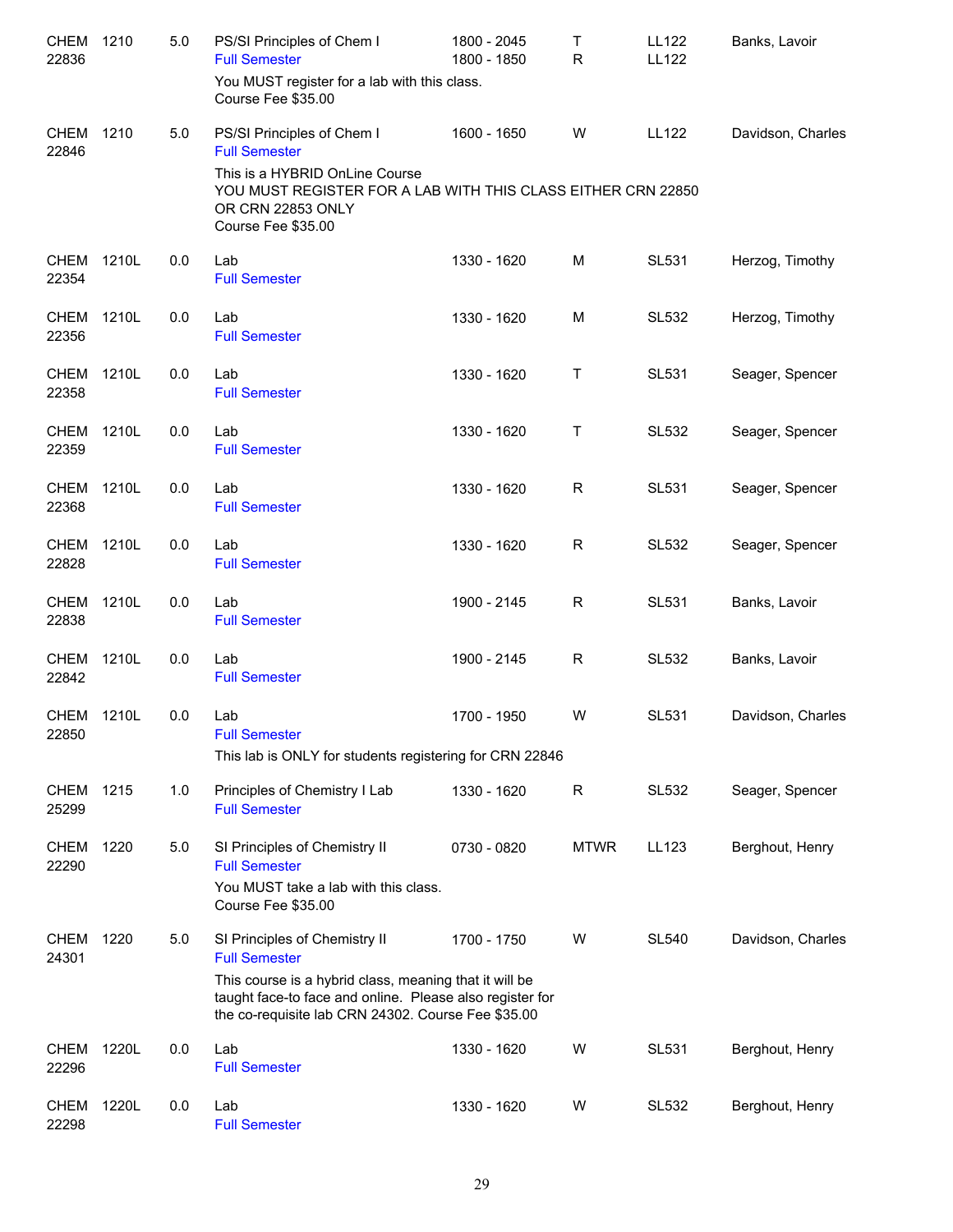| Subject/CRN | Course | Credits | Title | Time | Days | Room | Instructor |
|---|---|---|---|---|---|---|---|
| CHEM 22836 | 1210 | 5.0 | PS/SI Principles of Chem I<br>Full Semester<br>You MUST register for a lab with this class.<br>Course Fee $35.00 | 1800 - 2045<br>1800 - 1850 | T<br>R | LL122<br>LL122 | Banks, Lavoir |
| CHEM 22846 | 1210 | 5.0 | PS/SI Principles of Chem I<br>Full Semester<br>This is a HYBRID OnLine Course<br>YOU MUST REGISTER FOR A LAB WITH THIS CLASS EITHER CRN 22850 OR CRN 22853 ONLY<br>Course Fee $35.00 | 1600 - 1650 | W | LL122 | Davidson, Charles |
| CHEM 22354 | 1210L | 0.0 | Lab<br>Full Semester | 1330 - 1620 | M | SL531 | Herzog, Timothy |
| CHEM 22356 | 1210L | 0.0 | Lab<br>Full Semester | 1330 - 1620 | M | SL532 | Herzog, Timothy |
| CHEM 22358 | 1210L | 0.0 | Lab<br>Full Semester | 1330 - 1620 | T | SL531 | Seager, Spencer |
| CHEM 22359 | 1210L | 0.0 | Lab<br>Full Semester | 1330 - 1620 | T | SL532 | Seager, Spencer |
| CHEM 22368 | 1210L | 0.0 | Lab<br>Full Semester | 1330 - 1620 | R | SL531 | Seager, Spencer |
| CHEM 22828 | 1210L | 0.0 | Lab<br>Full Semester | 1330 - 1620 | R | SL532 | Seager, Spencer |
| CHEM 22838 | 1210L | 0.0 | Lab<br>Full Semester | 1900 - 2145 | R | SL531 | Banks, Lavoir |
| CHEM 22842 | 1210L | 0.0 | Lab<br>Full Semester | 1900 - 2145 | R | SL532 | Banks, Lavoir |
| CHEM 22850 | 1210L | 0.0 | Lab<br>Full Semester<br>This lab is ONLY for students registering for CRN 22846 | 1700 - 1950 | W | SL531 | Davidson, Charles |
| CHEM 25299 | 1215 | 1.0 | Principles of Chemistry I Lab<br>Full Semester | 1330 - 1620 | R | SL532 | Seager, Spencer |
| CHEM 22290 | 1220 | 5.0 | SI Principles of Chemistry II<br>Full Semester<br>You MUST take a lab with this class.<br>Course Fee $35.00 | 0730 - 0820 | MTWR | LL123 | Berghout, Henry |
| CHEM 24301 | 1220 | 5.0 | SI Principles of Chemistry II<br>Full Semester<br>This course is a hybrid class, meaning that it will be taught face-to face and online. Please also register for the co-requisite lab CRN 24302. Course Fee $35.00 | 1700 - 1750 | W | SL540 | Davidson, Charles |
| CHEM 22296 | 1220L | 0.0 | Lab<br>Full Semester | 1330 - 1620 | W | SL531 | Berghout, Henry |
| CHEM 22298 | 1220L | 0.0 | Lab<br>Full Semester | 1330 - 1620 | W | SL532 | Berghout, Henry |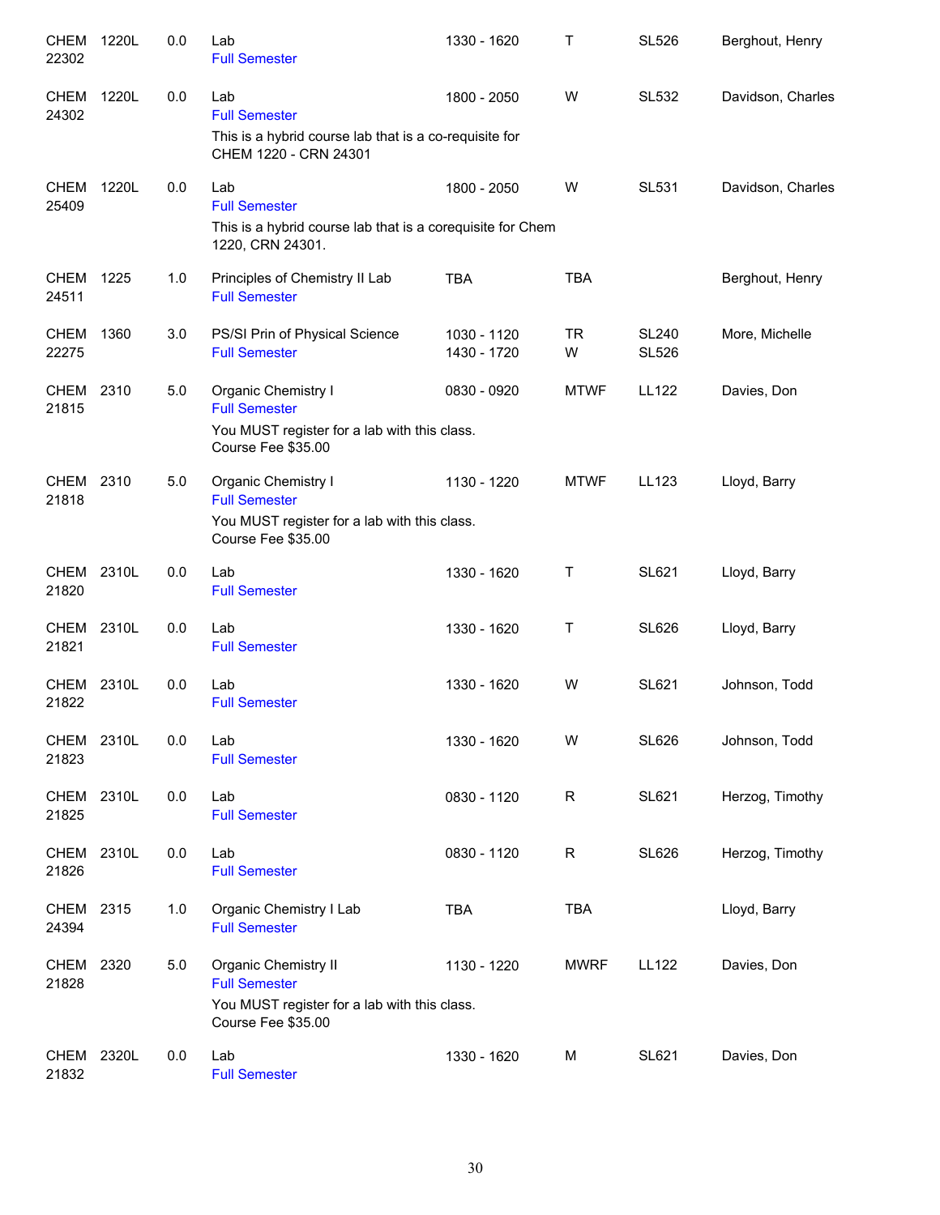| | | | | | | | |
|---|---|---|---|---|---|---|---|
| CHEM 22302 | 1220L | 0.0 | Lab<br>Full Semester | 1330 - 1620 | T | SL526 | Berghout, Henry |
| CHEM 24302 | 1220L | 0.0 | Lab<br>Full Semester<br>This is a hybrid course lab that is a co-requisite for CHEM 1220 - CRN 24301 | 1800 - 2050 | W | SL532 | Davidson, Charles |
| CHEM 25409 | 1220L | 0.0 | Lab<br>Full Semester<br>This is a hybrid course lab that is a corequisite for Chem 1220, CRN 24301. | 1800 - 2050 | W | SL531 | Davidson, Charles |
| CHEM 24511 | 1225 | 1.0 | Principles of Chemistry II Lab<br>Full Semester | TBA | TBA | | Berghout, Henry |
| CHEM 22275 | 1360 | 3.0 | PS/SI Prin of Physical Science<br>Full Semester | 1030 - 1120<br>1430 - 1720 | TR<br>W | SL240<br>SL526 | More, Michelle |
| CHEM 21815 | 2310 | 5.0 | Organic Chemistry I<br>Full Semester<br>You MUST register for a lab with this class.<br>Course Fee $35.00 | 0830 - 0920 | MTWF | LL122 | Davies, Don |
| CHEM 21818 | 2310 | 5.0 | Organic Chemistry I<br>Full Semester<br>You MUST register for a lab with this class.<br>Course Fee $35.00 | 1130 - 1220 | MTWF | LL123 | Lloyd, Barry |
| CHEM 21820 | 2310L | 0.0 | Lab<br>Full Semester | 1330 - 1620 | T | SL621 | Lloyd, Barry |
| CHEM 21821 | 2310L | 0.0 | Lab<br>Full Semester | 1330 - 1620 | T | SL626 | Lloyd, Barry |
| CHEM 21822 | 2310L | 0.0 | Lab<br>Full Semester | 1330 - 1620 | W | SL621 | Johnson, Todd |
| CHEM 21823 | 2310L | 0.0 | Lab<br>Full Semester | 1330 - 1620 | W | SL626 | Johnson, Todd |
| CHEM 21825 | 2310L | 0.0 | Lab<br>Full Semester | 0830 - 1120 | R | SL621 | Herzog, Timothy |
| CHEM 21826 | 2310L | 0.0 | Lab<br>Full Semester | 0830 - 1120 | R | SL626 | Herzog, Timothy |
| CHEM 24394 | 2315 | 1.0 | Organic Chemistry I Lab<br>Full Semester | TBA | TBA | | Lloyd, Barry |
| CHEM 21828 | 2320 | 5.0 | Organic Chemistry II<br>Full Semester<br>You MUST register for a lab with this class.<br>Course Fee $35.00 | 1130 - 1220 | MWRF | LL122 | Davies, Don |
| CHEM 21832 | 2320L | 0.0 | Lab<br>Full Semester | 1330 - 1620 | M | SL621 | Davies, Don |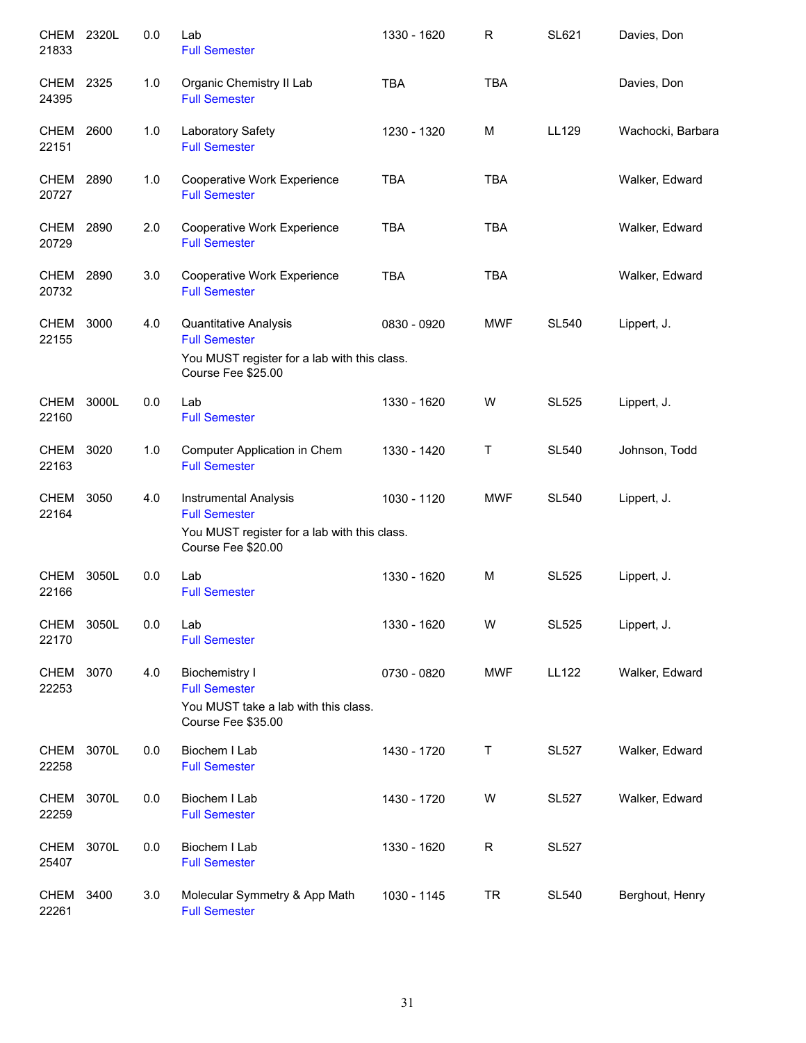| | | | | | | | |
|---|---|---|---|---|---|---|---|
| CHEM 21833 | 2320L | 0.0 | Lab<br>Full Semester | 1330 - 1620 | R | SL621 | Davies, Don |
| CHEM 24395 | 2325 | 1.0 | Organic Chemistry II Lab<br>Full Semester | TBA | TBA | | Davies, Don |
| CHEM 22151 | 2600 | 1.0 | Laboratory Safety<br>Full Semester | 1230 - 1320 | M | LL129 | Wachocki, Barbara |
| CHEM 20727 | 2890 | 1.0 | Cooperative Work Experience<br>Full Semester | TBA | TBA | | Walker, Edward |
| CHEM 20729 | 2890 | 2.0 | Cooperative Work Experience<br>Full Semester | TBA | TBA | | Walker, Edward |
| CHEM 20732 | 2890 | 3.0 | Cooperative Work Experience<br>Full Semester | TBA | TBA | | Walker, Edward |
| CHEM 22155 | 3000 | 4.0 | Quantitative Analysis<br>Full Semester<br>You MUST register for a lab with this class.<br>Course Fee $25.00 | 0830 - 0920 | MWF | SL540 | Lippert, J. |
| CHEM 22160 | 3000L | 0.0 | Lab<br>Full Semester | 1330 - 1620 | W | SL525 | Lippert, J. |
| CHEM 22163 | 3020 | 1.0 | Computer Application in Chem<br>Full Semester | 1330 - 1420 | T | SL540 | Johnson, Todd |
| CHEM 22164 | 3050 | 4.0 | Instrumental Analysis<br>Full Semester<br>You MUST register for a lab with this class.<br>Course Fee $20.00 | 1030 - 1120 | MWF | SL540 | Lippert, J. |
| CHEM 22166 | 3050L | 0.0 | Lab<br>Full Semester | 1330 - 1620 | M | SL525 | Lippert, J. |
| CHEM 22170 | 3050L | 0.0 | Lab<br>Full Semester | 1330 - 1620 | W | SL525 | Lippert, J. |
| CHEM 22253 | 3070 | 4.0 | Biochemistry I<br>Full Semester<br>You MUST take a lab with this class.<br>Course Fee $35.00 | 0730 - 0820 | MWF | LL122 | Walker, Edward |
| CHEM 22258 | 3070L | 0.0 | Biochem I Lab<br>Full Semester | 1430 - 1720 | T | SL527 | Walker, Edward |
| CHEM 22259 | 3070L | 0.0 | Biochem I Lab<br>Full Semester | 1430 - 1720 | W | SL527 | Walker, Edward |
| CHEM 25407 | 3070L | 0.0 | Biochem I Lab<br>Full Semester | 1330 - 1620 | R | SL527 | |
| CHEM 22261 | 3400 | 3.0 | Molecular Symmetry & App Math<br>Full Semester | 1030 - 1145 | TR | SL540 | Berghout, Henry |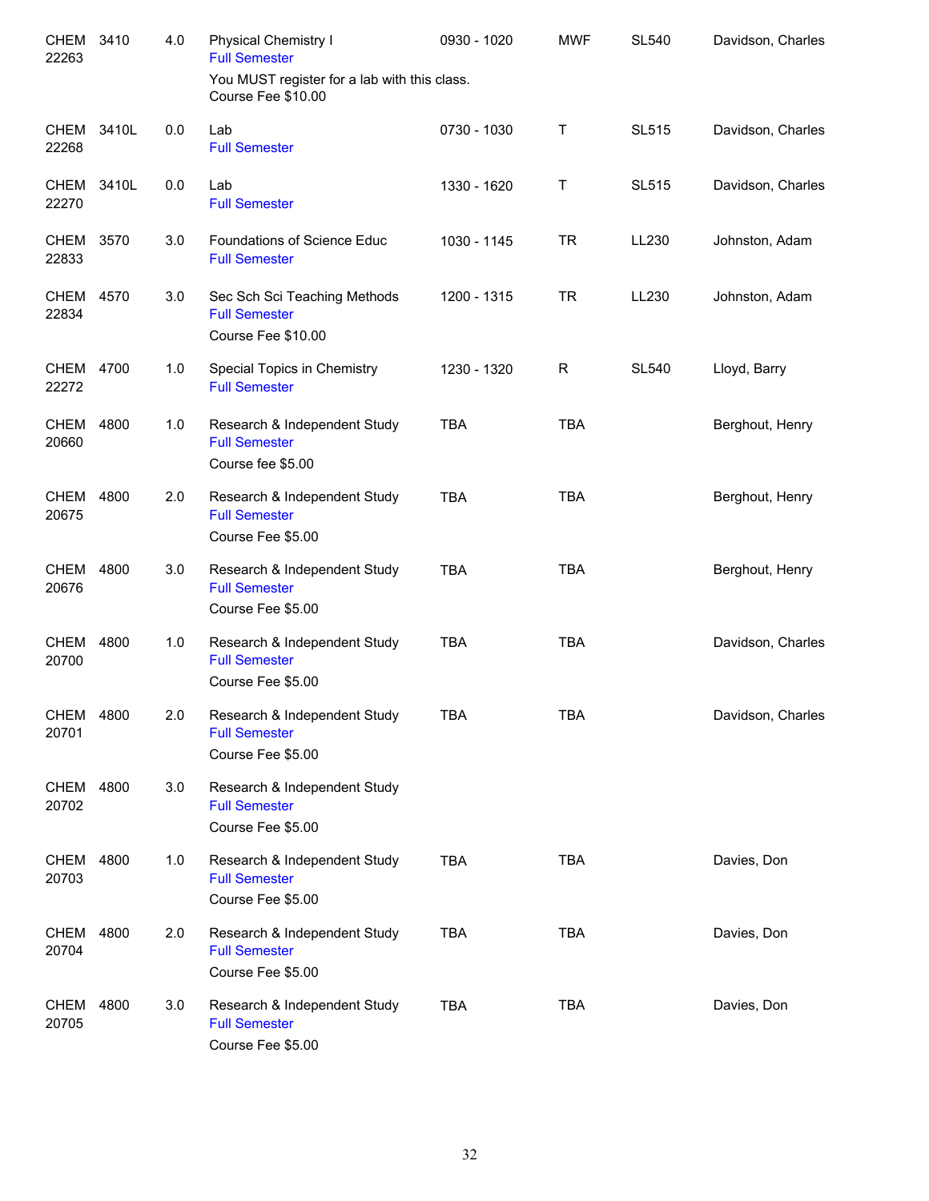| | | | | | | | |
|---|---|---|---|---|---|---|---|
| CHEM 22263 | 3410 | 4.0 | Physical Chemistry I<br>Full Semester<br>You MUST register for a lab with this class.<br>Course Fee $10.00 | 0930 - 1020 | MWF | SL540 | Davidson, Charles |
| CHEM 22268 | 3410L | 0.0 | Lab<br>Full Semester | 0730 - 1030 | T | SL515 | Davidson, Charles |
| CHEM 22270 | 3410L | 0.0 | Lab<br>Full Semester | 1330 - 1620 | T | SL515 | Davidson, Charles |
| CHEM 22833 | 3570 | 3.0 | Foundations of Science Educ<br>Full Semester | 1030 - 1145 | TR | LL230 | Johnston, Adam |
| CHEM 22834 | 4570 | 3.0 | Sec Sch Sci Teaching Methods<br>Full Semester<br>Course Fee $10.00 | 1200 - 1315 | TR | LL230 | Johnston, Adam |
| CHEM 22272 | 4700 | 1.0 | Special Topics in Chemistry<br>Full Semester | 1230 - 1320 | R | SL540 | Lloyd, Barry |
| CHEM 20660 | 4800 | 1.0 | Research & Independent Study<br>Full Semester<br>Course fee $5.00 | TBA | TBA | | Berghout, Henry |
| CHEM 20675 | 4800 | 2.0 | Research & Independent Study<br>Full Semester<br>Course Fee $5.00 | TBA | TBA | | Berghout, Henry |
| CHEM 20676 | 4800 | 3.0 | Research & Independent Study<br>Full Semester<br>Course Fee $5.00 | TBA | TBA | | Berghout, Henry |
| CHEM 20700 | 4800 | 1.0 | Research & Independent Study<br>Full Semester<br>Course Fee $5.00 | TBA | TBA | | Davidson, Charles |
| CHEM 20701 | 4800 | 2.0 | Research & Independent Study<br>Full Semester<br>Course Fee $5.00 | TBA | TBA | | Davidson, Charles |
| CHEM 20702 | 4800 | 3.0 | Research & Independent Study<br>Full Semester<br>Course Fee $5.00 | | | | |
| CHEM 20703 | 4800 | 1.0 | Research & Independent Study<br>Full Semester<br>Course Fee $5.00 | TBA | TBA | | Davies, Don |
| CHEM 20704 | 4800 | 2.0 | Research & Independent Study<br>Full Semester<br>Course Fee $5.00 | TBA | TBA | | Davies, Don |
| CHEM 20705 | 4800 | 3.0 | Research & Independent Study<br>Full Semester<br>Course Fee $5.00 | TBA | TBA | | Davies, Don |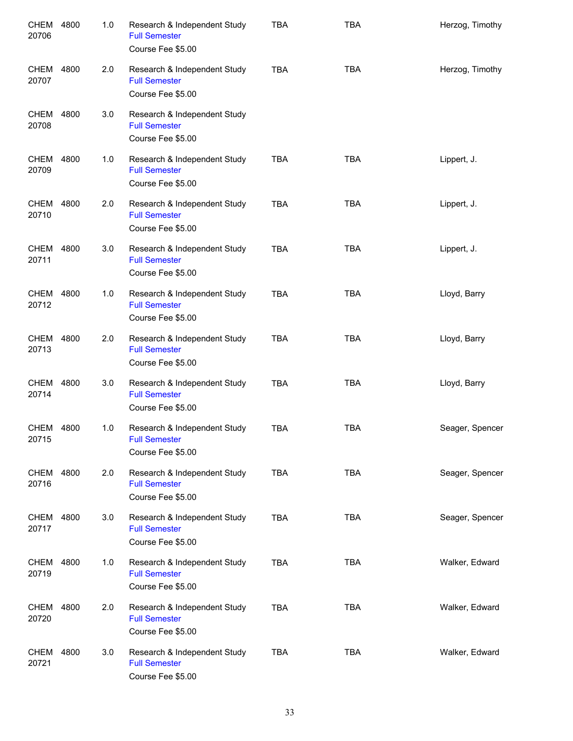| | | | | | | |
|---|---|---|---|---|---|---|
| CHEM 20706 | 4800 | 1.0 | Research & Independent Study<br>Full Semester<br>Course Fee $5.00 | TBA | TBA | Herzog, Timothy |
| CHEM 20707 | 4800 | 2.0 | Research & Independent Study<br>Full Semester<br>Course Fee $5.00 | TBA | TBA | Herzog, Timothy |
| CHEM 20708 | 4800 | 3.0 | Research & Independent Study<br>Full Semester<br>Course Fee $5.00 | | | |
| CHEM 20709 | 4800 | 1.0 | Research & Independent Study<br>Full Semester<br>Course Fee $5.00 | TBA | TBA | Lippert, J. |
| CHEM 20710 | 4800 | 2.0 | Research & Independent Study<br>Full Semester<br>Course Fee $5.00 | TBA | TBA | Lippert, J. |
| CHEM 20711 | 4800 | 3.0 | Research & Independent Study<br>Full Semester<br>Course Fee $5.00 | TBA | TBA | Lippert, J. |
| CHEM 20712 | 4800 | 1.0 | Research & Independent Study<br>Full Semester<br>Course Fee $5.00 | TBA | TBA | Lloyd, Barry |
| CHEM 20713 | 4800 | 2.0 | Research & Independent Study<br>Full Semester<br>Course Fee $5.00 | TBA | TBA | Lloyd, Barry |
| CHEM 20714 | 4800 | 3.0 | Research & Independent Study<br>Full Semester<br>Course Fee $5.00 | TBA | TBA | Lloyd, Barry |
| CHEM 20715 | 4800 | 1.0 | Research & Independent Study<br>Full Semester<br>Course Fee $5.00 | TBA | TBA | Seager, Spencer |
| CHEM 20716 | 4800 | 2.0 | Research & Independent Study<br>Full Semester<br>Course Fee $5.00 | TBA | TBA | Seager, Spencer |
| CHEM 20717 | 4800 | 3.0 | Research & Independent Study<br>Full Semester<br>Course Fee $5.00 | TBA | TBA | Seager, Spencer |
| CHEM 20719 | 4800 | 1.0 | Research & Independent Study<br>Full Semester<br>Course Fee $5.00 | TBA | TBA | Walker, Edward |
| CHEM 20720 | 4800 | 2.0 | Research & Independent Study<br>Full Semester<br>Course Fee $5.00 | TBA | TBA | Walker, Edward |
| CHEM 20721 | 4800 | 3.0 | Research & Independent Study<br>Full Semester<br>Course Fee $5.00 | TBA | TBA | Walker, Edward |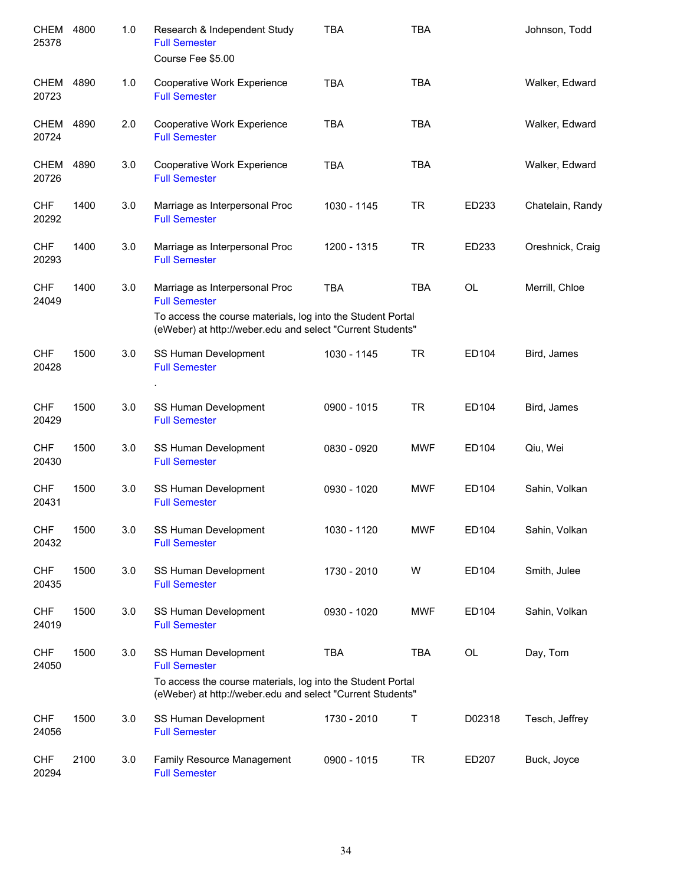| | | | | | | | |
|---|---|---|---|---|---|---|---|
| CHEM 25378 | 4800 | 1.0 | Research & Independent Study<br>Full Semester<br>Course Fee $5.00 | TBA | TBA | | Johnson, Todd |
| CHEM 20723 | 4890 | 1.0 | Cooperative Work Experience<br>Full Semester | TBA | TBA | | Walker, Edward |
| CHEM 20724 | 4890 | 2.0 | Cooperative Work Experience<br>Full Semester | TBA | TBA | | Walker, Edward |
| CHEM 20726 | 4890 | 3.0 | Cooperative Work Experience<br>Full Semester | TBA | TBA | | Walker, Edward |
| CHF 20292 | 1400 | 3.0 | Marriage as Interpersonal Proc<br>Full Semester | 1030 - 1145 | TR | ED233 | Chatelain, Randy |
| CHF 20293 | 1400 | 3.0 | Marriage as Interpersonal Proc<br>Full Semester | 1200 - 1315 | TR | ED233 | Oreshnick, Craig |
| CHF 24049 | 1400 | 3.0 | Marriage as Interpersonal Proc<br>Full Semester<br>To access the course materials, log into the Student Portal (eWeber) at http://weber.edu and select "Current Students" | TBA | TBA | OL | Merrill, Chloe |
| CHF 20428 | 1500 | 3.0 | SS Human Development<br>Full Semester<br>. | 1030 - 1145 | TR | ED104 | Bird, James |
| CHF 20429 | 1500 | 3.0 | SS Human Development<br>Full Semester | 0900 - 1015 | TR | ED104 | Bird, James |
| CHF 20430 | 1500 | 3.0 | SS Human Development<br>Full Semester | 0830 - 0920 | MWF | ED104 | Qiu, Wei |
| CHF 20431 | 1500 | 3.0 | SS Human Development<br>Full Semester | 0930 - 1020 | MWF | ED104 | Sahin, Volkan |
| CHF 20432 | 1500 | 3.0 | SS Human Development<br>Full Semester | 1030 - 1120 | MWF | ED104 | Sahin, Volkan |
| CHF 20435 | 1500 | 3.0 | SS Human Development<br>Full Semester | 1730 - 2010 | W | ED104 | Smith, Julee |
| CHF 24019 | 1500 | 3.0 | SS Human Development<br>Full Semester | 0930 - 1020 | MWF | ED104 | Sahin, Volkan |
| CHF 24050 | 1500 | 3.0 | SS Human Development<br>Full Semester<br>To access the course materials, log into the Student Portal (eWeber) at http://weber.edu and select "Current Students" | TBA | TBA | OL | Day, Tom |
| CHF 24056 | 1500 | 3.0 | SS Human Development<br>Full Semester | 1730 - 2010 | T | D02318 | Tesch, Jeffrey |
| CHF 20294 | 2100 | 3.0 | Family Resource Management<br>Full Semester | 0900 - 1015 | TR | ED207 | Buck, Joyce |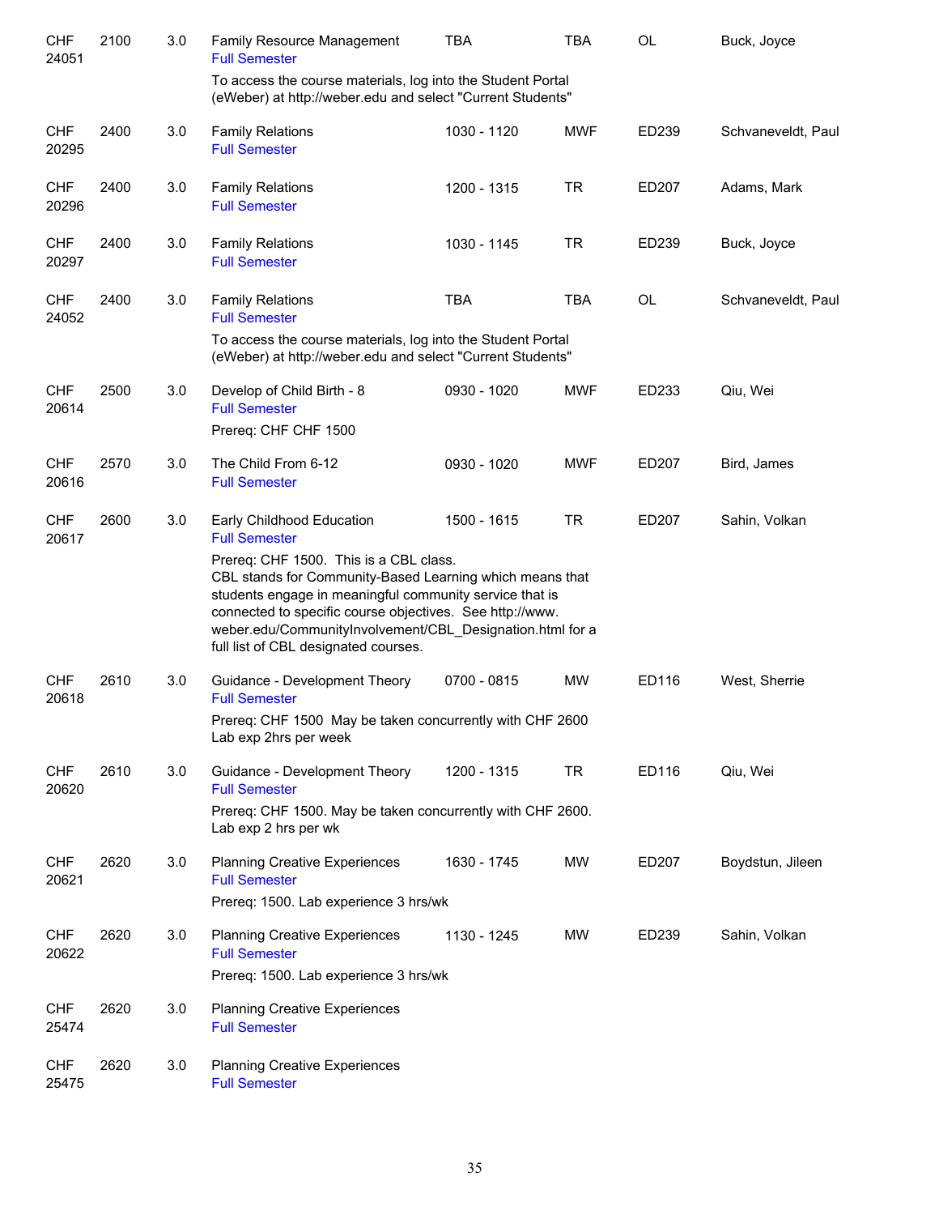| | | | | | | | |
|---|---|---|---|---|---|---|---|
| CHF 24051 | 2100 | 3.0 | Family Resource Management<br>Full Semester<br>To access the course materials, log into the Student Portal (eWeber) at http://weber.edu and select "Current Students" | TBA | TBA | OL | Buck, Joyce |
| CHF 20295 | 2400 | 3.0 | Family Relations<br>Full Semester | 1030 - 1120 | MWF | ED239 | Schvaneveldt, Paul |
| CHF 20296 | 2400 | 3.0 | Family Relations<br>Full Semester | 1200 - 1315 | TR | ED207 | Adams, Mark |
| CHF 20297 | 2400 | 3.0 | Family Relations<br>Full Semester | 1030 - 1145 | TR | ED239 | Buck, Joyce |
| CHF 24052 | 2400 | 3.0 | Family Relations<br>Full Semester<br>To access the course materials, log into the Student Portal (eWeber) at http://weber.edu and select "Current Students" | TBA | TBA | OL | Schvaneveldt, Paul |
| CHF 20614 | 2500 | 3.0 | Develop of Child Birth - 8<br>Full Semester<br>Prereq: CHF CHF 1500 | 0930 - 1020 | MWF | ED233 | Qiu, Wei |
| CHF 20616 | 2570 | 3.0 | The Child From 6-12<br>Full Semester | 0930 - 1020 | MWF | ED207 | Bird, James |
| CHF 20617 | 2600 | 3.0 | Early Childhood Education<br>Full Semester<br>Prereq: CHF 1500. This is a CBL class. CBL stands for Community-Based Learning which means that students engage in meaningful community service that is connected to specific course objectives. See http://www.weber.edu/CommunityInvolvement/CBL_Designation.html for a full list of CBL designated courses. | 1500 - 1615 | TR | ED207 | Sahin, Volkan |
| CHF 20618 | 2610 | 3.0 | Guidance - Development Theory<br>Full Semester<br>Prereq: CHF 1500 May be taken concurrently with CHF 2600 Lab exp 2hrs per week | 0700 - 0815 | MW | ED116 | West, Sherrie |
| CHF 20620 | 2610 | 3.0 | Guidance - Development Theory<br>Full Semester<br>Prereq: CHF 1500. May be taken concurrently with CHF 2600. Lab exp 2 hrs per wk | 1200 - 1315 | TR | ED116 | Qiu, Wei |
| CHF 20621 | 2620 | 3.0 | Planning Creative Experiences<br>Full Semester<br>Prereq: 1500. Lab experience 3 hrs/wk | 1630 - 1745 | MW | ED207 | Boydstun, Jileen |
| CHF 20622 | 2620 | 3.0 | Planning Creative Experiences<br>Full Semester<br>Prereq: 1500. Lab experience 3 hrs/wk | 1130 - 1245 | MW | ED239 | Sahin, Volkan |
| CHF 25474 | 2620 | 3.0 | Planning Creative Experiences<br>Full Semester | | | | |
| CHF 25475 | 2620 | 3.0 | Planning Creative Experiences<br>Full Semester | | | | |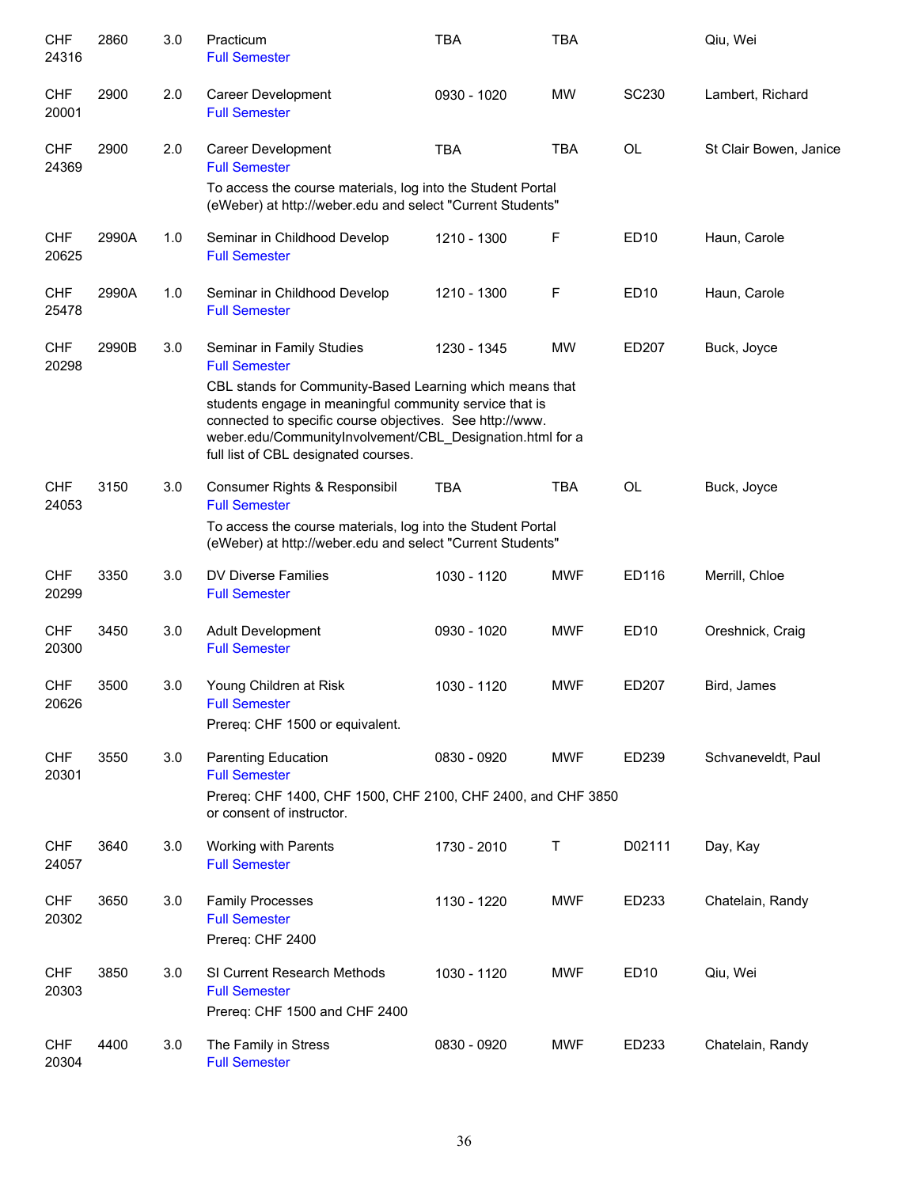| | | | | | | | |
|---|---|---|---|---|---|---|---|
| CHF 24316 | 2860 | 3.0 | Practicum<br>Full Semester | TBA | TBA | | Qiu, Wei |
| CHF 20001 | 2900 | 2.0 | Career Development<br>Full Semester | 0930 - 1020 | MW | SC230 | Lambert, Richard |
| CHF 24369 | 2900 | 2.0 | Career Development<br>Full Semester<br>To access the course materials, log into the Student Portal (eWeber) at http://weber.edu and select "Current Students" | TBA | TBA | OL | St Clair Bowen, Janice |
| CHF 20625 | 2990A | 1.0 | Seminar in Childhood Develop<br>Full Semester | 1210 - 1300 | F | ED10 | Haun, Carole |
| CHF 25478 | 2990A | 1.0 | Seminar in Childhood Develop<br>Full Semester | 1210 - 1300 | F | ED10 | Haun, Carole |
| CHF 20298 | 2990B | 3.0 | Seminar in Family Studies<br>Full Semester<br>CBL stands for Community-Based Learning which means that students engage in meaningful community service that is connected to specific course objectives. See http://www.weber.edu/CommunityInvolvement/CBL_Designation.html for a full list of CBL designated courses. | 1230 - 1345 | MW | ED207 | Buck, Joyce |
| CHF 24053 | 3150 | 3.0 | Consumer Rights & Responsibil<br>Full Semester<br>To access the course materials, log into the Student Portal (eWeber) at http://weber.edu and select "Current Students" | TBA | TBA | OL | Buck, Joyce |
| CHF 20299 | 3350 | 3.0 | DV Diverse Families<br>Full Semester | 1030 - 1120 | MWF | ED116 | Merrill, Chloe |
| CHF 20300 | 3450 | 3.0 | Adult Development<br>Full Semester | 0930 - 1020 | MWF | ED10 | Oreshnick, Craig |
| CHF 20626 | 3500 | 3.0 | Young Children at Risk<br>Full Semester<br>Prereq: CHF 1500 or equivalent. | 1030 - 1120 | MWF | ED207 | Bird, James |
| CHF 20301 | 3550 | 3.0 | Parenting Education<br>Full Semester<br>Prereq: CHF 1400, CHF 1500, CHF 2100, CHF 2400, and CHF 3850 or consent of instructor. | 0830 - 0920 | MWF | ED239 | Schvaneveldt, Paul |
| CHF 24057 | 3640 | 3.0 | Working with Parents<br>Full Semester | 1730 - 2010 | T | D02111 | Day, Kay |
| CHF 20302 | 3650 | 3.0 | Family Processes<br>Full Semester<br>Prereq: CHF 2400 | 1130 - 1220 | MWF | ED233 | Chatelain, Randy |
| CHF 20303 | 3850 | 3.0 | SI Current Research Methods<br>Full Semester<br>Prereq: CHF 1500 and CHF 2400 | 1030 - 1120 | MWF | ED10 | Qiu, Wei |
| CHF 20304 | 4400 | 3.0 | The Family in Stress<br>Full Semester | 0830 - 0920 | MWF | ED233 | Chatelain, Randy |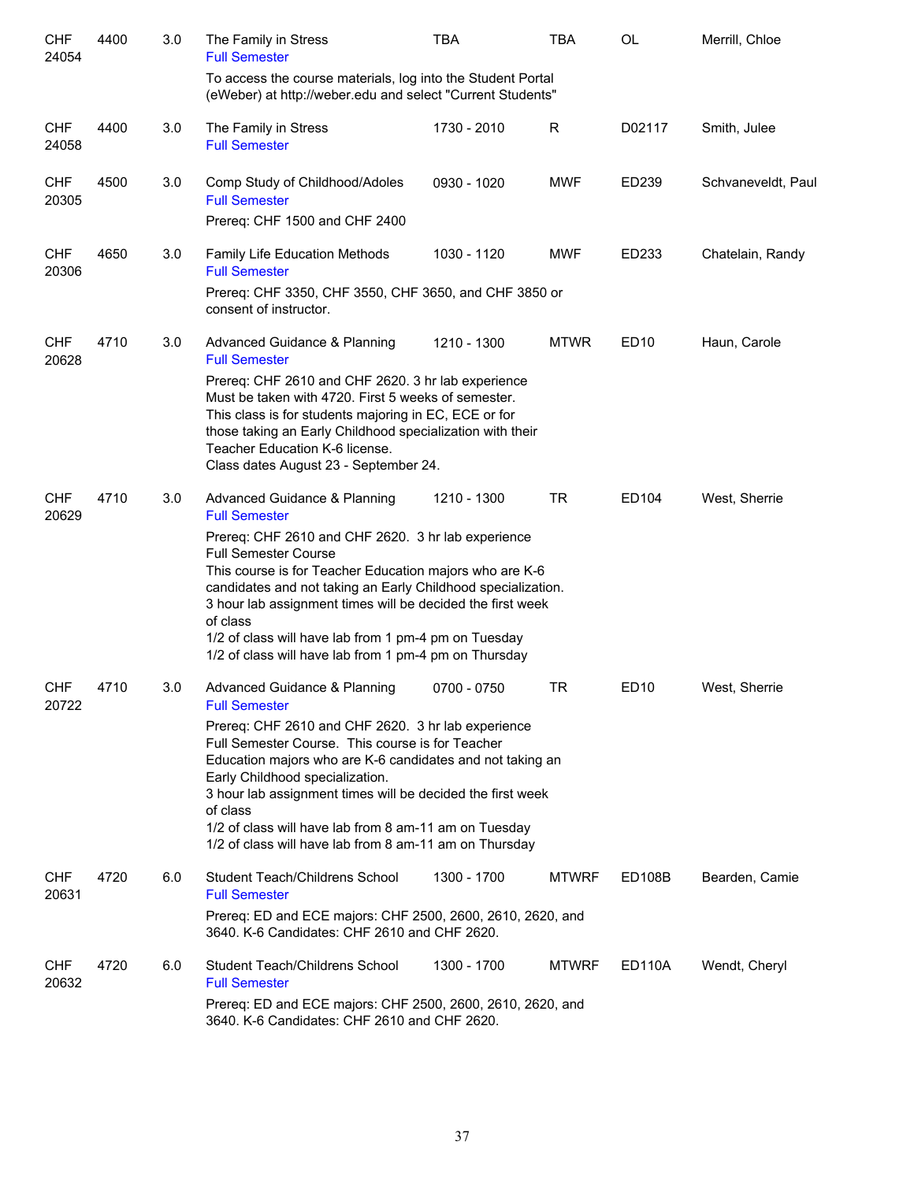| Course | | Credits | Title | Time | Days | Room | Instructor |
|---|---|---|---|---|---|---|---|
| CHF 24054 | 4400 | 3.0 | The Family in Stress<br>Full Semester<br>To access the course materials, log into the Student Portal (eWeber) at http://weber.edu and select "Current Students" | TBA | TBA | OL | Merrill, Chloe |
| CHF 24058 | 4400 | 3.0 | The Family in Stress<br>Full Semester | 1730 - 2010 | R | D02117 | Smith, Julee |
| CHF 20305 | 4500 | 3.0 | Comp Study of Childhood/Adoles<br>Full Semester<br>Prereq: CHF 1500 and CHF 2400 | 0930 - 1020 | MWF | ED239 | Schvaneveldt, Paul |
| CHF 20306 | 4650 | 3.0 | Family Life Education Methods<br>Full Semester<br>Prereq: CHF 3350, CHF 3550, CHF 3650, and CHF 3850 or consent of instructor. | 1030 - 1120 | MWF | ED233 | Chatelain, Randy |
| CHF 20628 | 4710 | 3.0 | Advanced Guidance & Planning<br>Full Semester<br>Prereq: CHF 2610 and CHF 2620. 3 hr lab experience Must be taken with 4720. First 5 weeks of semester. This class is for students majoring in EC, ECE or for those taking an Early Childhood specialization with their Teacher Education K-6 license.<br>Class dates August 23 - September 24. | 1210 - 1300 | MTWR | ED10 | Haun, Carole |
| CHF 20629 | 4710 | 3.0 | Advanced Guidance & Planning<br>Full Semester<br>Prereq: CHF 2610 and CHF 2620. 3 hr lab experience<br>Full Semester Course<br>This course is for Teacher Education majors who are K-6 candidates and not taking an Early Childhood specialization.<br>3 hour lab assignment times will be decided the first week of class<br>1/2 of class will have lab from 1 pm-4 pm on Tuesday<br>1/2 of class will have lab from 1 pm-4 pm on Thursday | 1210 - 1300 | TR | ED104 | West, Sherrie |
| CHF 20722 | 4710 | 3.0 | Advanced Guidance & Planning<br>Full Semester<br>Prereq: CHF 2610 and CHF 2620. 3 hr lab experience<br>Full Semester Course. This course is for Teacher Education majors who are K-6 candidates and not taking an Early Childhood specialization.<br>3 hour lab assignment times will be decided the first week of class<br>1/2 of class will have lab from 8 am-11 am on Tuesday<br>1/2 of class will have lab from 8 am-11 am on Thursday | 0700 - 0750 | TR | ED10 | West, Sherrie |
| CHF 20631 | 4720 | 6.0 | Student Teach/Childrens School<br>Full Semester<br>Prereq: ED and ECE majors: CHF 2500, 2600, 2610, 2620, and 3640. K-6 Candidates: CHF 2610 and CHF 2620. | 1300 - 1700 | MTWRF | ED108B | Bearden, Camie |
| CHF 20632 | 4720 | 6.0 | Student Teach/Childrens School<br>Full Semester<br>Prereq: ED and ECE majors: CHF 2500, 2600, 2610, 2620, and 3640. K-6 Candidates: CHF 2610 and CHF 2620. | 1300 - 1700 | MTWRF | ED110A | Wendt, Cheryl |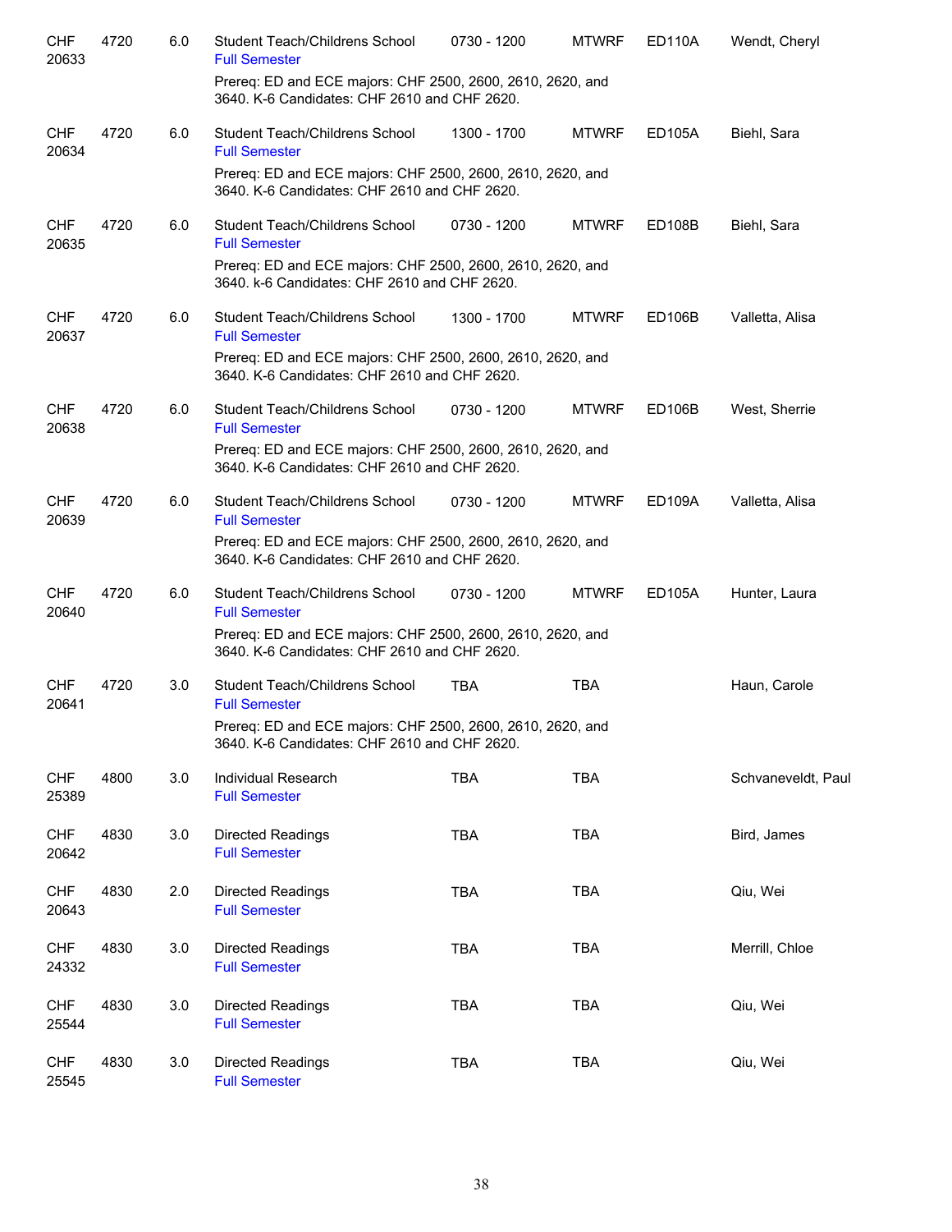| Subject / CRN | Course | Credits | Title | Time | Days | Room | Instructor |
|---|---|---|---|---|---|---|---|
| CHF 20633 | 4720 | 6.0 | Student Teach/Childrens School<br>Full Semester<br>Prereq: ED and ECE majors: CHF 2500, 2600, 2610, 2620, and 3640. K-6 Candidates: CHF 2610 and CHF 2620. | 0730 - 1200 | MTWRF | ED110A | Wendt, Cheryl |
| CHF 20634 | 4720 | 6.0 | Student Teach/Childrens School<br>Full Semester<br>Prereq: ED and ECE majors: CHF 2500, 2600, 2610, 2620, and 3640. K-6 Candidates: CHF 2610 and CHF 2620. | 1300 - 1700 | MTWRF | ED105A | Biehl, Sara |
| CHF 20635 | 4720 | 6.0 | Student Teach/Childrens School<br>Full Semester<br>Prereq: ED and ECE majors: CHF 2500, 2600, 2610, 2620, and 3640. k-6 Candidates: CHF 2610 and CHF 2620. | 0730 - 1200 | MTWRF | ED108B | Biehl, Sara |
| CHF 20637 | 4720 | 6.0 | Student Teach/Childrens School<br>Full Semester<br>Prereq: ED and ECE majors: CHF 2500, 2600, 2610, 2620, and 3640. K-6 Candidates: CHF 2610 and CHF 2620. | 1300 - 1700 | MTWRF | ED106B | Valletta, Alisa |
| CHF 20638 | 4720 | 6.0 | Student Teach/Childrens School<br>Full Semester<br>Prereq: ED and ECE majors: CHF 2500, 2600, 2610, 2620, and 3640. K-6 Candidates: CHF 2610 and CHF 2620. | 0730 - 1200 | MTWRF | ED106B | West, Sherrie |
| CHF 20639 | 4720 | 6.0 | Student Teach/Childrens School<br>Full Semester<br>Prereq: ED and ECE majors: CHF 2500, 2600, 2610, 2620, and 3640. K-6 Candidates: CHF 2610 and CHF 2620. | 0730 - 1200 | MTWRF | ED109A | Valletta, Alisa |
| CHF 20640 | 4720 | 6.0 | Student Teach/Childrens School<br>Full Semester<br>Prereq: ED and ECE majors: CHF 2500, 2600, 2610, 2620, and 3640. K-6 Candidates: CHF 2610 and CHF 2620. | 0730 - 1200 | MTWRF | ED105A | Hunter, Laura |
| CHF 20641 | 4720 | 3.0 | Student Teach/Childrens School<br>Full Semester<br>Prereq: ED and ECE majors: CHF 2500, 2600, 2610, 2620, and 3640. K-6 Candidates: CHF 2610 and CHF 2620. | TBA | TBA | | Haun, Carole |
| CHF 25389 | 4800 | 3.0 | Individual Research<br>Full Semester | TBA | TBA | | Schvaneveldt, Paul |
| CHF 20642 | 4830 | 3.0 | Directed Readings<br>Full Semester | TBA | TBA | | Bird, James |
| CHF 20643 | 4830 | 2.0 | Directed Readings<br>Full Semester | TBA | TBA | | Qiu, Wei |
| CHF 24332 | 4830 | 3.0 | Directed Readings<br>Full Semester | TBA | TBA | | Merrill, Chloe |
| CHF 25544 | 4830 | 3.0 | Directed Readings<br>Full Semester | TBA | TBA | | Qiu, Wei |
| CHF 25545 | 4830 | 3.0 | Directed Readings<br>Full Semester | TBA | TBA | | Qiu, Wei |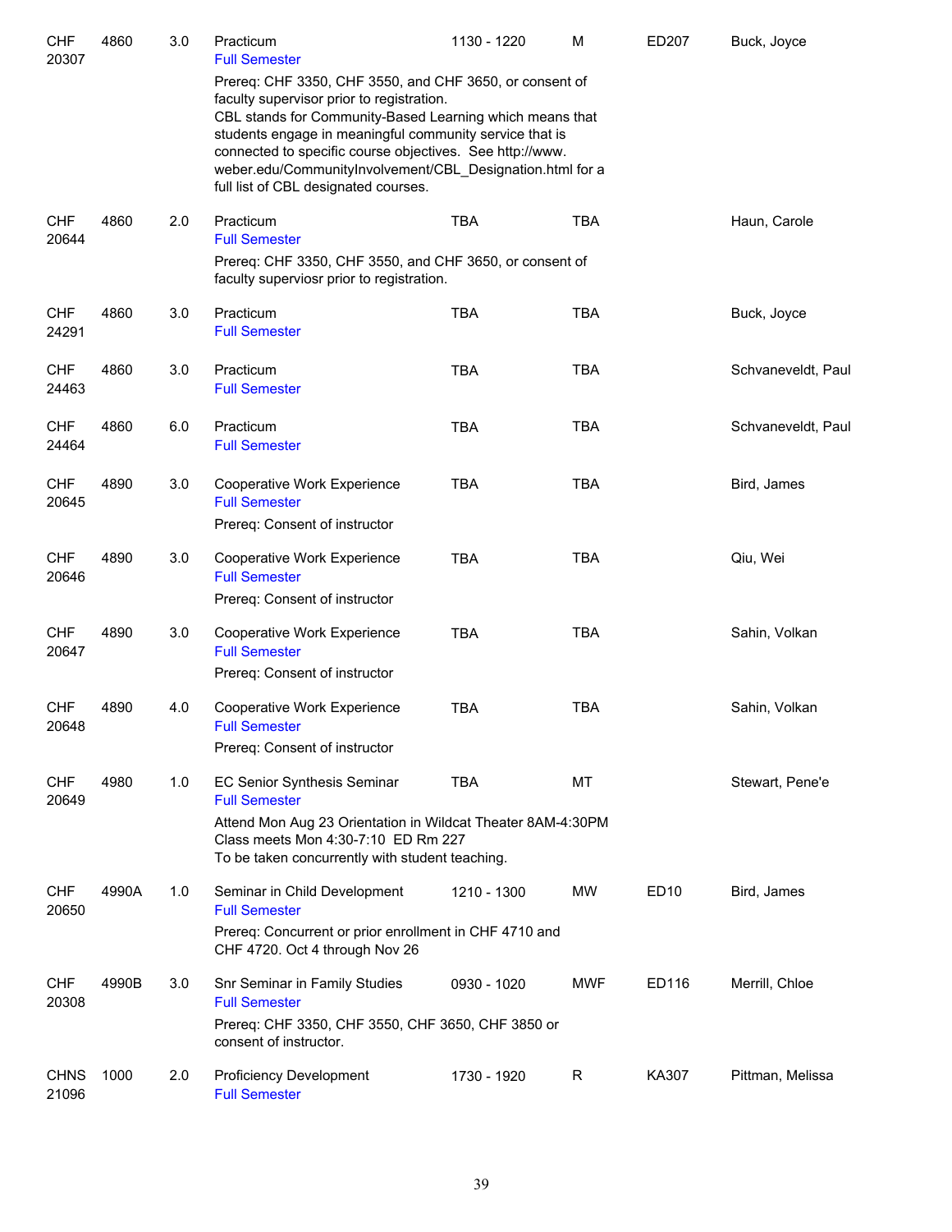| | | | | | | | |
|---|---|---|---|---|---|---|---|
| CHF 20307 | 4860 | 3.0 | Practicum<br>Full Semester<br>Prereq: CHF 3350, CHF 3550, and CHF 3650, or consent of faculty supervisor prior to registration.<br>CBL stands for Community-Based Learning which means that students engage in meaningful community service that is connected to specific course objectives. See http://www.weber.edu/CommunityInvolvement/CBL_Designation.html for a full list of CBL designated courses. | 1130 - 1220 | M | ED207 | Buck, Joyce |
| CHF 20644 | 4860 | 2.0 | Practicum<br>Full Semester<br>Prereq: CHF 3350, CHF 3550, and CHF 3650, or consent of faculty superviosr prior to registration. | TBA | TBA | | Haun, Carole |
| CHF 24291 | 4860 | 3.0 | Practicum<br>Full Semester | TBA | TBA | | Buck, Joyce |
| CHF 24463 | 4860 | 3.0 | Practicum<br>Full Semester | TBA | TBA | | Schvaneveldt, Paul |
| CHF 24464 | 4860 | 6.0 | Practicum<br>Full Semester | TBA | TBA | | Schvaneveldt, Paul |
| CHF 20645 | 4890 | 3.0 | Cooperative Work Experience<br>Full Semester<br>Prereq: Consent of instructor | TBA | TBA | | Bird, James |
| CHF 20646 | 4890 | 3.0 | Cooperative Work Experience<br>Full Semester<br>Prereq: Consent of instructor | TBA | TBA | | Qiu, Wei |
| CHF 20647 | 4890 | 3.0 | Cooperative Work Experience<br>Full Semester<br>Prereq: Consent of instructor | TBA | TBA | | Sahin, Volkan |
| CHF 20648 | 4890 | 4.0 | Cooperative Work Experience<br>Full Semester<br>Prereq: Consent of instructor | TBA | TBA | | Sahin, Volkan |
| CHF 20649 | 4980 | 1.0 | EC Senior Synthesis Seminar<br>Full Semester<br>Attend Mon Aug 23 Orientation in Wildcat Theater 8AM-4:30PM<br>Class meets Mon 4:30-7:10 ED Rm 227<br>To be taken concurrently with student teaching. | TBA | MT | | Stewart, Pene'e |
| CHF 20650 | 4990A | 1.0 | Seminar in Child Development<br>Full Semester<br>Prereq: Concurrent or prior enrollment in CHF 4710 and CHF 4720. Oct 4 through Nov 26 | 1210 - 1300 | MW | ED10 | Bird, James |
| CHF 20308 | 4990B | 3.0 | Snr Seminar in Family Studies<br>Full Semester<br>Prereq: CHF 3350, CHF 3550, CHF 3650, CHF 3850 or consent of instructor. | 0930 - 1020 | MWF | ED116 | Merrill, Chloe |
| CHNS 21096 | 1000 | 2.0 | Proficiency Development<br>Full Semester | 1730 - 1920 | R | KA307 | Pittman, Melissa |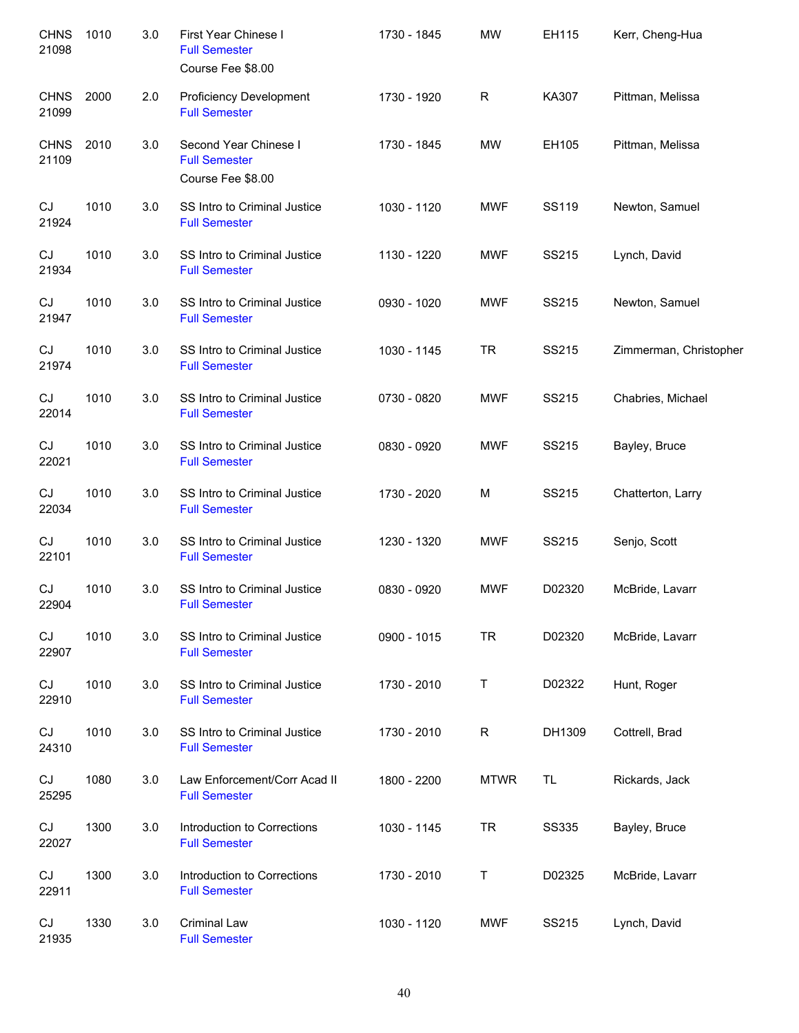| | | | | | | | |
|---|---|---|---|---|---|---|---|
| CHNS 21098 | 1010 | 3.0 | First Year Chinese I<br>Full Semester<br>Course Fee $8.00 | 1730 - 1845 | MW | EH115 | Kerr, Cheng-Hua |
| CHNS 21099 | 2000 | 2.0 | Proficiency Development<br>Full Semester | 1730 - 1920 | R | KA307 | Pittman, Melissa |
| CHNS 21109 | 2010 | 3.0 | Second Year Chinese I<br>Full Semester<br>Course Fee $8.00 | 1730 - 1845 | MW | EH105 | Pittman, Melissa |
| CJ 21924 | 1010 | 3.0 | SS Intro to Criminal Justice<br>Full Semester | 1030 - 1120 | MWF | SS119 | Newton, Samuel |
| CJ 21934 | 1010 | 3.0 | SS Intro to Criminal Justice<br>Full Semester | 1130 - 1220 | MWF | SS215 | Lynch, David |
| CJ 21947 | 1010 | 3.0 | SS Intro to Criminal Justice<br>Full Semester | 0930 - 1020 | MWF | SS215 | Newton, Samuel |
| CJ 21974 | 1010 | 3.0 | SS Intro to Criminal Justice<br>Full Semester | 1030 - 1145 | TR | SS215 | Zimmerman, Christopher |
| CJ 22014 | 1010 | 3.0 | SS Intro to Criminal Justice<br>Full Semester | 0730 - 0820 | MWF | SS215 | Chabries, Michael |
| CJ 22021 | 1010 | 3.0 | SS Intro to Criminal Justice<br>Full Semester | 0830 - 0920 | MWF | SS215 | Bayley, Bruce |
| CJ 22034 | 1010 | 3.0 | SS Intro to Criminal Justice<br>Full Semester | 1730 - 2020 | M | SS215 | Chatterton, Larry |
| CJ 22101 | 1010 | 3.0 | SS Intro to Criminal Justice<br>Full Semester | 1230 - 1320 | MWF | SS215 | Senjo, Scott |
| CJ 22904 | 1010 | 3.0 | SS Intro to Criminal Justice<br>Full Semester | 0830 - 0920 | MWF | D02320 | McBride, Lavarr |
| CJ 22907 | 1010 | 3.0 | SS Intro to Criminal Justice<br>Full Semester | 0900 - 1015 | TR | D02320 | McBride, Lavarr |
| CJ 22910 | 1010 | 3.0 | SS Intro to Criminal Justice<br>Full Semester | 1730 - 2010 | T | D02322 | Hunt, Roger |
| CJ 24310 | 1010 | 3.0 | SS Intro to Criminal Justice<br>Full Semester | 1730 - 2010 | R | DH1309 | Cottrell, Brad |
| CJ 25295 | 1080 | 3.0 | Law Enforcement/Corr Acad II<br>Full Semester | 1800 - 2200 | MTWR | TL | Rickards, Jack |
| CJ 22027 | 1300 | 3.0 | Introduction to Corrections<br>Full Semester | 1030 - 1145 | TR | SS335 | Bayley, Bruce |
| CJ 22911 | 1300 | 3.0 | Introduction to Corrections<br>Full Semester | 1730 - 2010 | T | D02325 | McBride, Lavarr |
| CJ 21935 | 1330 | 3.0 | Criminal Law<br>Full Semester | 1030 - 1120 | MWF | SS215 | Lynch, David |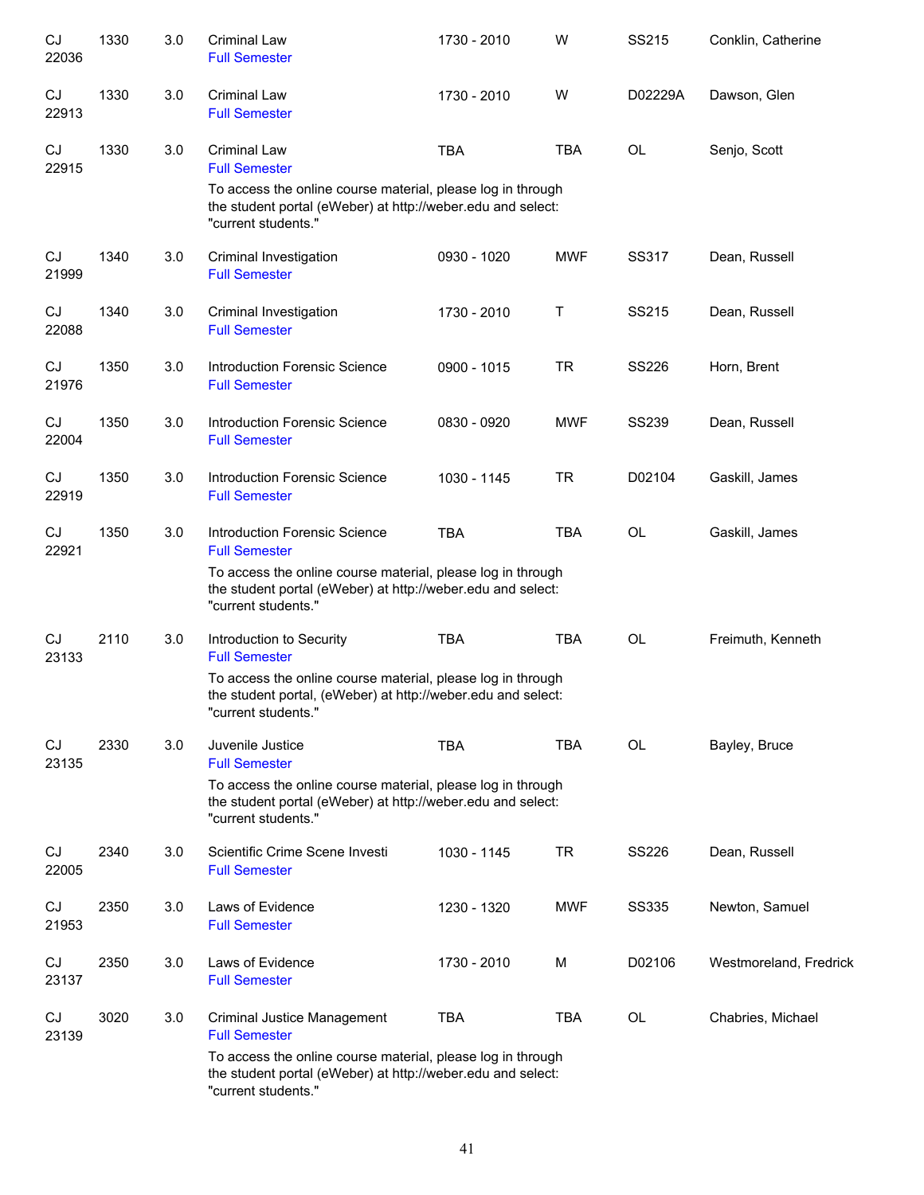| | | | | | | | |
|---|---|---|---|---|---|---|---|
| CJ 22036 | 1330 | 3.0 | Criminal Law<br>Full Semester | 1730 - 2010 | W | SS215 | Conklin, Catherine |
| CJ 22913 | 1330 | 3.0 | Criminal Law<br>Full Semester | 1730 - 2010 | W | D02229A | Dawson, Glen |
| CJ 22915 | 1330 | 3.0 | Criminal Law<br>Full Semester<br>To access the online course material, please log in through the student portal (eWeber) at http://weber.edu and select: "current students." | TBA | TBA | OL | Senjo, Scott |
| CJ 21999 | 1340 | 3.0 | Criminal Investigation<br>Full Semester | 0930 - 1020 | MWF | SS317 | Dean, Russell |
| CJ 22088 | 1340 | 3.0 | Criminal Investigation<br>Full Semester | 1730 - 2010 | T | SS215 | Dean, Russell |
| CJ 21976 | 1350 | 3.0 | Introduction Forensic Science<br>Full Semester | 0900 - 1015 | TR | SS226 | Horn, Brent |
| CJ 22004 | 1350 | 3.0 | Introduction Forensic Science<br>Full Semester | 0830 - 0920 | MWF | SS239 | Dean, Russell |
| CJ 22919 | 1350 | 3.0 | Introduction Forensic Science<br>Full Semester | 1030 - 1145 | TR | D02104 | Gaskill, James |
| CJ 22921 | 1350 | 3.0 | Introduction Forensic Science<br>Full Semester<br>To access the online course material, please log in through the student portal (eWeber) at http://weber.edu and select: "current students." | TBA | TBA | OL | Gaskill, James |
| CJ 23133 | 2110 | 3.0 | Introduction to Security<br>Full Semester<br>To access the online course material, please log in through the student portal, (eWeber) at http://weber.edu and select: "current students." | TBA | TBA | OL | Freimuth, Kenneth |
| CJ 23135 | 2330 | 3.0 | Juvenile Justice<br>Full Semester<br>To access the online course material, please log in through the student portal (eWeber) at http://weber.edu and select: "current students." | TBA | TBA | OL | Bayley, Bruce |
| CJ 22005 | 2340 | 3.0 | Scientific Crime Scene Investi<br>Full Semester | 1030 - 1145 | TR | SS226 | Dean, Russell |
| CJ 21953 | 2350 | 3.0 | Laws of Evidence<br>Full Semester | 1230 - 1320 | MWF | SS335 | Newton, Samuel |
| CJ 23137 | 2350 | 3.0 | Laws of Evidence<br>Full Semester | 1730 - 2010 | M | D02106 | Westmoreland, Fredrick |
| CJ 23139 | 3020 | 3.0 | Criminal Justice Management<br>Full Semester<br>To access the online course material, please log in through the student portal (eWeber) at http://weber.edu and select: "current students." | TBA | TBA | OL | Chabries, Michael |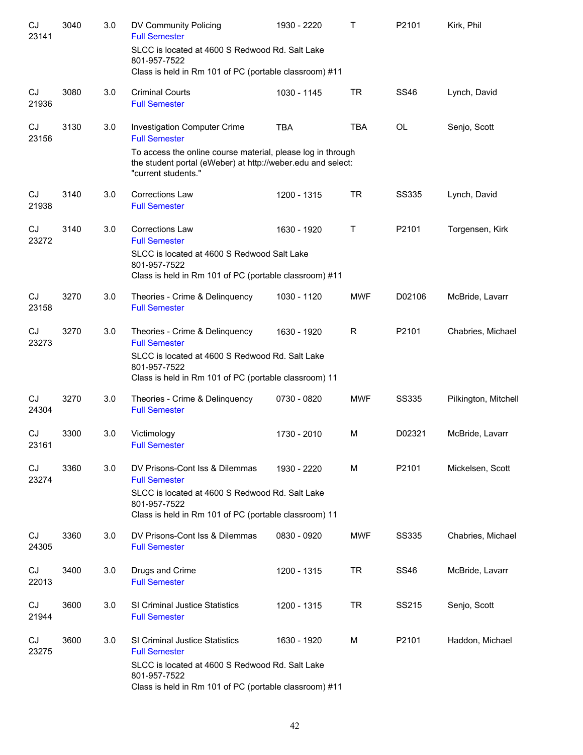| | | | | | | | |
|---|---|---|---|---|---|---|---|
| CJ 23141 | 3040 | 3.0 | DV Community Policing<br>Full Semester<br>SLCC is located at 4600 S Redwood Rd. Salt Lake 801-957-7522<br>Class is held in Rm 101 of PC (portable classroom) #11 | 1930 - 2220 | T | P2101 | Kirk, Phil |
| CJ 21936 | 3080 | 3.0 | Criminal Courts<br>Full Semester | 1030 - 1145 | TR | SS46 | Lynch, David |
| CJ 23156 | 3130 | 3.0 | Investigation Computer Crime<br>Full Semester<br>To access the online course material, please log in through the student portal (eWeber) at http://weber.edu and select: "current students." | TBA | TBA | OL | Senjo, Scott |
| CJ 21938 | 3140 | 3.0 | Corrections Law<br>Full Semester | 1200 - 1315 | TR | SS335 | Lynch, David |
| CJ 23272 | 3140 | 3.0 | Corrections Law<br>Full Semester<br>SLCC is located at 4600 S Redwood Salt Lake 801-957-7522<br>Class is held in Rm 101 of PC (portable classroom) #11 | 1630 - 1920 | T | P2101 | Torgensen, Kirk |
| CJ 23158 | 3270 | 3.0 | Theories - Crime & Delinquency<br>Full Semester | 1030 - 1120 | MWF | D02106 | McBride, Lavarr |
| CJ 23273 | 3270 | 3.0 | Theories - Crime & Delinquency<br>Full Semester<br>SLCC is located at 4600 S Redwood Rd. Salt Lake 801-957-7522<br>Class is held in Rm 101 of PC (portable classroom) 11 | 1630 - 1920 | R | P2101 | Chabries, Michael |
| CJ 24304 | 3270 | 3.0 | Theories - Crime & Delinquency<br>Full Semester | 0730 - 0820 | MWF | SS335 | Pilkington, Mitchell |
| CJ 23161 | 3300 | 3.0 | Victimology<br>Full Semester | 1730 - 2010 | M | D02321 | McBride, Lavarr |
| CJ 23274 | 3360 | 3.0 | DV Prisons-Cont Iss & Dilemmas<br>Full Semester<br>SLCC is located at 4600 S Redwood Rd. Salt Lake 801-957-7522<br>Class is held in Rm 101 of PC (portable classroom) 11 | 1930 - 2220 | M | P2101 | Mickelsen, Scott |
| CJ 24305 | 3360 | 3.0 | DV Prisons-Cont Iss & Dilemmas<br>Full Semester | 0830 - 0920 | MWF | SS335 | Chabries, Michael |
| CJ 22013 | 3400 | 3.0 | Drugs and Crime<br>Full Semester | 1200 - 1315 | TR | SS46 | McBride, Lavarr |
| CJ 21944 | 3600 | 3.0 | SI Criminal Justice Statistics<br>Full Semester | 1200 - 1315 | TR | SS215 | Senjo, Scott |
| CJ 23275 | 3600 | 3.0 | SI Criminal Justice Statistics<br>Full Semester<br>SLCC is located at 4600 S Redwood Rd. Salt Lake 801-957-7522<br>Class is held in Rm 101 of PC (portable classroom) #11 | 1630 - 1920 | M | P2101 | Haddon, Michael |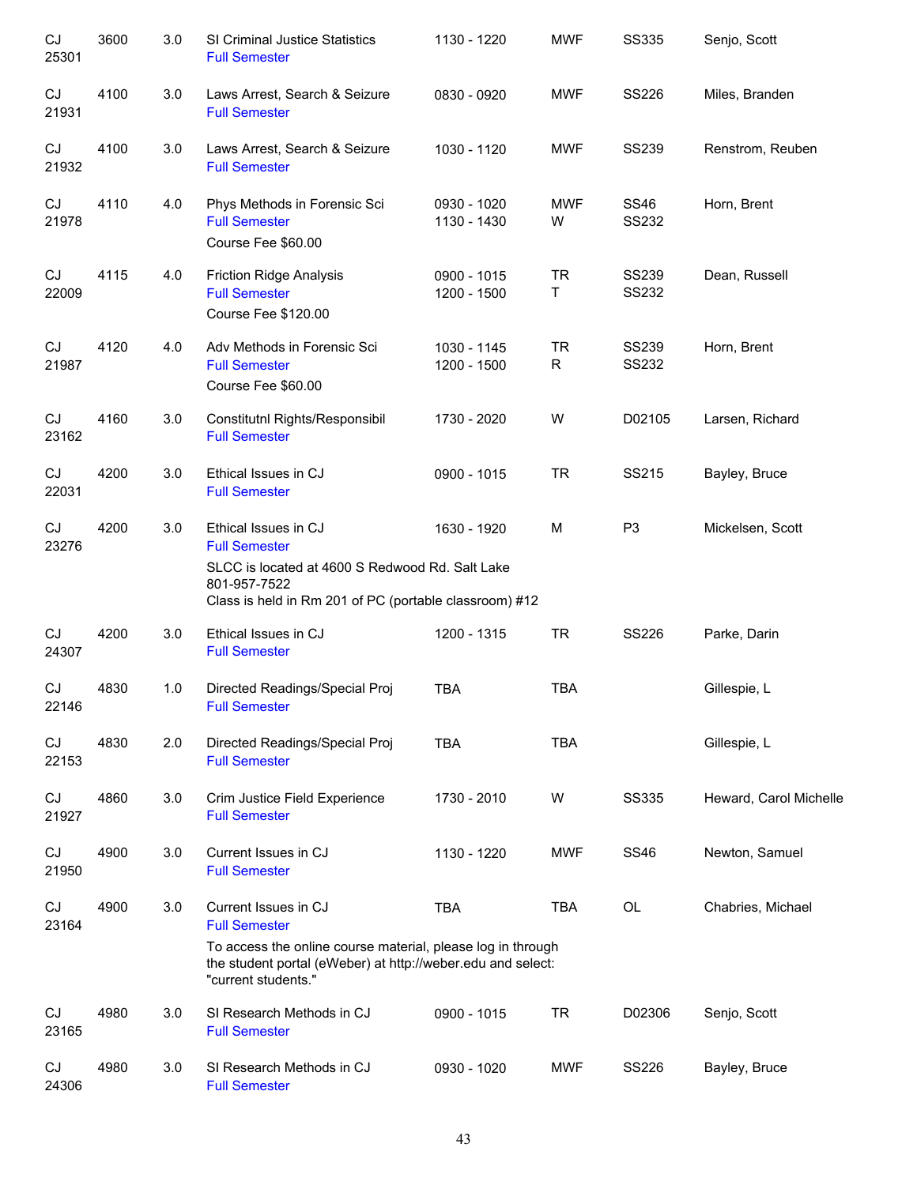| | | | | | | | |
|---|---|---|---|---|---|---|---|
| CJ 25301 | 3600 | 3.0 | SI Criminal Justice Statistics<br>Full Semester | 1130 - 1220 | MWF | SS335 | Senjo, Scott |
| CJ 21931 | 4100 | 3.0 | Laws Arrest, Search & Seizure<br>Full Semester | 0830 - 0920 | MWF | SS226 | Miles, Branden |
| CJ 21932 | 4100 | 3.0 | Laws Arrest, Search & Seizure<br>Full Semester | 1030 - 1120 | MWF | SS239 | Renstrom, Reuben |
| CJ 21978 | 4110 | 4.0 | Phys Methods in Forensic Sci<br>Full Semester<br>Course Fee $60.00 | 0930 - 1020<br>1130 - 1430 | MWF<br>W | SS46<br>SS232 | Horn, Brent |
| CJ 22009 | 4115 | 4.0 | Friction Ridge Analysis<br>Full Semester<br>Course Fee $120.00 | 0900 - 1015<br>1200 - 1500 | TR<br>T | SS239<br>SS232 | Dean, Russell |
| CJ 21987 | 4120 | 4.0 | Adv Methods in Forensic Sci<br>Full Semester<br>Course Fee $60.00 | 1030 - 1145<br>1200 - 1500 | TR<br>R | SS239<br>SS232 | Horn, Brent |
| CJ 23162 | 4160 | 3.0 | Constitutnl Rights/Responsibil<br>Full Semester | 1730 - 2020 | W | D02105 | Larsen, Richard |
| CJ 22031 | 4200 | 3.0 | Ethical Issues in CJ<br>Full Semester | 0900 - 1015 | TR | SS215 | Bayley, Bruce |
| CJ 23276 | 4200 | 3.0 | Ethical Issues in CJ<br>Full Semester<br>SLCC is located at 4600 S Redwood Rd. Salt Lake 801-957-7522<br>Class is held in Rm 201 of PC (portable classroom) #12 | 1630 - 1920 | M | P3 | Mickelsen, Scott |
| CJ 24307 | 4200 | 3.0 | Ethical Issues in CJ<br>Full Semester | 1200 - 1315 | TR | SS226 | Parke, Darin |
| CJ 22146 | 4830 | 1.0 | Directed Readings/Special Proj<br>Full Semester | TBA | TBA | | Gillespie, L |
| CJ 22153 | 4830 | 2.0 | Directed Readings/Special Proj<br>Full Semester | TBA | TBA | | Gillespie, L |
| CJ 21927 | 4860 | 3.0 | Crim Justice Field Experience<br>Full Semester | 1730 - 2010 | W | SS335 | Heward, Carol Michelle |
| CJ 21950 | 4900 | 3.0 | Current Issues in CJ<br>Full Semester | 1130 - 1220 | MWF | SS46 | Newton, Samuel |
| CJ 23164 | 4900 | 3.0 | Current Issues in CJ<br>Full Semester<br>To access the online course material, please log in through the student portal (eWeber) at http://weber.edu and select: "current students." | TBA | TBA | OL | Chabries, Michael |
| CJ 23165 | 4980 | 3.0 | SI Research Methods in CJ<br>Full Semester | 0900 - 1015 | TR | D02306 | Senjo, Scott |
| CJ 24306 | 4980 | 3.0 | SI Research Methods in CJ<br>Full Semester | 0930 - 1020 | MWF | SS226 | Bayley, Bruce |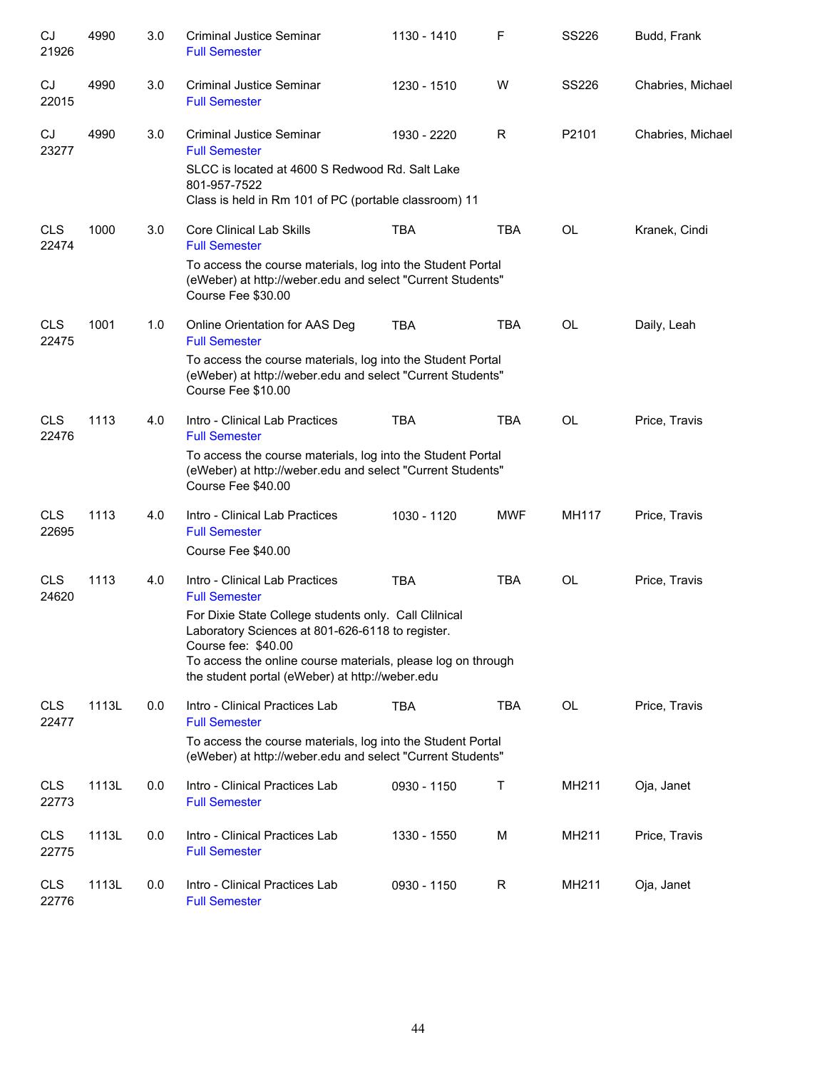| Subject / CRN | Course | Credits | Title | Time | Days | Room | Instructor |
|---|---|---|---|---|---|---|---|
| CJ 21926 | 4990 | 3.0 | Criminal Justice Seminar<br>Full Semester | 1130 - 1410 | F | SS226 | Budd, Frank |
| CJ 22015 | 4990 | 3.0 | Criminal Justice Seminar<br>Full Semester | 1230 - 1510 | W | SS226 | Chabries, Michael |
| CJ 23277 | 4990 | 3.0 | Criminal Justice Seminar<br>Full Semester<br>SLCC is located at 4600 S Redwood Rd. Salt Lake 801-957-7522<br>Class is held in Rm 101 of PC (portable classroom) 11 | 1930 - 2220 | R | P2101 | Chabries, Michael |
| CLS 22474 | 1000 | 3.0 | Core Clinical Lab Skills<br>Full Semester<br>To access the course materials, log into the Student Portal (eWeber) at http://weber.edu and select "Current Students"<br>Course Fee $30.00 | TBA | TBA | OL | Kranek, Cindi |
| CLS 22475 | 1001 | 1.0 | Online Orientation for AAS Deg<br>Full Semester<br>To access the course materials, log into the Student Portal (eWeber) at http://weber.edu and select "Current Students"<br>Course Fee $10.00 | TBA | TBA | OL | Daily, Leah |
| CLS 22476 | 1113 | 4.0 | Intro - Clinical Lab Practices<br>Full Semester<br>To access the course materials, log into the Student Portal (eWeber) at http://weber.edu and select "Current Students"<br>Course Fee $40.00 | TBA | TBA | OL | Price, Travis |
| CLS 22695 | 1113 | 4.0 | Intro - Clinical Lab Practices<br>Full Semester<br>Course Fee $40.00 | 1030 - 1120 | MWF | MH117 | Price, Travis |
| CLS 24620 | 1113 | 4.0 | Intro - Clinical Lab Practices<br>Full Semester<br>For Dixie State College students only. Call Clilnical Laboratory Sciences at 801-626-6118 to register.<br>Course fee: $40.00<br>To access the online course materials, please log on through the student portal (eWeber) at http://weber.edu | TBA | TBA | OL | Price, Travis |
| CLS 22477 | 1113L | 0.0 | Intro - Clinical Practices Lab<br>Full Semester<br>To access the course materials, log into the Student Portal (eWeber) at http://weber.edu and select "Current Students" | TBA | TBA | OL | Price, Travis |
| CLS 22773 | 1113L | 0.0 | Intro - Clinical Practices Lab<br>Full Semester | 0930 - 1150 | T | MH211 | Oja, Janet |
| CLS 22775 | 1113L | 0.0 | Intro - Clinical Practices Lab<br>Full Semester | 1330 - 1550 | M | MH211 | Price, Travis |
| CLS 22776 | 1113L | 0.0 | Intro - Clinical Practices Lab<br>Full Semester | 0930 - 1150 | R | MH211 | Oja, Janet |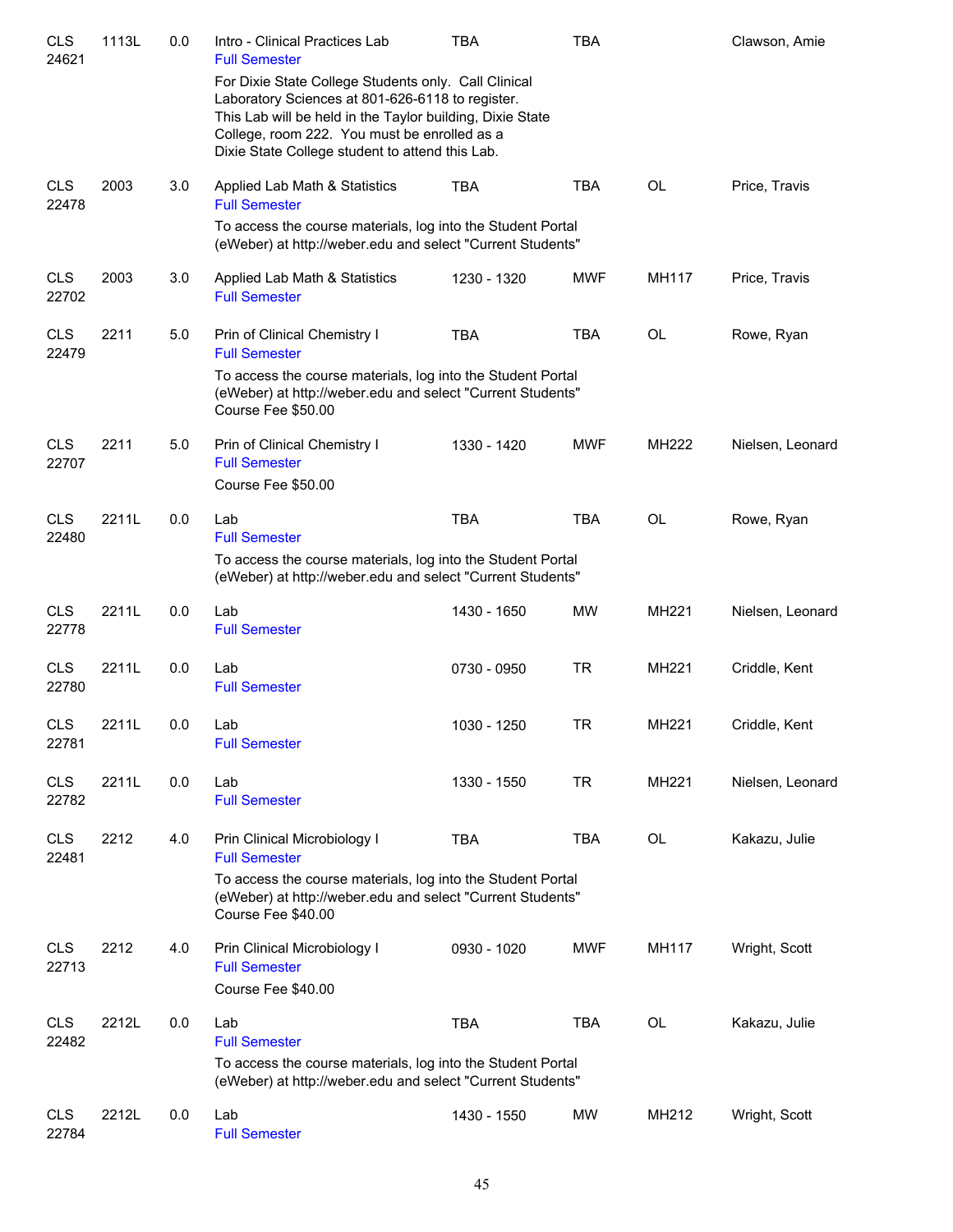| | | | | | | | |
|---|---|---|---|---|---|---|---|
| CLS 24621 | 1113L | 0.0 | Intro - Clinical Practices Lab<br>Full Semester<br>For Dixie State College Students only. Call Clinical Laboratory Sciences at 801-626-6118 to register. This Lab will be held in the Taylor building, Dixie State College, room 222. You must be enrolled as a Dixie State College student to attend this Lab. | TBA | TBA | | Clawson, Amie |
| CLS 22478 | 2003 | 3.0 | Applied Lab Math & Statistics<br>Full Semester<br>To access the course materials, log into the Student Portal (eWeber) at http://weber.edu and select "Current Students" | TBA | TBA | OL | Price, Travis |
| CLS 22702 | 2003 | 3.0 | Applied Lab Math & Statistics<br>Full Semester | 1230 - 1320 | MWF | MH117 | Price, Travis |
| CLS 22479 | 2211 | 5.0 | Prin of Clinical Chemistry I<br>Full Semester<br>To access the course materials, log into the Student Portal (eWeber) at http://weber.edu and select "Current Students"<br>Course Fee $50.00 | TBA | TBA | OL | Rowe, Ryan |
| CLS 22707 | 2211 | 5.0 | Prin of Clinical Chemistry I<br>Full Semester<br>Course Fee $50.00 | 1330 - 1420 | MWF | MH222 | Nielsen, Leonard |
| CLS 22480 | 2211L | 0.0 | Lab<br>Full Semester<br>To access the course materials, log into the Student Portal (eWeber) at http://weber.edu and select "Current Students" | TBA | TBA | OL | Rowe, Ryan |
| CLS 22778 | 2211L | 0.0 | Lab<br>Full Semester | 1430 - 1650 | MW | MH221 | Nielsen, Leonard |
| CLS 22780 | 2211L | 0.0 | Lab<br>Full Semester | 0730 - 0950 | TR | MH221 | Criddle, Kent |
| CLS 22781 | 2211L | 0.0 | Lab<br>Full Semester | 1030 - 1250 | TR | MH221 | Criddle, Kent |
| CLS 22782 | 2211L | 0.0 | Lab<br>Full Semester | 1330 - 1550 | TR | MH221 | Nielsen, Leonard |
| CLS 22481 | 2212 | 4.0 | Prin Clinical Microbiology I<br>Full Semester<br>To access the course materials, log into the Student Portal (eWeber) at http://weber.edu and select "Current Students"<br>Course Fee $40.00 | TBA | TBA | OL | Kakazu, Julie |
| CLS 22713 | 2212 | 4.0 | Prin Clinical Microbiology I<br>Full Semester<br>Course Fee $40.00 | 0930 - 1020 | MWF | MH117 | Wright, Scott |
| CLS 22482 | 2212L | 0.0 | Lab<br>Full Semester<br>To access the course materials, log into the Student Portal (eWeber) at http://weber.edu and select "Current Students" | TBA | TBA | OL | Kakazu, Julie |
| CLS 22784 | 2212L | 0.0 | Lab<br>Full Semester | 1430 - 1550 | MW | MH212 | Wright, Scott |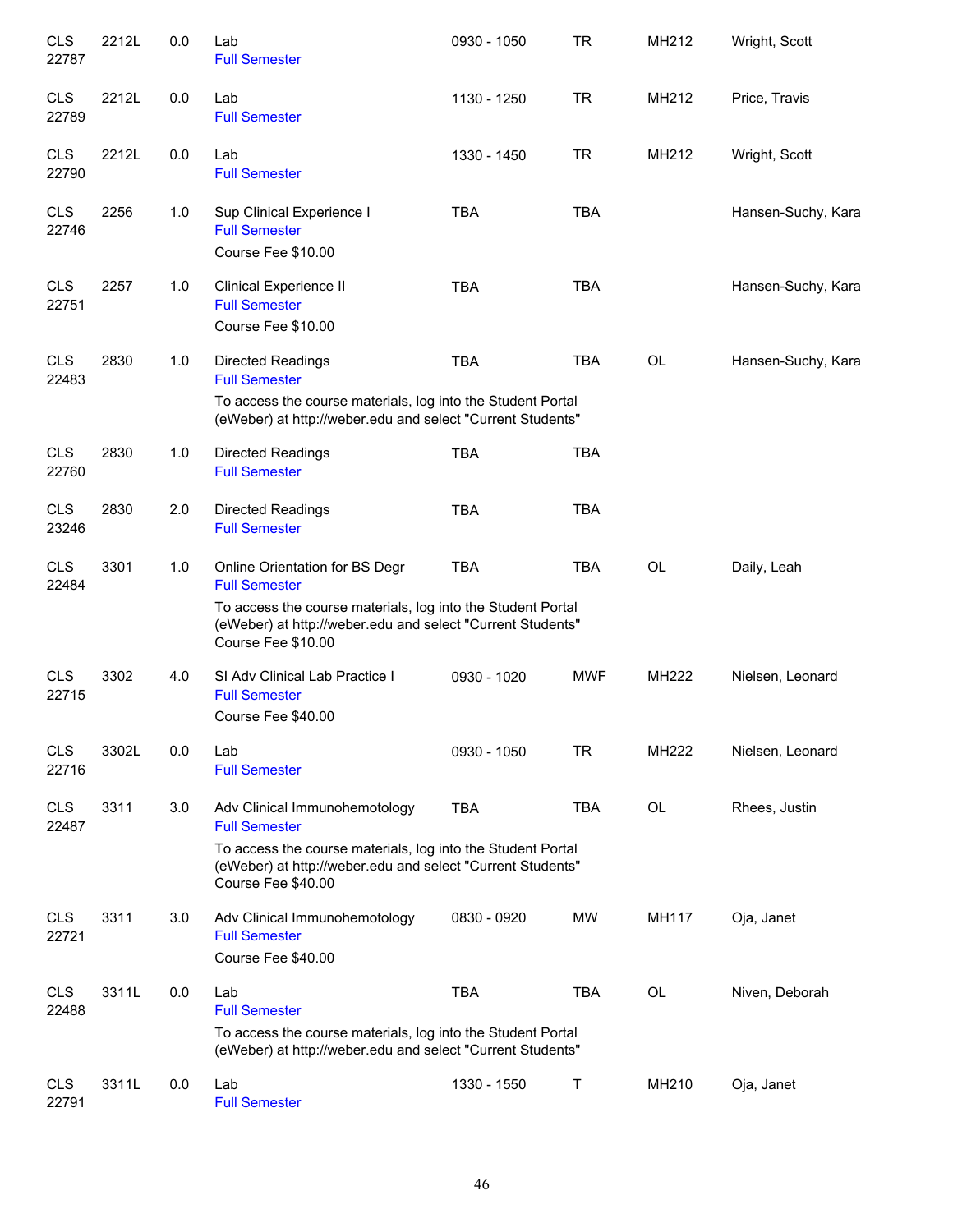| | | | | | | | |
|---|---|---|---|---|---|---|---|
| CLS 22787 | 2212L | 0.0 | Lab<br>Full Semester | 0930 - 1050 | TR | MH212 | Wright, Scott |
| CLS 22789 | 2212L | 0.0 | Lab<br>Full Semester | 1130 - 1250 | TR | MH212 | Price, Travis |
| CLS 22790 | 2212L | 0.0 | Lab<br>Full Semester | 1330 - 1450 | TR | MH212 | Wright, Scott |
| CLS 22746 | 2256 | 1.0 | Sup Clinical Experience I<br>Full Semester<br>Course Fee $10.00 | TBA | TBA | | Hansen-Suchy, Kara |
| CLS 22751 | 2257 | 1.0 | Clinical Experience II<br>Full Semester<br>Course Fee $10.00 | TBA | TBA | | Hansen-Suchy, Kara |
| CLS 22483 | 2830 | 1.0 | Directed Readings<br>Full Semester<br>To access the course materials, log into the Student Portal (eWeber) at http://weber.edu and select "Current Students" | TBA | TBA | OL | Hansen-Suchy, Kara |
| CLS 22760 | 2830 | 1.0 | Directed Readings<br>Full Semester | TBA | TBA | | |
| CLS 23246 | 2830 | 2.0 | Directed Readings<br>Full Semester | TBA | TBA | | |
| CLS 22484 | 3301 | 1.0 | Online Orientation for BS Degr<br>Full Semester<br>To access the course materials, log into the Student Portal (eWeber) at http://weber.edu and select "Current Students"<br>Course Fee $10.00 | TBA | TBA | OL | Daily, Leah |
| CLS 22715 | 3302 | 4.0 | SI Adv Clinical Lab Practice I<br>Full Semester<br>Course Fee $40.00 | 0930 - 1020 | MWF | MH222 | Nielsen, Leonard |
| CLS 22716 | 3302L | 0.0 | Lab<br>Full Semester | 0930 - 1050 | TR | MH222 | Nielsen, Leonard |
| CLS 22487 | 3311 | 3.0 | Adv Clinical Immunohemotology<br>Full Semester<br>To access the course materials, log into the Student Portal (eWeber) at http://weber.edu and select "Current Students"<br>Course Fee $40.00 | TBA | TBA | OL | Rhees, Justin |
| CLS 22721 | 3311 | 3.0 | Adv Clinical Immunohemotology<br>Full Semester<br>Course Fee $40.00 | 0830 - 0920 | MW | MH117 | Oja, Janet |
| CLS 22488 | 3311L | 0.0 | Lab<br>Full Semester<br>To access the course materials, log into the Student Portal (eWeber) at http://weber.edu and select "Current Students" | TBA | TBA | OL | Niven, Deborah |
| CLS 22791 | 3311L | 0.0 | Lab<br>Full Semester | 1330 - 1550 | T | MH210 | Oja, Janet |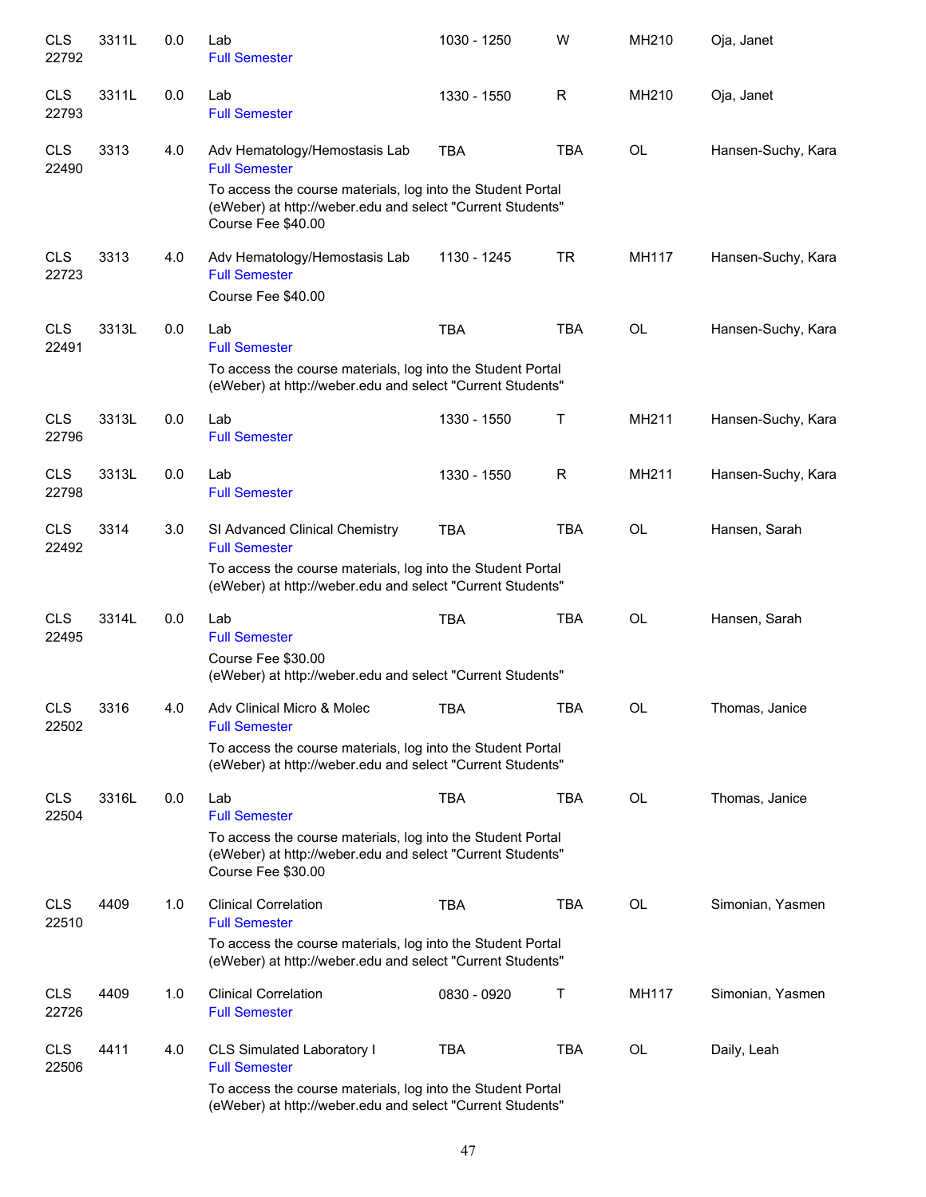| | | | | | | | |
|---|---|---|---|---|---|---|---|
| CLS 22792 | 3311L | 0.0 | Lab<br>Full Semester | 1030 - 1250 | W | MH210 | Oja, Janet |
| CLS 22793 | 3311L | 0.0 | Lab<br>Full Semester | 1330 - 1550 | R | MH210 | Oja, Janet |
| CLS 22490 | 3313 | 4.0 | Adv Hematology/Hemostasis Lab<br>Full Semester<br>To access the course materials, log into the Student Portal (eWeber) at http://weber.edu and select "Current Students"<br>Course Fee $40.00 | TBA | TBA | OL | Hansen-Suchy, Kara |
| CLS 22723 | 3313 | 4.0 | Adv Hematology/Hemostasis Lab<br>Full Semester<br>Course Fee $40.00 | 1130 - 1245 | TR | MH117 | Hansen-Suchy, Kara |
| CLS 22491 | 3313L | 0.0 | Lab<br>Full Semester<br>To access the course materials, log into the Student Portal (eWeber) at http://weber.edu and select "Current Students" | TBA | TBA | OL | Hansen-Suchy, Kara |
| CLS 22796 | 3313L | 0.0 | Lab<br>Full Semester | 1330 - 1550 | T | MH211 | Hansen-Suchy, Kara |
| CLS 22798 | 3313L | 0.0 | Lab<br>Full Semester | 1330 - 1550 | R | MH211 | Hansen-Suchy, Kara |
| CLS 22492 | 3314 | 3.0 | SI Advanced Clinical Chemistry<br>Full Semester<br>To access the course materials, log into the Student Portal (eWeber) at http://weber.edu and select "Current Students" | TBA | TBA | OL | Hansen, Sarah |
| CLS 22495 | 3314L | 0.0 | Lab<br>Full Semester<br>Course Fee $30.00<br>(eWeber) at http://weber.edu and select "Current Students" | TBA | TBA | OL | Hansen, Sarah |
| CLS 22502 | 3316 | 4.0 | Adv Clinical Micro & Molec<br>Full Semester<br>To access the course materials, log into the Student Portal (eWeber) at http://weber.edu and select "Current Students" | TBA | TBA | OL | Thomas, Janice |
| CLS 22504 | 3316L | 0.0 | Lab<br>Full Semester<br>To access the course materials, log into the Student Portal (eWeber) at http://weber.edu and select "Current Students"<br>Course Fee $30.00 | TBA | TBA | OL | Thomas, Janice |
| CLS 22510 | 4409 | 1.0 | Clinical Correlation<br>Full Semester<br>To access the course materials, log into the Student Portal (eWeber) at http://weber.edu and select "Current Students" | TBA | TBA | OL | Simonian, Yasmen |
| CLS 22726 | 4409 | 1.0 | Clinical Correlation<br>Full Semester | 0830 - 0920 | T | MH117 | Simonian, Yasmen |
| CLS 22506 | 4411 | 4.0 | CLS Simulated Laboratory I<br>Full Semester<br>To access the course materials, log into the Student Portal (eWeber) at http://weber.edu and select "Current Students" | TBA | TBA | OL | Daily, Leah |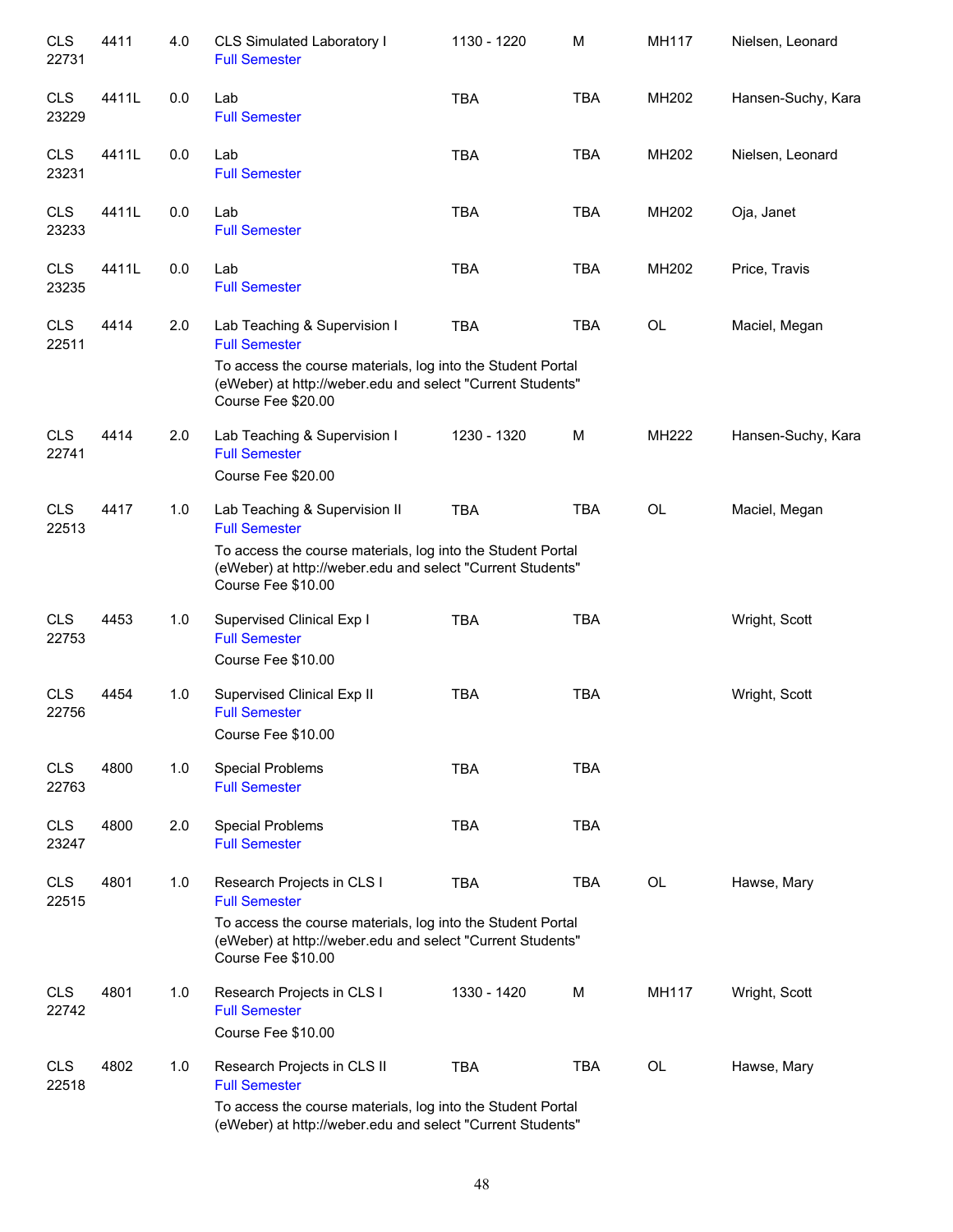| | | | | | | | |
|---|---|---|---|---|---|---|---|
| CLS 22731 | 4411 | 4.0 | CLS Simulated Laboratory I<br>Full Semester | 1130 - 1220 | M | MH117 | Nielsen, Leonard |
| CLS 23229 | 4411L | 0.0 | Lab<br>Full Semester | TBA | TBA | MH202 | Hansen-Suchy, Kara |
| CLS 23231 | 4411L | 0.0 | Lab<br>Full Semester | TBA | TBA | MH202 | Nielsen, Leonard |
| CLS 23233 | 4411L | 0.0 | Lab<br>Full Semester | TBA | TBA | MH202 | Oja, Janet |
| CLS 23235 | 4411L | 0.0 | Lab<br>Full Semester | TBA | TBA | MH202 | Price, Travis |
| CLS 22511 | 4414 | 2.0 | Lab Teaching & Supervision I<br>Full Semester<br>To access the course materials, log into the Student Portal (eWeber) at http://weber.edu and select "Current Students"<br>Course Fee $20.00 | TBA | TBA | OL | Maciel, Megan |
| CLS 22741 | 4414 | 2.0 | Lab Teaching & Supervision I<br>Full Semester<br>Course Fee $20.00 | 1230 - 1320 | M | MH222 | Hansen-Suchy, Kara |
| CLS 22513 | 4417 | 1.0 | Lab Teaching & Supervision II<br>Full Semester<br>To access the course materials, log into the Student Portal (eWeber) at http://weber.edu and select "Current Students"<br>Course Fee $10.00 | TBA | TBA | OL | Maciel, Megan |
| CLS 22753 | 4453 | 1.0 | Supervised Clinical Exp I<br>Full Semester<br>Course Fee $10.00 | TBA | TBA | | Wright, Scott |
| CLS 22756 | 4454 | 1.0 | Supervised Clinical Exp II<br>Full Semester<br>Course Fee $10.00 | TBA | TBA | | Wright, Scott |
| CLS 22763 | 4800 | 1.0 | Special Problems<br>Full Semester | TBA | TBA | | |
| CLS 23247 | 4800 | 2.0 | Special Problems<br>Full Semester | TBA | TBA | | |
| CLS 22515 | 4801 | 1.0 | Research Projects in CLS I<br>Full Semester<br>To access the course materials, log into the Student Portal (eWeber) at http://weber.edu and select "Current Students"<br>Course Fee $10.00 | TBA | TBA | OL | Hawse, Mary |
| CLS 22742 | 4801 | 1.0 | Research Projects in CLS I<br>Full Semester<br>Course Fee $10.00 | 1330 - 1420 | M | MH117 | Wright, Scott |
| CLS 22518 | 4802 | 1.0 | Research Projects in CLS II<br>Full Semester<br>To access the course materials, log into the Student Portal (eWeber) at http://weber.edu and select "Current Students" | TBA | TBA | OL | Hawse, Mary |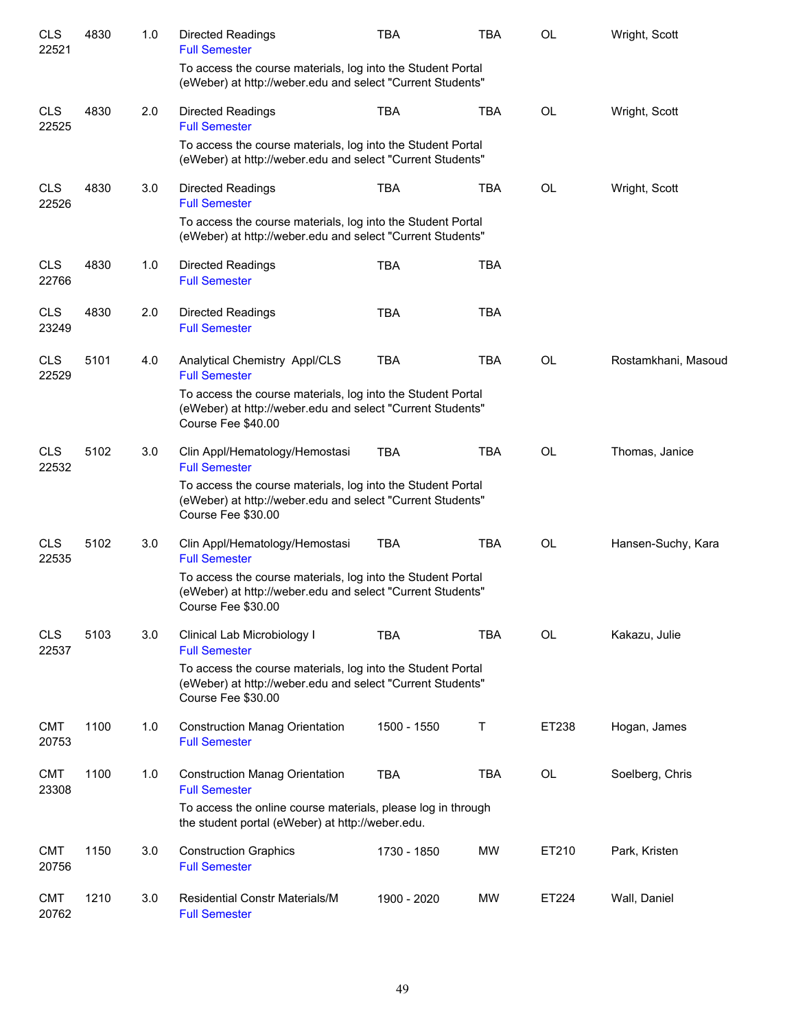| | | | | | | | |
|---|---|---|---|---|---|---|---|
| CLS 22521 | 4830 | 1.0 | Directed Readings<br>Full Semester<br>To access the course materials, log into the Student Portal (eWeber) at http://weber.edu and select "Current Students" | TBA | TBA | OL | Wright, Scott |
| CLS 22525 | 4830 | 2.0 | Directed Readings<br>Full Semester<br>To access the course materials, log into the Student Portal (eWeber) at http://weber.edu and select "Current Students" | TBA | TBA | OL | Wright, Scott |
| CLS 22526 | 4830 | 3.0 | Directed Readings<br>Full Semester<br>To access the course materials, log into the Student Portal (eWeber) at http://weber.edu and select "Current Students" | TBA | TBA | OL | Wright, Scott |
| CLS 22766 | 4830 | 1.0 | Directed Readings<br>Full Semester | TBA | TBA | | |
| CLS 23249 | 4830 | 2.0 | Directed Readings<br>Full Semester | TBA | TBA | | |
| CLS 22529 | 5101 | 4.0 | Analytical Chemistry Appl/CLS<br>Full Semester<br>To access the course materials, log into the Student Portal (eWeber) at http://weber.edu and select "Current Students"<br>Course Fee $40.00 | TBA | TBA | OL | Rostamkhani, Masoud |
| CLS 22532 | 5102 | 3.0 | Clin Appl/Hematology/Hemostasi<br>Full Semester<br>To access the course materials, log into the Student Portal (eWeber) at http://weber.edu and select "Current Students"<br>Course Fee $30.00 | TBA | TBA | OL | Thomas, Janice |
| CLS 22535 | 5102 | 3.0 | Clin Appl/Hematology/Hemostasi<br>Full Semester<br>To access the course materials, log into the Student Portal (eWeber) at http://weber.edu and select "Current Students"<br>Course Fee $30.00 | TBA | TBA | OL | Hansen-Suchy, Kara |
| CLS 22537 | 5103 | 3.0 | Clinical Lab Microbiology I<br>Full Semester<br>To access the course materials, log into the Student Portal (eWeber) at http://weber.edu and select "Current Students"<br>Course Fee $30.00 | TBA | TBA | OL | Kakazu, Julie |
| CMT 20753 | 1100 | 1.0 | Construction Manag Orientation<br>Full Semester | 1500 - 1550 | T | ET238 | Hogan, James |
| CMT 23308 | 1100 | 1.0 | Construction Manag Orientation<br>Full Semester<br>To access the online course materials, please log in through the student portal (eWeber) at http://weber.edu. | TBA | TBA | OL | Soelberg, Chris |
| CMT 20756 | 1150 | 3.0 | Construction Graphics<br>Full Semester | 1730 - 1850 | MW | ET210 | Park, Kristen |
| CMT 20762 | 1210 | 3.0 | Residential Constr Materials/M<br>Full Semester | 1900 - 2020 | MW | ET224 | Wall, Daniel |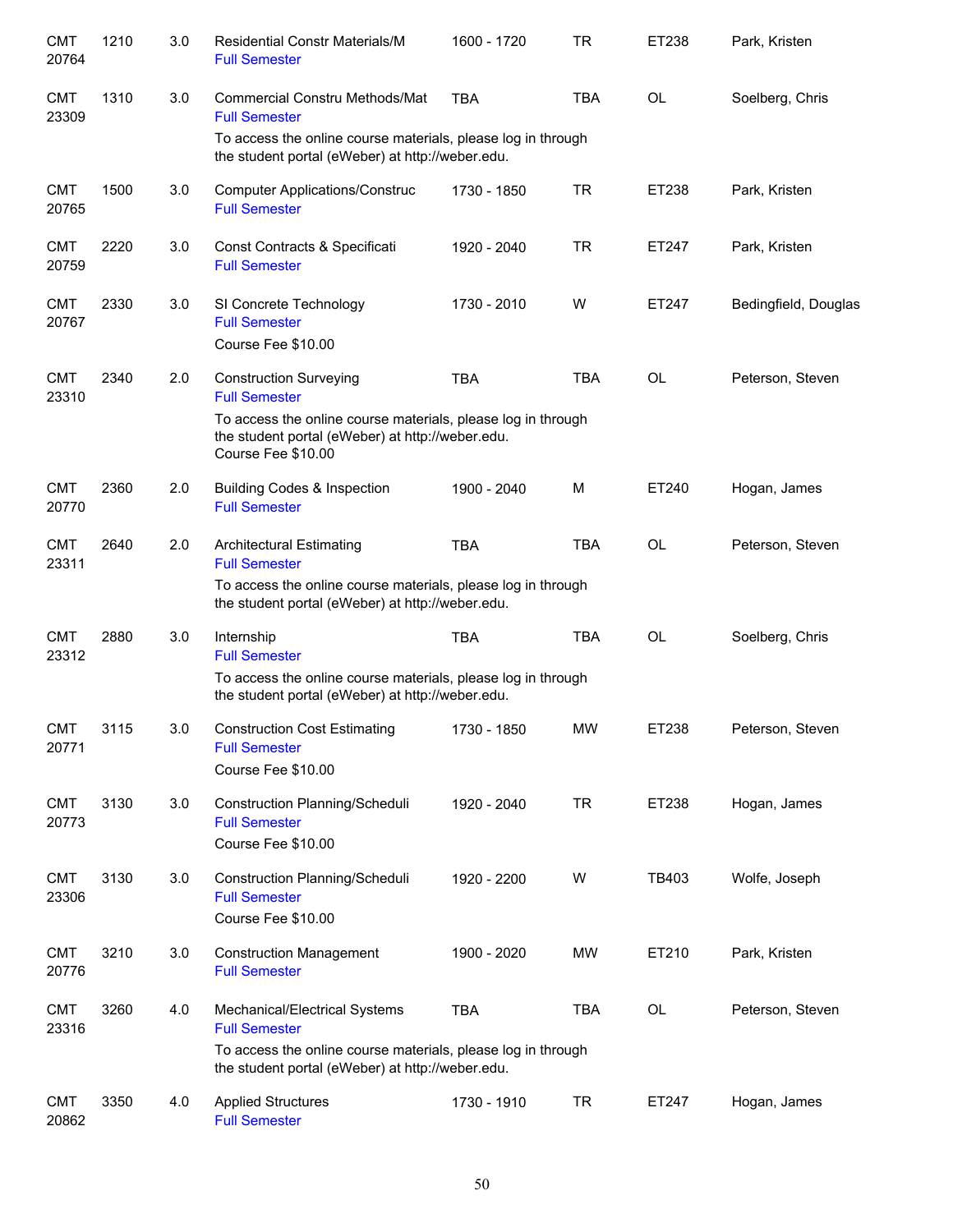| | | | | | | | |
|---|---|---|---|---|---|---|---|
| CMT 20764 | 1210 | 3.0 | Residential Constr Materials/M<br>Full Semester | 1600 - 1720 | TR | ET238 | Park, Kristen |
| CMT 23309 | 1310 | 3.0 | Commercial Constru Methods/Mat<br>Full Semester<br>To access the online course materials, please log in through the student portal (eWeber) at http://weber.edu. | TBA | TBA | OL | Soelberg, Chris |
| CMT 20765 | 1500 | 3.0 | Computer Applications/Construc<br>Full Semester | 1730 - 1850 | TR | ET238 | Park, Kristen |
| CMT 20759 | 2220 | 3.0 | Const Contracts & Specificati<br>Full Semester | 1920 - 2040 | TR | ET247 | Park, Kristen |
| CMT 20767 | 2330 | 3.0 | SI Concrete Technology<br>Full Semester<br>Course Fee $10.00 | 1730 - 2010 | W | ET247 | Bedingfield, Douglas |
| CMT 23310 | 2340 | 2.0 | Construction Surveying<br>Full Semester<br>To access the online course materials, please log in through the student portal (eWeber) at http://weber.edu.<br>Course Fee $10.00 | TBA | TBA | OL | Peterson, Steven |
| CMT 20770 | 2360 | 2.0 | Building Codes & Inspection<br>Full Semester | 1900 - 2040 | M | ET240 | Hogan, James |
| CMT 23311 | 2640 | 2.0 | Architectural Estimating<br>Full Semester<br>To access the online course materials, please log in through the student portal (eWeber) at http://weber.edu. | TBA | TBA | OL | Peterson, Steven |
| CMT 23312 | 2880 | 3.0 | Internship<br>Full Semester<br>To access the online course materials, please log in through the student portal (eWeber) at http://weber.edu. | TBA | TBA | OL | Soelberg, Chris |
| CMT 20771 | 3115 | 3.0 | Construction Cost Estimating<br>Full Semester<br>Course Fee $10.00 | 1730 - 1850 | MW | ET238 | Peterson, Steven |
| CMT 20773 | 3130 | 3.0 | Construction Planning/Scheduli<br>Full Semester<br>Course Fee $10.00 | 1920 - 2040 | TR | ET238 | Hogan, James |
| CMT 23306 | 3130 | 3.0 | Construction Planning/Scheduli<br>Full Semester<br>Course Fee $10.00 | 1920 - 2200 | W | TB403 | Wolfe, Joseph |
| CMT 20776 | 3210 | 3.0 | Construction Management<br>Full Semester | 1900 - 2020 | MW | ET210 | Park, Kristen |
| CMT 23316 | 3260 | 4.0 | Mechanical/Electrical Systems<br>Full Semester<br>To access the online course materials, please log in through the student portal (eWeber) at http://weber.edu. | TBA | TBA | OL | Peterson, Steven |
| CMT 20862 | 3350 | 4.0 | Applied Structures<br>Full Semester | 1730 - 1910 | TR | ET247 | Hogan, James |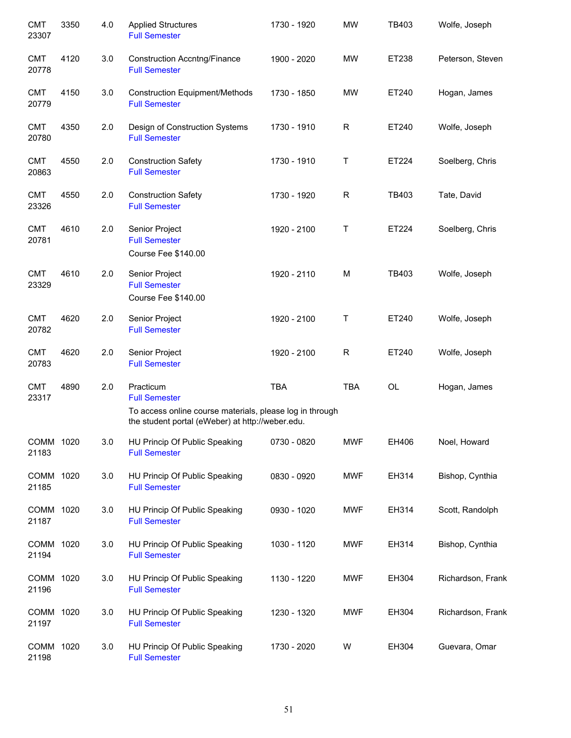| | | | | | | | |
|---|---|---|---|---|---|---|---|
| CMT 23307 | 3350 | 4.0 | Applied Structures<br>Full Semester | 1730 - 1920 | MW | TB403 | Wolfe, Joseph |
| CMT 20778 | 4120 | 3.0 | Construction Accntng/Finance<br>Full Semester | 1900 - 2020 | MW | ET238 | Peterson, Steven |
| CMT 20779 | 4150 | 3.0 | Construction Equipment/Methods<br>Full Semester | 1730 - 1850 | MW | ET240 | Hogan, James |
| CMT 20780 | 4350 | 2.0 | Design of Construction Systems<br>Full Semester | 1730 - 1910 | R | ET240 | Wolfe, Joseph |
| CMT 20863 | 4550 | 2.0 | Construction Safety<br>Full Semester | 1730 - 1910 | T | ET224 | Soelberg, Chris |
| CMT 23326 | 4550 | 2.0 | Construction Safety<br>Full Semester | 1730 - 1920 | R | TB403 | Tate, David |
| CMT 20781 | 4610 | 2.0 | Senior Project<br>Full Semester<br>Course Fee $140.00 | 1920 - 2100 | T | ET224 | Soelberg, Chris |
| CMT 23329 | 4610 | 2.0 | Senior Project<br>Full Semester<br>Course Fee $140.00 | 1920 - 2110 | M | TB403 | Wolfe, Joseph |
| CMT 20782 | 4620 | 2.0 | Senior Project<br>Full Semester | 1920 - 2100 | T | ET240 | Wolfe, Joseph |
| CMT 20783 | 4620 | 2.0 | Senior Project<br>Full Semester | 1920 - 2100 | R | ET240 | Wolfe, Joseph |
| CMT 23317 | 4890 | 2.0 | Practicum<br>Full Semester<br>To access online course materials, please log in through the student portal (eWeber) at http://weber.edu. | TBA | TBA | OL | Hogan, James |
| COMM 21183 | 1020 | 3.0 | HU Princip Of Public Speaking<br>Full Semester | 0730 - 0820 | MWF | EH406 | Noel, Howard |
| COMM 21185 | 1020 | 3.0 | HU Princip Of Public Speaking<br>Full Semester | 0830 - 0920 | MWF | EH314 | Bishop, Cynthia |
| COMM 21187 | 1020 | 3.0 | HU Princip Of Public Speaking<br>Full Semester | 0930 - 1020 | MWF | EH314 | Scott, Randolph |
| COMM 21194 | 1020 | 3.0 | HU Princip Of Public Speaking<br>Full Semester | 1030 - 1120 | MWF | EH314 | Bishop, Cynthia |
| COMM 21196 | 1020 | 3.0 | HU Princip Of Public Speaking<br>Full Semester | 1130 - 1220 | MWF | EH304 | Richardson, Frank |
| COMM 21197 | 1020 | 3.0 | HU Princip Of Public Speaking<br>Full Semester | 1230 - 1320 | MWF | EH304 | Richardson, Frank |
| COMM 21198 | 1020 | 3.0 | HU Princip Of Public Speaking<br>Full Semester | 1730 - 2020 | W | EH304 | Guevara, Omar |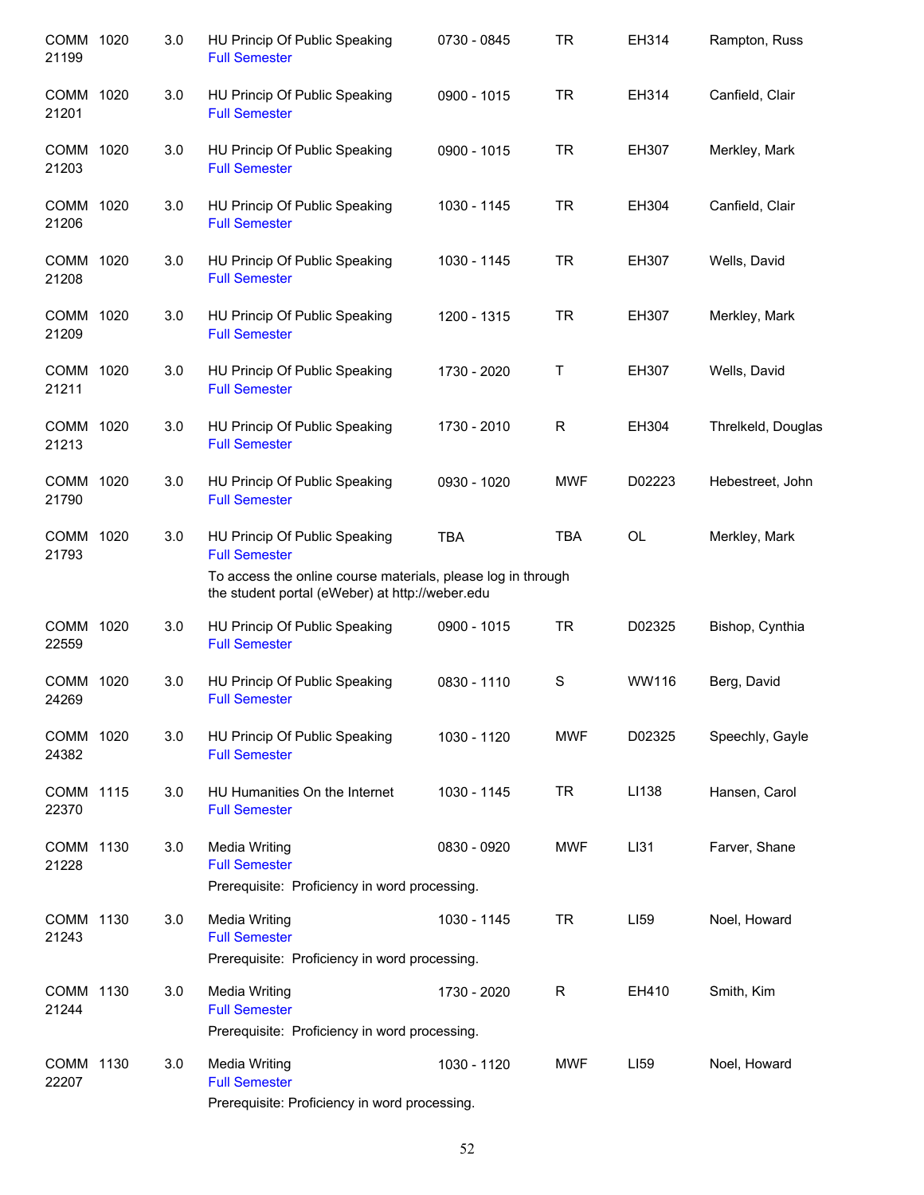| | | | | | | | |
|---|---|---|---|---|---|---|---|
| COMM 21199 | 1020 | 3.0 | HU Princip Of Public Speaking<br>Full Semester | 0730 - 0845 | TR | EH314 | Rampton, Russ |
| COMM 21201 | 1020 | 3.0 | HU Princip Of Public Speaking<br>Full Semester | 0900 - 1015 | TR | EH314 | Canfield, Clair |
| COMM 21203 | 1020 | 3.0 | HU Princip Of Public Speaking<br>Full Semester | 0900 - 1015 | TR | EH307 | Merkley, Mark |
| COMM 21206 | 1020 | 3.0 | HU Princip Of Public Speaking<br>Full Semester | 1030 - 1145 | TR | EH304 | Canfield, Clair |
| COMM 21208 | 1020 | 3.0 | HU Princip Of Public Speaking<br>Full Semester | 1030 - 1145 | TR | EH307 | Wells, David |
| COMM 21209 | 1020 | 3.0 | HU Princip Of Public Speaking<br>Full Semester | 1200 - 1315 | TR | EH307 | Merkley, Mark |
| COMM 21211 | 1020 | 3.0 | HU Princip Of Public Speaking<br>Full Semester | 1730 - 2020 | T | EH307 | Wells, David |
| COMM 21213 | 1020 | 3.0 | HU Princip Of Public Speaking<br>Full Semester | 1730 - 2010 | R | EH304 | Threlkeld, Douglas |
| COMM 21790 | 1020 | 3.0 | HU Princip Of Public Speaking<br>Full Semester | 0930 - 1020 | MWF | D02223 | Hebestreet, John |
| COMM 21793 | 1020 | 3.0 | HU Princip Of Public Speaking<br>Full Semester<br>To access the online course materials, please log in through the student portal (eWeber) at http://weber.edu | TBA | TBA | OL | Merkley, Mark |
| COMM 22559 | 1020 | 3.0 | HU Princip Of Public Speaking<br>Full Semester | 0900 - 1015 | TR | D02325 | Bishop, Cynthia |
| COMM 24269 | 1020 | 3.0 | HU Princip Of Public Speaking<br>Full Semester | 0830 - 1110 | S | WW116 | Berg, David |
| COMM 24382 | 1020 | 3.0 | HU Princip Of Public Speaking<br>Full Semester | 1030 - 1120 | MWF | D02325 | Speechly, Gayle |
| COMM 22370 | 1115 | 3.0 | HU Humanities On the Internet<br>Full Semester | 1030 - 1145 | TR | LI138 | Hansen, Carol |
| COMM 21228 | 1130 | 3.0 | Media Writing<br>Full Semester<br>Prerequisite: Proficiency in word processing. | 0830 - 0920 | MWF | LI31 | Farver, Shane |
| COMM 21243 | 1130 | 3.0 | Media Writing<br>Full Semester<br>Prerequisite: Proficiency in word processing. | 1030 - 1145 | TR | LI59 | Noel, Howard |
| COMM 21244 | 1130 | 3.0 | Media Writing<br>Full Semester<br>Prerequisite: Proficiency in word processing. | 1730 - 2020 | R | EH410 | Smith, Kim |
| COMM 22207 | 1130 | 3.0 | Media Writing<br>Full Semester<br>Prerequisite: Proficiency in word processing. | 1030 - 1120 | MWF | LI59 | Noel, Howard |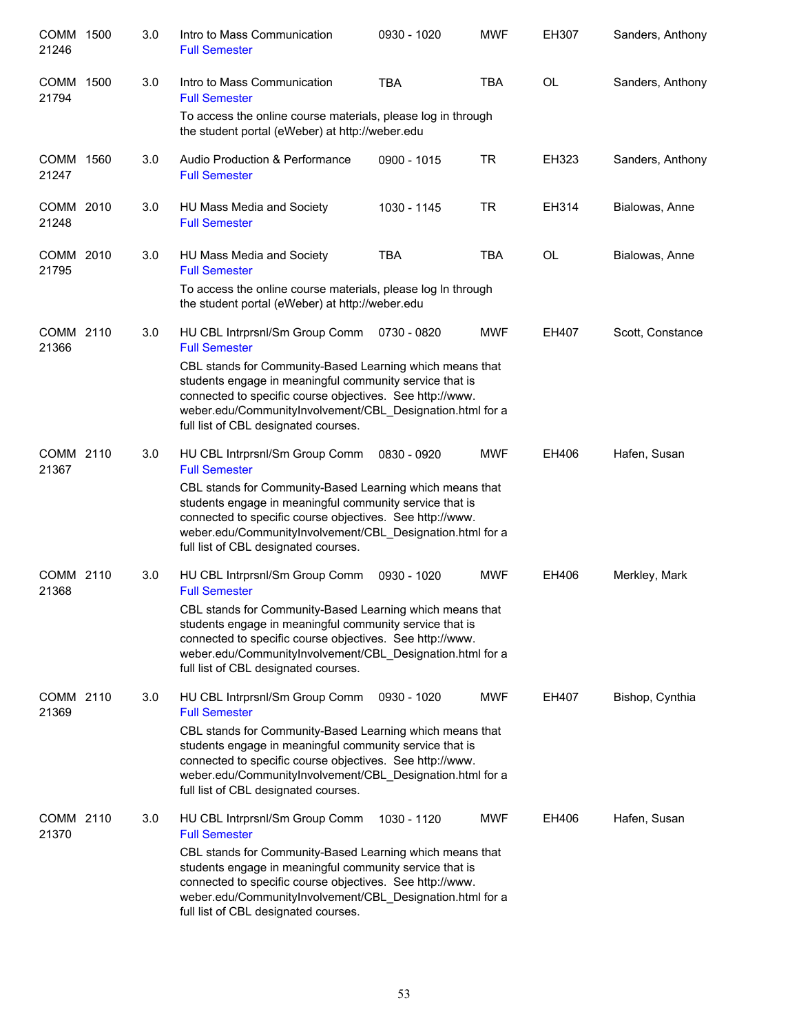| | | | | | | | |
|---|---|---|---|---|---|---|---|
| COMM 21246 | 1500 | 3.0 | Intro to Mass Communication<br>Full Semester | 0930 - 1020 | MWF | EH307 | Sanders, Anthony |
| COMM 21794 | 1500 | 3.0 | Intro to Mass Communication<br>Full Semester<br>To access the online course materials, please log in through the student portal (eWeber) at http://weber.edu | TBA | TBA | OL | Sanders, Anthony |
| COMM 21247 | 1560 | 3.0 | Audio Production & Performance<br>Full Semester | 0900 - 1015 | TR | EH323 | Sanders, Anthony |
| COMM 21248 | 2010 | 3.0 | HU Mass Media and Society<br>Full Semester | 1030 - 1145 | TR | EH314 | Bialowas, Anne |
| COMM 21795 | 2010 | 3.0 | HU Mass Media and Society<br>Full Semester<br>To access the online course materials, please log In through the student portal (eWeber) at http://weber.edu | TBA | TBA | OL | Bialowas, Anne |
| COMM 21366 | 2110 | 3.0 | HU CBL Intrprsnl/Sm Group Comm<br>Full Semester<br>CBL stands for Community-Based Learning which means that students engage in meaningful community service that is connected to specific course objectives. See http://www.weber.edu/CommunityInvolvement/CBL_Designation.html for a full list of CBL designated courses. | 0730 - 0820 | MWF | EH407 | Scott, Constance |
| COMM 21367 | 2110 | 3.0 | HU CBL Intrprsnl/Sm Group Comm<br>Full Semester<br>CBL stands for Community-Based Learning which means that students engage in meaningful community service that is connected to specific course objectives. See http://www.weber.edu/CommunityInvolvement/CBL_Designation.html for a full list of CBL designated courses. | 0830 - 0920 | MWF | EH406 | Hafen, Susan |
| COMM 21368 | 2110 | 3.0 | HU CBL Intrprsnl/Sm Group Comm<br>Full Semester<br>CBL stands for Community-Based Learning which means that students engage in meaningful community service that is connected to specific course objectives. See http://www.weber.edu/CommunityInvolvement/CBL_Designation.html for a full list of CBL designated courses. | 0930 - 1020 | MWF | EH406 | Merkley, Mark |
| COMM 21369 | 2110 | 3.0 | HU CBL Intrprsnl/Sm Group Comm<br>Full Semester<br>CBL stands for Community-Based Learning which means that students engage in meaningful community service that is connected to specific course objectives. See http://www.weber.edu/CommunityInvolvement/CBL_Designation.html for a full list of CBL designated courses. | 0930 - 1020 | MWF | EH407 | Bishop, Cynthia |
| COMM 21370 | 2110 | 3.0 | HU CBL Intrprsnl/Sm Group Comm<br>Full Semester<br>CBL stands for Community-Based Learning which means that students engage in meaningful community service that is connected to specific course objectives. See http://www.weber.edu/CommunityInvolvement/CBL_Designation.html for a full list of CBL designated courses. | 1030 - 1120 | MWF | EH406 | Hafen, Susan |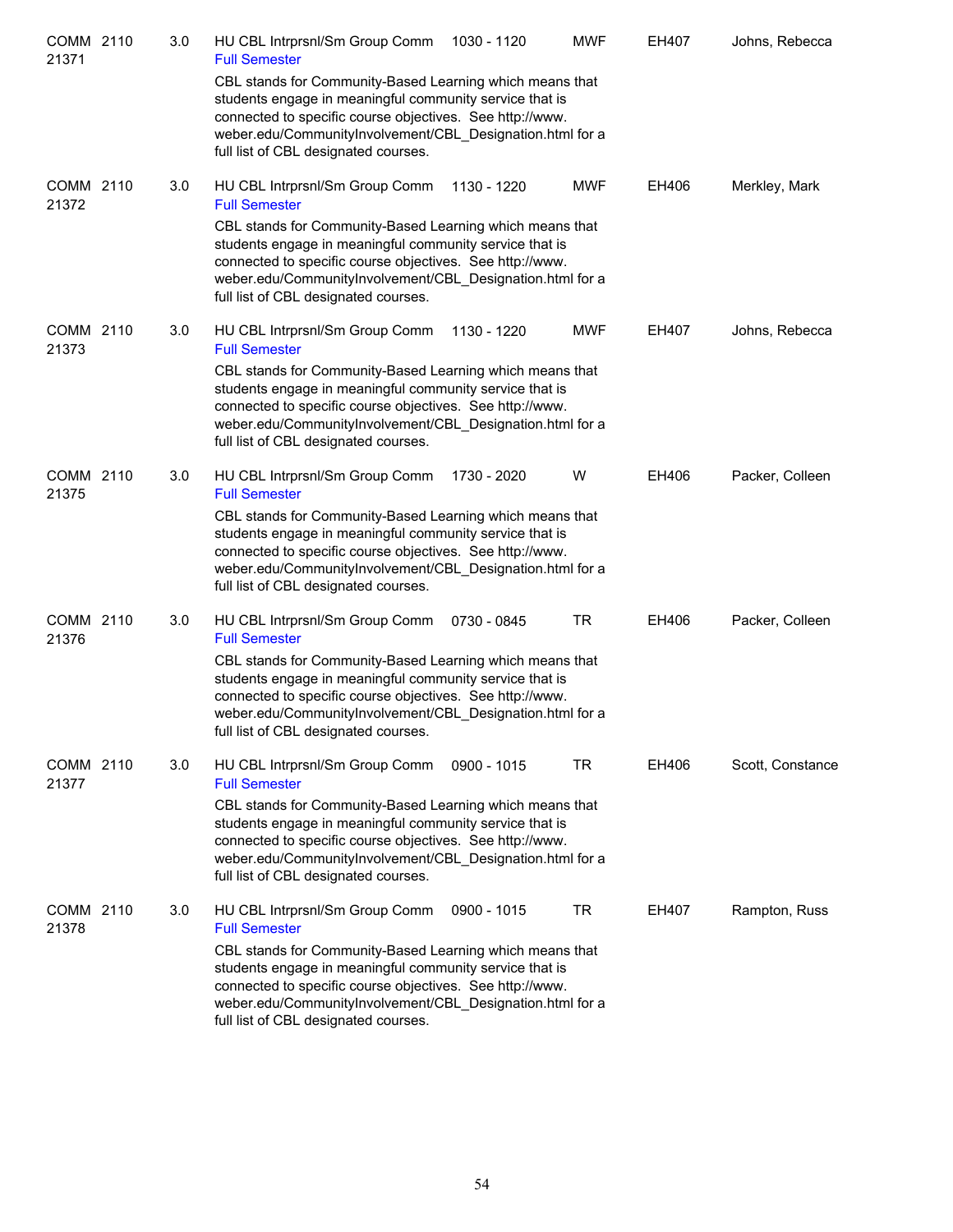| | | | | | | | |
|---|---|---|---|---|---|---|---|
| COMM 2110 21371 | 3.0 | HU CBL Intrprsnl/Sm Group Comm<br>Full Semester<br>CBL stands for Community-Based Learning which means that students engage in meaningful community service that is connected to specific course objectives. See http://www.weber.edu/CommunityInvolvement/CBL_Designation.html for a full list of CBL designated courses. | 1030 - 1120 | MWF | EH407 | Johns, Rebecca |
| COMM 2110 21372 | 3.0 | HU CBL Intrprsnl/Sm Group Comm<br>Full Semester<br>CBL stands for Community-Based Learning which means that students engage in meaningful community service that is connected to specific course objectives. See http://www.weber.edu/CommunityInvolvement/CBL_Designation.html for a full list of CBL designated courses. | 1130 - 1220 | MWF | EH406 | Merkley, Mark |
| COMM 2110 21373 | 3.0 | HU CBL Intrprsnl/Sm Group Comm<br>Full Semester<br>CBL stands for Community-Based Learning which means that students engage in meaningful community service that is connected to specific course objectives. See http://www.weber.edu/CommunityInvolvement/CBL_Designation.html for a full list of CBL designated courses. | 1130 - 1220 | MWF | EH407 | Johns, Rebecca |
| COMM 2110 21375 | 3.0 | HU CBL Intrprsnl/Sm Group Comm<br>Full Semester<br>CBL stands for Community-Based Learning which means that students engage in meaningful community service that is connected to specific course objectives. See http://www.weber.edu/CommunityInvolvement/CBL_Designation.html for a full list of CBL designated courses. | 1730 - 2020 | W | EH406 | Packer, Colleen |
| COMM 2110 21376 | 3.0 | HU CBL Intrprsnl/Sm Group Comm<br>Full Semester<br>CBL stands for Community-Based Learning which means that students engage in meaningful community service that is connected to specific course objectives. See http://www.weber.edu/CommunityInvolvement/CBL_Designation.html for a full list of CBL designated courses. | 0730 - 0845 | TR | EH406 | Packer, Colleen |
| COMM 2110 21377 | 3.0 | HU CBL Intrprsnl/Sm Group Comm<br>Full Semester<br>CBL stands for Community-Based Learning which means that students engage in meaningful community service that is connected to specific course objectives. See http://www.weber.edu/CommunityInvolvement/CBL_Designation.html for a full list of CBL designated courses. | 0900 - 1015 | TR | EH406 | Scott, Constance |
| COMM 2110 21378 | 3.0 | HU CBL Intrprsnl/Sm Group Comm<br>Full Semester<br>CBL stands for Community-Based Learning which means that students engage in meaningful community service that is connected to specific course objectives. See http://www.weber.edu/CommunityInvolvement/CBL_Designation.html for a full list of CBL designated courses. | 0900 - 1015 | TR | EH407 | Rampton, Russ |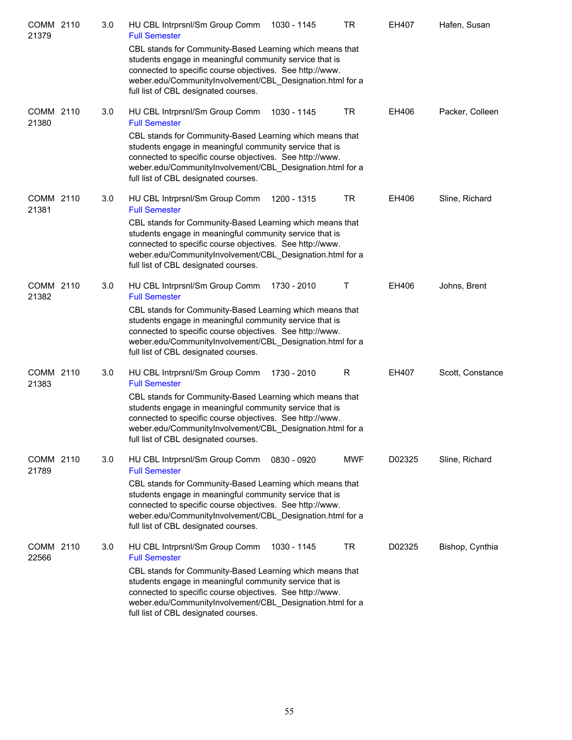COMM 2110 21379 | 3.0 | HU CBL Intrprsnl/Sm Group Comm | 1030 - 1145 | TR | EH407 | Hafen, Susan

Full Semester

CBL stands for Community-Based Learning which means that students engage in meaningful community service that is connected to specific course objectives. See http://www.weber.edu/CommunityInvolvement/CBL_Designation.html for a full list of CBL designated courses.

COMM 2110 21380 | 3.0 | HU CBL Intrprsnl/Sm Group Comm | 1030 - 1145 | TR | EH406 | Packer, Colleen

Full Semester

CBL stands for Community-Based Learning which means that students engage in meaningful community service that is connected to specific course objectives. See http://www.weber.edu/CommunityInvolvement/CBL_Designation.html for a full list of CBL designated courses.

COMM 2110 21381 | 3.0 | HU CBL Intrprsnl/Sm Group Comm | 1200 - 1315 | TR | EH406 | Sline, Richard

Full Semester

CBL stands for Community-Based Learning which means that students engage in meaningful community service that is connected to specific course objectives. See http://www.weber.edu/CommunityInvolvement/CBL_Designation.html for a full list of CBL designated courses.

COMM 2110 21382 | 3.0 | HU CBL Intrprsnl/Sm Group Comm | 1730 - 2010 | T | EH406 | Johns, Brent

Full Semester

CBL stands for Community-Based Learning which means that students engage in meaningful community service that is connected to specific course objectives. See http://www.weber.edu/CommunityInvolvement/CBL_Designation.html for a full list of CBL designated courses.

COMM 2110 21383 | 3.0 | HU CBL Intrprsnl/Sm Group Comm | 1730 - 2010 | R | EH407 | Scott, Constance

Full Semester

CBL stands for Community-Based Learning which means that students engage in meaningful community service that is connected to specific course objectives. See http://www.weber.edu/CommunityInvolvement/CBL_Designation.html for a full list of CBL designated courses.

COMM 2110 21789 | 3.0 | HU CBL Intrprsnl/Sm Group Comm | 0830 - 0920 | MWF | D02325 | Sline, Richard

Full Semester

CBL stands for Community-Based Learning which means that students engage in meaningful community service that is connected to specific course objectives. See http://www.weber.edu/CommunityInvolvement/CBL_Designation.html for a full list of CBL designated courses.

COMM 2110 22566 | 3.0 | HU CBL Intrprsnl/Sm Group Comm | 1030 - 1145 | TR | D02325 | Bishop, Cynthia

Full Semester

CBL stands for Community-Based Learning which means that students engage in meaningful community service that is connected to specific course objectives. See http://www.weber.edu/CommunityInvolvement/CBL_Designation.html for a full list of CBL designated courses.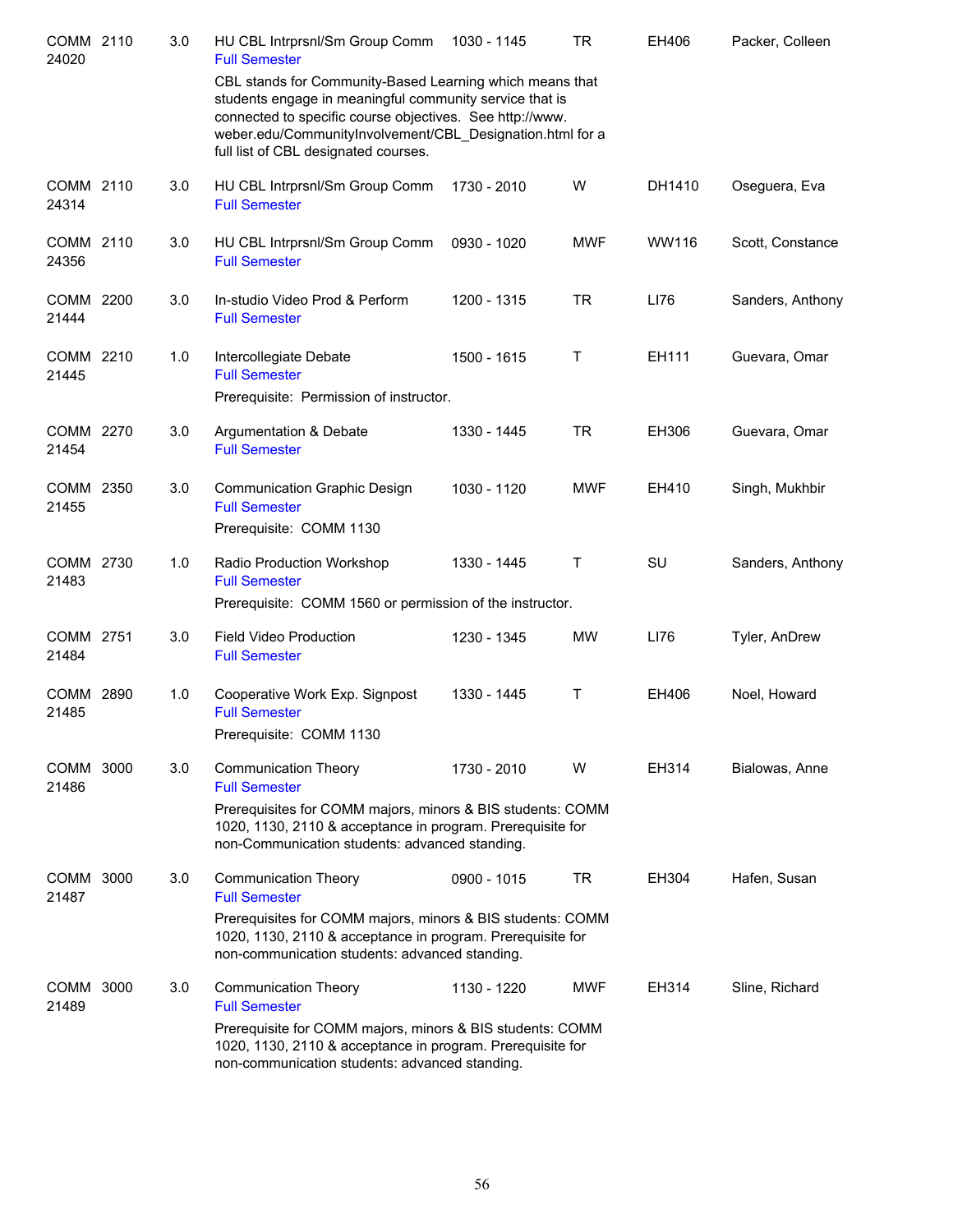| Course | | Credits | Title | Time | Days | Room | Instructor |
|---|---|---|---|---|---|---|---|
| COMM 24020 | 2110 | 3.0 | HU CBL Intrprsnl/Sm Group Comm<br>Full Semester<br>CBL stands for Community-Based Learning which means that students engage in meaningful community service that is connected to specific course objectives. See http://www.weber.edu/CommunityInvolvement/CBL_Designation.html for a full list of CBL designated courses. | 1030 - 1145 | TR | EH406 | Packer, Colleen |
| COMM 24314 | 2110 | 3.0 | HU CBL Intrprsnl/Sm Group Comm<br>Full Semester | 1730 - 2010 | W | DH1410 | Oseguera, Eva |
| COMM 24356 | 2110 | 3.0 | HU CBL Intrprsnl/Sm Group Comm<br>Full Semester | 0930 - 1020 | MWF | WW116 | Scott, Constance |
| COMM 21444 | 2200 | 3.0 | In-studio Video Prod & Perform<br>Full Semester | 1200 - 1315 | TR | LI76 | Sanders, Anthony |
| COMM 21445 | 2210 | 1.0 | Intercollegiate Debate<br>Full Semester<br>Prerequisite: Permission of instructor. | 1500 - 1615 | T | EH111 | Guevara, Omar |
| COMM 21454 | 2270 | 3.0 | Argumentation & Debate<br>Full Semester | 1330 - 1445 | TR | EH306 | Guevara, Omar |
| COMM 21455 | 2350 | 3.0 | Communication Graphic Design<br>Full Semester<br>Prerequisite: COMM 1130 | 1030 - 1120 | MWF | EH410 | Singh, Mukhbir |
| COMM 21483 | 2730 | 1.0 | Radio Production Workshop<br>Full Semester<br>Prerequisite: COMM 1560 or permission of the instructor. | 1330 - 1445 | T | SU | Sanders, Anthony |
| COMM 21484 | 2751 | 3.0 | Field Video Production<br>Full Semester | 1230 - 1345 | MW | LI76 | Tyler, AnDrew |
| COMM 21485 | 2890 | 1.0 | Cooperative Work Exp. Signpost<br>Full Semester<br>Prerequisite: COMM 1130 | 1330 - 1445 | T | EH406 | Noel, Howard |
| COMM 21486 | 3000 | 3.0 | Communication Theory<br>Full Semester<br>Prerequisites for COMM majors, minors & BIS students: COMM 1020, 1130, 2110 & acceptance in program. Prerequisite for non-Communication students: advanced standing. | 1730 - 2010 | W | EH314 | Bialowas, Anne |
| COMM 21487 | 3000 | 3.0 | Communication Theory<br>Full Semester<br>Prerequisites for COMM majors, minors & BIS students: COMM 1020, 1130, 2110 & acceptance in program. Prerequisite for non-communication students: advanced standing. | 0900 - 1015 | TR | EH304 | Hafen, Susan |
| COMM 21489 | 3000 | 3.0 | Communication Theory<br>Full Semester<br>Prerequisite for COMM majors, minors & BIS students: COMM 1020, 1130, 2110 & acceptance in program. Prerequisite for non-communication students: advanced standing. | 1130 - 1220 | MWF | EH314 | Sline, Richard |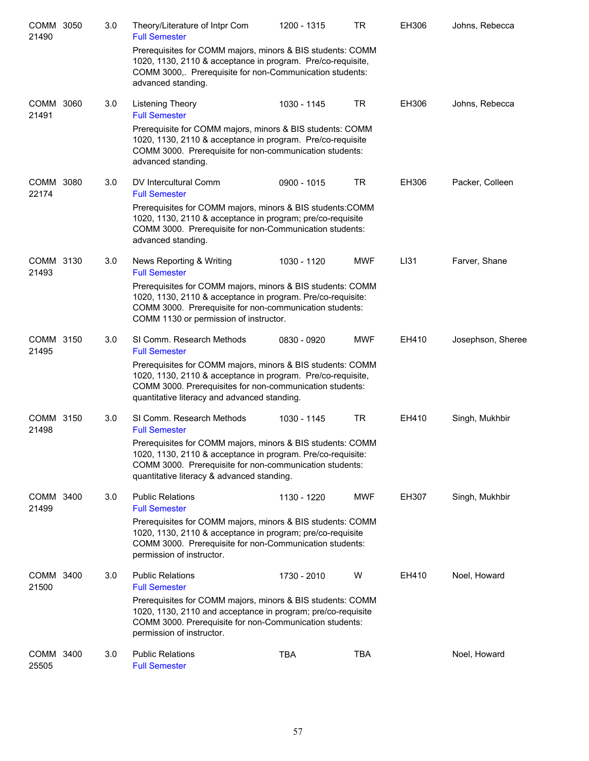| Subject | Course | Credits | Title | Time | Days | Room | Instructor |
|---|---|---|---|---|---|---|---|
| COMM 21490 | 3050 | 3.0 | Theory/Literature of Intpr Com<br>Full Semester<br>Prerequisites for COMM majors, minors & BIS students: COMM 1020, 1130, 2110 & acceptance in program. Pre/co-requisite, COMM 3000,. Prerequisite for non-Communication students: advanced standing. | 1200 - 1315 | TR | EH306 | Johns, Rebecca |
| COMM 21491 | 3060 | 3.0 | Listening Theory<br>Full Semester<br>Prerequisite for COMM majors, minors & BIS students: COMM 1020, 1130, 2110 & acceptance in program. Pre/co-requisite COMM 3000. Prerequisite for non-communication students: advanced standing. | 1030 - 1145 | TR | EH306 | Johns, Rebecca |
| COMM 22174 | 3080 | 3.0 | DV Intercultural Comm<br>Full Semester<br>Prerequisites for COMM majors, minors & BIS students:COMM 1020, 1130, 2110 & acceptance in program; pre/co-requisite COMM 3000. Prerequisite for non-Communication students: advanced standing. | 0900 - 1015 | TR | EH306 | Packer, Colleen |
| COMM 21493 | 3130 | 3.0 | News Reporting & Writing<br>Full Semester<br>Prerequisites for COMM majors, minors & BIS students: COMM 1020, 1130, 2110 & acceptance in program. Pre/co-requisite: COMM 3000. Prerequisite for non-communication students: COMM 1130 or permission of instructor. | 1030 - 1120 | MWF | LI31 | Farver, Shane |
| COMM 21495 | 3150 | 3.0 | SI Comm. Research Methods<br>Full Semester<br>Prerequisites for COMM majors, minors & BIS students: COMM 1020, 1130, 2110 & acceptance in program. Pre/co-requisite, COMM 3000. Prerequisites for non-communication students: quantitative literacy and advanced standing. | 0830 - 0920 | MWF | EH410 | Josephson, Sheree |
| COMM 21498 | 3150 | 3.0 | SI Comm. Research Methods<br>Full Semester<br>Prerequisites for COMM majors, minors & BIS students: COMM 1020, 1130, 2110 & acceptance in program. Pre/co-requisite: COMM 3000. Prerequisite for non-communication students: quantitative literacy & advanced standing. | 1030 - 1145 | TR | EH410 | Singh, Mukhbir |
| COMM 21499 | 3400 | 3.0 | Public Relations<br>Full Semester<br>Prerequisites for COMM majors, minors & BIS students: COMM 1020, 1130, 2110 & acceptance in program; pre/co-requisite COMM 3000. Prerequisite for non-Communication students: permission of instructor. | 1130 - 1220 | MWF | EH307 | Singh, Mukhbir |
| COMM 21500 | 3400 | 3.0 | Public Relations<br>Full Semester<br>Prerequisites for COMM majors, minors & BIS students: COMM 1020, 1130, 2110 and acceptance in program; pre/co-requisite COMM 3000. Prerequisite for non-Communication students: permission of instructor. | 1730 - 2010 | W | EH410 | Noel, Howard |
| COMM 25505 | 3400 | 3.0 | Public Relations<br>Full Semester | TBA | TBA | | Noel, Howard |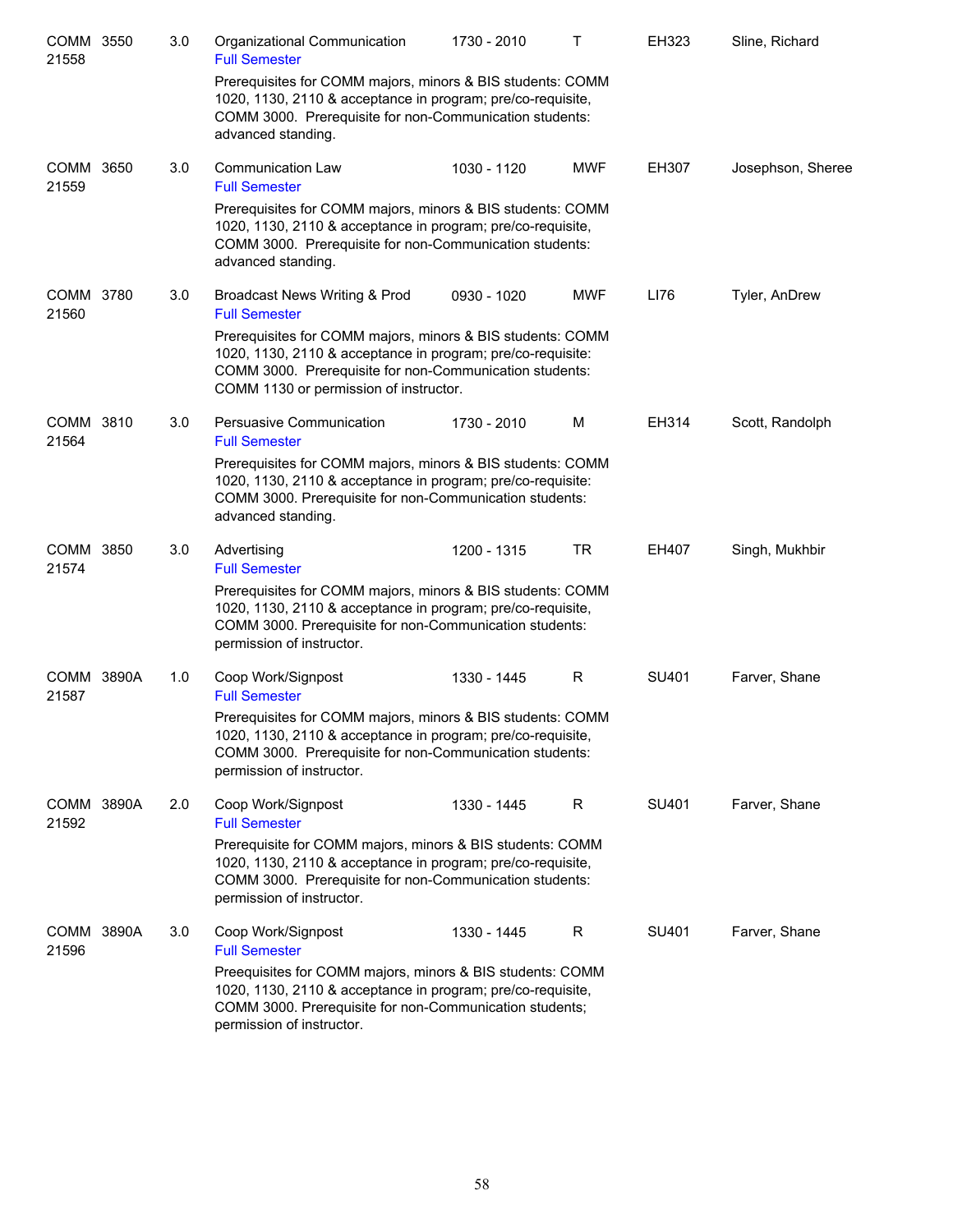| Course | | Credits | Title | Time | Days | Room | Instructor |
|---|---|---|---|---|---|---|---|
| COMM 21558 | 3550 | 3.0 | Organizational Communication<br>Full Semester<br>Prerequisites for COMM majors, minors & BIS students: COMM 1020, 1130, 2110 & acceptance in program; pre/co-requisite, COMM 3000. Prerequisite for non-Communication students: advanced standing. | 1730 - 2010 | T | EH323 | Sline, Richard |
| COMM 21559 | 3650 | 3.0 | Communication Law<br>Full Semester<br>Prerequisites for COMM majors, minors & BIS students: COMM 1020, 1130, 2110 & acceptance in program; pre/co-requisite, COMM 3000. Prerequisite for non-Communication students: advanced standing. | 1030 - 1120 | MWF | EH307 | Josephson, Sheree |
| COMM 21560 | 3780 | 3.0 | Broadcast News Writing & Prod<br>Full Semester<br>Prerequisites for COMM majors, minors & BIS students: COMM 1020, 1130, 2110 & acceptance in program; pre/co-requisite: COMM 3000. Prerequisite for non-Communication students: COMM 1130 or permission of instructor. | 0930 - 1020 | MWF | LI76 | Tyler, AnDrew |
| COMM 21564 | 3810 | 3.0 | Persuasive Communication<br>Full Semester<br>Prerequisites for COMM majors, minors & BIS students: COMM 1020, 1130, 2110 & acceptance in program; pre/co-requisite: COMM 3000. Prerequisite for non-Communication students: advanced standing. | 1730 - 2010 | M | EH314 | Scott, Randolph |
| COMM 21574 | 3850 | 3.0 | Advertising<br>Full Semester<br>Prerequisites for COMM majors, minors & BIS students: COMM 1020, 1130, 2110 & acceptance in program; pre/co-requisite, COMM 3000. Prerequisite for non-Communication students: permission of instructor. | 1200 - 1315 | TR | EH407 | Singh, Mukhbir |
| COMM 21587 | 3890A | 1.0 | Coop Work/Signpost<br>Full Semester<br>Prerequisites for COMM majors, minors & BIS students: COMM 1020, 1130, 2110 & acceptance in program; pre/co-requisite, COMM 3000. Prerequisite for non-Communication students: permission of instructor. | 1330 - 1445 | R | SU401 | Farver, Shane |
| COMM 21592 | 3890A | 2.0 | Coop Work/Signpost<br>Full Semester<br>Prerequisite for COMM majors, minors & BIS students: COMM 1020, 1130, 2110 & acceptance in program; pre/co-requisite, COMM 3000. Prerequisite for non-Communication students: permission of instructor. | 1330 - 1445 | R | SU401 | Farver, Shane |
| COMM 21596 | 3890A | 3.0 | Coop Work/Signpost<br>Full Semester<br>Preequisites for COMM majors, minors & BIS students: COMM 1020, 1130, 2110 & acceptance in program; pre/co-requisite, COMM 3000. Prerequisite for non-Communication students; permission of instructor. | 1330 - 1445 | R | SU401 | Farver, Shane |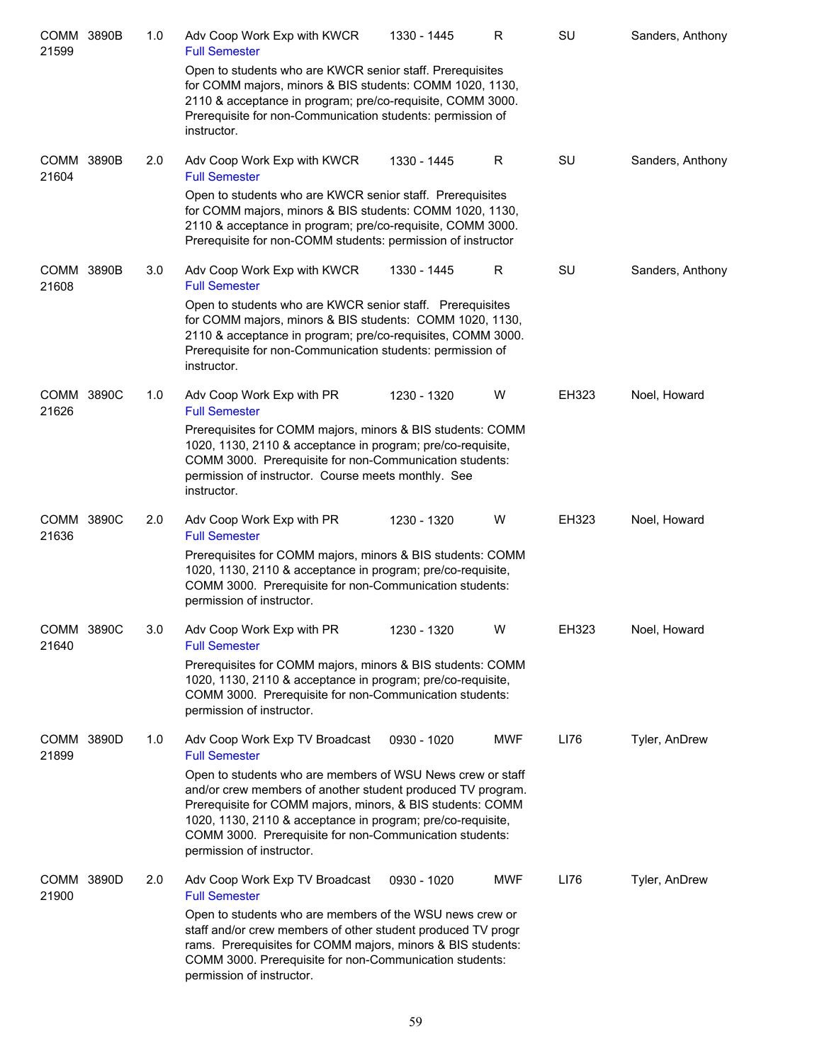| Course | CRN | Credits | Title | Time | Days | Room | Instructor |
|---|---|---|---|---|---|---|---|
| COMM 3890B | 21599 | 1.0 | Adv Coop Work Exp with KWCR<br>Full Semester<br>Open to students who are KWCR senior staff. Prerequisites for COMM majors, minors & BIS students: COMM 1020, 1130, 2110 & acceptance in program; pre/co-requisite, COMM 3000. Prerequisite for non-Communication students: permission of instructor. | 1330 - 1445 | R | SU | Sanders, Anthony |
| COMM 3890B | 21604 | 2.0 | Adv Coop Work Exp with KWCR<br>Full Semester<br>Open to students who are KWCR senior staff. Prerequisites for COMM majors, minors & BIS students: COMM 1020, 1130, 2110 & acceptance in program; pre/co-requisite, COMM 3000. Prerequisite for non-COMM students: permission of instructor | 1330 - 1445 | R | SU | Sanders, Anthony |
| COMM 3890B | 21608 | 3.0 | Adv Coop Work Exp with KWCR<br>Full Semester<br>Open to students who are KWCR senior staff. Prerequisites for COMM majors, minors & BIS students: COMM 1020, 1130, 2110 & acceptance in program; pre/co-requisites, COMM 3000. Prerequisite for non-Communication students: permission of instructor. | 1330 - 1445 | R | SU | Sanders, Anthony |
| COMM 3890C | 21626 | 1.0 | Adv Coop Work Exp with PR<br>Full Semester<br>Prerequisites for COMM majors, minors & BIS students: COMM 1020, 1130, 2110 & acceptance in program; pre/co-requisite, COMM 3000. Prerequisite for non-Communication students: permission of instructor. Course meets monthly. See instructor. | 1230 - 1320 | W | EH323 | Noel, Howard |
| COMM 3890C | 21636 | 2.0 | Adv Coop Work Exp with PR<br>Full Semester<br>Prerequisites for COMM majors, minors & BIS students: COMM 1020, 1130, 2110 & acceptance in program; pre/co-requisite, COMM 3000. Prerequisite for non-Communication students: permission of instructor. | 1230 - 1320 | W | EH323 | Noel, Howard |
| COMM 3890C | 21640 | 3.0 | Adv Coop Work Exp with PR<br>Full Semester<br>Prerequisites for COMM majors, minors & BIS students: COMM 1020, 1130, 2110 & acceptance in program; pre/co-requisite, COMM 3000. Prerequisite for non-Communication students: permission of instructor. | 1230 - 1320 | W | EH323 | Noel, Howard |
| COMM 3890D | 21899 | 1.0 | Adv Coop Work Exp TV Broadcast<br>Full Semester<br>Open to students who are members of WSU News crew or staff and/or crew members of another student produced TV program. Prerequisite for COMM majors, minors, & BIS students: COMM 1020, 1130, 2110 & acceptance in program; pre/co-requisite, COMM 3000. Prerequisite for non-Communication students: permission of instructor. | 0930 - 1020 | MWF | LI76 | Tyler, AnDrew |
| COMM 3890D | 21900 | 2.0 | Adv Coop Work Exp TV Broadcast<br>Full Semester<br>Open to students who are members of the WSU news crew or staff and/or crew members of other student produced TV progr rams. Prerequisites for COMM majors, minors & BIS students: COMM 3000. Prerequisite for non-Communication students: permission of instructor. | 0930 - 1020 | MWF | LI76 | Tyler, AnDrew |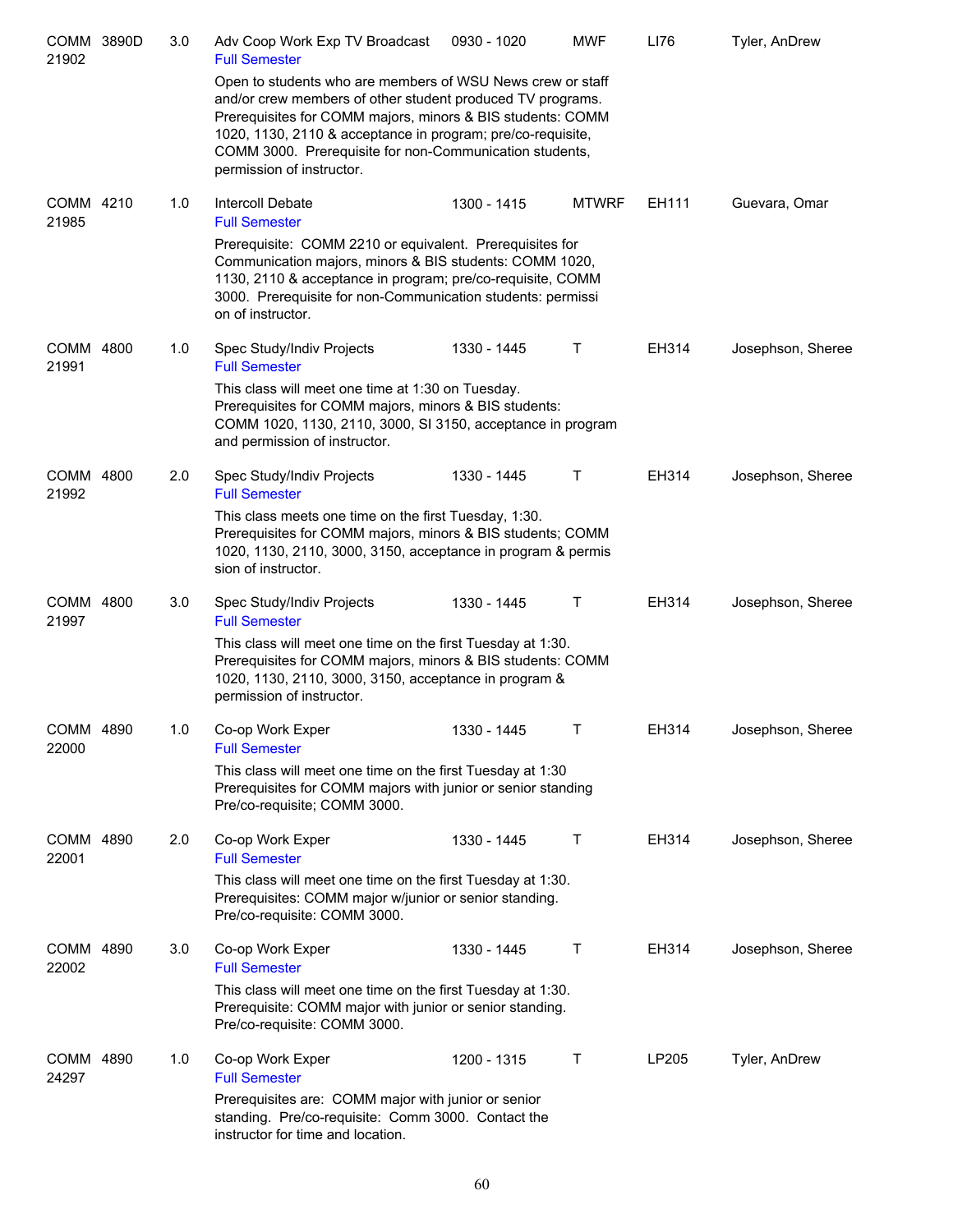| Course | | Credits | Title | Time | Days | Room | Instructor |
|---|---|---|---|---|---|---|---|
| COMM 21902 | 3890D | 3.0 | Adv Coop Work Exp TV Broadcast<br>Full Semester | 0930 - 1020 | MWF | LI76 | Tyler, AnDrew |
| | | | Open to students who are members of WSU News crew or staff and/or crew members of other student produced TV programs. Prerequisites for COMM majors, minors & BIS students: COMM 1020, 1130, 2110 & acceptance in program; pre/co-requisite, COMM 3000. Prerequisite for non-Communication students, permission of instructor. | | | | |
| COMM 21985 | 4210 | 1.0 | Intercoll Debate<br>Full Semester | 1300 - 1415 | MTWRF | EH111 | Guevara, Omar |
| | | | Prerequisite: COMM 2210 or equivalent. Prerequisites for Communication majors, minors & BIS students: COMM 1020, 1130, 2110 & acceptance in program; pre/co-requisite, COMM 3000. Prerequisite for non-Communication students: permissi on of instructor. | | | | |
| COMM 21991 | 4800 | 1.0 | Spec Study/Indiv Projects<br>Full Semester | 1330 - 1445 | T | EH314 | Josephson, Sheree |
| | | | This class will meet one time at 1:30 on Tuesday. Prerequisites for COMM majors, minors & BIS students: COMM 1020, 1130, 2110, 3000, SI 3150, acceptance in program and permission of instructor. | | | | |
| COMM 21992 | 4800 | 2.0 | Spec Study/Indiv Projects<br>Full Semester | 1330 - 1445 | T | EH314 | Josephson, Sheree |
| | | | This class meets one time on the first Tuesday, 1:30. Prerequisites for COMM majors, minors & BIS students; COMM 1020, 1130, 2110, 3000, 3150, acceptance in program & permis sion of instructor. | | | | |
| COMM 21997 | 4800 | 3.0 | Spec Study/Indiv Projects<br>Full Semester | 1330 - 1445 | T | EH314 | Josephson, Sheree |
| | | | This class will meet one time on the first Tuesday at 1:30. Prerequisites for COMM majors, minors & BIS students: COMM 1020, 1130, 2110, 3000, 3150, acceptance in program & permission of instructor. | | | | |
| COMM 22000 | 4890 | 1.0 | Co-op Work Exper<br>Full Semester | 1330 - 1445 | T | EH314 | Josephson, Sheree |
| | | | This class will meet one time on the first Tuesday at 1:30 Prerequisites for COMM majors with junior or senior standing Pre/co-requisite; COMM 3000. | | | | |
| COMM 22001 | 4890 | 2.0 | Co-op Work Exper<br>Full Semester | 1330 - 1445 | T | EH314 | Josephson, Sheree |
| | | | This class will meet one time on the first Tuesday at 1:30. Prerequisites: COMM major w/junior or senior standing. Pre/co-requisite: COMM 3000. | | | | |
| COMM 22002 | 4890 | 3.0 | Co-op Work Exper<br>Full Semester | 1330 - 1445 | T | EH314 | Josephson, Sheree |
| | | | This class will meet one time on the first Tuesday at 1:30. Prerequisite: COMM major with junior or senior standing. Pre/co-requisite: COMM 3000. | | | | |
| COMM 24297 | 4890 | 1.0 | Co-op Work Exper<br>Full Semester | 1200 - 1315 | T | LP205 | Tyler, AnDrew |
| | | | Prerequisites are: COMM major with junior or senior standing. Pre/co-requisite: Comm 3000. Contact the instructor for time and location. | | | | |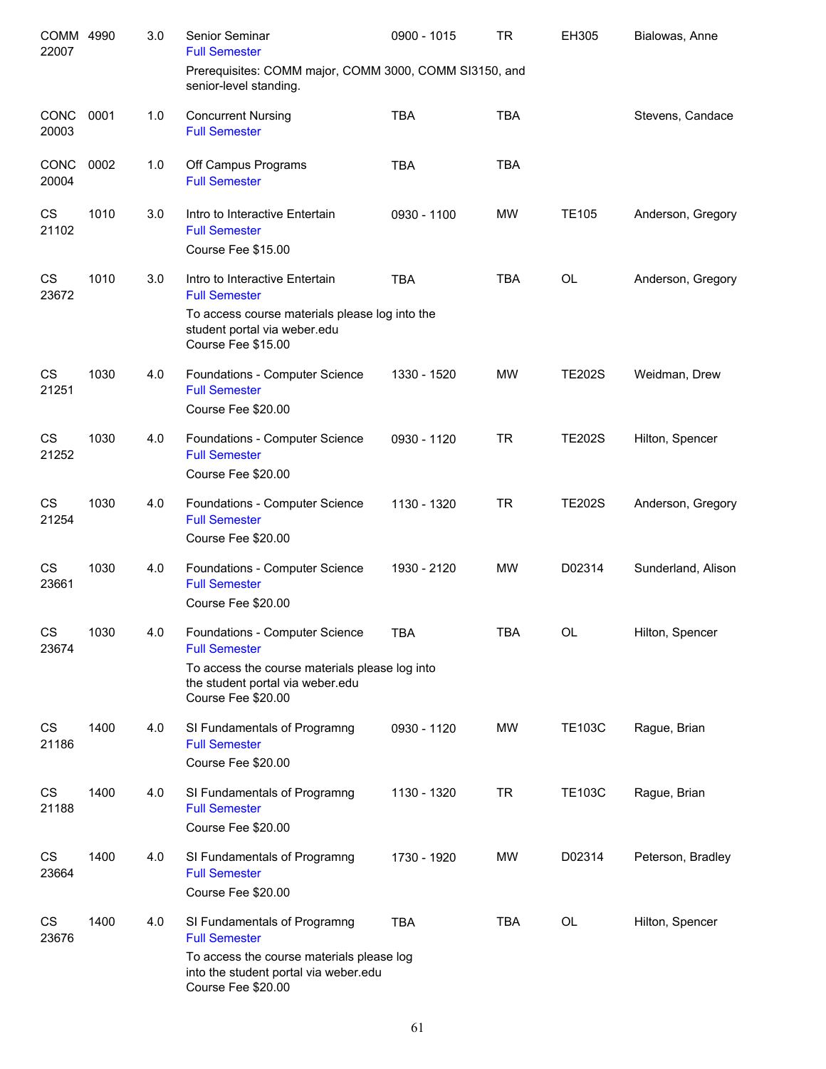| Subject / CRN | Course | Credits | Title | Time | Days | Room | Instructor |
|---|---|---|---|---|---|---|---|
| COMM 22007 | 4990 | 3.0 | Senior Seminar<br>Full Semester<br>Prerequisites: COMM major, COMM 3000, COMM SI3150, and senior-level standing. | 0900 - 1015 | TR | EH305 | Bialowas, Anne |
| CONC 20003 | 0001 | 1.0 | Concurrent Nursing<br>Full Semester | TBA | TBA | | Stevens, Candace |
| CONC 20004 | 0002 | 1.0 | Off Campus Programs<br>Full Semester | TBA | TBA | | |
| CS 21102 | 1010 | 3.0 | Intro to Interactive Entertain<br>Full Semester<br>Course Fee $15.00 | 0930 - 1100 | MW | TE105 | Anderson, Gregory |
| CS 23672 | 1010 | 3.0 | Intro to Interactive Entertain<br>Full Semester<br>To access course materials please log into the student portal via weber.edu<br>Course Fee $15.00 | TBA | TBA | OL | Anderson, Gregory |
| CS 21251 | 1030 | 4.0 | Foundations - Computer Science<br>Full Semester<br>Course Fee $20.00 | 1330 - 1520 | MW | TE202S | Weidman, Drew |
| CS 21252 | 1030 | 4.0 | Foundations - Computer Science<br>Full Semester<br>Course Fee $20.00 | 0930 - 1120 | TR | TE202S | Hilton, Spencer |
| CS 21254 | 1030 | 4.0 | Foundations - Computer Science<br>Full Semester<br>Course Fee $20.00 | 1130 - 1320 | TR | TE202S | Anderson, Gregory |
| CS 23661 | 1030 | 4.0 | Foundations - Computer Science<br>Full Semester<br>Course Fee $20.00 | 1930 - 2120 | MW | D02314 | Sunderland, Alison |
| CS 23674 | 1030 | 4.0 | Foundations - Computer Science<br>Full Semester<br>To access the course materials please log into the student portal via weber.edu<br>Course Fee $20.00 | TBA | TBA | OL | Hilton, Spencer |
| CS 21186 | 1400 | 4.0 | SI Fundamentals of Programng<br>Full Semester<br>Course Fee $20.00 | 0930 - 1120 | MW | TE103C | Rague, Brian |
| CS 21188 | 1400 | 4.0 | SI Fundamentals of Programng<br>Full Semester<br>Course Fee $20.00 | 1130 - 1320 | TR | TE103C | Rague, Brian |
| CS 23664 | 1400 | 4.0 | SI Fundamentals of Programng<br>Full Semester<br>Course Fee $20.00 | 1730 - 1920 | MW | D02314 | Peterson, Bradley |
| CS 23676 | 1400 | 4.0 | SI Fundamentals of Programng<br>Full Semester<br>To access the course materials please log into the student portal via weber.edu<br>Course Fee $20.00 | TBA | TBA | OL | Hilton, Spencer |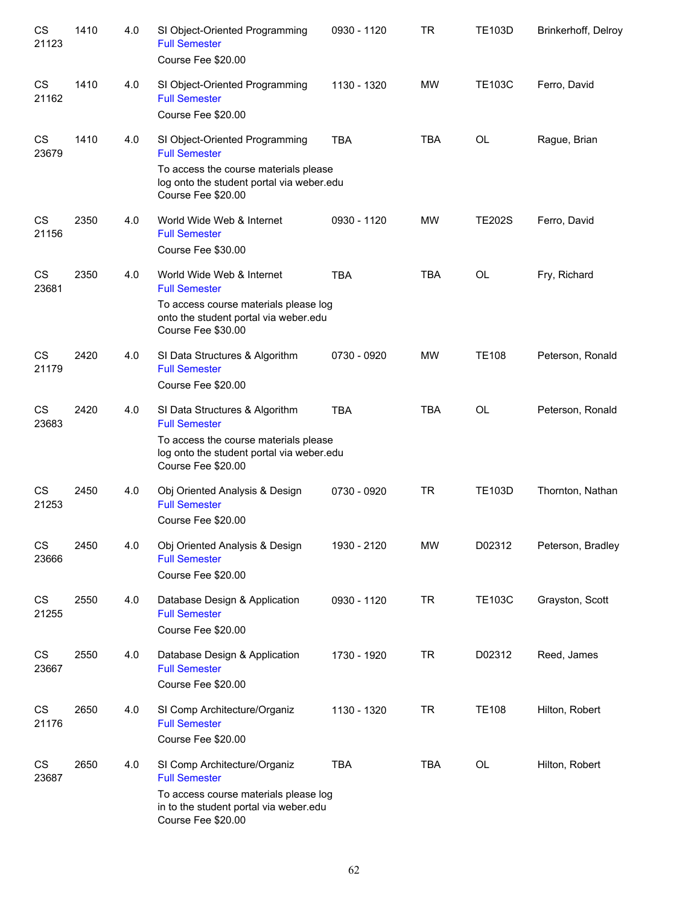| | | | | | | | |
|---|---|---|---|---|---|---|---|
| CS 21123 | 1410 | 4.0 | SI Object-Oriented Programming<br>Full Semester<br>Course Fee $20.00 | 0930 - 1120 | TR | TE103D | Brinkerhoff, Delroy |
| CS 21162 | 1410 | 4.0 | SI Object-Oriented Programming<br>Full Semester<br>Course Fee $20.00 | 1130 - 1320 | MW | TE103C | Ferro, David |
| CS 23679 | 1410 | 4.0 | SI Object-Oriented Programming<br>Full Semester<br>To access the course materials please log onto the student portal via weber.edu<br>Course Fee $20.00 | TBA | TBA | OL | Rague, Brian |
| CS 21156 | 2350 | 4.0 | World Wide Web & Internet<br>Full Semester<br>Course Fee $30.00 | 0930 - 1120 | MW | TE202S | Ferro, David |
| CS 23681 | 2350 | 4.0 | World Wide Web & Internet<br>Full Semester<br>To access course materials please log onto the student portal via weber.edu<br>Course Fee $30.00 | TBA | TBA | OL | Fry, Richard |
| CS 21179 | 2420 | 4.0 | SI Data Structures & Algorithm<br>Full Semester<br>Course Fee $20.00 | 0730 - 0920 | MW | TE108 | Peterson, Ronald |
| CS 23683 | 2420 | 4.0 | SI Data Structures & Algorithm<br>Full Semester<br>To access the course materials please log onto the student portal via weber.edu<br>Course Fee $20.00 | TBA | TBA | OL | Peterson, Ronald |
| CS 21253 | 2450 | 4.0 | Obj Oriented Analysis & Design<br>Full Semester<br>Course Fee $20.00 | 0730 - 0920 | TR | TE103D | Thornton, Nathan |
| CS 23666 | 2450 | 4.0 | Obj Oriented Analysis & Design<br>Full Semester<br>Course Fee $20.00 | 1930 - 2120 | MW | D02312 | Peterson, Bradley |
| CS 21255 | 2550 | 4.0 | Database Design & Application<br>Full Semester<br>Course Fee $20.00 | 0930 - 1120 | TR | TE103C | Grayston, Scott |
| CS 23667 | 2550 | 4.0 | Database Design & Application<br>Full Semester<br>Course Fee $20.00 | 1730 - 1920 | TR | D02312 | Reed, James |
| CS 21176 | 2650 | 4.0 | SI Comp Architecture/Organiz<br>Full Semester<br>Course Fee $20.00 | 1130 - 1320 | TR | TE108 | Hilton, Robert |
| CS 23687 | 2650 | 4.0 | SI Comp Architecture/Organiz<br>Full Semester<br>To access course materials please log in to the student portal via weber.edu<br>Course Fee $20.00 | TBA | TBA | OL | Hilton, Robert |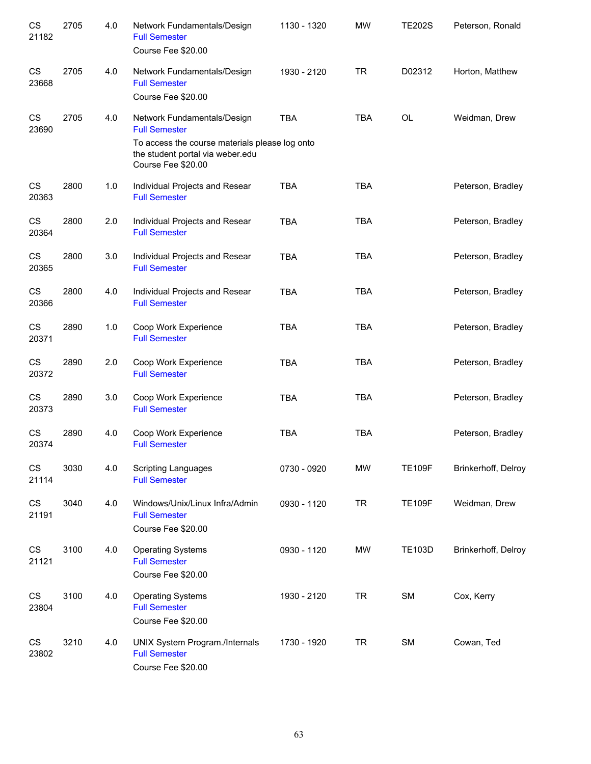| Subject / CRN | Course | Credits | Title | Time | Days | Room | Instructor |
|---|---|---|---|---|---|---|---|
| CS 21182 | 2705 | 4.0 | Network Fundamentals/Design<br>Full Semester<br>Course Fee $20.00 | 1130 - 1320 | MW | TE202S | Peterson, Ronald |
| CS 23668 | 2705 | 4.0 | Network Fundamentals/Design<br>Full Semester<br>Course Fee $20.00 | 1930 - 2120 | TR | D02312 | Horton, Matthew |
| CS 23690 | 2705 | 4.0 | Network Fundamentals/Design<br>Full Semester<br>To access the course materials please log onto the student portal via weber.edu<br>Course Fee $20.00 | TBA | TBA | OL | Weidman, Drew |
| CS 20363 | 2800 | 1.0 | Individual Projects and Resear<br>Full Semester | TBA | TBA | | Peterson, Bradley |
| CS 20364 | 2800 | 2.0 | Individual Projects and Resear<br>Full Semester | TBA | TBA | | Peterson, Bradley |
| CS 20365 | 2800 | 3.0 | Individual Projects and Resear<br>Full Semester | TBA | TBA | | Peterson, Bradley |
| CS 20366 | 2800 | 4.0 | Individual Projects and Resear<br>Full Semester | TBA | TBA | | Peterson, Bradley |
| CS 20371 | 2890 | 1.0 | Coop Work Experience<br>Full Semester | TBA | TBA | | Peterson, Bradley |
| CS 20372 | 2890 | 2.0 | Coop Work Experience<br>Full Semester | TBA | TBA | | Peterson, Bradley |
| CS 20373 | 2890 | 3.0 | Coop Work Experience<br>Full Semester | TBA | TBA | | Peterson, Bradley |
| CS 20374 | 2890 | 4.0 | Coop Work Experience<br>Full Semester | TBA | TBA | | Peterson, Bradley |
| CS 21114 | 3030 | 4.0 | Scripting Languages<br>Full Semester | 0730 - 0920 | MW | TE109F | Brinkerhoff, Delroy |
| CS 21191 | 3040 | 4.0 | Windows/Unix/Linux Infra/Admin<br>Full Semester<br>Course Fee $20.00 | 0930 - 1120 | TR | TE109F | Weidman, Drew |
| CS 21121 | 3100 | 4.0 | Operating Systems<br>Full Semester<br>Course Fee $20.00 | 0930 - 1120 | MW | TE103D | Brinkerhoff, Delroy |
| CS 23804 | 3100 | 4.0 | Operating Systems<br>Full Semester<br>Course Fee $20.00 | 1930 - 2120 | TR | SM | Cox, Kerry |
| CS 23802 | 3210 | 4.0 | UNIX System Program./Internals<br>Full Semester<br>Course Fee $20.00 | 1730 - 1920 | TR | SM | Cowan, Ted |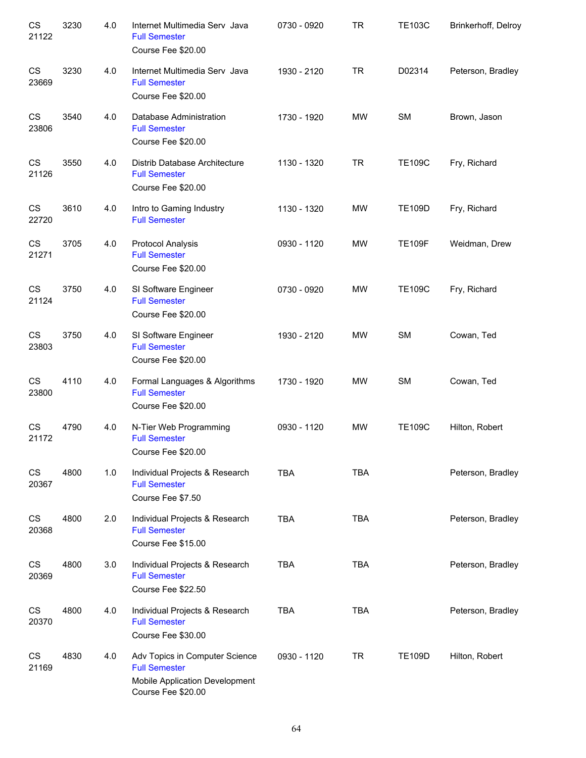| | | | | | | | |
|---|---|---|---|---|---|---|---|
| CS 21122 | 3230 | 4.0 | Internet Multimedia Serv Java<br>Full Semester<br>Course Fee $20.00 | 0730 - 0920 | TR | TE103C | Brinkerhoff, Delroy |
| CS 23669 | 3230 | 4.0 | Internet Multimedia Serv Java<br>Full Semester<br>Course Fee $20.00 | 1930 - 2120 | TR | D02314 | Peterson, Bradley |
| CS 23806 | 3540 | 4.0 | Database Administration<br>Full Semester<br>Course Fee $20.00 | 1730 - 1920 | MW | SM | Brown, Jason |
| CS 21126 | 3550 | 4.0 | Distrib Database Architecture<br>Full Semester<br>Course Fee $20.00 | 1130 - 1320 | TR | TE109C | Fry, Richard |
| CS 22720 | 3610 | 4.0 | Intro to Gaming Industry<br>Full Semester | 1130 - 1320 | MW | TE109D | Fry, Richard |
| CS 21271 | 3705 | 4.0 | Protocol Analysis<br>Full Semester<br>Course Fee $20.00 | 0930 - 1120 | MW | TE109F | Weidman, Drew |
| CS 21124 | 3750 | 4.0 | SI Software Engineer<br>Full Semester<br>Course Fee $20.00 | 0730 - 0920 | MW | TE109C | Fry, Richard |
| CS 23803 | 3750 | 4.0 | SI Software Engineer<br>Full Semester<br>Course Fee $20.00 | 1930 - 2120 | MW | SM | Cowan, Ted |
| CS 23800 | 4110 | 4.0 | Formal Languages & Algorithms<br>Full Semester<br>Course Fee $20.00 | 1730 - 1920 | MW | SM | Cowan, Ted |
| CS 21172 | 4790 | 4.0 | N-Tier Web Programming<br>Full Semester<br>Course Fee $20.00 | 0930 - 1120 | MW | TE109C | Hilton, Robert |
| CS 20367 | 4800 | 1.0 | Individual Projects & Research<br>Full Semester<br>Course Fee $7.50 | TBA | TBA | | Peterson, Bradley |
| CS 20368 | 4800 | 2.0 | Individual Projects & Research<br>Full Semester<br>Course Fee $15.00 | TBA | TBA | | Peterson, Bradley |
| CS 20369 | 4800 | 3.0 | Individual Projects & Research<br>Full Semester<br>Course Fee $22.50 | TBA | TBA | | Peterson, Bradley |
| CS 20370 | 4800 | 4.0 | Individual Projects & Research<br>Full Semester<br>Course Fee $30.00 | TBA | TBA | | Peterson, Bradley |
| CS 21169 | 4830 | 4.0 | Adv Topics in Computer Science<br>Full Semester<br>Mobile Application Development<br>Course Fee $20.00 | 0930 - 1120 | TR | TE109D | Hilton, Robert |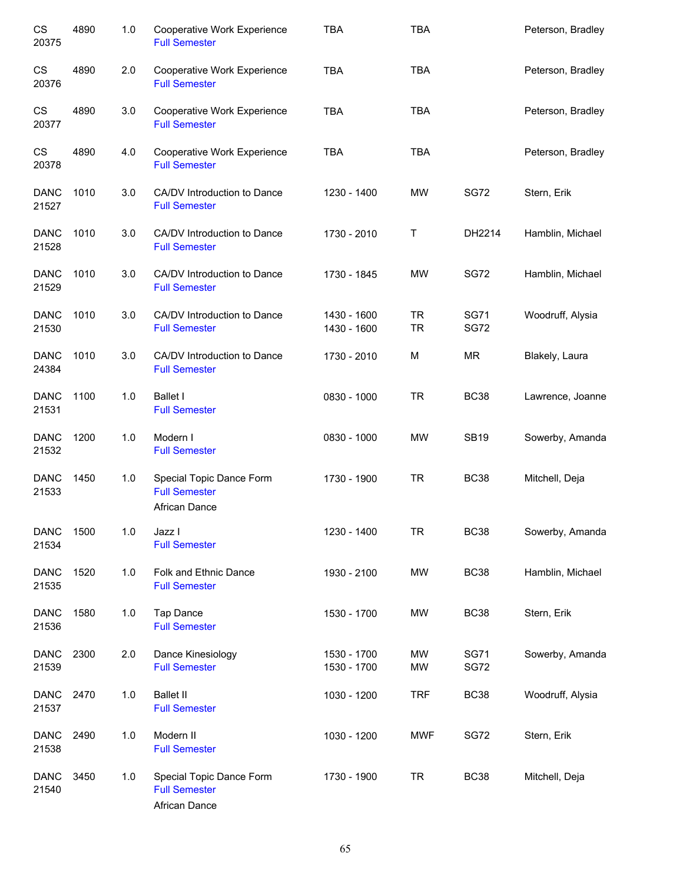| | | | | | | | |
|---|---|---|---|---|---|---|---|
| CS 20375 | 4890 | 1.0 | Cooperative Work Experience<br>Full Semester | TBA | TBA | | Peterson, Bradley |
| CS 20376 | 4890 | 2.0 | Cooperative Work Experience<br>Full Semester | TBA | TBA | | Peterson, Bradley |
| CS 20377 | 4890 | 3.0 | Cooperative Work Experience<br>Full Semester | TBA | TBA | | Peterson, Bradley |
| CS 20378 | 4890 | 4.0 | Cooperative Work Experience<br>Full Semester | TBA | TBA | | Peterson, Bradley |
| DANC 21527 | 1010 | 3.0 | CA/DV Introduction to Dance<br>Full Semester | 1230 - 1400 | MW | SG72 | Stern, Erik |
| DANC 21528 | 1010 | 3.0 | CA/DV Introduction to Dance<br>Full Semester | 1730 - 2010 | T | DH2214 | Hamblin, Michael |
| DANC 21529 | 1010 | 3.0 | CA/DV Introduction to Dance<br>Full Semester | 1730 - 1845 | MW | SG72 | Hamblin, Michael |
| DANC 21530 | 1010 | 3.0 | CA/DV Introduction to Dance<br>Full Semester | 1430 - 1600<br>1430 - 1600 | TR<br>TR | SG71<br>SG72 | Woodruff, Alysia |
| DANC 24384 | 1010 | 3.0 | CA/DV Introduction to Dance<br>Full Semester | 1730 - 2010 | M | MR | Blakely, Laura |
| DANC 21531 | 1100 | 1.0 | Ballet I<br>Full Semester | 0830 - 1000 | TR | BC38 | Lawrence, Joanne |
| DANC 21532 | 1200 | 1.0 | Modern I<br>Full Semester | 0830 - 1000 | MW | SB19 | Sowerby, Amanda |
| DANC 21533 | 1450 | 1.0 | Special Topic Dance Form<br>Full Semester<br>African Dance | 1730 - 1900 | TR | BC38 | Mitchell, Deja |
| DANC 21534 | 1500 | 1.0 | Jazz I<br>Full Semester | 1230 - 1400 | TR | BC38 | Sowerby, Amanda |
| DANC 21535 | 1520 | 1.0 | Folk and Ethnic Dance<br>Full Semester | 1930 - 2100 | MW | BC38 | Hamblin, Michael |
| DANC 21536 | 1580 | 1.0 | Tap Dance<br>Full Semester | 1530 - 1700 | MW | BC38 | Stern, Erik |
| DANC 21539 | 2300 | 2.0 | Dance Kinesiology<br>Full Semester | 1530 - 1700<br>1530 - 1700 | MW<br>MW | SG71<br>SG72 | Sowerby, Amanda |
| DANC 21537 | 2470 | 1.0 | Ballet II<br>Full Semester | 1030 - 1200 | TRF | BC38 | Woodruff, Alysia |
| DANC 21538 | 2490 | 1.0 | Modern II<br>Full Semester | 1030 - 1200 | MWF | SG72 | Stern, Erik |
| DANC 21540 | 3450 | 1.0 | Special Topic Dance Form<br>Full Semester<br>African Dance | 1730 - 1900 | TR | BC38 | Mitchell, Deja |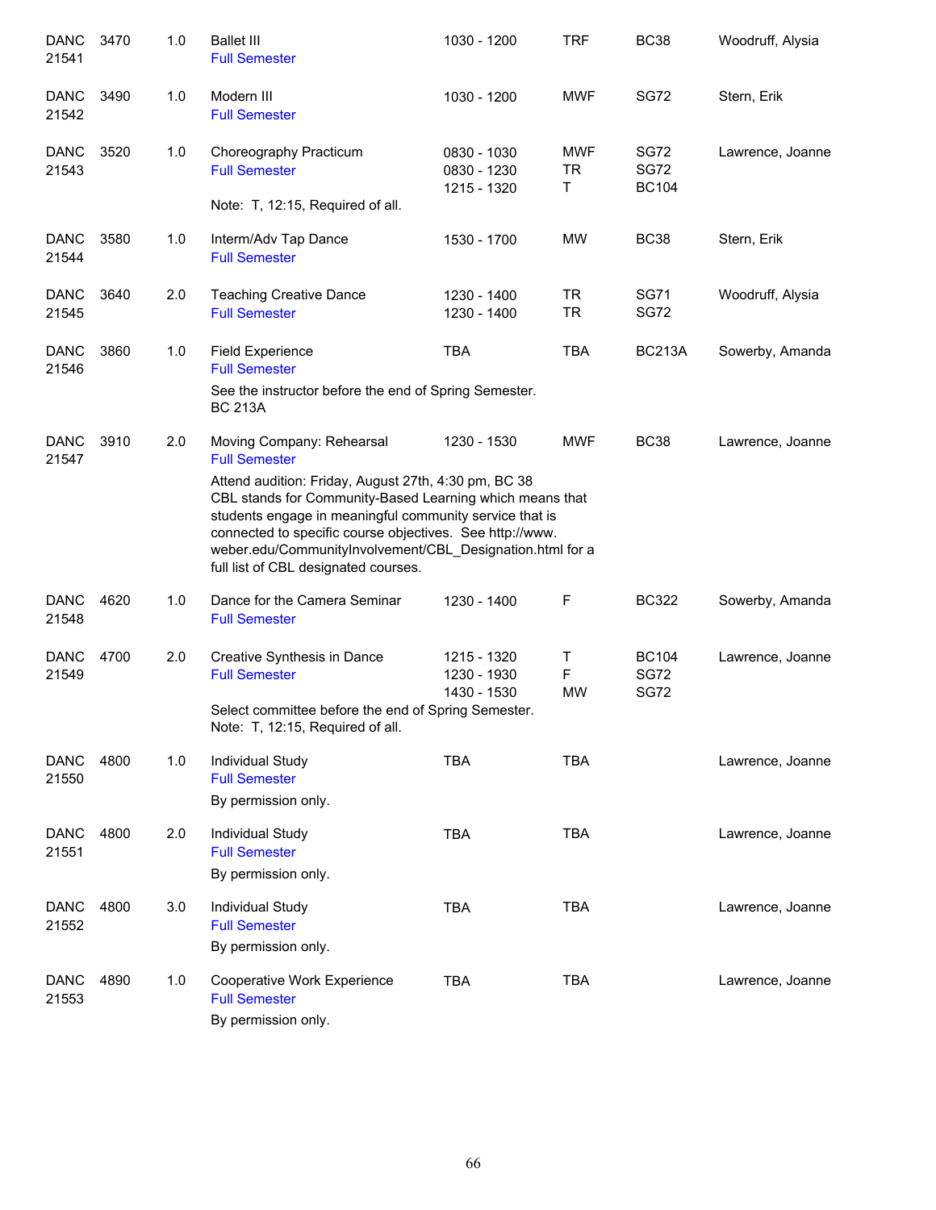| | | | | | | | |
|---|---|---|---|---|---|---|---|
| DANC 21541 | 3470 | 1.0 | Ballet III<br>Full Semester | 1030 - 1200 | TRF | BC38 | Woodruff, Alysia |
| DANC 21542 | 3490 | 1.0 | Modern III<br>Full Semester | 1030 - 1200 | MWF | SG72 | Stern, Erik |
| DANC 21543 | 3520 | 1.0 | Choreography Practicum<br>Full Semester<br>Note: T, 12:15, Required of all. | 0830 - 1030<br>0830 - 1230<br>1215 - 1320 | MWF<br>TR<br>T | SG72<br>SG72<br>BC104 | Lawrence, Joanne |
| DANC 21544 | 3580 | 1.0 | Interm/Adv Tap Dance<br>Full Semester | 1530 - 1700 | MW | BC38 | Stern, Erik |
| DANC 21545 | 3640 | 2.0 | Teaching Creative Dance<br>Full Semester | 1230 - 1400<br>1230 - 1400 | TR<br>TR | SG71<br>SG72 | Woodruff, Alysia |
| DANC 21546 | 3860 | 1.0 | Field Experience<br>Full Semester<br>See the instructor before the end of Spring Semester. BC 213A | TBA | TBA | BC213A | Sowerby, Amanda |
| DANC 21547 | 3910 | 2.0 | Moving Company: Rehearsal<br>Full Semester<br>Attend audition: Friday, August 27th, 4:30 pm, BC 38 CBL stands for Community-Based Learning which means that students engage in meaningful community service that is connected to specific course objectives. See http://www.weber.edu/CommunityInvolvement/CBL_Designation.html for a full list of CBL designated courses. | 1230 - 1530 | MWF | BC38 | Lawrence, Joanne |
| DANC 21548 | 4620 | 1.0 | Dance for the Camera Seminar<br>Full Semester | 1230 - 1400 | F | BC322 | Sowerby, Amanda |
| DANC 21549 | 4700 | 2.0 | Creative Synthesis in Dance<br>Full Semester<br>Select committee before the end of Spring Semester. Note: T, 12:15, Required of all. | 1215 - 1320<br>1230 - 1930<br>1430 - 1530 | T<br>F<br>MW | BC104<br>SG72<br>SG72 | Lawrence, Joanne |
| DANC 21550 | 4800 | 1.0 | Individual Study<br>Full Semester<br>By permission only. | TBA | TBA | | Lawrence, Joanne |
| DANC 21551 | 4800 | 2.0 | Individual Study<br>Full Semester<br>By permission only. | TBA | TBA | | Lawrence, Joanne |
| DANC 21552 | 4800 | 3.0 | Individual Study<br>Full Semester<br>By permission only. | TBA | TBA | | Lawrence, Joanne |
| DANC 21553 | 4890 | 1.0 | Cooperative Work Experience<br>Full Semester<br>By permission only. | TBA | TBA | | Lawrence, Joanne |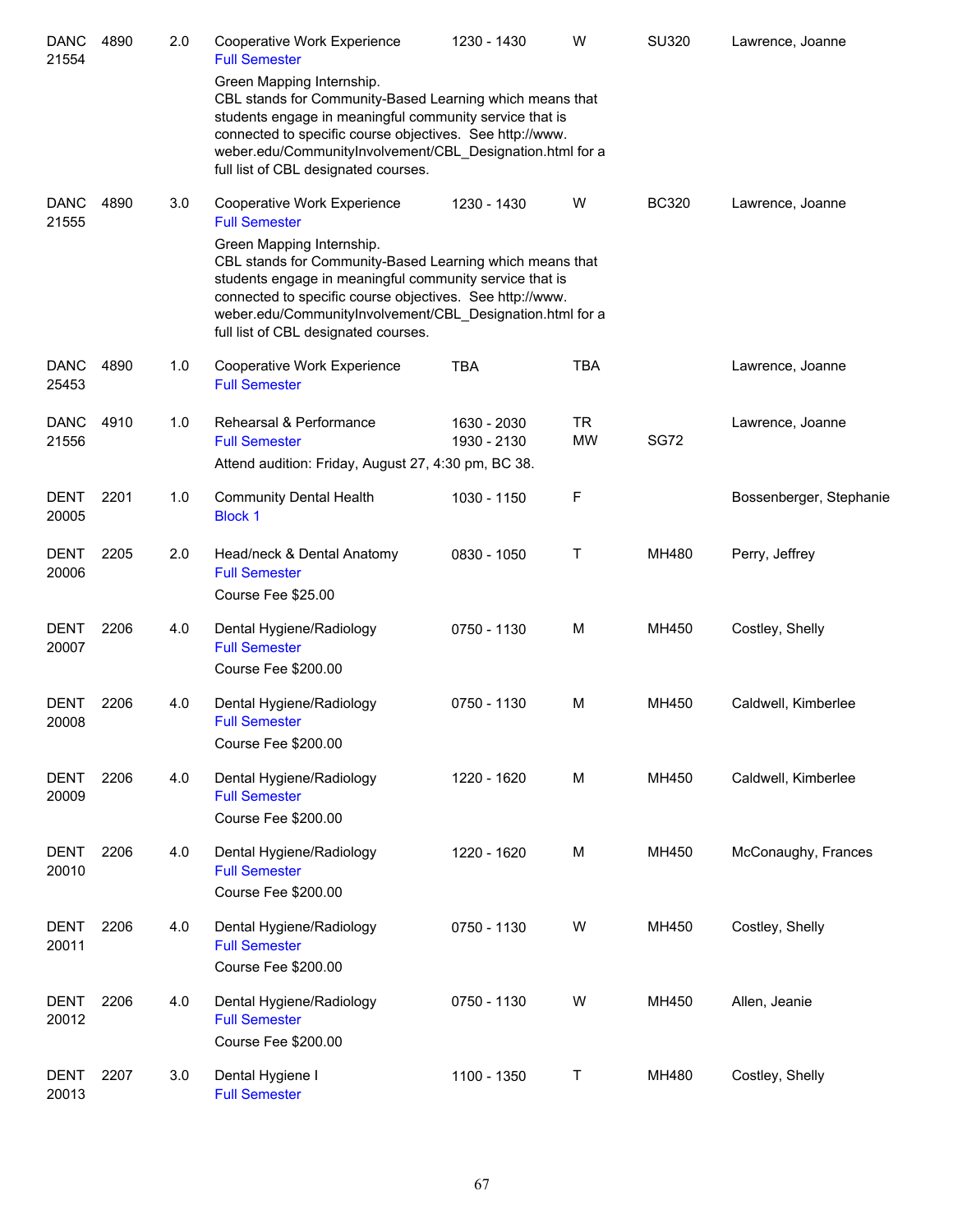| | | | | | | | |
|---|---|---|---|---|---|---|---|
| DANC 21554 | 4890 | 2.0 | Cooperative Work Experience<br>Full Semester<br>Green Mapping Internship.<br>CBL stands for Community-Based Learning which means that students engage in meaningful community service that is connected to specific course objectives. See http://www.weber.edu/CommunityInvolvement/CBL_Designation.html for a full list of CBL designated courses. | 1230 - 1430 | W | SU320 | Lawrence, Joanne |
| DANC 21555 | 4890 | 3.0 | Cooperative Work Experience<br>Full Semester<br>Green Mapping Internship.<br>CBL stands for Community-Based Learning which means that students engage in meaningful community service that is connected to specific course objectives. See http://www.weber.edu/CommunityInvolvement/CBL_Designation.html for a full list of CBL designated courses. | 1230 - 1430 | W | BC320 | Lawrence, Joanne |
| DANC 25453 | 4890 | 1.0 | Cooperative Work Experience<br>Full Semester | TBA | TBA | | Lawrence, Joanne |
| DANC 21556 | 4910 | 1.0 | Rehearsal & Performance<br>Full Semester<br>Attend audition: Friday, August 27, 4:30 pm, BC 38. | 1630 - 2030<br>1930 - 2130 | TR<br>MW | SG72 | Lawrence, Joanne |
| DENT 20005 | 2201 | 1.0 | Community Dental Health<br>Block 1 | 1030 - 1150 | F | | Bossenberger, Stephanie |
| DENT 20006 | 2205 | 2.0 | Head/neck & Dental Anatomy<br>Full Semester<br>Course Fee $25.00 | 0830 - 1050 | T | MH480 | Perry, Jeffrey |
| DENT 20007 | 2206 | 4.0 | Dental Hygiene/Radiology<br>Full Semester<br>Course Fee $200.00 | 0750 - 1130 | M | MH450 | Costley, Shelly |
| DENT 20008 | 2206 | 4.0 | Dental Hygiene/Radiology<br>Full Semester<br>Course Fee $200.00 | 0750 - 1130 | M | MH450 | Caldwell, Kimberlee |
| DENT 20009 | 2206 | 4.0 | Dental Hygiene/Radiology<br>Full Semester<br>Course Fee $200.00 | 1220 - 1620 | M | MH450 | Caldwell, Kimberlee |
| DENT 20010 | 2206 | 4.0 | Dental Hygiene/Radiology<br>Full Semester<br>Course Fee $200.00 | 1220 - 1620 | M | MH450 | McConaughy, Frances |
| DENT 20011 | 2206 | 4.0 | Dental Hygiene/Radiology<br>Full Semester<br>Course Fee $200.00 | 0750 - 1130 | W | MH450 | Costley, Shelly |
| DENT 20012 | 2206 | 4.0 | Dental Hygiene/Radiology<br>Full Semester<br>Course Fee $200.00 | 0750 - 1130 | W | MH450 | Allen, Jeanie |
| DENT 20013 | 2207 | 3.0 | Dental Hygiene I<br>Full Semester | 1100 - 1350 | T | MH480 | Costley, Shelly |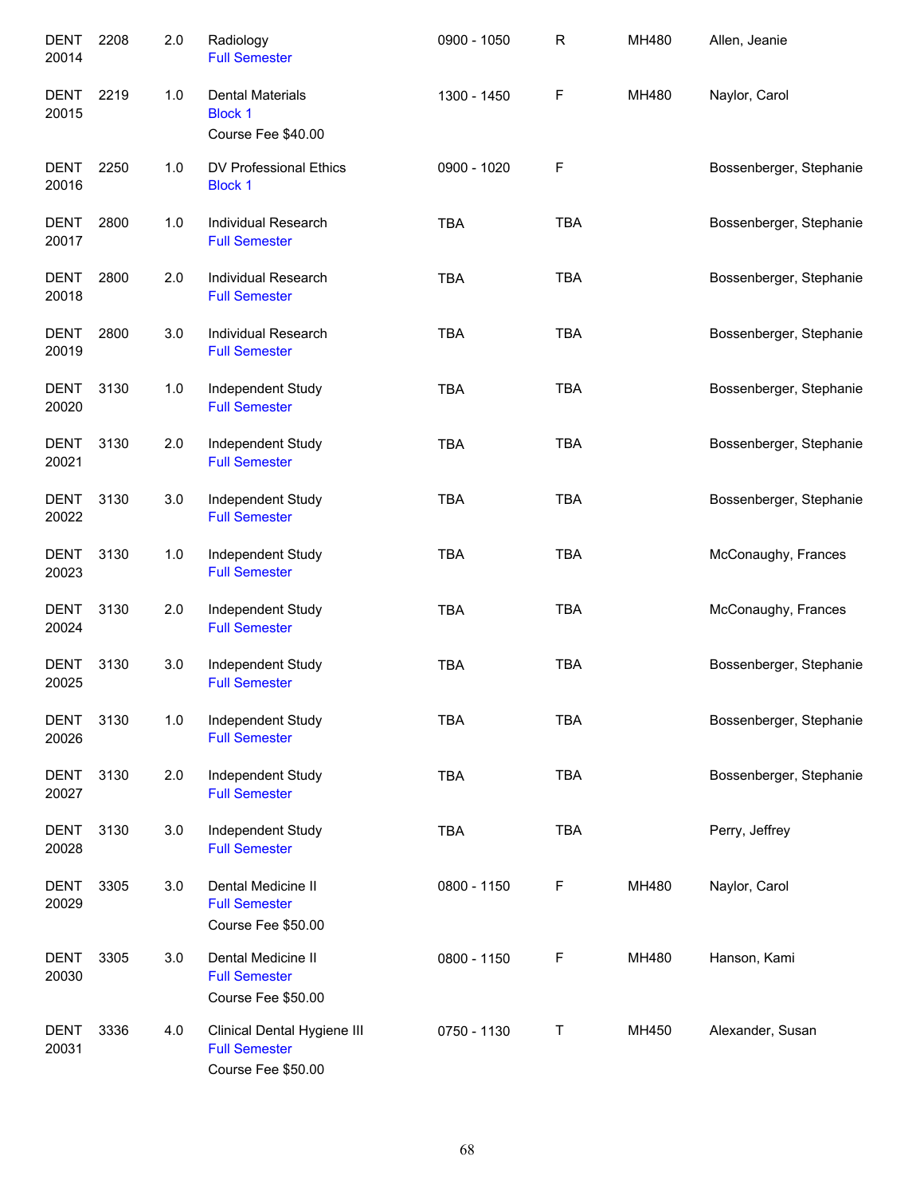| | | | | | | | |
|---|---|---|---|---|---|---|---|
| DENT 20014 | 2208 | 2.0 | Radiology<br>Full Semester | 0900 - 1050 | R | MH480 | Allen, Jeanie |
| DENT 20015 | 2219 | 1.0 | Dental Materials<br>Block 1<br>Course Fee $40.00 | 1300 - 1450 | F | MH480 | Naylor, Carol |
| DENT 20016 | 2250 | 1.0 | DV Professional Ethics<br>Block 1 | 0900 - 1020 | F | | Bossenberger, Stephanie |
| DENT 20017 | 2800 | 1.0 | Individual Research<br>Full Semester | TBA | TBA | | Bossenberger, Stephanie |
| DENT 20018 | 2800 | 2.0 | Individual Research<br>Full Semester | TBA | TBA | | Bossenberger, Stephanie |
| DENT 20019 | 2800 | 3.0 | Individual Research<br>Full Semester | TBA | TBA | | Bossenberger, Stephanie |
| DENT 20020 | 3130 | 1.0 | Independent Study<br>Full Semester | TBA | TBA | | Bossenberger, Stephanie |
| DENT 20021 | 3130 | 2.0 | Independent Study<br>Full Semester | TBA | TBA | | Bossenberger, Stephanie |
| DENT 20022 | 3130 | 3.0 | Independent Study<br>Full Semester | TBA | TBA | | Bossenberger, Stephanie |
| DENT 20023 | 3130 | 1.0 | Independent Study<br>Full Semester | TBA | TBA | | McConaughy, Frances |
| DENT 20024 | 3130 | 2.0 | Independent Study<br>Full Semester | TBA | TBA | | McConaughy, Frances |
| DENT 20025 | 3130 | 3.0 | Independent Study<br>Full Semester | TBA | TBA | | Bossenberger, Stephanie |
| DENT 20026 | 3130 | 1.0 | Independent Study<br>Full Semester | TBA | TBA | | Bossenberger, Stephanie |
| DENT 20027 | 3130 | 2.0 | Independent Study<br>Full Semester | TBA | TBA | | Bossenberger, Stephanie |
| DENT 20028 | 3130 | 3.0 | Independent Study<br>Full Semester | TBA | TBA | | Perry, Jeffrey |
| DENT 20029 | 3305 | 3.0 | Dental Medicine II<br>Full Semester<br>Course Fee $50.00 | 0800 - 1150 | F | MH480 | Naylor, Carol |
| DENT 20030 | 3305 | 3.0 | Dental Medicine II<br>Full Semester<br>Course Fee $50.00 | 0800 - 1150 | F | MH480 | Hanson, Kami |
| DENT 20031 | 3336 | 4.0 | Clinical Dental Hygiene III<br>Full Semester<br>Course Fee $50.00 | 0750 - 1130 | T | MH450 | Alexander, Susan |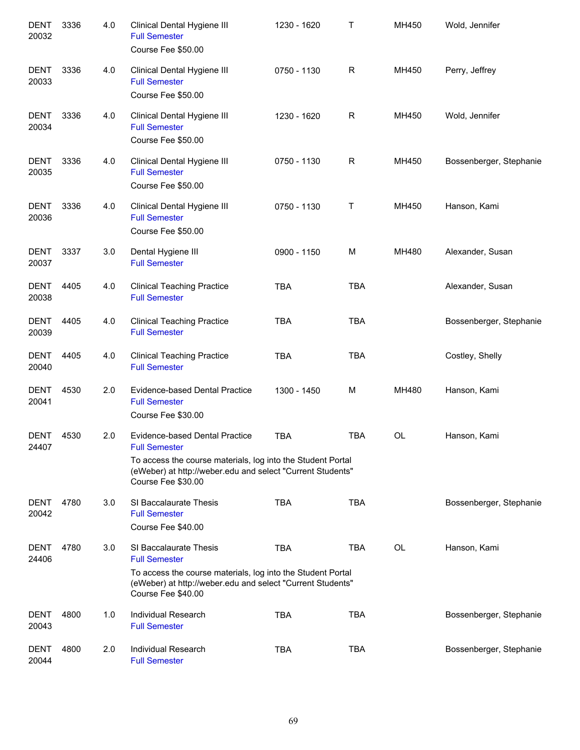| | | | | | | | |
|---|---|---|---|---|---|---|---|
| DENT 20032 | 3336 | 4.0 | Clinical Dental Hygiene III<br>Full Semester<br>Course Fee $50.00 | 1230 - 1620 | T | MH450 | Wold, Jennifer |
| DENT 20033 | 3336 | 4.0 | Clinical Dental Hygiene III<br>Full Semester<br>Course Fee $50.00 | 0750 - 1130 | R | MH450 | Perry, Jeffrey |
| DENT 20034 | 3336 | 4.0 | Clinical Dental Hygiene III<br>Full Semester<br>Course Fee $50.00 | 1230 - 1620 | R | MH450 | Wold, Jennifer |
| DENT 20035 | 3336 | 4.0 | Clinical Dental Hygiene III<br>Full Semester<br>Course Fee $50.00 | 0750 - 1130 | R | MH450 | Bossenberger, Stephanie |
| DENT 20036 | 3336 | 4.0 | Clinical Dental Hygiene III<br>Full Semester<br>Course Fee $50.00 | 0750 - 1130 | T | MH450 | Hanson, Kami |
| DENT 20037 | 3337 | 3.0 | Dental Hygiene III<br>Full Semester | 0900 - 1150 | M | MH480 | Alexander, Susan |
| DENT 20038 | 4405 | 4.0 | Clinical Teaching Practice<br>Full Semester | TBA | TBA | | Alexander, Susan |
| DENT 20039 | 4405 | 4.0 | Clinical Teaching Practice<br>Full Semester | TBA | TBA | | Bossenberger, Stephanie |
| DENT 20040 | 4405 | 4.0 | Clinical Teaching Practice<br>Full Semester | TBA | TBA | | Costley, Shelly |
| DENT 20041 | 4530 | 2.0 | Evidence-based Dental Practice<br>Full Semester<br>Course Fee $30.00 | 1300 - 1450 | M | MH480 | Hanson, Kami |
| DENT 24407 | 4530 | 2.0 | Evidence-based Dental Practice<br>Full Semester<br>To access the course materials, log into the Student Portal (eWeber) at http://weber.edu and select "Current Students"<br>Course Fee $30.00 | TBA | TBA | OL | Hanson, Kami |
| DENT 20042 | 4780 | 3.0 | SI Baccalaurate Thesis<br>Full Semester<br>Course Fee $40.00 | TBA | TBA | | Bossenberger, Stephanie |
| DENT 24406 | 4780 | 3.0 | SI Baccalaurate Thesis<br>Full Semester<br>To access the course materials, log into the Student Portal (eWeber) at http://weber.edu and select "Current Students"<br>Course Fee $40.00 | TBA | TBA | OL | Hanson, Kami |
| DENT 20043 | 4800 | 1.0 | Individual Research<br>Full Semester | TBA | TBA | | Bossenberger, Stephanie |
| DENT 20044 | 4800 | 2.0 | Individual Research<br>Full Semester | TBA | TBA | | Bossenberger, Stephanie |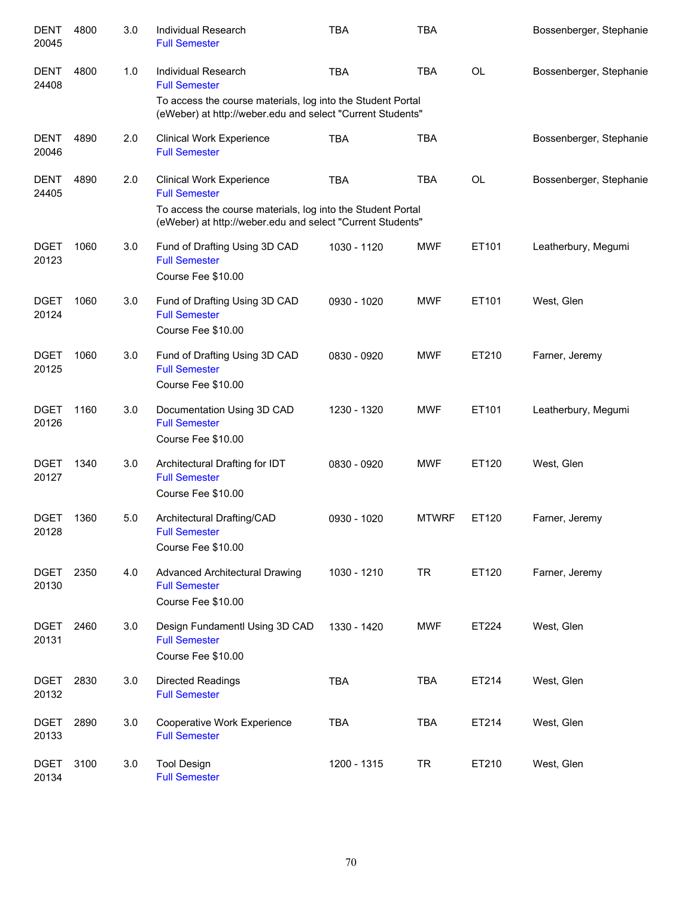| | | | | | | | |
|---|---|---|---|---|---|---|---|
| DENT 20045 | 4800 | 3.0 | Individual Research<br>Full Semester | TBA | TBA | | Bossenberger, Stephanie |
| DENT 24408 | 4800 | 1.0 | Individual Research<br>Full Semester<br>To access the course materials, log into the Student Portal (eWeber) at http://weber.edu and select "Current Students" | TBA | TBA | OL | Bossenberger, Stephanie |
| DENT 20046 | 4890 | 2.0 | Clinical Work Experience<br>Full Semester | TBA | TBA | | Bossenberger, Stephanie |
| DENT 24405 | 4890 | 2.0 | Clinical Work Experience<br>Full Semester<br>To access the course materials, log into the Student Portal (eWeber) at http://weber.edu and select "Current Students" | TBA | TBA | OL | Bossenberger, Stephanie |
| DGET 20123 | 1060 | 3.0 | Fund of Drafting Using 3D CAD<br>Full Semester<br>Course Fee $10.00 | 1030 - 1120 | MWF | ET101 | Leatherbury, Megumi |
| DGET 20124 | 1060 | 3.0 | Fund of Drafting Using 3D CAD<br>Full Semester<br>Course Fee $10.00 | 0930 - 1020 | MWF | ET101 | West, Glen |
| DGET 20125 | 1060 | 3.0 | Fund of Drafting Using 3D CAD<br>Full Semester<br>Course Fee $10.00 | 0830 - 0920 | MWF | ET210 | Farner, Jeremy |
| DGET 20126 | 1160 | 3.0 | Documentation Using 3D CAD<br>Full Semester<br>Course Fee $10.00 | 1230 - 1320 | MWF | ET101 | Leatherbury, Megumi |
| DGET 20127 | 1340 | 3.0 | Architectural Drafting for IDT<br>Full Semester<br>Course Fee $10.00 | 0830 - 0920 | MWF | ET120 | West, Glen |
| DGET 20128 | 1360 | 5.0 | Architectural Drafting/CAD<br>Full Semester<br>Course Fee $10.00 | 0930 - 1020 | MTWRF | ET120 | Farner, Jeremy |
| DGET 20130 | 2350 | 4.0 | Advanced Architectural Drawing<br>Full Semester<br>Course Fee $10.00 | 1030 - 1210 | TR | ET120 | Farner, Jeremy |
| DGET 20131 | 2460 | 3.0 | Design Fundamentl Using 3D CAD<br>Full Semester<br>Course Fee $10.00 | 1330 - 1420 | MWF | ET224 | West, Glen |
| DGET 20132 | 2830 | 3.0 | Directed Readings<br>Full Semester | TBA | TBA | ET214 | West, Glen |
| DGET 20133 | 2890 | 3.0 | Cooperative Work Experience<br>Full Semester | TBA | TBA | ET214 | West, Glen |
| DGET 20134 | 3100 | 3.0 | Tool Design<br>Full Semester | 1200 - 1315 | TR | ET210 | West, Glen |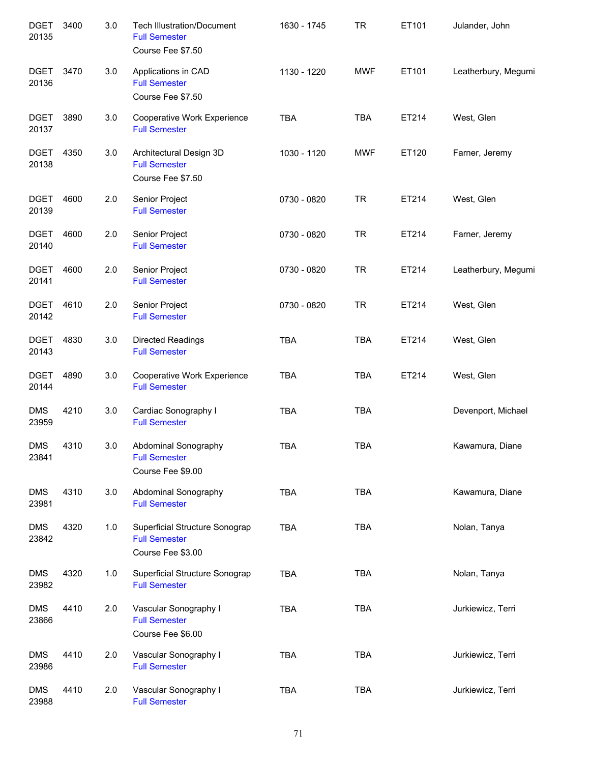| Subject/CRN | Course | Credits | Title | Time | Days | Room | Instructor |
|---|---|---|---|---|---|---|---|
| DGET 20135 | 3400 | 3.0 | Tech Illustration/Document<br>Full Semester<br>Course Fee $7.50 | 1630 - 1745 | TR | ET101 | Julander, John |
| DGET 20136 | 3470 | 3.0 | Applications in CAD<br>Full Semester<br>Course Fee $7.50 | 1130 - 1220 | MWF | ET101 | Leatherbury, Megumi |
| DGET 20137 | 3890 | 3.0 | Cooperative Work Experience<br>Full Semester | TBA | TBA | ET214 | West, Glen |
| DGET 20138 | 4350 | 3.0 | Architectural Design 3D<br>Full Semester<br>Course Fee $7.50 | 1030 - 1120 | MWF | ET120 | Farner, Jeremy |
| DGET 20139 | 4600 | 2.0 | Senior Project<br>Full Semester | 0730 - 0820 | TR | ET214 | West, Glen |
| DGET 20140 | 4600 | 2.0 | Senior Project<br>Full Semester | 0730 - 0820 | TR | ET214 | Farner, Jeremy |
| DGET 20141 | 4600 | 2.0 | Senior Project<br>Full Semester | 0730 - 0820 | TR | ET214 | Leatherbury, Megumi |
| DGET 20142 | 4610 | 2.0 | Senior Project<br>Full Semester | 0730 - 0820 | TR | ET214 | West, Glen |
| DGET 20143 | 4830 | 3.0 | Directed Readings<br>Full Semester | TBA | TBA | ET214 | West, Glen |
| DGET 20144 | 4890 | 3.0 | Cooperative Work Experience<br>Full Semester | TBA | TBA | ET214 | West, Glen |
| DMS 23959 | 4210 | 3.0 | Cardiac Sonography I<br>Full Semester | TBA | TBA | | Devenport, Michael |
| DMS 23841 | 4310 | 3.0 | Abdominal Sonography<br>Full Semester<br>Course Fee $9.00 | TBA | TBA | | Kawamura, Diane |
| DMS 23981 | 4310 | 3.0 | Abdominal Sonography<br>Full Semester | TBA | TBA | | Kawamura, Diane |
| DMS 23842 | 4320 | 1.0 | Superficial Structure Sonograp<br>Full Semester<br>Course Fee $3.00 | TBA | TBA | | Nolan, Tanya |
| DMS 23982 | 4320 | 1.0 | Superficial Structure Sonograp<br>Full Semester | TBA | TBA | | Nolan, Tanya |
| DMS 23866 | 4410 | 2.0 | Vascular Sonography I<br>Full Semester<br>Course Fee $6.00 | TBA | TBA | | Jurkiewicz, Terri |
| DMS 23986 | 4410 | 2.0 | Vascular Sonography I<br>Full Semester | TBA | TBA | | Jurkiewicz, Terri |
| DMS 23988 | 4410 | 2.0 | Vascular Sonography I<br>Full Semester | TBA | TBA | | Jurkiewicz, Terri |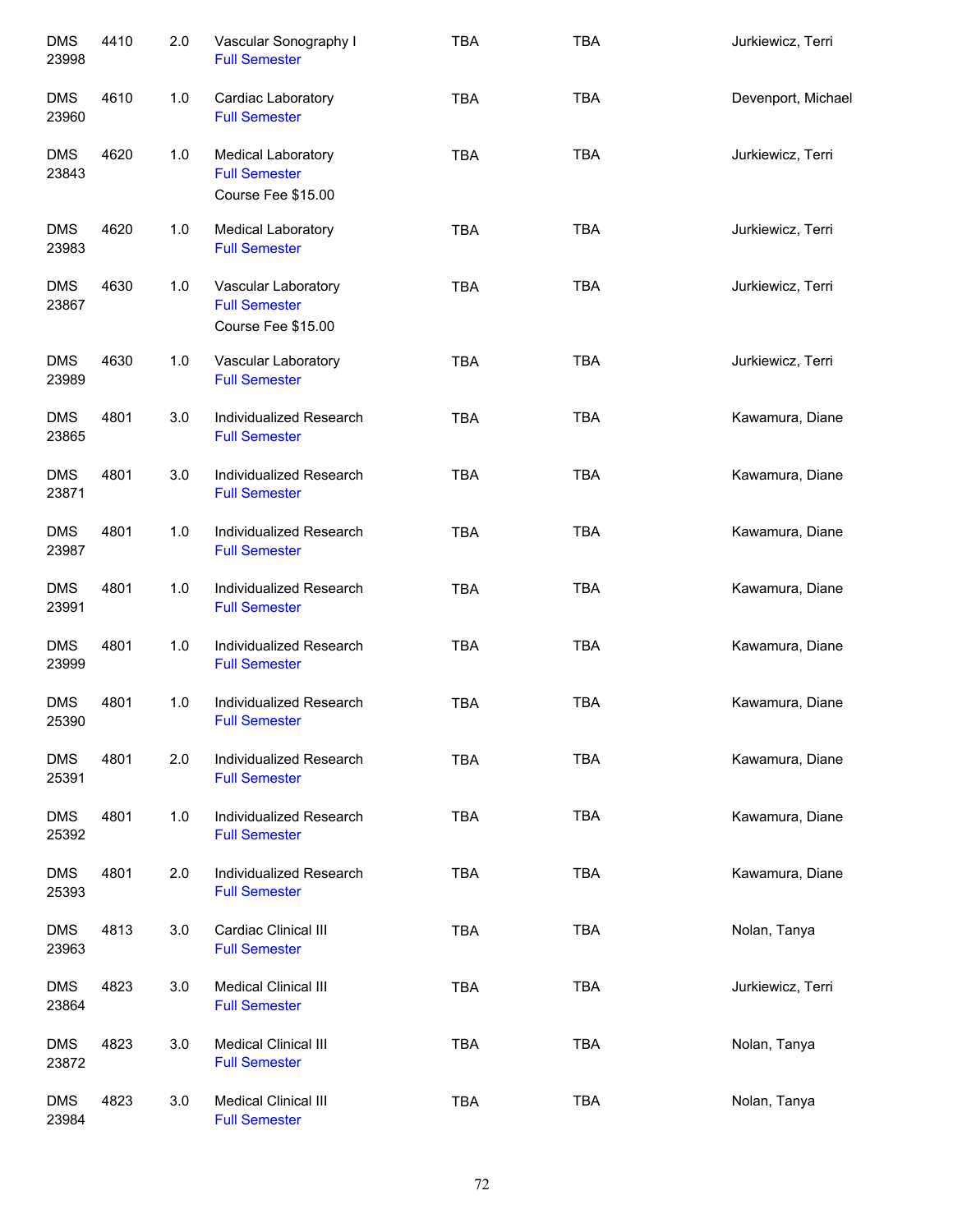| | | | | | | |
|---|---|---|---|---|---|---|
| DMS 23998 | 4410 | 2.0 | Vascular Sonography I<br>Full Semester | TBA | TBA | Jurkiewicz, Terri |
| DMS 23960 | 4610 | 1.0 | Cardiac Laboratory<br>Full Semester | TBA | TBA | Devenport, Michael |
| DMS 23843 | 4620 | 1.0 | Medical Laboratory<br>Full Semester<br>Course Fee $15.00 | TBA | TBA | Jurkiewicz, Terri |
| DMS 23983 | 4620 | 1.0 | Medical Laboratory<br>Full Semester | TBA | TBA | Jurkiewicz, Terri |
| DMS 23867 | 4630 | 1.0 | Vascular Laboratory<br>Full Semester<br>Course Fee $15.00 | TBA | TBA | Jurkiewicz, Terri |
| DMS 23989 | 4630 | 1.0 | Vascular Laboratory<br>Full Semester | TBA | TBA | Jurkiewicz, Terri |
| DMS 23865 | 4801 | 3.0 | Individualized Research<br>Full Semester | TBA | TBA | Kawamura, Diane |
| DMS 23871 | 4801 | 3.0 | Individualized Research<br>Full Semester | TBA | TBA | Kawamura, Diane |
| DMS 23987 | 4801 | 1.0 | Individualized Research<br>Full Semester | TBA | TBA | Kawamura, Diane |
| DMS 23991 | 4801 | 1.0 | Individualized Research<br>Full Semester | TBA | TBA | Kawamura, Diane |
| DMS 23999 | 4801 | 1.0 | Individualized Research<br>Full Semester | TBA | TBA | Kawamura, Diane |
| DMS 25390 | 4801 | 1.0 | Individualized Research<br>Full Semester | TBA | TBA | Kawamura, Diane |
| DMS 25391 | 4801 | 2.0 | Individualized Research<br>Full Semester | TBA | TBA | Kawamura, Diane |
| DMS 25392 | 4801 | 1.0 | Individualized Research<br>Full Semester | TBA | TBA | Kawamura, Diane |
| DMS 25393 | 4801 | 2.0 | Individualized Research<br>Full Semester | TBA | TBA | Kawamura, Diane |
| DMS 23963 | 4813 | 3.0 | Cardiac Clinical III<br>Full Semester | TBA | TBA | Nolan, Tanya |
| DMS 23864 | 4823 | 3.0 | Medical Clinical III<br>Full Semester | TBA | TBA | Jurkiewicz, Terri |
| DMS 23872 | 4823 | 3.0 | Medical Clinical III<br>Full Semester | TBA | TBA | Nolan, Tanya |
| DMS 23984 | 4823 | 3.0 | Medical Clinical III<br>Full Semester | TBA | TBA | Nolan, Tanya |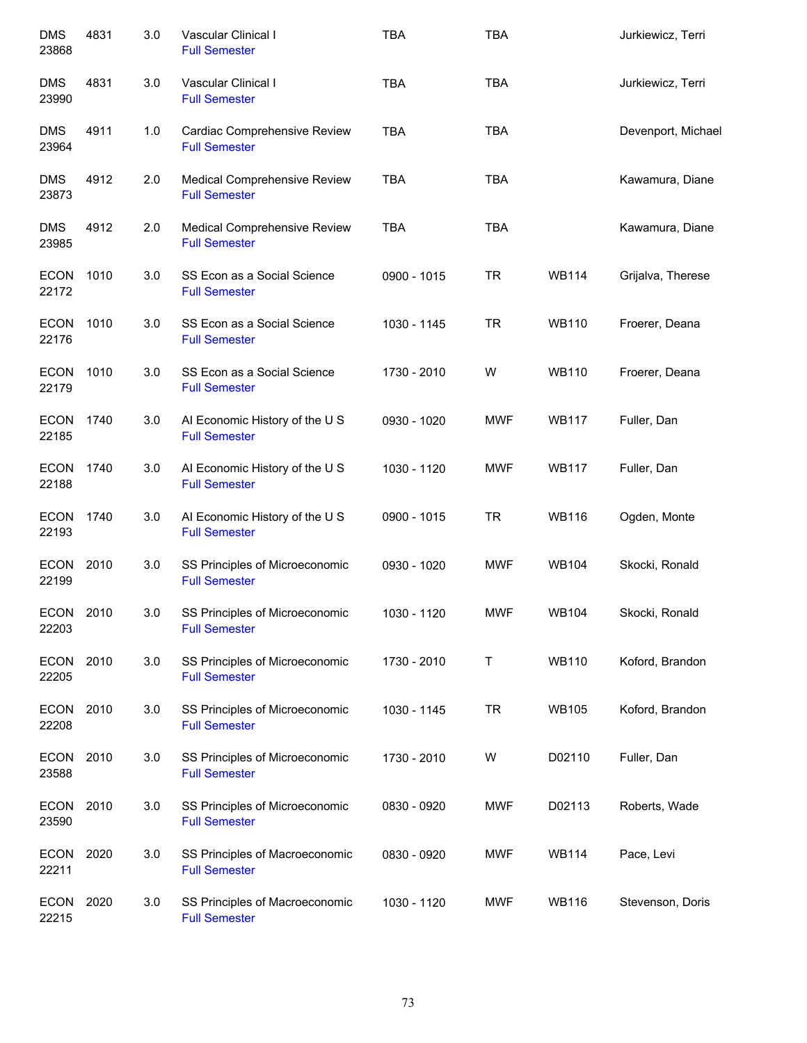| | | | | | | | |
|---|---|---|---|---|---|---|---|
| DMS 23868 | 4831 | 3.0 | Vascular Clinical I<br>Full Semester | TBA | TBA | | Jurkiewicz, Terri |
| DMS 23990 | 4831 | 3.0 | Vascular Clinical I<br>Full Semester | TBA | TBA | | Jurkiewicz, Terri |
| DMS 23964 | 4911 | 1.0 | Cardiac Comprehensive Review<br>Full Semester | TBA | TBA | | Devenport, Michael |
| DMS 23873 | 4912 | 2.0 | Medical Comprehensive Review<br>Full Semester | TBA | TBA | | Kawamura, Diane |
| DMS 23985 | 4912 | 2.0 | Medical Comprehensive Review<br>Full Semester | TBA | TBA | | Kawamura, Diane |
| ECON 22172 | 1010 | 3.0 | SS Econ as a Social Science<br>Full Semester | 0900 - 1015 | TR | WB114 | Grijalva, Therese |
| ECON 22176 | 1010 | 3.0 | SS Econ as a Social Science<br>Full Semester | 1030 - 1145 | TR | WB110 | Froerer, Deana |
| ECON 22179 | 1010 | 3.0 | SS Econ as a Social Science<br>Full Semester | 1730 - 2010 | W | WB110 | Froerer, Deana |
| ECON 22185 | 1740 | 3.0 | AI Economic History of the U S<br>Full Semester | 0930 - 1020 | MWF | WB117 | Fuller, Dan |
| ECON 22188 | 1740 | 3.0 | AI Economic History of the U S<br>Full Semester | 1030 - 1120 | MWF | WB117 | Fuller, Dan |
| ECON 22193 | 1740 | 3.0 | AI Economic History of the U S<br>Full Semester | 0900 - 1015 | TR | WB116 | Ogden, Monte |
| ECON 22199 | 2010 | 3.0 | SS Principles of Microeconomic<br>Full Semester | 0930 - 1020 | MWF | WB104 | Skocki, Ronald |
| ECON 22203 | 2010 | 3.0 | SS Principles of Microeconomic<br>Full Semester | 1030 - 1120 | MWF | WB104 | Skocki, Ronald |
| ECON 22205 | 2010 | 3.0 | SS Principles of Microeconomic<br>Full Semester | 1730 - 2010 | T | WB110 | Koford, Brandon |
| ECON 22208 | 2010 | 3.0 | SS Principles of Microeconomic<br>Full Semester | 1030 - 1145 | TR | WB105 | Koford, Brandon |
| ECON 23588 | 2010 | 3.0 | SS Principles of Microeconomic<br>Full Semester | 1730 - 2010 | W | D02110 | Fuller, Dan |
| ECON 23590 | 2010 | 3.0 | SS Principles of Microeconomic<br>Full Semester | 0830 - 0920 | MWF | D02113 | Roberts, Wade |
| ECON 22211 | 2020 | 3.0 | SS Principles of Macroeconomic<br>Full Semester | 0830 - 0920 | MWF | WB114 | Pace, Levi |
| ECON 22215 | 2020 | 3.0 | SS Principles of Macroeconomic<br>Full Semester | 1030 - 1120 | MWF | WB116 | Stevenson, Doris |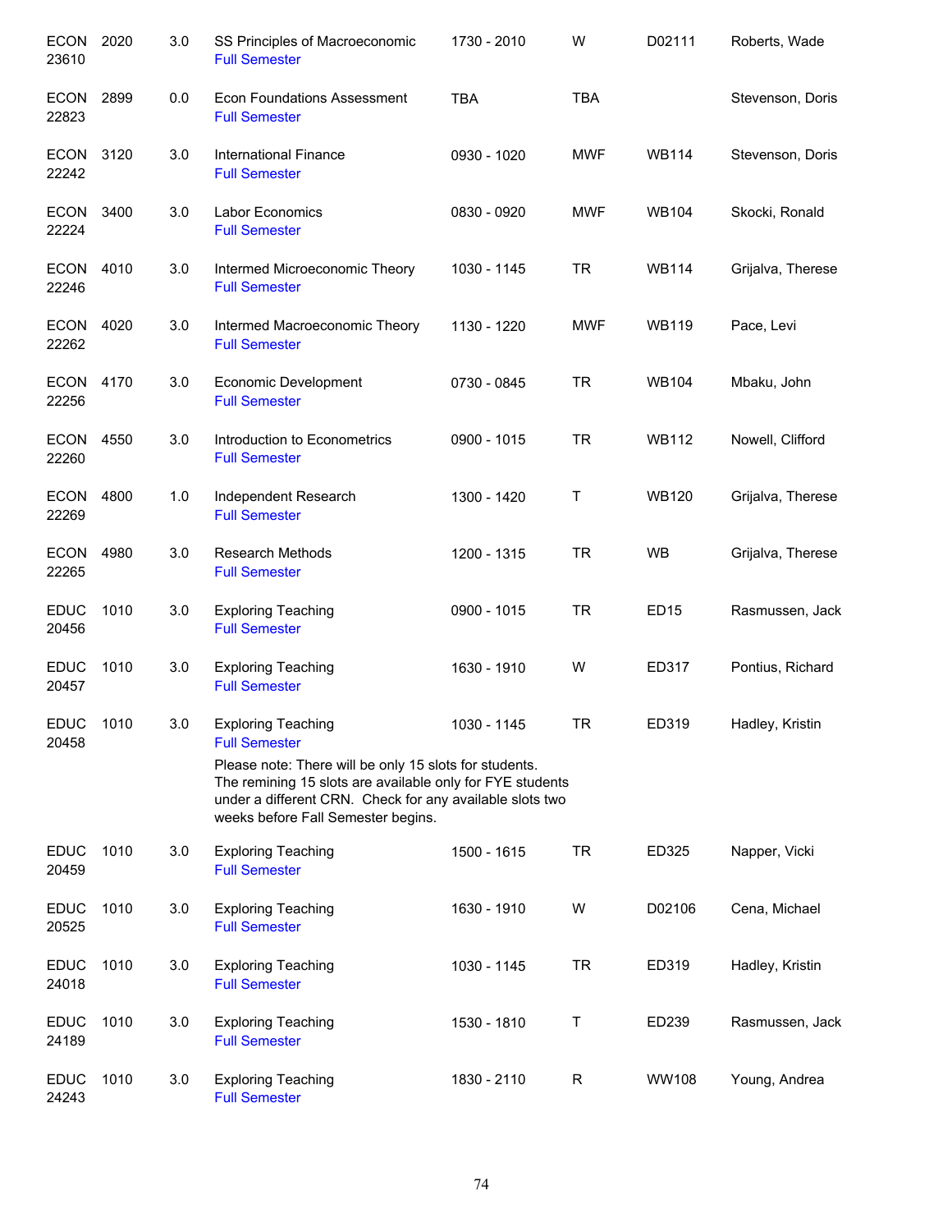| Subject / CRN | Course | Credits | Title | Time | Days | Room | Instructor |
|---|---|---|---|---|---|---|---|
| ECON 23610 | 2020 | 3.0 | SS Principles of Macroeconomic<br>Full Semester | 1730 - 2010 | W | D02111 | Roberts, Wade |
| ECON 22823 | 2899 | 0.0 | Econ Foundations Assessment<br>Full Semester | TBA | TBA | | Stevenson, Doris |
| ECON 22242 | 3120 | 3.0 | International Finance<br>Full Semester | 0930 - 1020 | MWF | WB114 | Stevenson, Doris |
| ECON 22224 | 3400 | 3.0 | Labor Economics<br>Full Semester | 0830 - 0920 | MWF | WB104 | Skocki, Ronald |
| ECON 22246 | 4010 | 3.0 | Intermed Microeconomic Theory<br>Full Semester | 1030 - 1145 | TR | WB114 | Grijalva, Therese |
| ECON 22262 | 4020 | 3.0 | Intermed Macroeconomic Theory<br>Full Semester | 1130 - 1220 | MWF | WB119 | Pace, Levi |
| ECON 22256 | 4170 | 3.0 | Economic Development<br>Full Semester | 0730 - 0845 | TR | WB104 | Mbaku, John |
| ECON 22260 | 4550 | 3.0 | Introduction to Econometrics<br>Full Semester | 0900 - 1015 | TR | WB112 | Nowell, Clifford |
| ECON 22269 | 4800 | 1.0 | Independent Research<br>Full Semester | 1300 - 1420 | T | WB120 | Grijalva, Therese |
| ECON 22265 | 4980 | 3.0 | Research Methods<br>Full Semester | 1200 - 1315 | TR | WB | Grijalva, Therese |
| EDUC 20456 | 1010 | 3.0 | Exploring Teaching<br>Full Semester | 0900 - 1015 | TR | ED15 | Rasmussen, Jack |
| EDUC 20457 | 1010 | 3.0 | Exploring Teaching<br>Full Semester | 1630 - 1910 | W | ED317 | Pontius, Richard |
| EDUC 20458 | 1010 | 3.0 | Exploring Teaching<br>Full Semester<br>Please note: There will be only 15 slots for students. The remining 15 slots are available only for FYE students under a different CRN. Check for any available slots two weeks before Fall Semester begins. | 1030 - 1145 | TR | ED319 | Hadley, Kristin |
| EDUC 20459 | 1010 | 3.0 | Exploring Teaching<br>Full Semester | 1500 - 1615 | TR | ED325 | Napper, Vicki |
| EDUC 20525 | 1010 | 3.0 | Exploring Teaching<br>Full Semester | 1630 - 1910 | W | D02106 | Cena, Michael |
| EDUC 24018 | 1010 | 3.0 | Exploring Teaching<br>Full Semester | 1030 - 1145 | TR | ED319 | Hadley, Kristin |
| EDUC 24189 | 1010 | 3.0 | Exploring Teaching<br>Full Semester | 1530 - 1810 | T | ED239 | Rasmussen, Jack |
| EDUC 24243 | 1010 | 3.0 | Exploring Teaching<br>Full Semester | 1830 - 2110 | R | WW108 | Young, Andrea |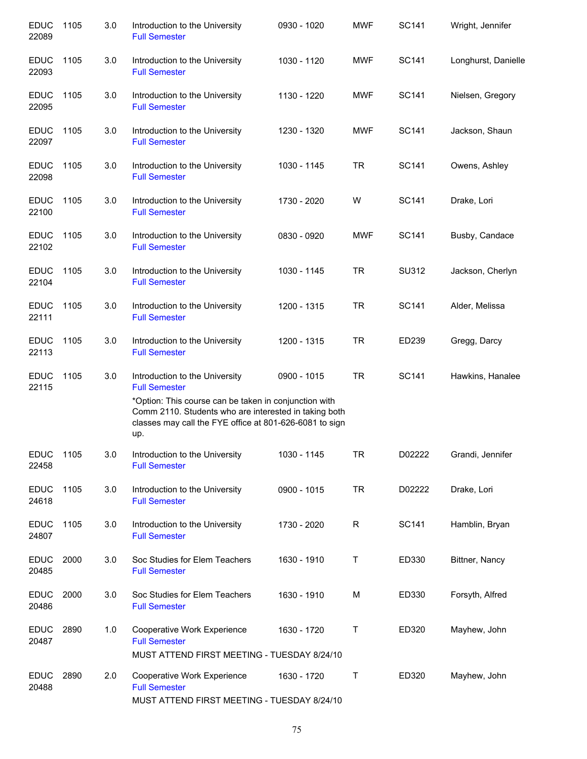| Subject / CRN | Course | Credits | Title | Time | Days | Room | Instructor |
|---|---|---|---|---|---|---|---|
| EDUC 22089 | 1105 | 3.0 | Introduction to the University<br>Full Semester | 0930 - 1020 | MWF | SC141 | Wright, Jennifer |
| EDUC 22093 | 1105 | 3.0 | Introduction to the University<br>Full Semester | 1030 - 1120 | MWF | SC141 | Longhurst, Danielle |
| EDUC 22095 | 1105 | 3.0 | Introduction to the University<br>Full Semester | 1130 - 1220 | MWF | SC141 | Nielsen, Gregory |
| EDUC 22097 | 1105 | 3.0 | Introduction to the University<br>Full Semester | 1230 - 1320 | MWF | SC141 | Jackson, Shaun |
| EDUC 22098 | 1105 | 3.0 | Introduction to the University<br>Full Semester | 1030 - 1145 | TR | SC141 | Owens, Ashley |
| EDUC 22100 | 1105 | 3.0 | Introduction to the University<br>Full Semester | 1730 - 2020 | W | SC141 | Drake, Lori |
| EDUC 22102 | 1105 | 3.0 | Introduction to the University<br>Full Semester | 0830 - 0920 | MWF | SC141 | Busby, Candace |
| EDUC 22104 | 1105 | 3.0 | Introduction to the University<br>Full Semester | 1030 - 1145 | TR | SU312 | Jackson, Cherlyn |
| EDUC 22111 | 1105 | 3.0 | Introduction to the University<br>Full Semester | 1200 - 1315 | TR | SC141 | Alder, Melissa |
| EDUC 22113 | 1105 | 3.0 | Introduction to the University<br>Full Semester | 1200 - 1315 | TR | ED239 | Gregg, Darcy |
| EDUC 22115 | 1105 | 3.0 | Introduction to the University<br>Full Semester<br>*Option: This course can be taken in conjunction with Comm 2110. Students who are interested in taking both classes may call the FYE office at 801-626-6081 to sign up. | 0900 - 1015 | TR | SC141 | Hawkins, Hanalee |
| EDUC 22458 | 1105 | 3.0 | Introduction to the University<br>Full Semester | 1030 - 1145 | TR | D02222 | Grandi, Jennifer |
| EDUC 24618 | 1105 | 3.0 | Introduction to the University<br>Full Semester | 0900 - 1015 | TR | D02222 | Drake, Lori |
| EDUC 24807 | 1105 | 3.0 | Introduction to the University<br>Full Semester | 1730 - 2020 | R | SC141 | Hamblin, Bryan |
| EDUC 20485 | 2000 | 3.0 | Soc Studies for Elem Teachers<br>Full Semester | 1630 - 1910 | T | ED330 | Bittner, Nancy |
| EDUC 20486 | 2000 | 3.0 | Soc Studies for Elem Teachers<br>Full Semester | 1630 - 1910 | M | ED330 | Forsyth, Alfred |
| EDUC 20487 | 2890 | 1.0 | Cooperative Work Experience<br>Full Semester<br>MUST ATTEND FIRST MEETING - TUESDAY 8/24/10 | 1630 - 1720 | T | ED320 | Mayhew, John |
| EDUC 20488 | 2890 | 2.0 | Cooperative Work Experience<br>Full Semester<br>MUST ATTEND FIRST MEETING - TUESDAY 8/24/10 | 1630 - 1720 | T | ED320 | Mayhew, John |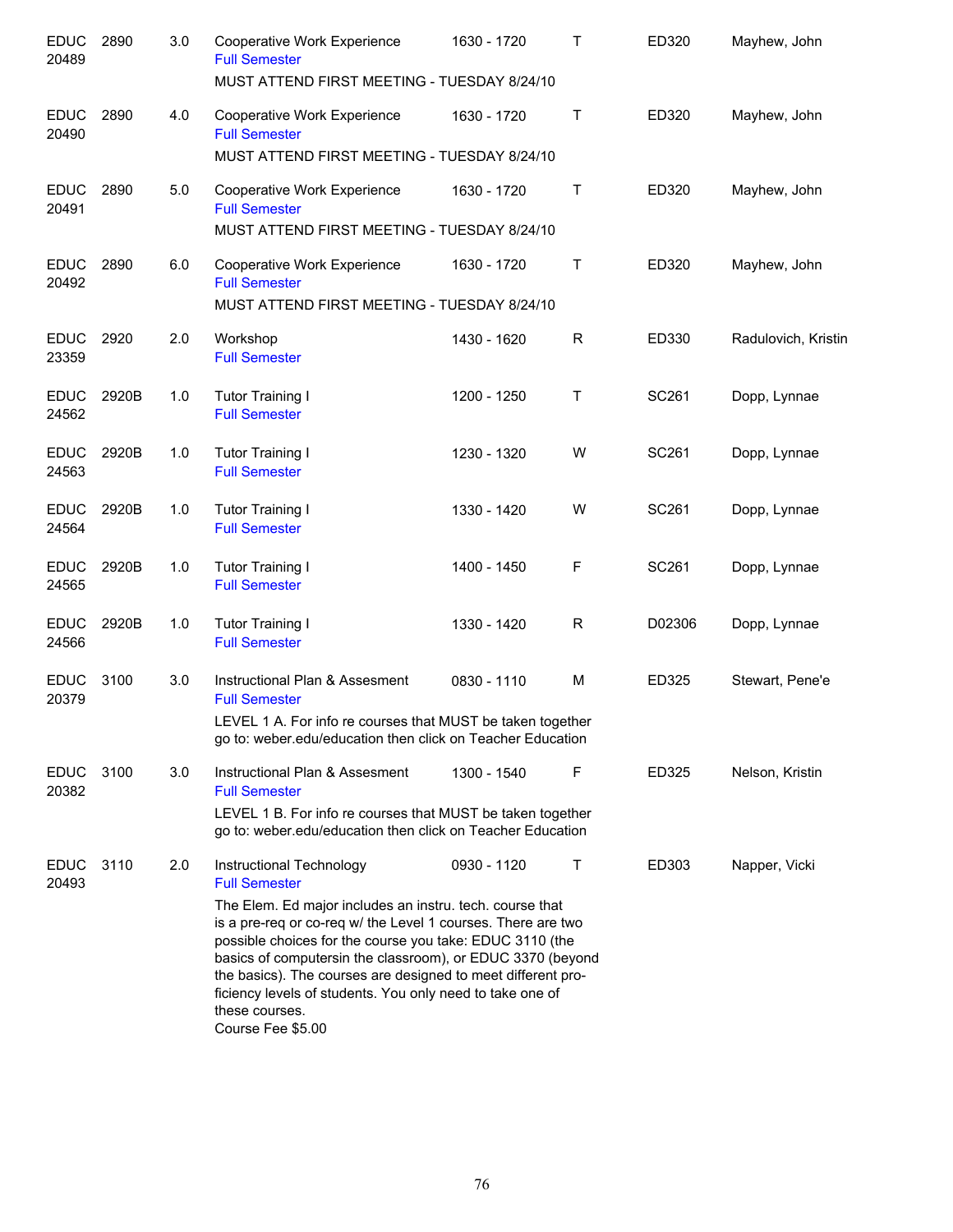| Subject / CRN | Course | Credits | Title | Time | Days | Room | Instructor |
|---|---|---|---|---|---|---|---|
| EDUC 20489 | 2890 | 3.0 | Cooperative Work Experience<br>Full Semester<br>MUST ATTEND FIRST MEETING - TUESDAY 8/24/10 | 1630 - 1720 | T | ED320 | Mayhew, John |
| EDUC 20490 | 2890 | 4.0 | Cooperative Work Experience<br>Full Semester<br>MUST ATTEND FIRST MEETING - TUESDAY 8/24/10 | 1630 - 1720 | T | ED320 | Mayhew, John |
| EDUC 20491 | 2890 | 5.0 | Cooperative Work Experience<br>Full Semester<br>MUST ATTEND FIRST MEETING - TUESDAY 8/24/10 | 1630 - 1720 | T | ED320 | Mayhew, John |
| EDUC 20492 | 2890 | 6.0 | Cooperative Work Experience<br>Full Semester<br>MUST ATTEND FIRST MEETING - TUESDAY 8/24/10 | 1630 - 1720 | T | ED320 | Mayhew, John |
| EDUC 23359 | 2920 | 2.0 | Workshop<br>Full Semester | 1430 - 1620 | R | ED330 | Radulovich, Kristin |
| EDUC 24562 | 2920B | 1.0 | Tutor Training I<br>Full Semester | 1200 - 1250 | T | SC261 | Dopp, Lynnae |
| EDUC 24563 | 2920B | 1.0 | Tutor Training I<br>Full Semester | 1230 - 1320 | W | SC261 | Dopp, Lynnae |
| EDUC 24564 | 2920B | 1.0 | Tutor Training I<br>Full Semester | 1330 - 1420 | W | SC261 | Dopp, Lynnae |
| EDUC 24565 | 2920B | 1.0 | Tutor Training I<br>Full Semester | 1400 - 1450 | F | SC261 | Dopp, Lynnae |
| EDUC 24566 | 2920B | 1.0 | Tutor Training I<br>Full Semester | 1330 - 1420 | R | D02306 | Dopp, Lynnae |
| EDUC 20379 | 3100 | 3.0 | Instructional Plan & Assesment<br>Full Semester<br>LEVEL 1 A. For info re courses that MUST be taken together go to: weber.edu/education then click on Teacher Education | 0830 - 1110 | M | ED325 | Stewart, Pene'e |
| EDUC 20382 | 3100 | 3.0 | Instructional Plan & Assesment<br>Full Semester<br>LEVEL 1 B. For info re courses that MUST be taken together go to: weber.edu/education then click on Teacher Education | 1300 - 1540 | F | ED325 | Nelson, Kristin |
| EDUC 20493 | 3110 | 2.0 | Instructional Technology<br>Full Semester<br>The Elem. Ed major includes an instru. tech. course that is a pre-req or co-req w/ the Level 1 courses. There are two possible choices for the course you take: EDUC 3110 (the basics of computersin the classroom), or EDUC 3370 (beyond the basics). The courses are designed to meet different proficiency levels of students. You only need to take one of these courses.<br>Course Fee $5.00 | 0930 - 1120 | T | ED303 | Napper, Vicki |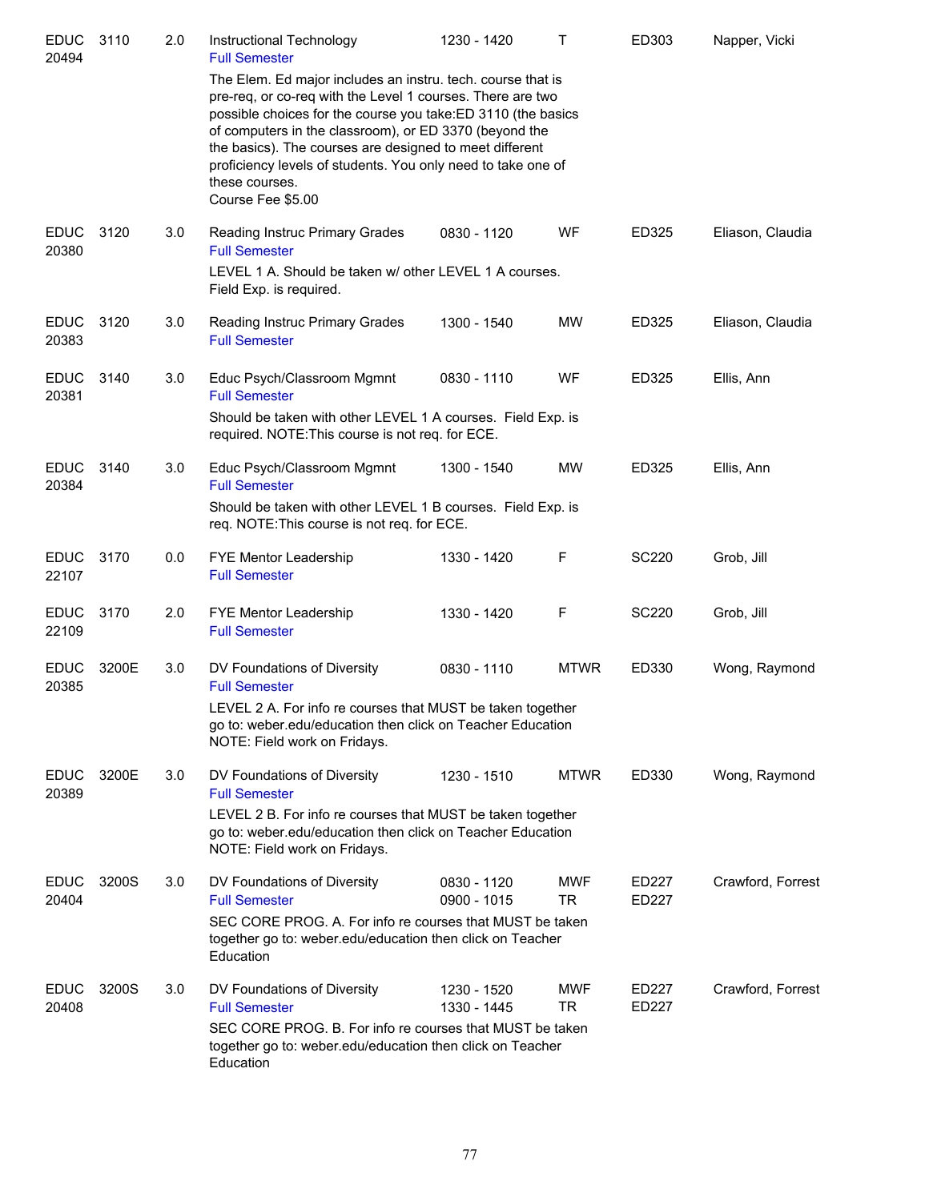| Subject / CRN | Course | Credits | Title | Time | Days | Room | Instructor |
|---|---|---|---|---|---|---|---|
| EDUC 20494 | 3110 | 2.0 | Instructional Technology<br>Full Semester<br>The Elem. Ed major includes an instru. tech. course that is pre-req, or co-req with the Level 1 courses. There are two possible choices for the course you take:ED 3110 (the basics of computers in the classroom), or ED 3370 (beyond the the basics). The courses are designed to meet different proficiency levels of students. You only need to take one of these courses.<br>Course Fee $5.00 | 1230 - 1420 | T | ED303 | Napper, Vicki |
| EDUC 20380 | 3120 | 3.0 | Reading Instruc Primary Grades<br>Full Semester<br>LEVEL 1 A. Should be taken w/ other LEVEL 1 A courses. Field Exp. is required. | 0830 - 1120 | WF | ED325 | Eliason, Claudia |
| EDUC 20383 | 3120 | 3.0 | Reading Instruc Primary Grades<br>Full Semester | 1300 - 1540 | MW | ED325 | Eliason, Claudia |
| EDUC 20381 | 3140 | 3.0 | Educ Psych/Classroom Mgmnt<br>Full Semester<br>Should be taken with other LEVEL 1 A courses. Field Exp. is required. NOTE:This course is not req. for ECE. | 0830 - 1110 | WF | ED325 | Ellis, Ann |
| EDUC 20384 | 3140 | 3.0 | Educ Psych/Classroom Mgmnt<br>Full Semester<br>Should be taken with other LEVEL 1 B courses. Field Exp. is req. NOTE:This course is not req. for ECE. | 1300 - 1540 | MW | ED325 | Ellis, Ann |
| EDUC 22107 | 3170 | 0.0 | FYE Mentor Leadership<br>Full Semester | 1330 - 1420 | F | SC220 | Grob, Jill |
| EDUC 22109 | 3170 | 2.0 | FYE Mentor Leadership<br>Full Semester | 1330 - 1420 | F | SC220 | Grob, Jill |
| EDUC 20385 | 3200E | 3.0 | DV Foundations of Diversity<br>Full Semester<br>LEVEL 2 A. For info re courses that MUST be taken together go to: weber.edu/education then click on Teacher Education NOTE: Field work on Fridays. | 0830 - 1110 | MTWR | ED330 | Wong, Raymond |
| EDUC 20389 | 3200E | 3.0 | DV Foundations of Diversity<br>Full Semester<br>LEVEL 2 B. For info re courses that MUST be taken together go to: weber.edu/education then click on Teacher Education NOTE: Field work on Fridays. | 1230 - 1510 | MTWR | ED330 | Wong, Raymond |
| EDUC 20404 | 3200S | 3.0 | DV Foundations of Diversity<br>Full Semester<br>SEC CORE PROG. A. For info re courses that MUST be taken together go to: weber.edu/education then click on Teacher Education | 0830 - 1120<br>0900 - 1015 | MWF<br>TR | ED227<br>ED227 | Crawford, Forrest |
| EDUC 20408 | 3200S | 3.0 | DV Foundations of Diversity<br>Full Semester<br>SEC CORE PROG. B. For info re courses that MUST be taken together go to: weber.edu/education then click on Teacher Education | 1230 - 1520<br>1330 - 1445 | MWF<br>TR | ED227<br>ED227 | Crawford, Forrest |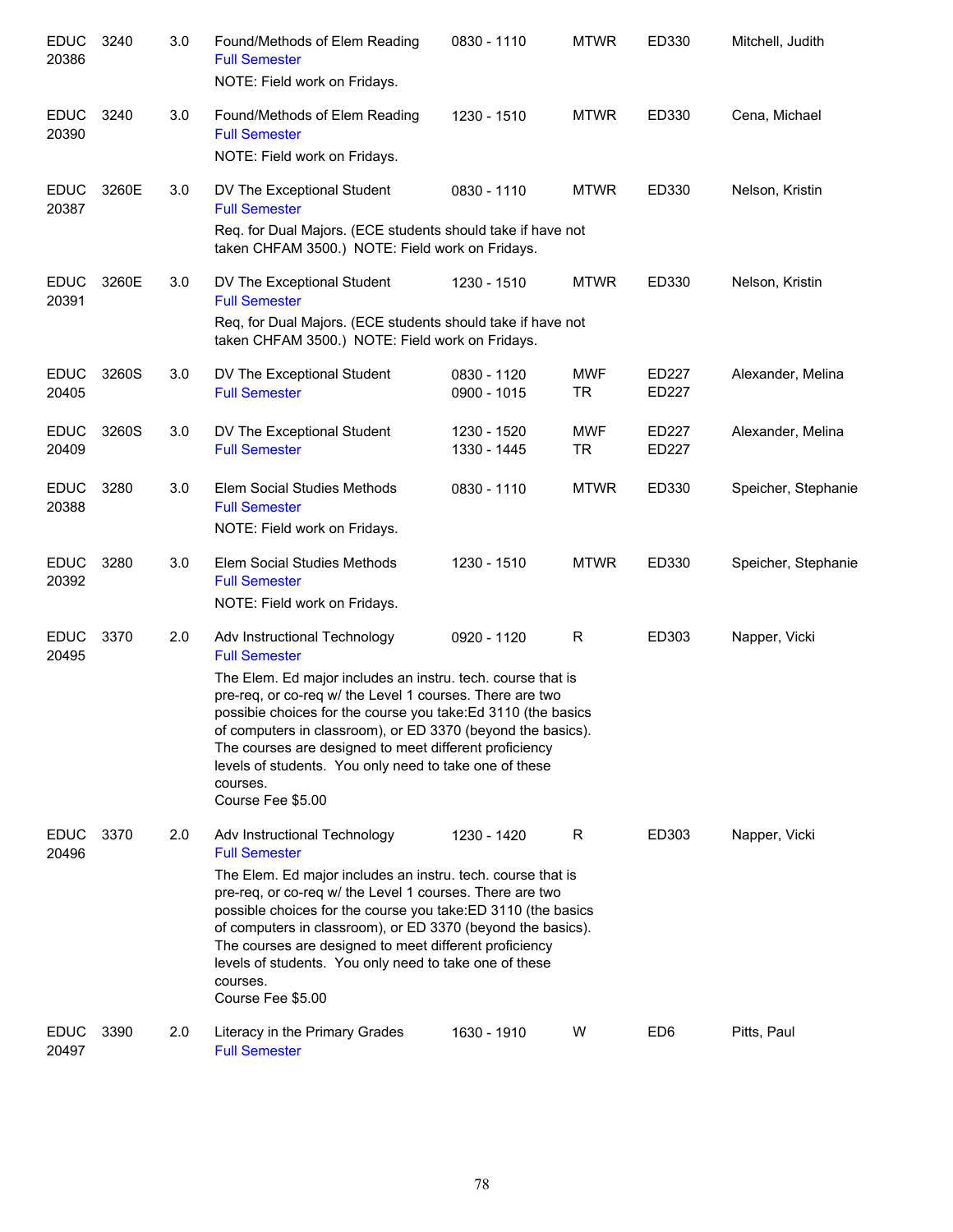| | | | | | | | |
|---|---|---|---|---|---|---|---|
| EDUC 20386 | 3240 | 3.0 | Found/Methods of Elem Reading<br>Full Semester<br>NOTE: Field work on Fridays. | 0830 - 1110 | MTWR | ED330 | Mitchell, Judith |
| EDUC 20390 | 3240 | 3.0 | Found/Methods of Elem Reading<br>Full Semester<br>NOTE: Field work on Fridays. | 1230 - 1510 | MTWR | ED330 | Cena, Michael |
| EDUC 20387 | 3260E | 3.0 | DV The Exceptional Student<br>Full Semester<br>Req. for Dual Majors. (ECE students should take if have not taken CHFAM 3500.) NOTE: Field work on Fridays. | 0830 - 1110 | MTWR | ED330 | Nelson, Kristin |
| EDUC 20391 | 3260E | 3.0 | DV The Exceptional Student<br>Full Semester<br>Req, for Dual Majors. (ECE students should take if have not taken CHFAM 3500.) NOTE: Field work on Fridays. | 1230 - 1510 | MTWR | ED330 | Nelson, Kristin |
| EDUC 20405 | 3260S | 3.0 | DV The Exceptional Student<br>Full Semester | 0830 - 1120<br>0900 - 1015 | MWF<br>TR | ED227<br>ED227 | Alexander, Melina |
| EDUC 20409 | 3260S | 3.0 | DV The Exceptional Student<br>Full Semester | 1230 - 1520<br>1330 - 1445 | MWF<br>TR | ED227<br>ED227 | Alexander, Melina |
| EDUC 20388 | 3280 | 3.0 | Elem Social Studies Methods<br>Full Semester<br>NOTE: Field work on Fridays. | 0830 - 1110 | MTWR | ED330 | Speicher, Stephanie |
| EDUC 20392 | 3280 | 3.0 | Elem Social Studies Methods<br>Full Semester<br>NOTE: Field work on Fridays. | 1230 - 1510 | MTWR | ED330 | Speicher, Stephanie |
| EDUC 20495 | 3370 | 2.0 | Adv Instructional Technology<br>Full Semester<br>The Elem. Ed major includes an instru. tech. course that is pre-req, or co-req w/ the Level 1 courses. There are two possibie choices for the course you take:Ed 3110 (the basics of computers in classroom), or ED 3370 (beyond the basics). The courses are designed to meet different proficiency levels of students. You only need to take one of these courses.<br>Course Fee $5.00 | 0920 - 1120 | R | ED303 | Napper, Vicki |
| EDUC 20496 | 3370 | 2.0 | Adv Instructional Technology<br>Full Semester<br>The Elem. Ed major includes an instru. tech. course that is pre-req, or co-req w/ the Level 1 courses. There are two possible choices for the course you take:ED 3110 (the basics of computers in classroom), or ED 3370 (beyond the basics). The courses are designed to meet different proficiency levels of students. You only need to take one of these courses.<br>Course Fee $5.00 | 1230 - 1420 | R | ED303 | Napper, Vicki |
| EDUC 20497 | 3390 | 2.0 | Literacy in the Primary Grades<br>Full Semester | 1630 - 1910 | W | ED6 | Pitts, Paul |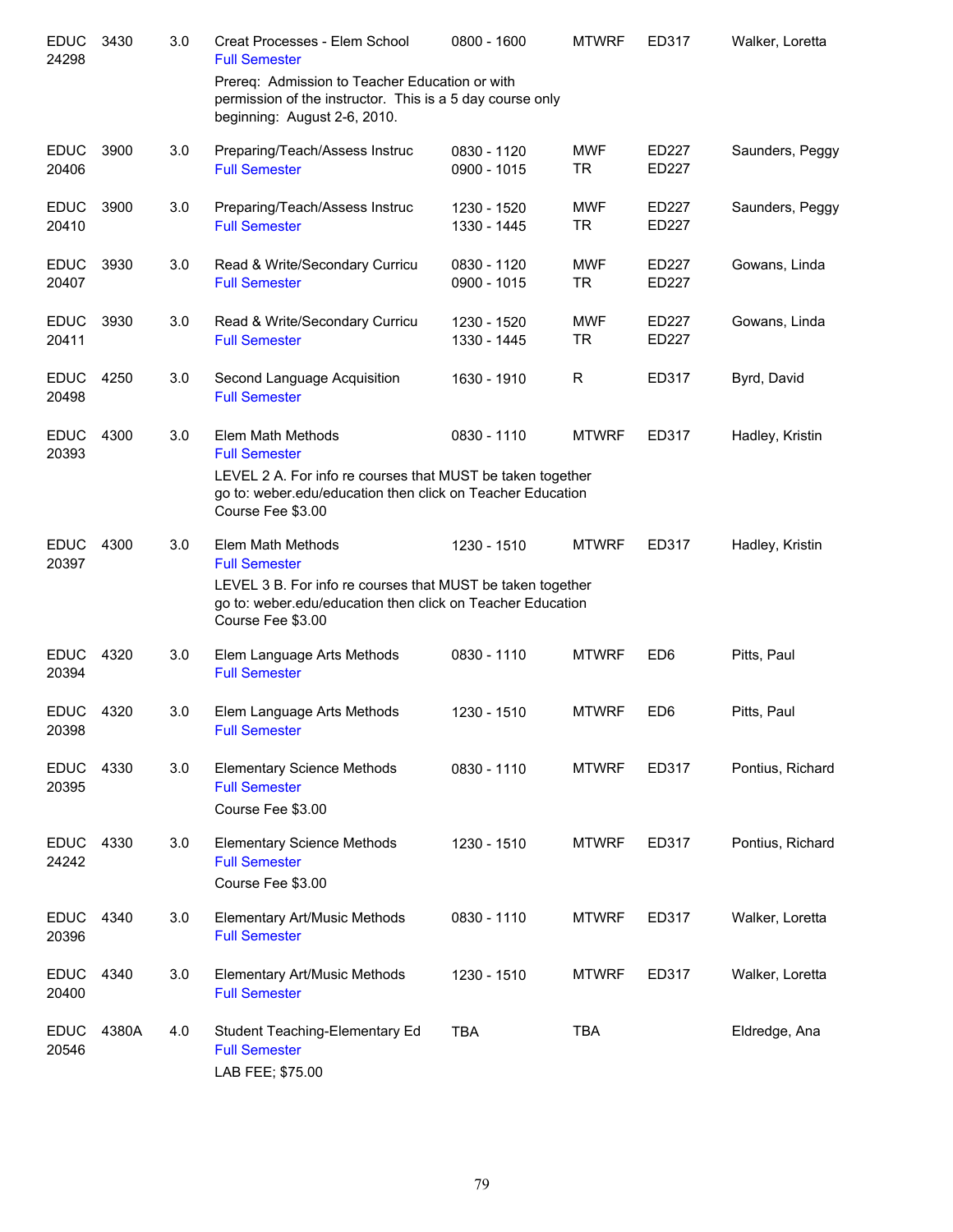| Subject / CRN | Course | Credits | Title | Time | Days | Room | Instructor |
|---|---|---|---|---|---|---|---|
| EDUC 24298 | 3430 | 3.0 | Creat Processes - Elem School<br>Full Semester<br>Prereq: Admission to Teacher Education or with permission of the instructor. This is a 5 day course only beginning: August 2-6, 2010. | 0800 - 1600 | MTWRF | ED317 | Walker, Loretta |
| EDUC 20406 | 3900 | 3.0 | Preparing/Teach/Assess Instruc<br>Full Semester | 0830 - 1120<br>0900 - 1015 | MWF<br>TR | ED227<br>ED227 | Saunders, Peggy |
| EDUC 20410 | 3900 | 3.0 | Preparing/Teach/Assess Instruc<br>Full Semester | 1230 - 1520<br>1330 - 1445 | MWF<br>TR | ED227<br>ED227 | Saunders, Peggy |
| EDUC 20407 | 3930 | 3.0 | Read & Write/Secondary Curricu<br>Full Semester | 0830 - 1120<br>0900 - 1015 | MWF<br>TR | ED227<br>ED227 | Gowans, Linda |
| EDUC 20411 | 3930 | 3.0 | Read & Write/Secondary Curricu<br>Full Semester | 1230 - 1520<br>1330 - 1445 | MWF<br>TR | ED227<br>ED227 | Gowans, Linda |
| EDUC 20498 | 4250 | 3.0 | Second Language Acquisition<br>Full Semester | 1630 - 1910 | R | ED317 | Byrd, David |
| EDUC 20393 | 4300 | 3.0 | Elem Math Methods<br>Full Semester<br>LEVEL 2 A. For info re courses that MUST be taken together go to: weber.edu/education then click on Teacher Education<br>Course Fee $3.00 | 0830 - 1110 | MTWRF | ED317 | Hadley, Kristin |
| EDUC 20397 | 4300 | 3.0 | Elem Math Methods<br>Full Semester<br>LEVEL 3 B. For info re courses that MUST be taken together go to: weber.edu/education then click on Teacher Education<br>Course Fee $3.00 | 1230 - 1510 | MTWRF | ED317 | Hadley, Kristin |
| EDUC 20394 | 4320 | 3.0 | Elem Language Arts Methods<br>Full Semester | 0830 - 1110 | MTWRF | ED6 | Pitts, Paul |
| EDUC 20398 | 4320 | 3.0 | Elem Language Arts Methods<br>Full Semester | 1230 - 1510 | MTWRF | ED6 | Pitts, Paul |
| EDUC 20395 | 4330 | 3.0 | Elementary Science Methods<br>Full Semester<br>Course Fee $3.00 | 0830 - 1110 | MTWRF | ED317 | Pontius, Richard |
| EDUC 24242 | 4330 | 3.0 | Elementary Science Methods<br>Full Semester<br>Course Fee $3.00 | 1230 - 1510 | MTWRF | ED317 | Pontius, Richard |
| EDUC 20396 | 4340 | 3.0 | Elementary Art/Music Methods<br>Full Semester | 0830 - 1110 | MTWRF | ED317 | Walker, Loretta |
| EDUC 20400 | 4340 | 3.0 | Elementary Art/Music Methods<br>Full Semester | 1230 - 1510 | MTWRF | ED317 | Walker, Loretta |
| EDUC 20546 | 4380A | 4.0 | Student Teaching-Elementary Ed<br>Full Semester<br>LAB FEE; $75.00 | TBA | TBA | | Eldredge, Ana |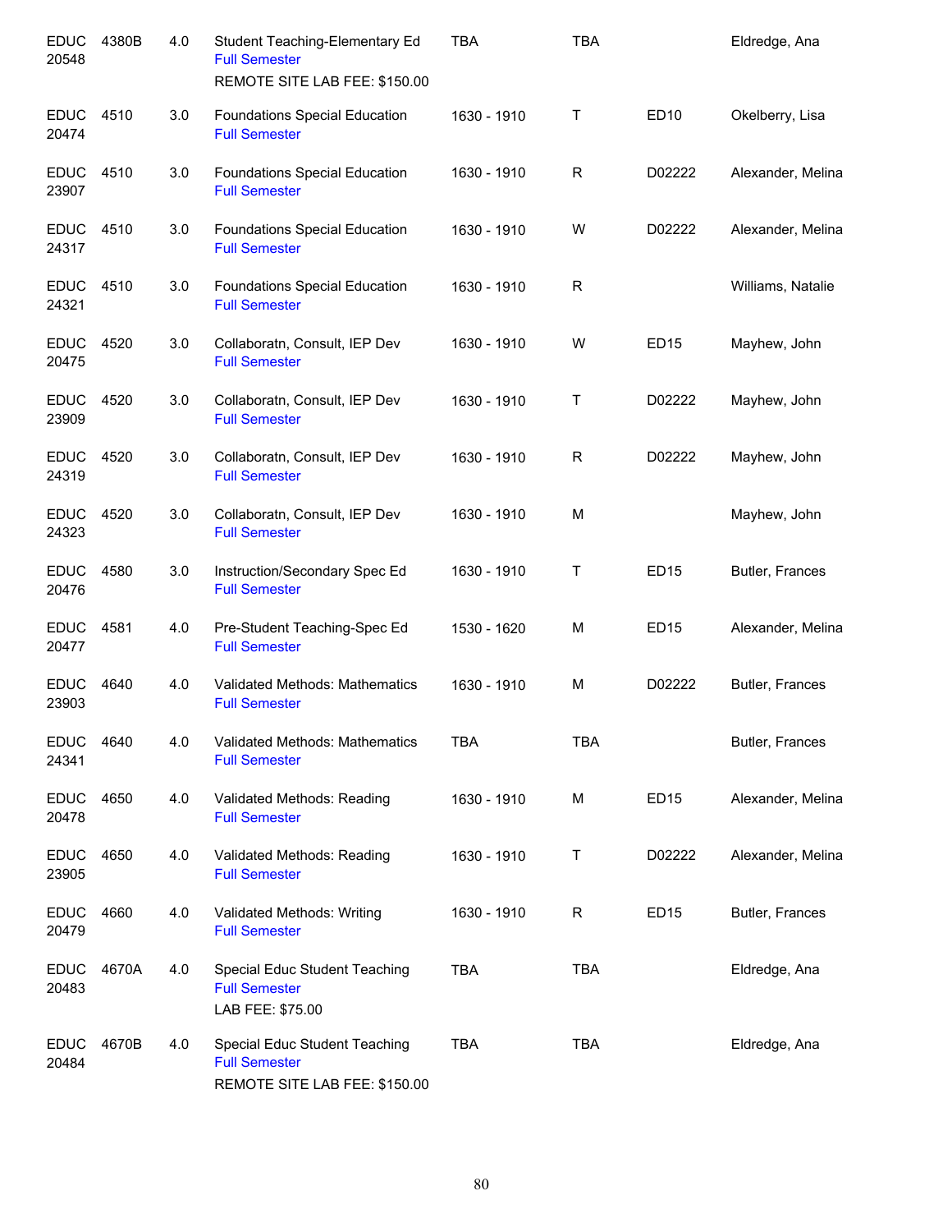| Subject / CRN | Course | Credits | Title | Time | Days | Room | Instructor |
|---|---|---|---|---|---|---|---|
| EDUC 20548 | 4380B | 4.0 | Student Teaching-Elementary Ed<br>Full Semester<br>REMOTE SITE LAB FEE: $150.00 | TBA | TBA | | Eldredge, Ana |
| EDUC 20474 | 4510 | 3.0 | Foundations Special Education<br>Full Semester | 1630 - 1910 | T | ED10 | Okelberry, Lisa |
| EDUC 23907 | 4510 | 3.0 | Foundations Special Education<br>Full Semester | 1630 - 1910 | R | D02222 | Alexander, Melina |
| EDUC 24317 | 4510 | 3.0 | Foundations Special Education<br>Full Semester | 1630 - 1910 | W | D02222 | Alexander, Melina |
| EDUC 24321 | 4510 | 3.0 | Foundations Special Education<br>Full Semester | 1630 - 1910 | R | | Williams, Natalie |
| EDUC 20475 | 4520 | 3.0 | Collaboratn, Consult, IEP Dev<br>Full Semester | 1630 - 1910 | W | ED15 | Mayhew, John |
| EDUC 23909 | 4520 | 3.0 | Collaboratn, Consult, IEP Dev<br>Full Semester | 1630 - 1910 | T | D02222 | Mayhew, John |
| EDUC 24319 | 4520 | 3.0 | Collaboratn, Consult, IEP Dev<br>Full Semester | 1630 - 1910 | R | D02222 | Mayhew, John |
| EDUC 24323 | 4520 | 3.0 | Collaboratn, Consult, IEP Dev<br>Full Semester | 1630 - 1910 | M | | Mayhew, John |
| EDUC 20476 | 4580 | 3.0 | Instruction/Secondary Spec Ed<br>Full Semester | 1630 - 1910 | T | ED15 | Butler, Frances |
| EDUC 20477 | 4581 | 4.0 | Pre-Student Teaching-Spec Ed<br>Full Semester | 1530 - 1620 | M | ED15 | Alexander, Melina |
| EDUC 23903 | 4640 | 4.0 | Validated Methods: Mathematics<br>Full Semester | 1630 - 1910 | M | D02222 | Butler, Frances |
| EDUC 24341 | 4640 | 4.0 | Validated Methods: Mathematics<br>Full Semester | TBA | TBA | | Butler, Frances |
| EDUC 20478 | 4650 | 4.0 | Validated Methods: Reading<br>Full Semester | 1630 - 1910 | M | ED15 | Alexander, Melina |
| EDUC 23905 | 4650 | 4.0 | Validated Methods: Reading<br>Full Semester | 1630 - 1910 | T | D02222 | Alexander, Melina |
| EDUC 20479 | 4660 | 4.0 | Validated Methods: Writing<br>Full Semester | 1630 - 1910 | R | ED15 | Butler, Frances |
| EDUC 20483 | 4670A | 4.0 | Special Educ Student Teaching<br>Full Semester<br>LAB FEE: $75.00 | TBA | TBA | | Eldredge, Ana |
| EDUC 20484 | 4670B | 4.0 | Special Educ Student Teaching<br>Full Semester<br>REMOTE SITE LAB FEE: $150.00 | TBA | TBA | | Eldredge, Ana |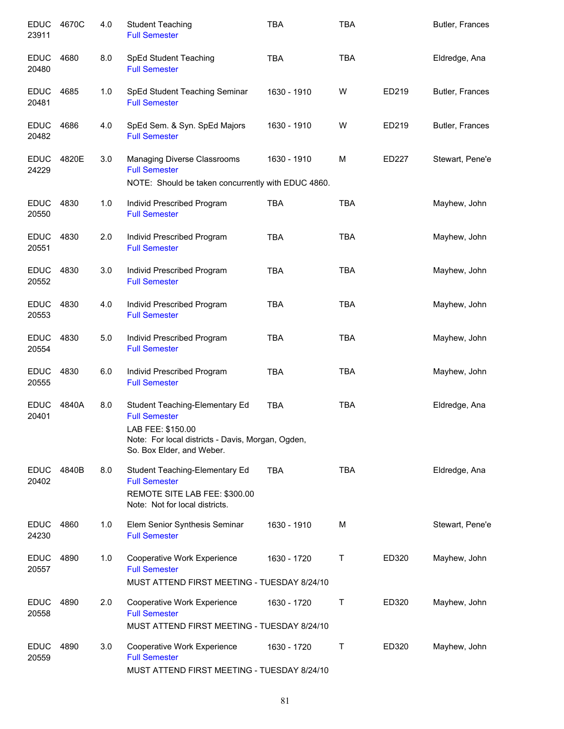| | | | | | | | |
|---|---|---|---|---|---|---|---|
| EDUC 23911 | 4670C | 4.0 | Student Teaching<br>Full Semester | TBA | TBA | | Butler, Frances |
| EDUC 20480 | 4680 | 8.0 | SpEd Student Teaching<br>Full Semester | TBA | TBA | | Eldredge, Ana |
| EDUC 20481 | 4685 | 1.0 | SpEd Student Teaching Seminar<br>Full Semester | 1630 - 1910 | W | ED219 | Butler, Frances |
| EDUC 20482 | 4686 | 4.0 | SpEd Sem. & Syn. SpEd Majors<br>Full Semester | 1630 - 1910 | W | ED219 | Butler, Frances |
| EDUC 24229 | 4820E | 3.0 | Managing Diverse Classrooms<br>Full Semester<br>NOTE: Should be taken concurrently with EDUC 4860. | 1630 - 1910 | M | ED227 | Stewart, Pene'e |
| EDUC 20550 | 4830 | 1.0 | Individ Prescribed Program<br>Full Semester | TBA | TBA | | Mayhew, John |
| EDUC 20551 | 4830 | 2.0 | Individ Prescribed Program<br>Full Semester | TBA | TBA | | Mayhew, John |
| EDUC 20552 | 4830 | 3.0 | Individ Prescribed Program<br>Full Semester | TBA | TBA | | Mayhew, John |
| EDUC 20553 | 4830 | 4.0 | Individ Prescribed Program<br>Full Semester | TBA | TBA | | Mayhew, John |
| EDUC 20554 | 4830 | 5.0 | Individ Prescribed Program<br>Full Semester | TBA | TBA | | Mayhew, John |
| EDUC 20555 | 4830 | 6.0 | Individ Prescribed Program<br>Full Semester | TBA | TBA | | Mayhew, John |
| EDUC 20401 | 4840A | 8.0 | Student Teaching-Elementary Ed<br>Full Semester<br>LAB FEE: $150.00<br>Note: For local districts - Davis, Morgan, Ogden, So. Box Elder, and Weber. | TBA | TBA | | Eldredge, Ana |
| EDUC 20402 | 4840B | 8.0 | Student Teaching-Elementary Ed<br>Full Semester<br>REMOTE SITE LAB FEE: $300.00<br>Note: Not for local districts. | TBA | TBA | | Eldredge, Ana |
| EDUC 24230 | 4860 | 1.0 | Elem Senior Synthesis Seminar<br>Full Semester | 1630 - 1910 | M | | Stewart, Pene'e |
| EDUC 20557 | 4890 | 1.0 | Cooperative Work Experience<br>Full Semester<br>MUST ATTEND FIRST MEETING - TUESDAY 8/24/10 | 1630 - 1720 | T | ED320 | Mayhew, John |
| EDUC 20558 | 4890 | 2.0 | Cooperative Work Experience<br>Full Semester<br>MUST ATTEND FIRST MEETING - TUESDAY 8/24/10 | 1630 - 1720 | T | ED320 | Mayhew, John |
| EDUC 20559 | 4890 | 3.0 | Cooperative Work Experience<br>Full Semester<br>MUST ATTEND FIRST MEETING - TUESDAY 8/24/10 | 1630 - 1720 | T | ED320 | Mayhew, John |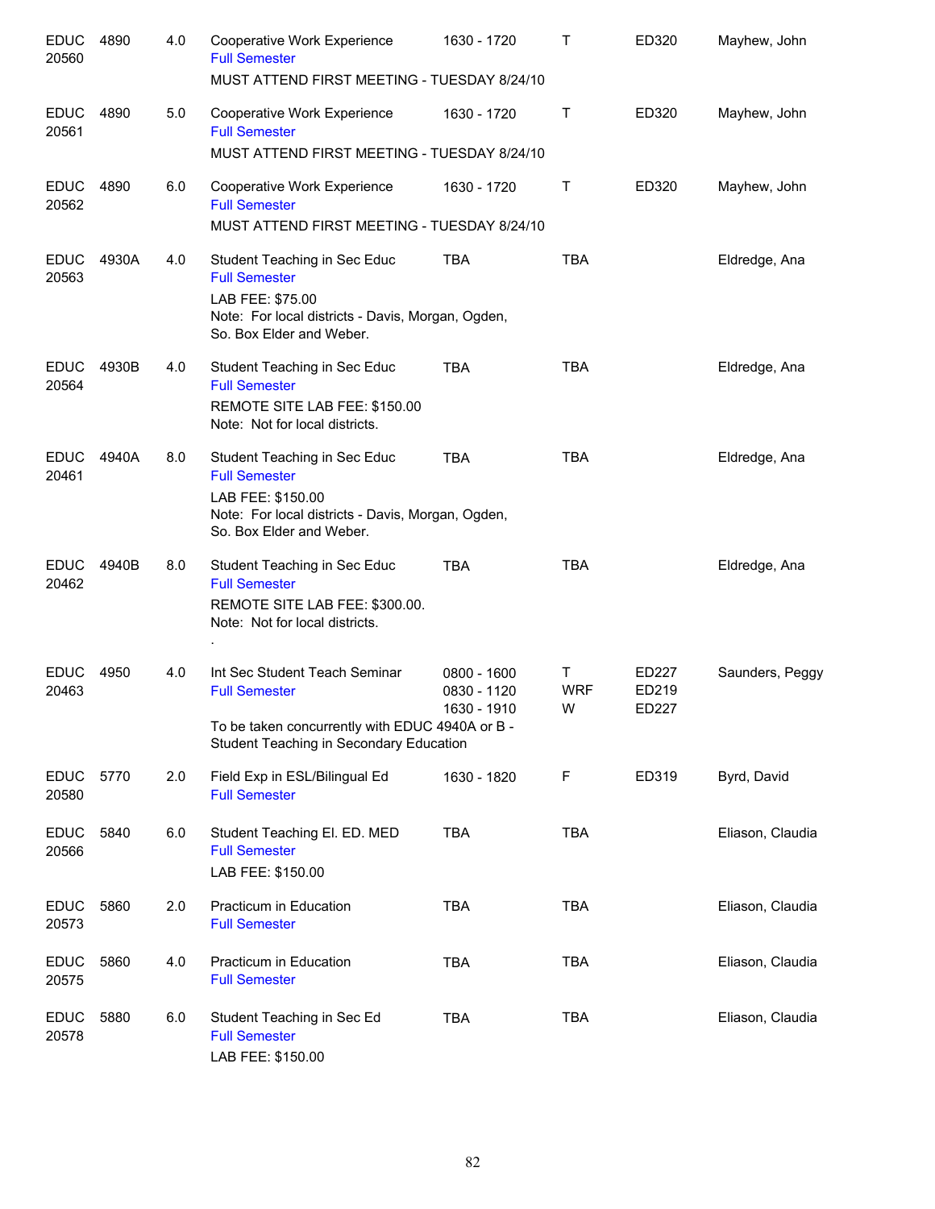| Subject/CRN | Course | Credits | Title | Time | Days | Room | Instructor |
|---|---|---|---|---|---|---|---|
| EDUC 20560 | 4890 | 4.0 | Cooperative Work Experience<br>Full Semester<br>MUST ATTEND FIRST MEETING - TUESDAY 8/24/10 | 1630 - 1720 | T | ED320 | Mayhew, John |
| EDUC 20561 | 4890 | 5.0 | Cooperative Work Experience<br>Full Semester<br>MUST ATTEND FIRST MEETING - TUESDAY 8/24/10 | 1630 - 1720 | T | ED320 | Mayhew, John |
| EDUC 20562 | 4890 | 6.0 | Cooperative Work Experience<br>Full Semester<br>MUST ATTEND FIRST MEETING - TUESDAY 8/24/10 | 1630 - 1720 | T | ED320 | Mayhew, John |
| EDUC 20563 | 4930A | 4.0 | Student Teaching in Sec Educ<br>Full Semester<br>LAB FEE: $75.00<br>Note: For local districts - Davis, Morgan, Ogden, So. Box Elder and Weber. | TBA | TBA | | Eldredge, Ana |
| EDUC 20564 | 4930B | 4.0 | Student Teaching in Sec Educ<br>Full Semester<br>REMOTE SITE LAB FEE: $150.00<br>Note: Not for local districts. | TBA | TBA | | Eldredge, Ana |
| EDUC 20461 | 4940A | 8.0 | Student Teaching in Sec Educ<br>Full Semester<br>LAB FEE: $150.00<br>Note: For local districts - Davis, Morgan, Ogden, So. Box Elder and Weber. | TBA | TBA | | Eldredge, Ana |
| EDUC 20462 | 4940B | 8.0 | Student Teaching in Sec Educ<br>Full Semester<br>REMOTE SITE LAB FEE: $300.00.<br>Note: Not for local districts.<br>. | TBA | TBA | | Eldredge, Ana |
| EDUC 20463 | 4950 | 4.0 | Int Sec Student Teach Seminar<br>Full Semester<br>To be taken concurrently with EDUC 4940A or B - Student Teaching in Secondary Education | 0800 - 1600<br>0830 - 1120<br>1630 - 1910 | T<br>WRF<br>W | ED227<br>ED219<br>ED227 | Saunders, Peggy |
| EDUC 20580 | 5770 | 2.0 | Field Exp in ESL/Bilingual Ed<br>Full Semester | 1630 - 1820 | F | ED319 | Byrd, David |
| EDUC 20566 | 5840 | 6.0 | Student Teaching El. ED. MED<br>Full Semester<br>LAB FEE: $150.00 | TBA | TBA | | Eliason, Claudia |
| EDUC 20573 | 5860 | 2.0 | Practicum in Education<br>Full Semester | TBA | TBA | | Eliason, Claudia |
| EDUC 20575 | 5860 | 4.0 | Practicum in Education<br>Full Semester | TBA | TBA | | Eliason, Claudia |
| EDUC 20578 | 5880 | 6.0 | Student Teaching in Sec Ed<br>Full Semester<br>LAB FEE: $150.00 | TBA | TBA | | Eliason, Claudia |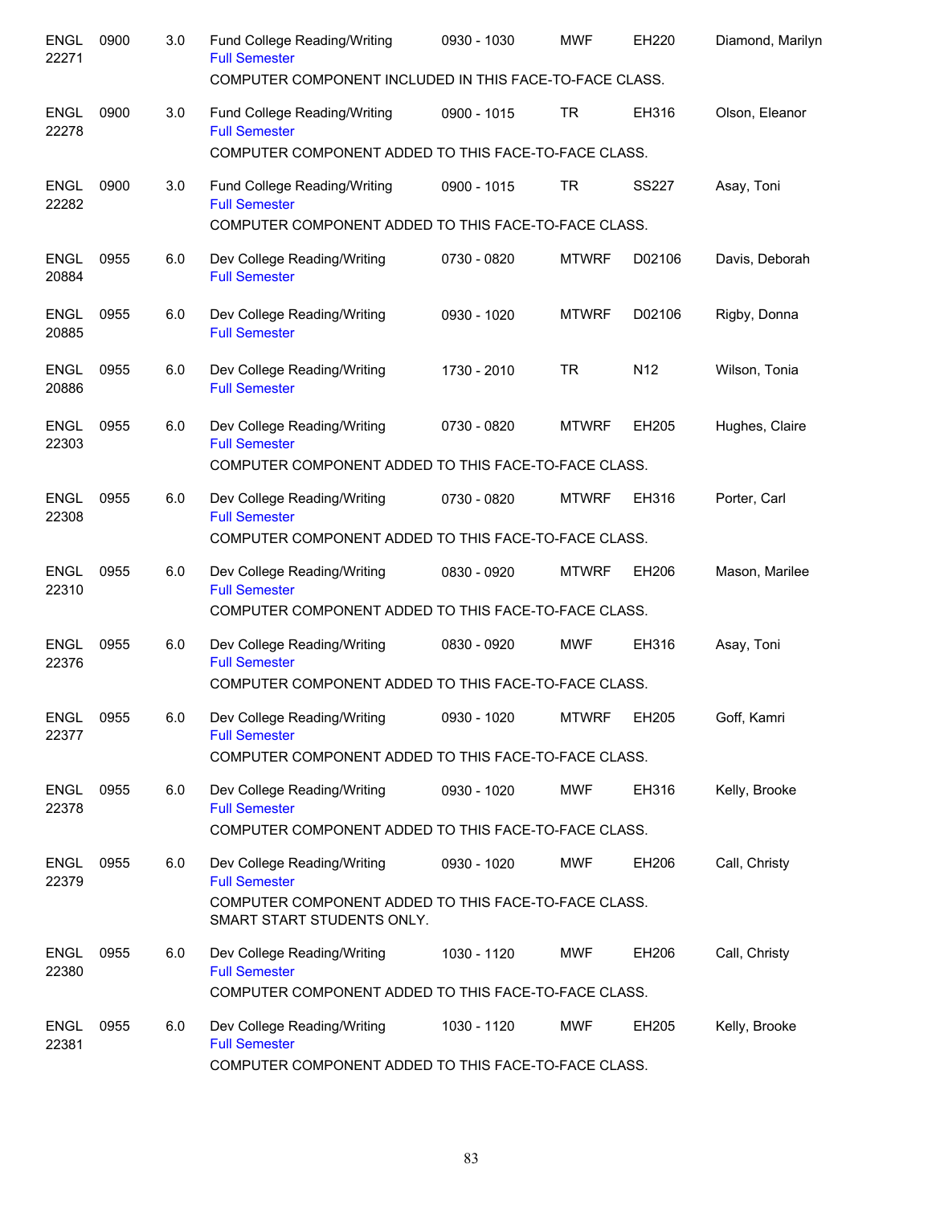| Subject/CRN | Course | Credits | Title | Time | Days | Room | Instructor |
|---|---|---|---|---|---|---|---|
| ENGL 22271 | 0900 | 3.0 | Fund College Reading/Writing<br>Full Semester<br>COMPUTER COMPONENT INCLUDED IN THIS FACE-TO-FACE CLASS. | 0930 - 1030 | MWF | EH220 | Diamond, Marilyn |
| ENGL 22278 | 0900 | 3.0 | Fund College Reading/Writing<br>Full Semester<br>COMPUTER COMPONENT ADDED TO THIS FACE-TO-FACE CLASS. | 0900 - 1015 | TR | EH316 | Olson, Eleanor |
| ENGL 22282 | 0900 | 3.0 | Fund College Reading/Writing<br>Full Semester<br>COMPUTER COMPONENT ADDED TO THIS FACE-TO-FACE CLASS. | 0900 - 1015 | TR | SS227 | Asay, Toni |
| ENGL 20884 | 0955 | 6.0 | Dev College Reading/Writing<br>Full Semester | 0730 - 0820 | MTWRF | D02106 | Davis, Deborah |
| ENGL 20885 | 0955 | 6.0 | Dev College Reading/Writing<br>Full Semester | 0930 - 1020 | MTWRF | D02106 | Rigby, Donna |
| ENGL 20886 | 0955 | 6.0 | Dev College Reading/Writing<br>Full Semester | 1730 - 2010 | TR | N12 | Wilson, Tonia |
| ENGL 22303 | 0955 | 6.0 | Dev College Reading/Writing<br>Full Semester<br>COMPUTER COMPONENT ADDED TO THIS FACE-TO-FACE CLASS. | 0730 - 0820 | MTWRF | EH205 | Hughes, Claire |
| ENGL 22308 | 0955 | 6.0 | Dev College Reading/Writing<br>Full Semester<br>COMPUTER COMPONENT ADDED TO THIS FACE-TO-FACE CLASS. | 0730 - 0820 | MTWRF | EH316 | Porter, Carl |
| ENGL 22310 | 0955 | 6.0 | Dev College Reading/Writing<br>Full Semester<br>COMPUTER COMPONENT ADDED TO THIS FACE-TO-FACE CLASS. | 0830 - 0920 | MTWRF | EH206 | Mason, Marilee |
| ENGL 22376 | 0955 | 6.0 | Dev College Reading/Writing<br>Full Semester<br>COMPUTER COMPONENT ADDED TO THIS FACE-TO-FACE CLASS. | 0830 - 0920 | MWF | EH316 | Asay, Toni |
| ENGL 22377 | 0955 | 6.0 | Dev College Reading/Writing<br>Full Semester<br>COMPUTER COMPONENT ADDED TO THIS FACE-TO-FACE CLASS. | 0930 - 1020 | MTWRF | EH205 | Goff, Kamri |
| ENGL 22378 | 0955 | 6.0 | Dev College Reading/Writing<br>Full Semester<br>COMPUTER COMPONENT ADDED TO THIS FACE-TO-FACE CLASS. | 0930 - 1020 | MWF | EH316 | Kelly, Brooke |
| ENGL 22379 | 0955 | 6.0 | Dev College Reading/Writing<br>Full Semester<br>COMPUTER COMPONENT ADDED TO THIS FACE-TO-FACE CLASS.<br>SMART START STUDENTS ONLY. | 0930 - 1020 | MWF | EH206 | Call, Christy |
| ENGL 22380 | 0955 | 6.0 | Dev College Reading/Writing<br>Full Semester<br>COMPUTER COMPONENT ADDED TO THIS FACE-TO-FACE CLASS. | 1030 - 1120 | MWF | EH206 | Call, Christy |
| ENGL 22381 | 0955 | 6.0 | Dev College Reading/Writing<br>Full Semester<br>COMPUTER COMPONENT ADDED TO THIS FACE-TO-FACE CLASS. | 1030 - 1120 | MWF | EH205 | Kelly, Brooke |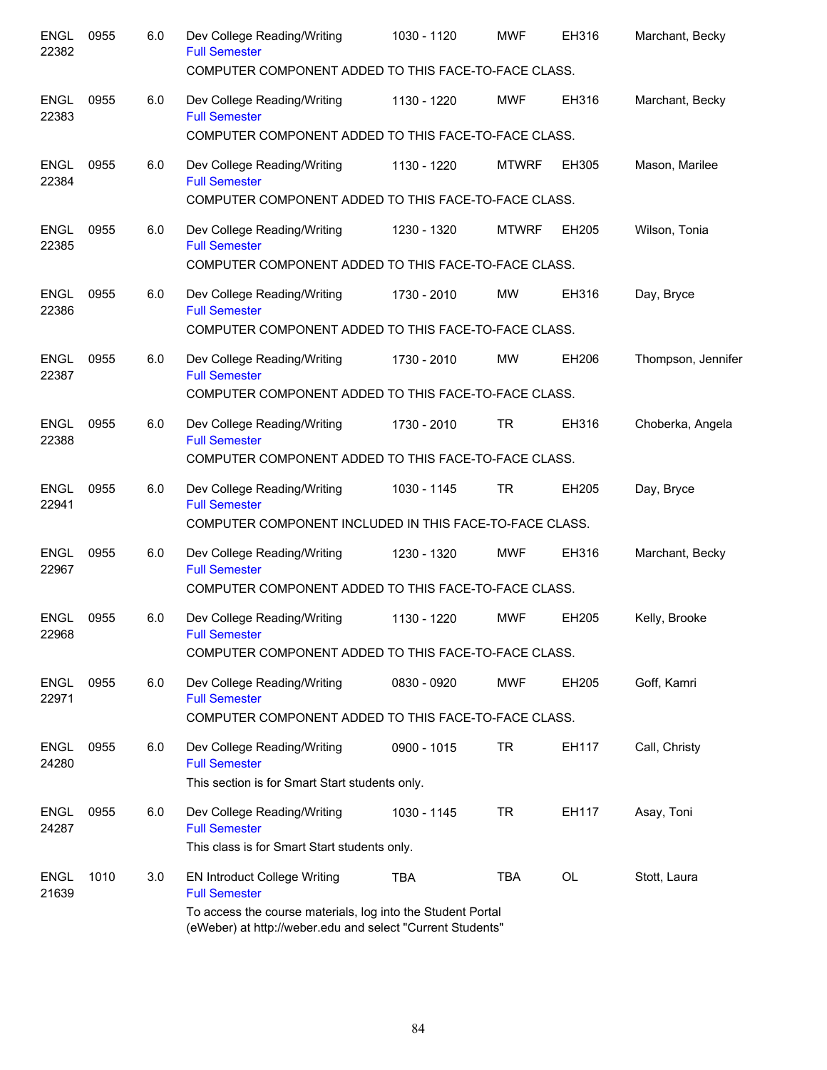| | | | | | | | |
|---|---|---|---|---|---|---|---|
| ENGL 22382 | 0955 | 6.0 | Dev College Reading/Writing<br>Full Semester | 1030 - 1120 | MWF | EH316 | Marchant, Becky |
| | | | COMPUTER COMPONENT ADDED TO THIS FACE-TO-FACE CLASS. | | | | |
| ENGL 22383 | 0955 | 6.0 | Dev College Reading/Writing<br>Full Semester | 1130 - 1220 | MWF | EH316 | Marchant, Becky |
| | | | COMPUTER COMPONENT ADDED TO THIS FACE-TO-FACE CLASS. | | | | |
| ENGL 22384 | 0955 | 6.0 | Dev College Reading/Writing<br>Full Semester | 1130 - 1220 | MTWRF | EH305 | Mason, Marilee |
| | | | COMPUTER COMPONENT ADDED TO THIS FACE-TO-FACE CLASS. | | | | |
| ENGL 22385 | 0955 | 6.0 | Dev College Reading/Writing<br>Full Semester | 1230 - 1320 | MTWRF | EH205 | Wilson, Tonia |
| | | | COMPUTER COMPONENT ADDED TO THIS FACE-TO-FACE CLASS. | | | | |
| ENGL 22386 | 0955 | 6.0 | Dev College Reading/Writing<br>Full Semester | 1730 - 2010 | MW | EH316 | Day, Bryce |
| | | | COMPUTER COMPONENT ADDED TO THIS FACE-TO-FACE CLASS. | | | | |
| ENGL 22387 | 0955 | 6.0 | Dev College Reading/Writing<br>Full Semester | 1730 - 2010 | MW | EH206 | Thompson, Jennifer |
| | | | COMPUTER COMPONENT ADDED TO THIS FACE-TO-FACE CLASS. | | | | |
| ENGL 22388 | 0955 | 6.0 | Dev College Reading/Writing<br>Full Semester | 1730 - 2010 | TR | EH316 | Choberka, Angela |
| | | | COMPUTER COMPONENT ADDED TO THIS FACE-TO-FACE CLASS. | | | | |
| ENGL 22941 | 0955 | 6.0 | Dev College Reading/Writing<br>Full Semester | 1030 - 1145 | TR | EH205 | Day, Bryce |
| | | | COMPUTER COMPONENT INCLUDED IN THIS FACE-TO-FACE CLASS. | | | | |
| ENGL 22967 | 0955 | 6.0 | Dev College Reading/Writing<br>Full Semester | 1230 - 1320 | MWF | EH316 | Marchant, Becky |
| | | | COMPUTER COMPONENT ADDED TO THIS FACE-TO-FACE CLASS. | | | | |
| ENGL 22968 | 0955 | 6.0 | Dev College Reading/Writing<br>Full Semester | 1130 - 1220 | MWF | EH205 | Kelly, Brooke |
| | | | COMPUTER COMPONENT ADDED TO THIS FACE-TO-FACE CLASS. | | | | |
| ENGL 22971 | 0955 | 6.0 | Dev College Reading/Writing<br>Full Semester | 0830 - 0920 | MWF | EH205 | Goff, Kamri |
| | | | COMPUTER COMPONENT ADDED TO THIS FACE-TO-FACE CLASS. | | | | |
| ENGL 24280 | 0955 | 6.0 | Dev College Reading/Writing<br>Full Semester | 0900 - 1015 | TR | EH117 | Call, Christy |
| | | | This section is for Smart Start students only. | | | | |
| ENGL 24287 | 0955 | 6.0 | Dev College Reading/Writing<br>Full Semester | 1030 - 1145 | TR | EH117 | Asay, Toni |
| | | | This class is for Smart Start students only. | | | | |
| ENGL 21639 | 1010 | 3.0 | EN Introduct College Writing<br>Full Semester | TBA | TBA | OL | Stott, Laura |
| | | | To access the course materials, log into the Student Portal (eWeber) at http://weber.edu and select "Current Students" | | | | |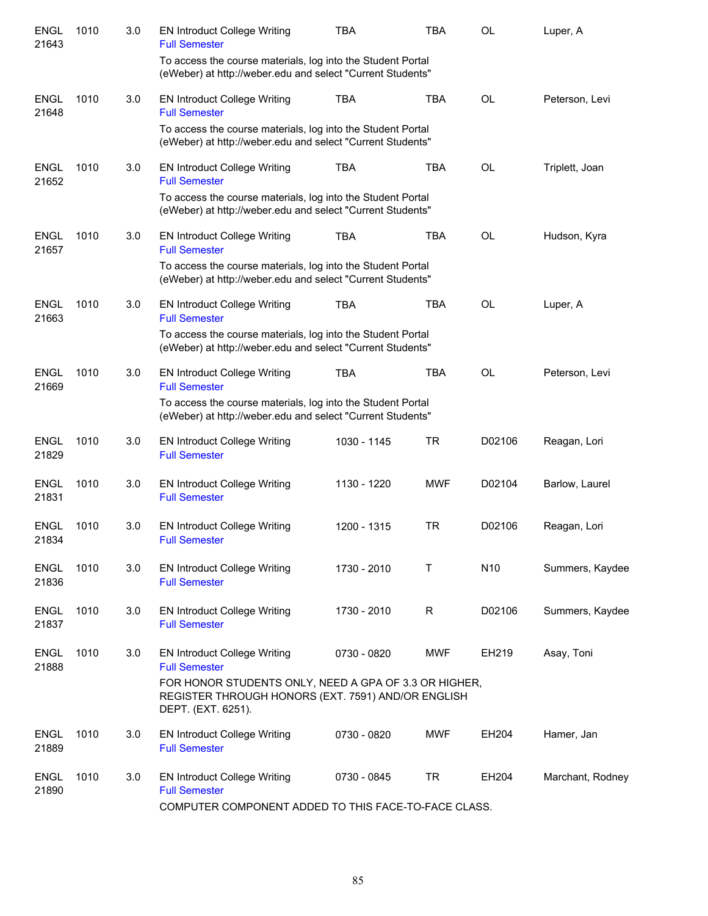| Subject / CRN | Course | Credits | Title | Time | Days | Location | Instructor |
|---|---|---|---|---|---|---|---|
| ENGL 21643 | 1010 | 3.0 | EN Introduct College Writing<br>Full Semester<br>To access the course materials, log into the Student Portal (eWeber) at http://weber.edu and select "Current Students" | TBA | TBA | OL | Luper, A |
| ENGL 21648 | 1010 | 3.0 | EN Introduct College Writing<br>Full Semester<br>To access the course materials, log into the Student Portal (eWeber) at http://weber.edu and select "Current Students" | TBA | TBA | OL | Peterson, Levi |
| ENGL 21652 | 1010 | 3.0 | EN Introduct College Writing<br>Full Semester<br>To access the course materials, log into the Student Portal (eWeber) at http://weber.edu and select "Current Students" | TBA | TBA | OL | Triplett, Joan |
| ENGL 21657 | 1010 | 3.0 | EN Introduct College Writing<br>Full Semester<br>To access the course materials, log into the Student Portal (eWeber) at http://weber.edu and select "Current Students" | TBA | TBA | OL | Hudson, Kyra |
| ENGL 21663 | 1010 | 3.0 | EN Introduct College Writing<br>Full Semester<br>To access the course materials, log into the Student Portal (eWeber) at http://weber.edu and select "Current Students" | TBA | TBA | OL | Luper, A |
| ENGL 21669 | 1010 | 3.0 | EN Introduct College Writing<br>Full Semester<br>To access the course materials, log into the Student Portal (eWeber) at http://weber.edu and select "Current Students" | TBA | TBA | OL | Peterson, Levi |
| ENGL 21829 | 1010 | 3.0 | EN Introduct College Writing<br>Full Semester | 1030 - 1145 | TR | D02106 | Reagan, Lori |
| ENGL 21831 | 1010 | 3.0 | EN Introduct College Writing<br>Full Semester | 1130 - 1220 | MWF | D02104 | Barlow, Laurel |
| ENGL 21834 | 1010 | 3.0 | EN Introduct College Writing<br>Full Semester | 1200 - 1315 | TR | D02106 | Reagan, Lori |
| ENGL 21836 | 1010 | 3.0 | EN Introduct College Writing<br>Full Semester | 1730 - 2010 | T | N10 | Summers, Kaydee |
| ENGL 21837 | 1010 | 3.0 | EN Introduct College Writing<br>Full Semester | 1730 - 2010 | R | D02106 | Summers, Kaydee |
| ENGL 21888 | 1010 | 3.0 | EN Introduct College Writing<br>Full Semester<br>FOR HONOR STUDENTS ONLY, NEED A GPA OF 3.3 OR HIGHER, REGISTER THROUGH HONORS (EXT. 7591) AND/OR ENGLISH DEPT. (EXT. 6251). | 0730 - 0820 | MWF | EH219 | Asay, Toni |
| ENGL 21889 | 1010 | 3.0 | EN Introduct College Writing<br>Full Semester | 0730 - 0820 | MWF | EH204 | Hamer, Jan |
| ENGL 21890 | 1010 | 3.0 | EN Introduct College Writing<br>Full Semester<br>COMPUTER COMPONENT ADDED TO THIS FACE-TO-FACE CLASS. | 0730 - 0845 | TR | EH204 | Marchant, Rodney |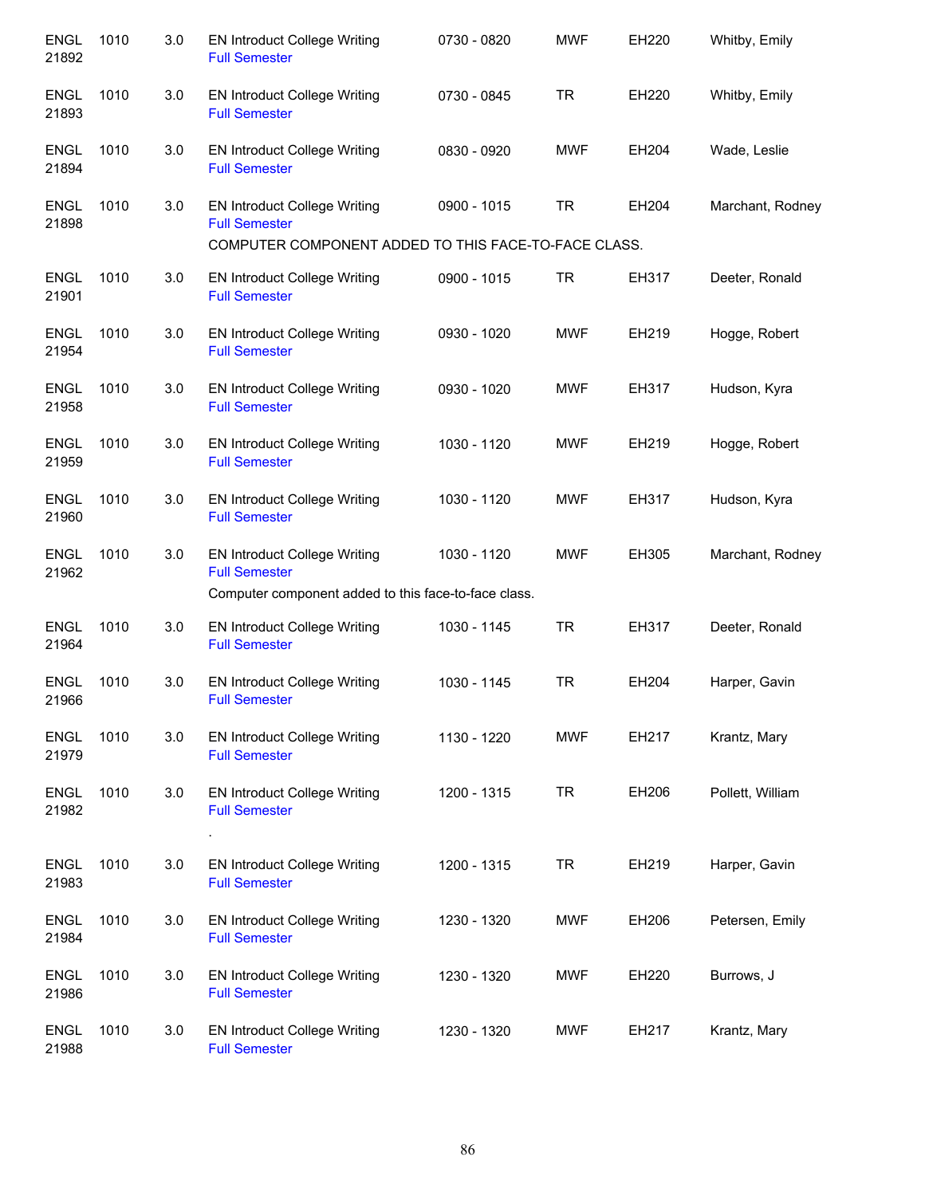| | | | | | | | |
|---|---|---|---|---|---|---|---|
| ENGL 21892 | 1010 | 3.0 | EN Introduct College Writing<br>Full Semester | 0730 - 0820 | MWF | EH220 | Whitby, Emily |
| ENGL 21893 | 1010 | 3.0 | EN Introduct College Writing<br>Full Semester | 0730 - 0845 | TR | EH220 | Whitby, Emily |
| ENGL 21894 | 1010 | 3.0 | EN Introduct College Writing<br>Full Semester | 0830 - 0920 | MWF | EH204 | Wade, Leslie |
| ENGL 21898 | 1010 | 3.0 | EN Introduct College Writing<br>Full Semester<br>COMPUTER COMPONENT ADDED TO THIS FACE-TO-FACE CLASS. | 0900 - 1015 | TR | EH204 | Marchant, Rodney |
| ENGL 21901 | 1010 | 3.0 | EN Introduct College Writing<br>Full Semester | 0900 - 1015 | TR | EH317 | Deeter, Ronald |
| ENGL 21954 | 1010 | 3.0 | EN Introduct College Writing<br>Full Semester | 0930 - 1020 | MWF | EH219 | Hogge, Robert |
| ENGL 21958 | 1010 | 3.0 | EN Introduct College Writing<br>Full Semester | 0930 - 1020 | MWF | EH317 | Hudson, Kyra |
| ENGL 21959 | 1010 | 3.0 | EN Introduct College Writing<br>Full Semester | 1030 - 1120 | MWF | EH219 | Hogge, Robert |
| ENGL 21960 | 1010 | 3.0 | EN Introduct College Writing<br>Full Semester | 1030 - 1120 | MWF | EH317 | Hudson, Kyra |
| ENGL 21962 | 1010 | 3.0 | EN Introduct College Writing<br>Full Semester<br>Computer component added to this face-to-face class. | 1030 - 1120 | MWF | EH305 | Marchant, Rodney |
| ENGL 21964 | 1010 | 3.0 | EN Introduct College Writing<br>Full Semester | 1030 - 1145 | TR | EH317 | Deeter, Ronald |
| ENGL 21966 | 1010 | 3.0 | EN Introduct College Writing<br>Full Semester | 1030 - 1145 | TR | EH204 | Harper, Gavin |
| ENGL 21979 | 1010 | 3.0 | EN Introduct College Writing<br>Full Semester | 1130 - 1220 | MWF | EH217 | Krantz, Mary |
| ENGL 21982 | 1010 | 3.0 | EN Introduct College Writing<br>Full Semester<br>. | 1200 - 1315 | TR | EH206 | Pollett, William |
| ENGL 21983 | 1010 | 3.0 | EN Introduct College Writing<br>Full Semester | 1200 - 1315 | TR | EH219 | Harper, Gavin |
| ENGL 21984 | 1010 | 3.0 | EN Introduct College Writing<br>Full Semester | 1230 - 1320 | MWF | EH206 | Petersen, Emily |
| ENGL 21986 | 1010 | 3.0 | EN Introduct College Writing<br>Full Semester | 1230 - 1320 | MWF | EH220 | Burrows, J |
| ENGL 21988 | 1010 | 3.0 | EN Introduct College Writing<br>Full Semester | 1230 - 1320 | MWF | EH217 | Krantz, Mary |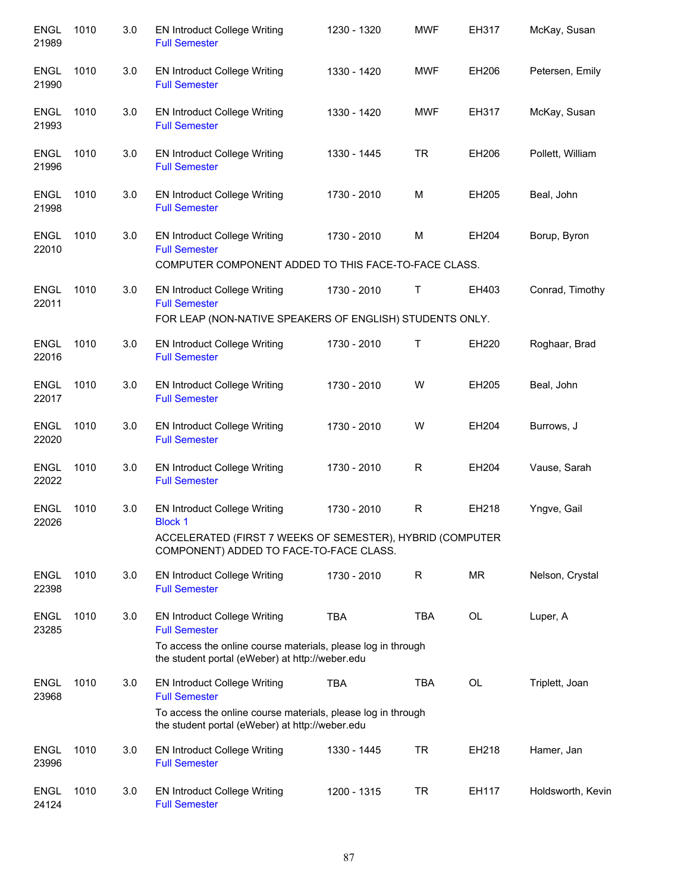| | | | | | | | |
|---|---|---|---|---|---|---|---|
| ENGL 21989 | 1010 | 3.0 | EN Introduct College Writing<br>Full Semester | 1230 - 1320 | MWF | EH317 | McKay, Susan |
| ENGL 21990 | 1010 | 3.0 | EN Introduct College Writing<br>Full Semester | 1330 - 1420 | MWF | EH206 | Petersen, Emily |
| ENGL 21993 | 1010 | 3.0 | EN Introduct College Writing<br>Full Semester | 1330 - 1420 | MWF | EH317 | McKay, Susan |
| ENGL 21996 | 1010 | 3.0 | EN Introduct College Writing<br>Full Semester | 1330 - 1445 | TR | EH206 | Pollett, William |
| ENGL 21998 | 1010 | 3.0 | EN Introduct College Writing<br>Full Semester | 1730 - 2010 | M | EH205 | Beal, John |
| ENGL 22010 | 1010 | 3.0 | EN Introduct College Writing<br>Full Semester<br>COMPUTER COMPONENT ADDED TO THIS FACE-TO-FACE CLASS. | 1730 - 2010 | M | EH204 | Borup, Byron |
| ENGL 22011 | 1010 | 3.0 | EN Introduct College Writing<br>Full Semester<br>FOR LEAP (NON-NATIVE SPEAKERS OF ENGLISH) STUDENTS ONLY. | 1730 - 2010 | T | EH403 | Conrad, Timothy |
| ENGL 22016 | 1010 | 3.0 | EN Introduct College Writing<br>Full Semester | 1730 - 2010 | T | EH220 | Roghaar, Brad |
| ENGL 22017 | 1010 | 3.0 | EN Introduct College Writing<br>Full Semester | 1730 - 2010 | W | EH205 | Beal, John |
| ENGL 22020 | 1010 | 3.0 | EN Introduct College Writing<br>Full Semester | 1730 - 2010 | W | EH204 | Burrows, J |
| ENGL 22022 | 1010 | 3.0 | EN Introduct College Writing<br>Full Semester | 1730 - 2010 | R | EH204 | Vause, Sarah |
| ENGL 22026 | 1010 | 3.0 | EN Introduct College Writing<br>Block 1<br>ACCELERATED (FIRST 7 WEEKS OF SEMESTER), HYBRID (COMPUTER COMPONENT) ADDED TO FACE-TO-FACE CLASS. | 1730 - 2010 | R | EH218 | Yngve, Gail |
| ENGL 22398 | 1010 | 3.0 | EN Introduct College Writing<br>Full Semester | 1730 - 2010 | R | MR | Nelson, Crystal |
| ENGL 23285 | 1010 | 3.0 | EN Introduct College Writing<br>Full Semester<br>To access the online course materials, please log in through the student portal (eWeber) at http://weber.edu | TBA | TBA | OL | Luper, A |
| ENGL 23968 | 1010 | 3.0 | EN Introduct College Writing<br>Full Semester<br>To access the online course materials, please log in through the student portal (eWeber) at http://weber.edu | TBA | TBA | OL | Triplett, Joan |
| ENGL 23996 | 1010 | 3.0 | EN Introduct College Writing<br>Full Semester | 1330 - 1445 | TR | EH218 | Hamer, Jan |
| ENGL 24124 | 1010 | 3.0 | EN Introduct College Writing<br>Full Semester | 1200 - 1315 | TR | EH117 | Holdsworth, Kevin |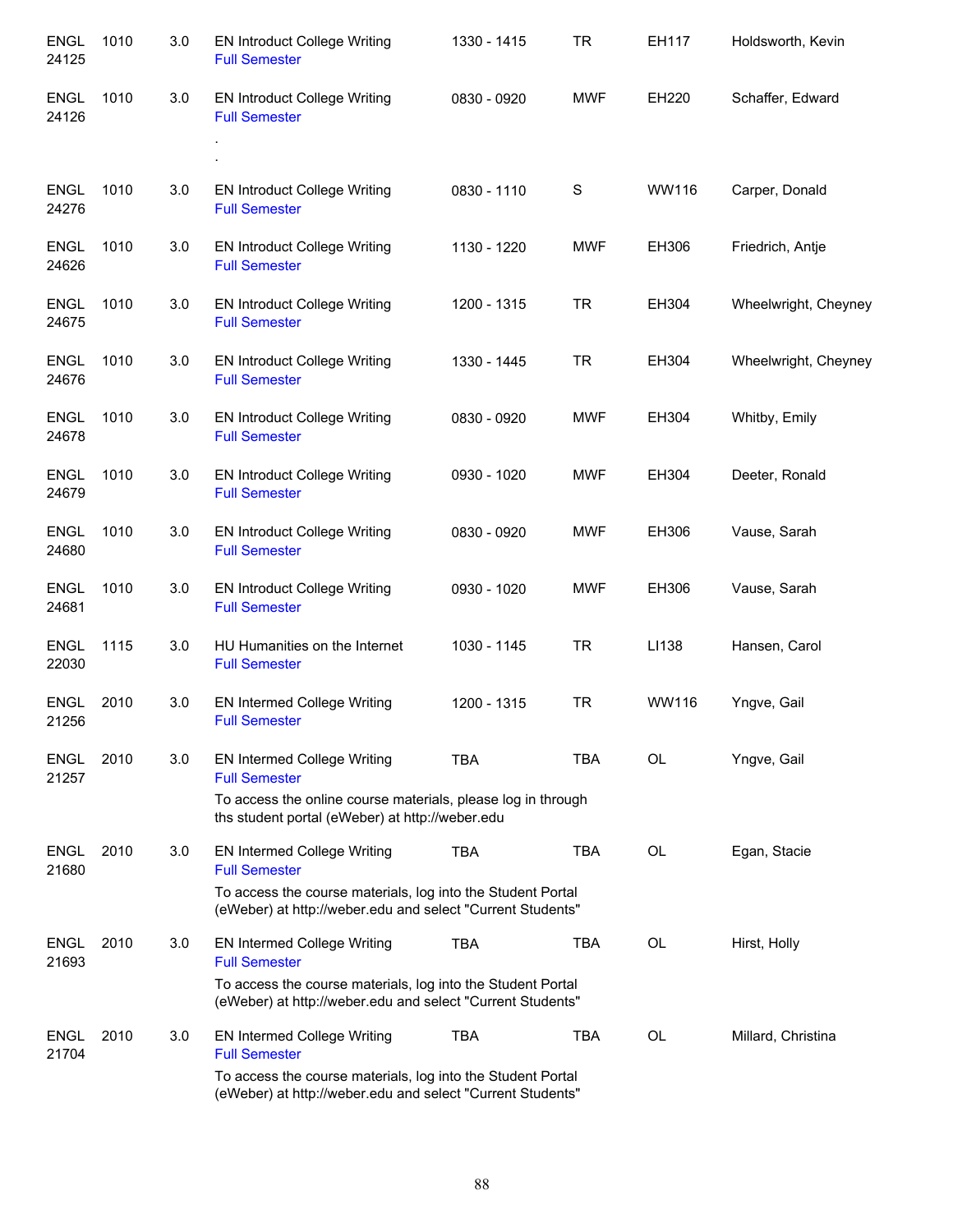| | | | | | | | |
|---|---|---|---|---|---|---|---|
| ENGL 24125 | 1010 | 3.0 | EN Introduct College Writing<br>Full Semester | 1330 - 1415 | TR | EH117 | Holdsworth, Kevin |
| ENGL 24126 | 1010 | 3.0 | EN Introduct College Writing<br>Full Semester<br>.<br>. | 0830 - 0920 | MWF | EH220 | Schaffer, Edward |
| ENGL 24276 | 1010 | 3.0 | EN Introduct College Writing<br>Full Semester | 0830 - 1110 | S | WW116 | Carper, Donald |
| ENGL 24626 | 1010 | 3.0 | EN Introduct College Writing<br>Full Semester | 1130 - 1220 | MWF | EH306 | Friedrich, Antje |
| ENGL 24675 | 1010 | 3.0 | EN Introduct College Writing<br>Full Semester | 1200 - 1315 | TR | EH304 | Wheelwright, Cheyney |
| ENGL 24676 | 1010 | 3.0 | EN Introduct College Writing<br>Full Semester | 1330 - 1445 | TR | EH304 | Wheelwright, Cheyney |
| ENGL 24678 | 1010 | 3.0 | EN Introduct College Writing<br>Full Semester | 0830 - 0920 | MWF | EH304 | Whitby, Emily |
| ENGL 24679 | 1010 | 3.0 | EN Introduct College Writing<br>Full Semester | 0930 - 1020 | MWF | EH304 | Deeter, Ronald |
| ENGL 24680 | 1010 | 3.0 | EN Introduct College Writing<br>Full Semester | 0830 - 0920 | MWF | EH306 | Vause, Sarah |
| ENGL 24681 | 1010 | 3.0 | EN Introduct College Writing<br>Full Semester | 0930 - 1020 | MWF | EH306 | Vause, Sarah |
| ENGL 22030 | 1115 | 3.0 | HU Humanities on the Internet<br>Full Semester | 1030 - 1145 | TR | LI138 | Hansen, Carol |
| ENGL 21256 | 2010 | 3.0 | EN Intermed College Writing<br>Full Semester | 1200 - 1315 | TR | WW116 | Yngve, Gail |
| ENGL 21257 | 2010 | 3.0 | EN Intermed College Writing<br>Full Semester<br>To access the online course materials, please log in through ths student portal (eWeber) at http://weber.edu | TBA | TBA | OL | Yngve, Gail |
| ENGL 21680 | 2010 | 3.0 | EN Intermed College Writing<br>Full Semester<br>To access the course materials, log into the Student Portal (eWeber) at http://weber.edu and select "Current Students" | TBA | TBA | OL | Egan, Stacie |
| ENGL 21693 | 2010 | 3.0 | EN Intermed College Writing<br>Full Semester<br>To access the course materials, log into the Student Portal (eWeber) at http://weber.edu and select "Current Students" | TBA | TBA | OL | Hirst, Holly |
| ENGL 21704 | 2010 | 3.0 | EN Intermed College Writing<br>Full Semester<br>To access the course materials, log into the Student Portal (eWeber) at http://weber.edu and select "Current Students" | TBA | TBA | OL | Millard, Christina |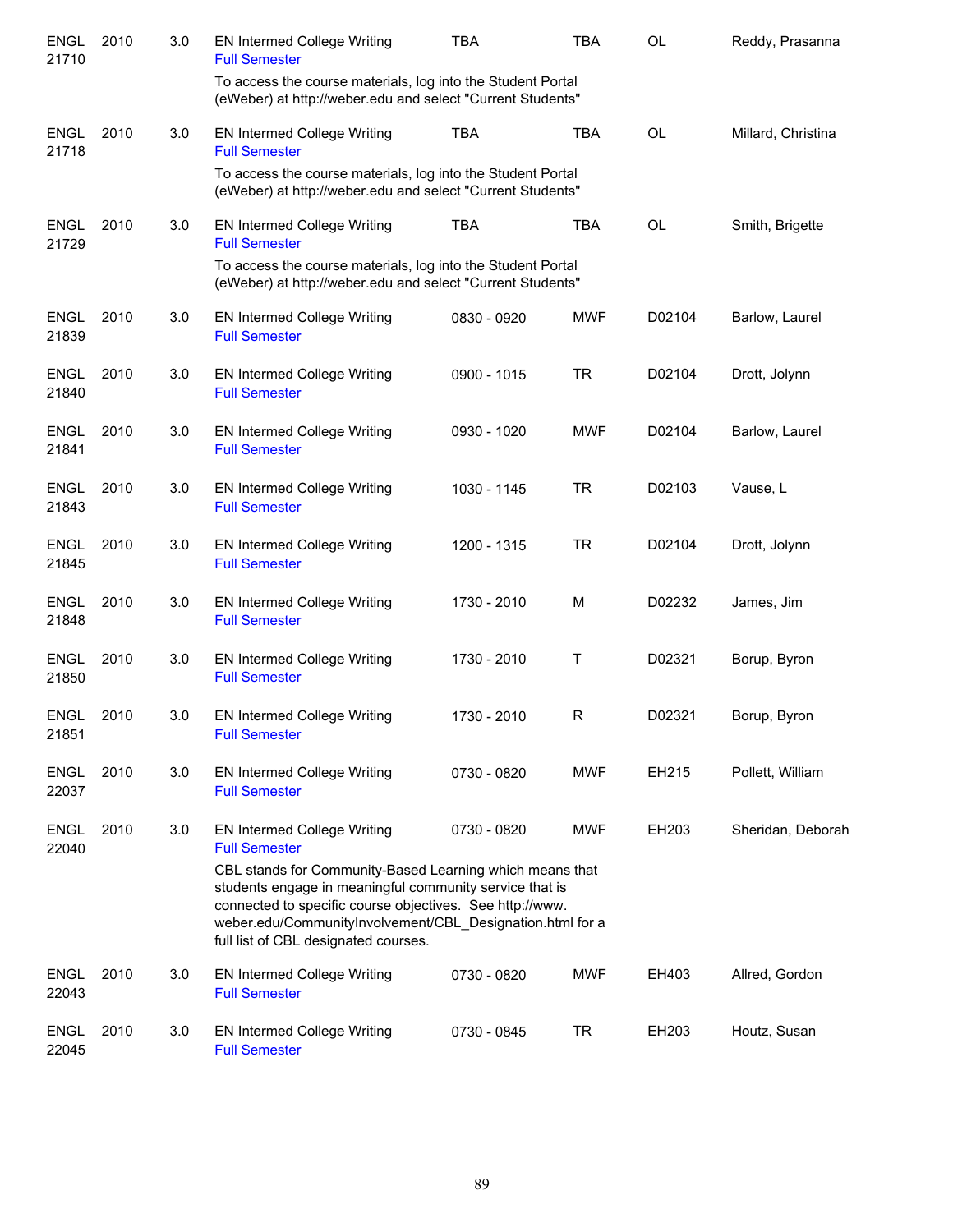| | | | | | | | |
|---|---|---|---|---|---|---|---|
| ENGL 21710 | 2010 | 3.0 | EN Intermed College Writing<br>Full Semester | TBA | TBA | OL | Reddy, Prasanna |
| | | | To access the course materials, log into the Student Portal (eWeber) at http://weber.edu and select "Current Students" | | | | |
| ENGL 21718 | 2010 | 3.0 | EN Intermed College Writing<br>Full Semester | TBA | TBA | OL | Millard, Christina |
| | | | To access the course materials, log into the Student Portal (eWeber) at http://weber.edu and select "Current Students" | | | | |
| ENGL 21729 | 2010 | 3.0 | EN Intermed College Writing<br>Full Semester | TBA | TBA | OL | Smith, Brigette |
| | | | To access the course materials, log into the Student Portal (eWeber) at http://weber.edu and select "Current Students" | | | | |
| ENGL 21839 | 2010 | 3.0 | EN Intermed College Writing<br>Full Semester | 0830 - 0920 | MWF | D02104 | Barlow, Laurel |
| ENGL 21840 | 2010 | 3.0 | EN Intermed College Writing<br>Full Semester | 0900 - 1015 | TR | D02104 | Drott, Jolynn |
| ENGL 21841 | 2010 | 3.0 | EN Intermed College Writing<br>Full Semester | 0930 - 1020 | MWF | D02104 | Barlow, Laurel |
| ENGL 21843 | 2010 | 3.0 | EN Intermed College Writing<br>Full Semester | 1030 - 1145 | TR | D02103 | Vause, L |
| ENGL 21845 | 2010 | 3.0 | EN Intermed College Writing<br>Full Semester | 1200 - 1315 | TR | D02104 | Drott, Jolynn |
| ENGL 21848 | 2010 | 3.0 | EN Intermed College Writing<br>Full Semester | 1730 - 2010 | M | D02232 | James, Jim |
| ENGL 21850 | 2010 | 3.0 | EN Intermed College Writing<br>Full Semester | 1730 - 2010 | T | D02321 | Borup, Byron |
| ENGL 21851 | 2010 | 3.0 | EN Intermed College Writing<br>Full Semester | 1730 - 2010 | R | D02321 | Borup, Byron |
| ENGL 22037 | 2010 | 3.0 | EN Intermed College Writing<br>Full Semester | 0730 - 0820 | MWF | EH215 | Pollett, William |
| ENGL 22040 | 2010 | 3.0 | EN Intermed College Writing<br>Full Semester | 0730 - 0820 | MWF | EH203 | Sheridan, Deborah |
| | | | CBL stands for Community-Based Learning which means that students engage in meaningful community service that is connected to specific course objectives. See http://www.weber.edu/CommunityInvolvement/CBL_Designation.html for a full list of CBL designated courses. | | | | |
| ENGL 22043 | 2010 | 3.0 | EN Intermed College Writing<br>Full Semester | 0730 - 0820 | MWF | EH403 | Allred, Gordon |
| ENGL 22045 | 2010 | 3.0 | EN Intermed College Writing<br>Full Semester | 0730 - 0845 | TR | EH203 | Houtz, Susan |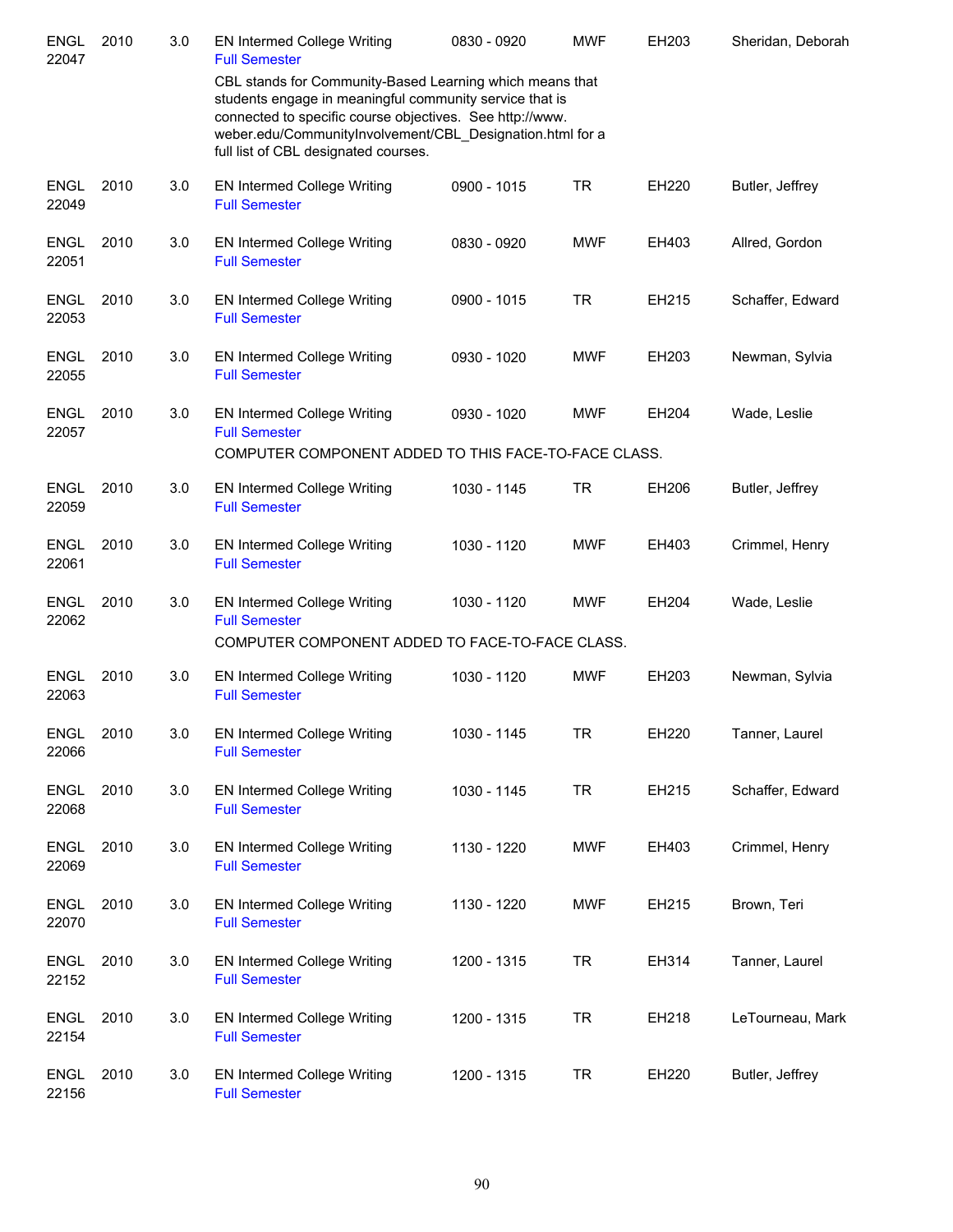| | | | | | | | |
|---|---|---|---|---|---|---|---|
| ENGL 22047 | 2010 | 3.0 | EN Intermed College Writing<br>Full Semester | 0830 - 0920 | MWF | EH203 | Sheridan, Deborah |
| | | | CBL stands for Community-Based Learning which means that students engage in meaningful community service that is connected to specific course objectives. See http://www.weber.edu/CommunityInvolvement/CBL_Designation.html for a full list of CBL designated courses. | | | | |
| ENGL 22049 | 2010 | 3.0 | EN Intermed College Writing<br>Full Semester | 0900 - 1015 | TR | EH220 | Butler, Jeffrey |
| ENGL 22051 | 2010 | 3.0 | EN Intermed College Writing<br>Full Semester | 0830 - 0920 | MWF | EH403 | Allred, Gordon |
| ENGL 22053 | 2010 | 3.0 | EN Intermed College Writing<br>Full Semester | 0900 - 1015 | TR | EH215 | Schaffer, Edward |
| ENGL 22055 | 2010 | 3.0 | EN Intermed College Writing<br>Full Semester | 0930 - 1020 | MWF | EH203 | Newman, Sylvia |
| ENGL 22057 | 2010 | 3.0 | EN Intermed College Writing<br>Full Semester | 0930 - 1020 | MWF | EH204 | Wade, Leslie |
| | | | COMPUTER COMPONENT ADDED TO THIS FACE-TO-FACE CLASS. | | | | |
| ENGL 22059 | 2010 | 3.0 | EN Intermed College Writing<br>Full Semester | 1030 - 1145 | TR | EH206 | Butler, Jeffrey |
| ENGL 22061 | 2010 | 3.0 | EN Intermed College Writing<br>Full Semester | 1030 - 1120 | MWF | EH403 | Crimmel, Henry |
| ENGL 22062 | 2010 | 3.0 | EN Intermed College Writing<br>Full Semester | 1030 - 1120 | MWF | EH204 | Wade, Leslie |
| | | | COMPUTER COMPONENT ADDED TO FACE-TO-FACE CLASS. | | | | |
| ENGL 22063 | 2010 | 3.0 | EN Intermed College Writing<br>Full Semester | 1030 - 1120 | MWF | EH203 | Newman, Sylvia |
| ENGL 22066 | 2010 | 3.0 | EN Intermed College Writing<br>Full Semester | 1030 - 1145 | TR | EH220 | Tanner, Laurel |
| ENGL 22068 | 2010 | 3.0 | EN Intermed College Writing<br>Full Semester | 1030 - 1145 | TR | EH215 | Schaffer, Edward |
| ENGL 22069 | 2010 | 3.0 | EN Intermed College Writing<br>Full Semester | 1130 - 1220 | MWF | EH403 | Crimmel, Henry |
| ENGL 22070 | 2010 | 3.0 | EN Intermed College Writing<br>Full Semester | 1130 - 1220 | MWF | EH215 | Brown, Teri |
| ENGL 22152 | 2010 | 3.0 | EN Intermed College Writing<br>Full Semester | 1200 - 1315 | TR | EH314 | Tanner, Laurel |
| ENGL 22154 | 2010 | 3.0 | EN Intermed College Writing<br>Full Semester | 1200 - 1315 | TR | EH218 | LeTourneau, Mark |
| ENGL 22156 | 2010 | 3.0 | EN Intermed College Writing<br>Full Semester | 1200 - 1315 | TR | EH220 | Butler, Jeffrey |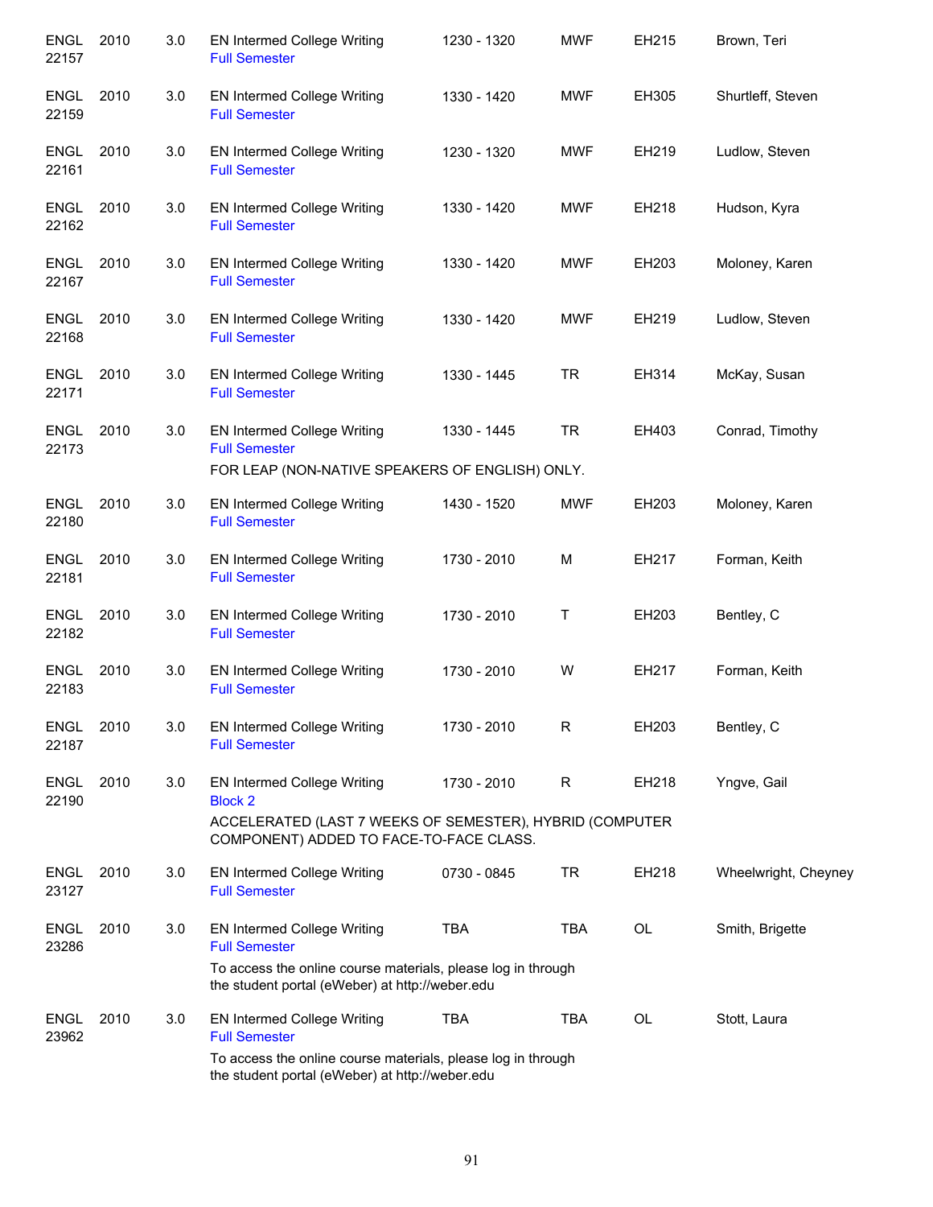| Course | Number | Credits | Title | Time | Days | Room | Instructor |
|---|---|---|---|---|---|---|---|
| ENGL 22157 | 2010 | 3.0 | EN Intermed College Writing<br>Full Semester | 1230 - 1320 | MWF | EH215 | Brown, Teri |
| ENGL 22159 | 2010 | 3.0 | EN Intermed College Writing<br>Full Semester | 1330 - 1420 | MWF | EH305 | Shurtleff, Steven |
| ENGL 22161 | 2010 | 3.0 | EN Intermed College Writing<br>Full Semester | 1230 - 1320 | MWF | EH219 | Ludlow, Steven |
| ENGL 22162 | 2010 | 3.0 | EN Intermed College Writing<br>Full Semester | 1330 - 1420 | MWF | EH218 | Hudson, Kyra |
| ENGL 22167 | 2010 | 3.0 | EN Intermed College Writing<br>Full Semester | 1330 - 1420 | MWF | EH203 | Moloney, Karen |
| ENGL 22168 | 2010 | 3.0 | EN Intermed College Writing<br>Full Semester | 1330 - 1420 | MWF | EH219 | Ludlow, Steven |
| ENGL 22171 | 2010 | 3.0 | EN Intermed College Writing<br>Full Semester | 1330 - 1445 | TR | EH314 | McKay, Susan |
| ENGL 22173 | 2010 | 3.0 | EN Intermed College Writing<br>Full Semester<br>FOR LEAP (NON-NATIVE SPEAKERS OF ENGLISH) ONLY. | 1330 - 1445 | TR | EH403 | Conrad, Timothy |
| ENGL 22180 | 2010 | 3.0 | EN Intermed College Writing<br>Full Semester | 1430 - 1520 | MWF | EH203 | Moloney, Karen |
| ENGL 22181 | 2010 | 3.0 | EN Intermed College Writing<br>Full Semester | 1730 - 2010 | M | EH217 | Forman, Keith |
| ENGL 22182 | 2010 | 3.0 | EN Intermed College Writing<br>Full Semester | 1730 - 2010 | T | EH203 | Bentley, C |
| ENGL 22183 | 2010 | 3.0 | EN Intermed College Writing<br>Full Semester | 1730 - 2010 | W | EH217 | Forman, Keith |
| ENGL 22187 | 2010 | 3.0 | EN Intermed College Writing<br>Full Semester | 1730 - 2010 | R | EH203 | Bentley, C |
| ENGL 22190 | 2010 | 3.0 | EN Intermed College Writing<br>Block 2<br>ACCELERATED (LAST 7 WEEKS OF SEMESTER), HYBRID (COMPUTER COMPONENT) ADDED TO FACE-TO-FACE CLASS. | 1730 - 2010 | R | EH218 | Yngve, Gail |
| ENGL 23127 | 2010 | 3.0 | EN Intermed College Writing<br>Full Semester | 0730 - 0845 | TR | EH218 | Wheelwright, Cheyney |
| ENGL 23286 | 2010 | 3.0 | EN Intermed College Writing<br>Full Semester<br>To access the online course materials, please log in through the student portal (eWeber) at http://weber.edu | TBA | TBA | OL | Smith, Brigette |
| ENGL 23962 | 2010 | 3.0 | EN Intermed College Writing<br>Full Semester<br>To access the online course materials, please log in through the student portal (eWeber) at http://weber.edu | TBA | TBA | OL | Stott, Laura |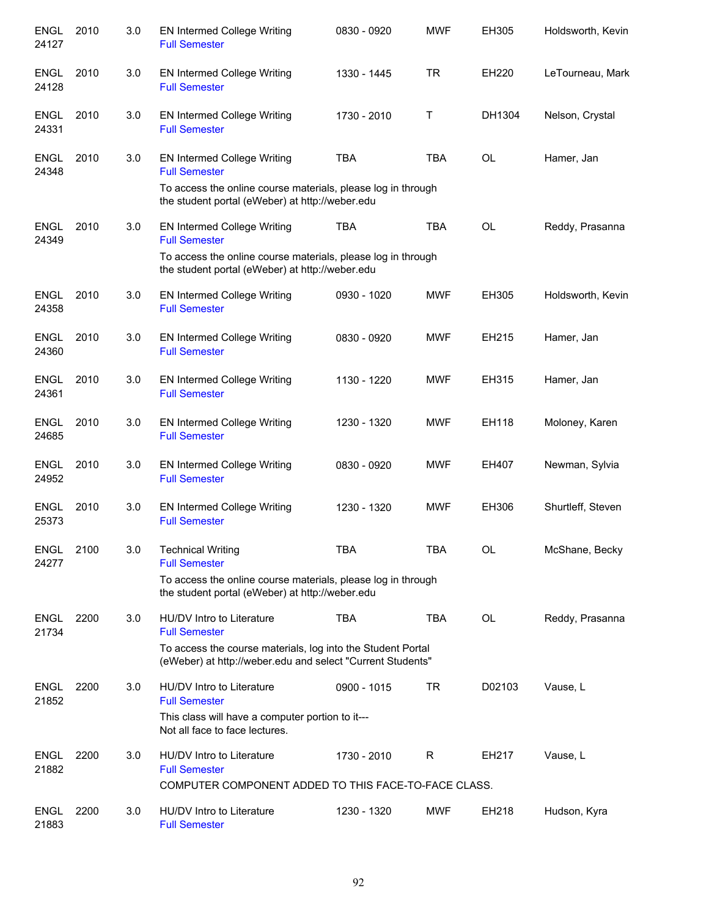| | | | | | | | |
|---|---|---|---|---|---|---|---|
| ENGL 24127 | 2010 | 3.0 | EN Intermed College Writing<br>Full Semester | 0830 - 0920 | MWF | EH305 | Holdsworth, Kevin |
| ENGL 24128 | 2010 | 3.0 | EN Intermed College Writing<br>Full Semester | 1330 - 1445 | TR | EH220 | LeTourneau, Mark |
| ENGL 24331 | 2010 | 3.0 | EN Intermed College Writing<br>Full Semester | 1730 - 2010 | T | DH1304 | Nelson, Crystal |
| ENGL 24348 | 2010 | 3.0 | EN Intermed College Writing<br>Full Semester<br>To access the online course materials, please log in through the student portal (eWeber) at http://weber.edu | TBA | TBA | OL | Hamer, Jan |
| ENGL 24349 | 2010 | 3.0 | EN Intermed College Writing<br>Full Semester<br>To access the online course materials, please log in through the student portal (eWeber) at http://weber.edu | TBA | TBA | OL | Reddy, Prasanna |
| ENGL 24358 | 2010 | 3.0 | EN Intermed College Writing<br>Full Semester | 0930 - 1020 | MWF | EH305 | Holdsworth, Kevin |
| ENGL 24360 | 2010 | 3.0 | EN Intermed College Writing<br>Full Semester | 0830 - 0920 | MWF | EH215 | Hamer, Jan |
| ENGL 24361 | 2010 | 3.0 | EN Intermed College Writing<br>Full Semester | 1130 - 1220 | MWF | EH315 | Hamer, Jan |
| ENGL 24685 | 2010 | 3.0 | EN Intermed College Writing<br>Full Semester | 1230 - 1320 | MWF | EH118 | Moloney, Karen |
| ENGL 24952 | 2010 | 3.0 | EN Intermed College Writing<br>Full Semester | 0830 - 0920 | MWF | EH407 | Newman, Sylvia |
| ENGL 25373 | 2010 | 3.0 | EN Intermed College Writing<br>Full Semester | 1230 - 1320 | MWF | EH306 | Shurtleff, Steven |
| ENGL 24277 | 2100 | 3.0 | Technical Writing<br>Full Semester<br>To access the online course materials, please log in through the student portal (eWeber) at http://weber.edu | TBA | TBA | OL | McShane, Becky |
| ENGL 21734 | 2200 | 3.0 | HU/DV Intro to Literature<br>Full Semester<br>To access the course materials, log into the Student Portal (eWeber) at http://weber.edu and select "Current Students" | TBA | TBA | OL | Reddy, Prasanna |
| ENGL 21852 | 2200 | 3.0 | HU/DV Intro to Literature<br>Full Semester<br>This class will have a computer portion to it---<br>Not all face to face lectures. | 0900 - 1015 | TR | D02103 | Vause, L |
| ENGL 21882 | 2200 | 3.0 | HU/DV Intro to Literature<br>Full Semester<br>COMPUTER COMPONENT ADDED TO THIS FACE-TO-FACE CLASS. | 1730 - 2010 | R | EH217 | Vause, L |
| ENGL 21883 | 2200 | 3.0 | HU/DV Intro to Literature<br>Full Semester | 1230 - 1320 | MWF | EH218 | Hudson, Kyra |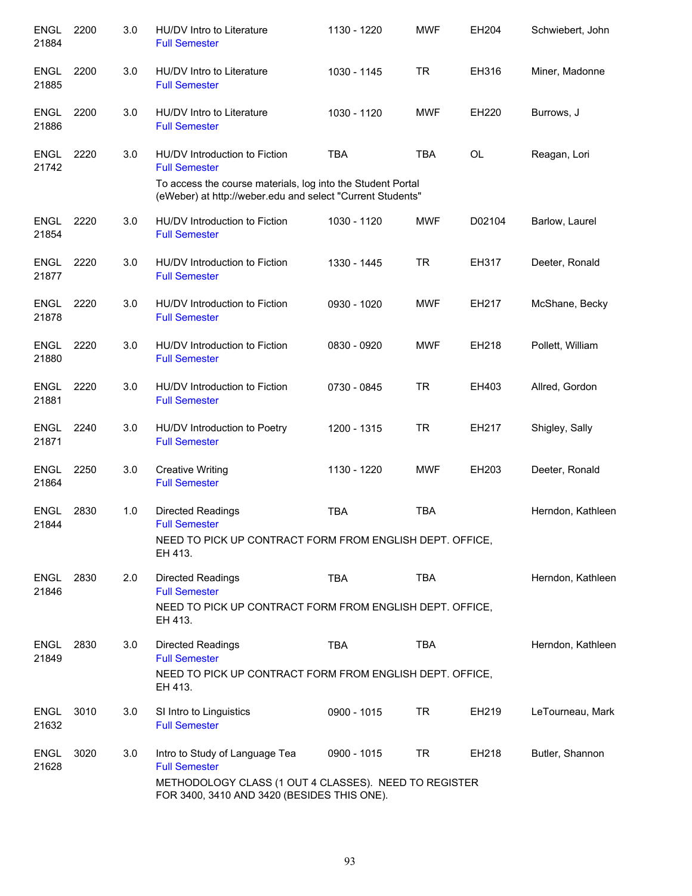| Subject / CRN | Course | Credits | Title | Time | Days | Room | Instructor |
|---|---|---|---|---|---|---|---|
| ENGL 21884 | 2200 | 3.0 | HU/DV Intro to Literature<br>Full Semester | 1130 - 1220 | MWF | EH204 | Schwiebert, John |
| ENGL 21885 | 2200 | 3.0 | HU/DV Intro to Literature<br>Full Semester | 1030 - 1145 | TR | EH316 | Miner, Madonne |
| ENGL 21886 | 2200 | 3.0 | HU/DV Intro to Literature<br>Full Semester | 1030 - 1120 | MWF | EH220 | Burrows, J |
| ENGL 21742 | 2220 | 3.0 | HU/DV Introduction to Fiction<br>Full Semester<br>To access the course materials, log into the Student Portal (eWeber) at http://weber.edu and select "Current Students" | TBA | TBA | OL | Reagan, Lori |
| ENGL 21854 | 2220 | 3.0 | HU/DV Introduction to Fiction<br>Full Semester | 1030 - 1120 | MWF | D02104 | Barlow, Laurel |
| ENGL 21877 | 2220 | 3.0 | HU/DV Introduction to Fiction<br>Full Semester | 1330 - 1445 | TR | EH317 | Deeter, Ronald |
| ENGL 21878 | 2220 | 3.0 | HU/DV Introduction to Fiction<br>Full Semester | 0930 - 1020 | MWF | EH217 | McShane, Becky |
| ENGL 21880 | 2220 | 3.0 | HU/DV Introduction to Fiction<br>Full Semester | 0830 - 0920 | MWF | EH218 | Pollett, William |
| ENGL 21881 | 2220 | 3.0 | HU/DV Introduction to Fiction<br>Full Semester | 0730 - 0845 | TR | EH403 | Allred, Gordon |
| ENGL 21871 | 2240 | 3.0 | HU/DV Introduction to Poetry<br>Full Semester | 1200 - 1315 | TR | EH217 | Shigley, Sally |
| ENGL 21864 | 2250 | 3.0 | Creative Writing<br>Full Semester | 1130 - 1220 | MWF | EH203 | Deeter, Ronald |
| ENGL 21844 | 2830 | 1.0 | Directed Readings<br>Full Semester<br>NEED TO PICK UP CONTRACT FORM FROM ENGLISH DEPT. OFFICE, EH 413. | TBA | TBA | | Herndon, Kathleen |
| ENGL 21846 | 2830 | 2.0 | Directed Readings<br>Full Semester<br>NEED TO PICK UP CONTRACT FORM FROM ENGLISH DEPT. OFFICE, EH 413. | TBA | TBA | | Herndon, Kathleen |
| ENGL 21849 | 2830 | 3.0 | Directed Readings<br>Full Semester<br>NEED TO PICK UP CONTRACT FORM FROM ENGLISH DEPT. OFFICE, EH 413. | TBA | TBA | | Herndon, Kathleen |
| ENGL 21632 | 3010 | 3.0 | SI Intro to Linguistics<br>Full Semester | 0900 - 1015 | TR | EH219 | LeTourneau, Mark |
| ENGL 21628 | 3020 | 3.0 | Intro to Study of Language Tea<br>Full Semester<br>METHODOLOGY CLASS (1 OUT 4 CLASSES). NEED TO REGISTER FOR 3400, 3410 AND 3420 (BESIDES THIS ONE). | 0900 - 1015 | TR | EH218 | Butler, Shannon |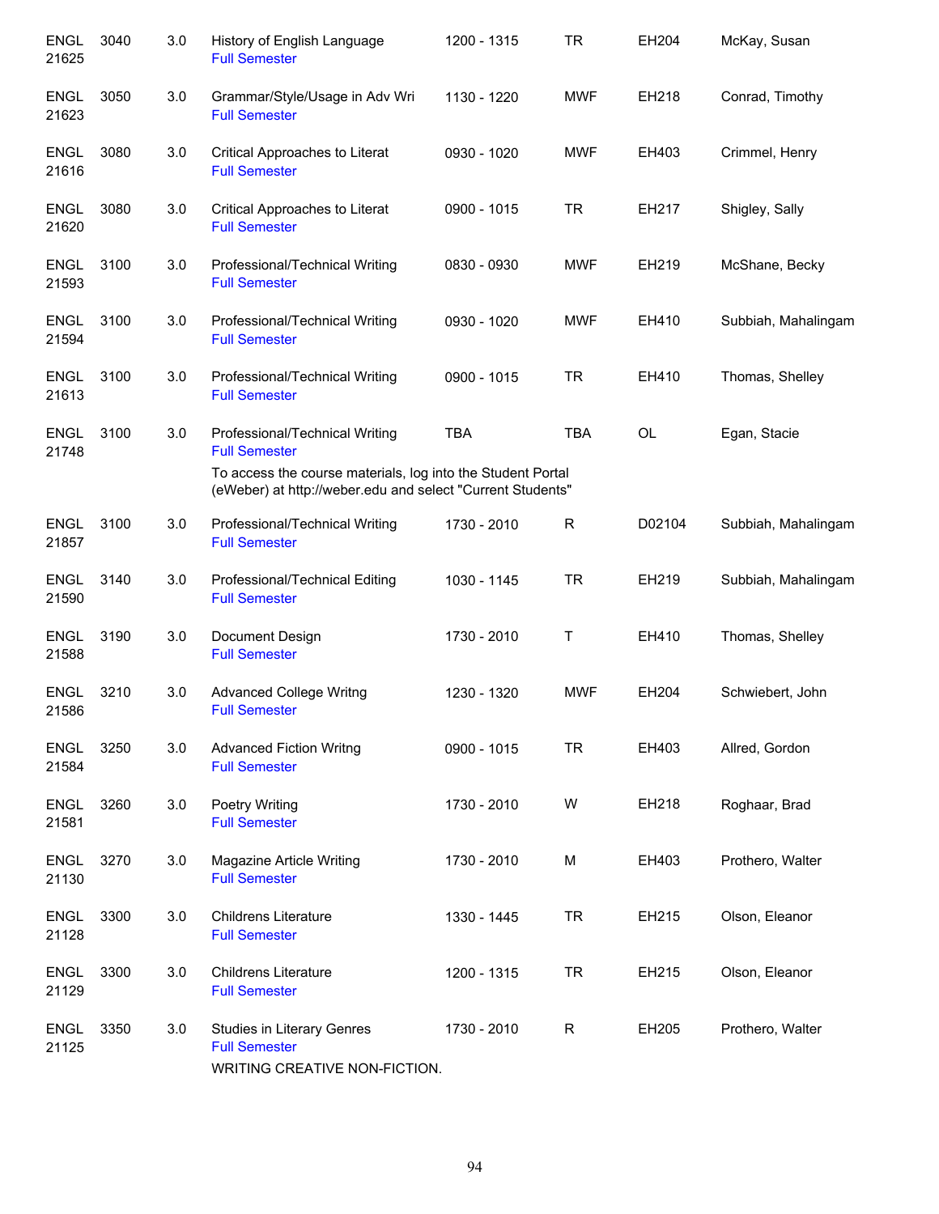| | | | | | | | |
|---|---|---|---|---|---|---|---|
| ENGL 21625 | 3040 | 3.0 | History of English Language<br>Full Semester | 1200 - 1315 | TR | EH204 | McKay, Susan |
| ENGL 21623 | 3050 | 3.0 | Grammar/Style/Usage in Adv Wri<br>Full Semester | 1130 - 1220 | MWF | EH218 | Conrad, Timothy |
| ENGL 21616 | 3080 | 3.0 | Critical Approaches to Literat<br>Full Semester | 0930 - 1020 | MWF | EH403 | Crimmel, Henry |
| ENGL 21620 | 3080 | 3.0 | Critical Approaches to Literat<br>Full Semester | 0900 - 1015 | TR | EH217 | Shigley, Sally |
| ENGL 21593 | 3100 | 3.0 | Professional/Technical Writing<br>Full Semester | 0830 - 0930 | MWF | EH219 | McShane, Becky |
| ENGL 21594 | 3100 | 3.0 | Professional/Technical Writing<br>Full Semester | 0930 - 1020 | MWF | EH410 | Subbiah, Mahalingam |
| ENGL 21613 | 3100 | 3.0 | Professional/Technical Writing<br>Full Semester | 0900 - 1015 | TR | EH410 | Thomas, Shelley |
| ENGL 21748 | 3100 | 3.0 | Professional/Technical Writing<br>Full Semester<br>To access the course materials, log into the Student Portal (eWeber) at http://weber.edu and select "Current Students" | TBA | TBA | OL | Egan, Stacie |
| ENGL 21857 | 3100 | 3.0 | Professional/Technical Writing<br>Full Semester | 1730 - 2010 | R | D02104 | Subbiah, Mahalingam |
| ENGL 21590 | 3140 | 3.0 | Professional/Technical Editing<br>Full Semester | 1030 - 1145 | TR | EH219 | Subbiah, Mahalingam |
| ENGL 21588 | 3190 | 3.0 | Document Design<br>Full Semester | 1730 - 2010 | T | EH410 | Thomas, Shelley |
| ENGL 21586 | 3210 | 3.0 | Advanced College Writng<br>Full Semester | 1230 - 1320 | MWF | EH204 | Schwiebert, John |
| ENGL 21584 | 3250 | 3.0 | Advanced Fiction Writng<br>Full Semester | 0900 - 1015 | TR | EH403 | Allred, Gordon |
| ENGL 21581 | 3260 | 3.0 | Poetry Writing<br>Full Semester | 1730 - 2010 | W | EH218 | Roghaar, Brad |
| ENGL 21130 | 3270 | 3.0 | Magazine Article Writing<br>Full Semester | 1730 - 2010 | M | EH403 | Prothero, Walter |
| ENGL 21128 | 3300 | 3.0 | Childrens Literature<br>Full Semester | 1330 - 1445 | TR | EH215 | Olson, Eleanor |
| ENGL 21129 | 3300 | 3.0 | Childrens Literature<br>Full Semester | 1200 - 1315 | TR | EH215 | Olson, Eleanor |
| ENGL 21125 | 3350 | 3.0 | Studies in Literary Genres<br>Full Semester<br>WRITING CREATIVE NON-FICTION. | 1730 - 2010 | R | EH205 | Prothero, Walter |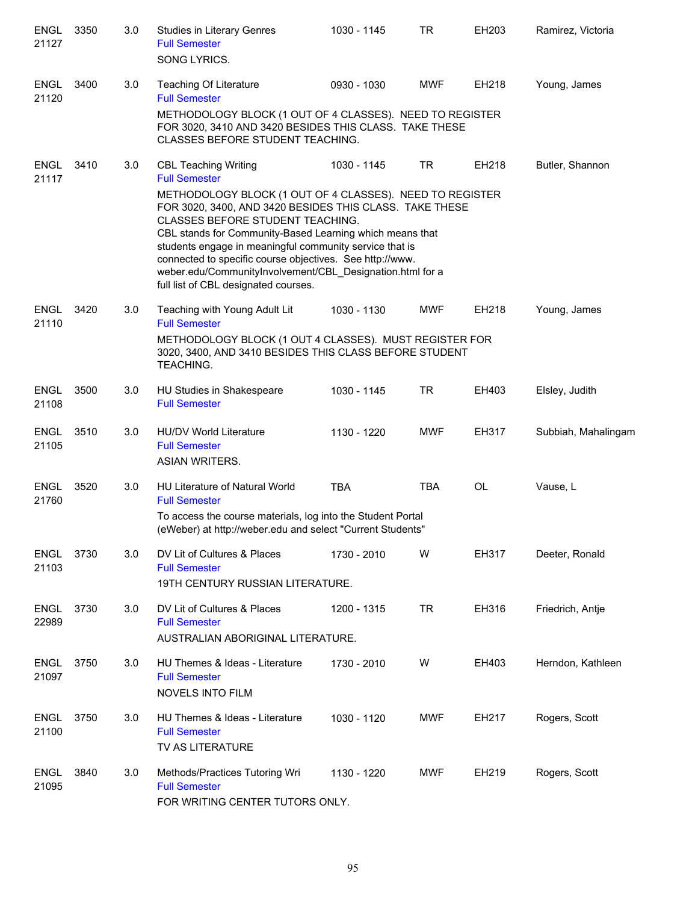| Subject / CRN | Course | Credits | Title | Time | Days | Room | Instructor |
|---|---|---|---|---|---|---|---|
| ENGL 21127 | 3350 | 3.0 | Studies in Literary Genres<br>Full Semester<br>SONG LYRICS. | 1030 - 1145 | TR | EH203 | Ramirez, Victoria |
| ENGL 21120 | 3400 | 3.0 | Teaching Of Literature<br>Full Semester<br>METHODOLOGY BLOCK (1 OUT OF 4 CLASSES). NEED TO REGISTER FOR 3020, 3410 AND 3420 BESIDES THIS CLASS. TAKE THESE CLASSES BEFORE STUDENT TEACHING. | 0930 - 1030 | MWF | EH218 | Young, James |
| ENGL 21117 | 3410 | 3.0 | CBL Teaching Writing<br>Full Semester<br>METHODOLOGY BLOCK (1 OUT OF 4 CLASSES). NEED TO REGISTER FOR 3020, 3400, AND 3420 BESIDES THIS CLASS. TAKE THESE CLASSES BEFORE STUDENT TEACHING.<br>CBL stands for Community-Based Learning which means that students engage in meaningful community service that is connected to specific course objectives. See http://www.weber.edu/CommunityInvolvement/CBL_Designation.html for a full list of CBL designated courses. | 1030 - 1145 | TR | EH218 | Butler, Shannon |
| ENGL 21110 | 3420 | 3.0 | Teaching with Young Adult Lit<br>Full Semester<br>METHODOLOGY BLOCK (1 OUT 4 CLASSES). MUST REGISTER FOR 3020, 3400, AND 3410 BESIDES THIS CLASS BEFORE STUDENT TEACHING. | 1030 - 1130 | MWF | EH218 | Young, James |
| ENGL 21108 | 3500 | 3.0 | HU Studies in Shakespeare<br>Full Semester | 1030 - 1145 | TR | EH403 | Elsley, Judith |
| ENGL 21105 | 3510 | 3.0 | HU/DV World Literature<br>Full Semester<br>ASIAN WRITERS. | 1130 - 1220 | MWF | EH317 | Subbiah, Mahalingam |
| ENGL 21760 | 3520 | 3.0 | HU Literature of Natural World<br>Full Semester<br>To access the course materials, log into the Student Portal (eWeber) at http://weber.edu and select "Current Students" | TBA | TBA | OL | Vause, L |
| ENGL 21103 | 3730 | 3.0 | DV Lit of Cultures & Places<br>Full Semester<br>19TH CENTURY RUSSIAN LITERATURE. | 1730 - 2010 | W | EH317 | Deeter, Ronald |
| ENGL 22989 | 3730 | 3.0 | DV Lit of Cultures & Places<br>Full Semester<br>AUSTRALIAN ABORIGINAL LITERATURE. | 1200 - 1315 | TR | EH316 | Friedrich, Antje |
| ENGL 21097 | 3750 | 3.0 | HU Themes & Ideas - Literature<br>Full Semester<br>NOVELS INTO FILM | 1730 - 2010 | W | EH403 | Herndon, Kathleen |
| ENGL 21100 | 3750 | 3.0 | HU Themes & Ideas - Literature<br>Full Semester<br>TV AS LITERATURE | 1030 - 1120 | MWF | EH217 | Rogers, Scott |
| ENGL 21095 | 3840 | 3.0 | Methods/Practices Tutoring Wri<br>Full Semester<br>FOR WRITING CENTER TUTORS ONLY. | 1130 - 1220 | MWF | EH219 | Rogers, Scott |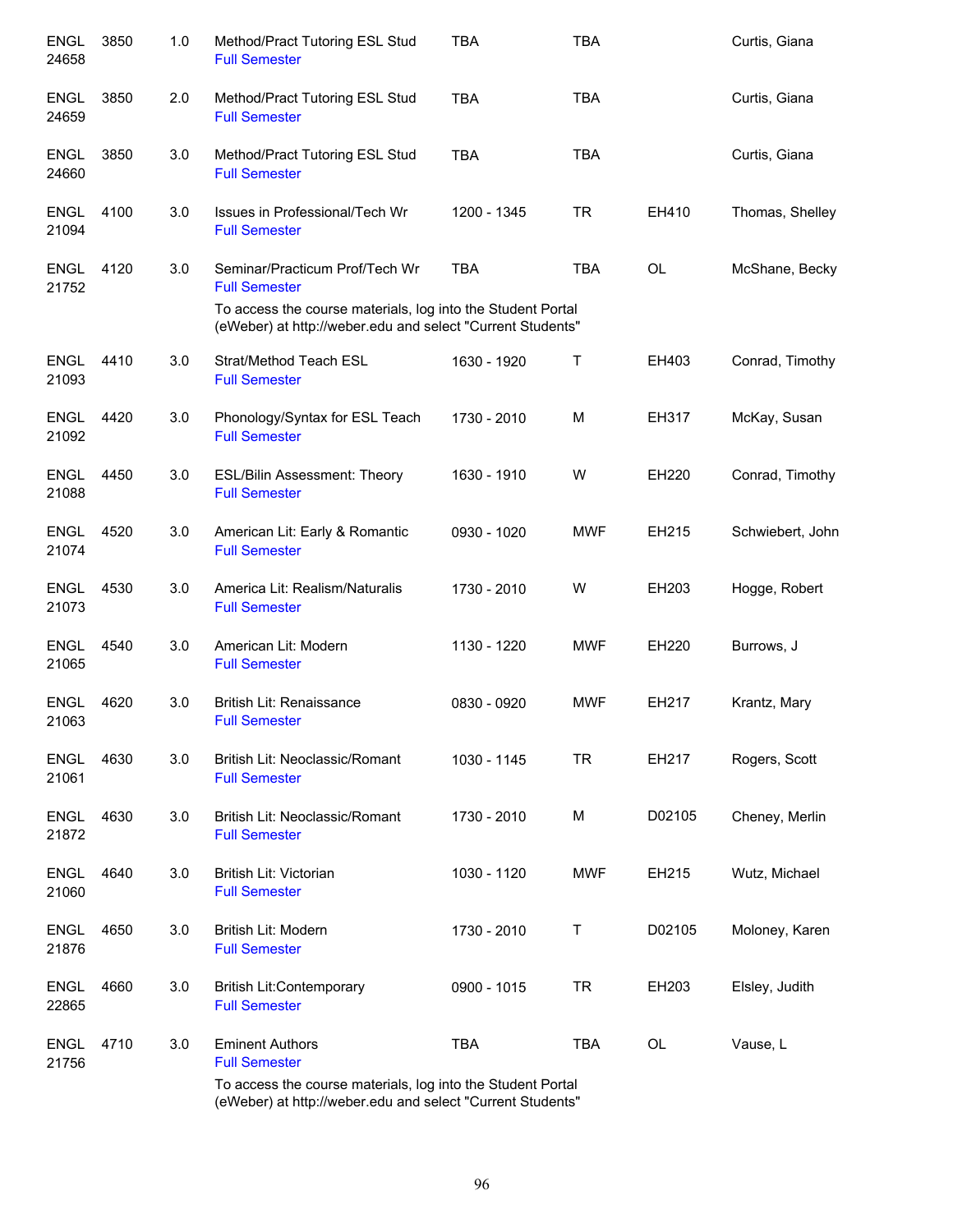| | | | | | | | |
|---|---|---|---|---|---|---|---|
| ENGL 24658 | 3850 | 1.0 | Method/Pract Tutoring ESL Stud<br>Full Semester | TBA | TBA | | Curtis, Giana |
| ENGL 24659 | 3850 | 2.0 | Method/Pract Tutoring ESL Stud<br>Full Semester | TBA | TBA | | Curtis, Giana |
| ENGL 24660 | 3850 | 3.0 | Method/Pract Tutoring ESL Stud<br>Full Semester | TBA | TBA | | Curtis, Giana |
| ENGL 21094 | 4100 | 3.0 | Issues in Professional/Tech Wr<br>Full Semester | 1200 - 1345 | TR | EH410 | Thomas, Shelley |
| ENGL 21752 | 4120 | 3.0 | Seminar/Practicum Prof/Tech Wr<br>Full Semester<br>To access the course materials, log into the Student Portal (eWeber) at http://weber.edu and select "Current Students" | TBA | TBA | OL | McShane, Becky |
| ENGL 21093 | 4410 | 3.0 | Strat/Method Teach ESL<br>Full Semester | 1630 - 1920 | T | EH403 | Conrad, Timothy |
| ENGL 21092 | 4420 | 3.0 | Phonology/Syntax for ESL Teach<br>Full Semester | 1730 - 2010 | M | EH317 | McKay, Susan |
| ENGL 21088 | 4450 | 3.0 | ESL/Bilin Assessment: Theory<br>Full Semester | 1630 - 1910 | W | EH220 | Conrad, Timothy |
| ENGL 21074 | 4520 | 3.0 | American Lit: Early & Romantic<br>Full Semester | 0930 - 1020 | MWF | EH215 | Schwiebert, John |
| ENGL 21073 | 4530 | 3.0 | America Lit: Realism/Naturalis<br>Full Semester | 1730 - 2010 | W | EH203 | Hogge, Robert |
| ENGL 21065 | 4540 | 3.0 | American Lit: Modern<br>Full Semester | 1130 - 1220 | MWF | EH220 | Burrows, J |
| ENGL 21063 | 4620 | 3.0 | British Lit: Renaissance<br>Full Semester | 0830 - 0920 | MWF | EH217 | Krantz, Mary |
| ENGL 21061 | 4630 | 3.0 | British Lit: Neoclassic/Romant<br>Full Semester | 1030 - 1145 | TR | EH217 | Rogers, Scott |
| ENGL 21872 | 4630 | 3.0 | British Lit: Neoclassic/Romant<br>Full Semester | 1730 - 2010 | M | D02105 | Cheney, Merlin |
| ENGL 21060 | 4640 | 3.0 | British Lit: Victorian<br>Full Semester | 1030 - 1120 | MWF | EH215 | Wutz, Michael |
| ENGL 21876 | 4650 | 3.0 | British Lit: Modern<br>Full Semester | 1730 - 2010 | T | D02105 | Moloney, Karen |
| ENGL 22865 | 4660 | 3.0 | British Lit:Contemporary<br>Full Semester | 0900 - 1015 | TR | EH203 | Elsley, Judith |
| ENGL 21756 | 4710 | 3.0 | Eminent Authors<br>Full Semester<br>To access the course materials, log into the Student Portal (eWeber) at http://weber.edu and select "Current Students" | TBA | TBA | OL | Vause, L |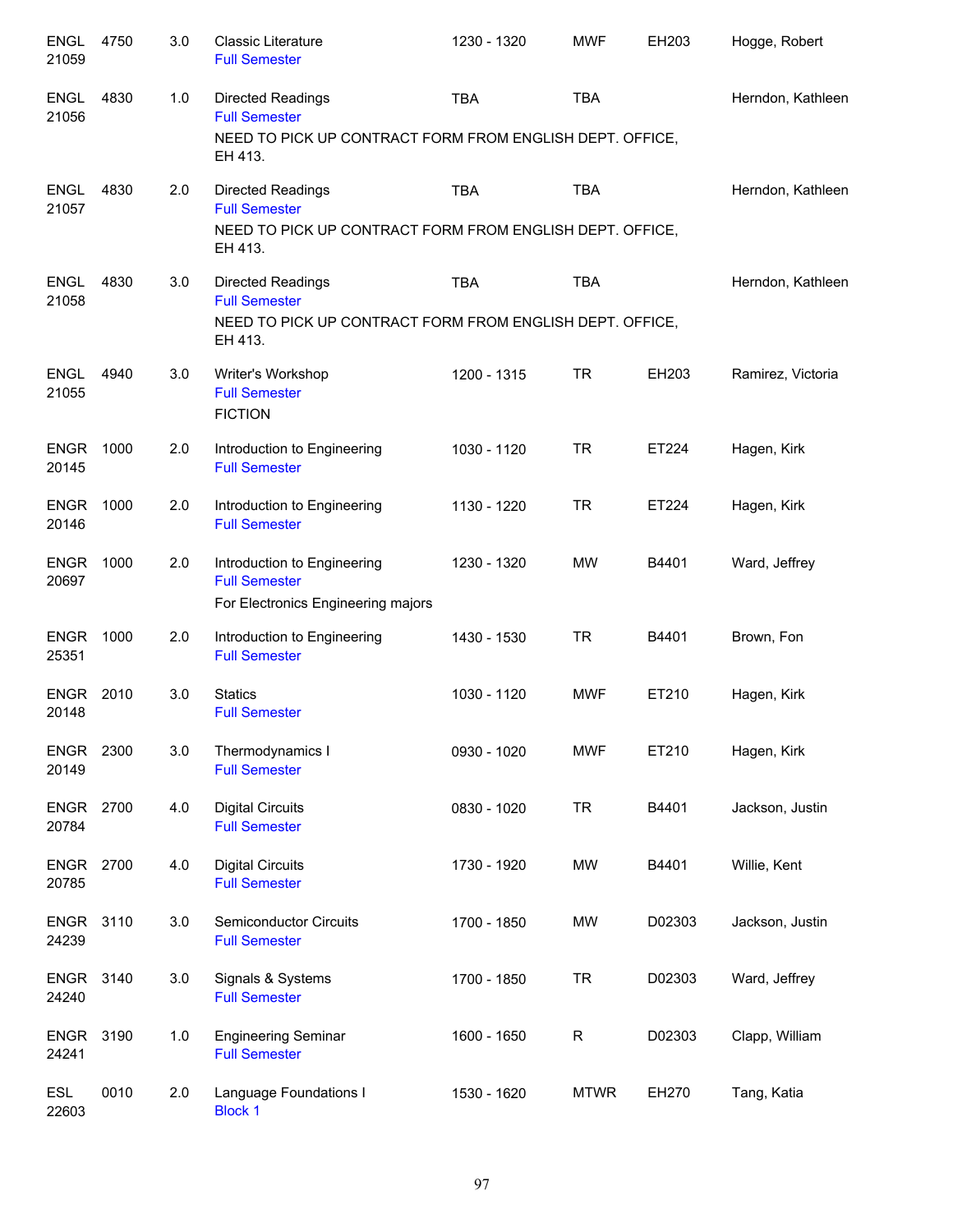| Course | Number | Credits | Title | Time | Days | Room | Instructor |
|---|---|---|---|---|---|---|---|
| ENGL 21059 | 4750 | 3.0 | Classic Literature<br>Full Semester | 1230 - 1320 | MWF | EH203 | Hogge, Robert |
| ENGL 21056 | 4830 | 1.0 | Directed Readings<br>Full Semester<br>NEED TO PICK UP CONTRACT FORM FROM ENGLISH DEPT. OFFICE, EH 413. | TBA | TBA | | Herndon, Kathleen |
| ENGL 21057 | 4830 | 2.0 | Directed Readings<br>Full Semester<br>NEED TO PICK UP CONTRACT FORM FROM ENGLISH DEPT. OFFICE, EH 413. | TBA | TBA | | Herndon, Kathleen |
| ENGL 21058 | 4830 | 3.0 | Directed Readings<br>Full Semester<br>NEED TO PICK UP CONTRACT FORM FROM ENGLISH DEPT. OFFICE, EH 413. | TBA | TBA | | Herndon, Kathleen |
| ENGL 21055 | 4940 | 3.0 | Writer's Workshop<br>Full Semester<br>FICTION | 1200 - 1315 | TR | EH203 | Ramirez, Victoria |
| ENGR 20145 | 1000 | 2.0 | Introduction to Engineering<br>Full Semester | 1030 - 1120 | TR | ET224 | Hagen, Kirk |
| ENGR 20146 | 1000 | 2.0 | Introduction to Engineering<br>Full Semester | 1130 - 1220 | TR | ET224 | Hagen, Kirk |
| ENGR 20697 | 1000 | 2.0 | Introduction to Engineering<br>Full Semester<br>For Electronics Engineering majors | 1230 - 1320 | MW | B4401 | Ward, Jeffrey |
| ENGR 25351 | 1000 | 2.0 | Introduction to Engineering<br>Full Semester | 1430 - 1530 | TR | B4401 | Brown, Fon |
| ENGR 20148 | 2010 | 3.0 | Statics<br>Full Semester | 1030 - 1120 | MWF | ET210 | Hagen, Kirk |
| ENGR 20149 | 2300 | 3.0 | Thermodynamics I<br>Full Semester | 0930 - 1020 | MWF | ET210 | Hagen, Kirk |
| ENGR 20784 | 2700 | 4.0 | Digital Circuits<br>Full Semester | 0830 - 1020 | TR | B4401 | Jackson, Justin |
| ENGR 20785 | 2700 | 4.0 | Digital Circuits<br>Full Semester | 1730 - 1920 | MW | B4401 | Willie, Kent |
| ENGR 24239 | 3110 | 3.0 | Semiconductor Circuits<br>Full Semester | 1700 - 1850 | MW | D02303 | Jackson, Justin |
| ENGR 24240 | 3140 | 3.0 | Signals & Systems<br>Full Semester | 1700 - 1850 | TR | D02303 | Ward, Jeffrey |
| ENGR 24241 | 3190 | 1.0 | Engineering Seminar<br>Full Semester | 1600 - 1650 | R | D02303 | Clapp, William |
| ESL 22603 | 0010 | 2.0 | Language Foundations I<br>Block 1 | 1530 - 1620 | MTWR | EH270 | Tang, Katia |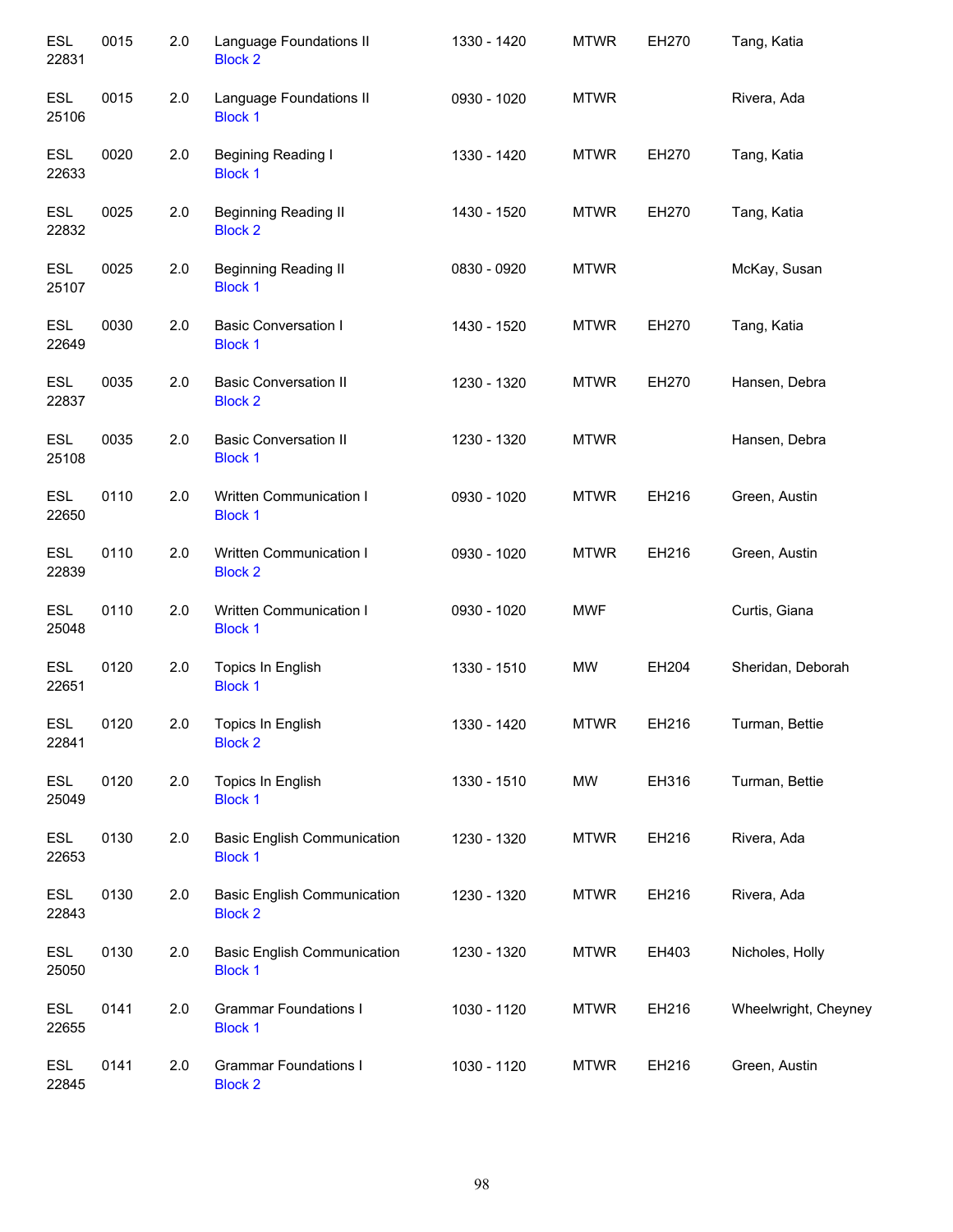| | | | | | | | |
|---|---|---|---|---|---|---|---|
| ESL 22831 | 0015 | 2.0 | Language Foundations II<br>Block 2 | 1330 - 1420 | MTWR | EH270 | Tang, Katia |
| ESL 25106 | 0015 | 2.0 | Language Foundations II<br>Block 1 | 0930 - 1020 | MTWR | | Rivera, Ada |
| ESL 22633 | 0020 | 2.0 | Begining Reading I<br>Block 1 | 1330 - 1420 | MTWR | EH270 | Tang, Katia |
| ESL 22832 | 0025 | 2.0 | Beginning Reading II<br>Block 2 | 1430 - 1520 | MTWR | EH270 | Tang, Katia |
| ESL 25107 | 0025 | 2.0 | Beginning Reading II<br>Block 1 | 0830 - 0920 | MTWR | | McKay, Susan |
| ESL 22649 | 0030 | 2.0 | Basic Conversation I<br>Block 1 | 1430 - 1520 | MTWR | EH270 | Tang, Katia |
| ESL 22837 | 0035 | 2.0 | Basic Conversation II<br>Block 2 | 1230 - 1320 | MTWR | EH270 | Hansen, Debra |
| ESL 25108 | 0035 | 2.0 | Basic Conversation II<br>Block 1 | 1230 - 1320 | MTWR | | Hansen, Debra |
| ESL 22650 | 0110 | 2.0 | Written Communication I<br>Block 1 | 0930 - 1020 | MTWR | EH216 | Green, Austin |
| ESL 22839 | 0110 | 2.0 | Written Communication I<br>Block 2 | 0930 - 1020 | MTWR | EH216 | Green, Austin |
| ESL 25048 | 0110 | 2.0 | Written Communication I<br>Block 1 | 0930 - 1020 | MWF | | Curtis, Giana |
| ESL 22651 | 0120 | 2.0 | Topics In English<br>Block 1 | 1330 - 1510 | MW | EH204 | Sheridan, Deborah |
| ESL 22841 | 0120 | 2.0 | Topics In English<br>Block 2 | 1330 - 1420 | MTWR | EH216 | Turman, Bettie |
| ESL 25049 | 0120 | 2.0 | Topics In English<br>Block 1 | 1330 - 1510 | MW | EH316 | Turman, Bettie |
| ESL 22653 | 0130 | 2.0 | Basic English Communication<br>Block 1 | 1230 - 1320 | MTWR | EH216 | Rivera, Ada |
| ESL 22843 | 0130 | 2.0 | Basic English Communication<br>Block 2 | 1230 - 1320 | MTWR | EH216 | Rivera, Ada |
| ESL 25050 | 0130 | 2.0 | Basic English Communication<br>Block 1 | 1230 - 1320 | MTWR | EH403 | Nicholes, Holly |
| ESL 22655 | 0141 | 2.0 | Grammar Foundations I<br>Block 1 | 1030 - 1120 | MTWR | EH216 | Wheelwright, Cheyney |
| ESL 22845 | 0141 | 2.0 | Grammar Foundations I<br>Block 2 | 1030 - 1120 | MTWR | EH216 | Green, Austin |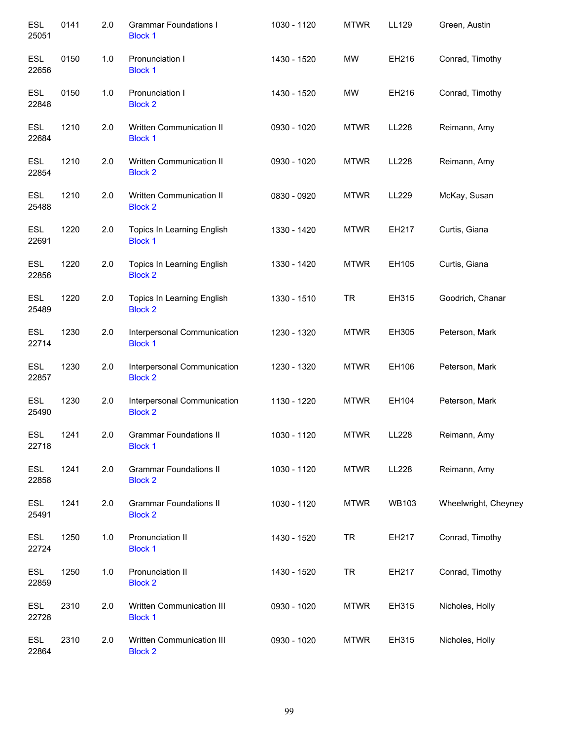| | | | | | | | |
|---|---|---|---|---|---|---|---|
| ESL 25051 | 0141 | 2.0 | Grammar Foundations I<br>Block 1 | 1030 - 1120 | MTWR | LL129 | Green, Austin |
| ESL 22656 | 0150 | 1.0 | Pronunciation I<br>Block 1 | 1430 - 1520 | MW | EH216 | Conrad, Timothy |
| ESL 22848 | 0150 | 1.0 | Pronunciation I<br>Block 2 | 1430 - 1520 | MW | EH216 | Conrad, Timothy |
| ESL 22684 | 1210 | 2.0 | Written Communication II<br>Block 1 | 0930 - 1020 | MTWR | LL228 | Reimann, Amy |
| ESL 22854 | 1210 | 2.0 | Written Communication II<br>Block 2 | 0930 - 1020 | MTWR | LL228 | Reimann, Amy |
| ESL 25488 | 1210 | 2.0 | Written Communication II<br>Block 2 | 0830 - 0920 | MTWR | LL229 | McKay, Susan |
| ESL 22691 | 1220 | 2.0 | Topics In Learning English<br>Block 1 | 1330 - 1420 | MTWR | EH217 | Curtis, Giana |
| ESL 22856 | 1220 | 2.0 | Topics In Learning English<br>Block 2 | 1330 - 1420 | MTWR | EH105 | Curtis, Giana |
| ESL 25489 | 1220 | 2.0 | Topics In Learning English<br>Block 2 | 1330 - 1510 | TR | EH315 | Goodrich, Chanar |
| ESL 22714 | 1230 | 2.0 | Interpersonal Communication<br>Block 1 | 1230 - 1320 | MTWR | EH305 | Peterson, Mark |
| ESL 22857 | 1230 | 2.0 | Interpersonal Communication<br>Block 2 | 1230 - 1320 | MTWR | EH106 | Peterson, Mark |
| ESL 25490 | 1230 | 2.0 | Interpersonal Communication<br>Block 2 | 1130 - 1220 | MTWR | EH104 | Peterson, Mark |
| ESL 22718 | 1241 | 2.0 | Grammar Foundations II<br>Block 1 | 1030 - 1120 | MTWR | LL228 | Reimann, Amy |
| ESL 22858 | 1241 | 2.0 | Grammar Foundations II<br>Block 2 | 1030 - 1120 | MTWR | LL228 | Reimann, Amy |
| ESL 25491 | 1241 | 2.0 | Grammar Foundations II<br>Block 2 | 1030 - 1120 | MTWR | WB103 | Wheelwright, Cheyney |
| ESL 22724 | 1250 | 1.0 | Pronunciation II<br>Block 1 | 1430 - 1520 | TR | EH217 | Conrad, Timothy |
| ESL 22859 | 1250 | 1.0 | Pronunciation II<br>Block 2 | 1430 - 1520 | TR | EH217 | Conrad, Timothy |
| ESL 22728 | 2310 | 2.0 | Written Communication III<br>Block 1 | 0930 - 1020 | MTWR | EH315 | Nicholes, Holly |
| ESL 22864 | 2310 | 2.0 | Written Communication III<br>Block 2 | 0930 - 1020 | MTWR | EH315 | Nicholes, Holly |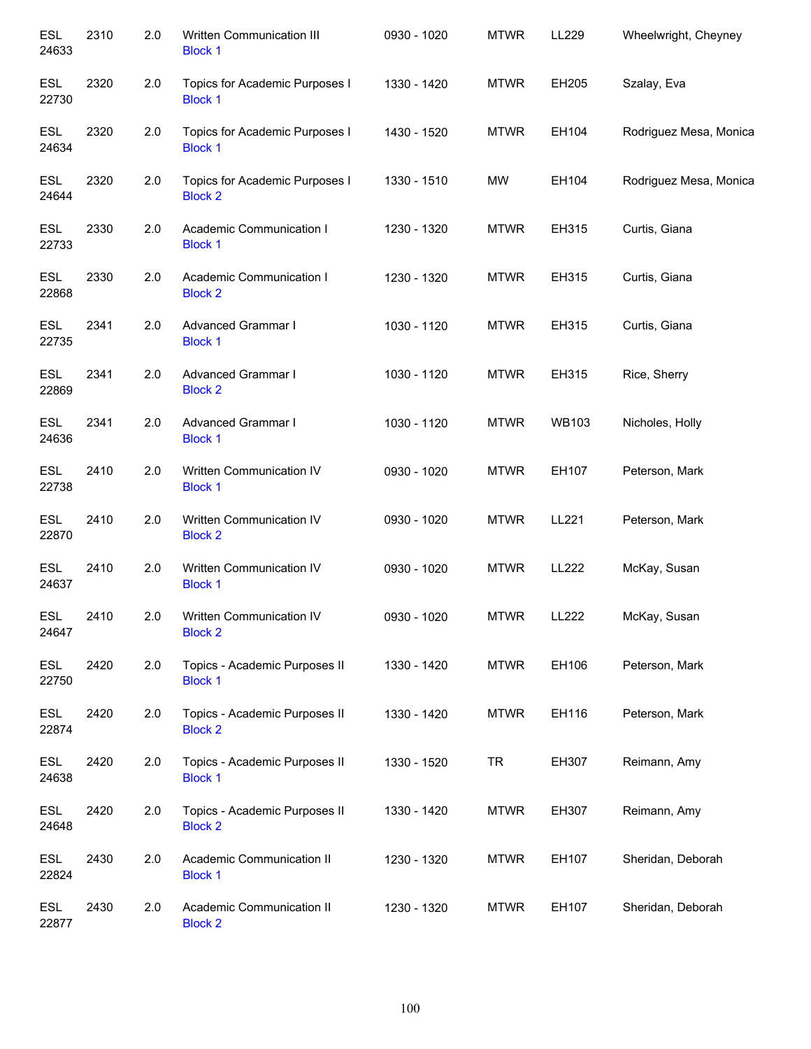| | | | | | | | |
|---|---|---|---|---|---|---|---|
| ESL 24633 | 2310 | 2.0 | Written Communication III Block 1 | 0930 - 1020 | MTWR | LL229 | Wheelwright, Cheyney |
| ESL 22730 | 2320 | 2.0 | Topics for Academic Purposes I Block 1 | 1330 - 1420 | MTWR | EH205 | Szalay, Eva |
| ESL 24634 | 2320 | 2.0 | Topics for Academic Purposes I Block 1 | 1430 - 1520 | MTWR | EH104 | Rodriguez Mesa, Monica |
| ESL 24644 | 2320 | 2.0 | Topics for Academic Purposes I Block 2 | 1330 - 1510 | MW | EH104 | Rodriguez Mesa, Monica |
| ESL 22733 | 2330 | 2.0 | Academic Communication I Block 1 | 1230 - 1320 | MTWR | EH315 | Curtis, Giana |
| ESL 22868 | 2330 | 2.0 | Academic Communication I Block 2 | 1230 - 1320 | MTWR | EH315 | Curtis, Giana |
| ESL 22735 | 2341 | 2.0 | Advanced Grammar I Block 1 | 1030 - 1120 | MTWR | EH315 | Curtis, Giana |
| ESL 22869 | 2341 | 2.0 | Advanced Grammar I Block 2 | 1030 - 1120 | MTWR | EH315 | Rice, Sherry |
| ESL 24636 | 2341 | 2.0 | Advanced Grammar I Block 1 | 1030 - 1120 | MTWR | WB103 | Nicholes, Holly |
| ESL 22738 | 2410 | 2.0 | Written Communication IV Block 1 | 0930 - 1020 | MTWR | EH107 | Peterson, Mark |
| ESL 22870 | 2410 | 2.0 | Written Communication IV Block 2 | 0930 - 1020 | MTWR | LL221 | Peterson, Mark |
| ESL 24637 | 2410 | 2.0 | Written Communication IV Block 1 | 0930 - 1020 | MTWR | LL222 | McKay, Susan |
| ESL 24647 | 2410 | 2.0 | Written Communication IV Block 2 | 0930 - 1020 | MTWR | LL222 | McKay, Susan |
| ESL 22750 | 2420 | 2.0 | Topics - Academic Purposes II Block 1 | 1330 - 1420 | MTWR | EH106 | Peterson, Mark |
| ESL 22874 | 2420 | 2.0 | Topics - Academic Purposes II Block 2 | 1330 - 1420 | MTWR | EH116 | Peterson, Mark |
| ESL 24638 | 2420 | 2.0 | Topics - Academic Purposes II Block 1 | 1330 - 1520 | TR | EH307 | Reimann, Amy |
| ESL 24648 | 2420 | 2.0 | Topics - Academic Purposes II Block 2 | 1330 - 1420 | MTWR | EH307 | Reimann, Amy |
| ESL 22824 | 2430 | 2.0 | Academic Communication II Block 1 | 1230 - 1320 | MTWR | EH107 | Sheridan, Deborah |
| ESL 22877 | 2430 | 2.0 | Academic Communication II Block 2 | 1230 - 1320 | MTWR | EH107 | Sheridan, Deborah |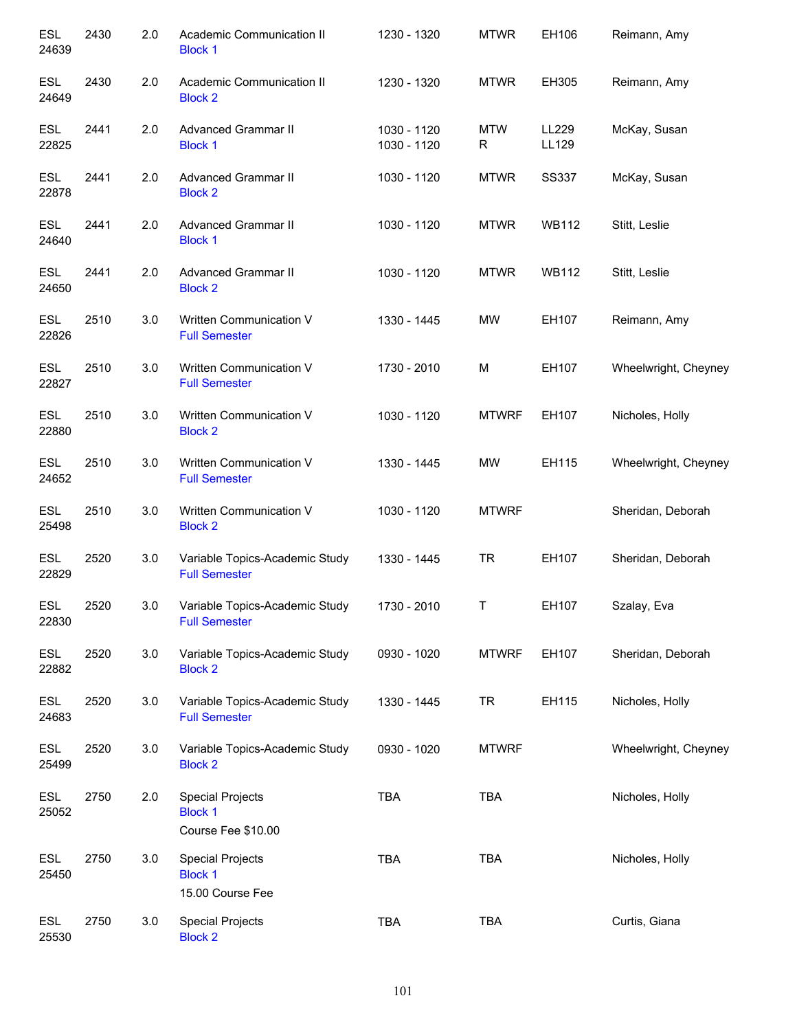| | | | | | | | |
|---|---|---|---|---|---|---|---|
| ESL 24639 | 2430 | 2.0 | Academic Communication II<br>Block 1 | 1230 - 1320 | MTWR | EH106 | Reimann, Amy |
| ESL 24649 | 2430 | 2.0 | Academic Communication II<br>Block 2 | 1230 - 1320 | MTWR | EH305 | Reimann, Amy |
| ESL 22825 | 2441 | 2.0 | Advanced Grammar II<br>Block 1 | 1030 - 1120<br>1030 - 1120 | MTW<br>R | LL229<br>LL129 | McKay, Susan |
| ESL 22878 | 2441 | 2.0 | Advanced Grammar II<br>Block 2 | 1030 - 1120 | MTWR | SS337 | McKay, Susan |
| ESL 24640 | 2441 | 2.0 | Advanced Grammar II<br>Block 1 | 1030 - 1120 | MTWR | WB112 | Stitt, Leslie |
| ESL 24650 | 2441 | 2.0 | Advanced Grammar II<br>Block 2 | 1030 - 1120 | MTWR | WB112 | Stitt, Leslie |
| ESL 22826 | 2510 | 3.0 | Written Communication V<br>Full Semester | 1330 - 1445 | MW | EH107 | Reimann, Amy |
| ESL 22827 | 2510 | 3.0 | Written Communication V<br>Full Semester | 1730 - 2010 | M | EH107 | Wheelwright, Cheyney |
| ESL 22880 | 2510 | 3.0 | Written Communication V<br>Block 2 | 1030 - 1120 | MTWRF | EH107 | Nicholes, Holly |
| ESL 24652 | 2510 | 3.0 | Written Communication V<br>Full Semester | 1330 - 1445 | MW | EH115 | Wheelwright, Cheyney |
| ESL 25498 | 2510 | 3.0 | Written Communication V<br>Block 2 | 1030 - 1120 | MTWRF | | Sheridan, Deborah |
| ESL 22829 | 2520 | 3.0 | Variable Topics-Academic Study<br>Full Semester | 1330 - 1445 | TR | EH107 | Sheridan, Deborah |
| ESL 22830 | 2520 | 3.0 | Variable Topics-Academic Study<br>Full Semester | 1730 - 2010 | T | EH107 | Szalay, Eva |
| ESL 22882 | 2520 | 3.0 | Variable Topics-Academic Study<br>Block 2 | 0930 - 1020 | MTWRF | EH107 | Sheridan, Deborah |
| ESL 24683 | 2520 | 3.0 | Variable Topics-Academic Study<br>Full Semester | 1330 - 1445 | TR | EH115 | Nicholes, Holly |
| ESL 25499 | 2520 | 3.0 | Variable Topics-Academic Study<br>Block 2 | 0930 - 1020 | MTWRF | | Wheelwright, Cheyney |
| ESL 25052 | 2750 | 2.0 | Special Projects<br>Block 1<br>Course Fee $10.00 | TBA | TBA | | Nicholes, Holly |
| ESL 25450 | 2750 | 3.0 | Special Projects<br>Block 1<br>15.00 Course Fee | TBA | TBA | | Nicholes, Holly |
| ESL 25530 | 2750 | 3.0 | Special Projects<br>Block 2 | TBA | TBA | | Curtis, Giana |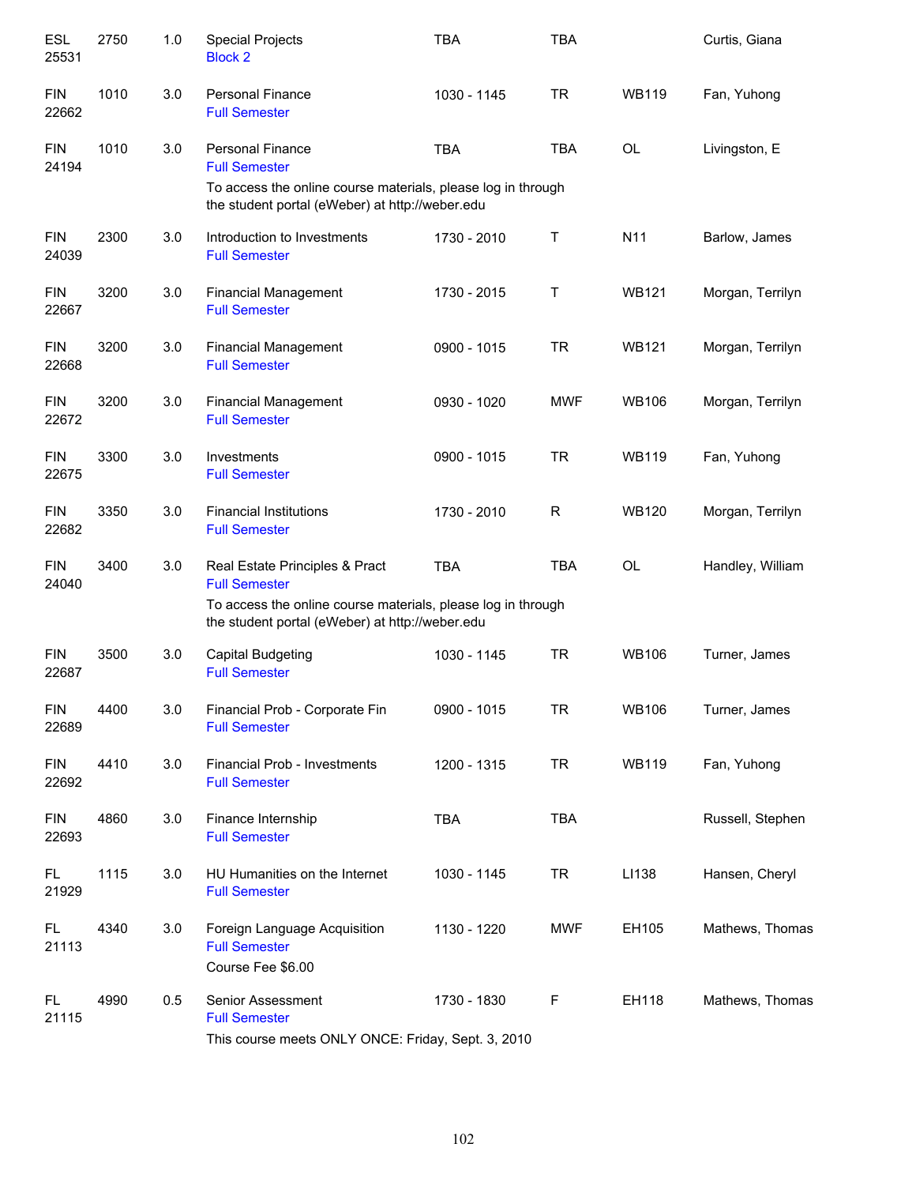| Course | | Credits | Title | Time | Days | Room | Instructor |
|---|---|---|---|---|---|---|---|
| ESL 25531 | 2750 | 1.0 | Special Projects<br>Block 2 | TBA | TBA | | Curtis, Giana |
| FIN 22662 | 1010 | 3.0 | Personal Finance<br>Full Semester | 1030 - 1145 | TR | WB119 | Fan, Yuhong |
| FIN 24194 | 1010 | 3.0 | Personal Finance<br>Full Semester<br>To access the online course materials, please log in through the student portal (eWeber) at http://weber.edu | TBA | TBA | OL | Livingston, E |
| FIN 24039 | 2300 | 3.0 | Introduction to Investments<br>Full Semester | 1730 - 2010 | T | N11 | Barlow, James |
| FIN 22667 | 3200 | 3.0 | Financial Management<br>Full Semester | 1730 - 2015 | T | WB121 | Morgan, Terrilyn |
| FIN 22668 | 3200 | 3.0 | Financial Management<br>Full Semester | 0900 - 1015 | TR | WB121 | Morgan, Terrilyn |
| FIN 22672 | 3200 | 3.0 | Financial Management<br>Full Semester | 0930 - 1020 | MWF | WB106 | Morgan, Terrilyn |
| FIN 22675 | 3300 | 3.0 | Investments<br>Full Semester | 0900 - 1015 | TR | WB119 | Fan, Yuhong |
| FIN 22682 | 3350 | 3.0 | Financial Institutions<br>Full Semester | 1730 - 2010 | R | WB120 | Morgan, Terrilyn |
| FIN 24040 | 3400 | 3.0 | Real Estate Principles & Pract<br>Full Semester<br>To access the online course materials, please log in through the student portal (eWeber) at http://weber.edu | TBA | TBA | OL | Handley, William |
| FIN 22687 | 3500 | 3.0 | Capital Budgeting<br>Full Semester | 1030 - 1145 | TR | WB106 | Turner, James |
| FIN 22689 | 4400 | 3.0 | Financial Prob - Corporate Fin<br>Full Semester | 0900 - 1015 | TR | WB106 | Turner, James |
| FIN 22692 | 4410 | 3.0 | Financial Prob - Investments<br>Full Semester | 1200 - 1315 | TR | WB119 | Fan, Yuhong |
| FIN 22693 | 4860 | 3.0 | Finance Internship<br>Full Semester | TBA | TBA | | Russell, Stephen |
| FL 21929 | 1115 | 3.0 | HU Humanities on the Internet<br>Full Semester | 1030 - 1145 | TR | LI138 | Hansen, Cheryl |
| FL 21113 | 4340 | 3.0 | Foreign Language Acquisition<br>Full Semester<br>Course Fee $6.00 | 1130 - 1220 | MWF | EH105 | Mathews, Thomas |
| FL 21115 | 4990 | 0.5 | Senior Assessment<br>Full Semester<br>This course meets ONLY ONCE: Friday, Sept. 3, 2010 | 1730 - 1830 | F | EH118 | Mathews, Thomas |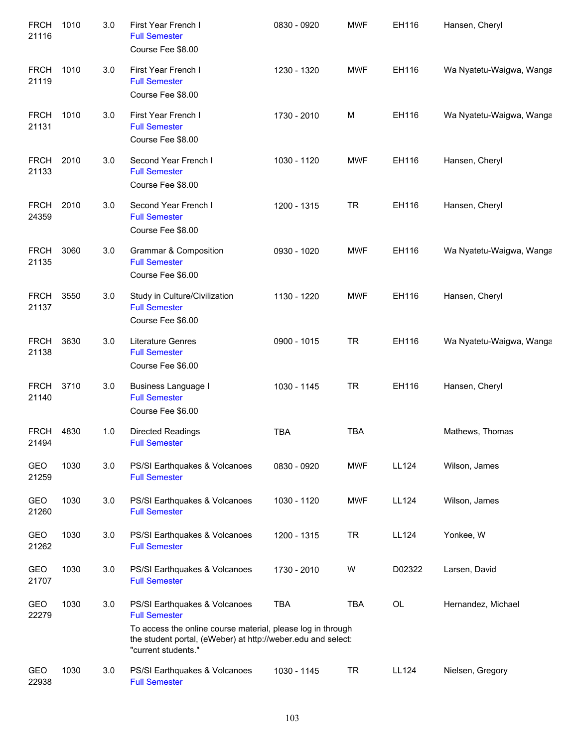| | | | | | | | |
|---|---|---|---|---|---|---|---|
| FRCH 21116 | 1010 | 3.0 | First Year French I<br>Full Semester<br>Course Fee $8.00 | 0830 - 0920 | MWF | EH116 | Hansen, Cheryl |
| FRCH 21119 | 1010 | 3.0 | First Year French I<br>Full Semester<br>Course Fee $8.00 | 1230 - 1320 | MWF | EH116 | Wa Nyatetu-Waigwa, Wanga |
| FRCH 21131 | 1010 | 3.0 | First Year French I<br>Full Semester<br>Course Fee $8.00 | 1730 - 2010 | M | EH116 | Wa Nyatetu-Waigwa, Wanga |
| FRCH 21133 | 2010 | 3.0 | Second Year French I<br>Full Semester<br>Course Fee $8.00 | 1030 - 1120 | MWF | EH116 | Hansen, Cheryl |
| FRCH 24359 | 2010 | 3.0 | Second Year French I<br>Full Semester<br>Course Fee $8.00 | 1200 - 1315 | TR | EH116 | Hansen, Cheryl |
| FRCH 21135 | 3060 | 3.0 | Grammar & Composition<br>Full Semester<br>Course Fee $6.00 | 0930 - 1020 | MWF | EH116 | Wa Nyatetu-Waigwa, Wanga |
| FRCH 21137 | 3550 | 3.0 | Study in Culture/Civilization<br>Full Semester<br>Course Fee $6.00 | 1130 - 1220 | MWF | EH116 | Hansen, Cheryl |
| FRCH 21138 | 3630 | 3.0 | Literature Genres<br>Full Semester<br>Course Fee $6.00 | 0900 - 1015 | TR | EH116 | Wa Nyatetu-Waigwa, Wanga |
| FRCH 21140 | 3710 | 3.0 | Business Language I<br>Full Semester<br>Course Fee $6.00 | 1030 - 1145 | TR | EH116 | Hansen, Cheryl |
| FRCH 21494 | 4830 | 1.0 | Directed Readings<br>Full Semester | TBA | TBA | | Mathews, Thomas |
| GEO 21259 | 1030 | 3.0 | PS/SI Earthquakes & Volcanoes<br>Full Semester | 0830 - 0920 | MWF | LL124 | Wilson, James |
| GEO 21260 | 1030 | 3.0 | PS/SI Earthquakes & Volcanoes<br>Full Semester | 1030 - 1120 | MWF | LL124 | Wilson, James |
| GEO 21262 | 1030 | 3.0 | PS/SI Earthquakes & Volcanoes<br>Full Semester | 1200 - 1315 | TR | LL124 | Yonkee, W |
| GEO 21707 | 1030 | 3.0 | PS/SI Earthquakes & Volcanoes<br>Full Semester | 1730 - 2010 | W | D02322 | Larsen, David |
| GEO 22279 | 1030 | 3.0 | PS/SI Earthquakes & Volcanoes<br>Full Semester<br>To access the online course material, please log in through the student portal, (eWeber) at http://weber.edu and select: "current students." | TBA | TBA | OL | Hernandez, Michael |
| GEO 22938 | 1030 | 3.0 | PS/SI Earthquakes & Volcanoes<br>Full Semester | 1030 - 1145 | TR | LL124 | Nielsen, Gregory |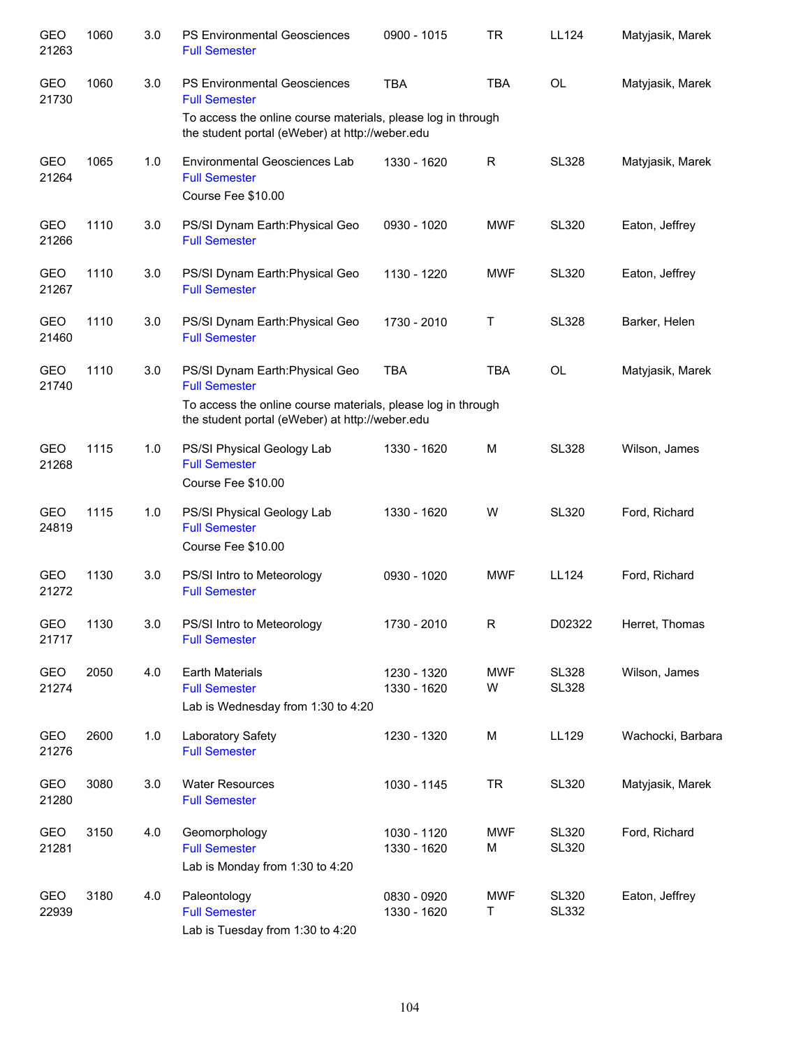| | | | | | | | |
|---|---|---|---|---|---|---|---|
| GEO 21263 | 1060 | 3.0 | PS Environmental Geosciences<br>Full Semester | 0900 - 1015 | TR | LL124 | Matyjasik, Marek |
| GEO 21730 | 1060 | 3.0 | PS Environmental Geosciences<br>Full Semester<br>To access the online course materials, please log in through the student portal (eWeber) at http://weber.edu | TBA | TBA | OL | Matyjasik, Marek |
| GEO 21264 | 1065 | 1.0 | Environmental Geosciences Lab<br>Full Semester<br>Course Fee $10.00 | 1330 - 1620 | R | SL328 | Matyjasik, Marek |
| GEO 21266 | 1110 | 3.0 | PS/SI Dynam Earth:Physical Geo<br>Full Semester | 0930 - 1020 | MWF | SL320 | Eaton, Jeffrey |
| GEO 21267 | 1110 | 3.0 | PS/SI Dynam Earth:Physical Geo<br>Full Semester | 1130 - 1220 | MWF | SL320 | Eaton, Jeffrey |
| GEO 21460 | 1110 | 3.0 | PS/SI Dynam Earth:Physical Geo<br>Full Semester | 1730 - 2010 | T | SL328 | Barker, Helen |
| GEO 21740 | 1110 | 3.0 | PS/SI Dynam Earth:Physical Geo<br>Full Semester<br>To access the online course materials, please log in through the student portal (eWeber) at http://weber.edu | TBA | TBA | OL | Matyjasik, Marek |
| GEO 21268 | 1115 | 1.0 | PS/SI Physical Geology Lab<br>Full Semester<br>Course Fee $10.00 | 1330 - 1620 | M | SL328 | Wilson, James |
| GEO 24819 | 1115 | 1.0 | PS/SI Physical Geology Lab<br>Full Semester<br>Course Fee $10.00 | 1330 - 1620 | W | SL320 | Ford, Richard |
| GEO 21272 | 1130 | 3.0 | PS/SI Intro to Meteorology<br>Full Semester | 0930 - 1020 | MWF | LL124 | Ford, Richard |
| GEO 21717 | 1130 | 3.0 | PS/SI Intro to Meteorology<br>Full Semester | 1730 - 2010 | R | D02322 | Herret, Thomas |
| GEO 21274 | 2050 | 4.0 | Earth Materials<br>Full Semester<br>Lab is Wednesday from 1:30 to 4:20 | 1230 - 1320<br>1330 - 1620 | MWF<br>W | SL328<br>SL328 | Wilson, James |
| GEO 21276 | 2600 | 1.0 | Laboratory Safety<br>Full Semester | 1230 - 1320 | M | LL129 | Wachocki, Barbara |
| GEO 21280 | 3080 | 3.0 | Water Resources<br>Full Semester | 1030 - 1145 | TR | SL320 | Matyjasik, Marek |
| GEO 21281 | 3150 | 4.0 | Geomorphology<br>Full Semester<br>Lab is Monday from 1:30 to 4:20 | 1030 - 1120<br>1330 - 1620 | MWF<br>M | SL320<br>SL320 | Ford, Richard |
| GEO 22939 | 3180 | 4.0 | Paleontology<br>Full Semester<br>Lab is Tuesday from 1:30 to 4:20 | 0830 - 0920<br>1330 - 1620 | MWF<br>T | SL320<br>SL332 | Eaton, Jeffrey |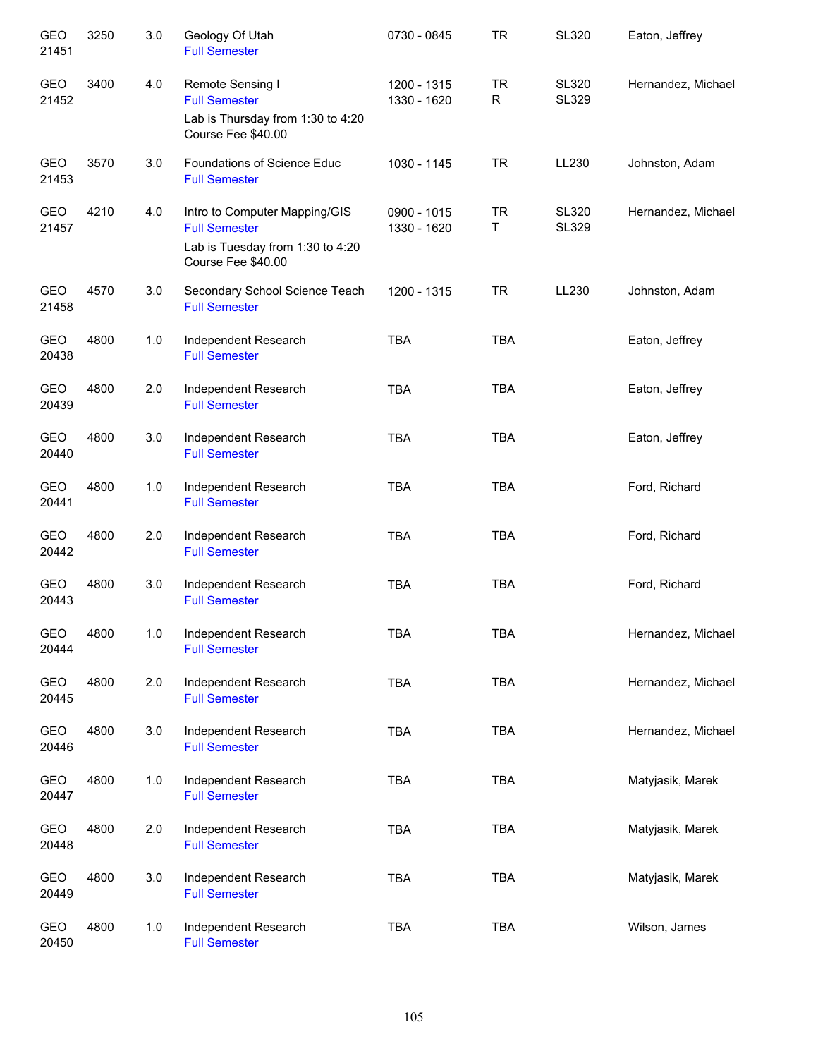| | | | | | | | |
|---|---|---|---|---|---|---|---|
| GEO 21451 | 3250 | 3.0 | Geology Of Utah<br>Full Semester | 0730 - 0845 | TR | SL320 | Eaton, Jeffrey |
| GEO 21452 | 3400 | 4.0 | Remote Sensing I<br>Full Semester<br>Lab is Thursday from 1:30 to 4:20<br>Course Fee $40.00 | 1200 - 1315<br>1330 - 1620 | TR<br>R | SL320<br>SL329 | Hernandez, Michael |
| GEO 21453 | 3570 | 3.0 | Foundations of Science Educ<br>Full Semester | 1030 - 1145 | TR | LL230 | Johnston, Adam |
| GEO 21457 | 4210 | 4.0 | Intro to Computer Mapping/GIS<br>Full Semester<br>Lab is Tuesday from 1:30 to 4:20<br>Course Fee $40.00 | 0900 - 1015<br>1330 - 1620 | TR<br>T | SL320<br>SL329 | Hernandez, Michael |
| GEO 21458 | 4570 | 3.0 | Secondary School Science Teach<br>Full Semester | 1200 - 1315 | TR | LL230 | Johnston, Adam |
| GEO 20438 | 4800 | 1.0 | Independent Research<br>Full Semester | TBA | TBA | | Eaton, Jeffrey |
| GEO 20439 | 4800 | 2.0 | Independent Research<br>Full Semester | TBA | TBA | | Eaton, Jeffrey |
| GEO 20440 | 4800 | 3.0 | Independent Research<br>Full Semester | TBA | TBA | | Eaton, Jeffrey |
| GEO 20441 | 4800 | 1.0 | Independent Research<br>Full Semester | TBA | TBA | | Ford, Richard |
| GEO 20442 | 4800 | 2.0 | Independent Research<br>Full Semester | TBA | TBA | | Ford, Richard |
| GEO 20443 | 4800 | 3.0 | Independent Research<br>Full Semester | TBA | TBA | | Ford, Richard |
| GEO 20444 | 4800 | 1.0 | Independent Research<br>Full Semester | TBA | TBA | | Hernandez, Michael |
| GEO 20445 | 4800 | 2.0 | Independent Research<br>Full Semester | TBA | TBA | | Hernandez, Michael |
| GEO 20446 | 4800 | 3.0 | Independent Research<br>Full Semester | TBA | TBA | | Hernandez, Michael |
| GEO 20447 | 4800 | 1.0 | Independent Research<br>Full Semester | TBA | TBA | | Matyjasik, Marek |
| GEO 20448 | 4800 | 2.0 | Independent Research<br>Full Semester | TBA | TBA | | Matyjasik, Marek |
| GEO 20449 | 4800 | 3.0 | Independent Research<br>Full Semester | TBA | TBA | | Matyjasik, Marek |
| GEO 20450 | 4800 | 1.0 | Independent Research<br>Full Semester | TBA | TBA | | Wilson, James |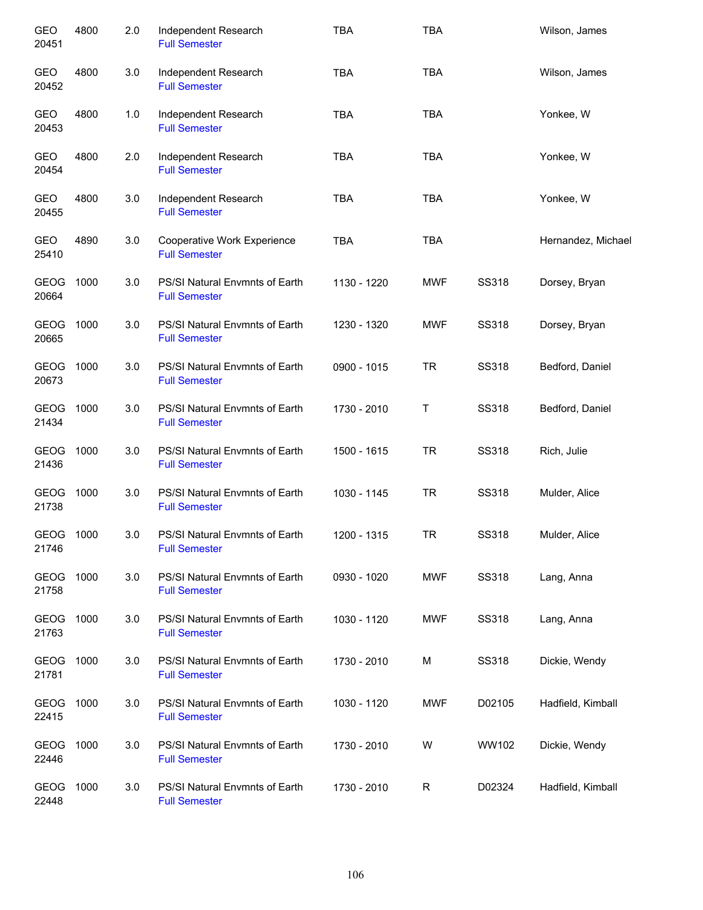| | | | | | | | |
|---|---|---|---|---|---|---|---|
| GEO 20451 | 4800 | 2.0 | Independent Research<br>Full Semester | TBA | TBA | | Wilson, James |
| GEO 20452 | 4800 | 3.0 | Independent Research<br>Full Semester | TBA | TBA | | Wilson, James |
| GEO 20453 | 4800 | 1.0 | Independent Research<br>Full Semester | TBA | TBA | | Yonkee, W |
| GEO 20454 | 4800 | 2.0 | Independent Research<br>Full Semester | TBA | TBA | | Yonkee, W |
| GEO 20455 | 4800 | 3.0 | Independent Research<br>Full Semester | TBA | TBA | | Yonkee, W |
| GEO 25410 | 4890 | 3.0 | Cooperative Work Experience<br>Full Semester | TBA | TBA | | Hernandez, Michael |
| GEOG 20664 | 1000 | 3.0 | PS/SI Natural Envmnts of Earth<br>Full Semester | 1130 - 1220 | MWF | SS318 | Dorsey, Bryan |
| GEOG 20665 | 1000 | 3.0 | PS/SI Natural Envmnts of Earth<br>Full Semester | 1230 - 1320 | MWF | SS318 | Dorsey, Bryan |
| GEOG 20673 | 1000 | 3.0 | PS/SI Natural Envmnts of Earth<br>Full Semester | 0900 - 1015 | TR | SS318 | Bedford, Daniel |
| GEOG 21434 | 1000 | 3.0 | PS/SI Natural Envmnts of Earth<br>Full Semester | 1730 - 2010 | T | SS318 | Bedford, Daniel |
| GEOG 21436 | 1000 | 3.0 | PS/SI Natural Envmnts of Earth<br>Full Semester | 1500 - 1615 | TR | SS318 | Rich, Julie |
| GEOG 21738 | 1000 | 3.0 | PS/SI Natural Envmnts of Earth<br>Full Semester | 1030 - 1145 | TR | SS318 | Mulder, Alice |
| GEOG 21746 | 1000 | 3.0 | PS/SI Natural Envmnts of Earth<br>Full Semester | 1200 - 1315 | TR | SS318 | Mulder, Alice |
| GEOG 21758 | 1000 | 3.0 | PS/SI Natural Envmnts of Earth<br>Full Semester | 0930 - 1020 | MWF | SS318 | Lang, Anna |
| GEOG 21763 | 1000 | 3.0 | PS/SI Natural Envmnts of Earth<br>Full Semester | 1030 - 1120 | MWF | SS318 | Lang, Anna |
| GEOG 21781 | 1000 | 3.0 | PS/SI Natural Envmnts of Earth<br>Full Semester | 1730 - 2010 | M | SS318 | Dickie, Wendy |
| GEOG 22415 | 1000 | 3.0 | PS/SI Natural Envmnts of Earth<br>Full Semester | 1030 - 1120 | MWF | D02105 | Hadfield, Kimball |
| GEOG 22446 | 1000 | 3.0 | PS/SI Natural Envmnts of Earth<br>Full Semester | 1730 - 2010 | W | WW102 | Dickie, Wendy |
| GEOG 22448 | 1000 | 3.0 | PS/SI Natural Envmnts of Earth<br>Full Semester | 1730 - 2010 | R | D02324 | Hadfield, Kimball |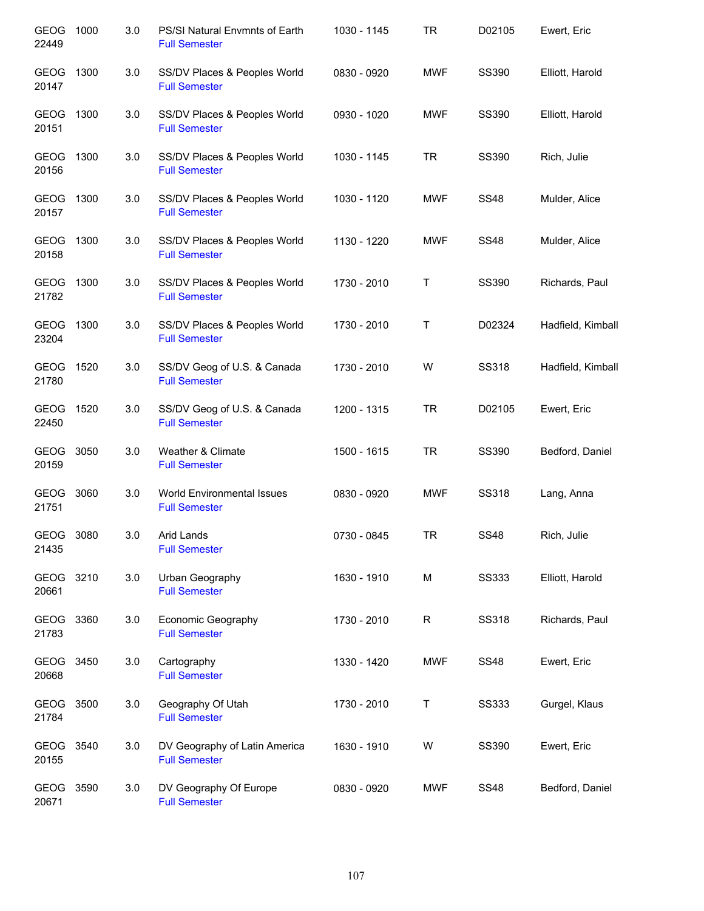| | | | | | | | |
|---|---|---|---|---|---|---|---|
| GEOG 22449 | 1000 | 3.0 | PS/SI Natural Envmnts of Earth<br>Full Semester | 1030 - 1145 | TR | D02105 | Ewert, Eric |
| GEOG 20147 | 1300 | 3.0 | SS/DV Places & Peoples World<br>Full Semester | 0830 - 0920 | MWF | SS390 | Elliott, Harold |
| GEOG 20151 | 1300 | 3.0 | SS/DV Places & Peoples World<br>Full Semester | 0930 - 1020 | MWF | SS390 | Elliott, Harold |
| GEOG 20156 | 1300 | 3.0 | SS/DV Places & Peoples World<br>Full Semester | 1030 - 1145 | TR | SS390 | Rich, Julie |
| GEOG 20157 | 1300 | 3.0 | SS/DV Places & Peoples World<br>Full Semester | 1030 - 1120 | MWF | SS48 | Mulder, Alice |
| GEOG 20158 | 1300 | 3.0 | SS/DV Places & Peoples World<br>Full Semester | 1130 - 1220 | MWF | SS48 | Mulder, Alice |
| GEOG 21782 | 1300 | 3.0 | SS/DV Places & Peoples World<br>Full Semester | 1730 - 2010 | T | SS390 | Richards, Paul |
| GEOG 23204 | 1300 | 3.0 | SS/DV Places & Peoples World<br>Full Semester | 1730 - 2010 | T | D02324 | Hadfield, Kimball |
| GEOG 21780 | 1520 | 3.0 | SS/DV Geog of U.S. & Canada<br>Full Semester | 1730 - 2010 | W | SS318 | Hadfield, Kimball |
| GEOG 22450 | 1520 | 3.0 | SS/DV Geog of U.S. & Canada<br>Full Semester | 1200 - 1315 | TR | D02105 | Ewert, Eric |
| GEOG 20159 | 3050 | 3.0 | Weather & Climate<br>Full Semester | 1500 - 1615 | TR | SS390 | Bedford, Daniel |
| GEOG 21751 | 3060 | 3.0 | World Environmental Issues<br>Full Semester | 0830 - 0920 | MWF | SS318 | Lang, Anna |
| GEOG 21435 | 3080 | 3.0 | Arid Lands<br>Full Semester | 0730 - 0845 | TR | SS48 | Rich, Julie |
| GEOG 20661 | 3210 | 3.0 | Urban Geography<br>Full Semester | 1630 - 1910 | M | SS333 | Elliott, Harold |
| GEOG 21783 | 3360 | 3.0 | Economic Geography<br>Full Semester | 1730 - 2010 | R | SS318 | Richards, Paul |
| GEOG 20668 | 3450 | 3.0 | Cartography<br>Full Semester | 1330 - 1420 | MWF | SS48 | Ewert, Eric |
| GEOG 21784 | 3500 | 3.0 | Geography Of Utah<br>Full Semester | 1730 - 2010 | T | SS333 | Gurgel, Klaus |
| GEOG 20155 | 3540 | 3.0 | DV Geography of Latin America<br>Full Semester | 1630 - 1910 | W | SS390 | Ewert, Eric |
| GEOG 20671 | 3590 | 3.0 | DV Geography Of Europe<br>Full Semester | 0830 - 0920 | MWF | SS48 | Bedford, Daniel |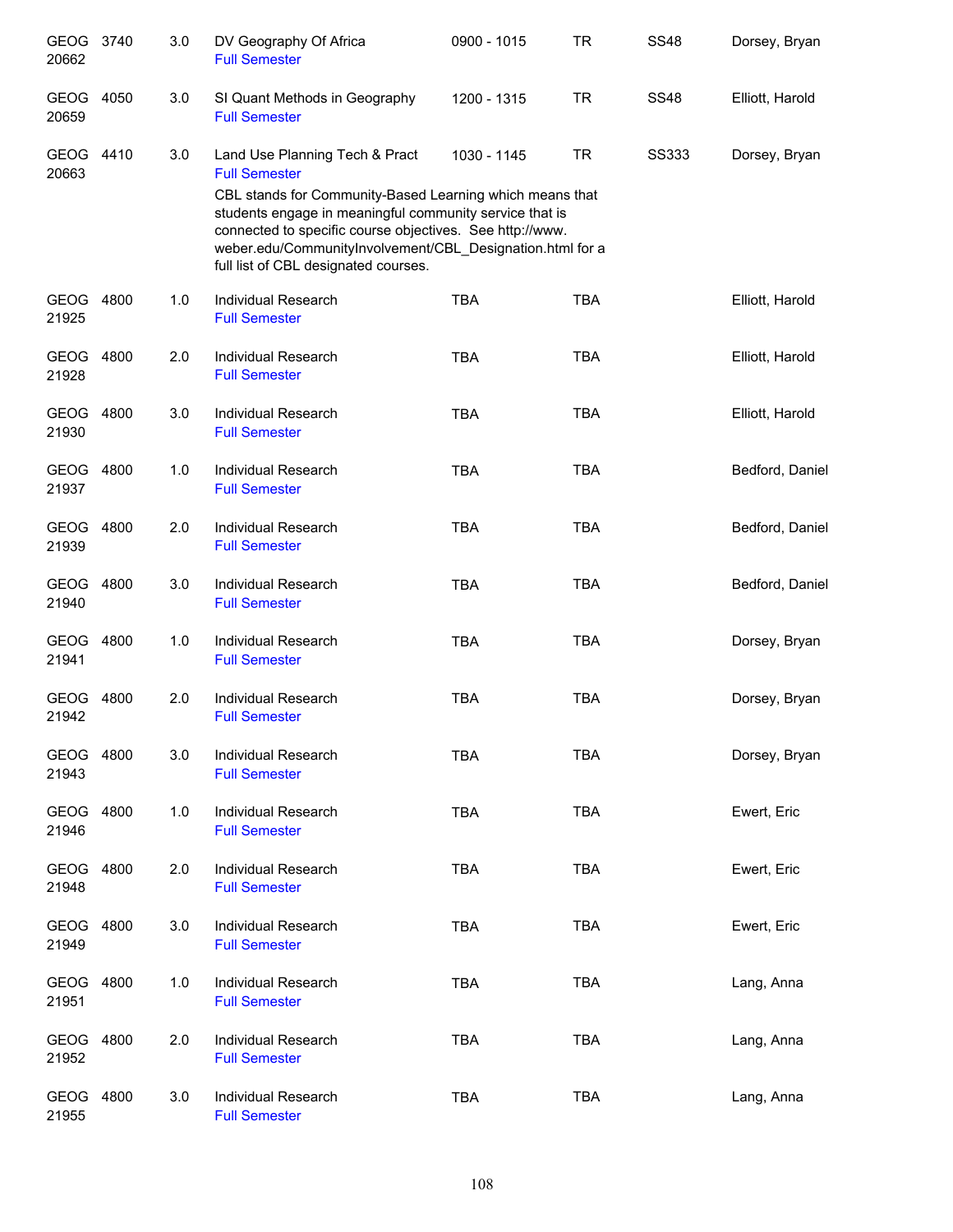| Course | | Credits | Title | Time | Days | Room | Instructor |
|---|---|---|---|---|---|---|---|
| GEOG 20662 | 3740 | 3.0 | DV Geography Of Africa<br>Full Semester | 0900 - 1015 | TR | SS48 | Dorsey, Bryan |
| GEOG 20659 | 4050 | 3.0 | SI Quant Methods in Geography<br>Full Semester | 1200 - 1315 | TR | SS48 | Elliott, Harold |
| GEOG 20663 | 4410 | 3.0 | Land Use Planning Tech & Pract<br>Full Semester<br>CBL stands for Community-Based Learning which means that students engage in meaningful community service that is connected to specific course objectives. See http://www.weber.edu/CommunityInvolvement/CBL_Designation.html for a full list of CBL designated courses. | 1030 - 1145 | TR | SS333 | Dorsey, Bryan |
| GEOG 21925 | 4800 | 1.0 | Individual Research<br>Full Semester | TBA | TBA | | Elliott, Harold |
| GEOG 21928 | 4800 | 2.0 | Individual Research<br>Full Semester | TBA | TBA | | Elliott, Harold |
| GEOG 21930 | 4800 | 3.0 | Individual Research<br>Full Semester | TBA | TBA | | Elliott, Harold |
| GEOG 21937 | 4800 | 1.0 | Individual Research<br>Full Semester | TBA | TBA | | Bedford, Daniel |
| GEOG 21939 | 4800 | 2.0 | Individual Research<br>Full Semester | TBA | TBA | | Bedford, Daniel |
| GEOG 21940 | 4800 | 3.0 | Individual Research<br>Full Semester | TBA | TBA | | Bedford, Daniel |
| GEOG 21941 | 4800 | 1.0 | Individual Research<br>Full Semester | TBA | TBA | | Dorsey, Bryan |
| GEOG 21942 | 4800 | 2.0 | Individual Research<br>Full Semester | TBA | TBA | | Dorsey, Bryan |
| GEOG 21943 | 4800 | 3.0 | Individual Research<br>Full Semester | TBA | TBA | | Dorsey, Bryan |
| GEOG 21946 | 4800 | 1.0 | Individual Research<br>Full Semester | TBA | TBA | | Ewert, Eric |
| GEOG 21948 | 4800 | 2.0 | Individual Research<br>Full Semester | TBA | TBA | | Ewert, Eric |
| GEOG 21949 | 4800 | 3.0 | Individual Research<br>Full Semester | TBA | TBA | | Ewert, Eric |
| GEOG 21951 | 4800 | 1.0 | Individual Research<br>Full Semester | TBA | TBA | | Lang, Anna |
| GEOG 21952 | 4800 | 2.0 | Individual Research<br>Full Semester | TBA | TBA | | Lang, Anna |
| GEOG 21955 | 4800 | 3.0 | Individual Research<br>Full Semester | TBA | TBA | | Lang, Anna |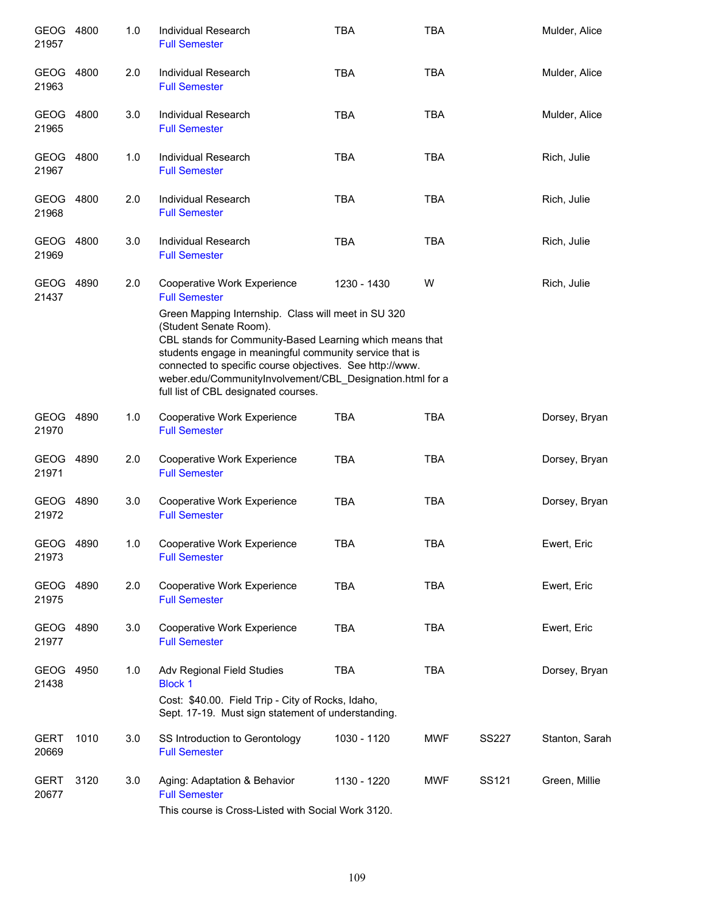| Subject/CRN | Course | Credits | Title | Time | Days | Room | Instructor |
|---|---|---|---|---|---|---|---|
| GEOG 21957 | 4800 | 1.0 | Individual Research<br>Full Semester | TBA | TBA | | Mulder, Alice |
| GEOG 21963 | 4800 | 2.0 | Individual Research<br>Full Semester | TBA | TBA | | Mulder, Alice |
| GEOG 21965 | 4800 | 3.0 | Individual Research<br>Full Semester | TBA | TBA | | Mulder, Alice |
| GEOG 21967 | 4800 | 1.0 | Individual Research<br>Full Semester | TBA | TBA | | Rich, Julie |
| GEOG 21968 | 4800 | 2.0 | Individual Research<br>Full Semester | TBA | TBA | | Rich, Julie |
| GEOG 21969 | 4800 | 3.0 | Individual Research<br>Full Semester | TBA | TBA | | Rich, Julie |
| GEOG 21437 | 4890 | 2.0 | Cooperative Work Experience<br>Full Semester<br>Green Mapping Internship. Class will meet in SU 320 (Student Senate Room).<br>CBL stands for Community-Based Learning which means that students engage in meaningful community service that is connected to specific course objectives. See http://www.weber.edu/CommunityInvolvement/CBL_Designation.html for a full list of CBL designated courses. | 1230 - 1430 | W | | Rich, Julie |
| GEOG 21970 | 4890 | 1.0 | Cooperative Work Experience<br>Full Semester | TBA | TBA | | Dorsey, Bryan |
| GEOG 21971 | 4890 | 2.0 | Cooperative Work Experience<br>Full Semester | TBA | TBA | | Dorsey, Bryan |
| GEOG 21972 | 4890 | 3.0 | Cooperative Work Experience<br>Full Semester | TBA | TBA | | Dorsey, Bryan |
| GEOG 21973 | 4890 | 1.0 | Cooperative Work Experience<br>Full Semester | TBA | TBA | | Ewert, Eric |
| GEOG 21975 | 4890 | 2.0 | Cooperative Work Experience<br>Full Semester | TBA | TBA | | Ewert, Eric |
| GEOG 21977 | 4890 | 3.0 | Cooperative Work Experience<br>Full Semester | TBA | TBA | | Ewert, Eric |
| GEOG 21438 | 4950 | 1.0 | Adv Regional Field Studies<br>Block 1<br>Cost: $40.00. Field Trip - City of Rocks, Idaho, Sept. 17-19. Must sign statement of understanding. | TBA | TBA | | Dorsey, Bryan |
| GERT 20669 | 1010 | 3.0 | SS Introduction to Gerontology<br>Full Semester | 1030 - 1120 | MWF | SS227 | Stanton, Sarah |
| GERT 20677 | 3120 | 3.0 | Aging: Adaptation & Behavior<br>Full Semester<br>This course is Cross-Listed with Social Work 3120. | 1130 - 1220 | MWF | SS121 | Green, Millie |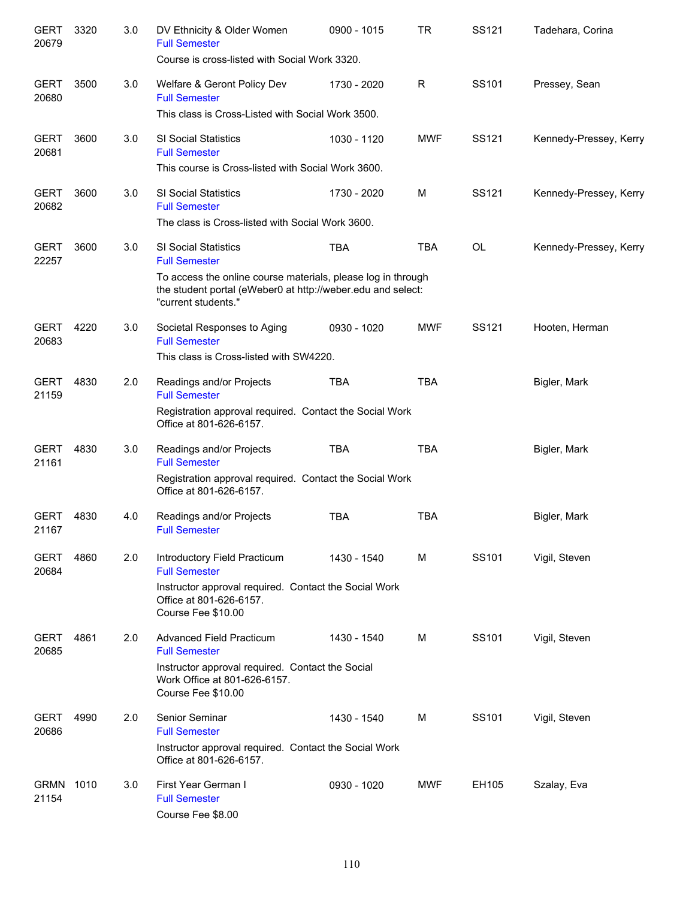| Course | Number | Credits | Title | Time | Days | Room | Instructor |
|---|---|---|---|---|---|---|---|
| GERT 20679 | 3320 | 3.0 | DV Ethnicity & Older Women<br>Full Semester<br>Course is cross-listed with Social Work 3320. | 0900 - 1015 | TR | SS121 | Tadehara, Corina |
| GERT 20680 | 3500 | 3.0 | Welfare & Geront Policy Dev<br>Full Semester<br>This class is Cross-Listed with Social Work 3500. | 1730 - 2020 | R | SS101 | Pressey, Sean |
| GERT 20681 | 3600 | 3.0 | SI Social Statistics<br>Full Semester<br>This course is Cross-listed with Social Work 3600. | 1030 - 1120 | MWF | SS121 | Kennedy-Pressey, Kerry |
| GERT 20682 | 3600 | 3.0 | SI Social Statistics<br>Full Semester<br>The class is Cross-listed with Social Work 3600. | 1730 - 2020 | M | SS121 | Kennedy-Pressey, Kerry |
| GERT 22257 | 3600 | 3.0 | SI Social Statistics<br>Full Semester<br>To access the online course materials, please log in through the student portal (eWeber0 at http://weber.edu and select: "current students." | TBA | TBA | OL | Kennedy-Pressey, Kerry |
| GERT 20683 | 4220 | 3.0 | Societal Responses to Aging<br>Full Semester<br>This class is Cross-listed with SW4220. | 0930 - 1020 | MWF | SS121 | Hooten, Herman |
| GERT 21159 | 4830 | 2.0 | Readings and/or Projects<br>Full Semester<br>Registration approval required. Contact the Social Work Office at 801-626-6157. | TBA | TBA | | Bigler, Mark |
| GERT 21161 | 4830 | 3.0 | Readings and/or Projects<br>Full Semester<br>Registration approval required. Contact the Social Work Office at 801-626-6157. | TBA | TBA | | Bigler, Mark |
| GERT 21167 | 4830 | 4.0 | Readings and/or Projects<br>Full Semester | TBA | TBA | | Bigler, Mark |
| GERT 20684 | 4860 | 2.0 | Introductory Field Practicum<br>Full Semester<br>Instructor approval required. Contact the Social Work Office at 801-626-6157.<br>Course Fee $10.00 | 1430 - 1540 | M | SS101 | Vigil, Steven |
| GERT 20685 | 4861 | 2.0 | Advanced Field Practicum<br>Full Semester<br>Instructor approval required. Contact the Social Work Office at 801-626-6157.<br>Course Fee $10.00 | 1430 - 1540 | M | SS101 | Vigil, Steven |
| GERT 20686 | 4990 | 2.0 | Senior Seminar<br>Full Semester<br>Instructor approval required. Contact the Social Work Office at 801-626-6157. | 1430 - 1540 | M | SS101 | Vigil, Steven |
| GRMN 21154 | 1010 | 3.0 | First Year German I<br>Full Semester<br>Course Fee $8.00 | 0930 - 1020 | MWF | EH105 | Szalay, Eva |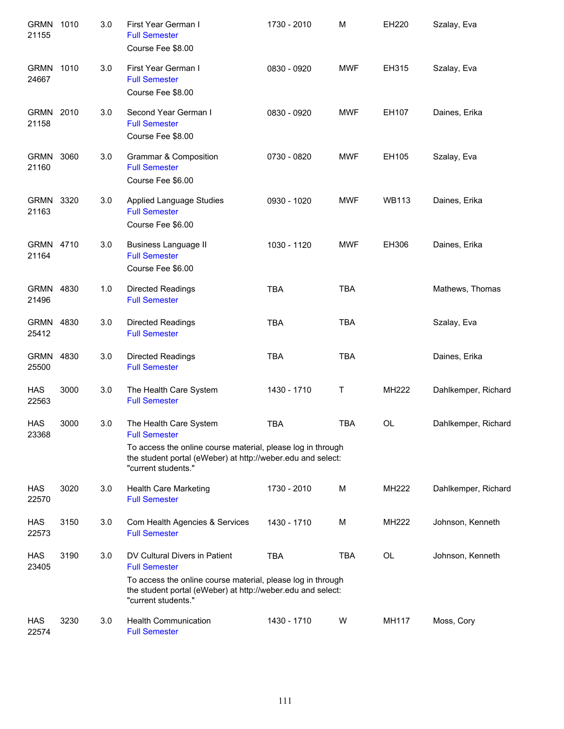| Subject / CRN | Course | Credits | Title | Time | Days | Room | Instructor |
|---|---|---|---|---|---|---|---|
| GRMN 21155 | 1010 | 3.0 | First Year German I<br>Full Semester<br>Course Fee $8.00 | 1730 - 2010 | M | EH220 | Szalay, Eva |
| GRMN 24667 | 1010 | 3.0 | First Year German I<br>Full Semester<br>Course Fee $8.00 | 0830 - 0920 | MWF | EH315 | Szalay, Eva |
| GRMN 21158 | 2010 | 3.0 | Second Year German I<br>Full Semester<br>Course Fee $8.00 | 0830 - 0920 | MWF | EH107 | Daines, Erika |
| GRMN 21160 | 3060 | 3.0 | Grammar & Composition<br>Full Semester<br>Course Fee $6.00 | 0730 - 0820 | MWF | EH105 | Szalay, Eva |
| GRMN 21163 | 3320 | 3.0 | Applied Language Studies<br>Full Semester<br>Course Fee $6.00 | 0930 - 1020 | MWF | WB113 | Daines, Erika |
| GRMN 21164 | 4710 | 3.0 | Business Language II<br>Full Semester<br>Course Fee $6.00 | 1030 - 1120 | MWF | EH306 | Daines, Erika |
| GRMN 21496 | 4830 | 1.0 | Directed Readings<br>Full Semester | TBA | TBA | | Mathews, Thomas |
| GRMN 25412 | 4830 | 3.0 | Directed Readings<br>Full Semester | TBA | TBA | | Szalay, Eva |
| GRMN 25500 | 4830 | 3.0 | Directed Readings<br>Full Semester | TBA | TBA | | Daines, Erika |
| HAS 22563 | 3000 | 3.0 | The Health Care System<br>Full Semester | 1430 - 1710 | T | MH222 | Dahlkemper, Richard |
| HAS 23368 | 3000 | 3.0 | The Health Care System<br>Full Semester<br>To access the online course material, please log in through the student portal (eWeber) at http://weber.edu and select: "current students." | TBA | TBA | OL | Dahlkemper, Richard |
| HAS 22570 | 3020 | 3.0 | Health Care Marketing<br>Full Semester | 1730 - 2010 | M | MH222 | Dahlkemper, Richard |
| HAS 22573 | 3150 | 3.0 | Com Health Agencies & Services<br>Full Semester | 1430 - 1710 | M | MH222 | Johnson, Kenneth |
| HAS 23405 | 3190 | 3.0 | DV Cultural Divers in Patient<br>Full Semester<br>To access the online course material, please log in through the student portal (eWeber) at http://weber.edu and select: "current students." | TBA | TBA | OL | Johnson, Kenneth |
| HAS 22574 | 3230 | 3.0 | Health Communication<br>Full Semester | 1430 - 1710 | W | MH117 | Moss, Cory |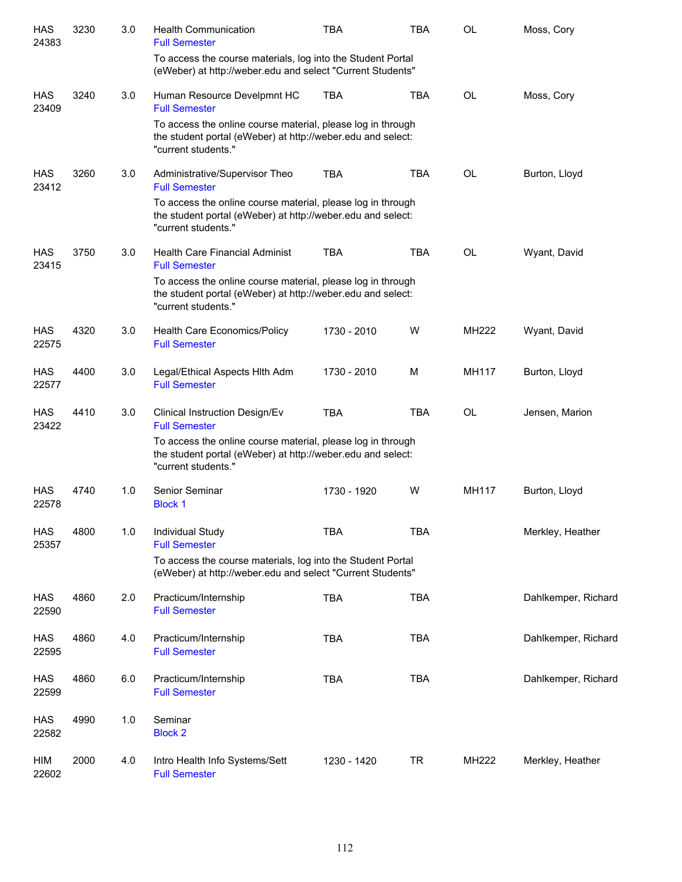| | | | | | | | |
|---|---|---|---|---|---|---|---|
| HAS 24383 | 3230 | 3.0 | Health Communication<br>Full Semester | TBA | TBA | OL | Moss, Cory |
| | | | To access the course materials, log into the Student Portal (eWeber) at http://weber.edu and select "Current Students" | | | | |
| HAS 23409 | 3240 | 3.0 | Human Resource Develpmnt HC<br>Full Semester | TBA | TBA | OL | Moss, Cory |
| | | | To access the online course material, please log in through the student portal (eWeber) at http://weber.edu and select: "current students." | | | | |
| HAS 23412 | 3260 | 3.0 | Administrative/Supervisor Theo<br>Full Semester | TBA | TBA | OL | Burton, Lloyd |
| | | | To access the online course material, please log in through the student portal (eWeber) at http://weber.edu and select: "current students." | | | | |
| HAS 23415 | 3750 | 3.0 | Health Care Financial Administ<br>Full Semester | TBA | TBA | OL | Wyant, David |
| | | | To access the online course material, please log in through the student portal (eWeber) at http://weber.edu and select: "current students." | | | | |
| HAS 22575 | 4320 | 3.0 | Health Care Economics/Policy<br>Full Semester | 1730 - 2010 | W | MH222 | Wyant, David |
| HAS 22577 | 4400 | 3.0 | Legal/Ethical Aspects Hlth Adm<br>Full Semester | 1730 - 2010 | M | MH117 | Burton, Lloyd |
| HAS 23422 | 4410 | 3.0 | Clinical Instruction Design/Ev<br>Full Semester | TBA | TBA | OL | Jensen, Marion |
| | | | To access the online course material, please log in through the student portal (eWeber) at http://weber.edu and select: "current students." | | | | |
| HAS 22578 | 4740 | 1.0 | Senior Seminar<br>Block 1 | 1730 - 1920 | W | MH117 | Burton, Lloyd |
| HAS 25357 | 4800 | 1.0 | Individual Study<br>Full Semester | TBA | TBA | | Merkley, Heather |
| | | | To access the course materials, log into the Student Portal (eWeber) at http://weber.edu and select "Current Students" | | | | |
| HAS 22590 | 4860 | 2.0 | Practicum/Internship<br>Full Semester | TBA | TBA | | Dahlkemper, Richard |
| HAS 22595 | 4860 | 4.0 | Practicum/Internship<br>Full Semester | TBA | TBA | | Dahlkemper, Richard |
| HAS 22599 | 4860 | 6.0 | Practicum/Internship<br>Full Semester | TBA | TBA | | Dahlkemper, Richard |
| HAS 22582 | 4990 | 1.0 | Seminar<br>Block 2 | | | | |
| HIM 22602 | 2000 | 4.0 | Intro Health Info Systems/Sett<br>Full Semester | 1230 - 1420 | TR | MH222 | Merkley, Heather |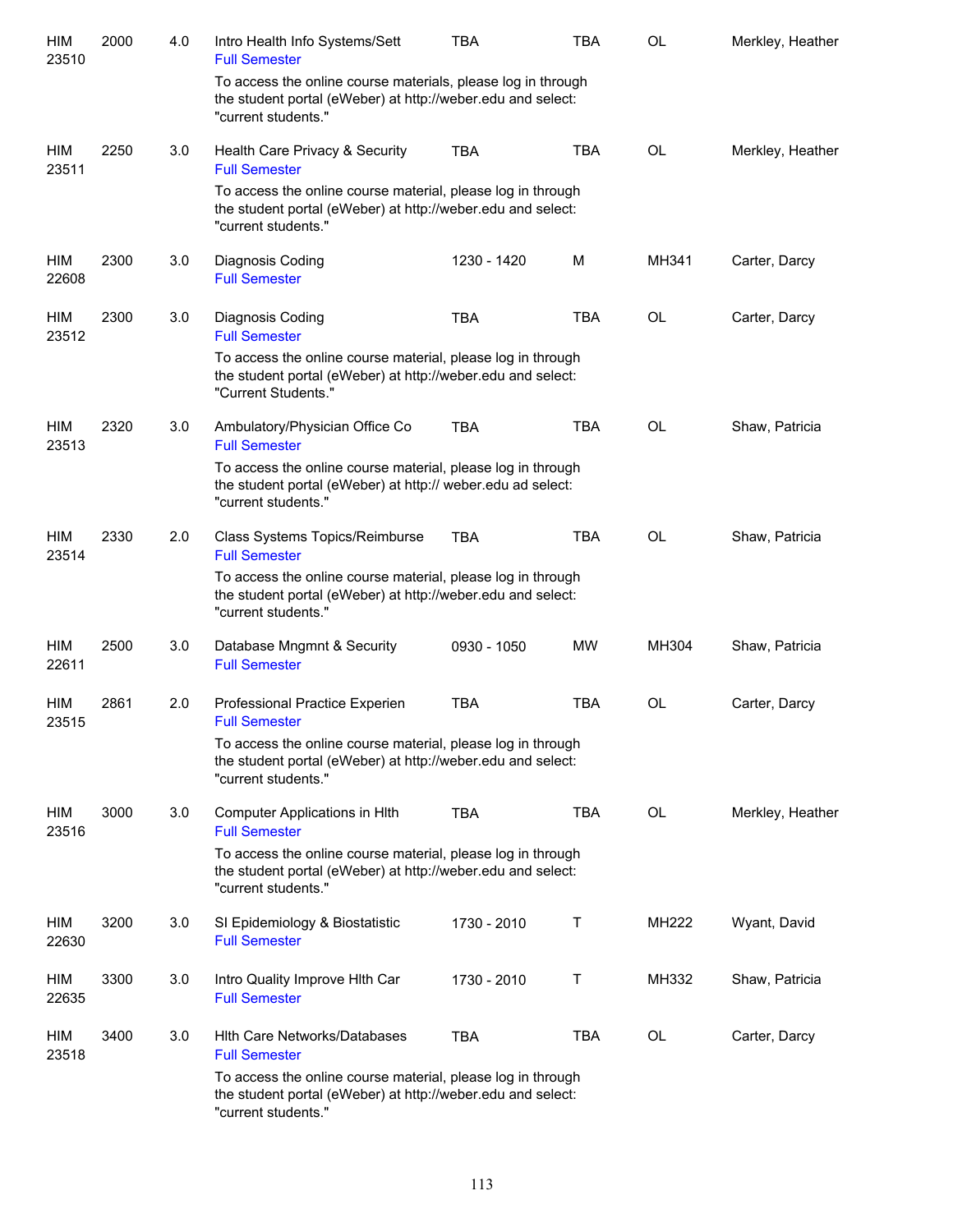| | | | | | | | |
|---|---|---|---|---|---|---|---|
| HIM 23510 | 2000 | 4.0 | Intro Health Info Systems/Sett<br>Full Semester | TBA | TBA | OL | Merkley, Heather |
| | | | To access the online course materials, please log in through the student portal (eWeber) at http://weber.edu and select: "current students." | | | | |
| HIM 23511 | 2250 | 3.0 | Health Care Privacy & Security<br>Full Semester | TBA | TBA | OL | Merkley, Heather |
| | | | To access the online course material, please log in through the student portal (eWeber) at http://weber.edu and select: "current students." | | | | |
| HIM 22608 | 2300 | 3.0 | Diagnosis Coding<br>Full Semester | 1230 - 1420 | M | MH341 | Carter, Darcy |
| HIM 23512 | 2300 | 3.0 | Diagnosis Coding<br>Full Semester | TBA | TBA | OL | Carter, Darcy |
| | | | To access the online course material, please log in through the student portal (eWeber) at http://weber.edu and select: "Current Students." | | | | |
| HIM 23513 | 2320 | 3.0 | Ambulatory/Physician Office Co<br>Full Semester | TBA | TBA | OL | Shaw, Patricia |
| | | | To access the online course material, please log in through the student portal (eWeber) at http:// weber.edu ad select: "current students." | | | | |
| HIM 23514 | 2330 | 2.0 | Class Systems Topics/Reimburse<br>Full Semester | TBA | TBA | OL | Shaw, Patricia |
| | | | To access the online course material, please log in through the student portal (eWeber) at http://weber.edu and select: "current students." | | | | |
| HIM 22611 | 2500 | 3.0 | Database Mngmnt & Security<br>Full Semester | 0930 - 1050 | MW | MH304 | Shaw, Patricia |
| HIM 23515 | 2861 | 2.0 | Professional Practice Experien<br>Full Semester | TBA | TBA | OL | Carter, Darcy |
| | | | To access the online course material, please log in through the student portal (eWeber) at http://weber.edu and select: "current students." | | | | |
| HIM 23516 | 3000 | 3.0 | Computer Applications in Hlth<br>Full Semester | TBA | TBA | OL | Merkley, Heather |
| | | | To access the online course material, please log in through the student portal (eWeber) at http://weber.edu and select: "current students." | | | | |
| HIM 22630 | 3200 | 3.0 | SI Epidemiology & Biostatistic<br>Full Semester | 1730 - 2010 | T | MH222 | Wyant, David |
| HIM 22635 | 3300 | 3.0 | Intro Quality Improve Hlth Car<br>Full Semester | 1730 - 2010 | T | MH332 | Shaw, Patricia |
| HIM 23518 | 3400 | 3.0 | Hlth Care Networks/Databases<br>Full Semester | TBA | TBA | OL | Carter, Darcy |
| | | | To access the online course material, please log in through the student portal (eWeber) at http://weber.edu and select: "current students." | | | | |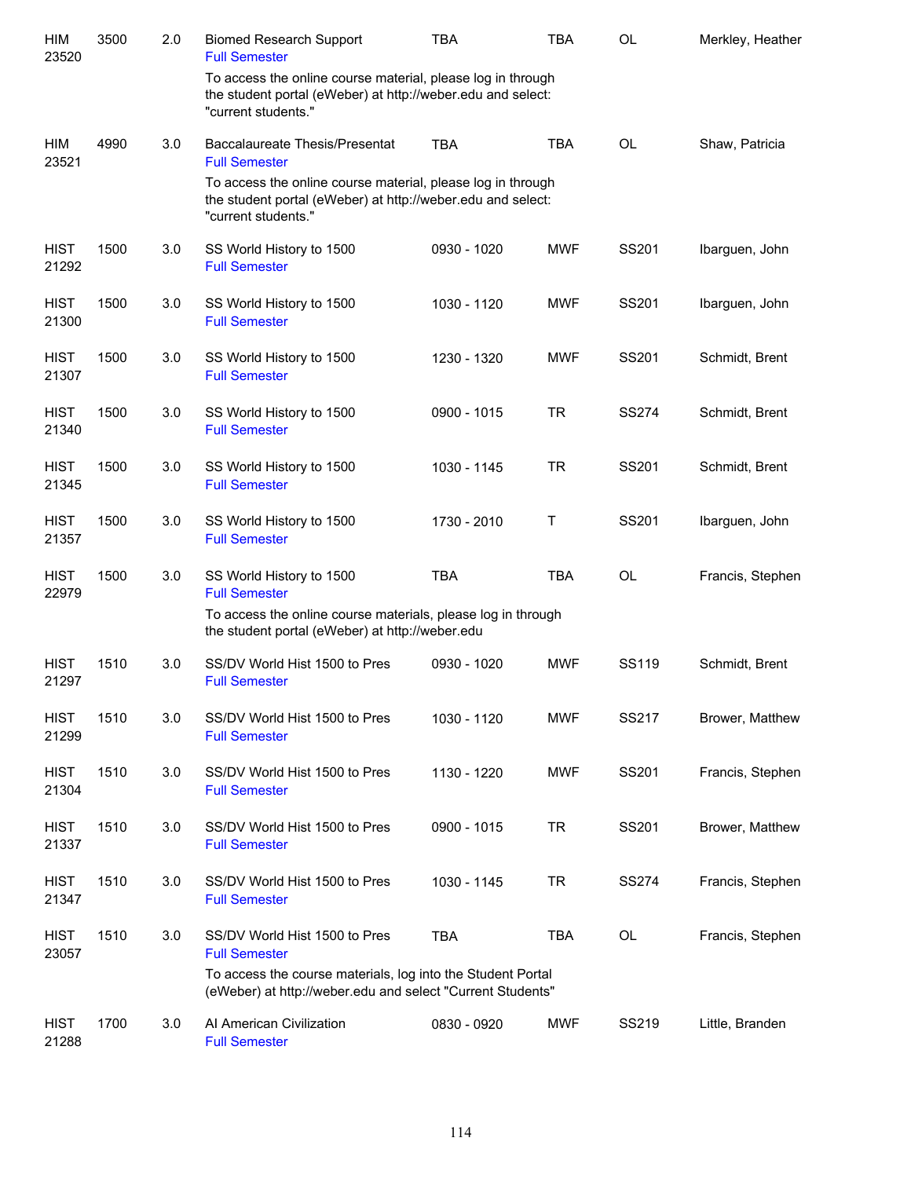| | | | | | | | |
|---|---|---|---|---|---|---|---|
| HIM 23520 | 3500 | 2.0 | Biomed Research Support<br>Full Semester<br>To access the online course material, please log in through the student portal (eWeber) at http://weber.edu and select: "current students." | TBA | TBA | OL | Merkley, Heather |
| HIM 23521 | 4990 | 3.0 | Baccalaureate Thesis/Presentat<br>Full Semester<br>To access the online course material, please log in through the student portal (eWeber) at http://weber.edu and select: "current students." | TBA | TBA | OL | Shaw, Patricia |
| HIST 21292 | 1500 | 3.0 | SS World History to 1500<br>Full Semester | 0930 - 1020 | MWF | SS201 | Ibarguen, John |
| HIST 21300 | 1500 | 3.0 | SS World History to 1500<br>Full Semester | 1030 - 1120 | MWF | SS201 | Ibarguen, John |
| HIST 21307 | 1500 | 3.0 | SS World History to 1500<br>Full Semester | 1230 - 1320 | MWF | SS201 | Schmidt, Brent |
| HIST 21340 | 1500 | 3.0 | SS World History to 1500<br>Full Semester | 0900 - 1015 | TR | SS274 | Schmidt, Brent |
| HIST 21345 | 1500 | 3.0 | SS World History to 1500<br>Full Semester | 1030 - 1145 | TR | SS201 | Schmidt, Brent |
| HIST 21357 | 1500 | 3.0 | SS World History to 1500<br>Full Semester | 1730 - 2010 | T | SS201 | Ibarguen, John |
| HIST 22979 | 1500 | 3.0 | SS World History to 1500<br>Full Semester<br>To access the online course materials, please log in through the student portal (eWeber) at http://weber.edu | TBA | TBA | OL | Francis, Stephen |
| HIST 21297 | 1510 | 3.0 | SS/DV World Hist 1500 to Pres<br>Full Semester | 0930 - 1020 | MWF | SS119 | Schmidt, Brent |
| HIST 21299 | 1510 | 3.0 | SS/DV World Hist 1500 to Pres<br>Full Semester | 1030 - 1120 | MWF | SS217 | Brower, Matthew |
| HIST 21304 | 1510 | 3.0 | SS/DV World Hist 1500 to Pres<br>Full Semester | 1130 - 1220 | MWF | SS201 | Francis, Stephen |
| HIST 21337 | 1510 | 3.0 | SS/DV World Hist 1500 to Pres<br>Full Semester | 0900 - 1015 | TR | SS201 | Brower, Matthew |
| HIST 21347 | 1510 | 3.0 | SS/DV World Hist 1500 to Pres<br>Full Semester | 1030 - 1145 | TR | SS274 | Francis, Stephen |
| HIST 23057 | 1510 | 3.0 | SS/DV World Hist 1500 to Pres<br>Full Semester<br>To access the course materials, log into the Student Portal (eWeber) at http://weber.edu and select "Current Students" | TBA | TBA | OL | Francis, Stephen |
| HIST 21288 | 1700 | 3.0 | AI American Civilization<br>Full Semester | 0830 - 0920 | MWF | SS219 | Little, Branden |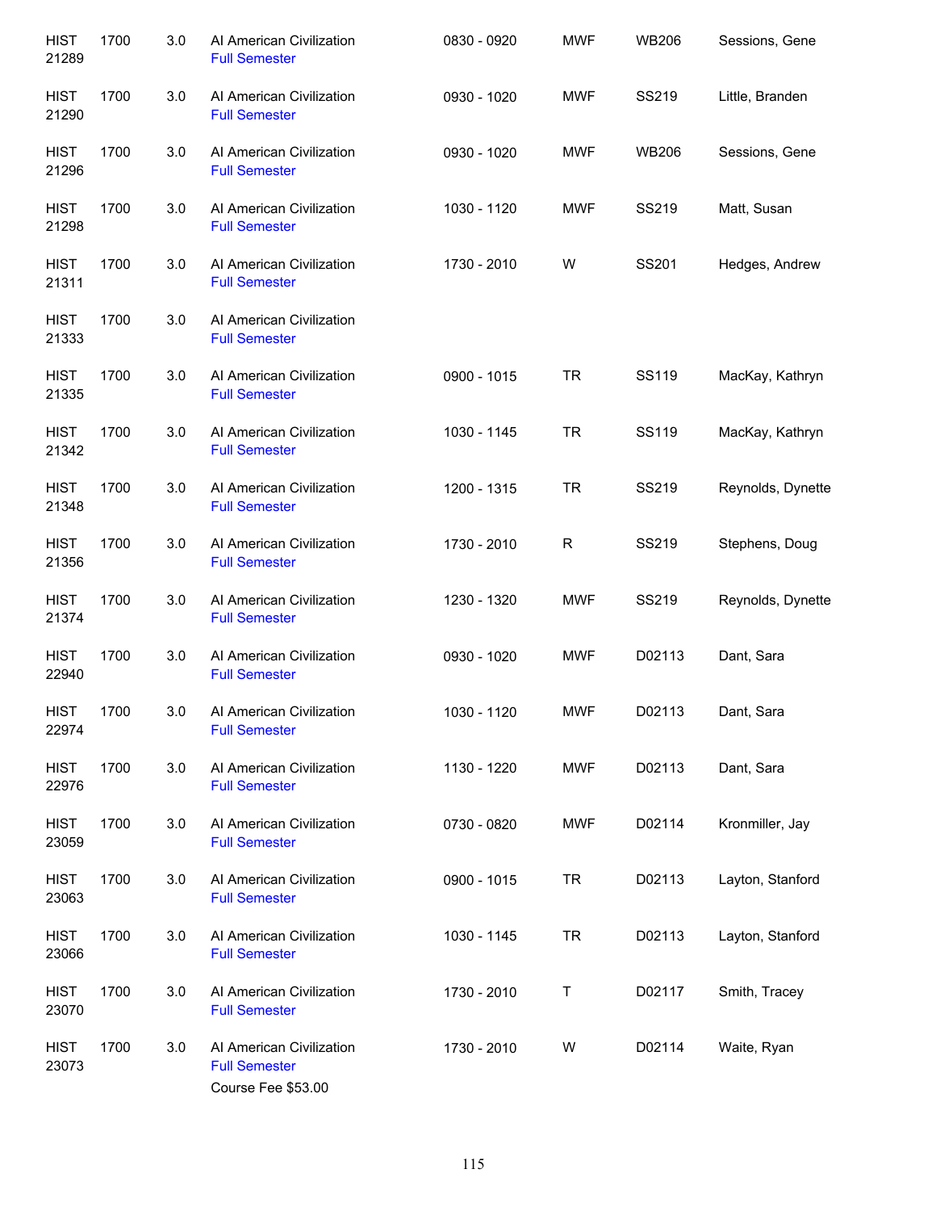| | | | | | | | |
|---|---|---|---|---|---|---|---|
| HIST 21289 | 1700 | 3.0 | AI American Civilization<br>Full Semester | 0830 - 0920 | MWF | WB206 | Sessions, Gene |
| HIST 21290 | 1700 | 3.0 | AI American Civilization<br>Full Semester | 0930 - 1020 | MWF | SS219 | Little, Branden |
| HIST 21296 | 1700 | 3.0 | AI American Civilization<br>Full Semester | 0930 - 1020 | MWF | WB206 | Sessions, Gene |
| HIST 21298 | 1700 | 3.0 | AI American Civilization<br>Full Semester | 1030 - 1120 | MWF | SS219 | Matt, Susan |
| HIST 21311 | 1700 | 3.0 | AI American Civilization<br>Full Semester | 1730 - 2010 | W | SS201 | Hedges, Andrew |
| HIST 21333 | 1700 | 3.0 | AI American Civilization<br>Full Semester | | | | |
| HIST 21335 | 1700 | 3.0 | AI American Civilization<br>Full Semester | 0900 - 1015 | TR | SS119 | MacKay, Kathryn |
| HIST 21342 | 1700 | 3.0 | AI American Civilization<br>Full Semester | 1030 - 1145 | TR | SS119 | MacKay, Kathryn |
| HIST 21348 | 1700 | 3.0 | AI American Civilization<br>Full Semester | 1200 - 1315 | TR | SS219 | Reynolds, Dynette |
| HIST 21356 | 1700 | 3.0 | AI American Civilization<br>Full Semester | 1730 - 2010 | R | SS219 | Stephens, Doug |
| HIST 21374 | 1700 | 3.0 | AI American Civilization<br>Full Semester | 1230 - 1320 | MWF | SS219 | Reynolds, Dynette |
| HIST 22940 | 1700 | 3.0 | AI American Civilization<br>Full Semester | 0930 - 1020 | MWF | D02113 | Dant, Sara |
| HIST 22974 | 1700 | 3.0 | AI American Civilization<br>Full Semester | 1030 - 1120 | MWF | D02113 | Dant, Sara |
| HIST 22976 | 1700 | 3.0 | AI American Civilization<br>Full Semester | 1130 - 1220 | MWF | D02113 | Dant, Sara |
| HIST 23059 | 1700 | 3.0 | AI American Civilization<br>Full Semester | 0730 - 0820 | MWF | D02114 | Kronmiller, Jay |
| HIST 23063 | 1700 | 3.0 | AI American Civilization<br>Full Semester | 0900 - 1015 | TR | D02113 | Layton, Stanford |
| HIST 23066 | 1700 | 3.0 | AI American Civilization<br>Full Semester | 1030 - 1145 | TR | D02113 | Layton, Stanford |
| HIST 23070 | 1700 | 3.0 | AI American Civilization<br>Full Semester | 1730 - 2010 | T | D02117 | Smith, Tracey |
| HIST 23073 | 1700 | 3.0 | AI American Civilization<br>Full Semester<br>Course Fee $53.00 | 1730 - 2010 | W | D02114 | Waite, Ryan |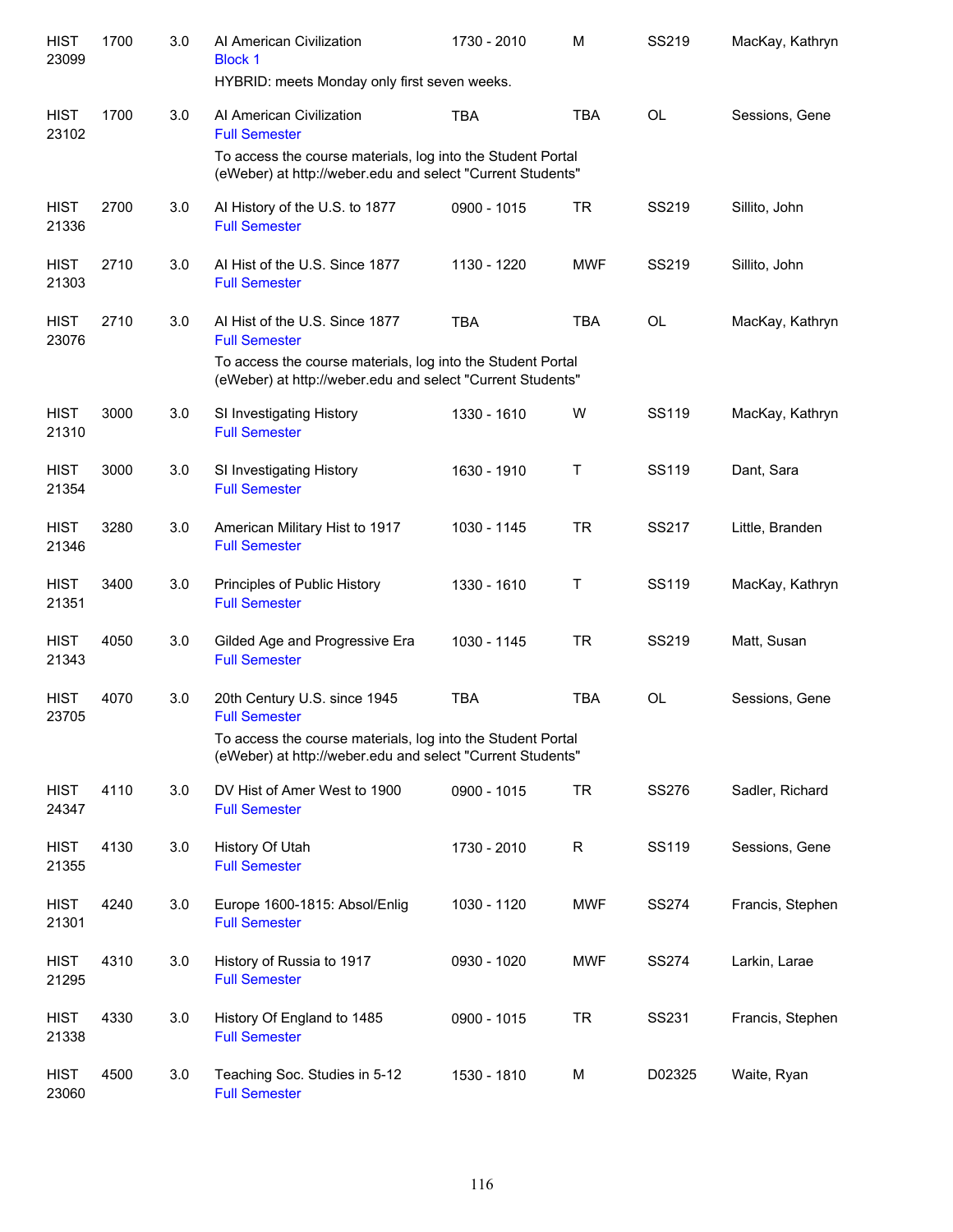| | | | | | | | |
|---|---|---|---|---|---|---|---|
| HIST 23099 | 1700 | 3.0 | AI American Civilization<br>Block 1<br>HYBRID: meets Monday only first seven weeks. | 1730 - 2010 | M | SS219 | MacKay, Kathryn |
| HIST 23102 | 1700 | 3.0 | AI American Civilization<br>Full Semester<br>To access the course materials, log into the Student Portal (eWeber) at http://weber.edu and select "Current Students" | TBA | TBA | OL | Sessions, Gene |
| HIST 21336 | 2700 | 3.0 | AI History of the U.S. to 1877<br>Full Semester | 0900 - 1015 | TR | SS219 | Sillito, John |
| HIST 21303 | 2710 | 3.0 | AI Hist of the U.S. Since 1877<br>Full Semester | 1130 - 1220 | MWF | SS219 | Sillito, John |
| HIST 23076 | 2710 | 3.0 | AI Hist of the U.S. Since 1877<br>Full Semester<br>To access the course materials, log into the Student Portal (eWeber) at http://weber.edu and select "Current Students" | TBA | TBA | OL | MacKay, Kathryn |
| HIST 21310 | 3000 | 3.0 | SI Investigating History<br>Full Semester | 1330 - 1610 | W | SS119 | MacKay, Kathryn |
| HIST 21354 | 3000 | 3.0 | SI Investigating History<br>Full Semester | 1630 - 1910 | T | SS119 | Dant, Sara |
| HIST 21346 | 3280 | 3.0 | American Military Hist to 1917<br>Full Semester | 1030 - 1145 | TR | SS217 | Little, Branden |
| HIST 21351 | 3400 | 3.0 | Principles of Public History<br>Full Semester | 1330 - 1610 | T | SS119 | MacKay, Kathryn |
| HIST 21343 | 4050 | 3.0 | Gilded Age and Progressive Era<br>Full Semester | 1030 - 1145 | TR | SS219 | Matt, Susan |
| HIST 23705 | 4070 | 3.0 | 20th Century U.S. since 1945<br>Full Semester<br>To access the course materials, log into the Student Portal (eWeber) at http://weber.edu and select "Current Students" | TBA | TBA | OL | Sessions, Gene |
| HIST 24347 | 4110 | 3.0 | DV Hist of Amer West to 1900<br>Full Semester | 0900 - 1015 | TR | SS276 | Sadler, Richard |
| HIST 21355 | 4130 | 3.0 | History Of Utah<br>Full Semester | 1730 - 2010 | R | SS119 | Sessions, Gene |
| HIST 21301 | 4240 | 3.0 | Europe 1600-1815: Absol/Enlig<br>Full Semester | 1030 - 1120 | MWF | SS274 | Francis, Stephen |
| HIST 21295 | 4310 | 3.0 | History of Russia to 1917<br>Full Semester | 0930 - 1020 | MWF | SS274 | Larkin, Larae |
| HIST 21338 | 4330 | 3.0 | History Of England to 1485<br>Full Semester | 0900 - 1015 | TR | SS231 | Francis, Stephen |
| HIST 23060 | 4500 | 3.0 | Teaching Soc. Studies in 5-12<br>Full Semester | 1530 - 1810 | M | D02325 | Waite, Ryan |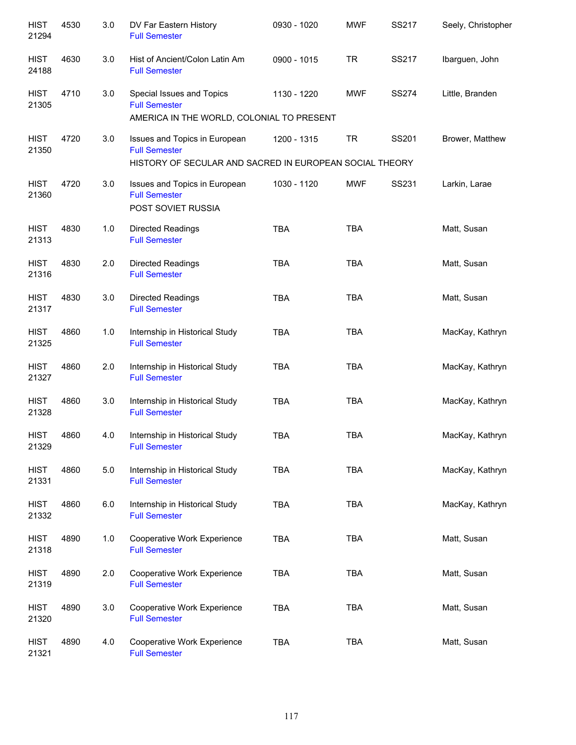| | | | | | | | |
|---|---|---|---|---|---|---|---|
| HIST 21294 | 4530 | 3.0 | DV Far Eastern History<br>Full Semester | 0930 - 1020 | MWF | SS217 | Seely, Christopher |
| HIST 24188 | 4630 | 3.0 | Hist of Ancient/Colon Latin Am<br>Full Semester | 0900 - 1015 | TR | SS217 | Ibarguen, John |
| HIST 21305 | 4710 | 3.0 | Special Issues and Topics<br>Full Semester<br>AMERICA IN THE WORLD, COLONIAL TO PRESENT | 1130 - 1220 | MWF | SS274 | Little, Branden |
| HIST 21350 | 4720 | 3.0 | Issues and Topics in European<br>Full Semester<br>HISTORY OF SECULAR AND SACRED IN EUROPEAN SOCIAL THEORY | 1200 - 1315 | TR | SS201 | Brower, Matthew |
| HIST 21360 | 4720 | 3.0 | Issues and Topics in European<br>Full Semester<br>POST SOVIET RUSSIA | 1030 - 1120 | MWF | SS231 | Larkin, Larae |
| HIST 21313 | 4830 | 1.0 | Directed Readings<br>Full Semester | TBA | TBA | | Matt, Susan |
| HIST 21316 | 4830 | 2.0 | Directed Readings<br>Full Semester | TBA | TBA | | Matt, Susan |
| HIST 21317 | 4830 | 3.0 | Directed Readings<br>Full Semester | TBA | TBA | | Matt, Susan |
| HIST 21325 | 4860 | 1.0 | Internship in Historical Study<br>Full Semester | TBA | TBA | | MacKay, Kathryn |
| HIST 21327 | 4860 | 2.0 | Internship in Historical Study<br>Full Semester | TBA | TBA | | MacKay, Kathryn |
| HIST 21328 | 4860 | 3.0 | Internship in Historical Study<br>Full Semester | TBA | TBA | | MacKay, Kathryn |
| HIST 21329 | 4860 | 4.0 | Internship in Historical Study<br>Full Semester | TBA | TBA | | MacKay, Kathryn |
| HIST 21331 | 4860 | 5.0 | Internship in Historical Study<br>Full Semester | TBA | TBA | | MacKay, Kathryn |
| HIST 21332 | 4860 | 6.0 | Internship in Historical Study<br>Full Semester | TBA | TBA | | MacKay, Kathryn |
| HIST 21318 | 4890 | 1.0 | Cooperative Work Experience<br>Full Semester | TBA | TBA | | Matt, Susan |
| HIST 21319 | 4890 | 2.0 | Cooperative Work Experience<br>Full Semester | TBA | TBA | | Matt, Susan |
| HIST 21320 | 4890 | 3.0 | Cooperative Work Experience<br>Full Semester | TBA | TBA | | Matt, Susan |
| HIST 21321 | 4890 | 4.0 | Cooperative Work Experience<br>Full Semester | TBA | TBA | | Matt, Susan |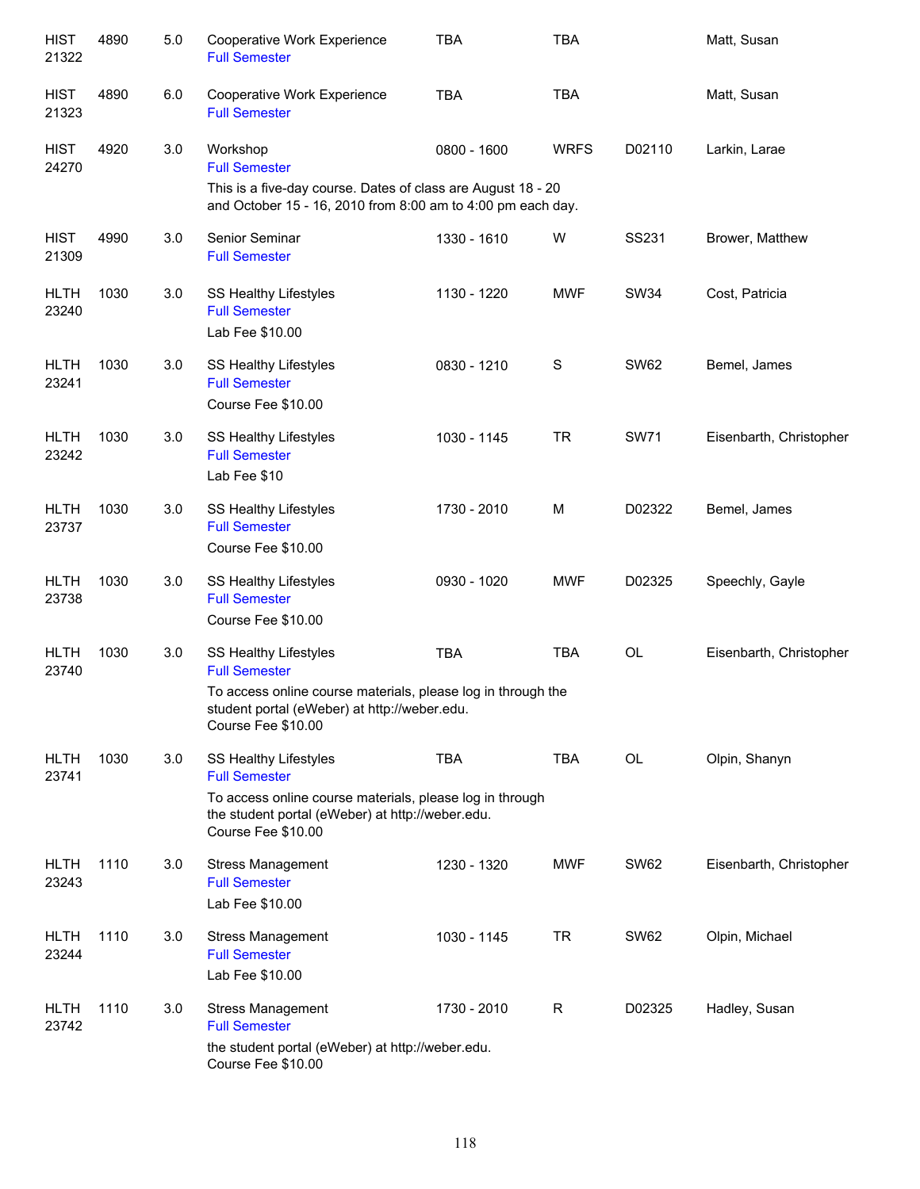| Course | | Credits | Title | Time | Days | Room | Instructor |
|---|---|---|---|---|---|---|---|
| HIST 21322 | 4890 | 5.0 | Cooperative Work Experience<br>Full Semester | TBA | TBA | | Matt, Susan |
| HIST 21323 | 4890 | 6.0 | Cooperative Work Experience<br>Full Semester | TBA | TBA | | Matt, Susan |
| HIST 24270 | 4920 | 3.0 | Workshop<br>Full Semester<br>This is a five-day course. Dates of class are August 18 - 20 and October 15 - 16, 2010 from 8:00 am to 4:00 pm each day. | 0800 - 1600 | WRFS | D02110 | Larkin, Larae |
| HIST 21309 | 4990 | 3.0 | Senior Seminar<br>Full Semester | 1330 - 1610 | W | SS231 | Brower, Matthew |
| HLTH 23240 | 1030 | 3.0 | SS Healthy Lifestyles<br>Full Semester<br>Lab Fee $10.00 | 1130 - 1220 | MWF | SW34 | Cost, Patricia |
| HLTH 23241 | 1030 | 3.0 | SS Healthy Lifestyles<br>Full Semester<br>Course Fee $10.00 | 0830 - 1210 | S | SW62 | Bemel, James |
| HLTH 23242 | 1030 | 3.0 | SS Healthy Lifestyles<br>Full Semester<br>Lab Fee $10 | 1030 - 1145 | TR | SW71 | Eisenbarth, Christopher |
| HLTH 23737 | 1030 | 3.0 | SS Healthy Lifestyles<br>Full Semester<br>Course Fee $10.00 | 1730 - 2010 | M | D02322 | Bemel, James |
| HLTH 23738 | 1030 | 3.0 | SS Healthy Lifestyles<br>Full Semester<br>Course Fee $10.00 | 0930 - 1020 | MWF | D02325 | Speechly, Gayle |
| HLTH 23740 | 1030 | 3.0 | SS Healthy Lifestyles<br>Full Semester<br>To access online course materials, please log in through the student portal (eWeber) at http://weber.edu.<br>Course Fee $10.00 | TBA | TBA | OL | Eisenbarth, Christopher |
| HLTH 23741 | 1030 | 3.0 | SS Healthy Lifestyles<br>Full Semester<br>To access online course materials, please log in through the student portal (eWeber) at http://weber.edu.<br>Course Fee $10.00 | TBA | TBA | OL | Olpin, Shanyn |
| HLTH 23243 | 1110 | 3.0 | Stress Management<br>Full Semester<br>Lab Fee $10.00 | 1230 - 1320 | MWF | SW62 | Eisenbarth, Christopher |
| HLTH 23244 | 1110 | 3.0 | Stress Management<br>Full Semester<br>Lab Fee $10.00 | 1030 - 1145 | TR | SW62 | Olpin, Michael |
| HLTH 23742 | 1110 | 3.0 | Stress Management<br>Full Semester<br>the student portal (eWeber) at http://weber.edu.<br>Course Fee $10.00 | 1730 - 2010 | R | D02325 | Hadley, Susan |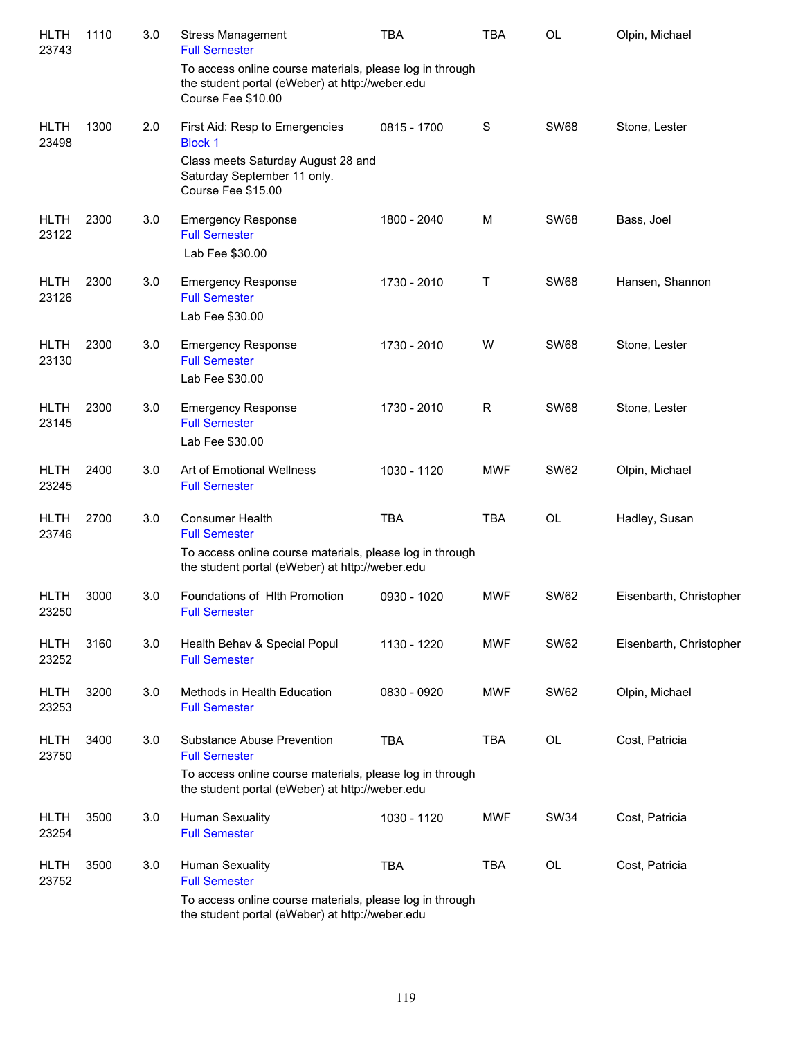| | | | | | | | |
|---|---|---|---|---|---|---|---|
| HLTH 23743 | 1110 | 3.0 | Stress Management<br>Full Semester<br>To access online course materials, please log in through the student portal (eWeber) at http://weber.edu<br>Course Fee $10.00 | TBA | TBA | OL | Olpin, Michael |
| HLTH 23498 | 1300 | 2.0 | First Aid: Resp to Emergencies<br>Block 1<br>Class meets Saturday August 28 and Saturday September 11 only.<br>Course Fee $15.00 | 0815 - 1700 | S | SW68 | Stone, Lester |
| HLTH 23122 | 2300 | 3.0 | Emergency Response<br>Full Semester<br>Lab Fee $30.00 | 1800 - 2040 | M | SW68 | Bass, Joel |
| HLTH 23126 | 2300 | 3.0 | Emergency Response<br>Full Semester<br>Lab Fee $30.00 | 1730 - 2010 | T | SW68 | Hansen, Shannon |
| HLTH 23130 | 2300 | 3.0 | Emergency Response<br>Full Semester<br>Lab Fee $30.00 | 1730 - 2010 | W | SW68 | Stone, Lester |
| HLTH 23145 | 2300 | 3.0 | Emergency Response<br>Full Semester<br>Lab Fee $30.00 | 1730 - 2010 | R | SW68 | Stone, Lester |
| HLTH 23245 | 2400 | 3.0 | Art of Emotional Wellness<br>Full Semester | 1030 - 1120 | MWF | SW62 | Olpin, Michael |
| HLTH 23746 | 2700 | 3.0 | Consumer Health<br>Full Semester<br>To access online course materials, please log in through the student portal (eWeber) at http://weber.edu | TBA | TBA | OL | Hadley, Susan |
| HLTH 23250 | 3000 | 3.0 | Foundations of Hlth Promotion<br>Full Semester | 0930 - 1020 | MWF | SW62 | Eisenbarth, Christopher |
| HLTH 23252 | 3160 | 3.0 | Health Behav & Special Popul<br>Full Semester | 1130 - 1220 | MWF | SW62 | Eisenbarth, Christopher |
| HLTH 23253 | 3200 | 3.0 | Methods in Health Education<br>Full Semester | 0830 - 0920 | MWF | SW62 | Olpin, Michael |
| HLTH 23750 | 3400 | 3.0 | Substance Abuse Prevention<br>Full Semester<br>To access online course materials, please log in through the student portal (eWeber) at http://weber.edu | TBA | TBA | OL | Cost, Patricia |
| HLTH 23254 | 3500 | 3.0 | Human Sexuality<br>Full Semester | 1030 - 1120 | MWF | SW34 | Cost, Patricia |
| HLTH 23752 | 3500 | 3.0 | Human Sexuality<br>Full Semester<br>To access online course materials, please log in through the student portal (eWeber) at http://weber.edu | TBA | TBA | OL | Cost, Patricia |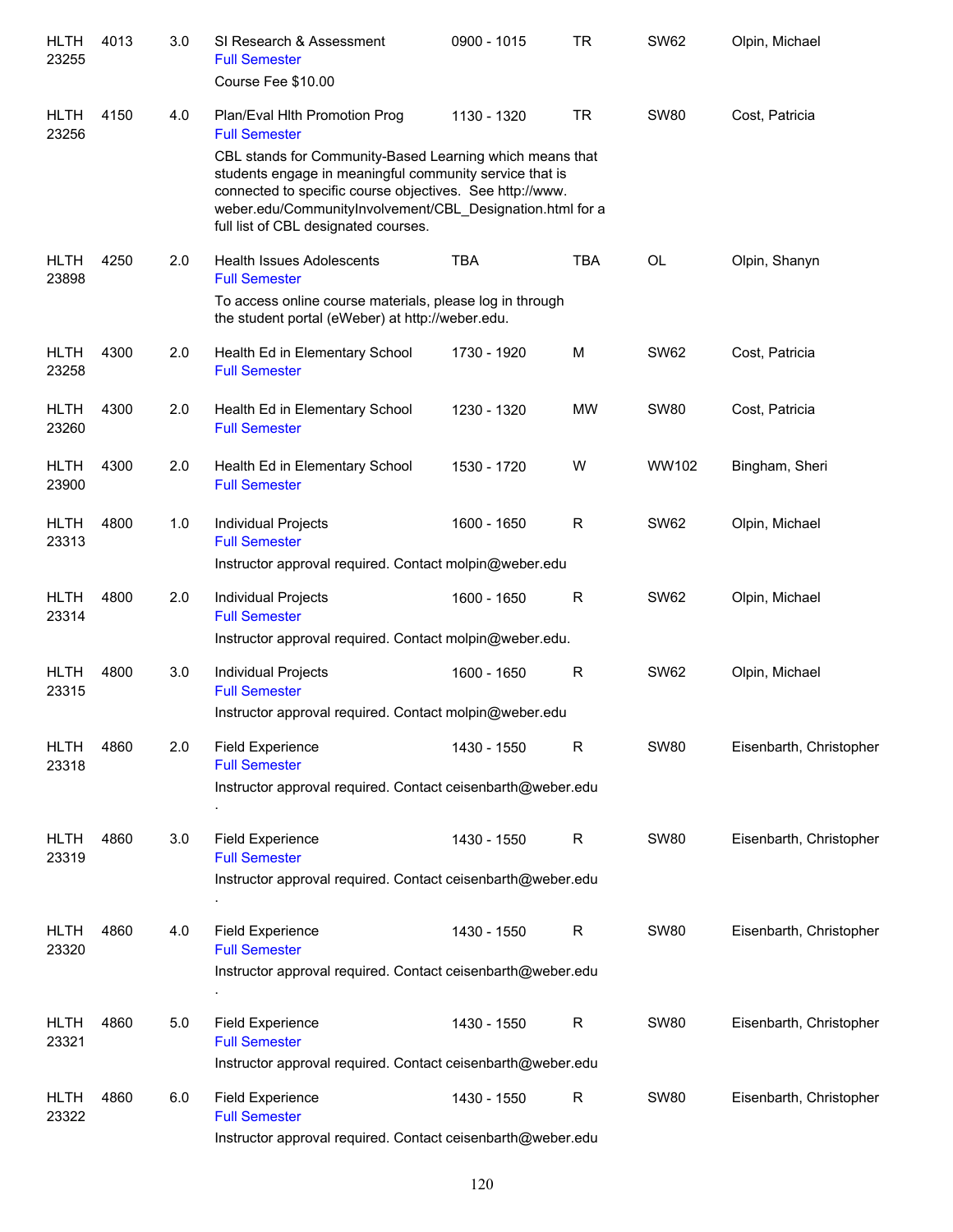| | | | | | | | |
|---|---|---|---|---|---|---|---|
| HLTH 23255 | 4013 | 3.0 | SI Research & Assessment<br>Full Semester<br>Course Fee $10.00 | 0900 - 1015 | TR | SW62 | Olpin, Michael |
| HLTH 23256 | 4150 | 4.0 | Plan/Eval Hlth Promotion Prog<br>Full Semester<br>CBL stands for Community-Based Learning which means that students engage in meaningful community service that is connected to specific course objectives. See http://www.weber.edu/CommunityInvolvement/CBL_Designation.html for a full list of CBL designated courses. | 1130 - 1320 | TR | SW80 | Cost, Patricia |
| HLTH 23898 | 4250 | 2.0 | Health Issues Adolescents<br>Full Semester<br>To access online course materials, please log in through the student portal (eWeber) at http://weber.edu. | TBA | TBA | OL | Olpin, Shanyn |
| HLTH 23258 | 4300 | 2.0 | Health Ed in Elementary School<br>Full Semester | 1730 - 1920 | M | SW62 | Cost, Patricia |
| HLTH 23260 | 4300 | 2.0 | Health Ed in Elementary School<br>Full Semester | 1230 - 1320 | MW | SW80 | Cost, Patricia |
| HLTH 23900 | 4300 | 2.0 | Health Ed in Elementary School<br>Full Semester | 1530 - 1720 | W | WW102 | Bingham, Sheri |
| HLTH 23313 | 4800 | 1.0 | Individual Projects<br>Full Semester<br>Instructor approval required. Contact molpin@weber.edu | 1600 - 1650 | R | SW62 | Olpin, Michael |
| HLTH 23314 | 4800 | 2.0 | Individual Projects<br>Full Semester<br>Instructor approval required. Contact molpin@weber.edu. | 1600 - 1650 | R | SW62 | Olpin, Michael |
| HLTH 23315 | 4800 | 3.0 | Individual Projects<br>Full Semester<br>Instructor approval required. Contact molpin@weber.edu | 1600 - 1650 | R | SW62 | Olpin, Michael |
| HLTH 23318 | 4860 | 2.0 | Field Experience<br>Full Semester<br>Instructor approval required. Contact ceisenbarth@weber.edu . | 1430 - 1550 | R | SW80 | Eisenbarth, Christopher |
| HLTH 23319 | 4860 | 3.0 | Field Experience<br>Full Semester<br>Instructor approval required. Contact ceisenbarth@weber.edu . | 1430 - 1550 | R | SW80 | Eisenbarth, Christopher |
| HLTH 23320 | 4860 | 4.0 | Field Experience<br>Full Semester<br>Instructor approval required. Contact ceisenbarth@weber.edu . | 1430 - 1550 | R | SW80 | Eisenbarth, Christopher |
| HLTH 23321 | 4860 | 5.0 | Field Experience<br>Full Semester<br>Instructor approval required. Contact ceisenbarth@weber.edu | 1430 - 1550 | R | SW80 | Eisenbarth, Christopher |
| HLTH 23322 | 4860 | 6.0 | Field Experience<br>Full Semester<br>Instructor approval required. Contact ceisenbarth@weber.edu | 1430 - 1550 | R | SW80 | Eisenbarth, Christopher |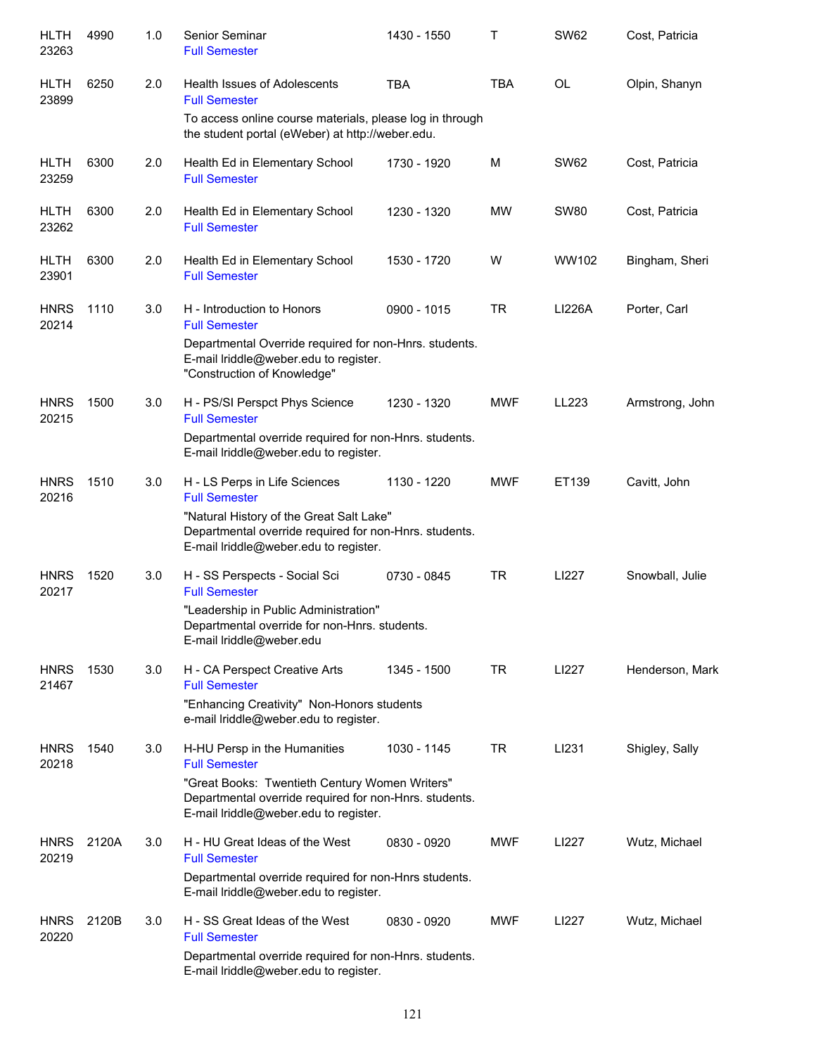| | | | | | | | |
|---|---|---|---|---|---|---|---|
| HLTH 23263 | 4990 | 1.0 | Senior Seminar<br>Full Semester | 1430 - 1550 | T | SW62 | Cost, Patricia |
| HLTH 23899 | 6250 | 2.0 | Health Issues of Adolescents<br>Full Semester<br>To access online course materials, please log in through the student portal (eWeber) at http://weber.edu. | TBA | TBA | OL | Olpin, Shanyn |
| HLTH 23259 | 6300 | 2.0 | Health Ed in Elementary School<br>Full Semester | 1730 - 1920 | M | SW62 | Cost, Patricia |
| HLTH 23262 | 6300 | 2.0 | Health Ed in Elementary School<br>Full Semester | 1230 - 1320 | MW | SW80 | Cost, Patricia |
| HLTH 23901 | 6300 | 2.0 | Health Ed in Elementary School<br>Full Semester | 1530 - 1720 | W | WW102 | Bingham, Sheri |
| HNRS 20214 | 1110 | 3.0 | H - Introduction to Honors<br>Full Semester<br>Departmental Override required for non-Hnrs. students. E-mail lriddle@weber.edu to register. "Construction of Knowledge" | 0900 - 1015 | TR | LI226A | Porter, Carl |
| HNRS 20215 | 1500 | 3.0 | H - PS/SI Perspct Phys Science<br>Full Semester<br>Departmental override required for non-Hnrs. students. E-mail lriddle@weber.edu to register. | 1230 - 1320 | MWF | LL223 | Armstrong, John |
| HNRS 20216 | 1510 | 3.0 | H - LS Perps in Life Sciences<br>Full Semester<br>"Natural History of the Great Salt Lake" Departmental override required for non-Hnrs. students. E-mail lriddle@weber.edu to register. | 1130 - 1220 | MWF | ET139 | Cavitt, John |
| HNRS 20217 | 1520 | 3.0 | H - SS Perspects - Social Sci<br>Full Semester<br>"Leadership in Public Administration" Departmental override for non-Hnrs. students. E-mail lriddle@weber.edu | 0730 - 0845 | TR | LI227 | Snowball, Julie |
| HNRS 21467 | 1530 | 3.0 | H - CA Perspect Creative Arts<br>Full Semester<br>"Enhancing Creativity" Non-Honors students e-mail lriddle@weber.edu to register. | 1345 - 1500 | TR | LI227 | Henderson, Mark |
| HNRS 20218 | 1540 | 3.0 | H-HU Persp in the Humanities<br>Full Semester<br>"Great Books: Twentieth Century Women Writers" Departmental override required for non-Hnrs. students. E-mail lriddle@weber.edu to register. | 1030 - 1145 | TR | LI231 | Shigley, Sally |
| HNRS 20219 | 2120A | 3.0 | H - HU Great Ideas of the West<br>Full Semester<br>Departmental override required for non-Hnrs students. E-mail lriddle@weber.edu to register. | 0830 - 0920 | MWF | LI227 | Wutz, Michael |
| HNRS 20220 | 2120B | 3.0 | H - SS Great Ideas of the West<br>Full Semester<br>Departmental override required for non-Hnrs. students. E-mail lriddle@weber.edu to register. | 0830 - 0920 | MWF | LI227 | Wutz, Michael |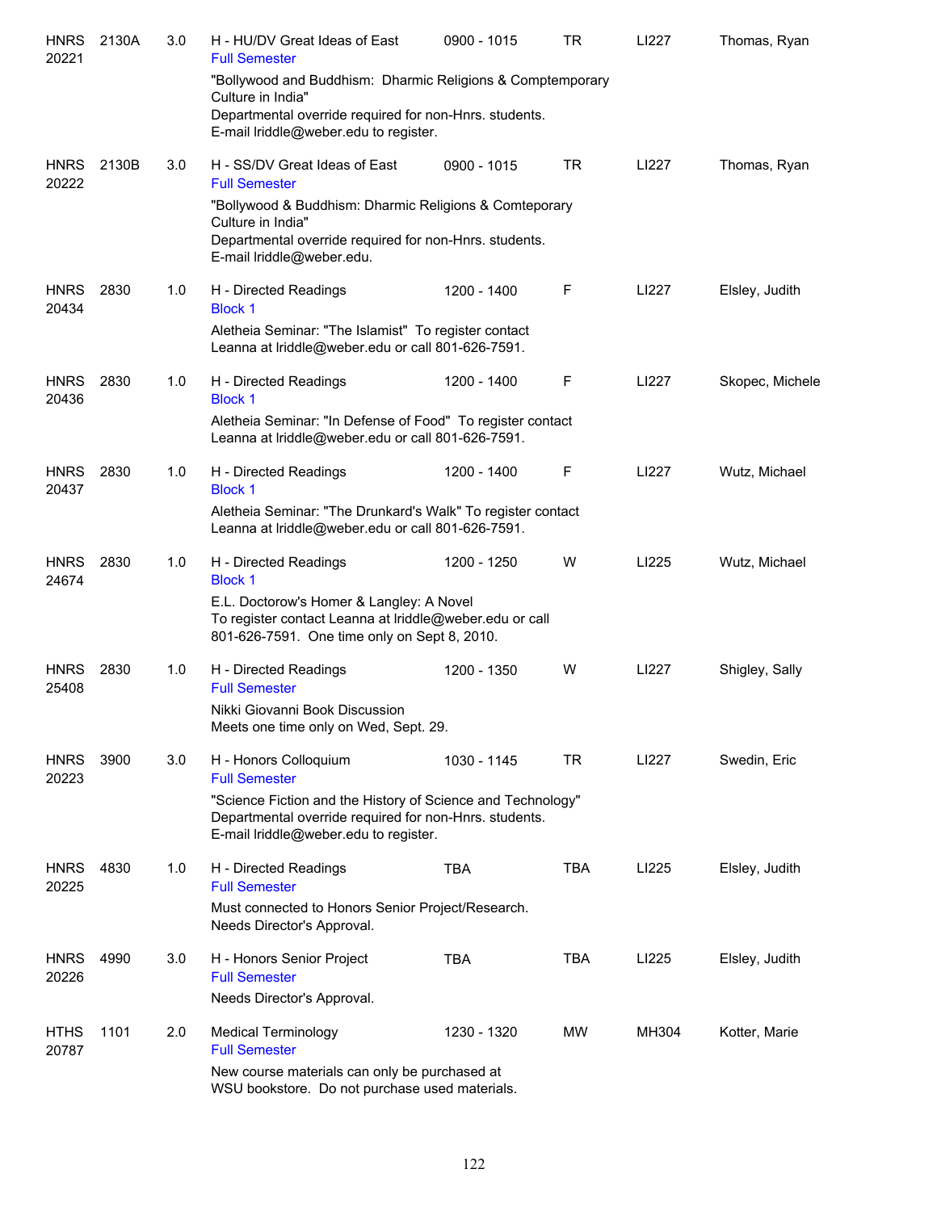| Subject/CRN | Course | Credits | Title / Notes | Time | Days | Room | Instructor |
|---|---|---|---|---|---|---|---|
| HNRS 20221 | 2130A | 3.0 | H - HU/DV Great Ideas of East<br>Full Semester<br>"Bollywood and Buddhism: Dharmic Religions & Comptemporary Culture in India"<br>Departmental override required for non-Hnrs. students.<br>E-mail lriddle@weber.edu to register. | 0900 - 1015 | TR | LI227 | Thomas, Ryan |
| HNRS 20222 | 2130B | 3.0 | H - SS/DV Great Ideas of East<br>Full Semester<br>"Bollywood & Buddhism: Dharmic Religions & Comteporary Culture in India"<br>Departmental override required for non-Hnrs. students.<br>E-mail lriddle@weber.edu. | 0900 - 1015 | TR | LI227 | Thomas, Ryan |
| HNRS 20434 | 2830 | 1.0 | H - Directed Readings<br>Block 1<br>Aletheia Seminar: "The Islamist" To register contact Leanna at lriddle@weber.edu or call 801-626-7591. | 1200 - 1400 | F | LI227 | Elsley, Judith |
| HNRS 20436 | 2830 | 1.0 | H - Directed Readings<br>Block 1<br>Aletheia Seminar: "In Defense of Food" To register contact Leanna at lriddle@weber.edu or call 801-626-7591. | 1200 - 1400 | F | LI227 | Skopec, Michele |
| HNRS 20437 | 2830 | 1.0 | H - Directed Readings<br>Block 1<br>Aletheia Seminar: "The Drunkard's Walk" To register contact Leanna at lriddle@weber.edu or call 801-626-7591. | 1200 - 1400 | F | LI227 | Wutz, Michael |
| HNRS 24674 | 2830 | 1.0 | H - Directed Readings<br>Block 1<br>E.L. Doctorow's Homer & Langley: A Novel<br>To register contact Leanna at lriddle@weber.edu or call 801-626-7591. One time only on Sept 8, 2010. | 1200 - 1250 | W | LI225 | Wutz, Michael |
| HNRS 25408 | 2830 | 1.0 | H - Directed Readings<br>Full Semester<br>Nikki Giovanni Book Discussion<br>Meets one time only on Wed, Sept. 29. | 1200 - 1350 | W | LI227 | Shigley, Sally |
| HNRS 20223 | 3900 | 3.0 | H - Honors Colloquium<br>Full Semester<br>"Science Fiction and the History of Science and Technology"<br>Departmental override required for non-Hnrs. students.<br>E-mail lriddle@weber.edu to register. | 1030 - 1145 | TR | LI227 | Swedin, Eric |
| HNRS 20225 | 4830 | 1.0 | H - Directed Readings<br>Full Semester<br>Must connected to Honors Senior Project/Research.<br>Needs Director's Approval. | TBA | TBA | LI225 | Elsley, Judith |
| HNRS 20226 | 4990 | 3.0 | H - Honors Senior Project<br>Full Semester<br>Needs Director's Approval. | TBA | TBA | LI225 | Elsley, Judith |
| HTHS 20787 | 1101 | 2.0 | Medical Terminology<br>Full Semester<br>New course materials can only be purchased at WSU bookstore. Do not purchase used materials. | 1230 - 1320 | MW | MH304 | Kotter, Marie |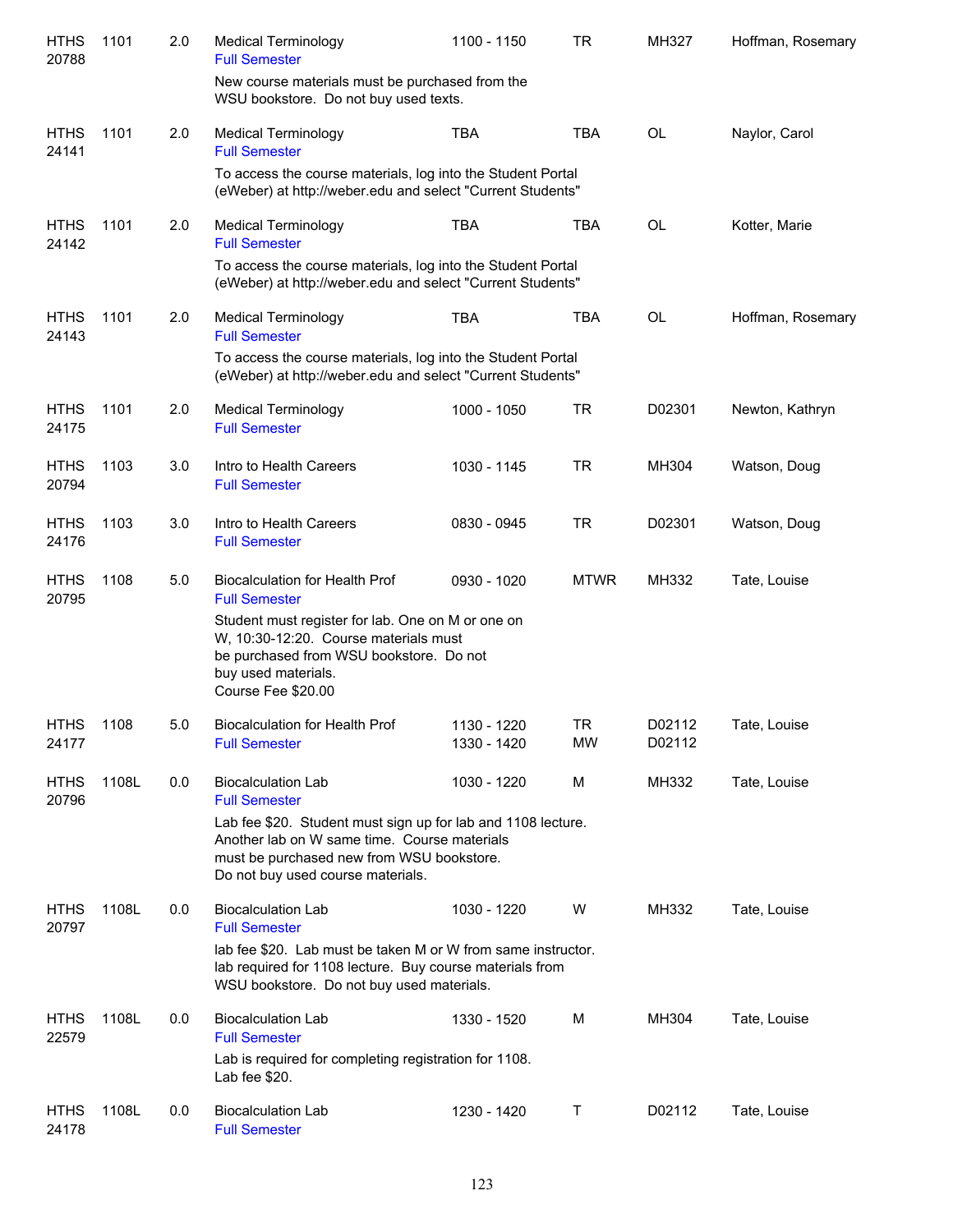| | | | | | | | |
|---|---|---|---|---|---|---|---|
| HTHS 20788 | 1101 | 2.0 | Medical Terminology<br>Full Semester<br>New course materials must be purchased from the WSU bookstore. Do not buy used texts. | 1100 - 1150 | TR | MH327 | Hoffman, Rosemary |
| HTHS 24141 | 1101 | 2.0 | Medical Terminology<br>Full Semester<br>To access the course materials, log into the Student Portal (eWeber) at http://weber.edu and select "Current Students" | TBA | TBA | OL | Naylor, Carol |
| HTHS 24142 | 1101 | 2.0 | Medical Terminology<br>Full Semester<br>To access the course materials, log into the Student Portal (eWeber) at http://weber.edu and select "Current Students" | TBA | TBA | OL | Kotter, Marie |
| HTHS 24143 | 1101 | 2.0 | Medical Terminology<br>Full Semester<br>To access the course materials, log into the Student Portal (eWeber) at http://weber.edu and select "Current Students" | TBA | TBA | OL | Hoffman, Rosemary |
| HTHS 24175 | 1101 | 2.0 | Medical Terminology<br>Full Semester | 1000 - 1050 | TR | D02301 | Newton, Kathryn |
| HTHS 20794 | 1103 | 3.0 | Intro to Health Careers<br>Full Semester | 1030 - 1145 | TR | MH304 | Watson, Doug |
| HTHS 24176 | 1103 | 3.0 | Intro to Health Careers<br>Full Semester | 0830 - 0945 | TR | D02301 | Watson, Doug |
| HTHS 20795 | 1108 | 5.0 | Biocalculation for Health Prof<br>Full Semester<br>Student must register for lab. One on M or one on W, 10:30-12:20. Course materials must be purchased from WSU bookstore. Do not buy used materials.<br>Course Fee $20.00 | 0930 - 1020 | MTWR | MH332 | Tate, Louise |
| HTHS 24177 | 1108 | 5.0 | Biocalculation for Health Prof<br>Full Semester | 1130 - 1220<br>1330 - 1420 | TR<br>MW | D02112<br>D02112 | Tate, Louise |
| HTHS 20796 | 1108L | 0.0 | Biocalculation Lab<br>Full Semester<br>Lab fee $20. Student must sign up for lab and 1108 lecture. Another lab on W same time. Course materials must be purchased new from WSU bookstore. Do not buy used course materials. | 1030 - 1220 | M | MH332 | Tate, Louise |
| HTHS 20797 | 1108L | 0.0 | Biocalculation Lab<br>Full Semester<br>lab fee $20. Lab must be taken M or W from same instructor. lab required for 1108 lecture. Buy course materials from WSU bookstore. Do not buy used materials. | 1030 - 1220 | W | MH332 | Tate, Louise |
| HTHS 22579 | 1108L | 0.0 | Biocalculation Lab<br>Full Semester<br>Lab is required for completing registration for 1108. Lab fee $20. | 1330 - 1520 | M | MH304 | Tate, Louise |
| HTHS 24178 | 1108L | 0.0 | Biocalculation Lab<br>Full Semester | 1230 - 1420 | T | D02112 | Tate, Louise |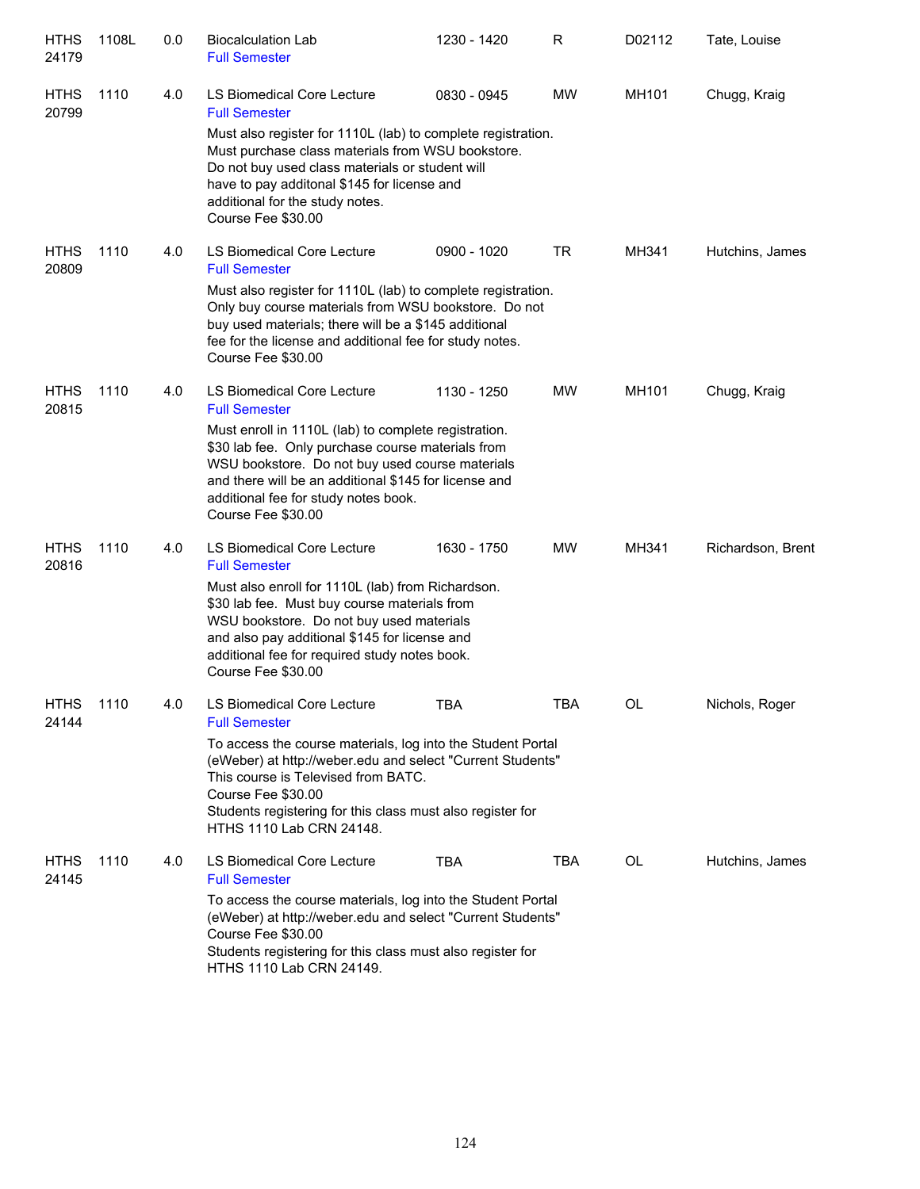| | | | | | | | |
|---|---|---|---|---|---|---|---|
| HTHS 24179 | 1108L | 0.0 | Biocalculation Lab<br>Full Semester | 1230 - 1420 | R | D02112 | Tate, Louise |
| HTHS 20799 | 1110 | 4.0 | LS Biomedical Core Lecture<br>Full Semester<br>Must also register for 1110L (lab) to complete registration. Must purchase class materials from WSU bookstore. Do not buy used class materials or student will have to pay additonal $145 for license and additional for the study notes.<br>Course Fee $30.00 | 0830 - 0945 | MW | MH101 | Chugg, Kraig |
| HTHS 20809 | 1110 | 4.0 | LS Biomedical Core Lecture<br>Full Semester<br>Must also register for 1110L (lab) to complete registration. Only buy course materials from WSU bookstore. Do not buy used materials; there will be a $145 additional fee for the license and additional fee for study notes.<br>Course Fee $30.00 | 0900 - 1020 | TR | MH341 | Hutchins, James |
| HTHS 20815 | 1110 | 4.0 | LS Biomedical Core Lecture<br>Full Semester<br>Must enroll in 1110L (lab) to complete registration. $30 lab fee. Only purchase course materials from WSU bookstore. Do not buy used course materials and there will be an additional $145 for license and additional fee for study notes book.<br>Course Fee $30.00 | 1130 - 1250 | MW | MH101 | Chugg, Kraig |
| HTHS 20816 | 1110 | 4.0 | LS Biomedical Core Lecture<br>Full Semester<br>Must also enroll for 1110L (lab) from Richardson. $30 lab fee. Must buy course materials from WSU bookstore. Do not buy used materials and also pay additional $145 for license and additional fee for required study notes book.<br>Course Fee $30.00 | 1630 - 1750 | MW | MH341 | Richardson, Brent |
| HTHS 24144 | 1110 | 4.0 | LS Biomedical Core Lecture<br>Full Semester<br>To access the course materials, log into the Student Portal (eWeber) at http://weber.edu and select "Current Students" This course is Televised from BATC.<br>Course Fee $30.00<br>Students registering for this class must also register for HTHS 1110 Lab CRN 24148. | TBA | TBA | OL | Nichols, Roger |
| HTHS 24145 | 1110 | 4.0 | LS Biomedical Core Lecture<br>Full Semester<br>To access the course materials, log into the Student Portal (eWeber) at http://weber.edu and select "Current Students"<br>Course Fee $30.00<br>Students registering for this class must also register for HTHS 1110 Lab CRN 24149. | TBA | TBA | OL | Hutchins, James |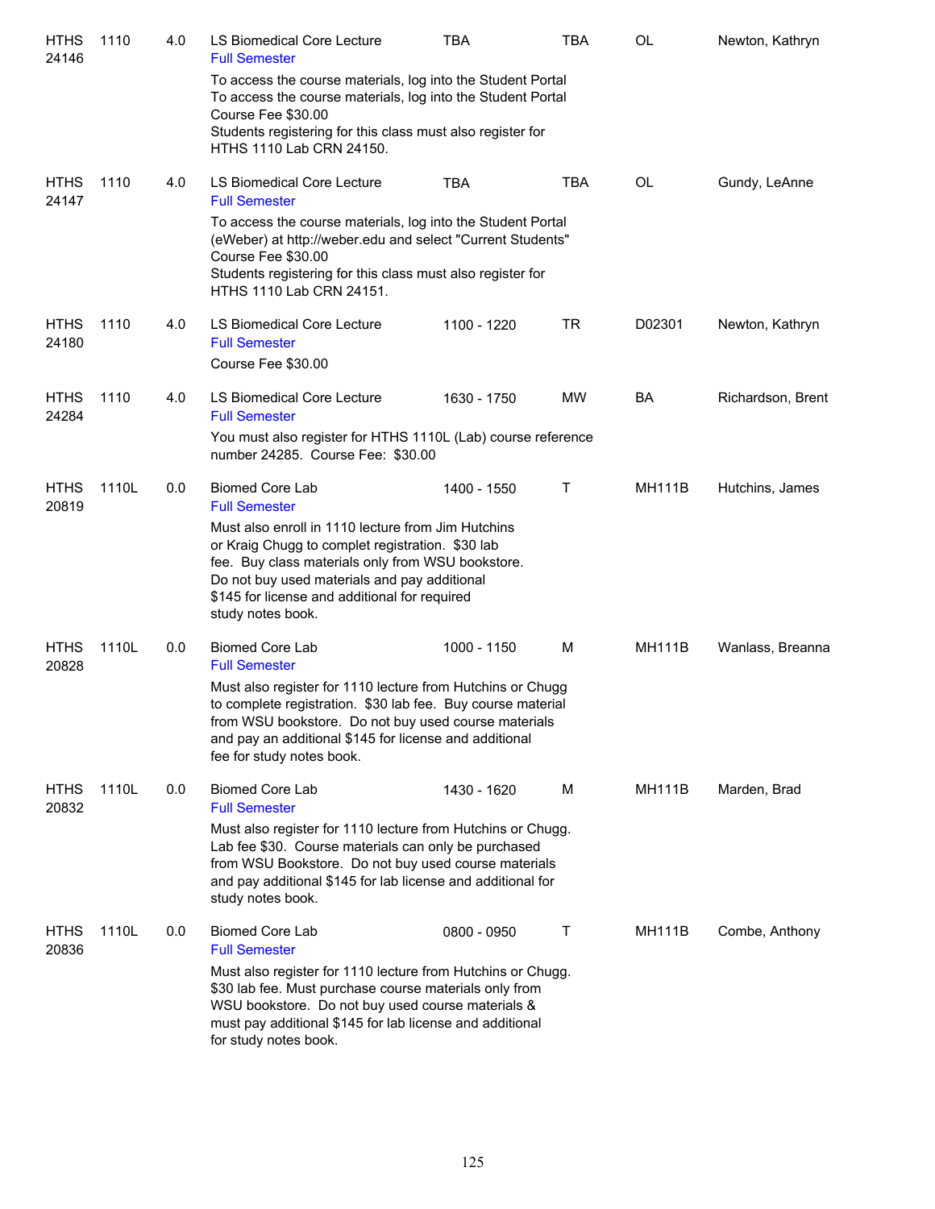| Course | Number | Credits | Title | Time | Days | Room | Instructor |
|---|---|---|---|---|---|---|---|
| HTHS 24146 | 1110 | 4.0 | LS Biomedical Core Lecture<br>Full Semester<br>To access the course materials, log into the Student Portal<br>To access the course materials, log into the Student Portal<br>Course Fee $30.00<br>Students registering for this class must also register for HTHS 1110 Lab CRN 24150. | TBA | TBA | OL | Newton, Kathryn |
| HTHS 24147 | 1110 | 4.0 | LS Biomedical Core Lecture<br>Full Semester<br>To access the course materials, log into the Student Portal (eWeber) at http://weber.edu and select "Current Students"<br>Course Fee $30.00<br>Students registering for this class must also register for HTHS 1110 Lab CRN 24151. | TBA | TBA | OL | Gundy, LeAnne |
| HTHS 24180 | 1110 | 4.0 | LS Biomedical Core Lecture<br>Full Semester<br>Course Fee $30.00 | 1100 - 1220 | TR | D02301 | Newton, Kathryn |
| HTHS 24284 | 1110 | 4.0 | LS Biomedical Core Lecture<br>Full Semester<br>You must also register for HTHS 1110L (Lab) course reference number 24285. Course Fee: $30.00 | 1630 - 1750 | MW | BA | Richardson, Brent |
| HTHS 20819 | 1110L | 0.0 | Biomed Core Lab<br>Full Semester<br>Must also enroll in 1110 lecture from Jim Hutchins or Kraig Chugg to complet registration. $30 lab fee. Buy class materials only from WSU bookstore. Do not buy used materials and pay additional $145 for license and additional for required study notes book. | 1400 - 1550 | T | MH111B | Hutchins, James |
| HTHS 20828 | 1110L | 0.0 | Biomed Core Lab<br>Full Semester<br>Must also register for 1110 lecture from Hutchins or Chugg to complete registration. $30 lab fee. Buy course material from WSU bookstore. Do not buy used course materials and pay an additional $145 for license and additional fee for study notes book. | 1000 - 1150 | M | MH111B | Wanlass, Breanna |
| HTHS 20832 | 1110L | 0.0 | Biomed Core Lab<br>Full Semester<br>Must also register for 1110 lecture from Hutchins or Chugg. Lab fee $30. Course materials can only be purchased from WSU Bookstore. Do not buy used course materials and pay additional $145 for lab license and additional for study notes book. | 1430 - 1620 | M | MH111B | Marden, Brad |
| HTHS 20836 | 1110L | 0.0 | Biomed Core Lab<br>Full Semester<br>Must also register for 1110 lecture from Hutchins or Chugg. $30 lab fee. Must purchase course materials only from WSU bookstore. Do not buy used course materials & must pay additional $145 for lab license and additional for study notes book. | 0800 - 0950 | T | MH111B | Combe, Anthony |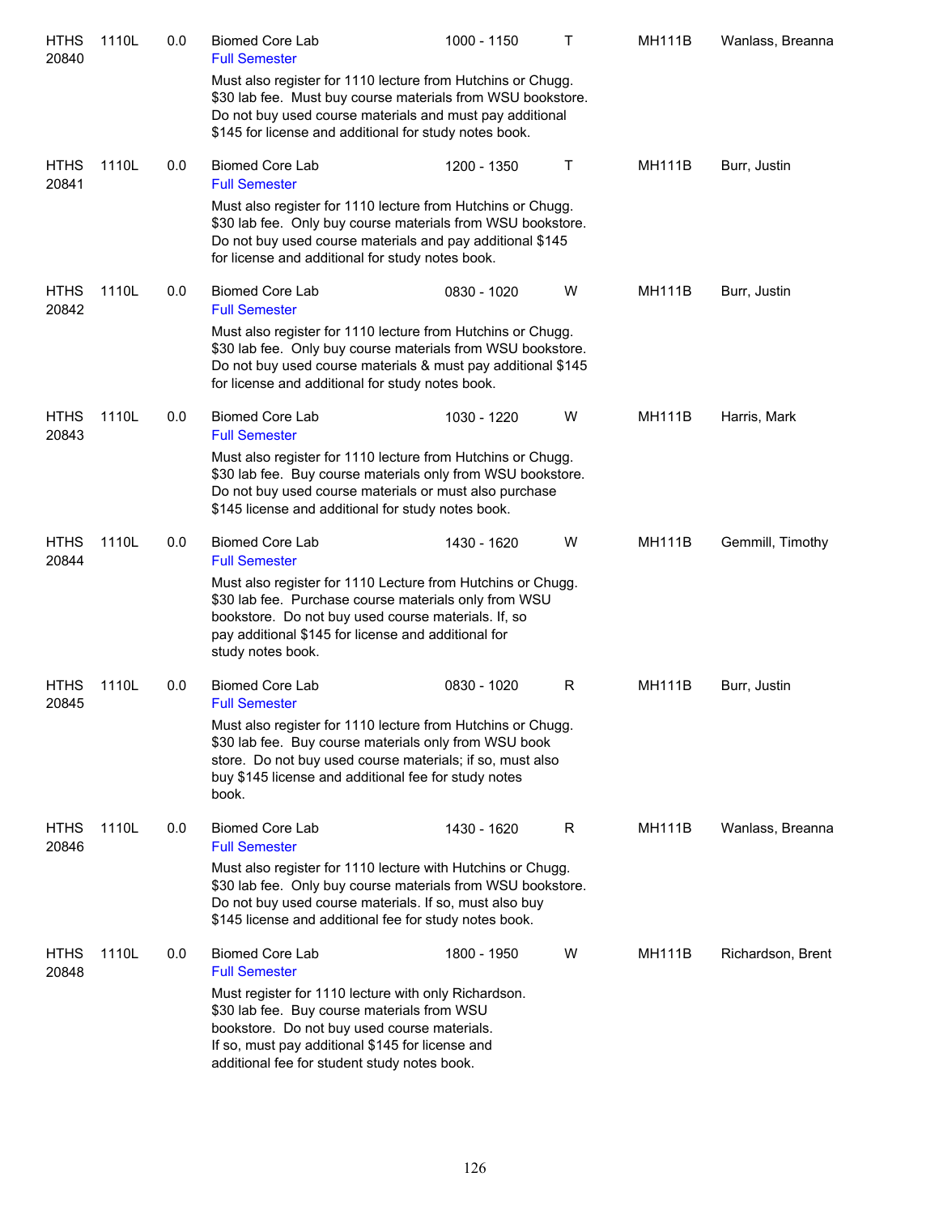| | | | | | | | |
|---|---|---|---|---|---|---|---|
| HTHS 20840 | 1110L | 0.0 | Biomed Core Lab<br>Full Semester<br>Must also register for 1110 lecture from Hutchins or Chugg. $30 lab fee. Must buy course materials from WSU bookstore. Do not buy used course materials and must pay additional $145 for license and additional for study notes book. | 1000 - 1150 | T | MH111B | Wanlass, Breanna |
| HTHS 20841 | 1110L | 0.0 | Biomed Core Lab<br>Full Semester<br>Must also register for 1110 lecture from Hutchins or Chugg. $30 lab fee. Only buy course materials from WSU bookstore. Do not buy used course materials and pay additional $145 for license and additional for study notes book. | 1200 - 1350 | T | MH111B | Burr, Justin |
| HTHS 20842 | 1110L | 0.0 | Biomed Core Lab<br>Full Semester<br>Must also register for 1110 lecture from Hutchins or Chugg. $30 lab fee. Only buy course materials from WSU bookstore. Do not buy used course materials & must pay additional $145 for license and additional for study notes book. | 0830 - 1020 | W | MH111B | Burr, Justin |
| HTHS 20843 | 1110L | 0.0 | Biomed Core Lab<br>Full Semester<br>Must also register for 1110 lecture from Hutchins or Chugg. $30 lab fee. Buy course materials only from WSU bookstore. Do not buy used course materials or must also purchase $145 license and additional for study notes book. | 1030 - 1220 | W | MH111B | Harris, Mark |
| HTHS 20844 | 1110L | 0.0 | Biomed Core Lab<br>Full Semester<br>Must also register for 1110 Lecture from Hutchins or Chugg. $30 lab fee. Purchase course materials only from WSU bookstore. Do not buy used course materials. If, so pay additional $145 for license and additional for study notes book. | 1430 - 1620 | W | MH111B | Gemmill, Timothy |
| HTHS 20845 | 1110L | 0.0 | Biomed Core Lab<br>Full Semester<br>Must also register for 1110 lecture from Hutchins or Chugg. $30 lab fee. Buy course materials only from WSU book store. Do not buy used course materials; if so, must also buy $145 license and additional fee for study notes book. | 0830 - 1020 | R | MH111B | Burr, Justin |
| HTHS 20846 | 1110L | 0.0 | Biomed Core Lab<br>Full Semester<br>Must also register for 1110 lecture with Hutchins or Chugg. $30 lab fee. Only buy course materials from WSU bookstore. Do not buy used course materials. If so, must also buy $145 license and additional fee for study notes book. | 1430 - 1620 | R | MH111B | Wanlass, Breanna |
| HTHS 20848 | 1110L | 0.0 | Biomed Core Lab<br>Full Semester<br>Must register for 1110 lecture with only Richardson. $30 lab fee. Buy course materials from WSU bookstore. Do not buy used course materials. If so, must pay additional $145 for license and additional fee for student study notes book. | 1800 - 1950 | W | MH111B | Richardson, Brent |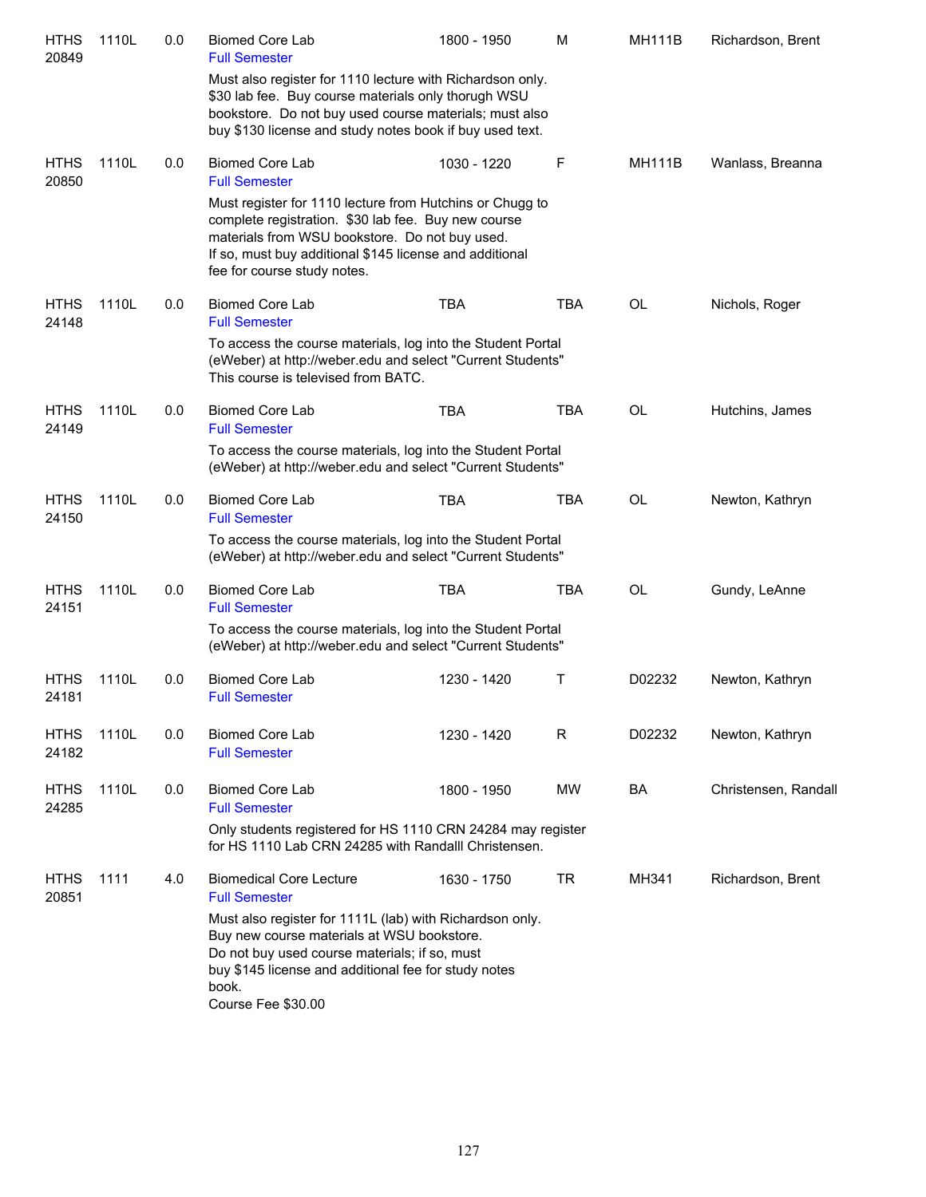| | | | | | | | |
|---|---|---|---|---|---|---|---|
| HTHS 20849 | 1110L | 0.0 | Biomed Core Lab<br>Full Semester<br>Must also register for 1110 lecture with Richardson only. $30 lab fee. Buy course materials only thorugh WSU bookstore. Do not buy used course materials; must also buy $130 license and study notes book if buy used text. | 1800 - 1950 | M | MH111B | Richardson, Brent |
| HTHS 20850 | 1110L | 0.0 | Biomed Core Lab<br>Full Semester<br>Must register for 1110 lecture from Hutchins or Chugg to complete registration. $30 lab fee. Buy new course materials from WSU bookstore. Do not buy used. If so, must buy additional $145 license and additional fee for course study notes. | 1030 - 1220 | F | MH111B | Wanlass, Breanna |
| HTHS 24148 | 1110L | 0.0 | Biomed Core Lab<br>Full Semester<br>To access the course materials, log into the Student Portal (eWeber) at http://weber.edu and select "Current Students" This course is televised from BATC. | TBA | TBA | OL | Nichols, Roger |
| HTHS 24149 | 1110L | 0.0 | Biomed Core Lab<br>Full Semester<br>To access the course materials, log into the Student Portal (eWeber) at http://weber.edu and select "Current Students" | TBA | TBA | OL | Hutchins, James |
| HTHS 24150 | 1110L | 0.0 | Biomed Core Lab<br>Full Semester<br>To access the course materials, log into the Student Portal (eWeber) at http://weber.edu and select "Current Students" | TBA | TBA | OL | Newton, Kathryn |
| HTHS 24151 | 1110L | 0.0 | Biomed Core Lab<br>Full Semester<br>To access the course materials, log into the Student Portal (eWeber) at http://weber.edu and select "Current Students" | TBA | TBA | OL | Gundy, LeAnne |
| HTHS 24181 | 1110L | 0.0 | Biomed Core Lab<br>Full Semester | 1230 - 1420 | T | D02232 | Newton, Kathryn |
| HTHS 24182 | 1110L | 0.0 | Biomed Core Lab<br>Full Semester | 1230 - 1420 | R | D02232 | Newton, Kathryn |
| HTHS 24285 | 1110L | 0.0 | Biomed Core Lab<br>Full Semester<br>Only students registered for HS 1110 CRN 24284 may register for HS 1110 Lab CRN 24285 with Randalll Christensen. | 1800 - 1950 | MW | BA | Christensen, Randall |
| HTHS 20851 | 1111 | 4.0 | Biomedical Core Lecture<br>Full Semester<br>Must also register for 1111L (lab) with Richardson only. Buy new course materials at WSU bookstore. Do not buy used course materials; if so, must buy $145 license and additional fee for study notes book.<br>Course Fee $30.00 | 1630 - 1750 | TR | MH341 | Richardson, Brent |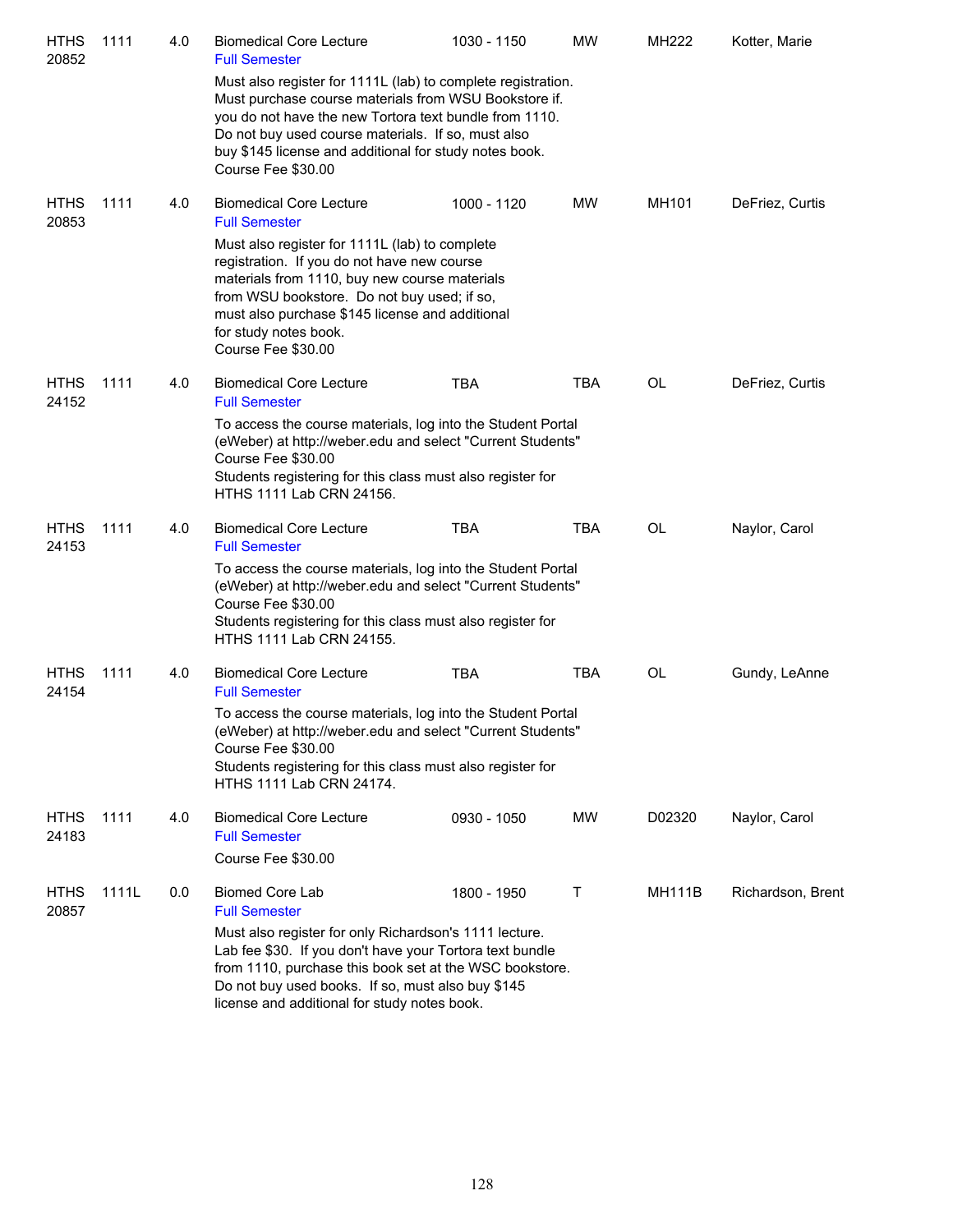| Subject / CRN | Course | Credits | Title | Time | Days | Room | Instructor |
|---|---|---|---|---|---|---|---|
| HTHS 20852 | 1111 | 4.0 | Biomedical Core Lecture<br>Full Semester | 1030 - 1150 | MW | MH222 | Kotter, Marie |
| | | | Must also register for 1111L (lab) to complete registration. Must purchase course materials from WSU Bookstore if. you do not have the new Tortora text bundle from 1110. Do not buy used course materials. If so, must also buy $145 license and additional for study notes book. Course Fee $30.00 | | | | |
| HTHS 20853 | 1111 | 4.0 | Biomedical Core Lecture<br>Full Semester | 1000 - 1120 | MW | MH101 | DeFriez, Curtis |
| | | | Must also register for 1111L (lab) to complete registration. If you do not have new course materials from 1110, buy new course materials from WSU bookstore. Do not buy used; if so, must also purchase $145 license and additional for study notes book. Course Fee $30.00 | | | | |
| HTHS 24152 | 1111 | 4.0 | Biomedical Core Lecture<br>Full Semester | TBA | TBA | OL | DeFriez, Curtis |
| | | | To access the course materials, log into the Student Portal (eWeber) at http://weber.edu and select "Current Students" Course Fee $30.00 Students registering for this class must also register for HTHS 1111 Lab CRN 24156. | | | | |
| HTHS 24153 | 1111 | 4.0 | Biomedical Core Lecture<br>Full Semester | TBA | TBA | OL | Naylor, Carol |
| | | | To access the course materials, log into the Student Portal (eWeber) at http://weber.edu and select "Current Students" Course Fee $30.00 Students registering for this class must also register for HTHS 1111 Lab CRN 24155. | | | | |
| HTHS 24154 | 1111 | 4.0 | Biomedical Core Lecture<br>Full Semester | TBA | TBA | OL | Gundy, LeAnne |
| | | | To access the course materials, log into the Student Portal (eWeber) at http://weber.edu and select "Current Students" Course Fee $30.00 Students registering for this class must also register for HTHS 1111 Lab CRN 24174. | | | | |
| HTHS 24183 | 1111 | 4.0 | Biomedical Core Lecture<br>Full Semester | 0930 - 1050 | MW | D02320 | Naylor, Carol |
| | | | Course Fee $30.00 | | | | |
| HTHS 20857 | 1111L | 0.0 | Biomed Core Lab<br>Full Semester | 1800 - 1950 | T | MH111B | Richardson, Brent |
| | | | Must also register for only Richardson's 1111 lecture. Lab fee $30. If you don't have your Tortora text bundle from 1110, purchase this book set at the WSC bookstore. Do not buy used books. If so, must also buy $145 license and additional for study notes book. | | | | |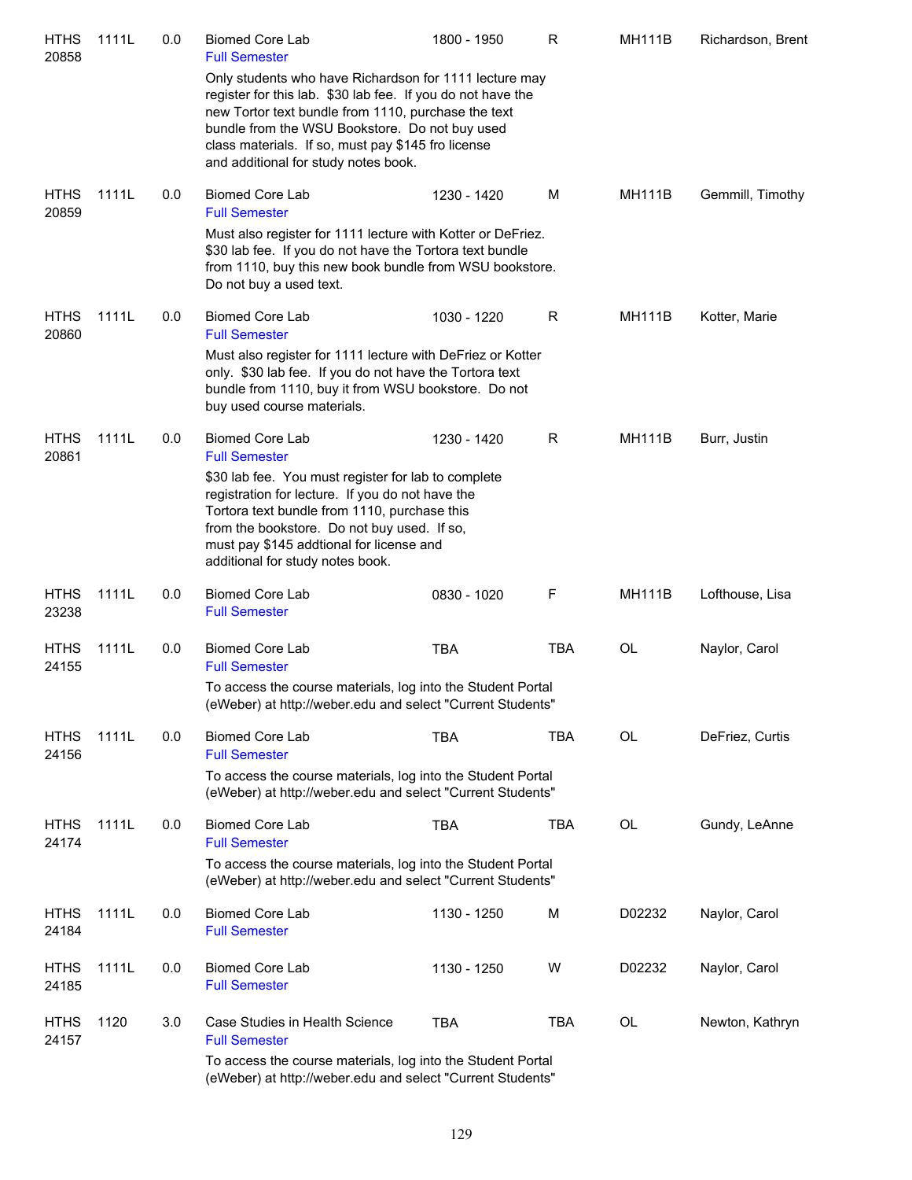| Course | Number | Credits | Title | Time | Days | Room | Instructor |
|---|---|---|---|---|---|---|---|
| HTHS 20858 | 1111L | 0.0 | Biomed Core Lab<br>Full Semester | 1800 - 1950 | R | MH111B | Richardson, Brent |
| | | | Only students who have Richardson for 1111 lecture may register for this lab. $30 lab fee. If you do not have the new Tortor text bundle from 1110, purchase the text bundle from the WSU Bookstore. Do not buy used class materials. If so, must pay $145 fro license and additional for study notes book. | | | | |
| HTHS 20859 | 1111L | 0.0 | Biomed Core Lab<br>Full Semester | 1230 - 1420 | M | MH111B | Gemmill, Timothy |
| | | | Must also register for 1111 lecture with Kotter or DeFriez. $30 lab fee. If you do not have the Tortora text bundle from 1110, buy this new book bundle from WSU bookstore. Do not buy a used text. | | | | |
| HTHS 20860 | 1111L | 0.0 | Biomed Core Lab<br>Full Semester | 1030 - 1220 | R | MH111B | Kotter, Marie |
| | | | Must also register for 1111 lecture with DeFriez or Kotter only. $30 lab fee. If you do not have the Tortora text bundle from 1110, buy it from WSU bookstore. Do not buy used course materials. | | | | |
| HTHS 20861 | 1111L | 0.0 | Biomed Core Lab<br>Full Semester | 1230 - 1420 | R | MH111B | Burr, Justin |
| | | | $30 lab fee. You must register for lab to complete registration for lecture. If you do not have the Tortora text bundle from 1110, purchase this from the bookstore. Do not buy used. If so, must pay $145 addtional for license and additional for study notes book. | | | | |
| HTHS 23238 | 1111L | 0.0 | Biomed Core Lab<br>Full Semester | 0830 - 1020 | F | MH111B | Lofthouse, Lisa |
| HTHS 24155 | 1111L | 0.0 | Biomed Core Lab<br>Full Semester | TBA | TBA | OL | Naylor, Carol |
| | | | To access the course materials, log into the Student Portal (eWeber) at http://weber.edu and select "Current Students" | | | | |
| HTHS 24156 | 1111L | 0.0 | Biomed Core Lab<br>Full Semester | TBA | TBA | OL | DeFriez, Curtis |
| | | | To access the course materials, log into the Student Portal (eWeber) at http://weber.edu and select "Current Students" | | | | |
| HTHS 24174 | 1111L | 0.0 | Biomed Core Lab<br>Full Semester | TBA | TBA | OL | Gundy, LeAnne |
| | | | To access the course materials, log into the Student Portal (eWeber) at http://weber.edu and select "Current Students" | | | | |
| HTHS 24184 | 1111L | 0.0 | Biomed Core Lab<br>Full Semester | 1130 - 1250 | M | D02232 | Naylor, Carol |
| HTHS 24185 | 1111L | 0.0 | Biomed Core Lab<br>Full Semester | 1130 - 1250 | W | D02232 | Naylor, Carol |
| HTHS 24157 | 1120 | 3.0 | Case Studies in Health Science<br>Full Semester | TBA | TBA | OL | Newton, Kathryn |
| | | | To access the course materials, log into the Student Portal (eWeber) at http://weber.edu and select "Current Students" | | | | |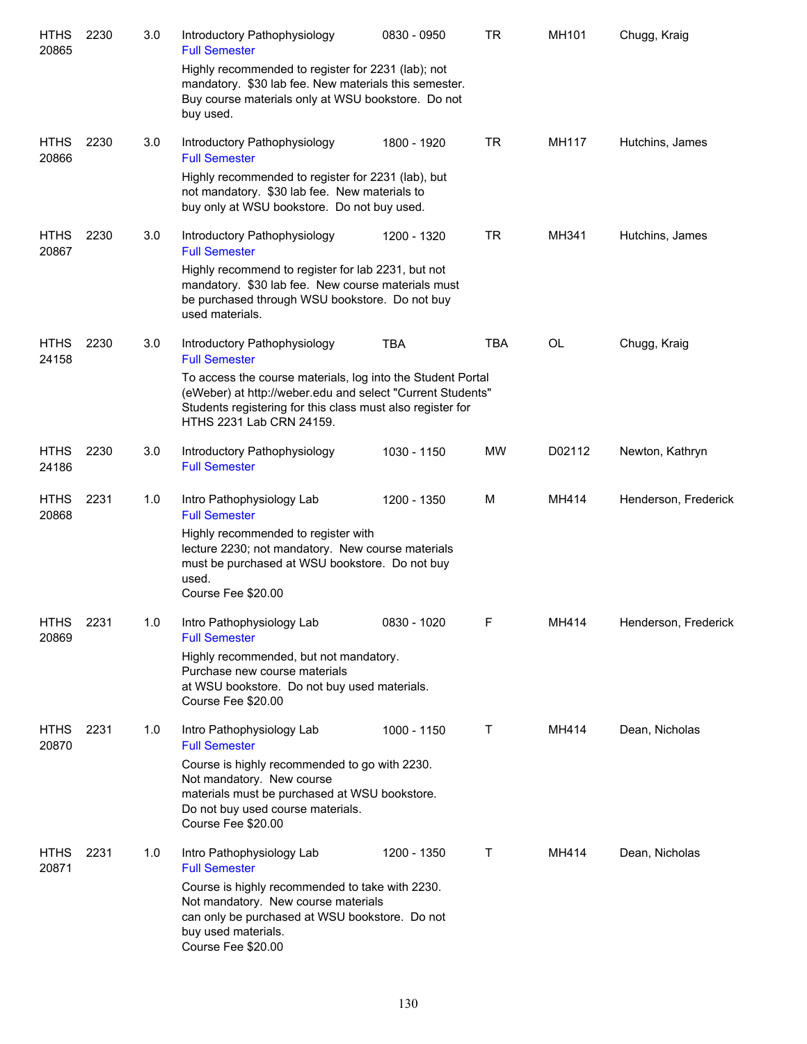| Subject / CRN | Course | Credits | Title | Time | Days | Room | Instructor |
|---|---|---|---|---|---|---|---|
| HTHS 20865 | 2230 | 3.0 | Introductory Pathophysiology<br>Full Semester<br>Highly recommended to register for 2231 (lab); not mandatory. $30 lab fee. New materials this semester. Buy course materials only at WSU bookstore. Do not buy used. | 0830 - 0950 | TR | MH101 | Chugg, Kraig |
| HTHS 20866 | 2230 | 3.0 | Introductory Pathophysiology<br>Full Semester<br>Highly recommended to register for 2231 (lab), but not mandatory. $30 lab fee. New materials to buy only at WSU bookstore. Do not buy used. | 1800 - 1920 | TR | MH117 | Hutchins, James |
| HTHS 20867 | 2230 | 3.0 | Introductory Pathophysiology<br>Full Semester<br>Highly recommend to register for lab 2231, but not mandatory. $30 lab fee. New course materials must be purchased through WSU bookstore. Do not buy used materials. | 1200 - 1320 | TR | MH341 | Hutchins, James |
| HTHS 24158 | 2230 | 3.0 | Introductory Pathophysiology<br>Full Semester<br>To access the course materials, log into the Student Portal (eWeber) at http://weber.edu and select "Current Students" Students registering for this class must also register for HTHS 2231 Lab CRN 24159. | TBA | TBA | OL | Chugg, Kraig |
| HTHS 24186 | 2230 | 3.0 | Introductory Pathophysiology<br>Full Semester | 1030 - 1150 | MW | D02112 | Newton, Kathryn |
| HTHS 20868 | 2231 | 1.0 | Intro Pathophysiology Lab<br>Full Semester<br>Highly recommended to register with lecture 2230; not mandatory. New course materials must be purchased at WSU bookstore. Do not buy used.<br>Course Fee $20.00 | 1200 - 1350 | M | MH414 | Henderson, Frederick |
| HTHS 20869 | 2231 | 1.0 | Intro Pathophysiology Lab<br>Full Semester<br>Highly recommended, but not mandatory. Purchase new course materials at WSU bookstore. Do not buy used materials.<br>Course Fee $20.00 | 0830 - 1020 | F | MH414 | Henderson, Frederick |
| HTHS 20870 | 2231 | 1.0 | Intro Pathophysiology Lab<br>Full Semester<br>Course is highly recommended to go with 2230. Not mandatory. New course materials must be purchased at WSU bookstore. Do not buy used course materials.<br>Course Fee $20.00 | 1000 - 1150 | T | MH414 | Dean, Nicholas |
| HTHS 20871 | 2231 | 1.0 | Intro Pathophysiology Lab<br>Full Semester<br>Course is highly recommended to take with 2230. Not mandatory. New course materials can only be purchased at WSU bookstore. Do not buy used materials.<br>Course Fee $20.00 | 1200 - 1350 | T | MH414 | Dean, Nicholas |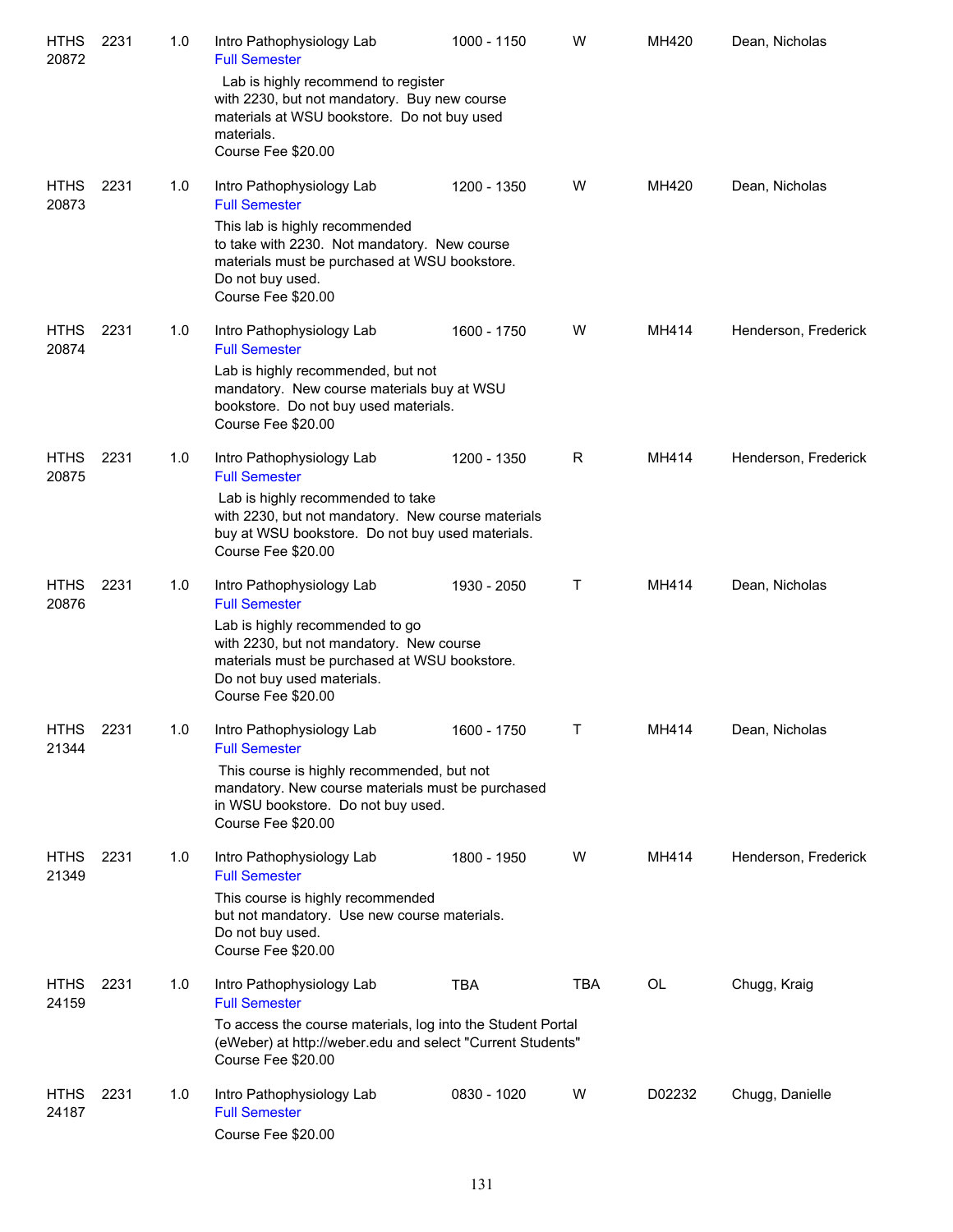| | | | | | | | |
|---|---|---|---|---|---|---|---|
| HTHS 20872 | 2231 | 1.0 | Intro Pathophysiology Lab<br>Full Semester<br>Lab is highly recommend to register with 2230, but not mandatory. Buy new course materials at WSU bookstore. Do not buy used materials.<br>Course Fee $20.00 | 1000 - 1150 | W | MH420 | Dean, Nicholas |
| HTHS 20873 | 2231 | 1.0 | Intro Pathophysiology Lab<br>Full Semester<br>This lab is highly recommended to take with 2230. Not mandatory. New course materials must be purchased at WSU bookstore. Do not buy used.<br>Course Fee $20.00 | 1200 - 1350 | W | MH420 | Dean, Nicholas |
| HTHS 20874 | 2231 | 1.0 | Intro Pathophysiology Lab<br>Full Semester<br>Lab is highly recommended, but not mandatory. New course materials buy at WSU bookstore. Do not buy used materials.<br>Course Fee $20.00 | 1600 - 1750 | W | MH414 | Henderson, Frederick |
| HTHS 20875 | 2231 | 1.0 | Intro Pathophysiology Lab<br>Full Semester<br>Lab is highly recommended to take with 2230, but not mandatory. New course materials buy at WSU bookstore. Do not buy used materials.<br>Course Fee $20.00 | 1200 - 1350 | R | MH414 | Henderson, Frederick |
| HTHS 20876 | 2231 | 1.0 | Intro Pathophysiology Lab<br>Full Semester<br>Lab is highly recommended to go with 2230, but not mandatory. New course materials must be purchased at WSU bookstore. Do not buy used materials.<br>Course Fee $20.00 | 1930 - 2050 | T | MH414 | Dean, Nicholas |
| HTHS 21344 | 2231 | 1.0 | Intro Pathophysiology Lab<br>Full Semester<br>This course is highly recommended, but not mandatory. New course materials must be purchased in WSU bookstore. Do not buy used.<br>Course Fee $20.00 | 1600 - 1750 | T | MH414 | Dean, Nicholas |
| HTHS 21349 | 2231 | 1.0 | Intro Pathophysiology Lab<br>Full Semester<br>This course is highly recommended but not mandatory. Use new course materials. Do not buy used.<br>Course Fee $20.00 | 1800 - 1950 | W | MH414 | Henderson, Frederick |
| HTHS 24159 | 2231 | 1.0 | Intro Pathophysiology Lab<br>Full Semester<br>To access the course materials, log into the Student Portal (eWeber) at http://weber.edu and select "Current Students"<br>Course Fee $20.00 | TBA | TBA | OL | Chugg, Kraig |
| HTHS 24187 | 2231 | 1.0 | Intro Pathophysiology Lab<br>Full Semester<br>Course Fee $20.00 | 0830 - 1020 | W | D02232 | Chugg, Danielle |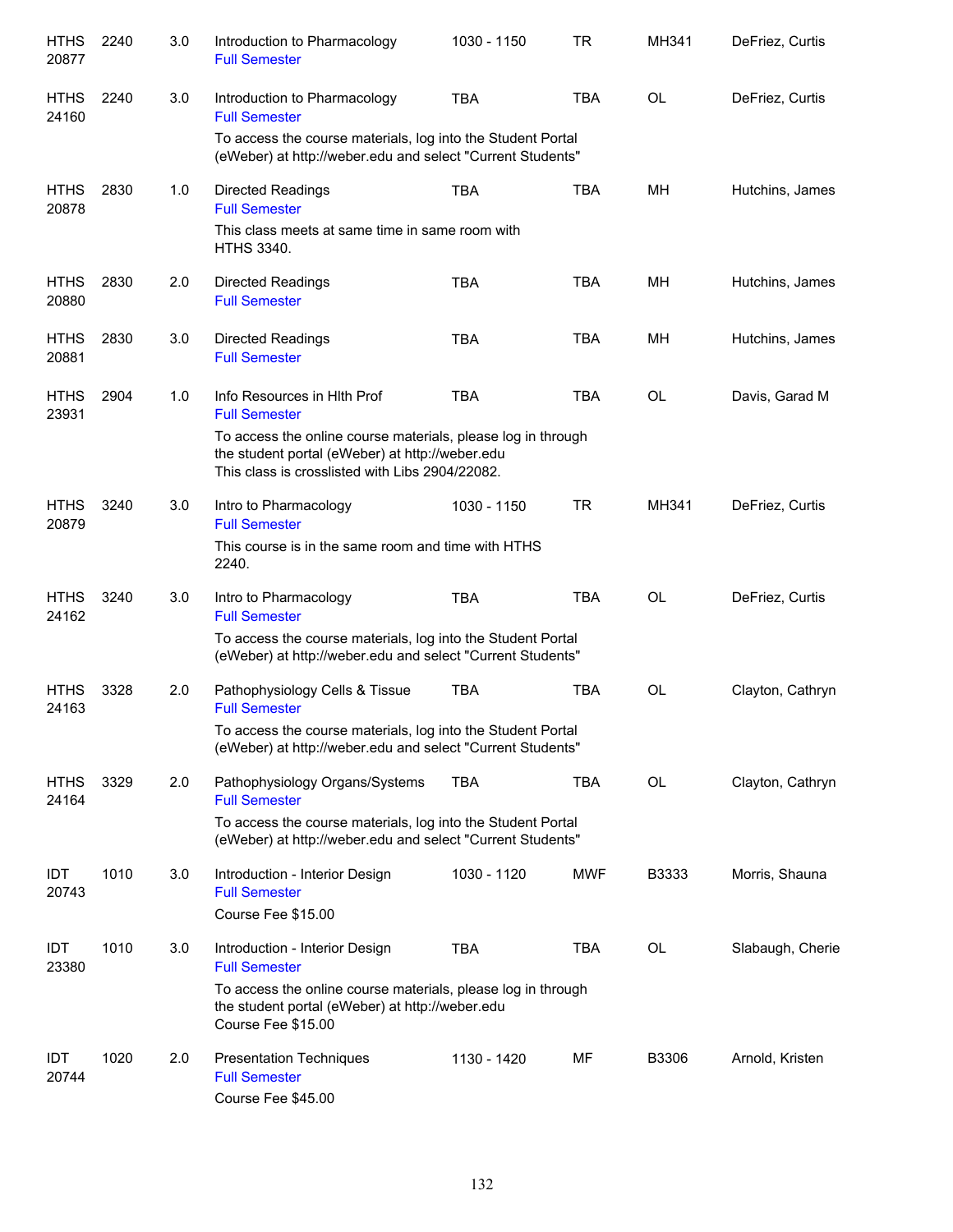| | | | | | | | |
|---|---|---|---|---|---|---|---|
| HTHS 20877 | 2240 | 3.0 | Introduction to Pharmacology<br>Full Semester | 1030 - 1150 | TR | MH341 | DeFriez, Curtis |
| HTHS 24160 | 2240 | 3.0 | Introduction to Pharmacology<br>Full Semester<br>To access the course materials, log into the Student Portal (eWeber) at http://weber.edu and select "Current Students" | TBA | TBA | OL | DeFriez, Curtis |
| HTHS 20878 | 2830 | 1.0 | Directed Readings<br>Full Semester<br>This class meets at same time in same room with HTHS 3340. | TBA | TBA | MH | Hutchins, James |
| HTHS 20880 | 2830 | 2.0 | Directed Readings<br>Full Semester | TBA | TBA | MH | Hutchins, James |
| HTHS 20881 | 2830 | 3.0 | Directed Readings<br>Full Semester | TBA | TBA | MH | Hutchins, James |
| HTHS 23931 | 2904 | 1.0 | Info Resources in Hlth Prof<br>Full Semester<br>To access the online course materials, please log in through the student portal (eWeber) at http://weber.edu<br>This class is crosslisted with Libs 2904/22082. | TBA | TBA | OL | Davis, Garad M |
| HTHS 20879 | 3240 | 3.0 | Intro to Pharmacology<br>Full Semester<br>This course is in the same room and time with HTHS 2240. | 1030 - 1150 | TR | MH341 | DeFriez, Curtis |
| HTHS 24162 | 3240 | 3.0 | Intro to Pharmacology<br>Full Semester<br>To access the course materials, log into the Student Portal (eWeber) at http://weber.edu and select "Current Students" | TBA | TBA | OL | DeFriez, Curtis |
| HTHS 24163 | 3328 | 2.0 | Pathophysiology Cells & Tissue<br>Full Semester<br>To access the course materials, log into the Student Portal (eWeber) at http://weber.edu and select "Current Students" | TBA | TBA | OL | Clayton, Cathryn |
| HTHS 24164 | 3329 | 2.0 | Pathophysiology Organs/Systems<br>Full Semester<br>To access the course materials, log into the Student Portal (eWeber) at http://weber.edu and select "Current Students" | TBA | TBA | OL | Clayton, Cathryn |
| IDT 20743 | 1010 | 3.0 | Introduction - Interior Design<br>Full Semester<br>Course Fee $15.00 | 1030 - 1120 | MWF | B3333 | Morris, Shauna |
| IDT 23380 | 1010 | 3.0 | Introduction - Interior Design<br>Full Semester<br>To access the online course materials, please log in through the student portal (eWeber) at http://weber.edu<br>Course Fee $15.00 | TBA | TBA | OL | Slabaugh, Cherie |
| IDT 20744 | 1020 | 2.0 | Presentation Techniques<br>Full Semester<br>Course Fee $45.00 | 1130 - 1420 | MF | B3306 | Arnold, Kristen |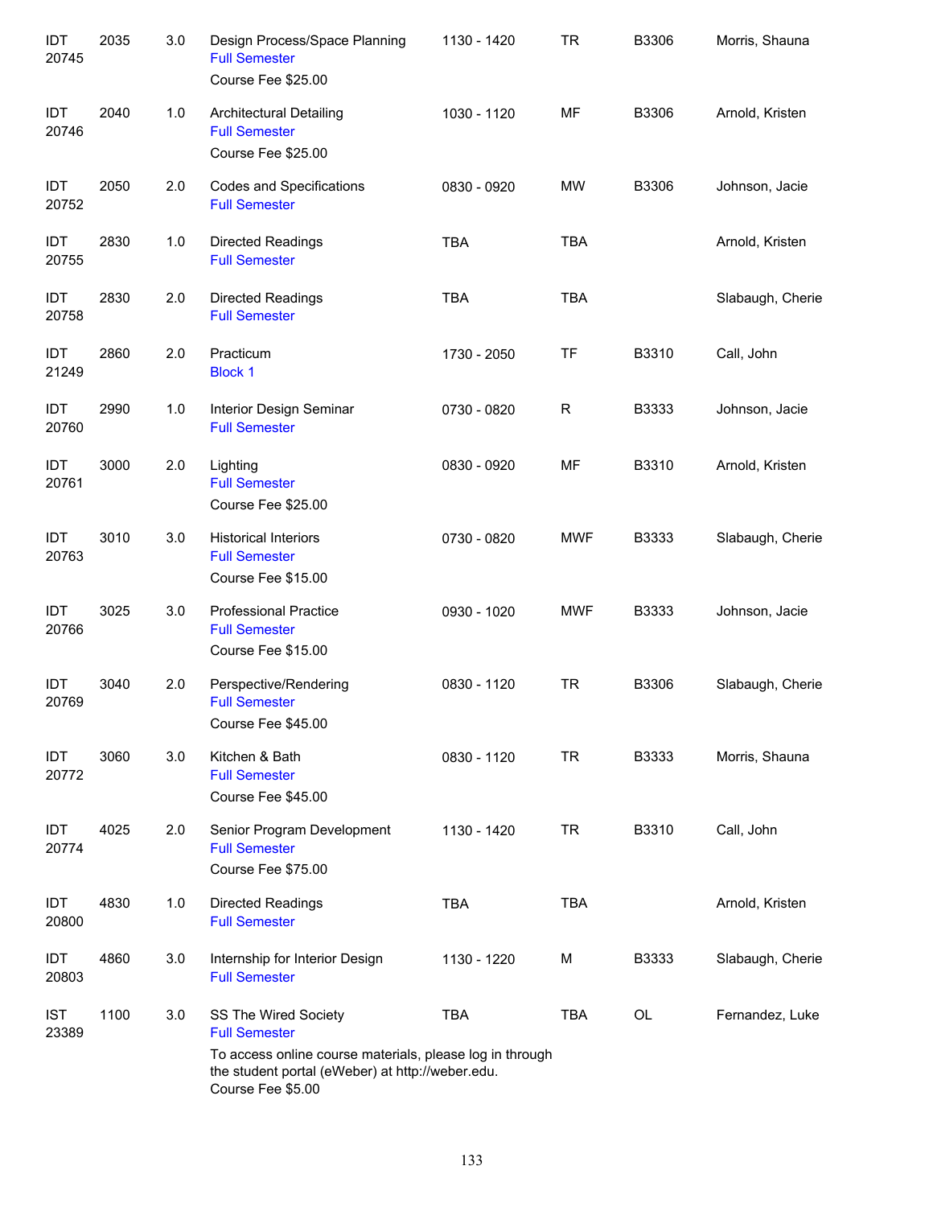| | | | | | | | |
|---|---|---|---|---|---|---|---|
| IDT 20745 | 2035 | 3.0 | Design Process/Space Planning<br>Full Semester<br>Course Fee $25.00 | 1130 - 1420 | TR | B3306 | Morris, Shauna |
| IDT 20746 | 2040 | 1.0 | Architectural Detailing<br>Full Semester<br>Course Fee $25.00 | 1030 - 1120 | MF | B3306 | Arnold, Kristen |
| IDT 20752 | 2050 | 2.0 | Codes and Specifications<br>Full Semester | 0830 - 0920 | MW | B3306 | Johnson, Jacie |
| IDT 20755 | 2830 | 1.0 | Directed Readings<br>Full Semester | TBA | TBA | | Arnold, Kristen |
| IDT 20758 | 2830 | 2.0 | Directed Readings<br>Full Semester | TBA | TBA | | Slabaugh, Cherie |
| IDT 21249 | 2860 | 2.0 | Practicum<br>Block 1 | 1730 - 2050 | TF | B3310 | Call, John |
| IDT 20760 | 2990 | 1.0 | Interior Design Seminar<br>Full Semester | 0730 - 0820 | R | B3333 | Johnson, Jacie |
| IDT 20761 | 3000 | 2.0 | Lighting<br>Full Semester<br>Course Fee $25.00 | 0830 - 0920 | MF | B3310 | Arnold, Kristen |
| IDT 20763 | 3010 | 3.0 | Historical Interiors<br>Full Semester<br>Course Fee $15.00 | 0730 - 0820 | MWF | B3333 | Slabaugh, Cherie |
| IDT 20766 | 3025 | 3.0 | Professional Practice<br>Full Semester<br>Course Fee $15.00 | 0930 - 1020 | MWF | B3333 | Johnson, Jacie |
| IDT 20769 | 3040 | 2.0 | Perspective/Rendering<br>Full Semester<br>Course Fee $45.00 | 0830 - 1120 | TR | B3306 | Slabaugh, Cherie |
| IDT 20772 | 3060 | 3.0 | Kitchen & Bath<br>Full Semester<br>Course Fee $45.00 | 0830 - 1120 | TR | B3333 | Morris, Shauna |
| IDT 20774 | 4025 | 2.0 | Senior Program Development<br>Full Semester<br>Course Fee $75.00 | 1130 - 1420 | TR | B3310 | Call, John |
| IDT 20800 | 4830 | 1.0 | Directed Readings<br>Full Semester | TBA | TBA | | Arnold, Kristen |
| IDT 20803 | 4860 | 3.0 | Internship for Interior Design<br>Full Semester | 1130 - 1220 | M | B3333 | Slabaugh, Cherie |
| IST 23389 | 1100 | 3.0 | SS The Wired Society<br>Full Semester<br>To access online course materials, please log in through the student portal (eWeber) at http://weber.edu.<br>Course Fee $5.00 | TBA | TBA | OL | Fernandez, Luke |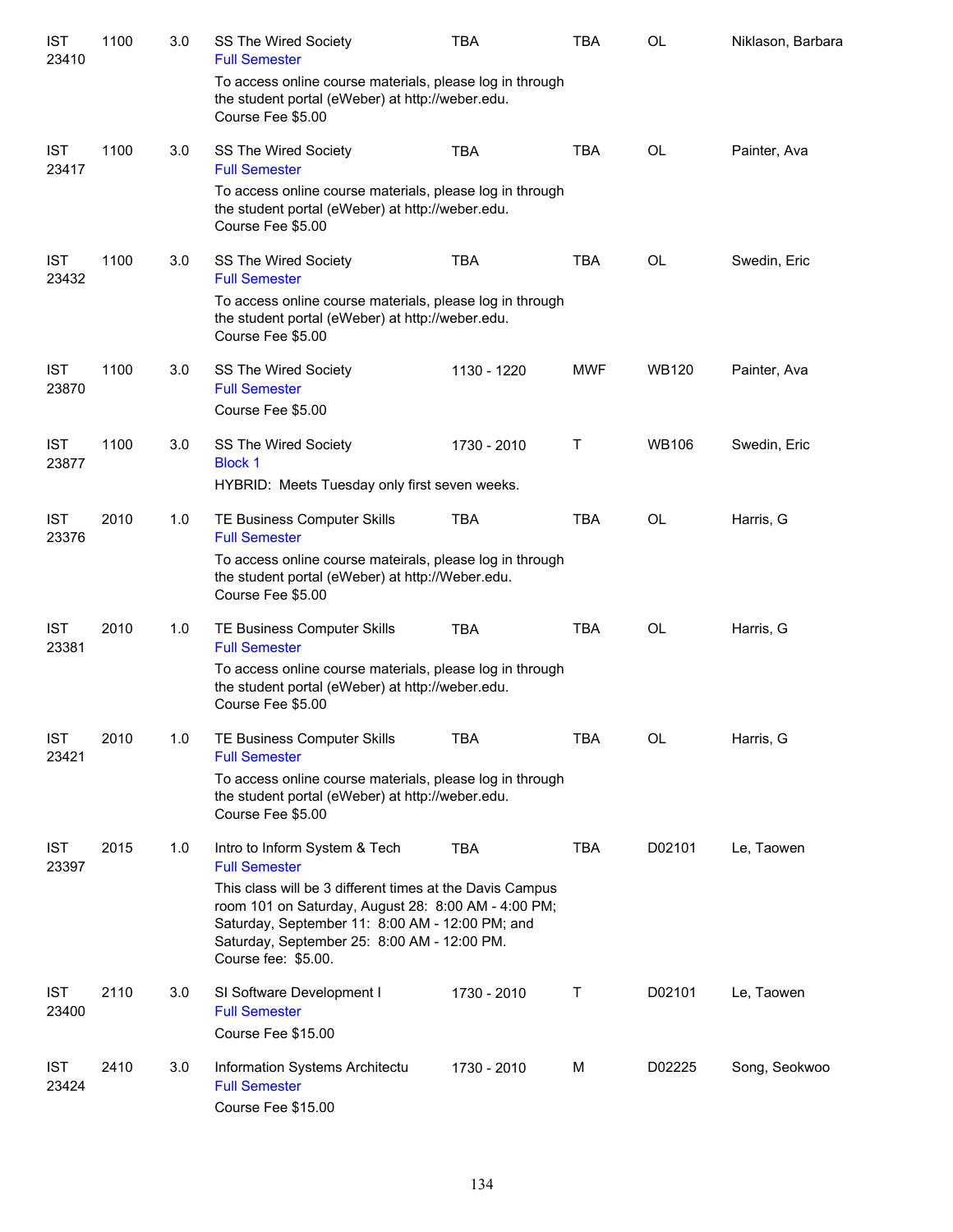| | | | | | | | |
|---|---|---|---|---|---|---|---|
| IST 23410 | 1100 | 3.0 | SS The Wired Society<br>Full Semester<br>To access online course materials, please log in through the student portal (eWeber) at http://weber.edu.<br>Course Fee $5.00 | TBA | TBA | OL | Niklason, Barbara |
| IST 23417 | 1100 | 3.0 | SS The Wired Society<br>Full Semester<br>To access online course materials, please log in through the student portal (eWeber) at http://weber.edu.<br>Course Fee $5.00 | TBA | TBA | OL | Painter, Ava |
| IST 23432 | 1100 | 3.0 | SS The Wired Society<br>Full Semester<br>To access online course materials, please log in through the student portal (eWeber) at http://weber.edu.<br>Course Fee $5.00 | TBA | TBA | OL | Swedin, Eric |
| IST 23870 | 1100 | 3.0 | SS The Wired Society<br>Full Semester<br>Course Fee $5.00 | 1130 - 1220 | MWF | WB120 | Painter, Ava |
| IST 23877 | 1100 | 3.0 | SS The Wired Society<br>Block 1<br>HYBRID: Meets Tuesday only first seven weeks. | 1730 - 2010 | T | WB106 | Swedin, Eric |
| IST 23376 | 2010 | 1.0 | TE Business Computer Skills<br>Full Semester<br>To access online course mateirals, please log in through the student portal (eWeber) at http://Weber.edu.<br>Course Fee $5.00 | TBA | TBA | OL | Harris, G |
| IST 23381 | 2010 | 1.0 | TE Business Computer Skills<br>Full Semester<br>To access online course materials, please log in through the student portal (eWeber) at http://weber.edu.<br>Course Fee $5.00 | TBA | TBA | OL | Harris, G |
| IST 23421 | 2010 | 1.0 | TE Business Computer Skills<br>Full Semester<br>To access online course materials, please log in through the student portal (eWeber) at http://weber.edu.<br>Course Fee $5.00 | TBA | TBA | OL | Harris, G |
| IST 23397 | 2015 | 1.0 | Intro to Inform System & Tech<br>Full Semester<br>This class will be 3 different times at the Davis Campus room 101 on Saturday, August 28: 8:00 AM - 4:00 PM; Saturday, September 11: 8:00 AM - 12:00 PM; and Saturday, September 25: 8:00 AM - 12:00 PM.<br>Course fee: $5.00. | TBA | TBA | D02101 | Le, Taowen |
| IST 23400 | 2110 | 3.0 | SI Software Development I<br>Full Semester<br>Course Fee $15.00 | 1730 - 2010 | T | D02101 | Le, Taowen |
| IST 23424 | 2410 | 3.0 | Information Systems Architectu<br>Full Semester<br>Course Fee $15.00 | 1730 - 2010 | M | D02225 | Song, Seokwoo |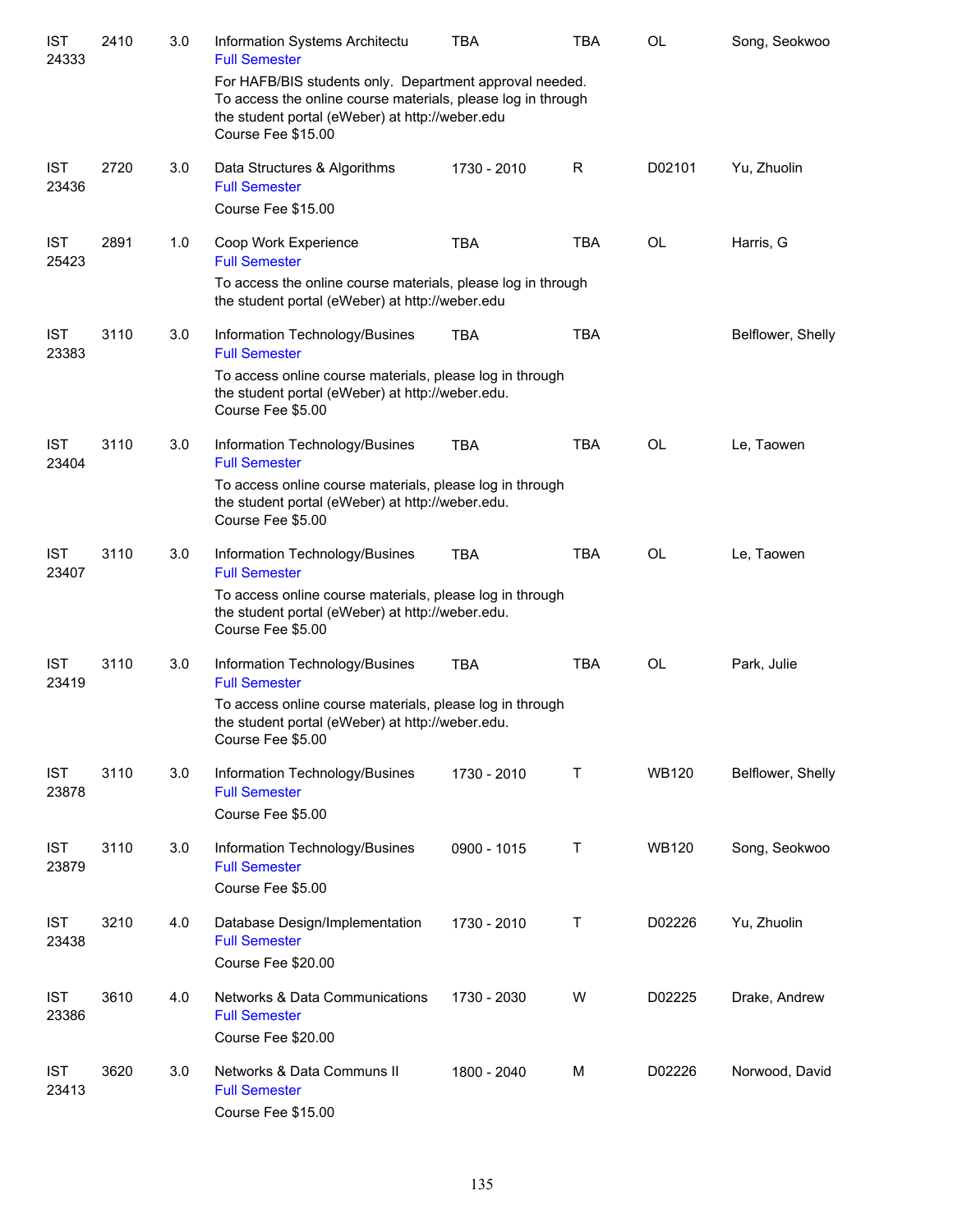| | | | | | | | |
|---|---|---|---|---|---|---|---|
| IST 24333 | 2410 | 3.0 | Information Systems Architectu<br>Full Semester<br>For HAFB/BIS students only. Department approval needed. To access the online course materials, please log in through the student portal (eWeber) at http://weber.edu<br>Course Fee $15.00 | TBA | TBA | OL | Song, Seokwoo |
| IST 23436 | 2720 | 3.0 | Data Structures & Algorithms<br>Full Semester<br>Course Fee $15.00 | 1730 - 2010 | R | D02101 | Yu, Zhuolin |
| IST 25423 | 2891 | 1.0 | Coop Work Experience<br>Full Semester<br>To access the online course materials, please log in through the student portal (eWeber) at http://weber.edu | TBA | TBA | OL | Harris, G |
| IST 23383 | 3110 | 3.0 | Information Technology/Busines<br>Full Semester<br>To access online course materials, please log in through the student portal (eWeber) at http://weber.edu.<br>Course Fee $5.00 | TBA | TBA | | Belflower, Shelly |
| IST 23404 | 3110 | 3.0 | Information Technology/Busines<br>Full Semester<br>To access online course materials, please log in through the student portal (eWeber) at http://weber.edu.<br>Course Fee $5.00 | TBA | TBA | OL | Le, Taowen |
| IST 23407 | 3110 | 3.0 | Information Technology/Busines<br>Full Semester<br>To access online course materials, please log in through the student portal (eWeber) at http://weber.edu.<br>Course Fee $5.00 | TBA | TBA | OL | Le, Taowen |
| IST 23419 | 3110 | 3.0 | Information Technology/Busines<br>Full Semester<br>To access online course materials, please log in through the student portal (eWeber) at http://weber.edu.<br>Course Fee $5.00 | TBA | TBA | OL | Park, Julie |
| IST 23878 | 3110 | 3.0 | Information Technology/Busines<br>Full Semester<br>Course Fee $5.00 | 1730 - 2010 | T | WB120 | Belflower, Shelly |
| IST 23879 | 3110 | 3.0 | Information Technology/Busines<br>Full Semester<br>Course Fee $5.00 | 0900 - 1015 | T | WB120 | Song, Seokwoo |
| IST 23438 | 3210 | 4.0 | Database Design/Implementation<br>Full Semester<br>Course Fee $20.00 | 1730 - 2010 | T | D02226 | Yu, Zhuolin |
| IST 23386 | 3610 | 4.0 | Networks & Data Communications<br>Full Semester<br>Course Fee $20.00 | 1730 - 2030 | W | D02225 | Drake, Andrew |
| IST 23413 | 3620 | 3.0 | Networks & Data Communs II<br>Full Semester<br>Course Fee $15.00 | 1800 - 2040 | M | D02226 | Norwood, David |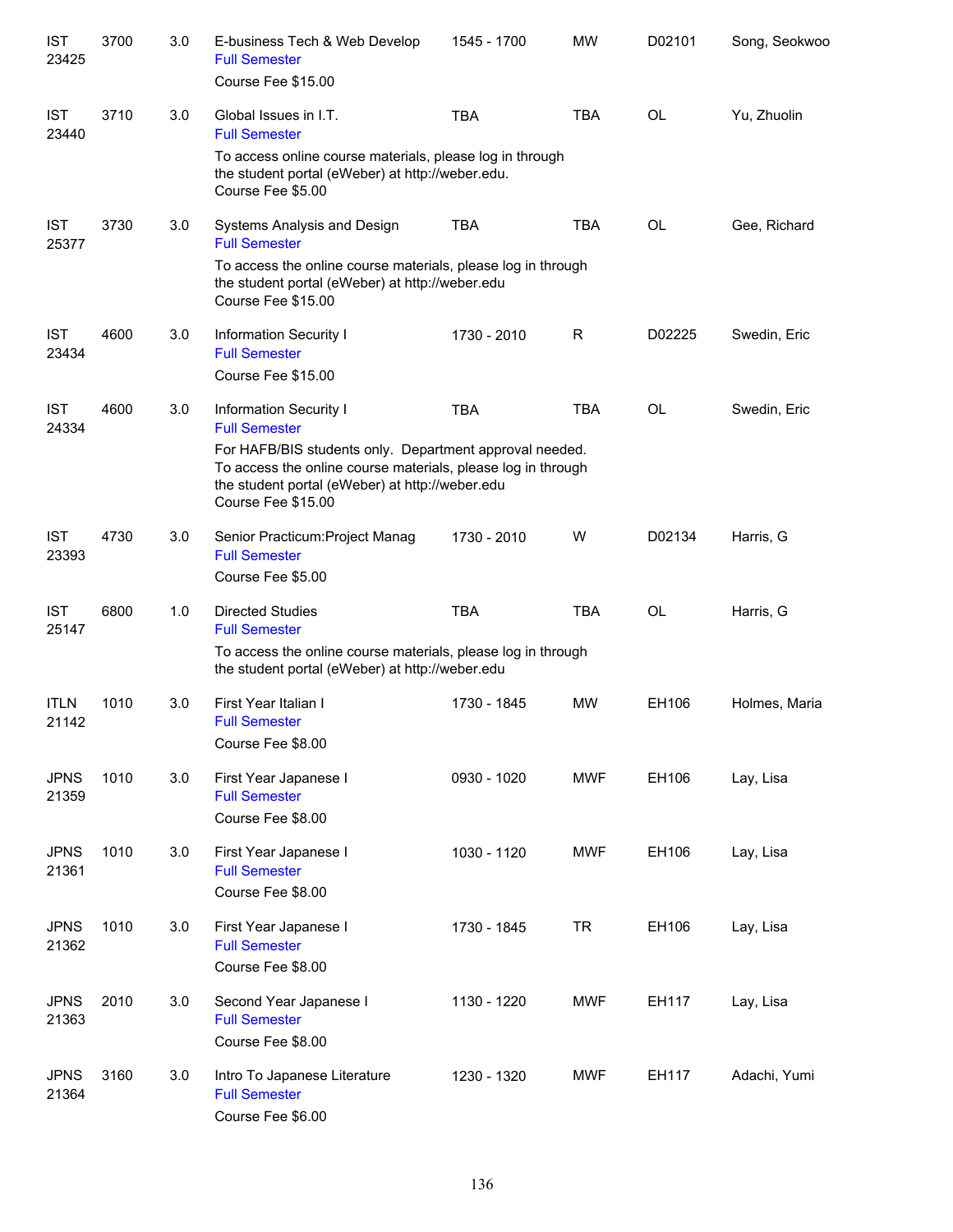| Subject / CRN | Course | Credits | Title | Time | Days | Location | Instructor |
|---|---|---|---|---|---|---|---|
| IST 23425 | 3700 | 3.0 | E-business Tech & Web Develop<br>Full Semester<br>Course Fee $15.00 | 1545 - 1700 | MW | D02101 | Song, Seokwoo |
| IST 23440 | 3710 | 3.0 | Global Issues in I.T.<br>Full Semester<br>To access online course materials, please log in through the student portal (eWeber) at http://weber.edu.<br>Course Fee $5.00 | TBA | TBA | OL | Yu, Zhuolin |
| IST 25377 | 3730 | 3.0 | Systems Analysis and Design<br>Full Semester<br>To access the online course materials, please log in through the student portal (eWeber) at http://weber.edu<br>Course Fee $15.00 | TBA | TBA | OL | Gee, Richard |
| IST 23434 | 4600 | 3.0 | Information Security I<br>Full Semester<br>Course Fee $15.00 | 1730 - 2010 | R | D02225 | Swedin, Eric |
| IST 24334 | 4600 | 3.0 | Information Security I<br>Full Semester<br>For HAFB/BIS students only. Department approval needed. To access the online course materials, please log in through the student portal (eWeber) at http://weber.edu<br>Course Fee $15.00 | TBA | TBA | OL | Swedin, Eric |
| IST 23393 | 4730 | 3.0 | Senior Practicum:Project Manag<br>Full Semester<br>Course Fee $5.00 | 1730 - 2010 | W | D02134 | Harris, G |
| IST 25147 | 6800 | 1.0 | Directed Studies<br>Full Semester<br>To access the online course materials, please log in through the student portal (eWeber) at http://weber.edu | TBA | TBA | OL | Harris, G |
| ITLN 21142 | 1010 | 3.0 | First Year Italian I<br>Full Semester<br>Course Fee $8.00 | 1730 - 1845 | MW | EH106 | Holmes, Maria |
| JPNS 21359 | 1010 | 3.0 | First Year Japanese I<br>Full Semester<br>Course Fee $8.00 | 0930 - 1020 | MWF | EH106 | Lay, Lisa |
| JPNS 21361 | 1010 | 3.0 | First Year Japanese I<br>Full Semester<br>Course Fee $8.00 | 1030 - 1120 | MWF | EH106 | Lay, Lisa |
| JPNS 21362 | 1010 | 3.0 | First Year Japanese I<br>Full Semester<br>Course Fee $8.00 | 1730 - 1845 | TR | EH106 | Lay, Lisa |
| JPNS 21363 | 2010 | 3.0 | Second Year Japanese I<br>Full Semester<br>Course Fee $8.00 | 1130 - 1220 | MWF | EH117 | Lay, Lisa |
| JPNS 21364 | 3160 | 3.0 | Intro To Japanese Literature<br>Full Semester<br>Course Fee $6.00 | 1230 - 1320 | MWF | EH117 | Adachi, Yumi |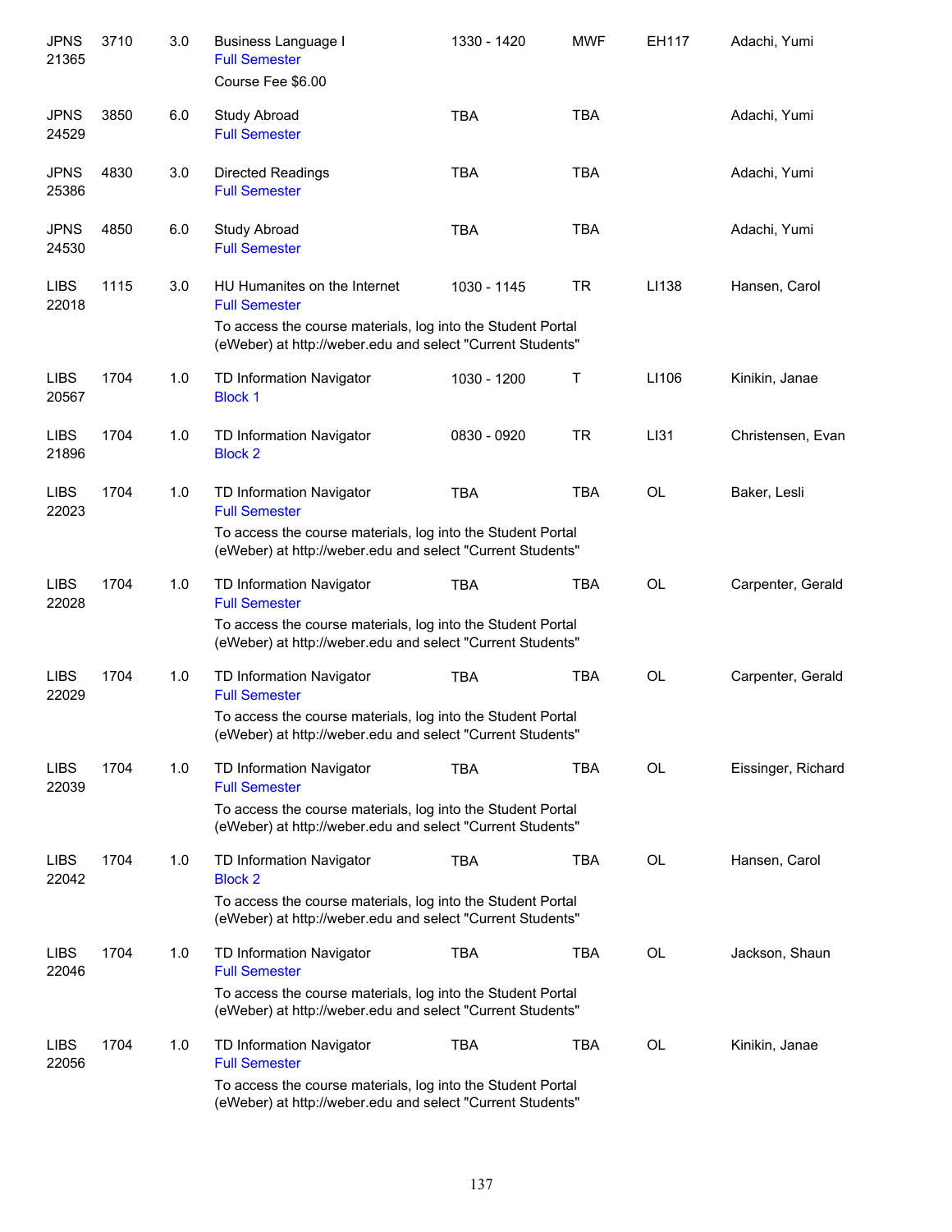| | | | | | | | |
|---|---|---|---|---|---|---|---|
| JPNS 21365 | 3710 | 3.0 | Business Language I<br>Full Semester<br>Course Fee $6.00 | 1330 - 1420 | MWF | EH117 | Adachi, Yumi |
| JPNS 24529 | 3850 | 6.0 | Study Abroad<br>Full Semester | TBA | TBA | | Adachi, Yumi |
| JPNS 25386 | 4830 | 3.0 | Directed Readings<br>Full Semester | TBA | TBA | | Adachi, Yumi |
| JPNS 24530 | 4850 | 6.0 | Study Abroad<br>Full Semester | TBA | TBA | | Adachi, Yumi |
| LIBS 22018 | 1115 | 3.0 | HU Humanites on the Internet<br>Full Semester<br>To access the course materials, log into the Student Portal (eWeber) at http://weber.edu and select "Current Students" | 1030 - 1145 | TR | LI138 | Hansen, Carol |
| LIBS 20567 | 1704 | 1.0 | TD Information Navigator<br>Block 1 | 1030 - 1200 | T | LI106 | Kinikin, Janae |
| LIBS 21896 | 1704 | 1.0 | TD Information Navigator<br>Block 2 | 0830 - 0920 | TR | LI31 | Christensen, Evan |
| LIBS 22023 | 1704 | 1.0 | TD Information Navigator<br>Full Semester<br>To access the course materials, log into the Student Portal (eWeber) at http://weber.edu and select "Current Students" | TBA | TBA | OL | Baker, Lesli |
| LIBS 22028 | 1704 | 1.0 | TD Information Navigator<br>Full Semester<br>To access the course materials, log into the Student Portal (eWeber) at http://weber.edu and select "Current Students" | TBA | TBA | OL | Carpenter, Gerald |
| LIBS 22029 | 1704 | 1.0 | TD Information Navigator<br>Full Semester<br>To access the course materials, log into the Student Portal (eWeber) at http://weber.edu and select "Current Students" | TBA | TBA | OL | Carpenter, Gerald |
| LIBS 22039 | 1704 | 1.0 | TD Information Navigator<br>Full Semester<br>To access the course materials, log into the Student Portal (eWeber) at http://weber.edu and select "Current Students" | TBA | TBA | OL | Eissinger, Richard |
| LIBS 22042 | 1704 | 1.0 | TD Information Navigator<br>Block 2<br>To access the course materials, log into the Student Portal (eWeber) at http://weber.edu and select "Current Students" | TBA | TBA | OL | Hansen, Carol |
| LIBS 22046 | 1704 | 1.0 | TD Information Navigator<br>Full Semester<br>To access the course materials, log into the Student Portal (eWeber) at http://weber.edu and select "Current Students" | TBA | TBA | OL | Jackson, Shaun |
| LIBS 22056 | 1704 | 1.0 | TD Information Navigator<br>Full Semester<br>To access the course materials, log into the Student Portal (eWeber) at http://weber.edu and select "Current Students" | TBA | TBA | OL | Kinikin, Janae |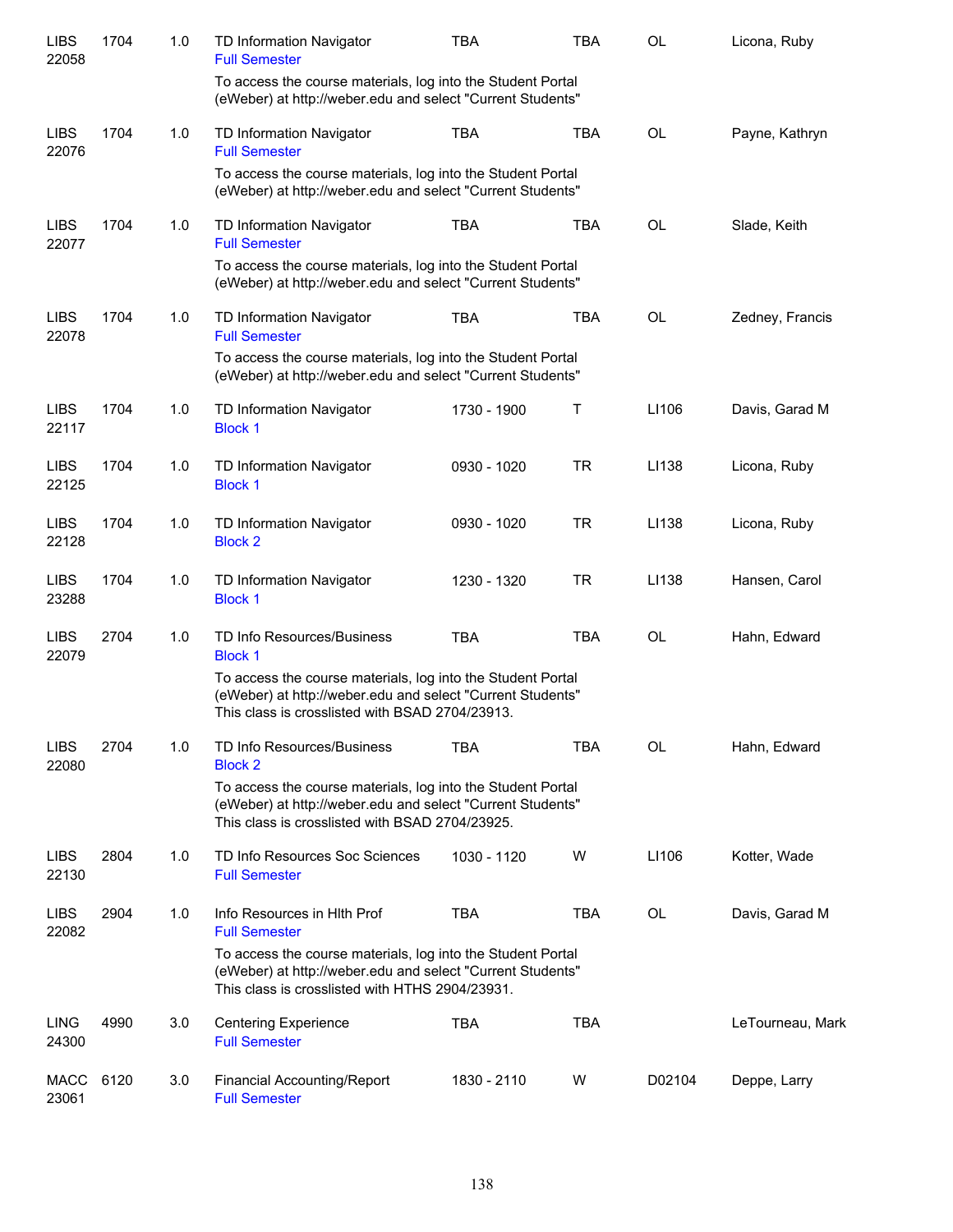| | | | | | | | |
|---|---|---|---|---|---|---|---|
| LIBS 22058 | 1704 | 1.0 | TD Information Navigator<br>Full Semester<br>To access the course materials, log into the Student Portal (eWeber) at http://weber.edu and select "Current Students" | TBA | TBA | OL | Licona, Ruby |
| LIBS 22076 | 1704 | 1.0 | TD Information Navigator<br>Full Semester<br>To access the course materials, log into the Student Portal (eWeber) at http://weber.edu and select "Current Students" | TBA | TBA | OL | Payne, Kathryn |
| LIBS 22077 | 1704 | 1.0 | TD Information Navigator<br>Full Semester<br>To access the course materials, log into the Student Portal (eWeber) at http://weber.edu and select "Current Students" | TBA | TBA | OL | Slade, Keith |
| LIBS 22078 | 1704 | 1.0 | TD Information Navigator<br>Full Semester<br>To access the course materials, log into the Student Portal (eWeber) at http://weber.edu and select "Current Students" | TBA | TBA | OL | Zedney, Francis |
| LIBS 22117 | 1704 | 1.0 | TD Information Navigator<br>Block 1 | 1730 - 1900 | T | LI106 | Davis, Garad M |
| LIBS 22125 | 1704 | 1.0 | TD Information Navigator<br>Block 1 | 0930 - 1020 | TR | LI138 | Licona, Ruby |
| LIBS 22128 | 1704 | 1.0 | TD Information Navigator<br>Block 2 | 0930 - 1020 | TR | LI138 | Licona, Ruby |
| LIBS 23288 | 1704 | 1.0 | TD Information Navigator<br>Block 1 | 1230 - 1320 | TR | LI138 | Hansen, Carol |
| LIBS 22079 | 2704 | 1.0 | TD Info Resources/Business<br>Block 1<br>To access the course materials, log into the Student Portal (eWeber) at http://weber.edu and select "Current Students" This class is crosslisted with BSAD 2704/23913. | TBA | TBA | OL | Hahn, Edward |
| LIBS 22080 | 2704 | 1.0 | TD Info Resources/Business<br>Block 2<br>To access the course materials, log into the Student Portal (eWeber) at http://weber.edu and select "Current Students" This class is crosslisted with BSAD 2704/23925. | TBA | TBA | OL | Hahn, Edward |
| LIBS 22130 | 2804 | 1.0 | TD Info Resources Soc Sciences<br>Full Semester | 1030 - 1120 | W | LI106 | Kotter, Wade |
| LIBS 22082 | 2904 | 1.0 | Info Resources in Hlth Prof<br>Full Semester<br>To access the course materials, log into the Student Portal (eWeber) at http://weber.edu and select "Current Students" This class is crosslisted with HTHS 2904/23931. | TBA | TBA | OL | Davis, Garad M |
| LING 24300 | 4990 | 3.0 | Centering Experience<br>Full Semester | TBA | TBA | | LeTourneau, Mark |
| MACC 23061 | 6120 | 3.0 | Financial Accounting/Report<br>Full Semester | 1830 - 2110 | W | D02104 | Deppe, Larry |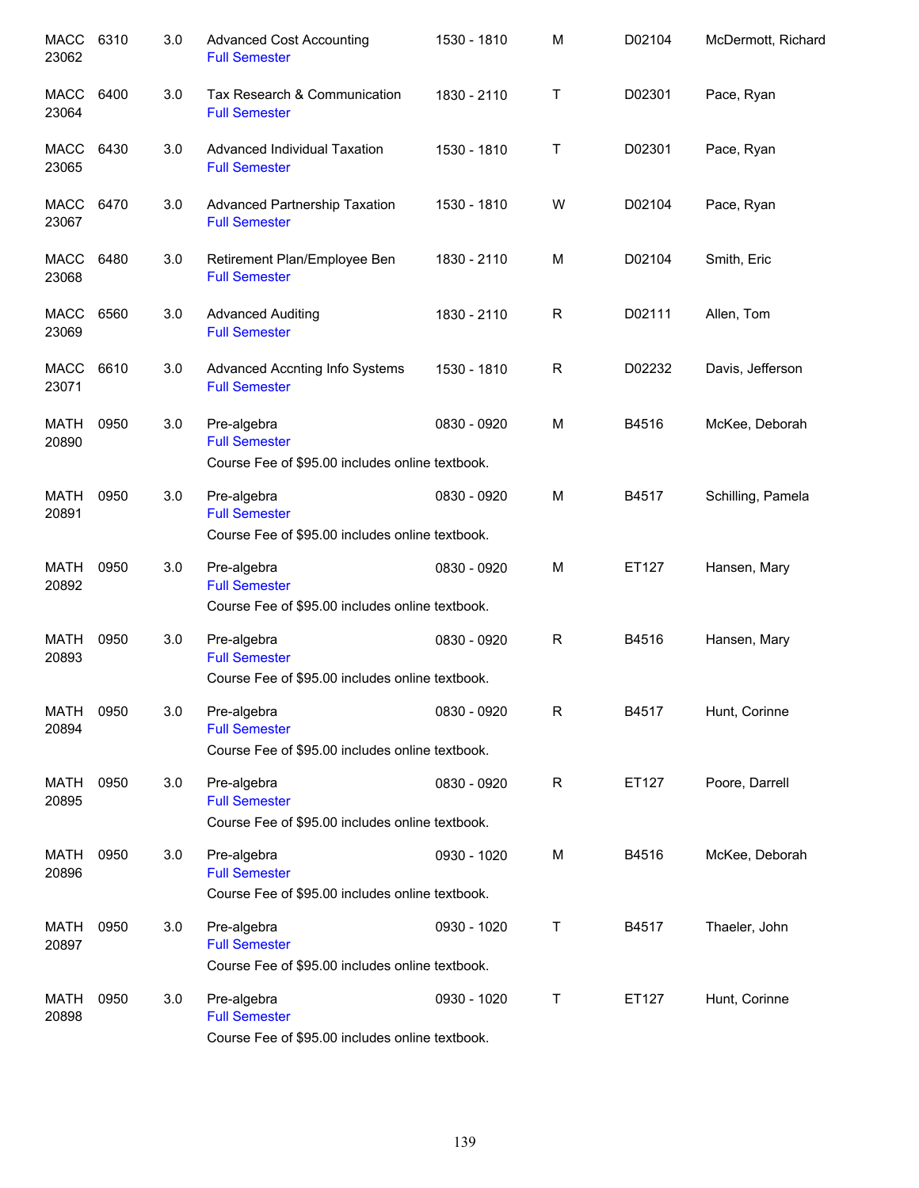| | | | | | | | |
|---|---|---|---|---|---|---|---|
| MACC 23062 | 6310 | 3.0 | Advanced Cost Accounting<br>Full Semester | 1530 - 1810 | M | D02104 | McDermott, Richard |
| MACC 23064 | 6400 | 3.0 | Tax Research & Communication<br>Full Semester | 1830 - 2110 | T | D02301 | Pace, Ryan |
| MACC 23065 | 6430 | 3.0 | Advanced Individual Taxation<br>Full Semester | 1530 - 1810 | T | D02301 | Pace, Ryan |
| MACC 23067 | 6470 | 3.0 | Advanced Partnership Taxation<br>Full Semester | 1530 - 1810 | W | D02104 | Pace, Ryan |
| MACC 23068 | 6480 | 3.0 | Retirement Plan/Employee Ben<br>Full Semester | 1830 - 2110 | M | D02104 | Smith, Eric |
| MACC 23069 | 6560 | 3.0 | Advanced Auditing<br>Full Semester | 1830 - 2110 | R | D02111 | Allen, Tom |
| MACC 23071 | 6610 | 3.0 | Advanced Accnting Info Systems<br>Full Semester | 1530 - 1810 | R | D02232 | Davis, Jefferson |
| MATH 20890 | 0950 | 3.0 | Pre-algebra<br>Full Semester<br>Course Fee of $95.00 includes online textbook. | 0830 - 0920 | M | B4516 | McKee, Deborah |
| MATH 20891 | 0950 | 3.0 | Pre-algebra<br>Full Semester<br>Course Fee of $95.00 includes online textbook. | 0830 - 0920 | M | B4517 | Schilling, Pamela |
| MATH 20892 | 0950 | 3.0 | Pre-algebra<br>Full Semester<br>Course Fee of $95.00 includes online textbook. | 0830 - 0920 | M | ET127 | Hansen, Mary |
| MATH 20893 | 0950 | 3.0 | Pre-algebra<br>Full Semester<br>Course Fee of $95.00 includes online textbook. | 0830 - 0920 | R | B4516 | Hansen, Mary |
| MATH 20894 | 0950 | 3.0 | Pre-algebra<br>Full Semester<br>Course Fee of $95.00 includes online textbook. | 0830 - 0920 | R | B4517 | Hunt, Corinne |
| MATH 20895 | 0950 | 3.0 | Pre-algebra<br>Full Semester<br>Course Fee of $95.00 includes online textbook. | 0830 - 0920 | R | ET127 | Poore, Darrell |
| MATH 20896 | 0950 | 3.0 | Pre-algebra<br>Full Semester<br>Course Fee of $95.00 includes online textbook. | 0930 - 1020 | M | B4516 | McKee, Deborah |
| MATH 20897 | 0950 | 3.0 | Pre-algebra<br>Full Semester<br>Course Fee of $95.00 includes online textbook. | 0930 - 1020 | T | B4517 | Thaeler, John |
| MATH 20898 | 0950 | 3.0 | Pre-algebra<br>Full Semester<br>Course Fee of $95.00 includes online textbook. | 0930 - 1020 | T | ET127 | Hunt, Corinne |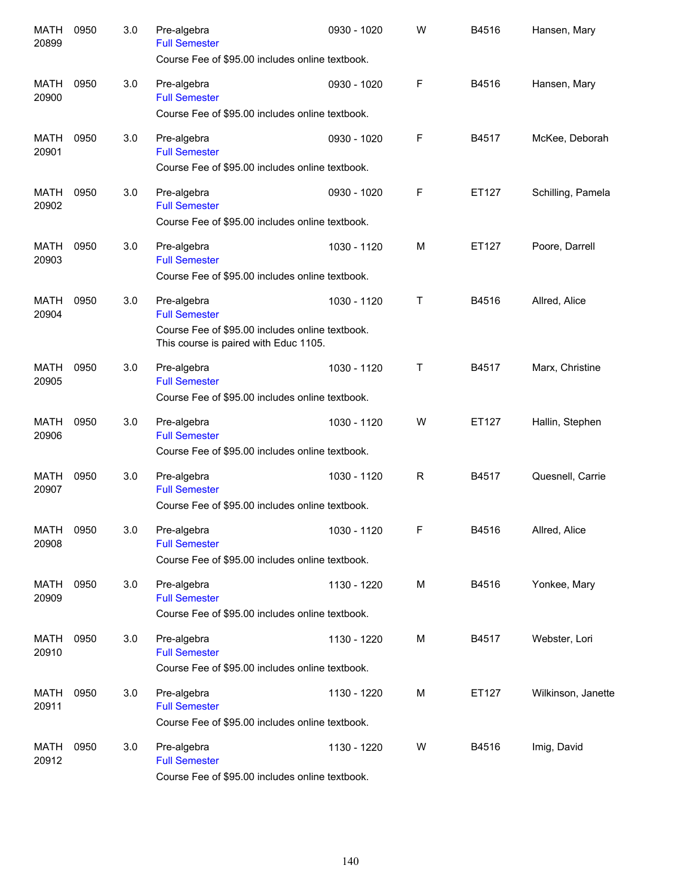| | | | | | | | |
|---|---|---|---|---|---|---|---|
| MATH 20899 | 0950 | 3.0 | Pre-algebra<br>Full Semester<br>Course Fee of $95.00 includes online textbook. | 0930 - 1020 | W | B4516 | Hansen, Mary |
| MATH 20900 | 0950 | 3.0 | Pre-algebra<br>Full Semester<br>Course Fee of $95.00 includes online textbook. | 0930 - 1020 | F | B4516 | Hansen, Mary |
| MATH 20901 | 0950 | 3.0 | Pre-algebra<br>Full Semester<br>Course Fee of $95.00 includes online textbook. | 0930 - 1020 | F | B4517 | McKee, Deborah |
| MATH 20902 | 0950 | 3.0 | Pre-algebra<br>Full Semester<br>Course Fee of $95.00 includes online textbook. | 0930 - 1020 | F | ET127 | Schilling, Pamela |
| MATH 20903 | 0950 | 3.0 | Pre-algebra<br>Full Semester<br>Course Fee of $95.00 includes online textbook. | 1030 - 1120 | M | ET127 | Poore, Darrell |
| MATH 20904 | 0950 | 3.0 | Pre-algebra<br>Full Semester<br>Course Fee of $95.00 includes online textbook.<br>This course is paired with Educ 1105. | 1030 - 1120 | T | B4516 | Allred, Alice |
| MATH 20905 | 0950 | 3.0 | Pre-algebra<br>Full Semester<br>Course Fee of $95.00 includes online textbook. | 1030 - 1120 | T | B4517 | Marx, Christine |
| MATH 20906 | 0950 | 3.0 | Pre-algebra<br>Full Semester<br>Course Fee of $95.00 includes online textbook. | 1030 - 1120 | W | ET127 | Hallin, Stephen |
| MATH 20907 | 0950 | 3.0 | Pre-algebra<br>Full Semester<br>Course Fee of $95.00 includes online textbook. | 1030 - 1120 | R | B4517 | Quesnell, Carrie |
| MATH 20908 | 0950 | 3.0 | Pre-algebra<br>Full Semester<br>Course Fee of $95.00 includes online textbook. | 1030 - 1120 | F | B4516 | Allred, Alice |
| MATH 20909 | 0950 | 3.0 | Pre-algebra<br>Full Semester<br>Course Fee of $95.00 includes online textbook. | 1130 - 1220 | M | B4516 | Yonkee, Mary |
| MATH 20910 | 0950 | 3.0 | Pre-algebra<br>Full Semester<br>Course Fee of $95.00 includes online textbook. | 1130 - 1220 | M | B4517 | Webster, Lori |
| MATH 20911 | 0950 | 3.0 | Pre-algebra<br>Full Semester<br>Course Fee of $95.00 includes online textbook. | 1130 - 1220 | M | ET127 | Wilkinson, Janette |
| MATH 20912 | 0950 | 3.0 | Pre-algebra<br>Full Semester<br>Course Fee of $95.00 includes online textbook. | 1130 - 1220 | W | B4516 | Imig, David |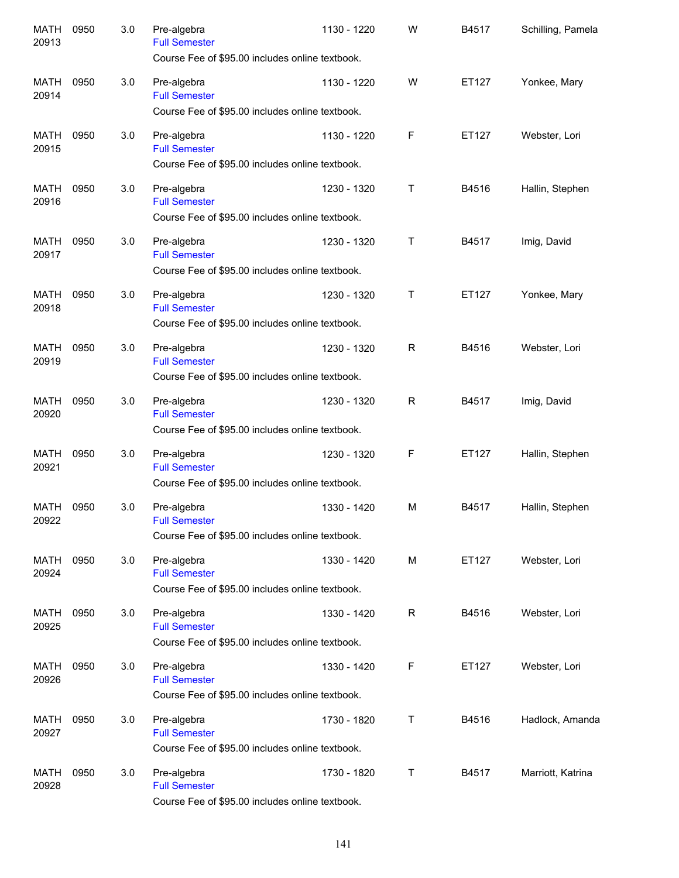| | | | | | | | |
|---|---|---|---|---|---|---|---|
| MATH 20913 | 0950 | 3.0 | Pre-algebra<br>Full Semester<br>Course Fee of $95.00 includes online textbook. | 1130 - 1220 | W | B4517 | Schilling, Pamela |
| MATH 20914 | 0950 | 3.0 | Pre-algebra<br>Full Semester<br>Course Fee of $95.00 includes online textbook. | 1130 - 1220 | W | ET127 | Yonkee, Mary |
| MATH 20915 | 0950 | 3.0 | Pre-algebra<br>Full Semester<br>Course Fee of $95.00 includes online textbook. | 1130 - 1220 | F | ET127 | Webster, Lori |
| MATH 20916 | 0950 | 3.0 | Pre-algebra<br>Full Semester<br>Course Fee of $95.00 includes online textbook. | 1230 - 1320 | T | B4516 | Hallin, Stephen |
| MATH 20917 | 0950 | 3.0 | Pre-algebra<br>Full Semester<br>Course Fee of $95.00 includes online textbook. | 1230 - 1320 | T | B4517 | Imig, David |
| MATH 20918 | 0950 | 3.0 | Pre-algebra<br>Full Semester<br>Course Fee of $95.00 includes online textbook. | 1230 - 1320 | T | ET127 | Yonkee, Mary |
| MATH 20919 | 0950 | 3.0 | Pre-algebra<br>Full Semester<br>Course Fee of $95.00 includes online textbook. | 1230 - 1320 | R | B4516 | Webster, Lori |
| MATH 20920 | 0950 | 3.0 | Pre-algebra<br>Full Semester<br>Course Fee of $95.00 includes online textbook. | 1230 - 1320 | R | B4517 | Imig, David |
| MATH 20921 | 0950 | 3.0 | Pre-algebra<br>Full Semester<br>Course Fee of $95.00 includes online textbook. | 1230 - 1320 | F | ET127 | Hallin, Stephen |
| MATH 20922 | 0950 | 3.0 | Pre-algebra<br>Full Semester<br>Course Fee of $95.00 includes online textbook. | 1330 - 1420 | M | B4517 | Hallin, Stephen |
| MATH 20924 | 0950 | 3.0 | Pre-algebra<br>Full Semester<br>Course Fee of $95.00 includes online textbook. | 1330 - 1420 | M | ET127 | Webster, Lori |
| MATH 20925 | 0950 | 3.0 | Pre-algebra<br>Full Semester<br>Course Fee of $95.00 includes online textbook. | 1330 - 1420 | R | B4516 | Webster, Lori |
| MATH 20926 | 0950 | 3.0 | Pre-algebra<br>Full Semester<br>Course Fee of $95.00 includes online textbook. | 1330 - 1420 | F | ET127 | Webster, Lori |
| MATH 20927 | 0950 | 3.0 | Pre-algebra<br>Full Semester<br>Course Fee of $95.00 includes online textbook. | 1730 - 1820 | T | B4516 | Hadlock, Amanda |
| MATH 20928 | 0950 | 3.0 | Pre-algebra<br>Full Semester<br>Course Fee of $95.00 includes online textbook. | 1730 - 1820 | T | B4517 | Marriott, Katrina |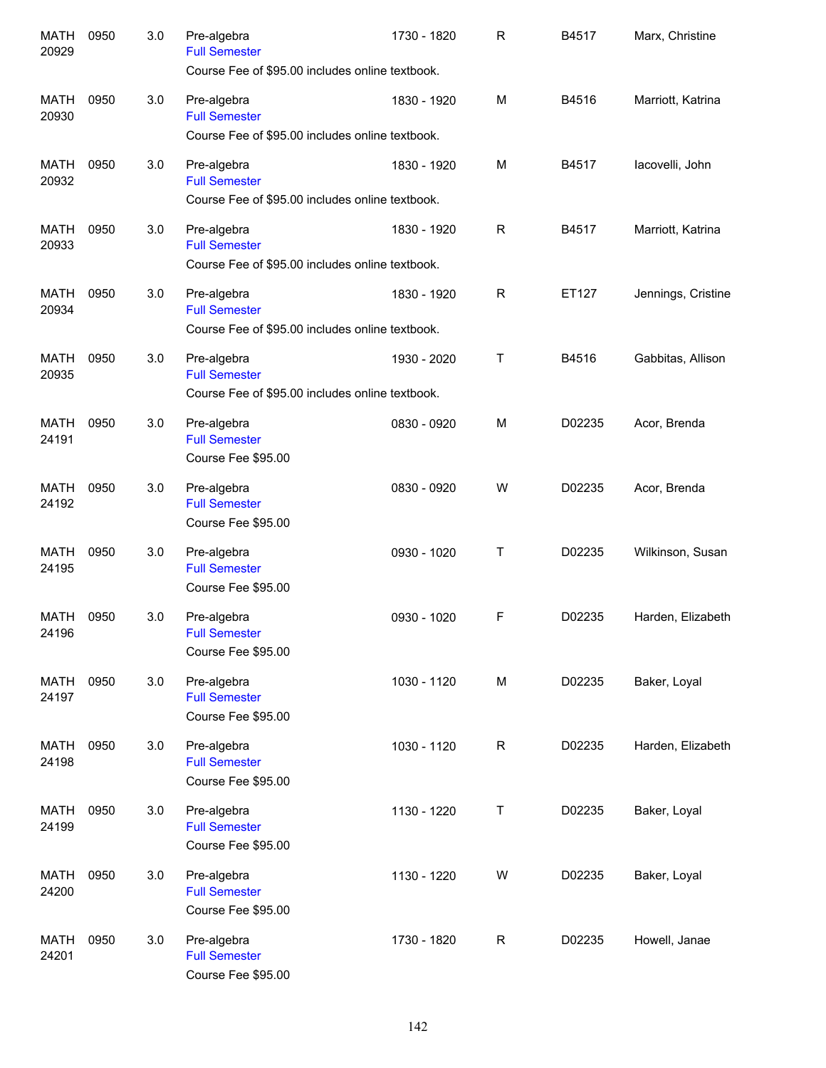| Course | Number | Credits | Title | Time | Day | Room | Instructor |
|---|---|---|---|---|---|---|---|
| MATH 20929 | 0950 | 3.0 | Pre-algebra<br>Full Semester<br>Course Fee of $95.00 includes online textbook. | 1730 - 1820 | R | B4517 | Marx, Christine |
| MATH 20930 | 0950 | 3.0 | Pre-algebra<br>Full Semester<br>Course Fee of $95.00 includes online textbook. | 1830 - 1920 | M | B4516 | Marriott, Katrina |
| MATH 20932 | 0950 | 3.0 | Pre-algebra<br>Full Semester<br>Course Fee of $95.00 includes online textbook. | 1830 - 1920 | M | B4517 | Iacovelli, John |
| MATH 20933 | 0950 | 3.0 | Pre-algebra<br>Full Semester<br>Course Fee of $95.00 includes online textbook. | 1830 - 1920 | R | B4517 | Marriott, Katrina |
| MATH 20934 | 0950 | 3.0 | Pre-algebra<br>Full Semester<br>Course Fee of $95.00 includes online textbook. | 1830 - 1920 | R | ET127 | Jennings, Cristine |
| MATH 20935 | 0950 | 3.0 | Pre-algebra<br>Full Semester<br>Course Fee of $95.00 includes online textbook. | 1930 - 2020 | T | B4516 | Gabbitas, Allison |
| MATH 24191 | 0950 | 3.0 | Pre-algebra<br>Full Semester<br>Course Fee $95.00 | 0830 - 0920 | M | D02235 | Acor, Brenda |
| MATH 24192 | 0950 | 3.0 | Pre-algebra<br>Full Semester<br>Course Fee $95.00 | 0830 - 0920 | W | D02235 | Acor, Brenda |
| MATH 24195 | 0950 | 3.0 | Pre-algebra<br>Full Semester<br>Course Fee $95.00 | 0930 - 1020 | T | D02235 | Wilkinson, Susan |
| MATH 24196 | 0950 | 3.0 | Pre-algebra<br>Full Semester<br>Course Fee $95.00 | 0930 - 1020 | F | D02235 | Harden, Elizabeth |
| MATH 24197 | 0950 | 3.0 | Pre-algebra<br>Full Semester<br>Course Fee $95.00 | 1030 - 1120 | M | D02235 | Baker, Loyal |
| MATH 24198 | 0950 | 3.0 | Pre-algebra<br>Full Semester<br>Course Fee $95.00 | 1030 - 1120 | R | D02235 | Harden, Elizabeth |
| MATH 24199 | 0950 | 3.0 | Pre-algebra<br>Full Semester<br>Course Fee $95.00 | 1130 - 1220 | T | D02235 | Baker, Loyal |
| MATH 24200 | 0950 | 3.0 | Pre-algebra<br>Full Semester<br>Course Fee $95.00 | 1130 - 1220 | W | D02235 | Baker, Loyal |
| MATH 24201 | 0950 | 3.0 | Pre-algebra<br>Full Semester<br>Course Fee $95.00 | 1730 - 1820 | R | D02235 | Howell, Janae |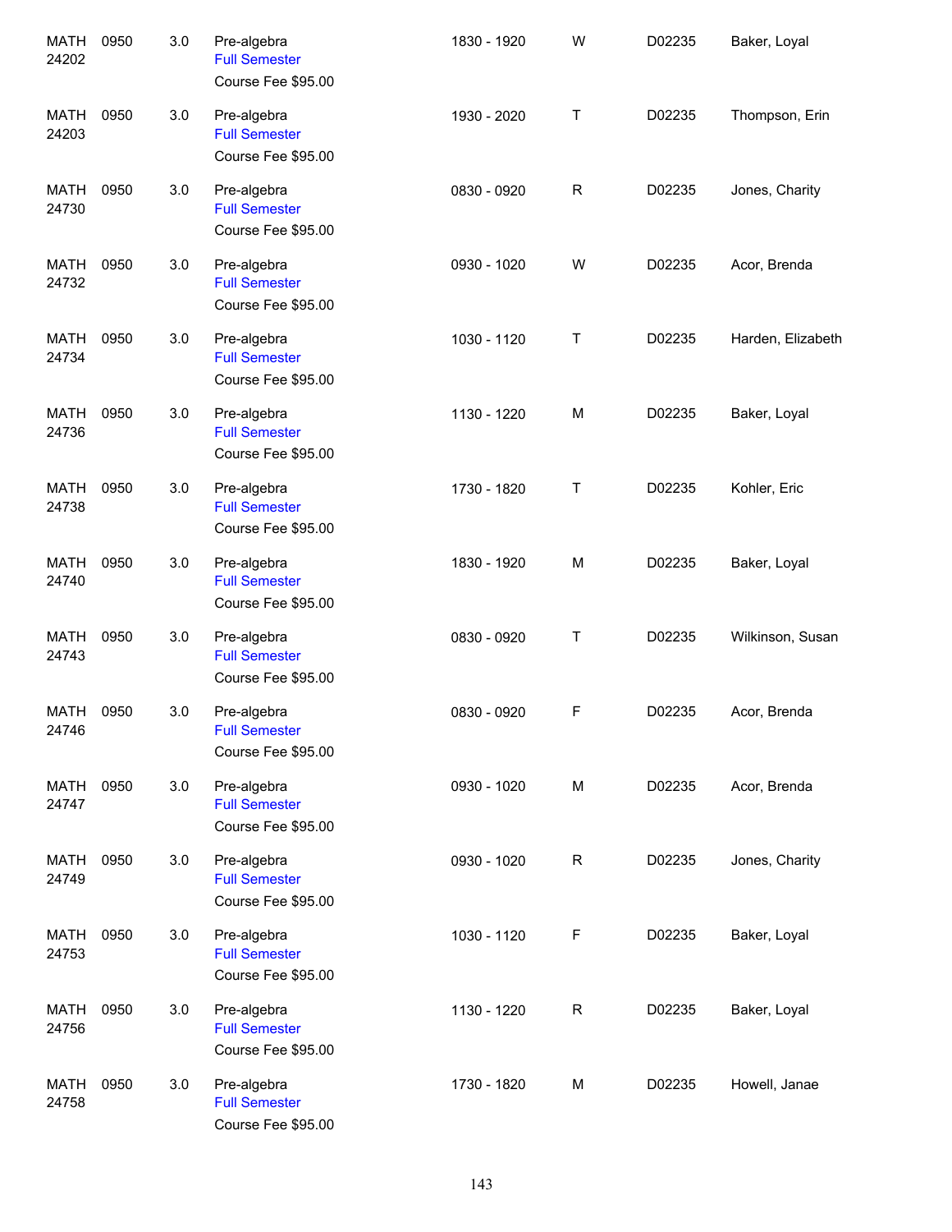| | | | | | | | |
|---|---|---|---|---|---|---|---|
| MATH 24202 | 0950 | 3.0 | Pre-algebra<br>Full Semester<br>Course Fee $95.00 | 1830 - 1920 | W | D02235 | Baker, Loyal |
| MATH 24203 | 0950 | 3.0 | Pre-algebra<br>Full Semester<br>Course Fee $95.00 | 1930 - 2020 | T | D02235 | Thompson, Erin |
| MATH 24730 | 0950 | 3.0 | Pre-algebra<br>Full Semester<br>Course Fee $95.00 | 0830 - 0920 | R | D02235 | Jones, Charity |
| MATH 24732 | 0950 | 3.0 | Pre-algebra<br>Full Semester<br>Course Fee $95.00 | 0930 - 1020 | W | D02235 | Acor, Brenda |
| MATH 24734 | 0950 | 3.0 | Pre-algebra<br>Full Semester<br>Course Fee $95.00 | 1030 - 1120 | T | D02235 | Harden, Elizabeth |
| MATH 24736 | 0950 | 3.0 | Pre-algebra<br>Full Semester<br>Course Fee $95.00 | 1130 - 1220 | M | D02235 | Baker, Loyal |
| MATH 24738 | 0950 | 3.0 | Pre-algebra<br>Full Semester<br>Course Fee $95.00 | 1730 - 1820 | T | D02235 | Kohler, Eric |
| MATH 24740 | 0950 | 3.0 | Pre-algebra<br>Full Semester<br>Course Fee $95.00 | 1830 - 1920 | M | D02235 | Baker, Loyal |
| MATH 24743 | 0950 | 3.0 | Pre-algebra<br>Full Semester<br>Course Fee $95.00 | 0830 - 0920 | T | D02235 | Wilkinson, Susan |
| MATH 24746 | 0950 | 3.0 | Pre-algebra<br>Full Semester<br>Course Fee $95.00 | 0830 - 0920 | F | D02235 | Acor, Brenda |
| MATH 24747 | 0950 | 3.0 | Pre-algebra<br>Full Semester<br>Course Fee $95.00 | 0930 - 1020 | M | D02235 | Acor, Brenda |
| MATH 24749 | 0950 | 3.0 | Pre-algebra<br>Full Semester<br>Course Fee $95.00 | 0930 - 1020 | R | D02235 | Jones, Charity |
| MATH 24753 | 0950 | 3.0 | Pre-algebra<br>Full Semester<br>Course Fee $95.00 | 1030 - 1120 | F | D02235 | Baker, Loyal |
| MATH 24756 | 0950 | 3.0 | Pre-algebra<br>Full Semester<br>Course Fee $95.00 | 1130 - 1220 | R | D02235 | Baker, Loyal |
| MATH 24758 | 0950 | 3.0 | Pre-algebra<br>Full Semester<br>Course Fee $95.00 | 1730 - 1820 | M | D02235 | Howell, Janae |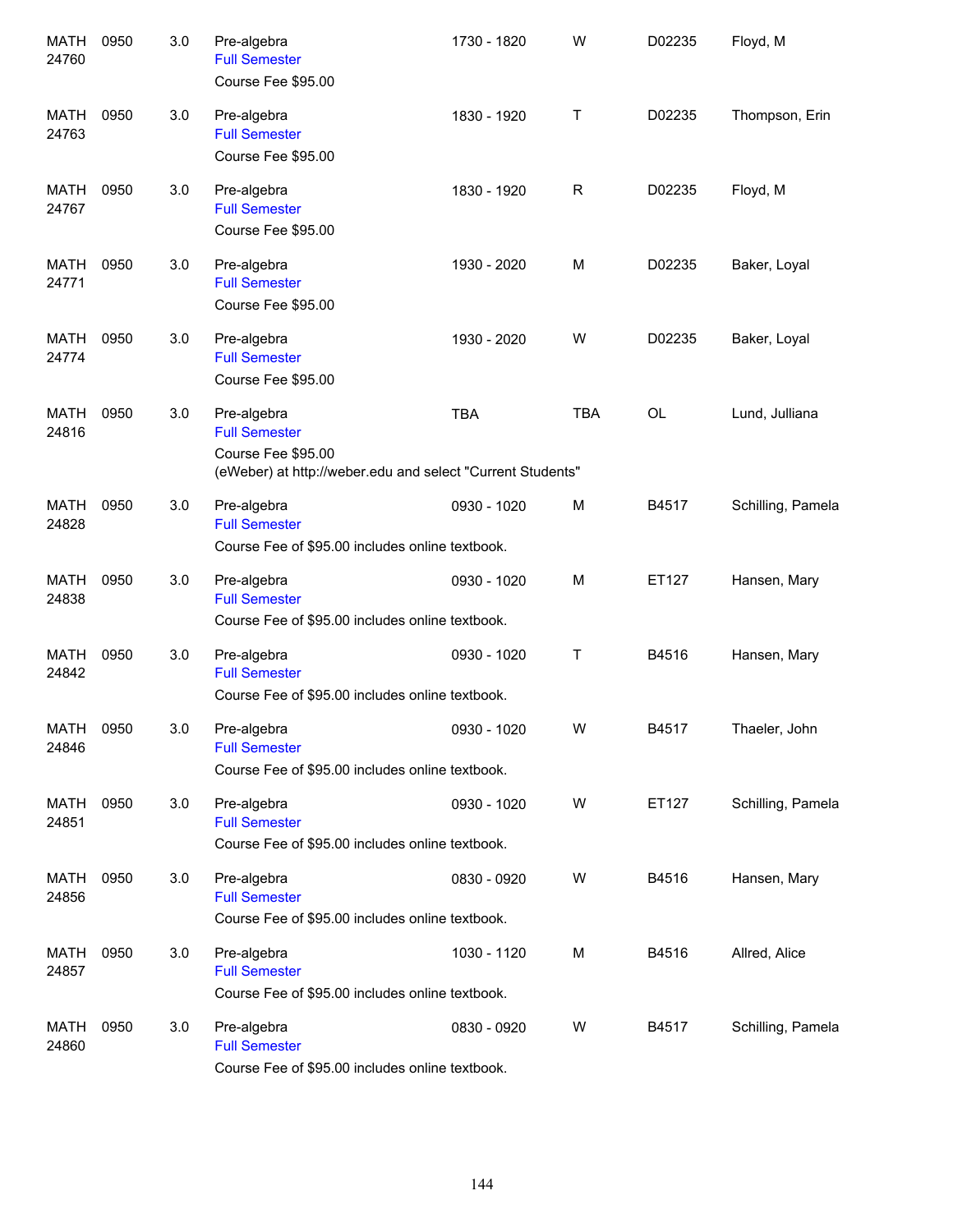| | | | | | | | |
|---|---|---|---|---|---|---|---|
| MATH 24760 | 0950 | 3.0 | Pre-algebra<br>Full Semester<br>Course Fee $95.00 | 1730 - 1820 | W | D02235 | Floyd, M |
| MATH 24763 | 0950 | 3.0 | Pre-algebra<br>Full Semester<br>Course Fee $95.00 | 1830 - 1920 | T | D02235 | Thompson, Erin |
| MATH 24767 | 0950 | 3.0 | Pre-algebra<br>Full Semester<br>Course Fee $95.00 | 1830 - 1920 | R | D02235 | Floyd, M |
| MATH 24771 | 0950 | 3.0 | Pre-algebra<br>Full Semester<br>Course Fee $95.00 | 1930 - 2020 | M | D02235 | Baker, Loyal |
| MATH 24774 | 0950 | 3.0 | Pre-algebra<br>Full Semester<br>Course Fee $95.00 | 1930 - 2020 | W | D02235 | Baker, Loyal |
| MATH 24816 | 0950 | 3.0 | Pre-algebra<br>Full Semester<br>Course Fee $95.00<br>(eWeber) at http://weber.edu and select "Current Students" | TBA | TBA | OL | Lund, Julliana |
| MATH 24828 | 0950 | 3.0 | Pre-algebra<br>Full Semester<br>Course Fee of $95.00 includes online textbook. | 0930 - 1020 | M | B4517 | Schilling, Pamela |
| MATH 24838 | 0950 | 3.0 | Pre-algebra<br>Full Semester<br>Course Fee of $95.00 includes online textbook. | 0930 - 1020 | M | ET127 | Hansen, Mary |
| MATH 24842 | 0950 | 3.0 | Pre-algebra<br>Full Semester<br>Course Fee of $95.00 includes online textbook. | 0930 - 1020 | T | B4516 | Hansen, Mary |
| MATH 24846 | 0950 | 3.0 | Pre-algebra<br>Full Semester<br>Course Fee of $95.00 includes online textbook. | 0930 - 1020 | W | B4517 | Thaeler, John |
| MATH 24851 | 0950 | 3.0 | Pre-algebra<br>Full Semester<br>Course Fee of $95.00 includes online textbook. | 0930 - 1020 | W | ET127 | Schilling, Pamela |
| MATH 24856 | 0950 | 3.0 | Pre-algebra<br>Full Semester<br>Course Fee of $95.00 includes online textbook. | 0830 - 0920 | W | B4516 | Hansen, Mary |
| MATH 24857 | 0950 | 3.0 | Pre-algebra<br>Full Semester<br>Course Fee of $95.00 includes online textbook. | 1030 - 1120 | M | B4516 | Allred, Alice |
| MATH 24860 | 0950 | 3.0 | Pre-algebra<br>Full Semester<br>Course Fee of $95.00 includes online textbook. | 0830 - 0920 | W | B4517 | Schilling, Pamela |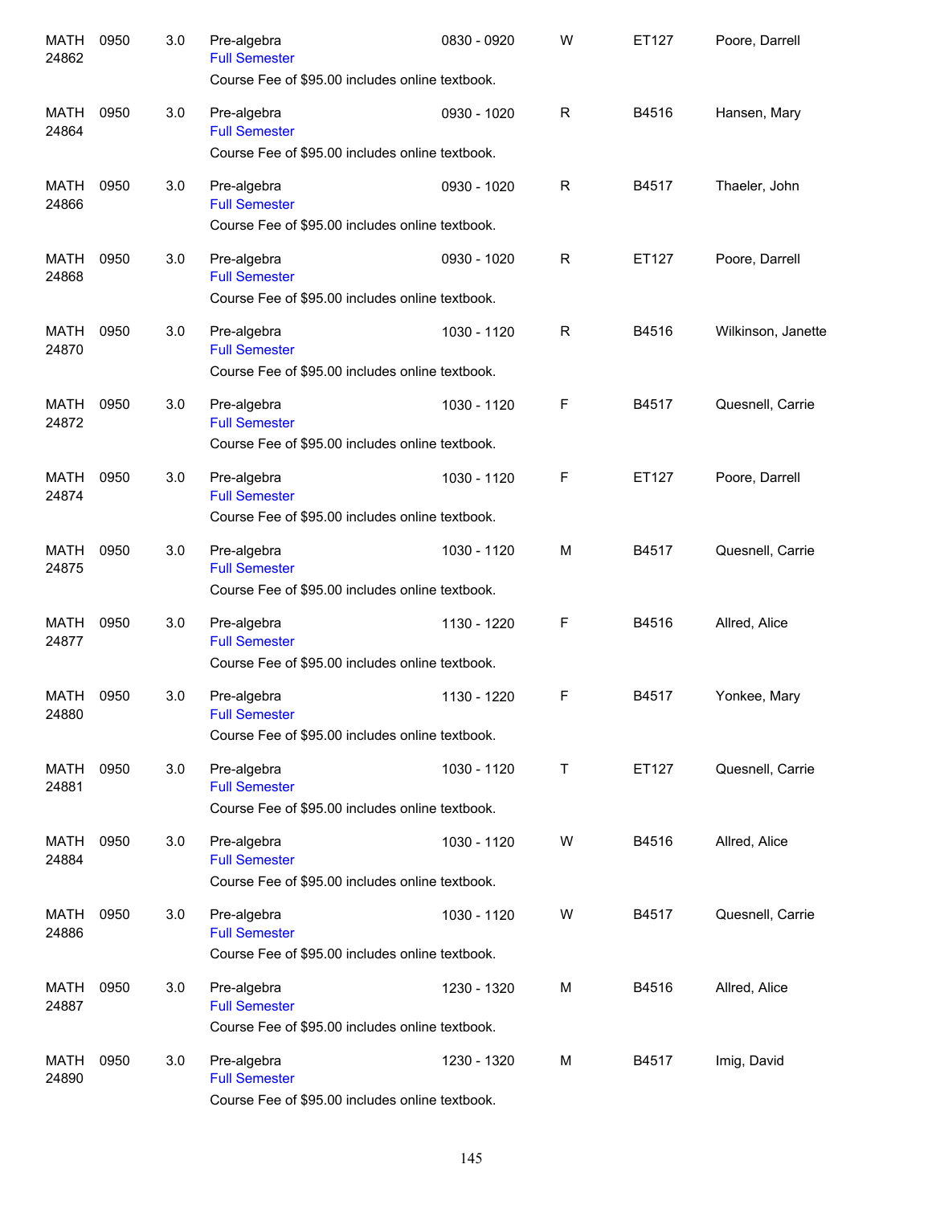| | | | | | | | |
|---|---|---|---|---|---|---|---|
| MATH 24862 | 0950 | 3.0 | Pre-algebra<br>Full Semester<br>Course Fee of $95.00 includes online textbook. | 0830 - 0920 | W | ET127 | Poore, Darrell |
| MATH 24864 | 0950 | 3.0 | Pre-algebra<br>Full Semester<br>Course Fee of $95.00 includes online textbook. | 0930 - 1020 | R | B4516 | Hansen, Mary |
| MATH 24866 | 0950 | 3.0 | Pre-algebra<br>Full Semester<br>Course Fee of $95.00 includes online textbook. | 0930 - 1020 | R | B4517 | Thaeler, John |
| MATH 24868 | 0950 | 3.0 | Pre-algebra<br>Full Semester<br>Course Fee of $95.00 includes online textbook. | 0930 - 1020 | R | ET127 | Poore, Darrell |
| MATH 24870 | 0950 | 3.0 | Pre-algebra<br>Full Semester<br>Course Fee of $95.00 includes online textbook. | 1030 - 1120 | R | B4516 | Wilkinson, Janette |
| MATH 24872 | 0950 | 3.0 | Pre-algebra<br>Full Semester<br>Course Fee of $95.00 includes online textbook. | 1030 - 1120 | F | B4517 | Quesnell, Carrie |
| MATH 24874 | 0950 | 3.0 | Pre-algebra<br>Full Semester<br>Course Fee of $95.00 includes online textbook. | 1030 - 1120 | F | ET127 | Poore, Darrell |
| MATH 24875 | 0950 | 3.0 | Pre-algebra<br>Full Semester<br>Course Fee of $95.00 includes online textbook. | 1030 - 1120 | M | B4517 | Quesnell, Carrie |
| MATH 24877 | 0950 | 3.0 | Pre-algebra<br>Full Semester<br>Course Fee of $95.00 includes online textbook. | 1130 - 1220 | F | B4516 | Allred, Alice |
| MATH 24880 | 0950 | 3.0 | Pre-algebra<br>Full Semester<br>Course Fee of $95.00 includes online textbook. | 1130 - 1220 | F | B4517 | Yonkee, Mary |
| MATH 24881 | 0950 | 3.0 | Pre-algebra<br>Full Semester<br>Course Fee of $95.00 includes online textbook. | 1030 - 1120 | T | ET127 | Quesnell, Carrie |
| MATH 24884 | 0950 | 3.0 | Pre-algebra<br>Full Semester<br>Course Fee of $95.00 includes online textbook. | 1030 - 1120 | W | B4516 | Allred, Alice |
| MATH 24886 | 0950 | 3.0 | Pre-algebra<br>Full Semester<br>Course Fee of $95.00 includes online textbook. | 1030 - 1120 | W | B4517 | Quesnell, Carrie |
| MATH 24887 | 0950 | 3.0 | Pre-algebra<br>Full Semester<br>Course Fee of $95.00 includes online textbook. | 1230 - 1320 | M | B4516 | Allred, Alice |
| MATH 24890 | 0950 | 3.0 | Pre-algebra<br>Full Semester<br>Course Fee of $95.00 includes online textbook. | 1230 - 1320 | M | B4517 | Imig, David |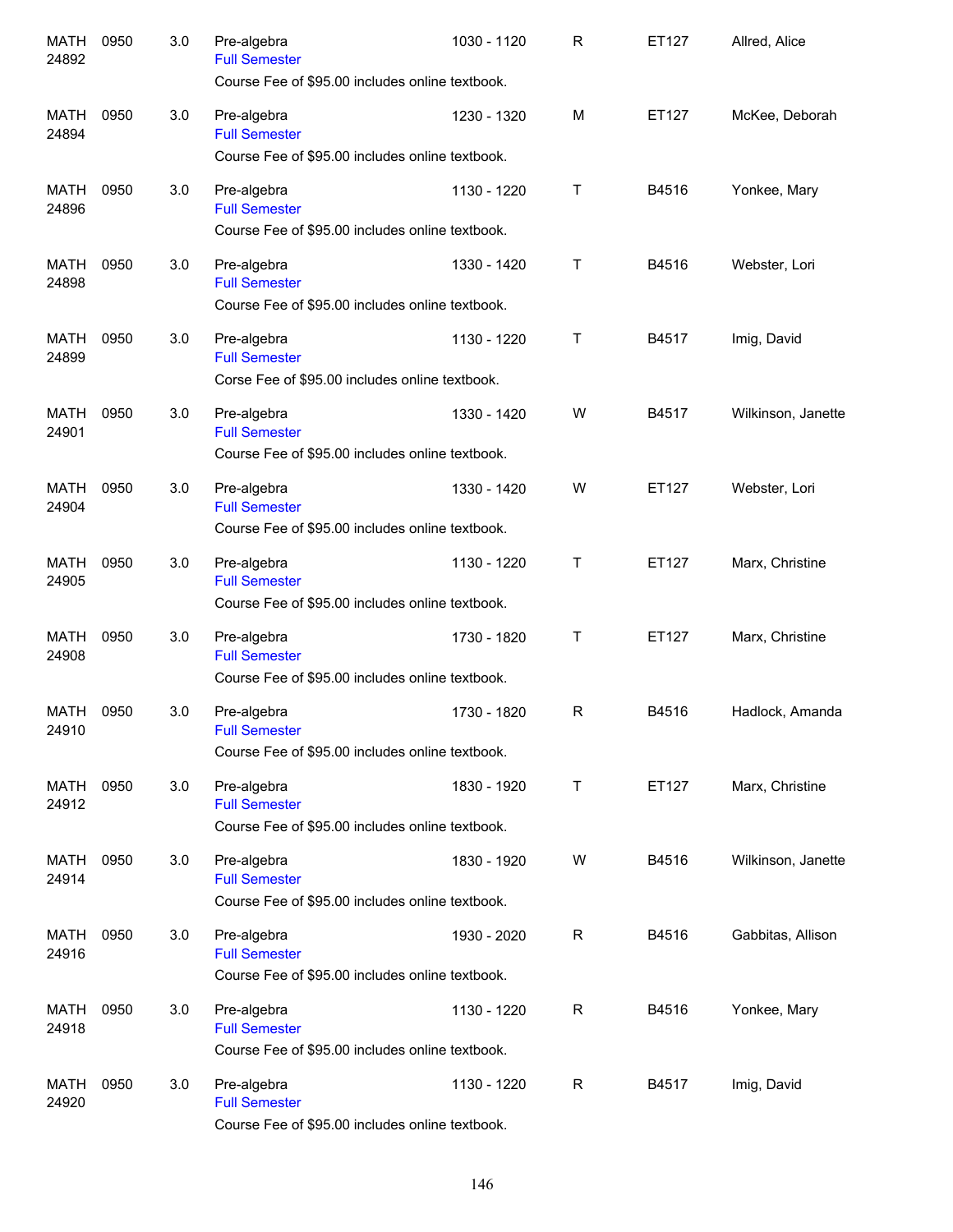| | | | | | | | |
|---|---|---|---|---|---|---|---|
| MATH 24892 | 0950 | 3.0 | Pre-algebra<br>Full Semester<br>Course Fee of $95.00 includes online textbook. | 1030 - 1120 | R | ET127 | Allred, Alice |
| MATH 24894 | 0950 | 3.0 | Pre-algebra<br>Full Semester<br>Course Fee of $95.00 includes online textbook. | 1230 - 1320 | M | ET127 | McKee, Deborah |
| MATH 24896 | 0950 | 3.0 | Pre-algebra<br>Full Semester<br>Course Fee of $95.00 includes online textbook. | 1130 - 1220 | T | B4516 | Yonkee, Mary |
| MATH 24898 | 0950 | 3.0 | Pre-algebra<br>Full Semester<br>Course Fee of $95.00 includes online textbook. | 1330 - 1420 | T | B4516 | Webster, Lori |
| MATH 24899 | 0950 | 3.0 | Pre-algebra<br>Full Semester<br>Corse Fee of $95.00 includes online textbook. | 1130 - 1220 | T | B4517 | Imig, David |
| MATH 24901 | 0950 | 3.0 | Pre-algebra<br>Full Semester<br>Course Fee of $95.00 includes online textbook. | 1330 - 1420 | W | B4517 | Wilkinson, Janette |
| MATH 24904 | 0950 | 3.0 | Pre-algebra<br>Full Semester<br>Course Fee of $95.00 includes online textbook. | 1330 - 1420 | W | ET127 | Webster, Lori |
| MATH 24905 | 0950 | 3.0 | Pre-algebra<br>Full Semester<br>Course Fee of $95.00 includes online textbook. | 1130 - 1220 | T | ET127 | Marx, Christine |
| MATH 24908 | 0950 | 3.0 | Pre-algebra<br>Full Semester<br>Course Fee of $95.00 includes online textbook. | 1730 - 1820 | T | ET127 | Marx, Christine |
| MATH 24910 | 0950 | 3.0 | Pre-algebra<br>Full Semester<br>Course Fee of $95.00 includes online textbook. | 1730 - 1820 | R | B4516 | Hadlock, Amanda |
| MATH 24912 | 0950 | 3.0 | Pre-algebra<br>Full Semester<br>Course Fee of $95.00 includes online textbook. | 1830 - 1920 | T | ET127 | Marx, Christine |
| MATH 24914 | 0950 | 3.0 | Pre-algebra<br>Full Semester<br>Course Fee of $95.00 includes online textbook. | 1830 - 1920 | W | B4516 | Wilkinson, Janette |
| MATH 24916 | 0950 | 3.0 | Pre-algebra<br>Full Semester<br>Course Fee of $95.00 includes online textbook. | 1930 - 2020 | R | B4516 | Gabbitas, Allison |
| MATH 24918 | 0950 | 3.0 | Pre-algebra<br>Full Semester<br>Course Fee of $95.00 includes online textbook. | 1130 - 1220 | R | B4516 | Yonkee, Mary |
| MATH 24920 | 0950 | 3.0 | Pre-algebra<br>Full Semester<br>Course Fee of $95.00 includes online textbook. | 1130 - 1220 | R | B4517 | Imig, David |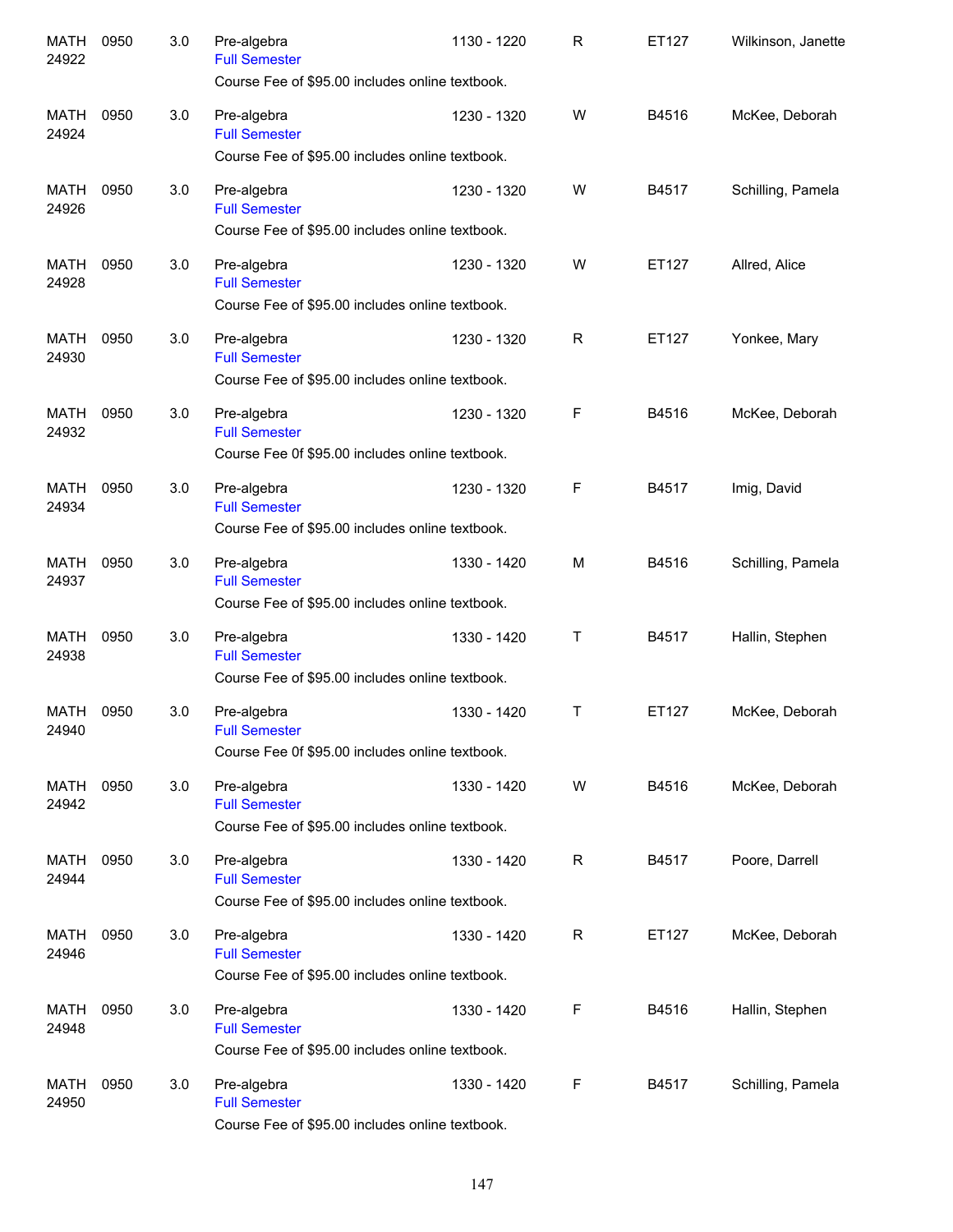| | | | | | | | |
|---|---|---|---|---|---|---|---|
| MATH 24922 | 0950 | 3.0 | Pre-algebra<br>Full Semester<br>Course Fee of $95.00 includes online textbook. | 1130 - 1220 | R | ET127 | Wilkinson, Janette |
| MATH 24924 | 0950 | 3.0 | Pre-algebra<br>Full Semester<br>Course Fee of $95.00 includes online textbook. | 1230 - 1320 | W | B4516 | McKee, Deborah |
| MATH 24926 | 0950 | 3.0 | Pre-algebra<br>Full Semester<br>Course Fee of $95.00 includes online textbook. | 1230 - 1320 | W | B4517 | Schilling, Pamela |
| MATH 24928 | 0950 | 3.0 | Pre-algebra<br>Full Semester<br>Course Fee of $95.00 includes online textbook. | 1230 - 1320 | W | ET127 | Allred, Alice |
| MATH 24930 | 0950 | 3.0 | Pre-algebra<br>Full Semester<br>Course Fee of $95.00 includes online textbook. | 1230 - 1320 | R | ET127 | Yonkee, Mary |
| MATH 24932 | 0950 | 3.0 | Pre-algebra<br>Full Semester<br>Course Fee 0f $95.00 includes online textbook. | 1230 - 1320 | F | B4516 | McKee, Deborah |
| MATH 24934 | 0950 | 3.0 | Pre-algebra<br>Full Semester<br>Course Fee of $95.00 includes online textbook. | 1230 - 1320 | F | B4517 | Imig, David |
| MATH 24937 | 0950 | 3.0 | Pre-algebra<br>Full Semester<br>Course Fee of $95.00 includes online textbook. | 1330 - 1420 | M | B4516 | Schilling, Pamela |
| MATH 24938 | 0950 | 3.0 | Pre-algebra<br>Full Semester<br>Course Fee of $95.00 includes online textbook. | 1330 - 1420 | T | B4517 | Hallin, Stephen |
| MATH 24940 | 0950 | 3.0 | Pre-algebra<br>Full Semester<br>Course Fee 0f $95.00 includes online textbook. | 1330 - 1420 | T | ET127 | McKee, Deborah |
| MATH 24942 | 0950 | 3.0 | Pre-algebra<br>Full Semester<br>Course Fee of $95.00 includes online textbook. | 1330 - 1420 | W | B4516 | McKee, Deborah |
| MATH 24944 | 0950 | 3.0 | Pre-algebra<br>Full Semester<br>Course Fee of $95.00 includes online textbook. | 1330 - 1420 | R | B4517 | Poore, Darrell |
| MATH 24946 | 0950 | 3.0 | Pre-algebra<br>Full Semester<br>Course Fee of $95.00 includes online textbook. | 1330 - 1420 | R | ET127 | McKee, Deborah |
| MATH 24948 | 0950 | 3.0 | Pre-algebra<br>Full Semester<br>Course Fee of $95.00 includes online textbook. | 1330 - 1420 | F | B4516 | Hallin, Stephen |
| MATH 24950 | 0950 | 3.0 | Pre-algebra<br>Full Semester<br>Course Fee of $95.00 includes online textbook. | 1330 - 1420 | F | B4517 | Schilling, Pamela |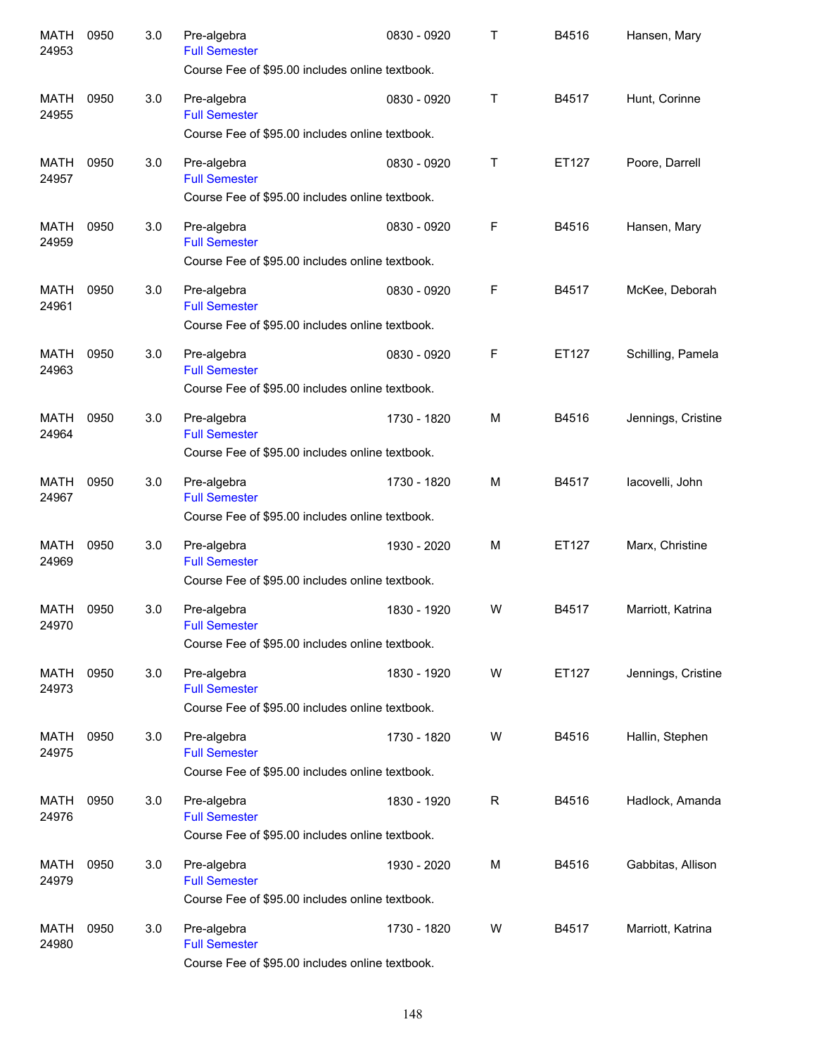| | | | | | | | |
|---|---|---|---|---|---|---|---|
| MATH 24953 | 0950 | 3.0 | Pre-algebra<br>Full Semester<br>Course Fee of $95.00 includes online textbook. | 0830 - 0920 | T | B4516 | Hansen, Mary |
| MATH 24955 | 0950 | 3.0 | Pre-algebra<br>Full Semester<br>Course Fee of $95.00 includes online textbook. | 0830 - 0920 | T | B4517 | Hunt, Corinne |
| MATH 24957 | 0950 | 3.0 | Pre-algebra<br>Full Semester<br>Course Fee of $95.00 includes online textbook. | 0830 - 0920 | T | ET127 | Poore, Darrell |
| MATH 24959 | 0950 | 3.0 | Pre-algebra<br>Full Semester<br>Course Fee of $95.00 includes online textbook. | 0830 - 0920 | F | B4516 | Hansen, Mary |
| MATH 24961 | 0950 | 3.0 | Pre-algebra<br>Full Semester<br>Course Fee of $95.00 includes online textbook. | 0830 - 0920 | F | B4517 | McKee, Deborah |
| MATH 24963 | 0950 | 3.0 | Pre-algebra<br>Full Semester<br>Course Fee of $95.00 includes online textbook. | 0830 - 0920 | F | ET127 | Schilling, Pamela |
| MATH 24964 | 0950 | 3.0 | Pre-algebra<br>Full Semester<br>Course Fee of $95.00 includes online textbook. | 1730 - 1820 | M | B4516 | Jennings, Cristine |
| MATH 24967 | 0950 | 3.0 | Pre-algebra<br>Full Semester<br>Course Fee of $95.00 includes online textbook. | 1730 - 1820 | M | B4517 | Iacovelli, John |
| MATH 24969 | 0950 | 3.0 | Pre-algebra<br>Full Semester<br>Course Fee of $95.00 includes online textbook. | 1930 - 2020 | M | ET127 | Marx, Christine |
| MATH 24970 | 0950 | 3.0 | Pre-algebra<br>Full Semester<br>Course Fee of $95.00 includes online textbook. | 1830 - 1920 | W | B4517 | Marriott, Katrina |
| MATH 24973 | 0950 | 3.0 | Pre-algebra<br>Full Semester<br>Course Fee of $95.00 includes online textbook. | 1830 - 1920 | W | ET127 | Jennings, Cristine |
| MATH 24975 | 0950 | 3.0 | Pre-algebra<br>Full Semester<br>Course Fee of $95.00 includes online textbook. | 1730 - 1820 | W | B4516 | Hallin, Stephen |
| MATH 24976 | 0950 | 3.0 | Pre-algebra<br>Full Semester<br>Course Fee of $95.00 includes online textbook. | 1830 - 1920 | R | B4516 | Hadlock, Amanda |
| MATH 24979 | 0950 | 3.0 | Pre-algebra<br>Full Semester<br>Course Fee of $95.00 includes online textbook. | 1930 - 2020 | M | B4516 | Gabbitas, Allison |
| MATH 24980 | 0950 | 3.0 | Pre-algebra<br>Full Semester<br>Course Fee of $95.00 includes online textbook. | 1730 - 1820 | W | B4517 | Marriott, Katrina |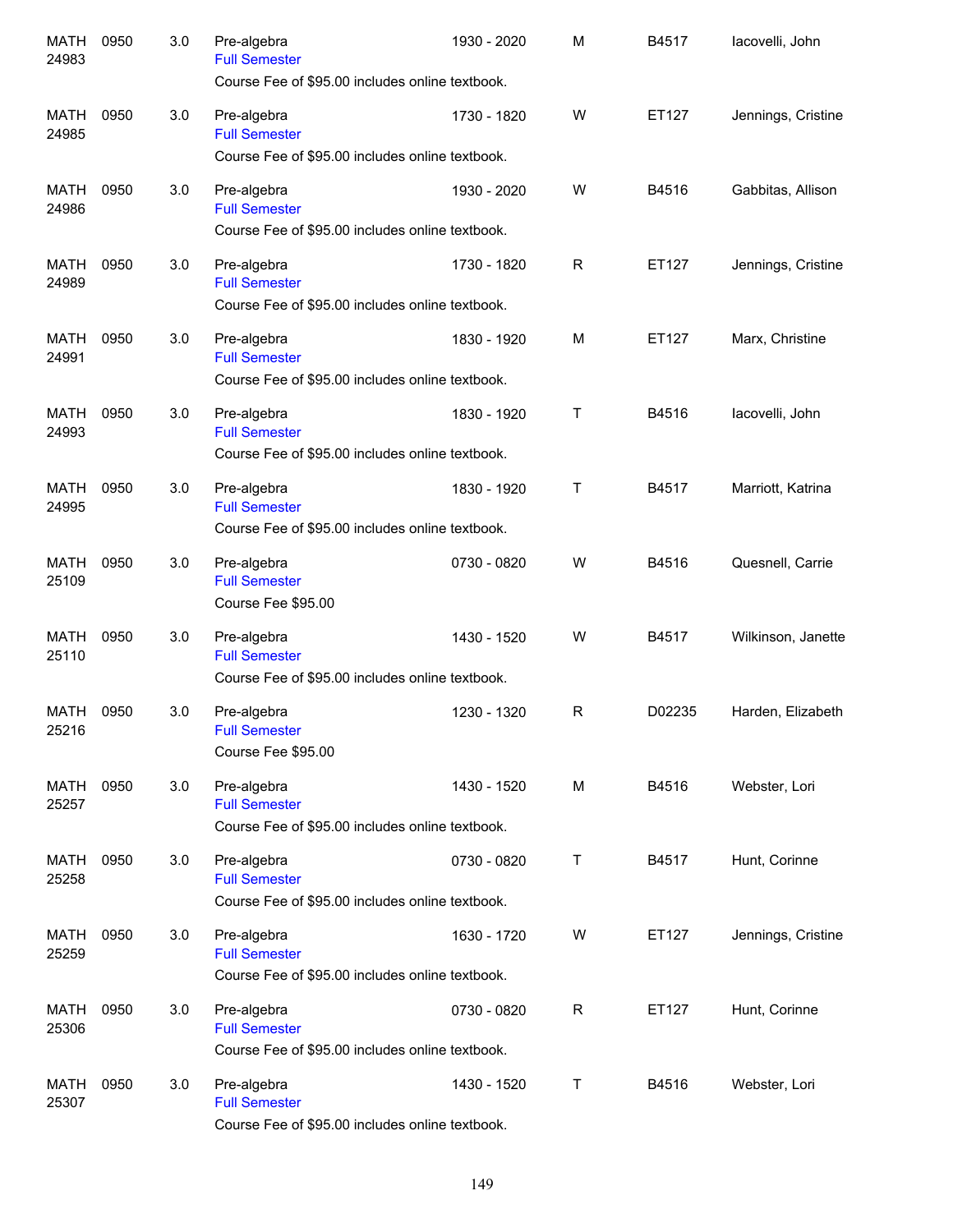| | | | | | | | |
|---|---|---|---|---|---|---|---|
| MATH 24983 | 0950 | 3.0 | Pre-algebra<br>Full Semester<br>Course Fee of $95.00 includes online textbook. | 1930 - 2020 | M | B4517 | Iacovelli, John |
| MATH 24985 | 0950 | 3.0 | Pre-algebra<br>Full Semester<br>Course Fee of $95.00 includes online textbook. | 1730 - 1820 | W | ET127 | Jennings, Cristine |
| MATH 24986 | 0950 | 3.0 | Pre-algebra<br>Full Semester<br>Course Fee of $95.00 includes online textbook. | 1930 - 2020 | W | B4516 | Gabbitas, Allison |
| MATH 24989 | 0950 | 3.0 | Pre-algebra<br>Full Semester<br>Course Fee of $95.00 includes online textbook. | 1730 - 1820 | R | ET127 | Jennings, Cristine |
| MATH 24991 | 0950 | 3.0 | Pre-algebra<br>Full Semester<br>Course Fee of $95.00 includes online textbook. | 1830 - 1920 | M | ET127 | Marx, Christine |
| MATH 24993 | 0950 | 3.0 | Pre-algebra<br>Full Semester<br>Course Fee of $95.00 includes online textbook. | 1830 - 1920 | T | B4516 | Iacovelli, John |
| MATH 24995 | 0950 | 3.0 | Pre-algebra<br>Full Semester<br>Course Fee of $95.00 includes online textbook. | 1830 - 1920 | T | B4517 | Marriott, Katrina |
| MATH 25109 | 0950 | 3.0 | Pre-algebra<br>Full Semester<br>Course Fee $95.00 | 0730 - 0820 | W | B4516 | Quesnell, Carrie |
| MATH 25110 | 0950 | 3.0 | Pre-algebra<br>Full Semester<br>Course Fee of $95.00 includes online textbook. | 1430 - 1520 | W | B4517 | Wilkinson, Janette |
| MATH 25216 | 0950 | 3.0 | Pre-algebra<br>Full Semester<br>Course Fee $95.00 | 1230 - 1320 | R | D02235 | Harden, Elizabeth |
| MATH 25257 | 0950 | 3.0 | Pre-algebra<br>Full Semester<br>Course Fee of $95.00 includes online textbook. | 1430 - 1520 | M | B4516 | Webster, Lori |
| MATH 25258 | 0950 | 3.0 | Pre-algebra<br>Full Semester<br>Course Fee of $95.00 includes online textbook. | 0730 - 0820 | T | B4517 | Hunt, Corinne |
| MATH 25259 | 0950 | 3.0 | Pre-algebra<br>Full Semester<br>Course Fee of $95.00 includes online textbook. | 1630 - 1720 | W | ET127 | Jennings, Cristine |
| MATH 25306 | 0950 | 3.0 | Pre-algebra<br>Full Semester<br>Course Fee of $95.00 includes online textbook. | 0730 - 0820 | R | ET127 | Hunt, Corinne |
| MATH 25307 | 0950 | 3.0 | Pre-algebra<br>Full Semester<br>Course Fee of $95.00 includes online textbook. | 1430 - 1520 | T | B4516 | Webster, Lori |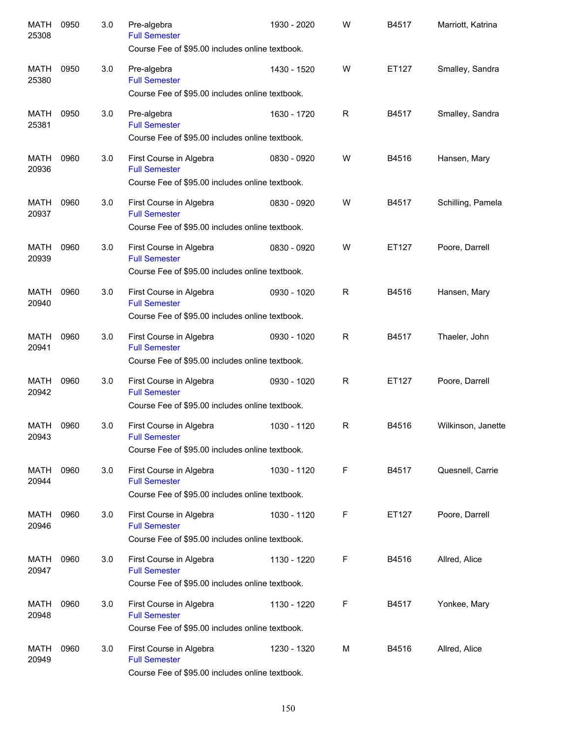| | | | | | | | |
|---|---|---|---|---|---|---|---|
| MATH 25308 | 0950 | 3.0 | Pre-algebra<br>Full Semester<br>Course Fee of $95.00 includes online textbook. | 1930 - 2020 | W | B4517 | Marriott, Katrina |
| MATH 25380 | 0950 | 3.0 | Pre-algebra<br>Full Semester<br>Course Fee of $95.00 includes online textbook. | 1430 - 1520 | W | ET127 | Smalley, Sandra |
| MATH 25381 | 0950 | 3.0 | Pre-algebra<br>Full Semester<br>Course Fee of $95.00 includes online textbook. | 1630 - 1720 | R | B4517 | Smalley, Sandra |
| MATH 20936 | 0960 | 3.0 | First Course in Algebra<br>Full Semester<br>Course Fee of $95.00 includes online textbook. | 0830 - 0920 | W | B4516 | Hansen, Mary |
| MATH 20937 | 0960 | 3.0 | First Course in Algebra<br>Full Semester<br>Course Fee of $95.00 includes online textbook. | 0830 - 0920 | W | B4517 | Schilling, Pamela |
| MATH 20939 | 0960 | 3.0 | First Course in Algebra<br>Full Semester<br>Course Fee of $95.00 includes online textbook. | 0830 - 0920 | W | ET127 | Poore, Darrell |
| MATH 20940 | 0960 | 3.0 | First Course in Algebra<br>Full Semester<br>Course Fee of $95.00 includes online textbook. | 0930 - 1020 | R | B4516 | Hansen, Mary |
| MATH 20941 | 0960 | 3.0 | First Course in Algebra<br>Full Semester<br>Course Fee of $95.00 includes online textbook. | 0930 - 1020 | R | B4517 | Thaeler, John |
| MATH 20942 | 0960 | 3.0 | First Course in Algebra<br>Full Semester<br>Course Fee of $95.00 includes online textbook. | 0930 - 1020 | R | ET127 | Poore, Darrell |
| MATH 20943 | 0960 | 3.0 | First Course in Algebra<br>Full Semester<br>Course Fee of $95.00 includes online textbook. | 1030 - 1120 | R | B4516 | Wilkinson, Janette |
| MATH 20944 | 0960 | 3.0 | First Course in Algebra<br>Full Semester<br>Course Fee of $95.00 includes online textbook. | 1030 - 1120 | F | B4517 | Quesnell, Carrie |
| MATH 20946 | 0960 | 3.0 | First Course in Algebra<br>Full Semester<br>Course Fee of $95.00 includes online textbook. | 1030 - 1120 | F | ET127 | Poore, Darrell |
| MATH 20947 | 0960 | 3.0 | First Course in Algebra<br>Full Semester<br>Course Fee of $95.00 includes online textbook. | 1130 - 1220 | F | B4516 | Allred, Alice |
| MATH 20948 | 0960 | 3.0 | First Course in Algebra<br>Full Semester<br>Course Fee of $95.00 includes online textbook. | 1130 - 1220 | F | B4517 | Yonkee, Mary |
| MATH 20949 | 0960 | 3.0 | First Course in Algebra<br>Full Semester<br>Course Fee of $95.00 includes online textbook. | 1230 - 1320 | M | B4516 | Allred, Alice |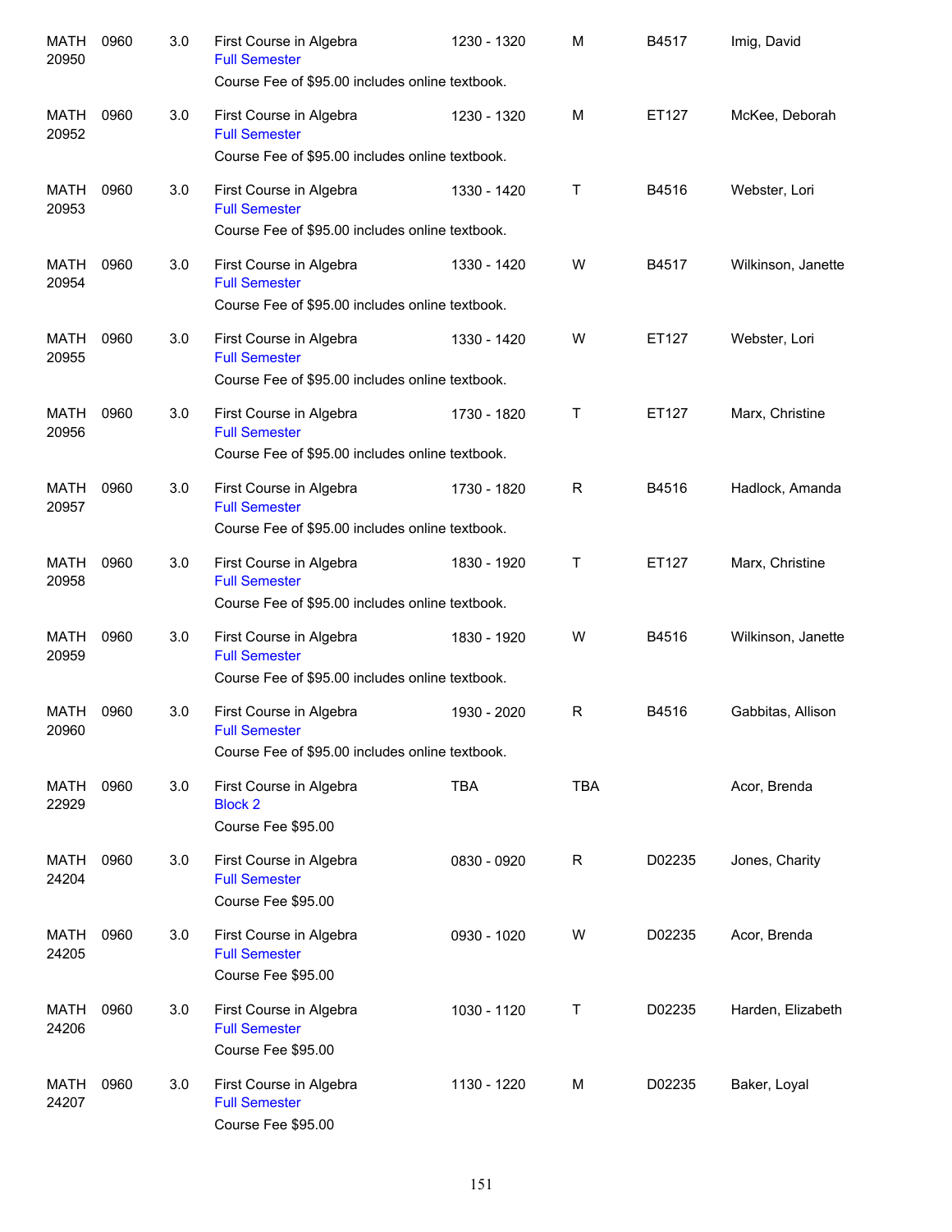| | | | | | | | |
|---|---|---|---|---|---|---|---|
| MATH 20950 | 0960 | 3.0 | First Course in Algebra<br>Full Semester<br>Course Fee of $95.00 includes online textbook. | 1230 - 1320 | M | B4517 | Imig, David |
| MATH 20952 | 0960 | 3.0 | First Course in Algebra<br>Full Semester<br>Course Fee of $95.00 includes online textbook. | 1230 - 1320 | M | ET127 | McKee, Deborah |
| MATH 20953 | 0960 | 3.0 | First Course in Algebra<br>Full Semester<br>Course Fee of $95.00 includes online textbook. | 1330 - 1420 | T | B4516 | Webster, Lori |
| MATH 20954 | 0960 | 3.0 | First Course in Algebra<br>Full Semester<br>Course Fee of $95.00 includes online textbook. | 1330 - 1420 | W | B4517 | Wilkinson, Janette |
| MATH 20955 | 0960 | 3.0 | First Course in Algebra<br>Full Semester<br>Course Fee of $95.00 includes online textbook. | 1330 - 1420 | W | ET127 | Webster, Lori |
| MATH 20956 | 0960 | 3.0 | First Course in Algebra<br>Full Semester<br>Course Fee of $95.00 includes online textbook. | 1730 - 1820 | T | ET127 | Marx, Christine |
| MATH 20957 | 0960 | 3.0 | First Course in Algebra<br>Full Semester<br>Course Fee of $95.00 includes online textbook. | 1730 - 1820 | R | B4516 | Hadlock, Amanda |
| MATH 20958 | 0960 | 3.0 | First Course in Algebra<br>Full Semester<br>Course Fee of $95.00 includes online textbook. | 1830 - 1920 | T | ET127 | Marx, Christine |
| MATH 20959 | 0960 | 3.0 | First Course in Algebra<br>Full Semester<br>Course Fee of $95.00 includes online textbook. | 1830 - 1920 | W | B4516 | Wilkinson, Janette |
| MATH 20960 | 0960 | 3.0 | First Course in Algebra<br>Full Semester<br>Course Fee of $95.00 includes online textbook. | 1930 - 2020 | R | B4516 | Gabbitas, Allison |
| MATH 22929 | 0960 | 3.0 | First Course in Algebra<br>Block 2<br>Course Fee $95.00 | TBA | TBA | | Acor, Brenda |
| MATH 24204 | 0960 | 3.0 | First Course in Algebra<br>Full Semester<br>Course Fee $95.00 | 0830 - 0920 | R | D02235 | Jones, Charity |
| MATH 24205 | 0960 | 3.0 | First Course in Algebra<br>Full Semester<br>Course Fee $95.00 | 0930 - 1020 | W | D02235 | Acor, Brenda |
| MATH 24206 | 0960 | 3.0 | First Course in Algebra<br>Full Semester<br>Course Fee $95.00 | 1030 - 1120 | T | D02235 | Harden, Elizabeth |
| MATH 24207 | 0960 | 3.0 | First Course in Algebra<br>Full Semester<br>Course Fee $95.00 | 1130 - 1220 | M | D02235 | Baker, Loyal |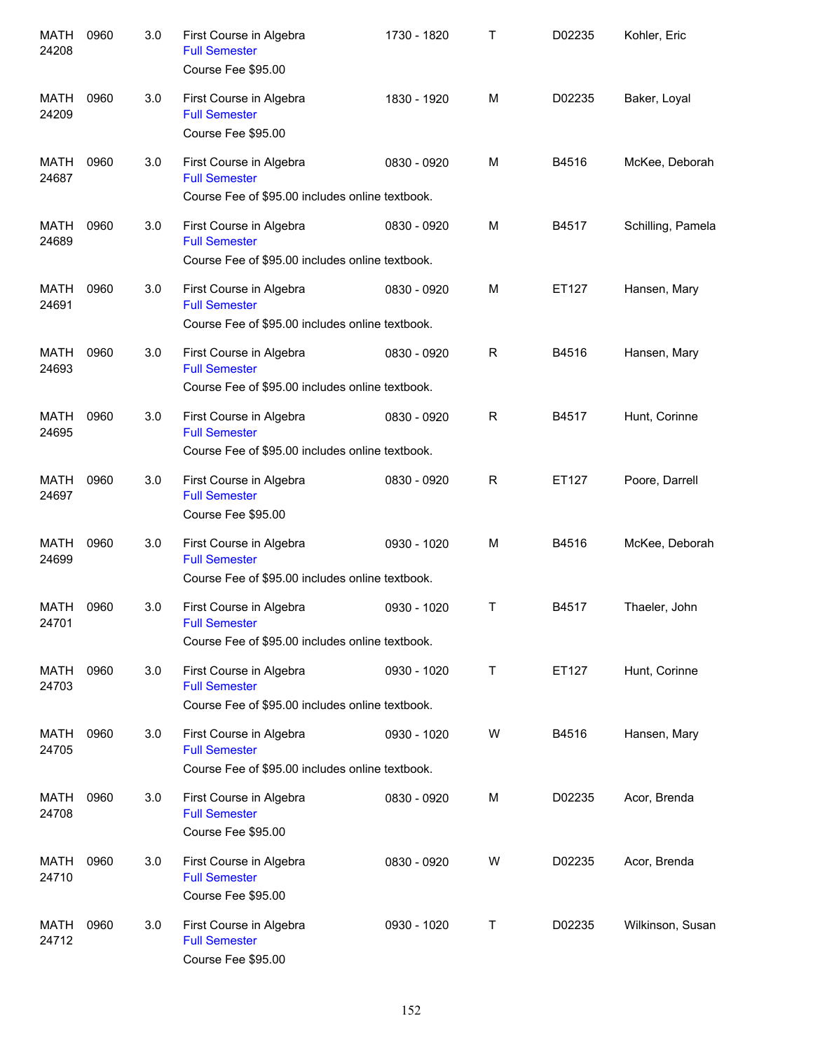| | | | | | | | |
|---|---|---|---|---|---|---|---|
| MATH 24208 | 0960 | 3.0 | First Course in Algebra<br>Full Semester<br>Course Fee $95.00 | 1730 - 1820 | T | D02235 | Kohler, Eric |
| MATH 24209 | 0960 | 3.0 | First Course in Algebra<br>Full Semester<br>Course Fee $95.00 | 1830 - 1920 | M | D02235 | Baker, Loyal |
| MATH 24687 | 0960 | 3.0 | First Course in Algebra<br>Full Semester<br>Course Fee of $95.00 includes online textbook. | 0830 - 0920 | M | B4516 | McKee, Deborah |
| MATH 24689 | 0960 | 3.0 | First Course in Algebra<br>Full Semester<br>Course Fee of $95.00 includes online textbook. | 0830 - 0920 | M | B4517 | Schilling, Pamela |
| MATH 24691 | 0960 | 3.0 | First Course in Algebra<br>Full Semester<br>Course Fee of $95.00 includes online textbook. | 0830 - 0920 | M | ET127 | Hansen, Mary |
| MATH 24693 | 0960 | 3.0 | First Course in Algebra<br>Full Semester<br>Course Fee of $95.00 includes online textbook. | 0830 - 0920 | R | B4516 | Hansen, Mary |
| MATH 24695 | 0960 | 3.0 | First Course in Algebra<br>Full Semester<br>Course Fee of $95.00 includes online textbook. | 0830 - 0920 | R | B4517 | Hunt, Corinne |
| MATH 24697 | 0960 | 3.0 | First Course in Algebra<br>Full Semester<br>Course Fee $95.00 | 0830 - 0920 | R | ET127 | Poore, Darrell |
| MATH 24699 | 0960 | 3.0 | First Course in Algebra<br>Full Semester<br>Course Fee of $95.00 includes online textbook. | 0930 - 1020 | M | B4516 | McKee, Deborah |
| MATH 24701 | 0960 | 3.0 | First Course in Algebra<br>Full Semester<br>Course Fee of $95.00 includes online textbook. | 0930 - 1020 | T | B4517 | Thaeler, John |
| MATH 24703 | 0960 | 3.0 | First Course in Algebra<br>Full Semester<br>Course Fee of $95.00 includes online textbook. | 0930 - 1020 | T | ET127 | Hunt, Corinne |
| MATH 24705 | 0960 | 3.0 | First Course in Algebra<br>Full Semester<br>Course Fee of $95.00 includes online textbook. | 0930 - 1020 | W | B4516 | Hansen, Mary |
| MATH 24708 | 0960 | 3.0 | First Course in Algebra<br>Full Semester<br>Course Fee $95.00 | 0830 - 0920 | M | D02235 | Acor, Brenda |
| MATH 24710 | 0960 | 3.0 | First Course in Algebra<br>Full Semester<br>Course Fee $95.00 | 0830 - 0920 | W | D02235 | Acor, Brenda |
| MATH 24712 | 0960 | 3.0 | First Course in Algebra<br>Full Semester<br>Course Fee $95.00 | 0930 - 1020 | T | D02235 | Wilkinson, Susan |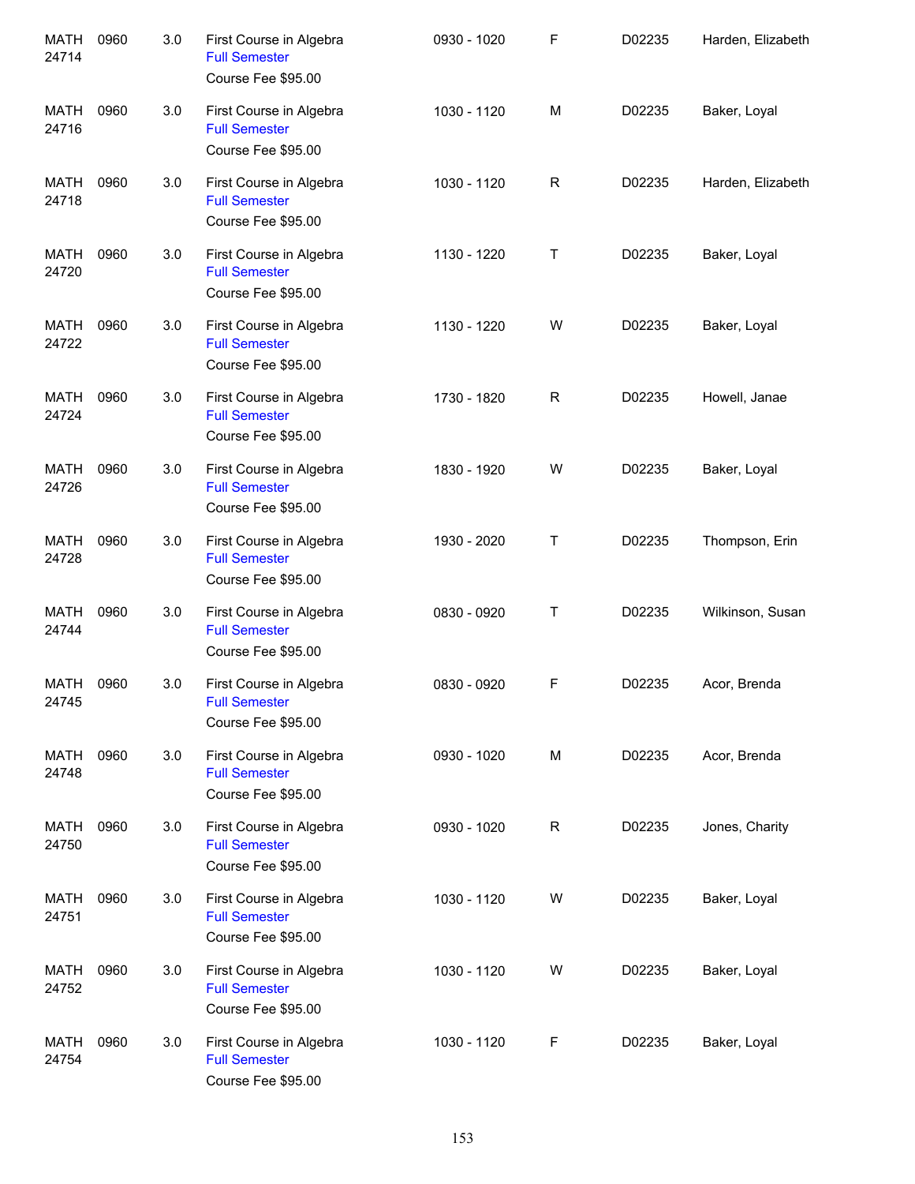| | | | | | | | |
|---|---|---|---|---|---|---|---|
| MATH 24714 | 0960 | 3.0 | First Course in Algebra<br>Full Semester<br>Course Fee $95.00 | 0930 - 1020 | F | D02235 | Harden, Elizabeth |
| MATH 24716 | 0960 | 3.0 | First Course in Algebra<br>Full Semester<br>Course Fee $95.00 | 1030 - 1120 | M | D02235 | Baker, Loyal |
| MATH 24718 | 0960 | 3.0 | First Course in Algebra<br>Full Semester<br>Course Fee $95.00 | 1030 - 1120 | R | D02235 | Harden, Elizabeth |
| MATH 24720 | 0960 | 3.0 | First Course in Algebra<br>Full Semester<br>Course Fee $95.00 | 1130 - 1220 | T | D02235 | Baker, Loyal |
| MATH 24722 | 0960 | 3.0 | First Course in Algebra<br>Full Semester<br>Course Fee $95.00 | 1130 - 1220 | W | D02235 | Baker, Loyal |
| MATH 24724 | 0960 | 3.0 | First Course in Algebra<br>Full Semester<br>Course Fee $95.00 | 1730 - 1820 | R | D02235 | Howell, Janae |
| MATH 24726 | 0960 | 3.0 | First Course in Algebra<br>Full Semester<br>Course Fee $95.00 | 1830 - 1920 | W | D02235 | Baker, Loyal |
| MATH 24728 | 0960 | 3.0 | First Course in Algebra<br>Full Semester<br>Course Fee $95.00 | 1930 - 2020 | T | D02235 | Thompson, Erin |
| MATH 24744 | 0960 | 3.0 | First Course in Algebra<br>Full Semester<br>Course Fee $95.00 | 0830 - 0920 | T | D02235 | Wilkinson, Susan |
| MATH 24745 | 0960 | 3.0 | First Course in Algebra<br>Full Semester<br>Course Fee $95.00 | 0830 - 0920 | F | D02235 | Acor, Brenda |
| MATH 24748 | 0960 | 3.0 | First Course in Algebra<br>Full Semester<br>Course Fee $95.00 | 0930 - 1020 | M | D02235 | Acor, Brenda |
| MATH 24750 | 0960 | 3.0 | First Course in Algebra<br>Full Semester<br>Course Fee $95.00 | 0930 - 1020 | R | D02235 | Jones, Charity |
| MATH 24751 | 0960 | 3.0 | First Course in Algebra<br>Full Semester<br>Course Fee $95.00 | 1030 - 1120 | W | D02235 | Baker, Loyal |
| MATH 24752 | 0960 | 3.0 | First Course in Algebra<br>Full Semester<br>Course Fee $95.00 | 1030 - 1120 | W | D02235 | Baker, Loyal |
| MATH 24754 | 0960 | 3.0 | First Course in Algebra<br>Full Semester<br>Course Fee $95.00 | 1030 - 1120 | F | D02235 | Baker, Loyal |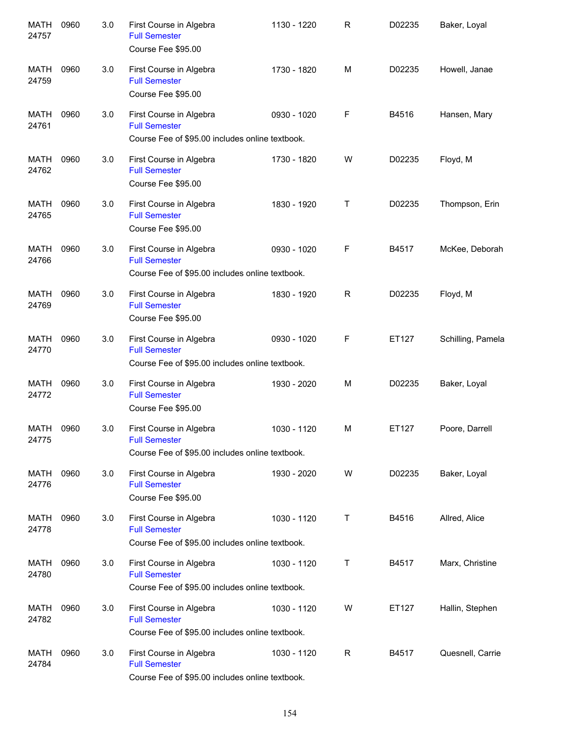| | | | | | | | |
|---|---|---|---|---|---|---|---|
| MATH 24757 | 0960 | 3.0 | First Course in Algebra<br>Full Semester<br>Course Fee $95.00 | 1130 - 1220 | R | D02235 | Baker, Loyal |
| MATH 24759 | 0960 | 3.0 | First Course in Algebra<br>Full Semester<br>Course Fee $95.00 | 1730 - 1820 | M | D02235 | Howell, Janae |
| MATH 24761 | 0960 | 3.0 | First Course in Algebra<br>Full Semester<br>Course Fee of $95.00 includes online textbook. | 0930 - 1020 | F | B4516 | Hansen, Mary |
| MATH 24762 | 0960 | 3.0 | First Course in Algebra<br>Full Semester<br>Course Fee $95.00 | 1730 - 1820 | W | D02235 | Floyd, M |
| MATH 24765 | 0960 | 3.0 | First Course in Algebra<br>Full Semester<br>Course Fee $95.00 | 1830 - 1920 | T | D02235 | Thompson, Erin |
| MATH 24766 | 0960 | 3.0 | First Course in Algebra<br>Full Semester<br>Course Fee of $95.00 includes online textbook. | 0930 - 1020 | F | B4517 | McKee, Deborah |
| MATH 24769 | 0960 | 3.0 | First Course in Algebra<br>Full Semester<br>Course Fee $95.00 | 1830 - 1920 | R | D02235 | Floyd, M |
| MATH 24770 | 0960 | 3.0 | First Course in Algebra<br>Full Semester<br>Course Fee of $95.00 includes online textbook. | 0930 - 1020 | F | ET127 | Schilling, Pamela |
| MATH 24772 | 0960 | 3.0 | First Course in Algebra<br>Full Semester<br>Course Fee $95.00 | 1930 - 2020 | M | D02235 | Baker, Loyal |
| MATH 24775 | 0960 | 3.0 | First Course in Algebra<br>Full Semester<br>Course Fee of $95.00 includes online textbook. | 1030 - 1120 | M | ET127 | Poore, Darrell |
| MATH 24776 | 0960 | 3.0 | First Course in Algebra<br>Full Semester<br>Course Fee $95.00 | 1930 - 2020 | W | D02235 | Baker, Loyal |
| MATH 24778 | 0960 | 3.0 | First Course in Algebra<br>Full Semester<br>Course Fee of $95.00 includes online textbook. | 1030 - 1120 | T | B4516 | Allred, Alice |
| MATH 24780 | 0960 | 3.0 | First Course in Algebra<br>Full Semester<br>Course Fee of $95.00 includes online textbook. | 1030 - 1120 | T | B4517 | Marx, Christine |
| MATH 24782 | 0960 | 3.0 | First Course in Algebra<br>Full Semester<br>Course Fee of $95.00 includes online textbook. | 1030 - 1120 | W | ET127 | Hallin, Stephen |
| MATH 24784 | 0960 | 3.0 | First Course in Algebra<br>Full Semester<br>Course Fee of $95.00 includes online textbook. | 1030 - 1120 | R | B4517 | Quesnell, Carrie |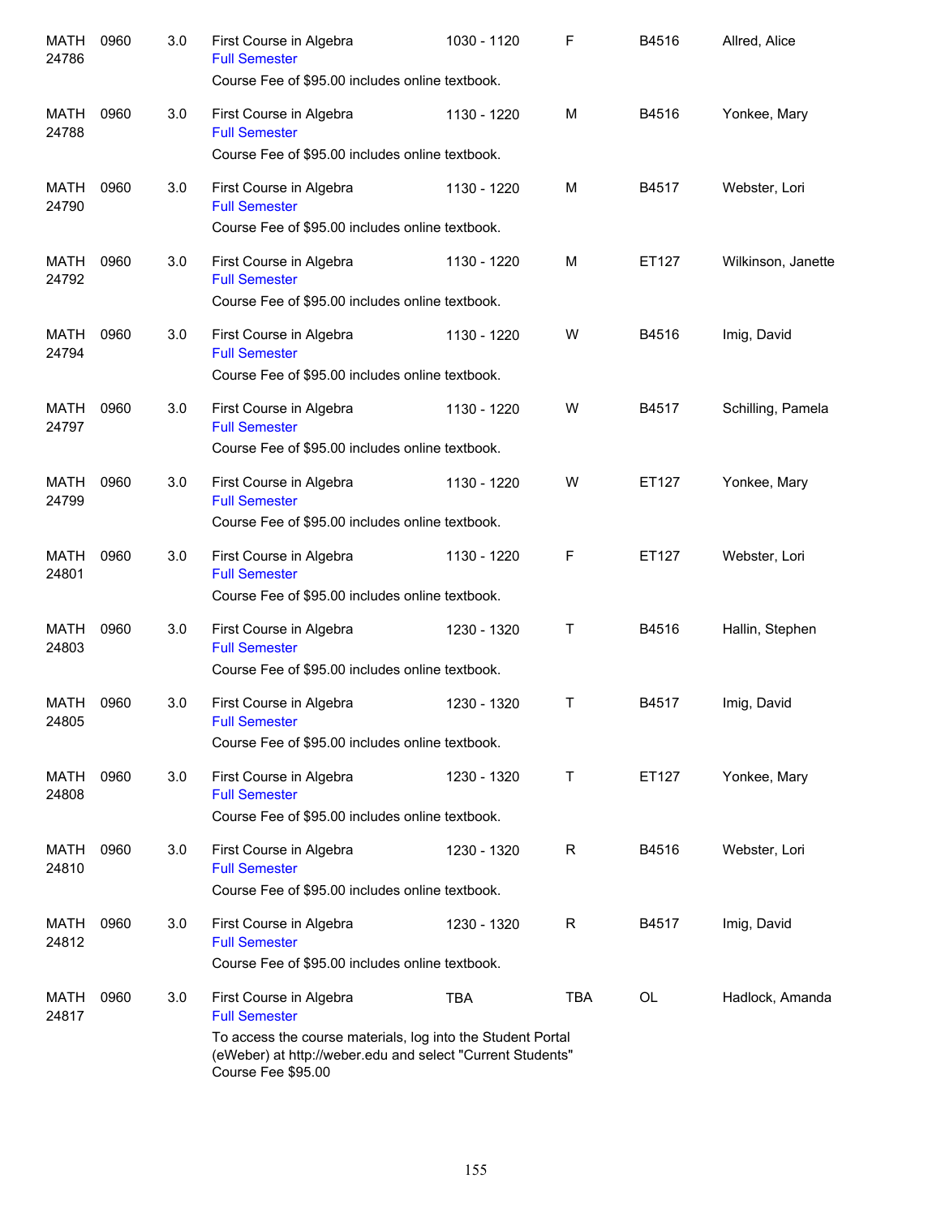| | | | | | | | |
|---|---|---|---|---|---|---|---|
| MATH 24786 | 0960 | 3.0 | First Course in Algebra<br>Full Semester<br>Course Fee of $95.00 includes online textbook. | 1030 - 1120 | F | B4516 | Allred, Alice |
| MATH 24788 | 0960 | 3.0 | First Course in Algebra<br>Full Semester<br>Course Fee of $95.00 includes online textbook. | 1130 - 1220 | M | B4516 | Yonkee, Mary |
| MATH 24790 | 0960 | 3.0 | First Course in Algebra<br>Full Semester<br>Course Fee of $95.00 includes online textbook. | 1130 - 1220 | M | B4517 | Webster, Lori |
| MATH 24792 | 0960 | 3.0 | First Course in Algebra<br>Full Semester<br>Course Fee of $95.00 includes online textbook. | 1130 - 1220 | M | ET127 | Wilkinson, Janette |
| MATH 24794 | 0960 | 3.0 | First Course in Algebra<br>Full Semester<br>Course Fee of $95.00 includes online textbook. | 1130 - 1220 | W | B4516 | Imig, David |
| MATH 24797 | 0960 | 3.0 | First Course in Algebra<br>Full Semester<br>Course Fee of $95.00 includes online textbook. | 1130 - 1220 | W | B4517 | Schilling, Pamela |
| MATH 24799 | 0960 | 3.0 | First Course in Algebra<br>Full Semester<br>Course Fee of $95.00 includes online textbook. | 1130 - 1220 | W | ET127 | Yonkee, Mary |
| MATH 24801 | 0960 | 3.0 | First Course in Algebra<br>Full Semester<br>Course Fee of $95.00 includes online textbook. | 1130 - 1220 | F | ET127 | Webster, Lori |
| MATH 24803 | 0960 | 3.0 | First Course in Algebra<br>Full Semester<br>Course Fee of $95.00 includes online textbook. | 1230 - 1320 | T | B4516 | Hallin, Stephen |
| MATH 24805 | 0960 | 3.0 | First Course in Algebra<br>Full Semester<br>Course Fee of $95.00 includes online textbook. | 1230 - 1320 | T | B4517 | Imig, David |
| MATH 24808 | 0960 | 3.0 | First Course in Algebra<br>Full Semester<br>Course Fee of $95.00 includes online textbook. | 1230 - 1320 | T | ET127 | Yonkee, Mary |
| MATH 24810 | 0960 | 3.0 | First Course in Algebra<br>Full Semester<br>Course Fee of $95.00 includes online textbook. | 1230 - 1320 | R | B4516 | Webster, Lori |
| MATH 24812 | 0960 | 3.0 | First Course in Algebra<br>Full Semester<br>Course Fee of $95.00 includes online textbook. | 1230 - 1320 | R | B4517 | Imig, David |
| MATH 24817 | 0960 | 3.0 | First Course in Algebra<br>Full Semester<br>To access the course materials, log into the Student Portal (eWeber) at http://weber.edu and select "Current Students" Course Fee $95.00 | TBA | TBA | OL | Hadlock, Amanda |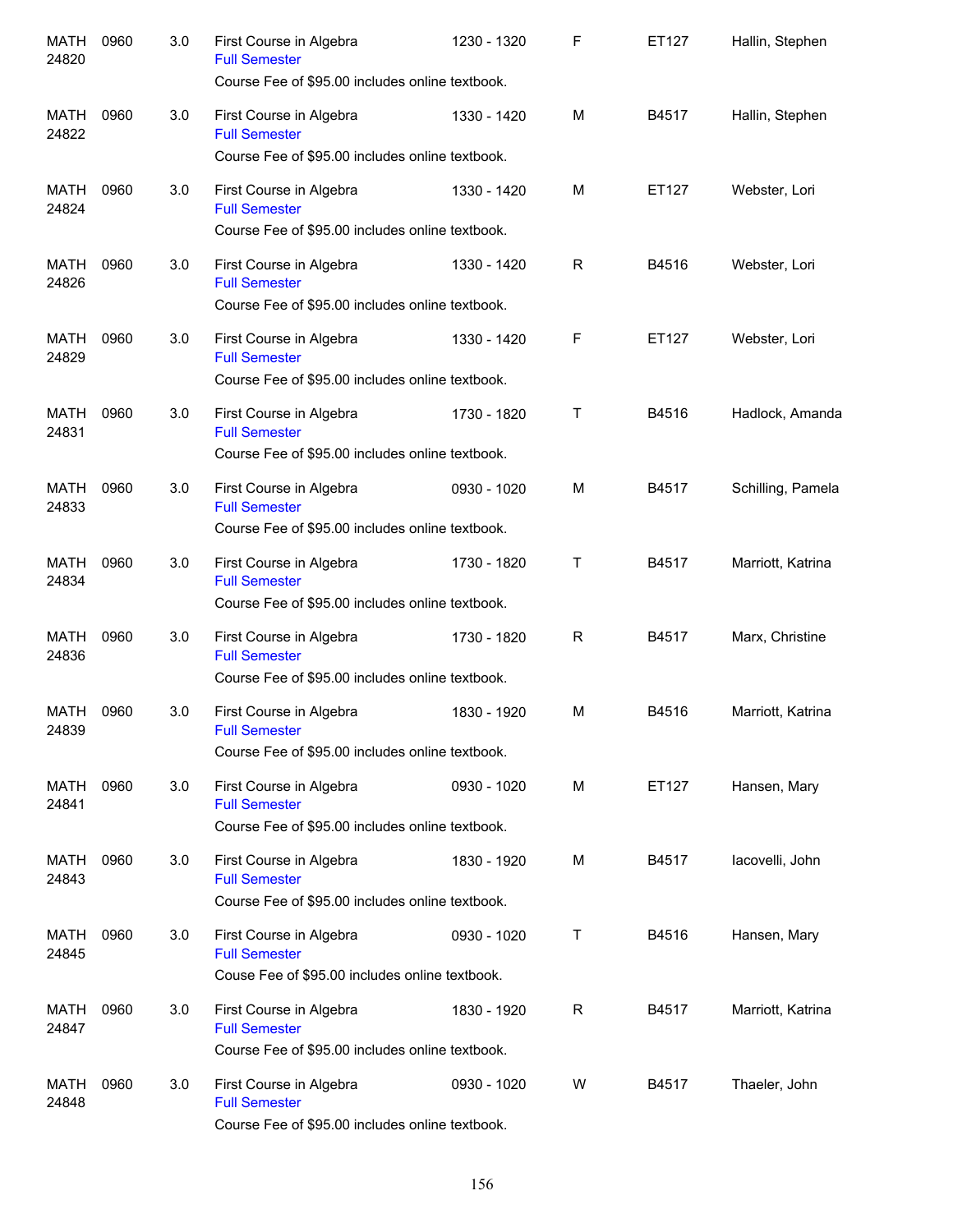| | | | | | | | |
|---|---|---|---|---|---|---|---|
| MATH 24820 | 0960 | 3.0 | First Course in Algebra<br>Full Semester<br>Course Fee of $95.00 includes online textbook. | 1230 - 1320 | F | ET127 | Hallin, Stephen |
| MATH 24822 | 0960 | 3.0 | First Course in Algebra<br>Full Semester<br>Course Fee of $95.00 includes online textbook. | 1330 - 1420 | M | B4517 | Hallin, Stephen |
| MATH 24824 | 0960 | 3.0 | First Course in Algebra<br>Full Semester<br>Course Fee of $95.00 includes online textbook. | 1330 - 1420 | M | ET127 | Webster, Lori |
| MATH 24826 | 0960 | 3.0 | First Course in Algebra<br>Full Semester<br>Course Fee of $95.00 includes online textbook. | 1330 - 1420 | R | B4516 | Webster, Lori |
| MATH 24829 | 0960 | 3.0 | First Course in Algebra<br>Full Semester<br>Course Fee of $95.00 includes online textbook. | 1330 - 1420 | F | ET127 | Webster, Lori |
| MATH 24831 | 0960 | 3.0 | First Course in Algebra<br>Full Semester<br>Course Fee of $95.00 includes online textbook. | 1730 - 1820 | T | B4516 | Hadlock, Amanda |
| MATH 24833 | 0960 | 3.0 | First Course in Algebra<br>Full Semester<br>Course Fee of $95.00 includes online textbook. | 0930 - 1020 | M | B4517 | Schilling, Pamela |
| MATH 24834 | 0960 | 3.0 | First Course in Algebra<br>Full Semester<br>Course Fee of $95.00 includes online textbook. | 1730 - 1820 | T | B4517 | Marriott, Katrina |
| MATH 24836 | 0960 | 3.0 | First Course in Algebra<br>Full Semester<br>Course Fee of $95.00 includes online textbook. | 1730 - 1820 | R | B4517 | Marx, Christine |
| MATH 24839 | 0960 | 3.0 | First Course in Algebra<br>Full Semester<br>Course Fee of $95.00 includes online textbook. | 1830 - 1920 | M | B4516 | Marriott, Katrina |
| MATH 24841 | 0960 | 3.0 | First Course in Algebra<br>Full Semester<br>Course Fee of $95.00 includes online textbook. | 0930 - 1020 | M | ET127 | Hansen, Mary |
| MATH 24843 | 0960 | 3.0 | First Course in Algebra<br>Full Semester<br>Course Fee of $95.00 includes online textbook. | 1830 - 1920 | M | B4517 | Iacovelli, John |
| MATH 24845 | 0960 | 3.0 | First Course in Algebra<br>Full Semester<br>Couse Fee of $95.00 includes online textbook. | 0930 - 1020 | T | B4516 | Hansen, Mary |
| MATH 24847 | 0960 | 3.0 | First Course in Algebra<br>Full Semester<br>Course Fee of $95.00 includes online textbook. | 1830 - 1920 | R | B4517 | Marriott, Katrina |
| MATH 24848 | 0960 | 3.0 | First Course in Algebra<br>Full Semester<br>Course Fee of $95.00 includes online textbook. | 0930 - 1020 | W | B4517 | Thaeler, John |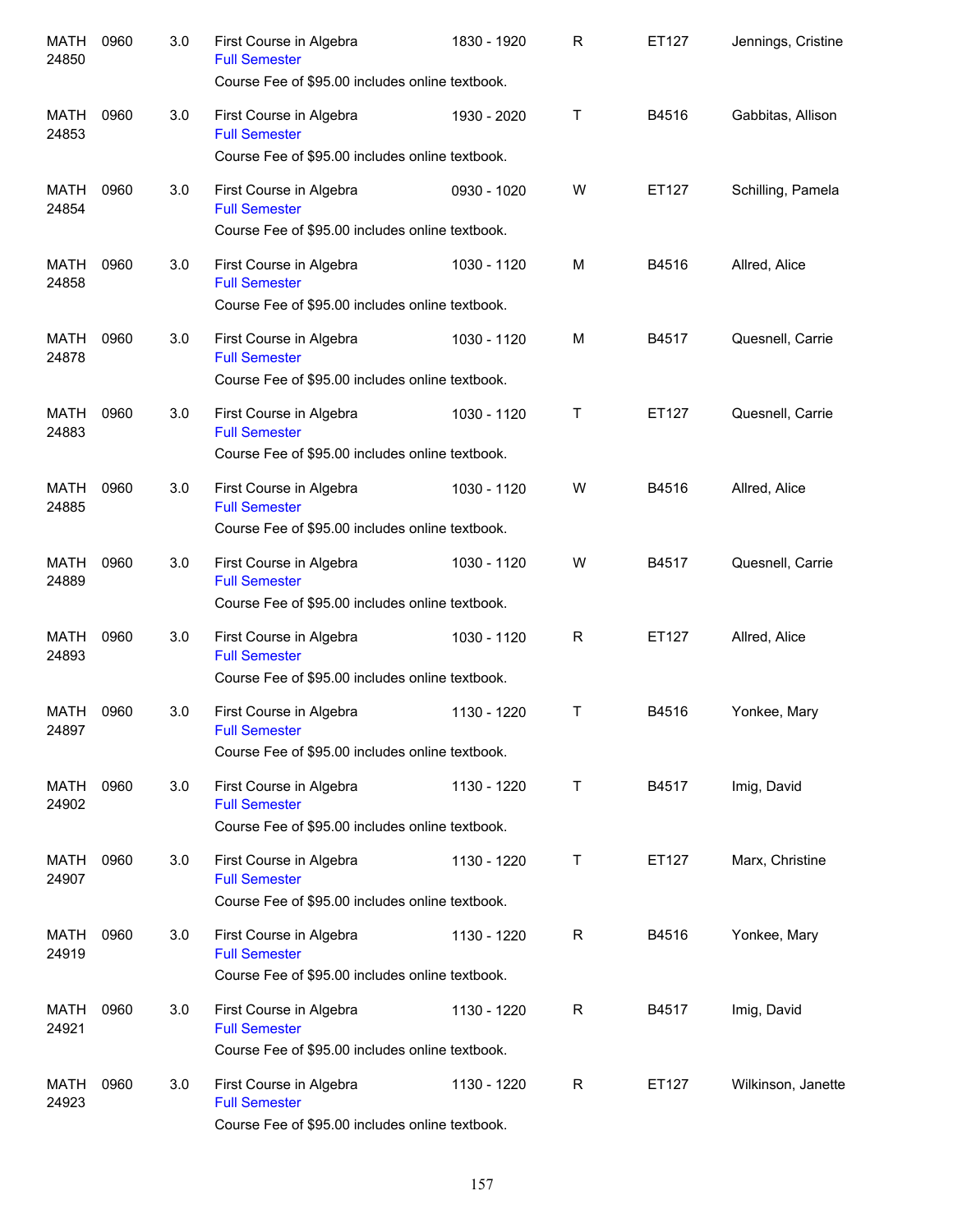| | | | | | | | |
|---|---|---|---|---|---|---|---|
| MATH 24850 | 0960 | 3.0 | First Course in Algebra<br>Full Semester<br>Course Fee of $95.00 includes online textbook. | 1830 - 1920 | R | ET127 | Jennings, Cristine |
| MATH 24853 | 0960 | 3.0 | First Course in Algebra<br>Full Semester<br>Course Fee of $95.00 includes online textbook. | 1930 - 2020 | T | B4516 | Gabbitas, Allison |
| MATH 24854 | 0960 | 3.0 | First Course in Algebra<br>Full Semester<br>Course Fee of $95.00 includes online textbook. | 0930 - 1020 | W | ET127 | Schilling, Pamela |
| MATH 24858 | 0960 | 3.0 | First Course in Algebra<br>Full Semester<br>Course Fee of $95.00 includes online textbook. | 1030 - 1120 | M | B4516 | Allred, Alice |
| MATH 24878 | 0960 | 3.0 | First Course in Algebra<br>Full Semester<br>Course Fee of $95.00 includes online textbook. | 1030 - 1120 | M | B4517 | Quesnell, Carrie |
| MATH 24883 | 0960 | 3.0 | First Course in Algebra<br>Full Semester<br>Course Fee of $95.00 includes online textbook. | 1030 - 1120 | T | ET127 | Quesnell, Carrie |
| MATH 24885 | 0960 | 3.0 | First Course in Algebra<br>Full Semester<br>Course Fee of $95.00 includes online textbook. | 1030 - 1120 | W | B4516 | Allred, Alice |
| MATH 24889 | 0960 | 3.0 | First Course in Algebra<br>Full Semester<br>Course Fee of $95.00 includes online textbook. | 1030 - 1120 | W | B4517 | Quesnell, Carrie |
| MATH 24893 | 0960 | 3.0 | First Course in Algebra<br>Full Semester<br>Course Fee of $95.00 includes online textbook. | 1030 - 1120 | R | ET127 | Allred, Alice |
| MATH 24897 | 0960 | 3.0 | First Course in Algebra<br>Full Semester<br>Course Fee of $95.00 includes online textbook. | 1130 - 1220 | T | B4516 | Yonkee, Mary |
| MATH 24902 | 0960 | 3.0 | First Course in Algebra<br>Full Semester<br>Course Fee of $95.00 includes online textbook. | 1130 - 1220 | T | B4517 | Imig, David |
| MATH 24907 | 0960 | 3.0 | First Course in Algebra<br>Full Semester<br>Course Fee of $95.00 includes online textbook. | 1130 - 1220 | T | ET127 | Marx, Christine |
| MATH 24919 | 0960 | 3.0 | First Course in Algebra<br>Full Semester<br>Course Fee of $95.00 includes online textbook. | 1130 - 1220 | R | B4516 | Yonkee, Mary |
| MATH 24921 | 0960 | 3.0 | First Course in Algebra<br>Full Semester<br>Course Fee of $95.00 includes online textbook. | 1130 - 1220 | R | B4517 | Imig, David |
| MATH 24923 | 0960 | 3.0 | First Course in Algebra<br>Full Semester<br>Course Fee of $95.00 includes online textbook. | 1130 - 1220 | R | ET127 | Wilkinson, Janette |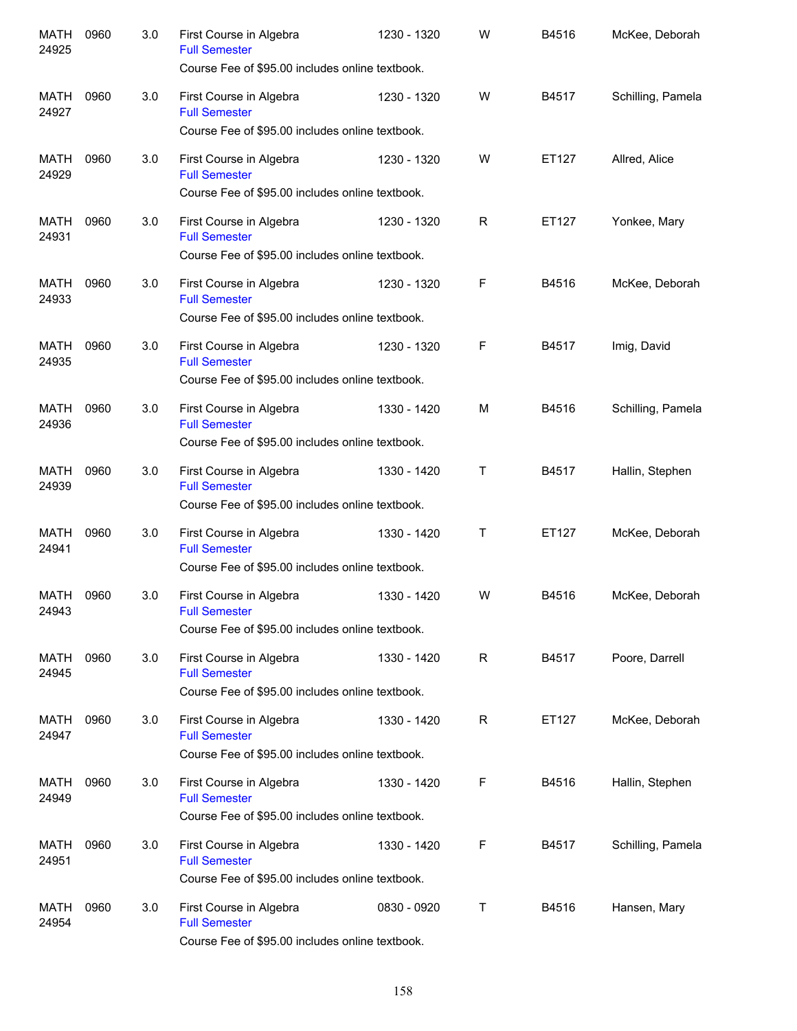| | | | | | | | |
|---|---|---|---|---|---|---|---|
| MATH 24925 | 0960 | 3.0 | First Course in Algebra<br>Full Semester<br>Course Fee of $95.00 includes online textbook. | 1230 - 1320 | W | B4516 | McKee, Deborah |
| MATH 24927 | 0960 | 3.0 | First Course in Algebra<br>Full Semester<br>Course Fee of $95.00 includes online textbook. | 1230 - 1320 | W | B4517 | Schilling, Pamela |
| MATH 24929 | 0960 | 3.0 | First Course in Algebra<br>Full Semester<br>Course Fee of $95.00 includes online textbook. | 1230 - 1320 | W | ET127 | Allred, Alice |
| MATH 24931 | 0960 | 3.0 | First Course in Algebra<br>Full Semester<br>Course Fee of $95.00 includes online textbook. | 1230 - 1320 | R | ET127 | Yonkee, Mary |
| MATH 24933 | 0960 | 3.0 | First Course in Algebra<br>Full Semester<br>Course Fee of $95.00 includes online textbook. | 1230 - 1320 | F | B4516 | McKee, Deborah |
| MATH 24935 | 0960 | 3.0 | First Course in Algebra<br>Full Semester<br>Course Fee of $95.00 includes online textbook. | 1230 - 1320 | F | B4517 | Imig, David |
| MATH 24936 | 0960 | 3.0 | First Course in Algebra<br>Full Semester<br>Course Fee of $95.00 includes online textbook. | 1330 - 1420 | M | B4516 | Schilling, Pamela |
| MATH 24939 | 0960 | 3.0 | First Course in Algebra<br>Full Semester<br>Course Fee of $95.00 includes online textbook. | 1330 - 1420 | T | B4517 | Hallin, Stephen |
| MATH 24941 | 0960 | 3.0 | First Course in Algebra<br>Full Semester<br>Course Fee of $95.00 includes online textbook. | 1330 - 1420 | T | ET127 | McKee, Deborah |
| MATH 24943 | 0960 | 3.0 | First Course in Algebra<br>Full Semester<br>Course Fee of $95.00 includes online textbook. | 1330 - 1420 | W | B4516 | McKee, Deborah |
| MATH 24945 | 0960 | 3.0 | First Course in Algebra<br>Full Semester<br>Course Fee of $95.00 includes online textbook. | 1330 - 1420 | R | B4517 | Poore, Darrell |
| MATH 24947 | 0960 | 3.0 | First Course in Algebra<br>Full Semester<br>Course Fee of $95.00 includes online textbook. | 1330 - 1420 | R | ET127 | McKee, Deborah |
| MATH 24949 | 0960 | 3.0 | First Course in Algebra<br>Full Semester<br>Course Fee of $95.00 includes online textbook. | 1330 - 1420 | F | B4516 | Hallin, Stephen |
| MATH 24951 | 0960 | 3.0 | First Course in Algebra<br>Full Semester<br>Course Fee of $95.00 includes online textbook. | 1330 - 1420 | F | B4517 | Schilling, Pamela |
| MATH 24954 | 0960 | 3.0 | First Course in Algebra<br>Full Semester<br>Course Fee of $95.00 includes online textbook. | 0830 - 0920 | T | B4516 | Hansen, Mary |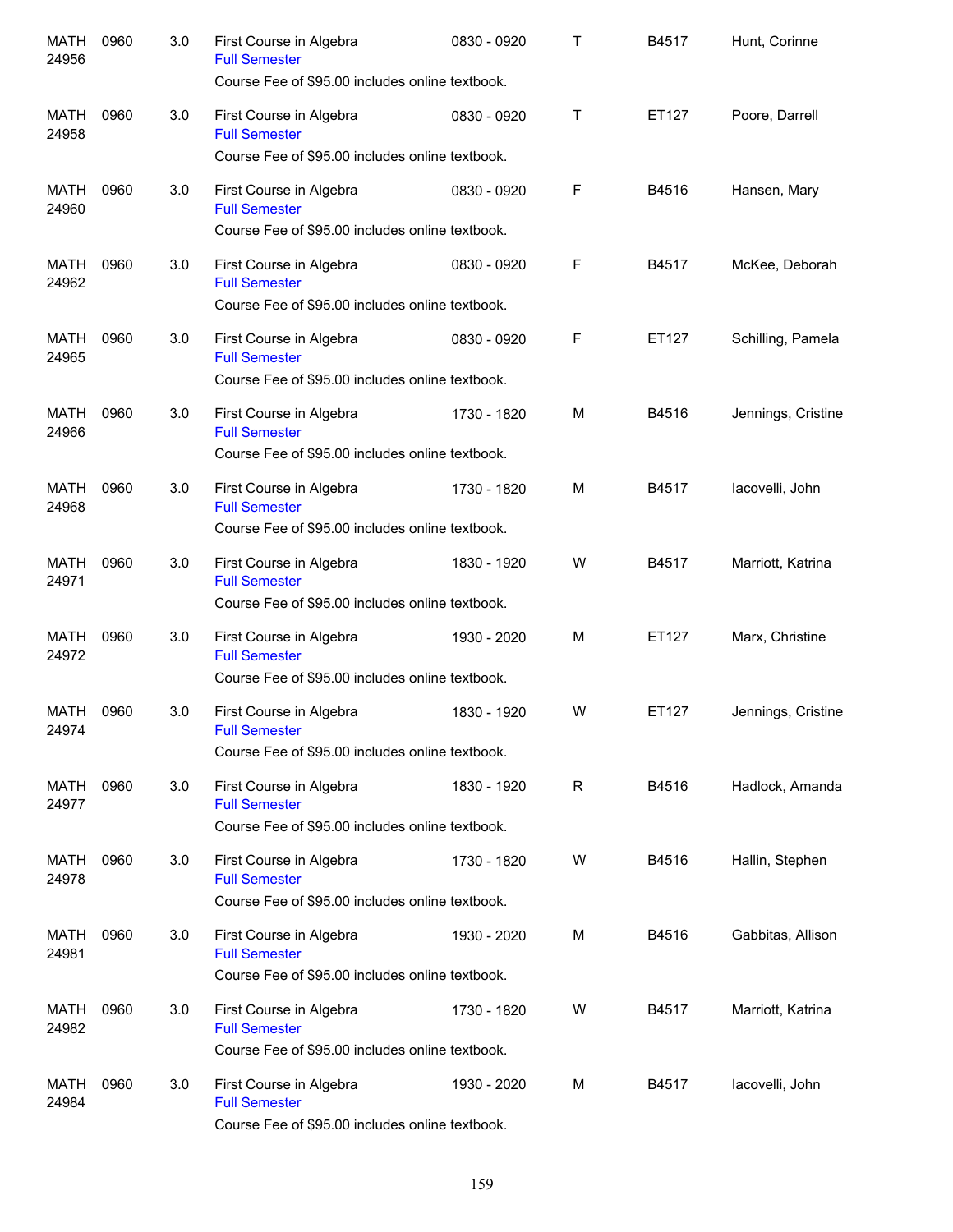| | | | | | | | |
|---|---|---|---|---|---|---|---|
| MATH 24956 | 0960 | 3.0 | First Course in Algebra<br>Full Semester<br>Course Fee of $95.00 includes online textbook. | 0830 - 0920 | T | B4517 | Hunt, Corinne |
| MATH 24958 | 0960 | 3.0 | First Course in Algebra<br>Full Semester<br>Course Fee of $95.00 includes online textbook. | 0830 - 0920 | T | ET127 | Poore, Darrell |
| MATH 24960 | 0960 | 3.0 | First Course in Algebra<br>Full Semester<br>Course Fee of $95.00 includes online textbook. | 0830 - 0920 | F | B4516 | Hansen, Mary |
| MATH 24962 | 0960 | 3.0 | First Course in Algebra<br>Full Semester<br>Course Fee of $95.00 includes online textbook. | 0830 - 0920 | F | B4517 | McKee, Deborah |
| MATH 24965 | 0960 | 3.0 | First Course in Algebra<br>Full Semester<br>Course Fee of $95.00 includes online textbook. | 0830 - 0920 | F | ET127 | Schilling, Pamela |
| MATH 24966 | 0960 | 3.0 | First Course in Algebra<br>Full Semester<br>Course Fee of $95.00 includes online textbook. | 1730 - 1820 | M | B4516 | Jennings, Cristine |
| MATH 24968 | 0960 | 3.0 | First Course in Algebra<br>Full Semester<br>Course Fee of $95.00 includes online textbook. | 1730 - 1820 | M | B4517 | Iacovelli, John |
| MATH 24971 | 0960 | 3.0 | First Course in Algebra<br>Full Semester<br>Course Fee of $95.00 includes online textbook. | 1830 - 1920 | W | B4517 | Marriott, Katrina |
| MATH 24972 | 0960 | 3.0 | First Course in Algebra<br>Full Semester<br>Course Fee of $95.00 includes online textbook. | 1930 - 2020 | M | ET127 | Marx, Christine |
| MATH 24974 | 0960 | 3.0 | First Course in Algebra<br>Full Semester<br>Course Fee of $95.00 includes online textbook. | 1830 - 1920 | W | ET127 | Jennings, Cristine |
| MATH 24977 | 0960 | 3.0 | First Course in Algebra<br>Full Semester<br>Course Fee of $95.00 includes online textbook. | 1830 - 1920 | R | B4516 | Hadlock, Amanda |
| MATH 24978 | 0960 | 3.0 | First Course in Algebra<br>Full Semester<br>Course Fee of $95.00 includes online textbook. | 1730 - 1820 | W | B4516 | Hallin, Stephen |
| MATH 24981 | 0960 | 3.0 | First Course in Algebra<br>Full Semester<br>Course Fee of $95.00 includes online textbook. | 1930 - 2020 | M | B4516 | Gabbitas, Allison |
| MATH 24982 | 0960 | 3.0 | First Course in Algebra<br>Full Semester<br>Course Fee of $95.00 includes online textbook. | 1730 - 1820 | W | B4517 | Marriott, Katrina |
| MATH 24984 | 0960 | 3.0 | First Course in Algebra<br>Full Semester<br>Course Fee of $95.00 includes online textbook. | 1930 - 2020 | M | B4517 | Iacovelli, John |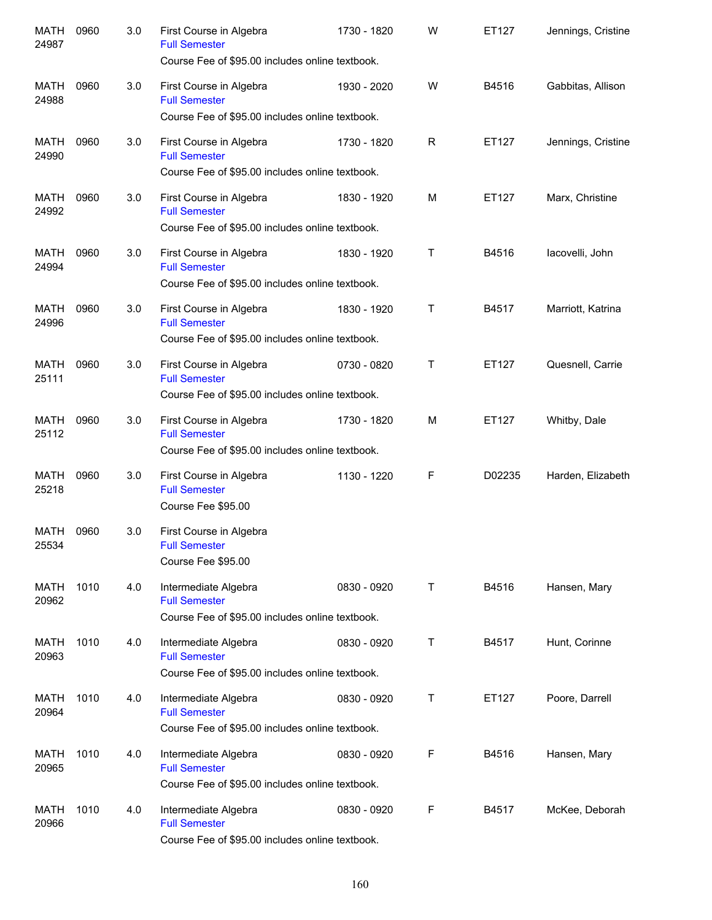| | | | | | | | |
|---|---|---|---|---|---|---|---|
| MATH 24987 | 0960 | 3.0 | First Course in Algebra<br>Full Semester<br>Course Fee of $95.00 includes online textbook. | 1730 - 1820 | W | ET127 | Jennings, Cristine |
| MATH 24988 | 0960 | 3.0 | First Course in Algebra<br>Full Semester<br>Course Fee of $95.00 includes online textbook. | 1930 - 2020 | W | B4516 | Gabbitas, Allison |
| MATH 24990 | 0960 | 3.0 | First Course in Algebra<br>Full Semester<br>Course Fee of $95.00 includes online textbook. | 1730 - 1820 | R | ET127 | Jennings, Cristine |
| MATH 24992 | 0960 | 3.0 | First Course in Algebra<br>Full Semester<br>Course Fee of $95.00 includes online textbook. | 1830 - 1920 | M | ET127 | Marx, Christine |
| MATH 24994 | 0960 | 3.0 | First Course in Algebra<br>Full Semester<br>Course Fee of $95.00 includes online textbook. | 1830 - 1920 | T | B4516 | Iacovelli, John |
| MATH 24996 | 0960 | 3.0 | First Course in Algebra<br>Full Semester<br>Course Fee of $95.00 includes online textbook. | 1830 - 1920 | T | B4517 | Marriott, Katrina |
| MATH 25111 | 0960 | 3.0 | First Course in Algebra<br>Full Semester<br>Course Fee of $95.00 includes online textbook. | 0730 - 0820 | T | ET127 | Quesnell, Carrie |
| MATH 25112 | 0960 | 3.0 | First Course in Algebra<br>Full Semester<br>Course Fee of $95.00 includes online textbook. | 1730 - 1820 | M | ET127 | Whitby, Dale |
| MATH 25218 | 0960 | 3.0 | First Course in Algebra<br>Full Semester<br>Course Fee $95.00 | 1130 - 1220 | F | D02235 | Harden, Elizabeth |
| MATH 25534 | 0960 | 3.0 | First Course in Algebra<br>Full Semester<br>Course Fee $95.00 | | | | |
| MATH 20962 | 1010 | 4.0 | Intermediate Algebra<br>Full Semester<br>Course Fee of $95.00 includes online textbook. | 0830 - 0920 | T | B4516 | Hansen, Mary |
| MATH 20963 | 1010 | 4.0 | Intermediate Algebra<br>Full Semester<br>Course Fee of $95.00 includes online textbook. | 0830 - 0920 | T | B4517 | Hunt, Corinne |
| MATH 20964 | 1010 | 4.0 | Intermediate Algebra<br>Full Semester<br>Course Fee of $95.00 includes online textbook. | 0830 - 0920 | T | ET127 | Poore, Darrell |
| MATH 20965 | 1010 | 4.0 | Intermediate Algebra<br>Full Semester<br>Course Fee of $95.00 includes online textbook. | 0830 - 0920 | F | B4516 | Hansen, Mary |
| MATH 20966 | 1010 | 4.0 | Intermediate Algebra<br>Full Semester<br>Course Fee of $95.00 includes online textbook. | 0830 - 0920 | F | B4517 | McKee, Deborah |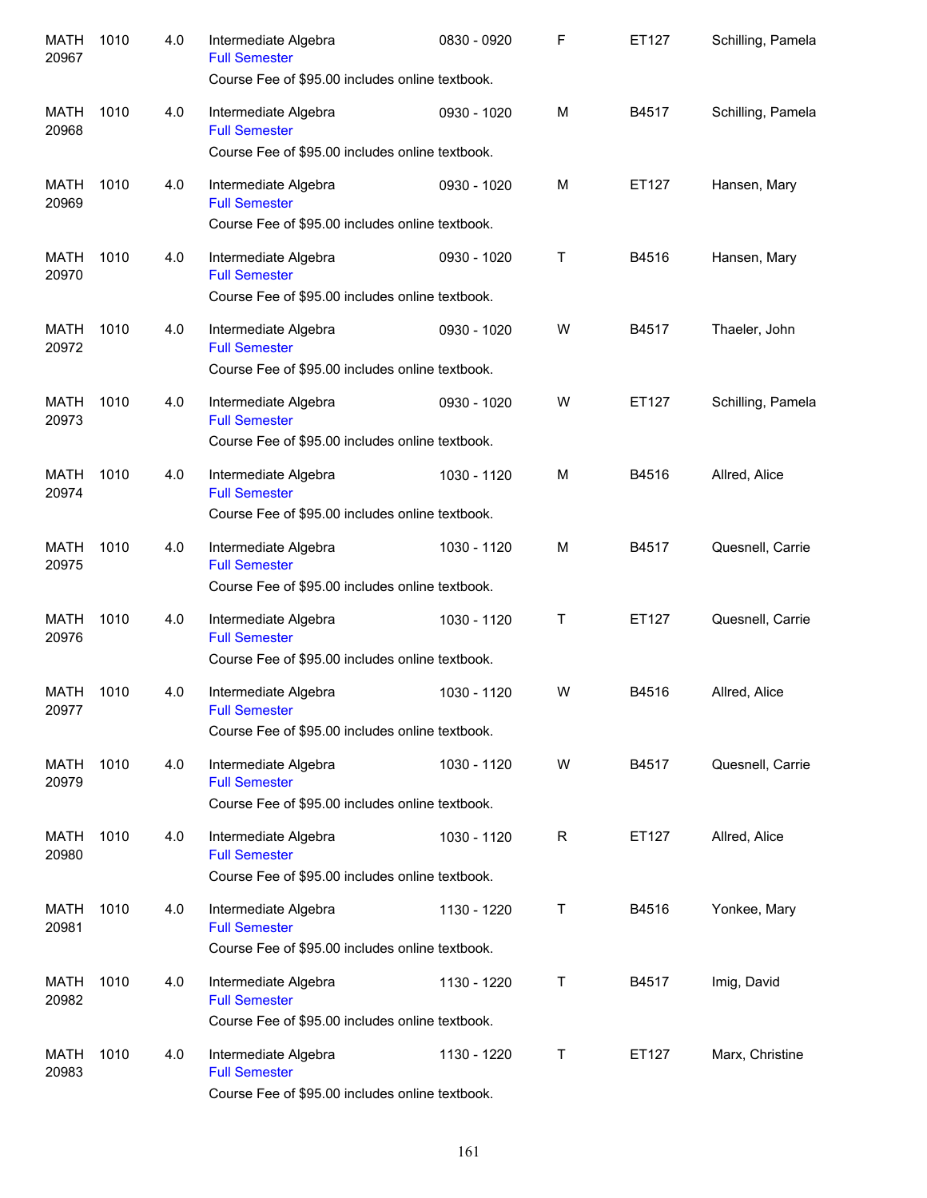| | | | | | | | |
|---|---|---|---|---|---|---|---|
| MATH 20967 | 1010 | 4.0 | Intermediate Algebra<br>Full Semester<br>Course Fee of $95.00 includes online textbook. | 0830 - 0920 | F | ET127 | Schilling, Pamela |
| MATH 20968 | 1010 | 4.0 | Intermediate Algebra<br>Full Semester<br>Course Fee of $95.00 includes online textbook. | 0930 - 1020 | M | B4517 | Schilling, Pamela |
| MATH 20969 | 1010 | 4.0 | Intermediate Algebra<br>Full Semester<br>Course Fee of $95.00 includes online textbook. | 0930 - 1020 | M | ET127 | Hansen, Mary |
| MATH 20970 | 1010 | 4.0 | Intermediate Algebra<br>Full Semester<br>Course Fee of $95.00 includes online textbook. | 0930 - 1020 | T | B4516 | Hansen, Mary |
| MATH 20972 | 1010 | 4.0 | Intermediate Algebra<br>Full Semester<br>Course Fee of $95.00 includes online textbook. | 0930 - 1020 | W | B4517 | Thaeler, John |
| MATH 20973 | 1010 | 4.0 | Intermediate Algebra<br>Full Semester<br>Course Fee of $95.00 includes online textbook. | 0930 - 1020 | W | ET127 | Schilling, Pamela |
| MATH 20974 | 1010 | 4.0 | Intermediate Algebra<br>Full Semester<br>Course Fee of $95.00 includes online textbook. | 1030 - 1120 | M | B4516 | Allred, Alice |
| MATH 20975 | 1010 | 4.0 | Intermediate Algebra<br>Full Semester<br>Course Fee of $95.00 includes online textbook. | 1030 - 1120 | M | B4517 | Quesnell, Carrie |
| MATH 20976 | 1010 | 4.0 | Intermediate Algebra<br>Full Semester<br>Course Fee of $95.00 includes online textbook. | 1030 - 1120 | T | ET127 | Quesnell, Carrie |
| MATH 20977 | 1010 | 4.0 | Intermediate Algebra<br>Full Semester<br>Course Fee of $95.00 includes online textbook. | 1030 - 1120 | W | B4516 | Allred, Alice |
| MATH 20979 | 1010 | 4.0 | Intermediate Algebra<br>Full Semester<br>Course Fee of $95.00 includes online textbook. | 1030 - 1120 | W | B4517 | Quesnell, Carrie |
| MATH 20980 | 1010 | 4.0 | Intermediate Algebra<br>Full Semester<br>Course Fee of $95.00 includes online textbook. | 1030 - 1120 | R | ET127 | Allred, Alice |
| MATH 20981 | 1010 | 4.0 | Intermediate Algebra<br>Full Semester<br>Course Fee of $95.00 includes online textbook. | 1130 - 1220 | T | B4516 | Yonkee, Mary |
| MATH 20982 | 1010 | 4.0 | Intermediate Algebra<br>Full Semester<br>Course Fee of $95.00 includes online textbook. | 1130 - 1220 | T | B4517 | Imig, David |
| MATH 20983 | 1010 | 4.0 | Intermediate Algebra<br>Full Semester<br>Course Fee of $95.00 includes online textbook. | 1130 - 1220 | T | ET127 | Marx, Christine |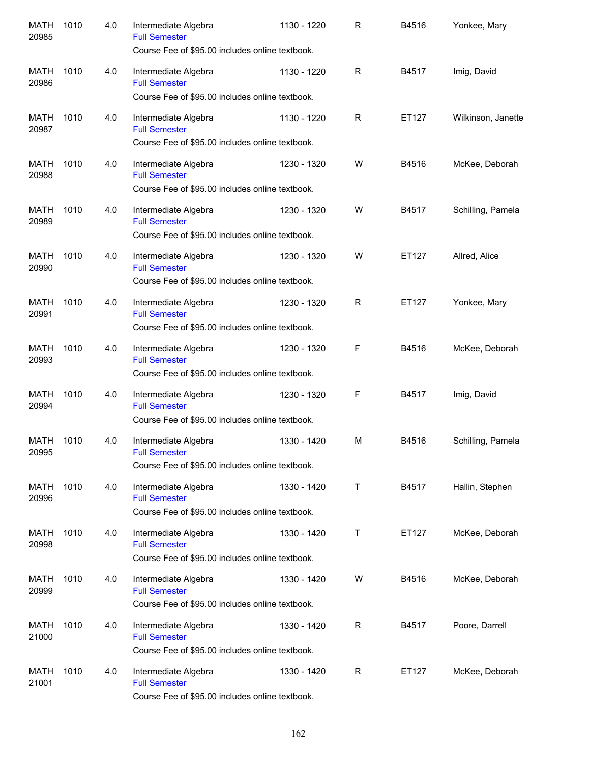| | | | | | | | |
|---|---|---|---|---|---|---|---|
| MATH 20985 | 1010 | 4.0 | Intermediate Algebra<br>Full Semester<br>Course Fee of $95.00 includes online textbook. | 1130 - 1220 | R | B4516 | Yonkee, Mary |
| MATH 20986 | 1010 | 4.0 | Intermediate Algebra<br>Full Semester<br>Course Fee of $95.00 includes online textbook. | 1130 - 1220 | R | B4517 | Imig, David |
| MATH 20987 | 1010 | 4.0 | Intermediate Algebra<br>Full Semester<br>Course Fee of $95.00 includes online textbook. | 1130 - 1220 | R | ET127 | Wilkinson, Janette |
| MATH 20988 | 1010 | 4.0 | Intermediate Algebra<br>Full Semester<br>Course Fee of $95.00 includes online textbook. | 1230 - 1320 | W | B4516 | McKee, Deborah |
| MATH 20989 | 1010 | 4.0 | Intermediate Algebra<br>Full Semester<br>Course Fee of $95.00 includes online textbook. | 1230 - 1320 | W | B4517 | Schilling, Pamela |
| MATH 20990 | 1010 | 4.0 | Intermediate Algebra<br>Full Semester<br>Course Fee of $95.00 includes online textbook. | 1230 - 1320 | W | ET127 | Allred, Alice |
| MATH 20991 | 1010 | 4.0 | Intermediate Algebra<br>Full Semester<br>Course Fee of $95.00 includes online textbook. | 1230 - 1320 | R | ET127 | Yonkee, Mary |
| MATH 20993 | 1010 | 4.0 | Intermediate Algebra<br>Full Semester<br>Course Fee of $95.00 includes online textbook. | 1230 - 1320 | F | B4516 | McKee, Deborah |
| MATH 20994 | 1010 | 4.0 | Intermediate Algebra<br>Full Semester<br>Course Fee of $95.00 includes online textbook. | 1230 - 1320 | F | B4517 | Imig, David |
| MATH 20995 | 1010 | 4.0 | Intermediate Algebra<br>Full Semester<br>Course Fee of $95.00 includes online textbook. | 1330 - 1420 | M | B4516 | Schilling, Pamela |
| MATH 20996 | 1010 | 4.0 | Intermediate Algebra<br>Full Semester<br>Course Fee of $95.00 includes online textbook. | 1330 - 1420 | T | B4517 | Hallin, Stephen |
| MATH 20998 | 1010 | 4.0 | Intermediate Algebra<br>Full Semester<br>Course Fee of $95.00 includes online textbook. | 1330 - 1420 | T | ET127 | McKee, Deborah |
| MATH 20999 | 1010 | 4.0 | Intermediate Algebra<br>Full Semester<br>Course Fee of $95.00 includes online textbook. | 1330 - 1420 | W | B4516 | McKee, Deborah |
| MATH 21000 | 1010 | 4.0 | Intermediate Algebra<br>Full Semester<br>Course Fee of $95.00 includes online textbook. | 1330 - 1420 | R | B4517 | Poore, Darrell |
| MATH 21001 | 1010 | 4.0 | Intermediate Algebra<br>Full Semester<br>Course Fee of $95.00 includes online textbook. | 1330 - 1420 | R | ET127 | McKee, Deborah |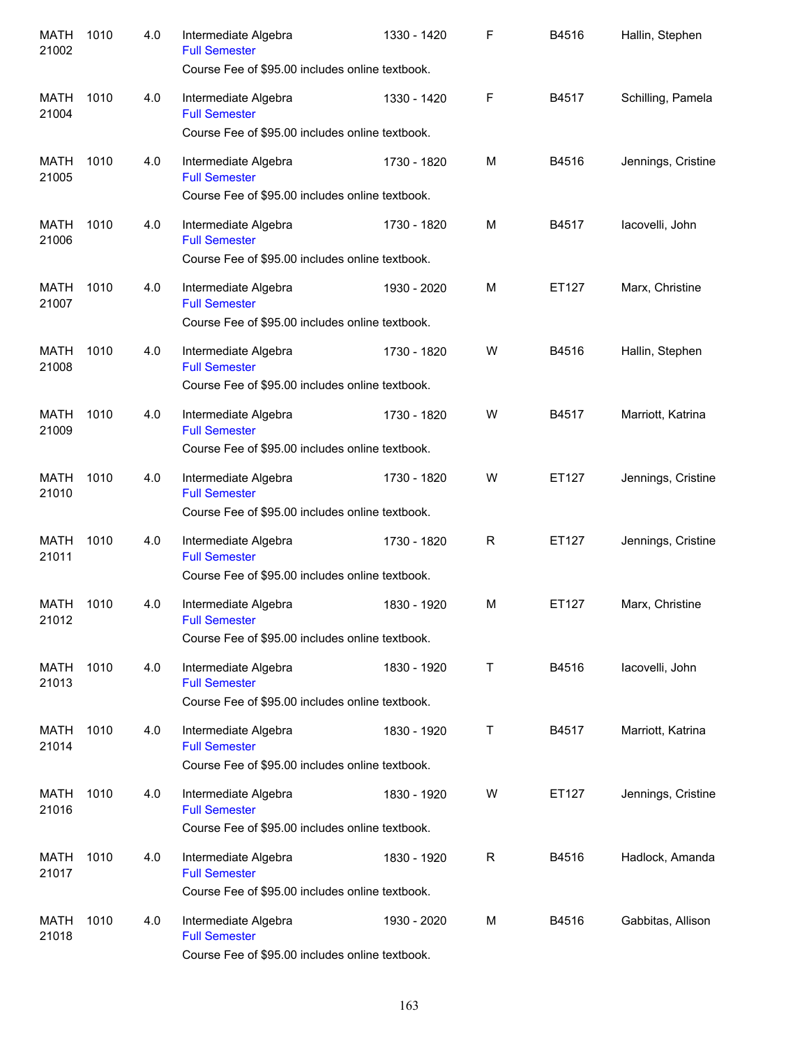| | | | | | | | |
|---|---|---|---|---|---|---|---|
| MATH 21002 | 1010 | 4.0 | Intermediate Algebra<br>Full Semester<br>Course Fee of $95.00 includes online textbook. | 1330 - 1420 | F | B4516 | Hallin, Stephen |
| MATH 21004 | 1010 | 4.0 | Intermediate Algebra<br>Full Semester<br>Course Fee of $95.00 includes online textbook. | 1330 - 1420 | F | B4517 | Schilling, Pamela |
| MATH 21005 | 1010 | 4.0 | Intermediate Algebra<br>Full Semester<br>Course Fee of $95.00 includes online textbook. | 1730 - 1820 | M | B4516 | Jennings, Cristine |
| MATH 21006 | 1010 | 4.0 | Intermediate Algebra<br>Full Semester<br>Course Fee of $95.00 includes online textbook. | 1730 - 1820 | M | B4517 | Iacovelli, John |
| MATH 21007 | 1010 | 4.0 | Intermediate Algebra<br>Full Semester<br>Course Fee of $95.00 includes online textbook. | 1930 - 2020 | M | ET127 | Marx, Christine |
| MATH 21008 | 1010 | 4.0 | Intermediate Algebra<br>Full Semester<br>Course Fee of $95.00 includes online textbook. | 1730 - 1820 | W | B4516 | Hallin, Stephen |
| MATH 21009 | 1010 | 4.0 | Intermediate Algebra<br>Full Semester<br>Course Fee of $95.00 includes online textbook. | 1730 - 1820 | W | B4517 | Marriott, Katrina |
| MATH 21010 | 1010 | 4.0 | Intermediate Algebra<br>Full Semester<br>Course Fee of $95.00 includes online textbook. | 1730 - 1820 | W | ET127 | Jennings, Cristine |
| MATH 21011 | 1010 | 4.0 | Intermediate Algebra<br>Full Semester<br>Course Fee of $95.00 includes online textbook. | 1730 - 1820 | R | ET127 | Jennings, Cristine |
| MATH 21012 | 1010 | 4.0 | Intermediate Algebra<br>Full Semester<br>Course Fee of $95.00 includes online textbook. | 1830 - 1920 | M | ET127 | Marx, Christine |
| MATH 21013 | 1010 | 4.0 | Intermediate Algebra<br>Full Semester<br>Course Fee of $95.00 includes online textbook. | 1830 - 1920 | T | B4516 | Iacovelli, John |
| MATH 21014 | 1010 | 4.0 | Intermediate Algebra<br>Full Semester<br>Course Fee of $95.00 includes online textbook. | 1830 - 1920 | T | B4517 | Marriott, Katrina |
| MATH 21016 | 1010 | 4.0 | Intermediate Algebra<br>Full Semester<br>Course Fee of $95.00 includes online textbook. | 1830 - 1920 | W | ET127 | Jennings, Cristine |
| MATH 21017 | 1010 | 4.0 | Intermediate Algebra<br>Full Semester<br>Course Fee of $95.00 includes online textbook. | 1830 - 1920 | R | B4516 | Hadlock, Amanda |
| MATH 21018 | 1010 | 4.0 | Intermediate Algebra<br>Full Semester<br>Course Fee of $95.00 includes online textbook. | 1930 - 2020 | M | B4516 | Gabbitas, Allison |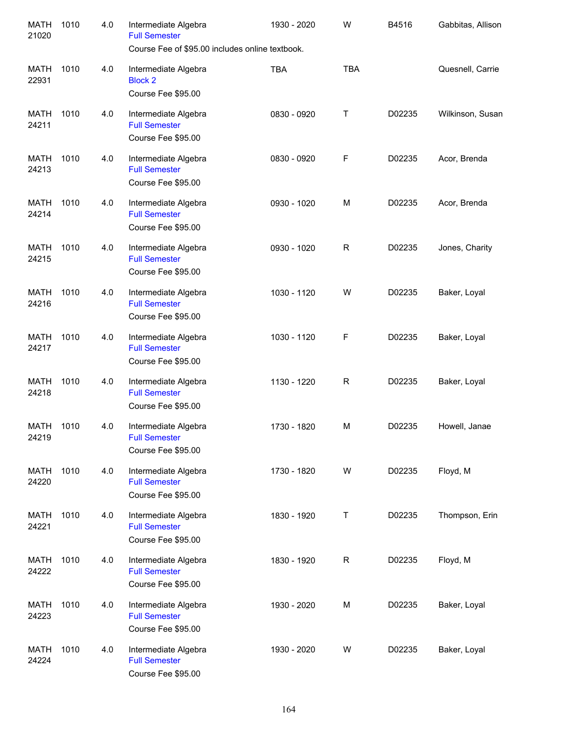| | | | | | | | |
|---|---|---|---|---|---|---|---|
| MATH 21020 | 1010 | 4.0 | Intermediate Algebra<br>Full Semester<br>Course Fee of $95.00 includes online textbook. | 1930 - 2020 | W | B4516 | Gabbitas, Allison |
| MATH 22931 | 1010 | 4.0 | Intermediate Algebra<br>Block 2<br>Course Fee $95.00 | TBA | TBA | | Quesnell, Carrie |
| MATH 24211 | 1010 | 4.0 | Intermediate Algebra<br>Full Semester<br>Course Fee $95.00 | 0830 - 0920 | T | D02235 | Wilkinson, Susan |
| MATH 24213 | 1010 | 4.0 | Intermediate Algebra<br>Full Semester<br>Course Fee $95.00 | 0830 - 0920 | F | D02235 | Acor, Brenda |
| MATH 24214 | 1010 | 4.0 | Intermediate Algebra<br>Full Semester<br>Course Fee $95.00 | 0930 - 1020 | M | D02235 | Acor, Brenda |
| MATH 24215 | 1010 | 4.0 | Intermediate Algebra<br>Full Semester<br>Course Fee $95.00 | 0930 - 1020 | R | D02235 | Jones, Charity |
| MATH 24216 | 1010 | 4.0 | Intermediate Algebra<br>Full Semester<br>Course Fee $95.00 | 1030 - 1120 | W | D02235 | Baker, Loyal |
| MATH 24217 | 1010 | 4.0 | Intermediate Algebra<br>Full Semester<br>Course Fee $95.00 | 1030 - 1120 | F | D02235 | Baker, Loyal |
| MATH 24218 | 1010 | 4.0 | Intermediate Algebra<br>Full Semester<br>Course Fee $95.00 | 1130 - 1220 | R | D02235 | Baker, Loyal |
| MATH 24219 | 1010 | 4.0 | Intermediate Algebra<br>Full Semester<br>Course Fee $95.00 | 1730 - 1820 | M | D02235 | Howell, Janae |
| MATH 24220 | 1010 | 4.0 | Intermediate Algebra<br>Full Semester<br>Course Fee $95.00 | 1730 - 1820 | W | D02235 | Floyd, M |
| MATH 24221 | 1010 | 4.0 | Intermediate Algebra<br>Full Semester<br>Course Fee $95.00 | 1830 - 1920 | T | D02235 | Thompson, Erin |
| MATH 24222 | 1010 | 4.0 | Intermediate Algebra<br>Full Semester<br>Course Fee $95.00 | 1830 - 1920 | R | D02235 | Floyd, M |
| MATH 24223 | 1010 | 4.0 | Intermediate Algebra<br>Full Semester<br>Course Fee $95.00 | 1930 - 2020 | M | D02235 | Baker, Loyal |
| MATH 24224 | 1010 | 4.0 | Intermediate Algebra<br>Full Semester<br>Course Fee $95.00 | 1930 - 2020 | W | D02235 | Baker, Loyal |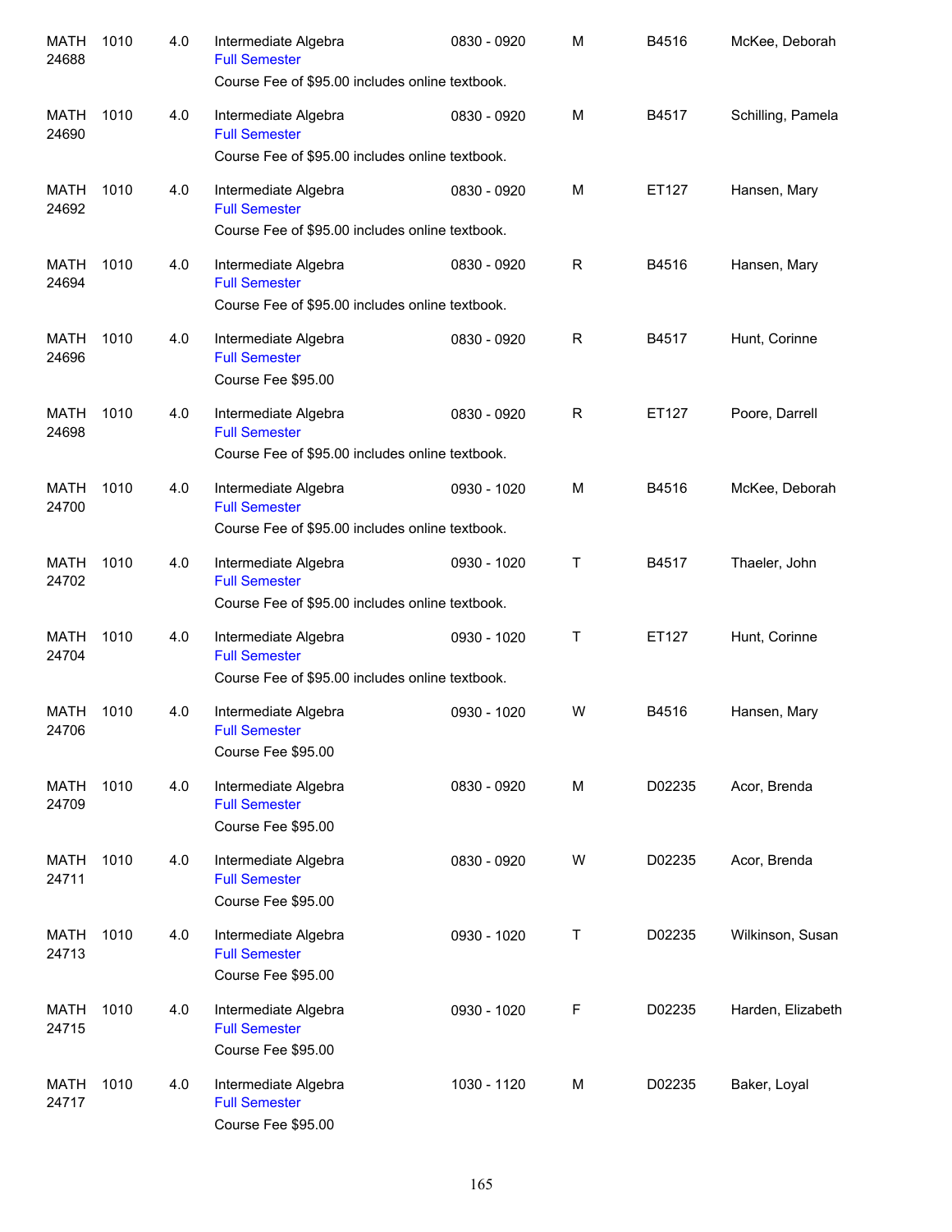| | | | | | | | |
|---|---|---|---|---|---|---|---|
| MATH 24688 | 1010 | 4.0 | Intermediate Algebra<br>Full Semester<br>Course Fee of $95.00 includes online textbook. | 0830 - 0920 | M | B4516 | McKee, Deborah |
| MATH 24690 | 1010 | 4.0 | Intermediate Algebra<br>Full Semester<br>Course Fee of $95.00 includes online textbook. | 0830 - 0920 | M | B4517 | Schilling, Pamela |
| MATH 24692 | 1010 | 4.0 | Intermediate Algebra<br>Full Semester<br>Course Fee of $95.00 includes online textbook. | 0830 - 0920 | M | ET127 | Hansen, Mary |
| MATH 24694 | 1010 | 4.0 | Intermediate Algebra<br>Full Semester<br>Course Fee of $95.00 includes online textbook. | 0830 - 0920 | R | B4516 | Hansen, Mary |
| MATH 24696 | 1010 | 4.0 | Intermediate Algebra<br>Full Semester<br>Course Fee $95.00 | 0830 - 0920 | R | B4517 | Hunt, Corinne |
| MATH 24698 | 1010 | 4.0 | Intermediate Algebra<br>Full Semester<br>Course Fee of $95.00 includes online textbook. | 0830 - 0920 | R | ET127 | Poore, Darrell |
| MATH 24700 | 1010 | 4.0 | Intermediate Algebra<br>Full Semester<br>Course Fee of $95.00 includes online textbook. | 0930 - 1020 | M | B4516 | McKee, Deborah |
| MATH 24702 | 1010 | 4.0 | Intermediate Algebra<br>Full Semester<br>Course Fee of $95.00 includes online textbook. | 0930 - 1020 | T | B4517 | Thaeler, John |
| MATH 24704 | 1010 | 4.0 | Intermediate Algebra<br>Full Semester<br>Course Fee of $95.00 includes online textbook. | 0930 - 1020 | T | ET127 | Hunt, Corinne |
| MATH 24706 | 1010 | 4.0 | Intermediate Algebra<br>Full Semester<br>Course Fee $95.00 | 0930 - 1020 | W | B4516 | Hansen, Mary |
| MATH 24709 | 1010 | 4.0 | Intermediate Algebra<br>Full Semester<br>Course Fee $95.00 | 0830 - 0920 | M | D02235 | Acor, Brenda |
| MATH 24711 | 1010 | 4.0 | Intermediate Algebra<br>Full Semester<br>Course Fee $95.00 | 0830 - 0920 | W | D02235 | Acor, Brenda |
| MATH 24713 | 1010 | 4.0 | Intermediate Algebra<br>Full Semester<br>Course Fee $95.00 | 0930 - 1020 | T | D02235 | Wilkinson, Susan |
| MATH 24715 | 1010 | 4.0 | Intermediate Algebra<br>Full Semester<br>Course Fee $95.00 | 0930 - 1020 | F | D02235 | Harden, Elizabeth |
| MATH 24717 | 1010 | 4.0 | Intermediate Algebra<br>Full Semester<br>Course Fee $95.00 | 1030 - 1120 | M | D02235 | Baker, Loyal |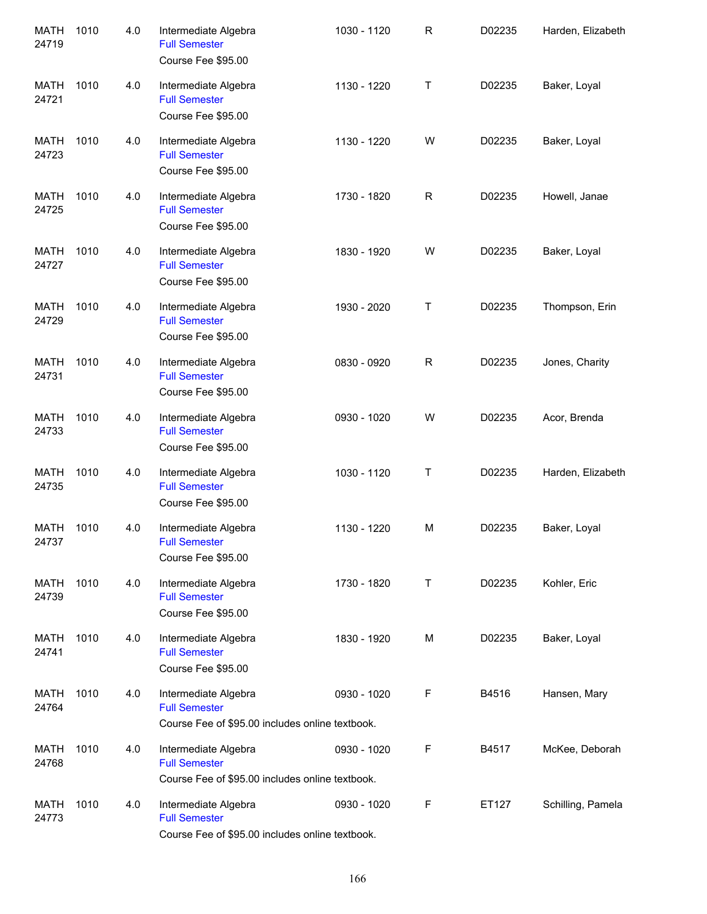| | | | | | | | |
|---|---|---|---|---|---|---|---|
| MATH 24719 | 1010 | 4.0 | Intermediate Algebra<br>Full Semester<br>Course Fee $95.00 | 1030 - 1120 | R | D02235 | Harden, Elizabeth |
| MATH 24721 | 1010 | 4.0 | Intermediate Algebra<br>Full Semester<br>Course Fee $95.00 | 1130 - 1220 | T | D02235 | Baker, Loyal |
| MATH 24723 | 1010 | 4.0 | Intermediate Algebra<br>Full Semester<br>Course Fee $95.00 | 1130 - 1220 | W | D02235 | Baker, Loyal |
| MATH 24725 | 1010 | 4.0 | Intermediate Algebra<br>Full Semester<br>Course Fee $95.00 | 1730 - 1820 | R | D02235 | Howell, Janae |
| MATH 24727 | 1010 | 4.0 | Intermediate Algebra<br>Full Semester<br>Course Fee $95.00 | 1830 - 1920 | W | D02235 | Baker, Loyal |
| MATH 24729 | 1010 | 4.0 | Intermediate Algebra<br>Full Semester<br>Course Fee $95.00 | 1930 - 2020 | T | D02235 | Thompson, Erin |
| MATH 24731 | 1010 | 4.0 | Intermediate Algebra<br>Full Semester<br>Course Fee $95.00 | 0830 - 0920 | R | D02235 | Jones, Charity |
| MATH 24733 | 1010 | 4.0 | Intermediate Algebra<br>Full Semester<br>Course Fee $95.00 | 0930 - 1020 | W | D02235 | Acor, Brenda |
| MATH 24735 | 1010 | 4.0 | Intermediate Algebra<br>Full Semester<br>Course Fee $95.00 | 1030 - 1120 | T | D02235 | Harden, Elizabeth |
| MATH 24737 | 1010 | 4.0 | Intermediate Algebra<br>Full Semester<br>Course Fee $95.00 | 1130 - 1220 | M | D02235 | Baker, Loyal |
| MATH 24739 | 1010 | 4.0 | Intermediate Algebra<br>Full Semester<br>Course Fee $95.00 | 1730 - 1820 | T | D02235 | Kohler, Eric |
| MATH 24741 | 1010 | 4.0 | Intermediate Algebra<br>Full Semester<br>Course Fee $95.00 | 1830 - 1920 | M | D02235 | Baker, Loyal |
| MATH 24764 | 1010 | 4.0 | Intermediate Algebra<br>Full Semester<br>Course Fee of $95.00 includes online textbook. | 0930 - 1020 | F | B4516 | Hansen, Mary |
| MATH 24768 | 1010 | 4.0 | Intermediate Algebra<br>Full Semester<br>Course Fee of $95.00 includes online textbook. | 0930 - 1020 | F | B4517 | McKee, Deborah |
| MATH 24773 | 1010 | 4.0 | Intermediate Algebra<br>Full Semester<br>Course Fee of $95.00 includes online textbook. | 0930 - 1020 | F | ET127 | Schilling, Pamela |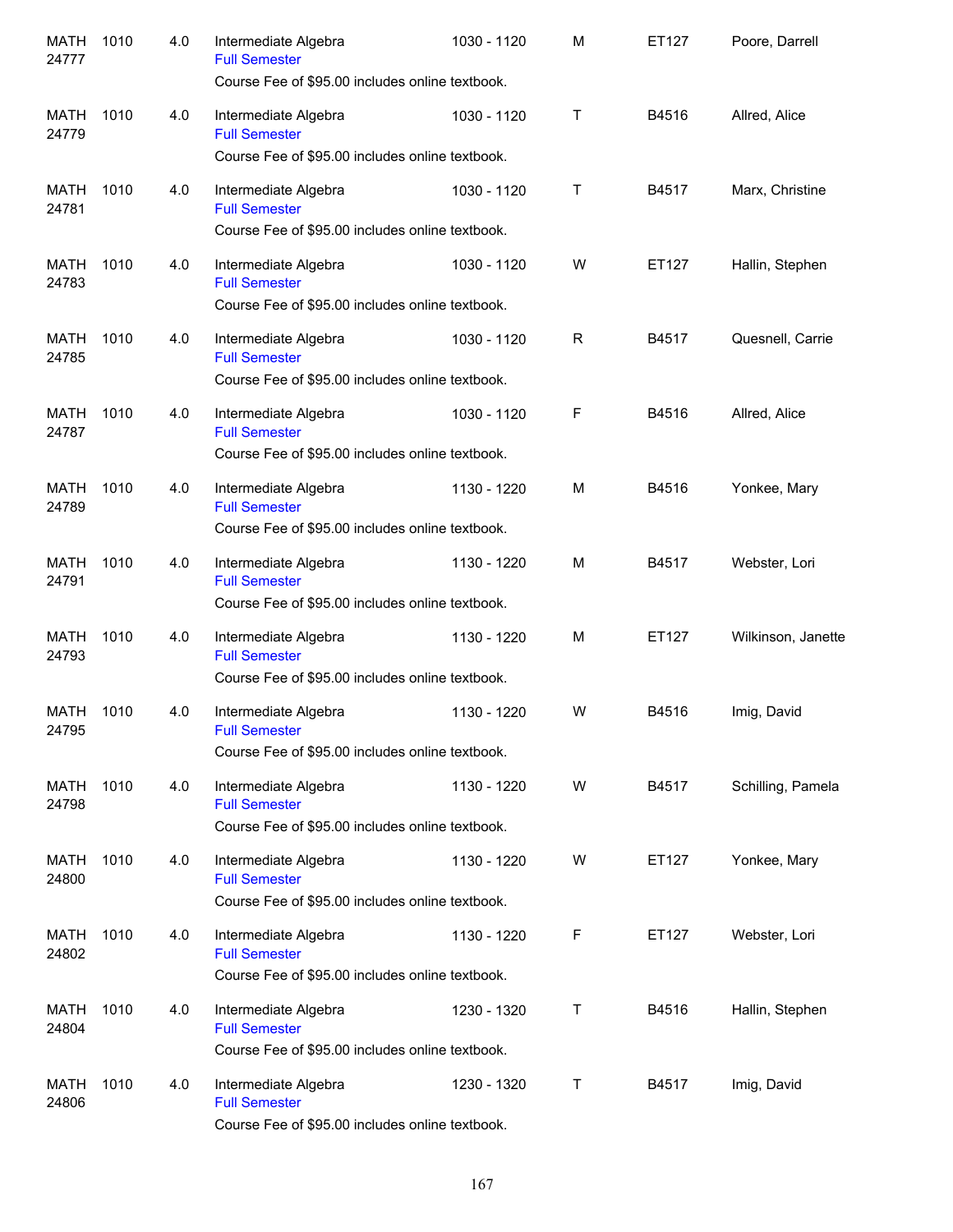| | | | | | | | |
|---|---|---|---|---|---|---|---|
| MATH 24777 | 1010 | 4.0 | Intermediate Algebra<br>Full Semester<br>Course Fee of $95.00 includes online textbook. | 1030 - 1120 | M | ET127 | Poore, Darrell |
| MATH 24779 | 1010 | 4.0 | Intermediate Algebra<br>Full Semester<br>Course Fee of $95.00 includes online textbook. | 1030 - 1120 | T | B4516 | Allred, Alice |
| MATH 24781 | 1010 | 4.0 | Intermediate Algebra<br>Full Semester<br>Course Fee of $95.00 includes online textbook. | 1030 - 1120 | T | B4517 | Marx, Christine |
| MATH 24783 | 1010 | 4.0 | Intermediate Algebra<br>Full Semester<br>Course Fee of $95.00 includes online textbook. | 1030 - 1120 | W | ET127 | Hallin, Stephen |
| MATH 24785 | 1010 | 4.0 | Intermediate Algebra<br>Full Semester<br>Course Fee of $95.00 includes online textbook. | 1030 - 1120 | R | B4517 | Quesnell, Carrie |
| MATH 24787 | 1010 | 4.0 | Intermediate Algebra<br>Full Semester<br>Course Fee of $95.00 includes online textbook. | 1030 - 1120 | F | B4516 | Allred, Alice |
| MATH 24789 | 1010 | 4.0 | Intermediate Algebra<br>Full Semester<br>Course Fee of $95.00 includes online textbook. | 1130 - 1220 | M | B4516 | Yonkee, Mary |
| MATH 24791 | 1010 | 4.0 | Intermediate Algebra<br>Full Semester<br>Course Fee of $95.00 includes online textbook. | 1130 - 1220 | M | B4517 | Webster, Lori |
| MATH 24793 | 1010 | 4.0 | Intermediate Algebra<br>Full Semester<br>Course Fee of $95.00 includes online textbook. | 1130 - 1220 | M | ET127 | Wilkinson, Janette |
| MATH 24795 | 1010 | 4.0 | Intermediate Algebra<br>Full Semester<br>Course Fee of $95.00 includes online textbook. | 1130 - 1220 | W | B4516 | Imig, David |
| MATH 24798 | 1010 | 4.0 | Intermediate Algebra<br>Full Semester<br>Course Fee of $95.00 includes online textbook. | 1130 - 1220 | W | B4517 | Schilling, Pamela |
| MATH 24800 | 1010 | 4.0 | Intermediate Algebra<br>Full Semester<br>Course Fee of $95.00 includes online textbook. | 1130 - 1220 | W | ET127 | Yonkee, Mary |
| MATH 24802 | 1010 | 4.0 | Intermediate Algebra<br>Full Semester<br>Course Fee of $95.00 includes online textbook. | 1130 - 1220 | F | ET127 | Webster, Lori |
| MATH 24804 | 1010 | 4.0 | Intermediate Algebra<br>Full Semester<br>Course Fee of $95.00 includes online textbook. | 1230 - 1320 | T | B4516 | Hallin, Stephen |
| MATH 24806 | 1010 | 4.0 | Intermediate Algebra<br>Full Semester<br>Course Fee of $95.00 includes online textbook. | 1230 - 1320 | T | B4517 | Imig, David |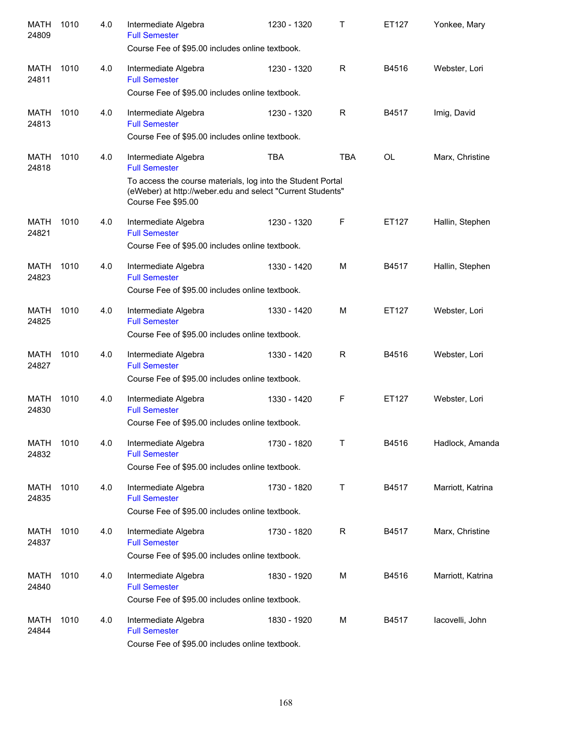| | | | | | | | |
|---|---|---|---|---|---|---|---|
| MATH 24809 | 1010 | 4.0 | Intermediate Algebra<br>Full Semester<br>Course Fee of $95.00 includes online textbook. | 1230 - 1320 | T | ET127 | Yonkee, Mary |
| MATH 24811 | 1010 | 4.0 | Intermediate Algebra<br>Full Semester<br>Course Fee of $95.00 includes online textbook. | 1230 - 1320 | R | B4516 | Webster, Lori |
| MATH 24813 | 1010 | 4.0 | Intermediate Algebra<br>Full Semester<br>Course Fee of $95.00 includes online textbook. | 1230 - 1320 | R | B4517 | Imig, David |
| MATH 24818 | 1010 | 4.0 | Intermediate Algebra<br>Full Semester<br>To access the course materials, log into the Student Portal (eWeber) at http://weber.edu and select "Current Students" Course Fee $95.00 | TBA | TBA | OL | Marx, Christine |
| MATH 24821 | 1010 | 4.0 | Intermediate Algebra<br>Full Semester<br>Course Fee of $95.00 includes online textbook. | 1230 - 1320 | F | ET127 | Hallin, Stephen |
| MATH 24823 | 1010 | 4.0 | Intermediate Algebra<br>Full Semester<br>Course Fee of $95.00 includes online textbook. | 1330 - 1420 | M | B4517 | Hallin, Stephen |
| MATH 24825 | 1010 | 4.0 | Intermediate Algebra<br>Full Semester<br>Course Fee of $95.00 includes online textbook. | 1330 - 1420 | M | ET127 | Webster, Lori |
| MATH 24827 | 1010 | 4.0 | Intermediate Algebra<br>Full Semester<br>Course Fee of $95.00 includes online textbook. | 1330 - 1420 | R | B4516 | Webster, Lori |
| MATH 24830 | 1010 | 4.0 | Intermediate Algebra<br>Full Semester<br>Course Fee of $95.00 includes online textbook. | 1330 - 1420 | F | ET127 | Webster, Lori |
| MATH 24832 | 1010 | 4.0 | Intermediate Algebra<br>Full Semester<br>Course Fee of $95.00 includes online textbook. | 1730 - 1820 | T | B4516 | Hadlock, Amanda |
| MATH 24835 | 1010 | 4.0 | Intermediate Algebra<br>Full Semester<br>Course Fee of $95.00 includes online textbook. | 1730 - 1820 | T | B4517 | Marriott, Katrina |
| MATH 24837 | 1010 | 4.0 | Intermediate Algebra<br>Full Semester<br>Course Fee of $95.00 includes online textbook. | 1730 - 1820 | R | B4517 | Marx, Christine |
| MATH 24840 | 1010 | 4.0 | Intermediate Algebra<br>Full Semester<br>Course Fee of $95.00 includes online textbook. | 1830 - 1920 | M | B4516 | Marriott, Katrina |
| MATH 24844 | 1010 | 4.0 | Intermediate Algebra<br>Full Semester<br>Course Fee of $95.00 includes online textbook. | 1830 - 1920 | M | B4517 | Iacovelli, John |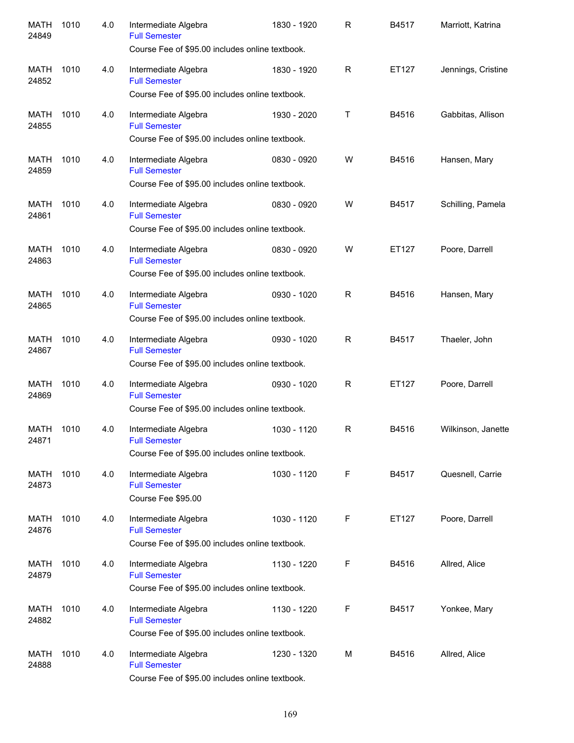| | | | | | | | |
|---|---|---|---|---|---|---|---|
| MATH 24849 | 1010 | 4.0 | Intermediate Algebra<br>Full Semester<br>Course Fee of $95.00 includes online textbook. | 1830 - 1920 | R | B4517 | Marriott, Katrina |
| MATH 24852 | 1010 | 4.0 | Intermediate Algebra<br>Full Semester<br>Course Fee of $95.00 includes online textbook. | 1830 - 1920 | R | ET127 | Jennings, Cristine |
| MATH 24855 | 1010 | 4.0 | Intermediate Algebra<br>Full Semester<br>Course Fee of $95.00 includes online textbook. | 1930 - 2020 | T | B4516 | Gabbitas, Allison |
| MATH 24859 | 1010 | 4.0 | Intermediate Algebra<br>Full Semester<br>Course Fee of $95.00 includes online textbook. | 0830 - 0920 | W | B4516 | Hansen, Mary |
| MATH 24861 | 1010 | 4.0 | Intermediate Algebra<br>Full Semester<br>Course Fee of $95.00 includes online textbook. | 0830 - 0920 | W | B4517 | Schilling, Pamela |
| MATH 24863 | 1010 | 4.0 | Intermediate Algebra<br>Full Semester<br>Course Fee of $95.00 includes online textbook. | 0830 - 0920 | W | ET127 | Poore, Darrell |
| MATH 24865 | 1010 | 4.0 | Intermediate Algebra<br>Full Semester<br>Course Fee of $95.00 includes online textbook. | 0930 - 1020 | R | B4516 | Hansen, Mary |
| MATH 24867 | 1010 | 4.0 | Intermediate Algebra<br>Full Semester<br>Course Fee of $95.00 includes online textbook. | 0930 - 1020 | R | B4517 | Thaeler, John |
| MATH 24869 | 1010 | 4.0 | Intermediate Algebra<br>Full Semester<br>Course Fee of $95.00 includes online textbook. | 0930 - 1020 | R | ET127 | Poore, Darrell |
| MATH 24871 | 1010 | 4.0 | Intermediate Algebra<br>Full Semester<br>Course Fee of $95.00 includes online textbook. | 1030 - 1120 | R | B4516 | Wilkinson, Janette |
| MATH 24873 | 1010 | 4.0 | Intermediate Algebra<br>Full Semester<br>Course Fee $95.00 | 1030 - 1120 | F | B4517 | Quesnell, Carrie |
| MATH 24876 | 1010 | 4.0 | Intermediate Algebra<br>Full Semester<br>Course Fee of $95.00 includes online textbook. | 1030 - 1120 | F | ET127 | Poore, Darrell |
| MATH 24879 | 1010 | 4.0 | Intermediate Algebra<br>Full Semester<br>Course Fee of $95.00 includes online textbook. | 1130 - 1220 | F | B4516 | Allred, Alice |
| MATH 24882 | 1010 | 4.0 | Intermediate Algebra<br>Full Semester<br>Course Fee of $95.00 includes online textbook. | 1130 - 1220 | F | B4517 | Yonkee, Mary |
| MATH 24888 | 1010 | 4.0 | Intermediate Algebra<br>Full Semester<br>Course Fee of $95.00 includes online textbook. | 1230 - 1320 | M | B4516 | Allred, Alice |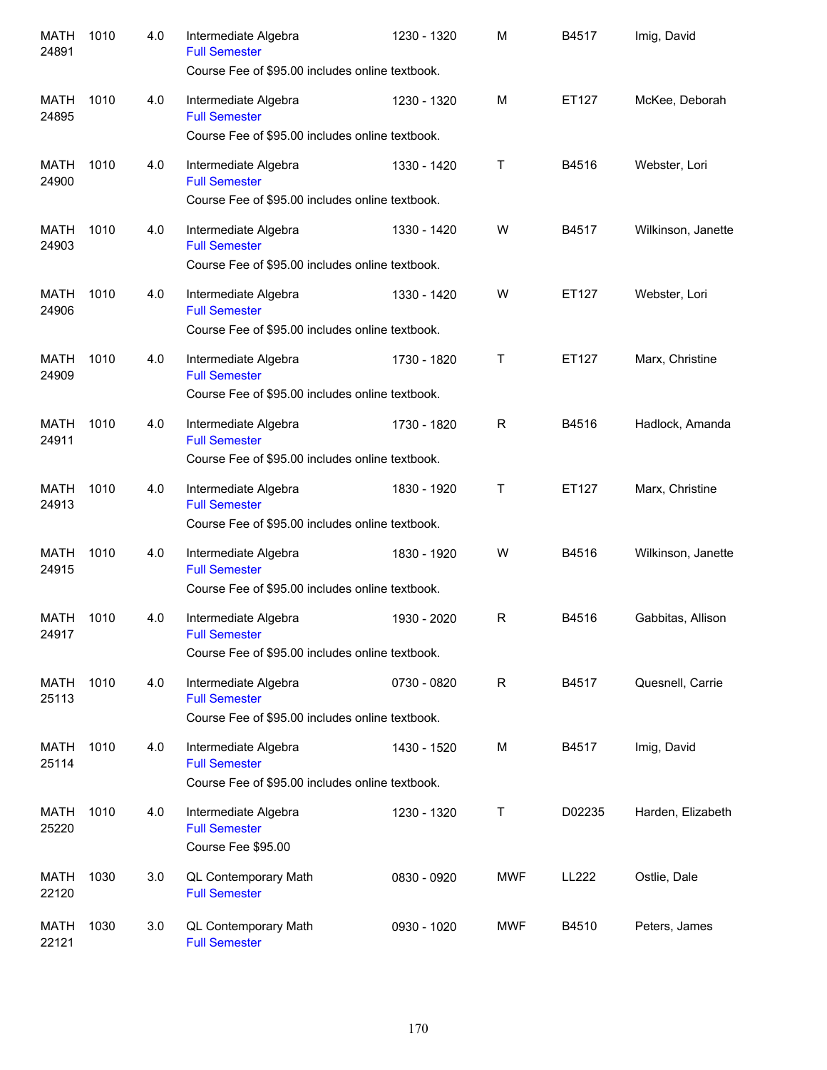| | | | | | | | |
|---|---|---|---|---|---|---|---|
| MATH 24891 | 1010 | 4.0 | Intermediate Algebra<br>Full Semester<br>Course Fee of $95.00 includes online textbook. | 1230 - 1320 | M | B4517 | Imig, David |
| MATH 24895 | 1010 | 4.0 | Intermediate Algebra<br>Full Semester<br>Course Fee of $95.00 includes online textbook. | 1230 - 1320 | M | ET127 | McKee, Deborah |
| MATH 24900 | 1010 | 4.0 | Intermediate Algebra<br>Full Semester<br>Course Fee of $95.00 includes online textbook. | 1330 - 1420 | T | B4516 | Webster, Lori |
| MATH 24903 | 1010 | 4.0 | Intermediate Algebra<br>Full Semester<br>Course Fee of $95.00 includes online textbook. | 1330 - 1420 | W | B4517 | Wilkinson, Janette |
| MATH 24906 | 1010 | 4.0 | Intermediate Algebra<br>Full Semester<br>Course Fee of $95.00 includes online textbook. | 1330 - 1420 | W | ET127 | Webster, Lori |
| MATH 24909 | 1010 | 4.0 | Intermediate Algebra<br>Full Semester<br>Course Fee of $95.00 includes online textbook. | 1730 - 1820 | T | ET127 | Marx, Christine |
| MATH 24911 | 1010 | 4.0 | Intermediate Algebra<br>Full Semester<br>Course Fee of $95.00 includes online textbook. | 1730 - 1820 | R | B4516 | Hadlock, Amanda |
| MATH 24913 | 1010 | 4.0 | Intermediate Algebra<br>Full Semester<br>Course Fee of $95.00 includes online textbook. | 1830 - 1920 | T | ET127 | Marx, Christine |
| MATH 24915 | 1010 | 4.0 | Intermediate Algebra<br>Full Semester<br>Course Fee of $95.00 includes online textbook. | 1830 - 1920 | W | B4516 | Wilkinson, Janette |
| MATH 24917 | 1010 | 4.0 | Intermediate Algebra<br>Full Semester<br>Course Fee of $95.00 includes online textbook. | 1930 - 2020 | R | B4516 | Gabbitas, Allison |
| MATH 25113 | 1010 | 4.0 | Intermediate Algebra<br>Full Semester<br>Course Fee of $95.00 includes online textbook. | 0730 - 0820 | R | B4517 | Quesnell, Carrie |
| MATH 25114 | 1010 | 4.0 | Intermediate Algebra<br>Full Semester<br>Course Fee of $95.00 includes online textbook. | 1430 - 1520 | M | B4517 | Imig, David |
| MATH 25220 | 1010 | 4.0 | Intermediate Algebra<br>Full Semester<br>Course Fee $95.00 | 1230 - 1320 | T | D02235 | Harden, Elizabeth |
| MATH 22120 | 1030 | 3.0 | QL Contemporary Math<br>Full Semester | 0830 - 0920 | MWF | LL222 | Ostlie, Dale |
| MATH 22121 | 1030 | 3.0 | QL Contemporary Math<br>Full Semester | 0930 - 1020 | MWF | B4510 | Peters, James |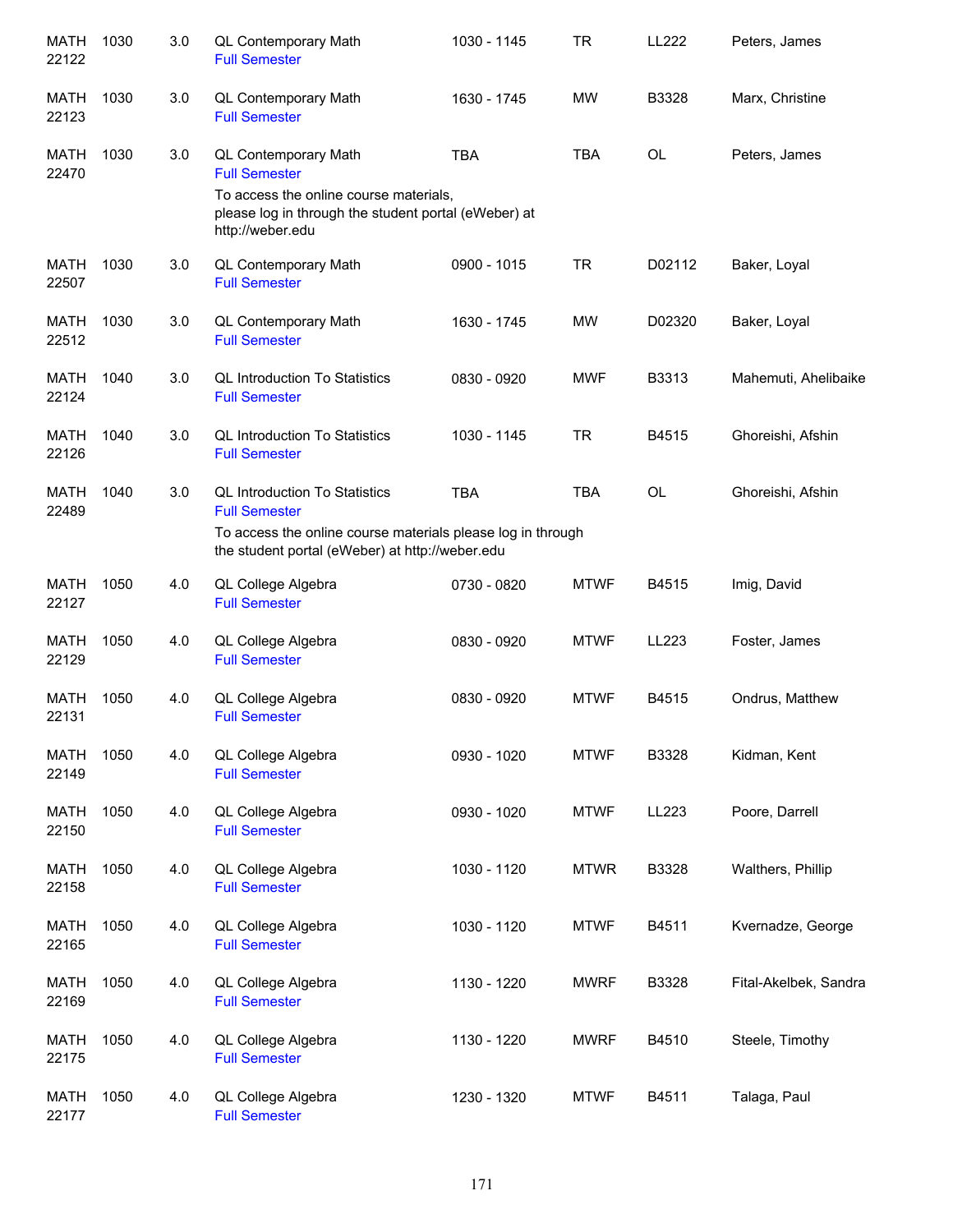| | | | | | | | |
|---|---|---|---|---|---|---|---|
| MATH 22122 | 1030 | 3.0 | QL Contemporary Math<br>Full Semester | 1030 - 1145 | TR | LL222 | Peters, James |
| MATH 22123 | 1030 | 3.0 | QL Contemporary Math<br>Full Semester | 1630 - 1745 | MW | B3328 | Marx, Christine |
| MATH 22470 | 1030 | 3.0 | QL Contemporary Math<br>Full Semester<br>To access the online course materials, please log in through the student portal (eWeber) at http://weber.edu | TBA | TBA | OL | Peters, James |
| MATH 22507 | 1030 | 3.0 | QL Contemporary Math<br>Full Semester | 0900 - 1015 | TR | D02112 | Baker, Loyal |
| MATH 22512 | 1030 | 3.0 | QL Contemporary Math<br>Full Semester | 1630 - 1745 | MW | D02320 | Baker, Loyal |
| MATH 22124 | 1040 | 3.0 | QL Introduction To Statistics<br>Full Semester | 0830 - 0920 | MWF | B3313 | Mahemuti, Ahelibaike |
| MATH 22126 | 1040 | 3.0 | QL Introduction To Statistics<br>Full Semester | 1030 - 1145 | TR | B4515 | Ghoreishi, Afshin |
| MATH 22489 | 1040 | 3.0 | QL Introduction To Statistics<br>Full Semester<br>To access the online course materials please log in through the student portal (eWeber) at http://weber.edu | TBA | TBA | OL | Ghoreishi, Afshin |
| MATH 22127 | 1050 | 4.0 | QL College Algebra<br>Full Semester | 0730 - 0820 | MTWF | B4515 | Imig, David |
| MATH 22129 | 1050 | 4.0 | QL College Algebra<br>Full Semester | 0830 - 0920 | MTWF | LL223 | Foster, James |
| MATH 22131 | 1050 | 4.0 | QL College Algebra<br>Full Semester | 0830 - 0920 | MTWF | B4515 | Ondrus, Matthew |
| MATH 22149 | 1050 | 4.0 | QL College Algebra<br>Full Semester | 0930 - 1020 | MTWF | B3328 | Kidman, Kent |
| MATH 22150 | 1050 | 4.0 | QL College Algebra<br>Full Semester | 0930 - 1020 | MTWF | LL223 | Poore, Darrell |
| MATH 22158 | 1050 | 4.0 | QL College Algebra<br>Full Semester | 1030 - 1120 | MTWR | B3328 | Walthers, Phillip |
| MATH 22165 | 1050 | 4.0 | QL College Algebra<br>Full Semester | 1030 - 1120 | MTWF | B4511 | Kvernadze, George |
| MATH 22169 | 1050 | 4.0 | QL College Algebra<br>Full Semester | 1130 - 1220 | MWRF | B3328 | Fital-Akelbek, Sandra |
| MATH 22175 | 1050 | 4.0 | QL College Algebra<br>Full Semester | 1130 - 1220 | MWRF | B4510 | Steele, Timothy |
| MATH 22177 | 1050 | 4.0 | QL College Algebra<br>Full Semester | 1230 - 1320 | MTWF | B4511 | Talaga, Paul |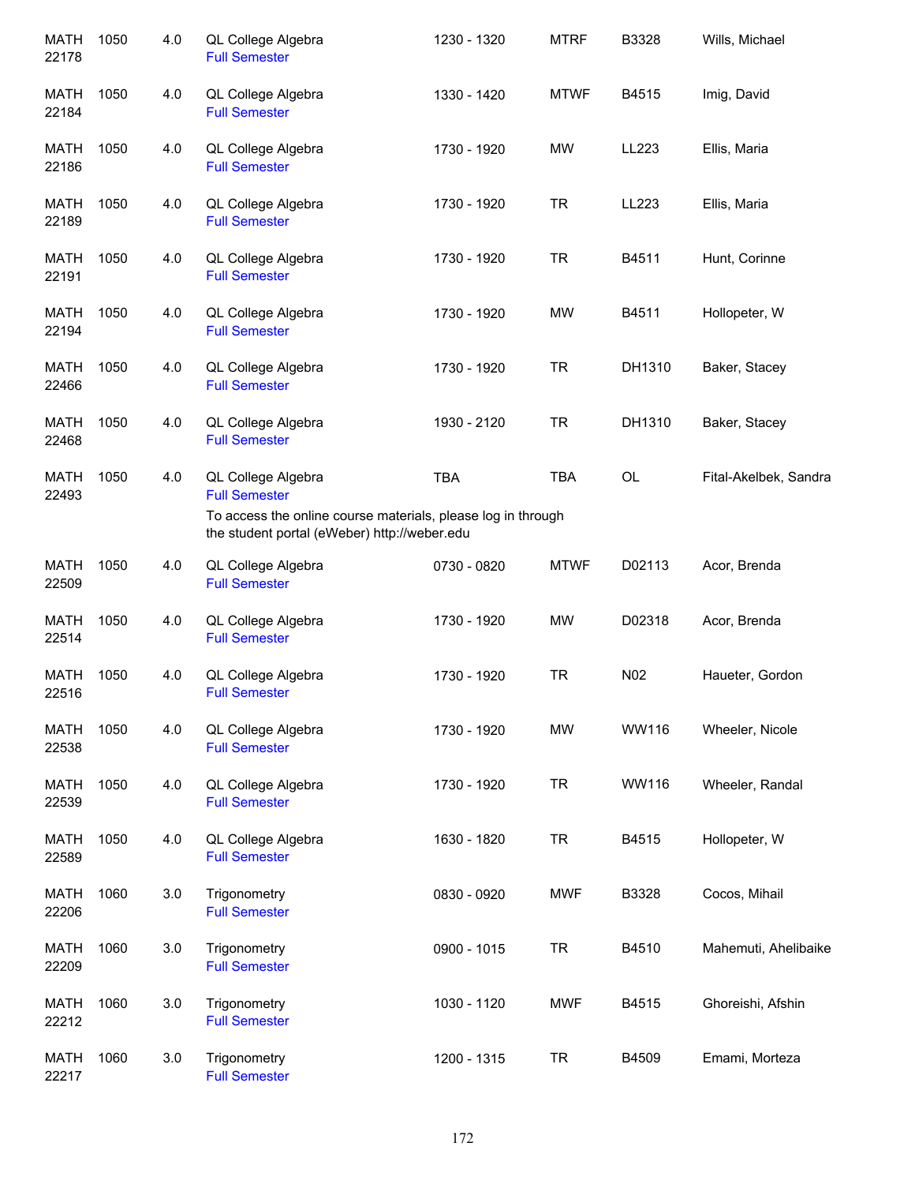| | | | | | | | |
|---|---|---|---|---|---|---|---|
| MATH 22178 | 1050 | 4.0 | QL College Algebra<br>Full Semester | 1230 - 1320 | MTRF | B3328 | Wills, Michael |
| MATH 22184 | 1050 | 4.0 | QL College Algebra<br>Full Semester | 1330 - 1420 | MTWF | B4515 | Imig, David |
| MATH 22186 | 1050 | 4.0 | QL College Algebra<br>Full Semester | 1730 - 1920 | MW | LL223 | Ellis, Maria |
| MATH 22189 | 1050 | 4.0 | QL College Algebra<br>Full Semester | 1730 - 1920 | TR | LL223 | Ellis, Maria |
| MATH 22191 | 1050 | 4.0 | QL College Algebra<br>Full Semester | 1730 - 1920 | TR | B4511 | Hunt, Corinne |
| MATH 22194 | 1050 | 4.0 | QL College Algebra<br>Full Semester | 1730 - 1920 | MW | B4511 | Hollopeter, W |
| MATH 22466 | 1050 | 4.0 | QL College Algebra<br>Full Semester | 1730 - 1920 | TR | DH1310 | Baker, Stacey |
| MATH 22468 | 1050 | 4.0 | QL College Algebra<br>Full Semester | 1930 - 2120 | TR | DH1310 | Baker, Stacey |
| MATH 22493 | 1050 | 4.0 | QL College Algebra<br>Full Semester<br>To access the online course materials, please log in through the student portal (eWeber) http://weber.edu | TBA | TBA | OL | Fital-Akelbek, Sandra |
| MATH 22509 | 1050 | 4.0 | QL College Algebra<br>Full Semester | 0730 - 0820 | MTWF | D02113 | Acor, Brenda |
| MATH 22514 | 1050 | 4.0 | QL College Algebra<br>Full Semester | 1730 - 1920 | MW | D02318 | Acor, Brenda |
| MATH 22516 | 1050 | 4.0 | QL College Algebra<br>Full Semester | 1730 - 1920 | TR | N02 | Haueter, Gordon |
| MATH 22538 | 1050 | 4.0 | QL College Algebra<br>Full Semester | 1730 - 1920 | MW | WW116 | Wheeler, Nicole |
| MATH 22539 | 1050 | 4.0 | QL College Algebra<br>Full Semester | 1730 - 1920 | TR | WW116 | Wheeler, Randal |
| MATH 22589 | 1050 | 4.0 | QL College Algebra<br>Full Semester | 1630 - 1820 | TR | B4515 | Hollopeter, W |
| MATH 22206 | 1060 | 3.0 | Trigonometry<br>Full Semester | 0830 - 0920 | MWF | B3328 | Cocos, Mihail |
| MATH 22209 | 1060 | 3.0 | Trigonometry<br>Full Semester | 0900 - 1015 | TR | B4510 | Mahemuti, Ahelibaike |
| MATH 22212 | 1060 | 3.0 | Trigonometry<br>Full Semester | 1030 - 1120 | MWF | B4515 | Ghoreishi, Afshin |
| MATH 22217 | 1060 | 3.0 | Trigonometry<br>Full Semester | 1200 - 1315 | TR | B4509 | Emami, Morteza |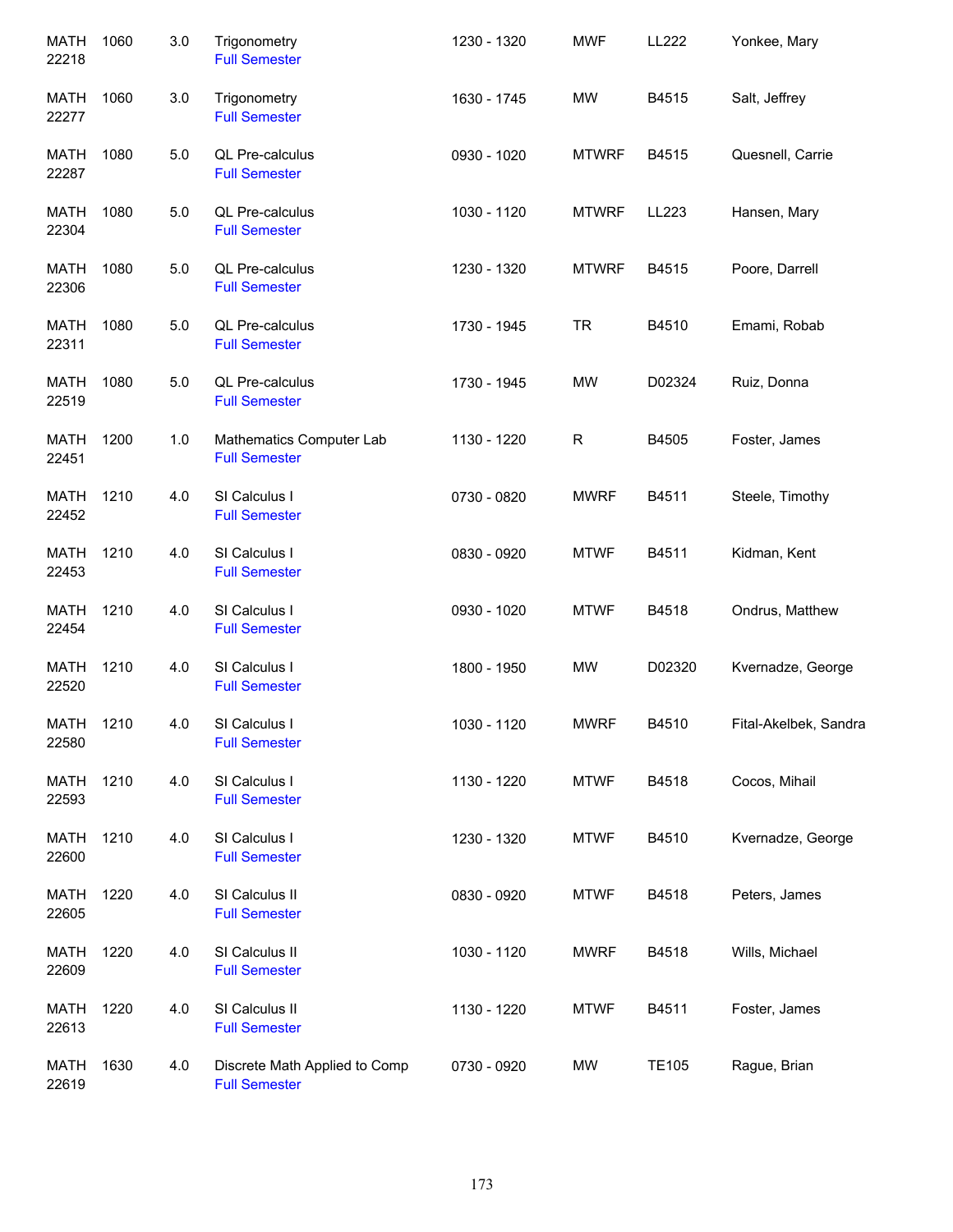| | | | | | | | |
|---|---|---|---|---|---|---|---|
| MATH 22218 | 1060 | 3.0 | Trigonometry<br>Full Semester | 1230 - 1320 | MWF | LL222 | Yonkee, Mary |
| MATH 22277 | 1060 | 3.0 | Trigonometry<br>Full Semester | 1630 - 1745 | MW | B4515 | Salt, Jeffrey |
| MATH 22287 | 1080 | 5.0 | QL Pre-calculus<br>Full Semester | 0930 - 1020 | MTWRF | B4515 | Quesnell, Carrie |
| MATH 22304 | 1080 | 5.0 | QL Pre-calculus<br>Full Semester | 1030 - 1120 | MTWRF | LL223 | Hansen, Mary |
| MATH 22306 | 1080 | 5.0 | QL Pre-calculus<br>Full Semester | 1230 - 1320 | MTWRF | B4515 | Poore, Darrell |
| MATH 22311 | 1080 | 5.0 | QL Pre-calculus<br>Full Semester | 1730 - 1945 | TR | B4510 | Emami, Robab |
| MATH 22519 | 1080 | 5.0 | QL Pre-calculus<br>Full Semester | 1730 - 1945 | MW | D02324 | Ruiz, Donna |
| MATH 22451 | 1200 | 1.0 | Mathematics Computer Lab<br>Full Semester | 1130 - 1220 | R | B4505 | Foster, James |
| MATH 22452 | 1210 | 4.0 | SI Calculus I<br>Full Semester | 0730 - 0820 | MWRF | B4511 | Steele, Timothy |
| MATH 22453 | 1210 | 4.0 | SI Calculus I<br>Full Semester | 0830 - 0920 | MTWF | B4511 | Kidman, Kent |
| MATH 22454 | 1210 | 4.0 | SI Calculus I<br>Full Semester | 0930 - 1020 | MTWF | B4518 | Ondrus, Matthew |
| MATH 22520 | 1210 | 4.0 | SI Calculus I<br>Full Semester | 1800 - 1950 | MW | D02320 | Kvernadze, George |
| MATH 22580 | 1210 | 4.0 | SI Calculus I<br>Full Semester | 1030 - 1120 | MWRF | B4510 | Fital-Akelbek, Sandra |
| MATH 22593 | 1210 | 4.0 | SI Calculus I<br>Full Semester | 1130 - 1220 | MTWF | B4518 | Cocos, Mihail |
| MATH 22600 | 1210 | 4.0 | SI Calculus I<br>Full Semester | 1230 - 1320 | MTWF | B4510 | Kvernadze, George |
| MATH 22605 | 1220 | 4.0 | SI Calculus II<br>Full Semester | 0830 - 0920 | MTWF | B4518 | Peters, James |
| MATH 22609 | 1220 | 4.0 | SI Calculus II<br>Full Semester | 1030 - 1120 | MWRF | B4518 | Wills, Michael |
| MATH 22613 | 1220 | 4.0 | SI Calculus II<br>Full Semester | 1130 - 1220 | MTWF | B4511 | Foster, James |
| MATH 22619 | 1630 | 4.0 | Discrete Math Applied to Comp<br>Full Semester | 0730 - 0920 | MW | TE105 | Rague, Brian |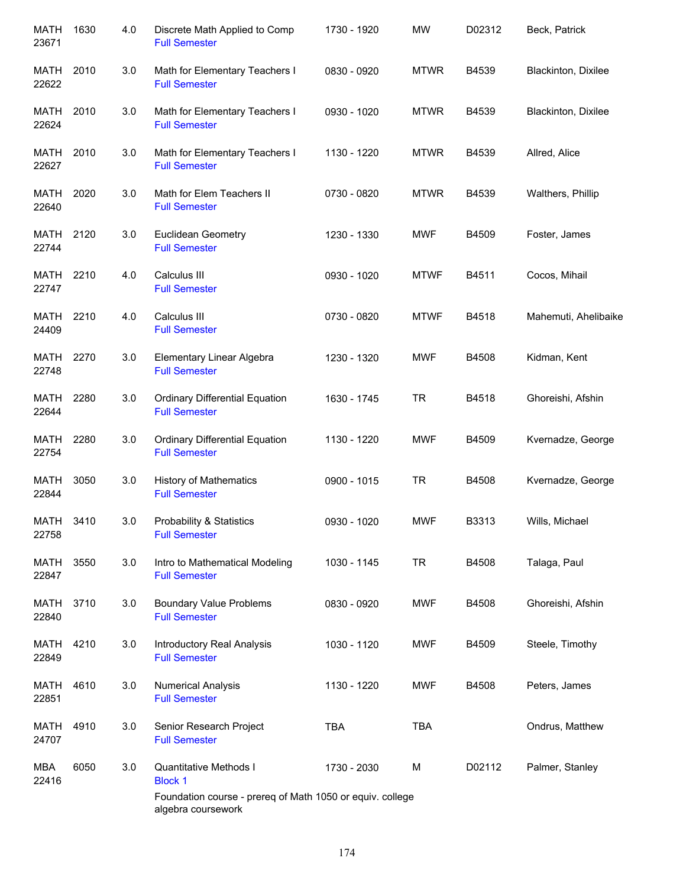| | | | | | | | |
|---|---|---|---|---|---|---|---|
| MATH 23671 | 1630 | 4.0 | Discrete Math Applied to Comp<br>Full Semester | 1730 - 1920 | MW | D02312 | Beck, Patrick |
| MATH 22622 | 2010 | 3.0 | Math for Elementary Teachers I<br>Full Semester | 0830 - 0920 | MTWR | B4539 | Blackinton, Dixilee |
| MATH 22624 | 2010 | 3.0 | Math for Elementary Teachers I<br>Full Semester | 0930 - 1020 | MTWR | B4539 | Blackinton, Dixilee |
| MATH 22627 | 2010 | 3.0 | Math for Elementary Teachers I<br>Full Semester | 1130 - 1220 | MTWR | B4539 | Allred, Alice |
| MATH 22640 | 2020 | 3.0 | Math for Elem Teachers II<br>Full Semester | 0730 - 0820 | MTWR | B4539 | Walthers, Phillip |
| MATH 22744 | 2120 | 3.0 | Euclidean Geometry<br>Full Semester | 1230 - 1330 | MWF | B4509 | Foster, James |
| MATH 22747 | 2210 | 4.0 | Calculus III<br>Full Semester | 0930 - 1020 | MTWF | B4511 | Cocos, Mihail |
| MATH 24409 | 2210 | 4.0 | Calculus III<br>Full Semester | 0730 - 0820 | MTWF | B4518 | Mahemuti, Ahelibaike |
| MATH 22748 | 2270 | 3.0 | Elementary Linear Algebra<br>Full Semester | 1230 - 1320 | MWF | B4508 | Kidman, Kent |
| MATH 22644 | 2280 | 3.0 | Ordinary Differential Equation<br>Full Semester | 1630 - 1745 | TR | B4518 | Ghoreishi, Afshin |
| MATH 22754 | 2280 | 3.0 | Ordinary Differential Equation<br>Full Semester | 1130 - 1220 | MWF | B4509 | Kvernadze, George |
| MATH 22844 | 3050 | 3.0 | History of Mathematics<br>Full Semester | 0900 - 1015 | TR | B4508 | Kvernadze, George |
| MATH 22758 | 3410 | 3.0 | Probability & Statistics<br>Full Semester | 0930 - 1020 | MWF | B3313 | Wills, Michael |
| MATH 22847 | 3550 | 3.0 | Intro to Mathematical Modeling<br>Full Semester | 1030 - 1145 | TR | B4508 | Talaga, Paul |
| MATH 22840 | 3710 | 3.0 | Boundary Value Problems<br>Full Semester | 0830 - 0920 | MWF | B4508 | Ghoreishi, Afshin |
| MATH 22849 | 4210 | 3.0 | Introductory Real Analysis<br>Full Semester | 1030 - 1120 | MWF | B4509 | Steele, Timothy |
| MATH 22851 | 4610 | 3.0 | Numerical Analysis<br>Full Semester | 1130 - 1220 | MWF | B4508 | Peters, James |
| MATH 24707 | 4910 | 3.0 | Senior Research Project<br>Full Semester | TBA | TBA | | Ondrus, Matthew |
| MBA 22416 | 6050 | 3.0 | Quantitative Methods I<br>Block 1<br>Foundation course - prereq of Math 1050 or equiv. college algebra coursework | 1730 - 2030 | M | D02112 | Palmer, Stanley |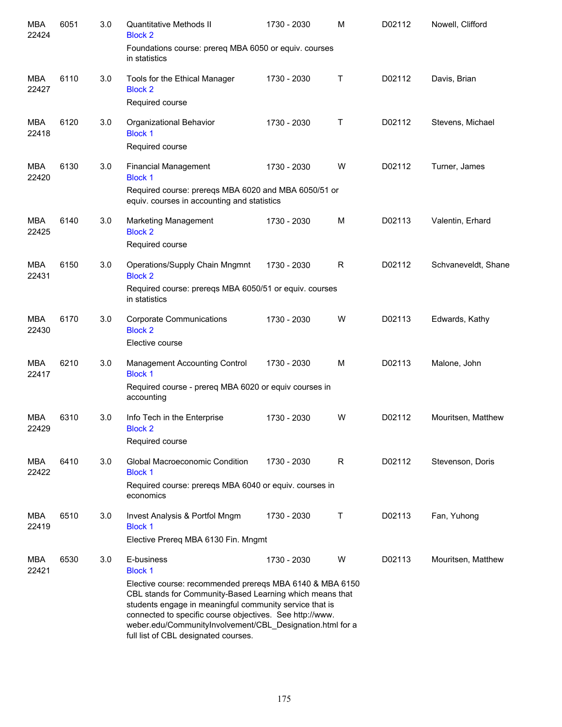| | | | | | | | |
|---|---|---|---|---|---|---|---|
| MBA 22424 | 6051 | 3.0 | Quantitative Methods II<br>Block 2<br>Foundations course: prereq MBA 6050 or equiv. courses in statistics | 1730 - 2030 | M | D02112 | Nowell, Clifford |
| MBA 22427 | 6110 | 3.0 | Tools for the Ethical Manager<br>Block 2<br>Required course | 1730 - 2030 | T | D02112 | Davis, Brian |
| MBA 22418 | 6120 | 3.0 | Organizational Behavior<br>Block 1<br>Required course | 1730 - 2030 | T | D02112 | Stevens, Michael |
| MBA 22420 | 6130 | 3.0 | Financial Management<br>Block 1<br>Required course: prereqs MBA 6020 and MBA 6050/51 or equiv. courses in accounting and statistics | 1730 - 2030 | W | D02112 | Turner, James |
| MBA 22425 | 6140 | 3.0 | Marketing Management<br>Block 2<br>Required course | 1730 - 2030 | M | D02113 | Valentin, Erhard |
| MBA 22431 | 6150 | 3.0 | Operations/Supply Chain Mngmnt<br>Block 2<br>Required course: prereqs MBA 6050/51 or equiv. courses in statistics | 1730 - 2030 | R | D02112 | Schvaneveldt, Shane |
| MBA 22430 | 6170 | 3.0 | Corporate Communications<br>Block 2<br>Elective course | 1730 - 2030 | W | D02113 | Edwards, Kathy |
| MBA 22417 | 6210 | 3.0 | Management Accounting Control<br>Block 1<br>Required course - prereq MBA 6020 or equiv courses in accounting | 1730 - 2030 | M | D02113 | Malone, John |
| MBA 22429 | 6310 | 3.0 | Info Tech in the Enterprise<br>Block 2<br>Required course | 1730 - 2030 | W | D02112 | Mouritsen, Matthew |
| MBA 22422 | 6410 | 3.0 | Global Macroeconomic Condition<br>Block 1<br>Required course: prereqs MBA 6040 or equiv. courses in economics | 1730 - 2030 | R | D02112 | Stevenson, Doris |
| MBA 22419 | 6510 | 3.0 | Invest Analysis & Portfol Mngm<br>Block 1<br>Elective Prereq MBA 6130 Fin. Mngmt | 1730 - 2030 | T | D02113 | Fan, Yuhong |
| MBA 22421 | 6530 | 3.0 | E-business<br>Block 1<br>Elective course: recommended prereqs MBA 6140 & MBA 6150 CBL stands for Community-Based Learning which means that students engage in meaningful community service that is connected to specific course objectives. See http://www.weber.edu/CommunityInvolvement/CBL_Designation.html for a full list of CBL designated courses. | 1730 - 2030 | W | D02113 | Mouritsen, Matthew |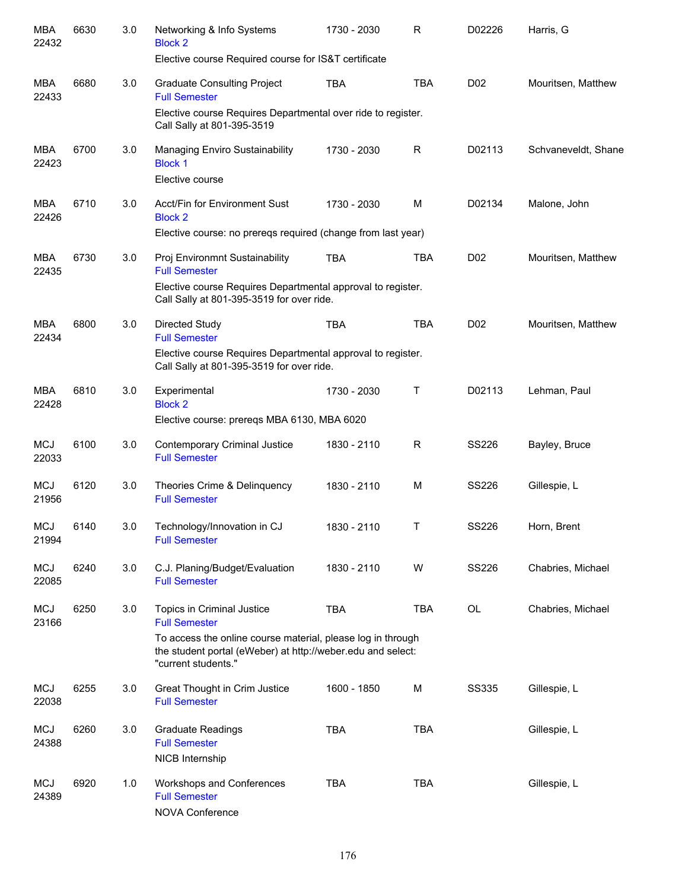| Subject / CRN | Course | Credits | Title | Time | Days | Room | Instructor |
|---|---|---|---|---|---|---|---|
| MBA 22432 | 6630 | 3.0 | Networking & Info Systems<br>Block 2<br>Elective course Required course for IS&T certificate | 1730 - 2030 | R | D02226 | Harris, G |
| MBA 22433 | 6680 | 3.0 | Graduate Consulting Project<br>Full Semester<br>Elective course Requires Departmental over ride to register. Call Sally at 801-395-3519 | TBA | TBA | D02 | Mouritsen, Matthew |
| MBA 22423 | 6700 | 3.0 | Managing Enviro Sustainability<br>Block 1<br>Elective course | 1730 - 2030 | R | D02113 | Schvaneveldt, Shane |
| MBA 22426 | 6710 | 3.0 | Acct/Fin for Environment Sust<br>Block 2<br>Elective course: no prereqs required (change from last year) | 1730 - 2030 | M | D02134 | Malone, John |
| MBA 22435 | 6730 | 3.0 | Proj Environmnt Sustainability<br>Full Semester<br>Elective course Requires Departmental approval to register. Call Sally at 801-395-3519 for over ride. | TBA | TBA | D02 | Mouritsen, Matthew |
| MBA 22434 | 6800 | 3.0 | Directed Study<br>Full Semester<br>Elective course Requires Departmental approval to register. Call Sally at 801-395-3519 for over ride. | TBA | TBA | D02 | Mouritsen, Matthew |
| MBA 22428 | 6810 | 3.0 | Experimental<br>Block 2<br>Elective course: prereqs MBA 6130, MBA 6020 | 1730 - 2030 | T | D02113 | Lehman, Paul |
| MCJ 22033 | 6100 | 3.0 | Contemporary Criminal Justice<br>Full Semester | 1830 - 2110 | R | SS226 | Bayley, Bruce |
| MCJ 21956 | 6120 | 3.0 | Theories Crime & Delinquency<br>Full Semester | 1830 - 2110 | M | SS226 | Gillespie, L |
| MCJ 21994 | 6140 | 3.0 | Technology/Innovation in CJ<br>Full Semester | 1830 - 2110 | T | SS226 | Horn, Brent |
| MCJ 22085 | 6240 | 3.0 | C.J. Planing/Budget/Evaluation<br>Full Semester | 1830 - 2110 | W | SS226 | Chabries, Michael |
| MCJ 23166 | 6250 | 3.0 | Topics in Criminal Justice<br>Full Semester<br>To access the online course material, please log in through the student portal (eWeber) at http://weber.edu and select: "current students." | TBA | TBA | OL | Chabries, Michael |
| MCJ 22038 | 6255 | 3.0 | Great Thought in Crim Justice<br>Full Semester | 1600 - 1850 | M | SS335 | Gillespie, L |
| MCJ 24388 | 6260 | 3.0 | Graduate Readings<br>Full Semester<br>NICB Internship | TBA | TBA | | Gillespie, L |
| MCJ 24389 | 6920 | 1.0 | Workshops and Conferences<br>Full Semester<br>NOVA Conference | TBA | TBA | | Gillespie, L |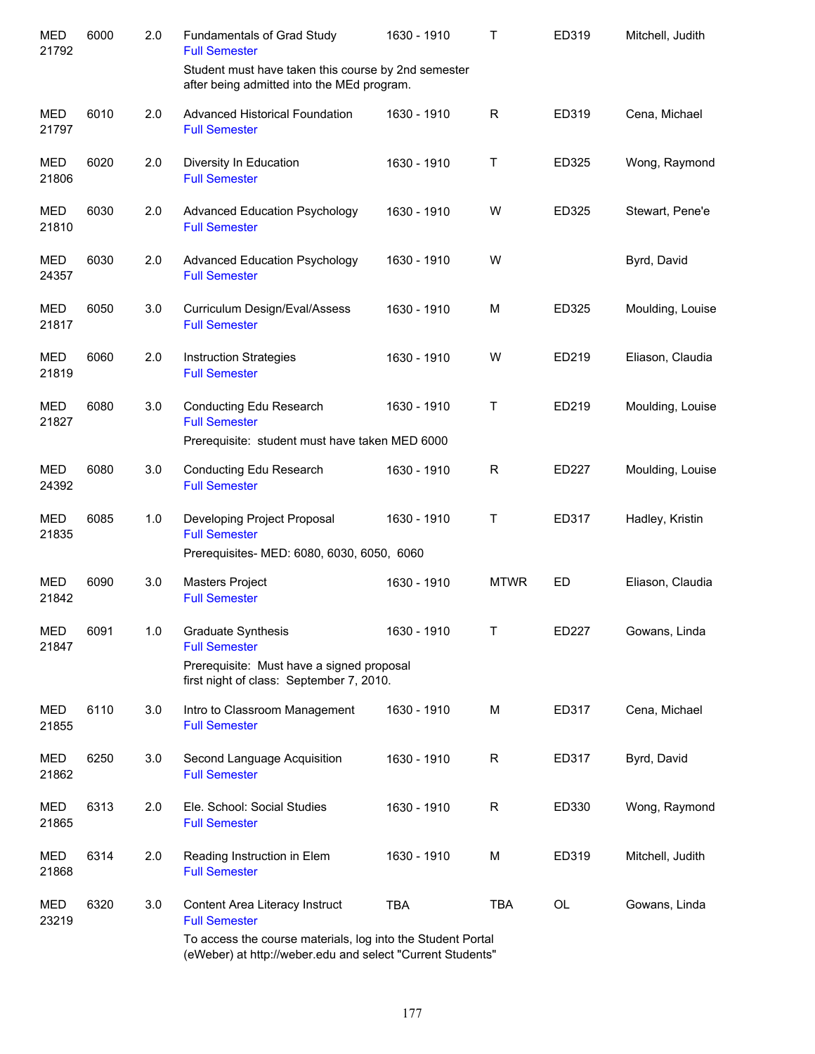| | | | | | | | |
|---|---|---|---|---|---|---|---|
| MED 21792 | 6000 | 2.0 | Fundamentals of Grad Study<br>Full Semester<br>Student must have taken this course by 2nd semester after being admitted into the MEd program. | 1630 - 1910 | T | ED319 | Mitchell, Judith |
| MED 21797 | 6010 | 2.0 | Advanced Historical Foundation<br>Full Semester | 1630 - 1910 | R | ED319 | Cena, Michael |
| MED 21806 | 6020 | 2.0 | Diversity In Education<br>Full Semester | 1630 - 1910 | T | ED325 | Wong, Raymond |
| MED 21810 | 6030 | 2.0 | Advanced Education Psychology<br>Full Semester | 1630 - 1910 | W | ED325 | Stewart, Pene'e |
| MED 24357 | 6030 | 2.0 | Advanced Education Psychology<br>Full Semester | 1630 - 1910 | W | | Byrd, David |
| MED 21817 | 6050 | 3.0 | Curriculum Design/Eval/Assess<br>Full Semester | 1630 - 1910 | M | ED325 | Moulding, Louise |
| MED 21819 | 6060 | 2.0 | Instruction Strategies<br>Full Semester | 1630 - 1910 | W | ED219 | Eliason, Claudia |
| MED 21827 | 6080 | 3.0 | Conducting Edu Research<br>Full Semester<br>Prerequisite: student must have taken MED 6000 | 1630 - 1910 | T | ED219 | Moulding, Louise |
| MED 24392 | 6080 | 3.0 | Conducting Edu Research<br>Full Semester | 1630 - 1910 | R | ED227 | Moulding, Louise |
| MED 21835 | 6085 | 1.0 | Developing Project Proposal<br>Full Semester<br>Prerequisites- MED: 6080, 6030, 6050, 6060 | 1630 - 1910 | T | ED317 | Hadley, Kristin |
| MED 21842 | 6090 | 3.0 | Masters Project<br>Full Semester | 1630 - 1910 | MTWR | ED | Eliason, Claudia |
| MED 21847 | 6091 | 1.0 | Graduate Synthesis<br>Full Semester<br>Prerequisite: Must have a signed proposal first night of class: September 7, 2010. | 1630 - 1910 | T | ED227 | Gowans, Linda |
| MED 21855 | 6110 | 3.0 | Intro to Classroom Management<br>Full Semester | 1630 - 1910 | M | ED317 | Cena, Michael |
| MED 21862 | 6250 | 3.0 | Second Language Acquisition<br>Full Semester | 1630 - 1910 | R | ED317 | Byrd, David |
| MED 21865 | 6313 | 2.0 | Ele. School: Social Studies<br>Full Semester | 1630 - 1910 | R | ED330 | Wong, Raymond |
| MED 21868 | 6314 | 2.0 | Reading Instruction in Elem<br>Full Semester | 1630 - 1910 | M | ED319 | Mitchell, Judith |
| MED 23219 | 6320 | 3.0 | Content Area Literacy Instruct<br>Full Semester<br>To access the course materials, log into the Student Portal (eWeber) at http://weber.edu and select "Current Students" | TBA | TBA | OL | Gowans, Linda |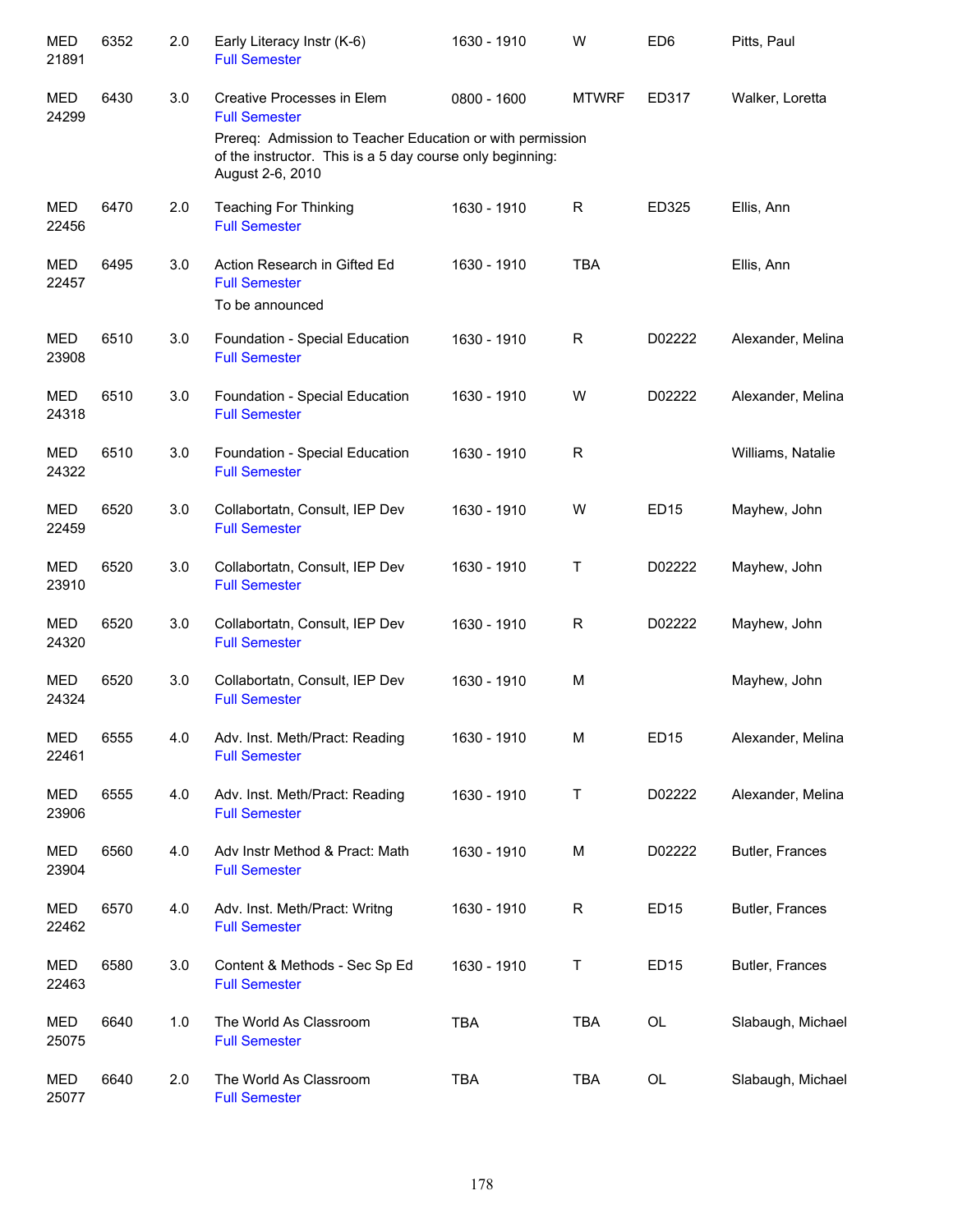| Subject / CRN | Course | Credits | Title | Time | Days | Room | Instructor |
|---|---|---|---|---|---|---|---|
| MED 21891 | 6352 | 2.0 | Early Literacy Instr (K-6)<br>Full Semester | 1630 - 1910 | W | ED6 | Pitts, Paul |
| MED 24299 | 6430 | 3.0 | Creative Processes in Elem<br>Full Semester<br>Prereq: Admission to Teacher Education or with permission of the instructor. This is a 5 day course only beginning: August 2-6, 2010 | 0800 - 1600 | MTWRF | ED317 | Walker, Loretta |
| MED 22456 | 6470 | 2.0 | Teaching For Thinking<br>Full Semester | 1630 - 1910 | R | ED325 | Ellis, Ann |
| MED 22457 | 6495 | 3.0 | Action Research in Gifted Ed<br>Full Semester<br>To be announced | 1630 - 1910 | TBA | | Ellis, Ann |
| MED 23908 | 6510 | 3.0 | Foundation - Special Education<br>Full Semester | 1630 - 1910 | R | D02222 | Alexander, Melina |
| MED 24318 | 6510 | 3.0 | Foundation - Special Education<br>Full Semester | 1630 - 1910 | W | D02222 | Alexander, Melina |
| MED 24322 | 6510 | 3.0 | Foundation - Special Education<br>Full Semester | 1630 - 1910 | R | | Williams, Natalie |
| MED 22459 | 6520 | 3.0 | Collabortatn, Consult, IEP Dev<br>Full Semester | 1630 - 1910 | W | ED15 | Mayhew, John |
| MED 23910 | 6520 | 3.0 | Collabortatn, Consult, IEP Dev<br>Full Semester | 1630 - 1910 | T | D02222 | Mayhew, John |
| MED 24320 | 6520 | 3.0 | Collabortatn, Consult, IEP Dev<br>Full Semester | 1630 - 1910 | R | D02222 | Mayhew, John |
| MED 24324 | 6520 | 3.0 | Collabortatn, Consult, IEP Dev<br>Full Semester | 1630 - 1910 | M | | Mayhew, John |
| MED 22461 | 6555 | 4.0 | Adv. Inst. Meth/Pract: Reading<br>Full Semester | 1630 - 1910 | M | ED15 | Alexander, Melina |
| MED 23906 | 6555 | 4.0 | Adv. Inst. Meth/Pract: Reading<br>Full Semester | 1630 - 1910 | T | D02222 | Alexander, Melina |
| MED 23904 | 6560 | 4.0 | Adv Instr Method & Pract: Math<br>Full Semester | 1630 - 1910 | M | D02222 | Butler, Frances |
| MED 22462 | 6570 | 4.0 | Adv. Inst. Meth/Pract: Writng<br>Full Semester | 1630 - 1910 | R | ED15 | Butler, Frances |
| MED 22463 | 6580 | 3.0 | Content & Methods - Sec Sp Ed<br>Full Semester | 1630 - 1910 | T | ED15 | Butler, Frances |
| MED 25075 | 6640 | 1.0 | The World As Classroom<br>Full Semester | TBA | TBA | OL | Slabaugh, Michael |
| MED 25077 | 6640 | 2.0 | The World As Classroom<br>Full Semester | TBA | TBA | OL | Slabaugh, Michael |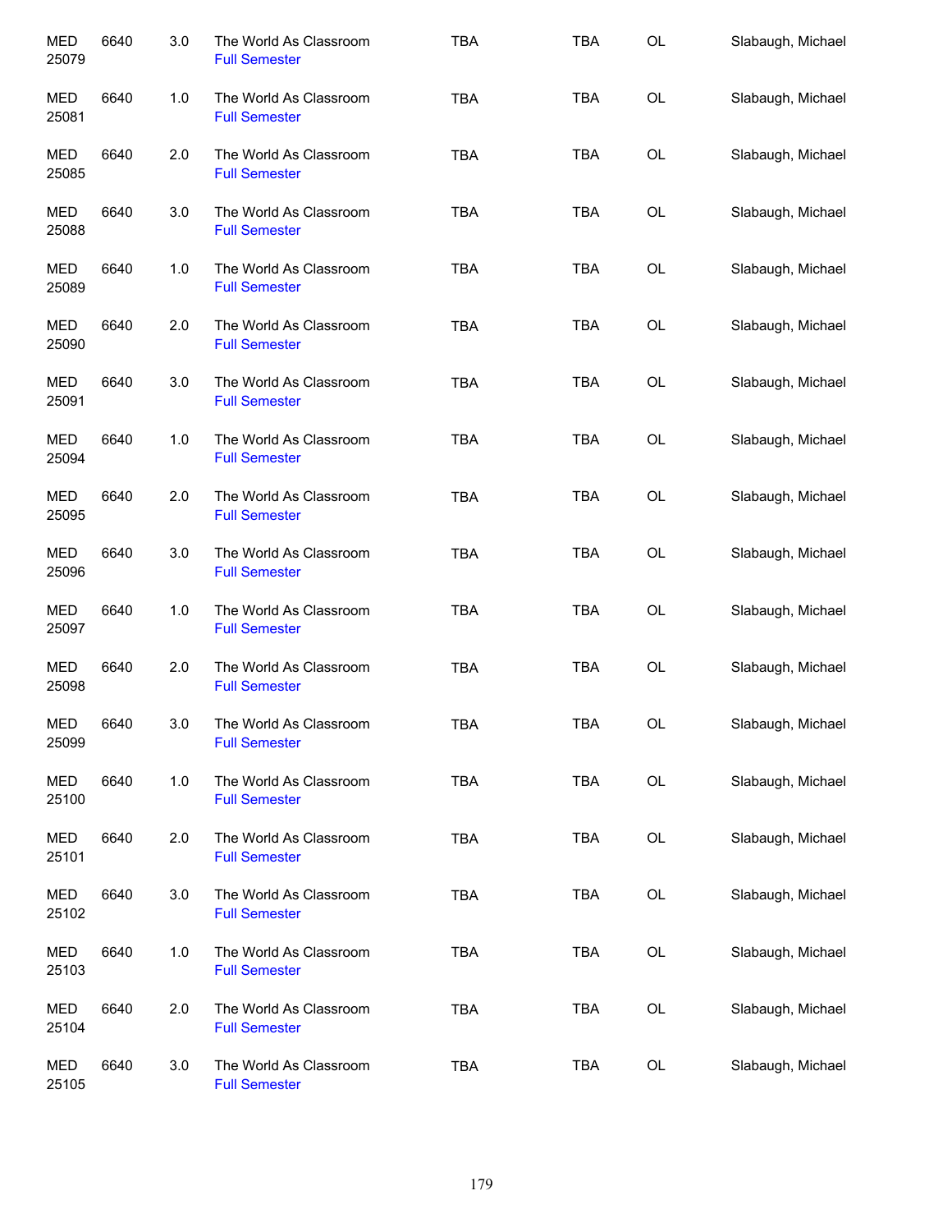| | | | | | | | |
|---|---|---|---|---|---|---|---|
| MED 25079 | 6640 | 3.0 | The World As Classroom<br>Full Semester | TBA | TBA | OL | Slabaugh, Michael |
| MED 25081 | 6640 | 1.0 | The World As Classroom<br>Full Semester | TBA | TBA | OL | Slabaugh, Michael |
| MED 25085 | 6640 | 2.0 | The World As Classroom<br>Full Semester | TBA | TBA | OL | Slabaugh, Michael |
| MED 25088 | 6640 | 3.0 | The World As Classroom<br>Full Semester | TBA | TBA | OL | Slabaugh, Michael |
| MED 25089 | 6640 | 1.0 | The World As Classroom<br>Full Semester | TBA | TBA | OL | Slabaugh, Michael |
| MED 25090 | 6640 | 2.0 | The World As Classroom<br>Full Semester | TBA | TBA | OL | Slabaugh, Michael |
| MED 25091 | 6640 | 3.0 | The World As Classroom<br>Full Semester | TBA | TBA | OL | Slabaugh, Michael |
| MED 25094 | 6640 | 1.0 | The World As Classroom<br>Full Semester | TBA | TBA | OL | Slabaugh, Michael |
| MED 25095 | 6640 | 2.0 | The World As Classroom<br>Full Semester | TBA | TBA | OL | Slabaugh, Michael |
| MED 25096 | 6640 | 3.0 | The World As Classroom<br>Full Semester | TBA | TBA | OL | Slabaugh, Michael |
| MED 25097 | 6640 | 1.0 | The World As Classroom<br>Full Semester | TBA | TBA | OL | Slabaugh, Michael |
| MED 25098 | 6640 | 2.0 | The World As Classroom<br>Full Semester | TBA | TBA | OL | Slabaugh, Michael |
| MED 25099 | 6640 | 3.0 | The World As Classroom<br>Full Semester | TBA | TBA | OL | Slabaugh, Michael |
| MED 25100 | 6640 | 1.0 | The World As Classroom<br>Full Semester | TBA | TBA | OL | Slabaugh, Michael |
| MED 25101 | 6640 | 2.0 | The World As Classroom<br>Full Semester | TBA | TBA | OL | Slabaugh, Michael |
| MED 25102 | 6640 | 3.0 | The World As Classroom<br>Full Semester | TBA | TBA | OL | Slabaugh, Michael |
| MED 25103 | 6640 | 1.0 | The World As Classroom<br>Full Semester | TBA | TBA | OL | Slabaugh, Michael |
| MED 25104 | 6640 | 2.0 | The World As Classroom<br>Full Semester | TBA | TBA | OL | Slabaugh, Michael |
| MED 25105 | 6640 | 3.0 | The World As Classroom<br>Full Semester | TBA | TBA | OL | Slabaugh, Michael |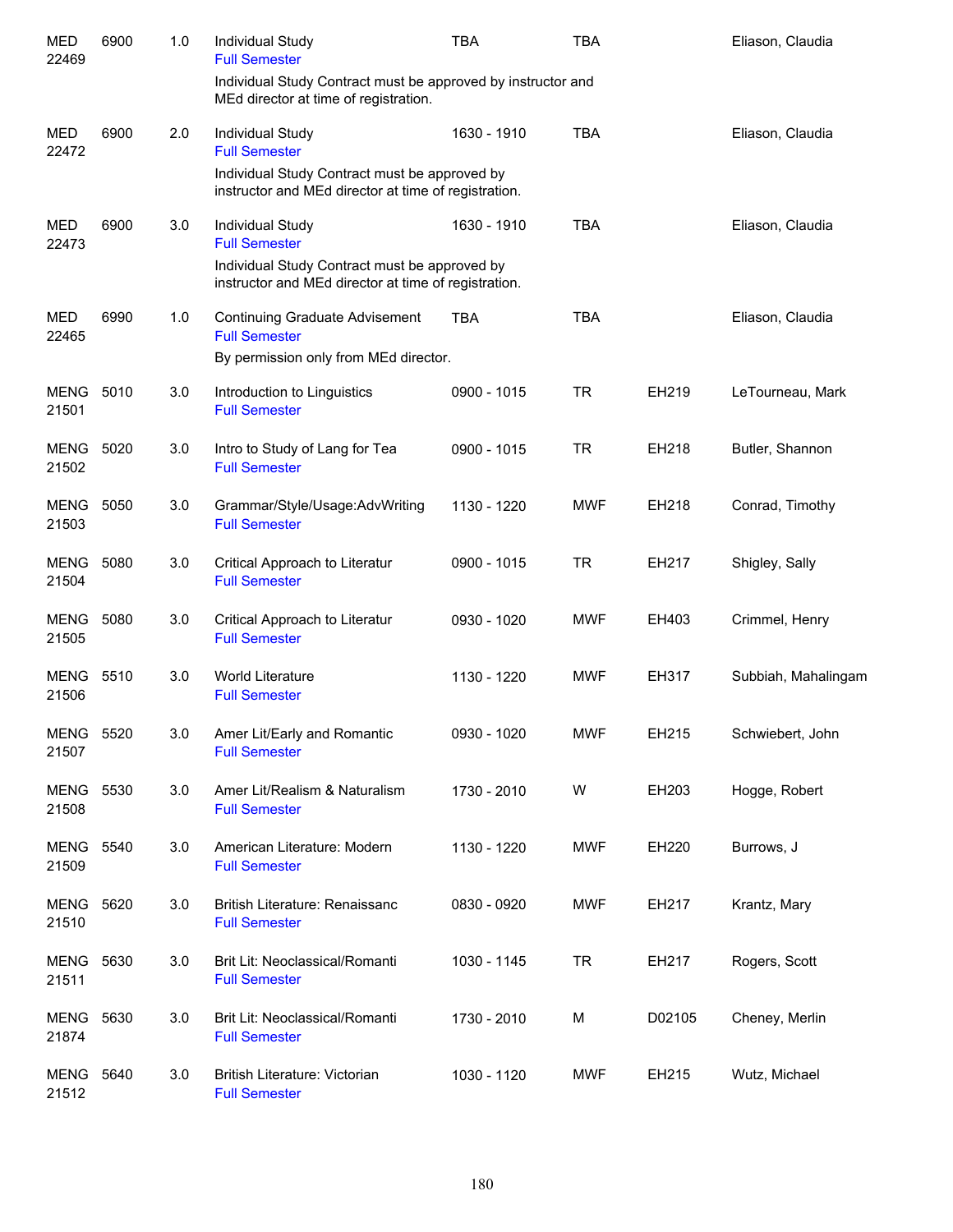| | | | | | | | |
|---|---|---|---|---|---|---|---|
| MED 22469 | 6900 | 1.0 | Individual Study<br>Full Semester<br>Individual Study Contract must be approved by instructor and MEd director at time of registration. | TBA | TBA | | Eliason, Claudia |
| MED 22472 | 6900 | 2.0 | Individual Study<br>Full Semester<br>Individual Study Contract must be approved by instructor and MEd director at time of registration. | 1630 - 1910 | TBA | | Eliason, Claudia |
| MED 22473 | 6900 | 3.0 | Individual Study<br>Full Semester<br>Individual Study Contract must be approved by instructor and MEd director at time of registration. | 1630 - 1910 | TBA | | Eliason, Claudia |
| MED 22465 | 6990 | 1.0 | Continuing Graduate Advisement<br>Full Semester<br>By permission only from MEd director. | TBA | TBA | | Eliason, Claudia |
| MENG 21501 | 5010 | 3.0 | Introduction to Linguistics<br>Full Semester | 0900 - 1015 | TR | EH219 | LeTourneau, Mark |
| MENG 21502 | 5020 | 3.0 | Intro to Study of Lang for Tea<br>Full Semester | 0900 - 1015 | TR | EH218 | Butler, Shannon |
| MENG 21503 | 5050 | 3.0 | Grammar/Style/Usage:AdvWriting<br>Full Semester | 1130 - 1220 | MWF | EH218 | Conrad, Timothy |
| MENG 21504 | 5080 | 3.0 | Critical Approach to Literatur<br>Full Semester | 0900 - 1015 | TR | EH217 | Shigley, Sally |
| MENG 21505 | 5080 | 3.0 | Critical Approach to Literatur<br>Full Semester | 0930 - 1020 | MWF | EH403 | Crimmel, Henry |
| MENG 21506 | 5510 | 3.0 | World Literature<br>Full Semester | 1130 - 1220 | MWF | EH317 | Subbiah, Mahalingam |
| MENG 21507 | 5520 | 3.0 | Amer Lit/Early and Romantic<br>Full Semester | 0930 - 1020 | MWF | EH215 | Schwiebert, John |
| MENG 21508 | 5530 | 3.0 | Amer Lit/Realism & Naturalism<br>Full Semester | 1730 - 2010 | W | EH203 | Hogge, Robert |
| MENG 21509 | 5540 | 3.0 | American Literature: Modern<br>Full Semester | 1130 - 1220 | MWF | EH220 | Burrows, J |
| MENG 21510 | 5620 | 3.0 | British Literature: Renaissanc<br>Full Semester | 0830 - 0920 | MWF | EH217 | Krantz, Mary |
| MENG 21511 | 5630 | 3.0 | Brit Lit: Neoclassical/Romanti<br>Full Semester | 1030 - 1145 | TR | EH217 | Rogers, Scott |
| MENG 21874 | 5630 | 3.0 | Brit Lit: Neoclassical/Romanti<br>Full Semester | 1730 - 2010 | M | D02105 | Cheney, Merlin |
| MENG 21512 | 5640 | 3.0 | British Literature: Victorian<br>Full Semester | 1030 - 1120 | MWF | EH215 | Wutz, Michael |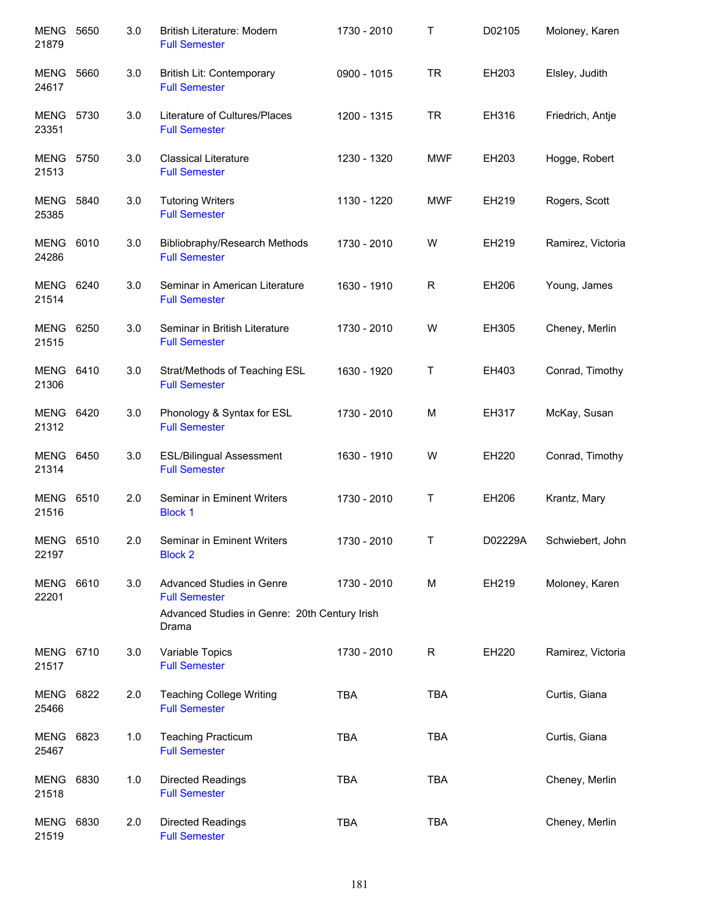| Course | Number | Credits | Title | Time | Days | Room | Instructor |
|---|---|---|---|---|---|---|---|
| MENG 21879 | 5650 | 3.0 | British Literature: Modern<br>Full Semester | 1730 - 2010 | T | D02105 | Moloney, Karen |
| MENG 24617 | 5660 | 3.0 | British Lit: Contemporary<br>Full Semester | 0900 - 1015 | TR | EH203 | Elsley, Judith |
| MENG 23351 | 5730 | 3.0 | Literature of Cultures/Places<br>Full Semester | 1200 - 1315 | TR | EH316 | Friedrich, Antje |
| MENG 21513 | 5750 | 3.0 | Classical Literature<br>Full Semester | 1230 - 1320 | MWF | EH203 | Hogge, Robert |
| MENG 25385 | 5840 | 3.0 | Tutoring Writers<br>Full Semester | 1130 - 1220 | MWF | EH219 | Rogers, Scott |
| MENG 24286 | 6010 | 3.0 | Bibliobraphy/Research Methods<br>Full Semester | 1730 - 2010 | W | EH219 | Ramirez, Victoria |
| MENG 21514 | 6240 | 3.0 | Seminar in American Literature<br>Full Semester | 1630 - 1910 | R | EH206 | Young, James |
| MENG 21515 | 6250 | 3.0 | Seminar in British Literature<br>Full Semester | 1730 - 2010 | W | EH305 | Cheney, Merlin |
| MENG 21306 | 6410 | 3.0 | Strat/Methods of Teaching ESL<br>Full Semester | 1630 - 1920 | T | EH403 | Conrad, Timothy |
| MENG 21312 | 6420 | 3.0 | Phonology & Syntax for ESL<br>Full Semester | 1730 - 2010 | M | EH317 | McKay, Susan |
| MENG 21314 | 6450 | 3.0 | ESL/Bilingual Assessment<br>Full Semester | 1630 - 1910 | W | EH220 | Conrad, Timothy |
| MENG 21516 | 6510 | 2.0 | Seminar in Eminent Writers<br>Block 1 | 1730 - 2010 | T | EH206 | Krantz, Mary |
| MENG 22197 | 6510 | 2.0 | Seminar in Eminent Writers<br>Block 2 | 1730 - 2010 | T | D02229A | Schwiebert, John |
| MENG 22201 | 6610 | 3.0 | Advanced Studies in Genre<br>Full Semester<br>Advanced Studies in Genre: 20th Century Irish Drama | 1730 - 2010 | M | EH219 | Moloney, Karen |
| MENG 21517 | 6710 | 3.0 | Variable Topics<br>Full Semester | 1730 - 2010 | R | EH220 | Ramirez, Victoria |
| MENG 25466 | 6822 | 2.0 | Teaching College Writing<br>Full Semester | TBA | TBA | | Curtis, Giana |
| MENG 25467 | 6823 | 1.0 | Teaching Practicum<br>Full Semester | TBA | TBA | | Curtis, Giana |
| MENG 21518 | 6830 | 1.0 | Directed Readings<br>Full Semester | TBA | TBA | | Cheney, Merlin |
| MENG 21519 | 6830 | 2.0 | Directed Readings<br>Full Semester | TBA | TBA | | Cheney, Merlin |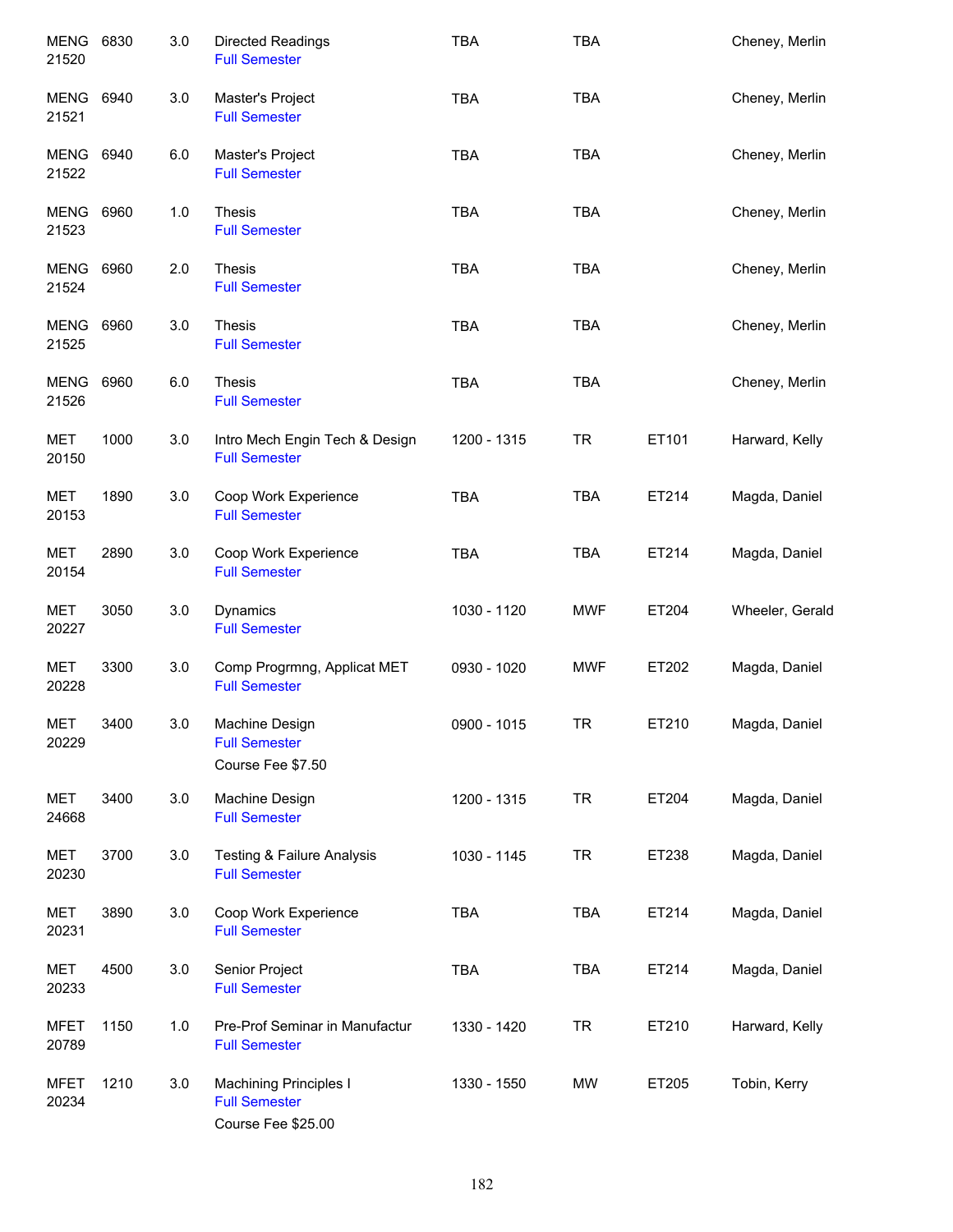| Subject / CRN | Course | Credits | Title | Time | Days | Room | Instructor |
|---|---|---|---|---|---|---|---|
| MENG 21520 | 6830 | 3.0 | Directed Readings<br>Full Semester | TBA | TBA | | Cheney, Merlin |
| MENG 21521 | 6940 | 3.0 | Master's Project<br>Full Semester | TBA | TBA | | Cheney, Merlin |
| MENG 21522 | 6940 | 6.0 | Master's Project<br>Full Semester | TBA | TBA | | Cheney, Merlin |
| MENG 21523 | 6960 | 1.0 | Thesis<br>Full Semester | TBA | TBA | | Cheney, Merlin |
| MENG 21524 | 6960 | 2.0 | Thesis<br>Full Semester | TBA | TBA | | Cheney, Merlin |
| MENG 21525 | 6960 | 3.0 | Thesis<br>Full Semester | TBA | TBA | | Cheney, Merlin |
| MENG 21526 | 6960 | 6.0 | Thesis<br>Full Semester | TBA | TBA | | Cheney, Merlin |
| MET 20150 | 1000 | 3.0 | Intro Mech Engin Tech & Design<br>Full Semester | 1200 - 1315 | TR | ET101 | Harward, Kelly |
| MET 20153 | 1890 | 3.0 | Coop Work Experience<br>Full Semester | TBA | TBA | ET214 | Magda, Daniel |
| MET 20154 | 2890 | 3.0 | Coop Work Experience<br>Full Semester | TBA | TBA | ET214 | Magda, Daniel |
| MET 20227 | 3050 | 3.0 | Dynamics<br>Full Semester | 1030 - 1120 | MWF | ET204 | Wheeler, Gerald |
| MET 20228 | 3300 | 3.0 | Comp Progrmng, Applicat MET<br>Full Semester | 0930 - 1020 | MWF | ET202 | Magda, Daniel |
| MET 20229 | 3400 | 3.0 | Machine Design<br>Full Semester<br>Course Fee $7.50 | 0900 - 1015 | TR | ET210 | Magda, Daniel |
| MET 24668 | 3400 | 3.0 | Machine Design<br>Full Semester | 1200 - 1315 | TR | ET204 | Magda, Daniel |
| MET 20230 | 3700 | 3.0 | Testing & Failure Analysis<br>Full Semester | 1030 - 1145 | TR | ET238 | Magda, Daniel |
| MET 20231 | 3890 | 3.0 | Coop Work Experience<br>Full Semester | TBA | TBA | ET214 | Magda, Daniel |
| MET 20233 | 4500 | 3.0 | Senior Project<br>Full Semester | TBA | TBA | ET214 | Magda, Daniel |
| MFET 20789 | 1150 | 1.0 | Pre-Prof Seminar in Manufactur<br>Full Semester | 1330 - 1420 | TR | ET210 | Harward, Kelly |
| MFET 20234 | 1210 | 3.0 | Machining Principles I<br>Full Semester<br>Course Fee $25.00 | 1330 - 1550 | MW | ET205 | Tobin, Kerry |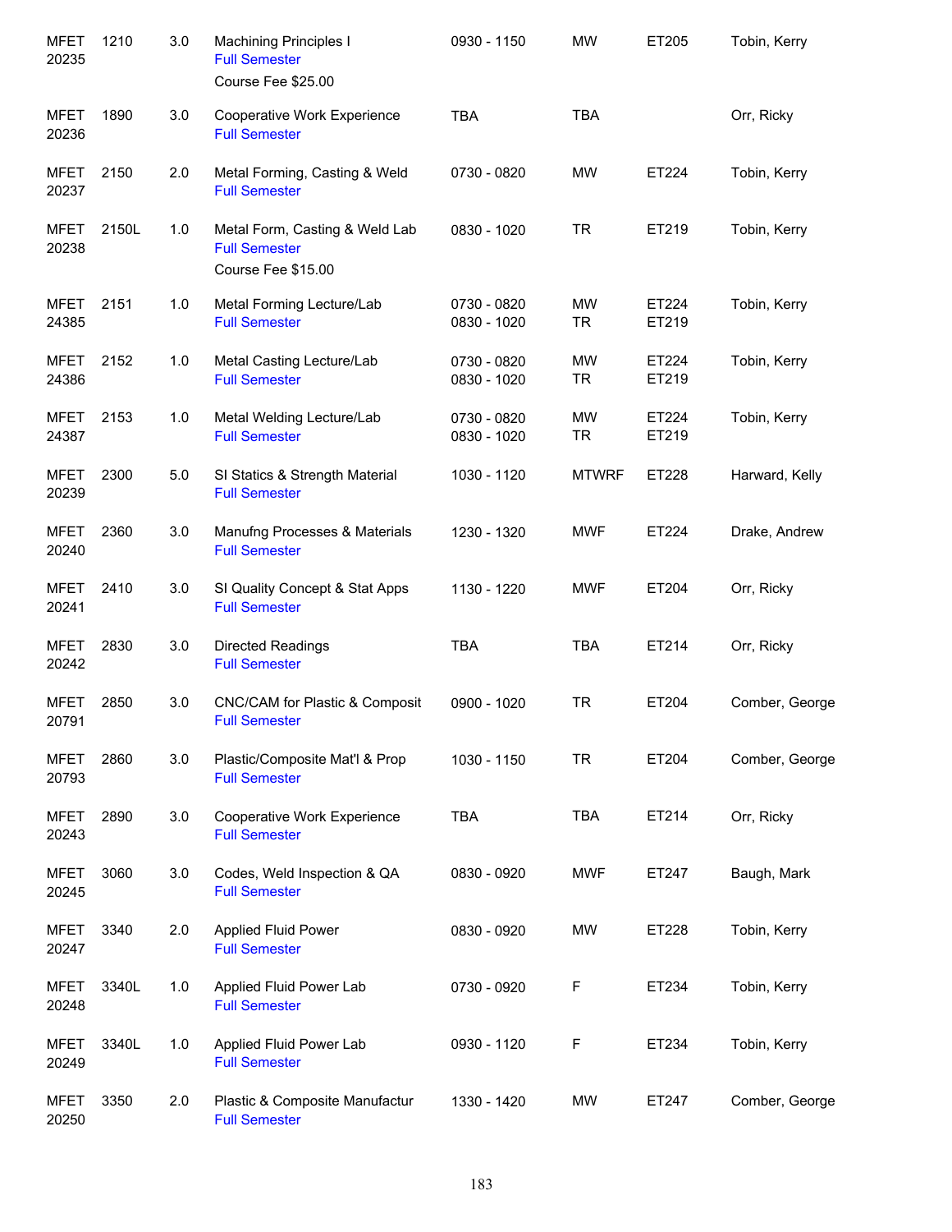| | | | | | | | |
|---|---|---|---|---|---|---|---|
| MFET 20235 | 1210 | 3.0 | Machining Principles I<br>Full Semester<br>Course Fee $25.00 | 0930 - 1150 | MW | ET205 | Tobin, Kerry |
| MFET 20236 | 1890 | 3.0 | Cooperative Work Experience<br>Full Semester | TBA | TBA | | Orr, Ricky |
| MFET 20237 | 2150 | 2.0 | Metal Forming, Casting & Weld<br>Full Semester | 0730 - 0820 | MW | ET224 | Tobin, Kerry |
| MFET 20238 | 2150L | 1.0 | Metal Form, Casting & Weld Lab<br>Full Semester<br>Course Fee $15.00 | 0830 - 1020 | TR | ET219 | Tobin, Kerry |
| MFET 24385 | 2151 | 1.0 | Metal Forming Lecture/Lab<br>Full Semester | 0730 - 0820<br>0830 - 1020 | MW<br>TR | ET224<br>ET219 | Tobin, Kerry |
| MFET 24386 | 2152 | 1.0 | Metal Casting Lecture/Lab<br>Full Semester | 0730 - 0820<br>0830 - 1020 | MW<br>TR | ET224<br>ET219 | Tobin, Kerry |
| MFET 24387 | 2153 | 1.0 | Metal Welding Lecture/Lab<br>Full Semester | 0730 - 0820<br>0830 - 1020 | MW<br>TR | ET224<br>ET219 | Tobin, Kerry |
| MFET 20239 | 2300 | 5.0 | SI Statics & Strength Material<br>Full Semester | 1030 - 1120 | MTWRF | ET228 | Harward, Kelly |
| MFET 20240 | 2360 | 3.0 | Manufng Processes & Materials<br>Full Semester | 1230 - 1320 | MWF | ET224 | Drake, Andrew |
| MFET 20241 | 2410 | 3.0 | SI Quality Concept & Stat Apps<br>Full Semester | 1130 - 1220 | MWF | ET204 | Orr, Ricky |
| MFET 20242 | 2830 | 3.0 | Directed Readings<br>Full Semester | TBA | TBA | ET214 | Orr, Ricky |
| MFET 20791 | 2850 | 3.0 | CNC/CAM for Plastic & Composit<br>Full Semester | 0900 - 1020 | TR | ET204 | Comber, George |
| MFET 20793 | 2860 | 3.0 | Plastic/Composite Mat'l & Prop<br>Full Semester | 1030 - 1150 | TR | ET204 | Comber, George |
| MFET 20243 | 2890 | 3.0 | Cooperative Work Experience<br>Full Semester | TBA | TBA | ET214 | Orr, Ricky |
| MFET 20245 | 3060 | 3.0 | Codes, Weld Inspection & QA<br>Full Semester | 0830 - 0920 | MWF | ET247 | Baugh, Mark |
| MFET 20247 | 3340 | 2.0 | Applied Fluid Power<br>Full Semester | 0830 - 0920 | MW | ET228 | Tobin, Kerry |
| MFET 20248 | 3340L | 1.0 | Applied Fluid Power Lab<br>Full Semester | 0730 - 0920 | F | ET234 | Tobin, Kerry |
| MFET 20249 | 3340L | 1.0 | Applied Fluid Power Lab<br>Full Semester | 0930 - 1120 | F | ET234 | Tobin, Kerry |
| MFET 20250 | 3350 | 2.0 | Plastic & Composite Manufactur<br>Full Semester | 1330 - 1420 | MW | ET247 | Comber, George |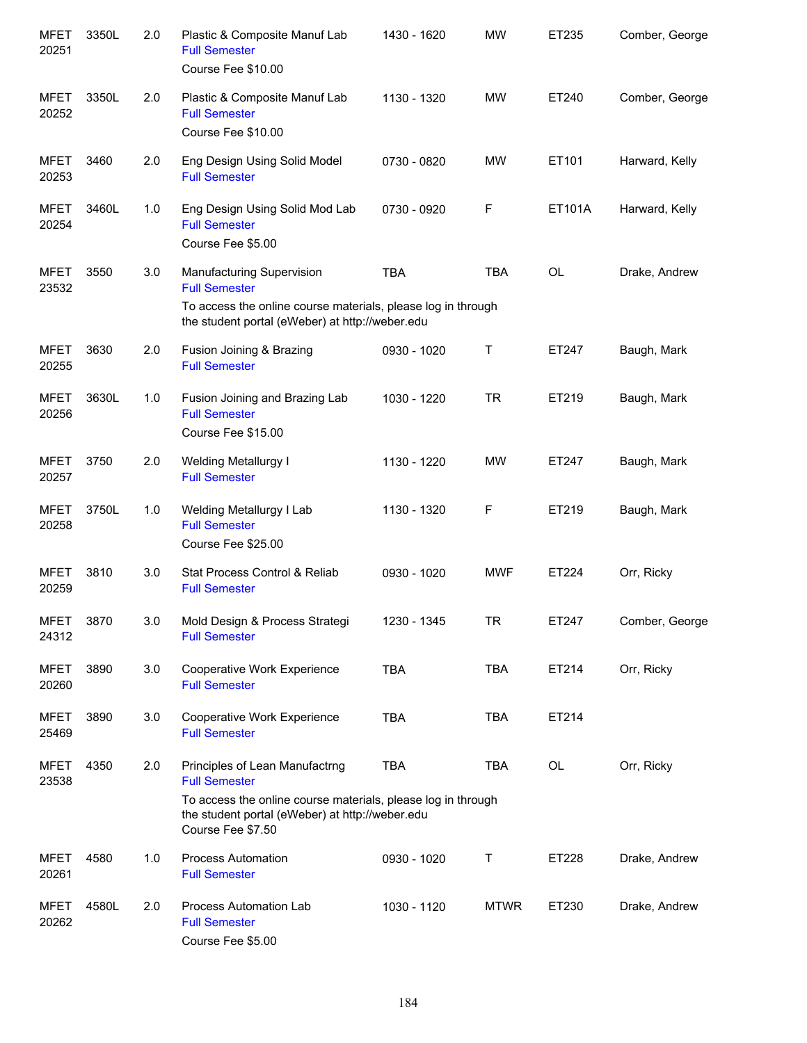| | | | | | | | |
|---|---|---|---|---|---|---|---|
| MFET 20251 | 3350L | 2.0 | Plastic & Composite Manuf Lab<br>Full Semester<br>Course Fee $10.00 | 1430 - 1620 | MW | ET235 | Comber, George |
| MFET 20252 | 3350L | 2.0 | Plastic & Composite Manuf Lab<br>Full Semester<br>Course Fee $10.00 | 1130 - 1320 | MW | ET240 | Comber, George |
| MFET 20253 | 3460 | 2.0 | Eng Design Using Solid Model<br>Full Semester | 0730 - 0820 | MW | ET101 | Harward, Kelly |
| MFET 20254 | 3460L | 1.0 | Eng Design Using Solid Mod Lab<br>Full Semester<br>Course Fee $5.00 | 0730 - 0920 | F | ET101A | Harward, Kelly |
| MFET 23532 | 3550 | 3.0 | Manufacturing Supervision<br>Full Semester<br>To access the online course materials, please log in through the student portal (eWeber) at http://weber.edu | TBA | TBA | OL | Drake, Andrew |
| MFET 20255 | 3630 | 2.0 | Fusion Joining & Brazing<br>Full Semester | 0930 - 1020 | T | ET247 | Baugh, Mark |
| MFET 20256 | 3630L | 1.0 | Fusion Joining and Brazing Lab<br>Full Semester<br>Course Fee $15.00 | 1030 - 1220 | TR | ET219 | Baugh, Mark |
| MFET 20257 | 3750 | 2.0 | Welding Metallurgy I<br>Full Semester | 1130 - 1220 | MW | ET247 | Baugh, Mark |
| MFET 20258 | 3750L | 1.0 | Welding Metallurgy I Lab<br>Full Semester<br>Course Fee $25.00 | 1130 - 1320 | F | ET219 | Baugh, Mark |
| MFET 20259 | 3810 | 3.0 | Stat Process Control & Reliab<br>Full Semester | 0930 - 1020 | MWF | ET224 | Orr, Ricky |
| MFET 24312 | 3870 | 3.0 | Mold Design & Process Strategi<br>Full Semester | 1230 - 1345 | TR | ET247 | Comber, George |
| MFET 20260 | 3890 | 3.0 | Cooperative Work Experience<br>Full Semester | TBA | TBA | ET214 | Orr, Ricky |
| MFET 25469 | 3890 | 3.0 | Cooperative Work Experience<br>Full Semester | TBA | TBA | ET214 | |
| MFET 23538 | 4350 | 2.0 | Principles of Lean Manufactrng<br>Full Semester<br>To access the online course materials, please log in through the student portal (eWeber) at http://weber.edu<br>Course Fee $7.50 | TBA | TBA | OL | Orr, Ricky |
| MFET 20261 | 4580 | 1.0 | Process Automation<br>Full Semester | 0930 - 1020 | T | ET228 | Drake, Andrew |
| MFET 20262 | 4580L | 2.0 | Process Automation Lab<br>Full Semester<br>Course Fee $5.00 | 1030 - 1120 | MTWR | ET230 | Drake, Andrew |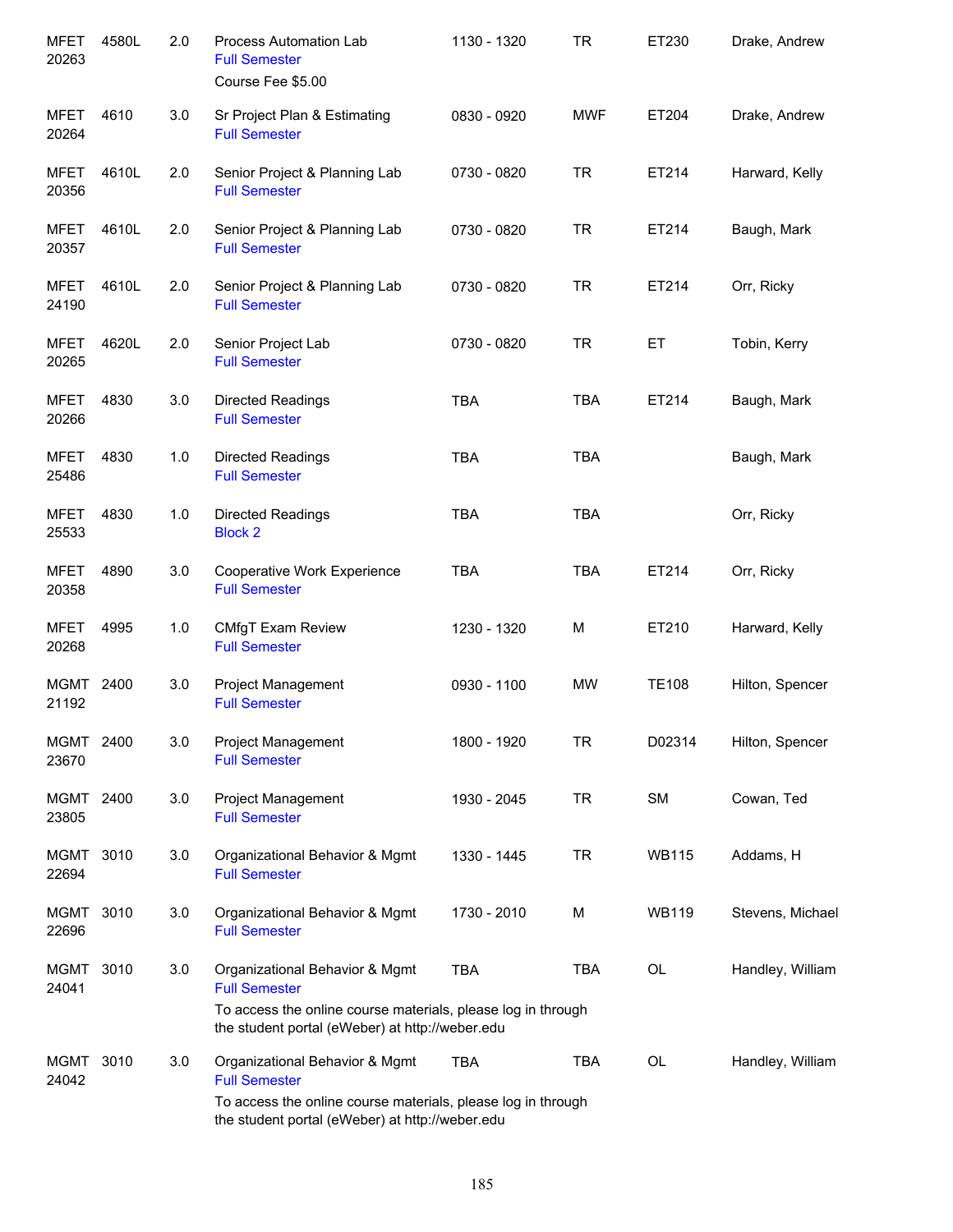| | | | | | | | |
|---|---|---|---|---|---|---|---|
| MFET 20263 | 4580L | 2.0 | Process Automation Lab<br>Full Semester<br>Course Fee $5.00 | 1130 - 1320 | TR | ET230 | Drake, Andrew |
| MFET 20264 | 4610 | 3.0 | Sr Project Plan & Estimating<br>Full Semester | 0830 - 0920 | MWF | ET204 | Drake, Andrew |
| MFET 20356 | 4610L | 2.0 | Senior Project & Planning Lab<br>Full Semester | 0730 - 0820 | TR | ET214 | Harward, Kelly |
| MFET 20357 | 4610L | 2.0 | Senior Project & Planning Lab<br>Full Semester | 0730 - 0820 | TR | ET214 | Baugh, Mark |
| MFET 24190 | 4610L | 2.0 | Senior Project & Planning Lab<br>Full Semester | 0730 - 0820 | TR | ET214 | Orr, Ricky |
| MFET 20265 | 4620L | 2.0 | Senior Project Lab<br>Full Semester | 0730 - 0820 | TR | ET | Tobin, Kerry |
| MFET 20266 | 4830 | 3.0 | Directed Readings<br>Full Semester | TBA | TBA | ET214 | Baugh, Mark |
| MFET 25486 | 4830 | 1.0 | Directed Readings<br>Full Semester | TBA | TBA | | Baugh, Mark |
| MFET 25533 | 4830 | 1.0 | Directed Readings<br>Block 2 | TBA | TBA | | Orr, Ricky |
| MFET 20358 | 4890 | 3.0 | Cooperative Work Experience<br>Full Semester | TBA | TBA | ET214 | Orr, Ricky |
| MFET 20268 | 4995 | 1.0 | CMfgT Exam Review<br>Full Semester | 1230 - 1320 | M | ET210 | Harward, Kelly |
| MGMT 21192 | 2400 | 3.0 | Project Management<br>Full Semester | 0930 - 1100 | MW | TE108 | Hilton, Spencer |
| MGMT 23670 | 2400 | 3.0 | Project Management<br>Full Semester | 1800 - 1920 | TR | D02314 | Hilton, Spencer |
| MGMT 23805 | 2400 | 3.0 | Project Management<br>Full Semester | 1930 - 2045 | TR | SM | Cowan, Ted |
| MGMT 22694 | 3010 | 3.0 | Organizational Behavior & Mgmt<br>Full Semester | 1330 - 1445 | TR | WB115 | Addams, H |
| MGMT 22696 | 3010 | 3.0 | Organizational Behavior & Mgmt<br>Full Semester | 1730 - 2010 | M | WB119 | Stevens, Michael |
| MGMT 24041 | 3010 | 3.0 | Organizational Behavior & Mgmt<br>Full Semester<br>To access the online course materials, please log in through the student portal (eWeber) at http://weber.edu | TBA | TBA | OL | Handley, William |
| MGMT 24042 | 3010 | 3.0 | Organizational Behavior & Mgmt<br>Full Semester<br>To access the online course materials, please log in through the student portal (eWeber) at http://weber.edu | TBA | TBA | OL | Handley, William |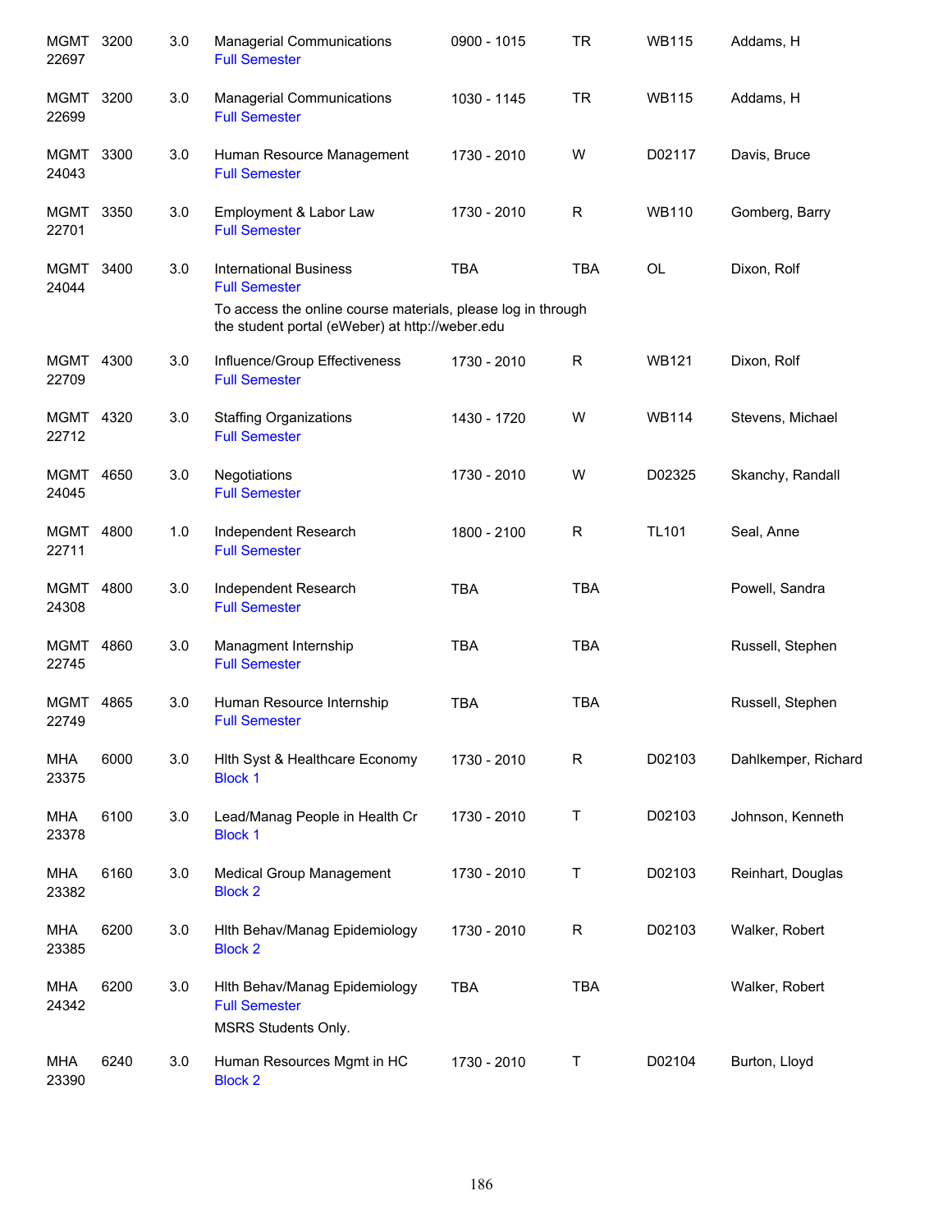| | | | | | | | |
|---|---|---|---|---|---|---|---|
| MGMT 22697 | 3200 | 3.0 | Managerial Communications<br>Full Semester | 0900 - 1015 | TR | WB115 | Addams, H |
| MGMT 22699 | 3200 | 3.0 | Managerial Communications<br>Full Semester | 1030 - 1145 | TR | WB115 | Addams, H |
| MGMT 24043 | 3300 | 3.0 | Human Resource Management<br>Full Semester | 1730 - 2010 | W | D02117 | Davis, Bruce |
| MGMT 22701 | 3350 | 3.0 | Employment & Labor Law<br>Full Semester | 1730 - 2010 | R | WB110 | Gomberg, Barry |
| MGMT 24044 | 3400 | 3.0 | International Business<br>Full Semester<br>To access the online course materials, please log in through the student portal (eWeber) at http://weber.edu | TBA | TBA | OL | Dixon, Rolf |
| MGMT 22709 | 4300 | 3.0 | Influence/Group Effectiveness<br>Full Semester | 1730 - 2010 | R | WB121 | Dixon, Rolf |
| MGMT 22712 | 4320 | 3.0 | Staffing Organizations<br>Full Semester | 1430 - 1720 | W | WB114 | Stevens, Michael |
| MGMT 24045 | 4650 | 3.0 | Negotiations<br>Full Semester | 1730 - 2010 | W | D02325 | Skanchy, Randall |
| MGMT 22711 | 4800 | 1.0 | Independent Research<br>Full Semester | 1800 - 2100 | R | TL101 | Seal, Anne |
| MGMT 24308 | 4800 | 3.0 | Independent Research<br>Full Semester | TBA | TBA | | Powell, Sandra |
| MGMT 22745 | 4860 | 3.0 | Managment Internship<br>Full Semester | TBA | TBA | | Russell, Stephen |
| MGMT 22749 | 4865 | 3.0 | Human Resource Internship<br>Full Semester | TBA | TBA | | Russell, Stephen |
| MHA 23375 | 6000 | 3.0 | Hlth Syst & Healthcare Economy<br>Block 1 | 1730 - 2010 | R | D02103 | Dahlkemper, Richard |
| MHA 23378 | 6100 | 3.0 | Lead/Manag People in Health Cr<br>Block 1 | 1730 - 2010 | T | D02103 | Johnson, Kenneth |
| MHA 23382 | 6160 | 3.0 | Medical Group Management<br>Block 2 | 1730 - 2010 | T | D02103 | Reinhart, Douglas |
| MHA 23385 | 6200 | 3.0 | Hlth Behav/Manag Epidemiology<br>Block 2 | 1730 - 2010 | R | D02103 | Walker, Robert |
| MHA 24342 | 6200 | 3.0 | Hlth Behav/Manag Epidemiology<br>Full Semester<br>MSRS Students Only. | TBA | TBA | | Walker, Robert |
| MHA 23390 | 6240 | 3.0 | Human Resources Mgmt in HC<br>Block 2 | 1730 - 2010 | T | D02104 | Burton, Lloyd |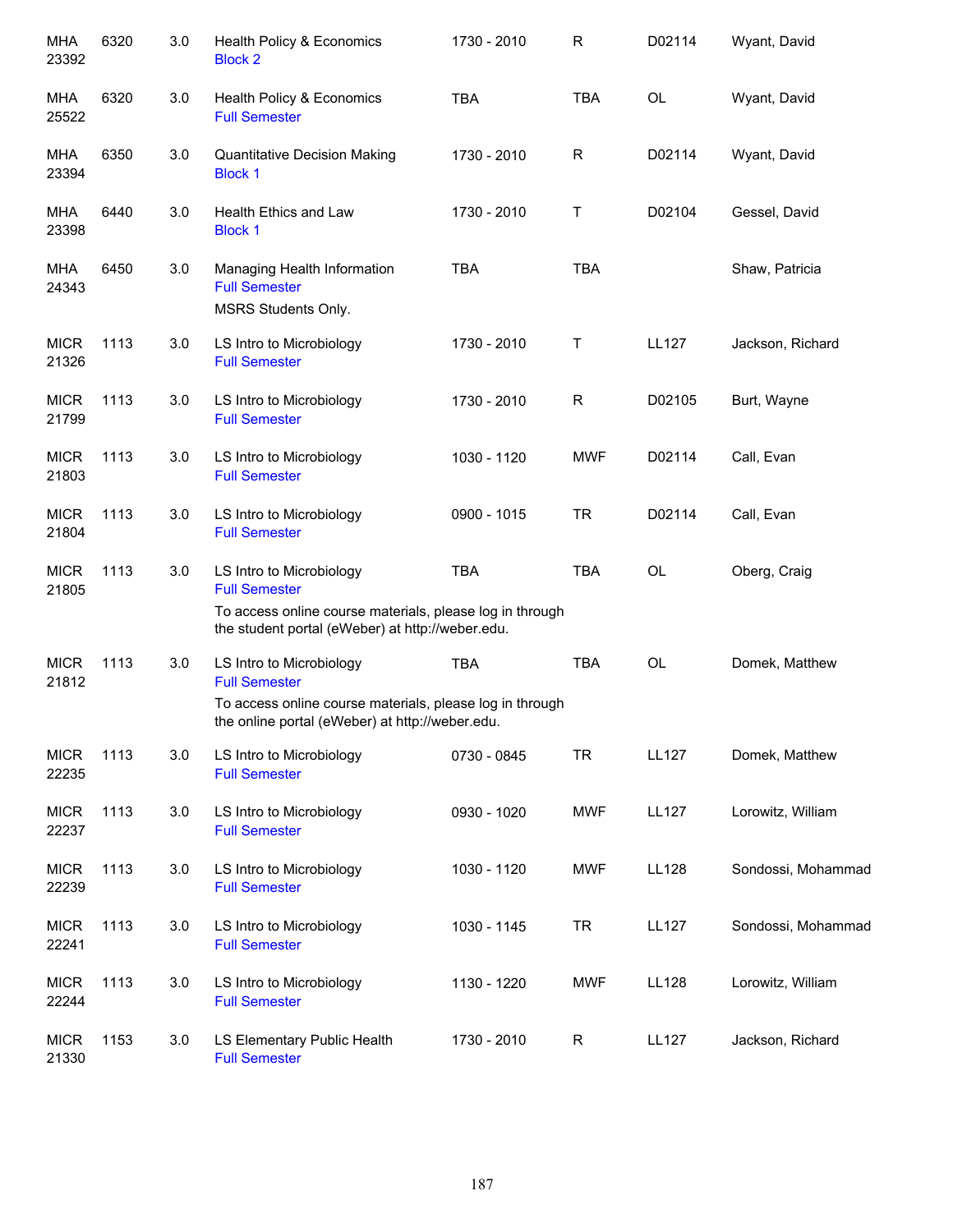| Course | Number | Credits | Title | Time | Days | Room | Instructor |
|---|---|---|---|---|---|---|---|
| MHA 23392 | 6320 | 3.0 | Health Policy & Economics<br>Block 2 | 1730 - 2010 | R | D02114 | Wyant, David |
| MHA 25522 | 6320 | 3.0 | Health Policy & Economics<br>Full Semester | TBA | TBA | OL | Wyant, David |
| MHA 23394 | 6350 | 3.0 | Quantitative Decision Making<br>Block 1 | 1730 - 2010 | R | D02114 | Wyant, David |
| MHA 23398 | 6440 | 3.0 | Health Ethics and Law<br>Block 1 | 1730 - 2010 | T | D02104 | Gessel, David |
| MHA 24343 | 6450 | 3.0 | Managing Health Information<br>Full Semester<br>MSRS Students Only. | TBA | TBA | | Shaw, Patricia |
| MICR 21326 | 1113 | 3.0 | LS Intro to Microbiology<br>Full Semester | 1730 - 2010 | T | LL127 | Jackson, Richard |
| MICR 21799 | 1113 | 3.0 | LS Intro to Microbiology<br>Full Semester | 1730 - 2010 | R | D02105 | Burt, Wayne |
| MICR 21803 | 1113 | 3.0 | LS Intro to Microbiology<br>Full Semester | 1030 - 1120 | MWF | D02114 | Call, Evan |
| MICR 21804 | 1113 | 3.0 | LS Intro to Microbiology<br>Full Semester | 0900 - 1015 | TR | D02114 | Call, Evan |
| MICR 21805 | 1113 | 3.0 | LS Intro to Microbiology<br>Full Semester<br>To access online course materials, please log in through the student portal (eWeber) at http://weber.edu. | TBA | TBA | OL | Oberg, Craig |
| MICR 21812 | 1113 | 3.0 | LS Intro to Microbiology<br>Full Semester<br>To access online course materials, please log in through the online portal (eWeber) at http://weber.edu. | TBA | TBA | OL | Domek, Matthew |
| MICR 22235 | 1113 | 3.0 | LS Intro to Microbiology<br>Full Semester | 0730 - 0845 | TR | LL127 | Domek, Matthew |
| MICR 22237 | 1113 | 3.0 | LS Intro to Microbiology<br>Full Semester | 0930 - 1020 | MWF | LL127 | Lorowitz, William |
| MICR 22239 | 1113 | 3.0 | LS Intro to Microbiology<br>Full Semester | 1030 - 1120 | MWF | LL128 | Sondossi, Mohammad |
| MICR 22241 | 1113 | 3.0 | LS Intro to Microbiology<br>Full Semester | 1030 - 1145 | TR | LL127 | Sondossi, Mohammad |
| MICR 22244 | 1113 | 3.0 | LS Intro to Microbiology<br>Full Semester | 1130 - 1220 | MWF | LL128 | Lorowitz, William |
| MICR 21330 | 1153 | 3.0 | LS Elementary Public Health<br>Full Semester | 1730 - 2010 | R | LL127 | Jackson, Richard |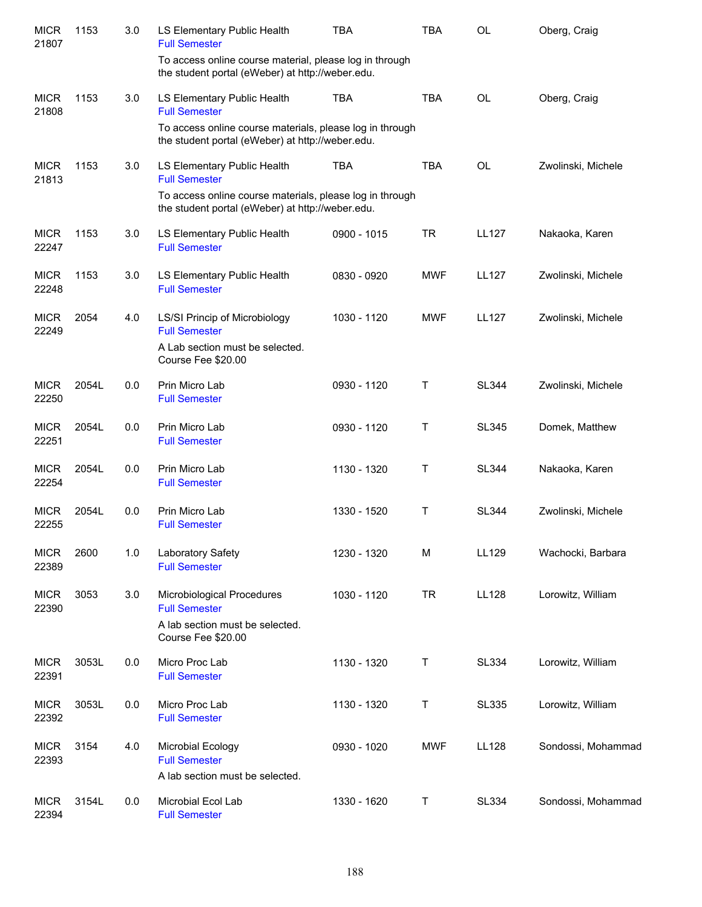| | | | | | | | |
|---|---|---|---|---|---|---|---|
| MICR 21807 | 1153 | 3.0 | LS Elementary Public Health<br>Full Semester<br>To access online course material, please log in through the student portal (eWeber) at http://weber.edu. | TBA | TBA | OL | Oberg, Craig |
| MICR 21808 | 1153 | 3.0 | LS Elementary Public Health<br>Full Semester<br>To access online course materials, please log in through the student portal (eWeber) at http://weber.edu. | TBA | TBA | OL | Oberg, Craig |
| MICR 21813 | 1153 | 3.0 | LS Elementary Public Health<br>Full Semester<br>To access online course materials, please log in through the student portal (eWeber) at http://weber.edu. | TBA | TBA | OL | Zwolinski, Michele |
| MICR 22247 | 1153 | 3.0 | LS Elementary Public Health<br>Full Semester | 0900 - 1015 | TR | LL127 | Nakaoka, Karen |
| MICR 22248 | 1153 | 3.0 | LS Elementary Public Health<br>Full Semester | 0830 - 0920 | MWF | LL127 | Zwolinski, Michele |
| MICR 22249 | 2054 | 4.0 | LS/SI Princip of Microbiology<br>Full Semester<br>A Lab section must be selected.<br>Course Fee $20.00 | 1030 - 1120 | MWF | LL127 | Zwolinski, Michele |
| MICR 22250 | 2054L | 0.0 | Prin Micro Lab<br>Full Semester | 0930 - 1120 | T | SL344 | Zwolinski, Michele |
| MICR 22251 | 2054L | 0.0 | Prin Micro Lab<br>Full Semester | 0930 - 1120 | T | SL345 | Domek, Matthew |
| MICR 22254 | 2054L | 0.0 | Prin Micro Lab<br>Full Semester | 1130 - 1320 | T | SL344 | Nakaoka, Karen |
| MICR 22255 | 2054L | 0.0 | Prin Micro Lab<br>Full Semester | 1330 - 1520 | T | SL344 | Zwolinski, Michele |
| MICR 22389 | 2600 | 1.0 | Laboratory Safety<br>Full Semester | 1230 - 1320 | M | LL129 | Wachocki, Barbara |
| MICR 22390 | 3053 | 3.0 | Microbiological Procedures<br>Full Semester<br>A lab section must be selected.<br>Course Fee $20.00 | 1030 - 1120 | TR | LL128 | Lorowitz, William |
| MICR 22391 | 3053L | 0.0 | Micro Proc Lab<br>Full Semester | 1130 - 1320 | T | SL334 | Lorowitz, William |
| MICR 22392 | 3053L | 0.0 | Micro Proc Lab<br>Full Semester | 1130 - 1320 | T | SL335 | Lorowitz, William |
| MICR 22393 | 3154 | 4.0 | Microbial Ecology<br>Full Semester<br>A lab section must be selected. | 0930 - 1020 | MWF | LL128 | Sondossi, Mohammad |
| MICR 22394 | 3154L | 0.0 | Microbial Ecol Lab<br>Full Semester | 1330 - 1620 | T | SL334 | Sondossi, Mohammad |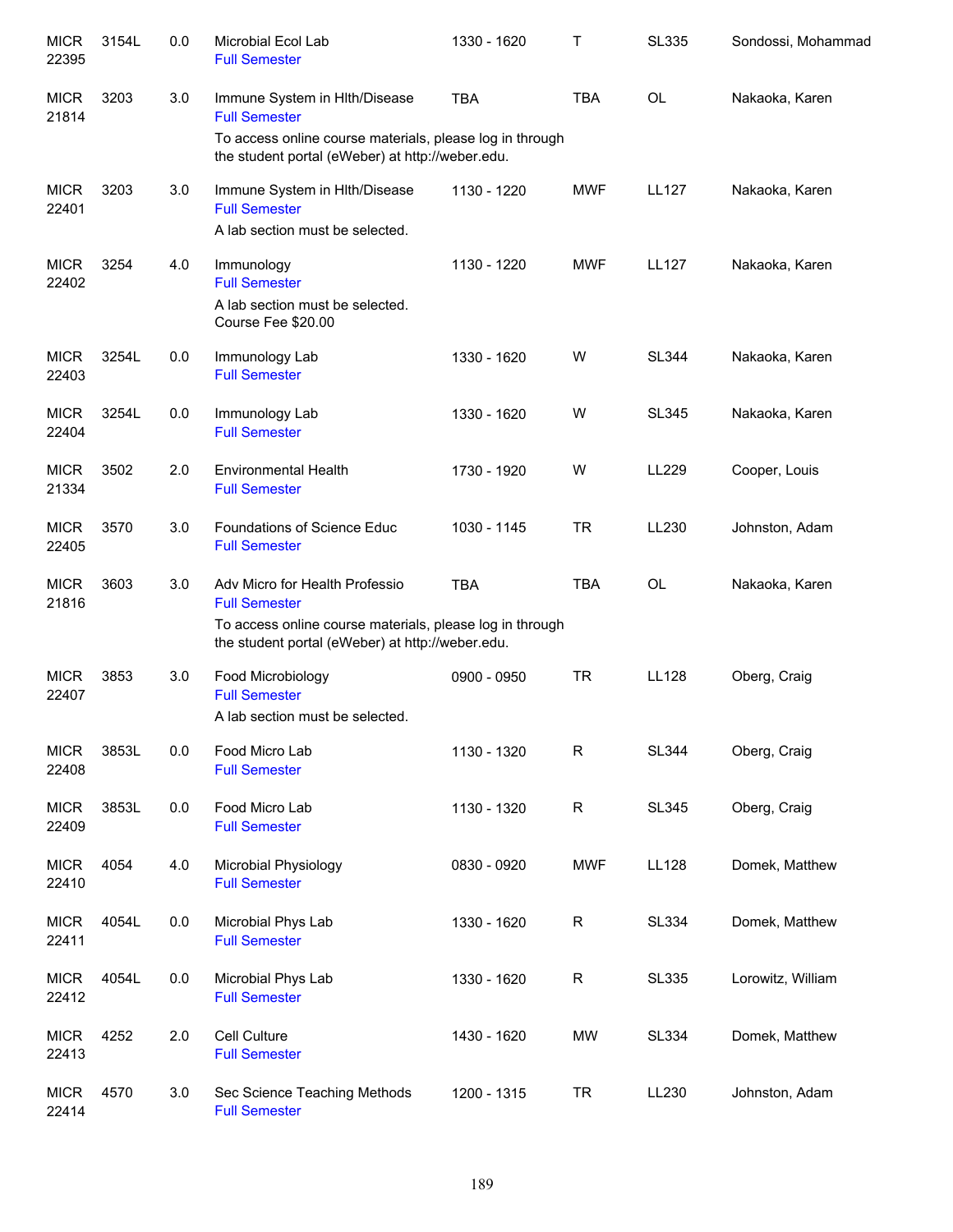| | | | | | | | |
|---|---|---|---|---|---|---|---|
| MICR 22395 | 3154L | 0.0 | Microbial Ecol Lab<br>Full Semester | 1330 - 1620 | T | SL335 | Sondossi, Mohammad |
| MICR 21814 | 3203 | 3.0 | Immune System in Hlth/Disease<br>Full Semester<br>To access online course materials, please log in through the student portal (eWeber) at http://weber.edu. | TBA | TBA | OL | Nakaoka, Karen |
| MICR 22401 | 3203 | 3.0 | Immune System in Hlth/Disease<br>Full Semester<br>A lab section must be selected. | 1130 - 1220 | MWF | LL127 | Nakaoka, Karen |
| MICR 22402 | 3254 | 4.0 | Immunology<br>Full Semester<br>A lab section must be selected.<br>Course Fee $20.00 | 1130 - 1220 | MWF | LL127 | Nakaoka, Karen |
| MICR 22403 | 3254L | 0.0 | Immunology Lab<br>Full Semester | 1330 - 1620 | W | SL344 | Nakaoka, Karen |
| MICR 22404 | 3254L | 0.0 | Immunology Lab<br>Full Semester | 1330 - 1620 | W | SL345 | Nakaoka, Karen |
| MICR 21334 | 3502 | 2.0 | Environmental Health<br>Full Semester | 1730 - 1920 | W | LL229 | Cooper, Louis |
| MICR 22405 | 3570 | 3.0 | Foundations of Science Educ<br>Full Semester | 1030 - 1145 | TR | LL230 | Johnston, Adam |
| MICR 21816 | 3603 | 3.0 | Adv Micro for Health Professio<br>Full Semester<br>To access online course materials, please log in through the student portal (eWeber) at http://weber.edu. | TBA | TBA | OL | Nakaoka, Karen |
| MICR 22407 | 3853 | 3.0 | Food Microbiology<br>Full Semester<br>A lab section must be selected. | 0900 - 0950 | TR | LL128 | Oberg, Craig |
| MICR 22408 | 3853L | 0.0 | Food Micro Lab<br>Full Semester | 1130 - 1320 | R | SL344 | Oberg, Craig |
| MICR 22409 | 3853L | 0.0 | Food Micro Lab<br>Full Semester | 1130 - 1320 | R | SL345 | Oberg, Craig |
| MICR 22410 | 4054 | 4.0 | Microbial Physiology<br>Full Semester | 0830 - 0920 | MWF | LL128 | Domek, Matthew |
| MICR 22411 | 4054L | 0.0 | Microbial Phys Lab<br>Full Semester | 1330 - 1620 | R | SL334 | Domek, Matthew |
| MICR 22412 | 4054L | 0.0 | Microbial Phys Lab<br>Full Semester | 1330 - 1620 | R | SL335 | Lorowitz, William |
| MICR 22413 | 4252 | 2.0 | Cell Culture<br>Full Semester | 1430 - 1620 | MW | SL334 | Domek, Matthew |
| MICR 22414 | 4570 | 3.0 | Sec Science Teaching Methods<br>Full Semester | 1200 - 1315 | TR | LL230 | Johnston, Adam |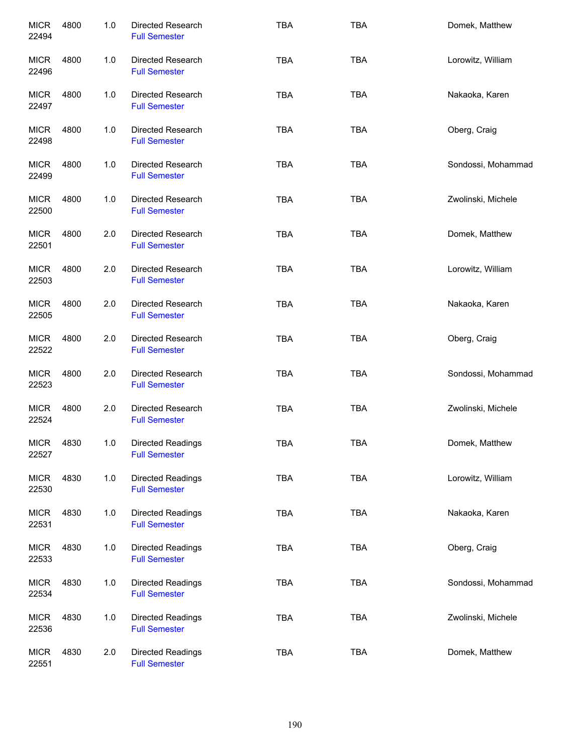| | | | | | | |
|---|---|---|---|---|---|---|
| MICR 22494 | 4800 | 1.0 | Directed Research<br>Full Semester | TBA | TBA | Domek, Matthew |
| MICR 22496 | 4800 | 1.0 | Directed Research<br>Full Semester | TBA | TBA | Lorowitz, William |
| MICR 22497 | 4800 | 1.0 | Directed Research<br>Full Semester | TBA | TBA | Nakaoka, Karen |
| MICR 22498 | 4800 | 1.0 | Directed Research<br>Full Semester | TBA | TBA | Oberg, Craig |
| MICR 22499 | 4800 | 1.0 | Directed Research<br>Full Semester | TBA | TBA | Sondossi, Mohammad |
| MICR 22500 | 4800 | 1.0 | Directed Research<br>Full Semester | TBA | TBA | Zwolinski, Michele |
| MICR 22501 | 4800 | 2.0 | Directed Research<br>Full Semester | TBA | TBA | Domek, Matthew |
| MICR 22503 | 4800 | 2.0 | Directed Research<br>Full Semester | TBA | TBA | Lorowitz, William |
| MICR 22505 | 4800 | 2.0 | Directed Research<br>Full Semester | TBA | TBA | Nakaoka, Karen |
| MICR 22522 | 4800 | 2.0 | Directed Research<br>Full Semester | TBA | TBA | Oberg, Craig |
| MICR 22523 | 4800 | 2.0 | Directed Research<br>Full Semester | TBA | TBA | Sondossi, Mohammad |
| MICR 22524 | 4800 | 2.0 | Directed Research<br>Full Semester | TBA | TBA | Zwolinski, Michele |
| MICR 22527 | 4830 | 1.0 | Directed Readings<br>Full Semester | TBA | TBA | Domek, Matthew |
| MICR 22530 | 4830 | 1.0 | Directed Readings<br>Full Semester | TBA | TBA | Lorowitz, William |
| MICR 22531 | 4830 | 1.0 | Directed Readings<br>Full Semester | TBA | TBA | Nakaoka, Karen |
| MICR 22533 | 4830 | 1.0 | Directed Readings<br>Full Semester | TBA | TBA | Oberg, Craig |
| MICR 22534 | 4830 | 1.0 | Directed Readings<br>Full Semester | TBA | TBA | Sondossi, Mohammad |
| MICR 22536 | 4830 | 1.0 | Directed Readings<br>Full Semester | TBA | TBA | Zwolinski, Michele |
| MICR 22551 | 4830 | 2.0 | Directed Readings<br>Full Semester | TBA | TBA | Domek, Matthew |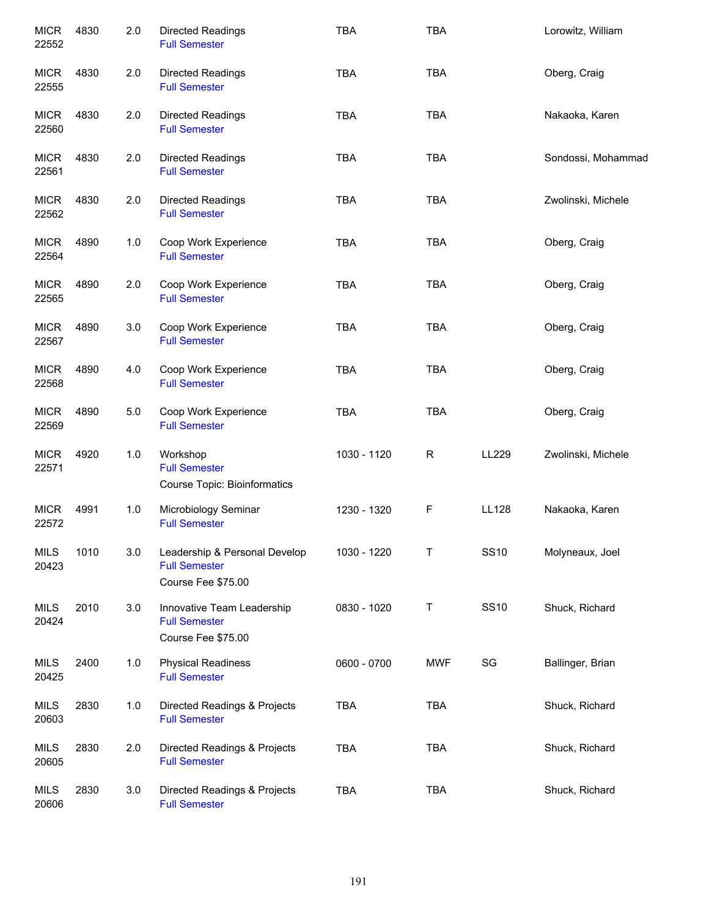| | | | | | | | |
|---|---|---|---|---|---|---|---|
| MICR 22552 | 4830 | 2.0 | Directed Readings<br>Full Semester | TBA | TBA | | Lorowitz, William |
| MICR 22555 | 4830 | 2.0 | Directed Readings<br>Full Semester | TBA | TBA | | Oberg, Craig |
| MICR 22560 | 4830 | 2.0 | Directed Readings<br>Full Semester | TBA | TBA | | Nakaoka, Karen |
| MICR 22561 | 4830 | 2.0 | Directed Readings<br>Full Semester | TBA | TBA | | Sondossi, Mohammad |
| MICR 22562 | 4830 | 2.0 | Directed Readings<br>Full Semester | TBA | TBA | | Zwolinski, Michele |
| MICR 22564 | 4890 | 1.0 | Coop Work Experience<br>Full Semester | TBA | TBA | | Oberg, Craig |
| MICR 22565 | 4890 | 2.0 | Coop Work Experience<br>Full Semester | TBA | TBA | | Oberg, Craig |
| MICR 22567 | 4890 | 3.0 | Coop Work Experience<br>Full Semester | TBA | TBA | | Oberg, Craig |
| MICR 22568 | 4890 | 4.0 | Coop Work Experience<br>Full Semester | TBA | TBA | | Oberg, Craig |
| MICR 22569 | 4890 | 5.0 | Coop Work Experience<br>Full Semester | TBA | TBA | | Oberg, Craig |
| MICR 22571 | 4920 | 1.0 | Workshop<br>Full Semester<br>Course Topic: Bioinformatics | 1030 - 1120 | R | LL229 | Zwolinski, Michele |
| MICR 22572 | 4991 | 1.0 | Microbiology Seminar<br>Full Semester | 1230 - 1320 | F | LL128 | Nakaoka, Karen |
| MILS 20423 | 1010 | 3.0 | Leadership & Personal Develop<br>Full Semester<br>Course Fee $75.00 | 1030 - 1220 | T | SS10 | Molyneaux, Joel |
| MILS 20424 | 2010 | 3.0 | Innovative Team Leadership<br>Full Semester<br>Course Fee $75.00 | 0830 - 1020 | T | SS10 | Shuck, Richard |
| MILS 20425 | 2400 | 1.0 | Physical Readiness<br>Full Semester | 0600 - 0700 | MWF | SG | Ballinger, Brian |
| MILS 20603 | 2830 | 1.0 | Directed Readings & Projects<br>Full Semester | TBA | TBA | | Shuck, Richard |
| MILS 20605 | 2830 | 2.0 | Directed Readings & Projects<br>Full Semester | TBA | TBA | | Shuck, Richard |
| MILS 20606 | 2830 | 3.0 | Directed Readings & Projects<br>Full Semester | TBA | TBA | | Shuck, Richard |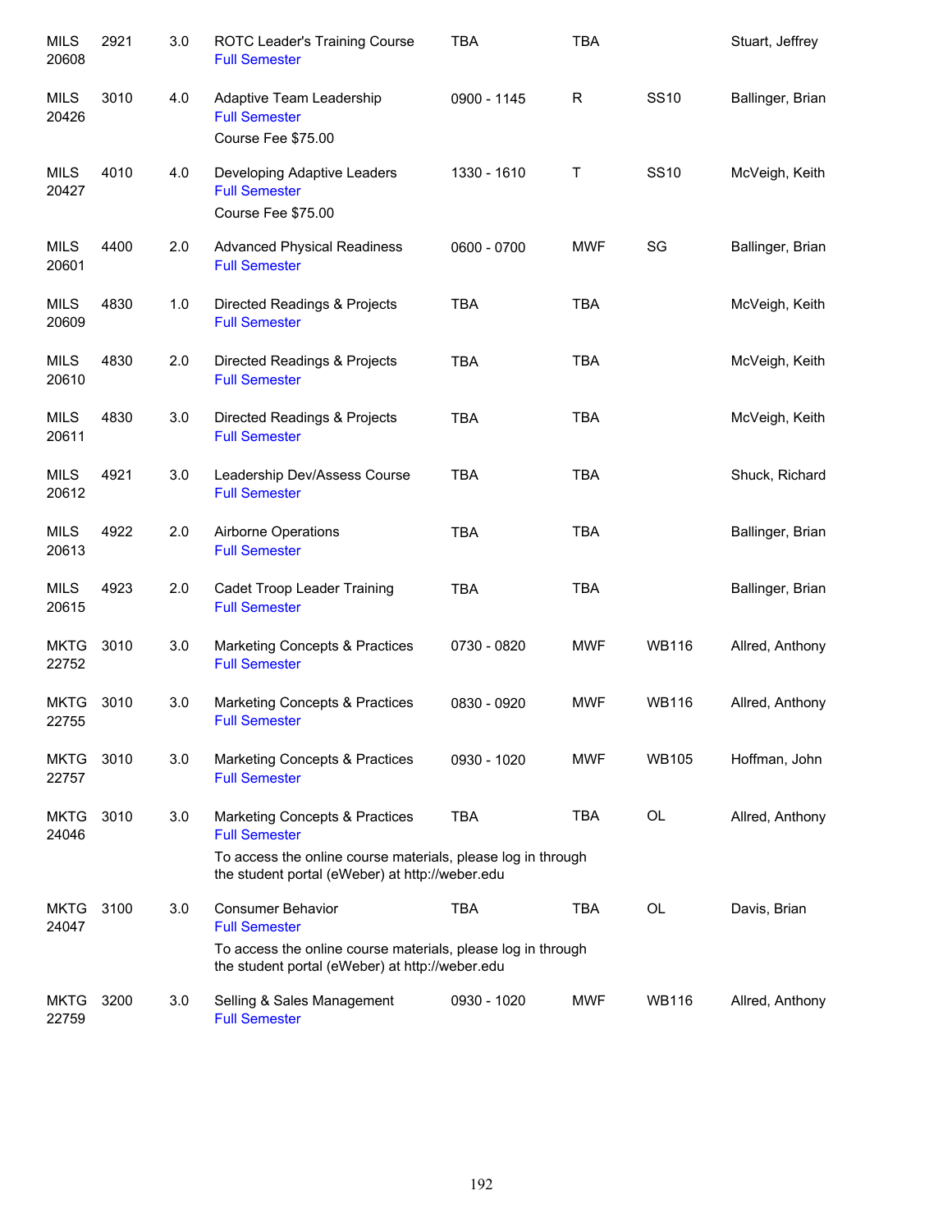| | | | | | | | |
|---|---|---|---|---|---|---|---|
| MILS 20608 | 2921 | 3.0 | ROTC Leader's Training Course<br>Full Semester | TBA | TBA | | Stuart, Jeffrey |
| MILS 20426 | 3010 | 4.0 | Adaptive Team Leadership<br>Full Semester<br>Course Fee $75.00 | 0900 - 1145 | R | SS10 | Ballinger, Brian |
| MILS 20427 | 4010 | 4.0 | Developing Adaptive Leaders<br>Full Semester<br>Course Fee $75.00 | 1330 - 1610 | T | SS10 | McVeigh, Keith |
| MILS 20601 | 4400 | 2.0 | Advanced Physical Readiness<br>Full Semester | 0600 - 0700 | MWF | SG | Ballinger, Brian |
| MILS 20609 | 4830 | 1.0 | Directed Readings & Projects<br>Full Semester | TBA | TBA | | McVeigh, Keith |
| MILS 20610 | 4830 | 2.0 | Directed Readings & Projects<br>Full Semester | TBA | TBA | | McVeigh, Keith |
| MILS 20611 | 4830 | 3.0 | Directed Readings & Projects<br>Full Semester | TBA | TBA | | McVeigh, Keith |
| MILS 20612 | 4921 | 3.0 | Leadership Dev/Assess Course<br>Full Semester | TBA | TBA | | Shuck, Richard |
| MILS 20613 | 4922 | 2.0 | Airborne Operations<br>Full Semester | TBA | TBA | | Ballinger, Brian |
| MILS 20615 | 4923 | 2.0 | Cadet Troop Leader Training<br>Full Semester | TBA | TBA | | Ballinger, Brian |
| MKTG 22752 | 3010 | 3.0 | Marketing Concepts & Practices<br>Full Semester | 0730 - 0820 | MWF | WB116 | Allred, Anthony |
| MKTG 22755 | 3010 | 3.0 | Marketing Concepts & Practices<br>Full Semester | 0830 - 0920 | MWF | WB116 | Allred, Anthony |
| MKTG 22757 | 3010 | 3.0 | Marketing Concepts & Practices<br>Full Semester | 0930 - 1020 | MWF | WB105 | Hoffman, John |
| MKTG 24046 | 3010 | 3.0 | Marketing Concepts & Practices<br>Full Semester<br>To access the online course materials, please log in through the student portal (eWeber) at http://weber.edu | TBA | TBA | OL | Allred, Anthony |
| MKTG 24047 | 3100 | 3.0 | Consumer Behavior<br>Full Semester<br>To access the online course materials, please log in through the student portal (eWeber) at http://weber.edu | TBA | TBA | OL | Davis, Brian |
| MKTG 22759 | 3200 | 3.0 | Selling & Sales Management<br>Full Semester | 0930 - 1020 | MWF | WB116 | Allred, Anthony |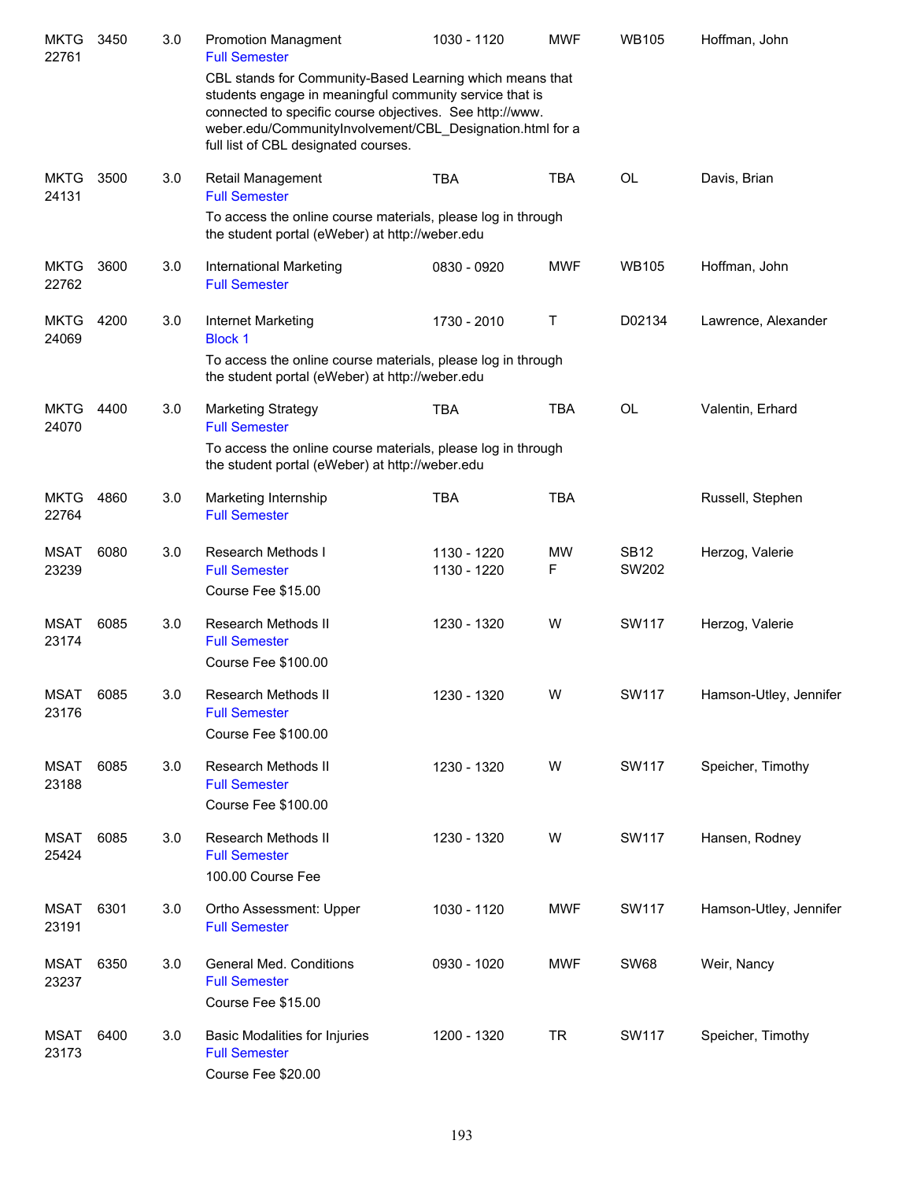| Subject / CRN | Course | Credits | Title | Time | Days | Room | Instructor |
|---|---|---|---|---|---|---|---|
| MKTG 22761 | 3450 | 3.0 | Promotion Managment<br>Full Semester<br>CBL stands for Community-Based Learning which means that students engage in meaningful community service that is connected to specific course objectives. See http://www.weber.edu/CommunityInvolvement/CBL_Designation.html for a full list of CBL designated courses. | 1030 - 1120 | MWF | WB105 | Hoffman, John |
| MKTG 24131 | 3500 | 3.0 | Retail Management<br>Full Semester<br>To access the online course materials, please log in through the student portal (eWeber) at http://weber.edu | TBA | TBA | OL | Davis, Brian |
| MKTG 22762 | 3600 | 3.0 | International Marketing<br>Full Semester | 0830 - 0920 | MWF | WB105 | Hoffman, John |
| MKTG 24069 | 4200 | 3.0 | Internet Marketing<br>Block 1<br>To access the online course materials, please log in through the student portal (eWeber) at http://weber.edu | 1730 - 2010 | T | D02134 | Lawrence, Alexander |
| MKTG 24070 | 4400 | 3.0 | Marketing Strategy<br>Full Semester<br>To access the online course materials, please log in through the student portal (eWeber) at http://weber.edu | TBA | TBA | OL | Valentin, Erhard |
| MKTG 22764 | 4860 | 3.0 | Marketing Internship<br>Full Semester | TBA | TBA | | Russell, Stephen |
| MSAT 23239 | 6080 | 3.0 | Research Methods I<br>Full Semester<br>Course Fee $15.00 | 1130 - 1220<br>1130 - 1220 | MW<br>F | SB12<br>SW202 | Herzog, Valerie |
| MSAT 23174 | 6085 | 3.0 | Research Methods II<br>Full Semester<br>Course Fee $100.00 | 1230 - 1320 | W | SW117 | Herzog, Valerie |
| MSAT 23176 | 6085 | 3.0 | Research Methods II<br>Full Semester<br>Course Fee $100.00 | 1230 - 1320 | W | SW117 | Hamson-Utley, Jennifer |
| MSAT 23188 | 6085 | 3.0 | Research Methods II<br>Full Semester<br>Course Fee $100.00 | 1230 - 1320 | W | SW117 | Speicher, Timothy |
| MSAT 25424 | 6085 | 3.0 | Research Methods II<br>Full Semester<br>100.00 Course Fee | 1230 - 1320 | W | SW117 | Hansen, Rodney |
| MSAT 23191 | 6301 | 3.0 | Ortho Assessment: Upper<br>Full Semester | 1030 - 1120 | MWF | SW117 | Hamson-Utley, Jennifer |
| MSAT 23237 | 6350 | 3.0 | General Med. Conditions<br>Full Semester<br>Course Fee $15.00 | 0930 - 1020 | MWF | SW68 | Weir, Nancy |
| MSAT 23173 | 6400 | 3.0 | Basic Modalities for Injuries<br>Full Semester<br>Course Fee $20.00 | 1200 - 1320 | TR | SW117 | Speicher, Timothy |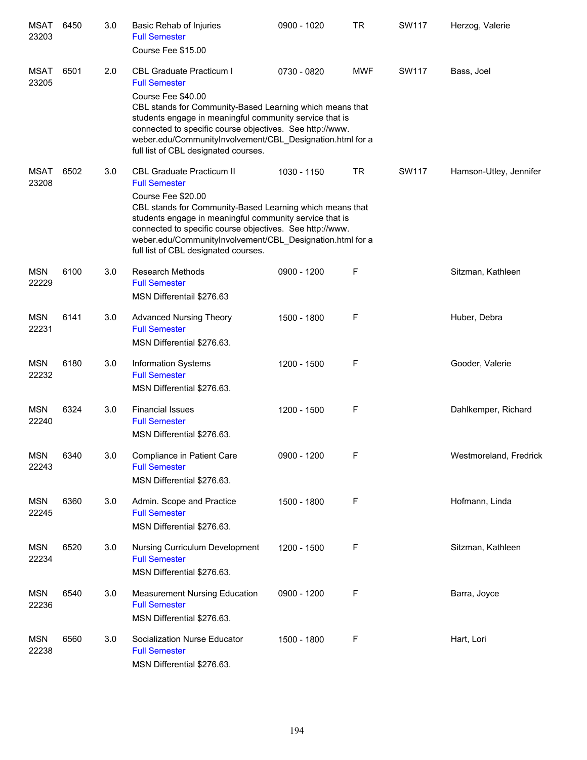| | | | | | | | |
|---|---|---|---|---|---|---|---|
| MSAT 23203 | 6450 | 3.0 | Basic Rehab of Injuries<br>Full Semester<br>Course Fee $15.00 | 0900 - 1020 | TR | SW117 | Herzog, Valerie |
| MSAT 23205 | 6501 | 2.0 | CBL Graduate Practicum I<br>Full Semester<br>Course Fee $40.00<br>CBL stands for Community-Based Learning which means that students engage in meaningful community service that is connected to specific course objectives. See http://www.weber.edu/CommunityInvolvement/CBL_Designation.html for a full list of CBL designated courses. | 0730 - 0820 | MWF | SW117 | Bass, Joel |
| MSAT 23208 | 6502 | 3.0 | CBL Graduate Practicum II<br>Full Semester<br>Course Fee $20.00<br>CBL stands for Community-Based Learning which means that students engage in meaningful community service that is connected to specific course objectives. See http://www.weber.edu/CommunityInvolvement/CBL_Designation.html for a full list of CBL designated courses. | 1030 - 1150 | TR | SW117 | Hamson-Utley, Jennifer |
| MSN 22229 | 6100 | 3.0 | Research Methods<br>Full Semester<br>MSN Differentail $276.63 | 0900 - 1200 | F | | Sitzman, Kathleen |
| MSN 22231 | 6141 | 3.0 | Advanced Nursing Theory<br>Full Semester<br>MSN Differential $276.63. | 1500 - 1800 | F | | Huber, Debra |
| MSN 22232 | 6180 | 3.0 | Information Systems<br>Full Semester<br>MSN Differential $276.63. | 1200 - 1500 | F | | Gooder, Valerie |
| MSN 22240 | 6324 | 3.0 | Financial Issues<br>Full Semester<br>MSN Differential $276.63. | 1200 - 1500 | F | | Dahlkemper, Richard |
| MSN 22243 | 6340 | 3.0 | Compliance in Patient Care<br>Full Semester<br>MSN Differential $276.63. | 0900 - 1200 | F | | Westmoreland, Fredrick |
| MSN 22245 | 6360 | 3.0 | Admin. Scope and Practice<br>Full Semester<br>MSN Differential $276.63. | 1500 - 1800 | F | | Hofmann, Linda |
| MSN 22234 | 6520 | 3.0 | Nursing Curriculum Development<br>Full Semester<br>MSN Differential $276.63. | 1200 - 1500 | F | | Sitzman, Kathleen |
| MSN 22236 | 6540 | 3.0 | Measurement Nursing Education<br>Full Semester<br>MSN Differential $276.63. | 0900 - 1200 | F | | Barra, Joyce |
| MSN 22238 | 6560 | 3.0 | Socialization Nurse Educator<br>Full Semester<br>MSN Differential $276.63. | 1500 - 1800 | F | | Hart, Lori |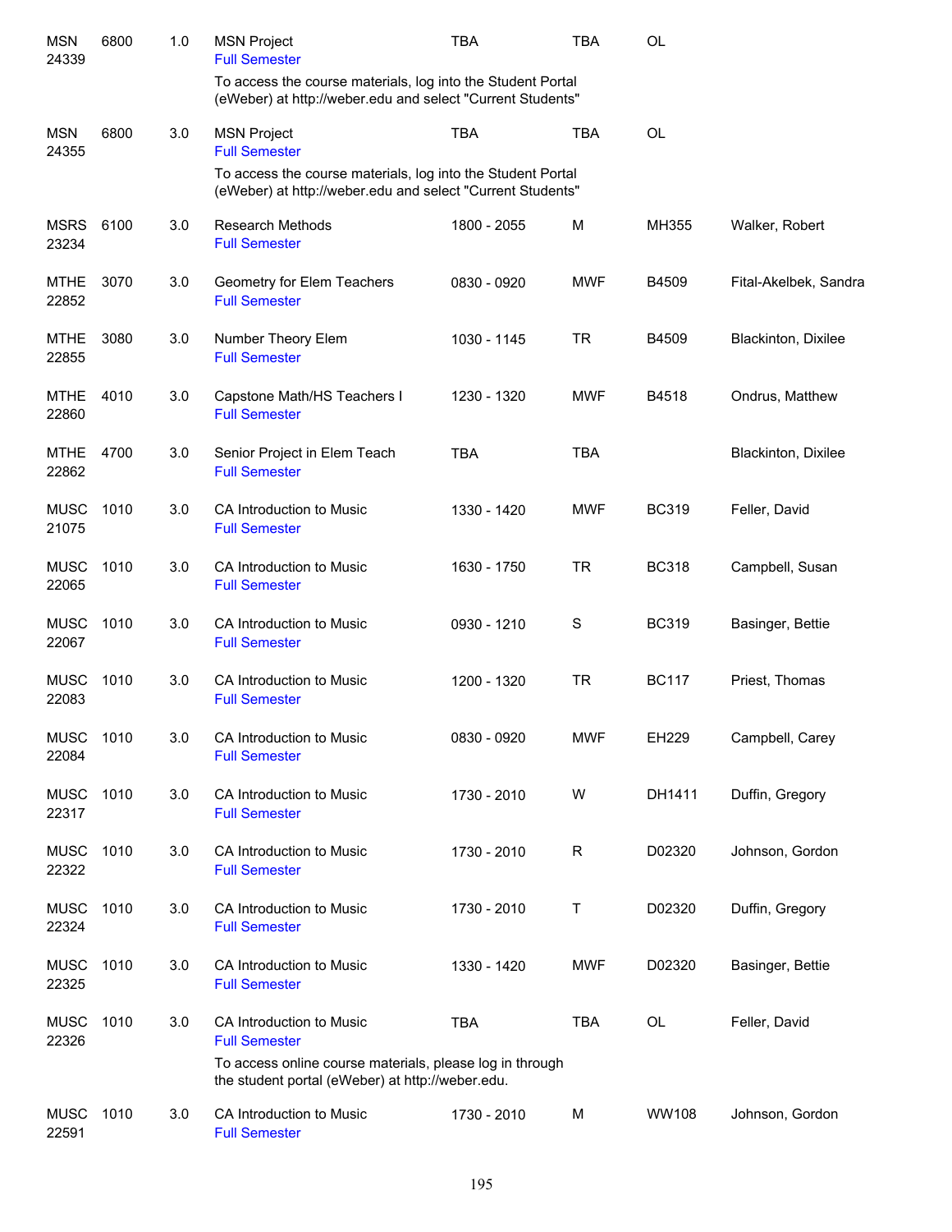| Subject / CRN | Course | Credits | Title | Time | Days | Room | Instructor |
|---|---|---|---|---|---|---|---|
| MSN 24339 | 6800 | 1.0 | MSN Project<br>Full Semester<br>To access the course materials, log into the Student Portal (eWeber) at http://weber.edu and select "Current Students" | TBA | TBA | OL | |
| MSN 24355 | 6800 | 3.0 | MSN Project<br>Full Semester<br>To access the course materials, log into the Student Portal (eWeber) at http://weber.edu and select "Current Students" | TBA | TBA | OL | |
| MSRS 23234 | 6100 | 3.0 | Research Methods<br>Full Semester | 1800 - 2055 | M | MH355 | Walker, Robert |
| MTHE 22852 | 3070 | 3.0 | Geometry for Elem Teachers<br>Full Semester | 0830 - 0920 | MWF | B4509 | Fital-Akelbek, Sandra |
| MTHE 22855 | 3080 | 3.0 | Number Theory Elem<br>Full Semester | 1030 - 1145 | TR | B4509 | Blackinton, Dixilee |
| MTHE 22860 | 4010 | 3.0 | Capstone Math/HS Teachers I<br>Full Semester | 1230 - 1320 | MWF | B4518 | Ondrus, Matthew |
| MTHE 22862 | 4700 | 3.0 | Senior Project in Elem Teach<br>Full Semester | TBA | TBA | | Blackinton, Dixilee |
| MUSC 21075 | 1010 | 3.0 | CA Introduction to Music<br>Full Semester | 1330 - 1420 | MWF | BC319 | Feller, David |
| MUSC 22065 | 1010 | 3.0 | CA Introduction to Music<br>Full Semester | 1630 - 1750 | TR | BC318 | Campbell, Susan |
| MUSC 22067 | 1010 | 3.0 | CA Introduction to Music<br>Full Semester | 0930 - 1210 | S | BC319 | Basinger, Bettie |
| MUSC 22083 | 1010 | 3.0 | CA Introduction to Music<br>Full Semester | 1200 - 1320 | TR | BC117 | Priest, Thomas |
| MUSC 22084 | 1010 | 3.0 | CA Introduction to Music<br>Full Semester | 0830 - 0920 | MWF | EH229 | Campbell, Carey |
| MUSC 22317 | 1010 | 3.0 | CA Introduction to Music<br>Full Semester | 1730 - 2010 | W | DH1411 | Duffin, Gregory |
| MUSC 22322 | 1010 | 3.0 | CA Introduction to Music<br>Full Semester | 1730 - 2010 | R | D02320 | Johnson, Gordon |
| MUSC 22324 | 1010 | 3.0 | CA Introduction to Music<br>Full Semester | 1730 - 2010 | T | D02320 | Duffin, Gregory |
| MUSC 22325 | 1010 | 3.0 | CA Introduction to Music<br>Full Semester | 1330 - 1420 | MWF | D02320 | Basinger, Bettie |
| MUSC 22326 | 1010 | 3.0 | CA Introduction to Music<br>Full Semester<br>To access online course materials, please log in through the student portal (eWeber) at http://weber.edu. | TBA | TBA | OL | Feller, David |
| MUSC 22591 | 1010 | 3.0 | CA Introduction to Music<br>Full Semester | 1730 - 2010 | M | WW108 | Johnson, Gordon |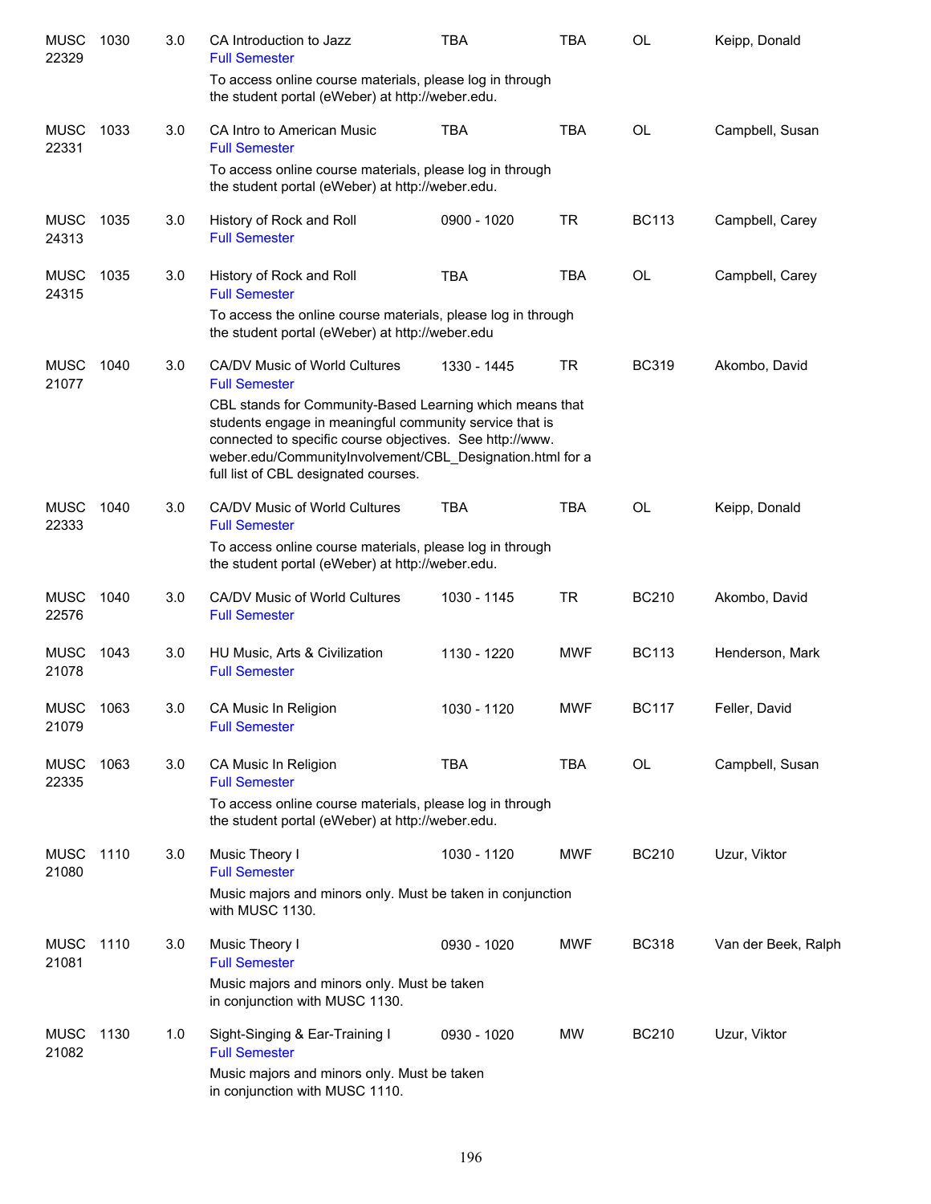| Course | Number | Credits | Title | Time | Days | Room | Instructor |
|---|---|---|---|---|---|---|---|
| MUSC 22329 | 1030 | 3.0 | CA Introduction to Jazz<br>Full Semester<br>To access online course materials, please log in through the student portal (eWeber) at http://weber.edu. | TBA | TBA | OL | Keipp, Donald |
| MUSC 22331 | 1033 | 3.0 | CA Intro to American Music<br>Full Semester<br>To access online course materials, please log in through the student portal (eWeber) at http://weber.edu. | TBA | TBA | OL | Campbell, Susan |
| MUSC 24313 | 1035 | 3.0 | History of Rock and Roll<br>Full Semester | 0900 - 1020 | TR | BC113 | Campbell, Carey |
| MUSC 24315 | 1035 | 3.0 | History of Rock and Roll<br>Full Semester<br>To access the online course materials, please log in through the student portal (eWeber) at http://weber.edu | TBA | TBA | OL | Campbell, Carey |
| MUSC 21077 | 1040 | 3.0 | CA/DV Music of World Cultures<br>Full Semester<br>CBL stands for Community-Based Learning which means that students engage in meaningful community service that is connected to specific course objectives. See http://www.weber.edu/CommunityInvolvement/CBL_Designation.html for a full list of CBL designated courses. | 1330 - 1445 | TR | BC319 | Akombo, David |
| MUSC 22333 | 1040 | 3.0 | CA/DV Music of World Cultures<br>Full Semester<br>To access online course materials, please log in through the student portal (eWeber) at http://weber.edu. | TBA | TBA | OL | Keipp, Donald |
| MUSC 22576 | 1040 | 3.0 | CA/DV Music of World Cultures<br>Full Semester | 1030 - 1145 | TR | BC210 | Akombo, David |
| MUSC 21078 | 1043 | 3.0 | HU Music, Arts & Civilization<br>Full Semester | 1130 - 1220 | MWF | BC113 | Henderson, Mark |
| MUSC 21079 | 1063 | 3.0 | CA Music In Religion<br>Full Semester | 1030 - 1120 | MWF | BC117 | Feller, David |
| MUSC 22335 | 1063 | 3.0 | CA Music In Religion<br>Full Semester<br>To access online course materials, please log in through the student portal (eWeber) at http://weber.edu. | TBA | TBA | OL | Campbell, Susan |
| MUSC 21080 | 1110 | 3.0 | Music Theory I<br>Full Semester<br>Music majors and minors only. Must be taken in conjunction with MUSC 1130. | 1030 - 1120 | MWF | BC210 | Uzur, Viktor |
| MUSC 21081 | 1110 | 3.0 | Music Theory I<br>Full Semester<br>Music majors and minors only. Must be taken in conjunction with MUSC 1130. | 0930 - 1020 | MWF | BC318 | Van der Beek, Ralph |
| MUSC 21082 | 1130 | 1.0 | Sight-Singing & Ear-Training I<br>Full Semester<br>Music majors and minors only. Must be taken in conjunction with MUSC 1110. | 0930 - 1020 | MW | BC210 | Uzur, Viktor |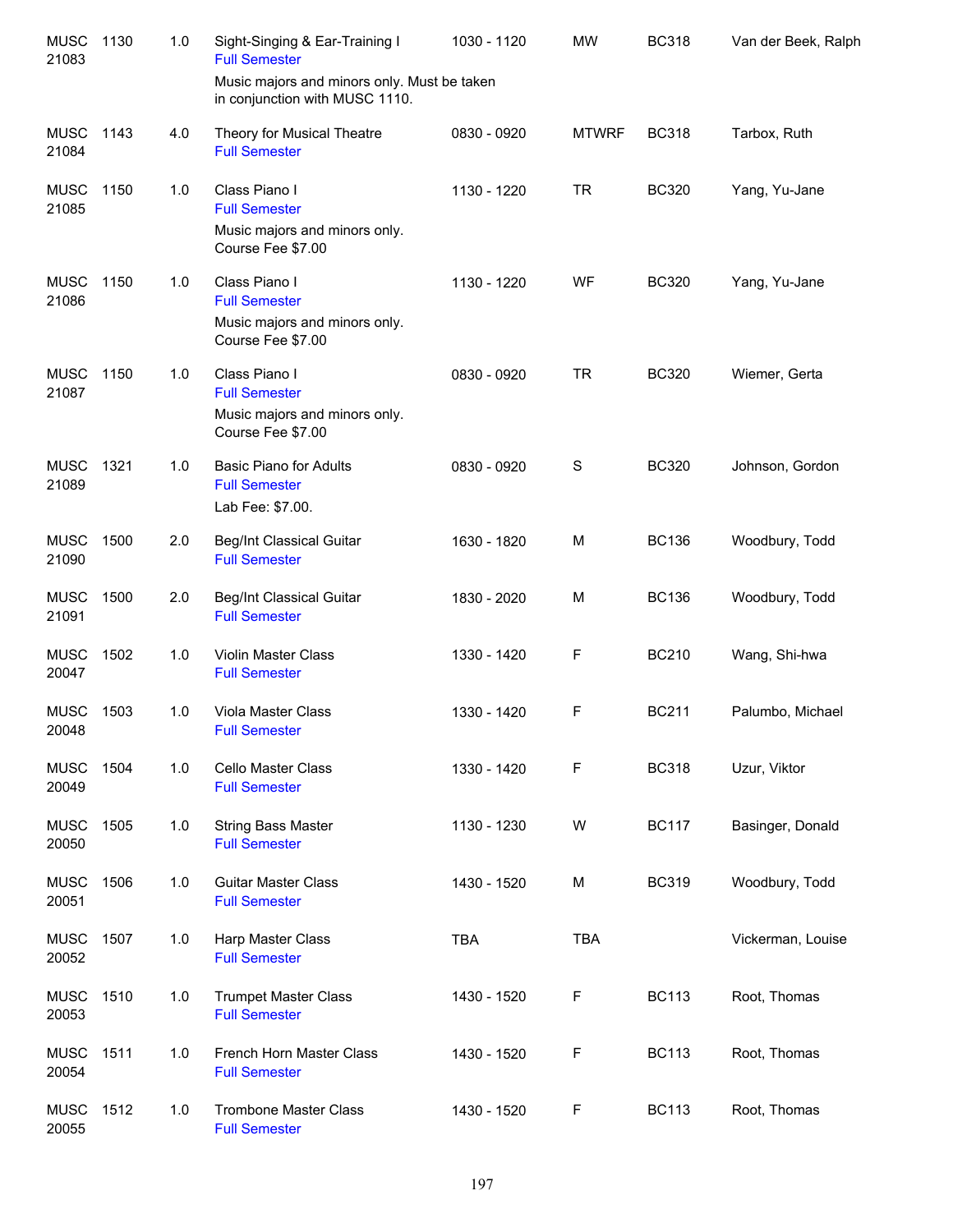| | | | | | | | |
|---|---|---|---|---|---|---|---|
| MUSC 21083 | 1130 | 1.0 | Sight-Singing & Ear-Training I<br>Full Semester<br>Music majors and minors only. Must be taken in conjunction with MUSC 1110. | 1030 - 1120 | MW | BC318 | Van der Beek, Ralph |
| MUSC 21084 | 1143 | 4.0 | Theory for Musical Theatre<br>Full Semester | 0830 - 0920 | MTWRF | BC318 | Tarbox, Ruth |
| MUSC 21085 | 1150 | 1.0 | Class Piano I<br>Full Semester<br>Music majors and minors only.<br>Course Fee $7.00 | 1130 - 1220 | TR | BC320 | Yang, Yu-Jane |
| MUSC 21086 | 1150 | 1.0 | Class Piano I<br>Full Semester<br>Music majors and minors only.<br>Course Fee $7.00 | 1130 - 1220 | WF | BC320 | Yang, Yu-Jane |
| MUSC 21087 | 1150 | 1.0 | Class Piano I<br>Full Semester<br>Music majors and minors only.<br>Course Fee $7.00 | 0830 - 0920 | TR | BC320 | Wiemer, Gerta |
| MUSC 21089 | 1321 | 1.0 | Basic Piano for Adults<br>Full Semester<br>Lab Fee: $7.00. | 0830 - 0920 | S | BC320 | Johnson, Gordon |
| MUSC 21090 | 1500 | 2.0 | Beg/Int Classical Guitar<br>Full Semester | 1630 - 1820 | M | BC136 | Woodbury, Todd |
| MUSC 21091 | 1500 | 2.0 | Beg/Int Classical Guitar<br>Full Semester | 1830 - 2020 | M | BC136 | Woodbury, Todd |
| MUSC 20047 | 1502 | 1.0 | Violin Master Class<br>Full Semester | 1330 - 1420 | F | BC210 | Wang, Shi-hwa |
| MUSC 20048 | 1503 | 1.0 | Viola Master Class<br>Full Semester | 1330 - 1420 | F | BC211 | Palumbo, Michael |
| MUSC 20049 | 1504 | 1.0 | Cello Master Class<br>Full Semester | 1330 - 1420 | F | BC318 | Uzur, Viktor |
| MUSC 20050 | 1505 | 1.0 | String Bass Master<br>Full Semester | 1130 - 1230 | W | BC117 | Basinger, Donald |
| MUSC 20051 | 1506 | 1.0 | Guitar Master Class<br>Full Semester | 1430 - 1520 | M | BC319 | Woodbury, Todd |
| MUSC 20052 | 1507 | 1.0 | Harp Master Class<br>Full Semester | TBA | TBA | | Vickerman, Louise |
| MUSC 20053 | 1510 | 1.0 | Trumpet Master Class<br>Full Semester | 1430 - 1520 | F | BC113 | Root, Thomas |
| MUSC 20054 | 1511 | 1.0 | French Horn Master Class<br>Full Semester | 1430 - 1520 | F | BC113 | Root, Thomas |
| MUSC 20055 | 1512 | 1.0 | Trombone Master Class<br>Full Semester | 1430 - 1520 | F | BC113 | Root, Thomas |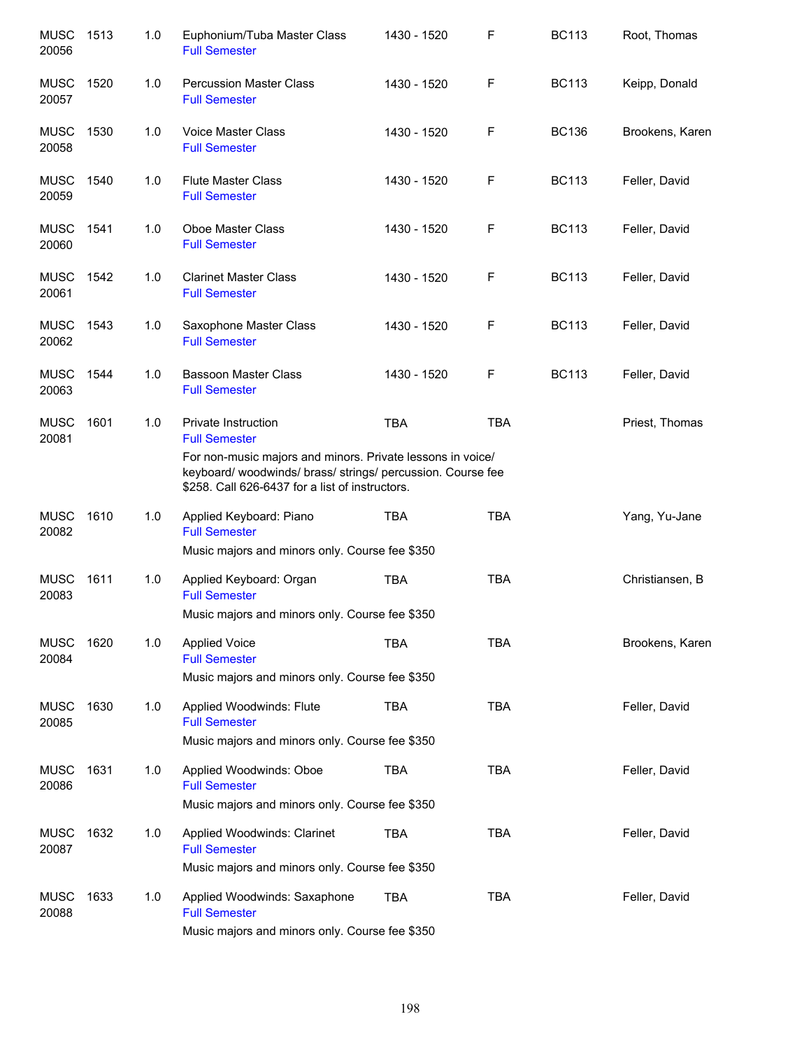| | | | | | | | |
|---|---|---|---|---|---|---|---|
| MUSC 20056 | 1513 | 1.0 | Euphonium/Tuba Master Class<br>Full Semester | 1430 - 1520 | F | BC113 | Root, Thomas |
| MUSC 20057 | 1520 | 1.0 | Percussion Master Class<br>Full Semester | 1430 - 1520 | F | BC113 | Keipp, Donald |
| MUSC 20058 | 1530 | 1.0 | Voice Master Class<br>Full Semester | 1430 - 1520 | F | BC136 | Brookens, Karen |
| MUSC 20059 | 1540 | 1.0 | Flute Master Class<br>Full Semester | 1430 - 1520 | F | BC113 | Feller, David |
| MUSC 20060 | 1541 | 1.0 | Oboe Master Class<br>Full Semester | 1430 - 1520 | F | BC113 | Feller, David |
| MUSC 20061 | 1542 | 1.0 | Clarinet Master Class<br>Full Semester | 1430 - 1520 | F | BC113 | Feller, David |
| MUSC 20062 | 1543 | 1.0 | Saxophone Master Class<br>Full Semester | 1430 - 1520 | F | BC113 | Feller, David |
| MUSC 20063 | 1544 | 1.0 | Bassoon Master Class<br>Full Semester | 1430 - 1520 | F | BC113 | Feller, David |
| MUSC 20081 | 1601 | 1.0 | Private Instruction<br>Full Semester<br>For non-music majors and minors. Private lessons in voice/ keyboard/ woodwinds/ brass/ strings/ percussion. Course fee $258. Call 626-6437 for a list of instructors. | TBA | TBA | | Priest, Thomas |
| MUSC 20082 | 1610 | 1.0 | Applied Keyboard: Piano<br>Full Semester<br>Music majors and minors only. Course fee $350 | TBA | TBA | | Yang, Yu-Jane |
| MUSC 20083 | 1611 | 1.0 | Applied Keyboard: Organ<br>Full Semester<br>Music majors and minors only. Course fee $350 | TBA | TBA | | Christiansen, B |
| MUSC 20084 | 1620 | 1.0 | Applied Voice<br>Full Semester<br>Music majors and minors only. Course fee $350 | TBA | TBA | | Brookens, Karen |
| MUSC 20085 | 1630 | 1.0 | Applied Woodwinds: Flute<br>Full Semester<br>Music majors and minors only. Course fee $350 | TBA | TBA | | Feller, David |
| MUSC 20086 | 1631 | 1.0 | Applied Woodwinds: Oboe<br>Full Semester<br>Music majors and minors only. Course fee $350 | TBA | TBA | | Feller, David |
| MUSC 20087 | 1632 | 1.0 | Applied Woodwinds: Clarinet<br>Full Semester<br>Music majors and minors only. Course fee $350 | TBA | TBA | | Feller, David |
| MUSC 20088 | 1633 | 1.0 | Applied Woodwinds: Saxaphone<br>Full Semester<br>Music majors and minors only. Course fee $350 | TBA | TBA | | Feller, David |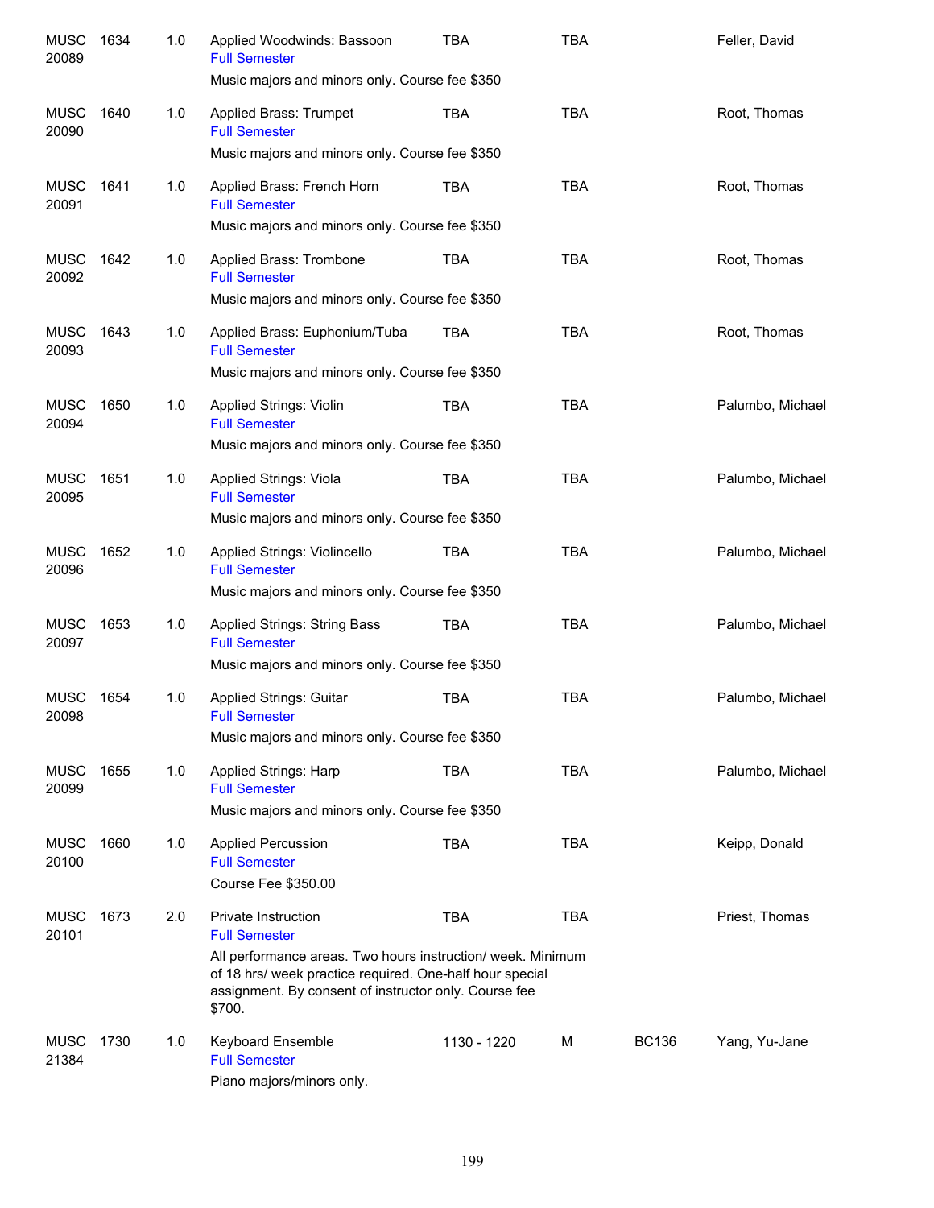| Course | CRN | Credits | Title | Time | Days | Room | Instructor |
|---|---|---|---|---|---|---|---|
| MUSC 20089 | 1634 | 1.0 | Applied Woodwinds: Bassoon<br>Full Semester<br>Music majors and minors only. Course fee $350 | TBA | TBA | | Feller, David |
| MUSC 20090 | 1640 | 1.0 | Applied Brass: Trumpet<br>Full Semester<br>Music majors and minors only. Course fee $350 | TBA | TBA | | Root, Thomas |
| MUSC 20091 | 1641 | 1.0 | Applied Brass: French Horn<br>Full Semester<br>Music majors and minors only. Course fee $350 | TBA | TBA | | Root, Thomas |
| MUSC 20092 | 1642 | 1.0 | Applied Brass: Trombone<br>Full Semester<br>Music majors and minors only. Course fee $350 | TBA | TBA | | Root, Thomas |
| MUSC 20093 | 1643 | 1.0 | Applied Brass: Euphonium/Tuba<br>Full Semester<br>Music majors and minors only. Course fee $350 | TBA | TBA | | Root, Thomas |
| MUSC 20094 | 1650 | 1.0 | Applied Strings: Violin<br>Full Semester<br>Music majors and minors only. Course fee $350 | TBA | TBA | | Palumbo, Michael |
| MUSC 20095 | 1651 | 1.0 | Applied Strings: Viola<br>Full Semester<br>Music majors and minors only. Course fee $350 | TBA | TBA | | Palumbo, Michael |
| MUSC 20096 | 1652 | 1.0 | Applied Strings: Violincello<br>Full Semester<br>Music majors and minors only. Course fee $350 | TBA | TBA | | Palumbo, Michael |
| MUSC 20097 | 1653 | 1.0 | Applied Strings: String Bass<br>Full Semester<br>Music majors and minors only. Course fee $350 | TBA | TBA | | Palumbo, Michael |
| MUSC 20098 | 1654 | 1.0 | Applied Strings: Guitar<br>Full Semester<br>Music majors and minors only. Course fee $350 | TBA | TBA | | Palumbo, Michael |
| MUSC 20099 | 1655 | 1.0 | Applied Strings: Harp<br>Full Semester<br>Music majors and minors only. Course fee $350 | TBA | TBA | | Palumbo, Michael |
| MUSC 20100 | 1660 | 1.0 | Applied Percussion<br>Full Semester<br>Course Fee $350.00 | TBA | TBA | | Keipp, Donald |
| MUSC 20101 | 1673 | 2.0 | Private Instruction<br>Full Semester<br>All performance areas. Two hours instruction/ week. Minimum of 18 hrs/ week practice required. One-half hour special assignment. By consent of instructor only. Course fee $700. | TBA | TBA | | Priest, Thomas |
| MUSC 21384 | 1730 | 1.0 | Keyboard Ensemble<br>Full Semester<br>Piano majors/minors only. | 1130 - 1220 | M | BC136 | Yang, Yu-Jane |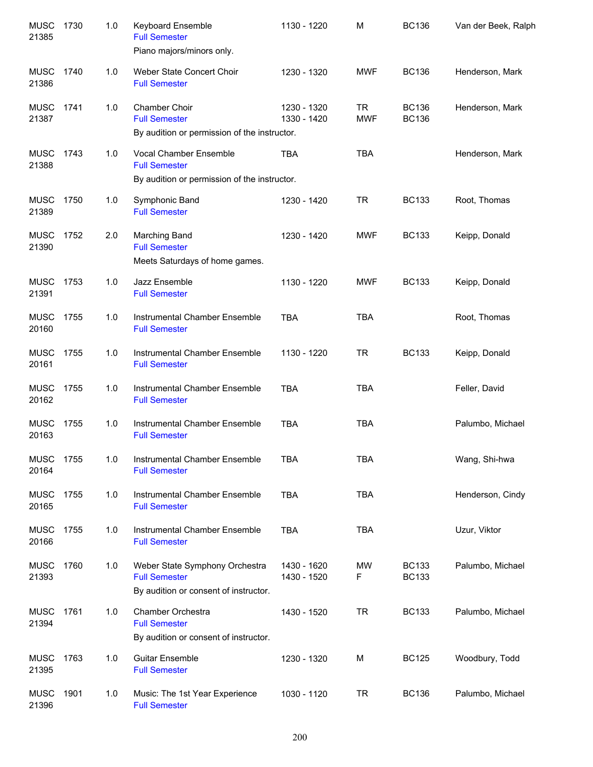| | | | | | | | |
|---|---|---|---|---|---|---|---|
| MUSC 21385 | 1730 | 1.0 | Keyboard Ensemble<br>Full Semester<br>Piano majors/minors only. | 1130 - 1220 | M | BC136 | Van der Beek, Ralph |
| MUSC 21386 | 1740 | 1.0 | Weber State Concert Choir<br>Full Semester | 1230 - 1320 | MWF | BC136 | Henderson, Mark |
| MUSC 21387 | 1741 | 1.0 | Chamber Choir<br>Full Semester<br>By audition or permission of the instructor. | 1230 - 1320<br>1330 - 1420 | TR<br>MWF | BC136<br>BC136 | Henderson, Mark |
| MUSC 21388 | 1743 | 1.0 | Vocal Chamber Ensemble<br>Full Semester<br>By audition or permission of the instructor. | TBA | TBA | | Henderson, Mark |
| MUSC 21389 | 1750 | 1.0 | Symphonic Band<br>Full Semester | 1230 - 1420 | TR | BC133 | Root, Thomas |
| MUSC 21390 | 1752 | 2.0 | Marching Band<br>Full Semester<br>Meets Saturdays of home games. | 1230 - 1420 | MWF | BC133 | Keipp, Donald |
| MUSC 21391 | 1753 | 1.0 | Jazz Ensemble<br>Full Semester | 1130 - 1220 | MWF | BC133 | Keipp, Donald |
| MUSC 20160 | 1755 | 1.0 | Instrumental Chamber Ensemble<br>Full Semester | TBA | TBA | | Root, Thomas |
| MUSC 20161 | 1755 | 1.0 | Instrumental Chamber Ensemble<br>Full Semester | 1130 - 1220 | TR | BC133 | Keipp, Donald |
| MUSC 20162 | 1755 | 1.0 | Instrumental Chamber Ensemble<br>Full Semester | TBA | TBA | | Feller, David |
| MUSC 20163 | 1755 | 1.0 | Instrumental Chamber Ensemble<br>Full Semester | TBA | TBA | | Palumbo, Michael |
| MUSC 20164 | 1755 | 1.0 | Instrumental Chamber Ensemble<br>Full Semester | TBA | TBA | | Wang, Shi-hwa |
| MUSC 20165 | 1755 | 1.0 | Instrumental Chamber Ensemble<br>Full Semester | TBA | TBA | | Henderson, Cindy |
| MUSC 20166 | 1755 | 1.0 | Instrumental Chamber Ensemble<br>Full Semester | TBA | TBA | | Uzur, Viktor |
| MUSC 21393 | 1760 | 1.0 | Weber State Symphony Orchestra<br>Full Semester<br>By audition or consent of instructor. | 1430 - 1620<br>1430 - 1520 | MW<br>F | BC133<br>BC133 | Palumbo, Michael |
| MUSC 21394 | 1761 | 1.0 | Chamber Orchestra<br>Full Semester<br>By audition or consent of instructor. | 1430 - 1520 | TR | BC133 | Palumbo, Michael |
| MUSC 21395 | 1763 | 1.0 | Guitar Ensemble<br>Full Semester | 1230 - 1320 | M | BC125 | Woodbury, Todd |
| MUSC 21396 | 1901 | 1.0 | Music: The 1st Year Experience<br>Full Semester | 1030 - 1120 | TR | BC136 | Palumbo, Michael |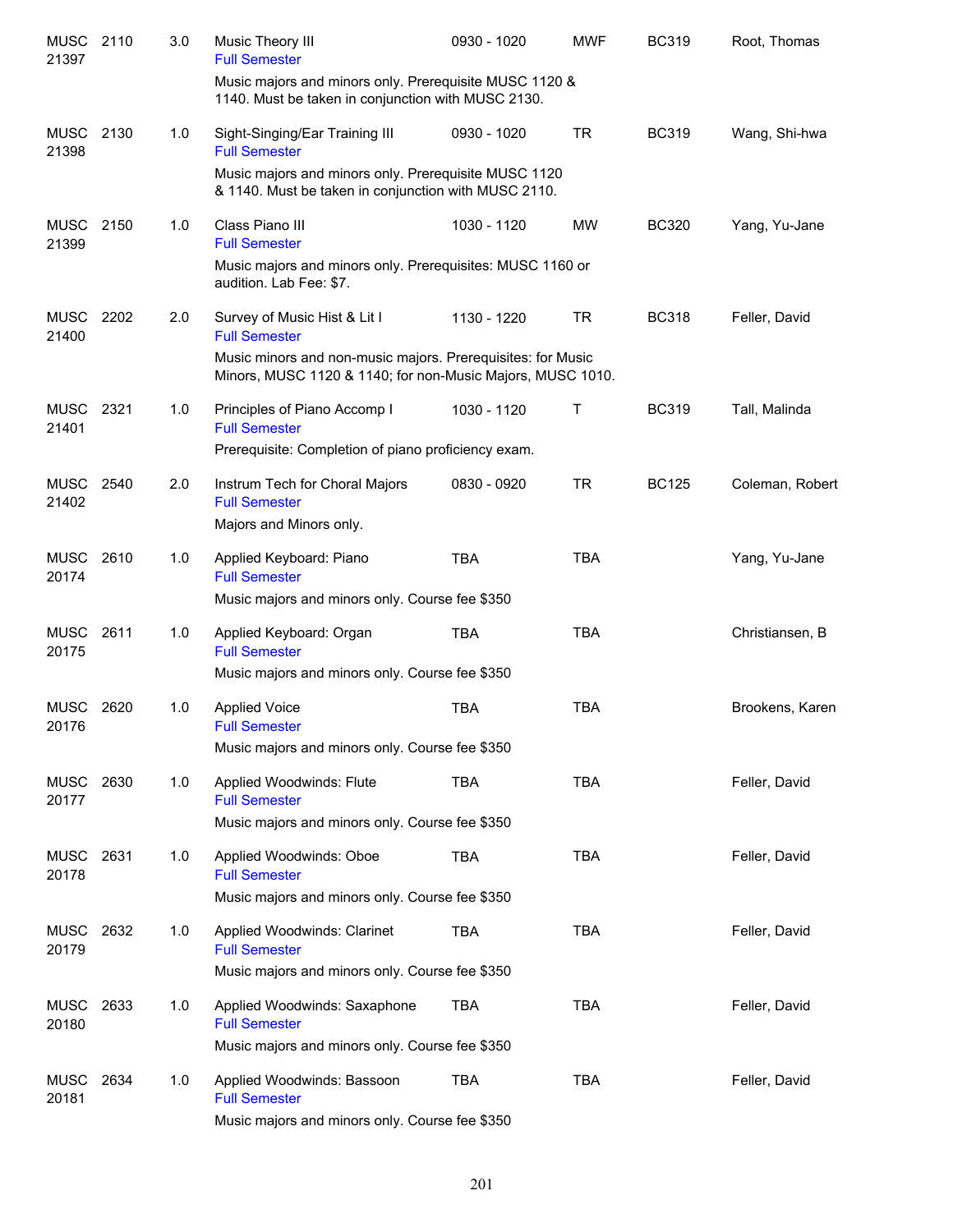| Subject / CRN | Course | Credits | Title | Time | Days | Room | Instructor |
|---|---|---|---|---|---|---|---|
| MUSC 21397 | 2110 | 3.0 | Music Theory III<br>Full Semester | 0930 - 1020 | MWF | BC319 | Root, Thomas |
| | | | Music majors and minors only. Prerequisite MUSC 1120 & 1140. Must be taken in conjunction with MUSC 2130. | | | | |
| MUSC 21398 | 2130 | 1.0 | Sight-Singing/Ear Training III<br>Full Semester | 0930 - 1020 | TR | BC319 | Wang, Shi-hwa |
| | | | Music majors and minors only. Prerequisite MUSC 1120 & 1140. Must be taken in conjunction with MUSC 2110. | | | | |
| MUSC 21399 | 2150 | 1.0 | Class Piano III<br>Full Semester | 1030 - 1120 | MW | BC320 | Yang, Yu-Jane |
| | | | Music majors and minors only. Prerequisites: MUSC 1160 or audition. Lab Fee: $7. | | | | |
| MUSC 21400 | 2202 | 2.0 | Survey of Music Hist & Lit I<br>Full Semester | 1130 - 1220 | TR | BC318 | Feller, David |
| | | | Music minors and non-music majors. Prerequisites: for Music Minors, MUSC 1120 & 1140; for non-Music Majors, MUSC 1010. | | | | |
| MUSC 21401 | 2321 | 1.0 | Principles of Piano Accomp I<br>Full Semester | 1030 - 1120 | T | BC319 | Tall, Malinda |
| | | | Prerequisite: Completion of piano proficiency exam. | | | | |
| MUSC 21402 | 2540 | 2.0 | Instrum Tech for Choral Majors<br>Full Semester | 0830 - 0920 | TR | BC125 | Coleman, Robert |
| | | | Majors and Minors only. | | | | |
| MUSC 20174 | 2610 | 1.0 | Applied Keyboard: Piano<br>Full Semester | TBA | TBA | | Yang, Yu-Jane |
| | | | Music majors and minors only. Course fee $350 | | | | |
| MUSC 20175 | 2611 | 1.0 | Applied Keyboard: Organ<br>Full Semester | TBA | TBA | | Christiansen, B |
| | | | Music majors and minors only. Course fee $350 | | | | |
| MUSC 20176 | 2620 | 1.0 | Applied Voice<br>Full Semester | TBA | TBA | | Brookens, Karen |
| | | | Music majors and minors only. Course fee $350 | | | | |
| MUSC 20177 | 2630 | 1.0 | Applied Woodwinds: Flute<br>Full Semester | TBA | TBA | | Feller, David |
| | | | Music majors and minors only. Course fee $350 | | | | |
| MUSC 20178 | 2631 | 1.0 | Applied Woodwinds: Oboe<br>Full Semester | TBA | TBA | | Feller, David |
| | | | Music majors and minors only. Course fee $350 | | | | |
| MUSC 20179 | 2632 | 1.0 | Applied Woodwinds: Clarinet<br>Full Semester | TBA | TBA | | Feller, David |
| | | | Music majors and minors only. Course fee $350 | | | | |
| MUSC 20180 | 2633 | 1.0 | Applied Woodwinds: Saxaphone<br>Full Semester | TBA | TBA | | Feller, David |
| | | | Music majors and minors only. Course fee $350 | | | | |
| MUSC 20181 | 2634 | 1.0 | Applied Woodwinds: Bassoon<br>Full Semester | TBA | TBA | | Feller, David |
| | | | Music majors and minors only. Course fee $350 | | | | |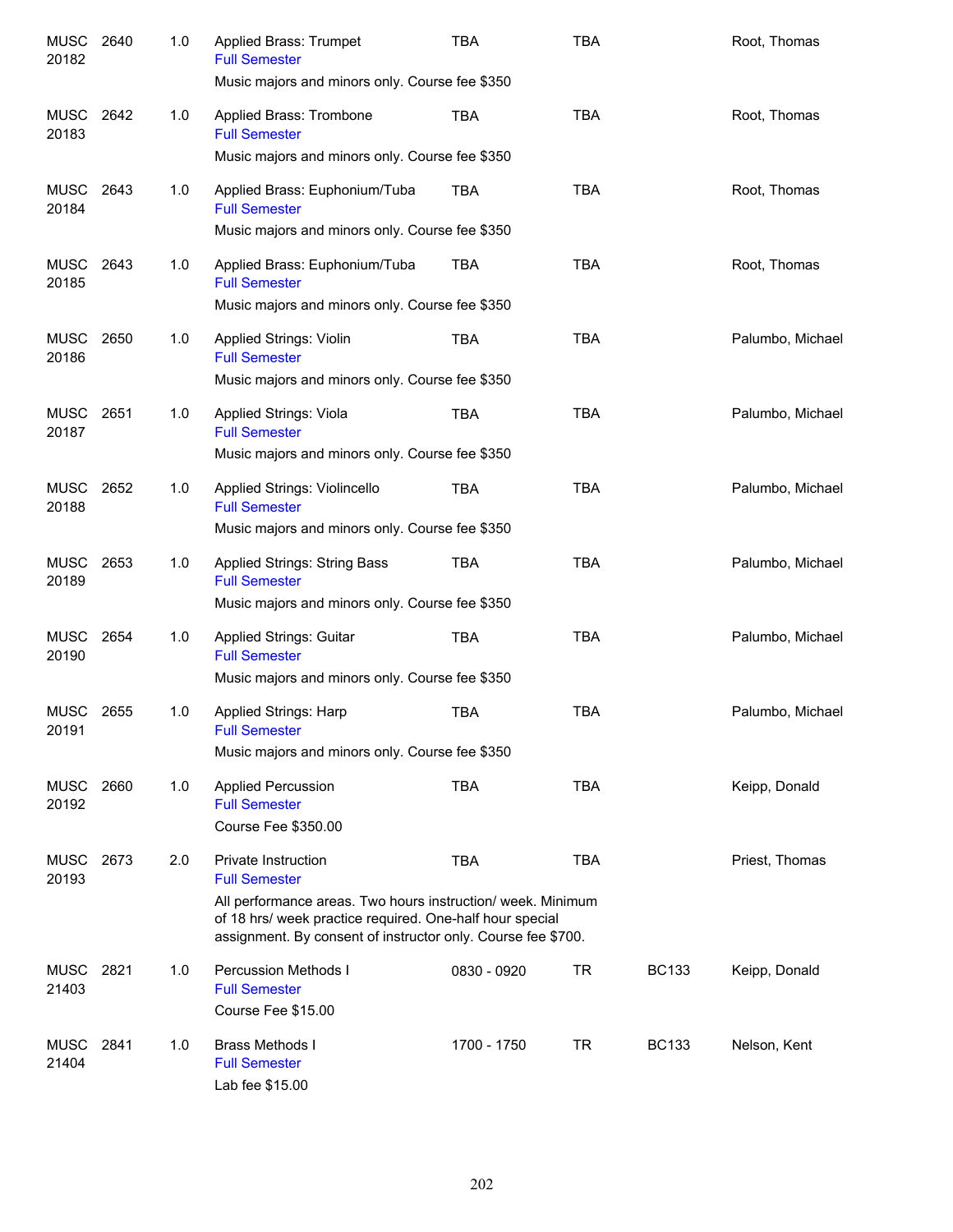| Subject/CRN | Course | Credits | Title | Time | Days | Room | Instructor |
|---|---|---|---|---|---|---|---|
| MUSC 20182 | 2640 | 1.0 | Applied Brass: Trumpet<br>Full Semester<br>Music majors and minors only. Course fee $350 | TBA | TBA | | Root, Thomas |
| MUSC 20183 | 2642 | 1.0 | Applied Brass: Trombone<br>Full Semester<br>Music majors and minors only. Course fee $350 | TBA | TBA | | Root, Thomas |
| MUSC 20184 | 2643 | 1.0 | Applied Brass: Euphonium/Tuba<br>Full Semester<br>Music majors and minors only. Course fee $350 | TBA | TBA | | Root, Thomas |
| MUSC 20185 | 2643 | 1.0 | Applied Brass: Euphonium/Tuba<br>Full Semester<br>Music majors and minors only. Course fee $350 | TBA | TBA | | Root, Thomas |
| MUSC 20186 | 2650 | 1.0 | Applied Strings: Violin<br>Full Semester<br>Music majors and minors only. Course fee $350 | TBA | TBA | | Palumbo, Michael |
| MUSC 20187 | 2651 | 1.0 | Applied Strings: Viola<br>Full Semester<br>Music majors and minors only. Course fee $350 | TBA | TBA | | Palumbo, Michael |
| MUSC 20188 | 2652 | 1.0 | Applied Strings: Violincello<br>Full Semester<br>Music majors and minors only. Course fee $350 | TBA | TBA | | Palumbo, Michael |
| MUSC 20189 | 2653 | 1.0 | Applied Strings: String Bass<br>Full Semester<br>Music majors and minors only. Course fee $350 | TBA | TBA | | Palumbo, Michael |
| MUSC 20190 | 2654 | 1.0 | Applied Strings: Guitar<br>Full Semester<br>Music majors and minors only. Course fee $350 | TBA | TBA | | Palumbo, Michael |
| MUSC 20191 | 2655 | 1.0 | Applied Strings: Harp<br>Full Semester<br>Music majors and minors only. Course fee $350 | TBA | TBA | | Palumbo, Michael |
| MUSC 20192 | 2660 | 1.0 | Applied Percussion<br>Full Semester<br>Course Fee $350.00 | TBA | TBA | | Keipp, Donald |
| MUSC 20193 | 2673 | 2.0 | Private Instruction<br>Full Semester<br>All performance areas. Two hours instruction/ week. Minimum of 18 hrs/ week practice required. One-half hour special assignment. By consent of instructor only. Course fee $700. | TBA | TBA | | Priest, Thomas |
| MUSC 21403 | 2821 | 1.0 | Percussion Methods I<br>Full Semester<br>Course Fee $15.00 | 0830 - 0920 | TR | BC133 | Keipp, Donald |
| MUSC 21404 | 2841 | 1.0 | Brass Methods I<br>Full Semester<br>Lab fee $15.00 | 1700 - 1750 | TR | BC133 | Nelson, Kent |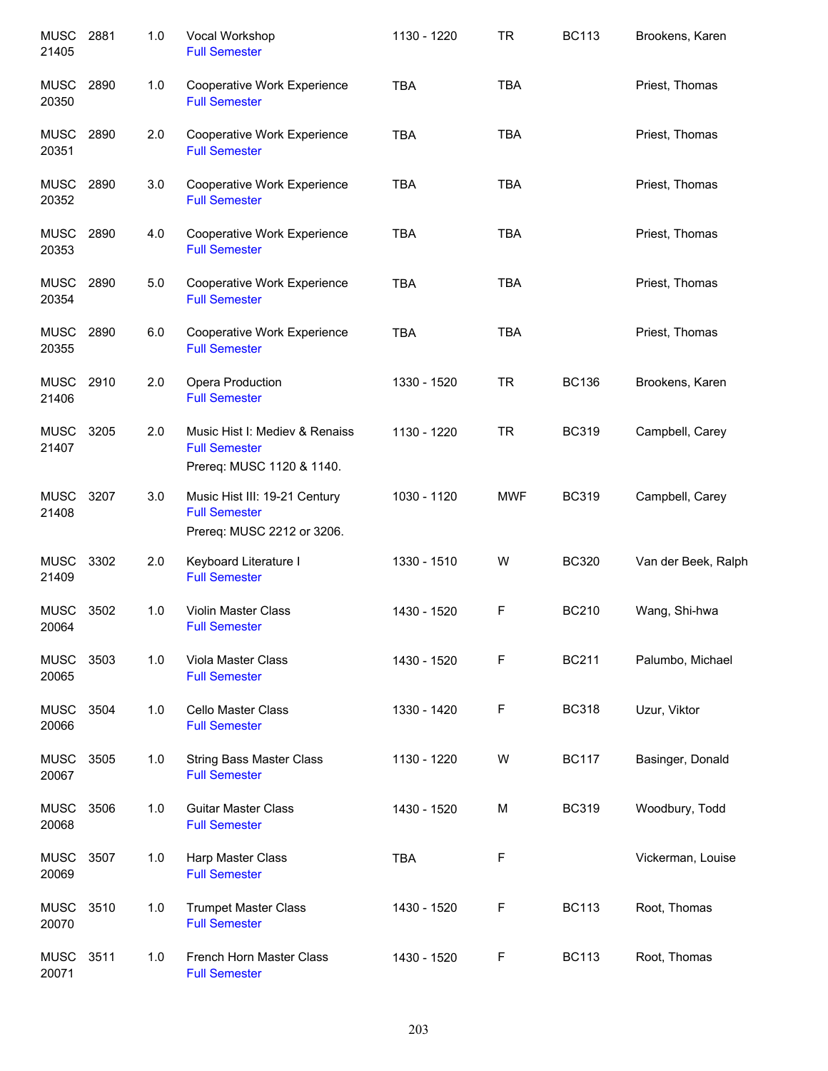| | | | | | | | |
|---|---|---|---|---|---|---|---|
| MUSC 21405 | 2881 | 1.0 | Vocal Workshop<br>Full Semester | 1130 - 1220 | TR | BC113 | Brookens, Karen |
| MUSC 20350 | 2890 | 1.0 | Cooperative Work Experience<br>Full Semester | TBA | TBA | | Priest, Thomas |
| MUSC 20351 | 2890 | 2.0 | Cooperative Work Experience<br>Full Semester | TBA | TBA | | Priest, Thomas |
| MUSC 20352 | 2890 | 3.0 | Cooperative Work Experience<br>Full Semester | TBA | TBA | | Priest, Thomas |
| MUSC 20353 | 2890 | 4.0 | Cooperative Work Experience<br>Full Semester | TBA | TBA | | Priest, Thomas |
| MUSC 20354 | 2890 | 5.0 | Cooperative Work Experience<br>Full Semester | TBA | TBA | | Priest, Thomas |
| MUSC 20355 | 2890 | 6.0 | Cooperative Work Experience<br>Full Semester | TBA | TBA | | Priest, Thomas |
| MUSC 21406 | 2910 | 2.0 | Opera Production<br>Full Semester | 1330 - 1520 | TR | BC136 | Brookens, Karen |
| MUSC 21407 | 3205 | 2.0 | Music Hist I: Mediev & Renaiss<br>Full Semester<br>Prereq: MUSC 1120 & 1140. | 1130 - 1220 | TR | BC319 | Campbell, Carey |
| MUSC 21408 | 3207 | 3.0 | Music Hist III: 19-21 Century<br>Full Semester<br>Prereq: MUSC 2212 or 3206. | 1030 - 1120 | MWF | BC319 | Campbell, Carey |
| MUSC 21409 | 3302 | 2.0 | Keyboard Literature I<br>Full Semester | 1330 - 1510 | W | BC320 | Van der Beek, Ralph |
| MUSC 20064 | 3502 | 1.0 | Violin Master Class<br>Full Semester | 1430 - 1520 | F | BC210 | Wang, Shi-hwa |
| MUSC 20065 | 3503 | 1.0 | Viola Master Class<br>Full Semester | 1430 - 1520 | F | BC211 | Palumbo, Michael |
| MUSC 20066 | 3504 | 1.0 | Cello Master Class<br>Full Semester | 1330 - 1420 | F | BC318 | Uzur, Viktor |
| MUSC 20067 | 3505 | 1.0 | String Bass Master Class<br>Full Semester | 1130 - 1220 | W | BC117 | Basinger, Donald |
| MUSC 20068 | 3506 | 1.0 | Guitar Master Class<br>Full Semester | 1430 - 1520 | M | BC319 | Woodbury, Todd |
| MUSC 20069 | 3507 | 1.0 | Harp Master Class<br>Full Semester | TBA | F | | Vickerman, Louise |
| MUSC 20070 | 3510 | 1.0 | Trumpet Master Class<br>Full Semester | 1430 - 1520 | F | BC113 | Root, Thomas |
| MUSC 20071 | 3511 | 1.0 | French Horn Master Class<br>Full Semester | 1430 - 1520 | F | BC113 | Root, Thomas |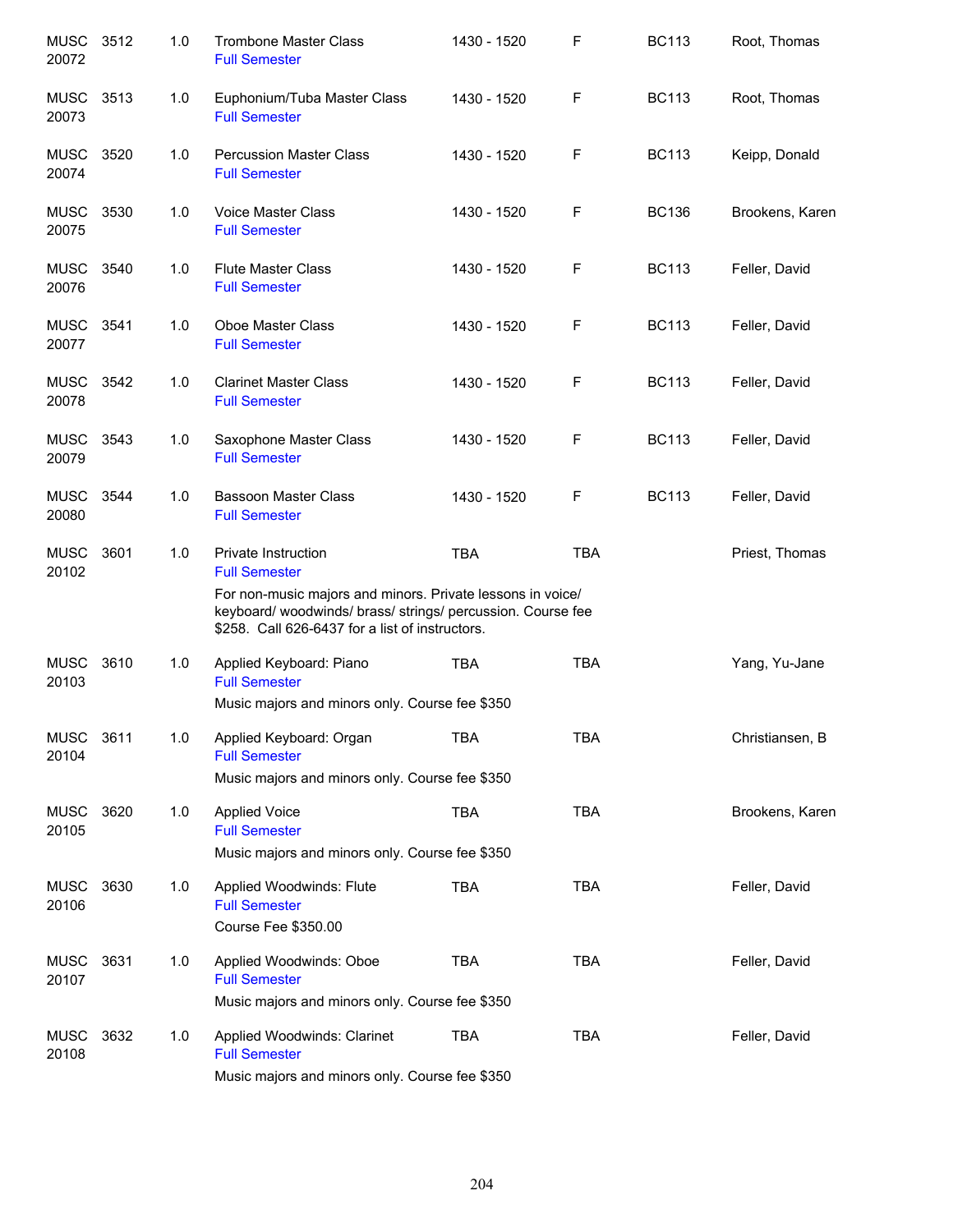| Subject / CRN | Course | Credits | Title | Time | Days | Room | Instructor |
|---|---|---|---|---|---|---|---|
| MUSC 20072 | 3512 | 1.0 | Trombone Master Class<br>Full Semester | 1430 - 1520 | F | BC113 | Root, Thomas |
| MUSC 20073 | 3513 | 1.0 | Euphonium/Tuba Master Class<br>Full Semester | 1430 - 1520 | F | BC113 | Root, Thomas |
| MUSC 20074 | 3520 | 1.0 | Percussion Master Class<br>Full Semester | 1430 - 1520 | F | BC113 | Keipp, Donald |
| MUSC 20075 | 3530 | 1.0 | Voice Master Class<br>Full Semester | 1430 - 1520 | F | BC136 | Brookens, Karen |
| MUSC 20076 | 3540 | 1.0 | Flute Master Class<br>Full Semester | 1430 - 1520 | F | BC113 | Feller, David |
| MUSC 20077 | 3541 | 1.0 | Oboe Master Class<br>Full Semester | 1430 - 1520 | F | BC113 | Feller, David |
| MUSC 20078 | 3542 | 1.0 | Clarinet Master Class<br>Full Semester | 1430 - 1520 | F | BC113 | Feller, David |
| MUSC 20079 | 3543 | 1.0 | Saxophone Master Class<br>Full Semester | 1430 - 1520 | F | BC113 | Feller, David |
| MUSC 20080 | 3544 | 1.0 | Bassoon Master Class<br>Full Semester | 1430 - 1520 | F | BC113 | Feller, David |
| MUSC 20102 | 3601 | 1.0 | Private Instruction<br>Full Semester<br>For non-music majors and minors. Private lessons in voice/ keyboard/ woodwinds/ brass/ strings/ percussion. Course fee $258. Call 626-6437 for a list of instructors. | TBA | TBA | | Priest, Thomas |
| MUSC 20103 | 3610 | 1.0 | Applied Keyboard: Piano<br>Full Semester<br>Music majors and minors only. Course fee $350 | TBA | TBA | | Yang, Yu-Jane |
| MUSC 20104 | 3611 | 1.0 | Applied Keyboard: Organ<br>Full Semester<br>Music majors and minors only. Course fee $350 | TBA | TBA | | Christiansen, B |
| MUSC 20105 | 3620 | 1.0 | Applied Voice<br>Full Semester<br>Music majors and minors only. Course fee $350 | TBA | TBA | | Brookens, Karen |
| MUSC 20106 | 3630 | 1.0 | Applied Woodwinds: Flute<br>Full Semester<br>Course Fee $350.00 | TBA | TBA | | Feller, David |
| MUSC 20107 | 3631 | 1.0 | Applied Woodwinds: Oboe<br>Full Semester<br>Music majors and minors only. Course fee $350 | TBA | TBA | | Feller, David |
| MUSC 20108 | 3632 | 1.0 | Applied Woodwinds: Clarinet<br>Full Semester<br>Music majors and minors only. Course fee $350 | TBA | TBA | | Feller, David |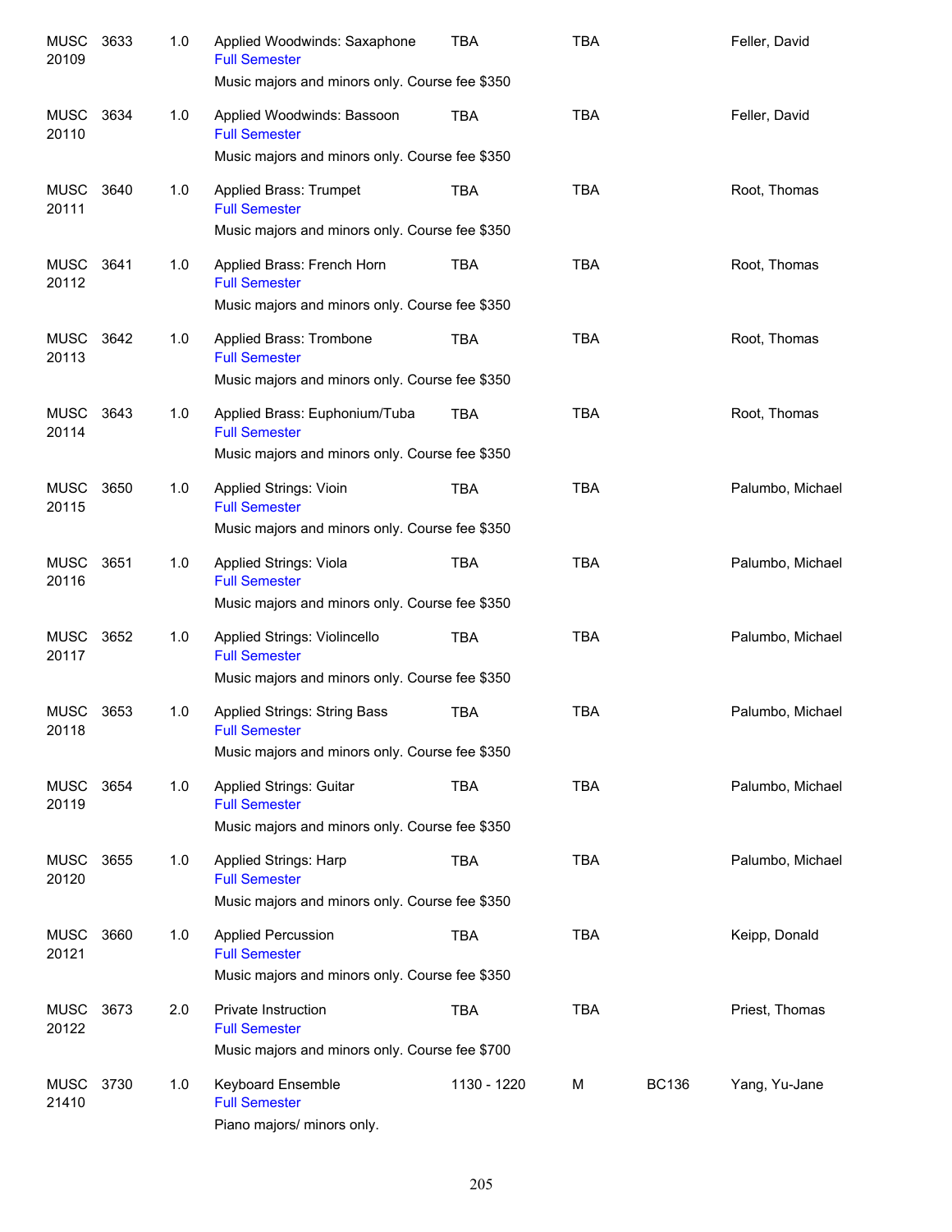| | | | | | | | |
|---|---|---|---|---|---|---|---|
| MUSC 20109 | 3633 | 1.0 | Applied Woodwinds: Saxophone<br>Full Semester<br>Music majors and minors only. Course fee $350 | TBA | TBA | | Feller, David |
| MUSC 20110 | 3634 | 1.0 | Applied Woodwinds: Bassoon<br>Full Semester<br>Music majors and minors only. Course fee $350 | TBA | TBA | | Feller, David |
| MUSC 20111 | 3640 | 1.0 | Applied Brass: Trumpet<br>Full Semester<br>Music majors and minors only. Course fee $350 | TBA | TBA | | Root, Thomas |
| MUSC 20112 | 3641 | 1.0 | Applied Brass: French Horn<br>Full Semester<br>Music majors and minors only. Course fee $350 | TBA | TBA | | Root, Thomas |
| MUSC 20113 | 3642 | 1.0 | Applied Brass: Trombone<br>Full Semester<br>Music majors and minors only. Course fee $350 | TBA | TBA | | Root, Thomas |
| MUSC 20114 | 3643 | 1.0 | Applied Brass: Euphonium/Tuba<br>Full Semester<br>Music majors and minors only. Course fee $350 | TBA | TBA | | Root, Thomas |
| MUSC 20115 | 3650 | 1.0 | Applied Strings: Vioin<br>Full Semester<br>Music majors and minors only. Course fee $350 | TBA | TBA | | Palumbo, Michael |
| MUSC 20116 | 3651 | 1.0 | Applied Strings: Viola<br>Full Semester<br>Music majors and minors only. Course fee $350 | TBA | TBA | | Palumbo, Michael |
| MUSC 20117 | 3652 | 1.0 | Applied Strings: Violincello<br>Full Semester<br>Music majors and minors only. Course fee $350 | TBA | TBA | | Palumbo, Michael |
| MUSC 20118 | 3653 | 1.0 | Applied Strings: String Bass<br>Full Semester<br>Music majors and minors only. Course fee $350 | TBA | TBA | | Palumbo, Michael |
| MUSC 20119 | 3654 | 1.0 | Applied Strings: Guitar<br>Full Semester<br>Music majors and minors only. Course fee $350 | TBA | TBA | | Palumbo, Michael |
| MUSC 20120 | 3655 | 1.0 | Applied Strings: Harp<br>Full Semester<br>Music majors and minors only. Course fee $350 | TBA | TBA | | Palumbo, Michael |
| MUSC 20121 | 3660 | 1.0 | Applied Percussion<br>Full Semester<br>Music majors and minors only. Course fee $350 | TBA | TBA | | Keipp, Donald |
| MUSC 20122 | 3673 | 2.0 | Private Instruction<br>Full Semester<br>Music majors and minors only. Course fee $700 | TBA | TBA | | Priest, Thomas |
| MUSC 21410 | 3730 | 1.0 | Keyboard Ensemble<br>Full Semester<br>Piano majors/ minors only. | 1130 - 1220 | M | BC136 | Yang, Yu-Jane |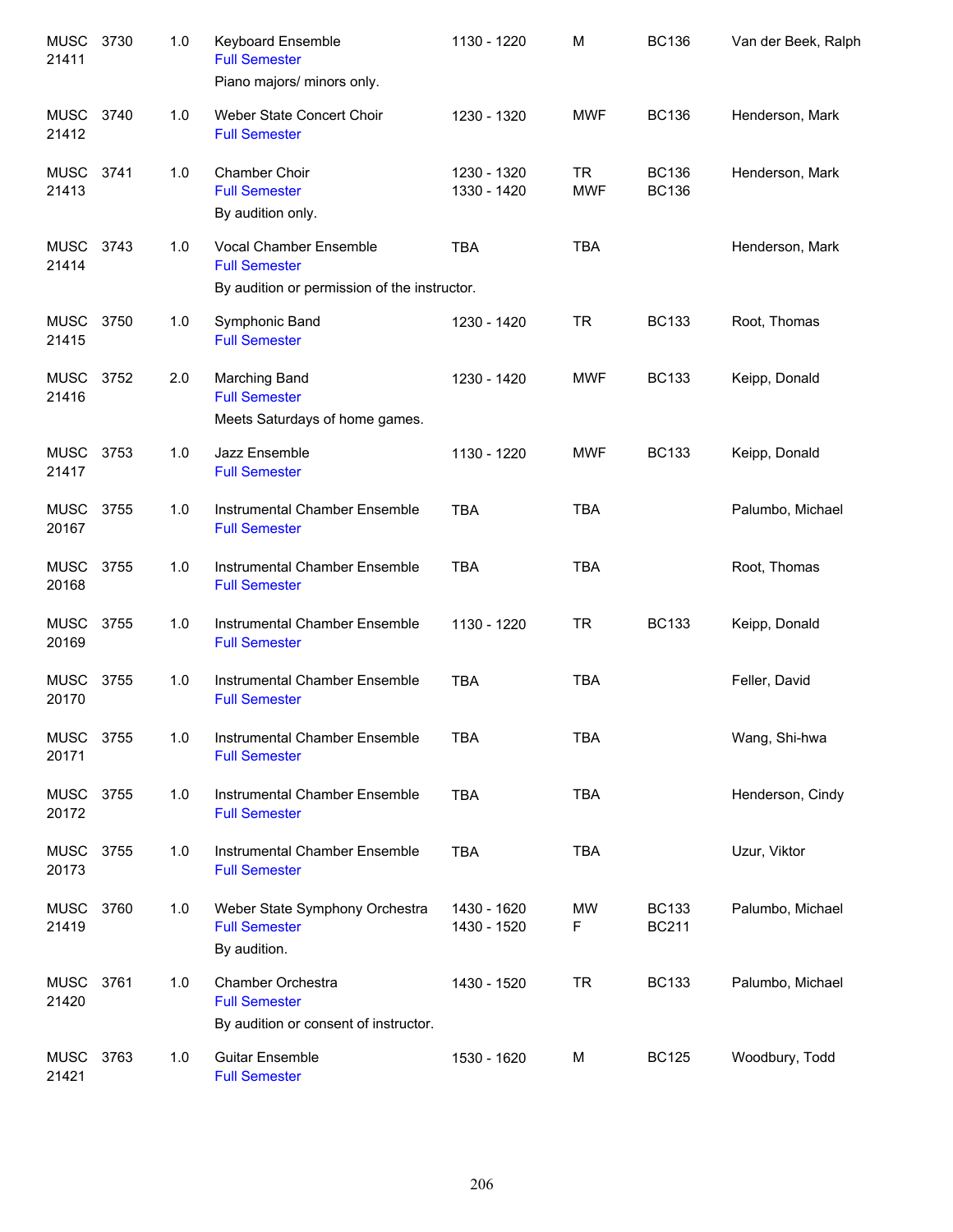| Course | Number | Credits | Title | Time | Days | Room | Instructor |
|---|---|---|---|---|---|---|---|
| MUSC 21411 | 3730 | 1.0 | Keyboard Ensemble<br>Full Semester<br>Piano majors/ minors only. | 1130 - 1220 | M | BC136 | Van der Beek, Ralph |
| MUSC 21412 | 3740 | 1.0 | Weber State Concert Choir<br>Full Semester | 1230 - 1320 | MWF | BC136 | Henderson, Mark |
| MUSC 21413 | 3741 | 1.0 | Chamber Choir<br>Full Semester<br>By audition only. | 1230 - 1320<br>1330 - 1420 | TR<br>MWF | BC136<br>BC136 | Henderson, Mark |
| MUSC 21414 | 3743 | 1.0 | Vocal Chamber Ensemble<br>Full Semester<br>By audition or permission of the instructor. | TBA | TBA | | Henderson, Mark |
| MUSC 21415 | 3750 | 1.0 | Symphonic Band<br>Full Semester | 1230 - 1420 | TR | BC133 | Root, Thomas |
| MUSC 21416 | 3752 | 2.0 | Marching Band<br>Full Semester<br>Meets Saturdays of home games. | 1230 - 1420 | MWF | BC133 | Keipp, Donald |
| MUSC 21417 | 3753 | 1.0 | Jazz Ensemble<br>Full Semester | 1130 - 1220 | MWF | BC133 | Keipp, Donald |
| MUSC 20167 | 3755 | 1.0 | Instrumental Chamber Ensemble<br>Full Semester | TBA | TBA | | Palumbo, Michael |
| MUSC 20168 | 3755 | 1.0 | Instrumental Chamber Ensemble<br>Full Semester | TBA | TBA | | Root, Thomas |
| MUSC 20169 | 3755 | 1.0 | Instrumental Chamber Ensemble<br>Full Semester | 1130 - 1220 | TR | BC133 | Keipp, Donald |
| MUSC 20170 | 3755 | 1.0 | Instrumental Chamber Ensemble<br>Full Semester | TBA | TBA | | Feller, David |
| MUSC 20171 | 3755 | 1.0 | Instrumental Chamber Ensemble<br>Full Semester | TBA | TBA | | Wang, Shi-hwa |
| MUSC 20172 | 3755 | 1.0 | Instrumental Chamber Ensemble<br>Full Semester | TBA | TBA | | Henderson, Cindy |
| MUSC 20173 | 3755 | 1.0 | Instrumental Chamber Ensemble<br>Full Semester | TBA | TBA | | Uzur, Viktor |
| MUSC 21419 | 3760 | 1.0 | Weber State Symphony Orchestra<br>Full Semester<br>By audition. | 1430 - 1620<br>1430 - 1520 | MW<br>F | BC133<br>BC211 | Palumbo, Michael |
| MUSC 21420 | 3761 | 1.0 | Chamber Orchestra<br>Full Semester<br>By audition or consent of instructor. | 1430 - 1520 | TR | BC133 | Palumbo, Michael |
| MUSC 21421 | 3763 | 1.0 | Guitar Ensemble<br>Full Semester | 1530 - 1620 | M | BC125 | Woodbury, Todd |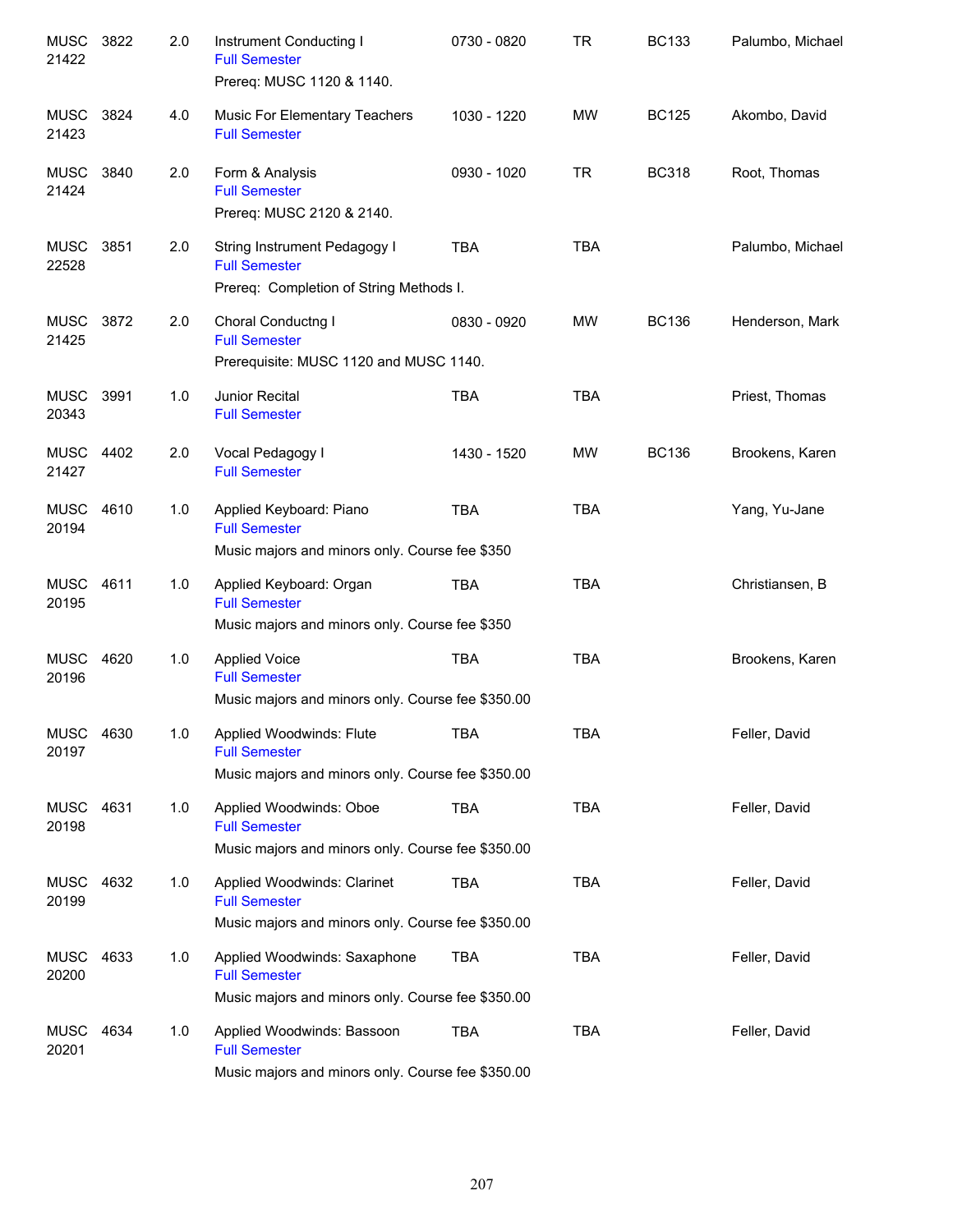| | | | | | | | |
|---|---|---|---|---|---|---|---|
| MUSC 21422 | 3822 | 2.0 | Instrument Conducting I<br>Full Semester<br>Prereq: MUSC 1120 & 1140. | 0730 - 0820 | TR | BC133 | Palumbo, Michael |
| MUSC 21423 | 3824 | 4.0 | Music For Elementary Teachers<br>Full Semester | 1030 - 1220 | MW | BC125 | Akombo, David |
| MUSC 21424 | 3840 | 2.0 | Form & Analysis<br>Full Semester<br>Prereq: MUSC 2120 & 2140. | 0930 - 1020 | TR | BC318 | Root, Thomas |
| MUSC 22528 | 3851 | 2.0 | String Instrument Pedagogy I<br>Full Semester<br>Prereq: Completion of String Methods I. | TBA | TBA | | Palumbo, Michael |
| MUSC 21425 | 3872 | 2.0 | Choral Conductng I<br>Full Semester<br>Prerequisite: MUSC 1120 and MUSC 1140. | 0830 - 0920 | MW | BC136 | Henderson, Mark |
| MUSC 20343 | 3991 | 1.0 | Junior Recital<br>Full Semester | TBA | TBA | | Priest, Thomas |
| MUSC 21427 | 4402 | 2.0 | Vocal Pedagogy I<br>Full Semester | 1430 - 1520 | MW | BC136 | Brookens, Karen |
| MUSC 20194 | 4610 | 1.0 | Applied Keyboard: Piano<br>Full Semester<br>Music majors and minors only. Course fee $350 | TBA | TBA | | Yang, Yu-Jane |
| MUSC 20195 | 4611 | 1.0 | Applied Keyboard: Organ<br>Full Semester<br>Music majors and minors only. Course fee $350 | TBA | TBA | | Christiansen, B |
| MUSC 20196 | 4620 | 1.0 | Applied Voice<br>Full Semester<br>Music majors and minors only. Course fee $350.00 | TBA | TBA | | Brookens, Karen |
| MUSC 20197 | 4630 | 1.0 | Applied Woodwinds: Flute<br>Full Semester<br>Music majors and minors only. Course fee $350.00 | TBA | TBA | | Feller, David |
| MUSC 20198 | 4631 | 1.0 | Applied Woodwinds: Oboe<br>Full Semester<br>Music majors and minors only. Course fee $350.00 | TBA | TBA | | Feller, David |
| MUSC 20199 | 4632 | 1.0 | Applied Woodwinds: Clarinet<br>Full Semester<br>Music majors and minors only. Course fee $350.00 | TBA | TBA | | Feller, David |
| MUSC 20200 | 4633 | 1.0 | Applied Woodwinds: Saxaphone<br>Full Semester<br>Music majors and minors only. Course fee $350.00 | TBA | TBA | | Feller, David |
| MUSC 20201 | 4634 | 1.0 | Applied Woodwinds: Bassoon<br>Full Semester<br>Music majors and minors only. Course fee $350.00 | TBA | TBA | | Feller, David |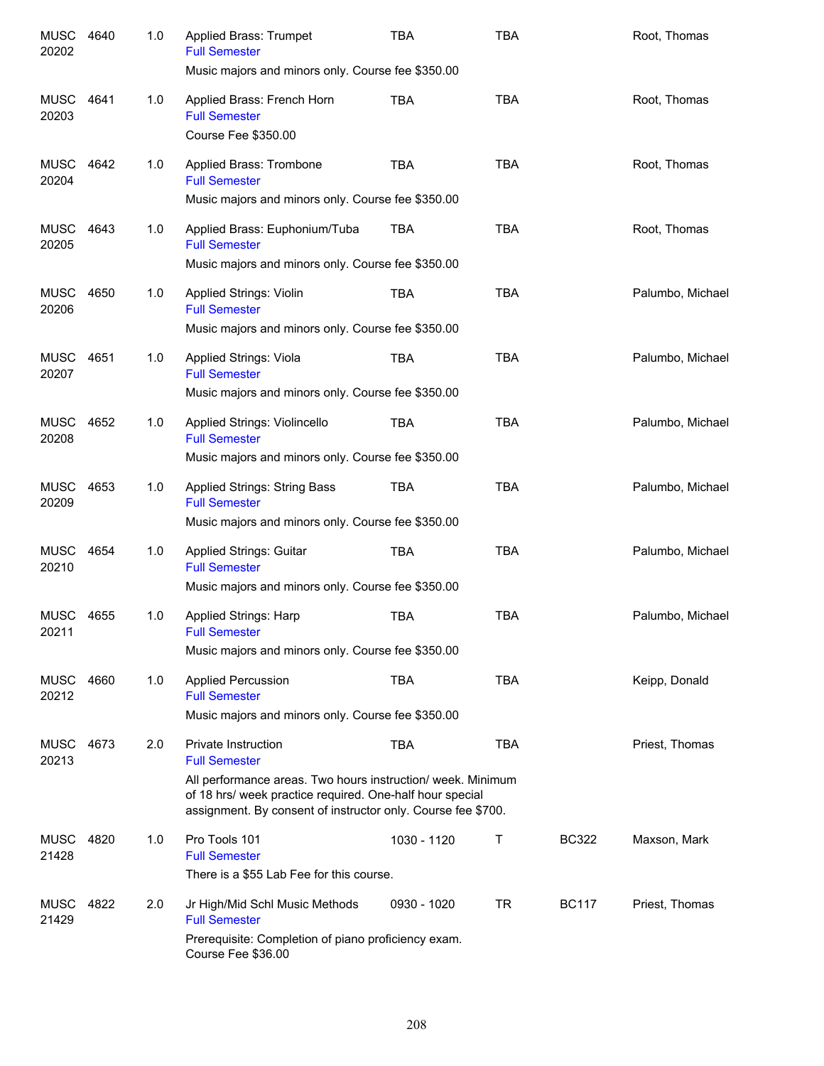| Subject / CRN | Course | Credits | Title | Time | Days | Room | Instructor |
|---|---|---|---|---|---|---|---|
| MUSC 20202 | 4640 | 1.0 | Applied Brass: Trumpet<br>Full Semester<br>Music majors and minors only. Course fee $350.00 | TBA | TBA | | Root, Thomas |
| MUSC 20203 | 4641 | 1.0 | Applied Brass: French Horn<br>Full Semester<br>Course Fee $350.00 | TBA | TBA | | Root, Thomas |
| MUSC 20204 | 4642 | 1.0 | Applied Brass: Trombone<br>Full Semester<br>Music majors and minors only. Course fee $350.00 | TBA | TBA | | Root, Thomas |
| MUSC 20205 | 4643 | 1.0 | Applied Brass: Euphonium/Tuba<br>Full Semester<br>Music majors and minors only. Course fee $350.00 | TBA | TBA | | Root, Thomas |
| MUSC 20206 | 4650 | 1.0 | Applied Strings: Violin<br>Full Semester<br>Music majors and minors only. Course fee $350.00 | TBA | TBA | | Palumbo, Michael |
| MUSC 20207 | 4651 | 1.0 | Applied Strings: Viola<br>Full Semester<br>Music majors and minors only. Course fee $350.00 | TBA | TBA | | Palumbo, Michael |
| MUSC 20208 | 4652 | 1.0 | Applied Strings: Violincello<br>Full Semester<br>Music majors and minors only. Course fee $350.00 | TBA | TBA | | Palumbo, Michael |
| MUSC 20209 | 4653 | 1.0 | Applied Strings: String Bass<br>Full Semester<br>Music majors and minors only. Course fee $350.00 | TBA | TBA | | Palumbo, Michael |
| MUSC 20210 | 4654 | 1.0 | Applied Strings: Guitar<br>Full Semester<br>Music majors and minors only. Course fee $350.00 | TBA | TBA | | Palumbo, Michael |
| MUSC 20211 | 4655 | 1.0 | Applied Strings: Harp<br>Full Semester<br>Music majors and minors only. Course fee $350.00 | TBA | TBA | | Palumbo, Michael |
| MUSC 20212 | 4660 | 1.0 | Applied Percussion<br>Full Semester<br>Music majors and minors only. Course fee $350.00 | TBA | TBA | | Keipp, Donald |
| MUSC 20213 | 4673 | 2.0 | Private Instruction<br>Full Semester<br>All performance areas. Two hours instruction/ week. Minimum of 18 hrs/ week practice required. One-half hour special assignment. By consent of instructor only. Course fee $700. | TBA | TBA | | Priest, Thomas |
| MUSC 21428 | 4820 | 1.0 | Pro Tools 101<br>Full Semester<br>There is a $55 Lab Fee for this course. | 1030 - 1120 | T | BC322 | Maxson, Mark |
| MUSC 21429 | 4822 | 2.0 | Jr High/Mid Schl Music Methods<br>Full Semester<br>Prerequisite: Completion of piano proficiency exam. Course Fee $36.00 | 0930 - 1020 | TR | BC117 | Priest, Thomas |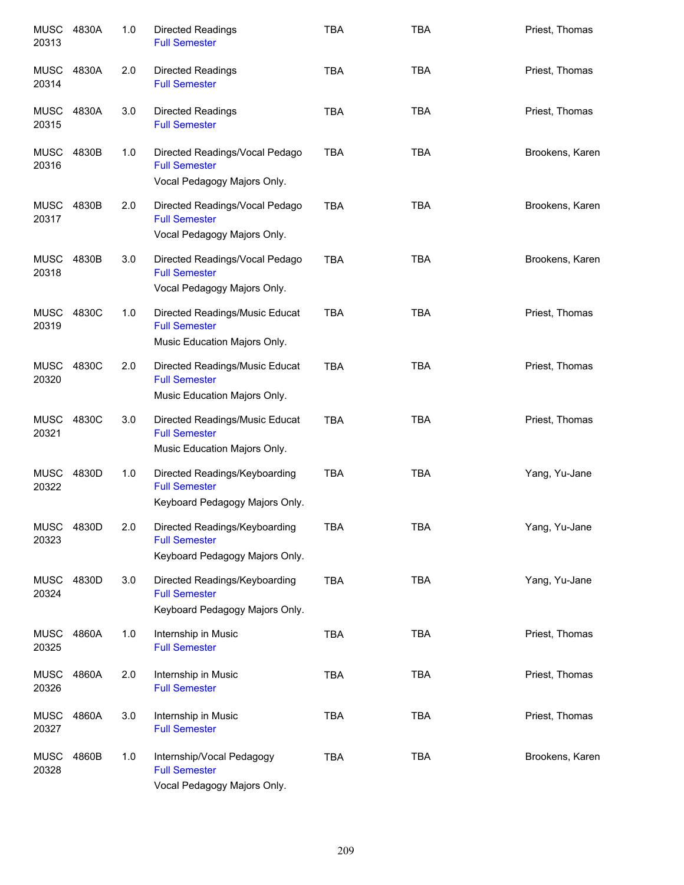| | | | | | | |
|---|---|---|---|---|---|---|
| MUSC 20313 | 4830A | 1.0 | Directed Readings<br>Full Semester | TBA | TBA | Priest, Thomas |
| MUSC 20314 | 4830A | 2.0 | Directed Readings<br>Full Semester | TBA | TBA | Priest, Thomas |
| MUSC 20315 | 4830A | 3.0 | Directed Readings<br>Full Semester | TBA | TBA | Priest, Thomas |
| MUSC 20316 | 4830B | 1.0 | Directed Readings/Vocal Pedago<br>Full Semester<br>Vocal Pedagogy Majors Only. | TBA | TBA | Brookens, Karen |
| MUSC 20317 | 4830B | 2.0 | Directed Readings/Vocal Pedago<br>Full Semester<br>Vocal Pedagogy Majors Only. | TBA | TBA | Brookens, Karen |
| MUSC 20318 | 4830B | 3.0 | Directed Readings/Vocal Pedago<br>Full Semester<br>Vocal Pedagogy Majors Only. | TBA | TBA | Brookens, Karen |
| MUSC 20319 | 4830C | 1.0 | Directed Readings/Music Educat<br>Full Semester<br>Music Education Majors Only. | TBA | TBA | Priest, Thomas |
| MUSC 20320 | 4830C | 2.0 | Directed Readings/Music Educat<br>Full Semester<br>Music Education Majors Only. | TBA | TBA | Priest, Thomas |
| MUSC 20321 | 4830C | 3.0 | Directed Readings/Music Educat<br>Full Semester<br>Music Education Majors Only. | TBA | TBA | Priest, Thomas |
| MUSC 20322 | 4830D | 1.0 | Directed Readings/Keyboarding<br>Full Semester<br>Keyboard Pedagogy Majors Only. | TBA | TBA | Yang, Yu-Jane |
| MUSC 20323 | 4830D | 2.0 | Directed Readings/Keyboarding<br>Full Semester<br>Keyboard Pedagogy Majors Only. | TBA | TBA | Yang, Yu-Jane |
| MUSC 20324 | 4830D | 3.0 | Directed Readings/Keyboarding<br>Full Semester<br>Keyboard Pedagogy Majors Only. | TBA | TBA | Yang, Yu-Jane |
| MUSC 20325 | 4860A | 1.0 | Internship in Music<br>Full Semester | TBA | TBA | Priest, Thomas |
| MUSC 20326 | 4860A | 2.0 | Internship in Music<br>Full Semester | TBA | TBA | Priest, Thomas |
| MUSC 20327 | 4860A | 3.0 | Internship in Music<br>Full Semester | TBA | TBA | Priest, Thomas |
| MUSC 20328 | 4860B | 1.0 | Internship/Vocal Pedagogy<br>Full Semester<br>Vocal Pedagogy Majors Only. | TBA | TBA | Brookens, Karen |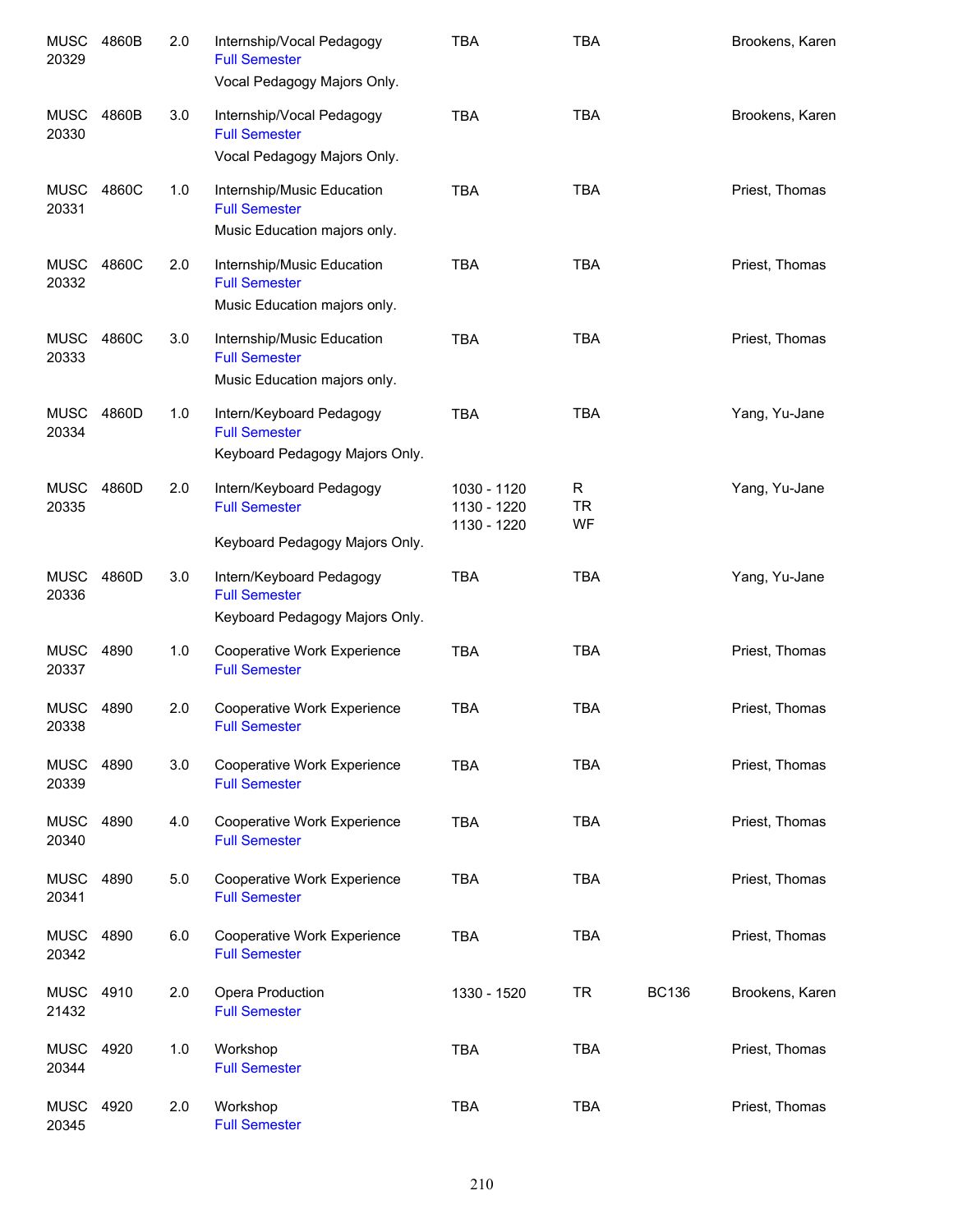| Course | CRN | Number | Credits | Title | Time | Days | Room | Instructor |
|---|---|---|---|---|---|---|---|---|
| MUSC | 20329 | 4860B | 2.0 | Internship/Vocal Pedagogy<br>Full Semester<br>Vocal Pedagogy Majors Only. | TBA | TBA | | Brookens, Karen |
| MUSC | 20330 | 4860B | 3.0 | Internship/Vocal Pedagogy<br>Full Semester<br>Vocal Pedagogy Majors Only. | TBA | TBA | | Brookens, Karen |
| MUSC | 20331 | 4860C | 1.0 | Internship/Music Education<br>Full Semester<br>Music Education majors only. | TBA | TBA | | Priest, Thomas |
| MUSC | 20332 | 4860C | 2.0 | Internship/Music Education<br>Full Semester<br>Music Education majors only. | TBA | TBA | | Priest, Thomas |
| MUSC | 20333 | 4860C | 3.0 | Internship/Music Education<br>Full Semester<br>Music Education majors only. | TBA | TBA | | Priest, Thomas |
| MUSC | 20334 | 4860D | 1.0 | Intern/Keyboard Pedagogy<br>Full Semester<br>Keyboard Pedagogy Majors Only. | TBA | TBA | | Yang, Yu-Jane |
| MUSC | 20335 | 4860D | 2.0 | Intern/Keyboard Pedagogy<br>Full Semester<br>Keyboard Pedagogy Majors Only. | 1030 - 1120<br>1130 - 1220<br>1130 - 1220 | R<br>TR<br>WF | | Yang, Yu-Jane |
| MUSC | 20336 | 4860D | 3.0 | Intern/Keyboard Pedagogy<br>Full Semester<br>Keyboard Pedagogy Majors Only. | TBA | TBA | | Yang, Yu-Jane |
| MUSC | 20337 | 4890 | 1.0 | Cooperative Work Experience<br>Full Semester | TBA | TBA | | Priest, Thomas |
| MUSC | 20338 | 4890 | 2.0 | Cooperative Work Experience<br>Full Semester | TBA | TBA | | Priest, Thomas |
| MUSC | 20339 | 4890 | 3.0 | Cooperative Work Experience<br>Full Semester | TBA | TBA | | Priest, Thomas |
| MUSC | 20340 | 4890 | 4.0 | Cooperative Work Experience<br>Full Semester | TBA | TBA | | Priest, Thomas |
| MUSC | 20341 | 4890 | 5.0 | Cooperative Work Experience<br>Full Semester | TBA | TBA | | Priest, Thomas |
| MUSC | 20342 | 4890 | 6.0 | Cooperative Work Experience<br>Full Semester | TBA | TBA | | Priest, Thomas |
| MUSC | 21432 | 4910 | 2.0 | Opera Production<br>Full Semester | 1330 - 1520 | TR | BC136 | Brookens, Karen |
| MUSC | 20344 | 4920 | 1.0 | Workshop<br>Full Semester | TBA | TBA | | Priest, Thomas |
| MUSC | 20345 | 4920 | 2.0 | Workshop<br>Full Semester | TBA | TBA | | Priest, Thomas |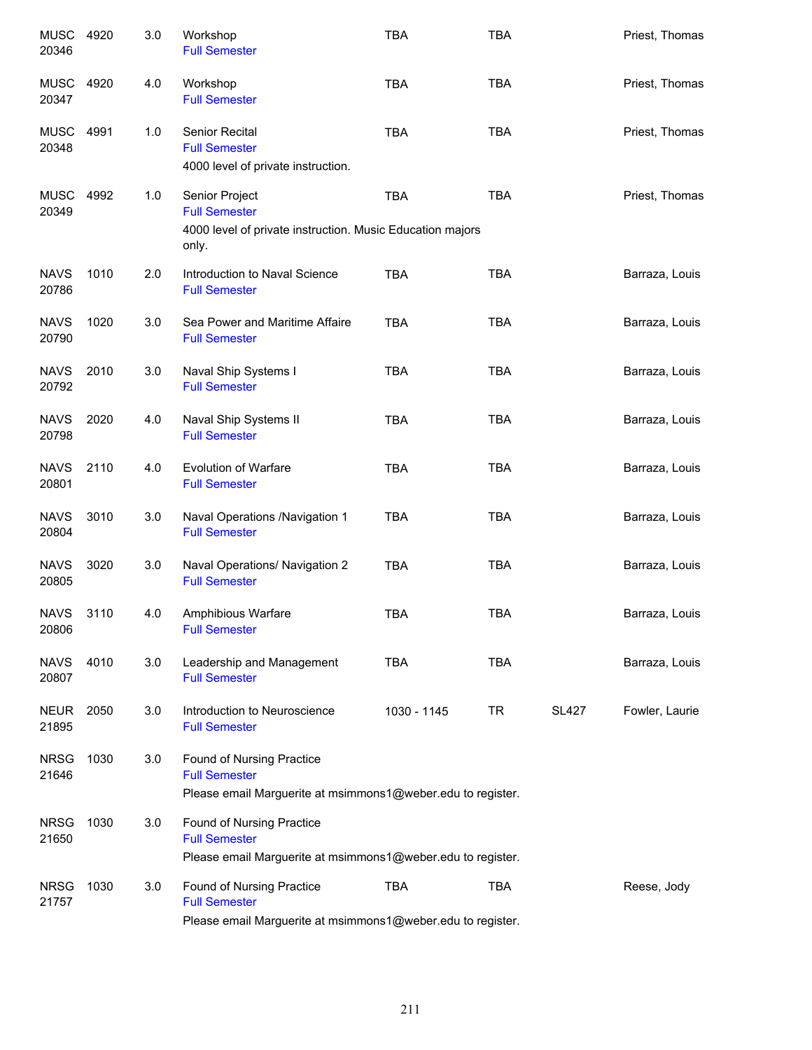| Subject/CRN | Course | Credits | Title | Time | Days | Room | Instructor |
|---|---|---|---|---|---|---|---|
| MUSC 20346 | 4920 | 3.0 | Workshop<br>Full Semester | TBA | TBA | | Priest, Thomas |
| MUSC 20347 | 4920 | 4.0 | Workshop<br>Full Semester | TBA | TBA | | Priest, Thomas |
| MUSC 20348 | 4991 | 1.0 | Senior Recital<br>Full Semester<br>4000 level of private instruction. | TBA | TBA | | Priest, Thomas |
| MUSC 20349 | 4992 | 1.0 | Senior Project<br>Full Semester<br>4000 level of private instruction. Music Education majors only. | TBA | TBA | | Priest, Thomas |
| NAVS 20786 | 1010 | 2.0 | Introduction to Naval Science<br>Full Semester | TBA | TBA | | Barraza, Louis |
| NAVS 20790 | 1020 | 3.0 | Sea Power and Maritime Affaire<br>Full Semester | TBA | TBA | | Barraza, Louis |
| NAVS 20792 | 2010 | 3.0 | Naval Ship Systems I<br>Full Semester | TBA | TBA | | Barraza, Louis |
| NAVS 20798 | 2020 | 4.0 | Naval Ship Systems II<br>Full Semester | TBA | TBA | | Barraza, Louis |
| NAVS 20801 | 2110 | 4.0 | Evolution of Warfare<br>Full Semester | TBA | TBA | | Barraza, Louis |
| NAVS 20804 | 3010 | 3.0 | Naval Operations /Navigation 1<br>Full Semester | TBA | TBA | | Barraza, Louis |
| NAVS 20805 | 3020 | 3.0 | Naval Operations/ Navigation 2<br>Full Semester | TBA | TBA | | Barraza, Louis |
| NAVS 20806 | 3110 | 4.0 | Amphibious Warfare<br>Full Semester | TBA | TBA | | Barraza, Louis |
| NAVS 20807 | 4010 | 3.0 | Leadership and Management<br>Full Semester | TBA | TBA | | Barraza, Louis |
| NEUR 21895 | 2050 | 3.0 | Introduction to Neuroscience<br>Full Semester | 1030 - 1145 | TR | SL427 | Fowler, Laurie |
| NRSG 21646 | 1030 | 3.0 | Found of Nursing Practice<br>Full Semester<br>Please email Marguerite at msimmons1@weber.edu to register. | | | | |
| NRSG 21650 | 1030 | 3.0 | Found of Nursing Practice<br>Full Semester<br>Please email Marguerite at msimmons1@weber.edu to register. | | | | |
| NRSG 21757 | 1030 | 3.0 | Found of Nursing Practice<br>Full Semester<br>Please email Marguerite at msimmons1@weber.edu to register. | TBA | TBA | | Reese, Jody |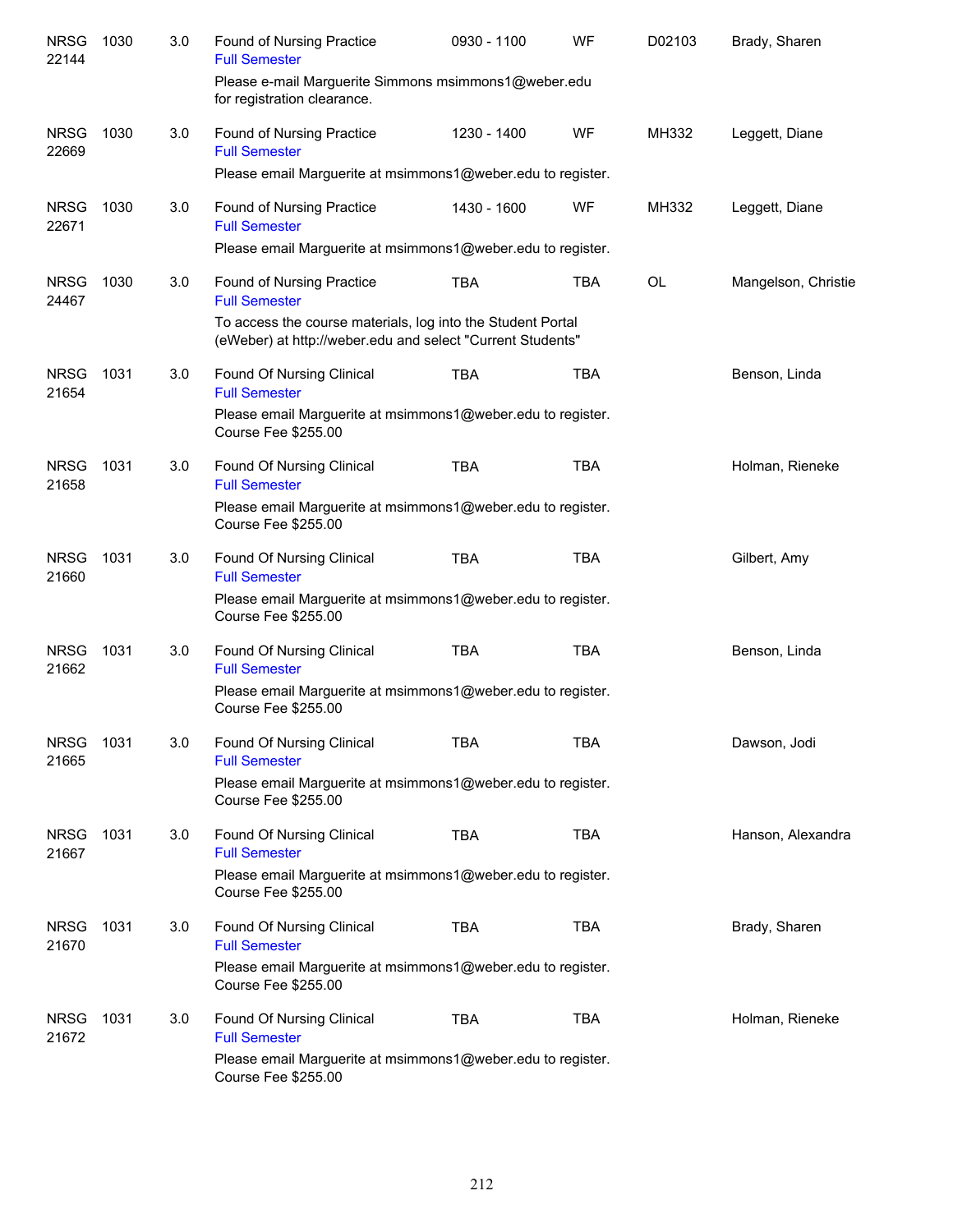| Subject/CRN | Course | Credits | Title | Time | Days | Room | Instructor |
|---|---|---|---|---|---|---|---|
| NRSG 22144 | 1030 | 3.0 | Found of Nursing Practice<br>Full Semester<br>Please e-mail Marguerite Simmons msimmons1@weber.edu for registration clearance. | 0930 - 1100 | WF | D02103 | Brady, Sharen |
| NRSG 22669 | 1030 | 3.0 | Found of Nursing Practice<br>Full Semester<br>Please email Marguerite at msimmons1@weber.edu to register. | 1230 - 1400 | WF | MH332 | Leggett, Diane |
| NRSG 22671 | 1030 | 3.0 | Found of Nursing Practice<br>Full Semester<br>Please email Marguerite at msimmons1@weber.edu to register. | 1430 - 1600 | WF | MH332 | Leggett, Diane |
| NRSG 24467 | 1030 | 3.0 | Found of Nursing Practice<br>Full Semester<br>To access the course materials, log into the Student Portal (eWeber) at http://weber.edu and select "Current Students" | TBA | TBA | OL | Mangelson, Christie |
| NRSG 21654 | 1031 | 3.0 | Found Of Nursing Clinical<br>Full Semester<br>Please email Marguerite at msimmons1@weber.edu to register.<br>Course Fee $255.00 | TBA | TBA | | Benson, Linda |
| NRSG 21658 | 1031 | 3.0 | Found Of Nursing Clinical<br>Full Semester<br>Please email Marguerite at msimmons1@weber.edu to register.<br>Course Fee $255.00 | TBA | TBA | | Holman, Rieneke |
| NRSG 21660 | 1031 | 3.0 | Found Of Nursing Clinical<br>Full Semester<br>Please email Marguerite at msimmons1@weber.edu to register.<br>Course Fee $255.00 | TBA | TBA | | Gilbert, Amy |
| NRSG 21662 | 1031 | 3.0 | Found Of Nursing Clinical<br>Full Semester<br>Please email Marguerite at msimmons1@weber.edu to register.<br>Course Fee $255.00 | TBA | TBA | | Benson, Linda |
| NRSG 21665 | 1031 | 3.0 | Found Of Nursing Clinical<br>Full Semester<br>Please email Marguerite at msimmons1@weber.edu to register.<br>Course Fee $255.00 | TBA | TBA | | Dawson, Jodi |
| NRSG 21667 | 1031 | 3.0 | Found Of Nursing Clinical<br>Full Semester<br>Please email Marguerite at msimmons1@weber.edu to register.<br>Course Fee $255.00 | TBA | TBA | | Hanson, Alexandra |
| NRSG 21670 | 1031 | 3.0 | Found Of Nursing Clinical<br>Full Semester<br>Please email Marguerite at msimmons1@weber.edu to register.<br>Course Fee $255.00 | TBA | TBA | | Brady, Sharen |
| NRSG 21672 | 1031 | 3.0 | Found Of Nursing Clinical<br>Full Semester<br>Please email Marguerite at msimmons1@weber.edu to register.<br>Course Fee $255.00 | TBA | TBA | | Holman, Rieneke |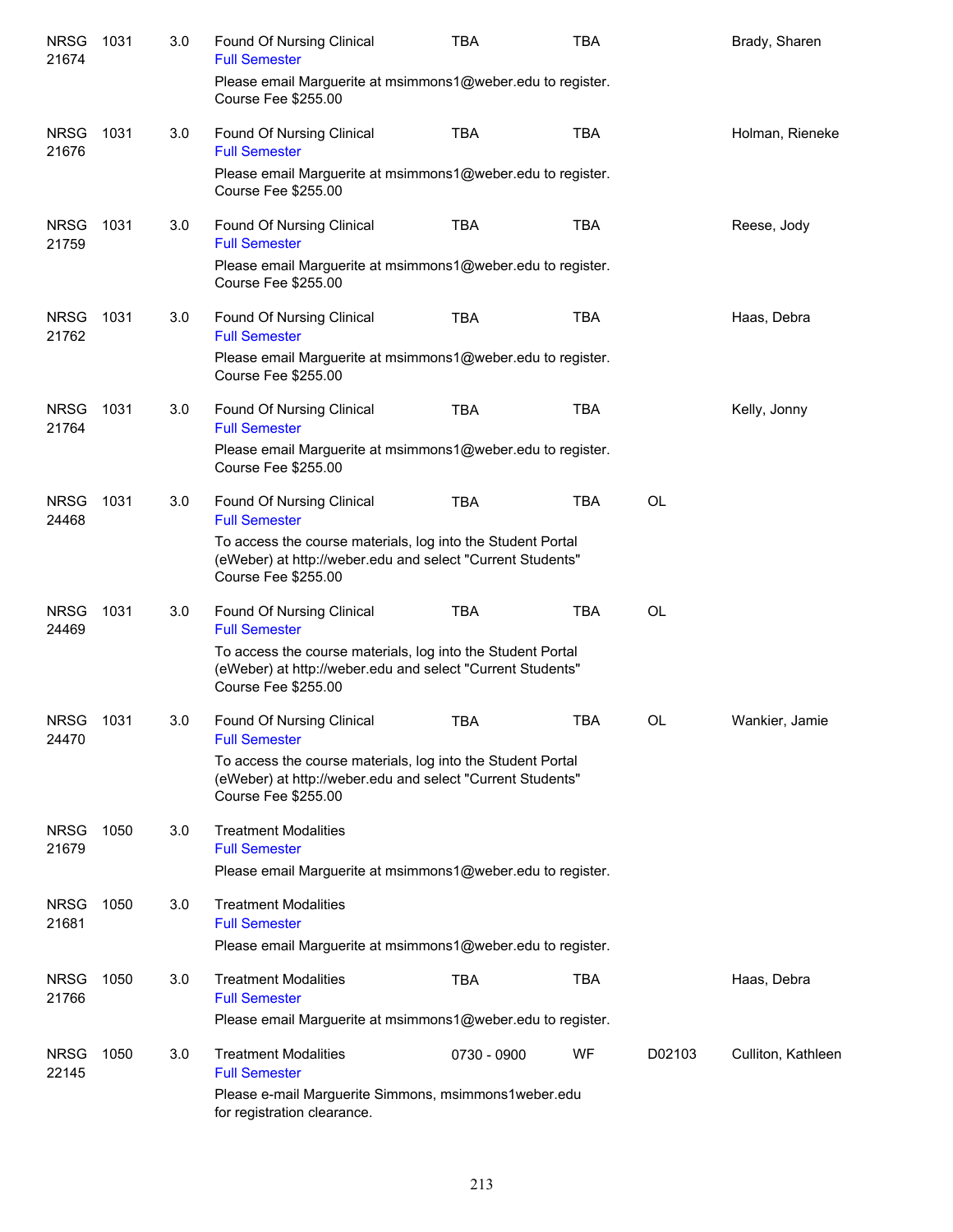| Course | Number | Credits | Title | Time | Days | Room | Instructor |
|---|---|---|---|---|---|---|---|
| NRSG 21674 | 1031 | 3.0 | Found Of Nursing Clinical<br>Full Semester<br>Please email Marguerite at msimmons1@weber.edu to register.<br>Course Fee $255.00 | TBA | TBA | | Brady, Sharen |
| NRSG 21676 | 1031 | 3.0 | Found Of Nursing Clinical<br>Full Semester<br>Please email Marguerite at msimmons1@weber.edu to register.<br>Course Fee $255.00 | TBA | TBA | | Holman, Rieneke |
| NRSG 21759 | 1031 | 3.0 | Found Of Nursing Clinical<br>Full Semester<br>Please email Marguerite at msimmons1@weber.edu to register.<br>Course Fee $255.00 | TBA | TBA | | Reese, Jody |
| NRSG 21762 | 1031 | 3.0 | Found Of Nursing Clinical<br>Full Semester<br>Please email Marguerite at msimmons1@weber.edu to register.<br>Course Fee $255.00 | TBA | TBA | | Haas, Debra |
| NRSG 21764 | 1031 | 3.0 | Found Of Nursing Clinical<br>Full Semester<br>Please email Marguerite at msimmons1@weber.edu to register.<br>Course Fee $255.00 | TBA | TBA | | Kelly, Jonny |
| NRSG 24468 | 1031 | 3.0 | Found Of Nursing Clinical<br>Full Semester<br>To access the course materials, log into the Student Portal (eWeber) at http://weber.edu and select "Current Students"<br>Course Fee $255.00 | TBA | TBA | OL | |
| NRSG 24469 | 1031 | 3.0 | Found Of Nursing Clinical<br>Full Semester<br>To access the course materials, log into the Student Portal (eWeber) at http://weber.edu and select "Current Students"<br>Course Fee $255.00 | TBA | TBA | OL | |
| NRSG 24470 | 1031 | 3.0 | Found Of Nursing Clinical<br>Full Semester<br>To access the course materials, log into the Student Portal (eWeber) at http://weber.edu and select "Current Students"<br>Course Fee $255.00 | TBA | TBA | OL | Wankier, Jamie |
| NRSG 21679 | 1050 | 3.0 | Treatment Modalities<br>Full Semester<br>Please email Marguerite at msimmons1@weber.edu to register. | | | | |
| NRSG 21681 | 1050 | 3.0 | Treatment Modalities<br>Full Semester<br>Please email Marguerite at msimmons1@weber.edu to register. | | | | |
| NRSG 21766 | 1050 | 3.0 | Treatment Modalities<br>Full Semester<br>Please email Marguerite at msimmons1@weber.edu to register. | TBA | TBA | | Haas, Debra |
| NRSG 22145 | 1050 | 3.0 | Treatment Modalities<br>Full Semester<br>Please e-mail Marguerite Simmons, msimmons1weber.edu for registration clearance. | 0730 - 0900 | WF | D02103 | Culliton, Kathleen |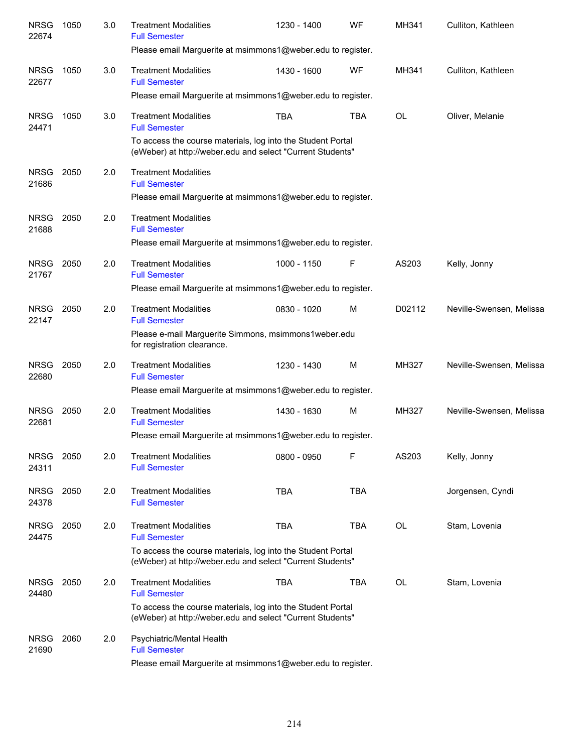| Course | | Credits | Title | Time | Days | Room | Instructor |
|---|---|---|---|---|---|---|---|
| NRSG 22674 | 1050 | 3.0 | Treatment Modalities<br>Full Semester<br>Please email Marguerite at msimmons1@weber.edu to register. | 1230 - 1400 | WF | MH341 | Culliton, Kathleen |
| NRSG 22677 | 1050 | 3.0 | Treatment Modalities<br>Full Semester<br>Please email Marguerite at msimmons1@weber.edu to register. | 1430 - 1600 | WF | MH341 | Culliton, Kathleen |
| NRSG 24471 | 1050 | 3.0 | Treatment Modalities<br>Full Semester<br>To access the course materials, log into the Student Portal (eWeber) at http://weber.edu and select "Current Students" | TBA | TBA | OL | Oliver, Melanie |
| NRSG 21686 | 2050 | 2.0 | Treatment Modalities<br>Full Semester<br>Please email Marguerite at msimmons1@weber.edu to register. | | | | |
| NRSG 21688 | 2050 | 2.0 | Treatment Modalities<br>Full Semester<br>Please email Marguerite at msimmons1@weber.edu to register. | | | | |
| NRSG 21767 | 2050 | 2.0 | Treatment Modalities<br>Full Semester<br>Please email Marguerite at msimmons1@weber.edu to register. | 1000 - 1150 | F | AS203 | Kelly, Jonny |
| NRSG 22147 | 2050 | 2.0 | Treatment Modalities<br>Full Semester<br>Please e-mail Marguerite Simmons, msimmons1weber.edu for registration clearance. | 0830 - 1020 | M | D02112 | Neville-Swensen, Melissa |
| NRSG 22680 | 2050 | 2.0 | Treatment Modalities<br>Full Semester<br>Please email Marguerite at msimmons1@weber.edu to register. | 1230 - 1430 | M | MH327 | Neville-Swensen, Melissa |
| NRSG 22681 | 2050 | 2.0 | Treatment Modalities<br>Full Semester<br>Please email Marguerite at msimmons1@weber.edu to register. | 1430 - 1630 | M | MH327 | Neville-Swensen, Melissa |
| NRSG 24311 | 2050 | 2.0 | Treatment Modalities<br>Full Semester | 0800 - 0950 | F | AS203 | Kelly, Jonny |
| NRSG 24378 | 2050 | 2.0 | Treatment Modalities<br>Full Semester | TBA | TBA | | Jorgensen, Cyndi |
| NRSG 24475 | 2050 | 2.0 | Treatment Modalities<br>Full Semester<br>To access the course materials, log into the Student Portal (eWeber) at http://weber.edu and select "Current Students" | TBA | TBA | OL | Stam, Lovenia |
| NRSG 24480 | 2050 | 2.0 | Treatment Modalities<br>Full Semester<br>To access the course materials, log into the Student Portal (eWeber) at http://weber.edu and select "Current Students" | TBA | TBA | OL | Stam, Lovenia |
| NRSG 21690 | 2060 | 2.0 | Psychiatric/Mental Health<br>Full Semester<br>Please email Marguerite at msimmons1@weber.edu to register. | | | | |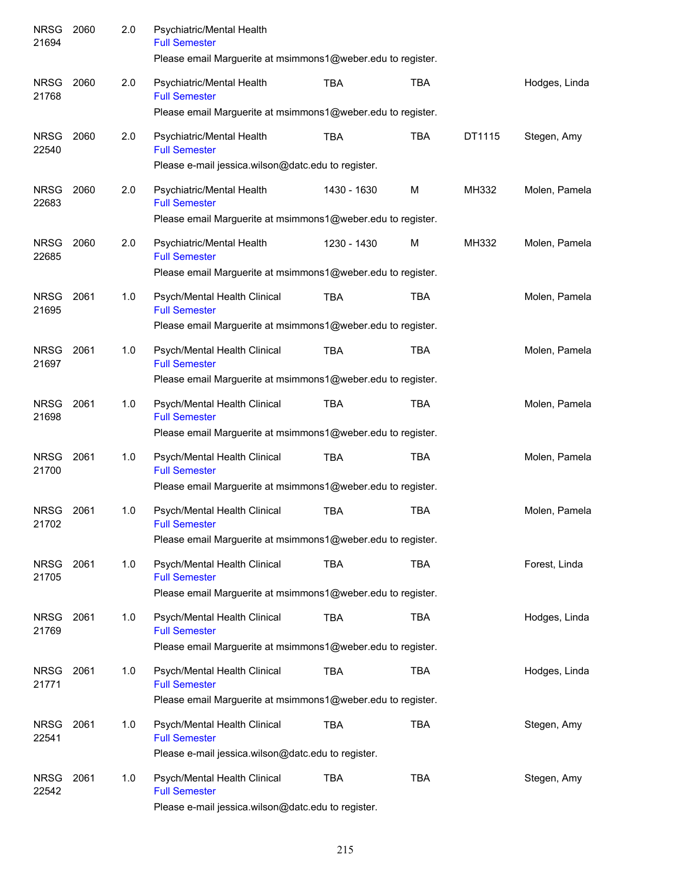| | | | | | | | |
|---|---|---|---|---|---|---|---|
| NRSG 21694 | 2060 | 2.0 | Psychiatric/Mental Health<br>Full Semester<br>Please email Marguerite at msimmons1@weber.edu to register. | | | | |
| NRSG 21768 | 2060 | 2.0 | Psychiatric/Mental Health<br>Full Semester<br>Please email Marguerite at msimmons1@weber.edu to register. | TBA | TBA | | Hodges, Linda |
| NRSG 22540 | 2060 | 2.0 | Psychiatric/Mental Health<br>Full Semester<br>Please e-mail jessica.wilson@datc.edu to register. | TBA | TBA | DT1115 | Stegen, Amy |
| NRSG 22683 | 2060 | 2.0 | Psychiatric/Mental Health<br>Full Semester<br>Please email Marguerite at msimmons1@weber.edu to register. | 1430 - 1630 | M | MH332 | Molen, Pamela |
| NRSG 22685 | 2060 | 2.0 | Psychiatric/Mental Health<br>Full Semester<br>Please email Marguerite at msimmons1@weber.edu to register. | 1230 - 1430 | M | MH332 | Molen, Pamela |
| NRSG 21695 | 2061 | 1.0 | Psych/Mental Health Clinical<br>Full Semester<br>Please email Marguerite at msimmons1@weber.edu to register. | TBA | TBA | | Molen, Pamela |
| NRSG 21697 | 2061 | 1.0 | Psych/Mental Health Clinical<br>Full Semester<br>Please email Marguerite at msimmons1@weber.edu to register. | TBA | TBA | | Molen, Pamela |
| NRSG 21698 | 2061 | 1.0 | Psych/Mental Health Clinical<br>Full Semester<br>Please email Marguerite at msimmons1@weber.edu to register. | TBA | TBA | | Molen, Pamela |
| NRSG 21700 | 2061 | 1.0 | Psych/Mental Health Clinical<br>Full Semester<br>Please email Marguerite at msimmons1@weber.edu to register. | TBA | TBA | | Molen, Pamela |
| NRSG 21702 | 2061 | 1.0 | Psych/Mental Health Clinical<br>Full Semester<br>Please email Marguerite at msimmons1@weber.edu to register. | TBA | TBA | | Molen, Pamela |
| NRSG 21705 | 2061 | 1.0 | Psych/Mental Health Clinical<br>Full Semester<br>Please email Marguerite at msimmons1@weber.edu to register. | TBA | TBA | | Forest, Linda |
| NRSG 21769 | 2061 | 1.0 | Psych/Mental Health Clinical<br>Full Semester<br>Please email Marguerite at msimmons1@weber.edu to register. | TBA | TBA | | Hodges, Linda |
| NRSG 21771 | 2061 | 1.0 | Psych/Mental Health Clinical<br>Full Semester<br>Please email Marguerite at msimmons1@weber.edu to register. | TBA | TBA | | Hodges, Linda |
| NRSG 22541 | 2061 | 1.0 | Psych/Mental Health Clinical<br>Full Semester<br>Please e-mail jessica.wilson@datc.edu to register. | TBA | TBA | | Stegen, Amy |
| NRSG 22542 | 2061 | 1.0 | Psych/Mental Health Clinical<br>Full Semester<br>Please e-mail jessica.wilson@datc.edu to register. | TBA | TBA | | Stegen, Amy |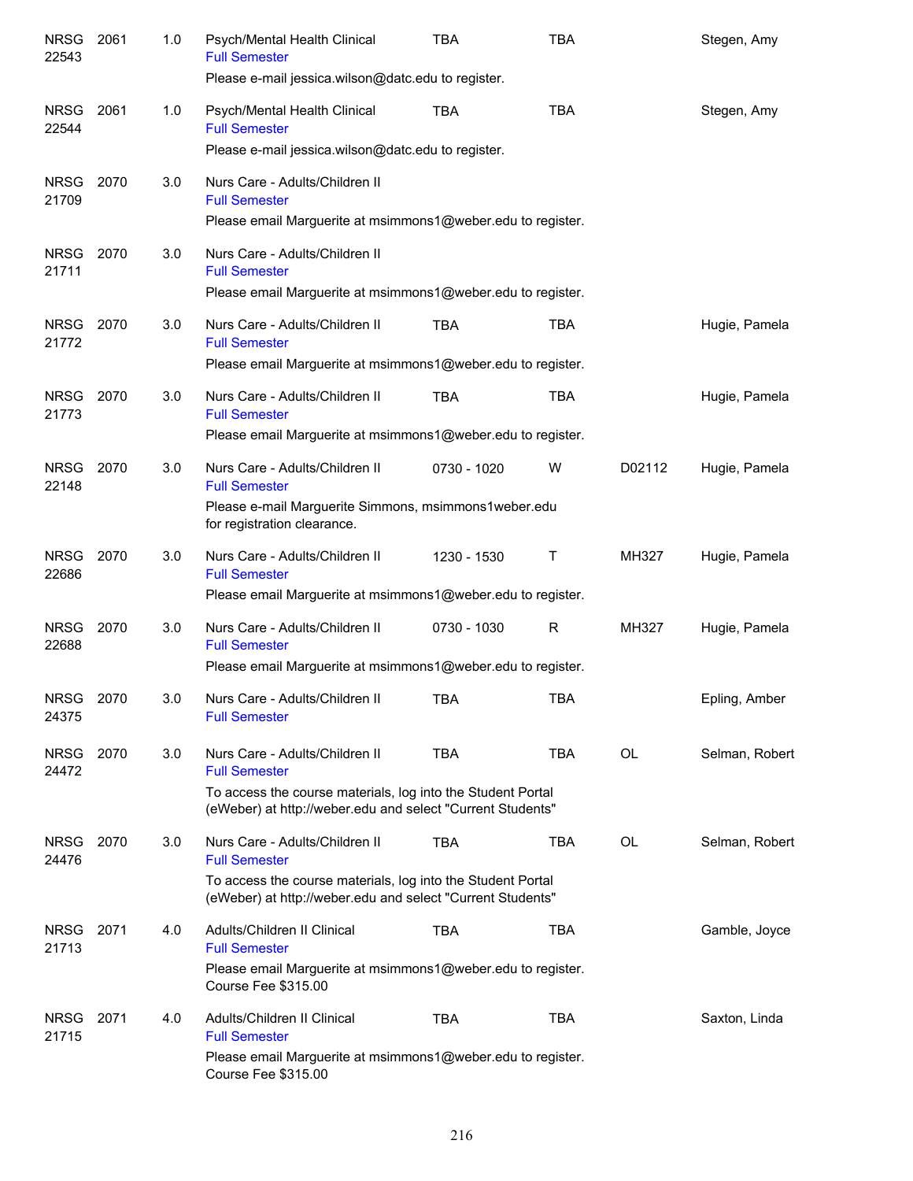| Subject/CRN | Course | Credits | Title | Time | Days | Room | Instructor |
|---|---|---|---|---|---|---|---|
| NRSG 22543 | 2061 | 1.0 | Psych/Mental Health Clinical<br>Full Semester<br>Please e-mail jessica.wilson@datc.edu to register. | TBA | TBA | | Stegen, Amy |
| NRSG 22544 | 2061 | 1.0 | Psych/Mental Health Clinical<br>Full Semester<br>Please e-mail jessica.wilson@datc.edu to register. | TBA | TBA | | Stegen, Amy |
| NRSG 21709 | 2070 | 3.0 | Nurs Care - Adults/Children II<br>Full Semester<br>Please email Marguerite at msimmons1@weber.edu to register. | | | | |
| NRSG 21711 | 2070 | 3.0 | Nurs Care - Adults/Children II<br>Full Semester<br>Please email Marguerite at msimmons1@weber.edu to register. | | | | |
| NRSG 21772 | 2070 | 3.0 | Nurs Care - Adults/Children II<br>Full Semester<br>Please email Marguerite at msimmons1@weber.edu to register. | TBA | TBA | | Hugie, Pamela |
| NRSG 21773 | 2070 | 3.0 | Nurs Care - Adults/Children II<br>Full Semester<br>Please email Marguerite at msimmons1@weber.edu to register. | TBA | TBA | | Hugie, Pamela |
| NRSG 22148 | 2070 | 3.0 | Nurs Care - Adults/Children II<br>Full Semester<br>Please e-mail Marguerite Simmons, msimmons1weber.edu for registration clearance. | 0730 - 1020 | W | D02112 | Hugie, Pamela |
| NRSG 22686 | 2070 | 3.0 | Nurs Care - Adults/Children II<br>Full Semester<br>Please email Marguerite at msimmons1@weber.edu to register. | 1230 - 1530 | T | MH327 | Hugie, Pamela |
| NRSG 22688 | 2070 | 3.0 | Nurs Care - Adults/Children II<br>Full Semester<br>Please email Marguerite at msimmons1@weber.edu to register. | 0730 - 1030 | R | MH327 | Hugie, Pamela |
| NRSG 24375 | 2070 | 3.0 | Nurs Care - Adults/Children II<br>Full Semester | TBA | TBA | | Epling, Amber |
| NRSG 24472 | 2070 | 3.0 | Nurs Care - Adults/Children II<br>Full Semester<br>To access the course materials, log into the Student Portal (eWeber) at http://weber.edu and select "Current Students" | TBA | TBA | OL | Selman, Robert |
| NRSG 24476 | 2070 | 3.0 | Nurs Care - Adults/Children II<br>Full Semester<br>To access the course materials, log into the Student Portal (eWeber) at http://weber.edu and select "Current Students" | TBA | TBA | OL | Selman, Robert |
| NRSG 21713 | 2071 | 4.0 | Adults/Children II Clinical<br>Full Semester<br>Please email Marguerite at msimmons1@weber.edu to register.<br>Course Fee $315.00 | TBA | TBA | | Gamble, Joyce |
| NRSG 21715 | 2071 | 4.0 | Adults/Children II Clinical<br>Full Semester<br>Please email Marguerite at msimmons1@weber.edu to register.<br>Course Fee $315.00 | TBA | TBA | | Saxton, Linda |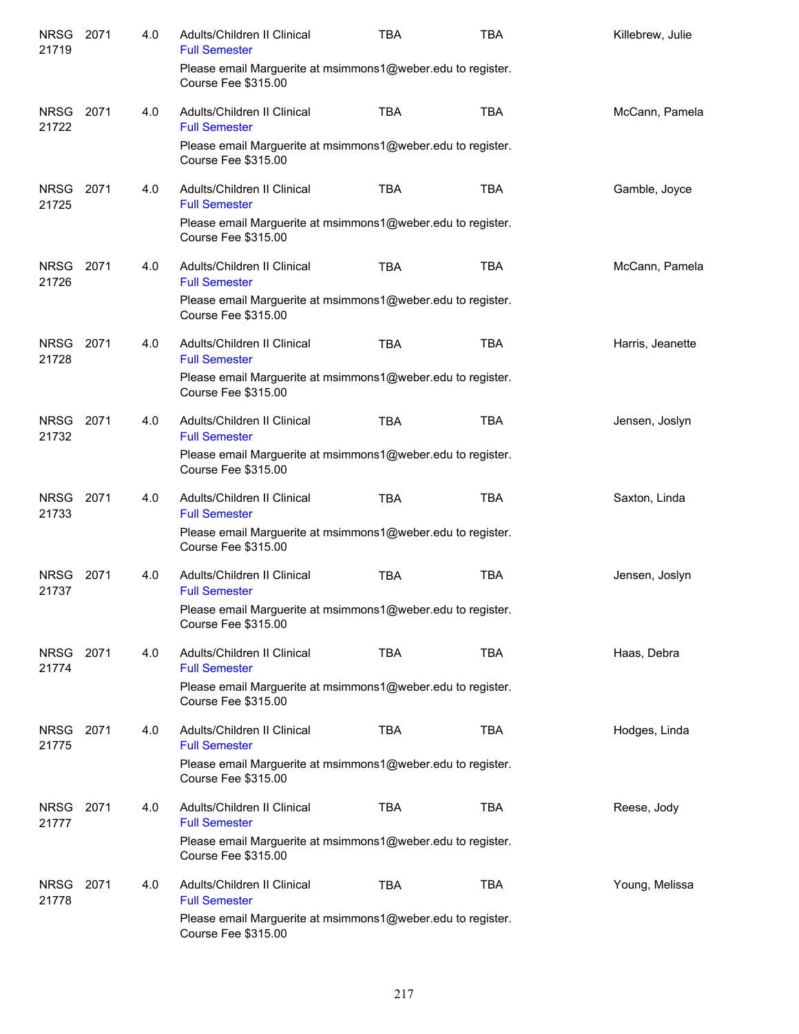| Course | CRN | Number | Credits | Title | Days | Time | Instructor |
|---|---|---|---|---|---|---|---|
| NRSG | 21719 | 2071 | 4.0 | Adults/Children II Clinical<br>Full Semester<br>Please email Marguerite at msimmons1@weber.edu to register.<br>Course Fee $315.00 | TBA | TBA | Killebrew, Julie |
| NRSG | 21722 | 2071 | 4.0 | Adults/Children II Clinical<br>Full Semester<br>Please email Marguerite at msimmons1@weber.edu to register.<br>Course Fee $315.00 | TBA | TBA | McCann, Pamela |
| NRSG | 21725 | 2071 | 4.0 | Adults/Children II Clinical<br>Full Semester<br>Please email Marguerite at msimmons1@weber.edu to register.<br>Course Fee $315.00 | TBA | TBA | Gamble, Joyce |
| NRSG | 21726 | 2071 | 4.0 | Adults/Children II Clinical<br>Full Semester<br>Please email Marguerite at msimmons1@weber.edu to register.<br>Course Fee $315.00 | TBA | TBA | McCann, Pamela |
| NRSG | 21728 | 2071 | 4.0 | Adults/Children II Clinical<br>Full Semester<br>Please email Marguerite at msimmons1@weber.edu to register.<br>Course Fee $315.00 | TBA | TBA | Harris, Jeanette |
| NRSG | 21732 | 2071 | 4.0 | Adults/Children II Clinical<br>Full Semester<br>Please email Marguerite at msimmons1@weber.edu to register.<br>Course Fee $315.00 | TBA | TBA | Jensen, Joslyn |
| NRSG | 21733 | 2071 | 4.0 | Adults/Children II Clinical<br>Full Semester<br>Please email Marguerite at msimmons1@weber.edu to register.<br>Course Fee $315.00 | TBA | TBA | Saxton, Linda |
| NRSG | 21737 | 2071 | 4.0 | Adults/Children II Clinical<br>Full Semester<br>Please email Marguerite at msimmons1@weber.edu to register.<br>Course Fee $315.00 | TBA | TBA | Jensen, Joslyn |
| NRSG | 21774 | 2071 | 4.0 | Adults/Children II Clinical<br>Full Semester<br>Please email Marguerite at msimmons1@weber.edu to register.<br>Course Fee $315.00 | TBA | TBA | Haas, Debra |
| NRSG | 21775 | 2071 | 4.0 | Adults/Children II Clinical<br>Full Semester<br>Please email Marguerite at msimmons1@weber.edu to register.<br>Course Fee $315.00 | TBA | TBA | Hodges, Linda |
| NRSG | 21777 | 2071 | 4.0 | Adults/Children II Clinical<br>Full Semester<br>Please email Marguerite at msimmons1@weber.edu to register.<br>Course Fee $315.00 | TBA | TBA | Reese, Jody |
| NRSG | 21778 | 2071 | 4.0 | Adults/Children II Clinical<br>Full Semester<br>Please email Marguerite at msimmons1@weber.edu to register.<br>Course Fee $315.00 | TBA | TBA | Young, Melissa |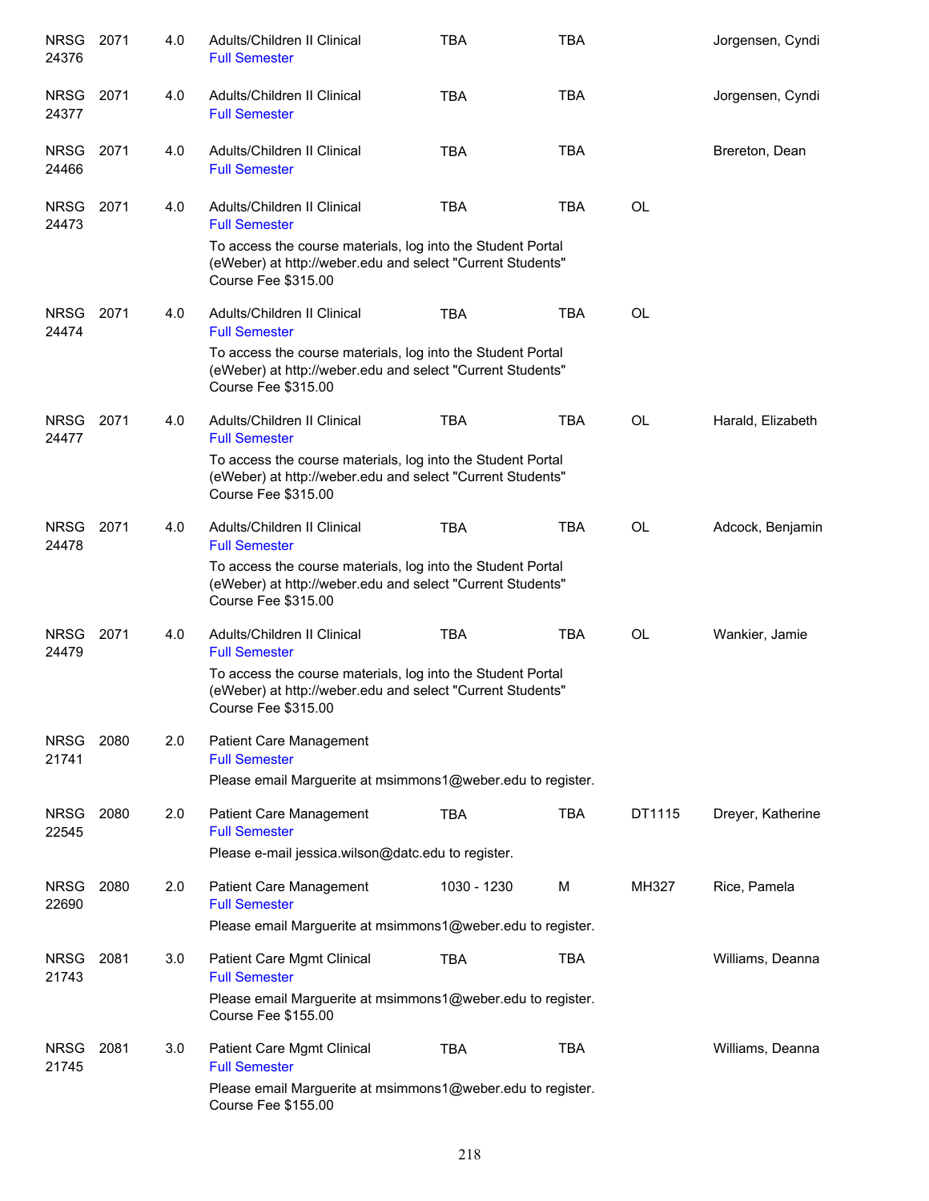| | | | | | | | |
|---|---|---|---|---|---|---|---|
| NRSG 24376 | 2071 | 4.0 | Adults/Children II Clinical<br>Full Semester | TBA | TBA | | Jorgensen, Cyndi |
| NRSG 24377 | 2071 | 4.0 | Adults/Children II Clinical<br>Full Semester | TBA | TBA | | Jorgensen, Cyndi |
| NRSG 24466 | 2071 | 4.0 | Adults/Children II Clinical<br>Full Semester | TBA | TBA | | Brereton, Dean |
| NRSG 24473 | 2071 | 4.0 | Adults/Children II Clinical<br>Full Semester<br>To access the course materials, log into the Student Portal (eWeber) at http://weber.edu and select "Current Students"<br>Course Fee $315.00 | TBA | TBA | OL | |
| NRSG 24474 | 2071 | 4.0 | Adults/Children II Clinical<br>Full Semester<br>To access the course materials, log into the Student Portal (eWeber) at http://weber.edu and select "Current Students"<br>Course Fee $315.00 | TBA | TBA | OL | |
| NRSG 24477 | 2071 | 4.0 | Adults/Children II Clinical<br>Full Semester<br>To access the course materials, log into the Student Portal (eWeber) at http://weber.edu and select "Current Students"<br>Course Fee $315.00 | TBA | TBA | OL | Harald, Elizabeth |
| NRSG 24478 | 2071 | 4.0 | Adults/Children II Clinical<br>Full Semester<br>To access the course materials, log into the Student Portal (eWeber) at http://weber.edu and select "Current Students"<br>Course Fee $315.00 | TBA | TBA | OL | Adcock, Benjamin |
| NRSG 24479 | 2071 | 4.0 | Adults/Children II Clinical<br>Full Semester<br>To access the course materials, log into the Student Portal (eWeber) at http://weber.edu and select "Current Students"<br>Course Fee $315.00 | TBA | TBA | OL | Wankier, Jamie |
| NRSG 21741 | 2080 | 2.0 | Patient Care Management<br>Full Semester<br>Please email Marguerite at msimmons1@weber.edu to register. | | | | |
| NRSG 22545 | 2080 | 2.0 | Patient Care Management<br>Full Semester<br>Please e-mail jessica.wilson@datc.edu to register. | TBA | TBA | DT1115 | Dreyer, Katherine |
| NRSG 22690 | 2080 | 2.0 | Patient Care Management<br>Full Semester<br>Please email Marguerite at msimmons1@weber.edu to register. | 1030 - 1230 | M | MH327 | Rice, Pamela |
| NRSG 21743 | 2081 | 3.0 | Patient Care Mgmt Clinical<br>Full Semester<br>Please email Marguerite at msimmons1@weber.edu to register.<br>Course Fee $155.00 | TBA | TBA | | Williams, Deanna |
| NRSG 21745 | 2081 | 3.0 | Patient Care Mgmt Clinical<br>Full Semester<br>Please email Marguerite at msimmons1@weber.edu to register.<br>Course Fee $155.00 | TBA | TBA | | Williams, Deanna |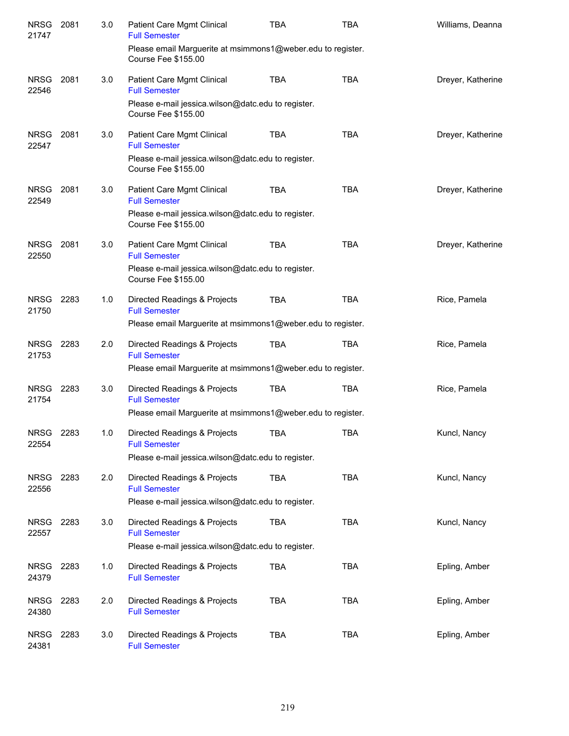| | | | | | | |
|---|---|---|---|---|---|---|
| NRSG 21747 | 2081 | 3.0 | Patient Care Mgmt Clinical<br>Full Semester<br>Please email Marguerite at msimmons1@weber.edu to register.<br>Course Fee $155.00 | TBA | TBA | Williams, Deanna |
| NRSG 22546 | 2081 | 3.0 | Patient Care Mgmt Clinical<br>Full Semester<br>Please e-mail jessica.wilson@datc.edu to register.<br>Course Fee $155.00 | TBA | TBA | Dreyer, Katherine |
| NRSG 22547 | 2081 | 3.0 | Patient Care Mgmt Clinical<br>Full Semester<br>Please e-mail jessica.wilson@datc.edu to register.<br>Course Fee $155.00 | TBA | TBA | Dreyer, Katherine |
| NRSG 22549 | 2081 | 3.0 | Patient Care Mgmt Clinical<br>Full Semester<br>Please e-mail jessica.wilson@datc.edu to register.<br>Course Fee $155.00 | TBA | TBA | Dreyer, Katherine |
| NRSG 22550 | 2081 | 3.0 | Patient Care Mgmt Clinical<br>Full Semester<br>Please e-mail jessica.wilson@datc.edu to register.<br>Course Fee $155.00 | TBA | TBA | Dreyer, Katherine |
| NRSG 21750 | 2283 | 1.0 | Directed Readings & Projects<br>Full Semester<br>Please email Marguerite at msimmons1@weber.edu to register. | TBA | TBA | Rice, Pamela |
| NRSG 21753 | 2283 | 2.0 | Directed Readings & Projects<br>Full Semester<br>Please email Marguerite at msimmons1@weber.edu to register. | TBA | TBA | Rice, Pamela |
| NRSG 21754 | 2283 | 3.0 | Directed Readings & Projects<br>Full Semester<br>Please email Marguerite at msimmons1@weber.edu to register. | TBA | TBA | Rice, Pamela |
| NRSG 22554 | 2283 | 1.0 | Directed Readings & Projects<br>Full Semester<br>Please e-mail jessica.wilson@datc.edu to register. | TBA | TBA | Kuncl, Nancy |
| NRSG 22556 | 2283 | 2.0 | Directed Readings & Projects<br>Full Semester<br>Please e-mail jessica.wilson@datc.edu to register. | TBA | TBA | Kuncl, Nancy |
| NRSG 22557 | 2283 | 3.0 | Directed Readings & Projects<br>Full Semester<br>Please e-mail jessica.wilson@datc.edu to register. | TBA | TBA | Kuncl, Nancy |
| NRSG 24379 | 2283 | 1.0 | Directed Readings & Projects<br>Full Semester | TBA | TBA | Epling, Amber |
| NRSG 24380 | 2283 | 2.0 | Directed Readings & Projects<br>Full Semester | TBA | TBA | Epling, Amber |
| NRSG 24381 | 2283 | 3.0 | Directed Readings & Projects<br>Full Semester | TBA | TBA | Epling, Amber |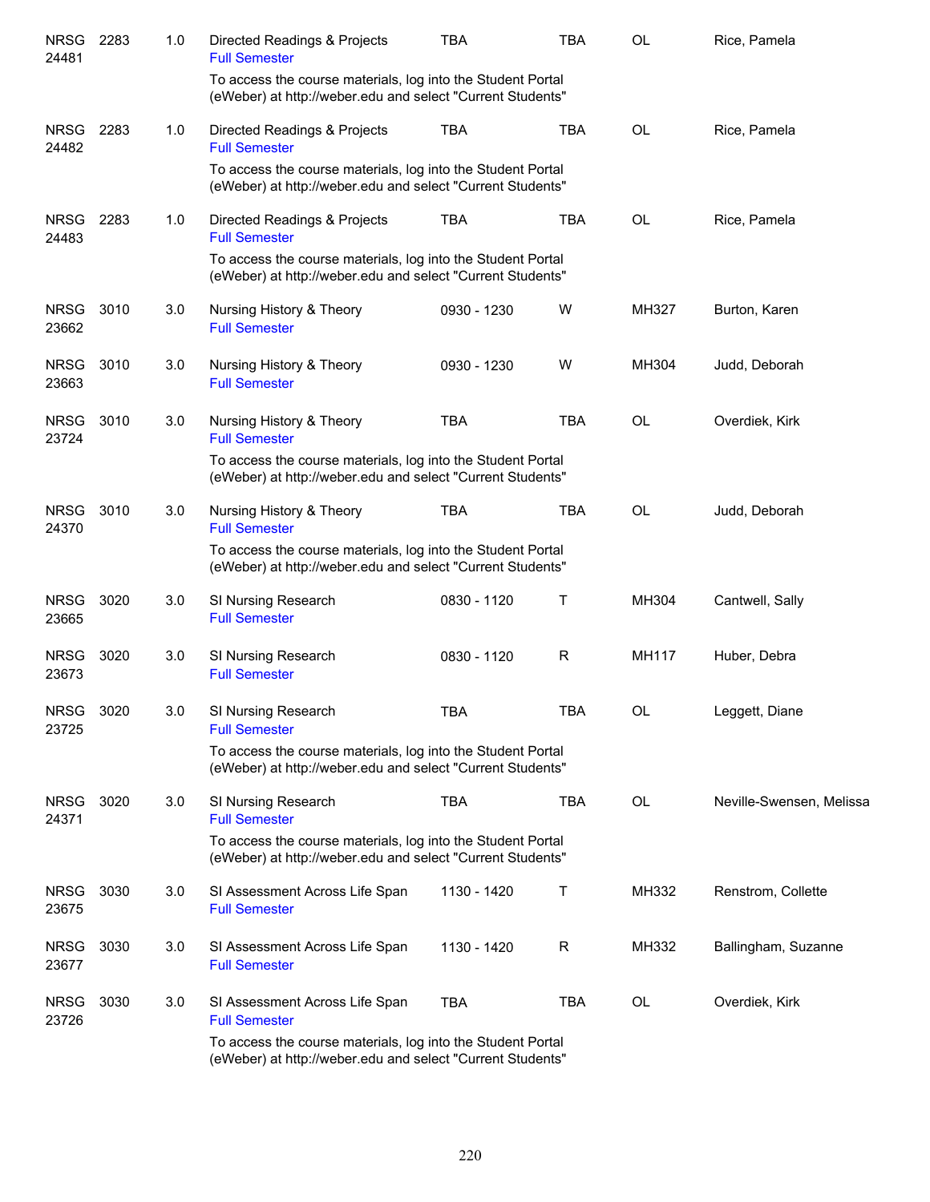| | | | | | | | |
|---|---|---|---|---|---|---|---|
| NRSG 24481 | 2283 | 1.0 | Directed Readings & Projects<br>Full Semester | TBA | TBA | OL | Rice, Pamela |
| | | | To access the course materials, log into the Student Portal (eWeber) at http://weber.edu and select "Current Students" | | | | |
| NRSG 24482 | 2283 | 1.0 | Directed Readings & Projects<br>Full Semester | TBA | TBA | OL | Rice, Pamela |
| | | | To access the course materials, log into the Student Portal (eWeber) at http://weber.edu and select "Current Students" | | | | |
| NRSG 24483 | 2283 | 1.0 | Directed Readings & Projects<br>Full Semester | TBA | TBA | OL | Rice, Pamela |
| | | | To access the course materials, log into the Student Portal (eWeber) at http://weber.edu and select "Current Students" | | | | |
| NRSG 23662 | 3010 | 3.0 | Nursing History & Theory<br>Full Semester | 0930 - 1230 | W | MH327 | Burton, Karen |
| NRSG 23663 | 3010 | 3.0 | Nursing History & Theory<br>Full Semester | 0930 - 1230 | W | MH304 | Judd, Deborah |
| NRSG 23724 | 3010 | 3.0 | Nursing History & Theory<br>Full Semester | TBA | TBA | OL | Overdiek, Kirk |
| | | | To access the course materials, log into the Student Portal (eWeber) at http://weber.edu and select "Current Students" | | | | |
| NRSG 24370 | 3010 | 3.0 | Nursing History & Theory<br>Full Semester | TBA | TBA | OL | Judd, Deborah |
| | | | To access the course materials, log into the Student Portal (eWeber) at http://weber.edu and select "Current Students" | | | | |
| NRSG 23665 | 3020 | 3.0 | SI Nursing Research<br>Full Semester | 0830 - 1120 | T | MH304 | Cantwell, Sally |
| NRSG 23673 | 3020 | 3.0 | SI Nursing Research<br>Full Semester | 0830 - 1120 | R | MH117 | Huber, Debra |
| NRSG 23725 | 3020 | 3.0 | SI Nursing Research<br>Full Semester | TBA | TBA | OL | Leggett, Diane |
| | | | To access the course materials, log into the Student Portal (eWeber) at http://weber.edu and select "Current Students" | | | | |
| NRSG 24371 | 3020 | 3.0 | SI Nursing Research<br>Full Semester | TBA | TBA | OL | Neville-Swensen, Melissa |
| | | | To access the course materials, log into the Student Portal (eWeber) at http://weber.edu and select "Current Students" | | | | |
| NRSG 23675 | 3030 | 3.0 | SI Assessment Across Life Span<br>Full Semester | 1130 - 1420 | T | MH332 | Renstrom, Collette |
| NRSG 23677 | 3030 | 3.0 | SI Assessment Across Life Span<br>Full Semester | 1130 - 1420 | R | MH332 | Ballingham, Suzanne |
| NRSG 23726 | 3030 | 3.0 | SI Assessment Across Life Span<br>Full Semester | TBA | TBA | OL | Overdiek, Kirk |
| | | | To access the course materials, log into the Student Portal (eWeber) at http://weber.edu and select "Current Students" | | | | |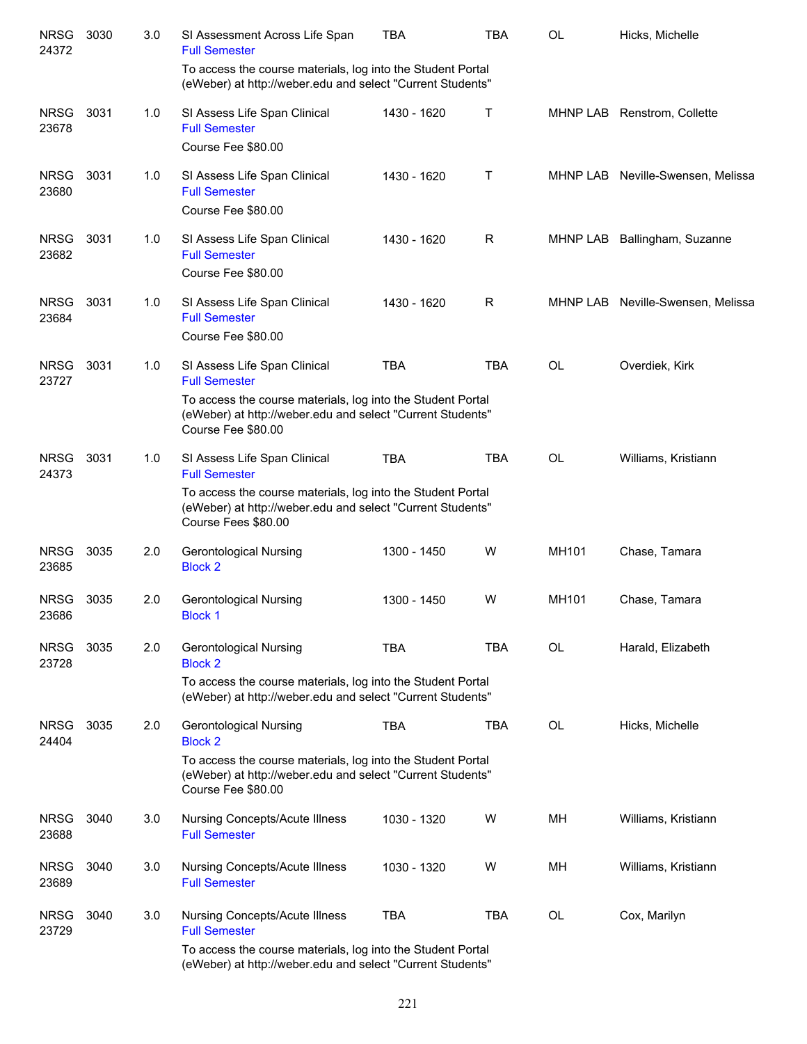| | | | | | | | |
|---|---|---|---|---|---|---|---|
| NRSG 24372 | 3030 | 3.0 | SI Assessment Across Life Span<br>Full Semester<br>To access the course materials, log into the Student Portal (eWeber) at http://weber.edu and select "Current Students" | TBA | TBA | OL | Hicks, Michelle |
| NRSG 23678 | 3031 | 1.0 | SI Assess Life Span Clinical<br>Full Semester<br>Course Fee $80.00 | 1430 - 1620 | T | MHNP LAB | Renstrom, Collette |
| NRSG 23680 | 3031 | 1.0 | SI Assess Life Span Clinical<br>Full Semester<br>Course Fee $80.00 | 1430 - 1620 | T | MHNP LAB | Neville-Swensen, Melissa |
| NRSG 23682 | 3031 | 1.0 | SI Assess Life Span Clinical<br>Full Semester<br>Course Fee $80.00 | 1430 - 1620 | R | MHNP LAB | Ballingham, Suzanne |
| NRSG 23684 | 3031 | 1.0 | SI Assess Life Span Clinical<br>Full Semester<br>Course Fee $80.00 | 1430 - 1620 | R | MHNP LAB | Neville-Swensen, Melissa |
| NRSG 23727 | 3031 | 1.0 | SI Assess Life Span Clinical<br>Full Semester<br>To access the course materials, log into the Student Portal (eWeber) at http://weber.edu and select "Current Students"<br>Course Fee $80.00 | TBA | TBA | OL | Overdiek, Kirk |
| NRSG 24373 | 3031 | 1.0 | SI Assess Life Span Clinical<br>Full Semester<br>To access the course materials, log into the Student Portal (eWeber) at http://weber.edu and select "Current Students"<br>Course Fees $80.00 | TBA | TBA | OL | Williams, Kristiann |
| NRSG 23685 | 3035 | 2.0 | Gerontological Nursing<br>Block 2 | 1300 - 1450 | W | MH101 | Chase, Tamara |
| NRSG 23686 | 3035 | 2.0 | Gerontological Nursing<br>Block 1 | 1300 - 1450 | W | MH101 | Chase, Tamara |
| NRSG 23728 | 3035 | 2.0 | Gerontological Nursing<br>Block 2<br>To access the course materials, log into the Student Portal (eWeber) at http://weber.edu and select "Current Students" | TBA | TBA | OL | Harald, Elizabeth |
| NRSG 24404 | 3035 | 2.0 | Gerontological Nursing<br>Block 2<br>To access the course materials, log into the Student Portal (eWeber) at http://weber.edu and select "Current Students"<br>Course Fee $80.00 | TBA | TBA | OL | Hicks, Michelle |
| NRSG 23688 | 3040 | 3.0 | Nursing Concepts/Acute Illness<br>Full Semester | 1030 - 1320 | W | MH | Williams, Kristiann |
| NRSG 23689 | 3040 | 3.0 | Nursing Concepts/Acute Illness<br>Full Semester | 1030 - 1320 | W | MH | Williams, Kristiann |
| NRSG 23729 | 3040 | 3.0 | Nursing Concepts/Acute Illness<br>Full Semester<br>To access the course materials, log into the Student Portal (eWeber) at http://weber.edu and select "Current Students" | TBA | TBA | OL | Cox, Marilyn |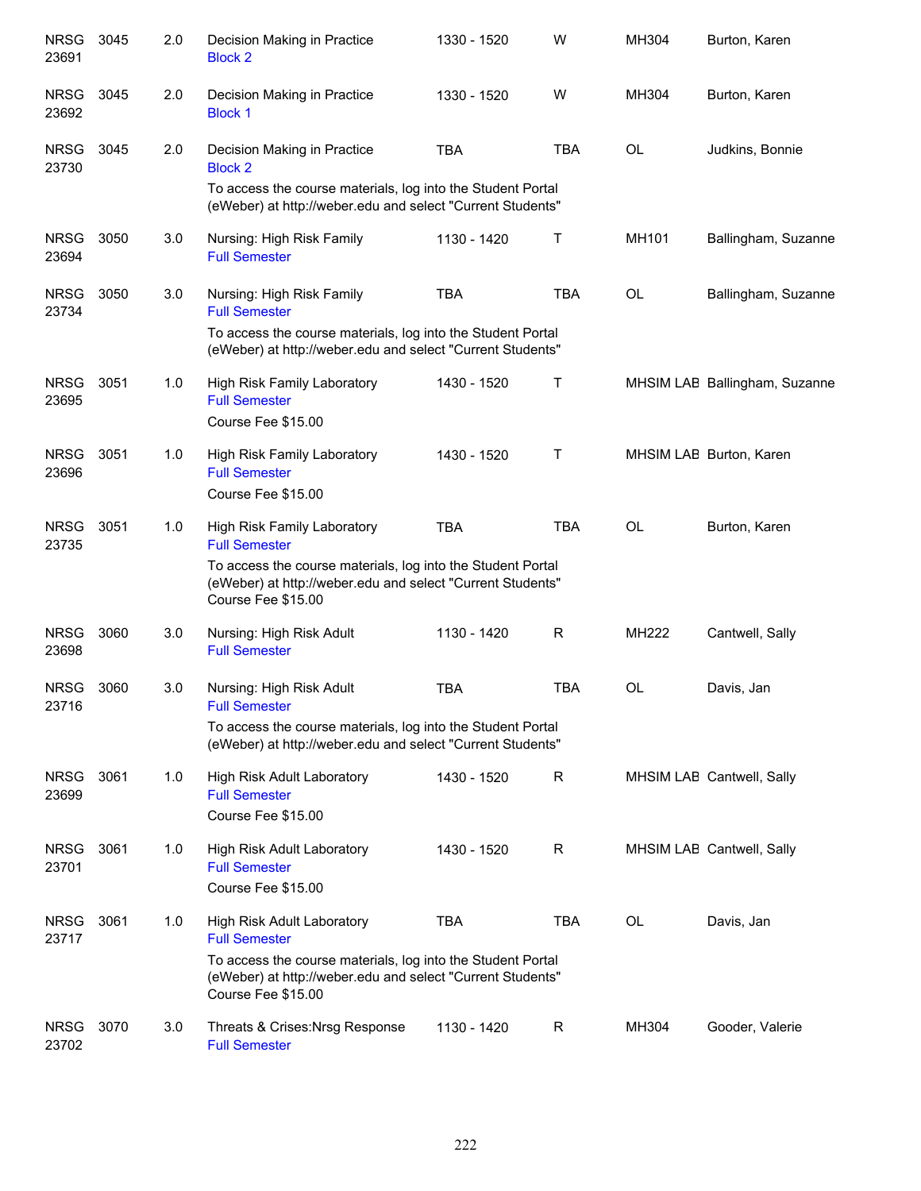| Course | | Credits | Title | Time | Days | Room | Instructor |
|---|---|---|---|---|---|---|---|
| NRSG 23691 | 3045 | 2.0 | Decision Making in Practice<br>Block 2 | 1330 - 1520 | W | MH304 | Burton, Karen |
| NRSG 23692 | 3045 | 2.0 | Decision Making in Practice<br>Block 1 | 1330 - 1520 | W | MH304 | Burton, Karen |
| NRSG 23730 | 3045 | 2.0 | Decision Making in Practice<br>Block 2<br>To access the course materials, log into the Student Portal (eWeber) at http://weber.edu and select "Current Students" | TBA | TBA | OL | Judkins, Bonnie |
| NRSG 23694 | 3050 | 3.0 | Nursing: High Risk Family<br>Full Semester | 1130 - 1420 | T | MH101 | Ballingham, Suzanne |
| NRSG 23734 | 3050 | 3.0 | Nursing: High Risk Family<br>Full Semester<br>To access the course materials, log into the Student Portal (eWeber) at http://weber.edu and select "Current Students" | TBA | TBA | OL | Ballingham, Suzanne |
| NRSG 23695 | 3051 | 1.0 | High Risk Family Laboratory<br>Full Semester<br>Course Fee $15.00 | 1430 - 1520 | T | MHSIM LAB | Ballingham, Suzanne |
| NRSG 23696 | 3051 | 1.0 | High Risk Family Laboratory<br>Full Semester<br>Course Fee $15.00 | 1430 - 1520 | T | MHSIM LAB | Burton, Karen |
| NRSG 23735 | 3051 | 1.0 | High Risk Family Laboratory<br>Full Semester<br>To access the course materials, log into the Student Portal (eWeber) at http://weber.edu and select "Current Students"<br>Course Fee $15.00 | TBA | TBA | OL | Burton, Karen |
| NRSG 23698 | 3060 | 3.0 | Nursing: High Risk Adult<br>Full Semester | 1130 - 1420 | R | MH222 | Cantwell, Sally |
| NRSG 23716 | 3060 | 3.0 | Nursing: High Risk Adult<br>Full Semester<br>To access the course materials, log into the Student Portal (eWeber) at http://weber.edu and select "Current Students" | TBA | TBA | OL | Davis, Jan |
| NRSG 23699 | 3061 | 1.0 | High Risk Adult Laboratory<br>Full Semester<br>Course Fee $15.00 | 1430 - 1520 | R | MHSIM LAB | Cantwell, Sally |
| NRSG 23701 | 3061 | 1.0 | High Risk Adult Laboratory<br>Full Semester<br>Course Fee $15.00 | 1430 - 1520 | R | MHSIM LAB | Cantwell, Sally |
| NRSG 23717 | 3061 | 1.0 | High Risk Adult Laboratory<br>Full Semester<br>To access the course materials, log into the Student Portal (eWeber) at http://weber.edu and select "Current Students"<br>Course Fee $15.00 | TBA | TBA | OL | Davis, Jan |
| NRSG 23702 | 3070 | 3.0 | Threats & Crises:Nrsg Response<br>Full Semester | 1130 - 1420 | R | MH304 | Gooder, Valerie |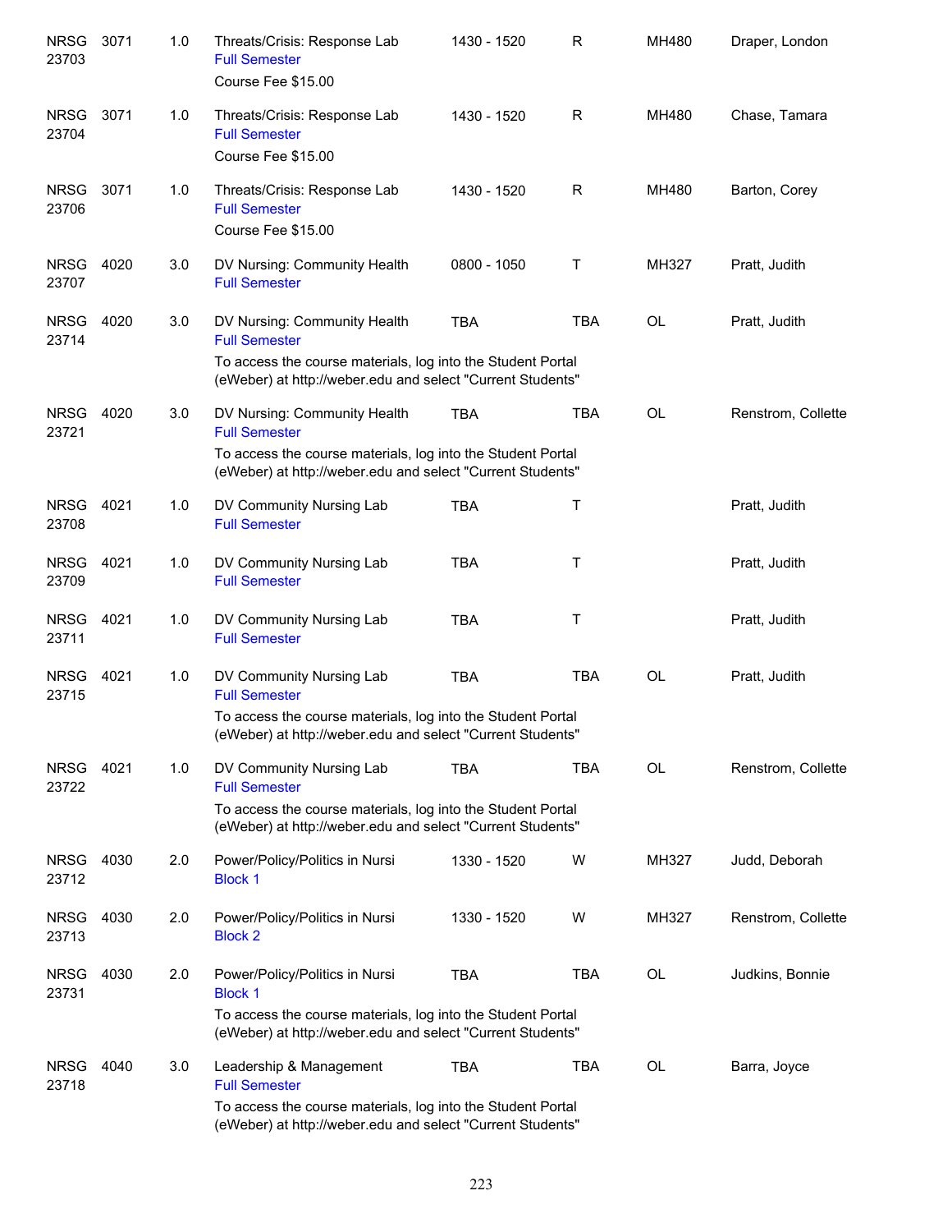| | | | | | | | |
|---|---|---|---|---|---|---|---|
| NRSG 23703 | 3071 | 1.0 | Threats/Crisis: Response Lab<br>Full Semester<br>Course Fee $15.00 | 1430 - 1520 | R | MH480 | Draper, London |
| NRSG 23704 | 3071 | 1.0 | Threats/Crisis: Response Lab<br>Full Semester<br>Course Fee $15.00 | 1430 - 1520 | R | MH480 | Chase, Tamara |
| NRSG 23706 | 3071 | 1.0 | Threats/Crisis: Response Lab<br>Full Semester<br>Course Fee $15.00 | 1430 - 1520 | R | MH480 | Barton, Corey |
| NRSG 23707 | 4020 | 3.0 | DV Nursing: Community Health<br>Full Semester | 0800 - 1050 | T | MH327 | Pratt, Judith |
| NRSG 23714 | 4020 | 3.0 | DV Nursing: Community Health<br>Full Semester<br>To access the course materials, log into the Student Portal (eWeber) at http://weber.edu and select "Current Students" | TBA | TBA | OL | Pratt, Judith |
| NRSG 23721 | 4020 | 3.0 | DV Nursing: Community Health<br>Full Semester<br>To access the course materials, log into the Student Portal (eWeber) at http://weber.edu and select "Current Students" | TBA | TBA | OL | Renstrom, Collette |
| NRSG 23708 | 4021 | 1.0 | DV Community Nursing Lab<br>Full Semester | TBA | T | | Pratt, Judith |
| NRSG 23709 | 4021 | 1.0 | DV Community Nursing Lab<br>Full Semester | TBA | T | | Pratt, Judith |
| NRSG 23711 | 4021 | 1.0 | DV Community Nursing Lab<br>Full Semester | TBA | T | | Pratt, Judith |
| NRSG 23715 | 4021 | 1.0 | DV Community Nursing Lab<br>Full Semester<br>To access the course materials, log into the Student Portal (eWeber) at http://weber.edu and select "Current Students" | TBA | TBA | OL | Pratt, Judith |
| NRSG 23722 | 4021 | 1.0 | DV Community Nursing Lab<br>Full Semester<br>To access the course materials, log into the Student Portal (eWeber) at http://weber.edu and select "Current Students" | TBA | TBA | OL | Renstrom, Collette |
| NRSG 23712 | 4030 | 2.0 | Power/Policy/Politics in Nursi<br>Block 1 | 1330 - 1520 | W | MH327 | Judd, Deborah |
| NRSG 23713 | 4030 | 2.0 | Power/Policy/Politics in Nursi<br>Block 2 | 1330 - 1520 | W | MH327 | Renstrom, Collette |
| NRSG 23731 | 4030 | 2.0 | Power/Policy/Politics in Nursi<br>Block 1<br>To access the course materials, log into the Student Portal (eWeber) at http://weber.edu and select "Current Students" | TBA | TBA | OL | Judkins, Bonnie |
| NRSG 23718 | 4040 | 3.0 | Leadership & Management<br>Full Semester<br>To access the course materials, log into the Student Portal (eWeber) at http://weber.edu and select "Current Students" | TBA | TBA | OL | Barra, Joyce |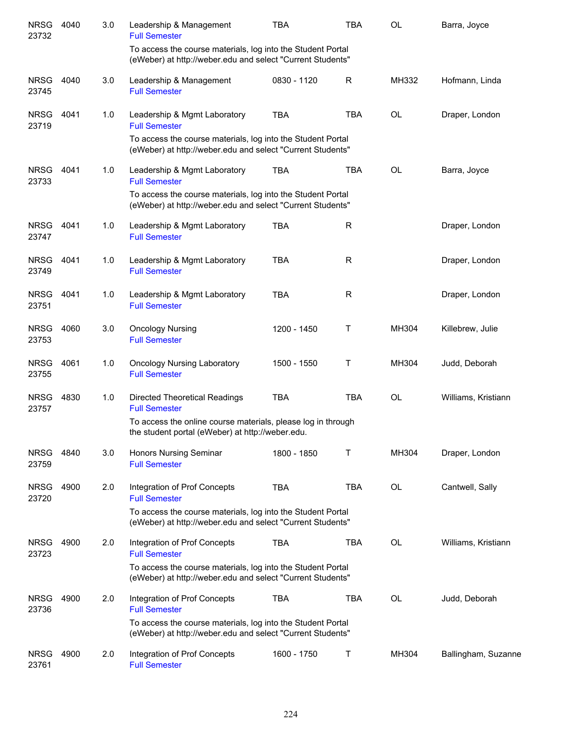| | | | | | | | |
|---|---|---|---|---|---|---|---|
| NRSG 23732 | 4040 | 3.0 | Leadership & Management<br>Full Semester<br>To access the course materials, log into the Student Portal (eWeber) at http://weber.edu and select "Current Students" | TBA | TBA | OL | Barra, Joyce |
| NRSG 23745 | 4040 | 3.0 | Leadership & Management<br>Full Semester | 0830 - 1120 | R | MH332 | Hofmann, Linda |
| NRSG 23719 | 4041 | 1.0 | Leadership & Mgmt Laboratory<br>Full Semester<br>To access the course materials, log into the Student Portal (eWeber) at http://weber.edu and select "Current Students" | TBA | TBA | OL | Draper, London |
| NRSG 23733 | 4041 | 1.0 | Leadership & Mgmt Laboratory<br>Full Semester<br>To access the course materials, log into the Student Portal (eWeber) at http://weber.edu and select "Current Students" | TBA | TBA | OL | Barra, Joyce |
| NRSG 23747 | 4041 | 1.0 | Leadership & Mgmt Laboratory<br>Full Semester | TBA | R | | Draper, London |
| NRSG 23749 | 4041 | 1.0 | Leadership & Mgmt Laboratory<br>Full Semester | TBA | R | | Draper, London |
| NRSG 23751 | 4041 | 1.0 | Leadership & Mgmt Laboratory<br>Full Semester | TBA | R | | Draper, London |
| NRSG 23753 | 4060 | 3.0 | Oncology Nursing<br>Full Semester | 1200 - 1450 | T | MH304 | Killebrew, Julie |
| NRSG 23755 | 4061 | 1.0 | Oncology Nursing Laboratory<br>Full Semester | 1500 - 1550 | T | MH304 | Judd, Deborah |
| NRSG 23757 | 4830 | 1.0 | Directed Theoretical Readings<br>Full Semester<br>To access the online course materials, please log in through the student portal (eWeber) at http://weber.edu. | TBA | TBA | OL | Williams, Kristiann |
| NRSG 23759 | 4840 | 3.0 | Honors Nursing Seminar<br>Full Semester | 1800 - 1850 | T | MH304 | Draper, London |
| NRSG 23720 | 4900 | 2.0 | Integration of Prof Concepts<br>Full Semester<br>To access the course materials, log into the Student Portal (eWeber) at http://weber.edu and select "Current Students" | TBA | TBA | OL | Cantwell, Sally |
| NRSG 23723 | 4900 | 2.0 | Integration of Prof Concepts<br>Full Semester<br>To access the course materials, log into the Student Portal (eWeber) at http://weber.edu and select "Current Students" | TBA | TBA | OL | Williams, Kristiann |
| NRSG 23736 | 4900 | 2.0 | Integration of Prof Concepts<br>Full Semester<br>To access the course materials, log into the Student Portal (eWeber) at http://weber.edu and select "Current Students" | TBA | TBA | OL | Judd, Deborah |
| NRSG 23761 | 4900 | 2.0 | Integration of Prof Concepts<br>Full Semester | 1600 - 1750 | T | MH304 | Ballingham, Suzanne |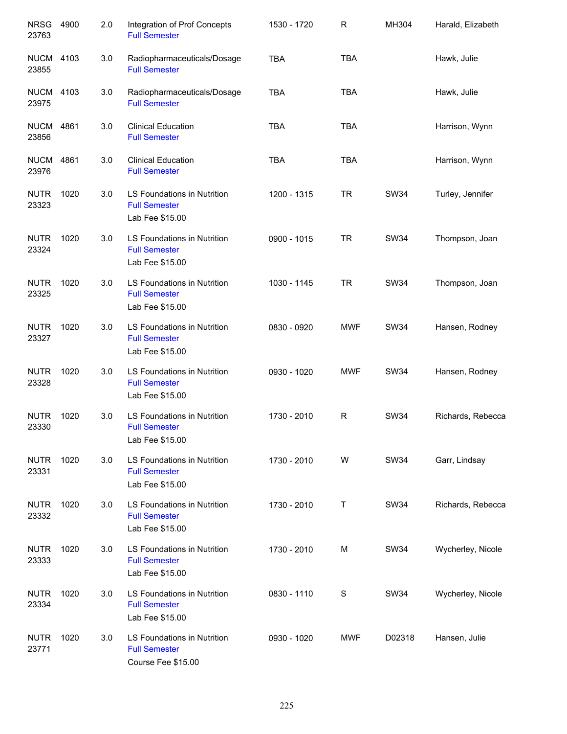| | | | | | | | |
|---|---|---|---|---|---|---|---|
| NRSG 23763 | 4900 | 2.0 | Integration of Prof Concepts<br>Full Semester | 1530 - 1720 | R | MH304 | Harald, Elizabeth |
| NUCM 23855 | 4103 | 3.0 | Radiopharmaceuticals/Dosage<br>Full Semester | TBA | TBA | | Hawk, Julie |
| NUCM 23975 | 4103 | 3.0 | Radiopharmaceuticals/Dosage<br>Full Semester | TBA | TBA | | Hawk, Julie |
| NUCM 23856 | 4861 | 3.0 | Clinical Education<br>Full Semester | TBA | TBA | | Harrison, Wynn |
| NUCM 23976 | 4861 | 3.0 | Clinical Education<br>Full Semester | TBA | TBA | | Harrison, Wynn |
| NUTR 23323 | 1020 | 3.0 | LS Foundations in Nutrition<br>Full Semester<br>Lab Fee $15.00 | 1200 - 1315 | TR | SW34 | Turley, Jennifer |
| NUTR 23324 | 1020 | 3.0 | LS Foundations in Nutrition<br>Full Semester<br>Lab Fee $15.00 | 0900 - 1015 | TR | SW34 | Thompson, Joan |
| NUTR 23325 | 1020 | 3.0 | LS Foundations in Nutrition<br>Full Semester<br>Lab Fee $15.00 | 1030 - 1145 | TR | SW34 | Thompson, Joan |
| NUTR 23327 | 1020 | 3.0 | LS Foundations in Nutrition<br>Full Semester<br>Lab Fee $15.00 | 0830 - 0920 | MWF | SW34 | Hansen, Rodney |
| NUTR 23328 | 1020 | 3.0 | LS Foundations in Nutrition<br>Full Semester<br>Lab Fee $15.00 | 0930 - 1020 | MWF | SW34 | Hansen, Rodney |
| NUTR 23330 | 1020 | 3.0 | LS Foundations in Nutrition<br>Full Semester<br>Lab Fee $15.00 | 1730 - 2010 | R | SW34 | Richards, Rebecca |
| NUTR 23331 | 1020 | 3.0 | LS Foundations in Nutrition<br>Full Semester<br>Lab Fee $15.00 | 1730 - 2010 | W | SW34 | Garr, Lindsay |
| NUTR 23332 | 1020 | 3.0 | LS Foundations in Nutrition<br>Full Semester<br>Lab Fee $15.00 | 1730 - 2010 | T | SW34 | Richards, Rebecca |
| NUTR 23333 | 1020 | 3.0 | LS Foundations in Nutrition<br>Full Semester<br>Lab Fee $15.00 | 1730 - 2010 | M | SW34 | Wycherley, Nicole |
| NUTR 23334 | 1020 | 3.0 | LS Foundations in Nutrition<br>Full Semester<br>Lab Fee $15.00 | 0830 - 1110 | S | SW34 | Wycherley, Nicole |
| NUTR 23771 | 1020 | 3.0 | LS Foundations in Nutrition<br>Full Semester<br>Course Fee $15.00 | 0930 - 1020 | MWF | D02318 | Hansen, Julie |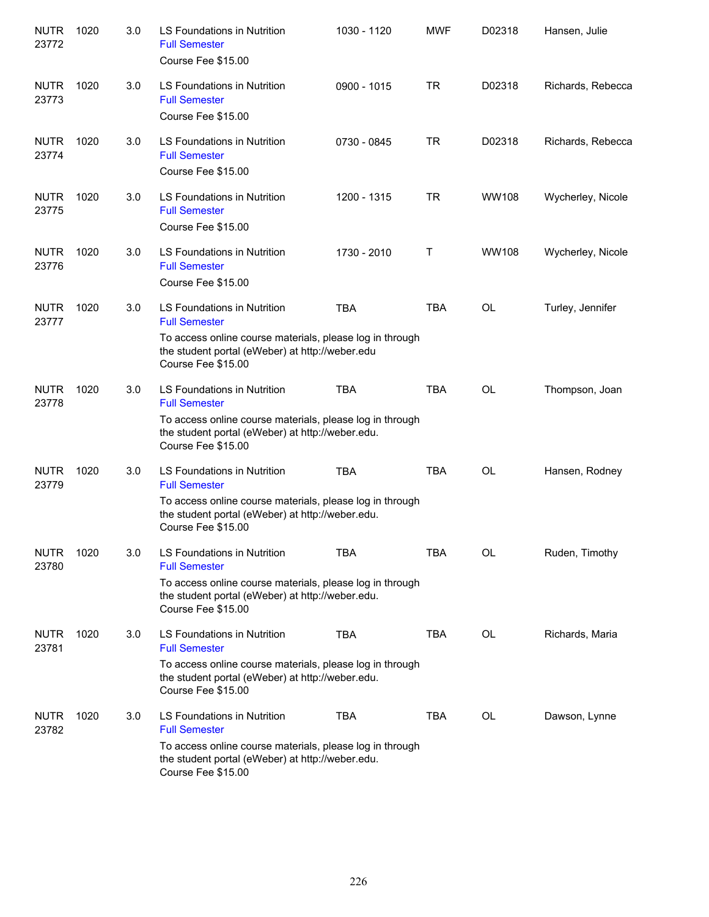| | | | | | | | |
|---|---|---|---|---|---|---|---|
| NUTR 23772 | 1020 | 3.0 | LS Foundations in Nutrition<br>Full Semester<br>Course Fee $15.00 | 1030 - 1120 | MWF | D02318 | Hansen, Julie |
| NUTR 23773 | 1020 | 3.0 | LS Foundations in Nutrition<br>Full Semester<br>Course Fee $15.00 | 0900 - 1015 | TR | D02318 | Richards, Rebecca |
| NUTR 23774 | 1020 | 3.0 | LS Foundations in Nutrition<br>Full Semester<br>Course Fee $15.00 | 0730 - 0845 | TR | D02318 | Richards, Rebecca |
| NUTR 23775 | 1020 | 3.0 | LS Foundations in Nutrition<br>Full Semester<br>Course Fee $15.00 | 1200 - 1315 | TR | WW108 | Wycherley, Nicole |
| NUTR 23776 | 1020 | 3.0 | LS Foundations in Nutrition<br>Full Semester<br>Course Fee $15.00 | 1730 - 2010 | T | WW108 | Wycherley, Nicole |
| NUTR 23777 | 1020 | 3.0 | LS Foundations in Nutrition<br>Full Semester<br>To access online course materials, please log in through the student portal (eWeber) at http://weber.edu<br>Course Fee $15.00 | TBA | TBA | OL | Turley, Jennifer |
| NUTR 23778 | 1020 | 3.0 | LS Foundations in Nutrition<br>Full Semester<br>To access online course materials, please log in through the student portal (eWeber) at http://weber.edu.<br>Course Fee $15.00 | TBA | TBA | OL | Thompson, Joan |
| NUTR 23779 | 1020 | 3.0 | LS Foundations in Nutrition<br>Full Semester<br>To access online course materials, please log in through the student portal (eWeber) at http://weber.edu.<br>Course Fee $15.00 | TBA | TBA | OL | Hansen, Rodney |
| NUTR 23780 | 1020 | 3.0 | LS Foundations in Nutrition<br>Full Semester<br>To access online course materials, please log in through the student portal (eWeber) at http://weber.edu.<br>Course Fee $15.00 | TBA | TBA | OL | Ruden, Timothy |
| NUTR 23781 | 1020 | 3.0 | LS Foundations in Nutrition<br>Full Semester<br>To access online course materials, please log in through the student portal (eWeber) at http://weber.edu.<br>Course Fee $15.00 | TBA | TBA | OL | Richards, Maria |
| NUTR 23782 | 1020 | 3.0 | LS Foundations in Nutrition<br>Full Semester<br>To access online course materials, please log in through the student portal (eWeber) at http://weber.edu.<br>Course Fee $15.00 | TBA | TBA | OL | Dawson, Lynne |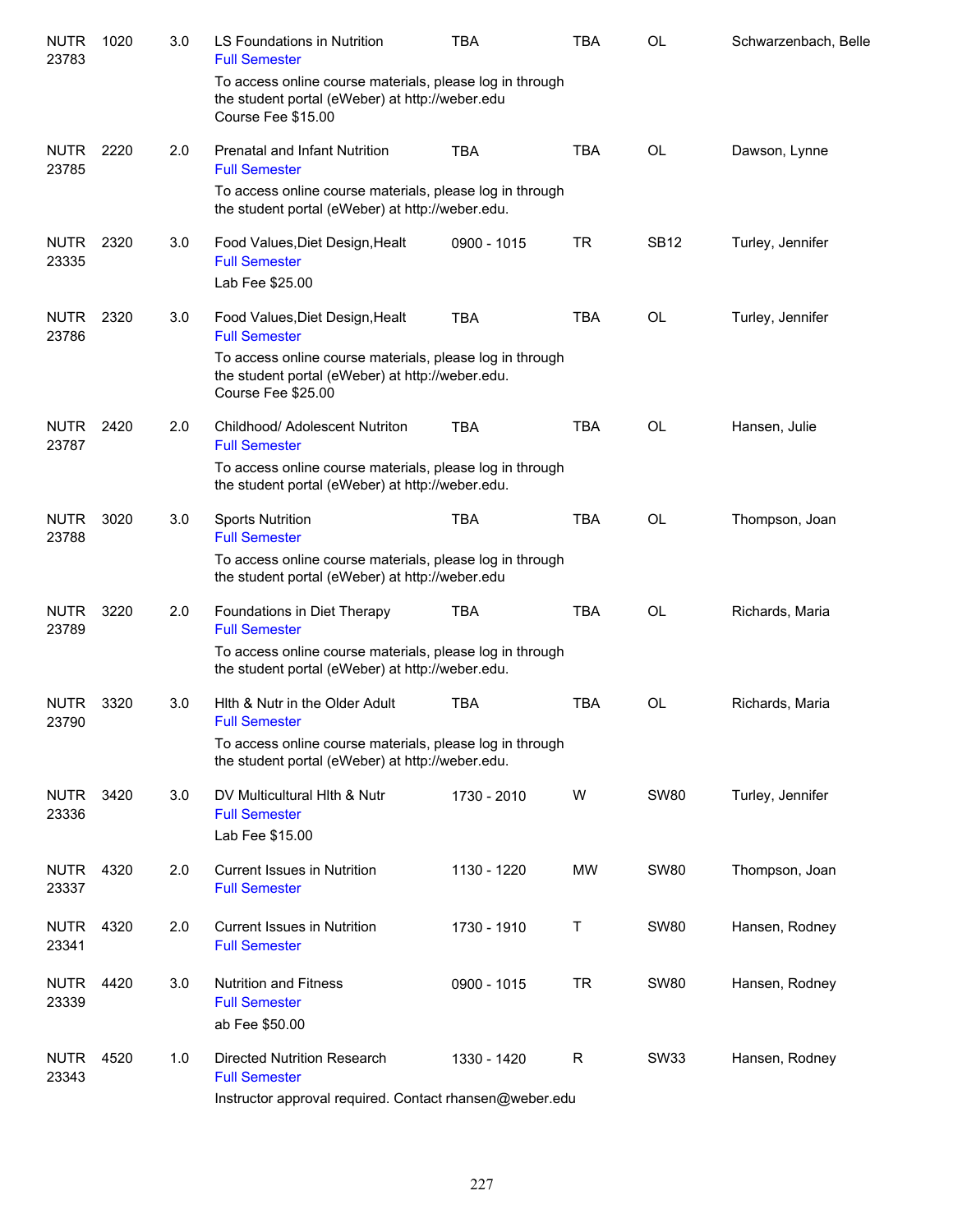| | | | | | | | |
|---|---|---|---|---|---|---|---|
| NUTR 23783 | 1020 | 3.0 | LS Foundations in Nutrition<br>Full Semester<br>To access online course materials, please log in through the student portal (eWeber) at http://weber.edu<br>Course Fee $15.00 | TBA | TBA | OL | Schwarzenbach, Belle |
| NUTR 23785 | 2220 | 2.0 | Prenatal and Infant Nutrition<br>Full Semester<br>To access online course materials, please log in through the student portal (eWeber) at http://weber.edu. | TBA | TBA | OL | Dawson, Lynne |
| NUTR 23335 | 2320 | 3.0 | Food Values,Diet Design,Healt<br>Full Semester<br>Lab Fee $25.00 | 0900 - 1015 | TR | SB12 | Turley, Jennifer |
| NUTR 23786 | 2320 | 3.0 | Food Values,Diet Design,Healt<br>Full Semester<br>To access online course materials, please log in through the student portal (eWeber) at http://weber.edu.<br>Course Fee $25.00 | TBA | TBA | OL | Turley, Jennifer |
| NUTR 23787 | 2420 | 2.0 | Childhood/ Adolescent Nutriton<br>Full Semester<br>To access online course materials, please log in through the student portal (eWeber) at http://weber.edu. | TBA | TBA | OL | Hansen, Julie |
| NUTR 23788 | 3020 | 3.0 | Sports Nutrition<br>Full Semester<br>To access online course materials, please log in through the student portal (eWeber) at http://weber.edu | TBA | TBA | OL | Thompson, Joan |
| NUTR 23789 | 3220 | 2.0 | Foundations in Diet Therapy<br>Full Semester<br>To access online course materials, please log in through the student portal (eWeber) at http://weber.edu. | TBA | TBA | OL | Richards, Maria |
| NUTR 23790 | 3320 | 3.0 | Hlth & Nutr in the Older Adult<br>Full Semester<br>To access online course materials, please log in through the student portal (eWeber) at http://weber.edu. | TBA | TBA | OL | Richards, Maria |
| NUTR 23336 | 3420 | 3.0 | DV Multicultural Hlth & Nutr<br>Full Semester<br>Lab Fee $15.00 | 1730 - 2010 | W | SW80 | Turley, Jennifer |
| NUTR 23337 | 4320 | 2.0 | Current Issues in Nutrition<br>Full Semester | 1130 - 1220 | MW | SW80 | Thompson, Joan |
| NUTR 23341 | 4320 | 2.0 | Current Issues in Nutrition<br>Full Semester | 1730 - 1910 | T | SW80 | Hansen, Rodney |
| NUTR 23339 | 4420 | 3.0 | Nutrition and Fitness<br>Full Semester<br>ab Fee $50.00 | 0900 - 1015 | TR | SW80 | Hansen, Rodney |
| NUTR 23343 | 4520 | 1.0 | Directed Nutrition Research<br>Full Semester<br>Instructor approval required. Contact rhansen@weber.edu | 1330 - 1420 | R | SW33 | Hansen, Rodney |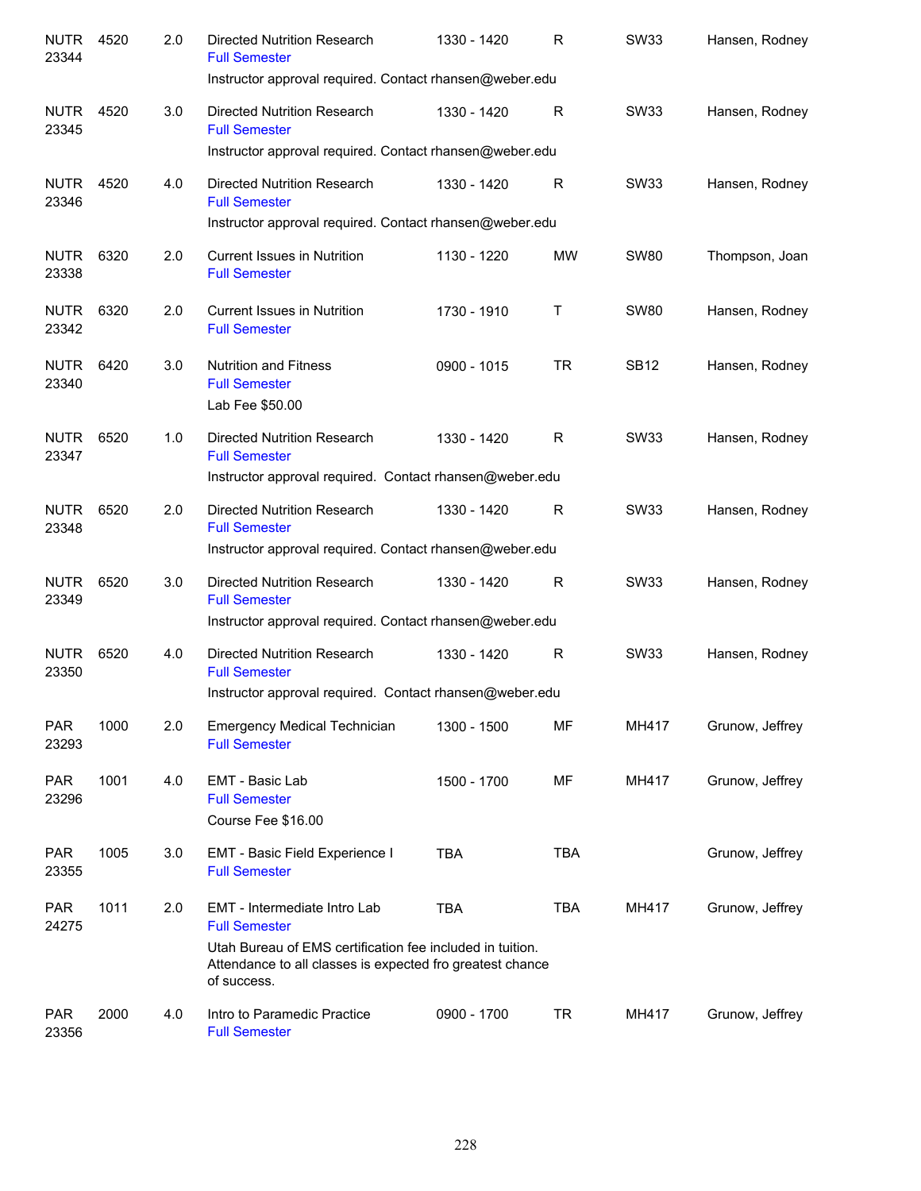| Course | Number | Credits | Title | Time | Days | Room | Instructor |
|---|---|---|---|---|---|---|---|
| NUTR 23344 | 4520 | 2.0 | Directed Nutrition Research<br>Full Semester<br>Instructor approval required. Contact rhansen@weber.edu | 1330 - 1420 | R | SW33 | Hansen, Rodney |
| NUTR 23345 | 4520 | 3.0 | Directed Nutrition Research<br>Full Semester<br>Instructor approval required. Contact rhansen@weber.edu | 1330 - 1420 | R | SW33 | Hansen, Rodney |
| NUTR 23346 | 4520 | 4.0 | Directed Nutrition Research<br>Full Semester<br>Instructor approval required. Contact rhansen@weber.edu | 1330 - 1420 | R | SW33 | Hansen, Rodney |
| NUTR 23338 | 6320 | 2.0 | Current Issues in Nutrition<br>Full Semester | 1130 - 1220 | MW | SW80 | Thompson, Joan |
| NUTR 23342 | 6320 | 2.0 | Current Issues in Nutrition<br>Full Semester | 1730 - 1910 | T | SW80 | Hansen, Rodney |
| NUTR 23340 | 6420 | 3.0 | Nutrition and Fitness<br>Full Semester<br>Lab Fee $50.00 | 0900 - 1015 | TR | SB12 | Hansen, Rodney |
| NUTR 23347 | 6520 | 1.0 | Directed Nutrition Research<br>Full Semester<br>Instructor approval required. Contact rhansen@weber.edu | 1330 - 1420 | R | SW33 | Hansen, Rodney |
| NUTR 23348 | 6520 | 2.0 | Directed Nutrition Research<br>Full Semester<br>Instructor approval required. Contact rhansen@weber.edu | 1330 - 1420 | R | SW33 | Hansen, Rodney |
| NUTR 23349 | 6520 | 3.0 | Directed Nutrition Research<br>Full Semester<br>Instructor approval required. Contact rhansen@weber.edu | 1330 - 1420 | R | SW33 | Hansen, Rodney |
| NUTR 23350 | 6520 | 4.0 | Directed Nutrition Research<br>Full Semester<br>Instructor approval required. Contact rhansen@weber.edu | 1330 - 1420 | R | SW33 | Hansen, Rodney |
| PAR 23293 | 1000 | 2.0 | Emergency Medical Technician<br>Full Semester | 1300 - 1500 | MF | MH417 | Grunow, Jeffrey |
| PAR 23296 | 1001 | 4.0 | EMT - Basic Lab<br>Full Semester<br>Course Fee $16.00 | 1500 - 1700 | MF | MH417 | Grunow, Jeffrey |
| PAR 23355 | 1005 | 3.0 | EMT - Basic Field Experience I<br>Full Semester | TBA | TBA | | Grunow, Jeffrey |
| PAR 24275 | 1011 | 2.0 | EMT - Intermediate Intro Lab<br>Full Semester<br>Utah Bureau of EMS certification fee included in tuition. Attendance to all classes is expected fro greatest chance of success. | TBA | TBA | MH417 | Grunow, Jeffrey |
| PAR 23356 | 2000 | 4.0 | Intro to Paramedic Practice<br>Full Semester | 0900 - 1700 | TR | MH417 | Grunow, Jeffrey |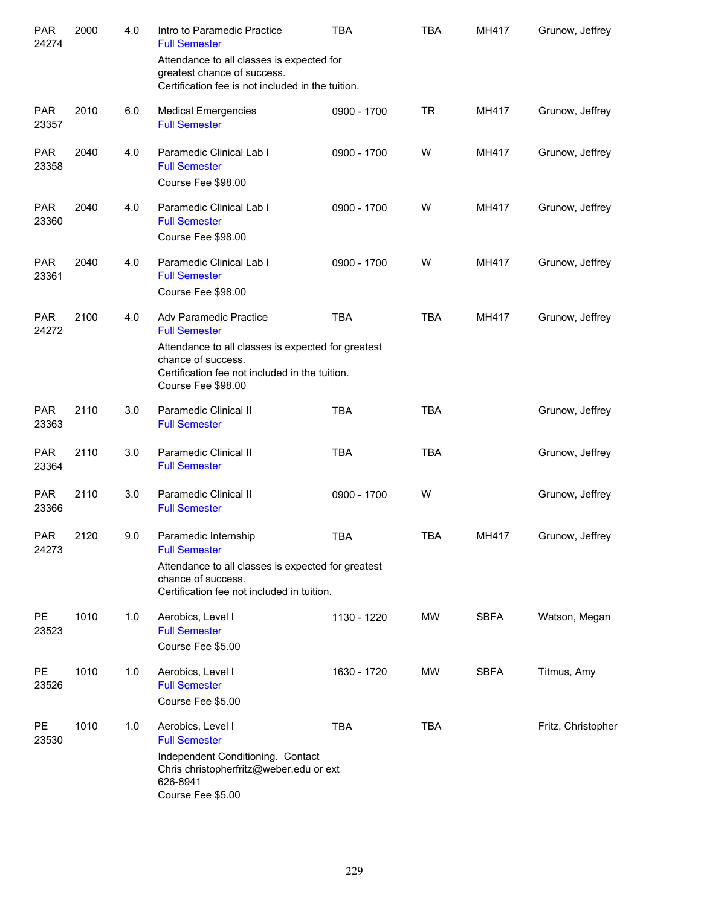| | | | | | | | |
|---|---|---|---|---|---|---|---|
| PAR 24274 | 2000 | 4.0 | Intro to Paramedic Practice<br>Full Semester<br>Attendance to all classes is expected for greatest chance of success.<br>Certification fee is not included in the tuition. | TBA | TBA | MH417 | Grunow, Jeffrey |
| PAR 23357 | 2010 | 6.0 | Medical Emergencies<br>Full Semester | 0900 - 1700 | TR | MH417 | Grunow, Jeffrey |
| PAR 23358 | 2040 | 4.0 | Paramedic Clinical Lab I<br>Full Semester<br>Course Fee $98.00 | 0900 - 1700 | W | MH417 | Grunow, Jeffrey |
| PAR 23360 | 2040 | 4.0 | Paramedic Clinical Lab I<br>Full Semester<br>Course Fee $98.00 | 0900 - 1700 | W | MH417 | Grunow, Jeffrey |
| PAR 23361 | 2040 | 4.0 | Paramedic Clinical Lab I<br>Full Semester<br>Course Fee $98.00 | 0900 - 1700 | W | MH417 | Grunow, Jeffrey |
| PAR 24272 | 2100 | 4.0 | Adv Paramedic Practice<br>Full Semester<br>Attendance to all classes is expected for greatest chance of success.<br>Certification fee not included in the tuition.<br>Course Fee $98.00 | TBA | TBA | MH417 | Grunow, Jeffrey |
| PAR 23363 | 2110 | 3.0 | Paramedic Clinical II<br>Full Semester | TBA | TBA | | Grunow, Jeffrey |
| PAR 23364 | 2110 | 3.0 | Paramedic Clinical II<br>Full Semester | TBA | TBA | | Grunow, Jeffrey |
| PAR 23366 | 2110 | 3.0 | Paramedic Clinical II<br>Full Semester | 0900 - 1700 | W | | Grunow, Jeffrey |
| PAR 24273 | 2120 | 9.0 | Paramedic Internship<br>Full Semester<br>Attendance to all classes is expected for greatest chance of success.<br>Certification fee not included in tuition. | TBA | TBA | MH417 | Grunow, Jeffrey |
| PE 23523 | 1010 | 1.0 | Aerobics, Level I<br>Full Semester<br>Course Fee $5.00 | 1130 - 1220 | MW | SBFA | Watson, Megan |
| PE 23526 | 1010 | 1.0 | Aerobics, Level I<br>Full Semester<br>Course Fee $5.00 | 1630 - 1720 | MW | SBFA | Titmus, Amy |
| PE 23530 | 1010 | 1.0 | Aerobics, Level I<br>Full Semester<br>Independent Conditioning. Contact Chris christopherfritz@weber.edu or ext 626-8941<br>Course Fee $5.00 | TBA | TBA | | Fritz, Christopher |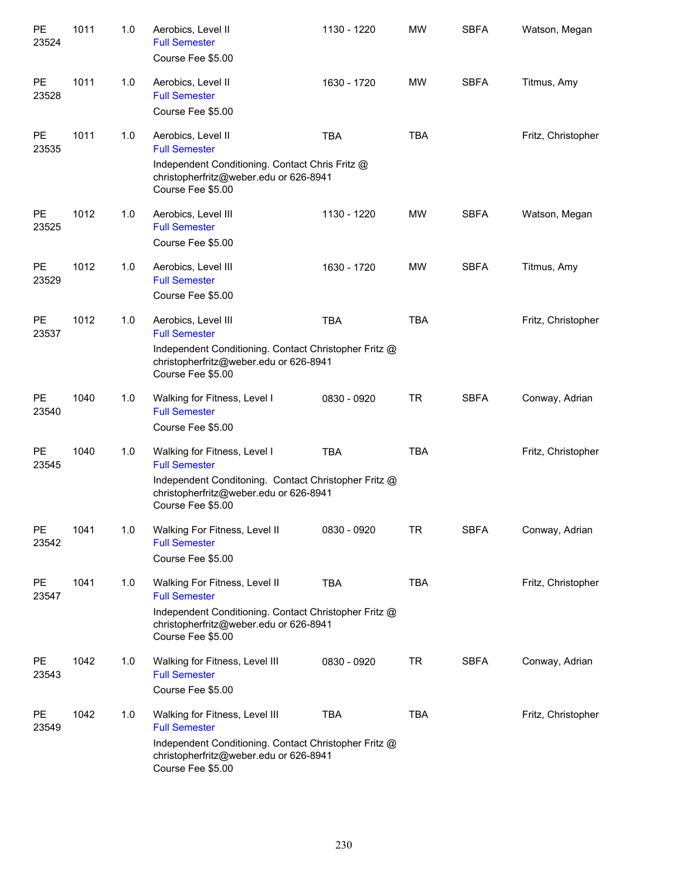| | | | | | | | |
|---|---|---|---|---|---|---|---|
| PE 23524 | 1011 | 1.0 | Aerobics, Level II<br>Full Semester<br>Course Fee $5.00 | 1130 - 1220 | MW | SBFA | Watson, Megan |
| PE 23528 | 1011 | 1.0 | Aerobics, Level II<br>Full Semester<br>Course Fee $5.00 | 1630 - 1720 | MW | SBFA | Titmus, Amy |
| PE 23535 | 1011 | 1.0 | Aerobics, Level II<br>Full Semester<br>Independent Conditioning. Contact Chris Fritz @ christopherfritz@weber.edu or 626-8941<br>Course Fee $5.00 | TBA | TBA | | Fritz, Christopher |
| PE 23525 | 1012 | 1.0 | Aerobics, Level III<br>Full Semester<br>Course Fee $5.00 | 1130 - 1220 | MW | SBFA | Watson, Megan |
| PE 23529 | 1012 | 1.0 | Aerobics, Level III<br>Full Semester<br>Course Fee $5.00 | 1630 - 1720 | MW | SBFA | Titmus, Amy |
| PE 23537 | 1012 | 1.0 | Aerobics, Level III<br>Full Semester<br>Independent Conditioning. Contact Christopher Fritz @ christopherfritz@weber.edu or 626-8941<br>Course Fee $5.00 | TBA | TBA | | Fritz, Christopher |
| PE 23540 | 1040 | 1.0 | Walking for Fitness, Level I<br>Full Semester<br>Course Fee $5.00 | 0830 - 0920 | TR | SBFA | Conway, Adrian |
| PE 23545 | 1040 | 1.0 | Walking for Fitness, Level I<br>Full Semester<br>Independent Conditoning. Contact Christopher Fritz @ christopherfritz@weber.edu or 626-8941<br>Course Fee $5.00 | TBA | TBA | | Fritz, Christopher |
| PE 23542 | 1041 | 1.0 | Walking For Fitness, Level II<br>Full Semester<br>Course Fee $5.00 | 0830 - 0920 | TR | SBFA | Conway, Adrian |
| PE 23547 | 1041 | 1.0 | Walking For Fitness, Level II<br>Full Semester<br>Independent Conditioning. Contact Christopher Fritz @ christopherfritz@weber.edu or 626-8941<br>Course Fee $5.00 | TBA | TBA | | Fritz, Christopher |
| PE 23543 | 1042 | 1.0 | Walking for Fitness, Level III<br>Full Semester<br>Course Fee $5.00 | 0830 - 0920 | TR | SBFA | Conway, Adrian |
| PE 23549 | 1042 | 1.0 | Walking for Fitness, Level III<br>Full Semester<br>Independent Conditioning. Contact Christopher Fritz @ christopherfritz@weber.edu or 626-8941<br>Course Fee $5.00 | TBA | TBA | | Fritz, Christopher |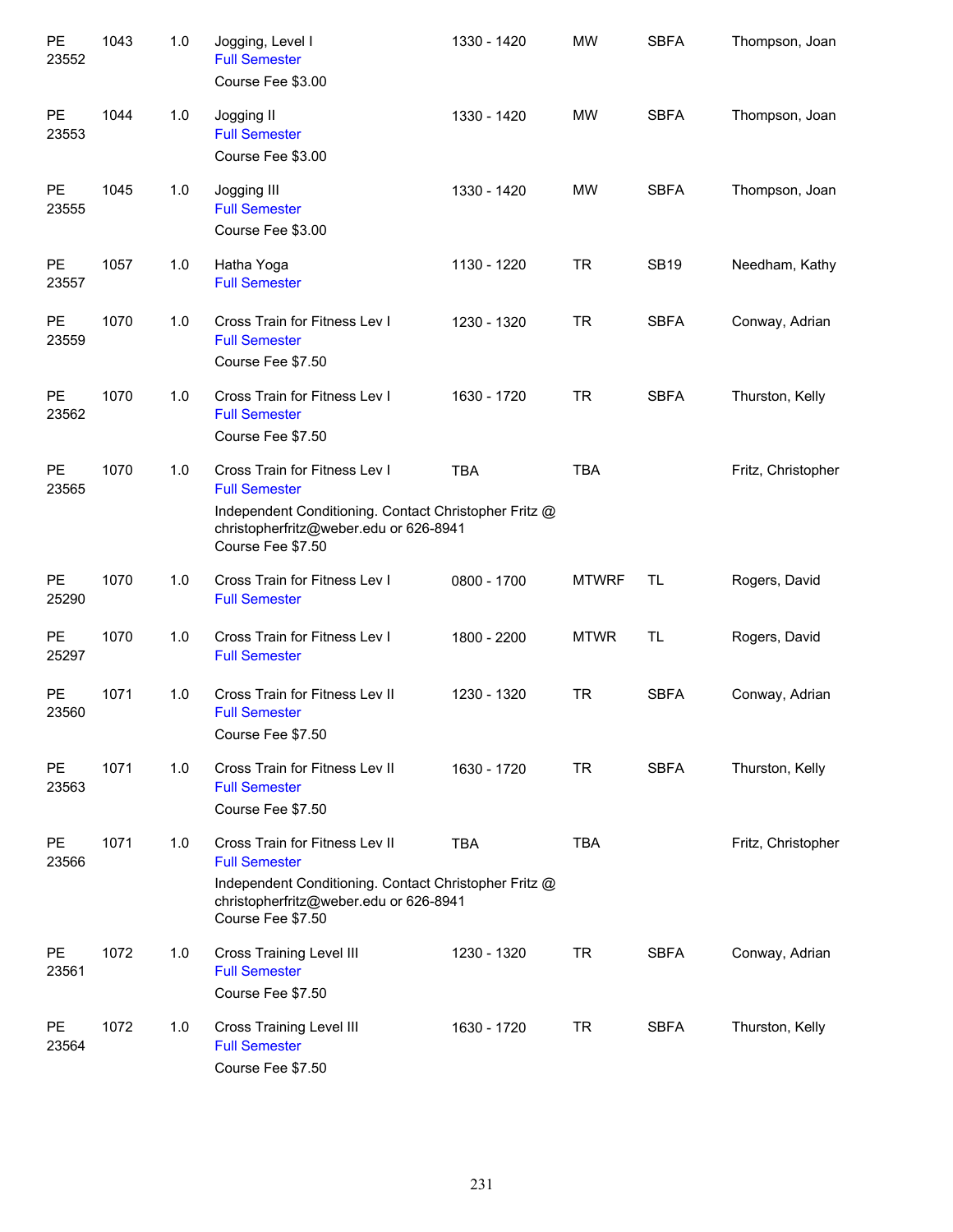| | | | | | | | |
|---|---|---|---|---|---|---|---|
| PE 23552 | 1043 | 1.0 | Jogging, Level I<br>Full Semester<br>Course Fee $3.00 | 1330 - 1420 | MW | SBFA | Thompson, Joan |
| PE 23553 | 1044 | 1.0 | Jogging II<br>Full Semester<br>Course Fee $3.00 | 1330 - 1420 | MW | SBFA | Thompson, Joan |
| PE 23555 | 1045 | 1.0 | Jogging III<br>Full Semester<br>Course Fee $3.00 | 1330 - 1420 | MW | SBFA | Thompson, Joan |
| PE 23557 | 1057 | 1.0 | Hatha Yoga<br>Full Semester | 1130 - 1220 | TR | SB19 | Needham, Kathy |
| PE 23559 | 1070 | 1.0 | Cross Train for Fitness Lev I<br>Full Semester<br>Course Fee $7.50 | 1230 - 1320 | TR | SBFA | Conway, Adrian |
| PE 23562 | 1070 | 1.0 | Cross Train for Fitness Lev I<br>Full Semester<br>Course Fee $7.50 | 1630 - 1720 | TR | SBFA | Thurston, Kelly |
| PE 23565 | 1070 | 1.0 | Cross Train for Fitness Lev I<br>Full Semester<br>Independent Conditioning. Contact Christopher Fritz @ christopherfritz@weber.edu or 626-8941<br>Course Fee $7.50 | TBA | TBA | | Fritz, Christopher |
| PE 25290 | 1070 | 1.0 | Cross Train for Fitness Lev I<br>Full Semester | 0800 - 1700 | MTWRF | TL | Rogers, David |
| PE 25297 | 1070 | 1.0 | Cross Train for Fitness Lev I<br>Full Semester | 1800 - 2200 | MTWR | TL | Rogers, David |
| PE 23560 | 1071 | 1.0 | Cross Train for Fitness Lev II<br>Full Semester<br>Course Fee $7.50 | 1230 - 1320 | TR | SBFA | Conway, Adrian |
| PE 23563 | 1071 | 1.0 | Cross Train for Fitness Lev II<br>Full Semester<br>Course Fee $7.50 | 1630 - 1720 | TR | SBFA | Thurston, Kelly |
| PE 23566 | 1071 | 1.0 | Cross Train for Fitness Lev II<br>Full Semester<br>Independent Conditioning. Contact Christopher Fritz @ christopherfritz@weber.edu or 626-8941<br>Course Fee $7.50 | TBA | TBA | | Fritz, Christopher |
| PE 23561 | 1072 | 1.0 | Cross Training Level III<br>Full Semester<br>Course Fee $7.50 | 1230 - 1320 | TR | SBFA | Conway, Adrian |
| PE 23564 | 1072 | 1.0 | Cross Training Level III<br>Full Semester<br>Course Fee $7.50 | 1630 - 1720 | TR | SBFA | Thurston, Kelly |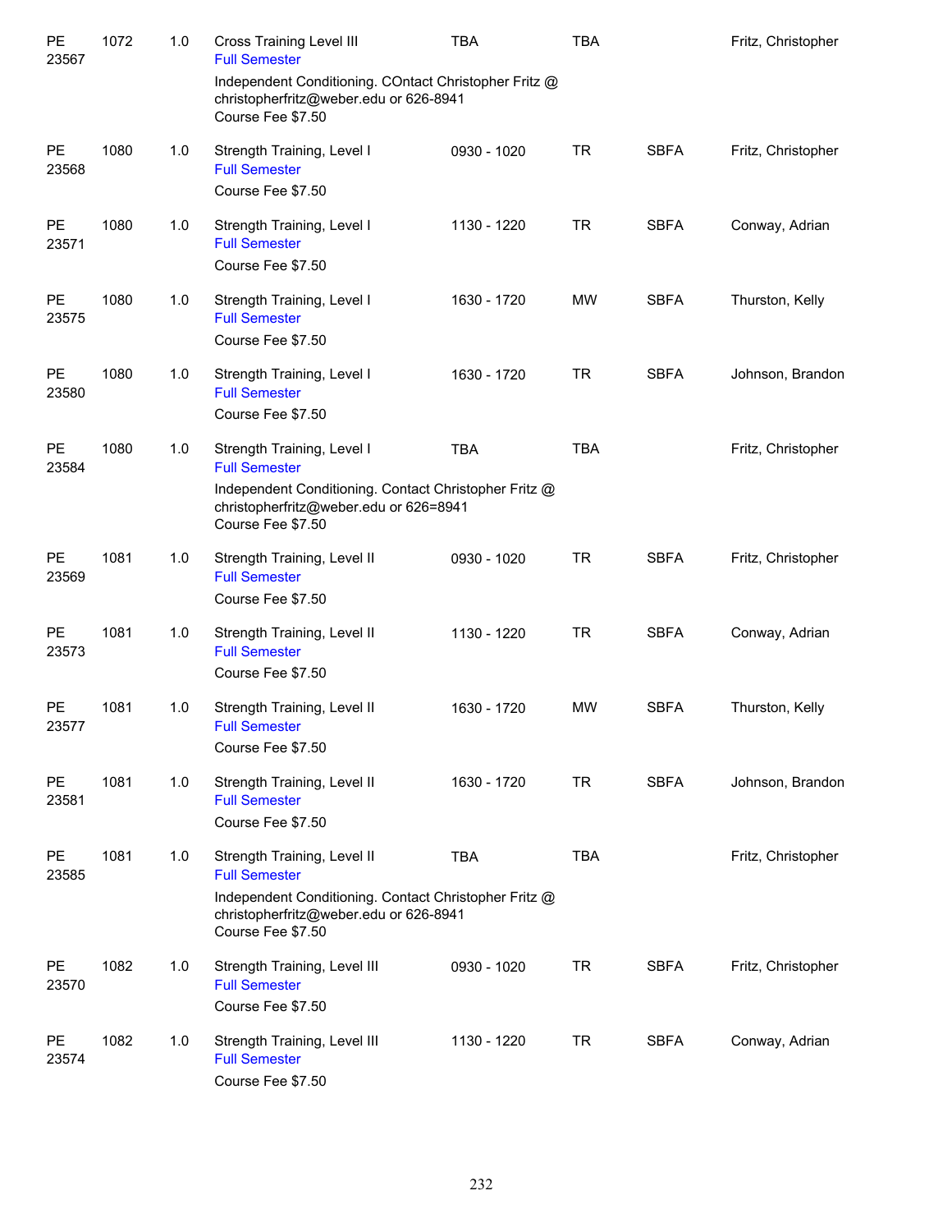| | | | | | | | |
|---|---|---|---|---|---|---|---|
| PE 23567 | 1072 | 1.0 | Cross Training Level III<br>Full Semester<br>Independent Conditioning. COntact Christopher Fritz @ christopherfritz@weber.edu or 626-8941<br>Course Fee $7.50 | TBA | TBA | | Fritz, Christopher |
| PE 23568 | 1080 | 1.0 | Strength Training, Level I<br>Full Semester<br>Course Fee $7.50 | 0930 - 1020 | TR | SBFA | Fritz, Christopher |
| PE 23571 | 1080 | 1.0 | Strength Training, Level I<br>Full Semester<br>Course Fee $7.50 | 1130 - 1220 | TR | SBFA | Conway, Adrian |
| PE 23575 | 1080 | 1.0 | Strength Training, Level I<br>Full Semester<br>Course Fee $7.50 | 1630 - 1720 | MW | SBFA | Thurston, Kelly |
| PE 23580 | 1080 | 1.0 | Strength Training, Level I<br>Full Semester<br>Course Fee $7.50 | 1630 - 1720 | TR | SBFA | Johnson, Brandon |
| PE 23584 | 1080 | 1.0 | Strength Training, Level I<br>Full Semester<br>Independent Conditioning. Contact Christopher Fritz @ christopherfritz@weber.edu or 626=8941<br>Course Fee $7.50 | TBA | TBA | | Fritz, Christopher |
| PE 23569 | 1081 | 1.0 | Strength Training, Level II<br>Full Semester<br>Course Fee $7.50 | 0930 - 1020 | TR | SBFA | Fritz, Christopher |
| PE 23573 | 1081 | 1.0 | Strength Training, Level II<br>Full Semester<br>Course Fee $7.50 | 1130 - 1220 | TR | SBFA | Conway, Adrian |
| PE 23577 | 1081 | 1.0 | Strength Training, Level II<br>Full Semester<br>Course Fee $7.50 | 1630 - 1720 | MW | SBFA | Thurston, Kelly |
| PE 23581 | 1081 | 1.0 | Strength Training, Level II<br>Full Semester<br>Course Fee $7.50 | 1630 - 1720 | TR | SBFA | Johnson, Brandon |
| PE 23585 | 1081 | 1.0 | Strength Training, Level II<br>Full Semester<br>Independent Conditioning. Contact Christopher Fritz @ christopherfritz@weber.edu or 626-8941<br>Course Fee $7.50 | TBA | TBA | | Fritz, Christopher |
| PE 23570 | 1082 | 1.0 | Strength Training, Level III<br>Full Semester<br>Course Fee $7.50 | 0930 - 1020 | TR | SBFA | Fritz, Christopher |
| PE 23574 | 1082 | 1.0 | Strength Training, Level III<br>Full Semester<br>Course Fee $7.50 | 1130 - 1220 | TR | SBFA | Conway, Adrian |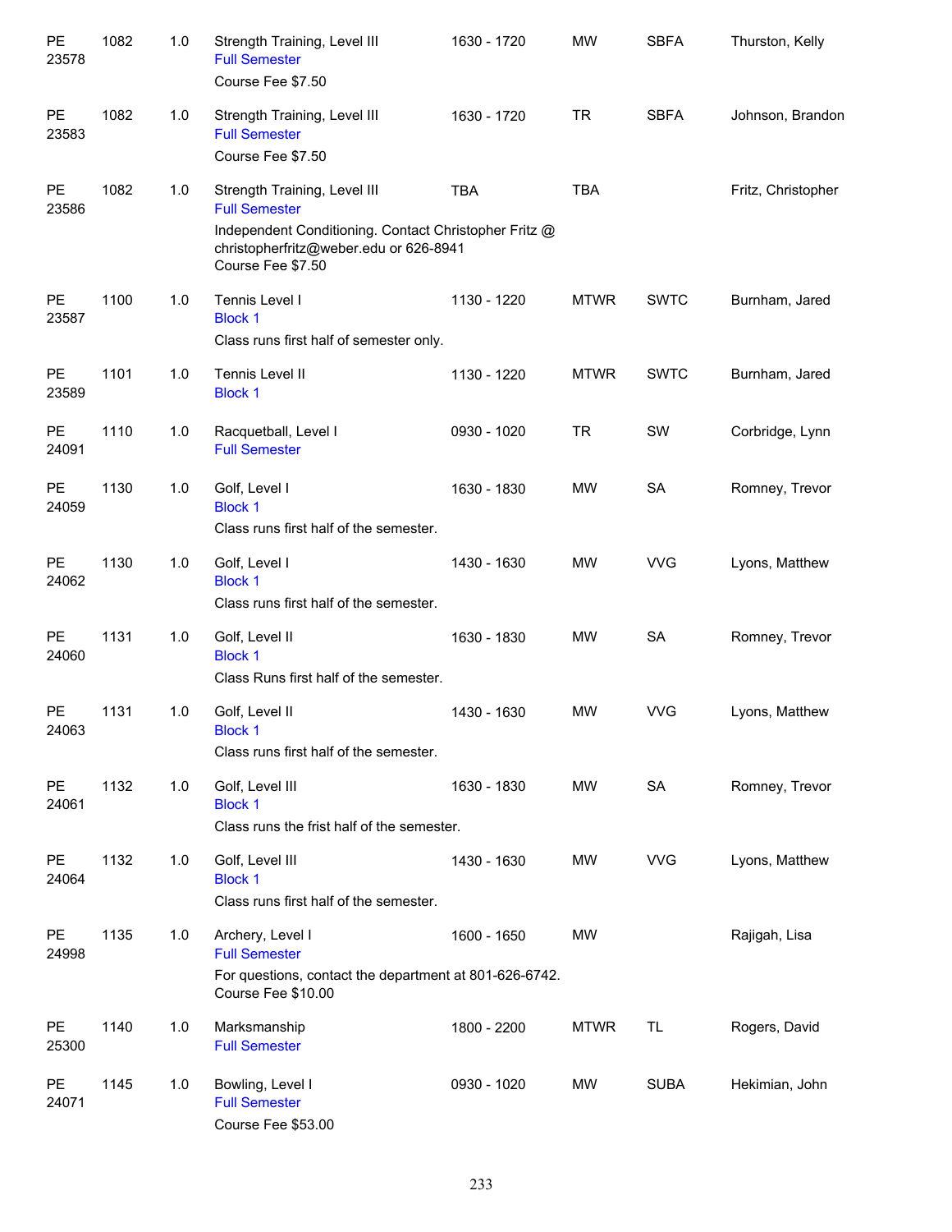| | | | | | | | |
|---|---|---|---|---|---|---|---|
| PE 23578 | 1082 | 1.0 | Strength Training, Level III<br>Full Semester<br>Course Fee $7.50 | 1630 - 1720 | MW | SBFA | Thurston, Kelly |
| PE 23583 | 1082 | 1.0 | Strength Training, Level III<br>Full Semester<br>Course Fee $7.50 | 1630 - 1720 | TR | SBFA | Johnson, Brandon |
| PE 23586 | 1082 | 1.0 | Strength Training, Level III<br>Full Semester<br>Independent Conditioning. Contact Christopher Fritz @ christopherfritz@weber.edu or 626-8941<br>Course Fee $7.50 | TBA | TBA | | Fritz, Christopher |
| PE 23587 | 1100 | 1.0 | Tennis Level I<br>Block 1<br>Class runs first half of semester only. | 1130 - 1220 | MTWR | SWTC | Burnham, Jared |
| PE 23589 | 1101 | 1.0 | Tennis Level II<br>Block 1 | 1130 - 1220 | MTWR | SWTC | Burnham, Jared |
| PE 24091 | 1110 | 1.0 | Racquetball, Level I<br>Full Semester | 0930 - 1020 | TR | SW | Corbridge, Lynn |
| PE 24059 | 1130 | 1.0 | Golf, Level I<br>Block 1<br>Class runs first half of the semester. | 1630 - 1830 | MW | SA | Romney, Trevor |
| PE 24062 | 1130 | 1.0 | Golf, Level I<br>Block 1<br>Class runs first half of the semester. | 1430 - 1630 | MW | VVG | Lyons, Matthew |
| PE 24060 | 1131 | 1.0 | Golf, Level II<br>Block 1<br>Class Runs first half of the semester. | 1630 - 1830 | MW | SA | Romney, Trevor |
| PE 24063 | 1131 | 1.0 | Golf, Level II<br>Block 1<br>Class runs first half of the semester. | 1430 - 1630 | MW | VVG | Lyons, Matthew |
| PE 24061 | 1132 | 1.0 | Golf, Level III<br>Block 1<br>Class runs the frist half of the semester. | 1630 - 1830 | MW | SA | Romney, Trevor |
| PE 24064 | 1132 | 1.0 | Golf, Level III<br>Block 1<br>Class runs first half of the semester. | 1430 - 1630 | MW | VVG | Lyons, Matthew |
| PE 24998 | 1135 | 1.0 | Archery, Level I<br>Full Semester<br>For questions, contact the department at 801-626-6742.<br>Course Fee $10.00 | 1600 - 1650 | MW | | Rajigah, Lisa |
| PE 25300 | 1140 | 1.0 | Marksmanship<br>Full Semester | 1800 - 2200 | MTWR | TL | Rogers, David |
| PE 24071 | 1145 | 1.0 | Bowling, Level I<br>Full Semester<br>Course Fee $53.00 | 0930 - 1020 | MW | SUBA | Hekimian, John |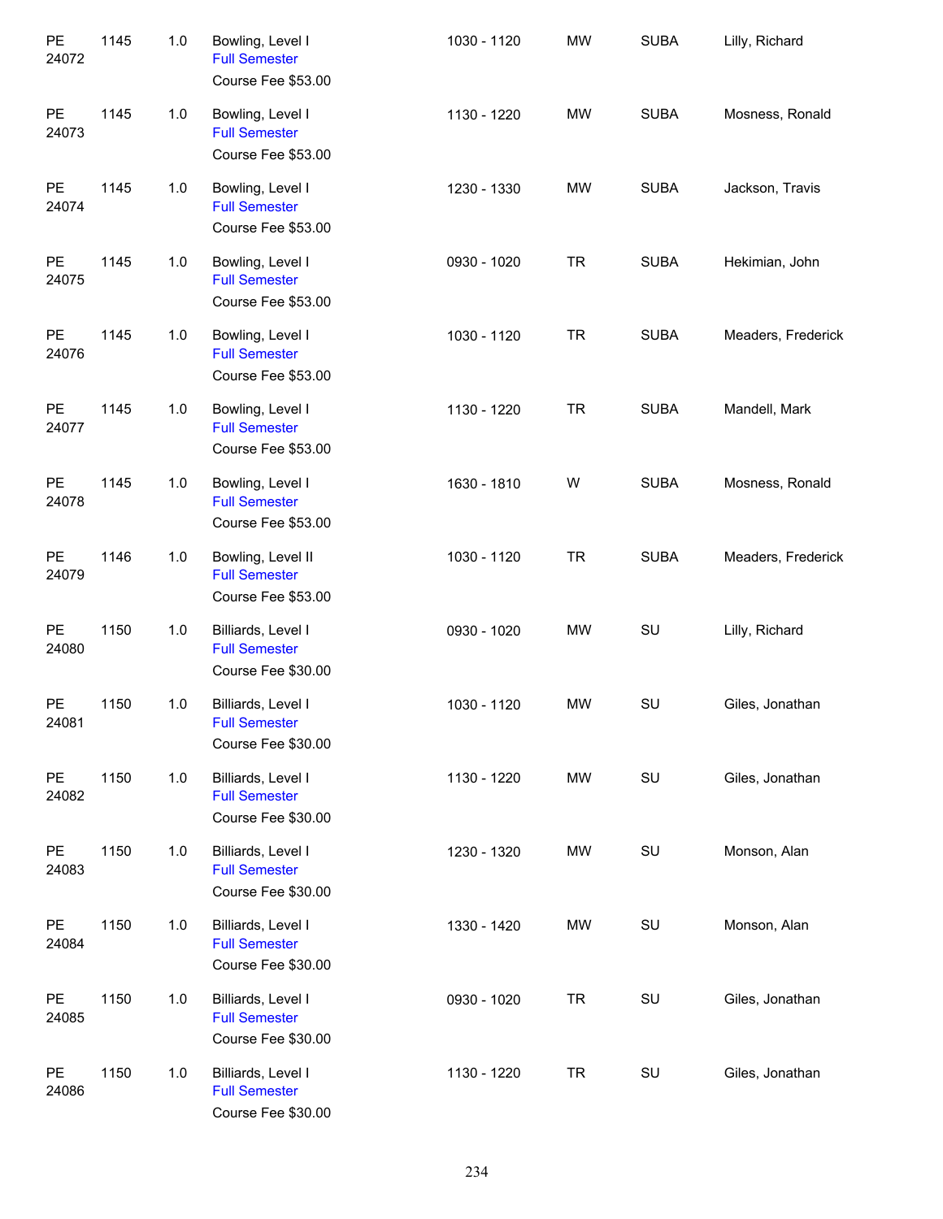| | | | | | | | |
|---|---|---|---|---|---|---|---|
| PE 24072 | 1145 | 1.0 | Bowling, Level I<br>Full Semester<br>Course Fee $53.00 | 1030 - 1120 | MW | SUBA | Lilly, Richard |
| PE 24073 | 1145 | 1.0 | Bowling, Level I<br>Full Semester<br>Course Fee $53.00 | 1130 - 1220 | MW | SUBA | Mosness, Ronald |
| PE 24074 | 1145 | 1.0 | Bowling, Level I<br>Full Semester<br>Course Fee $53.00 | 1230 - 1330 | MW | SUBA | Jackson, Travis |
| PE 24075 | 1145 | 1.0 | Bowling, Level I<br>Full Semester<br>Course Fee $53.00 | 0930 - 1020 | TR | SUBA | Hekimian, John |
| PE 24076 | 1145 | 1.0 | Bowling, Level I<br>Full Semester<br>Course Fee $53.00 | 1030 - 1120 | TR | SUBA | Meaders, Frederick |
| PE 24077 | 1145 | 1.0 | Bowling, Level I<br>Full Semester<br>Course Fee $53.00 | 1130 - 1220 | TR | SUBA | Mandell, Mark |
| PE 24078 | 1145 | 1.0 | Bowling, Level I<br>Full Semester<br>Course Fee $53.00 | 1630 - 1810 | W | SUBA | Mosness, Ronald |
| PE 24079 | 1146 | 1.0 | Bowling, Level II<br>Full Semester<br>Course Fee $53.00 | 1030 - 1120 | TR | SUBA | Meaders, Frederick |
| PE 24080 | 1150 | 1.0 | Billiards, Level I<br>Full Semester<br>Course Fee $30.00 | 0930 - 1020 | MW | SU | Lilly, Richard |
| PE 24081 | 1150 | 1.0 | Billiards, Level I<br>Full Semester<br>Course Fee $30.00 | 1030 - 1120 | MW | SU | Giles, Jonathan |
| PE 24082 | 1150 | 1.0 | Billiards, Level I<br>Full Semester<br>Course Fee $30.00 | 1130 - 1220 | MW | SU | Giles, Jonathan |
| PE 24083 | 1150 | 1.0 | Billiards, Level I<br>Full Semester<br>Course Fee $30.00 | 1230 - 1320 | MW | SU | Monson, Alan |
| PE 24084 | 1150 | 1.0 | Billiards, Level I<br>Full Semester<br>Course Fee $30.00 | 1330 - 1420 | MW | SU | Monson, Alan |
| PE 24085 | 1150 | 1.0 | Billiards, Level I<br>Full Semester<br>Course Fee $30.00 | 0930 - 1020 | TR | SU | Giles, Jonathan |
| PE 24086 | 1150 | 1.0 | Billiards, Level I<br>Full Semester<br>Course Fee $30.00 | 1130 - 1220 | TR | SU | Giles, Jonathan |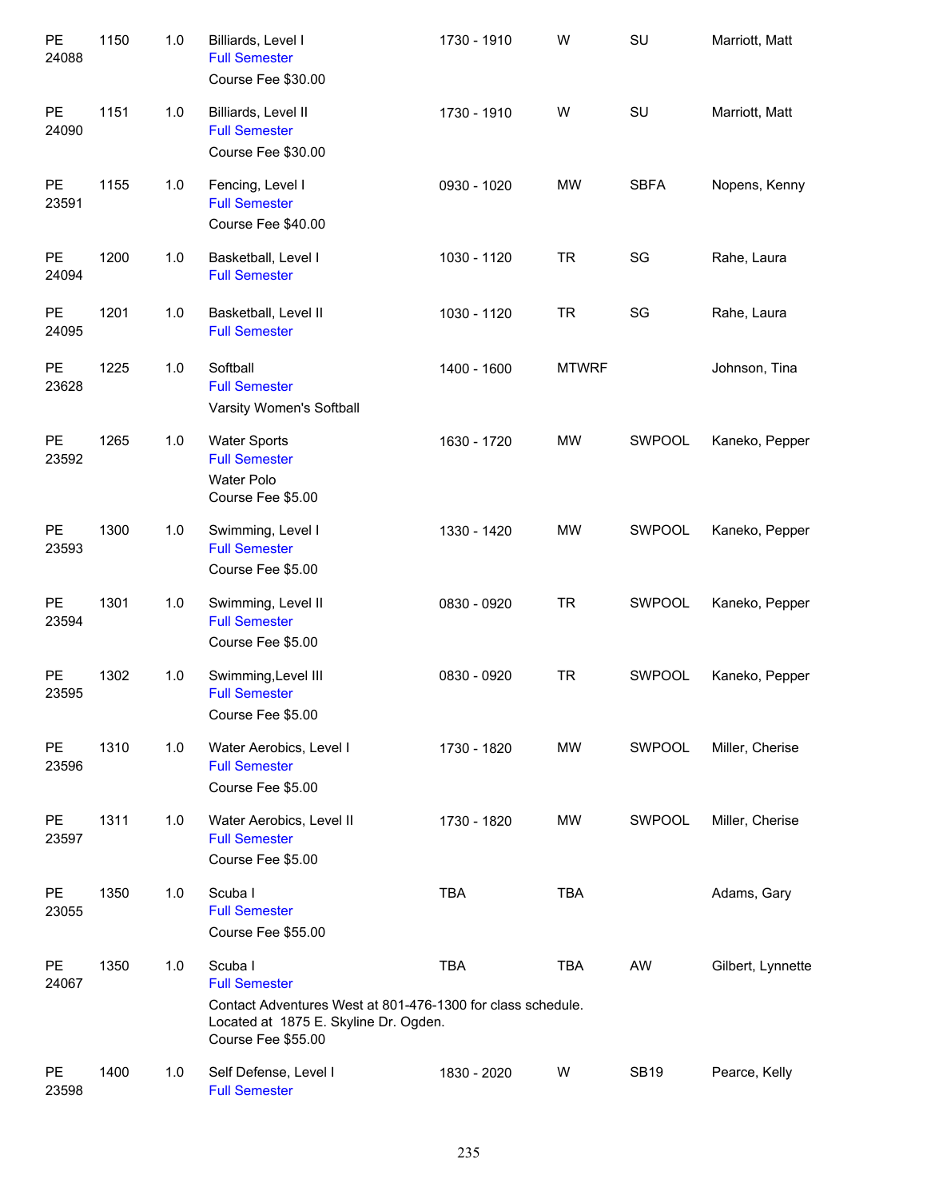| | | | | | | | |
|---|---|---|---|---|---|---|---|
| PE 24088 | 1150 | 1.0 | Billiards, Level I<br>Full Semester<br>Course Fee $30.00 | 1730 - 1910 | W | SU | Marriott, Matt |
| PE 24090 | 1151 | 1.0 | Billiards, Level II<br>Full Semester<br>Course Fee $30.00 | 1730 - 1910 | W | SU | Marriott, Matt |
| PE 23591 | 1155 | 1.0 | Fencing, Level I<br>Full Semester<br>Course Fee $40.00 | 0930 - 1020 | MW | SBFA | Nopens, Kenny |
| PE 24094 | 1200 | 1.0 | Basketball, Level I<br>Full Semester | 1030 - 1120 | TR | SG | Rahe, Laura |
| PE 24095 | 1201 | 1.0 | Basketball, Level II<br>Full Semester | 1030 - 1120 | TR | SG | Rahe, Laura |
| PE 23628 | 1225 | 1.0 | Softball<br>Full Semester<br>Varsity Women's Softball | 1400 - 1600 | MTWRF | | Johnson, Tina |
| PE 23592 | 1265 | 1.0 | Water Sports<br>Full Semester<br>Water Polo<br>Course Fee $5.00 | 1630 - 1720 | MW | SWPOOL | Kaneko, Pepper |
| PE 23593 | 1300 | 1.0 | Swimming, Level I<br>Full Semester<br>Course Fee $5.00 | 1330 - 1420 | MW | SWPOOL | Kaneko, Pepper |
| PE 23594 | 1301 | 1.0 | Swimming, Level II<br>Full Semester<br>Course Fee $5.00 | 0830 - 0920 | TR | SWPOOL | Kaneko, Pepper |
| PE 23595 | 1302 | 1.0 | Swimming,Level III<br>Full Semester<br>Course Fee $5.00 | 0830 - 0920 | TR | SWPOOL | Kaneko, Pepper |
| PE 23596 | 1310 | 1.0 | Water Aerobics, Level I<br>Full Semester<br>Course Fee $5.00 | 1730 - 1820 | MW | SWPOOL | Miller, Cherise |
| PE 23597 | 1311 | 1.0 | Water Aerobics, Level II<br>Full Semester<br>Course Fee $5.00 | 1730 - 1820 | MW | SWPOOL | Miller, Cherise |
| PE 23055 | 1350 | 1.0 | Scuba I<br>Full Semester<br>Course Fee $55.00 | TBA | TBA | | Adams, Gary |
| PE 24067 | 1350 | 1.0 | Scuba I<br>Full Semester<br>Contact Adventures West at 801-476-1300 for class schedule. Located at 1875 E. Skyline Dr. Ogden.<br>Course Fee $55.00 | TBA | TBA | AW | Gilbert, Lynnette |
| PE 23598 | 1400 | 1.0 | Self Defense, Level I<br>Full Semester | 1830 - 2020 | W | SB19 | Pearce, Kelly |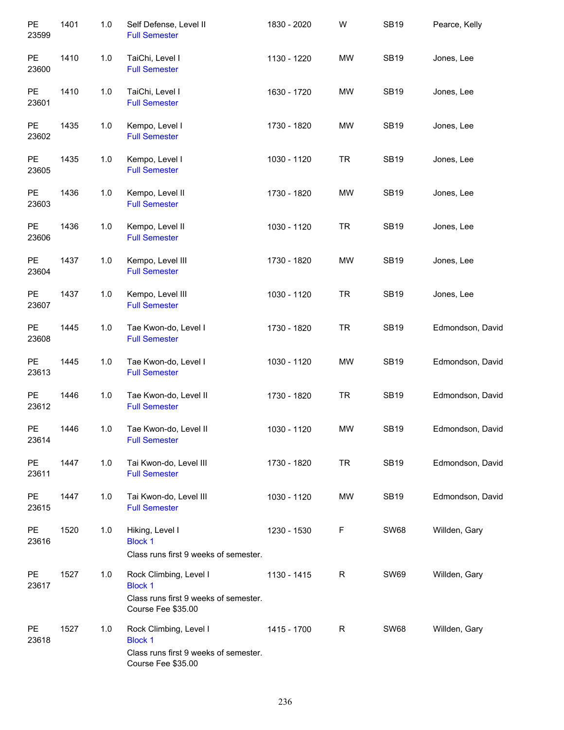| | | | | | | | |
|---|---|---|---|---|---|---|---|
| PE 23599 | 1401 | 1.0 | Self Defense, Level II<br>Full Semester | 1830 - 2020 | W | SB19 | Pearce, Kelly |
| PE 23600 | 1410 | 1.0 | TaiChi, Level I<br>Full Semester | 1130 - 1220 | MW | SB19 | Jones, Lee |
| PE 23601 | 1410 | 1.0 | TaiChi, Level I<br>Full Semester | 1630 - 1720 | MW | SB19 | Jones, Lee |
| PE 23602 | 1435 | 1.0 | Kempo, Level I<br>Full Semester | 1730 - 1820 | MW | SB19 | Jones, Lee |
| PE 23605 | 1435 | 1.0 | Kempo, Level I<br>Full Semester | 1030 - 1120 | TR | SB19 | Jones, Lee |
| PE 23603 | 1436 | 1.0 | Kempo, Level II<br>Full Semester | 1730 - 1820 | MW | SB19 | Jones, Lee |
| PE 23606 | 1436 | 1.0 | Kempo, Level II<br>Full Semester | 1030 - 1120 | TR | SB19 | Jones, Lee |
| PE 23604 | 1437 | 1.0 | Kempo, Level III<br>Full Semester | 1730 - 1820 | MW | SB19 | Jones, Lee |
| PE 23607 | 1437 | 1.0 | Kempo, Level III<br>Full Semester | 1030 - 1120 | TR | SB19 | Jones, Lee |
| PE 23608 | 1445 | 1.0 | Tae Kwon-do, Level I<br>Full Semester | 1730 - 1820 | TR | SB19 | Edmondson, David |
| PE 23613 | 1445 | 1.0 | Tae Kwon-do, Level I<br>Full Semester | 1030 - 1120 | MW | SB19 | Edmondson, David |
| PE 23612 | 1446 | 1.0 | Tae Kwon-do, Level II<br>Full Semester | 1730 - 1820 | TR | SB19 | Edmondson, David |
| PE 23614 | 1446 | 1.0 | Tae Kwon-do, Level II<br>Full Semester | 1030 - 1120 | MW | SB19 | Edmondson, David |
| PE 23611 | 1447 | 1.0 | Tai Kwon-do, Level III<br>Full Semester | 1730 - 1820 | TR | SB19 | Edmondson, David |
| PE 23615 | 1447 | 1.0 | Tai Kwon-do, Level III<br>Full Semester | 1030 - 1120 | MW | SB19 | Edmondson, David |
| PE 23616 | 1520 | 1.0 | Hiking, Level I<br>Block 1<br>Class runs first 9 weeks of semester. | 1230 - 1530 | F | SW68 | Willden, Gary |
| PE 23617 | 1527 | 1.0 | Rock Climbing, Level I<br>Block 1<br>Class runs first 9 weeks of semester.<br>Course Fee $35.00 | 1130 - 1415 | R | SW69 | Willden, Gary |
| PE 23618 | 1527 | 1.0 | Rock Climbing, Level I<br>Block 1<br>Class runs first 9 weeks of semester.<br>Course Fee $35.00 | 1415 - 1700 | R | SW68 | Willden, Gary |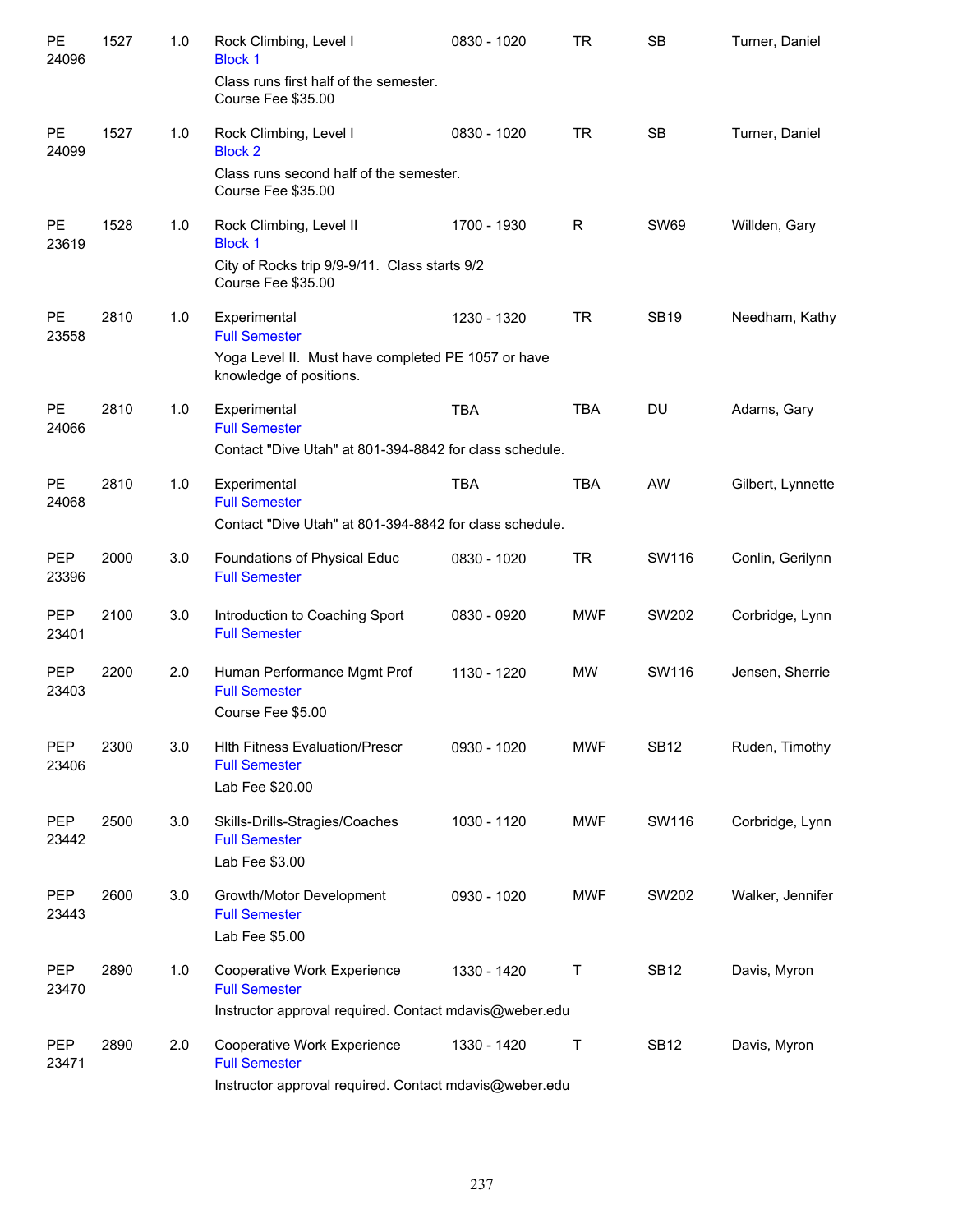| Dept / CRN | Course | Credits | Title / Notes | Time | Days | Room | Instructor |
|---|---|---|---|---|---|---|---|
| PE 24096 | 1527 | 1.0 | Rock Climbing, Level I<br>Block 1<br>Class runs first half of the semester.<br>Course Fee $35.00 | 0830 - 1020 | TR | SB | Turner, Daniel |
| PE 24099 | 1527 | 1.0 | Rock Climbing, Level I<br>Block 2<br>Class runs second half of the semester.<br>Course Fee $35.00 | 0830 - 1020 | TR | SB | Turner, Daniel |
| PE 23619 | 1528 | 1.0 | Rock Climbing, Level II<br>Block 1<br>City of Rocks trip 9/9-9/11. Class starts 9/2<br>Course Fee $35.00 | 1700 - 1930 | R | SW69 | Willden, Gary |
| PE 23558 | 2810 | 1.0 | Experimental<br>Full Semester<br>Yoga Level II. Must have completed PE 1057 or have knowledge of positions. | 1230 - 1320 | TR | SB19 | Needham, Kathy |
| PE 24066 | 2810 | 1.0 | Experimental<br>Full Semester<br>Contact "Dive Utah" at 801-394-8842 for class schedule. | TBA | TBA | DU | Adams, Gary |
| PE 24068 | 2810 | 1.0 | Experimental<br>Full Semester<br>Contact "Dive Utah" at 801-394-8842 for class schedule. | TBA | TBA | AW | Gilbert, Lynnette |
| PEP 23396 | 2000 | 3.0 | Foundations of Physical Educ<br>Full Semester | 0830 - 1020 | TR | SW116 | Conlin, Gerilynn |
| PEP 23401 | 2100 | 3.0 | Introduction to Coaching Sport<br>Full Semester | 0830 - 0920 | MWF | SW202 | Corbridge, Lynn |
| PEP 23403 | 2200 | 2.0 | Human Performance Mgmt Prof<br>Full Semester<br>Course Fee $5.00 | 1130 - 1220 | MW | SW116 | Jensen, Sherrie |
| PEP 23406 | 2300 | 3.0 | Hlth Fitness Evaluation/Prescr<br>Full Semester<br>Lab Fee $20.00 | 0930 - 1020 | MWF | SB12 | Ruden, Timothy |
| PEP 23442 | 2500 | 3.0 | Skills-Drills-Stragies/Coaches<br>Full Semester<br>Lab Fee $3.00 | 1030 - 1120 | MWF | SW116 | Corbridge, Lynn |
| PEP 23443 | 2600 | 3.0 | Growth/Motor Development<br>Full Semester<br>Lab Fee $5.00 | 0930 - 1020 | MWF | SW202 | Walker, Jennifer |
| PEP 23470 | 2890 | 1.0 | Cooperative Work Experience<br>Full Semester<br>Instructor approval required. Contact mdavis@weber.edu | 1330 - 1420 | T | SB12 | Davis, Myron |
| PEP 23471 | 2890 | 2.0 | Cooperative Work Experience<br>Full Semester<br>Instructor approval required. Contact mdavis@weber.edu | 1330 - 1420 | T | SB12 | Davis, Myron |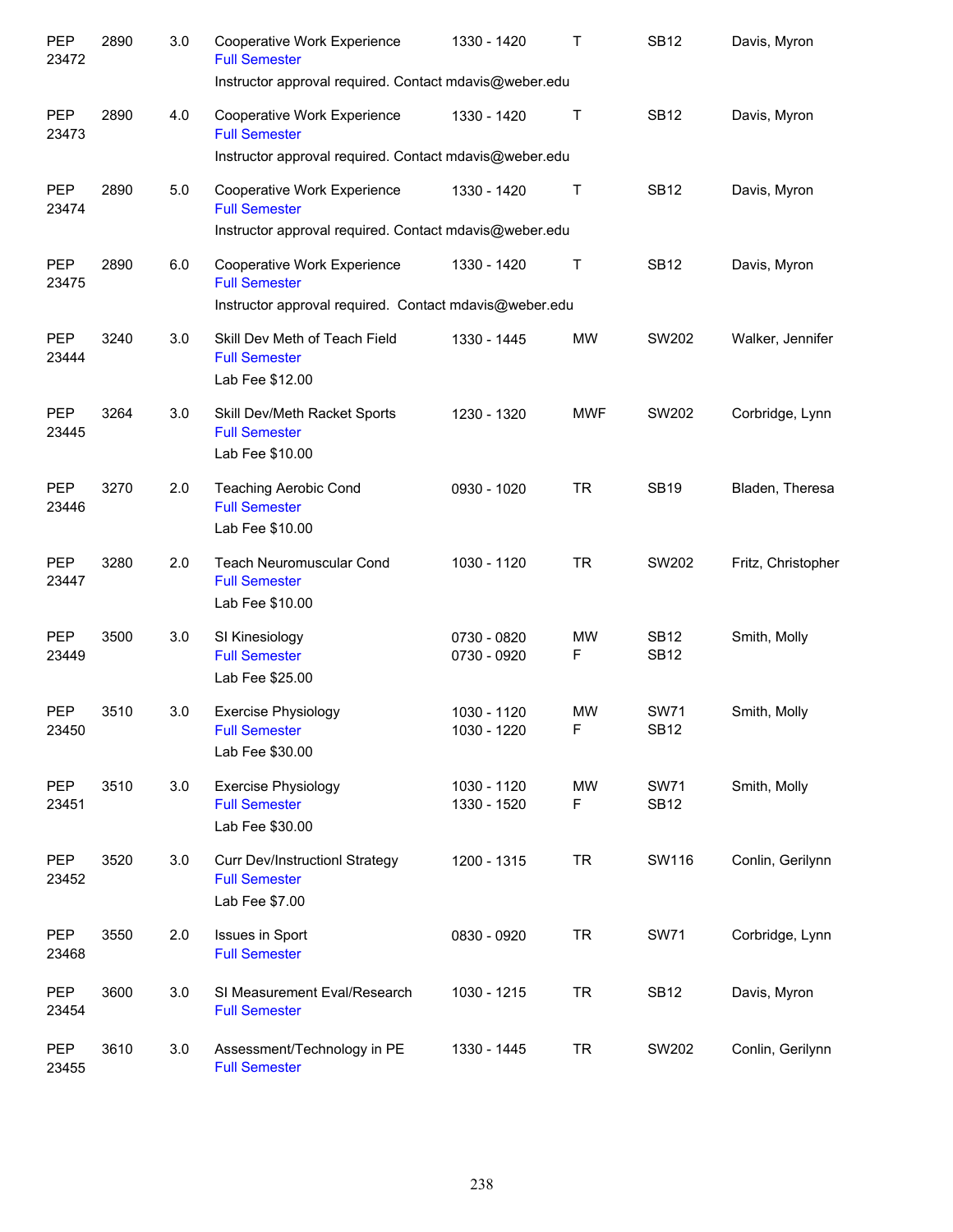| | | | | | | | |
|---|---|---|---|---|---|---|---|
| PEP 23472 | 2890 | 3.0 | Cooperative Work Experience<br>Full Semester<br>Instructor approval required. Contact mdavis@weber.edu | 1330 - 1420 | T | SB12 | Davis, Myron |
| PEP 23473 | 2890 | 4.0 | Cooperative Work Experience<br>Full Semester<br>Instructor approval required. Contact mdavis@weber.edu | 1330 - 1420 | T | SB12 | Davis, Myron |
| PEP 23474 | 2890 | 5.0 | Cooperative Work Experience<br>Full Semester<br>Instructor approval required. Contact mdavis@weber.edu | 1330 - 1420 | T | SB12 | Davis, Myron |
| PEP 23475 | 2890 | 6.0 | Cooperative Work Experience<br>Full Semester<br>Instructor approval required. Contact mdavis@weber.edu | 1330 - 1420 | T | SB12 | Davis, Myron |
| PEP 23444 | 3240 | 3.0 | Skill Dev Meth of Teach Field<br>Full Semester<br>Lab Fee $12.00 | 1330 - 1445 | MW | SW202 | Walker, Jennifer |
| PEP 23445 | 3264 | 3.0 | Skill Dev/Meth Racket Sports<br>Full Semester<br>Lab Fee $10.00 | 1230 - 1320 | MWF | SW202 | Corbridge, Lynn |
| PEP 23446 | 3270 | 2.0 | Teaching Aerobic Cond<br>Full Semester<br>Lab Fee $10.00 | 0930 - 1020 | TR | SB19 | Bladen, Theresa |
| PEP 23447 | 3280 | 2.0 | Teach Neuromuscular Cond<br>Full Semester<br>Lab Fee $10.00 | 1030 - 1120 | TR | SW202 | Fritz, Christopher |
| PEP 23449 | 3500 | 3.0 | SI Kinesiology<br>Full Semester<br>Lab Fee $25.00 | 0730 - 0820<br>0730 - 0920 | MW<br>F | SB12<br>SB12 | Smith, Molly |
| PEP 23450 | 3510 | 3.0 | Exercise Physiology<br>Full Semester<br>Lab Fee $30.00 | 1030 - 1120<br>1030 - 1220 | MW<br>F | SW71<br>SB12 | Smith, Molly |
| PEP 23451 | 3510 | 3.0 | Exercise Physiology<br>Full Semester<br>Lab Fee $30.00 | 1030 - 1120<br>1330 - 1520 | MW<br>F | SW71<br>SB12 | Smith, Molly |
| PEP 23452 | 3520 | 3.0 | Curr Dev/Instructionl Strategy<br>Full Semester<br>Lab Fee $7.00 | 1200 - 1315 | TR | SW116 | Conlin, Gerilynn |
| PEP 23468 | 3550 | 2.0 | Issues in Sport<br>Full Semester | 0830 - 0920 | TR | SW71 | Corbridge, Lynn |
| PEP 23454 | 3600 | 3.0 | SI Measurement Eval/Research<br>Full Semester | 1030 - 1215 | TR | SB12 | Davis, Myron |
| PEP 23455 | 3610 | 3.0 | Assessment/Technology in PE<br>Full Semester | 1330 - 1445 | TR | SW202 | Conlin, Gerilynn |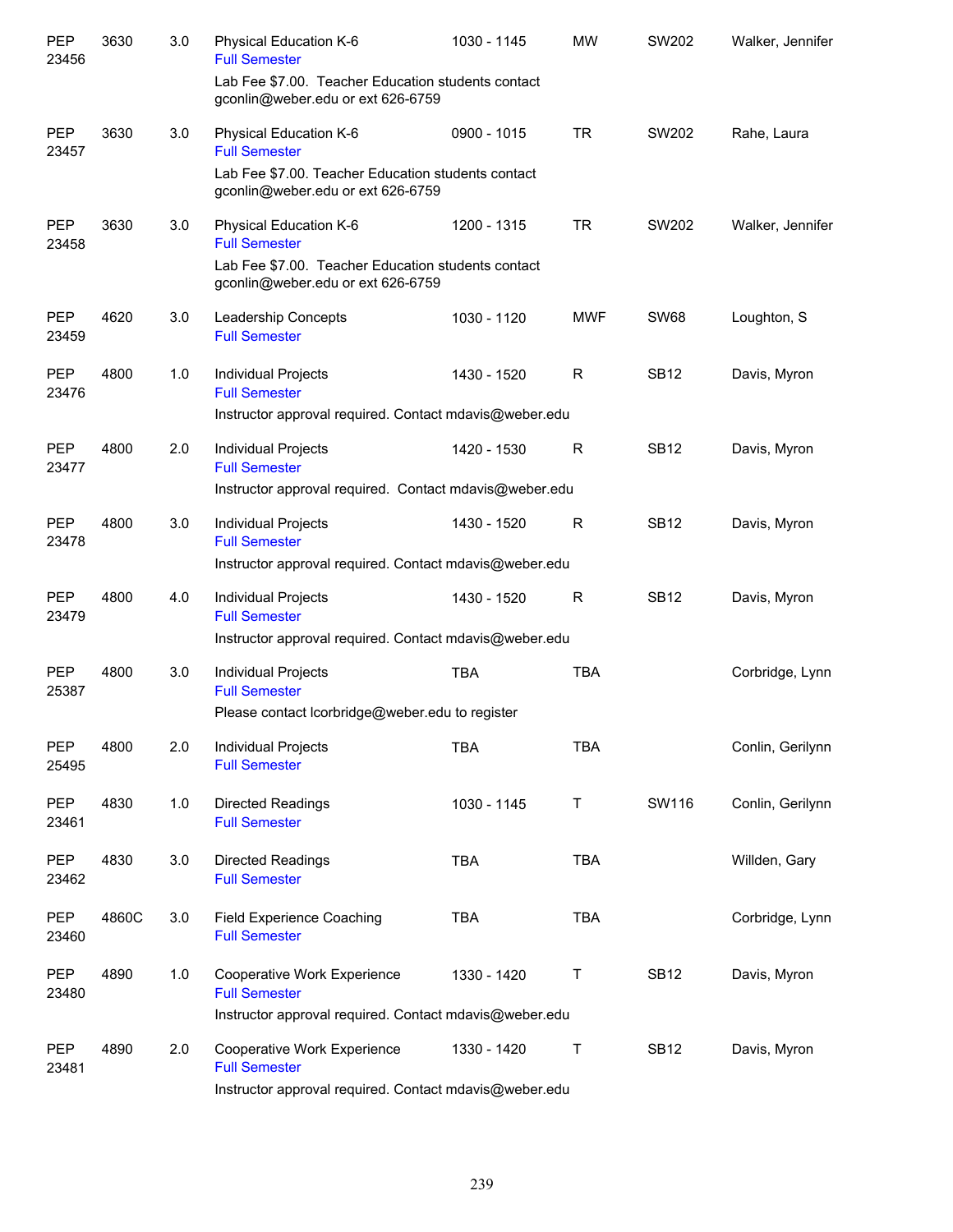| | | | | | | | |
|---|---|---|---|---|---|---|---|
| PEP 23456 | 3630 | 3.0 | Physical Education K-6<br>Full Semester<br>Lab Fee $7.00.  Teacher Education students contact gconlin@weber.edu or ext 626-6759 | 1030 - 1145 | MW | SW202 | Walker, Jennifer |
| PEP 23457 | 3630 | 3.0 | Physical Education K-6<br>Full Semester<br>Lab Fee $7.00. Teacher Education students contact gconlin@weber.edu or ext 626-6759 | 0900 - 1015 | TR | SW202 | Rahe, Laura |
| PEP 23458 | 3630 | 3.0 | Physical Education K-6<br>Full Semester<br>Lab Fee $7.00.  Teacher Education students contact gconlin@weber.edu or ext 626-6759 | 1200 - 1315 | TR | SW202 | Walker, Jennifer |
| PEP 23459 | 4620 | 3.0 | Leadership Concepts<br>Full Semester | 1030 - 1120 | MWF | SW68 | Loughton, S |
| PEP 23476 | 4800 | 1.0 | Individual Projects<br>Full Semester<br>Instructor approval required. Contact mdavis@weber.edu | 1430 - 1520 | R | SB12 | Davis, Myron |
| PEP 23477 | 4800 | 2.0 | Individual Projects<br>Full Semester<br>Instructor approval required.  Contact mdavis@weber.edu | 1420 - 1530 | R | SB12 | Davis, Myron |
| PEP 23478 | 4800 | 3.0 | Individual Projects<br>Full Semester<br>Instructor approval required. Contact mdavis@weber.edu | 1430 - 1520 | R | SB12 | Davis, Myron |
| PEP 23479 | 4800 | 4.0 | Individual Projects<br>Full Semester<br>Instructor approval required. Contact mdavis@weber.edu | 1430 - 1520 | R | SB12 | Davis, Myron |
| PEP 25387 | 4800 | 3.0 | Individual Projects<br>Full Semester<br>Please contact lcorbridge@weber.edu to register | TBA | TBA | | Corbridge, Lynn |
| PEP 25495 | 4800 | 2.0 | Individual Projects<br>Full Semester | TBA | TBA | | Conlin, Gerilynn |
| PEP 23461 | 4830 | 1.0 | Directed Readings<br>Full Semester | 1030 - 1145 | T | SW116 | Conlin, Gerilynn |
| PEP 23462 | 4830 | 3.0 | Directed Readings<br>Full Semester | TBA | TBA | | Willden, Gary |
| PEP 23460 | 4860C | 3.0 | Field Experience Coaching<br>Full Semester | TBA | TBA | | Corbridge, Lynn |
| PEP 23480 | 4890 | 1.0 | Cooperative Work Experience<br>Full Semester<br>Instructor approval required. Contact mdavis@weber.edu | 1330 - 1420 | T | SB12 | Davis, Myron |
| PEP 23481 | 4890 | 2.0 | Cooperative Work Experience<br>Full Semester<br>Instructor approval required. Contact mdavis@weber.edu | 1330 - 1420 | T | SB12 | Davis, Myron |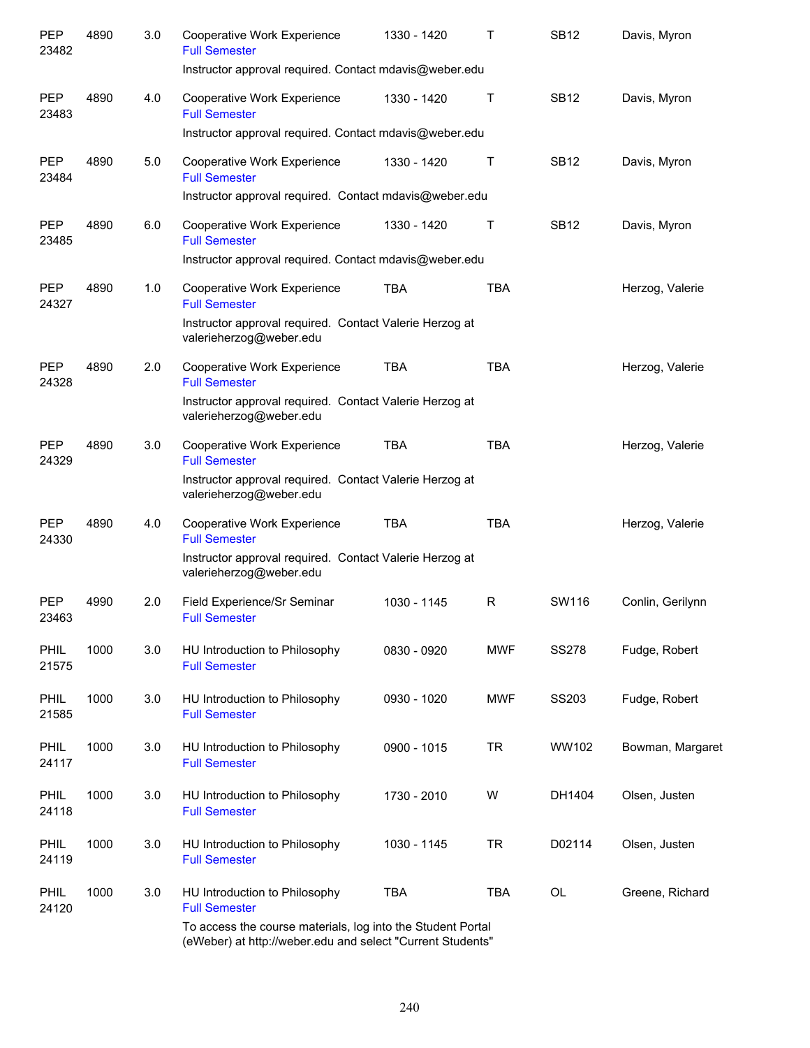| | | | | | | | |
|---|---|---|---|---|---|---|---|
| PEP 23482 | 4890 | 3.0 | Cooperative Work Experience<br>Full Semester | 1330 - 1420 | T | SB12 | Davis, Myron |
| | | | Instructor approval required. Contact mdavis@weber.edu | | | | |
| PEP 23483 | 4890 | 4.0 | Cooperative Work Experience<br>Full Semester | 1330 - 1420 | T | SB12 | Davis, Myron |
| | | | Instructor approval required. Contact mdavis@weber.edu | | | | |
| PEP 23484 | 4890 | 5.0 | Cooperative Work Experience<br>Full Semester | 1330 - 1420 | T | SB12 | Davis, Myron |
| | | | Instructor approval required. Contact mdavis@weber.edu | | | | |
| PEP 23485 | 4890 | 6.0 | Cooperative Work Experience<br>Full Semester | 1330 - 1420 | T | SB12 | Davis, Myron |
| | | | Instructor approval required. Contact mdavis@weber.edu | | | | |
| PEP 24327 | 4890 | 1.0 | Cooperative Work Experience<br>Full Semester | TBA | TBA | | Herzog, Valerie |
| | | | Instructor approval required. Contact Valerie Herzog at valerieherzog@weber.edu | | | | |
| PEP 24328 | 4890 | 2.0 | Cooperative Work Experience<br>Full Semester | TBA | TBA | | Herzog, Valerie |
| | | | Instructor approval required. Contact Valerie Herzog at valerieherzog@weber.edu | | | | |
| PEP 24329 | 4890 | 3.0 | Cooperative Work Experience<br>Full Semester | TBA | TBA | | Herzog, Valerie |
| | | | Instructor approval required. Contact Valerie Herzog at valerieherzog@weber.edu | | | | |
| PEP 24330 | 4890 | 4.0 | Cooperative Work Experience<br>Full Semester | TBA | TBA | | Herzog, Valerie |
| | | | Instructor approval required. Contact Valerie Herzog at valerieherzog@weber.edu | | | | |
| PEP 23463 | 4990 | 2.0 | Field Experience/Sr Seminar<br>Full Semester | 1030 - 1145 | R | SW116 | Conlin, Gerilynn |
| PHIL 21575 | 1000 | 3.0 | HU Introduction to Philosophy<br>Full Semester | 0830 - 0920 | MWF | SS278 | Fudge, Robert |
| PHIL 21585 | 1000 | 3.0 | HU Introduction to Philosophy<br>Full Semester | 0930 - 1020 | MWF | SS203 | Fudge, Robert |
| PHIL 24117 | 1000 | 3.0 | HU Introduction to Philosophy<br>Full Semester | 0900 - 1015 | TR | WW102 | Bowman, Margaret |
| PHIL 24118 | 1000 | 3.0 | HU Introduction to Philosophy<br>Full Semester | 1730 - 2010 | W | DH1404 | Olsen, Justen |
| PHIL 24119 | 1000 | 3.0 | HU Introduction to Philosophy<br>Full Semester | 1030 - 1145 | TR | D02114 | Olsen, Justen |
| PHIL 24120 | 1000 | 3.0 | HU Introduction to Philosophy<br>Full Semester | TBA | TBA | OL | Greene, Richard |
| | | | To access the course materials, log into the Student Portal (eWeber) at http://weber.edu and select "Current Students" | | | | |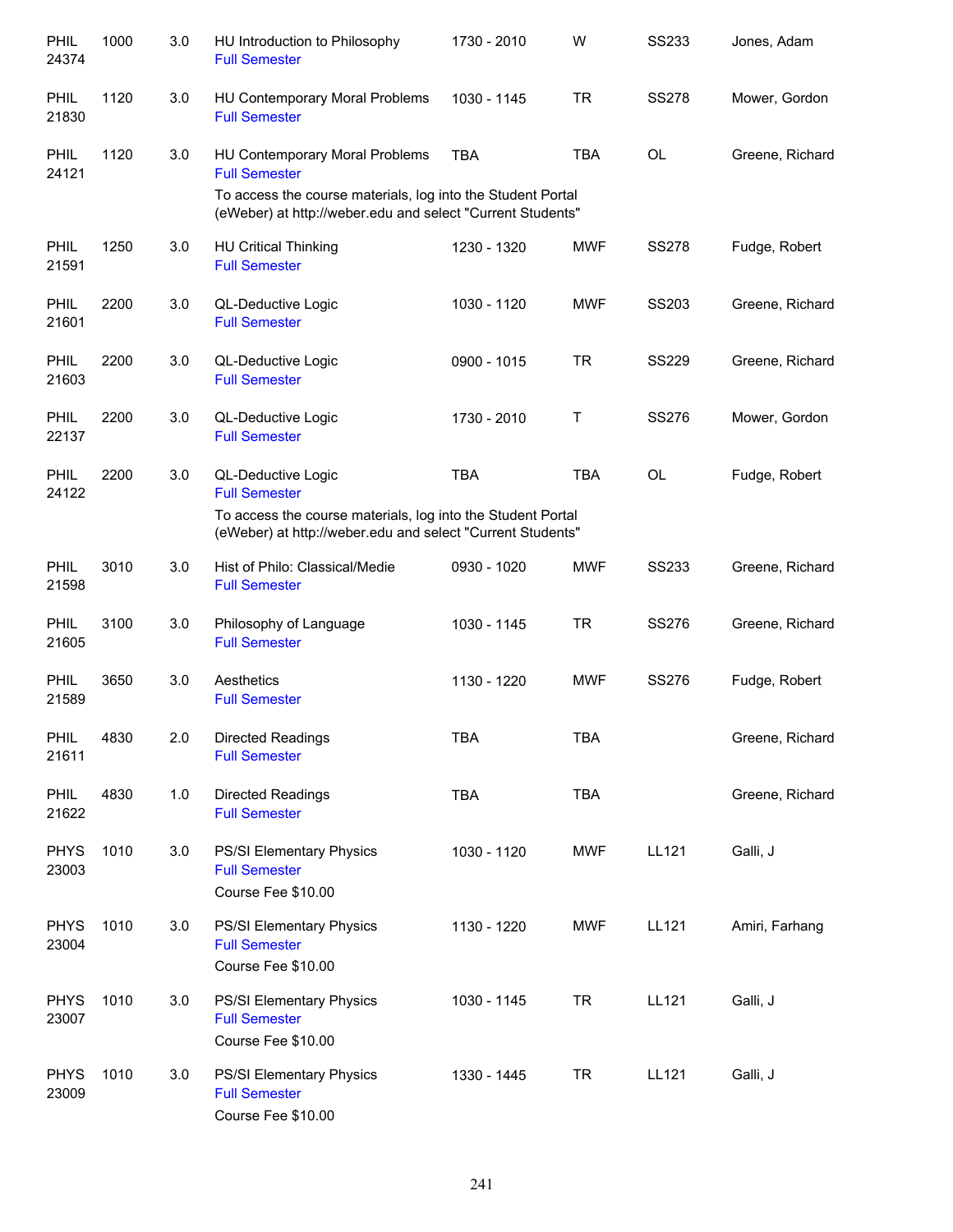| | | | | | | | |
|---|---|---|---|---|---|---|---|
| PHIL 24374 | 1000 | 3.0 | HU Introduction to Philosophy<br>Full Semester | 1730 - 2010 | W | SS233 | Jones, Adam |
| PHIL 21830 | 1120 | 3.0 | HU Contemporary Moral Problems<br>Full Semester | 1030 - 1145 | TR | SS278 | Mower, Gordon |
| PHIL 24121 | 1120 | 3.0 | HU Contemporary Moral Problems<br>Full Semester<br>To access the course materials, log into the Student Portal (eWeber) at http://weber.edu and select "Current Students" | TBA | TBA | OL | Greene, Richard |
| PHIL 21591 | 1250 | 3.0 | HU Critical Thinking<br>Full Semester | 1230 - 1320 | MWF | SS278 | Fudge, Robert |
| PHIL 21601 | 2200 | 3.0 | QL-Deductive Logic<br>Full Semester | 1030 - 1120 | MWF | SS203 | Greene, Richard |
| PHIL 21603 | 2200 | 3.0 | QL-Deductive Logic<br>Full Semester | 0900 - 1015 | TR | SS229 | Greene, Richard |
| PHIL 22137 | 2200 | 3.0 | QL-Deductive Logic<br>Full Semester | 1730 - 2010 | T | SS276 | Mower, Gordon |
| PHIL 24122 | 2200 | 3.0 | QL-Deductive Logic<br>Full Semester<br>To access the course materials, log into the Student Portal (eWeber) at http://weber.edu and select "Current Students" | TBA | TBA | OL | Fudge, Robert |
| PHIL 21598 | 3010 | 3.0 | Hist of Philo: Classical/Medie<br>Full Semester | 0930 - 1020 | MWF | SS233 | Greene, Richard |
| PHIL 21605 | 3100 | 3.0 | Philosophy of Language<br>Full Semester | 1030 - 1145 | TR | SS276 | Greene, Richard |
| PHIL 21589 | 3650 | 3.0 | Aesthetics<br>Full Semester | 1130 - 1220 | MWF | SS276 | Fudge, Robert |
| PHIL 21611 | 4830 | 2.0 | Directed Readings<br>Full Semester | TBA | TBA | | Greene, Richard |
| PHIL 21622 | 4830 | 1.0 | Directed Readings<br>Full Semester | TBA | TBA | | Greene, Richard |
| PHYS 23003 | 1010 | 3.0 | PS/SI Elementary Physics<br>Full Semester<br>Course Fee $10.00 | 1030 - 1120 | MWF | LL121 | Galli, J |
| PHYS 23004 | 1010 | 3.0 | PS/SI Elementary Physics<br>Full Semester<br>Course Fee $10.00 | 1130 - 1220 | MWF | LL121 | Amiri, Farhang |
| PHYS 23007 | 1010 | 3.0 | PS/SI Elementary Physics<br>Full Semester<br>Course Fee $10.00 | 1030 - 1145 | TR | LL121 | Galli, J |
| PHYS 23009 | 1010 | 3.0 | PS/SI Elementary Physics<br>Full Semester<br>Course Fee $10.00 | 1330 - 1445 | TR | LL121 | Galli, J |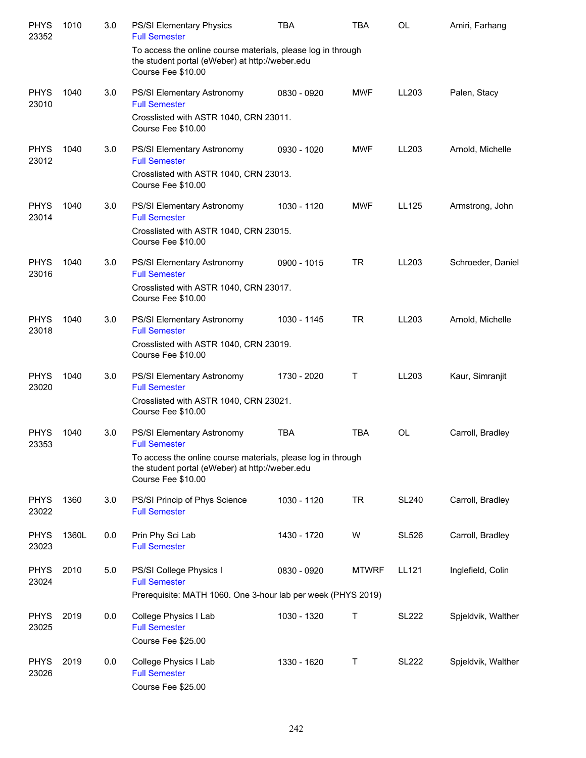| Subject/CRN | Course | Credits | Title | Time | Days | Room | Instructor |
|---|---|---|---|---|---|---|---|
| PHYS 23352 | 1010 | 3.0 | PS/SI Elementary Physics<br>Full Semester<br>To access the online course materials, please log in through the student portal (eWeber) at http://weber.edu<br>Course Fee $10.00 | TBA | TBA | OL | Amiri, Farhang |
| PHYS 23010 | 1040 | 3.0 | PS/SI Elementary Astronomy<br>Full Semester<br>Crosslisted with ASTR 1040, CRN 23011.<br>Course Fee $10.00 | 0830 - 0920 | MWF | LL203 | Palen, Stacy |
| PHYS 23012 | 1040 | 3.0 | PS/SI Elementary Astronomy<br>Full Semester<br>Crosslisted with ASTR 1040, CRN 23013.<br>Course Fee $10.00 | 0930 - 1020 | MWF | LL203 | Arnold, Michelle |
| PHYS 23014 | 1040 | 3.0 | PS/SI Elementary Astronomy<br>Full Semester<br>Crosslisted with ASTR 1040, CRN 23015.<br>Course Fee $10.00 | 1030 - 1120 | MWF | LL125 | Armstrong, John |
| PHYS 23016 | 1040 | 3.0 | PS/SI Elementary Astronomy<br>Full Semester<br>Crosslisted with ASTR 1040, CRN 23017.<br>Course Fee $10.00 | 0900 - 1015 | TR | LL203 | Schroeder, Daniel |
| PHYS 23018 | 1040 | 3.0 | PS/SI Elementary Astronomy<br>Full Semester<br>Crosslisted with ASTR 1040, CRN 23019.<br>Course Fee $10.00 | 1030 - 1145 | TR | LL203 | Arnold, Michelle |
| PHYS 23020 | 1040 | 3.0 | PS/SI Elementary Astronomy<br>Full Semester<br>Crosslisted with ASTR 1040, CRN 23021.<br>Course Fee $10.00 | 1730 - 2020 | T | LL203 | Kaur, Simranjit |
| PHYS 23353 | 1040 | 3.0 | PS/SI Elementary Astronomy<br>Full Semester<br>To access the online course materials, please log in through the student portal (eWeber) at http://weber.edu<br>Course Fee $10.00 | TBA | TBA | OL | Carroll, Bradley |
| PHYS 23022 | 1360 | 3.0 | PS/SI Princip of Phys Science<br>Full Semester | 1030 - 1120 | TR | SL240 | Carroll, Bradley |
| PHYS 23023 | 1360L | 0.0 | Prin Phy Sci Lab<br>Full Semester | 1430 - 1720 | W | SL526 | Carroll, Bradley |
| PHYS 23024 | 2010 | 5.0 | PS/SI College Physics I<br>Full Semester<br>Prerequisite: MATH 1060. One 3-hour lab per week (PHYS 2019) | 0830 - 0920 | MTWRF | LL121 | Inglefield, Colin |
| PHYS 23025 | 2019 | 0.0 | College Physics I Lab<br>Full Semester<br>Course Fee $25.00 | 1030 - 1320 | T | SL222 | Spjeldvik, Walther |
| PHYS 23026 | 2019 | 0.0 | College Physics I Lab<br>Full Semester<br>Course Fee $25.00 | 1330 - 1620 | T | SL222 | Spjeldvik, Walther |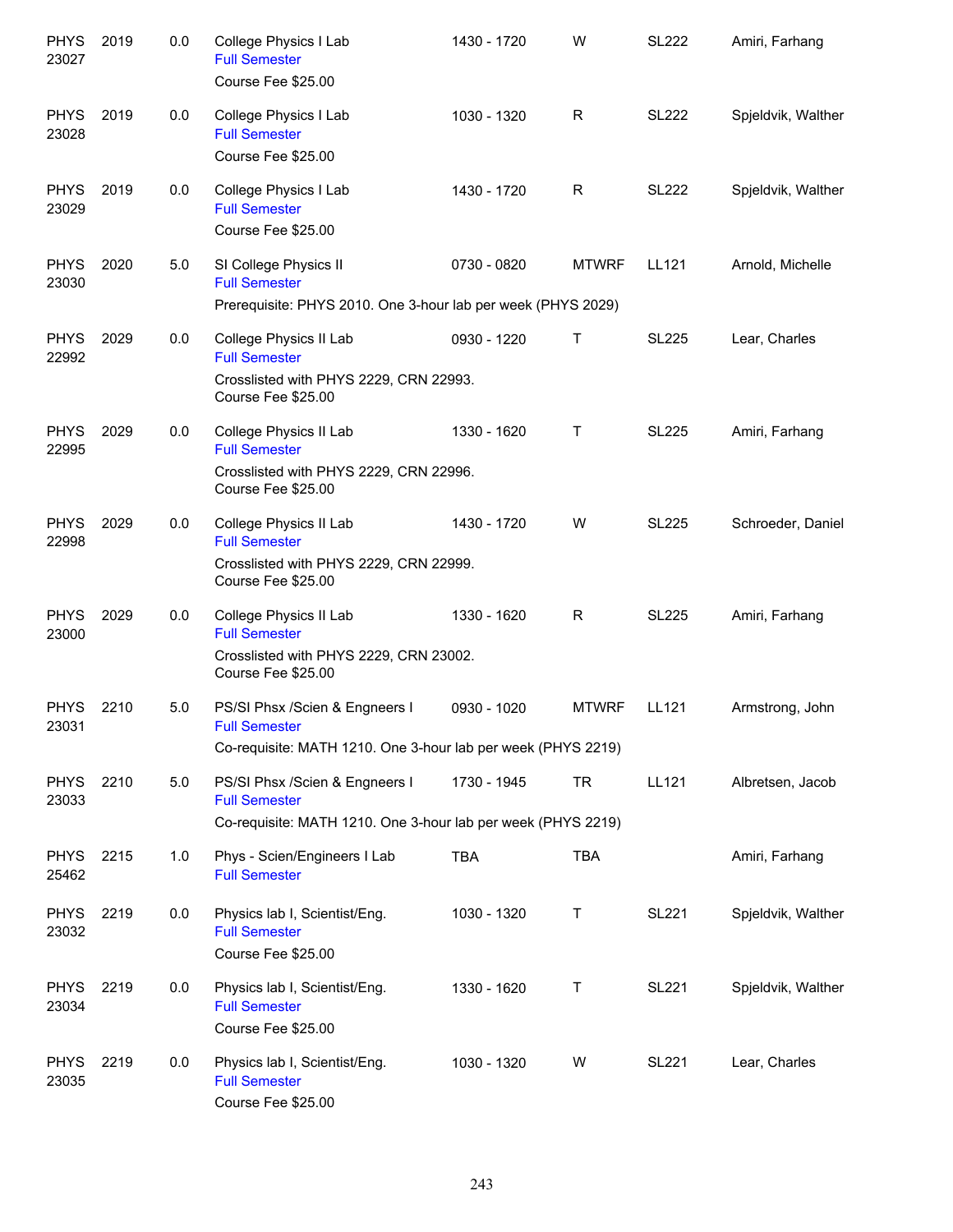| Subject / CRN | Course | Credits | Title / Notes | Time | Days | Room | Instructor |
|---|---|---|---|---|---|---|---|
| PHYS 23027 | 2019 | 0.0 | College Physics I Lab<br>Full Semester<br>Course Fee $25.00 | 1430 - 1720 | W | SL222 | Amiri, Farhang |
| PHYS 23028 | 2019 | 0.0 | College Physics I Lab<br>Full Semester<br>Course Fee $25.00 | 1030 - 1320 | R | SL222 | Spjeldvik, Walther |
| PHYS 23029 | 2019 | 0.0 | College Physics I Lab<br>Full Semester<br>Course Fee $25.00 | 1430 - 1720 | R | SL222 | Spjeldvik, Walther |
| PHYS 23030 | 2020 | 5.0 | SI College Physics II<br>Full Semester<br>Prerequisite: PHYS 2010. One 3-hour lab per week (PHYS 2029) | 0730 - 0820 | MTWRF | LL121 | Arnold, Michelle |
| PHYS 22992 | 2029 | 0.0 | College Physics II Lab<br>Full Semester<br>Crosslisted with PHYS 2229, CRN 22993.<br>Course Fee $25.00 | 0930 - 1220 | T | SL225 | Lear, Charles |
| PHYS 22995 | 2029 | 0.0 | College Physics II Lab<br>Full Semester<br>Crosslisted with PHYS 2229, CRN 22996.<br>Course Fee $25.00 | 1330 - 1620 | T | SL225 | Amiri, Farhang |
| PHYS 22998 | 2029 | 0.0 | College Physics II Lab<br>Full Semester<br>Crosslisted with PHYS 2229, CRN 22999.<br>Course Fee $25.00 | 1430 - 1720 | W | SL225 | Schroeder, Daniel |
| PHYS 23000 | 2029 | 0.0 | College Physics II Lab<br>Full Semester<br>Crosslisted with PHYS 2229, CRN 23002.<br>Course Fee $25.00 | 1330 - 1620 | R | SL225 | Amiri, Farhang |
| PHYS 23031 | 2210 | 5.0 | PS/SI Phsx /Scien & Engneers I<br>Full Semester<br>Co-requisite: MATH 1210. One 3-hour lab per week (PHYS 2219) | 0930 - 1020 | MTWRF | LL121 | Armstrong, John |
| PHYS 23033 | 2210 | 5.0 | PS/SI Phsx /Scien & Engneers I<br>Full Semester<br>Co-requisite: MATH 1210. One 3-hour lab per week (PHYS 2219) | 1730 - 1945 | TR | LL121 | Albretsen, Jacob |
| PHYS 25462 | 2215 | 1.0 | Phys - Scien/Engineers I Lab<br>Full Semester | TBA | TBA | | Amiri, Farhang |
| PHYS 23032 | 2219 | 0.0 | Physics lab I, Scientist/Eng.<br>Full Semester<br>Course Fee $25.00 | 1030 - 1320 | T | SL221 | Spjeldvik, Walther |
| PHYS 23034 | 2219 | 0.0 | Physics lab I, Scientist/Eng.<br>Full Semester<br>Course Fee $25.00 | 1330 - 1620 | T | SL221 | Spjeldvik, Walther |
| PHYS 23035 | 2219 | 0.0 | Physics lab I, Scientist/Eng.<br>Full Semester<br>Course Fee $25.00 | 1030 - 1320 | W | SL221 | Lear, Charles |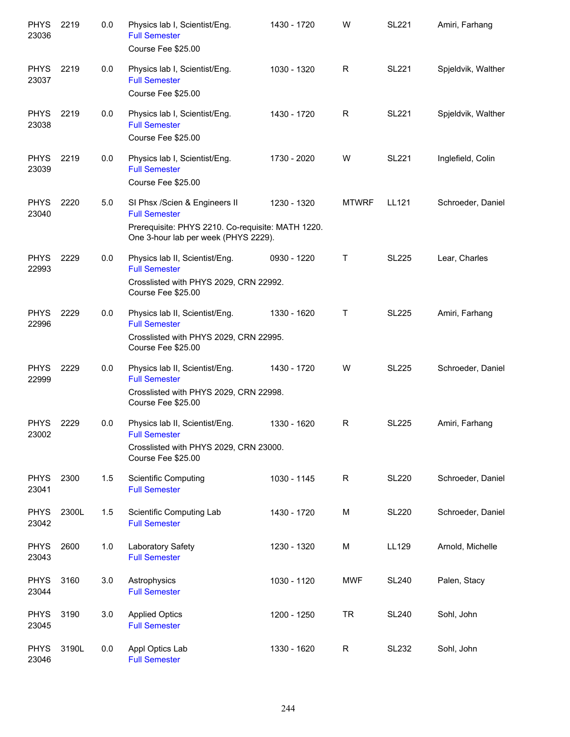| | | | | | | | |
|---|---|---|---|---|---|---|---|
| PHYS 23036 | 2219 | 0.0 | Physics lab I, Scientist/Eng.<br>Full Semester<br>Course Fee $25.00 | 1430 - 1720 | W | SL221 | Amiri, Farhang |
| PHYS 23037 | 2219 | 0.0 | Physics lab I, Scientist/Eng.<br>Full Semester<br>Course Fee $25.00 | 1030 - 1320 | R | SL221 | Spjeldvik, Walther |
| PHYS 23038 | 2219 | 0.0 | Physics lab I, Scientist/Eng.<br>Full Semester<br>Course Fee $25.00 | 1430 - 1720 | R | SL221 | Spjeldvik, Walther |
| PHYS 23039 | 2219 | 0.0 | Physics lab I, Scientist/Eng.<br>Full Semester<br>Course Fee $25.00 | 1730 - 2020 | W | SL221 | Inglefield, Colin |
| PHYS 23040 | 2220 | 5.0 | SI Phsx /Scien & Engineers II<br>Full Semester<br>Prerequisite: PHYS 2210. Co-requisite: MATH 1220. One 3-hour lab per week (PHYS 2229). | 1230 - 1320 | MTWRF | LL121 | Schroeder, Daniel |
| PHYS 22993 | 2229 | 0.0 | Physics lab II, Scientist/Eng.<br>Full Semester<br>Crosslisted with PHYS 2029, CRN 22992. Course Fee $25.00 | 0930 - 1220 | T | SL225 | Lear, Charles |
| PHYS 22996 | 2229 | 0.0 | Physics lab II, Scientist/Eng.<br>Full Semester<br>Crosslisted with PHYS 2029, CRN 22995. Course Fee $25.00 | 1330 - 1620 | T | SL225 | Amiri, Farhang |
| PHYS 22999 | 2229 | 0.0 | Physics lab II, Scientist/Eng.<br>Full Semester<br>Crosslisted with PHYS 2029, CRN 22998. Course Fee $25.00 | 1430 - 1720 | W | SL225 | Schroeder, Daniel |
| PHYS 23002 | 2229 | 0.0 | Physics lab II, Scientist/Eng.<br>Full Semester<br>Crosslisted with PHYS 2029, CRN 23000. Course Fee $25.00 | 1330 - 1620 | R | SL225 | Amiri, Farhang |
| PHYS 23041 | 2300 | 1.5 | Scientific Computing<br>Full Semester | 1030 - 1145 | R | SL220 | Schroeder, Daniel |
| PHYS 23042 | 2300L | 1.5 | Scientific Computing Lab<br>Full Semester | 1430 - 1720 | M | SL220 | Schroeder, Daniel |
| PHYS 23043 | 2600 | 1.0 | Laboratory Safety<br>Full Semester | 1230 - 1320 | M | LL129 | Arnold, Michelle |
| PHYS 23044 | 3160 | 3.0 | Astrophysics<br>Full Semester | 1030 - 1120 | MWF | SL240 | Palen, Stacy |
| PHYS 23045 | 3190 | 3.0 | Applied Optics<br>Full Semester | 1200 - 1250 | TR | SL240 | Sohl, John |
| PHYS 23046 | 3190L | 0.0 | Appl Optics Lab<br>Full Semester | 1330 - 1620 | R | SL232 | Sohl, John |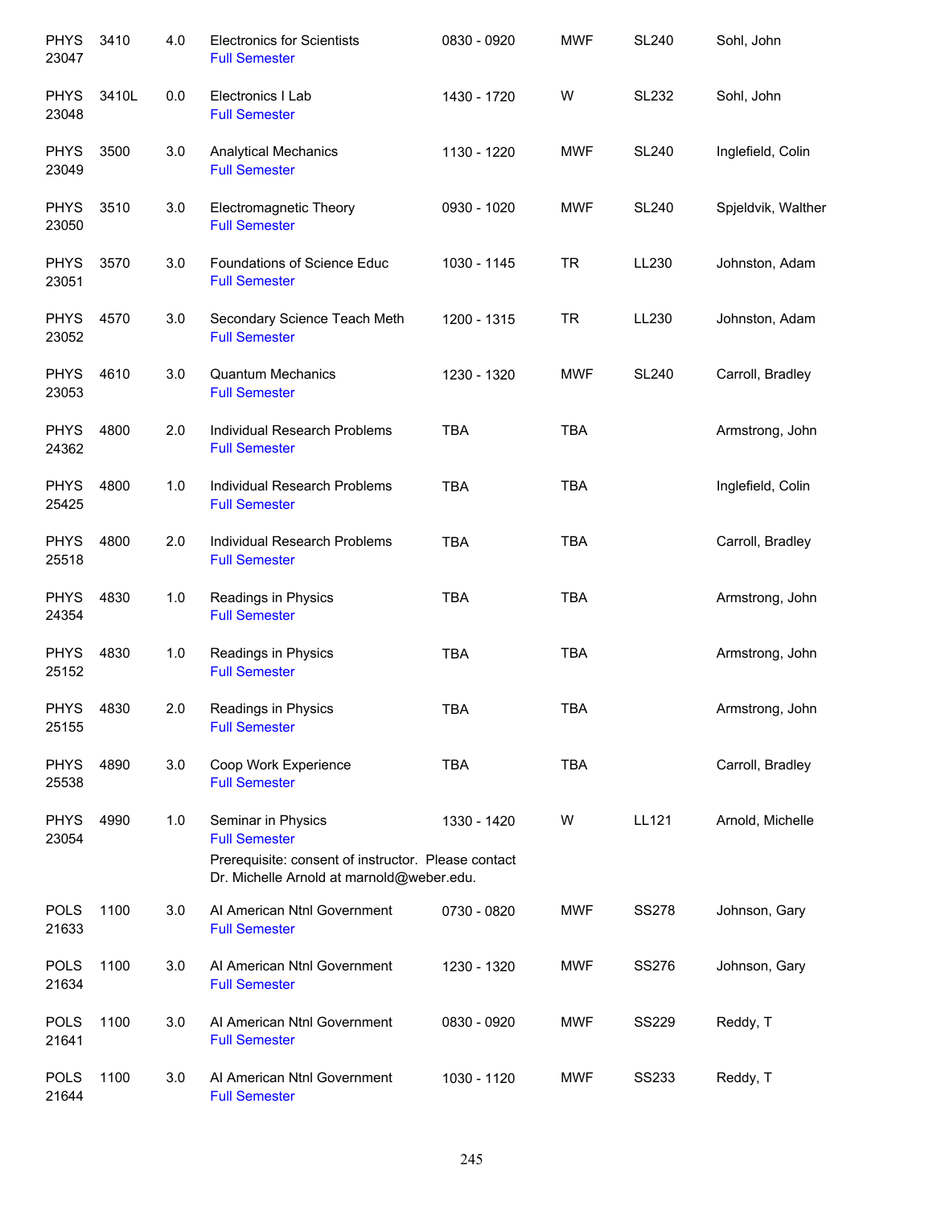| | | | | | | | |
|---|---|---|---|---|---|---|---|
| PHYS 23047 | 3410 | 4.0 | Electronics for Scientists<br>Full Semester | 0830 - 0920 | MWF | SL240 | Sohl, John |
| PHYS 23048 | 3410L | 0.0 | Electronics I Lab<br>Full Semester | 1430 - 1720 | W | SL232 | Sohl, John |
| PHYS 23049 | 3500 | 3.0 | Analytical Mechanics<br>Full Semester | 1130 - 1220 | MWF | SL240 | Inglefield, Colin |
| PHYS 23050 | 3510 | 3.0 | Electromagnetic Theory<br>Full Semester | 0930 - 1020 | MWF | SL240 | Spjeldvik, Walther |
| PHYS 23051 | 3570 | 3.0 | Foundations of Science Educ<br>Full Semester | 1030 - 1145 | TR | LL230 | Johnston, Adam |
| PHYS 23052 | 4570 | 3.0 | Secondary Science Teach Meth<br>Full Semester | 1200 - 1315 | TR | LL230 | Johnston, Adam |
| PHYS 23053 | 4610 | 3.0 | Quantum Mechanics<br>Full Semester | 1230 - 1320 | MWF | SL240 | Carroll, Bradley |
| PHYS 24362 | 4800 | 2.0 | Individual Research Problems<br>Full Semester | TBA | TBA | | Armstrong, John |
| PHYS 25425 | 4800 | 1.0 | Individual Research Problems<br>Full Semester | TBA | TBA | | Inglefield, Colin |
| PHYS 25518 | 4800 | 2.0 | Individual Research Problems<br>Full Semester | TBA | TBA | | Carroll, Bradley |
| PHYS 24354 | 4830 | 1.0 | Readings in Physics<br>Full Semester | TBA | TBA | | Armstrong, John |
| PHYS 25152 | 4830 | 1.0 | Readings in Physics<br>Full Semester | TBA | TBA | | Armstrong, John |
| PHYS 25155 | 4830 | 2.0 | Readings in Physics<br>Full Semester | TBA | TBA | | Armstrong, John |
| PHYS 25538 | 4890 | 3.0 | Coop Work Experience<br>Full Semester | TBA | TBA | | Carroll, Bradley |
| PHYS 23054 | 4990 | 1.0 | Seminar in Physics<br>Full Semester<br>Prerequisite: consent of instructor. Please contact Dr. Michelle Arnold at marnold@weber.edu. | 1330 - 1420 | W | LL121 | Arnold, Michelle |
| POLS 21633 | 1100 | 3.0 | AI American Ntnl Government<br>Full Semester | 0730 - 0820 | MWF | SS278 | Johnson, Gary |
| POLS 21634 | 1100 | 3.0 | AI American Ntnl Government<br>Full Semester | 1230 - 1320 | MWF | SS276 | Johnson, Gary |
| POLS 21641 | 1100 | 3.0 | AI American Ntnl Government<br>Full Semester | 0830 - 0920 | MWF | SS229 | Reddy, T |
| POLS 21644 | 1100 | 3.0 | AI American Ntnl Government<br>Full Semester | 1030 - 1120 | MWF | SS233 | Reddy, T |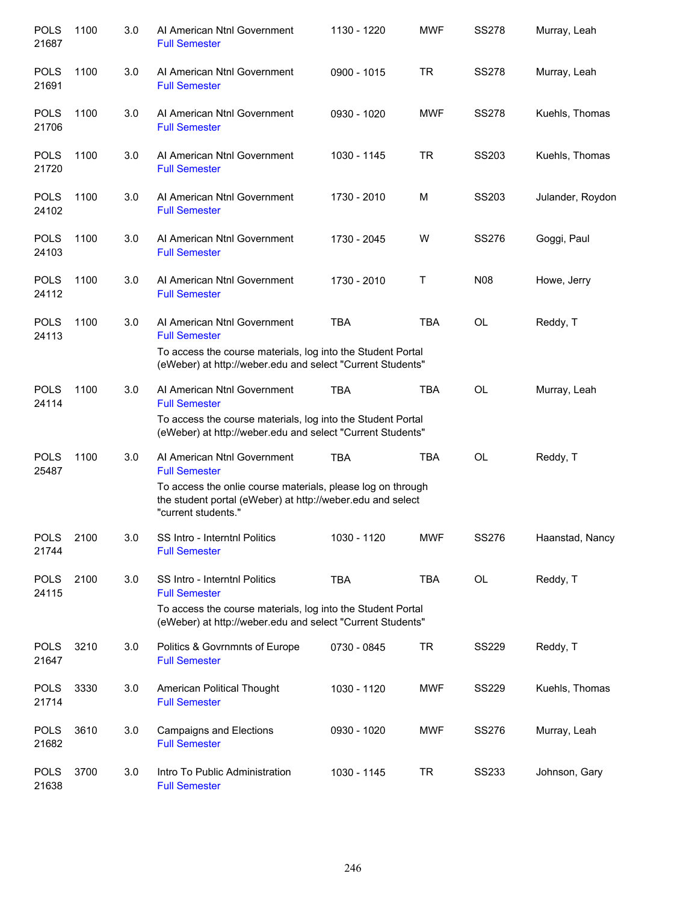| | | | | | | | |
|---|---|---|---|---|---|---|---|
| POLS 21687 | 1100 | 3.0 | AI American Ntnl Government<br>Full Semester | 1130 - 1220 | MWF | SS278 | Murray, Leah |
| POLS 21691 | 1100 | 3.0 | AI American Ntnl Government<br>Full Semester | 0900 - 1015 | TR | SS278 | Murray, Leah |
| POLS 21706 | 1100 | 3.0 | AI American Ntnl Government<br>Full Semester | 0930 - 1020 | MWF | SS278 | Kuehls, Thomas |
| POLS 21720 | 1100 | 3.0 | AI American Ntnl Government<br>Full Semester | 1030 - 1145 | TR | SS203 | Kuehls, Thomas |
| POLS 24102 | 1100 | 3.0 | AI American Ntnl Government<br>Full Semester | 1730 - 2010 | M | SS203 | Julander, Roydon |
| POLS 24103 | 1100 | 3.0 | AI American Ntnl Government<br>Full Semester | 1730 - 2045 | W | SS276 | Goggi, Paul |
| POLS 24112 | 1100 | 3.0 | AI American Ntnl Government<br>Full Semester | 1730 - 2010 | T | N08 | Howe, Jerry |
| POLS 24113 | 1100 | 3.0 | AI American Ntnl Government<br>Full Semester<br>To access the course materials, log into the Student Portal (eWeber) at http://weber.edu and select "Current Students" | TBA | TBA | OL | Reddy, T |
| POLS 24114 | 1100 | 3.0 | AI American Ntnl Government<br>Full Semester<br>To access the course materials, log into the Student Portal (eWeber) at http://weber.edu and select "Current Students" | TBA | TBA | OL | Murray, Leah |
| POLS 25487 | 1100 | 3.0 | AI American Ntnl Government<br>Full Semester<br>To access the onlie course materials, please log on through the student portal (eWeber) at http://weber.edu and select "current students." | TBA | TBA | OL | Reddy, T |
| POLS 21744 | 2100 | 3.0 | SS Intro - Interntnl Politics<br>Full Semester | 1030 - 1120 | MWF | SS276 | Haanstad, Nancy |
| POLS 24115 | 2100 | 3.0 | SS Intro - Interntnl Politics<br>Full Semester<br>To access the course materials, log into the Student Portal (eWeber) at http://weber.edu and select "Current Students" | TBA | TBA | OL | Reddy, T |
| POLS 21647 | 3210 | 3.0 | Politics & Govrnmnts of Europe<br>Full Semester | 0730 - 0845 | TR | SS229 | Reddy, T |
| POLS 21714 | 3330 | 3.0 | American Political Thought<br>Full Semester | 1030 - 1120 | MWF | SS229 | Kuehls, Thomas |
| POLS 21682 | 3610 | 3.0 | Campaigns and Elections<br>Full Semester | 0930 - 1020 | MWF | SS276 | Murray, Leah |
| POLS 21638 | 3700 | 3.0 | Intro To Public Administration<br>Full Semester | 1030 - 1145 | TR | SS233 | Johnson, Gary |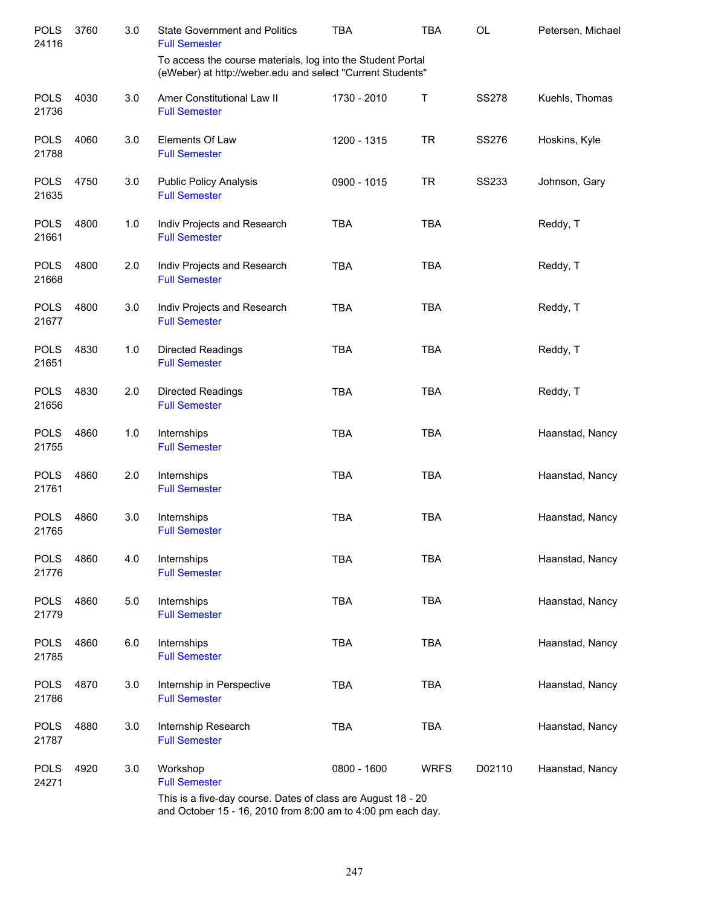| | | | | | | | |
|---|---|---|---|---|---|---|---|
| POLS 24116 | 3760 | 3.0 | State Government and Politics<br>Full Semester | TBA | TBA | OL | Petersen, Michael |
| | | | To access the course materials, log into the Student Portal (eWeber) at http://weber.edu and select "Current Students" | | | | |
| POLS 21736 | 4030 | 3.0 | Amer Constitutional Law II<br>Full Semester | 1730 - 2010 | T | SS278 | Kuehls, Thomas |
| POLS 21788 | 4060 | 3.0 | Elements Of Law<br>Full Semester | 1200 - 1315 | TR | SS276 | Hoskins, Kyle |
| POLS 21635 | 4750 | 3.0 | Public Policy Analysis<br>Full Semester | 0900 - 1015 | TR | SS233 | Johnson, Gary |
| POLS 21661 | 4800 | 1.0 | Indiv Projects and Research<br>Full Semester | TBA | TBA | | Reddy, T |
| POLS 21668 | 4800 | 2.0 | Indiv Projects and Research<br>Full Semester | TBA | TBA | | Reddy, T |
| POLS 21677 | 4800 | 3.0 | Indiv Projects and Research<br>Full Semester | TBA | TBA | | Reddy, T |
| POLS 21651 | 4830 | 1.0 | Directed Readings<br>Full Semester | TBA | TBA | | Reddy, T |
| POLS 21656 | 4830 | 2.0 | Directed Readings<br>Full Semester | TBA | TBA | | Reddy, T |
| POLS 21755 | 4860 | 1.0 | Internships<br>Full Semester | TBA | TBA | | Haanstad, Nancy |
| POLS 21761 | 4860 | 2.0 | Internships<br>Full Semester | TBA | TBA | | Haanstad, Nancy |
| POLS 21765 | 4860 | 3.0 | Internships<br>Full Semester | TBA | TBA | | Haanstad, Nancy |
| POLS 21776 | 4860 | 4.0 | Internships<br>Full Semester | TBA | TBA | | Haanstad, Nancy |
| POLS 21779 | 4860 | 5.0 | Internships<br>Full Semester | TBA | TBA | | Haanstad, Nancy |
| POLS 21785 | 4860 | 6.0 | Internships<br>Full Semester | TBA | TBA | | Haanstad, Nancy |
| POLS 21786 | 4870 | 3.0 | Internship in Perspective<br>Full Semester | TBA | TBA | | Haanstad, Nancy |
| POLS 21787 | 4880 | 3.0 | Internship Research<br>Full Semester | TBA | TBA | | Haanstad, Nancy |
| POLS 24271 | 4920 | 3.0 | Workshop<br>Full Semester | 0800 - 1600 | WRFS | D02110 | Haanstad, Nancy |
| | | | This is a five-day course. Dates of class are August 18 - 20 and October 15 - 16, 2010 from 8:00 am to 4:00 pm each day. | | | | |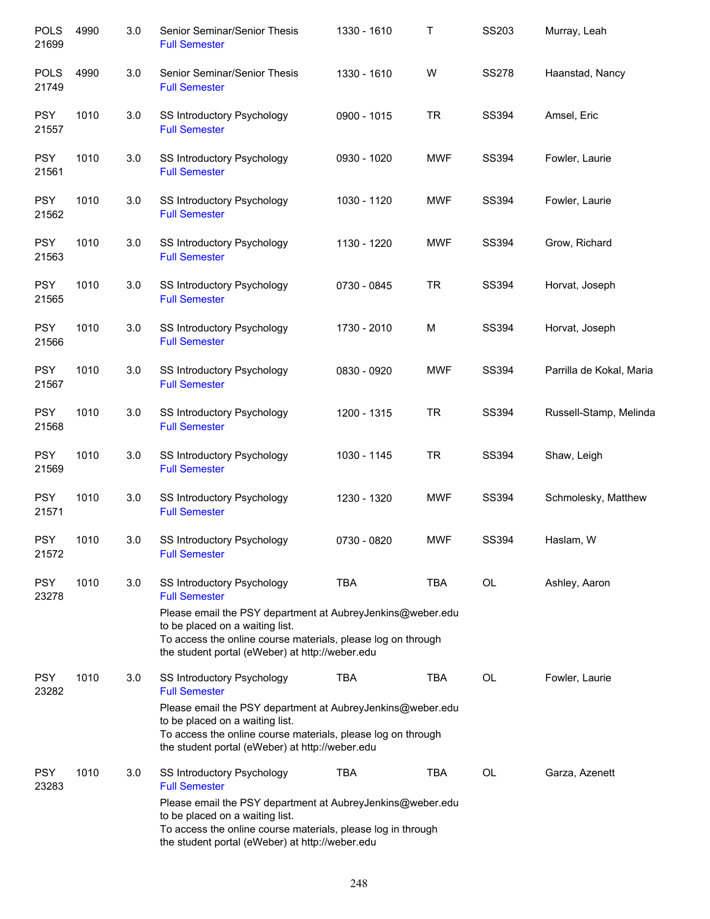| | | | | | | | |
|---|---|---|---|---|---|---|---|
| POLS 21699 | 4990 | 3.0 | Senior Seminar/Senior Thesis<br>Full Semester | 1330 - 1610 | T | SS203 | Murray, Leah |
| POLS 21749 | 4990 | 3.0 | Senior Seminar/Senior Thesis<br>Full Semester | 1330 - 1610 | W | SS278 | Haanstad, Nancy |
| PSY 21557 | 1010 | 3.0 | SS Introductory Psychology<br>Full Semester | 0900 - 1015 | TR | SS394 | Amsel, Eric |
| PSY 21561 | 1010 | 3.0 | SS Introductory Psychology<br>Full Semester | 0930 - 1020 | MWF | SS394 | Fowler, Laurie |
| PSY 21562 | 1010 | 3.0 | SS Introductory Psychology<br>Full Semester | 1030 - 1120 | MWF | SS394 | Fowler, Laurie |
| PSY 21563 | 1010 | 3.0 | SS Introductory Psychology<br>Full Semester | 1130 - 1220 | MWF | SS394 | Grow, Richard |
| PSY 21565 | 1010 | 3.0 | SS Introductory Psychology<br>Full Semester | 0730 - 0845 | TR | SS394 | Horvat, Joseph |
| PSY 21566 | 1010 | 3.0 | SS Introductory Psychology<br>Full Semester | 1730 - 2010 | M | SS394 | Horvat, Joseph |
| PSY 21567 | 1010 | 3.0 | SS Introductory Psychology<br>Full Semester | 0830 - 0920 | MWF | SS394 | Parrilla de Kokal, Maria |
| PSY 21568 | 1010 | 3.0 | SS Introductory Psychology<br>Full Semester | 1200 - 1315 | TR | SS394 | Russell-Stamp, Melinda |
| PSY 21569 | 1010 | 3.0 | SS Introductory Psychology<br>Full Semester | 1030 - 1145 | TR | SS394 | Shaw, Leigh |
| PSY 21571 | 1010 | 3.0 | SS Introductory Psychology<br>Full Semester | 1230 - 1320 | MWF | SS394 | Schmolesky, Matthew |
| PSY 21572 | 1010 | 3.0 | SS Introductory Psychology<br>Full Semester | 0730 - 0820 | MWF | SS394 | Haslam, W |
| PSY 23278 | 1010 | 3.0 | SS Introductory Psychology<br>Full Semester<br>Please email the PSY department at AubreyJenkins@weber.edu to be placed on a waiting list.<br>To access the online course materials, please log on through the student portal (eWeber) at http://weber.edu | TBA | TBA | OL | Ashley, Aaron |
| PSY 23282 | 1010 | 3.0 | SS Introductory Psychology<br>Full Semester<br>Please email the PSY department at AubreyJenkins@weber.edu to be placed on a waiting list.<br>To access the online course materials, please log on through the student portal (eWeber) at http://weber.edu | TBA | TBA | OL | Fowler, Laurie |
| PSY 23283 | 1010 | 3.0 | SS Introductory Psychology<br>Full Semester<br>Please email the PSY department at AubreyJenkins@weber.edu to be placed on a waiting list.<br>To access the online course materials, please log in through the student portal (eWeber) at http://weber.edu | TBA | TBA | OL | Garza, Azenett |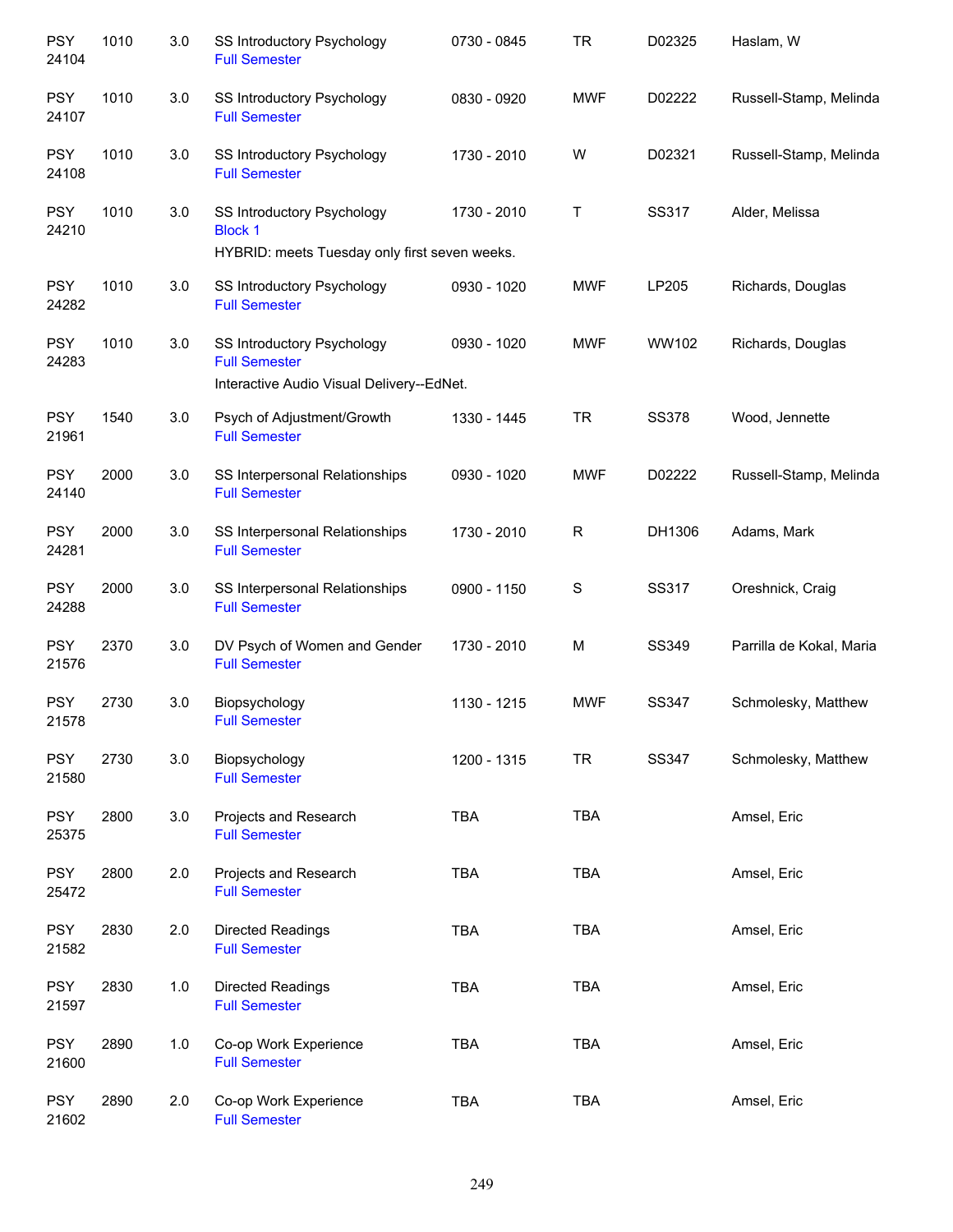| | | | | | | | |
|---|---|---|---|---|---|---|---|
| PSY 24104 | 1010 | 3.0 | SS Introductory Psychology<br>Full Semester | 0730 - 0845 | TR | D02325 | Haslam, W |
| PSY 24107 | 1010 | 3.0 | SS Introductory Psychology<br>Full Semester | 0830 - 0920 | MWF | D02222 | Russell-Stamp, Melinda |
| PSY 24108 | 1010 | 3.0 | SS Introductory Psychology<br>Full Semester | 1730 - 2010 | W | D02321 | Russell-Stamp, Melinda |
| PSY 24210 | 1010 | 3.0 | SS Introductory Psychology<br>Block 1<br>HYBRID: meets Tuesday only first seven weeks. | 1730 - 2010 | T | SS317 | Alder, Melissa |
| PSY 24282 | 1010 | 3.0 | SS Introductory Psychology<br>Full Semester | 0930 - 1020 | MWF | LP205 | Richards, Douglas |
| PSY 24283 | 1010 | 3.0 | SS Introductory Psychology<br>Full Semester<br>Interactive Audio Visual Delivery--EdNet. | 0930 - 1020 | MWF | WW102 | Richards, Douglas |
| PSY 21961 | 1540 | 3.0 | Psych of Adjustment/Growth<br>Full Semester | 1330 - 1445 | TR | SS378 | Wood, Jennette |
| PSY 24140 | 2000 | 3.0 | SS Interpersonal Relationships<br>Full Semester | 0930 - 1020 | MWF | D02222 | Russell-Stamp, Melinda |
| PSY 24281 | 2000 | 3.0 | SS Interpersonal Relationships<br>Full Semester | 1730 - 2010 | R | DH1306 | Adams, Mark |
| PSY 24288 | 2000 | 3.0 | SS Interpersonal Relationships<br>Full Semester | 0900 - 1150 | S | SS317 | Oreshnick, Craig |
| PSY 21576 | 2370 | 3.0 | DV Psych of Women and Gender<br>Full Semester | 1730 - 2010 | M | SS349 | Parrilla de Kokal, Maria |
| PSY 21578 | 2730 | 3.0 | Biopsychology<br>Full Semester | 1130 - 1215 | MWF | SS347 | Schmolesky, Matthew |
| PSY 21580 | 2730 | 3.0 | Biopsychology<br>Full Semester | 1200 - 1315 | TR | SS347 | Schmolesky, Matthew |
| PSY 25375 | 2800 | 3.0 | Projects and Research<br>Full Semester | TBA | TBA | | Amsel, Eric |
| PSY 25472 | 2800 | 2.0 | Projects and Research<br>Full Semester | TBA | TBA | | Amsel, Eric |
| PSY 21582 | 2830 | 2.0 | Directed Readings<br>Full Semester | TBA | TBA | | Amsel, Eric |
| PSY 21597 | 2830 | 1.0 | Directed Readings<br>Full Semester | TBA | TBA | | Amsel, Eric |
| PSY 21600 | 2890 | 1.0 | Co-op Work Experience<br>Full Semester | TBA | TBA | | Amsel, Eric |
| PSY 21602 | 2890 | 2.0 | Co-op Work Experience<br>Full Semester | TBA | TBA | | Amsel, Eric |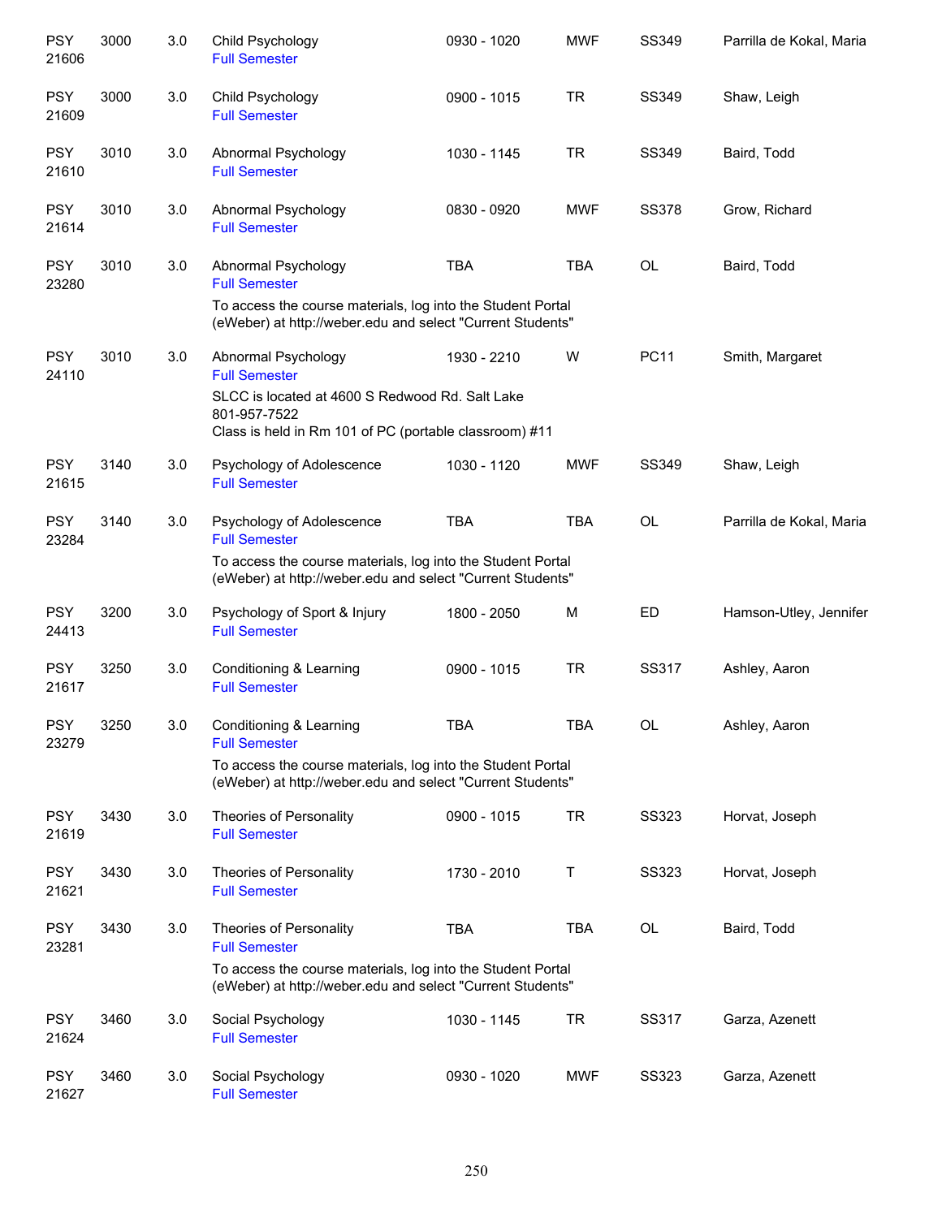| | | | | | | | |
|---|---|---|---|---|---|---|---|
| PSY 21606 | 3000 | 3.0 | Child Psychology<br>Full Semester | 0930 - 1020 | MWF | SS349 | Parrilla de Kokal, Maria |
| PSY 21609 | 3000 | 3.0 | Child Psychology<br>Full Semester | 0900 - 1015 | TR | SS349 | Shaw, Leigh |
| PSY 21610 | 3010 | 3.0 | Abnormal Psychology<br>Full Semester | 1030 - 1145 | TR | SS349 | Baird, Todd |
| PSY 21614 | 3010 | 3.0 | Abnormal Psychology<br>Full Semester | 0830 - 0920 | MWF | SS378 | Grow, Richard |
| PSY 23280 | 3010 | 3.0 | Abnormal Psychology<br>Full Semester<br>To access the course materials, log into the Student Portal (eWeber) at http://weber.edu and select "Current Students" | TBA | TBA | OL | Baird, Todd |
| PSY 24110 | 3010 | 3.0 | Abnormal Psychology<br>Full Semester<br>SLCC is located at 4600 S Redwood Rd. Salt Lake 801-957-7522<br>Class is held in Rm 101 of PC (portable classroom) #11 | 1930 - 2210 | W | PC11 | Smith, Margaret |
| PSY 21615 | 3140 | 3.0 | Psychology of Adolescence<br>Full Semester | 1030 - 1120 | MWF | SS349 | Shaw, Leigh |
| PSY 23284 | 3140 | 3.0 | Psychology of Adolescence<br>Full Semester<br>To access the course materials, log into the Student Portal (eWeber) at http://weber.edu and select "Current Students" | TBA | TBA | OL | Parrilla de Kokal, Maria |
| PSY 24413 | 3200 | 3.0 | Psychology of Sport & Injury<br>Full Semester | 1800 - 2050 | M | ED | Hamson-Utley, Jennifer |
| PSY 21617 | 3250 | 3.0 | Conditioning & Learning<br>Full Semester | 0900 - 1015 | TR | SS317 | Ashley, Aaron |
| PSY 23279 | 3250 | 3.0 | Conditioning & Learning<br>Full Semester<br>To access the course materials, log into the Student Portal (eWeber) at http://weber.edu and select "Current Students" | TBA | TBA | OL | Ashley, Aaron |
| PSY 21619 | 3430 | 3.0 | Theories of Personality<br>Full Semester | 0900 - 1015 | TR | SS323 | Horvat, Joseph |
| PSY 21621 | 3430 | 3.0 | Theories of Personality<br>Full Semester | 1730 - 2010 | T | SS323 | Horvat, Joseph |
| PSY 23281 | 3430 | 3.0 | Theories of Personality<br>Full Semester<br>To access the course materials, log into the Student Portal (eWeber) at http://weber.edu and select "Current Students" | TBA | TBA | OL | Baird, Todd |
| PSY 21624 | 3460 | 3.0 | Social Psychology<br>Full Semester | 1030 - 1145 | TR | SS317 | Garza, Azenett |
| PSY 21627 | 3460 | 3.0 | Social Psychology<br>Full Semester | 0930 - 1020 | MWF | SS323 | Garza, Azenett |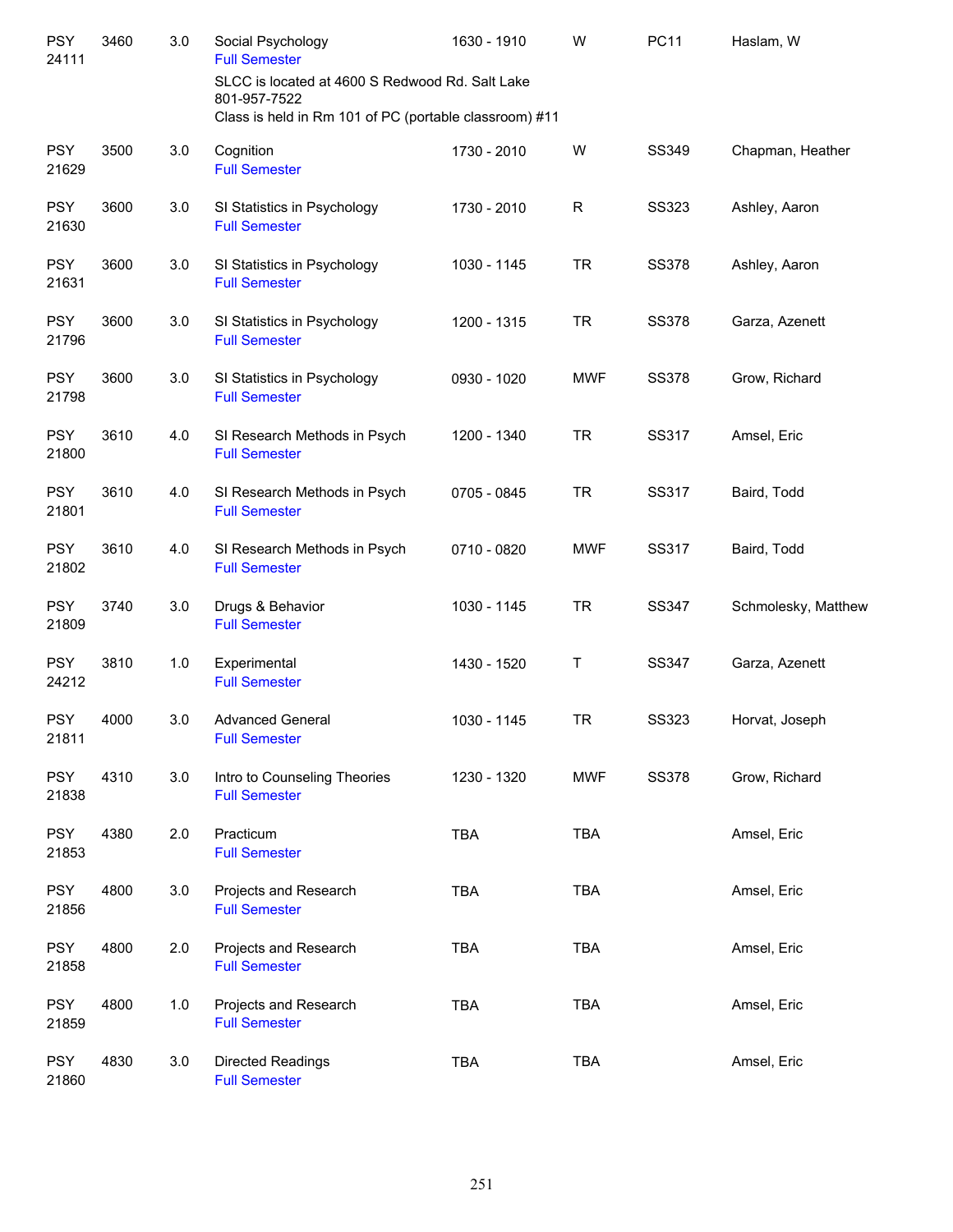| | | | | | | | |
|---|---|---|---|---|---|---|---|
| PSY 24111 | 3460 | 3.0 | Social Psychology<br>Full Semester<br>SLCC is located at 4600 S Redwood Rd. Salt Lake 801-957-7522<br>Class is held in Rm 101 of PC (portable classroom) #11 | 1630 - 1910 | W | PC11 | Haslam, W |
| PSY 21629 | 3500 | 3.0 | Cognition<br>Full Semester | 1730 - 2010 | W | SS349 | Chapman, Heather |
| PSY 21630 | 3600 | 3.0 | SI Statistics in Psychology<br>Full Semester | 1730 - 2010 | R | SS323 | Ashley, Aaron |
| PSY 21631 | 3600 | 3.0 | SI Statistics in Psychology<br>Full Semester | 1030 - 1145 | TR | SS378 | Ashley, Aaron |
| PSY 21796 | 3600 | 3.0 | SI Statistics in Psychology<br>Full Semester | 1200 - 1315 | TR | SS378 | Garza, Azenett |
| PSY 21798 | 3600 | 3.0 | SI Statistics in Psychology<br>Full Semester | 0930 - 1020 | MWF | SS378 | Grow, Richard |
| PSY 21800 | 3610 | 4.0 | SI Research Methods in Psych<br>Full Semester | 1200 - 1340 | TR | SS317 | Amsel, Eric |
| PSY 21801 | 3610 | 4.0 | SI Research Methods in Psych<br>Full Semester | 0705 - 0845 | TR | SS317 | Baird, Todd |
| PSY 21802 | 3610 | 4.0 | SI Research Methods in Psych<br>Full Semester | 0710 - 0820 | MWF | SS317 | Baird, Todd |
| PSY 21809 | 3740 | 3.0 | Drugs & Behavior<br>Full Semester | 1030 - 1145 | TR | SS347 | Schmolesky, Matthew |
| PSY 24212 | 3810 | 1.0 | Experimental<br>Full Semester | 1430 - 1520 | T | SS347 | Garza, Azenett |
| PSY 21811 | 4000 | 3.0 | Advanced General<br>Full Semester | 1030 - 1145 | TR | SS323 | Horvat, Joseph |
| PSY 21838 | 4310 | 3.0 | Intro to Counseling Theories<br>Full Semester | 1230 - 1320 | MWF | SS378 | Grow, Richard |
| PSY 21853 | 4380 | 2.0 | Practicum<br>Full Semester | TBA | TBA | | Amsel, Eric |
| PSY 21856 | 4800 | 3.0 | Projects and Research<br>Full Semester | TBA | TBA | | Amsel, Eric |
| PSY 21858 | 4800 | 2.0 | Projects and Research<br>Full Semester | TBA | TBA | | Amsel, Eric |
| PSY 21859 | 4800 | 1.0 | Projects and Research<br>Full Semester | TBA | TBA | | Amsel, Eric |
| PSY 21860 | 4830 | 3.0 | Directed Readings<br>Full Semester | TBA | TBA | | Amsel, Eric |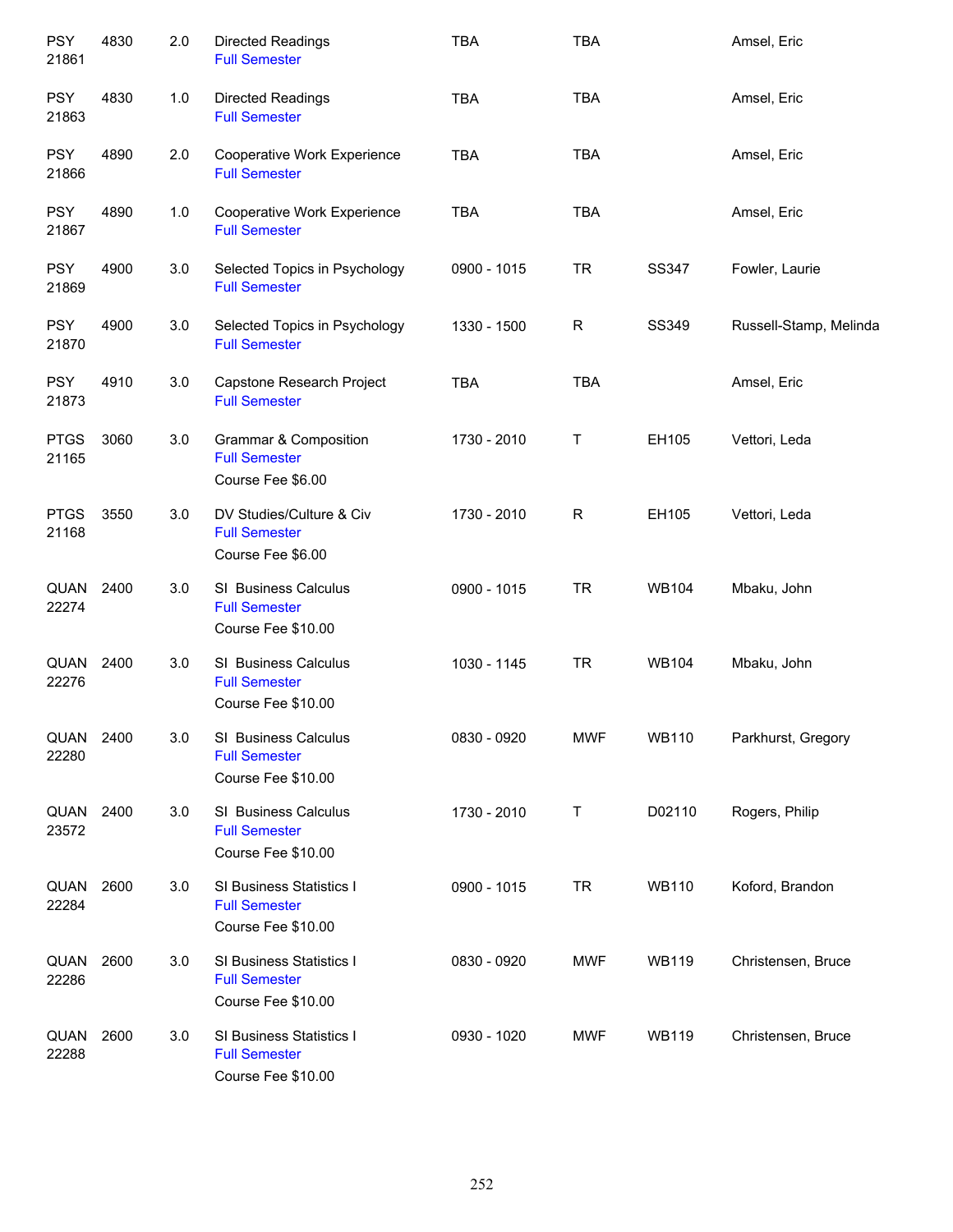| | | | | | | | |
|---|---|---|---|---|---|---|---|
| PSY 21861 | 4830 | 2.0 | Directed Readings<br>Full Semester | TBA | TBA | | Amsel, Eric |
| PSY 21863 | 4830 | 1.0 | Directed Readings<br>Full Semester | TBA | TBA | | Amsel, Eric |
| PSY 21866 | 4890 | 2.0 | Cooperative Work Experience<br>Full Semester | TBA | TBA | | Amsel, Eric |
| PSY 21867 | 4890 | 1.0 | Cooperative Work Experience<br>Full Semester | TBA | TBA | | Amsel, Eric |
| PSY 21869 | 4900 | 3.0 | Selected Topics in Psychology<br>Full Semester | 0900 - 1015 | TR | SS347 | Fowler, Laurie |
| PSY 21870 | 4900 | 3.0 | Selected Topics in Psychology<br>Full Semester | 1330 - 1500 | R | SS349 | Russell-Stamp, Melinda |
| PSY 21873 | 4910 | 3.0 | Capstone Research Project<br>Full Semester | TBA | TBA | | Amsel, Eric |
| PTGS 21165 | 3060 | 3.0 | Grammar & Composition<br>Full Semester<br>Course Fee $6.00 | 1730 - 2010 | T | EH105 | Vettori, Leda |
| PTGS 21168 | 3550 | 3.0 | DV Studies/Culture & Civ<br>Full Semester<br>Course Fee $6.00 | 1730 - 2010 | R | EH105 | Vettori, Leda |
| QUAN 22274 | 2400 | 3.0 | SI Business Calculus<br>Full Semester<br>Course Fee $10.00 | 0900 - 1015 | TR | WB104 | Mbaku, John |
| QUAN 22276 | 2400 | 3.0 | SI Business Calculus<br>Full Semester<br>Course Fee $10.00 | 1030 - 1145 | TR | WB104 | Mbaku, John |
| QUAN 22280 | 2400 | 3.0 | SI Business Calculus<br>Full Semester<br>Course Fee $10.00 | 0830 - 0920 | MWF | WB110 | Parkhurst, Gregory |
| QUAN 23572 | 2400 | 3.0 | SI Business Calculus<br>Full Semester<br>Course Fee $10.00 | 1730 - 2010 | T | D02110 | Rogers, Philip |
| QUAN 22284 | 2600 | 3.0 | SI Business Statistics I<br>Full Semester<br>Course Fee $10.00 | 0900 - 1015 | TR | WB110 | Koford, Brandon |
| QUAN 22286 | 2600 | 3.0 | SI Business Statistics I<br>Full Semester<br>Course Fee $10.00 | 0830 - 0920 | MWF | WB119 | Christensen, Bruce |
| QUAN 22288 | 2600 | 3.0 | SI Business Statistics I<br>Full Semester<br>Course Fee $10.00 | 0930 - 1020 | MWF | WB119 | Christensen, Bruce |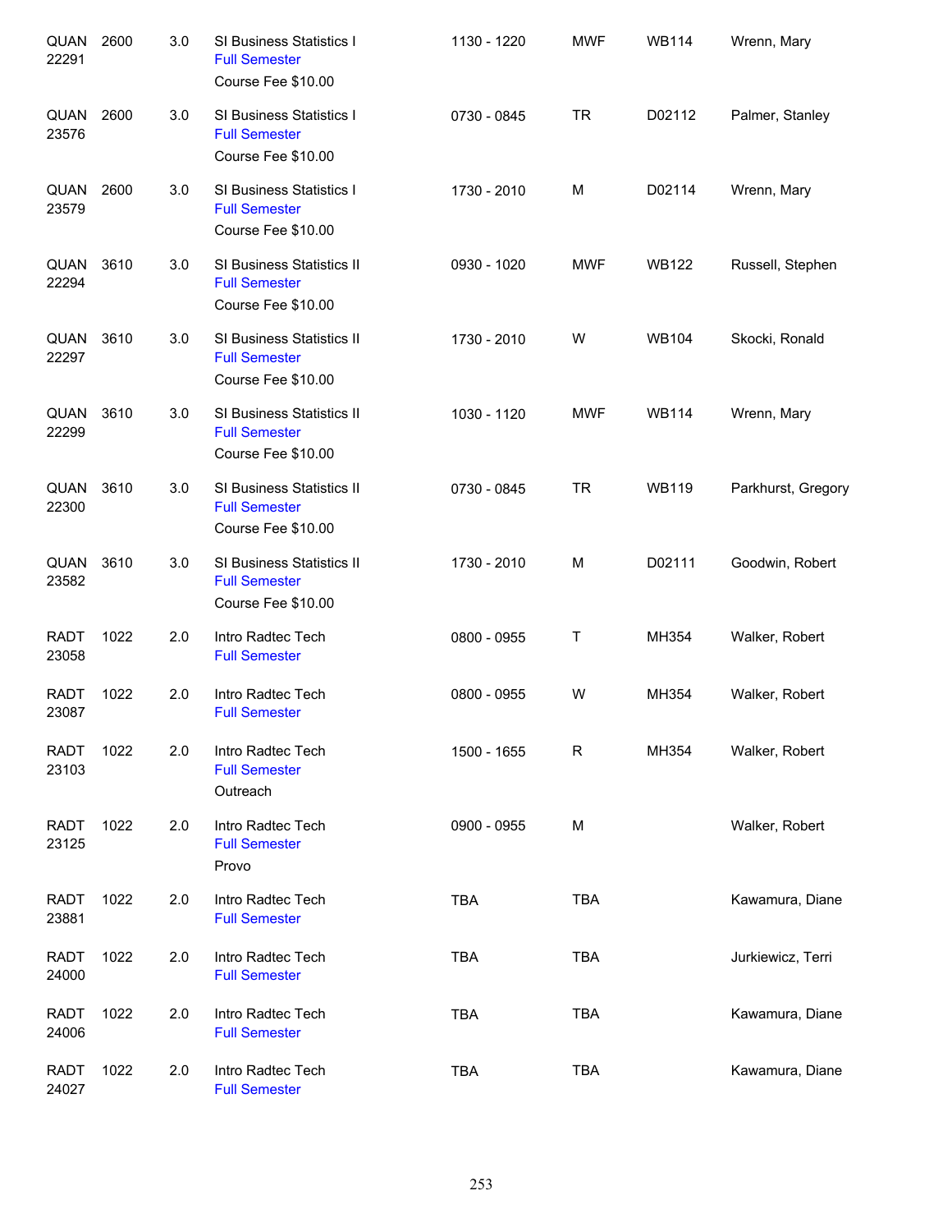| Course | Number | Credits | Title | Time | Days | Room | Instructor |
|---|---|---|---|---|---|---|---|
| QUAN 22291 | 2600 | 3.0 | SI Business Statistics I<br>Full Semester<br>Course Fee $10.00 | 1130 - 1220 | MWF | WB114 | Wrenn, Mary |
| QUAN 23576 | 2600 | 3.0 | SI Business Statistics I<br>Full Semester<br>Course Fee $10.00 | 0730 - 0845 | TR | D02112 | Palmer, Stanley |
| QUAN 23579 | 2600 | 3.0 | SI Business Statistics I<br>Full Semester<br>Course Fee $10.00 | 1730 - 2010 | M | D02114 | Wrenn, Mary |
| QUAN 22294 | 3610 | 3.0 | SI Business Statistics II<br>Full Semester<br>Course Fee $10.00 | 0930 - 1020 | MWF | WB122 | Russell, Stephen |
| QUAN 22297 | 3610 | 3.0 | SI Business Statistics II<br>Full Semester<br>Course Fee $10.00 | 1730 - 2010 | W | WB104 | Skocki, Ronald |
| QUAN 22299 | 3610 | 3.0 | SI Business Statistics II<br>Full Semester<br>Course Fee $10.00 | 1030 - 1120 | MWF | WB114 | Wrenn, Mary |
| QUAN 22300 | 3610 | 3.0 | SI Business Statistics II<br>Full Semester<br>Course Fee $10.00 | 0730 - 0845 | TR | WB119 | Parkhurst, Gregory |
| QUAN 23582 | 3610 | 3.0 | SI Business Statistics II<br>Full Semester<br>Course Fee $10.00 | 1730 - 2010 | M | D02111 | Goodwin, Robert |
| RADT 23058 | 1022 | 2.0 | Intro Radtec Tech<br>Full Semester | 0800 - 0955 | T | MH354 | Walker, Robert |
| RADT 23087 | 1022 | 2.0 | Intro Radtec Tech<br>Full Semester | 0800 - 0955 | W | MH354 | Walker, Robert |
| RADT 23103 | 1022 | 2.0 | Intro Radtec Tech<br>Full Semester<br>Outreach | 1500 - 1655 | R | MH354 | Walker, Robert |
| RADT 23125 | 1022 | 2.0 | Intro Radtec Tech<br>Full Semester<br>Provo | 0900 - 0955 | M | | Walker, Robert |
| RADT 23881 | 1022 | 2.0 | Intro Radtec Tech<br>Full Semester | TBA | TBA | | Kawamura, Diane |
| RADT 24000 | 1022 | 2.0 | Intro Radtec Tech<br>Full Semester | TBA | TBA | | Jurkiewicz, Terri |
| RADT 24006 | 1022 | 2.0 | Intro Radtec Tech<br>Full Semester | TBA | TBA | | Kawamura, Diane |
| RADT 24027 | 1022 | 2.0 | Intro Radtec Tech<br>Full Semester | TBA | TBA | | Kawamura, Diane |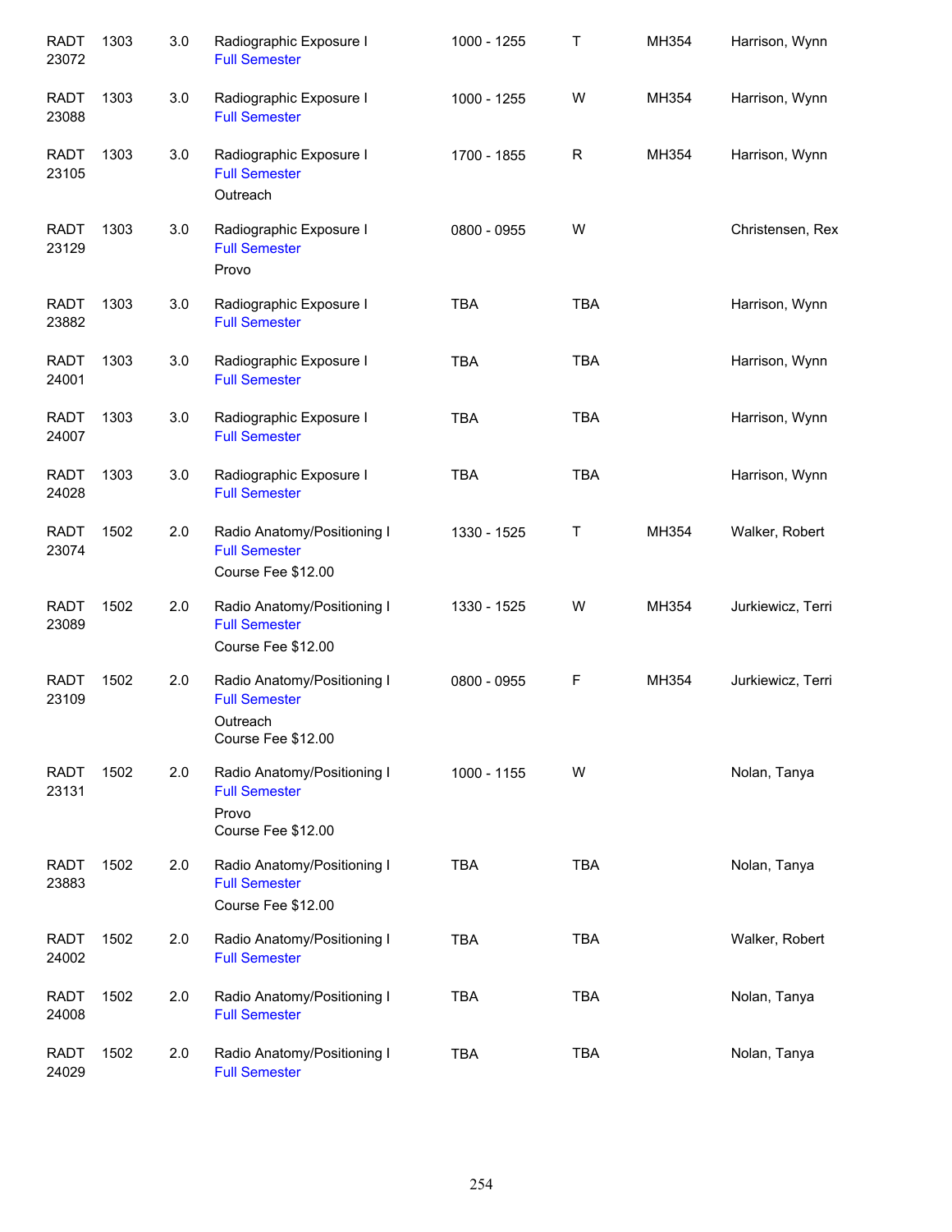| | | | | | | | |
|---|---|---|---|---|---|---|---|
| RADT 23072 | 1303 | 3.0 | Radiographic Exposure I<br>Full Semester | 1000 - 1255 | T | MH354 | Harrison, Wynn |
| RADT 23088 | 1303 | 3.0 | Radiographic Exposure I<br>Full Semester | 1000 - 1255 | W | MH354 | Harrison, Wynn |
| RADT 23105 | 1303 | 3.0 | Radiographic Exposure I<br>Full Semester<br>Outreach | 1700 - 1855 | R | MH354 | Harrison, Wynn |
| RADT 23129 | 1303 | 3.0 | Radiographic Exposure I<br>Full Semester<br>Provo | 0800 - 0955 | W | | Christensen, Rex |
| RADT 23882 | 1303 | 3.0 | Radiographic Exposure I<br>Full Semester | TBA | TBA | | Harrison, Wynn |
| RADT 24001 | 1303 | 3.0 | Radiographic Exposure I<br>Full Semester | TBA | TBA | | Harrison, Wynn |
| RADT 24007 | 1303 | 3.0 | Radiographic Exposure I<br>Full Semester | TBA | TBA | | Harrison, Wynn |
| RADT 24028 | 1303 | 3.0 | Radiographic Exposure I<br>Full Semester | TBA | TBA | | Harrison, Wynn |
| RADT 23074 | 1502 | 2.0 | Radio Anatomy/Positioning I<br>Full Semester<br>Course Fee $12.00 | 1330 - 1525 | T | MH354 | Walker, Robert |
| RADT 23089 | 1502 | 2.0 | Radio Anatomy/Positioning I<br>Full Semester<br>Course Fee $12.00 | 1330 - 1525 | W | MH354 | Jurkiewicz, Terri |
| RADT 23109 | 1502 | 2.0 | Radio Anatomy/Positioning I<br>Full Semester<br>Outreach<br>Course Fee $12.00 | 0800 - 0955 | F | MH354 | Jurkiewicz, Terri |
| RADT 23131 | 1502 | 2.0 | Radio Anatomy/Positioning I<br>Full Semester<br>Provo<br>Course Fee $12.00 | 1000 - 1155 | W | | Nolan, Tanya |
| RADT 23883 | 1502 | 2.0 | Radio Anatomy/Positioning I<br>Full Semester<br>Course Fee $12.00 | TBA | TBA | | Nolan, Tanya |
| RADT 24002 | 1502 | 2.0 | Radio Anatomy/Positioning I<br>Full Semester | TBA | TBA | | Walker, Robert |
| RADT 24008 | 1502 | 2.0 | Radio Anatomy/Positioning I<br>Full Semester | TBA | TBA | | Nolan, Tanya |
| RADT 24029 | 1502 | 2.0 | Radio Anatomy/Positioning I<br>Full Semester | TBA | TBA | | Nolan, Tanya |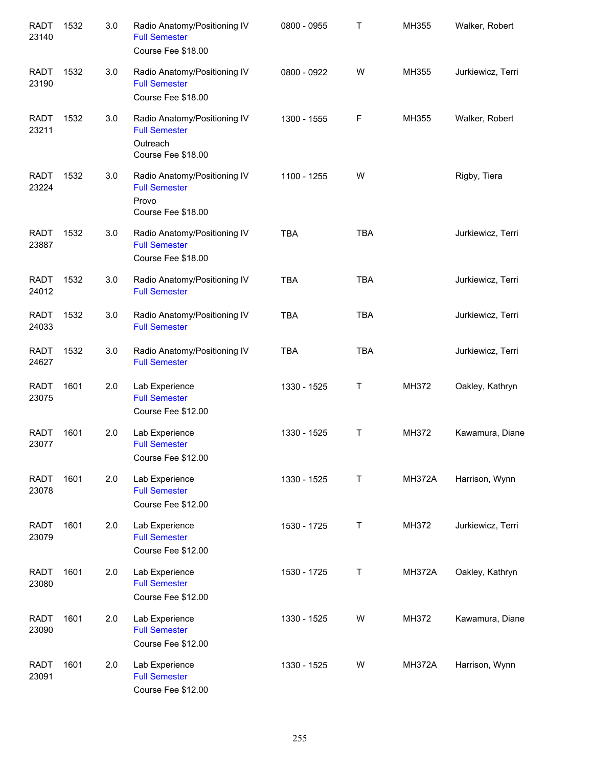| | | | | | | | |
|---|---|---|---|---|---|---|---|
| RADT 23140 | 1532 | 3.0 | Radio Anatomy/Positioning IV<br>Full Semester<br>Course Fee $18.00 | 0800 - 0955 | T | MH355 | Walker, Robert |
| RADT 23190 | 1532 | 3.0 | Radio Anatomy/Positioning IV<br>Full Semester<br>Course Fee $18.00 | 0800 - 0922 | W | MH355 | Jurkiewicz, Terri |
| RADT 23211 | 1532 | 3.0 | Radio Anatomy/Positioning IV<br>Full Semester<br>Outreach<br>Course Fee $18.00 | 1300 - 1555 | F | MH355 | Walker, Robert |
| RADT 23224 | 1532 | 3.0 | Radio Anatomy/Positioning IV<br>Full Semester<br>Provo<br>Course Fee $18.00 | 1100 - 1255 | W | | Rigby, Tiera |
| RADT 23887 | 1532 | 3.0 | Radio Anatomy/Positioning IV<br>Full Semester<br>Course Fee $18.00 | TBA | TBA | | Jurkiewicz, Terri |
| RADT 24012 | 1532 | 3.0 | Radio Anatomy/Positioning IV<br>Full Semester | TBA | TBA | | Jurkiewicz, Terri |
| RADT 24033 | 1532 | 3.0 | Radio Anatomy/Positioning IV<br>Full Semester | TBA | TBA | | Jurkiewicz, Terri |
| RADT 24627 | 1532 | 3.0 | Radio Anatomy/Positioning IV<br>Full Semester | TBA | TBA | | Jurkiewicz, Terri |
| RADT 23075 | 1601 | 2.0 | Lab Experience<br>Full Semester<br>Course Fee $12.00 | 1330 - 1525 | T | MH372 | Oakley, Kathryn |
| RADT 23077 | 1601 | 2.0 | Lab Experience<br>Full Semester<br>Course Fee $12.00 | 1330 - 1525 | T | MH372 | Kawamura, Diane |
| RADT 23078 | 1601 | 2.0 | Lab Experience<br>Full Semester<br>Course Fee $12.00 | 1330 - 1525 | T | MH372A | Harrison, Wynn |
| RADT 23079 | 1601 | 2.0 | Lab Experience<br>Full Semester<br>Course Fee $12.00 | 1530 - 1725 | T | MH372 | Jurkiewicz, Terri |
| RADT 23080 | 1601 | 2.0 | Lab Experience<br>Full Semester<br>Course Fee $12.00 | 1530 - 1725 | T | MH372A | Oakley, Kathryn |
| RADT 23090 | 1601 | 2.0 | Lab Experience<br>Full Semester<br>Course Fee $12.00 | 1330 - 1525 | W | MH372 | Kawamura, Diane |
| RADT 23091 | 1601 | 2.0 | Lab Experience<br>Full Semester<br>Course Fee $12.00 | 1330 - 1525 | W | MH372A | Harrison, Wynn |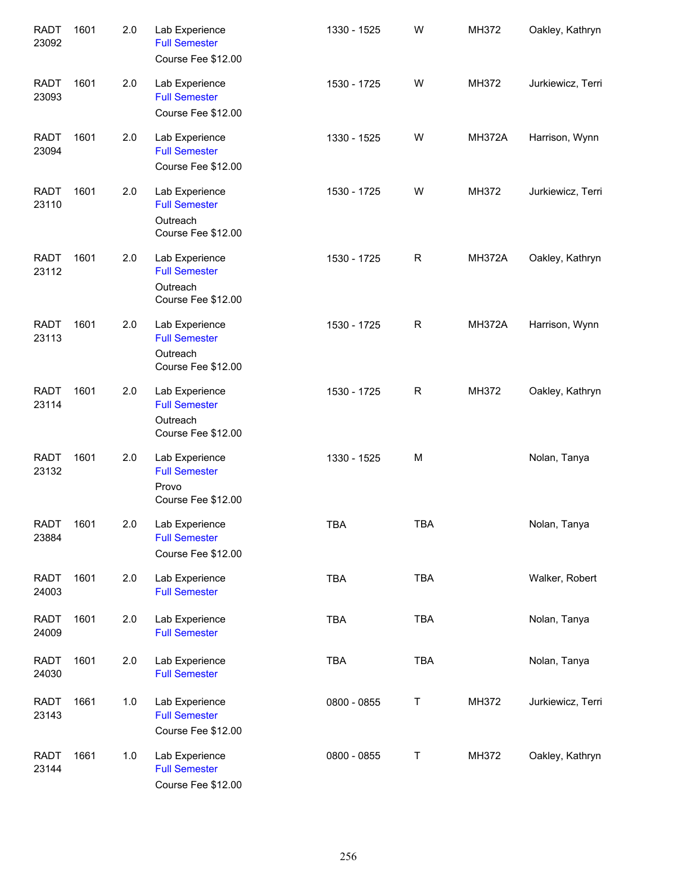| | | | | | | | |
|---|---|---|---|---|---|---|---|
| RADT 23092 | 1601 | 2.0 | Lab Experience<br>Full Semester<br>Course Fee $12.00 | 1330 - 1525 | W | MH372 | Oakley, Kathryn |
| RADT 23093 | 1601 | 2.0 | Lab Experience<br>Full Semester<br>Course Fee $12.00 | 1530 - 1725 | W | MH372 | Jurkiewicz, Terri |
| RADT 23094 | 1601 | 2.0 | Lab Experience<br>Full Semester<br>Course Fee $12.00 | 1330 - 1525 | W | MH372A | Harrison, Wynn |
| RADT 23110 | 1601 | 2.0 | Lab Experience<br>Full Semester<br>Outreach<br>Course Fee $12.00 | 1530 - 1725 | W | MH372 | Jurkiewicz, Terri |
| RADT 23112 | 1601 | 2.0 | Lab Experience<br>Full Semester<br>Outreach<br>Course Fee $12.00 | 1530 - 1725 | R | MH372A | Oakley, Kathryn |
| RADT 23113 | 1601 | 2.0 | Lab Experience<br>Full Semester<br>Outreach<br>Course Fee $12.00 | 1530 - 1725 | R | MH372A | Harrison, Wynn |
| RADT 23114 | 1601 | 2.0 | Lab Experience<br>Full Semester<br>Outreach<br>Course Fee $12.00 | 1530 - 1725 | R | MH372 | Oakley, Kathryn |
| RADT 23132 | 1601 | 2.0 | Lab Experience<br>Full Semester<br>Provo<br>Course Fee $12.00 | 1330 - 1525 | M | | Nolan, Tanya |
| RADT 23884 | 1601 | 2.0 | Lab Experience<br>Full Semester<br>Course Fee $12.00 | TBA | TBA | | Nolan, Tanya |
| RADT 24003 | 1601 | 2.0 | Lab Experience<br>Full Semester | TBA | TBA | | Walker, Robert |
| RADT 24009 | 1601 | 2.0 | Lab Experience<br>Full Semester | TBA | TBA | | Nolan, Tanya |
| RADT 24030 | 1601 | 2.0 | Lab Experience<br>Full Semester | TBA | TBA | | Nolan, Tanya |
| RADT 23143 | 1661 | 1.0 | Lab Experience<br>Full Semester<br>Course Fee $12.00 | 0800 - 0855 | T | MH372 | Jurkiewicz, Terri |
| RADT 23144 | 1661 | 1.0 | Lab Experience<br>Full Semester<br>Course Fee $12.00 | 0800 - 0855 | T | MH372 | Oakley, Kathryn |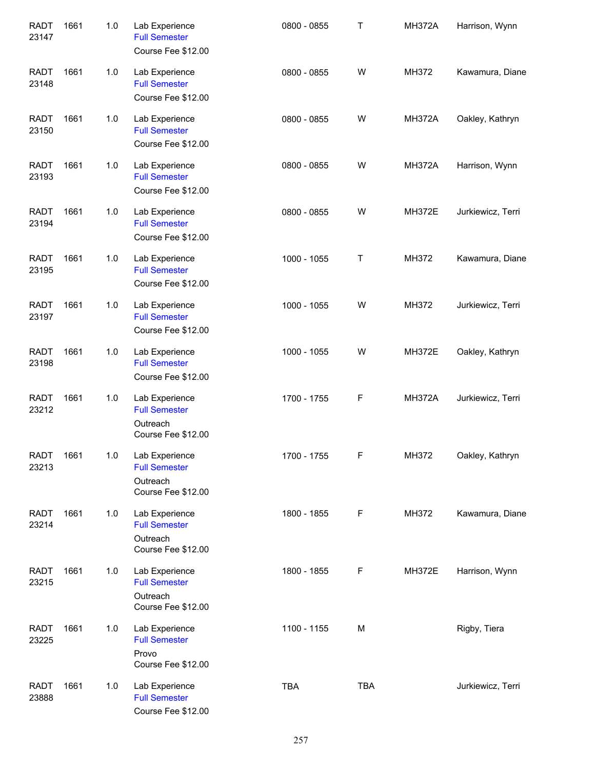| | | | | | | | |
|---|---|---|---|---|---|---|---|
| RADT 23147 | 1661 | 1.0 | Lab Experience<br>Full Semester<br>Course Fee $12.00 | 0800 - 0855 | T | MH372A | Harrison, Wynn |
| RADT 23148 | 1661 | 1.0 | Lab Experience<br>Full Semester<br>Course Fee $12.00 | 0800 - 0855 | W | MH372 | Kawamura, Diane |
| RADT 23150 | 1661 | 1.0 | Lab Experience<br>Full Semester<br>Course Fee $12.00 | 0800 - 0855 | W | MH372A | Oakley, Kathryn |
| RADT 23193 | 1661 | 1.0 | Lab Experience<br>Full Semester<br>Course Fee $12.00 | 0800 - 0855 | W | MH372A | Harrison, Wynn |
| RADT 23194 | 1661 | 1.0 | Lab Experience<br>Full Semester<br>Course Fee $12.00 | 0800 - 0855 | W | MH372E | Jurkiewicz, Terri |
| RADT 23195 | 1661 | 1.0 | Lab Experience<br>Full Semester<br>Course Fee $12.00 | 1000 - 1055 | T | MH372 | Kawamura, Diane |
| RADT 23197 | 1661 | 1.0 | Lab Experience<br>Full Semester<br>Course Fee $12.00 | 1000 - 1055 | W | MH372 | Jurkiewicz, Terri |
| RADT 23198 | 1661 | 1.0 | Lab Experience<br>Full Semester<br>Course Fee $12.00 | 1000 - 1055 | W | MH372E | Oakley, Kathryn |
| RADT 23212 | 1661 | 1.0 | Lab Experience<br>Full Semester<br>Outreach<br>Course Fee $12.00 | 1700 - 1755 | F | MH372A | Jurkiewicz, Terri |
| RADT 23213 | 1661 | 1.0 | Lab Experience<br>Full Semester<br>Outreach<br>Course Fee $12.00 | 1700 - 1755 | F | MH372 | Oakley, Kathryn |
| RADT 23214 | 1661 | 1.0 | Lab Experience<br>Full Semester<br>Outreach<br>Course Fee $12.00 | 1800 - 1855 | F | MH372 | Kawamura, Diane |
| RADT 23215 | 1661 | 1.0 | Lab Experience<br>Full Semester<br>Outreach<br>Course Fee $12.00 | 1800 - 1855 | F | MH372E | Harrison, Wynn |
| RADT 23225 | 1661 | 1.0 | Lab Experience<br>Full Semester<br>Provo<br>Course Fee $12.00 | 1100 - 1155 | M | | Rigby, Tiera |
| RADT 23888 | 1661 | 1.0 | Lab Experience<br>Full Semester<br>Course Fee $12.00 | TBA | TBA | | Jurkiewicz, Terri |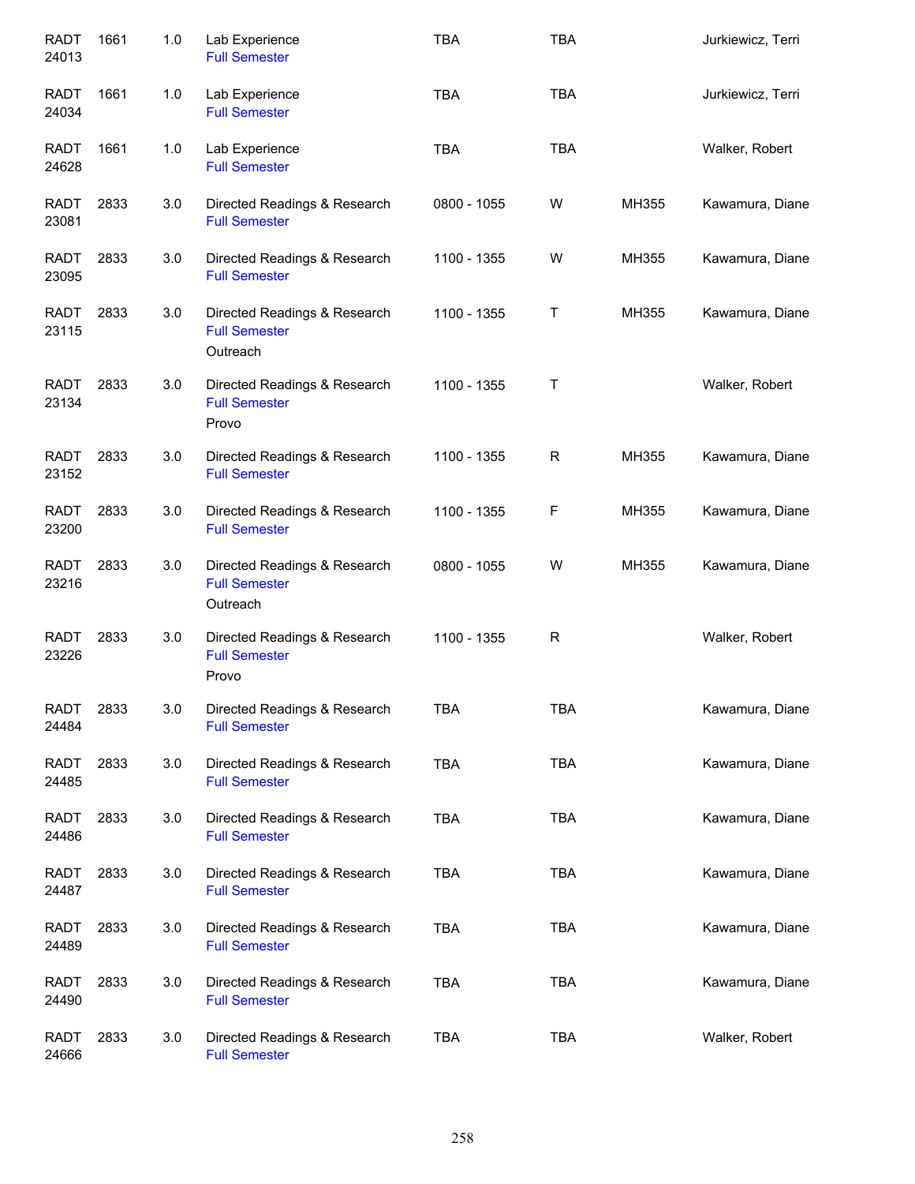| | | | | | | | |
|---|---|---|---|---|---|---|---|
| RADT 24013 | 1661 | 1.0 | Lab Experience<br>Full Semester | TBA | TBA | | Jurkiewicz, Terri |
| RADT 24034 | 1661 | 1.0 | Lab Experience<br>Full Semester | TBA | TBA | | Jurkiewicz, Terri |
| RADT 24628 | 1661 | 1.0 | Lab Experience<br>Full Semester | TBA | TBA | | Walker, Robert |
| RADT 23081 | 2833 | 3.0 | Directed Readings & Research<br>Full Semester | 0800 - 1055 | W | MH355 | Kawamura, Diane |
| RADT 23095 | 2833 | 3.0 | Directed Readings & Research<br>Full Semester | 1100 - 1355 | W | MH355 | Kawamura, Diane |
| RADT 23115 | 2833 | 3.0 | Directed Readings & Research<br>Full Semester<br>Outreach | 1100 - 1355 | T | MH355 | Kawamura, Diane |
| RADT 23134 | 2833 | 3.0 | Directed Readings & Research<br>Full Semester<br>Provo | 1100 - 1355 | T | | Walker, Robert |
| RADT 23152 | 2833 | 3.0 | Directed Readings & Research<br>Full Semester | 1100 - 1355 | R | MH355 | Kawamura, Diane |
| RADT 23200 | 2833 | 3.0 | Directed Readings & Research<br>Full Semester | 1100 - 1355 | F | MH355 | Kawamura, Diane |
| RADT 23216 | 2833 | 3.0 | Directed Readings & Research<br>Full Semester<br>Outreach | 0800 - 1055 | W | MH355 | Kawamura, Diane |
| RADT 23226 | 2833 | 3.0 | Directed Readings & Research<br>Full Semester<br>Provo | 1100 - 1355 | R | | Walker, Robert |
| RADT 24484 | 2833 | 3.0 | Directed Readings & Research<br>Full Semester | TBA | TBA | | Kawamura, Diane |
| RADT 24485 | 2833 | 3.0 | Directed Readings & Research<br>Full Semester | TBA | TBA | | Kawamura, Diane |
| RADT 24486 | 2833 | 3.0 | Directed Readings & Research<br>Full Semester | TBA | TBA | | Kawamura, Diane |
| RADT 24487 | 2833 | 3.0 | Directed Readings & Research<br>Full Semester | TBA | TBA | | Kawamura, Diane |
| RADT 24489 | 2833 | 3.0 | Directed Readings & Research<br>Full Semester | TBA | TBA | | Kawamura, Diane |
| RADT 24490 | 2833 | 3.0 | Directed Readings & Research<br>Full Semester | TBA | TBA | | Kawamura, Diane |
| RADT 24666 | 2833 | 3.0 | Directed Readings & Research<br>Full Semester | TBA | TBA | | Walker, Robert |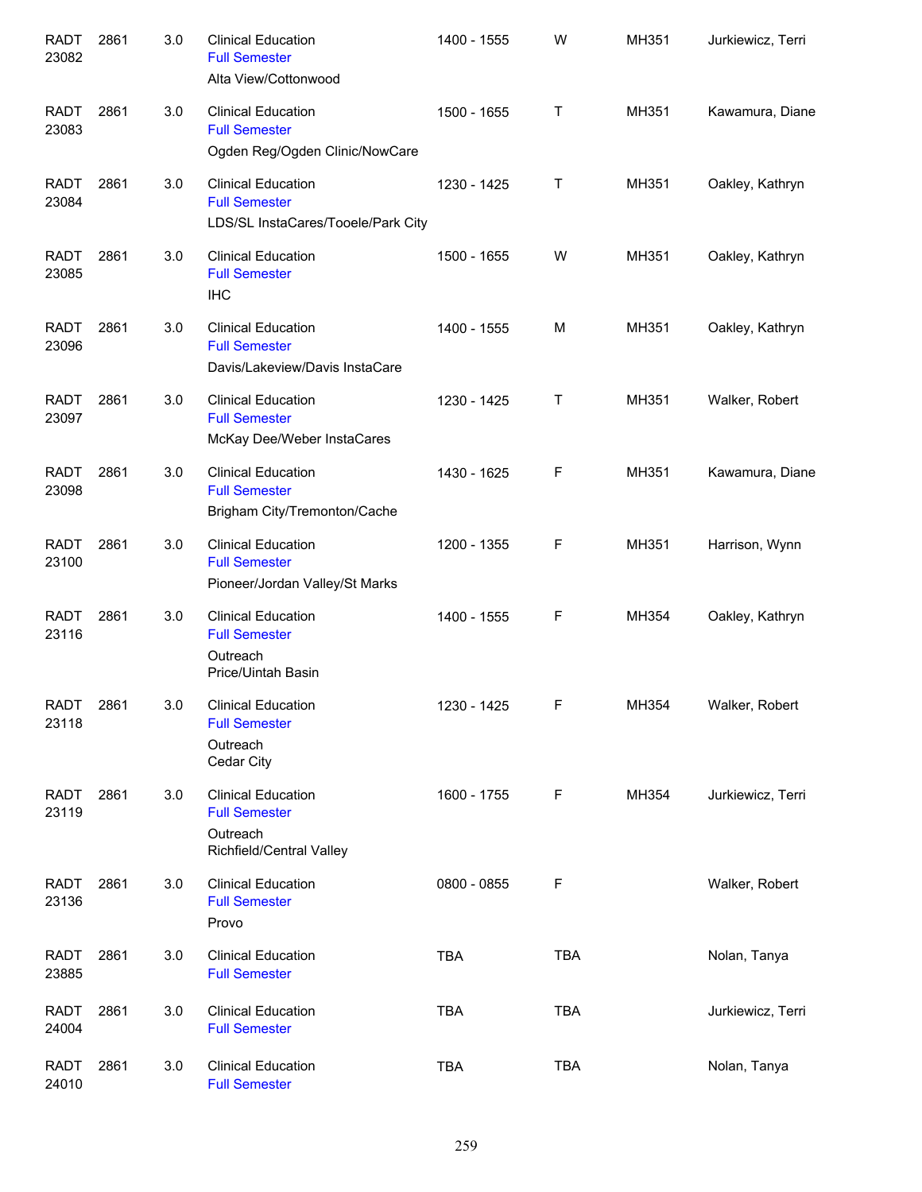| | | | | | | | |
|---|---|---|---|---|---|---|---|
| RADT 23082 | 2861 | 3.0 | Clinical Education<br>Full Semester<br>Alta View/Cottonwood | 1400 - 1555 | W | MH351 | Jurkiewicz, Terri |
| RADT 23083 | 2861 | 3.0 | Clinical Education<br>Full Semester<br>Ogden Reg/Ogden Clinic/NowCare | 1500 - 1655 | T | MH351 | Kawamura, Diane |
| RADT 23084 | 2861 | 3.0 | Clinical Education<br>Full Semester<br>LDS/SL InstaCares/Tooele/Park City | 1230 - 1425 | T | MH351 | Oakley, Kathryn |
| RADT 23085 | 2861 | 3.0 | Clinical Education<br>Full Semester<br>IHC | 1500 - 1655 | W | MH351 | Oakley, Kathryn |
| RADT 23096 | 2861 | 3.0 | Clinical Education<br>Full Semester<br>Davis/Lakeview/Davis InstaCare | 1400 - 1555 | M | MH351 | Oakley, Kathryn |
| RADT 23097 | 2861 | 3.0 | Clinical Education<br>Full Semester<br>McKay Dee/Weber InstaCares | 1230 - 1425 | T | MH351 | Walker, Robert |
| RADT 23098 | 2861 | 3.0 | Clinical Education<br>Full Semester<br>Brigham City/Tremonton/Cache | 1430 - 1625 | F | MH351 | Kawamura, Diane |
| RADT 23100 | 2861 | 3.0 | Clinical Education<br>Full Semester<br>Pioneer/Jordan Valley/St Marks | 1200 - 1355 | F | MH351 | Harrison, Wynn |
| RADT 23116 | 2861 | 3.0 | Clinical Education<br>Full Semester<br>Outreach<br>Price/Uintah Basin | 1400 - 1555 | F | MH354 | Oakley, Kathryn |
| RADT 23118 | 2861 | 3.0 | Clinical Education<br>Full Semester<br>Outreach<br>Cedar City | 1230 - 1425 | F | MH354 | Walker, Robert |
| RADT 23119 | 2861 | 3.0 | Clinical Education<br>Full Semester<br>Outreach<br>Richfield/Central Valley | 1600 - 1755 | F | MH354 | Jurkiewicz, Terri |
| RADT 23136 | 2861 | 3.0 | Clinical Education<br>Full Semester<br>Provo | 0800 - 0855 | F | | Walker, Robert |
| RADT 23885 | 2861 | 3.0 | Clinical Education<br>Full Semester | TBA | TBA | | Nolan, Tanya |
| RADT 24004 | 2861 | 3.0 | Clinical Education<br>Full Semester | TBA | TBA | | Jurkiewicz, Terri |
| RADT 24010 | 2861 | 3.0 | Clinical Education<br>Full Semester | TBA | TBA | | Nolan, Tanya |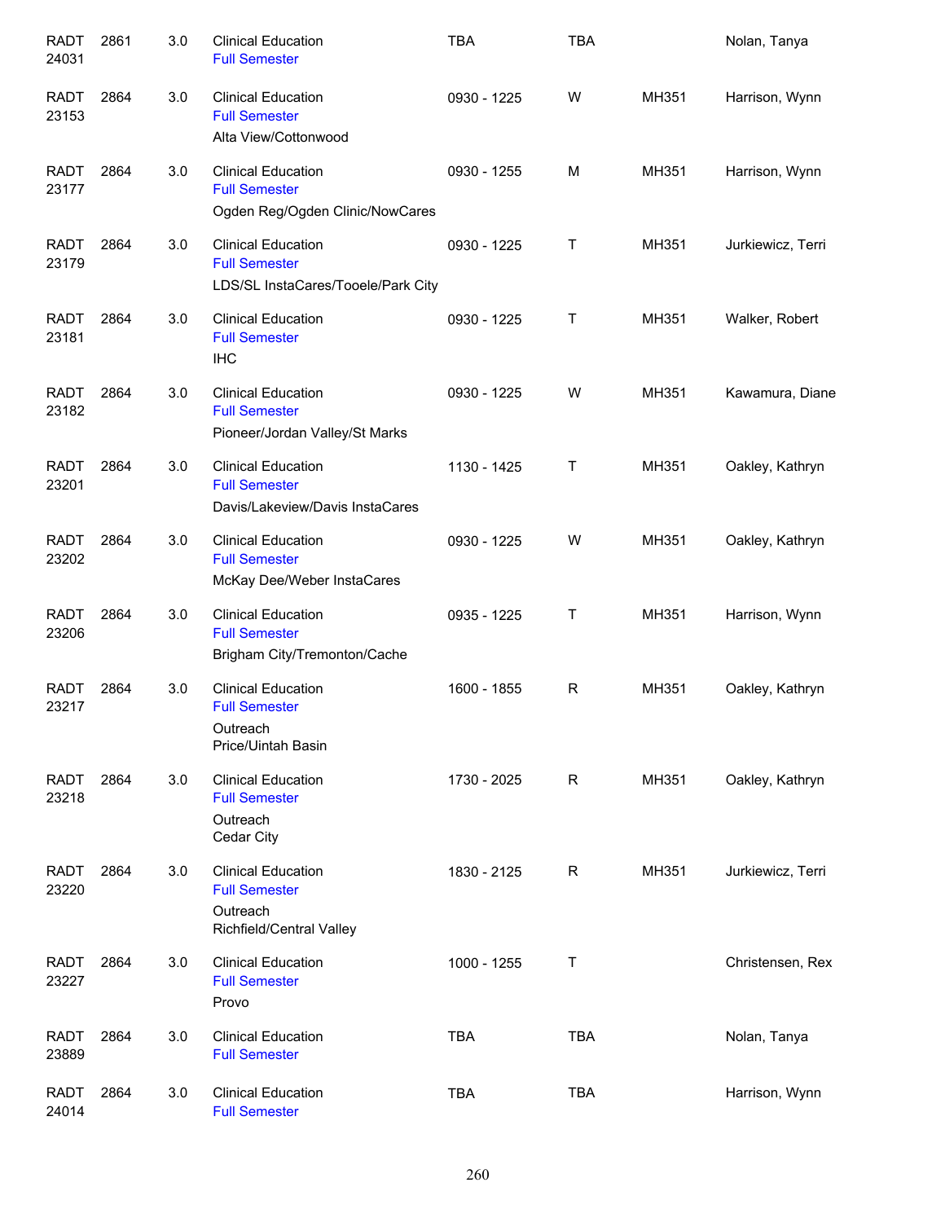| | | | | | | | |
|---|---|---|---|---|---|---|---|
| RADT 24031 | 2861 | 3.0 | Clinical Education<br>Full Semester | TBA | TBA | | Nolan, Tanya |
| RADT 23153 | 2864 | 3.0 | Clinical Education<br>Full Semester<br>Alta View/Cottonwood | 0930 - 1225 | W | MH351 | Harrison, Wynn |
| RADT 23177 | 2864 | 3.0 | Clinical Education<br>Full Semester<br>Ogden Reg/Ogden Clinic/NowCares | 0930 - 1255 | M | MH351 | Harrison, Wynn |
| RADT 23179 | 2864 | 3.0 | Clinical Education<br>Full Semester<br>LDS/SL InstaCares/Tooele/Park City | 0930 - 1225 | T | MH351 | Jurkiewicz, Terri |
| RADT 23181 | 2864 | 3.0 | Clinical Education<br>Full Semester<br>IHC | 0930 - 1225 | T | MH351 | Walker, Robert |
| RADT 23182 | 2864 | 3.0 | Clinical Education<br>Full Semester<br>Pioneer/Jordan Valley/St Marks | 0930 - 1225 | W | MH351 | Kawamura, Diane |
| RADT 23201 | 2864 | 3.0 | Clinical Education<br>Full Semester<br>Davis/Lakeview/Davis InstaCares | 1130 - 1425 | T | MH351 | Oakley, Kathryn |
| RADT 23202 | 2864 | 3.0 | Clinical Education<br>Full Semester<br>McKay Dee/Weber InstaCares | 0930 - 1225 | W | MH351 | Oakley, Kathryn |
| RADT 23206 | 2864 | 3.0 | Clinical Education<br>Full Semester<br>Brigham City/Tremonton/Cache | 0935 - 1225 | T | MH351 | Harrison, Wynn |
| RADT 23217 | 2864 | 3.0 | Clinical Education<br>Full Semester<br>Outreach<br>Price/Uintah Basin | 1600 - 1855 | R | MH351 | Oakley, Kathryn |
| RADT 23218 | 2864 | 3.0 | Clinical Education<br>Full Semester<br>Outreach<br>Cedar City | 1730 - 2025 | R | MH351 | Oakley, Kathryn |
| RADT 23220 | 2864 | 3.0 | Clinical Education<br>Full Semester<br>Outreach<br>Richfield/Central Valley | 1830 - 2125 | R | MH351 | Jurkiewicz, Terri |
| RADT 23227 | 2864 | 3.0 | Clinical Education<br>Full Semester<br>Provo | 1000 - 1255 | T | | Christensen, Rex |
| RADT 23889 | 2864 | 3.0 | Clinical Education<br>Full Semester | TBA | TBA | | Nolan, Tanya |
| RADT 24014 | 2864 | 3.0 | Clinical Education<br>Full Semester | TBA | TBA | | Harrison, Wynn |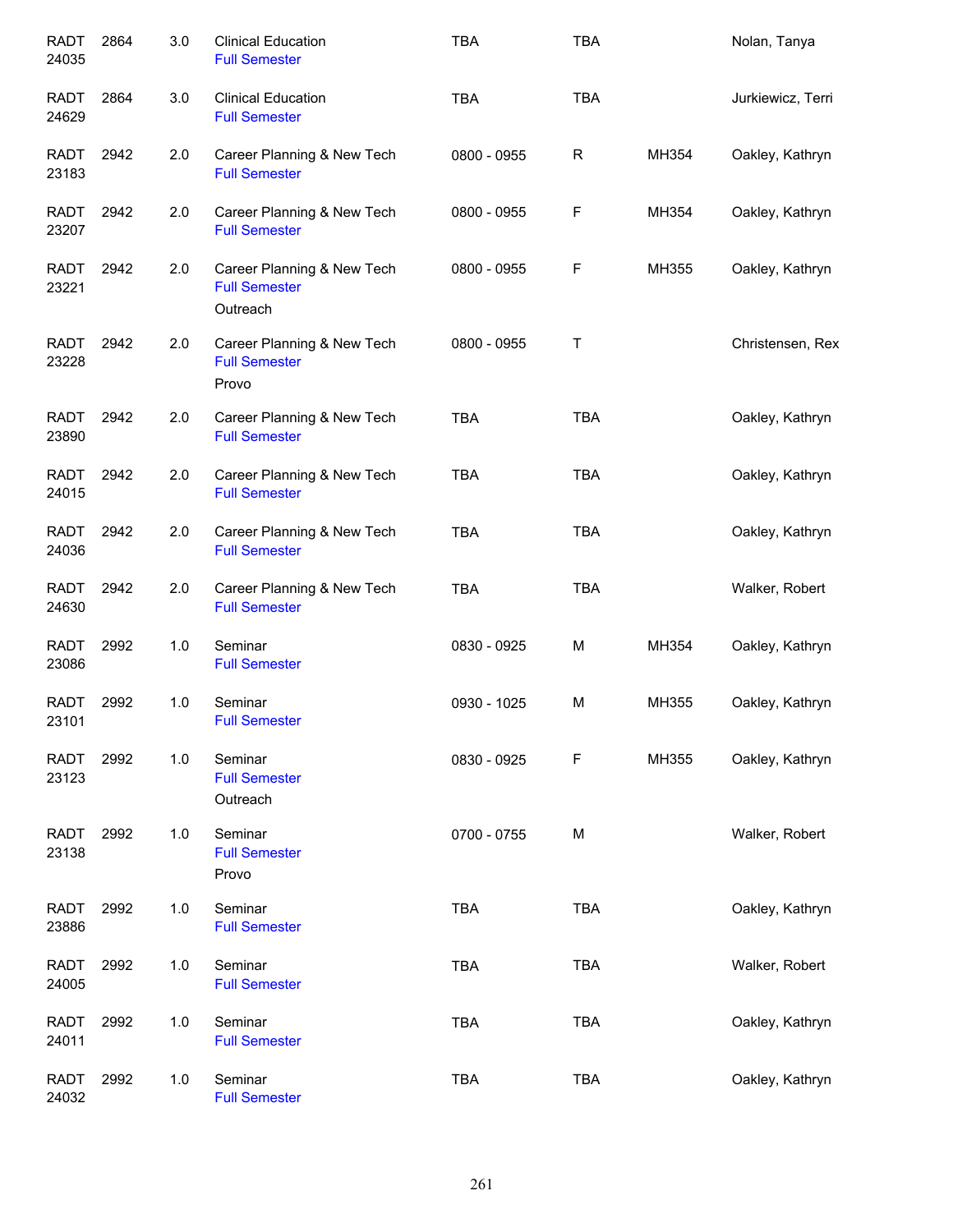| | | | | | | | |
|---|---|---|---|---|---|---|---|
| RADT 24035 | 2864 | 3.0 | Clinical Education<br>Full Semester | TBA | TBA | | Nolan, Tanya |
| RADT 24629 | 2864 | 3.0 | Clinical Education<br>Full Semester | TBA | TBA | | Jurkiewicz, Terri |
| RADT 23183 | 2942 | 2.0 | Career Planning & New Tech<br>Full Semester | 0800 - 0955 | R | MH354 | Oakley, Kathryn |
| RADT 23207 | 2942 | 2.0 | Career Planning & New Tech<br>Full Semester | 0800 - 0955 | F | MH354 | Oakley, Kathryn |
| RADT 23221 | 2942 | 2.0 | Career Planning & New Tech<br>Full Semester<br>Outreach | 0800 - 0955 | F | MH355 | Oakley, Kathryn |
| RADT 23228 | 2942 | 2.0 | Career Planning & New Tech<br>Full Semester<br>Provo | 0800 - 0955 | T | | Christensen, Rex |
| RADT 23890 | 2942 | 2.0 | Career Planning & New Tech<br>Full Semester | TBA | TBA | | Oakley, Kathryn |
| RADT 24015 | 2942 | 2.0 | Career Planning & New Tech<br>Full Semester | TBA | TBA | | Oakley, Kathryn |
| RADT 24036 | 2942 | 2.0 | Career Planning & New Tech<br>Full Semester | TBA | TBA | | Oakley, Kathryn |
| RADT 24630 | 2942 | 2.0 | Career Planning & New Tech<br>Full Semester | TBA | TBA | | Walker, Robert |
| RADT 23086 | 2992 | 1.0 | Seminar<br>Full Semester | 0830 - 0925 | M | MH354 | Oakley, Kathryn |
| RADT 23101 | 2992 | 1.0 | Seminar<br>Full Semester | 0930 - 1025 | M | MH355 | Oakley, Kathryn |
| RADT 23123 | 2992 | 1.0 | Seminar<br>Full Semester<br>Outreach | 0830 - 0925 | F | MH355 | Oakley, Kathryn |
| RADT 23138 | 2992 | 1.0 | Seminar<br>Full Semester<br>Provo | 0700 - 0755 | M | | Walker, Robert |
| RADT 23886 | 2992 | 1.0 | Seminar<br>Full Semester | TBA | TBA | | Oakley, Kathryn |
| RADT 24005 | 2992 | 1.0 | Seminar<br>Full Semester | TBA | TBA | | Walker, Robert |
| RADT 24011 | 2992 | 1.0 | Seminar<br>Full Semester | TBA | TBA | | Oakley, Kathryn |
| RADT 24032 | 2992 | 1.0 | Seminar<br>Full Semester | TBA | TBA | | Oakley, Kathryn |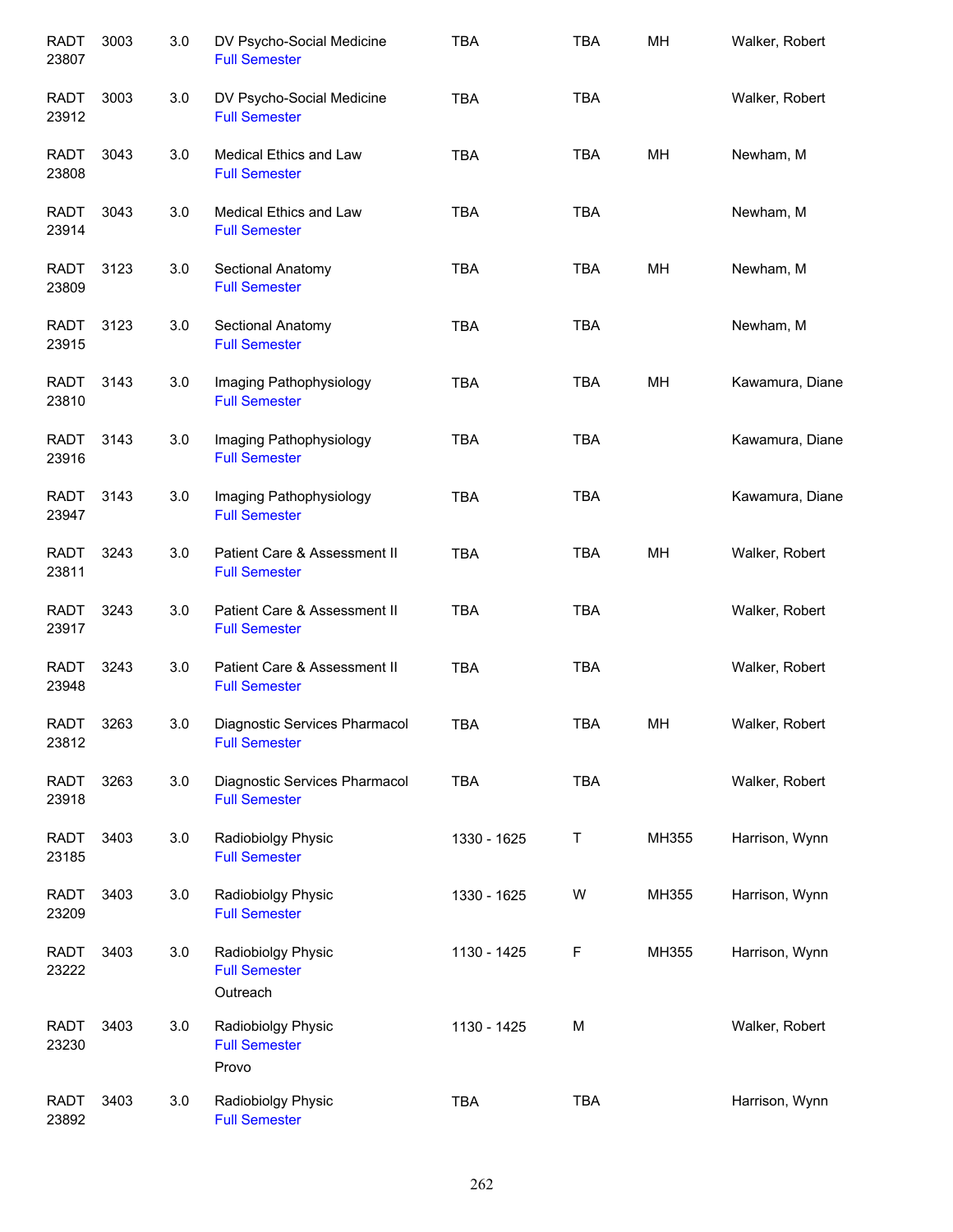| | | | | | | | |
|---|---|---|---|---|---|---|---|
| RADT 23807 | 3003 | 3.0 | DV Psycho-Social Medicine<br>Full Semester | TBA | TBA | MH | Walker, Robert |
| RADT 23912 | 3003 | 3.0 | DV Psycho-Social Medicine<br>Full Semester | TBA | TBA | | Walker, Robert |
| RADT 23808 | 3043 | 3.0 | Medical Ethics and Law<br>Full Semester | TBA | TBA | MH | Newham, M |
| RADT 23914 | 3043 | 3.0 | Medical Ethics and Law<br>Full Semester | TBA | TBA | | Newham, M |
| RADT 23809 | 3123 | 3.0 | Sectional Anatomy<br>Full Semester | TBA | TBA | MH | Newham, M |
| RADT 23915 | 3123 | 3.0 | Sectional Anatomy<br>Full Semester | TBA | TBA | | Newham, M |
| RADT 23810 | 3143 | 3.0 | Imaging Pathophysiology<br>Full Semester | TBA | TBA | MH | Kawamura, Diane |
| RADT 23916 | 3143 | 3.0 | Imaging Pathophysiology<br>Full Semester | TBA | TBA | | Kawamura, Diane |
| RADT 23947 | 3143 | 3.0 | Imaging Pathophysiology<br>Full Semester | TBA | TBA | | Kawamura, Diane |
| RADT 23811 | 3243 | 3.0 | Patient Care & Assessment II<br>Full Semester | TBA | TBA | MH | Walker, Robert |
| RADT 23917 | 3243 | 3.0 | Patient Care & Assessment II<br>Full Semester | TBA | TBA | | Walker, Robert |
| RADT 23948 | 3243 | 3.0 | Patient Care & Assessment II<br>Full Semester | TBA | TBA | | Walker, Robert |
| RADT 23812 | 3263 | 3.0 | Diagnostic Services Pharmacol<br>Full Semester | TBA | TBA | MH | Walker, Robert |
| RADT 23918 | 3263 | 3.0 | Diagnostic Services Pharmacol<br>Full Semester | TBA | TBA | | Walker, Robert |
| RADT 23185 | 3403 | 3.0 | Radiobiolgy Physic<br>Full Semester | 1330 - 1625 | T | MH355 | Harrison, Wynn |
| RADT 23209 | 3403 | 3.0 | Radiobiolgy Physic<br>Full Semester | 1330 - 1625 | W | MH355 | Harrison, Wynn |
| RADT 23222 | 3403 | 3.0 | Radiobiolgy Physic<br>Full Semester<br>Outreach | 1130 - 1425 | F | MH355 | Harrison, Wynn |
| RADT 23230 | 3403 | 3.0 | Radiobiolgy Physic<br>Full Semester<br>Provo | 1130 - 1425 | M | | Walker, Robert |
| RADT 23892 | 3403 | 3.0 | Radiobiolgy Physic<br>Full Semester | TBA | TBA | | Harrison, Wynn |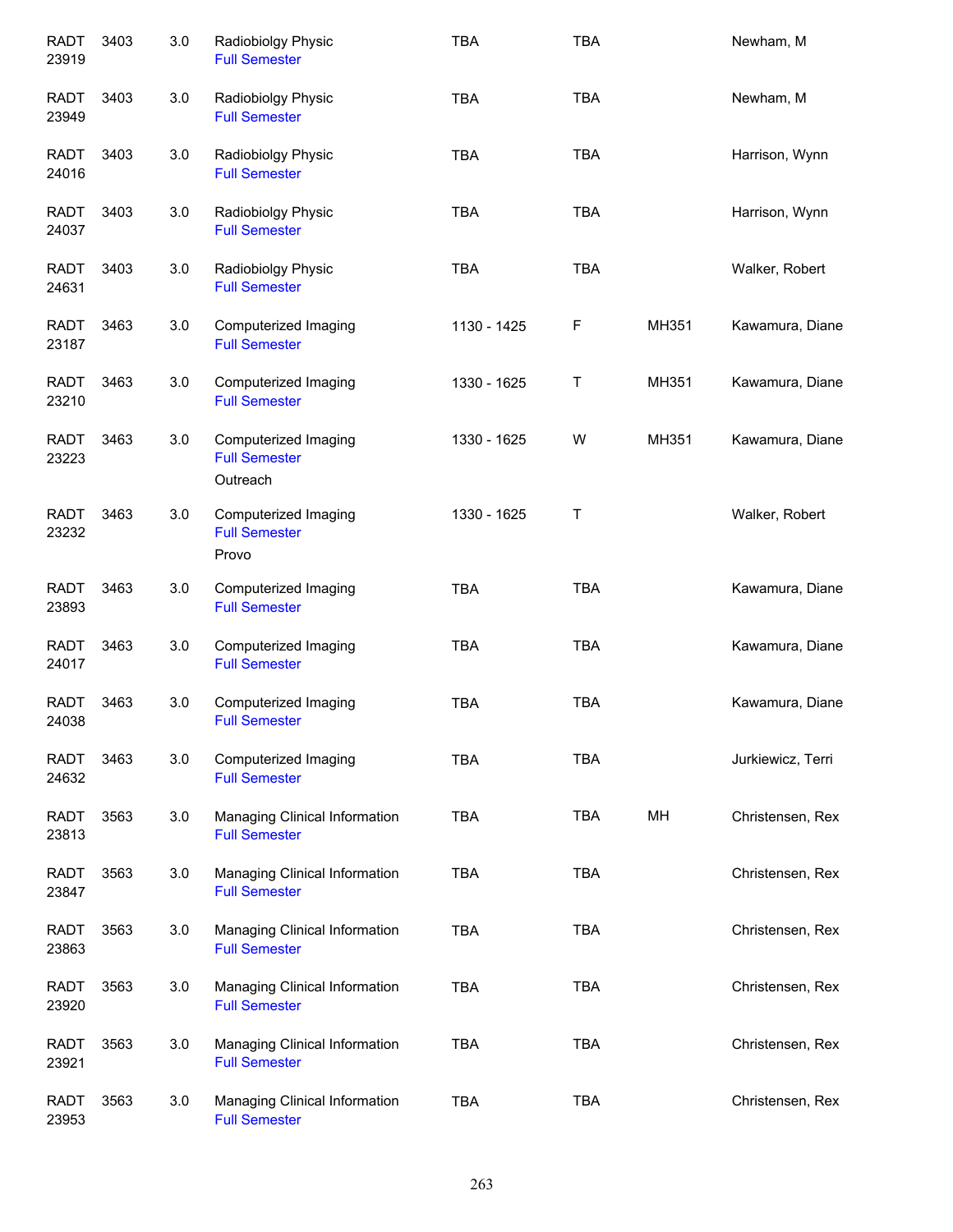| | | | | | | | |
|---|---|---|---|---|---|---|---|
| RADT 23919 | 3403 | 3.0 | Radiobiolgy Physic<br>Full Semester | TBA | TBA | | Newham, M |
| RADT 23949 | 3403 | 3.0 | Radiobiolgy Physic<br>Full Semester | TBA | TBA | | Newham, M |
| RADT 24016 | 3403 | 3.0 | Radiobiolgy Physic<br>Full Semester | TBA | TBA | | Harrison, Wynn |
| RADT 24037 | 3403 | 3.0 | Radiobiolgy Physic<br>Full Semester | TBA | TBA | | Harrison, Wynn |
| RADT 24631 | 3403 | 3.0 | Radiobiolgy Physic<br>Full Semester | TBA | TBA | | Walker, Robert |
| RADT 23187 | 3463 | 3.0 | Computerized Imaging<br>Full Semester | 1130 - 1425 | F | MH351 | Kawamura, Diane |
| RADT 23210 | 3463 | 3.0 | Computerized Imaging<br>Full Semester | 1330 - 1625 | T | MH351 | Kawamura, Diane |
| RADT 23223 | 3463 | 3.0 | Computerized Imaging<br>Full Semester<br>Outreach | 1330 - 1625 | W | MH351 | Kawamura, Diane |
| RADT 23232 | 3463 | 3.0 | Computerized Imaging<br>Full Semester<br>Provo | 1330 - 1625 | T | | Walker, Robert |
| RADT 23893 | 3463 | 3.0 | Computerized Imaging<br>Full Semester | TBA | TBA | | Kawamura, Diane |
| RADT 24017 | 3463 | 3.0 | Computerized Imaging<br>Full Semester | TBA | TBA | | Kawamura, Diane |
| RADT 24038 | 3463 | 3.0 | Computerized Imaging<br>Full Semester | TBA | TBA | | Kawamura, Diane |
| RADT 24632 | 3463 | 3.0 | Computerized Imaging<br>Full Semester | TBA | TBA | | Jurkiewicz, Terri |
| RADT 23813 | 3563 | 3.0 | Managing Clinical Information<br>Full Semester | TBA | TBA | MH | Christensen, Rex |
| RADT 23847 | 3563 | 3.0 | Managing Clinical Information<br>Full Semester | TBA | TBA | | Christensen, Rex |
| RADT 23863 | 3563 | 3.0 | Managing Clinical Information<br>Full Semester | TBA | TBA | | Christensen, Rex |
| RADT 23920 | 3563 | 3.0 | Managing Clinical Information<br>Full Semester | TBA | TBA | | Christensen, Rex |
| RADT 23921 | 3563 | 3.0 | Managing Clinical Information<br>Full Semester | TBA | TBA | | Christensen, Rex |
| RADT 23953 | 3563 | 3.0 | Managing Clinical Information<br>Full Semester | TBA | TBA | | Christensen, Rex |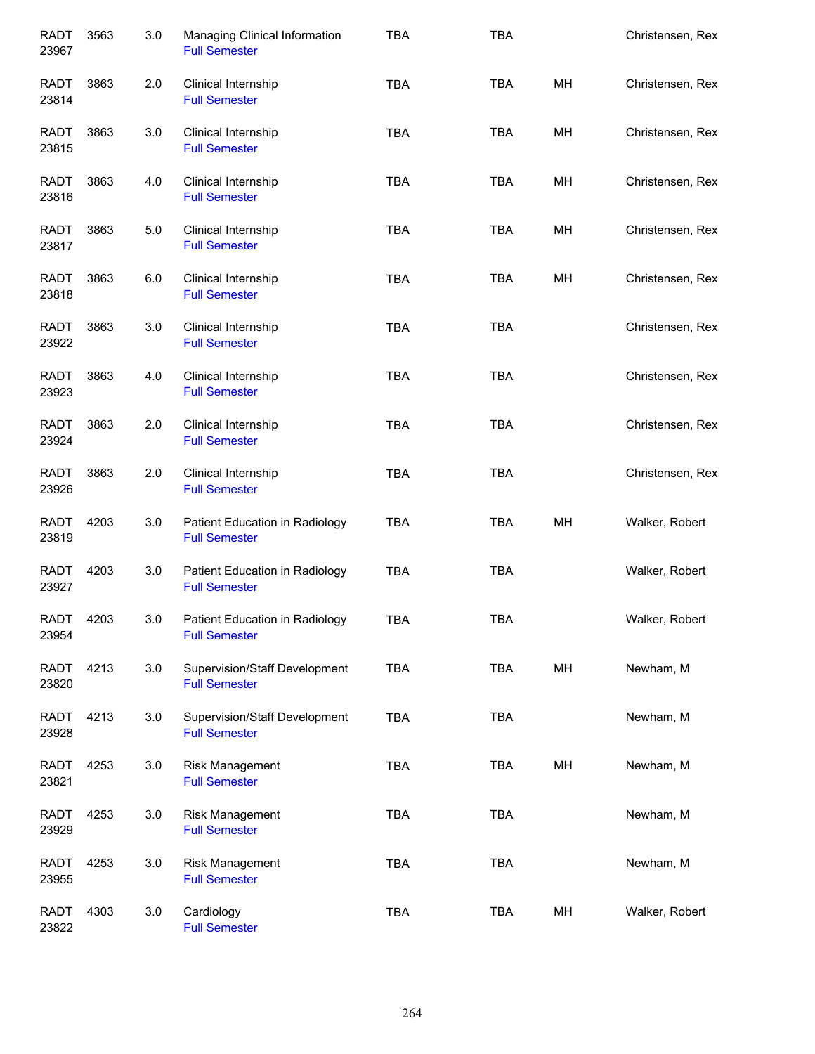| | | | | | | | |
|---|---|---|---|---|---|---|---|
| RADT 23967 | 3563 | 3.0 | Managing Clinical Information<br>Full Semester | TBA | TBA | | Christensen, Rex |
| RADT 23814 | 3863 | 2.0 | Clinical Internship<br>Full Semester | TBA | TBA | MH | Christensen, Rex |
| RADT 23815 | 3863 | 3.0 | Clinical Internship<br>Full Semester | TBA | TBA | MH | Christensen, Rex |
| RADT 23816 | 3863 | 4.0 | Clinical Internship<br>Full Semester | TBA | TBA | MH | Christensen, Rex |
| RADT 23817 | 3863 | 5.0 | Clinical Internship<br>Full Semester | TBA | TBA | MH | Christensen, Rex |
| RADT 23818 | 3863 | 6.0 | Clinical Internship<br>Full Semester | TBA | TBA | MH | Christensen, Rex |
| RADT 23922 | 3863 | 3.0 | Clinical Internship<br>Full Semester | TBA | TBA | | Christensen, Rex |
| RADT 23923 | 3863 | 4.0 | Clinical Internship<br>Full Semester | TBA | TBA | | Christensen, Rex |
| RADT 23924 | 3863 | 2.0 | Clinical Internship<br>Full Semester | TBA | TBA | | Christensen, Rex |
| RADT 23926 | 3863 | 2.0 | Clinical Internship<br>Full Semester | TBA | TBA | | Christensen, Rex |
| RADT 23819 | 4203 | 3.0 | Patient Education in Radiology<br>Full Semester | TBA | TBA | MH | Walker, Robert |
| RADT 23927 | 4203 | 3.0 | Patient Education in Radiology<br>Full Semester | TBA | TBA | | Walker, Robert |
| RADT 23954 | 4203 | 3.0 | Patient Education in Radiology<br>Full Semester | TBA | TBA | | Walker, Robert |
| RADT 23820 | 4213 | 3.0 | Supervision/Staff Development<br>Full Semester | TBA | TBA | MH | Newham, M |
| RADT 23928 | 4213 | 3.0 | Supervision/Staff Development<br>Full Semester | TBA | TBA | | Newham, M |
| RADT 23821 | 4253 | 3.0 | Risk Management<br>Full Semester | TBA | TBA | MH | Newham, M |
| RADT 23929 | 4253 | 3.0 | Risk Management<br>Full Semester | TBA | TBA | | Newham, M |
| RADT 23955 | 4253 | 3.0 | Risk Management<br>Full Semester | TBA | TBA | | Newham, M |
| RADT 23822 | 4303 | 3.0 | Cardiology<br>Full Semester | TBA | TBA | MH | Walker, Robert |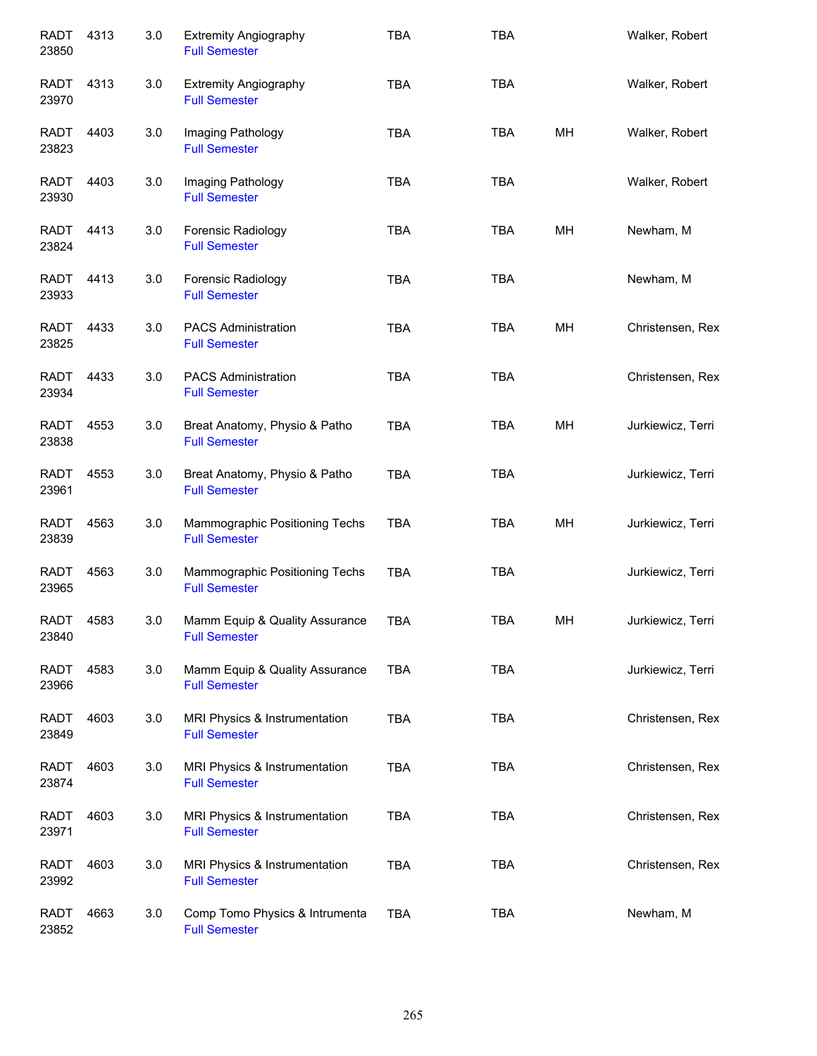| | | | | | | | |
|---|---|---|---|---|---|---|---|
| RADT 23850 | 4313 | 3.0 | Extremity Angiography<br>Full Semester | TBA | TBA | | Walker, Robert |
| RADT 23970 | 4313 | 3.0 | Extremity Angiography<br>Full Semester | TBA | TBA | | Walker, Robert |
| RADT 23823 | 4403 | 3.0 | Imaging Pathology<br>Full Semester | TBA | TBA | MH | Walker, Robert |
| RADT 23930 | 4403 | 3.0 | Imaging Pathology<br>Full Semester | TBA | TBA | | Walker, Robert |
| RADT 23824 | 4413 | 3.0 | Forensic Radiology<br>Full Semester | TBA | TBA | MH | Newham, M |
| RADT 23933 | 4413 | 3.0 | Forensic Radiology<br>Full Semester | TBA | TBA | | Newham, M |
| RADT 23825 | 4433 | 3.0 | PACS Administration<br>Full Semester | TBA | TBA | MH | Christensen, Rex |
| RADT 23934 | 4433 | 3.0 | PACS Administration<br>Full Semester | TBA | TBA | | Christensen, Rex |
| RADT 23838 | 4553 | 3.0 | Breat Anatomy, Physio & Patho<br>Full Semester | TBA | TBA | MH | Jurkiewicz, Terri |
| RADT 23961 | 4553 | 3.0 | Breat Anatomy, Physio & Patho<br>Full Semester | TBA | TBA | | Jurkiewicz, Terri |
| RADT 23839 | 4563 | 3.0 | Mammographic Positioning Techs<br>Full Semester | TBA | TBA | MH | Jurkiewicz, Terri |
| RADT 23965 | 4563 | 3.0 | Mammographic Positioning Techs<br>Full Semester | TBA | TBA | | Jurkiewicz, Terri |
| RADT 23840 | 4583 | 3.0 | Mamm Equip & Quality Assurance<br>Full Semester | TBA | TBA | MH | Jurkiewicz, Terri |
| RADT 23966 | 4583 | 3.0 | Mamm Equip & Quality Assurance<br>Full Semester | TBA | TBA | | Jurkiewicz, Terri |
| RADT 23849 | 4603 | 3.0 | MRI Physics & Instrumentation<br>Full Semester | TBA | TBA | | Christensen, Rex |
| RADT 23874 | 4603 | 3.0 | MRI Physics & Instrumentation<br>Full Semester | TBA | TBA | | Christensen, Rex |
| RADT 23971 | 4603 | 3.0 | MRI Physics & Instrumentation<br>Full Semester | TBA | TBA | | Christensen, Rex |
| RADT 23992 | 4603 | 3.0 | MRI Physics & Instrumentation<br>Full Semester | TBA | TBA | | Christensen, Rex |
| RADT 23852 | 4663 | 3.0 | Comp Tomo Physics & Intrumenta<br>Full Semester | TBA | TBA | | Newham, M |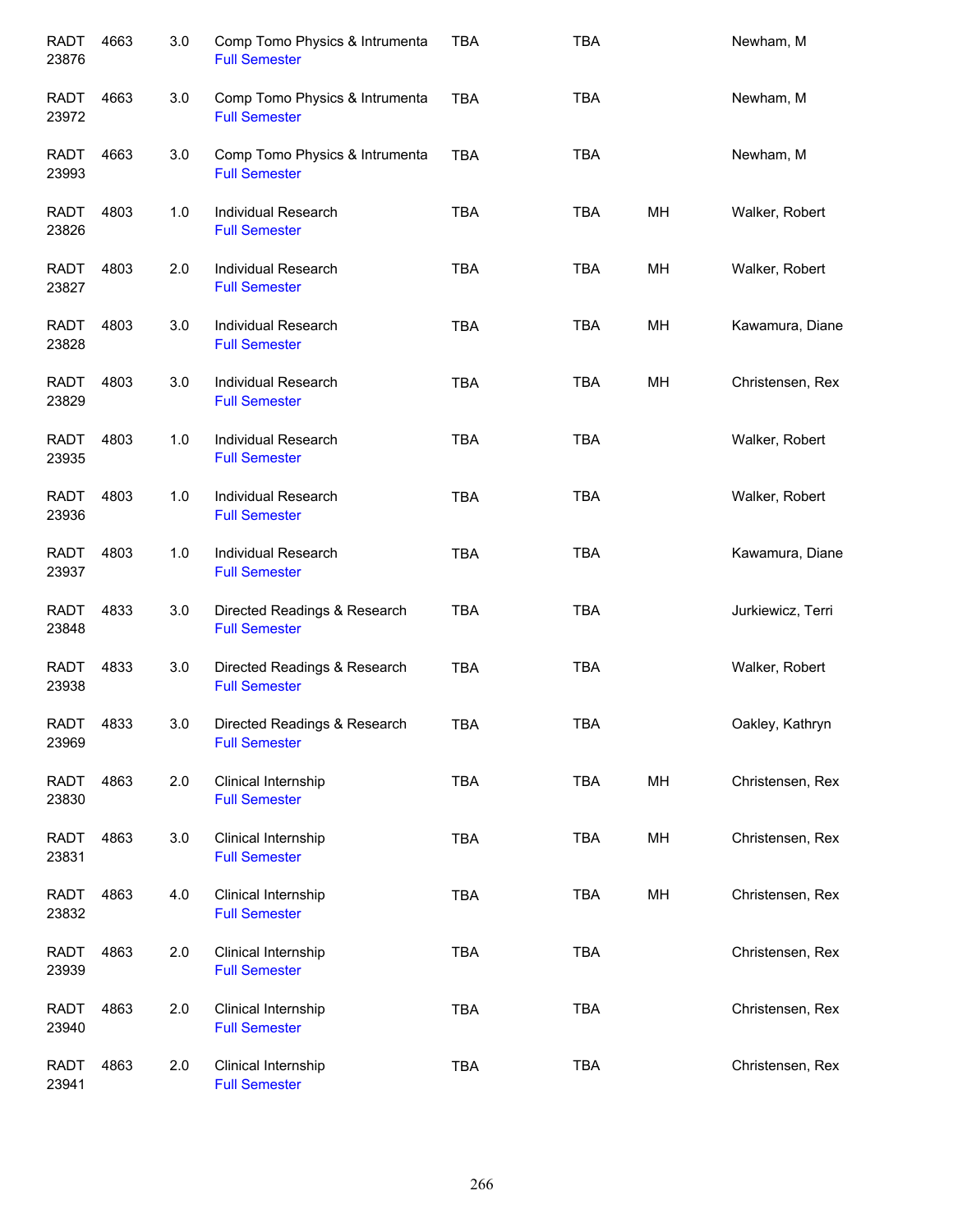| | | | | | | | |
|---|---|---|---|---|---|---|---|
| RADT 23876 | 4663 | 3.0 | Comp Tomo Physics & Intrumenta<br>Full Semester | TBA | TBA | | Newham, M |
| RADT 23972 | 4663 | 3.0 | Comp Tomo Physics & Intrumenta<br>Full Semester | TBA | TBA | | Newham, M |
| RADT 23993 | 4663 | 3.0 | Comp Tomo Physics & Intrumenta<br>Full Semester | TBA | TBA | | Newham, M |
| RADT 23826 | 4803 | 1.0 | Individual Research<br>Full Semester | TBA | TBA | MH | Walker, Robert |
| RADT 23827 | 4803 | 2.0 | Individual Research<br>Full Semester | TBA | TBA | MH | Walker, Robert |
| RADT 23828 | 4803 | 3.0 | Individual Research<br>Full Semester | TBA | TBA | MH | Kawamura, Diane |
| RADT 23829 | 4803 | 3.0 | Individual Research<br>Full Semester | TBA | TBA | MH | Christensen, Rex |
| RADT 23935 | 4803 | 1.0 | Individual Research<br>Full Semester | TBA | TBA | | Walker, Robert |
| RADT 23936 | 4803 | 1.0 | Individual Research<br>Full Semester | TBA | TBA | | Walker, Robert |
| RADT 23937 | 4803 | 1.0 | Individual Research<br>Full Semester | TBA | TBA | | Kawamura, Diane |
| RADT 23848 | 4833 | 3.0 | Directed Readings & Research<br>Full Semester | TBA | TBA | | Jurkiewicz, Terri |
| RADT 23938 | 4833 | 3.0 | Directed Readings & Research<br>Full Semester | TBA | TBA | | Walker, Robert |
| RADT 23969 | 4833 | 3.0 | Directed Readings & Research<br>Full Semester | TBA | TBA | | Oakley, Kathryn |
| RADT 23830 | 4863 | 2.0 | Clinical Internship<br>Full Semester | TBA | TBA | MH | Christensen, Rex |
| RADT 23831 | 4863 | 3.0 | Clinical Internship<br>Full Semester | TBA | TBA | MH | Christensen, Rex |
| RADT 23832 | 4863 | 4.0 | Clinical Internship<br>Full Semester | TBA | TBA | MH | Christensen, Rex |
| RADT 23939 | 4863 | 2.0 | Clinical Internship<br>Full Semester | TBA | TBA | | Christensen, Rex |
| RADT 23940 | 4863 | 2.0 | Clinical Internship<br>Full Semester | TBA | TBA | | Christensen, Rex |
| RADT 23941 | 4863 | 2.0 | Clinical Internship<br>Full Semester | TBA | TBA | | Christensen, Rex |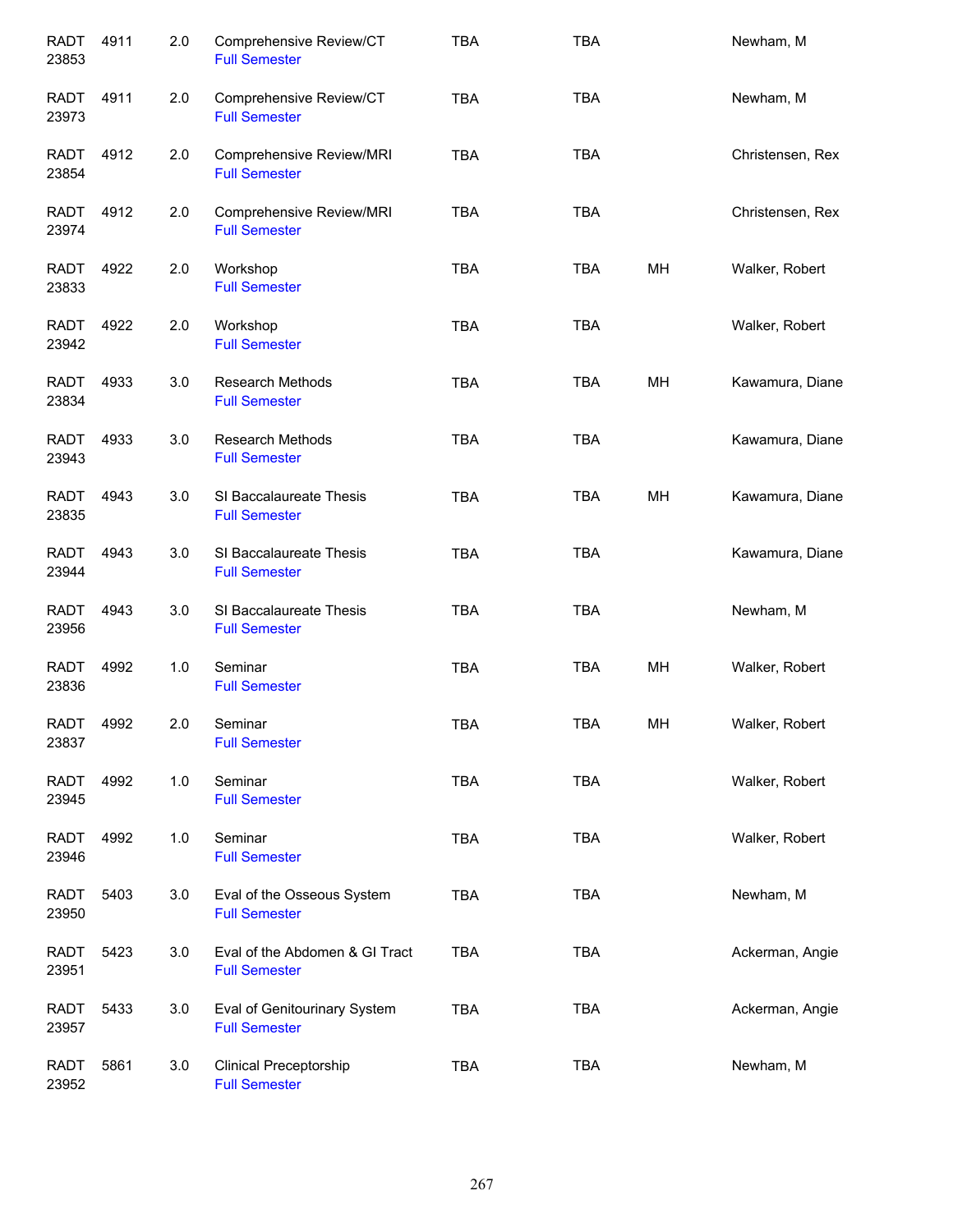| | | | | | | | |
|---|---|---|---|---|---|---|---|
| RADT 23853 | 4911 | 2.0 | Comprehensive Review/CT<br>Full Semester | TBA | TBA | | Newham, M |
| RADT 23973 | 4911 | 2.0 | Comprehensive Review/CT<br>Full Semester | TBA | TBA | | Newham, M |
| RADT 23854 | 4912 | 2.0 | Comprehensive Review/MRI<br>Full Semester | TBA | TBA | | Christensen, Rex |
| RADT 23974 | 4912 | 2.0 | Comprehensive Review/MRI<br>Full Semester | TBA | TBA | | Christensen, Rex |
| RADT 23833 | 4922 | 2.0 | Workshop<br>Full Semester | TBA | TBA | MH | Walker, Robert |
| RADT 23942 | 4922 | 2.0 | Workshop<br>Full Semester | TBA | TBA | | Walker, Robert |
| RADT 23834 | 4933 | 3.0 | Research Methods<br>Full Semester | TBA | TBA | MH | Kawamura, Diane |
| RADT 23943 | 4933 | 3.0 | Research Methods<br>Full Semester | TBA | TBA | | Kawamura, Diane |
| RADT 23835 | 4943 | 3.0 | SI Baccalaureate Thesis<br>Full Semester | TBA | TBA | MH | Kawamura, Diane |
| RADT 23944 | 4943 | 3.0 | SI Baccalaureate Thesis<br>Full Semester | TBA | TBA | | Kawamura, Diane |
| RADT 23956 | 4943 | 3.0 | SI Baccalaureate Thesis<br>Full Semester | TBA | TBA | | Newham, M |
| RADT 23836 | 4992 | 1.0 | Seminar<br>Full Semester | TBA | TBA | MH | Walker, Robert |
| RADT 23837 | 4992 | 2.0 | Seminar<br>Full Semester | TBA | TBA | MH | Walker, Robert |
| RADT 23945 | 4992 | 1.0 | Seminar<br>Full Semester | TBA | TBA | | Walker, Robert |
| RADT 23946 | 4992 | 1.0 | Seminar<br>Full Semester | TBA | TBA | | Walker, Robert |
| RADT 23950 | 5403 | 3.0 | Eval of the Osseous System<br>Full Semester | TBA | TBA | | Newham, M |
| RADT 23951 | 5423 | 3.0 | Eval of the Abdomen & GI Tract<br>Full Semester | TBA | TBA | | Ackerman, Angie |
| RADT 23957 | 5433 | 3.0 | Eval of Genitourinary System<br>Full Semester | TBA | TBA | | Ackerman, Angie |
| RADT 23952 | 5861 | 3.0 | Clinical Preceptorship<br>Full Semester | TBA | TBA | | Newham, M |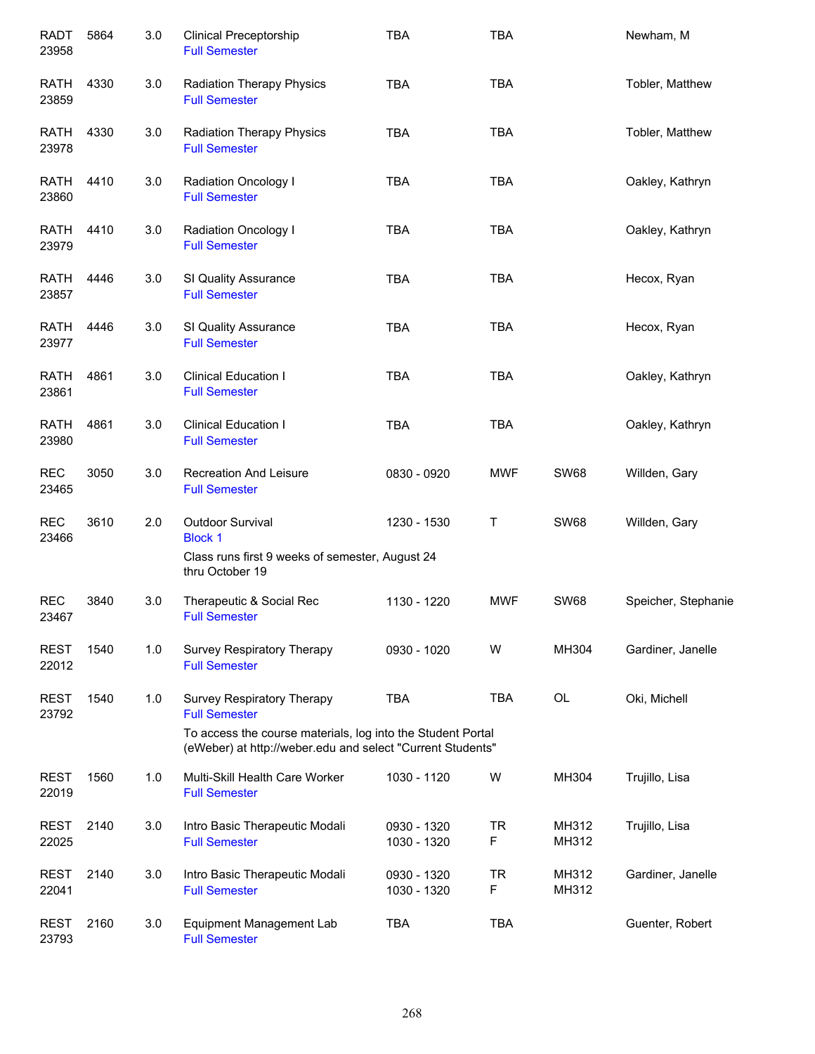| | | | | | | | |
|---|---|---|---|---|---|---|---|
| RADT 23958 | 5864 | 3.0 | Clinical Preceptorship<br>Full Semester | TBA | TBA | | Newham, M |
| RATH 23859 | 4330 | 3.0 | Radiation Therapy Physics<br>Full Semester | TBA | TBA | | Tobler, Matthew |
| RATH 23978 | 4330 | 3.0 | Radiation Therapy Physics<br>Full Semester | TBA | TBA | | Tobler, Matthew |
| RATH 23860 | 4410 | 3.0 | Radiation Oncology I<br>Full Semester | TBA | TBA | | Oakley, Kathryn |
| RATH 23979 | 4410 | 3.0 | Radiation Oncology I<br>Full Semester | TBA | TBA | | Oakley, Kathryn |
| RATH 23857 | 4446 | 3.0 | SI Quality Assurance<br>Full Semester | TBA | TBA | | Hecox, Ryan |
| RATH 23977 | 4446 | 3.0 | SI Quality Assurance<br>Full Semester | TBA | TBA | | Hecox, Ryan |
| RATH 23861 | 4861 | 3.0 | Clinical Education I<br>Full Semester | TBA | TBA | | Oakley, Kathryn |
| RATH 23980 | 4861 | 3.0 | Clinical Education I<br>Full Semester | TBA | TBA | | Oakley, Kathryn |
| REC 23465 | 3050 | 3.0 | Recreation And Leisure<br>Full Semester | 0830 - 0920 | MWF | SW68 | Willden, Gary |
| REC 23466 | 3610 | 2.0 | Outdoor Survival<br>Block 1<br>Class runs first 9 weeks of semester, August 24 thru October 19 | 1230 - 1530 | T | SW68 | Willden, Gary |
| REC 23467 | 3840 | 3.0 | Therapeutic & Social Rec<br>Full Semester | 1130 - 1220 | MWF | SW68 | Speicher, Stephanie |
| REST 22012 | 1540 | 1.0 | Survey Respiratory Therapy<br>Full Semester | 0930 - 1020 | W | MH304 | Gardiner, Janelle |
| REST 23792 | 1540 | 1.0 | Survey Respiratory Therapy<br>Full Semester<br>To access the course materials, log into the Student Portal (eWeber) at http://weber.edu and select "Current Students" | TBA | TBA | OL | Oki, Michell |
| REST 22019 | 1560 | 1.0 | Multi-Skill Health Care Worker<br>Full Semester | 1030 - 1120 | W | MH304 | Trujillo, Lisa |
| REST 22025 | 2140 | 3.0 | Intro Basic Therapeutic Modali<br>Full Semester | 0930 - 1320<br>1030 - 1320 | TR<br>F | MH312<br>MH312 | Trujillo, Lisa |
| REST 22041 | 2140 | 3.0 | Intro Basic Therapeutic Modali<br>Full Semester | 0930 - 1320<br>1030 - 1320 | TR<br>F | MH312<br>MH312 | Gardiner, Janelle |
| REST 23793 | 2160 | 3.0 | Equipment Management Lab<br>Full Semester | TBA | TBA | | Guenter, Robert |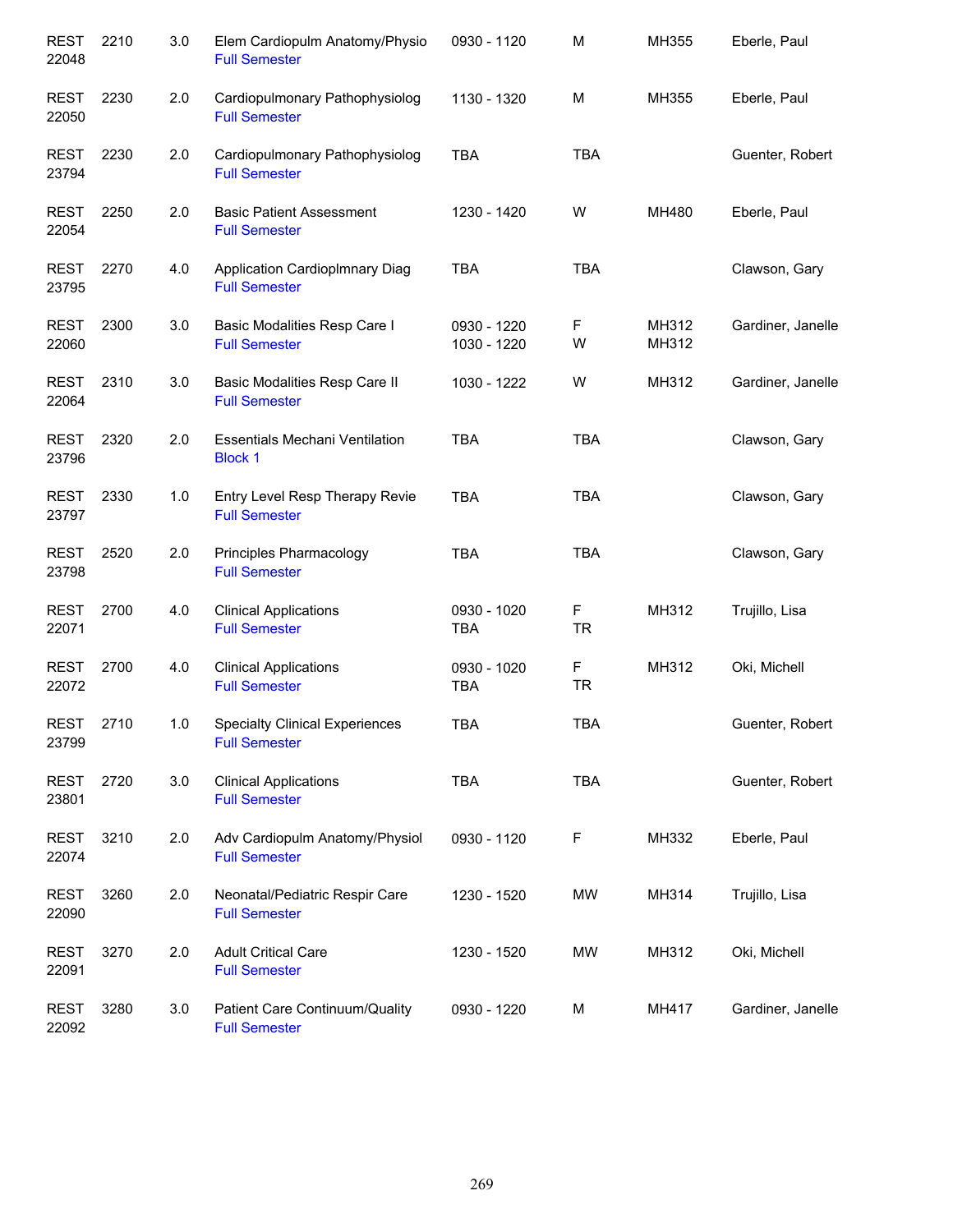| | | | | | | | |
|---|---|---|---|---|---|---|---|
| REST 22048 | 2210 | 3.0 | Elem Cardiopulm Anatomy/Physio<br>Full Semester | 0930 - 1120 | M | MH355 | Eberle, Paul |
| REST 22050 | 2230 | 2.0 | Cardiopulmonary Pathophysiolog<br>Full Semester | 1130 - 1320 | M | MH355 | Eberle, Paul |
| REST 23794 | 2230 | 2.0 | Cardiopulmonary Pathophysiolog<br>Full Semester | TBA | TBA | | Guenter, Robert |
| REST 22054 | 2250 | 2.0 | Basic Patient Assessment<br>Full Semester | 1230 - 1420 | W | MH480 | Eberle, Paul |
| REST 23795 | 2270 | 4.0 | Application Cardioplmnary Diag<br>Full Semester | TBA | TBA | | Clawson, Gary |
| REST 22060 | 2300 | 3.0 | Basic Modalities Resp Care I<br>Full Semester | 0930 - 1220<br>1030 - 1220 | F<br>W | MH312<br>MH312 | Gardiner, Janelle |
| REST 22064 | 2310 | 3.0 | Basic Modalities Resp Care II<br>Full Semester | 1030 - 1222 | W | MH312 | Gardiner, Janelle |
| REST 23796 | 2320 | 2.0 | Essentials Mechani Ventilation<br>Block 1 | TBA | TBA | | Clawson, Gary |
| REST 23797 | 2330 | 1.0 | Entry Level Resp Therapy Revie<br>Full Semester | TBA | TBA | | Clawson, Gary |
| REST 23798 | 2520 | 2.0 | Principles Pharmacology<br>Full Semester | TBA | TBA | | Clawson, Gary |
| REST 22071 | 2700 | 4.0 | Clinical Applications<br>Full Semester | 0930 - 1020<br>TBA | F<br>TR | MH312 | Trujillo, Lisa |
| REST 22072 | 2700 | 4.0 | Clinical Applications<br>Full Semester | 0930 - 1020<br>TBA | F<br>TR | MH312 | Oki, Michell |
| REST 23799 | 2710 | 1.0 | Specialty Clinical Experiences<br>Full Semester | TBA | TBA | | Guenter, Robert |
| REST 23801 | 2720 | 3.0 | Clinical Applications<br>Full Semester | TBA | TBA | | Guenter, Robert |
| REST 22074 | 3210 | 2.0 | Adv Cardiopulm Anatomy/Physiol<br>Full Semester | 0930 - 1120 | F | MH332 | Eberle, Paul |
| REST 22090 | 3260 | 2.0 | Neonatal/Pediatric Respir Care<br>Full Semester | 1230 - 1520 | MW | MH314 | Trujillo, Lisa |
| REST 22091 | 3270 | 2.0 | Adult Critical Care<br>Full Semester | 1230 - 1520 | MW | MH312 | Oki, Michell |
| REST 22092 | 3280 | 3.0 | Patient Care Continuum/Quality<br>Full Semester | 0930 - 1220 | M | MH417 | Gardiner, Janelle |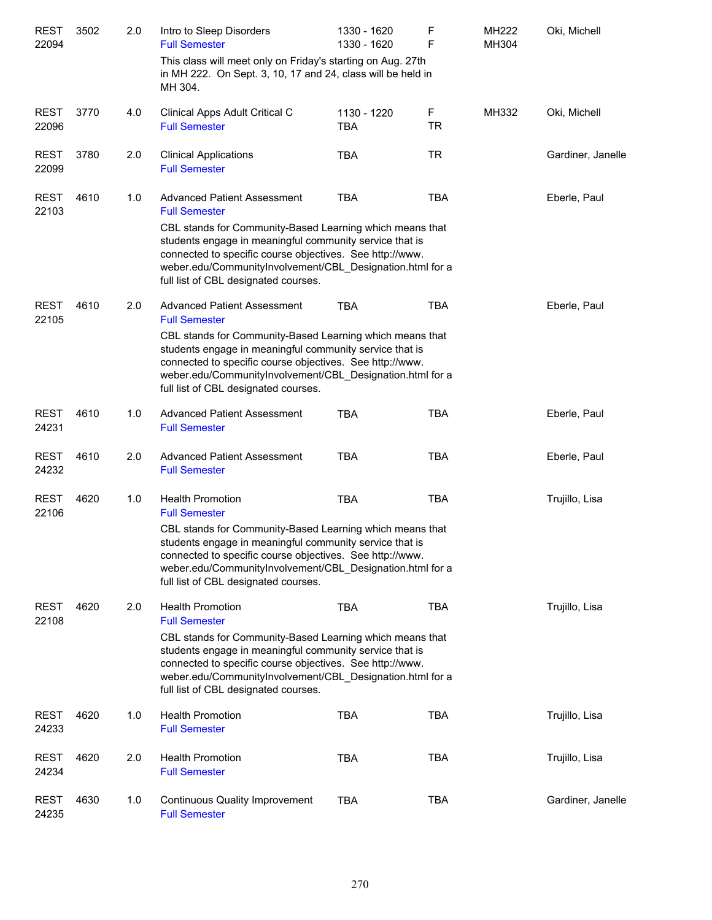| | | | | | | | |
|---|---|---|---|---|---|---|---|
| REST 22094 | 3502 | 2.0 | Intro to Sleep Disorders<br>Full Semester | 1330 - 1620<br>1330 - 1620 | F<br>F | MH222<br>MH304 | Oki, Michell |
| | | | This class will meet only on Friday's starting on Aug. 27th in MH 222. On Sept. 3, 10, 17 and 24, class will be held in MH 304. | | | | |
| REST 22096 | 3770 | 4.0 | Clinical Apps Adult Critical C<br>Full Semester | 1130 - 1220<br>TBA | F<br>TR | MH332 | Oki, Michell |
| REST 22099 | 3780 | 2.0 | Clinical Applications<br>Full Semester | TBA | TR | | Gardiner, Janelle |
| REST 22103 | 4610 | 1.0 | Advanced Patient Assessment<br>Full Semester | TBA | TBA | | Eberle, Paul |
| | | | CBL stands for Community-Based Learning which means that students engage in meaningful community service that is connected to specific course objectives. See http://www.weber.edu/CommunityInvolvement/CBL_Designation.html for a full list of CBL designated courses. | | | | |
| REST 22105 | 4610 | 2.0 | Advanced Patient Assessment<br>Full Semester | TBA | TBA | | Eberle, Paul |
| | | | CBL stands for Community-Based Learning which means that students engage in meaningful community service that is connected to specific course objectives. See http://www.weber.edu/CommunityInvolvement/CBL_Designation.html for a full list of CBL designated courses. | | | | |
| REST 24231 | 4610 | 1.0 | Advanced Patient Assessment<br>Full Semester | TBA | TBA | | Eberle, Paul |
| REST 24232 | 4610 | 2.0 | Advanced Patient Assessment<br>Full Semester | TBA | TBA | | Eberle, Paul |
| REST 22106 | 4620 | 1.0 | Health Promotion<br>Full Semester | TBA | TBA | | Trujillo, Lisa |
| | | | CBL stands for Community-Based Learning which means that students engage in meaningful community service that is connected to specific course objectives. See http://www.weber.edu/CommunityInvolvement/CBL_Designation.html for a full list of CBL designated courses. | | | | |
| REST 22108 | 4620 | 2.0 | Health Promotion<br>Full Semester | TBA | TBA | | Trujillo, Lisa |
| | | | CBL stands for Community-Based Learning which means that students engage in meaningful community service that is connected to specific course objectives. See http://www.weber.edu/CommunityInvolvement/CBL_Designation.html for a full list of CBL designated courses. | | | | |
| REST 24233 | 4620 | 1.0 | Health Promotion<br>Full Semester | TBA | TBA | | Trujillo, Lisa |
| REST 24234 | 4620 | 2.0 | Health Promotion<br>Full Semester | TBA | TBA | | Trujillo, Lisa |
| REST 24235 | 4630 | 1.0 | Continuous Quality Improvement<br>Full Semester | TBA | TBA | | Gardiner, Janelle |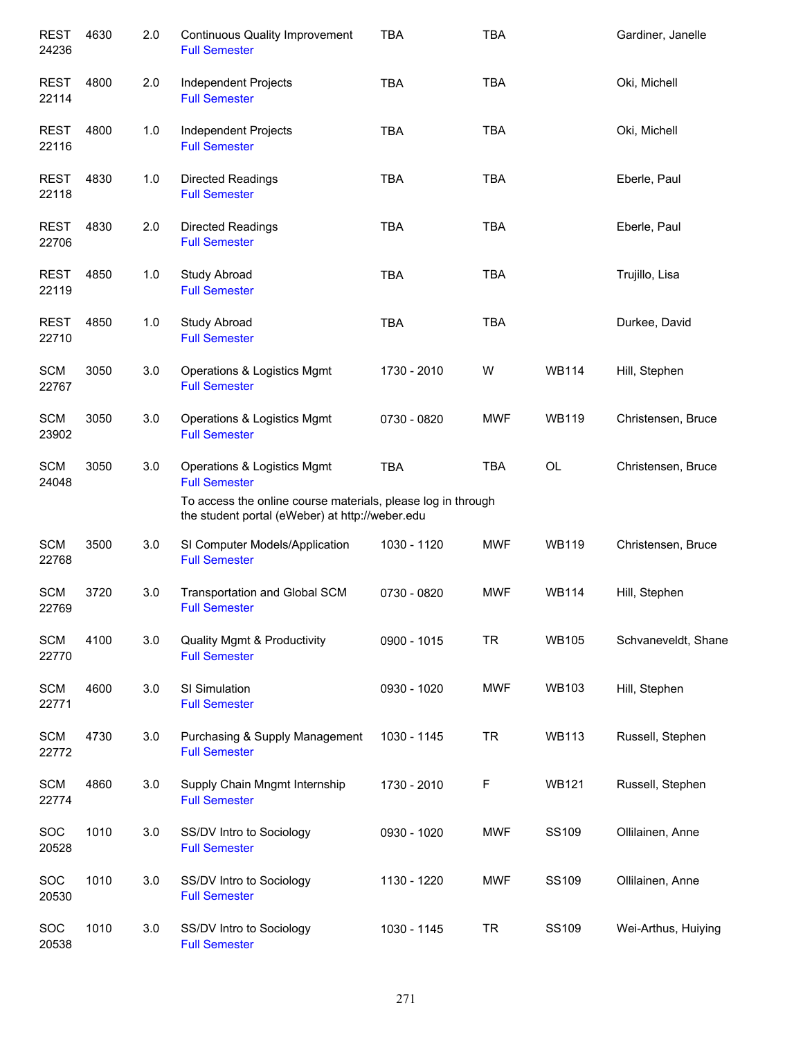| | | | | | | | |
|---|---|---|---|---|---|---|---|
| REST 24236 | 4630 | 2.0 | Continuous Quality Improvement<br>Full Semester | TBA | TBA | | Gardiner, Janelle |
| REST 22114 | 4800 | 2.0 | Independent Projects<br>Full Semester | TBA | TBA | | Oki, Michell |
| REST 22116 | 4800 | 1.0 | Independent Projects<br>Full Semester | TBA | TBA | | Oki, Michell |
| REST 22118 | 4830 | 1.0 | Directed Readings<br>Full Semester | TBA | TBA | | Eberle, Paul |
| REST 22706 | 4830 | 2.0 | Directed Readings<br>Full Semester | TBA | TBA | | Eberle, Paul |
| REST 22119 | 4850 | 1.0 | Study Abroad<br>Full Semester | TBA | TBA | | Trujillo, Lisa |
| REST 22710 | 4850 | 1.0 | Study Abroad<br>Full Semester | TBA | TBA | | Durkee, David |
| SCM 22767 | 3050 | 3.0 | Operations & Logistics Mgmt<br>Full Semester | 1730 - 2010 | W | WB114 | Hill, Stephen |
| SCM 23902 | 3050 | 3.0 | Operations & Logistics Mgmt<br>Full Semester | 0730 - 0820 | MWF | WB119 | Christensen, Bruce |
| SCM 24048 | 3050 | 3.0 | Operations & Logistics Mgmt<br>Full Semester<br>To access the online course materials, please log in through the student portal (eWeber) at http://weber.edu | TBA | TBA | OL | Christensen, Bruce |
| SCM 22768 | 3500 | 3.0 | SI Computer Models/Application<br>Full Semester | 1030 - 1120 | MWF | WB119 | Christensen, Bruce |
| SCM 22769 | 3720 | 3.0 | Transportation and Global SCM<br>Full Semester | 0730 - 0820 | MWF | WB114 | Hill, Stephen |
| SCM 22770 | 4100 | 3.0 | Quality Mgmt & Productivity<br>Full Semester | 0900 - 1015 | TR | WB105 | Schvaneveldt, Shane |
| SCM 22771 | 4600 | 3.0 | SI Simulation<br>Full Semester | 0930 - 1020 | MWF | WB103 | Hill, Stephen |
| SCM 22772 | 4730 | 3.0 | Purchasing & Supply Management<br>Full Semester | 1030 - 1145 | TR | WB113 | Russell, Stephen |
| SCM 22774 | 4860 | 3.0 | Supply Chain Mngmt Internship<br>Full Semester | 1730 - 2010 | F | WB121 | Russell, Stephen |
| SOC 20528 | 1010 | 3.0 | SS/DV Intro to Sociology<br>Full Semester | 0930 - 1020 | MWF | SS109 | Ollilainen, Anne |
| SOC 20530 | 1010 | 3.0 | SS/DV Intro to Sociology<br>Full Semester | 1130 - 1220 | MWF | SS109 | Ollilainen, Anne |
| SOC 20538 | 1010 | 3.0 | SS/DV Intro to Sociology<br>Full Semester | 1030 - 1145 | TR | SS109 | Wei-Arthus, Huiying |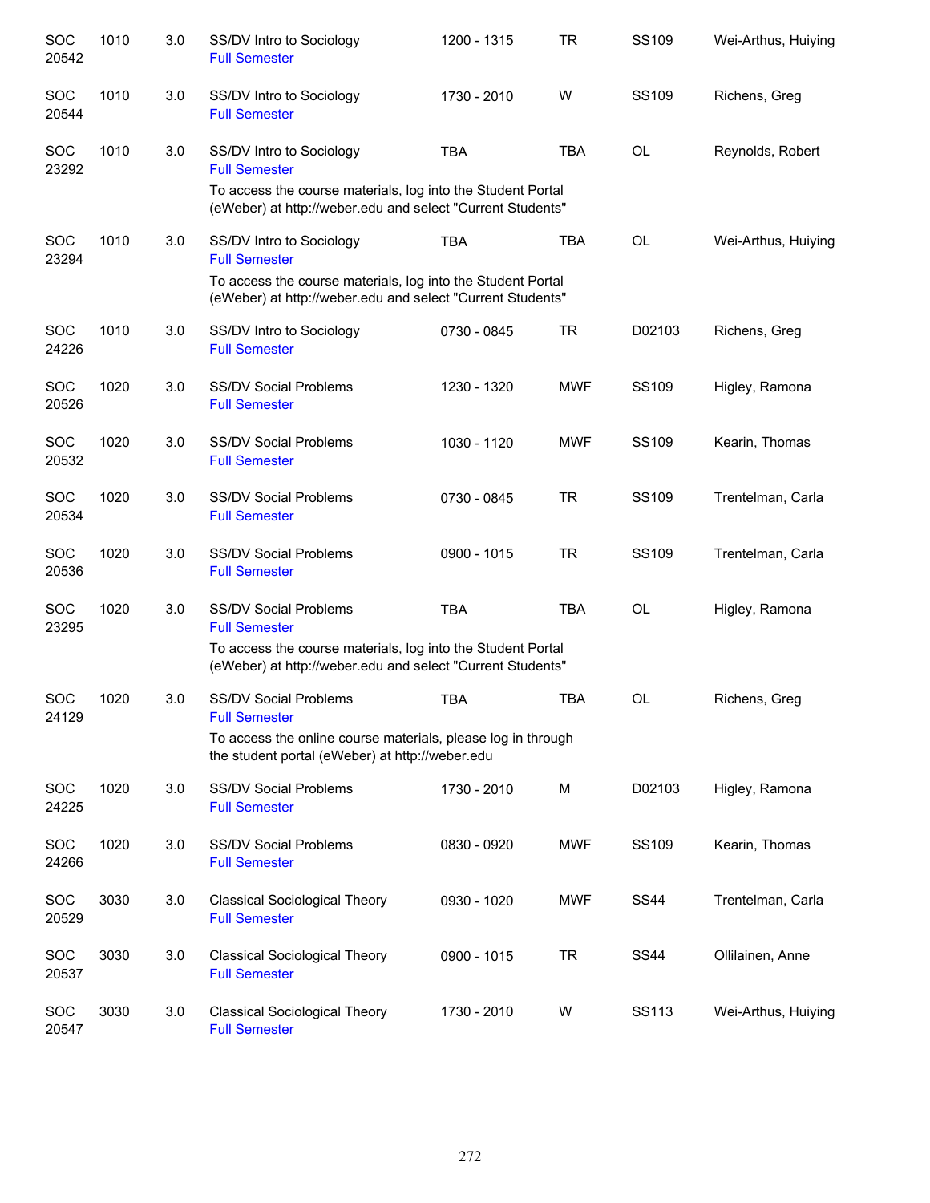| | | | | | | | |
|---|---|---|---|---|---|---|---|
| SOC 20542 | 1010 | 3.0 | SS/DV Intro to Sociology<br>Full Semester | 1200 - 1315 | TR | SS109 | Wei-Arthus, Huiying |
| SOC 20544 | 1010 | 3.0 | SS/DV Intro to Sociology<br>Full Semester | 1730 - 2010 | W | SS109 | Richens, Greg |
| SOC 23292 | 1010 | 3.0 | SS/DV Intro to Sociology<br>Full Semester<br>To access the course materials, log into the Student Portal (eWeber) at http://weber.edu and select "Current Students" | TBA | TBA | OL | Reynolds, Robert |
| SOC 23294 | 1010 | 3.0 | SS/DV Intro to Sociology<br>Full Semester<br>To access the course materials, log into the Student Portal (eWeber) at http://weber.edu and select "Current Students" | TBA | TBA | OL | Wei-Arthus, Huiying |
| SOC 24226 | 1010 | 3.0 | SS/DV Intro to Sociology<br>Full Semester | 0730 - 0845 | TR | D02103 | Richens, Greg |
| SOC 20526 | 1020 | 3.0 | SS/DV Social Problems<br>Full Semester | 1230 - 1320 | MWF | SS109 | Higley, Ramona |
| SOC 20532 | 1020 | 3.0 | SS/DV Social Problems<br>Full Semester | 1030 - 1120 | MWF | SS109 | Kearin, Thomas |
| SOC 20534 | 1020 | 3.0 | SS/DV Social Problems<br>Full Semester | 0730 - 0845 | TR | SS109 | Trentelman, Carla |
| SOC 20536 | 1020 | 3.0 | SS/DV Social Problems<br>Full Semester | 0900 - 1015 | TR | SS109 | Trentelman, Carla |
| SOC 23295 | 1020 | 3.0 | SS/DV Social Problems<br>Full Semester<br>To access the course materials, log into the Student Portal (eWeber) at http://weber.edu and select "Current Students" | TBA | TBA | OL | Higley, Ramona |
| SOC 24129 | 1020 | 3.0 | SS/DV Social Problems<br>Full Semester<br>To access the online course materials, please log in through the student portal (eWeber) at http://weber.edu | TBA | TBA | OL | Richens, Greg |
| SOC 24225 | 1020 | 3.0 | SS/DV Social Problems<br>Full Semester | 1730 - 2010 | M | D02103 | Higley, Ramona |
| SOC 24266 | 1020 | 3.0 | SS/DV Social Problems<br>Full Semester | 0830 - 0920 | MWF | SS109 | Kearin, Thomas |
| SOC 20529 | 3030 | 3.0 | Classical Sociological Theory<br>Full Semester | 0930 - 1020 | MWF | SS44 | Trentelman, Carla |
| SOC 20537 | 3030 | 3.0 | Classical Sociological Theory<br>Full Semester | 0900 - 1015 | TR | SS44 | Ollilainen, Anne |
| SOC 20547 | 3030 | 3.0 | Classical Sociological Theory<br>Full Semester | 1730 - 2010 | W | SS113 | Wei-Arthus, Huiying |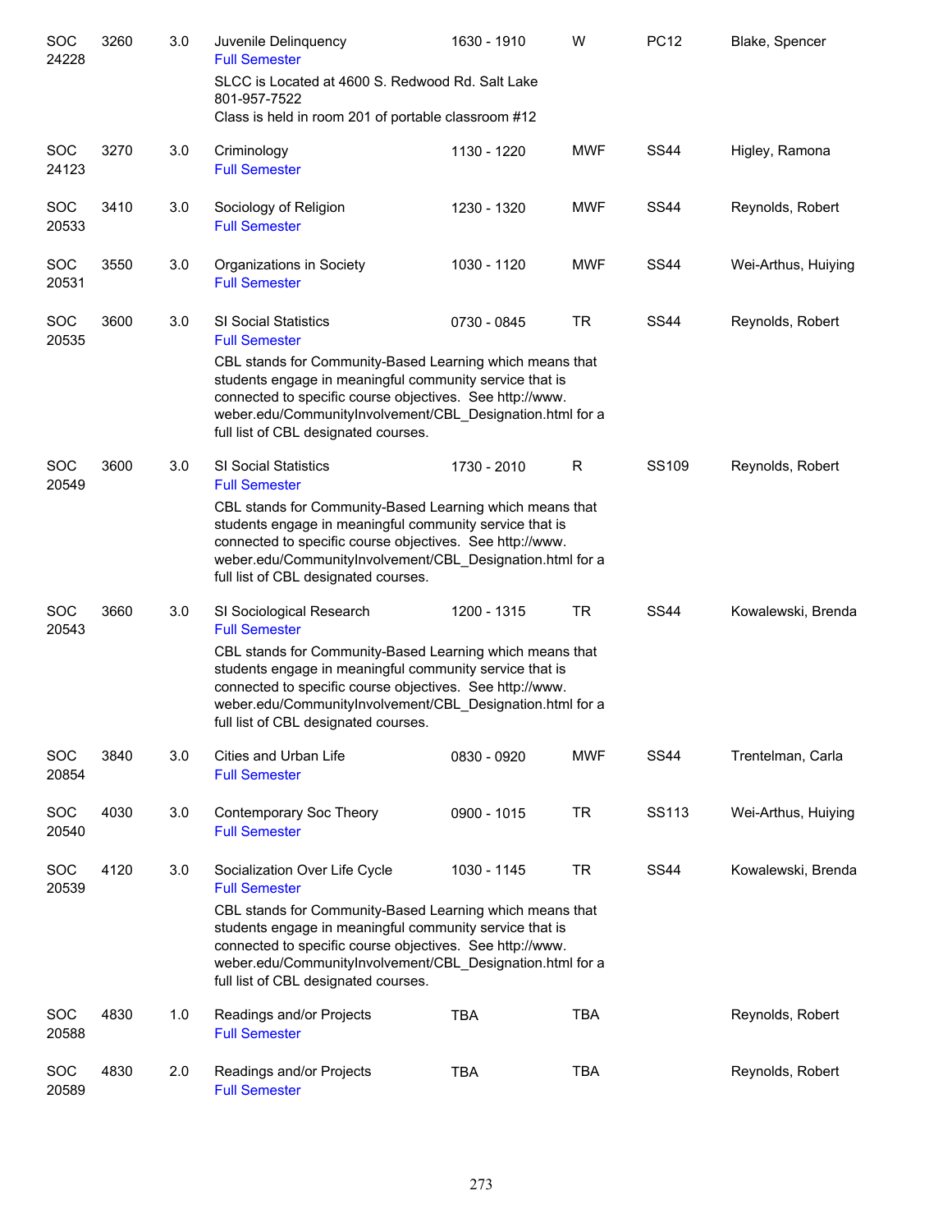| | | | | | | | |
|---|---|---|---|---|---|---|---|
| SOC 24228 | 3260 | 3.0 | Juvenile Delinquency<br>Full Semester<br>SLCC is Located at 4600 S. Redwood Rd. Salt Lake 801-957-7522<br>Class is held in room 201 of portable classroom #12 | 1630 - 1910 | W | PC12 | Blake, Spencer |
| SOC 24123 | 3270 | 3.0 | Criminology<br>Full Semester | 1130 - 1220 | MWF | SS44 | Higley, Ramona |
| SOC 20533 | 3410 | 3.0 | Sociology of Religion<br>Full Semester | 1230 - 1320 | MWF | SS44 | Reynolds, Robert |
| SOC 20531 | 3550 | 3.0 | Organizations in Society<br>Full Semester | 1030 - 1120 | MWF | SS44 | Wei-Arthus, Huiying |
| SOC 20535 | 3600 | 3.0 | SI Social Statistics<br>Full Semester<br>CBL stands for Community-Based Learning which means that students engage in meaningful community service that is connected to specific course objectives. See http://www.weber.edu/CommunityInvolvement/CBL_Designation.html for a full list of CBL designated courses. | 0730 - 0845 | TR | SS44 | Reynolds, Robert |
| SOC 20549 | 3600 | 3.0 | SI Social Statistics<br>Full Semester<br>CBL stands for Community-Based Learning which means that students engage in meaningful community service that is connected to specific course objectives. See http://www.weber.edu/CommunityInvolvement/CBL_Designation.html for a full list of CBL designated courses. | 1730 - 2010 | R | SS109 | Reynolds, Robert |
| SOC 20543 | 3660 | 3.0 | SI Sociological Research<br>Full Semester<br>CBL stands for Community-Based Learning which means that students engage in meaningful community service that is connected to specific course objectives. See http://www.weber.edu/CommunityInvolvement/CBL_Designation.html for a full list of CBL designated courses. | 1200 - 1315 | TR | SS44 | Kowalewski, Brenda |
| SOC 20854 | 3840 | 3.0 | Cities and Urban Life<br>Full Semester | 0830 - 0920 | MWF | SS44 | Trentelman, Carla |
| SOC 20540 | 4030 | 3.0 | Contemporary Soc Theory<br>Full Semester | 0900 - 1015 | TR | SS113 | Wei-Arthus, Huiying |
| SOC 20539 | 4120 | 3.0 | Socialization Over Life Cycle<br>Full Semester<br>CBL stands for Community-Based Learning which means that students engage in meaningful community service that is connected to specific course objectives. See http://www.weber.edu/CommunityInvolvement/CBL_Designation.html for a full list of CBL designated courses. | 1030 - 1145 | TR | SS44 | Kowalewski, Brenda |
| SOC 20588 | 4830 | 1.0 | Readings and/or Projects<br>Full Semester | TBA | TBA | | Reynolds, Robert |
| SOC 20589 | 4830 | 2.0 | Readings and/or Projects<br>Full Semester | TBA | TBA | | Reynolds, Robert |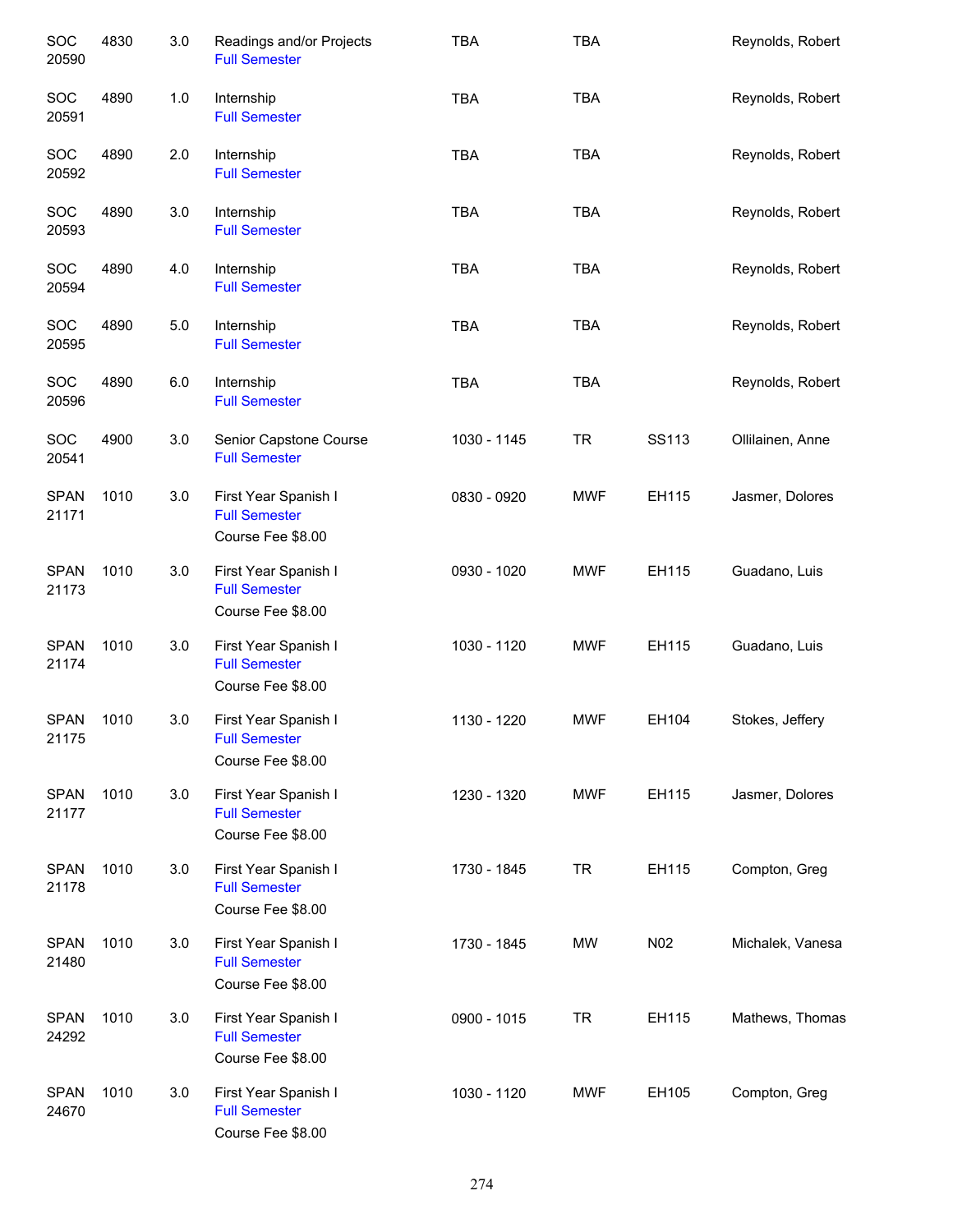| | | | | | | | |
|---|---|---|---|---|---|---|---|
| SOC 20590 | 4830 | 3.0 | Readings and/or Projects<br>Full Semester | TBA | TBA | | Reynolds, Robert |
| SOC 20591 | 4890 | 1.0 | Internship<br>Full Semester | TBA | TBA | | Reynolds, Robert |
| SOC 20592 | 4890 | 2.0 | Internship<br>Full Semester | TBA | TBA | | Reynolds, Robert |
| SOC 20593 | 4890 | 3.0 | Internship<br>Full Semester | TBA | TBA | | Reynolds, Robert |
| SOC 20594 | 4890 | 4.0 | Internship<br>Full Semester | TBA | TBA | | Reynolds, Robert |
| SOC 20595 | 4890 | 5.0 | Internship<br>Full Semester | TBA | TBA | | Reynolds, Robert |
| SOC 20596 | 4890 | 6.0 | Internship<br>Full Semester | TBA | TBA | | Reynolds, Robert |
| SOC 20541 | 4900 | 3.0 | Senior Capstone Course<br>Full Semester | 1030 - 1145 | TR | SS113 | Ollilainen, Anne |
| SPAN 21171 | 1010 | 3.0 | First Year Spanish I<br>Full Semester<br>Course Fee $8.00 | 0830 - 0920 | MWF | EH115 | Jasmer, Dolores |
| SPAN 21173 | 1010 | 3.0 | First Year Spanish I<br>Full Semester<br>Course Fee $8.00 | 0930 - 1020 | MWF | EH115 | Guadano, Luis |
| SPAN 21174 | 1010 | 3.0 | First Year Spanish I<br>Full Semester<br>Course Fee $8.00 | 1030 - 1120 | MWF | EH115 | Guadano, Luis |
| SPAN 21175 | 1010 | 3.0 | First Year Spanish I<br>Full Semester<br>Course Fee $8.00 | 1130 - 1220 | MWF | EH104 | Stokes, Jeffery |
| SPAN 21177 | 1010 | 3.0 | First Year Spanish I<br>Full Semester<br>Course Fee $8.00 | 1230 - 1320 | MWF | EH115 | Jasmer, Dolores |
| SPAN 21178 | 1010 | 3.0 | First Year Spanish I<br>Full Semester<br>Course Fee $8.00 | 1730 - 1845 | TR | EH115 | Compton, Greg |
| SPAN 21480 | 1010 | 3.0 | First Year Spanish I<br>Full Semester<br>Course Fee $8.00 | 1730 - 1845 | MW | N02 | Michalek, Vanesa |
| SPAN 24292 | 1010 | 3.0 | First Year Spanish I<br>Full Semester<br>Course Fee $8.00 | 0900 - 1015 | TR | EH115 | Mathews, Thomas |
| SPAN 24670 | 1010 | 3.0 | First Year Spanish I<br>Full Semester<br>Course Fee $8.00 | 1030 - 1120 | MWF | EH105 | Compton, Greg |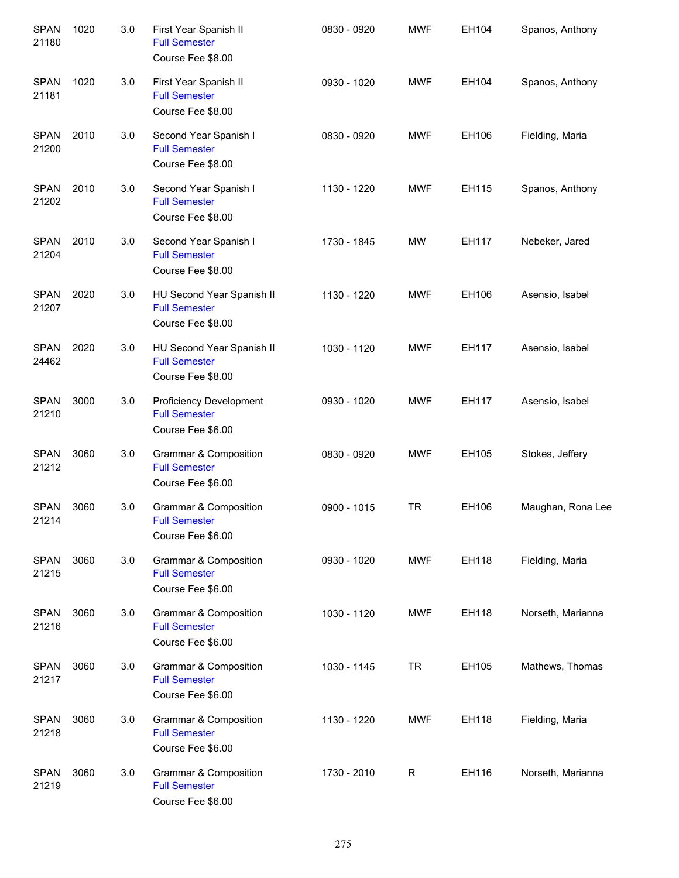| | | | | | | | |
|---|---|---|---|---|---|---|---|
| SPAN 21180 | 1020 | 3.0 | First Year Spanish II<br>Full Semester<br>Course Fee $8.00 | 0830 - 0920 | MWF | EH104 | Spanos, Anthony |
| SPAN 21181 | 1020 | 3.0 | First Year Spanish II<br>Full Semester<br>Course Fee $8.00 | 0930 - 1020 | MWF | EH104 | Spanos, Anthony |
| SPAN 21200 | 2010 | 3.0 | Second Year Spanish I<br>Full Semester<br>Course Fee $8.00 | 0830 - 0920 | MWF | EH106 | Fielding, Maria |
| SPAN 21202 | 2010 | 3.0 | Second Year Spanish I<br>Full Semester<br>Course Fee $8.00 | 1130 - 1220 | MWF | EH115 | Spanos, Anthony |
| SPAN 21204 | 2010 | 3.0 | Second Year Spanish I<br>Full Semester<br>Course Fee $8.00 | 1730 - 1845 | MW | EH117 | Nebeker, Jared |
| SPAN 21207 | 2020 | 3.0 | HU Second Year Spanish II<br>Full Semester<br>Course Fee $8.00 | 1130 - 1220 | MWF | EH106 | Asensio, Isabel |
| SPAN 24462 | 2020 | 3.0 | HU Second Year Spanish II<br>Full Semester<br>Course Fee $8.00 | 1030 - 1120 | MWF | EH117 | Asensio, Isabel |
| SPAN 21210 | 3000 | 3.0 | Proficiency Development<br>Full Semester<br>Course Fee $6.00 | 0930 - 1020 | MWF | EH117 | Asensio, Isabel |
| SPAN 21212 | 3060 | 3.0 | Grammar & Composition<br>Full Semester<br>Course Fee $6.00 | 0830 - 0920 | MWF | EH105 | Stokes, Jeffery |
| SPAN 21214 | 3060 | 3.0 | Grammar & Composition<br>Full Semester<br>Course Fee $6.00 | 0900 - 1015 | TR | EH106 | Maughan, Rona Lee |
| SPAN 21215 | 3060 | 3.0 | Grammar & Composition<br>Full Semester<br>Course Fee $6.00 | 0930 - 1020 | MWF | EH118 | Fielding, Maria |
| SPAN 21216 | 3060 | 3.0 | Grammar & Composition<br>Full Semester<br>Course Fee $6.00 | 1030 - 1120 | MWF | EH118 | Norseth, Marianna |
| SPAN 21217 | 3060 | 3.0 | Grammar & Composition<br>Full Semester<br>Course Fee $6.00 | 1030 - 1145 | TR | EH105 | Mathews, Thomas |
| SPAN 21218 | 3060 | 3.0 | Grammar & Composition<br>Full Semester<br>Course Fee $6.00 | 1130 - 1220 | MWF | EH118 | Fielding, Maria |
| SPAN 21219 | 3060 | 3.0 | Grammar & Composition<br>Full Semester<br>Course Fee $6.00 | 1730 - 2010 | R | EH116 | Norseth, Marianna |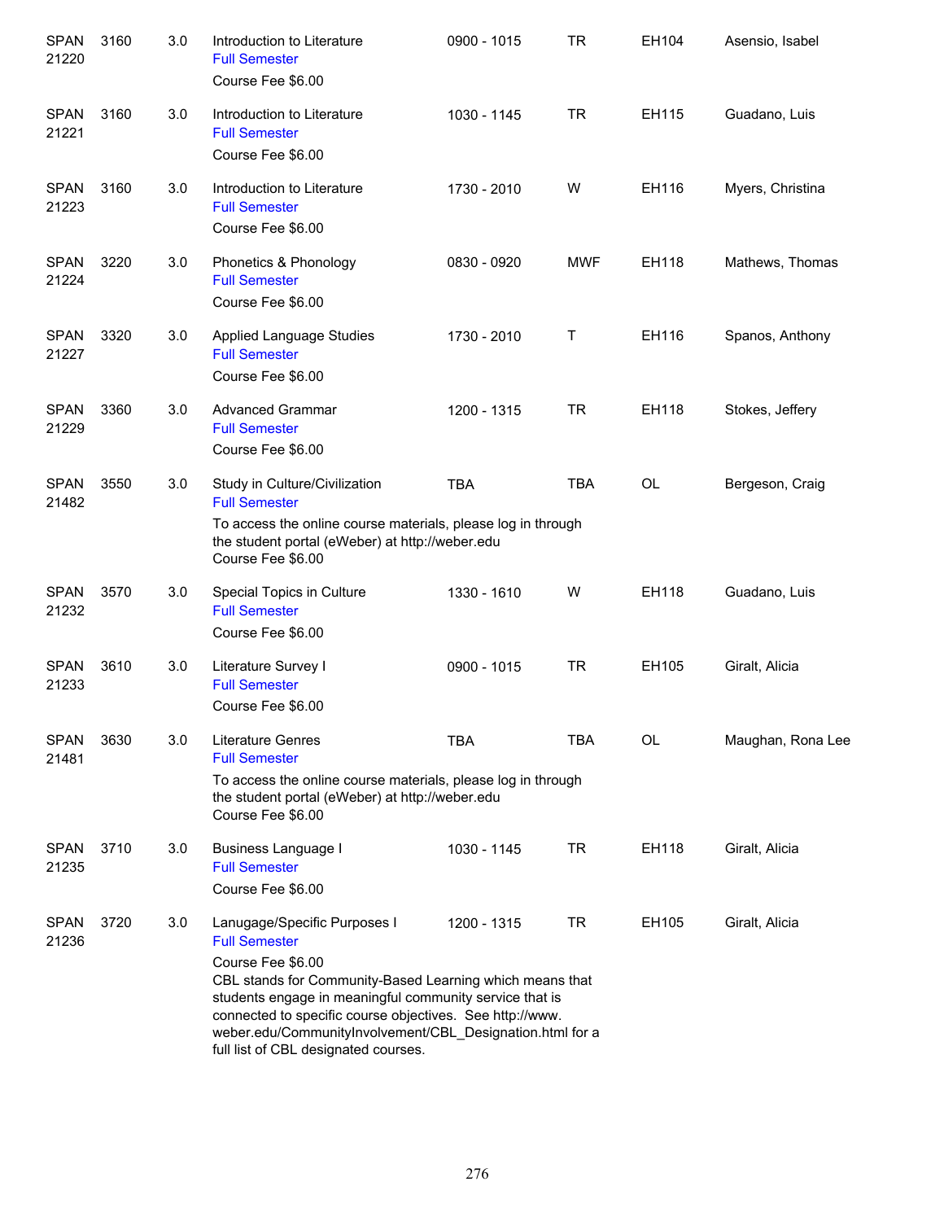| | | | | | | | |
|---|---|---|---|---|---|---|---|
| SPAN 21220 | 3160 | 3.0 | Introduction to Literature<br>Full Semester<br>Course Fee $6.00 | 0900 - 1015 | TR | EH104 | Asensio, Isabel |
| SPAN 21221 | 3160 | 3.0 | Introduction to Literature<br>Full Semester<br>Course Fee $6.00 | 1030 - 1145 | TR | EH115 | Guadano, Luis |
| SPAN 21223 | 3160 | 3.0 | Introduction to Literature<br>Full Semester<br>Course Fee $6.00 | 1730 - 2010 | W | EH116 | Myers, Christina |
| SPAN 21224 | 3220 | 3.0 | Phonetics & Phonology<br>Full Semester<br>Course Fee $6.00 | 0830 - 0920 | MWF | EH118 | Mathews, Thomas |
| SPAN 21227 | 3320 | 3.0 | Applied Language Studies<br>Full Semester<br>Course Fee $6.00 | 1730 - 2010 | T | EH116 | Spanos, Anthony |
| SPAN 21229 | 3360 | 3.0 | Advanced Grammar<br>Full Semester<br>Course Fee $6.00 | 1200 - 1315 | TR | EH118 | Stokes, Jeffery |
| SPAN 21482 | 3550 | 3.0 | Study in Culture/Civilization<br>Full Semester<br>To access the online course materials, please log in through the student portal (eWeber) at http://weber.edu<br>Course Fee $6.00 | TBA | TBA | OL | Bergeson, Craig |
| SPAN 21232 | 3570 | 3.0 | Special Topics in Culture<br>Full Semester<br>Course Fee $6.00 | 1330 - 1610 | W | EH118 | Guadano, Luis |
| SPAN 21233 | 3610 | 3.0 | Literature Survey I<br>Full Semester<br>Course Fee $6.00 | 0900 - 1015 | TR | EH105 | Giralt, Alicia |
| SPAN 21481 | 3630 | 3.0 | Literature Genres<br>Full Semester<br>To access the online course materials, please log in through the student portal (eWeber) at http://weber.edu<br>Course Fee $6.00 | TBA | TBA | OL | Maughan, Rona Lee |
| SPAN 21235 | 3710 | 3.0 | Business Language I<br>Full Semester<br>Course Fee $6.00 | 1030 - 1145 | TR | EH118 | Giralt, Alicia |
| SPAN 21236 | 3720 | 3.0 | Lanugage/Specific Purposes I<br>Full Semester<br>Course Fee $6.00<br>CBL stands for Community-Based Learning which means that students engage in meaningful community service that is connected to specific course objectives. See http://www.weber.edu/CommunityInvolvement/CBL_Designation.html for a full list of CBL designated courses. | 1200 - 1315 | TR | EH105 | Giralt, Alicia |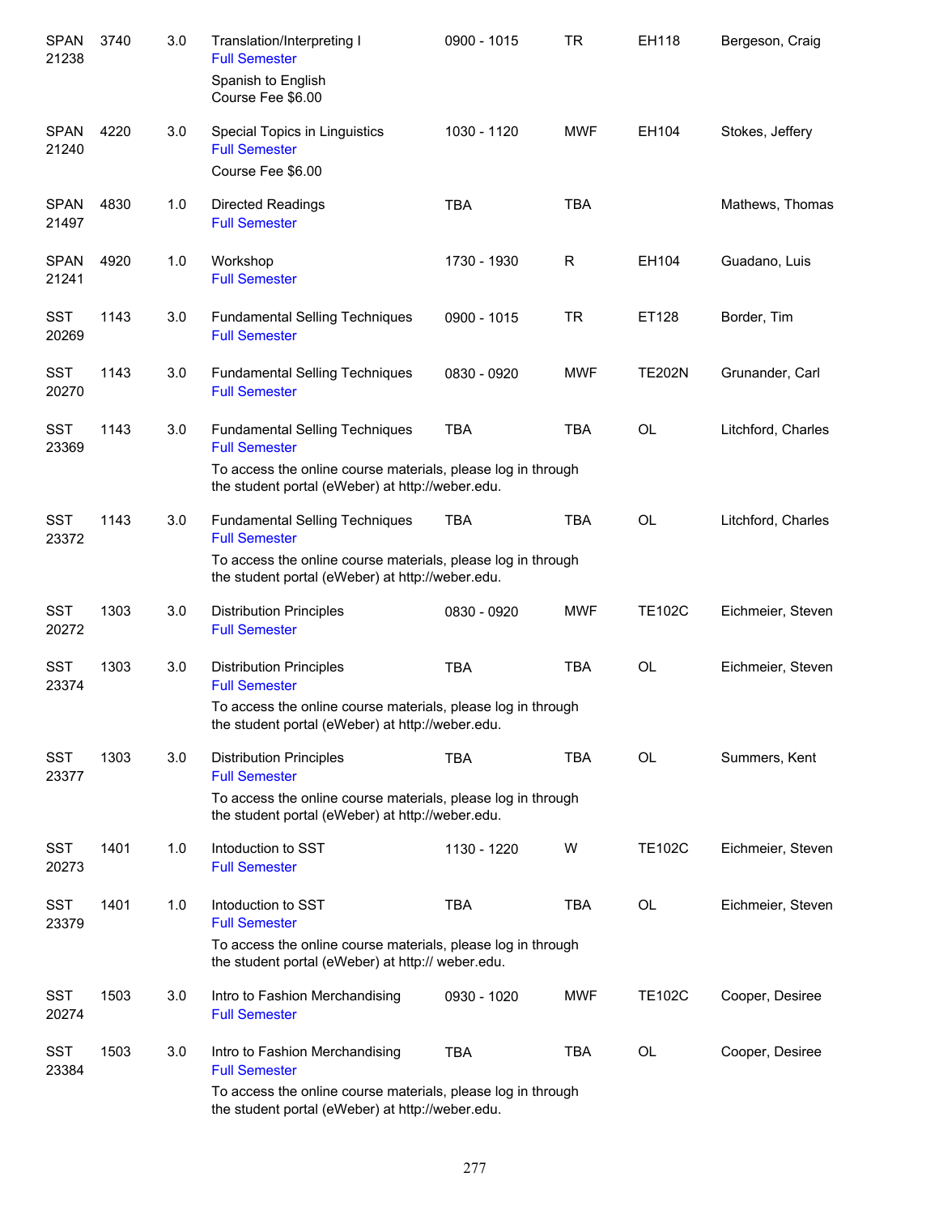| | | | | | | | |
|---|---|---|---|---|---|---|---|
| SPAN 21238 | 3740 | 3.0 | Translation/Interpreting I<br>Full Semester<br>Spanish to English<br>Course Fee $6.00 | 0900 - 1015 | TR | EH118 | Bergeson, Craig |
| SPAN 21240 | 4220 | 3.0 | Special Topics in Linguistics<br>Full Semester<br>Course Fee $6.00 | 1030 - 1120 | MWF | EH104 | Stokes, Jeffery |
| SPAN 21497 | 4830 | 1.0 | Directed Readings<br>Full Semester | TBA | TBA | | Mathews, Thomas |
| SPAN 21241 | 4920 | 1.0 | Workshop<br>Full Semester | 1730 - 1930 | R | EH104 | Guadano, Luis |
| SST 20269 | 1143 | 3.0 | Fundamental Selling Techniques<br>Full Semester | 0900 - 1015 | TR | ET128 | Border, Tim |
| SST 20270 | 1143 | 3.0 | Fundamental Selling Techniques<br>Full Semester | 0830 - 0920 | MWF | TE202N | Grunander, Carl |
| SST 23369 | 1143 | 3.0 | Fundamental Selling Techniques<br>Full Semester<br>To access the online course materials, please log in through the student portal (eWeber) at http://weber.edu. | TBA | TBA | OL | Litchford, Charles |
| SST 23372 | 1143 | 3.0 | Fundamental Selling Techniques<br>Full Semester<br>To access the online course materials, please log in through the student portal (eWeber) at http://weber.edu. | TBA | TBA | OL | Litchford, Charles |
| SST 20272 | 1303 | 3.0 | Distribution Principles<br>Full Semester | 0830 - 0920 | MWF | TE102C | Eichmeier, Steven |
| SST 23374 | 1303 | 3.0 | Distribution Principles<br>Full Semester<br>To access the online course materials, please log in through the student portal (eWeber) at http://weber.edu. | TBA | TBA | OL | Eichmeier, Steven |
| SST 23377 | 1303 | 3.0 | Distribution Principles<br>Full Semester<br>To access the online course materials, please log in through the student portal (eWeber) at http://weber.edu. | TBA | TBA | OL | Summers, Kent |
| SST 20273 | 1401 | 1.0 | Intoduction to SST<br>Full Semester | 1130 - 1220 | W | TE102C | Eichmeier, Steven |
| SST 23379 | 1401 | 1.0 | Intoduction to SST<br>Full Semester<br>To access the online course materials, please log in through the student portal (eWeber) at http:// weber.edu. | TBA | TBA | OL | Eichmeier, Steven |
| SST 20274 | 1503 | 3.0 | Intro to Fashion Merchandising<br>Full Semester | 0930 - 1020 | MWF | TE102C | Cooper, Desiree |
| SST 23384 | 1503 | 3.0 | Intro to Fashion Merchandising<br>Full Semester<br>To access the online course materials, please log in through the student portal (eWeber) at http://weber.edu. | TBA | TBA | OL | Cooper, Desiree |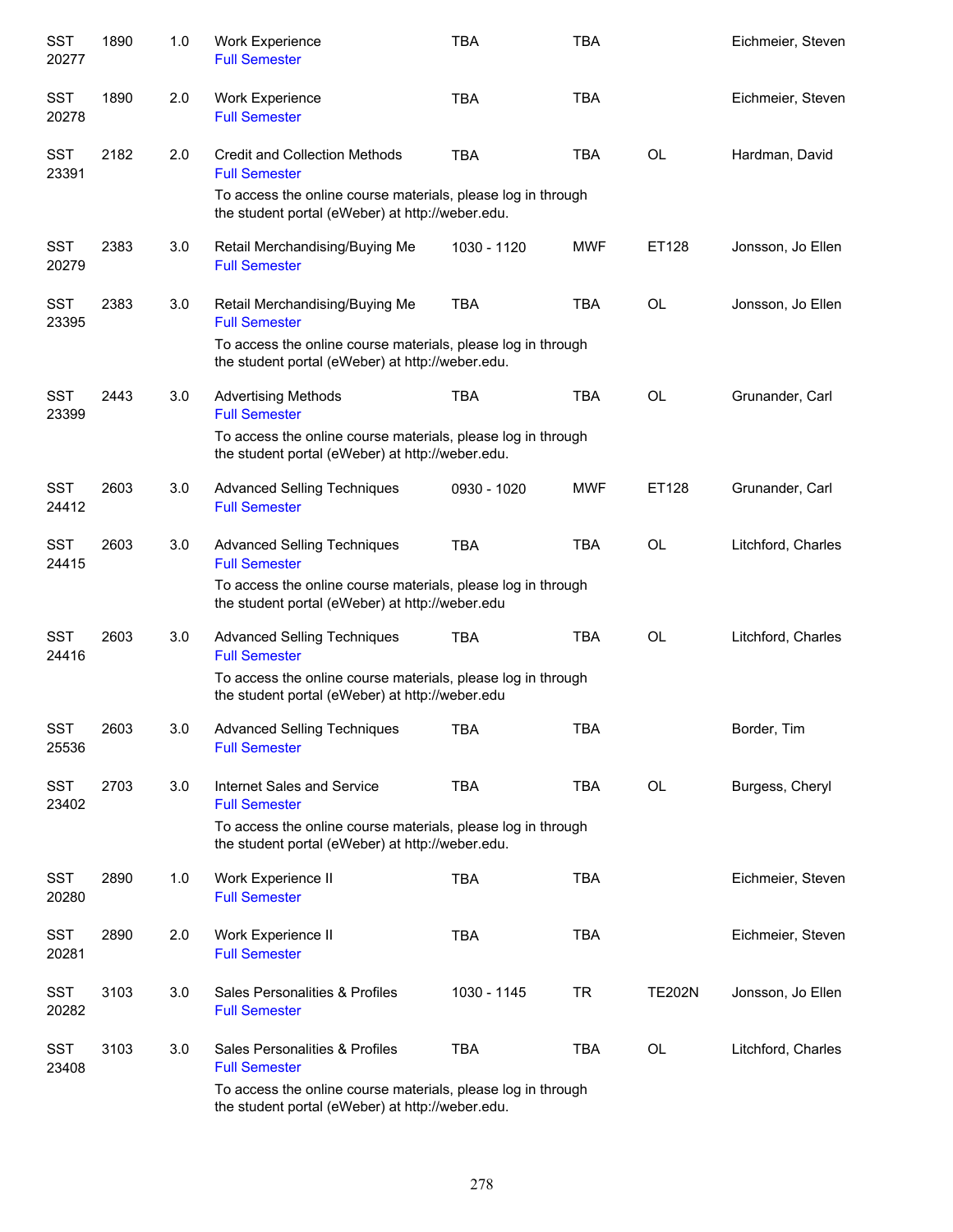| Subject / CRN | Course | Credits | Title | Time | Days | Room | Instructor |
|---|---|---|---|---|---|---|---|
| SST 20277 | 1890 | 1.0 | Work Experience<br>Full Semester | TBA | TBA | | Eichmeier, Steven |
| SST 20278 | 1890 | 2.0 | Work Experience<br>Full Semester | TBA | TBA | | Eichmeier, Steven |
| SST 23391 | 2182 | 2.0 | Credit and Collection Methods<br>Full Semester<br>To access the online course materials, please log in through the student portal (eWeber) at http://weber.edu. | TBA | TBA | OL | Hardman, David |
| SST 20279 | 2383 | 3.0 | Retail Merchandising/Buying Me<br>Full Semester | 1030 - 1120 | MWF | ET128 | Jonsson, Jo Ellen |
| SST 23395 | 2383 | 3.0 | Retail Merchandising/Buying Me<br>Full Semester<br>To access the online course materials, please log in through the student portal (eWeber) at http://weber.edu. | TBA | TBA | OL | Jonsson, Jo Ellen |
| SST 23399 | 2443 | 3.0 | Advertising Methods<br>Full Semester<br>To access the online course materials, please log in through the student portal (eWeber) at http://weber.edu. | TBA | TBA | OL | Grunander, Carl |
| SST 24412 | 2603 | 3.0 | Advanced Selling Techniques<br>Full Semester | 0930 - 1020 | MWF | ET128 | Grunander, Carl |
| SST 24415 | 2603 | 3.0 | Advanced Selling Techniques<br>Full Semester<br>To access the online course materials, please log in through the student portal (eWeber) at http://weber.edu | TBA | TBA | OL | Litchford, Charles |
| SST 24416 | 2603 | 3.0 | Advanced Selling Techniques<br>Full Semester<br>To access the online course materials, please log in through the student portal (eWeber) at http://weber.edu | TBA | TBA | OL | Litchford, Charles |
| SST 25536 | 2603 | 3.0 | Advanced Selling Techniques<br>Full Semester | TBA | TBA | | Border, Tim |
| SST 23402 | 2703 | 3.0 | Internet Sales and Service<br>Full Semester<br>To access the online course materials, please log in through the student portal (eWeber) at http://weber.edu. | TBA | TBA | OL | Burgess, Cheryl |
| SST 20280 | 2890 | 1.0 | Work Experience II<br>Full Semester | TBA | TBA | | Eichmeier, Steven |
| SST 20281 | 2890 | 2.0 | Work Experience II<br>Full Semester | TBA | TBA | | Eichmeier, Steven |
| SST 20282 | 3103 | 3.0 | Sales Personalities & Profiles<br>Full Semester | 1030 - 1145 | TR | TE202N | Jonsson, Jo Ellen |
| SST 23408 | 3103 | 3.0 | Sales Personalities & Profiles<br>Full Semester<br>To access the online course materials, please log in through the student portal (eWeber) at http://weber.edu. | TBA | TBA | OL | Litchford, Charles |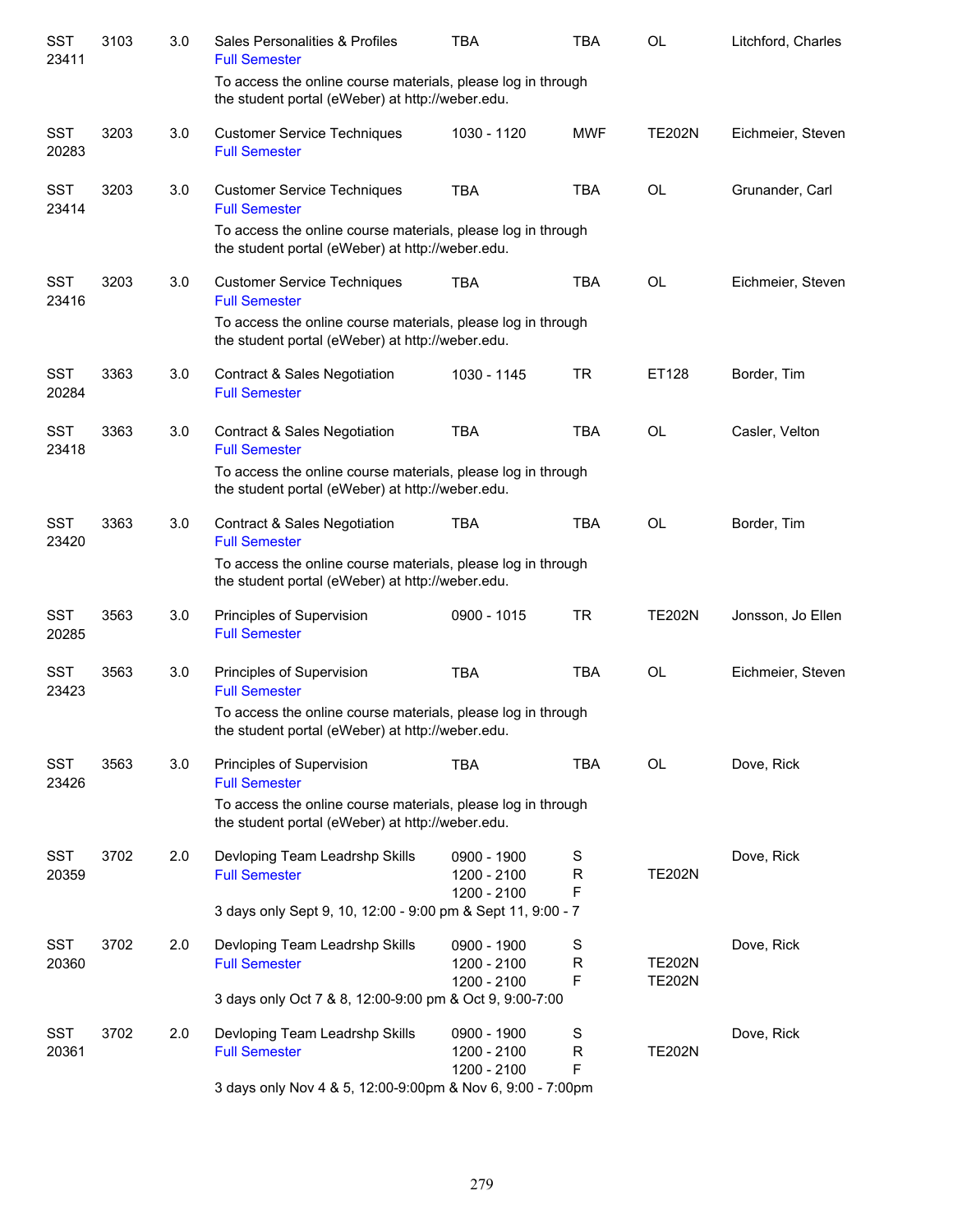| | | | | | | | |
|---|---|---|---|---|---|---|---|
| SST 23411 | 3103 | 3.0 | Sales Personalities & Profiles<br>Full Semester | TBA | TBA | OL | Litchford, Charles |
| | | | To access the online course materials, please log in through the student portal (eWeber) at http://weber.edu. | | | | |
| SST 20283 | 3203 | 3.0 | Customer Service Techniques<br>Full Semester | 1030 - 1120 | MWF | TE202N | Eichmeier, Steven |
| SST 23414 | 3203 | 3.0 | Customer Service Techniques<br>Full Semester | TBA | TBA | OL | Grunander, Carl |
| | | | To access the online course materials, please log in through the student portal (eWeber) at http://weber.edu. | | | | |
| SST 23416 | 3203 | 3.0 | Customer Service Techniques<br>Full Semester | TBA | TBA | OL | Eichmeier, Steven |
| | | | To access the online course materials, please log in through the student portal (eWeber) at http://weber.edu. | | | | |
| SST 20284 | 3363 | 3.0 | Contract & Sales Negotiation<br>Full Semester | 1030 - 1145 | TR | ET128 | Border, Tim |
| SST 23418 | 3363 | 3.0 | Contract & Sales Negotiation<br>Full Semester | TBA | TBA | OL | Casler, Velton |
| | | | To access the online course materials, please log in through the student portal (eWeber) at http://weber.edu. | | | | |
| SST 23420 | 3363 | 3.0 | Contract & Sales Negotiation<br>Full Semester | TBA | TBA | OL | Border, Tim |
| | | | To access the online course materials, please log in through the student portal (eWeber) at http://weber.edu. | | | | |
| SST 20285 | 3563 | 3.0 | Principles of Supervision<br>Full Semester | 0900 - 1015 | TR | TE202N | Jonsson, Jo Ellen |
| SST 23423 | 3563 | 3.0 | Principles of Supervision<br>Full Semester | TBA | TBA | OL | Eichmeier, Steven |
| | | | To access the online course materials, please log in through the student portal (eWeber) at http://weber.edu. | | | | |
| SST 23426 | 3563 | 3.0 | Principles of Supervision<br>Full Semester | TBA | TBA | OL | Dove, Rick |
| | | | To access the online course materials, please log in through the student portal (eWeber) at http://weber.edu. | | | | |
| SST 20359 | 3702 | 2.0 | Devloping Team Leadrshp Skills<br>Full Semester | 0900 - 1900<br>1200 - 2100<br>1200 - 2100 | S<br>R<br>F | <br>TE202N | Dove, Rick |
| | | | 3 days only Sept 9, 10, 12:00 - 9:00 pm & Sept 11, 9:00 - 7 | | | | |
| SST 20360 | 3702 | 2.0 | Devloping Team Leadrshp Skills<br>Full Semester | 0900 - 1900<br>1200 - 2100<br>1200 - 2100 | S<br>R<br>F | <br>TE202N<br>TE202N | Dove, Rick |
| | | | 3 days only Oct 7 & 8, 12:00-9:00 pm & Oct 9, 9:00-7:00 | | | | |
| SST 20361 | 3702 | 2.0 | Devloping Team Leadrshp Skills<br>Full Semester | 0900 - 1900<br>1200 - 2100<br>1200 - 2100 | S<br>R<br>F | <br>TE202N | Dove, Rick |
| | | | 3 days only Nov 4 & 5, 12:00-9:00pm & Nov 6, 9:00 - 7:00pm | | | | |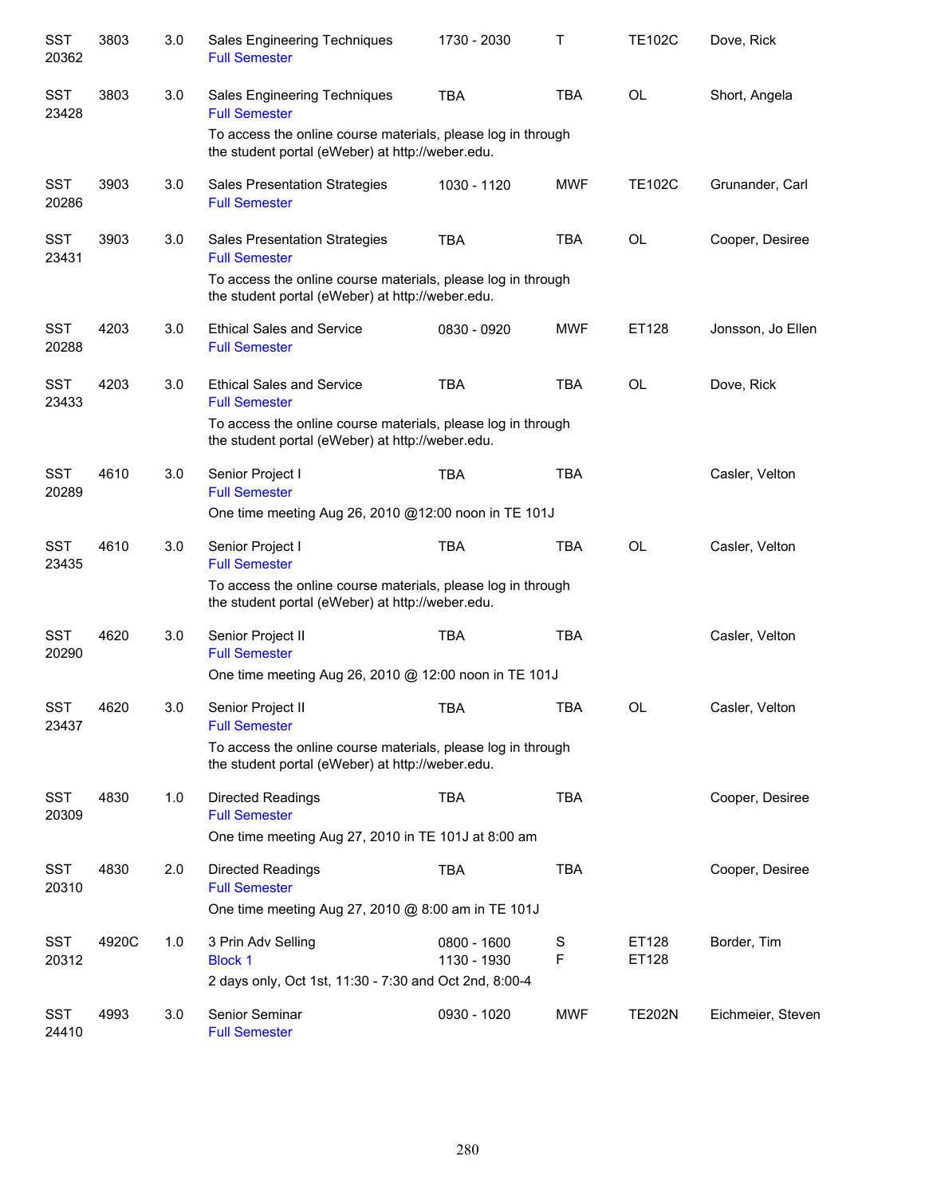| | | | | | | | |
|---|---|---|---|---|---|---|---|
| SST 20362 | 3803 | 3.0 | Sales Engineering Techniques<br>Full Semester | 1730 - 2030 | T | TE102C | Dove, Rick |
| SST 23428 | 3803 | 3.0 | Sales Engineering Techniques<br>Full Semester<br>To access the online course materials, please log in through the student portal (eWeber) at http://weber.edu. | TBA | TBA | OL | Short, Angela |
| SST 20286 | 3903 | 3.0 | Sales Presentation Strategies<br>Full Semester | 1030 - 1120 | MWF | TE102C | Grunander, Carl |
| SST 23431 | 3903 | 3.0 | Sales Presentation Strategies<br>Full Semester<br>To access the online course materials, please log in through the student portal (eWeber) at http://weber.edu. | TBA | TBA | OL | Cooper, Desiree |
| SST 20288 | 4203 | 3.0 | Ethical Sales and Service<br>Full Semester | 0830 - 0920 | MWF | ET128 | Jonsson, Jo Ellen |
| SST 23433 | 4203 | 3.0 | Ethical Sales and Service<br>Full Semester<br>To access the online course materials, please log in through the student portal (eWeber) at http://weber.edu. | TBA | TBA | OL | Dove, Rick |
| SST 20289 | 4610 | 3.0 | Senior Project I<br>Full Semester<br>One time meeting Aug 26, 2010 @12:00 noon in TE 101J | TBA | TBA | | Casler, Velton |
| SST 23435 | 4610 | 3.0 | Senior Project I<br>Full Semester<br>To access the online course materials, please log in through the student portal (eWeber) at http://weber.edu. | TBA | TBA | OL | Casler, Velton |
| SST 20290 | 4620 | 3.0 | Senior Project II<br>Full Semester<br>One time meeting Aug 26, 2010 @ 12:00 noon in TE 101J | TBA | TBA | | Casler, Velton |
| SST 23437 | 4620 | 3.0 | Senior Project II<br>Full Semester<br>To access the online course materials, please log in through the student portal (eWeber) at http://weber.edu. | TBA | TBA | OL | Casler, Velton |
| SST 20309 | 4830 | 1.0 | Directed Readings<br>Full Semester<br>One time meeting Aug 27, 2010 in TE 101J at 8:00 am | TBA | TBA | | Cooper, Desiree |
| SST 20310 | 4830 | 2.0 | Directed Readings<br>Full Semester<br>One time meeting Aug 27, 2010 @ 8:00 am in TE 101J | TBA | TBA | | Cooper, Desiree |
| SST 20312 | 4920C | 1.0 | 3 Prin Adv Selling<br>Block 1<br>2 days only, Oct 1st, 11:30 - 7:30 and Oct 2nd, 8:00-4 | 0800 - 1600<br>1130 - 1930 | S<br>F | ET128<br>ET128 | Border, Tim |
| SST 24410 | 4993 | 3.0 | Senior Seminar<br>Full Semester | 0930 - 1020 | MWF | TE202N | Eichmeier, Steven |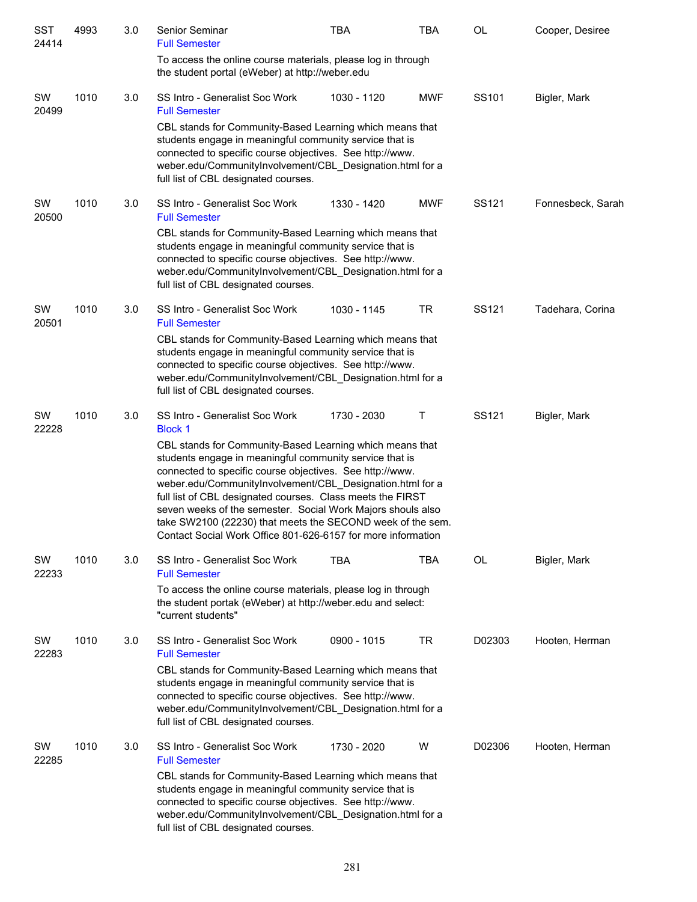| Course | Number | Credits | Title | Time | Days | Room | Instructor |
|---|---|---|---|---|---|---|---|
| SST 24414 | 4993 | 3.0 | Senior Seminar<br>Full Semester<br>To access the online course materials, please log in through the student portal (eWeber) at http://weber.edu | TBA | TBA | OL | Cooper, Desiree |
| SW 20499 | 1010 | 3.0 | SS Intro - Generalist Soc Work<br>Full Semester<br>CBL stands for Community-Based Learning which means that students engage in meaningful community service that is connected to specific course objectives. See http://www.weber.edu/CommunityInvolvement/CBL_Designation.html for a full list of CBL designated courses. | 1030 - 1120 | MWF | SS101 | Bigler, Mark |
| SW 20500 | 1010 | 3.0 | SS Intro - Generalist Soc Work<br>Full Semester<br>CBL stands for Community-Based Learning which means that students engage in meaningful community service that is connected to specific course objectives. See http://www.weber.edu/CommunityInvolvement/CBL_Designation.html for a full list of CBL designated courses. | 1330 - 1420 | MWF | SS121 | Fonnesbeck, Sarah |
| SW 20501 | 1010 | 3.0 | SS Intro - Generalist Soc Work<br>Full Semester<br>CBL stands for Community-Based Learning which means that students engage in meaningful community service that is connected to specific course objectives. See http://www.weber.edu/CommunityInvolvement/CBL_Designation.html for a full list of CBL designated courses. | 1030 - 1145 | TR | SS121 | Tadehara, Corina |
| SW 22228 | 1010 | 3.0 | SS Intro - Generalist Soc Work<br>Block 1<br>CBL stands for Community-Based Learning which means that students engage in meaningful community service that is connected to specific course objectives. See http://www.weber.edu/CommunityInvolvement/CBL_Designation.html for a full list of CBL designated courses. Class meets the FIRST seven weeks of the semester. Social Work Majors shouls also take SW2100 (22230) that meets the SECOND week of the sem. Contact Social Work Office 801-626-6157 for more information | 1730 - 2030 | T | SS121 | Bigler, Mark |
| SW 22233 | 1010 | 3.0 | SS Intro - Generalist Soc Work<br>Full Semester<br>To access the online course materials, please log in through the student portak (eWeber) at http://weber.edu and select: "current students" | TBA | TBA | OL | Bigler, Mark |
| SW 22283 | 1010 | 3.0 | SS Intro - Generalist Soc Work<br>Full Semester<br>CBL stands for Community-Based Learning which means that students engage in meaningful community service that is connected to specific course objectives. See http://www.weber.edu/CommunityInvolvement/CBL_Designation.html for a full list of CBL designated courses. | 0900 - 1015 | TR | D02303 | Hooten, Herman |
| SW 22285 | 1010 | 3.0 | SS Intro - Generalist Soc Work<br>Full Semester<br>CBL stands for Community-Based Learning which means that students engage in meaningful community service that is connected to specific course objectives. See http://www.weber.edu/CommunityInvolvement/CBL_Designation.html for a full list of CBL designated courses. | 1730 - 2020 | W | D02306 | Hooten, Herman |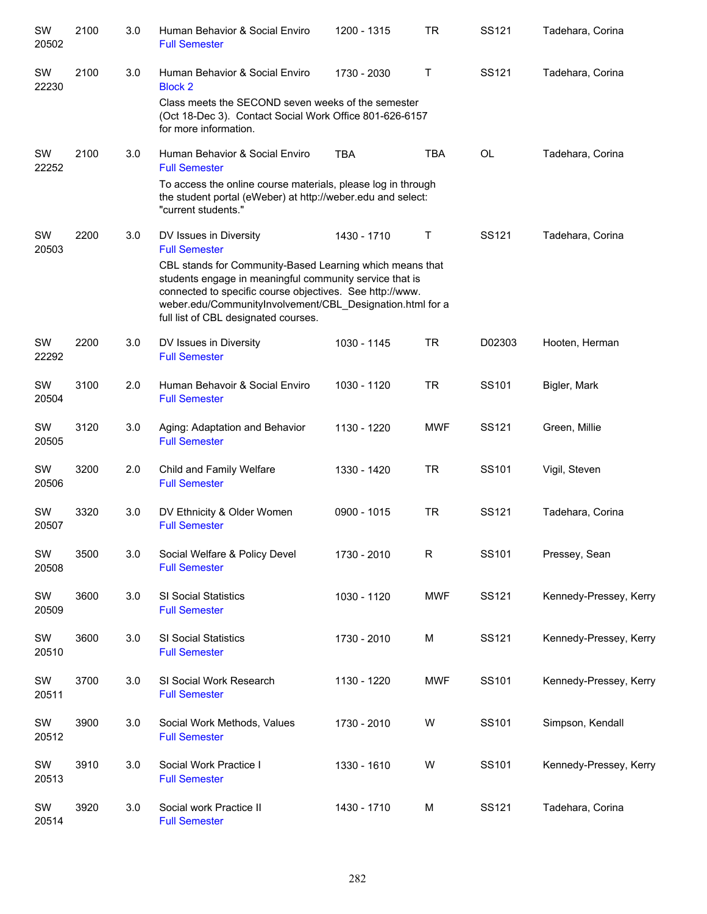| | | | | | | | |
|---|---|---|---|---|---|---|---|
| SW 20502 | 2100 | 3.0 | Human Behavior & Social Enviro<br>Full Semester | 1200 - 1315 | TR | SS121 | Tadehara, Corina |
| SW 22230 | 2100 | 3.0 | Human Behavior & Social Enviro<br>Block 2<br>Class meets the SECOND seven weeks of the semester (Oct 18-Dec 3). Contact Social Work Office 801-626-6157 for more information. | 1730 - 2030 | T | SS121 | Tadehara, Corina |
| SW 22252 | 2100 | 3.0 | Human Behavior & Social Enviro<br>Full Semester<br>To access the online course materials, please log in through the student portal (eWeber) at http://weber.edu and select: "current students." | TBA | TBA | OL | Tadehara, Corina |
| SW 20503 | 2200 | 3.0 | DV Issues in Diversity<br>Full Semester<br>CBL stands for Community-Based Learning which means that students engage in meaningful community service that is connected to specific course objectives. See http://www.weber.edu/CommunityInvolvement/CBL_Designation.html for a full list of CBL designated courses. | 1430 - 1710 | T | SS121 | Tadehara, Corina |
| SW 22292 | 2200 | 3.0 | DV Issues in Diversity<br>Full Semester | 1030 - 1145 | TR | D02303 | Hooten, Herman |
| SW 20504 | 3100 | 2.0 | Human Behavoir & Social Enviro<br>Full Semester | 1030 - 1120 | TR | SS101 | Bigler, Mark |
| SW 20505 | 3120 | 3.0 | Aging: Adaptation and Behavior<br>Full Semester | 1130 - 1220 | MWF | SS121 | Green, Millie |
| SW 20506 | 3200 | 2.0 | Child and Family Welfare<br>Full Semester | 1330 - 1420 | TR | SS101 | Vigil, Steven |
| SW 20507 | 3320 | 3.0 | DV Ethnicity & Older Women<br>Full Semester | 0900 - 1015 | TR | SS121 | Tadehara, Corina |
| SW 20508 | 3500 | 3.0 | Social Welfare & Policy Devel<br>Full Semester | 1730 - 2010 | R | SS101 | Pressey, Sean |
| SW 20509 | 3600 | 3.0 | SI Social Statistics<br>Full Semester | 1030 - 1120 | MWF | SS121 | Kennedy-Pressey, Kerry |
| SW 20510 | 3600 | 3.0 | SI Social Statistics<br>Full Semester | 1730 - 2010 | M | SS121 | Kennedy-Pressey, Kerry |
| SW 20511 | 3700 | 3.0 | SI Social Work Research<br>Full Semester | 1130 - 1220 | MWF | SS101 | Kennedy-Pressey, Kerry |
| SW 20512 | 3900 | 3.0 | Social Work Methods, Values<br>Full Semester | 1730 - 2010 | W | SS101 | Simpson, Kendall |
| SW 20513 | 3910 | 3.0 | Social Work Practice I<br>Full Semester | 1330 - 1610 | W | SS101 | Kennedy-Pressey, Kerry |
| SW 20514 | 3920 | 3.0 | Social work Practice II<br>Full Semester | 1430 - 1710 | M | SS121 | Tadehara, Corina |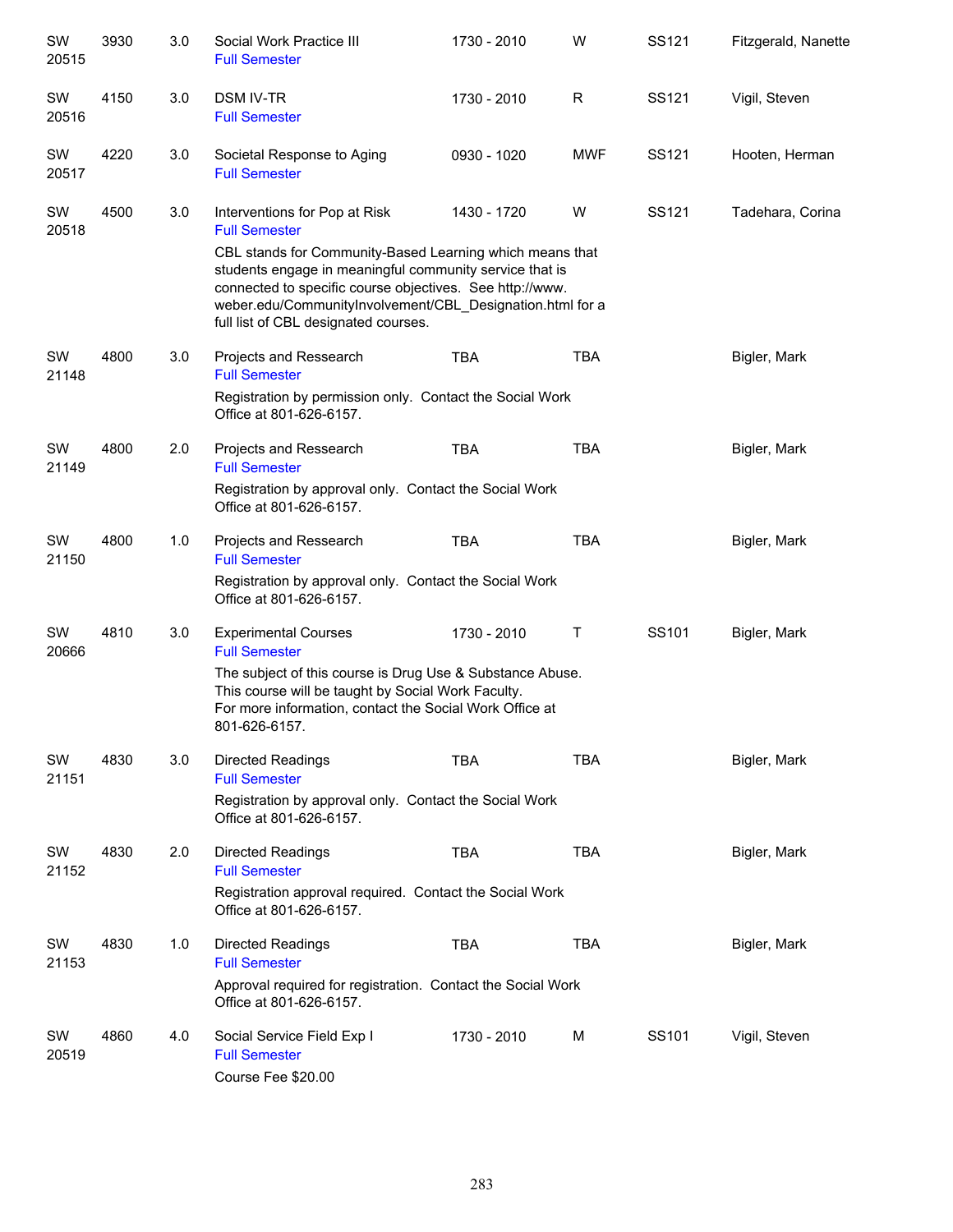| | | | | | | | |
|---|---|---|---|---|---|---|---|
| SW 20515 | 3930 | 3.0 | Social Work Practice III<br>Full Semester | 1730 - 2010 | W | SS121 | Fitzgerald, Nanette |
| SW 20516 | 4150 | 3.0 | DSM IV-TR<br>Full Semester | 1730 - 2010 | R | SS121 | Vigil, Steven |
| SW 20517 | 4220 | 3.0 | Societal Response to Aging<br>Full Semester | 0930 - 1020 | MWF | SS121 | Hooten, Herman |
| SW 20518 | 4500 | 3.0 | Interventions for Pop at Risk<br>Full Semester<br>CBL stands for Community-Based Learning which means that students engage in meaningful community service that is connected to specific course objectives. See http://www.weber.edu/CommunityInvolvement/CBL_Designation.html for a full list of CBL designated courses. | 1430 - 1720 | W | SS121 | Tadehara, Corina |
| SW 21148 | 4800 | 3.0 | Projects and Research<br>Full Semester<br>Registration by permission only. Contact the Social Work Office at 801-626-6157. | TBA | TBA | | Bigler, Mark |
| SW 21149 | 4800 | 2.0 | Projects and Research<br>Full Semester<br>Registration by approval only. Contact the Social Work Office at 801-626-6157. | TBA | TBA | | Bigler, Mark |
| SW 21150 | 4800 | 1.0 | Projects and Research<br>Full Semester<br>Registration by approval only. Contact the Social Work Office at 801-626-6157. | TBA | TBA | | Bigler, Mark |
| SW 20666 | 4810 | 3.0 | Experimental Courses<br>Full Semester<br>The subject of this course is Drug Use & Substance Abuse. This course will be taught by Social Work Faculty. For more information, contact the Social Work Office at 801-626-6157. | 1730 - 2010 | T | SS101 | Bigler, Mark |
| SW 21151 | 4830 | 3.0 | Directed Readings<br>Full Semester<br>Registration by approval only. Contact the Social Work Office at 801-626-6157. | TBA | TBA | | Bigler, Mark |
| SW 21152 | 4830 | 2.0 | Directed Readings<br>Full Semester<br>Registration approval required. Contact the Social Work Office at 801-626-6157. | TBA | TBA | | Bigler, Mark |
| SW 21153 | 4830 | 1.0 | Directed Readings<br>Full Semester<br>Approval required for registration. Contact the Social Work Office at 801-626-6157. | TBA | TBA | | Bigler, Mark |
| SW 20519 | 4860 | 4.0 | Social Service Field Exp I<br>Full Semester<br>Course Fee $20.00 | 1730 - 2010 | M | SS101 | Vigil, Steven |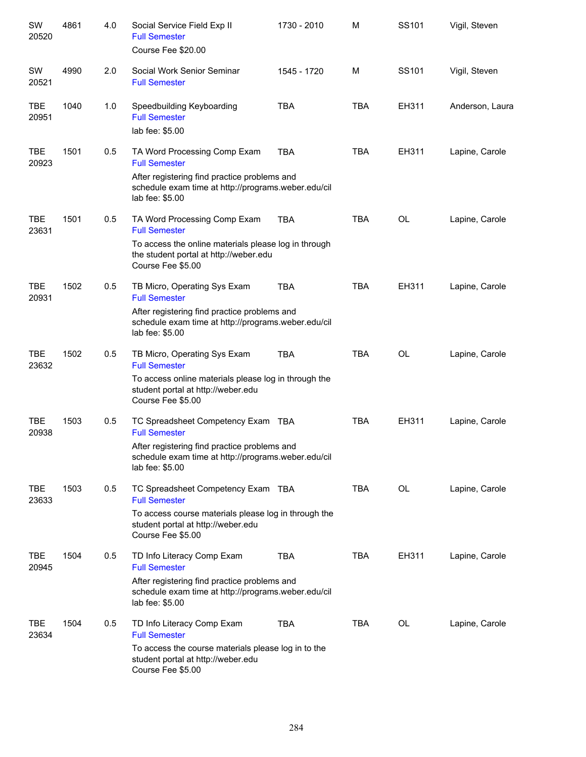| | | | | | | | |
|---|---|---|---|---|---|---|---|
| SW 20520 | 4861 | 4.0 | Social Service Field Exp II<br>Full Semester<br>Course Fee $20.00 | 1730 - 2010 | M | SS101 | Vigil, Steven |
| SW 20521 | 4990 | 2.0 | Social Work Senior Seminar<br>Full Semester | 1545 - 1720 | M | SS101 | Vigil, Steven |
| TBE 20951 | 1040 | 1.0 | Speedbuilding Keyboarding<br>Full Semester<br>lab fee: $5.00 | TBA | TBA | EH311 | Anderson, Laura |
| TBE 20923 | 1501 | 0.5 | TA Word Processing Comp Exam<br>Full Semester<br>After registering find practice problems and schedule exam time at http://programs.weber.edu/cil<br>lab fee: $5.00 | TBA | TBA | EH311 | Lapine, Carole |
| TBE 23631 | 1501 | 0.5 | TA Word Processing Comp Exam<br>Full Semester<br>To access the online materials please log in through the student portal at http://weber.edu<br>Course Fee $5.00 | TBA | TBA | OL | Lapine, Carole |
| TBE 20931 | 1502 | 0.5 | TB Micro, Operating Sys Exam<br>Full Semester<br>After registering find practice problems and schedule exam time at http://programs.weber.edu/cil<br>lab fee: $5.00 | TBA | TBA | EH311 | Lapine, Carole |
| TBE 23632 | 1502 | 0.5 | TB Micro, Operating Sys Exam<br>Full Semester<br>To access online materials please log in through the student portal at http://weber.edu<br>Course Fee $5.00 | TBA | TBA | OL | Lapine, Carole |
| TBE 20938 | 1503 | 0.5 | TC Spreadsheet Competency Exam<br>Full Semester<br>After registering find practice problems and schedule exam time at http://programs.weber.edu/cil<br>lab fee: $5.00 | TBA | TBA | EH311 | Lapine, Carole |
| TBE 23633 | 1503 | 0.5 | TC Spreadsheet Competency Exam<br>Full Semester<br>To access course materials please log in through the student portal at http://weber.edu<br>Course Fee $5.00 | TBA | TBA | OL | Lapine, Carole |
| TBE 20945 | 1504 | 0.5 | TD Info Literacy Comp Exam<br>Full Semester<br>After registering find practice problems and schedule exam time at http://programs.weber.edu/cil<br>lab fee: $5.00 | TBA | TBA | EH311 | Lapine, Carole |
| TBE 23634 | 1504 | 0.5 | TD Info Literacy Comp Exam<br>Full Semester<br>To access the course materials please log in to the student portal at http://weber.edu<br>Course Fee $5.00 | TBA | TBA | OL | Lapine, Carole |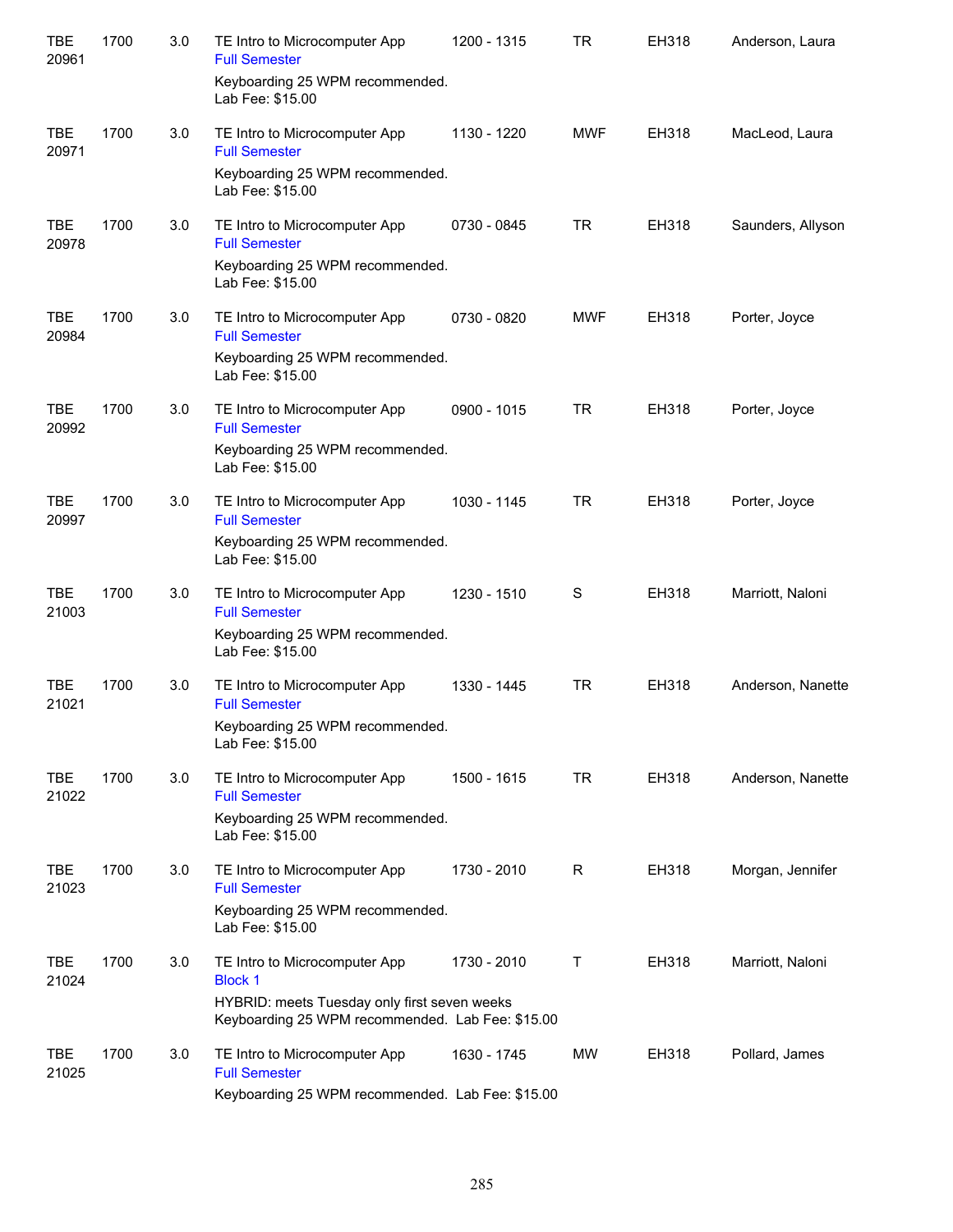| | | | | | | | |
|---|---|---|---|---|---|---|---|
| TBE 20961 | 1700 | 3.0 | TE Intro to Microcomputer App<br>Full Semester<br>Keyboarding 25 WPM recommended.<br>Lab Fee: $15.00 | 1200 - 1315 | TR | EH318 | Anderson, Laura |
| TBE 20971 | 1700 | 3.0 | TE Intro to Microcomputer App<br>Full Semester<br>Keyboarding 25 WPM recommended.<br>Lab Fee: $15.00 | 1130 - 1220 | MWF | EH318 | MacLeod, Laura |
| TBE 20978 | 1700 | 3.0 | TE Intro to Microcomputer App<br>Full Semester<br>Keyboarding 25 WPM recommended.<br>Lab Fee: $15.00 | 0730 - 0845 | TR | EH318 | Saunders, Allyson |
| TBE 20984 | 1700 | 3.0 | TE Intro to Microcomputer App<br>Full Semester<br>Keyboarding 25 WPM recommended.<br>Lab Fee: $15.00 | 0730 - 0820 | MWF | EH318 | Porter, Joyce |
| TBE 20992 | 1700 | 3.0 | TE Intro to Microcomputer App<br>Full Semester<br>Keyboarding 25 WPM recommended.<br>Lab Fee: $15.00 | 0900 - 1015 | TR | EH318 | Porter, Joyce |
| TBE 20997 | 1700 | 3.0 | TE Intro to Microcomputer App<br>Full Semester<br>Keyboarding 25 WPM recommended.<br>Lab Fee: $15.00 | 1030 - 1145 | TR | EH318 | Porter, Joyce |
| TBE 21003 | 1700 | 3.0 | TE Intro to Microcomputer App<br>Full Semester<br>Keyboarding 25 WPM recommended.<br>Lab Fee: $15.00 | 1230 - 1510 | S | EH318 | Marriott, Naloni |
| TBE 21021 | 1700 | 3.0 | TE Intro to Microcomputer App<br>Full Semester<br>Keyboarding 25 WPM recommended.<br>Lab Fee: $15.00 | 1330 - 1445 | TR | EH318 | Anderson, Nanette |
| TBE 21022 | 1700 | 3.0 | TE Intro to Microcomputer App<br>Full Semester<br>Keyboarding 25 WPM recommended.<br>Lab Fee: $15.00 | 1500 - 1615 | TR | EH318 | Anderson, Nanette |
| TBE 21023 | 1700 | 3.0 | TE Intro to Microcomputer App<br>Full Semester<br>Keyboarding 25 WPM recommended.<br>Lab Fee: $15.00 | 1730 - 2010 | R | EH318 | Morgan, Jennifer |
| TBE 21024 | 1700 | 3.0 | TE Intro to Microcomputer App<br>Block 1<br>HYBRID: meets Tuesday only first seven weeks<br>Keyboarding 25 WPM recommended. Lab Fee: $15.00 | 1730 - 2010 | T | EH318 | Marriott, Naloni |
| TBE 21025 | 1700 | 3.0 | TE Intro to Microcomputer App<br>Full Semester<br>Keyboarding 25 WPM recommended. Lab Fee: $15.00 | 1630 - 1745 | MW | EH318 | Pollard, James |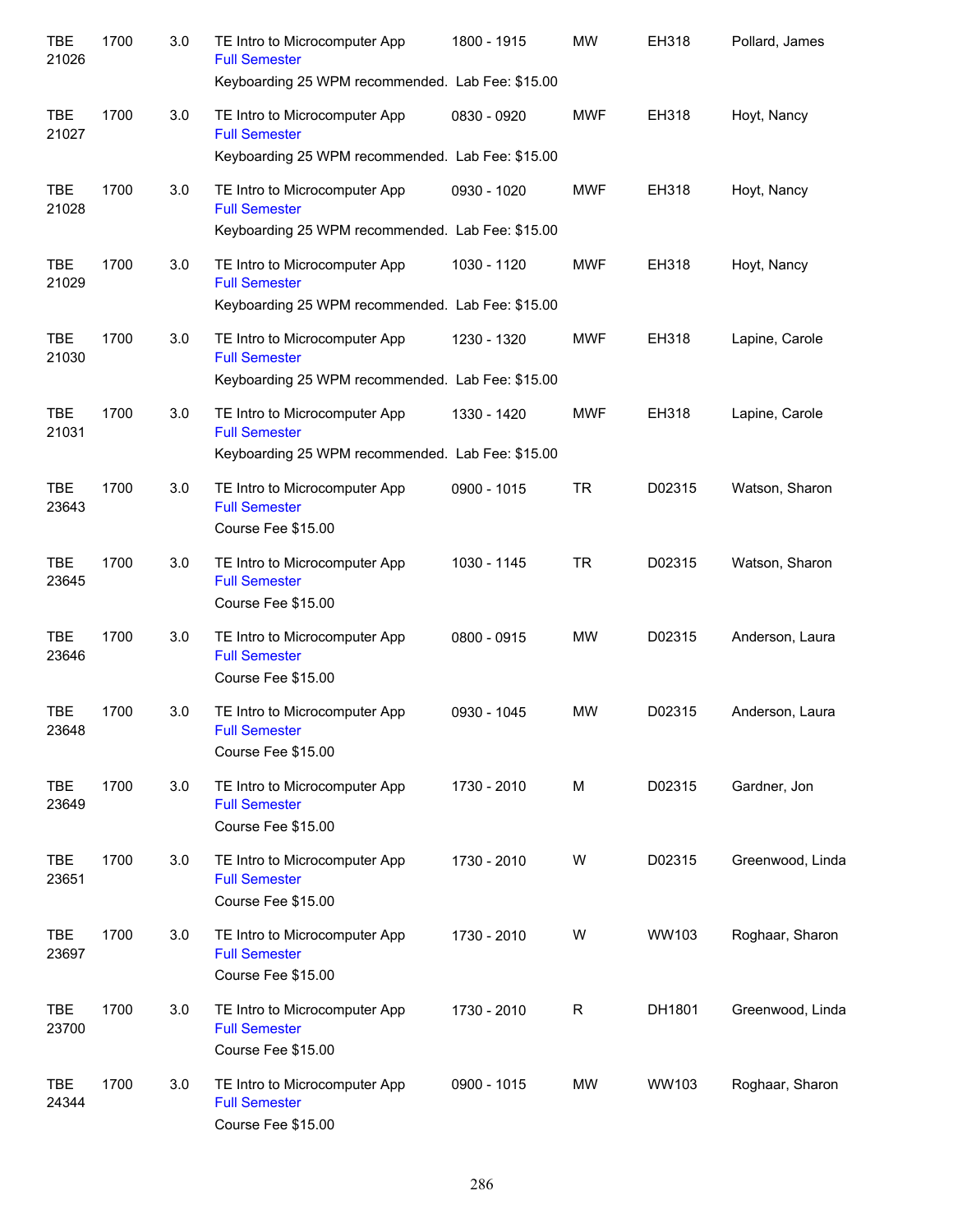| | | | | | | | |
|---|---|---|---|---|---|---|---|
| TBE 21026 | 1700 | 3.0 | TE Intro to Microcomputer App<br>Full Semester<br>Keyboarding 25 WPM recommended. Lab Fee: $15.00 | 1800 - 1915 | MW | EH318 | Pollard, James |
| TBE 21027 | 1700 | 3.0 | TE Intro to Microcomputer App<br>Full Semester<br>Keyboarding 25 WPM recommended. Lab Fee: $15.00 | 0830 - 0920 | MWF | EH318 | Hoyt, Nancy |
| TBE 21028 | 1700 | 3.0 | TE Intro to Microcomputer App<br>Full Semester<br>Keyboarding 25 WPM recommended. Lab Fee: $15.00 | 0930 - 1020 | MWF | EH318 | Hoyt, Nancy |
| TBE 21029 | 1700 | 3.0 | TE Intro to Microcomputer App<br>Full Semester<br>Keyboarding 25 WPM recommended. Lab Fee: $15.00 | 1030 - 1120 | MWF | EH318 | Hoyt, Nancy |
| TBE 21030 | 1700 | 3.0 | TE Intro to Microcomputer App<br>Full Semester<br>Keyboarding 25 WPM recommended. Lab Fee: $15.00 | 1230 - 1320 | MWF | EH318 | Lapine, Carole |
| TBE 21031 | 1700 | 3.0 | TE Intro to Microcomputer App<br>Full Semester<br>Keyboarding 25 WPM recommended. Lab Fee: $15.00 | 1330 - 1420 | MWF | EH318 | Lapine, Carole |
| TBE 23643 | 1700 | 3.0 | TE Intro to Microcomputer App<br>Full Semester<br>Course Fee $15.00 | 0900 - 1015 | TR | D02315 | Watson, Sharon |
| TBE 23645 | 1700 | 3.0 | TE Intro to Microcomputer App<br>Full Semester<br>Course Fee $15.00 | 1030 - 1145 | TR | D02315 | Watson, Sharon |
| TBE 23646 | 1700 | 3.0 | TE Intro to Microcomputer App<br>Full Semester<br>Course Fee $15.00 | 0800 - 0915 | MW | D02315 | Anderson, Laura |
| TBE 23648 | 1700 | 3.0 | TE Intro to Microcomputer App<br>Full Semester<br>Course Fee $15.00 | 0930 - 1045 | MW | D02315 | Anderson, Laura |
| TBE 23649 | 1700 | 3.0 | TE Intro to Microcomputer App<br>Full Semester<br>Course Fee $15.00 | 1730 - 2010 | M | D02315 | Gardner, Jon |
| TBE 23651 | 1700 | 3.0 | TE Intro to Microcomputer App<br>Full Semester<br>Course Fee $15.00 | 1730 - 2010 | W | D02315 | Greenwood, Linda |
| TBE 23697 | 1700 | 3.0 | TE Intro to Microcomputer App<br>Full Semester<br>Course Fee $15.00 | 1730 - 2010 | W | WW103 | Roghaar, Sharon |
| TBE 23700 | 1700 | 3.0 | TE Intro to Microcomputer App<br>Full Semester<br>Course Fee $15.00 | 1730 - 2010 | R | DH1801 | Greenwood, Linda |
| TBE 24344 | 1700 | 3.0 | TE Intro to Microcomputer App<br>Full Semester<br>Course Fee $15.00 | 0900 - 1015 | MW | WW103 | Roghaar, Sharon |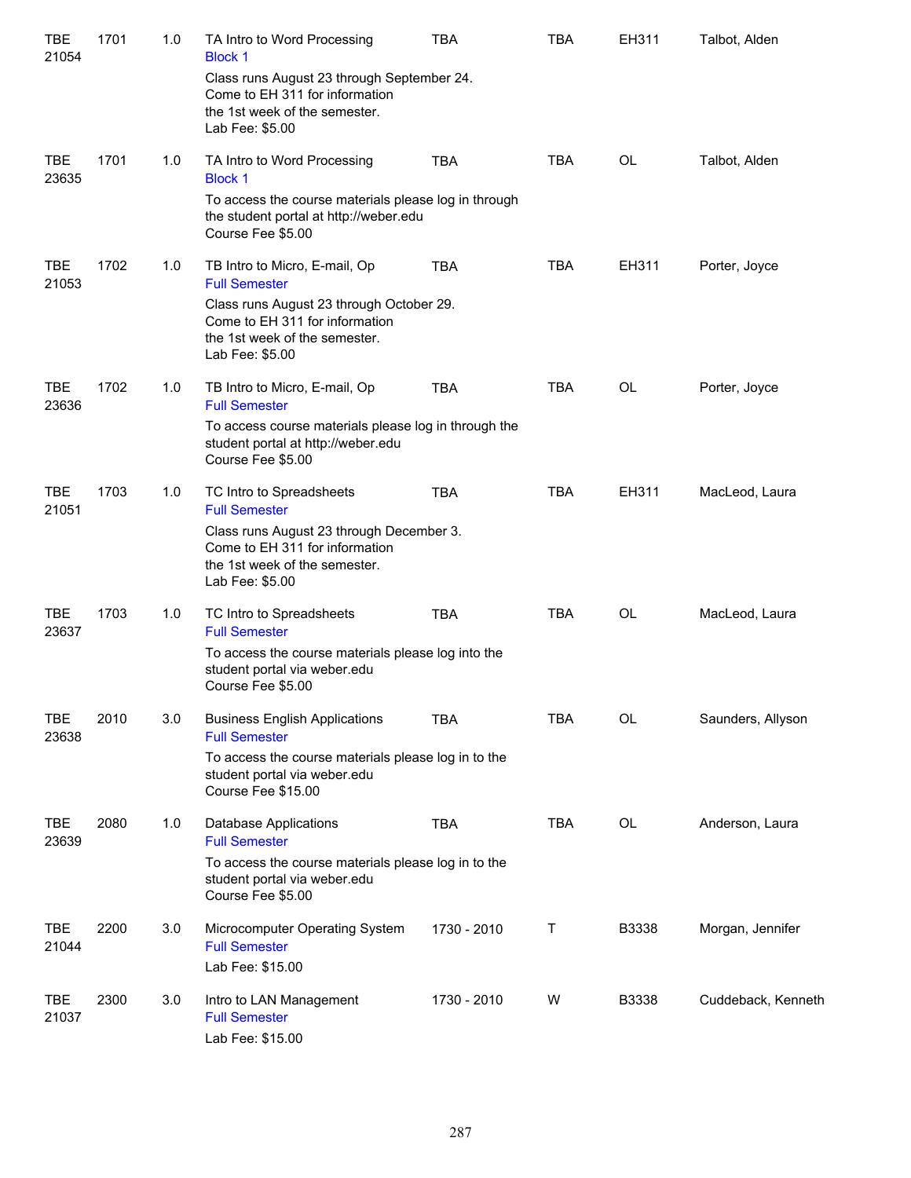| | | | | | | | |
|---|---|---|---|---|---|---|---|
| TBE 21054 | 1701 | 1.0 | TA Intro to Word Processing<br>Block 1<br>Class runs August 23 through September 24.<br>Come to EH 311 for information<br>the 1st week of the semester.<br>Lab Fee: $5.00 | TBA | TBA | EH311 | Talbot, Alden |
| TBE 23635 | 1701 | 1.0 | TA Intro to Word Processing<br>Block 1<br>To access the course materials please log in through<br>the student portal at http://weber.edu<br>Course Fee $5.00 | TBA | TBA | OL | Talbot, Alden |
| TBE 21053 | 1702 | 1.0 | TB Intro to Micro, E-mail, Op<br>Full Semester<br>Class runs August 23 through October 29.<br>Come to EH 311 for information<br>the 1st week of the semester.<br>Lab Fee: $5.00 | TBA | TBA | EH311 | Porter, Joyce |
| TBE 23636 | 1702 | 1.0 | TB Intro to Micro, E-mail, Op<br>Full Semester<br>To access course materials please log in through the<br>student portal at http://weber.edu<br>Course Fee $5.00 | TBA | TBA | OL | Porter, Joyce |
| TBE 21051 | 1703 | 1.0 | TC Intro to Spreadsheets<br>Full Semester<br>Class runs August 23 through December 3.<br>Come to EH 311 for information<br>the 1st week of the semester.<br>Lab Fee: $5.00 | TBA | TBA | EH311 | MacLeod, Laura |
| TBE 23637 | 1703 | 1.0 | TC Intro to Spreadsheets<br>Full Semester<br>To access the course materials please log into the<br>student portal via weber.edu<br>Course Fee $5.00 | TBA | TBA | OL | MacLeod, Laura |
| TBE 23638 | 2010 | 3.0 | Business English Applications<br>Full Semester<br>To access the course materials please log in to the<br>student portal via weber.edu<br>Course Fee $15.00 | TBA | TBA | OL | Saunders, Allyson |
| TBE 23639 | 2080 | 1.0 | Database Applications<br>Full Semester<br>To access the course materials please log in to the<br>student portal via weber.edu<br>Course Fee $5.00 | TBA | TBA | OL | Anderson, Laura |
| TBE 21044 | 2200 | 3.0 | Microcomputer Operating System<br>Full Semester<br>Lab Fee: $15.00 | 1730 - 2010 | T | B3338 | Morgan, Jennifer |
| TBE 21037 | 2300 | 3.0 | Intro to LAN Management<br>Full Semester<br>Lab Fee: $15.00 | 1730 - 2010 | W | B3338 | Cuddeback, Kenneth |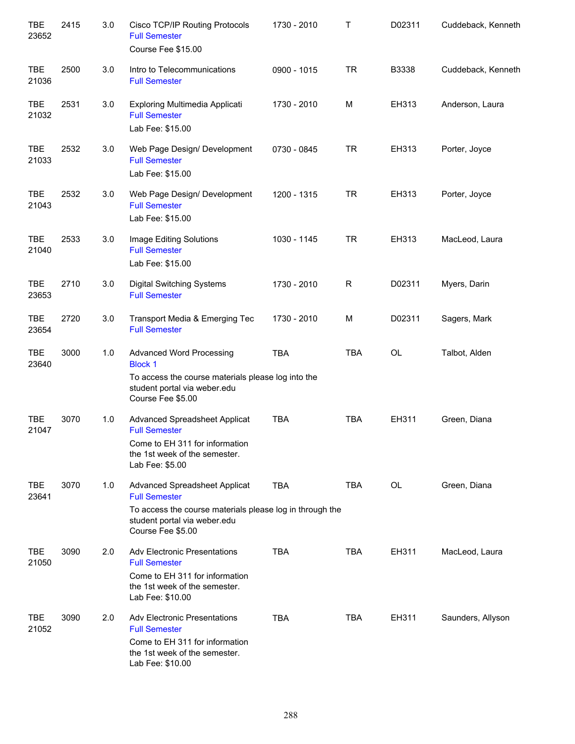| | | | | | | | |
|---|---|---|---|---|---|---|---|
| TBE 23652 | 2415 | 3.0 | Cisco TCP/IP Routing Protocols<br>Full Semester<br>Course Fee $15.00 | 1730 - 2010 | T | D02311 | Cuddeback, Kenneth |
| TBE 21036 | 2500 | 3.0 | Intro to Telecommunications<br>Full Semester | 0900 - 1015 | TR | B3338 | Cuddeback, Kenneth |
| TBE 21032 | 2531 | 3.0 | Exploring Multimedia Applicati<br>Full Semester<br>Lab Fee: $15.00 | 1730 - 2010 | M | EH313 | Anderson, Laura |
| TBE 21033 | 2532 | 3.0 | Web Page Design/ Development<br>Full Semester<br>Lab Fee: $15.00 | 0730 - 0845 | TR | EH313 | Porter, Joyce |
| TBE 21043 | 2532 | 3.0 | Web Page Design/ Development<br>Full Semester<br>Lab Fee: $15.00 | 1200 - 1315 | TR | EH313 | Porter, Joyce |
| TBE 21040 | 2533 | 3.0 | Image Editing Solutions<br>Full Semester<br>Lab Fee: $15.00 | 1030 - 1145 | TR | EH313 | MacLeod, Laura |
| TBE 23653 | 2710 | 3.0 | Digital Switching Systems<br>Full Semester | 1730 - 2010 | R | D02311 | Myers, Darin |
| TBE 23654 | 2720 | 3.0 | Transport Media & Emerging Tec<br>Full Semester | 1730 - 2010 | M | D02311 | Sagers, Mark |
| TBE 23640 | 3000 | 1.0 | Advanced Word Processing<br>Block 1<br>To access the course materials please log into the student portal via weber.edu<br>Course Fee $5.00 | TBA | TBA | OL | Talbot, Alden |
| TBE 21047 | 3070 | 1.0 | Advanced Spreadsheet Applicat<br>Full Semester<br>Come to EH 311 for information the 1st week of the semester.<br>Lab Fee: $5.00 | TBA | TBA | EH311 | Green, Diana |
| TBE 23641 | 3070 | 1.0 | Advanced Spreadsheet Applicat<br>Full Semester<br>To access the course materials please log in through the student portal via weber.edu<br>Course Fee $5.00 | TBA | TBA | OL | Green, Diana |
| TBE 21050 | 3090 | 2.0 | Adv Electronic Presentations<br>Full Semester<br>Come to EH 311 for information the 1st week of the semester.<br>Lab Fee: $10.00 | TBA | TBA | EH311 | MacLeod, Laura |
| TBE 21052 | 3090 | 2.0 | Adv Electronic Presentations<br>Full Semester<br>Come to EH 311 for information the 1st week of the semester.<br>Lab Fee: $10.00 | TBA | TBA | EH311 | Saunders, Allyson |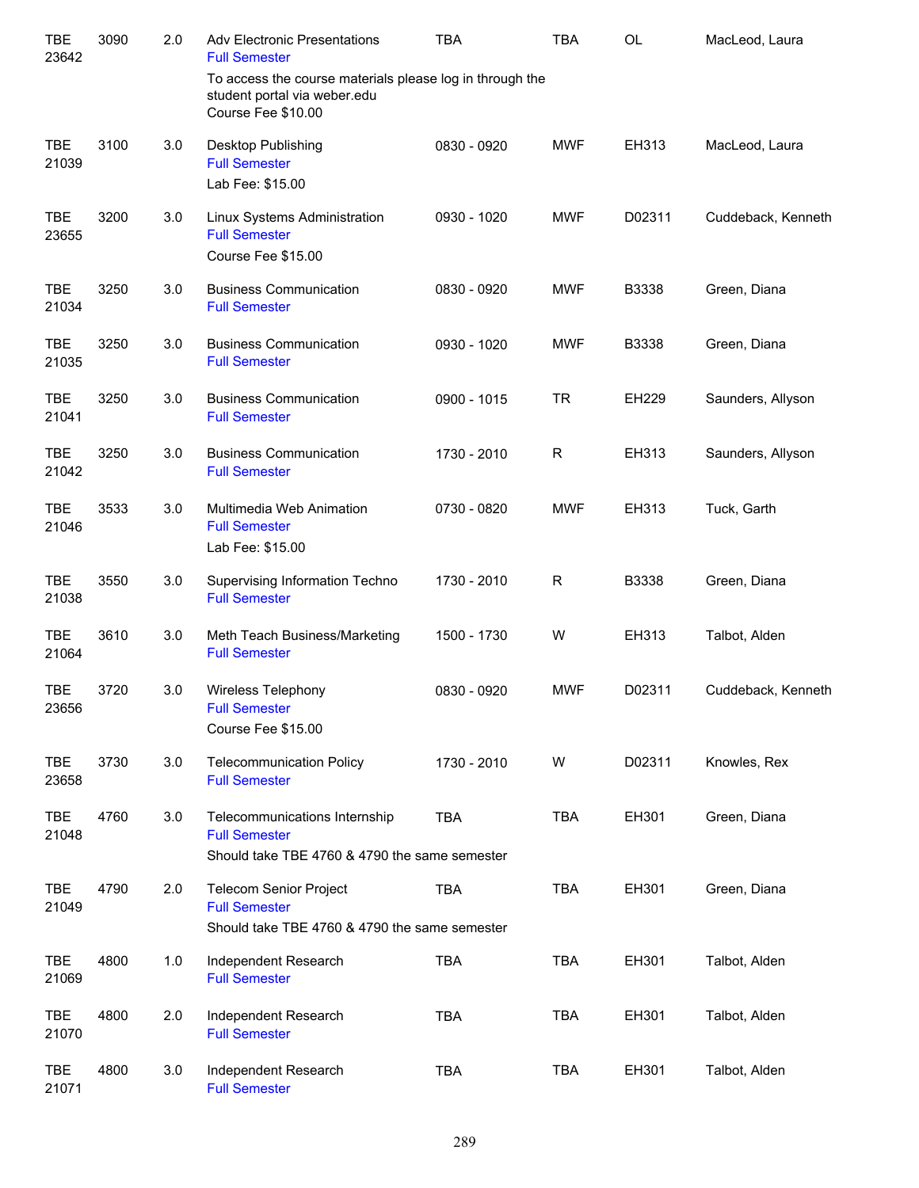| | | | | | | | |
|---|---|---|---|---|---|---|---|
| TBE 23642 | 3090 | 2.0 | Adv Electronic Presentations<br>Full Semester<br>To access the course materials please log in through the student portal via weber.edu<br>Course Fee $10.00 | TBA | TBA | OL | MacLeod, Laura |
| TBE 21039 | 3100 | 3.0 | Desktop Publishing<br>Full Semester<br>Lab Fee: $15.00 | 0830 - 0920 | MWF | EH313 | MacLeod, Laura |
| TBE 23655 | 3200 | 3.0 | Linux Systems Administration<br>Full Semester<br>Course Fee $15.00 | 0930 - 1020 | MWF | D02311 | Cuddeback, Kenneth |
| TBE 21034 | 3250 | 3.0 | Business Communication<br>Full Semester | 0830 - 0920 | MWF | B3338 | Green, Diana |
| TBE 21035 | 3250 | 3.0 | Business Communication<br>Full Semester | 0930 - 1020 | MWF | B3338 | Green, Diana |
| TBE 21041 | 3250 | 3.0 | Business Communication<br>Full Semester | 0900 - 1015 | TR | EH229 | Saunders, Allyson |
| TBE 21042 | 3250 | 3.0 | Business Communication<br>Full Semester | 1730 - 2010 | R | EH313 | Saunders, Allyson |
| TBE 21046 | 3533 | 3.0 | Multimedia Web Animation<br>Full Semester<br>Lab Fee: $15.00 | 0730 - 0820 | MWF | EH313 | Tuck, Garth |
| TBE 21038 | 3550 | 3.0 | Supervising Information Techno<br>Full Semester | 1730 - 2010 | R | B3338 | Green, Diana |
| TBE 21064 | 3610 | 3.0 | Meth Teach Business/Marketing<br>Full Semester | 1500 - 1730 | W | EH313 | Talbot, Alden |
| TBE 23656 | 3720 | 3.0 | Wireless Telephony<br>Full Semester<br>Course Fee $15.00 | 0830 - 0920 | MWF | D02311 | Cuddeback, Kenneth |
| TBE 23658 | 3730 | 3.0 | Telecommunication Policy<br>Full Semester | 1730 - 2010 | W | D02311 | Knowles, Rex |
| TBE 21048 | 4760 | 3.0 | Telecommunications Internship<br>Full Semester<br>Should take TBE 4760 & 4790 the same semester | TBA | TBA | EH301 | Green, Diana |
| TBE 21049 | 4790 | 2.0 | Telecom Senior Project<br>Full Semester<br>Should take TBE 4760 & 4790 the same semester | TBA | TBA | EH301 | Green, Diana |
| TBE 21069 | 4800 | 1.0 | Independent Research<br>Full Semester | TBA | TBA | EH301 | Talbot, Alden |
| TBE 21070 | 4800 | 2.0 | Independent Research<br>Full Semester | TBA | TBA | EH301 | Talbot, Alden |
| TBE 21071 | 4800 | 3.0 | Independent Research<br>Full Semester | TBA | TBA | EH301 | Talbot, Alden |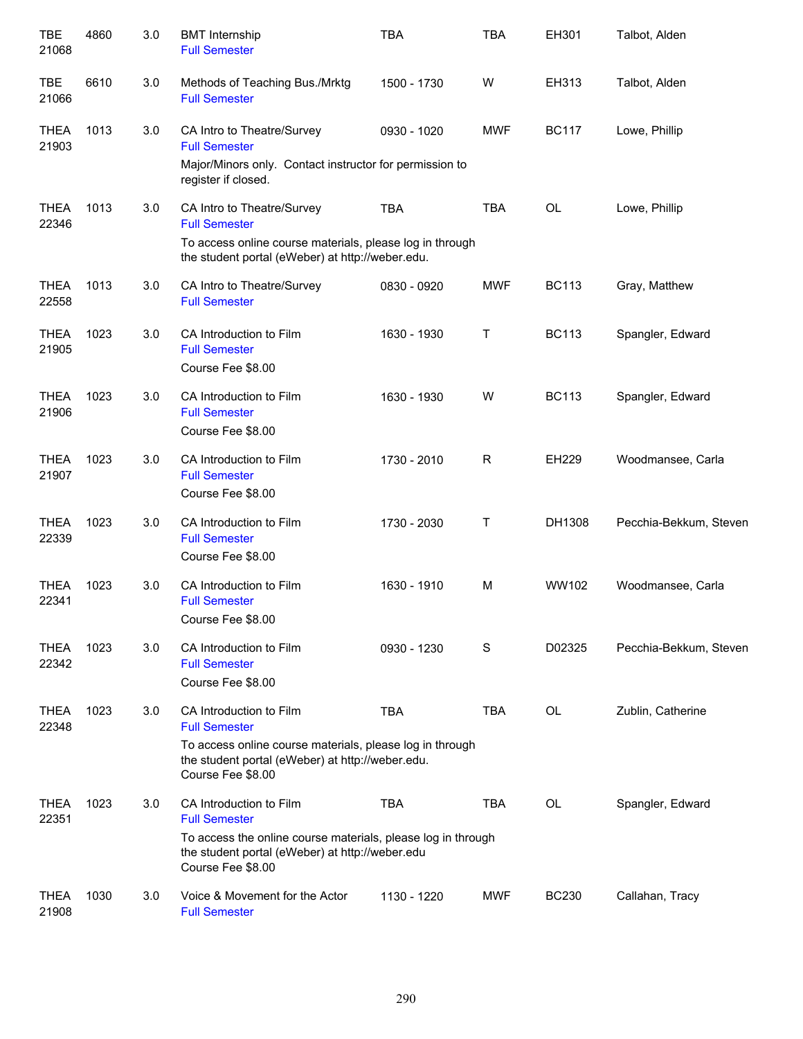| | | | | | | | |
|---|---|---|---|---|---|---|---|
| TBE 21068 | 4860 | 3.0 | BMT Internship<br>Full Semester | TBA | TBA | EH301 | Talbot, Alden |
| TBE 21066 | 6610 | 3.0 | Methods of Teaching Bus./Mrktg<br>Full Semester | 1500 - 1730 | W | EH313 | Talbot, Alden |
| THEA 21903 | 1013 | 3.0 | CA Intro to Theatre/Survey<br>Full Semester<br>Major/Minors only. Contact instructor for permission to register if closed. | 0930 - 1020 | MWF | BC117 | Lowe, Phillip |
| THEA 22346 | 1013 | 3.0 | CA Intro to Theatre/Survey<br>Full Semester<br>To access online course materials, please log in through the student portal (eWeber) at http://weber.edu. | TBA | TBA | OL | Lowe, Phillip |
| THEA 22558 | 1013 | 3.0 | CA Intro to Theatre/Survey<br>Full Semester | 0830 - 0920 | MWF | BC113 | Gray, Matthew |
| THEA 21905 | 1023 | 3.0 | CA Introduction to Film<br>Full Semester<br>Course Fee $8.00 | 1630 - 1930 | T | BC113 | Spangler, Edward |
| THEA 21906 | 1023 | 3.0 | CA Introduction to Film<br>Full Semester<br>Course Fee $8.00 | 1630 - 1930 | W | BC113 | Spangler, Edward |
| THEA 21907 | 1023 | 3.0 | CA Introduction to Film<br>Full Semester<br>Course Fee $8.00 | 1730 - 2010 | R | EH229 | Woodmansee, Carla |
| THEA 22339 | 1023 | 3.0 | CA Introduction to Film<br>Full Semester<br>Course Fee $8.00 | 1730 - 2030 | T | DH1308 | Pecchia-Bekkum, Steven |
| THEA 22341 | 1023 | 3.0 | CA Introduction to Film<br>Full Semester<br>Course Fee $8.00 | 1630 - 1910 | M | WW102 | Woodmansee, Carla |
| THEA 22342 | 1023 | 3.0 | CA Introduction to Film<br>Full Semester<br>Course Fee $8.00 | 0930 - 1230 | S | D02325 | Pecchia-Bekkum, Steven |
| THEA 22348 | 1023 | 3.0 | CA Introduction to Film<br>Full Semester<br>To access online course materials, please log in through the student portal (eWeber) at http://weber.edu.<br>Course Fee $8.00 | TBA | TBA | OL | Zublin, Catherine |
| THEA 22351 | 1023 | 3.0 | CA Introduction to Film<br>Full Semester<br>To access the online course materials, please log in through the student portal (eWeber) at http://weber.edu<br>Course Fee $8.00 | TBA | TBA | OL | Spangler, Edward |
| THEA 21908 | 1030 | 3.0 | Voice & Movement for the Actor<br>Full Semester | 1130 - 1220 | MWF | BC230 | Callahan, Tracy |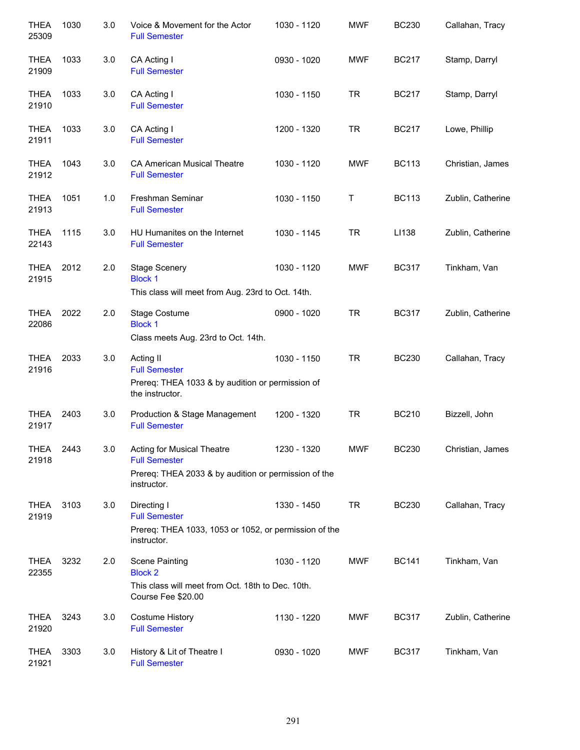| | | | | | | | |
|---|---|---|---|---|---|---|---|
| THEA 25309 | 1030 | 3.0 | Voice & Movement for the Actor<br>Full Semester | 1030 - 1120 | MWF | BC230 | Callahan, Tracy |
| THEA 21909 | 1033 | 3.0 | CA Acting I<br>Full Semester | 0930 - 1020 | MWF | BC217 | Stamp, Darryl |
| THEA 21910 | 1033 | 3.0 | CA Acting I<br>Full Semester | 1030 - 1150 | TR | BC217 | Stamp, Darryl |
| THEA 21911 | 1033 | 3.0 | CA Acting I<br>Full Semester | 1200 - 1320 | TR | BC217 | Lowe, Phillip |
| THEA 21912 | 1043 | 3.0 | CA American Musical Theatre<br>Full Semester | 1030 - 1120 | MWF | BC113 | Christian, James |
| THEA 21913 | 1051 | 1.0 | Freshman Seminar<br>Full Semester | 1030 - 1150 | T | BC113 | Zublin, Catherine |
| THEA 22143 | 1115 | 3.0 | HU Humanites on the Internet<br>Full Semester | 1030 - 1145 | TR | LI138 | Zublin, Catherine |
| THEA 21915 | 2012 | 2.0 | Stage Scenery<br>Block 1<br>This class will meet from Aug. 23rd to Oct. 14th. | 1030 - 1120 | MWF | BC317 | Tinkham, Van |
| THEA 22086 | 2022 | 2.0 | Stage Costume<br>Block 1<br>Class meets Aug. 23rd to Oct. 14th. | 0900 - 1020 | TR | BC317 | Zublin, Catherine |
| THEA 21916 | 2033 | 3.0 | Acting II<br>Full Semester<br>Prereq: THEA 1033 & by audition or permission of the instructor. | 1030 - 1150 | TR | BC230 | Callahan, Tracy |
| THEA 21917 | 2403 | 3.0 | Production & Stage Management<br>Full Semester | 1200 - 1320 | TR | BC210 | Bizzell, John |
| THEA 21918 | 2443 | 3.0 | Acting for Musical Theatre<br>Full Semester<br>Prereq: THEA 2033 & by audition or permission of the instructor. | 1230 - 1320 | MWF | BC230 | Christian, James |
| THEA 21919 | 3103 | 3.0 | Directing I<br>Full Semester<br>Prereq: THEA 1033, 1053 or 1052, or permission of the instructor. | 1330 - 1450 | TR | BC230 | Callahan, Tracy |
| THEA 22355 | 3232 | 2.0 | Scene Painting<br>Block 2<br>This class will meet from Oct. 18th to Dec. 10th.<br>Course Fee $20.00 | 1030 - 1120 | MWF | BC141 | Tinkham, Van |
| THEA 21920 | 3243 | 3.0 | Costume History<br>Full Semester | 1130 - 1220 | MWF | BC317 | Zublin, Catherine |
| THEA 21921 | 3303 | 3.0 | History & Lit of Theatre I<br>Full Semester | 0930 - 1020 | MWF | BC317 | Tinkham, Van |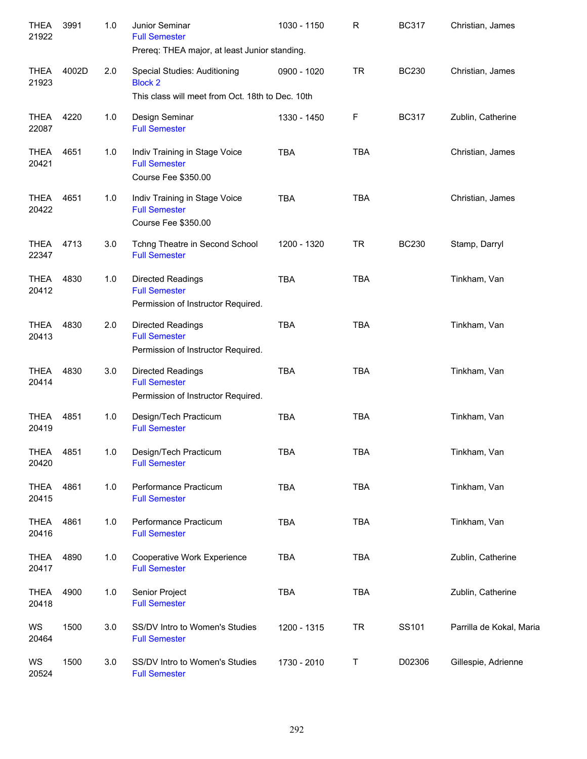| | | | | | | | |
|---|---|---|---|---|---|---|---|
| THEA 21922 | 3991 | 1.0 | Junior Seminar<br>Full Semester<br>Prereq: THEA major, at least Junior standing. | 1030 - 1150 | R | BC317 | Christian, James |
| THEA 21923 | 4002D | 2.0 | Special Studies: Auditioning<br>Block 2<br>This class will meet from Oct. 18th to Dec. 10th | 0900 - 1020 | TR | BC230 | Christian, James |
| THEA 22087 | 4220 | 1.0 | Design Seminar<br>Full Semester | 1330 - 1450 | F | BC317 | Zublin, Catherine |
| THEA 20421 | 4651 | 1.0 | Indiv Training in Stage Voice<br>Full Semester<br>Course Fee $350.00 | TBA | TBA | | Christian, James |
| THEA 20422 | 4651 | 1.0 | Indiv Training in Stage Voice<br>Full Semester<br>Course Fee $350.00 | TBA | TBA | | Christian, James |
| THEA 22347 | 4713 | 3.0 | Tchng Theatre in Second School<br>Full Semester | 1200 - 1320 | TR | BC230 | Stamp, Darryl |
| THEA 20412 | 4830 | 1.0 | Directed Readings<br>Full Semester<br>Permission of Instructor Required. | TBA | TBA | | Tinkham, Van |
| THEA 20413 | 4830 | 2.0 | Directed Readings<br>Full Semester<br>Permission of Instructor Required. | TBA | TBA | | Tinkham, Van |
| THEA 20414 | 4830 | 3.0 | Directed Readings<br>Full Semester<br>Permission of Instructor Required. | TBA | TBA | | Tinkham, Van |
| THEA 20419 | 4851 | 1.0 | Design/Tech Practicum<br>Full Semester | TBA | TBA | | Tinkham, Van |
| THEA 20420 | 4851 | 1.0 | Design/Tech Practicum<br>Full Semester | TBA | TBA | | Tinkham, Van |
| THEA 20415 | 4861 | 1.0 | Performance Practicum<br>Full Semester | TBA | TBA | | Tinkham, Van |
| THEA 20416 | 4861 | 1.0 | Performance Practicum<br>Full Semester | TBA | TBA | | Tinkham, Van |
| THEA 20417 | 4890 | 1.0 | Cooperative Work Experience<br>Full Semester | TBA | TBA | | Zublin, Catherine |
| THEA 20418 | 4900 | 1.0 | Senior Project<br>Full Semester | TBA | TBA | | Zublin, Catherine |
| WS 20464 | 1500 | 3.0 | SS/DV Intro to Women's Studies<br>Full Semester | 1200 - 1315 | TR | SS101 | Parrilla de Kokal, Maria |
| WS 20524 | 1500 | 3.0 | SS/DV Intro to Women's Studies<br>Full Semester | 1730 - 2010 | T | D02306 | Gillespie, Adrienne |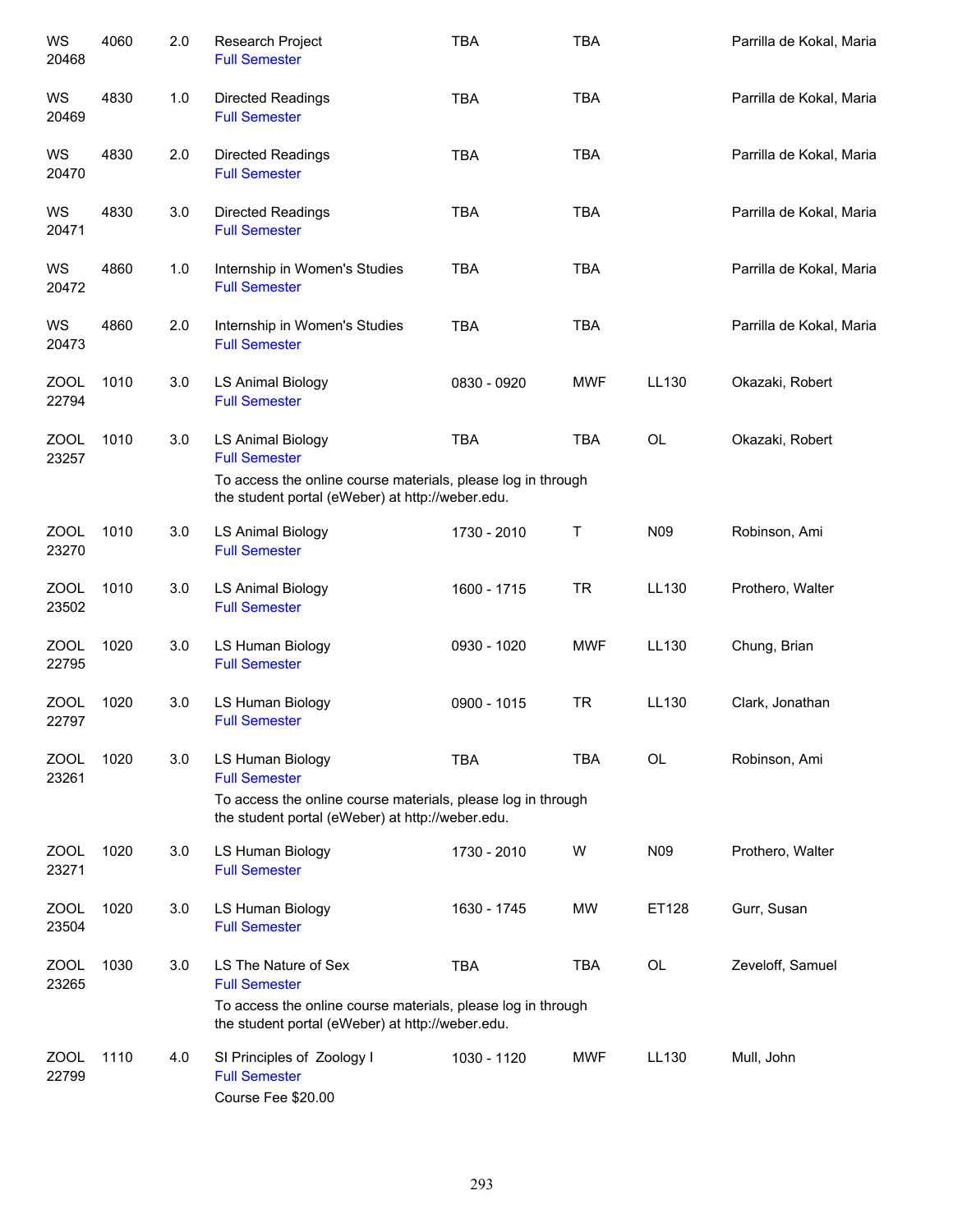| | | | | | | | |
|---|---|---|---|---|---|---|---|
| WS 20468 | 4060 | 2.0 | Research Project<br>Full Semester | TBA | TBA | | Parrilla de Kokal, Maria |
| WS 20469 | 4830 | 1.0 | Directed Readings<br>Full Semester | TBA | TBA | | Parrilla de Kokal, Maria |
| WS 20470 | 4830 | 2.0 | Directed Readings<br>Full Semester | TBA | TBA | | Parrilla de Kokal, Maria |
| WS 20471 | 4830 | 3.0 | Directed Readings<br>Full Semester | TBA | TBA | | Parrilla de Kokal, Maria |
| WS 20472 | 4860 | 1.0 | Internship in Women's Studies<br>Full Semester | TBA | TBA | | Parrilla de Kokal, Maria |
| WS 20473 | 4860 | 2.0 | Internship in Women's Studies<br>Full Semester | TBA | TBA | | Parrilla de Kokal, Maria |
| ZOOL 22794 | 1010 | 3.0 | LS Animal Biology<br>Full Semester | 0830 - 0920 | MWF | LL130 | Okazaki, Robert |
| ZOOL 23257 | 1010 | 3.0 | LS Animal Biology<br>Full Semester<br>To access the online course materials, please log in through the student portal (eWeber) at http://weber.edu. | TBA | TBA | OL | Okazaki, Robert |
| ZOOL 23270 | 1010 | 3.0 | LS Animal Biology<br>Full Semester | 1730 - 2010 | T | N09 | Robinson, Ami |
| ZOOL 23502 | 1010 | 3.0 | LS Animal Biology<br>Full Semester | 1600 - 1715 | TR | LL130 | Prothero, Walter |
| ZOOL 22795 | 1020 | 3.0 | LS Human Biology<br>Full Semester | 0930 - 1020 | MWF | LL130 | Chung, Brian |
| ZOOL 22797 | 1020 | 3.0 | LS Human Biology<br>Full Semester | 0900 - 1015 | TR | LL130 | Clark, Jonathan |
| ZOOL 23261 | 1020 | 3.0 | LS Human Biology<br>Full Semester<br>To access the online course materials, please log in through the student portal (eWeber) at http://weber.edu. | TBA | TBA | OL | Robinson, Ami |
| ZOOL 23271 | 1020 | 3.0 | LS Human Biology<br>Full Semester | 1730 - 2010 | W | N09 | Prothero, Walter |
| ZOOL 23504 | 1020 | 3.0 | LS Human Biology<br>Full Semester | 1630 - 1745 | MW | ET128 | Gurr, Susan |
| ZOOL 23265 | 1030 | 3.0 | LS The Nature of Sex<br>Full Semester<br>To access the online course materials, please log in through the student portal (eWeber) at http://weber.edu. | TBA | TBA | OL | Zeveloff, Samuel |
| ZOOL 22799 | 1110 | 4.0 | SI Principles of Zoology I<br>Full Semester<br>Course Fee $20.00 | 1030 - 1120 | MWF | LL130 | Mull, John |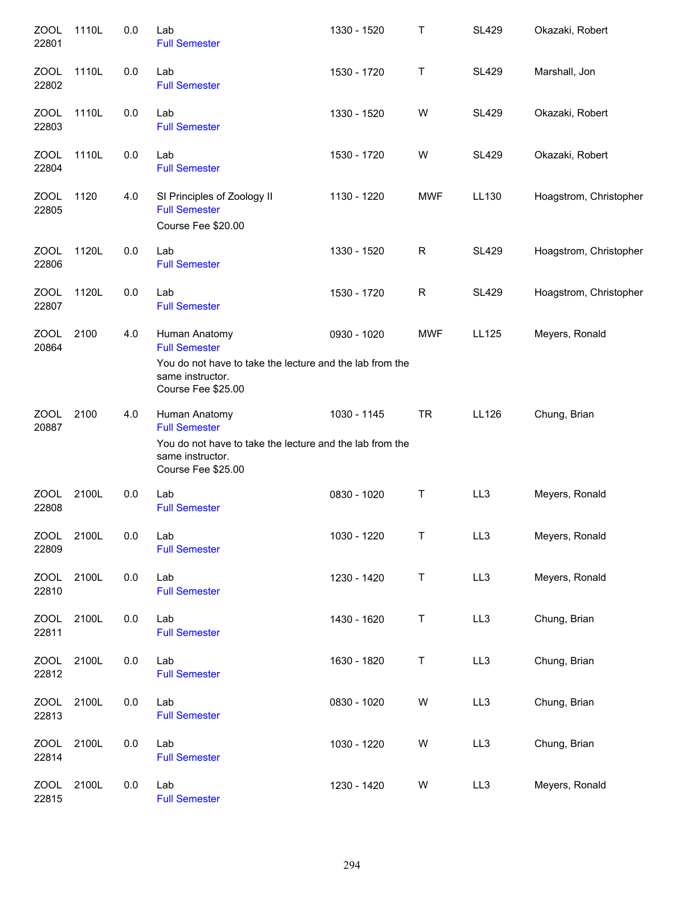| | | | | | | | |
|---|---|---|---|---|---|---|---|
| ZOOL 22801 | 1110L | 0.0 | Lab<br>Full Semester | 1330 - 1520 | T | SL429 | Okazaki, Robert |
| ZOOL 22802 | 1110L | 0.0 | Lab<br>Full Semester | 1530 - 1720 | T | SL429 | Marshall, Jon |
| ZOOL 22803 | 1110L | 0.0 | Lab<br>Full Semester | 1330 - 1520 | W | SL429 | Okazaki, Robert |
| ZOOL 22804 | 1110L | 0.0 | Lab<br>Full Semester | 1530 - 1720 | W | SL429 | Okazaki, Robert |
| ZOOL 22805 | 1120 | 4.0 | SI Principles of Zoology II<br>Full Semester<br>Course Fee $20.00 | 1130 - 1220 | MWF | LL130 | Hoagstrom, Christopher |
| ZOOL 22806 | 1120L | 0.0 | Lab<br>Full Semester | 1330 - 1520 | R | SL429 | Hoagstrom, Christopher |
| ZOOL 22807 | 1120L | 0.0 | Lab<br>Full Semester | 1530 - 1720 | R | SL429 | Hoagstrom, Christopher |
| ZOOL 20864 | 2100 | 4.0 | Human Anatomy<br>Full Semester<br>You do not have to take the lecture and the lab from the same instructor.<br>Course Fee $25.00 | 0930 - 1020 | MWF | LL125 | Meyers, Ronald |
| ZOOL 20887 | 2100 | 4.0 | Human Anatomy<br>Full Semester<br>You do not have to take the lecture and the lab from the same instructor.<br>Course Fee $25.00 | 1030 - 1145 | TR | LL126 | Chung, Brian |
| ZOOL 22808 | 2100L | 0.0 | Lab<br>Full Semester | 0830 - 1020 | T | LL3 | Meyers, Ronald |
| ZOOL 22809 | 2100L | 0.0 | Lab<br>Full Semester | 1030 - 1220 | T | LL3 | Meyers, Ronald |
| ZOOL 22810 | 2100L | 0.0 | Lab<br>Full Semester | 1230 - 1420 | T | LL3 | Meyers, Ronald |
| ZOOL 22811 | 2100L | 0.0 | Lab<br>Full Semester | 1430 - 1620 | T | LL3 | Chung, Brian |
| ZOOL 22812 | 2100L | 0.0 | Lab<br>Full Semester | 1630 - 1820 | T | LL3 | Chung, Brian |
| ZOOL 22813 | 2100L | 0.0 | Lab<br>Full Semester | 0830 - 1020 | W | LL3 | Chung, Brian |
| ZOOL 22814 | 2100L | 0.0 | Lab<br>Full Semester | 1030 - 1220 | W | LL3 | Chung, Brian |
| ZOOL 22815 | 2100L | 0.0 | Lab<br>Full Semester | 1230 - 1420 | W | LL3 | Meyers, Ronald |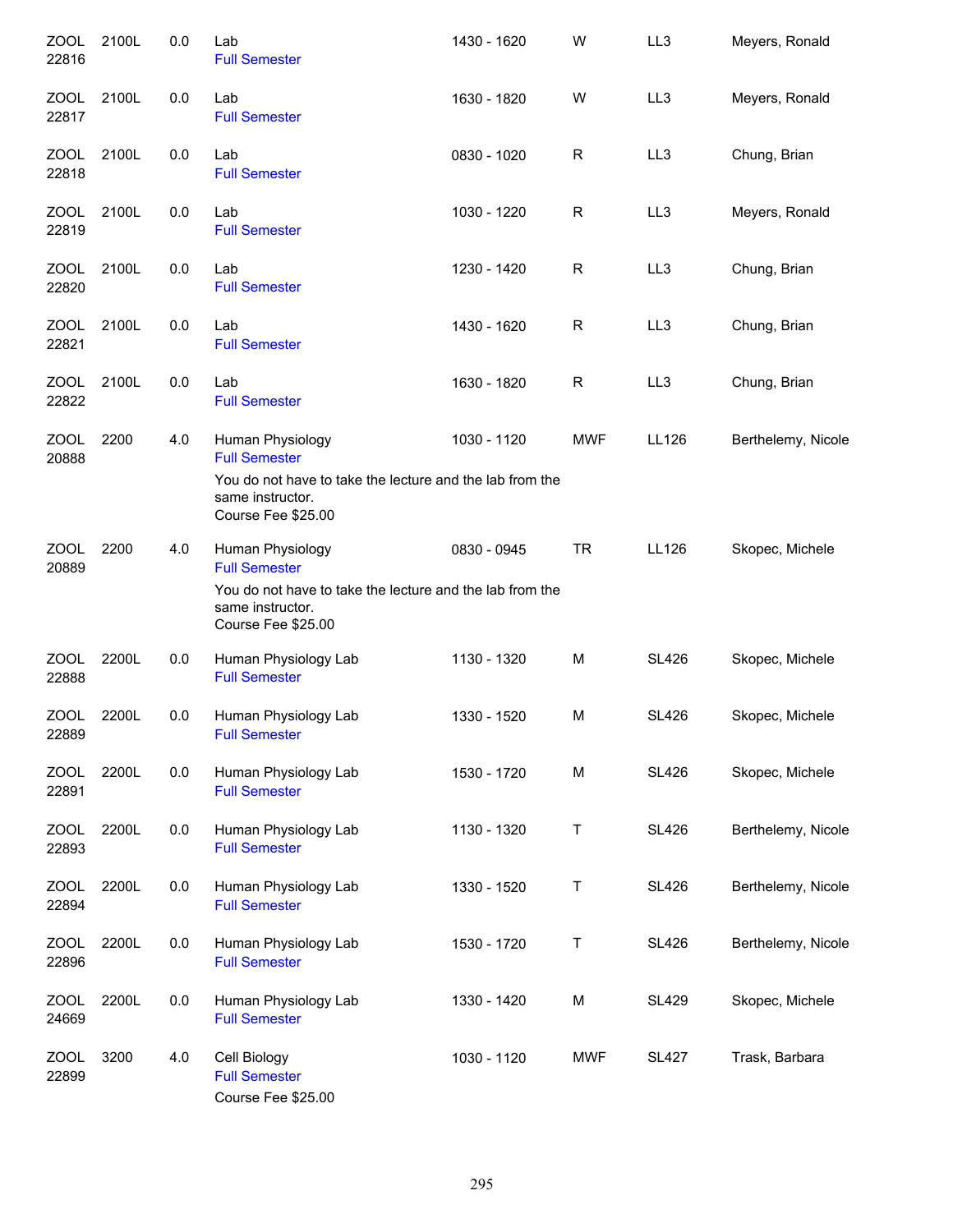| | | | | | | | |
|---|---|---|---|---|---|---|---|
| ZOOL 22816 | 2100L | 0.0 | Lab<br>Full Semester | 1430 - 1620 | W | LL3 | Meyers, Ronald |
| ZOOL 22817 | 2100L | 0.0 | Lab<br>Full Semester | 1630 - 1820 | W | LL3 | Meyers, Ronald |
| ZOOL 22818 | 2100L | 0.0 | Lab<br>Full Semester | 0830 - 1020 | R | LL3 | Chung, Brian |
| ZOOL 22819 | 2100L | 0.0 | Lab<br>Full Semester | 1030 - 1220 | R | LL3 | Meyers, Ronald |
| ZOOL 22820 | 2100L | 0.0 | Lab<br>Full Semester | 1230 - 1420 | R | LL3 | Chung, Brian |
| ZOOL 22821 | 2100L | 0.0 | Lab<br>Full Semester | 1430 - 1620 | R | LL3 | Chung, Brian |
| ZOOL 22822 | 2100L | 0.0 | Lab<br>Full Semester | 1630 - 1820 | R | LL3 | Chung, Brian |
| ZOOL 20888 | 2200 | 4.0 | Human Physiology<br>Full Semester<br>You do not have to take the lecture and the lab from the same instructor.<br>Course Fee $25.00 | 1030 - 1120 | MWF | LL126 | Berthelemy, Nicole |
| ZOOL 20889 | 2200 | 4.0 | Human Physiology<br>Full Semester<br>You do not have to take the lecture and the lab from the same instructor.<br>Course Fee $25.00 | 0830 - 0945 | TR | LL126 | Skopec, Michele |
| ZOOL 22888 | 2200L | 0.0 | Human Physiology Lab<br>Full Semester | 1130 - 1320 | M | SL426 | Skopec, Michele |
| ZOOL 22889 | 2200L | 0.0 | Human Physiology Lab<br>Full Semester | 1330 - 1520 | M | SL426 | Skopec, Michele |
| ZOOL 22891 | 2200L | 0.0 | Human Physiology Lab<br>Full Semester | 1530 - 1720 | M | SL426 | Skopec, Michele |
| ZOOL 22893 | 2200L | 0.0 | Human Physiology Lab<br>Full Semester | 1130 - 1320 | T | SL426 | Berthelemy, Nicole |
| ZOOL 22894 | 2200L | 0.0 | Human Physiology Lab<br>Full Semester | 1330 - 1520 | T | SL426 | Berthelemy, Nicole |
| ZOOL 22896 | 2200L | 0.0 | Human Physiology Lab<br>Full Semester | 1530 - 1720 | T | SL426 | Berthelemy, Nicole |
| ZOOL 24669 | 2200L | 0.0 | Human Physiology Lab<br>Full Semester | 1330 - 1420 | M | SL429 | Skopec, Michele |
| ZOOL 22899 | 3200 | 4.0 | Cell Biology<br>Full Semester<br>Course Fee $25.00 | 1030 - 1120 | MWF | SL427 | Trask, Barbara |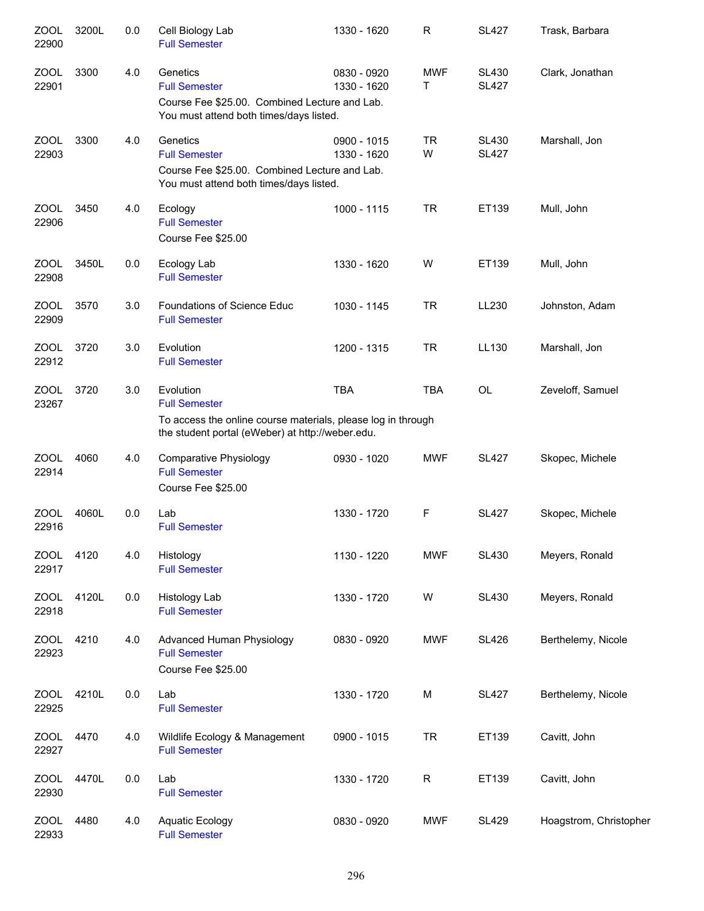| Subject / CRN | Course | Credits | Title | Time | Days | Room | Instructor |
|---|---|---|---|---|---|---|---|
| ZOOL 22900 | 3200L | 0.0 | Cell Biology Lab<br>Full Semester | 1330 - 1620 | R | SL427 | Trask, Barbara |
| ZOOL 22901 | 3300 | 4.0 | Genetics<br>Full Semester<br>Course Fee $25.00. Combined Lecture and Lab. You must attend both times/days listed. | 0830 - 0920<br>1330 - 1620 | MWF<br>T | SL430<br>SL427 | Clark, Jonathan |
| ZOOL 22903 | 3300 | 4.0 | Genetics<br>Full Semester<br>Course Fee $25.00. Combined Lecture and Lab. You must attend both times/days listed. | 0900 - 1015<br>1330 - 1620 | TR<br>W | SL430<br>SL427 | Marshall, Jon |
| ZOOL 22906 | 3450 | 4.0 | Ecology<br>Full Semester<br>Course Fee $25.00 | 1000 - 1115 | TR | ET139 | Mull, John |
| ZOOL 22908 | 3450L | 0.0 | Ecology Lab<br>Full Semester | 1330 - 1620 | W | ET139 | Mull, John |
| ZOOL 22909 | 3570 | 3.0 | Foundations of Science Educ<br>Full Semester | 1030 - 1145 | TR | LL230 | Johnston, Adam |
| ZOOL 22912 | 3720 | 3.0 | Evolution<br>Full Semester | 1200 - 1315 | TR | LL130 | Marshall, Jon |
| ZOOL 23267 | 3720 | 3.0 | Evolution<br>Full Semester<br>To access the online course materials, please log in through the student portal (eWeber) at http://weber.edu. | TBA | TBA | OL | Zeveloff, Samuel |
| ZOOL 22914 | 4060 | 4.0 | Comparative Physiology<br>Full Semester<br>Course Fee $25.00 | 0930 - 1020 | MWF | SL427 | Skopec, Michele |
| ZOOL 22916 | 4060L | 0.0 | Lab<br>Full Semester | 1330 - 1720 | F | SL427 | Skopec, Michele |
| ZOOL 22917 | 4120 | 4.0 | Histology<br>Full Semester | 1130 - 1220 | MWF | SL430 | Meyers, Ronald |
| ZOOL 22918 | 4120L | 0.0 | Histology Lab<br>Full Semester | 1330 - 1720 | W | SL430 | Meyers, Ronald |
| ZOOL 22923 | 4210 | 4.0 | Advanced Human Physiology<br>Full Semester<br>Course Fee $25.00 | 0830 - 0920 | MWF | SL426 | Berthelemy, Nicole |
| ZOOL 22925 | 4210L | 0.0 | Lab<br>Full Semester | 1330 - 1720 | M | SL427 | Berthelemy, Nicole |
| ZOOL 22927 | 4470 | 4.0 | Wildlife Ecology & Management<br>Full Semester | 0900 - 1015 | TR | ET139 | Cavitt, John |
| ZOOL 22930 | 4470L | 0.0 | Lab<br>Full Semester | 1330 - 1720 | R | ET139 | Cavitt, John |
| ZOOL 22933 | 4480 | 4.0 | Aquatic Ecology<br>Full Semester | 0830 - 0920 | MWF | SL429 | Hoagstrom, Christopher |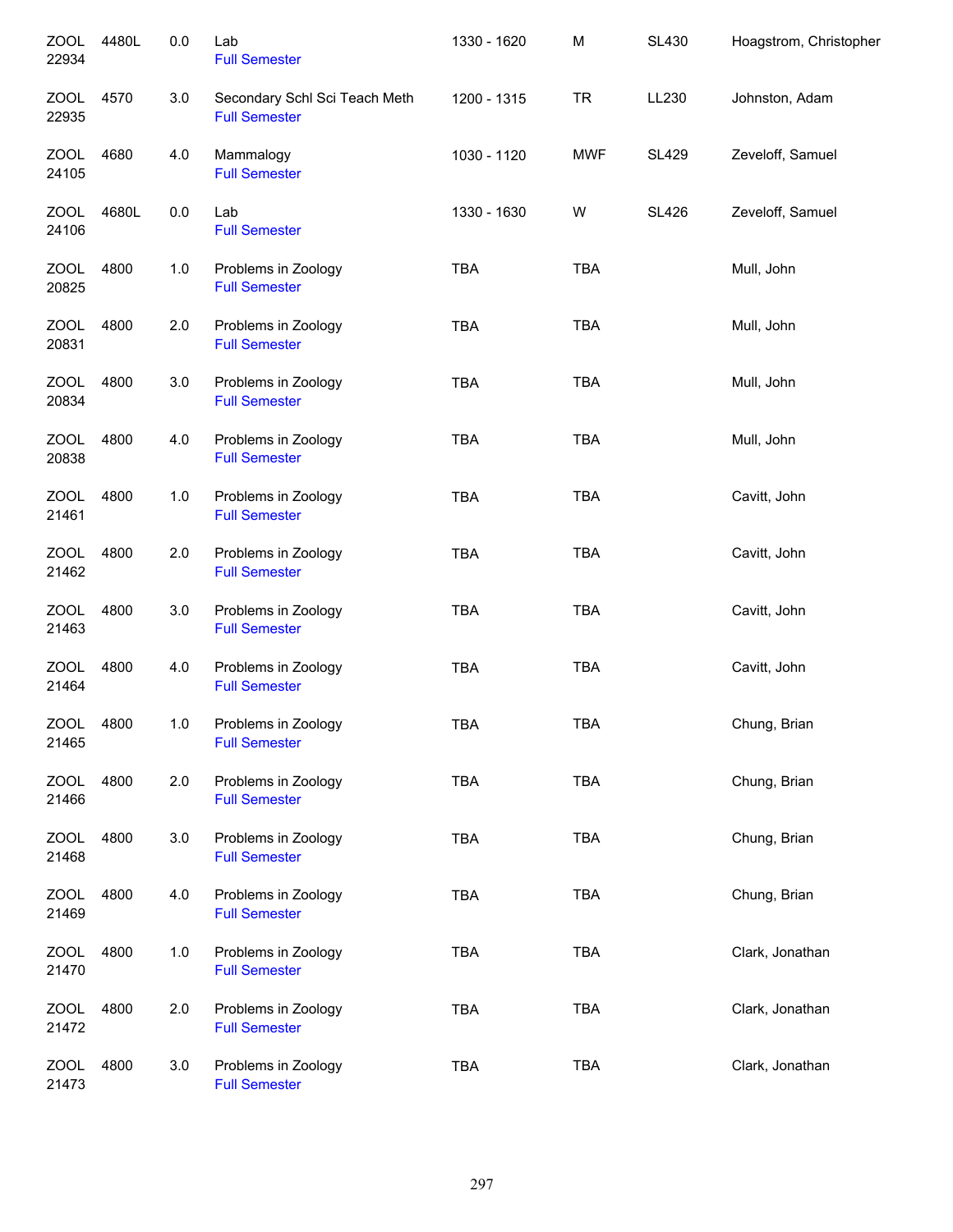| | | | | | | | |
|---|---|---|---|---|---|---|---|
| ZOOL 22934 | 4480L | 0.0 | Lab<br>Full Semester | 1330 - 1620 | M | SL430 | Hoagstrom, Christopher |
| ZOOL 22935 | 4570 | 3.0 | Secondary Schl Sci Teach Meth<br>Full Semester | 1200 - 1315 | TR | LL230 | Johnston, Adam |
| ZOOL 24105 | 4680 | 4.0 | Mammalogy<br>Full Semester | 1030 - 1120 | MWF | SL429 | Zeveloff, Samuel |
| ZOOL 24106 | 4680L | 0.0 | Lab<br>Full Semester | 1330 - 1630 | W | SL426 | Zeveloff, Samuel |
| ZOOL 20825 | 4800 | 1.0 | Problems in Zoology<br>Full Semester | TBA | TBA | | Mull, John |
| ZOOL 20831 | 4800 | 2.0 | Problems in Zoology<br>Full Semester | TBA | TBA | | Mull, John |
| ZOOL 20834 | 4800 | 3.0 | Problems in Zoology<br>Full Semester | TBA | TBA | | Mull, John |
| ZOOL 20838 | 4800 | 4.0 | Problems in Zoology<br>Full Semester | TBA | TBA | | Mull, John |
| ZOOL 21461 | 4800 | 1.0 | Problems in Zoology<br>Full Semester | TBA | TBA | | Cavitt, John |
| ZOOL 21462 | 4800 | 2.0 | Problems in Zoology<br>Full Semester | TBA | TBA | | Cavitt, John |
| ZOOL 21463 | 4800 | 3.0 | Problems in Zoology<br>Full Semester | TBA | TBA | | Cavitt, John |
| ZOOL 21464 | 4800 | 4.0 | Problems in Zoology<br>Full Semester | TBA | TBA | | Cavitt, John |
| ZOOL 21465 | 4800 | 1.0 | Problems in Zoology<br>Full Semester | TBA | TBA | | Chung, Brian |
| ZOOL 21466 | 4800 | 2.0 | Problems in Zoology<br>Full Semester | TBA | TBA | | Chung, Brian |
| ZOOL 21468 | 4800 | 3.0 | Problems in Zoology<br>Full Semester | TBA | TBA | | Chung, Brian |
| ZOOL 21469 | 4800 | 4.0 | Problems in Zoology<br>Full Semester | TBA | TBA | | Chung, Brian |
| ZOOL 21470 | 4800 | 1.0 | Problems in Zoology<br>Full Semester | TBA | TBA | | Clark, Jonathan |
| ZOOL 21472 | 4800 | 2.0 | Problems in Zoology<br>Full Semester | TBA | TBA | | Clark, Jonathan |
| ZOOL 21473 | 4800 | 3.0 | Problems in Zoology<br>Full Semester | TBA | TBA | | Clark, Jonathan |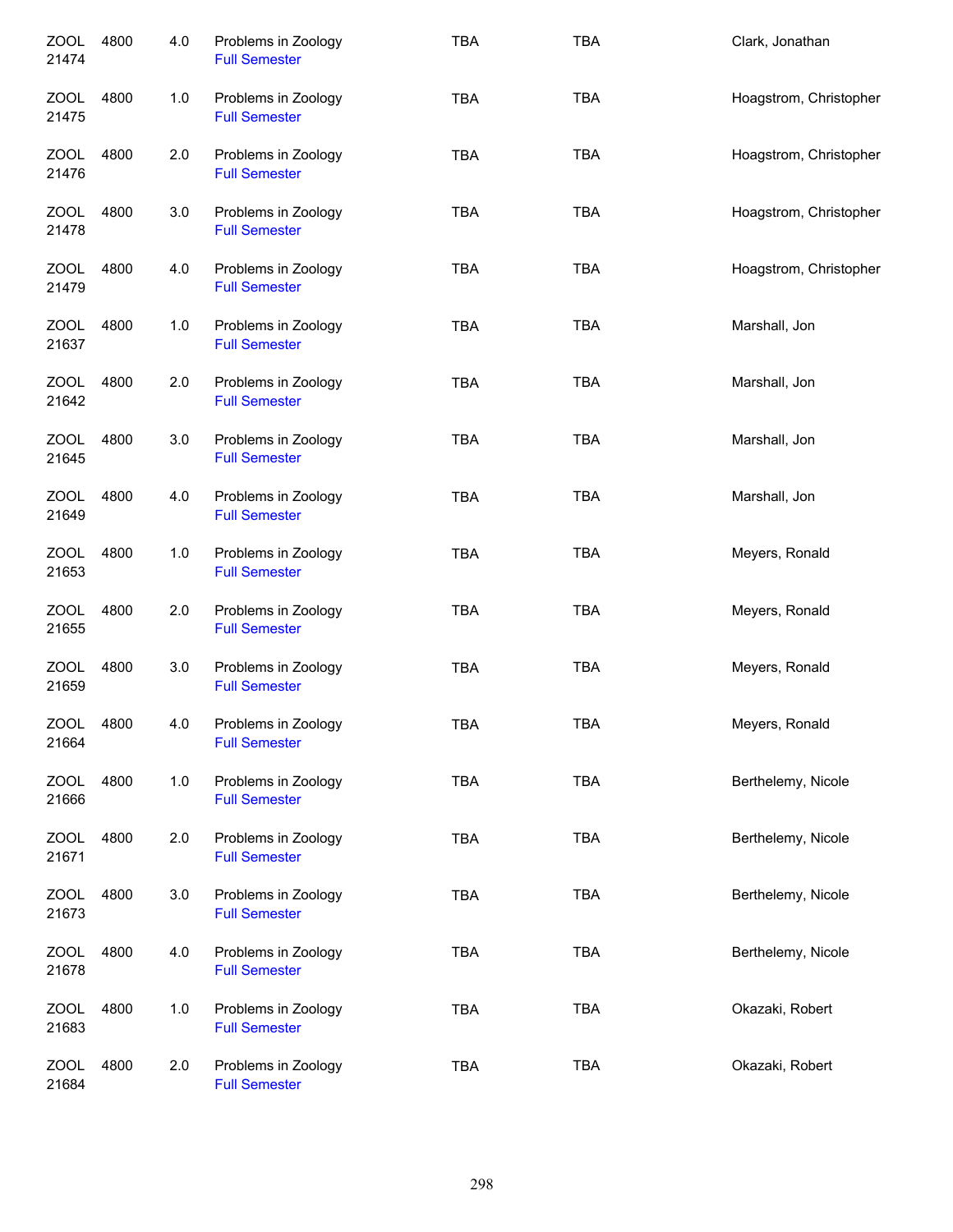| | | | | | | |
|---|---|---|---|---|---|---|
| ZOOL 21474 | 4800 | 4.0 | Problems in Zoology<br>Full Semester | TBA | TBA | Clark, Jonathan |
| ZOOL 21475 | 4800 | 1.0 | Problems in Zoology<br>Full Semester | TBA | TBA | Hoagstrom, Christopher |
| ZOOL 21476 | 4800 | 2.0 | Problems in Zoology<br>Full Semester | TBA | TBA | Hoagstrom, Christopher |
| ZOOL 21478 | 4800 | 3.0 | Problems in Zoology<br>Full Semester | TBA | TBA | Hoagstrom, Christopher |
| ZOOL 21479 | 4800 | 4.0 | Problems in Zoology<br>Full Semester | TBA | TBA | Hoagstrom, Christopher |
| ZOOL 21637 | 4800 | 1.0 | Problems in Zoology<br>Full Semester | TBA | TBA | Marshall, Jon |
| ZOOL 21642 | 4800 | 2.0 | Problems in Zoology<br>Full Semester | TBA | TBA | Marshall, Jon |
| ZOOL 21645 | 4800 | 3.0 | Problems in Zoology<br>Full Semester | TBA | TBA | Marshall, Jon |
| ZOOL 21649 | 4800 | 4.0 | Problems in Zoology<br>Full Semester | TBA | TBA | Marshall, Jon |
| ZOOL 21653 | 4800 | 1.0 | Problems in Zoology<br>Full Semester | TBA | TBA | Meyers, Ronald |
| ZOOL 21655 | 4800 | 2.0 | Problems in Zoology<br>Full Semester | TBA | TBA | Meyers, Ronald |
| ZOOL 21659 | 4800 | 3.0 | Problems in Zoology<br>Full Semester | TBA | TBA | Meyers, Ronald |
| ZOOL 21664 | 4800 | 4.0 | Problems in Zoology<br>Full Semester | TBA | TBA | Meyers, Ronald |
| ZOOL 21666 | 4800 | 1.0 | Problems in Zoology<br>Full Semester | TBA | TBA | Berthelemy, Nicole |
| ZOOL 21671 | 4800 | 2.0 | Problems in Zoology<br>Full Semester | TBA | TBA | Berthelemy, Nicole |
| ZOOL 21673 | 4800 | 3.0 | Problems in Zoology<br>Full Semester | TBA | TBA | Berthelemy, Nicole |
| ZOOL 21678 | 4800 | 4.0 | Problems in Zoology<br>Full Semester | TBA | TBA | Berthelemy, Nicole |
| ZOOL 21683 | 4800 | 1.0 | Problems in Zoology<br>Full Semester | TBA | TBA | Okazaki, Robert |
| ZOOL 21684 | 4800 | 2.0 | Problems in Zoology<br>Full Semester | TBA | TBA | Okazaki, Robert |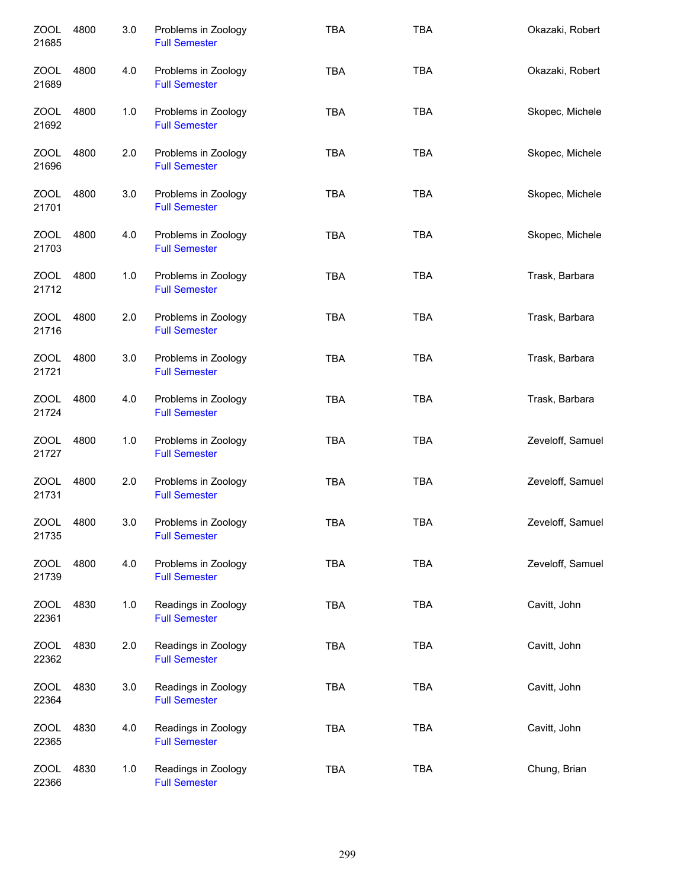| | | | | | | |
|---|---|---|---|---|---|---|
| ZOOL 21685 | 4800 | 3.0 | Problems in Zoology<br>Full Semester | TBA | TBA | Okazaki, Robert |
| ZOOL 21689 | 4800 | 4.0 | Problems in Zoology<br>Full Semester | TBA | TBA | Okazaki, Robert |
| ZOOL 21692 | 4800 | 1.0 | Problems in Zoology<br>Full Semester | TBA | TBA | Skopec, Michele |
| ZOOL 21696 | 4800 | 2.0 | Problems in Zoology<br>Full Semester | TBA | TBA | Skopec, Michele |
| ZOOL 21701 | 4800 | 3.0 | Problems in Zoology<br>Full Semester | TBA | TBA | Skopec, Michele |
| ZOOL 21703 | 4800 | 4.0 | Problems in Zoology<br>Full Semester | TBA | TBA | Skopec, Michele |
| ZOOL 21712 | 4800 | 1.0 | Problems in Zoology<br>Full Semester | TBA | TBA | Trask, Barbara |
| ZOOL 21716 | 4800 | 2.0 | Problems in Zoology<br>Full Semester | TBA | TBA | Trask, Barbara |
| ZOOL 21721 | 4800 | 3.0 | Problems in Zoology<br>Full Semester | TBA | TBA | Trask, Barbara |
| ZOOL 21724 | 4800 | 4.0 | Problems in Zoology<br>Full Semester | TBA | TBA | Trask, Barbara |
| ZOOL 21727 | 4800 | 1.0 | Problems in Zoology<br>Full Semester | TBA | TBA | Zeveloff, Samuel |
| ZOOL 21731 | 4800 | 2.0 | Problems in Zoology<br>Full Semester | TBA | TBA | Zeveloff, Samuel |
| ZOOL 21735 | 4800 | 3.0 | Problems in Zoology<br>Full Semester | TBA | TBA | Zeveloff, Samuel |
| ZOOL 21739 | 4800 | 4.0 | Problems in Zoology<br>Full Semester | TBA | TBA | Zeveloff, Samuel |
| ZOOL 22361 | 4830 | 1.0 | Readings in Zoology<br>Full Semester | TBA | TBA | Cavitt, John |
| ZOOL 22362 | 4830 | 2.0 | Readings in Zoology<br>Full Semester | TBA | TBA | Cavitt, John |
| ZOOL 22364 | 4830 | 3.0 | Readings in Zoology<br>Full Semester | TBA | TBA | Cavitt, John |
| ZOOL 22365 | 4830 | 4.0 | Readings in Zoology<br>Full Semester | TBA | TBA | Cavitt, John |
| ZOOL 22366 | 4830 | 1.0 | Readings in Zoology<br>Full Semester | TBA | TBA | Chung, Brian |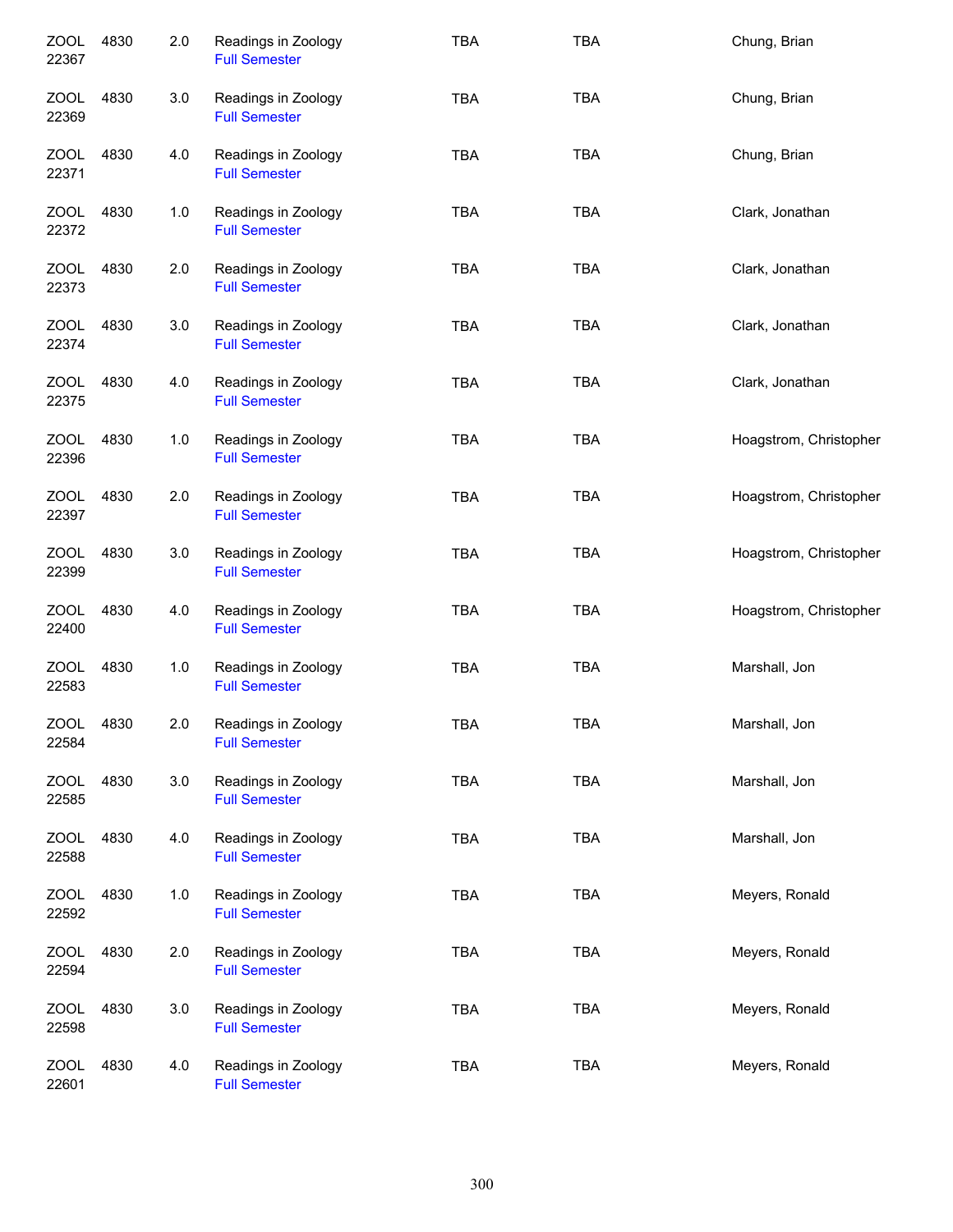| | | | | | | |
|---|---|---|---|---|---|---|
| ZOOL 22367 | 4830 | 2.0 | Readings in Zoology Full Semester | TBA | TBA | Chung, Brian |
| ZOOL 22369 | 4830 | 3.0 | Readings in Zoology Full Semester | TBA | TBA | Chung, Brian |
| ZOOL 22371 | 4830 | 4.0 | Readings in Zoology Full Semester | TBA | TBA | Chung, Brian |
| ZOOL 22372 | 4830 | 1.0 | Readings in Zoology Full Semester | TBA | TBA | Clark, Jonathan |
| ZOOL 22373 | 4830 | 2.0 | Readings in Zoology Full Semester | TBA | TBA | Clark, Jonathan |
| ZOOL 22374 | 4830 | 3.0 | Readings in Zoology Full Semester | TBA | TBA | Clark, Jonathan |
| ZOOL 22375 | 4830 | 4.0 | Readings in Zoology Full Semester | TBA | TBA | Clark, Jonathan |
| ZOOL 22396 | 4830 | 1.0 | Readings in Zoology Full Semester | TBA | TBA | Hoagstrom, Christopher |
| ZOOL 22397 | 4830 | 2.0 | Readings in Zoology Full Semester | TBA | TBA | Hoagstrom, Christopher |
| ZOOL 22399 | 4830 | 3.0 | Readings in Zoology Full Semester | TBA | TBA | Hoagstrom, Christopher |
| ZOOL 22400 | 4830 | 4.0 | Readings in Zoology Full Semester | TBA | TBA | Hoagstrom, Christopher |
| ZOOL 22583 | 4830 | 1.0 | Readings in Zoology Full Semester | TBA | TBA | Marshall, Jon |
| ZOOL 22584 | 4830 | 2.0 | Readings in Zoology Full Semester | TBA | TBA | Marshall, Jon |
| ZOOL 22585 | 4830 | 3.0 | Readings in Zoology Full Semester | TBA | TBA | Marshall, Jon |
| ZOOL 22588 | 4830 | 4.0 | Readings in Zoology Full Semester | TBA | TBA | Marshall, Jon |
| ZOOL 22592 | 4830 | 1.0 | Readings in Zoology Full Semester | TBA | TBA | Meyers, Ronald |
| ZOOL 22594 | 4830 | 2.0 | Readings in Zoology Full Semester | TBA | TBA | Meyers, Ronald |
| ZOOL 22598 | 4830 | 3.0 | Readings in Zoology Full Semester | TBA | TBA | Meyers, Ronald |
| ZOOL 22601 | 4830 | 4.0 | Readings in Zoology Full Semester | TBA | TBA | Meyers, Ronald |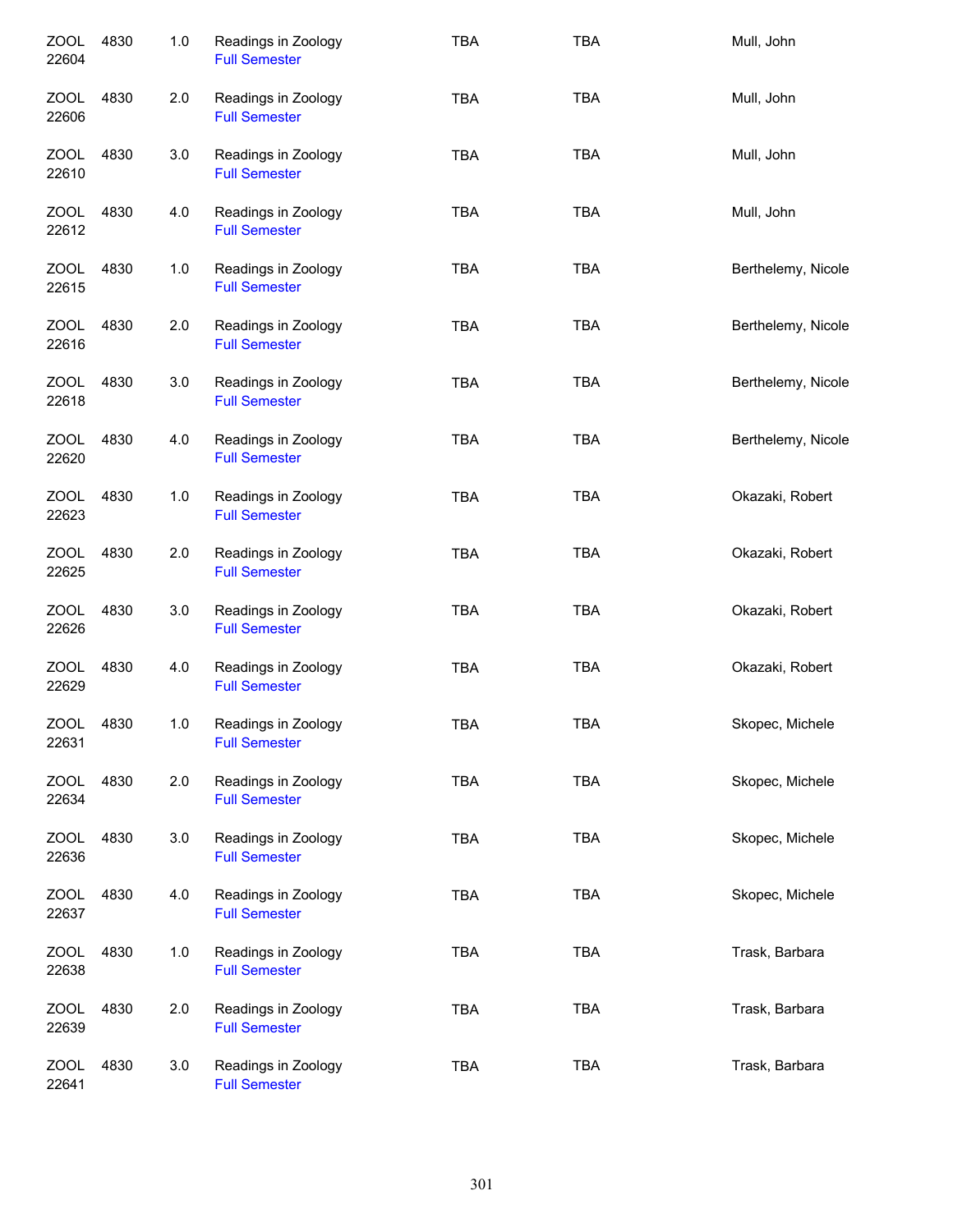| | | | | | | |
|---|---|---|---|---|---|---|
| ZOOL 22604 | 4830 | 1.0 | Readings in Zoology<br>Full Semester | TBA | TBA | Mull, John |
| ZOOL 22606 | 4830 | 2.0 | Readings in Zoology<br>Full Semester | TBA | TBA | Mull, John |
| ZOOL 22610 | 4830 | 3.0 | Readings in Zoology<br>Full Semester | TBA | TBA | Mull, John |
| ZOOL 22612 | 4830 | 4.0 | Readings in Zoology<br>Full Semester | TBA | TBA | Mull, John |
| ZOOL 22615 | 4830 | 1.0 | Readings in Zoology<br>Full Semester | TBA | TBA | Berthelemy, Nicole |
| ZOOL 22616 | 4830 | 2.0 | Readings in Zoology<br>Full Semester | TBA | TBA | Berthelemy, Nicole |
| ZOOL 22618 | 4830 | 3.0 | Readings in Zoology<br>Full Semester | TBA | TBA | Berthelemy, Nicole |
| ZOOL 22620 | 4830 | 4.0 | Readings in Zoology<br>Full Semester | TBA | TBA | Berthelemy, Nicole |
| ZOOL 22623 | 4830 | 1.0 | Readings in Zoology<br>Full Semester | TBA | TBA | Okazaki, Robert |
| ZOOL 22625 | 4830 | 2.0 | Readings in Zoology<br>Full Semester | TBA | TBA | Okazaki, Robert |
| ZOOL 22626 | 4830 | 3.0 | Readings in Zoology<br>Full Semester | TBA | TBA | Okazaki, Robert |
| ZOOL 22629 | 4830 | 4.0 | Readings in Zoology<br>Full Semester | TBA | TBA | Okazaki, Robert |
| ZOOL 22631 | 4830 | 1.0 | Readings in Zoology<br>Full Semester | TBA | TBA | Skopec, Michele |
| ZOOL 22634 | 4830 | 2.0 | Readings in Zoology<br>Full Semester | TBA | TBA | Skopec, Michele |
| ZOOL 22636 | 4830 | 3.0 | Readings in Zoology<br>Full Semester | TBA | TBA | Skopec, Michele |
| ZOOL 22637 | 4830 | 4.0 | Readings in Zoology<br>Full Semester | TBA | TBA | Skopec, Michele |
| ZOOL 22638 | 4830 | 1.0 | Readings in Zoology<br>Full Semester | TBA | TBA | Trask, Barbara |
| ZOOL 22639 | 4830 | 2.0 | Readings in Zoology<br>Full Semester | TBA | TBA | Trask, Barbara |
| ZOOL 22641 | 4830 | 3.0 | Readings in Zoology<br>Full Semester | TBA | TBA | Trask, Barbara |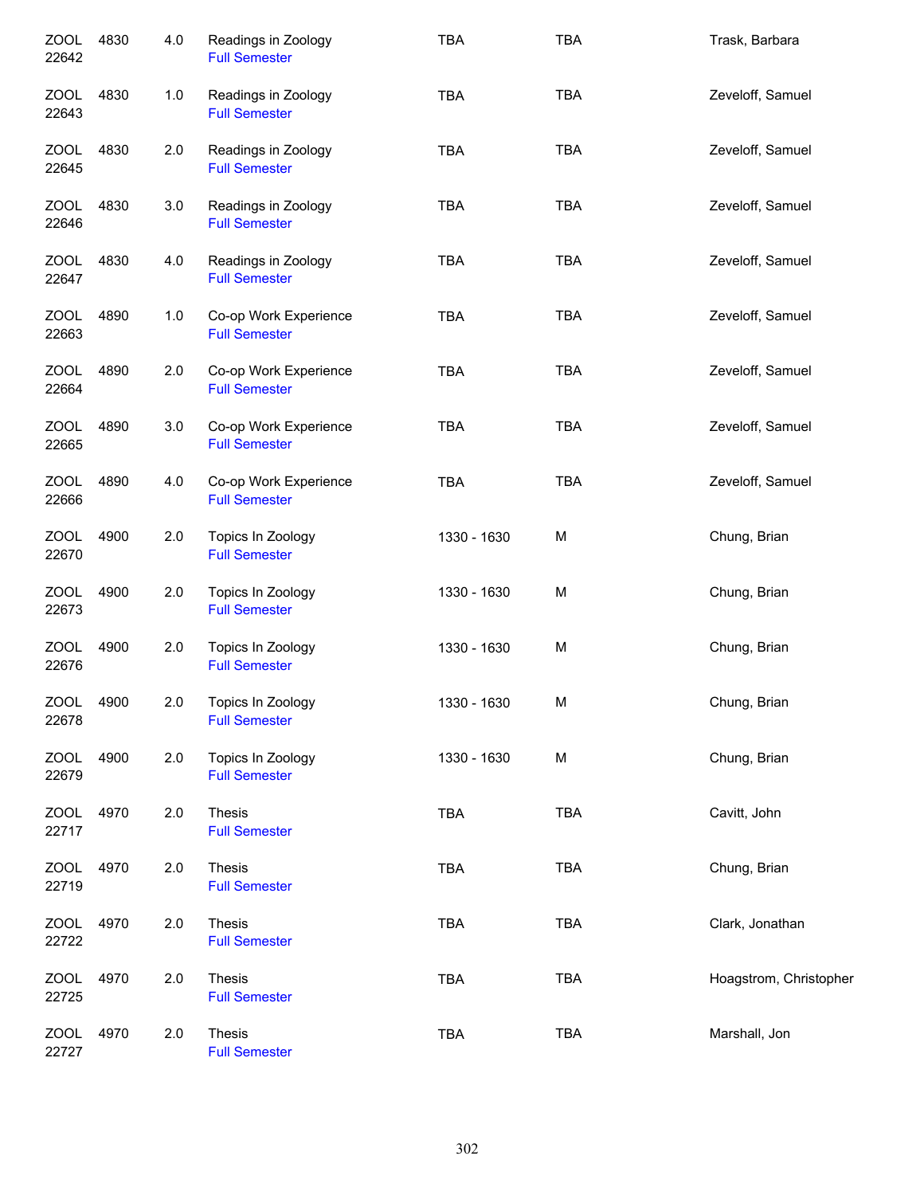| | | | | | | |
|---|---|---|---|---|---|---|
| ZOOL 22642 | 4830 | 4.0 | Readings in Zoology<br>Full Semester | TBA | TBA | Trask, Barbara |
| ZOOL 22643 | 4830 | 1.0 | Readings in Zoology<br>Full Semester | TBA | TBA | Zeveloff, Samuel |
| ZOOL 22645 | 4830 | 2.0 | Readings in Zoology<br>Full Semester | TBA | TBA | Zeveloff, Samuel |
| ZOOL 22646 | 4830 | 3.0 | Readings in Zoology<br>Full Semester | TBA | TBA | Zeveloff, Samuel |
| ZOOL 22647 | 4830 | 4.0 | Readings in Zoology<br>Full Semester | TBA | TBA | Zeveloff, Samuel |
| ZOOL 22663 | 4890 | 1.0 | Co-op Work Experience<br>Full Semester | TBA | TBA | Zeveloff, Samuel |
| ZOOL 22664 | 4890 | 2.0 | Co-op Work Experience<br>Full Semester | TBA | TBA | Zeveloff, Samuel |
| ZOOL 22665 | 4890 | 3.0 | Co-op Work Experience<br>Full Semester | TBA | TBA | Zeveloff, Samuel |
| ZOOL 22666 | 4890 | 4.0 | Co-op Work Experience<br>Full Semester | TBA | TBA | Zeveloff, Samuel |
| ZOOL 22670 | 4900 | 2.0 | Topics In Zoology<br>Full Semester | 1330 - 1630 | M | Chung, Brian |
| ZOOL 22673 | 4900 | 2.0 | Topics In Zoology<br>Full Semester | 1330 - 1630 | M | Chung, Brian |
| ZOOL 22676 | 4900 | 2.0 | Topics In Zoology<br>Full Semester | 1330 - 1630 | M | Chung, Brian |
| ZOOL 22678 | 4900 | 2.0 | Topics In Zoology<br>Full Semester | 1330 - 1630 | M | Chung, Brian |
| ZOOL 22679 | 4900 | 2.0 | Topics In Zoology<br>Full Semester | 1330 - 1630 | M | Chung, Brian |
| ZOOL 22717 | 4970 | 2.0 | Thesis<br>Full Semester | TBA | TBA | Cavitt, John |
| ZOOL 22719 | 4970 | 2.0 | Thesis<br>Full Semester | TBA | TBA | Chung, Brian |
| ZOOL 22722 | 4970 | 2.0 | Thesis<br>Full Semester | TBA | TBA | Clark, Jonathan |
| ZOOL 22725 | 4970 | 2.0 | Thesis<br>Full Semester | TBA | TBA | Hoagstrom, Christopher |
| ZOOL 22727 | 4970 | 2.0 | Thesis<br>Full Semester | TBA | TBA | Marshall, Jon |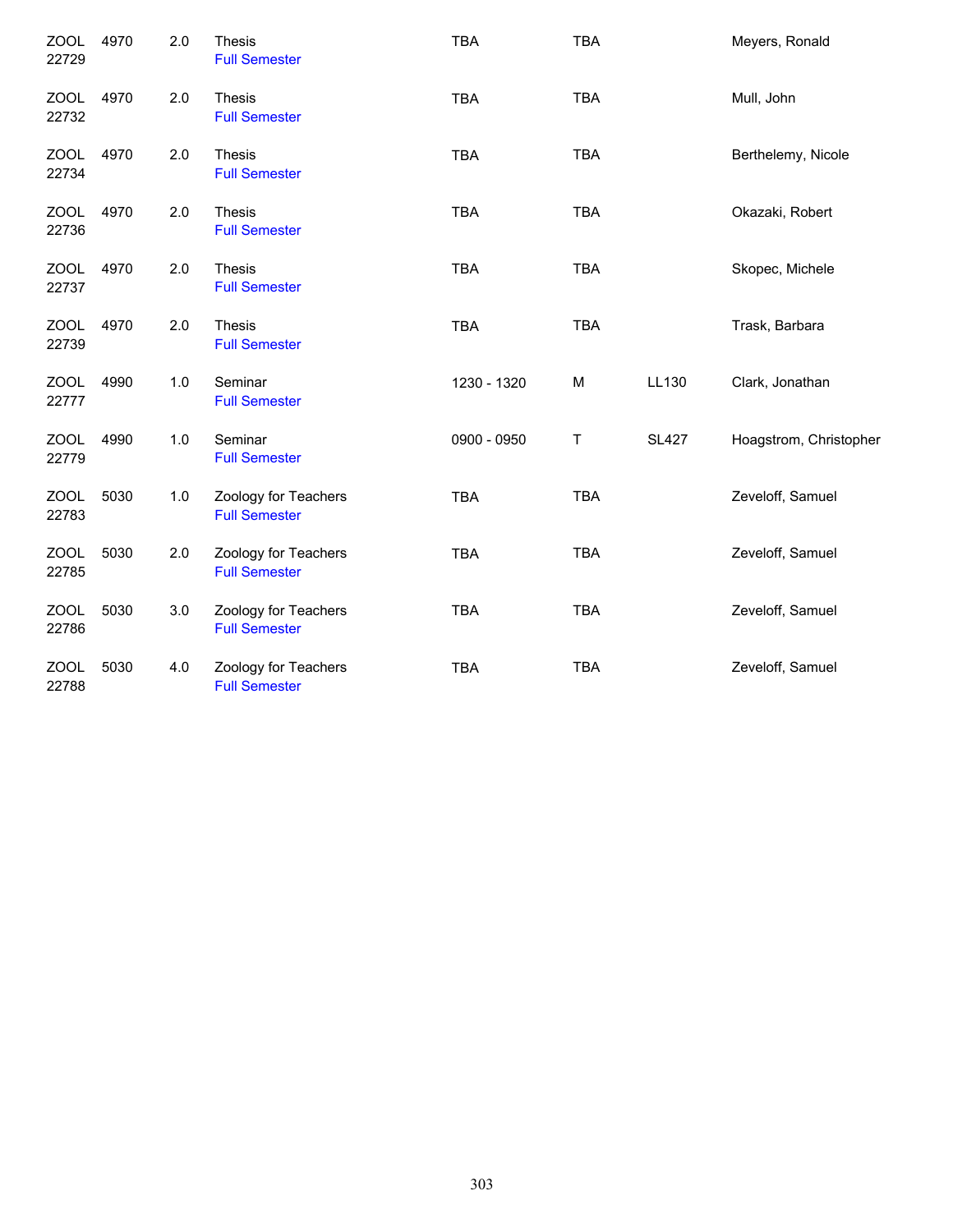| | | | | | | | |
|---|---|---|---|---|---|---|---|
| ZOOL 22729 | 4970 | 2.0 | Thesis<br>Full Semester | TBA | TBA | | Meyers, Ronald |
| ZOOL 22732 | 4970 | 2.0 | Thesis<br>Full Semester | TBA | TBA | | Mull, John |
| ZOOL 22734 | 4970 | 2.0 | Thesis<br>Full Semester | TBA | TBA | | Berthelemy, Nicole |
| ZOOL 22736 | 4970 | 2.0 | Thesis<br>Full Semester | TBA | TBA | | Okazaki, Robert |
| ZOOL 22737 | 4970 | 2.0 | Thesis<br>Full Semester | TBA | TBA | | Skopec, Michele |
| ZOOL 22739 | 4970 | 2.0 | Thesis<br>Full Semester | TBA | TBA | | Trask, Barbara |
| ZOOL 22777 | 4990 | 1.0 | Seminar<br>Full Semester | 1230 - 1320 | M | LL130 | Clark, Jonathan |
| ZOOL 22779 | 4990 | 1.0 | Seminar<br>Full Semester | 0900 - 0950 | T | SL427 | Hoagstrom, Christopher |
| ZOOL 22783 | 5030 | 1.0 | Zoology for Teachers<br>Full Semester | TBA | TBA | | Zeveloff, Samuel |
| ZOOL 22785 | 5030 | 2.0 | Zoology for Teachers<br>Full Semester | TBA | TBA | | Zeveloff, Samuel |
| ZOOL 22786 | 5030 | 3.0 | Zoology for Teachers<br>Full Semester | TBA | TBA | | Zeveloff, Samuel |
| ZOOL 22788 | 5030 | 4.0 | Zoology for Teachers<br>Full Semester | TBA | TBA | | Zeveloff, Samuel |